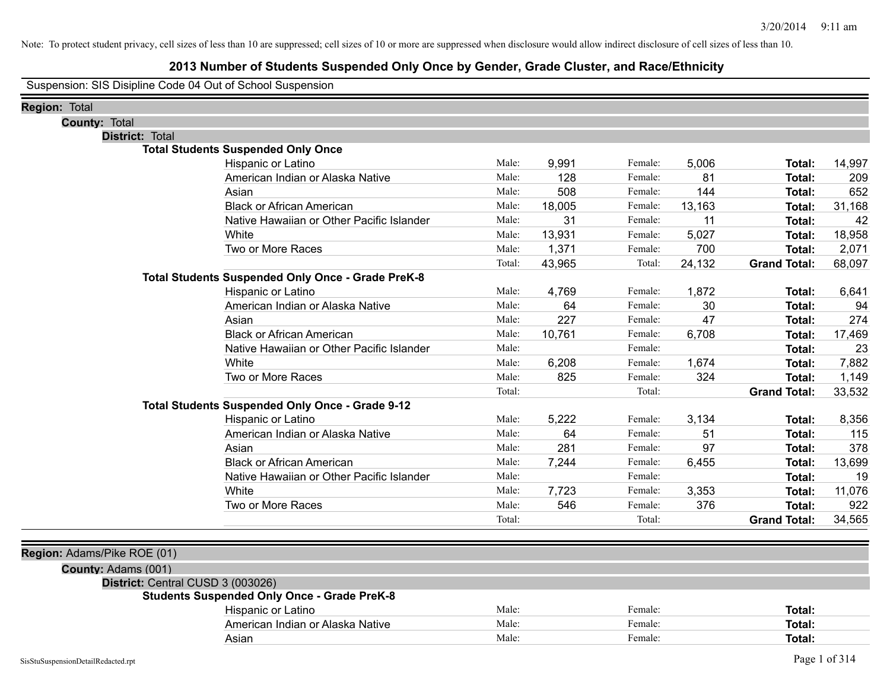Note: To protect student privacy, cell sizes of less than 10 are suppressed; cell sizes of 10 or more are suppressed when disclosure would allow indirect disclosure of cell sizes of less than 10.

# 2013 Number of Students Suspended Only Once by Gender, Grade Cluster, and Race/Ethnicity

Suspension: SIS Disipline Code 04 Out of School Suspension

**Region:** Total

**County:** Total

**District:** Total

### Total Students Suspended Only Once

| Race/Ethnicity | | Male | | Female | | Total |
|---|---|---|---|---|---|---|
| Hispanic or Latino | Male: | 9,991 | Female: | 5,006 | **Total:** | 14,997 |
| American Indian or Alaska Native | Male: | 128 | Female: | 81 | **Total:** | 209 |
| Asian | Male: | 508 | Female: | 144 | **Total:** | 652 |
| Black or African American | Male: | 18,005 | Female: | 13,163 | **Total:** | 31,168 |
| Native Hawaiian or Other Pacific Islander | Male: | 31 | Female: | 11 | **Total:** | 42 |
| White | Male: | 13,931 | Female: | 5,027 | **Total:** | 18,958 |
| Two or More Races | Male: | 1,371 | Female: | 700 | **Total:** | 2,071 |
| | Total: | 43,965 | Total: | 24,132 | **Grand Total:** | 68,097 |

### Total Students Suspended Only Once - Grade PreK-8

| Race/Ethnicity | | Male | | Female | | Total |
|---|---|---|---|---|---|---|
| Hispanic or Latino | Male: | 4,769 | Female: | 1,872 | **Total:** | 6,641 |
| American Indian or Alaska Native | Male: | 64 | Female: | 30 | **Total:** | 94 |
| Asian | Male: | 227 | Female: | 47 | **Total:** | 274 |
| Black or African American | Male: | 10,761 | Female: | 6,708 | **Total:** | 17,469 |
| Native Hawaiian or Other Pacific Islander | Male: | | Female: | | **Total:** | 23 |
| White | Male: | 6,208 | Female: | 1,674 | **Total:** | 7,882 |
| Two or More Races | Male: | 825 | Female: | 324 | **Total:** | 1,149 |
| | Total: | | Total: | | **Grand Total:** | 33,532 |

### Total Students Suspended Only Once - Grade 9-12

| Race/Ethnicity | | Male | | Female | | Total |
|---|---|---|---|---|---|---|
| Hispanic or Latino | Male: | 5,222 | Female: | 3,134 | **Total:** | 8,356 |
| American Indian or Alaska Native | Male: | 64 | Female: | 51 | **Total:** | 115 |
| Asian | Male: | 281 | Female: | 97 | **Total:** | 378 |
| Black or African American | Male: | 7,244 | Female: | 6,455 | **Total:** | 13,699 |
| Native Hawaiian or Other Pacific Islander | Male: | | Female: | | **Total:** | 19 |
| White | Male: | 7,723 | Female: | 3,353 | **Total:** | 11,076 |
| Two or More Races | Male: | 546 | Female: | 376 | **Total:** | 922 |
| | Total: | | Total: | | **Grand Total:** | 34,565 |

**Region:** Adams/Pike ROE (01)

**County:** Adams (001)

**District:** Central CUSD 3 (003026)

### Students Suspended Only Once - Grade PreK-8

| Race/Ethnicity | | Male | | Female | | Total |
|---|---|---|---|---|---|---|
| Hispanic or Latino | Male: | | Female: | | **Total:** | |
| American Indian or Alaska Native | Male: | | Female: | | **Total:** | |
| Asian | Male: | | Female: | | **Total:** | |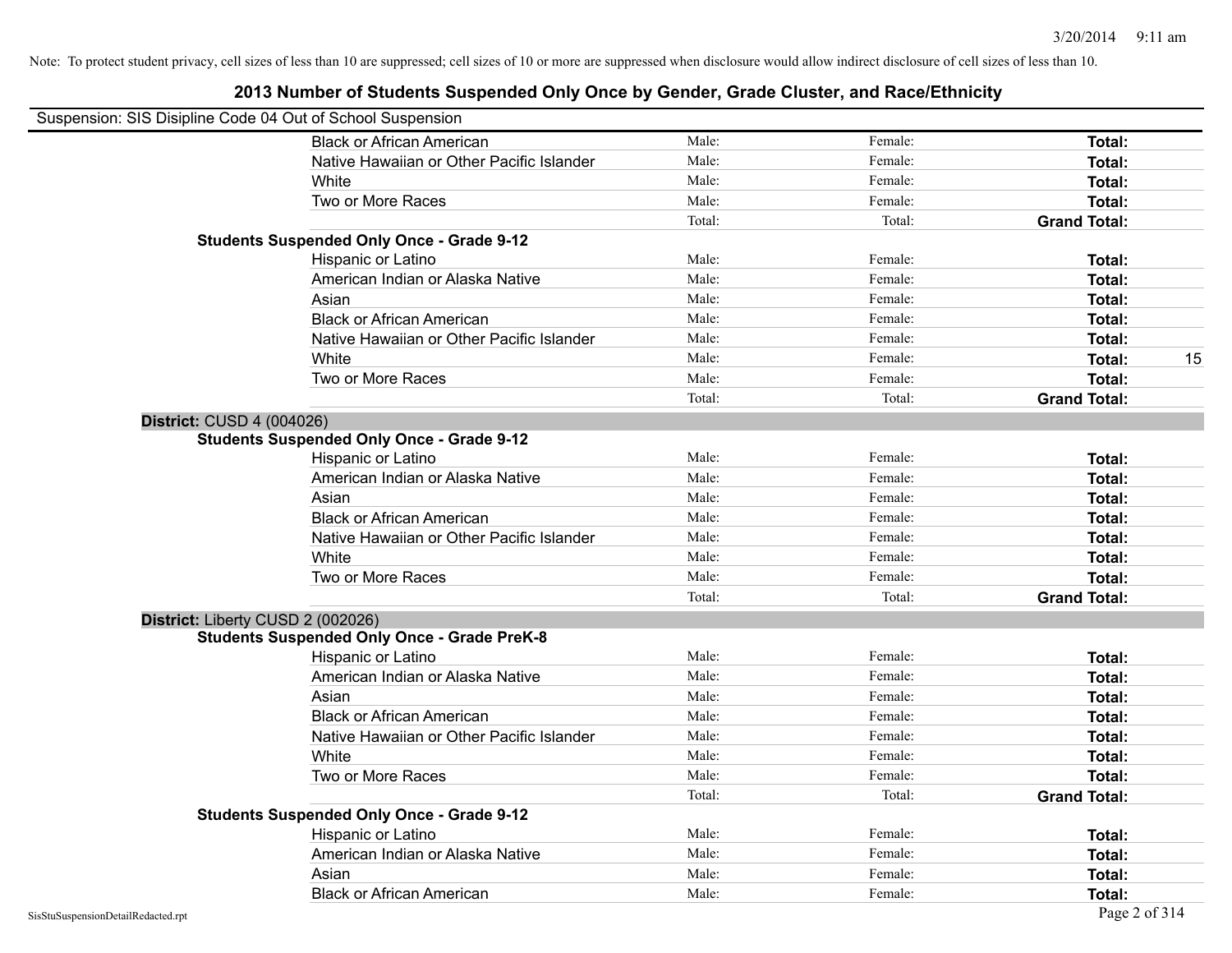Note: To protect student privacy, cell sizes of less than 10 are suppressed; cell sizes of 10 or more are suppressed when disclosure would allow indirect disclosure of cell sizes of less than 10.

# 2013 Number of Students Suspended Only Once by Gender, Grade Cluster, and Race/Ethnicity

Suspension: SIS Disipline Code 04 Out of School Suspension

| | | | | |
|---|---|---|---|---|
| Black or African American | Male: | Female: | **Total:** | |
| Native Hawaiian or Other Pacific Islander | Male: | Female: | **Total:** | |
| White | Male: | Female: | **Total:** | |
| Two or More Races | Male: | Female: | **Total:** | |
| | Total: | Total: | **Grand Total:** | |

**Students Suspended Only Once - Grade 9-12**

| | | | | |
|---|---|---|---|---|
| Hispanic or Latino | Male: | Female: | **Total:** | |
| American Indian or Alaska Native | Male: | Female: | **Total:** | |
| Asian | Male: | Female: | **Total:** | |
| Black or African American | Male: | Female: | **Total:** | |
| Native Hawaiian or Other Pacific Islander | Male: | Female: | **Total:** | |
| White | Male: | Female: | **Total:** | 15 |
| Two or More Races | Male: | Female: | **Total:** | |
| | Total: | Total: | **Grand Total:** | |

**District:** CUSD 4 (004026)

**Students Suspended Only Once - Grade 9-12**

| | | | | |
|---|---|---|---|---|
| Hispanic or Latino | Male: | Female: | **Total:** | |
| American Indian or Alaska Native | Male: | Female: | **Total:** | |
| Asian | Male: | Female: | **Total:** | |
| Black or African American | Male: | Female: | **Total:** | |
| Native Hawaiian or Other Pacific Islander | Male: | Female: | **Total:** | |
| White | Male: | Female: | **Total:** | |
| Two or More Races | Male: | Female: | **Total:** | |
| | Total: | Total: | **Grand Total:** | |

**District:** Liberty CUSD 2 (002026)

**Students Suspended Only Once - Grade PreK-8**

| | | | | |
|---|---|---|---|---|
| Hispanic or Latino | Male: | Female: | **Total:** | |
| American Indian or Alaska Native | Male: | Female: | **Total:** | |
| Asian | Male: | Female: | **Total:** | |
| Black or African American | Male: | Female: | **Total:** | |
| Native Hawaiian or Other Pacific Islander | Male: | Female: | **Total:** | |
| White | Male: | Female: | **Total:** | |
| Two or More Races | Male: | Female: | **Total:** | |
| | Total: | Total: | **Grand Total:** | |

**Students Suspended Only Once - Grade 9-12**

| | | | | |
|---|---|---|---|---|
| Hispanic or Latino | Male: | Female: | **Total:** | |
| American Indian or Alaska Native | Male: | Female: | **Total:** | |
| Asian | Male: | Female: | **Total:** | |
| Black or African American | Male: | Female: | **Total:** | |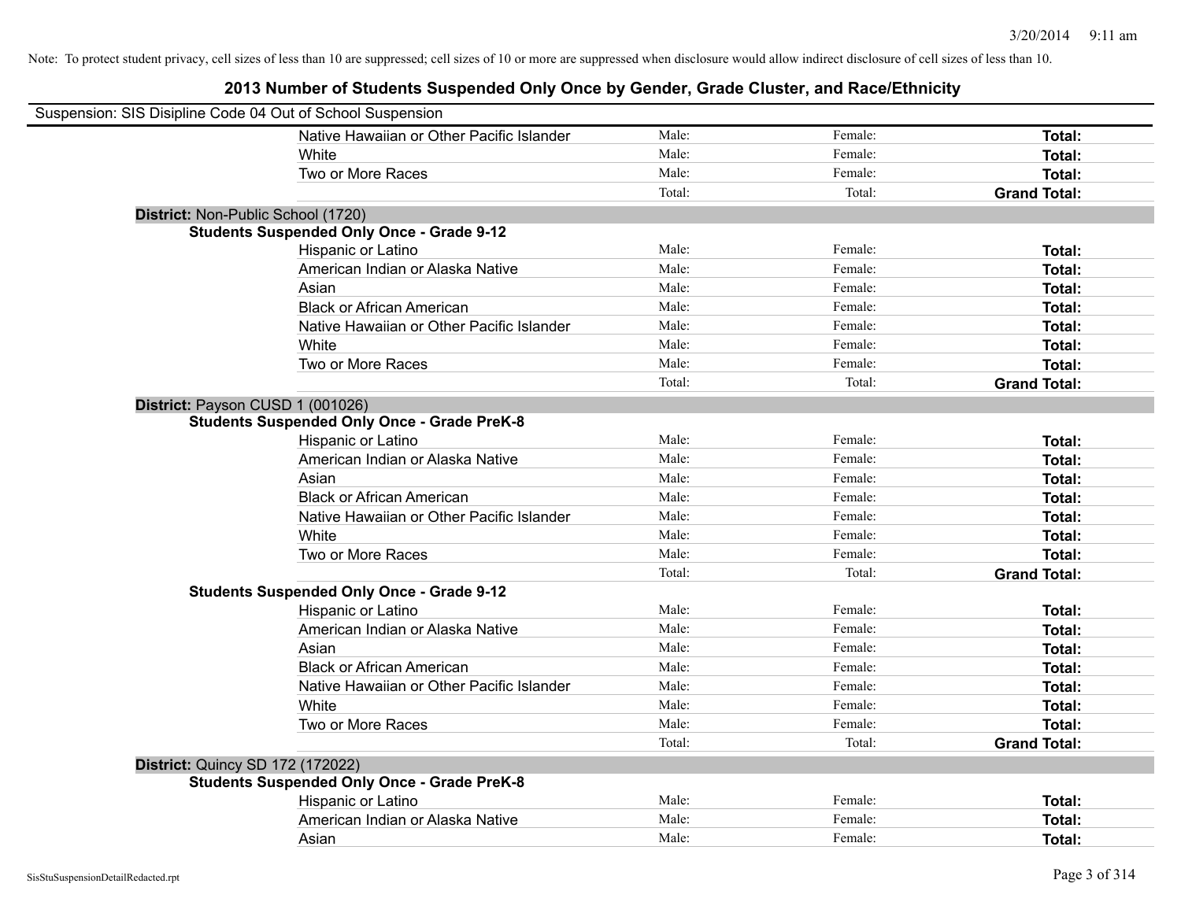Note: To protect student privacy, cell sizes of less than 10 are suppressed; cell sizes of 10 or more are suppressed when disclosure would allow indirect disclosure of cell sizes of less than 10.

## 2013 Number of Students Suspended Only Once by Gender, Grade Cluster, and Race/Ethnicity

Suspension: SIS Disipline Code 04 Out of School Suspension

| | | | |
|---|---|---|---|
| Native Hawaiian or Other Pacific Islander | Male: | Female: | **Total:** |
| White | Male: | Female: | **Total:** |
| Two or More Races | Male: | Female: | **Total:** |
| | Total: | Total: | **Grand Total:** |

**District:** Non-Public School (1720)

**Students Suspended Only Once - Grade 9-12**

| | | | |
|---|---|---|---|
| Hispanic or Latino | Male: | Female: | **Total:** |
| American Indian or Alaska Native | Male: | Female: | **Total:** |
| Asian | Male: | Female: | **Total:** |
| Black or African American | Male: | Female: | **Total:** |
| Native Hawaiian or Other Pacific Islander | Male: | Female: | **Total:** |
| White | Male: | Female: | **Total:** |
| Two or More Races | Male: | Female: | **Total:** |
| | Total: | Total: | **Grand Total:** |

**District:** Payson CUSD 1 (001026)

**Students Suspended Only Once - Grade PreK-8**

| | | | |
|---|---|---|---|
| Hispanic or Latino | Male: | Female: | **Total:** |
| American Indian or Alaska Native | Male: | Female: | **Total:** |
| Asian | Male: | Female: | **Total:** |
| Black or African American | Male: | Female: | **Total:** |
| Native Hawaiian or Other Pacific Islander | Male: | Female: | **Total:** |
| White | Male: | Female: | **Total:** |
| Two or More Races | Male: | Female: | **Total:** |
| | Total: | Total: | **Grand Total:** |

**Students Suspended Only Once - Grade 9-12**

| | | | |
|---|---|---|---|
| Hispanic or Latino | Male: | Female: | **Total:** |
| American Indian or Alaska Native | Male: | Female: | **Total:** |
| Asian | Male: | Female: | **Total:** |
| Black or African American | Male: | Female: | **Total:** |
| Native Hawaiian or Other Pacific Islander | Male: | Female: | **Total:** |
| White | Male: | Female: | **Total:** |
| Two or More Races | Male: | Female: | **Total:** |
| | Total: | Total: | **Grand Total:** |

**District:** Quincy SD 172 (172022)

**Students Suspended Only Once - Grade PreK-8**

| | | | |
|---|---|---|---|
| Hispanic or Latino | Male: | Female: | **Total:** |
| American Indian or Alaska Native | Male: | Female: | **Total:** |
| Asian | Male: | Female: | **Total:** |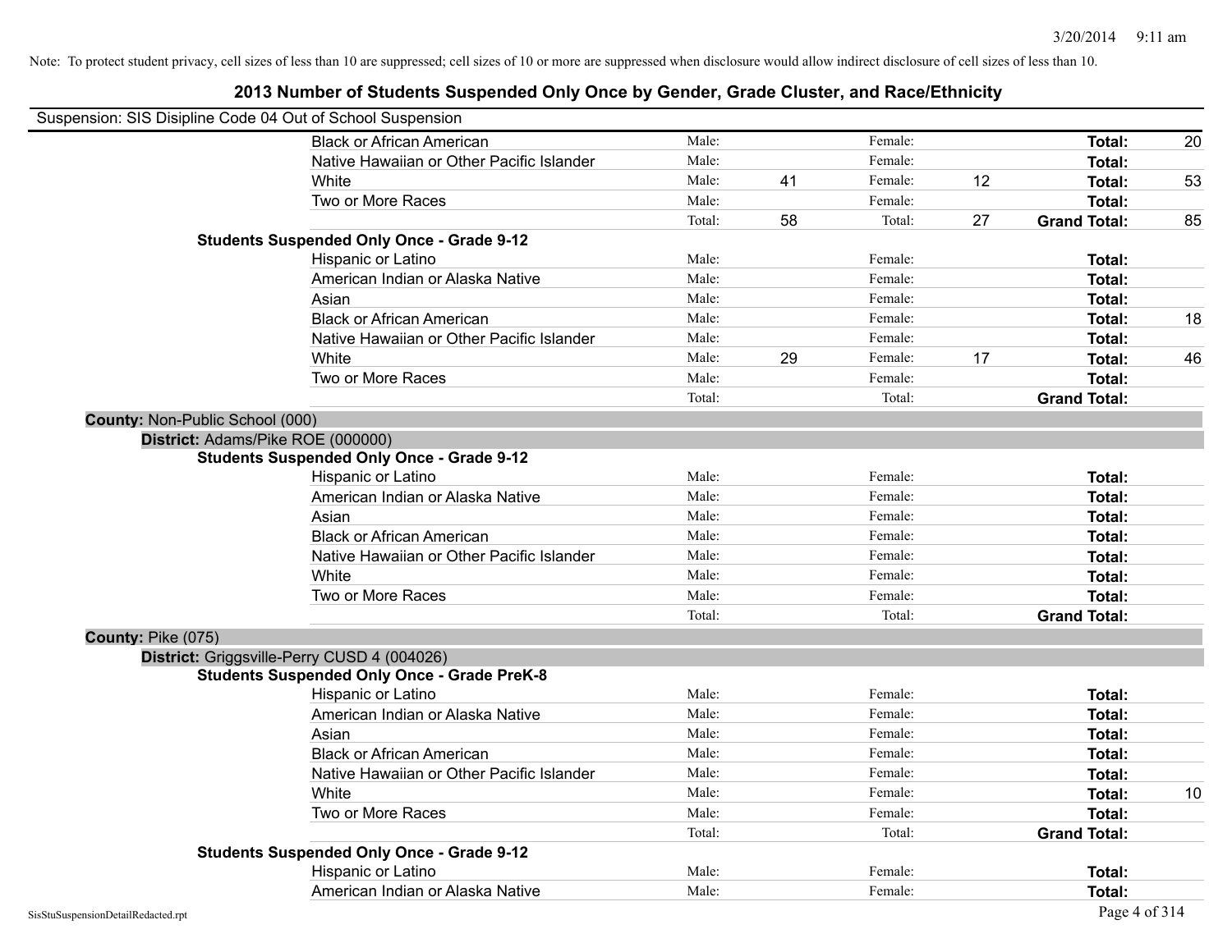Note: To protect student privacy, cell sizes of less than 10 are suppressed; cell sizes of 10 or more are suppressed when disclosure would allow indirect disclosure of cell sizes of less than 10.

## 2013 Number of Students Suspended Only Once by Gender, Grade Cluster, and Race/Ethnicity

Suspension: SIS Disipline Code 04 Out of School Suspension

| | | | | | | |
|---|---|---|---|---|---|---|
| Black or African American | Male: | | Female: | | **Total:** | 20 |
| Native Hawaiian or Other Pacific Islander | Male: | | Female: | | **Total:** | |
| White | Male: | 41 | Female: | 12 | **Total:** | 53 |
| Two or More Races | Male: | | Female: | | **Total:** | |
| | Total: | 58 | Total: | 27 | **Grand Total:** | 85 |

**Students Suspended Only Once - Grade 9-12**

| | | | | | | |
|---|---|---|---|---|---|---|
| Hispanic or Latino | Male: | | Female: | | **Total:** | |
| American Indian or Alaska Native | Male: | | Female: | | **Total:** | |
| Asian | Male: | | Female: | | **Total:** | |
| Black or African American | Male: | | Female: | | **Total:** | 18 |
| Native Hawaiian or Other Pacific Islander | Male: | | Female: | | **Total:** | |
| White | Male: | 29 | Female: | 17 | **Total:** | 46 |
| Two or More Races | Male: | | Female: | | **Total:** | |
| | Total: | | Total: | | **Grand Total:** | |

**County:** Non-Public School (000)

**District:** Adams/Pike ROE (000000)

**Students Suspended Only Once - Grade 9-12**

| | | | | | | |
|---|---|---|---|---|---|---|
| Hispanic or Latino | Male: | | Female: | | **Total:** | |
| American Indian or Alaska Native | Male: | | Female: | | **Total:** | |
| Asian | Male: | | Female: | | **Total:** | |
| Black or African American | Male: | | Female: | | **Total:** | |
| Native Hawaiian or Other Pacific Islander | Male: | | Female: | | **Total:** | |
| White | Male: | | Female: | | **Total:** | |
| Two or More Races | Male: | | Female: | | **Total:** | |
| | Total: | | Total: | | **Grand Total:** | |

**County:** Pike (075)

**District:** Griggsville-Perry CUSD 4 (004026)

**Students Suspended Only Once - Grade PreK-8**

| | | | | | | |
|---|---|---|---|---|---|---|
| Hispanic or Latino | Male: | | Female: | | **Total:** | |
| American Indian or Alaska Native | Male: | | Female: | | **Total:** | |
| Asian | Male: | | Female: | | **Total:** | |
| Black or African American | Male: | | Female: | | **Total:** | |
| Native Hawaiian or Other Pacific Islander | Male: | | Female: | | **Total:** | |
| White | Male: | | Female: | | **Total:** | 10 |
| Two or More Races | Male: | | Female: | | **Total:** | |
| | Total: | | Total: | | **Grand Total:** | |

**Students Suspended Only Once - Grade 9-12**

| | | | | | | |
|---|---|---|---|---|---|---|
| Hispanic or Latino | Male: | | Female: | | **Total:** | |
| American Indian or Alaska Native | Male: | | Female: | | **Total:** | |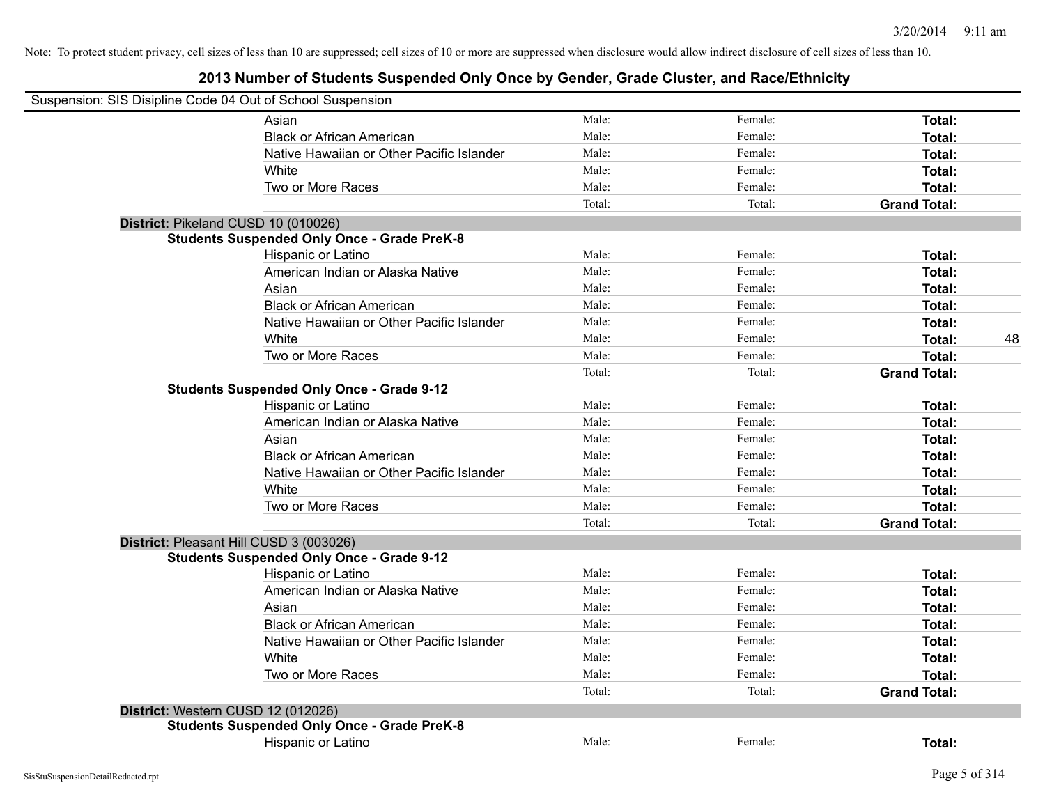Note: To protect student privacy, cell sizes of less than 10 are suppressed; cell sizes of 10 or more are suppressed when disclosure would allow indirect disclosure of cell sizes of less than 10.

# 2013 Number of Students Suspended Only Once by Gender, Grade Cluster, and Race/Ethnicity

Suspension: SIS Disipline Code 04 Out of School Suspension

| | | | | |
|---|---|---|---|---|
| Asian | Male: | Female: | **Total:** | |
| Black or African American | Male: | Female: | **Total:** | |
| Native Hawaiian or Other Pacific Islander | Male: | Female: | **Total:** | |
| White | Male: | Female: | **Total:** | |
| Two or More Races | Male: | Female: | **Total:** | |
| | Total: | Total: | **Grand Total:** | |

**District:** Pikeland CUSD 10 (010026)

**Students Suspended Only Once - Grade PreK-8**

| | | | | |
|---|---|---|---|---|
| Hispanic or Latino | Male: | Female: | **Total:** | |
| American Indian or Alaska Native | Male: | Female: | **Total:** | |
| Asian | Male: | Female: | **Total:** | |
| Black or African American | Male: | Female: | **Total:** | |
| Native Hawaiian or Other Pacific Islander | Male: | Female: | **Total:** | |
| White | Male: | Female: | **Total:** | 48 |
| Two or More Races | Male: | Female: | **Total:** | |
| | Total: | Total: | **Grand Total:** | |

**Students Suspended Only Once - Grade 9-12**

| | | | | |
|---|---|---|---|---|
| Hispanic or Latino | Male: | Female: | **Total:** | |
| American Indian or Alaska Native | Male: | Female: | **Total:** | |
| Asian | Male: | Female: | **Total:** | |
| Black or African American | Male: | Female: | **Total:** | |
| Native Hawaiian or Other Pacific Islander | Male: | Female: | **Total:** | |
| White | Male: | Female: | **Total:** | |
| Two or More Races | Male: | Female: | **Total:** | |
| | Total: | Total: | **Grand Total:** | |

**District:** Pleasant Hill CUSD 3 (003026)

**Students Suspended Only Once - Grade 9-12**

| | | | | |
|---|---|---|---|---|
| Hispanic or Latino | Male: | Female: | **Total:** | |
| American Indian or Alaska Native | Male: | Female: | **Total:** | |
| Asian | Male: | Female: | **Total:** | |
| Black or African American | Male: | Female: | **Total:** | |
| Native Hawaiian or Other Pacific Islander | Male: | Female: | **Total:** | |
| White | Male: | Female: | **Total:** | |
| Two or More Races | Male: | Female: | **Total:** | |
| | Total: | Total: | **Grand Total:** | |

**District:** Western CUSD 12 (012026)

**Students Suspended Only Once - Grade PreK-8**

| | | | | |
|---|---|---|---|---|
| Hispanic or Latino | Male: | Female: | **Total:** | |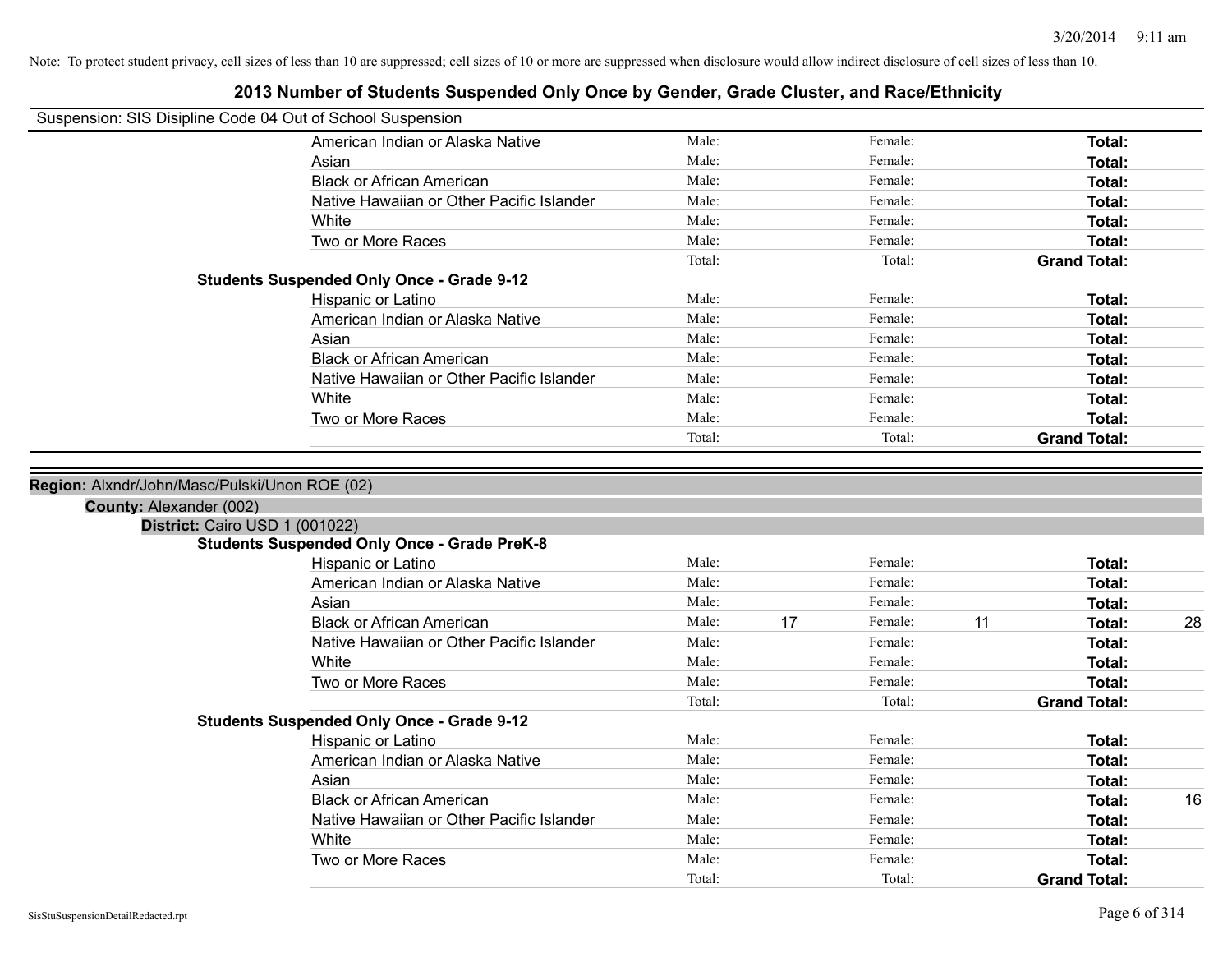Note: To protect student privacy, cell sizes of less than 10 are suppressed; cell sizes of 10 or more are suppressed when disclosure would allow indirect disclosure of cell sizes of less than 10.

# 2013 Number of Students Suspended Only Once by Gender, Grade Cluster, and Race/Ethnicity

Suspension: SIS Disipline Code 04 Out of School Suspension

| | Male: | | Female: | | Total: | |
|---|---|---|---|---|---|---|
| American Indian or Alaska Native | Male: | | Female: | | **Total:** | |
| Asian | Male: | | Female: | | **Total:** | |
| Black or African American | Male: | | Female: | | **Total:** | |
| Native Hawaiian or Other Pacific Islander | Male: | | Female: | | **Total:** | |
| White | Male: | | Female: | | **Total:** | |
| Two or More Races | Male: | | Female: | | **Total:** | |
| | Total: | | Total: | | **Grand Total:** | |

**Students Suspended Only Once - Grade 9-12**

| | | | | | | |
|---|---|---|---|---|---|---|
| Hispanic or Latino | Male: | | Female: | | **Total:** | |
| American Indian or Alaska Native | Male: | | Female: | | **Total:** | |
| Asian | Male: | | Female: | | **Total:** | |
| Black or African American | Male: | | Female: | | **Total:** | |
| Native Hawaiian or Other Pacific Islander | Male: | | Female: | | **Total:** | |
| White | Male: | | Female: | | **Total:** | |
| Two or More Races | Male: | | Female: | | **Total:** | |
| | Total: | | Total: | | **Grand Total:** | |

**Region:** Alxndr/John/Masc/Pulski/Unon ROE (02)

**County:** Alexander (002)

**District:** Cairo USD 1 (001022)

**Students Suspended Only Once - Grade PreK-8**

| | | | | | | |
|---|---|---|---|---|---|---|
| Hispanic or Latino | Male: | | Female: | | **Total:** | |
| American Indian or Alaska Native | Male: | | Female: | | **Total:** | |
| Asian | Male: | | Female: | | **Total:** | |
| Black or African American | Male: | 17 | Female: | 11 | **Total:** | 28 |
| Native Hawaiian or Other Pacific Islander | Male: | | Female: | | **Total:** | |
| White | Male: | | Female: | | **Total:** | |
| Two or More Races | Male: | | Female: | | **Total:** | |
| | Total: | | Total: | | **Grand Total:** | |

**Students Suspended Only Once - Grade 9-12**

| | | | | | | |
|---|---|---|---|---|---|---|
| Hispanic or Latino | Male: | | Female: | | **Total:** | |
| American Indian or Alaska Native | Male: | | Female: | | **Total:** | |
| Asian | Male: | | Female: | | **Total:** | |
| Black or African American | Male: | | Female: | | **Total:** | 16 |
| Native Hawaiian or Other Pacific Islander | Male: | | Female: | | **Total:** | |
| White | Male: | | Female: | | **Total:** | |
| Two or More Races | Male: | | Female: | | **Total:** | |
| | Total: | | Total: | | **Grand Total:** | |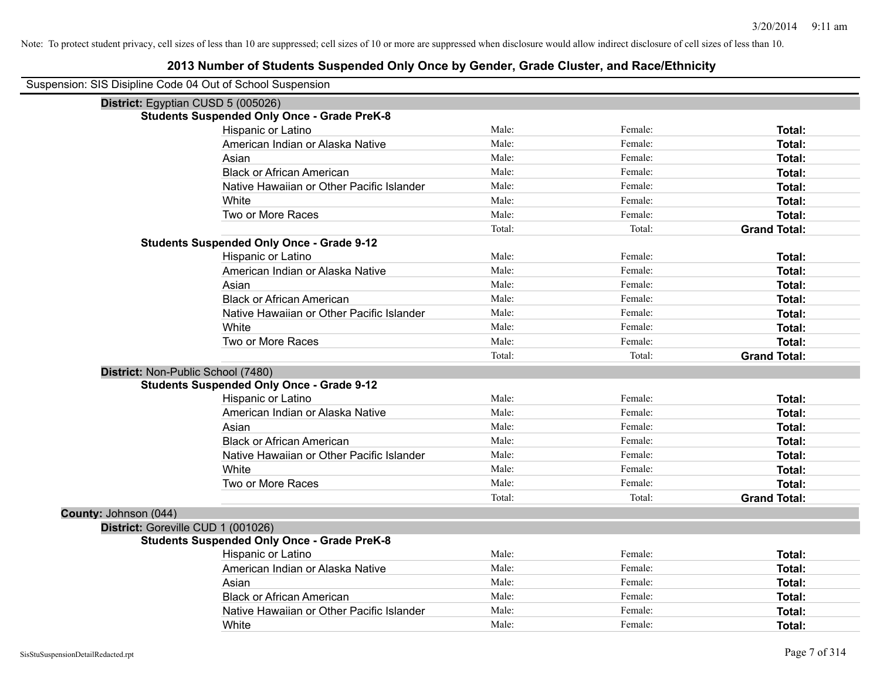Note: To protect student privacy, cell sizes of less than 10 are suppressed; cell sizes of 10 or more are suppressed when disclosure would allow indirect disclosure of cell sizes of less than 10.

# 2013 Number of Students Suspended Only Once by Gender, Grade Cluster, and Race/Ethnicity

Suspension: SIS Disipline Code 04 Out of School Suspension

**District:** Egyptian CUSD 5 (005026)

**Students Suspended Only Once - Grade PreK-8**

| | | | |
|---|---|---|---|
| Hispanic or Latino | Male: | Female: | **Total:** |
| American Indian or Alaska Native | Male: | Female: | **Total:** |
| Asian | Male: | Female: | **Total:** |
| Black or African American | Male: | Female: | **Total:** |
| Native Hawaiian or Other Pacific Islander | Male: | Female: | **Total:** |
| White | Male: | Female: | **Total:** |
| Two or More Races | Male: | Female: | **Total:** |
| | Total: | Total: | **Grand Total:** |

**Students Suspended Only Once - Grade 9-12**

| | | | |
|---|---|---|---|
| Hispanic or Latino | Male: | Female: | **Total:** |
| American Indian or Alaska Native | Male: | Female: | **Total:** |
| Asian | Male: | Female: | **Total:** |
| Black or African American | Male: | Female: | **Total:** |
| Native Hawaiian or Other Pacific Islander | Male: | Female: | **Total:** |
| White | Male: | Female: | **Total:** |
| Two or More Races | Male: | Female: | **Total:** |
| | Total: | Total: | **Grand Total:** |

**District:** Non-Public School (7480)

**Students Suspended Only Once - Grade 9-12**

| | | | |
|---|---|---|---|
| Hispanic or Latino | Male: | Female: | **Total:** |
| American Indian or Alaska Native | Male: | Female: | **Total:** |
| Asian | Male: | Female: | **Total:** |
| Black or African American | Male: | Female: | **Total:** |
| Native Hawaiian or Other Pacific Islander | Male: | Female: | **Total:** |
| White | Male: | Female: | **Total:** |
| Two or More Races | Male: | Female: | **Total:** |
| | Total: | Total: | **Grand Total:** |

**County:** Johnson (044)

**District:** Goreville CUD 1 (001026)

**Students Suspended Only Once - Grade PreK-8**

| | | | |
|---|---|---|---|
| Hispanic or Latino | Male: | Female: | **Total:** |
| American Indian or Alaska Native | Male: | Female: | **Total:** |
| Asian | Male: | Female: | **Total:** |
| Black or African American | Male: | Female: | **Total:** |
| Native Hawaiian or Other Pacific Islander | Male: | Female: | **Total:** |
| White | Male: | Female: | **Total:** |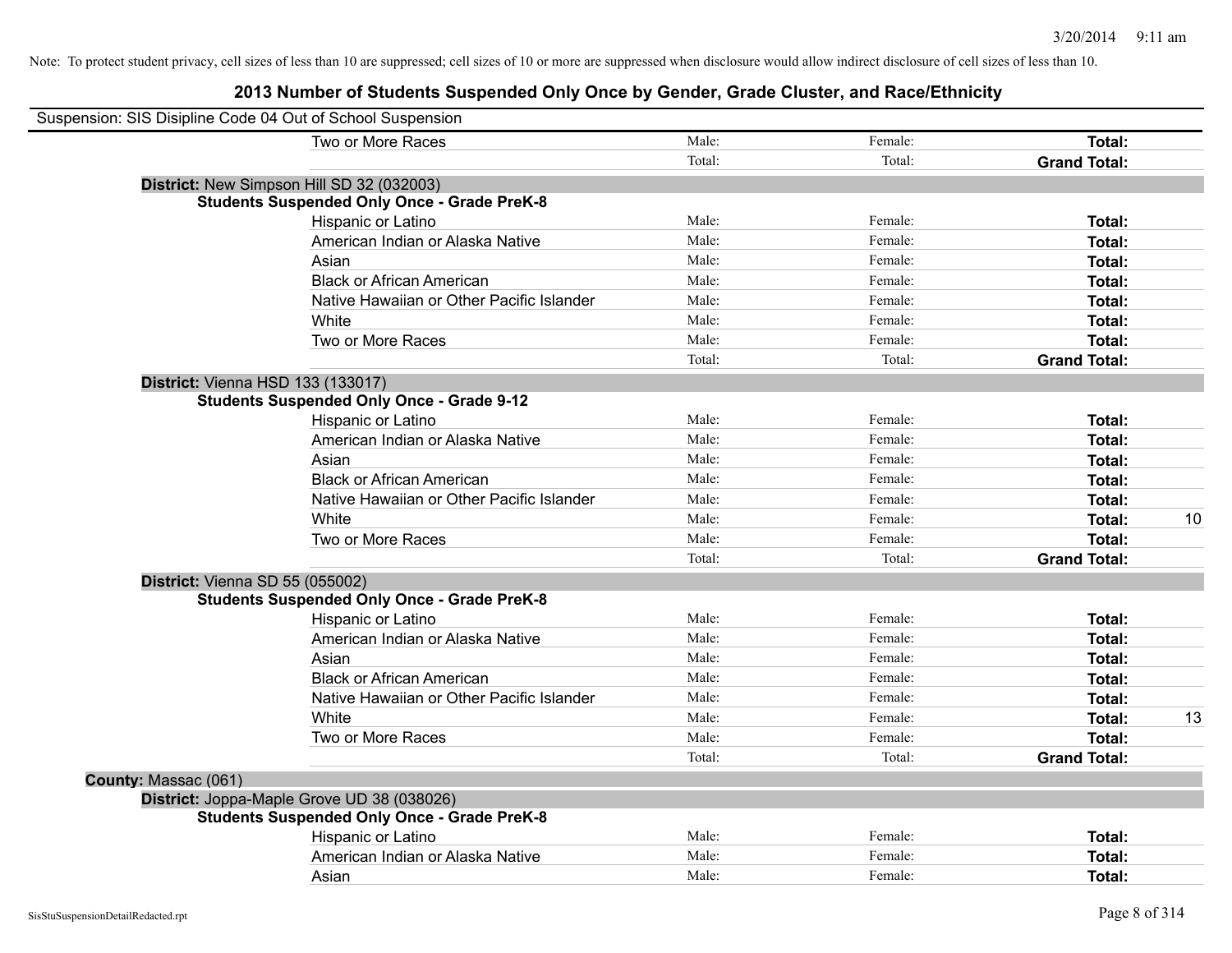Note: To protect student privacy, cell sizes of less than 10 are suppressed; cell sizes of 10 or more are suppressed when disclosure would allow indirect disclosure of cell sizes of less than 10.

# 2013 Number of Students Suspended Only Once by Gender, Grade Cluster, and Race/Ethnicity

Suspension: SIS Disipline Code 04 Out of School Suspension

| | Male | Female | Total | |
|---|---|---|---|---|
| Two or More Races | Male: | Female: | **Total:** | |
| | Total: | Total: | **Grand Total:** | |

**District:** New Simpson Hill SD 32 (032003)

**Students Suspended Only Once - Grade PreK-8**

| | Male | Female | Total | |
|---|---|---|---|---|
| Hispanic or Latino | Male: | Female: | **Total:** | |
| American Indian or Alaska Native | Male: | Female: | **Total:** | |
| Asian | Male: | Female: | **Total:** | |
| Black or African American | Male: | Female: | **Total:** | |
| Native Hawaiian or Other Pacific Islander | Male: | Female: | **Total:** | |
| White | Male: | Female: | **Total:** | |
| Two or More Races | Male: | Female: | **Total:** | |
| | Total: | Total: | **Grand Total:** | |

**District:** Vienna HSD 133 (133017)

**Students Suspended Only Once - Grade 9-12**

| | Male | Female | Total | |
|---|---|---|---|---|
| Hispanic or Latino | Male: | Female: | **Total:** | |
| American Indian or Alaska Native | Male: | Female: | **Total:** | |
| Asian | Male: | Female: | **Total:** | |
| Black or African American | Male: | Female: | **Total:** | |
| Native Hawaiian or Other Pacific Islander | Male: | Female: | **Total:** | |
| White | Male: | Female: | **Total:** | 10 |
| Two or More Races | Male: | Female: | **Total:** | |
| | Total: | Total: | **Grand Total:** | |

**District:** Vienna SD 55 (055002)

**Students Suspended Only Once - Grade PreK-8**

| | Male | Female | Total | |
|---|---|---|---|---|
| Hispanic or Latino | Male: | Female: | **Total:** | |
| American Indian or Alaska Native | Male: | Female: | **Total:** | |
| Asian | Male: | Female: | **Total:** | |
| Black or African American | Male: | Female: | **Total:** | |
| Native Hawaiian or Other Pacific Islander | Male: | Female: | **Total:** | |
| White | Male: | Female: | **Total:** | 13 |
| Two or More Races | Male: | Female: | **Total:** | |
| | Total: | Total: | **Grand Total:** | |

**County:** Massac (061)

**District:** Joppa-Maple Grove UD 38 (038026)

**Students Suspended Only Once - Grade PreK-8**

| | Male | Female | Total | |
|---|---|---|---|---|
| Hispanic or Latino | Male: | Female: | **Total:** | |
| American Indian or Alaska Native | Male: | Female: | **Total:** | |
| Asian | Male: | Female: | **Total:** | |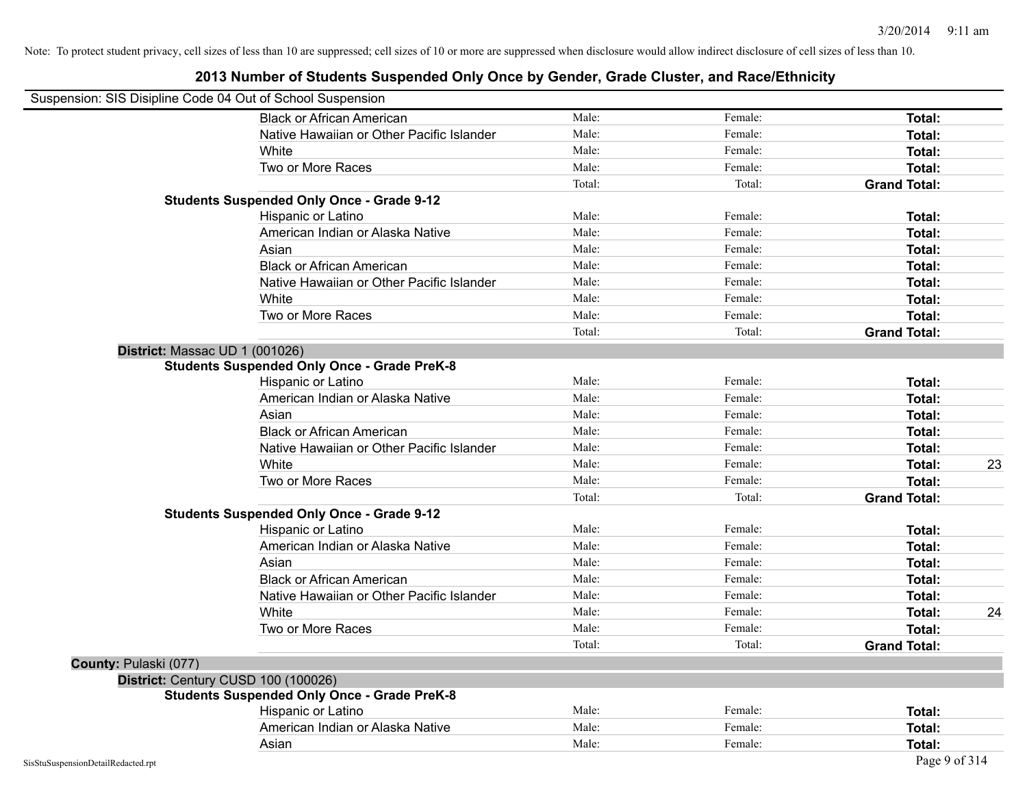Note: To protect student privacy, cell sizes of less than 10 are suppressed; cell sizes of 10 or more are suppressed when disclosure would allow indirect disclosure of cell sizes of less than 10.

## 2013 Number of Students Suspended Only Once by Gender, Grade Cluster, and Race/Ethnicity

Suspension: SIS Disipline Code 04 Out of School Suspension

| | | | | |
|---|---|---|---|---|
| Black or African American | Male: | Female: | **Total:** | |
| Native Hawaiian or Other Pacific Islander | Male: | Female: | **Total:** | |
| White | Male: | Female: | **Total:** | |
| Two or More Races | Male: | Female: | **Total:** | |
| | Total: | Total: | **Grand Total:** | |
| **Students Suspended Only Once - Grade 9-12** | | | | |
| Hispanic or Latino | Male: | Female: | **Total:** | |
| American Indian or Alaska Native | Male: | Female: | **Total:** | |
| Asian | Male: | Female: | **Total:** | |
| Black or African American | Male: | Female: | **Total:** | |
| Native Hawaiian or Other Pacific Islander | Male: | Female: | **Total:** | |
| White | Male: | Female: | **Total:** | |
| Two or More Races | Male: | Female: | **Total:** | |
| | Total: | Total: | **Grand Total:** | |
| **District:** Massac UD 1 (001026) | | | | |
| **Students Suspended Only Once - Grade PreK-8** | | | | |
| Hispanic or Latino | Male: | Female: | **Total:** | |
| American Indian or Alaska Native | Male: | Female: | **Total:** | |
| Asian | Male: | Female: | **Total:** | |
| Black or African American | Male: | Female: | **Total:** | |
| Native Hawaiian or Other Pacific Islander | Male: | Female: | **Total:** | |
| White | Male: | Female: | **Total:** | 23 |
| Two or More Races | Male: | Female: | **Total:** | |
| | Total: | Total: | **Grand Total:** | |
| **Students Suspended Only Once - Grade 9-12** | | | | |
| Hispanic or Latino | Male: | Female: | **Total:** | |
| American Indian or Alaska Native | Male: | Female: | **Total:** | |
| Asian | Male: | Female: | **Total:** | |
| Black or African American | Male: | Female: | **Total:** | |
| Native Hawaiian or Other Pacific Islander | Male: | Female: | **Total:** | |
| White | Male: | Female: | **Total:** | 24 |
| Two or More Races | Male: | Female: | **Total:** | |
| | Total: | Total: | **Grand Total:** | |
| **County:** Pulaski (077) | | | | |
| **District:** Century CUSD 100 (100026) | | | | |
| **Students Suspended Only Once - Grade PreK-8** | | | | |
| Hispanic or Latino | Male: | Female: | **Total:** | |
| American Indian or Alaska Native | Male: | Female: | **Total:** | |
| Asian | Male: | Female: | **Total:** | |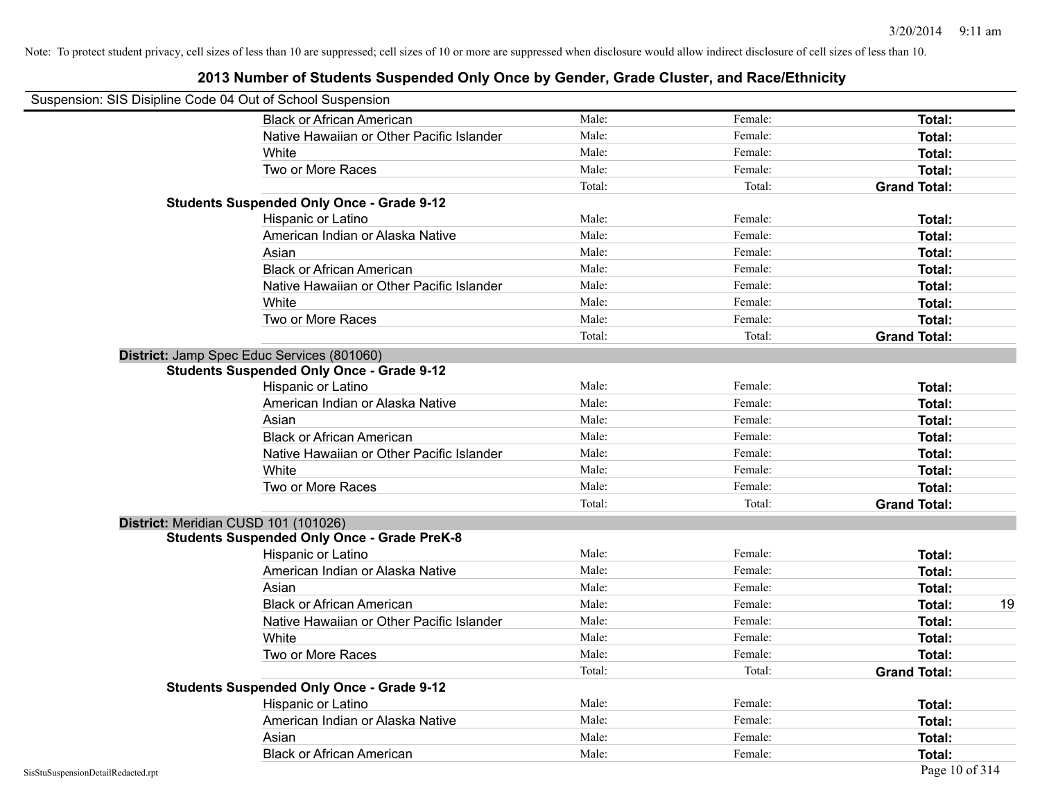Note: To protect student privacy, cell sizes of less than 10 are suppressed; cell sizes of 10 or more are suppressed when disclosure would allow indirect disclosure of cell sizes of less than 10.

# 2013 Number of Students Suspended Only Once by Gender, Grade Cluster, and Race/Ethnicity

Suspension: SIS Disipline Code 04 Out of School Suspension

| | | | | |
|---|---|---|---|---|
| Black or African American | Male: | Female: | **Total:** | |
| Native Hawaiian or Other Pacific Islander | Male: | Female: | **Total:** | |
| White | Male: | Female: | **Total:** | |
| Two or More Races | Male: | Female: | **Total:** | |
| | Total: | Total: | **Grand Total:** | |

**Students Suspended Only Once - Grade 9-12**

| | | | | |
|---|---|---|---|---|
| Hispanic or Latino | Male: | Female: | **Total:** | |
| American Indian or Alaska Native | Male: | Female: | **Total:** | |
| Asian | Male: | Female: | **Total:** | |
| Black or African American | Male: | Female: | **Total:** | |
| Native Hawaiian or Other Pacific Islander | Male: | Female: | **Total:** | |
| White | Male: | Female: | **Total:** | |
| Two or More Races | Male: | Female: | **Total:** | |
| | Total: | Total: | **Grand Total:** | |

**District:** Jamp Spec Educ Services (801060)

**Students Suspended Only Once - Grade 9-12**

| | | | | |
|---|---|---|---|---|
| Hispanic or Latino | Male: | Female: | **Total:** | |
| American Indian or Alaska Native | Male: | Female: | **Total:** | |
| Asian | Male: | Female: | **Total:** | |
| Black or African American | Male: | Female: | **Total:** | |
| Native Hawaiian or Other Pacific Islander | Male: | Female: | **Total:** | |
| White | Male: | Female: | **Total:** | |
| Two or More Races | Male: | Female: | **Total:** | |
| | Total: | Total: | **Grand Total:** | |

**District:** Meridian CUSD 101 (101026)

**Students Suspended Only Once - Grade PreK-8**

| | | | | |
|---|---|---|---|---|
| Hispanic or Latino | Male: | Female: | **Total:** | |
| American Indian or Alaska Native | Male: | Female: | **Total:** | |
| Asian | Male: | Female: | **Total:** | |
| Black or African American | Male: | Female: | **Total:** | 19 |
| Native Hawaiian or Other Pacific Islander | Male: | Female: | **Total:** | |
| White | Male: | Female: | **Total:** | |
| Two or More Races | Male: | Female: | **Total:** | |
| | Total: | Total: | **Grand Total:** | |

**Students Suspended Only Once - Grade 9-12**

| | | | | |
|---|---|---|---|---|
| Hispanic or Latino | Male: | Female: | **Total:** | |
| American Indian or Alaska Native | Male: | Female: | **Total:** | |
| Asian | Male: | Female: | **Total:** | |
| Black or African American | Male: | Female: | **Total:** | |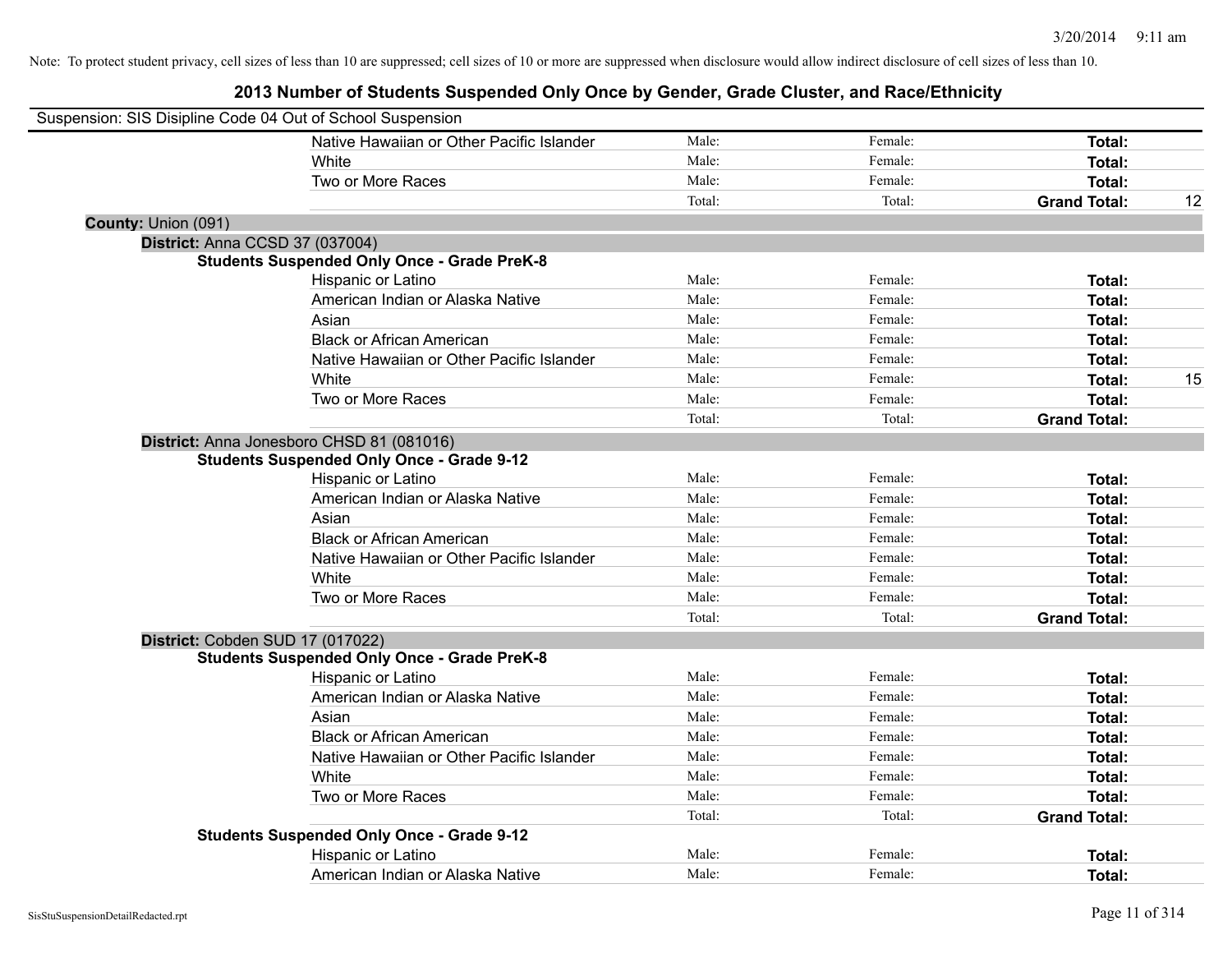Note: To protect student privacy, cell sizes of less than 10 are suppressed; cell sizes of 10 or more are suppressed when disclosure would allow indirect disclosure of cell sizes of less than 10.

# 2013 Number of Students Suspended Only Once by Gender, Grade Cluster, and Race/Ethnicity

Suspension: SIS Disipline Code 04 Out of School Suspension

| | Male | Female | Total | |
|---|---|---|---|---|
| Native Hawaiian or Other Pacific Islander | Male: | Female: | **Total:** | |
| White | Male: | Female: | **Total:** | |
| Two or More Races | Male: | Female: | **Total:** | |
| | Total: | Total: | **Grand Total:** | 12 |

**County:** Union (091)

**District:** Anna CCSD 37 (037004)

**Students Suspended Only Once - Grade PreK-8**

| | Male | Female | Total | |
|---|---|---|---|---|
| Hispanic or Latino | Male: | Female: | **Total:** | |
| American Indian or Alaska Native | Male: | Female: | **Total:** | |
| Asian | Male: | Female: | **Total:** | |
| Black or African American | Male: | Female: | **Total:** | |
| Native Hawaiian or Other Pacific Islander | Male: | Female: | **Total:** | |
| White | Male: | Female: | **Total:** | 15 |
| Two or More Races | Male: | Female: | **Total:** | |
| | Total: | Total: | **Grand Total:** | |

**District:** Anna Jonesboro CHSD 81 (081016)

**Students Suspended Only Once - Grade 9-12**

| | Male | Female | Total | |
|---|---|---|---|---|
| Hispanic or Latino | Male: | Female: | **Total:** | |
| American Indian or Alaska Native | Male: | Female: | **Total:** | |
| Asian | Male: | Female: | **Total:** | |
| Black or African American | Male: | Female: | **Total:** | |
| Native Hawaiian or Other Pacific Islander | Male: | Female: | **Total:** | |
| White | Male: | Female: | **Total:** | |
| Two or More Races | Male: | Female: | **Total:** | |
| | Total: | Total: | **Grand Total:** | |

**District:** Cobden SUD 17 (017022)

**Students Suspended Only Once - Grade PreK-8**

| | Male | Female | Total | |
|---|---|---|---|---|
| Hispanic or Latino | Male: | Female: | **Total:** | |
| American Indian or Alaska Native | Male: | Female: | **Total:** | |
| Asian | Male: | Female: | **Total:** | |
| Black or African American | Male: | Female: | **Total:** | |
| Native Hawaiian or Other Pacific Islander | Male: | Female: | **Total:** | |
| White | Male: | Female: | **Total:** | |
| Two or More Races | Male: | Female: | **Total:** | |
| | Total: | Total: | **Grand Total:** | |

**Students Suspended Only Once - Grade 9-12**

| | Male | Female | Total | |
|---|---|---|---|---|
| Hispanic or Latino | Male: | Female: | **Total:** | |
| American Indian or Alaska Native | Male: | Female: | **Total:** | |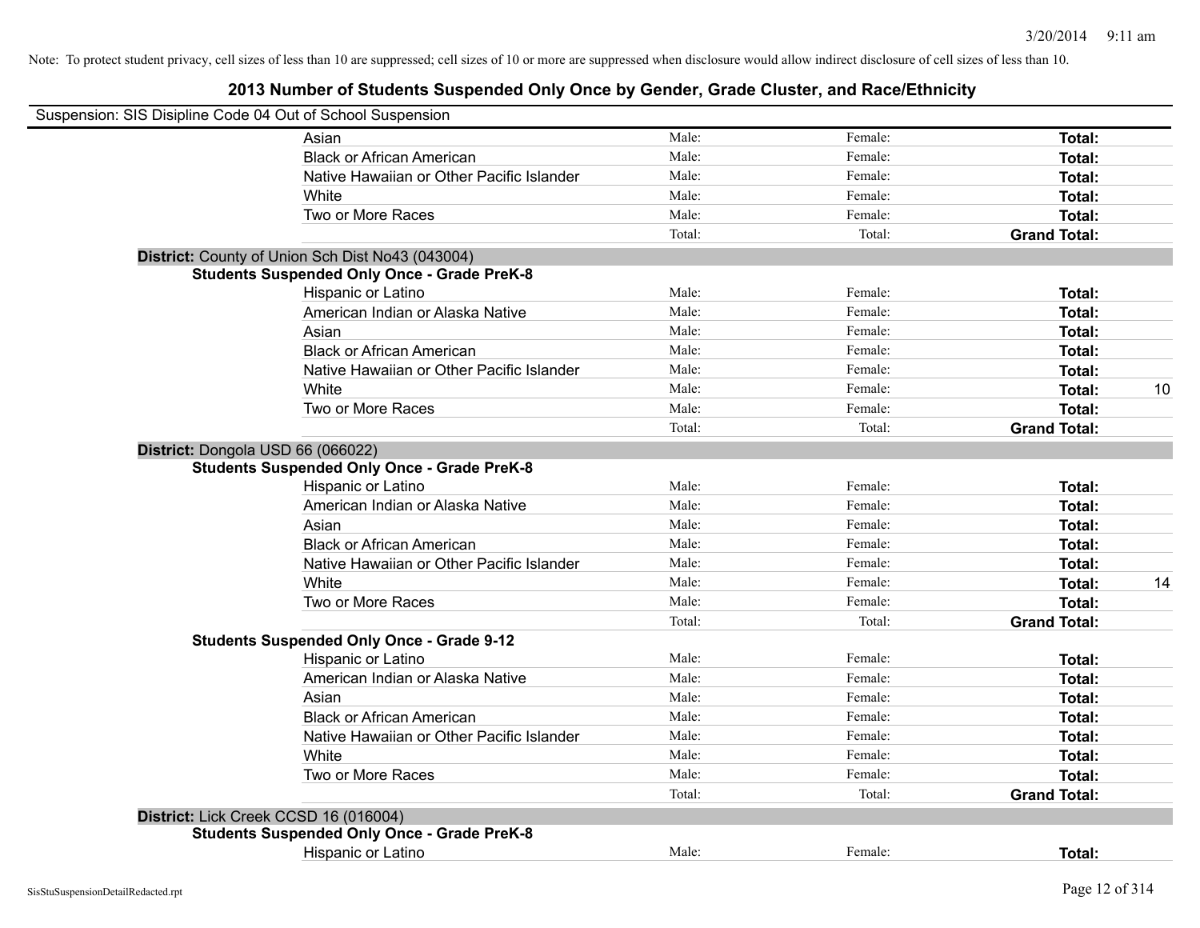Note: To protect student privacy, cell sizes of less than 10 are suppressed; cell sizes of 10 or more are suppressed when disclosure would allow indirect disclosure of cell sizes of less than 10.

# 2013 Number of Students Suspended Only Once by Gender, Grade Cluster, and Race/Ethnicity

Suspension: SIS Disipline Code 04 Out of School Suspension

| | Male | Female | Total | |
|---|---|---|---|---|
| Asian | Male: | Female: | **Total:** | |
| Black or African American | Male: | Female: | **Total:** | |
| Native Hawaiian or Other Pacific Islander | Male: | Female: | **Total:** | |
| White | Male: | Female: | **Total:** | |
| Two or More Races | Male: | Female: | **Total:** | |
| | Total: | Total: | **Grand Total:** | |

**District:** County of Union Sch Dist No43 (043004)

**Students Suspended Only Once - Grade PreK-8**

| | Male | Female | Total | |
|---|---|---|---|---|
| Hispanic or Latino | Male: | Female: | **Total:** | |
| American Indian or Alaska Native | Male: | Female: | **Total:** | |
| Asian | Male: | Female: | **Total:** | |
| Black or African American | Male: | Female: | **Total:** | |
| Native Hawaiian or Other Pacific Islander | Male: | Female: | **Total:** | |
| White | Male: | Female: | **Total:** | 10 |
| Two or More Races | Male: | Female: | **Total:** | |
| | Total: | Total: | **Grand Total:** | |

**District:** Dongola USD 66 (066022)

**Students Suspended Only Once - Grade PreK-8**

| | Male | Female | Total | |
|---|---|---|---|---|
| Hispanic or Latino | Male: | Female: | **Total:** | |
| American Indian or Alaska Native | Male: | Female: | **Total:** | |
| Asian | Male: | Female: | **Total:** | |
| Black or African American | Male: | Female: | **Total:** | |
| Native Hawaiian or Other Pacific Islander | Male: | Female: | **Total:** | |
| White | Male: | Female: | **Total:** | 14 |
| Two or More Races | Male: | Female: | **Total:** | |
| | Total: | Total: | **Grand Total:** | |

**Students Suspended Only Once - Grade 9-12**

| | Male | Female | Total | |
|---|---|---|---|---|
| Hispanic or Latino | Male: | Female: | **Total:** | |
| American Indian or Alaska Native | Male: | Female: | **Total:** | |
| Asian | Male: | Female: | **Total:** | |
| Black or African American | Male: | Female: | **Total:** | |
| Native Hawaiian or Other Pacific Islander | Male: | Female: | **Total:** | |
| White | Male: | Female: | **Total:** | |
| Two or More Races | Male: | Female: | **Total:** | |
| | Total: | Total: | **Grand Total:** | |

**District:** Lick Creek CCSD 16 (016004)

**Students Suspended Only Once - Grade PreK-8**

| | Male | Female | Total | |
|---|---|---|---|---|
| Hispanic or Latino | Male: | Female: | **Total:** | |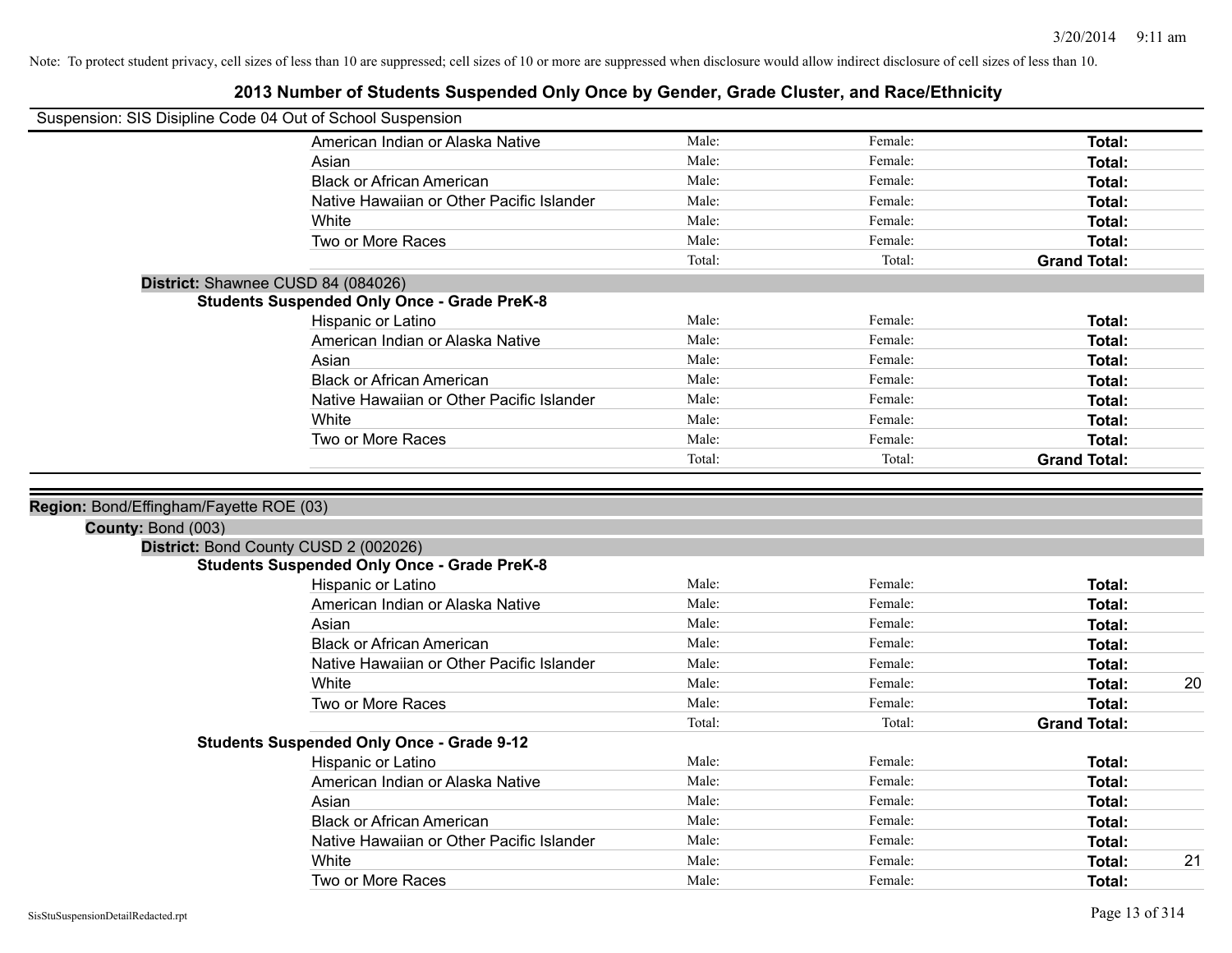Note: To protect student privacy, cell sizes of less than 10 are suppressed; cell sizes of 10 or more are suppressed when disclosure would allow indirect disclosure of cell sizes of less than 10.

## 2013 Number of Students Suspended Only Once by Gender, Grade Cluster, and Race/Ethnicity

Suspension: SIS Disipline Code 04 Out of School Suspension

| | | | | |
|---|---|---|---|---|
| American Indian or Alaska Native | Male: | Female: | **Total:** | |
| Asian | Male: | Female: | **Total:** | |
| Black or African American | Male: | Female: | **Total:** | |
| Native Hawaiian or Other Pacific Islander | Male: | Female: | **Total:** | |
| White | Male: | Female: | **Total:** | |
| Two or More Races | Male: | Female: | **Total:** | |
| | Total: | Total: | **Grand Total:** | |

**District:** Shawnee CUSD 84 (084026)

**Students Suspended Only Once - Grade PreK-8**

| | | | | |
|---|---|---|---|---|
| Hispanic or Latino | Male: | Female: | **Total:** | |
| American Indian or Alaska Native | Male: | Female: | **Total:** | |
| Asian | Male: | Female: | **Total:** | |
| Black or African American | Male: | Female: | **Total:** | |
| Native Hawaiian or Other Pacific Islander | Male: | Female: | **Total:** | |
| White | Male: | Female: | **Total:** | |
| Two or More Races | Male: | Female: | **Total:** | |
| | Total: | Total: | **Grand Total:** | |

**Region:** Bond/Effingham/Fayette ROE (03)

**County:** Bond (003)

**District:** Bond County CUSD 2 (002026)

**Students Suspended Only Once - Grade PreK-8**

| | | | | |
|---|---|---|---|---|
| Hispanic or Latino | Male: | Female: | **Total:** | |
| American Indian or Alaska Native | Male: | Female: | **Total:** | |
| Asian | Male: | Female: | **Total:** | |
| Black or African American | Male: | Female: | **Total:** | |
| Native Hawaiian or Other Pacific Islander | Male: | Female: | **Total:** | |
| White | Male: | Female: | **Total:** | 20 |
| Two or More Races | Male: | Female: | **Total:** | |
| | Total: | Total: | **Grand Total:** | |

**Students Suspended Only Once - Grade 9-12**

| | | | | |
|---|---|---|---|---|
| Hispanic or Latino | Male: | Female: | **Total:** | |
| American Indian or Alaska Native | Male: | Female: | **Total:** | |
| Asian | Male: | Female: | **Total:** | |
| Black or African American | Male: | Female: | **Total:** | |
| Native Hawaiian or Other Pacific Islander | Male: | Female: | **Total:** | |
| White | Male: | Female: | **Total:** | 21 |
| Two or More Races | Male: | Female: | **Total:** | |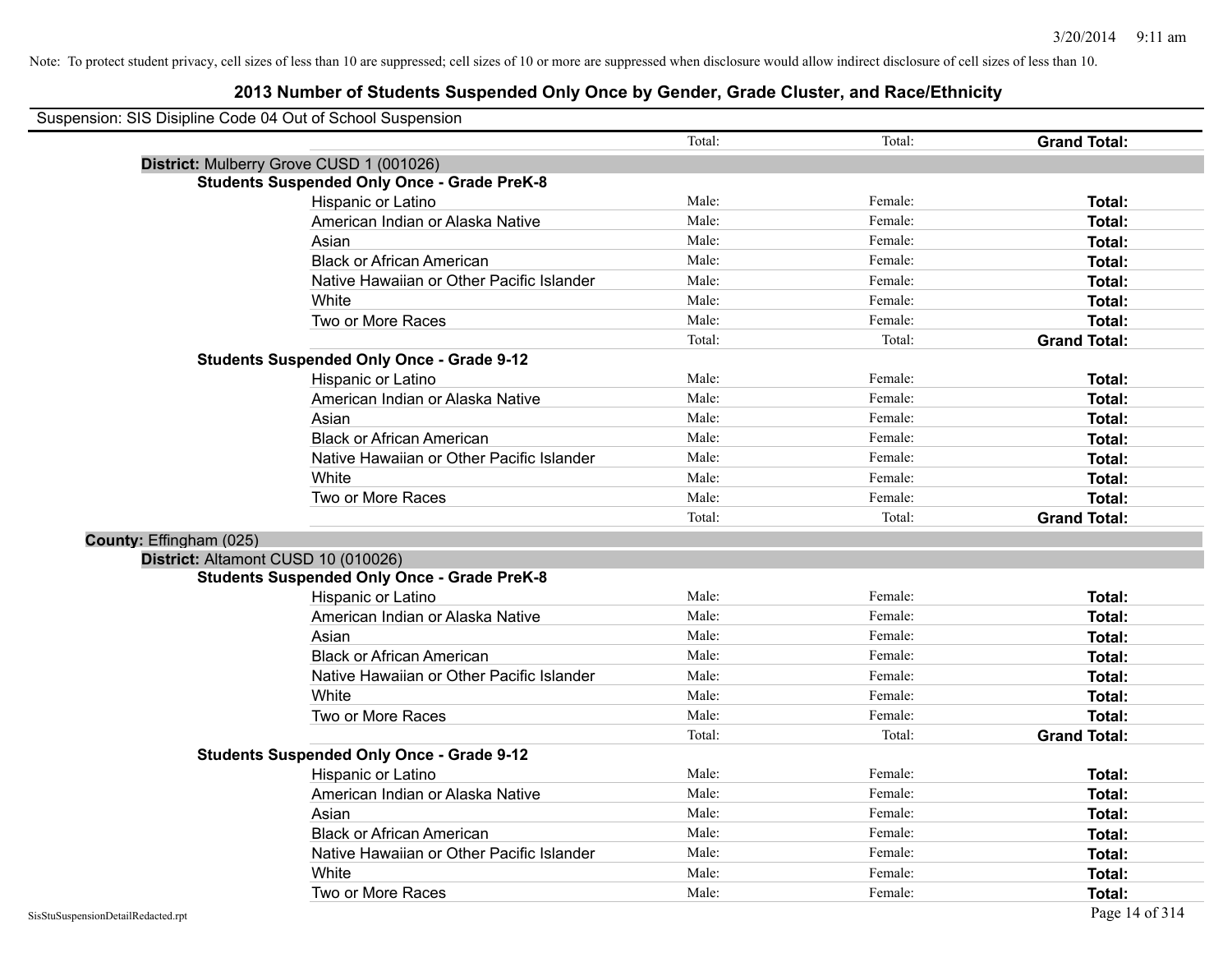Note: To protect student privacy, cell sizes of less than 10 are suppressed; cell sizes of 10 or more are suppressed when disclosure would allow indirect disclosure of cell sizes of less than 10.

# 2013 Number of Students Suspended Only Once by Gender, Grade Cluster, and Race/Ethnicity

Suspension: SIS Disipline Code 04 Out of School Suspension

| | | | |
|---|---|---|---|
| | Total: | Total: | **Grand Total:** |
| **District:** Mulberry Grove CUSD 1 (001026) | | | |
| **Students Suspended Only Once - Grade PreK-8** | | | |
| Hispanic or Latino | Male: | Female: | **Total:** |
| American Indian or Alaska Native | Male: | Female: | **Total:** |
| Asian | Male: | Female: | **Total:** |
| Black or African American | Male: | Female: | **Total:** |
| Native Hawaiian or Other Pacific Islander | Male: | Female: | **Total:** |
| White | Male: | Female: | **Total:** |
| Two or More Races | Male: | Female: | **Total:** |
| | Total: | Total: | **Grand Total:** |
| **Students Suspended Only Once - Grade 9-12** | | | |
| Hispanic or Latino | Male: | Female: | **Total:** |
| American Indian or Alaska Native | Male: | Female: | **Total:** |
| Asian | Male: | Female: | **Total:** |
| Black or African American | Male: | Female: | **Total:** |
| Native Hawaiian or Other Pacific Islander | Male: | Female: | **Total:** |
| White | Male: | Female: | **Total:** |
| Two or More Races | Male: | Female: | **Total:** |
| | Total: | Total: | **Grand Total:** |
| **County:** Effingham (025) | | | |
| **District:** Altamont CUSD 10 (010026) | | | |
| **Students Suspended Only Once - Grade PreK-8** | | | |
| Hispanic or Latino | Male: | Female: | **Total:** |
| American Indian or Alaska Native | Male: | Female: | **Total:** |
| Asian | Male: | Female: | **Total:** |
| Black or African American | Male: | Female: | **Total:** |
| Native Hawaiian or Other Pacific Islander | Male: | Female: | **Total:** |
| White | Male: | Female: | **Total:** |
| Two or More Races | Male: | Female: | **Total:** |
| | Total: | Total: | **Grand Total:** |
| **Students Suspended Only Once - Grade 9-12** | | | |
| Hispanic or Latino | Male: | Female: | **Total:** |
| American Indian or Alaska Native | Male: | Female: | **Total:** |
| Asian | Male: | Female: | **Total:** |
| Black or African American | Male: | Female: | **Total:** |
| Native Hawaiian or Other Pacific Islander | Male: | Female: | **Total:** |
| White | Male: | Female: | **Total:** |
| Two or More Races | Male: | Female: | **Total:** |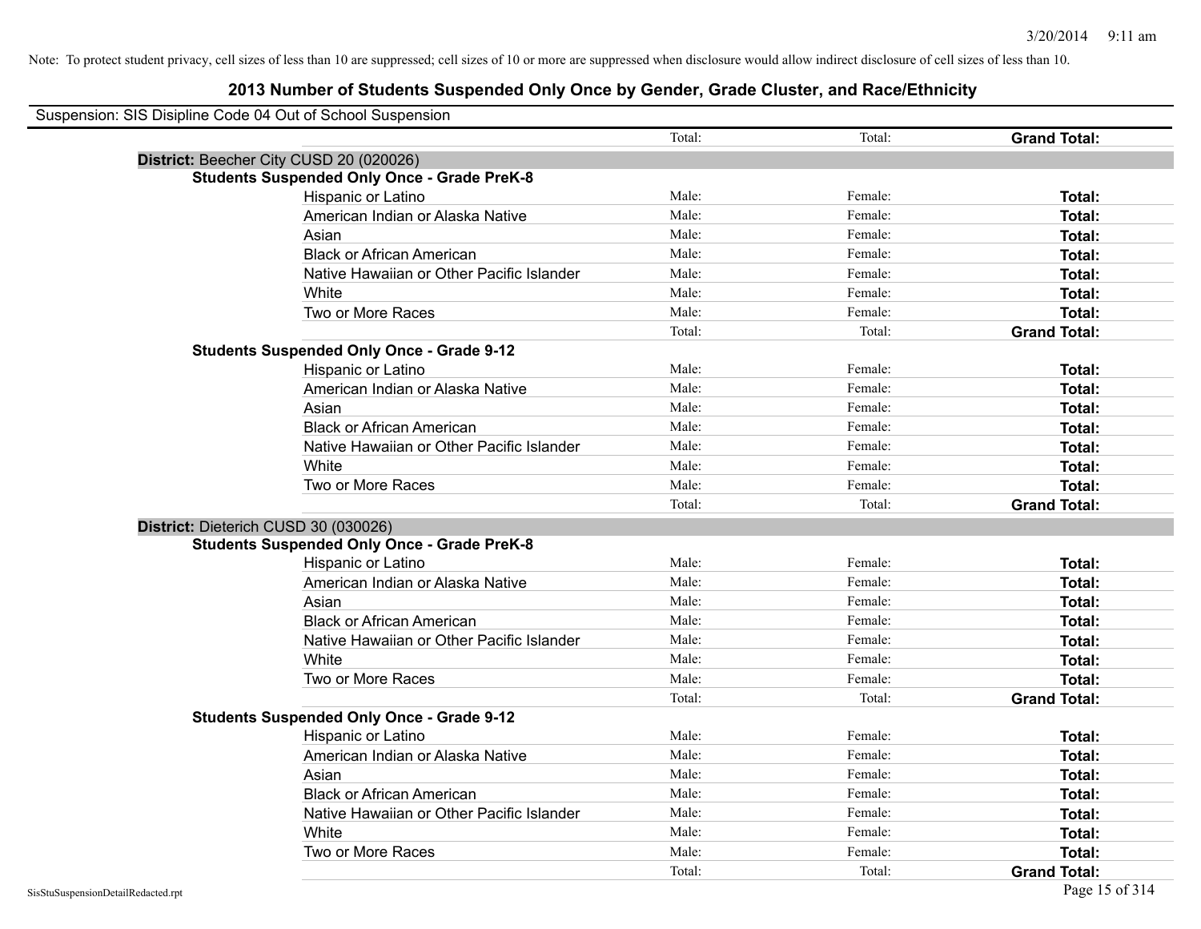Note: To protect student privacy, cell sizes of less than 10 are suppressed; cell sizes of 10 or more are suppressed when disclosure would allow indirect disclosure of cell sizes of less than 10.

# 2013 Number of Students Suspended Only Once by Gender, Grade Cluster, and Race/Ethnicity

Suspension: SIS Disipline Code 04 Out of School Suspension

| | | Total: | Total: | **Grand Total:** |
|---|---|---|---|---|
| **District:** Beecher City CUSD 20 (020026) | | | | |
| **Students Suspended Only Once - Grade PreK-8** | | | | |
| | Hispanic or Latino | Male: | Female: | **Total:** |
| | American Indian or Alaska Native | Male: | Female: | **Total:** |
| | Asian | Male: | Female: | **Total:** |
| | Black or African American | Male: | Female: | **Total:** |
| | Native Hawaiian or Other Pacific Islander | Male: | Female: | **Total:** |
| | White | Male: | Female: | **Total:** |
| | Two or More Races | Male: | Female: | **Total:** |
| | | Total: | Total: | **Grand Total:** |
| **Students Suspended Only Once - Grade 9-12** | | | | |
| | Hispanic or Latino | Male: | Female: | **Total:** |
| | American Indian or Alaska Native | Male: | Female: | **Total:** |
| | Asian | Male: | Female: | **Total:** |
| | Black or African American | Male: | Female: | **Total:** |
| | Native Hawaiian or Other Pacific Islander | Male: | Female: | **Total:** |
| | White | Male: | Female: | **Total:** |
| | Two or More Races | Male: | Female: | **Total:** |
| | | Total: | Total: | **Grand Total:** |
| **District:** Dieterich CUSD 30 (030026) | | | | |
| **Students Suspended Only Once - Grade PreK-8** | | | | |
| | Hispanic or Latino | Male: | Female: | **Total:** |
| | American Indian or Alaska Native | Male: | Female: | **Total:** |
| | Asian | Male: | Female: | **Total:** |
| | Black or African American | Male: | Female: | **Total:** |
| | Native Hawaiian or Other Pacific Islander | Male: | Female: | **Total:** |
| | White | Male: | Female: | **Total:** |
| | Two or More Races | Male: | Female: | **Total:** |
| | | Total: | Total: | **Grand Total:** |
| **Students Suspended Only Once - Grade 9-12** | | | | |
| | Hispanic or Latino | Male: | Female: | **Total:** |
| | American Indian or Alaska Native | Male: | Female: | **Total:** |
| | Asian | Male: | Female: | **Total:** |
| | Black or African American | Male: | Female: | **Total:** |
| | Native Hawaiian or Other Pacific Islander | Male: | Female: | **Total:** |
| | White | Male: | Female: | **Total:** |
| | Two or More Races | Male: | Female: | **Total:** |
| | | Total: | Total: | **Grand Total:** |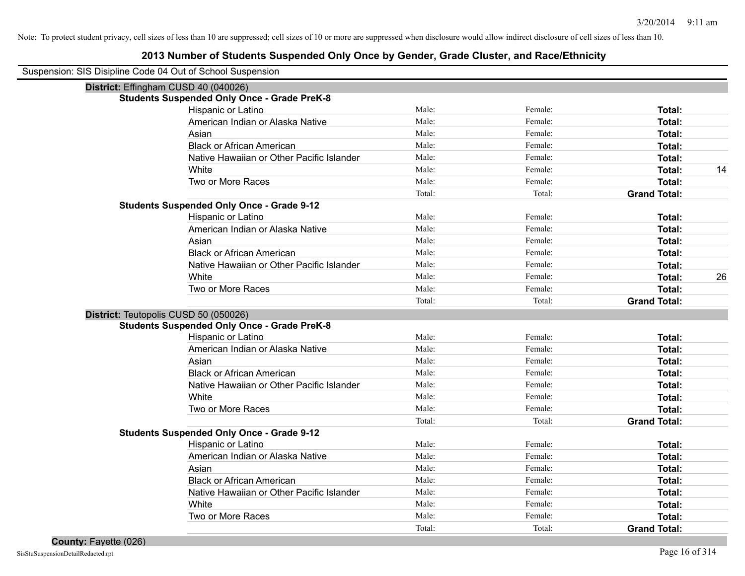Note: To protect student privacy, cell sizes of less than 10 are suppressed; cell sizes of 10 or more are suppressed when disclosure would allow indirect disclosure of cell sizes of less than 10.

# 2013 Number of Students Suspended Only Once by Gender, Grade Cluster, and Race/Ethnicity

Suspension: SIS Disipline Code 04 Out of School Suspension

## District: Effingham CUSD 40 (040026)

### Students Suspended Only Once - Grade PreK-8

| Race/Ethnicity | Male | Female | Total |
|---|---|---|---|
| Hispanic or Latino | Male: | Female: | **Total:** |
| American Indian or Alaska Native | Male: | Female: | **Total:** |
| Asian | Male: | Female: | **Total:** |
| Black or African American | Male: | Female: | **Total:** |
| Native Hawaiian or Other Pacific Islander | Male: | Female: | **Total:** |
| White | Male: | Female: | **Total:** 14 |
| Two or More Races | Male: | Female: | **Total:** |
| | Total: | Total: | **Grand Total:** |

### Students Suspended Only Once - Grade 9-12

| Race/Ethnicity | Male | Female | Total |
|---|---|---|---|
| Hispanic or Latino | Male: | Female: | **Total:** |
| American Indian or Alaska Native | Male: | Female: | **Total:** |
| Asian | Male: | Female: | **Total:** |
| Black or African American | Male: | Female: | **Total:** |
| Native Hawaiian or Other Pacific Islander | Male: | Female: | **Total:** |
| White | Male: | Female: | **Total:** 26 |
| Two or More Races | Male: | Female: | **Total:** |
| | Total: | Total: | **Grand Total:** |

## District: Teutopolis CUSD 50 (050026)

### Students Suspended Only Once - Grade PreK-8

| Race/Ethnicity | Male | Female | Total |
|---|---|---|---|
| Hispanic or Latino | Male: | Female: | **Total:** |
| American Indian or Alaska Native | Male: | Female: | **Total:** |
| Asian | Male: | Female: | **Total:** |
| Black or African American | Male: | Female: | **Total:** |
| Native Hawaiian or Other Pacific Islander | Male: | Female: | **Total:** |
| White | Male: | Female: | **Total:** |
| Two or More Races | Male: | Female: | **Total:** |
| | Total: | Total: | **Grand Total:** |

### Students Suspended Only Once - Grade 9-12

| Race/Ethnicity | Male | Female | Total |
|---|---|---|---|
| Hispanic or Latino | Male: | Female: | **Total:** |
| American Indian or Alaska Native | Male: | Female: | **Total:** |
| Asian | Male: | Female: | **Total:** |
| Black or African American | Male: | Female: | **Total:** |
| Native Hawaiian or Other Pacific Islander | Male: | Female: | **Total:** |
| White | Male: | Female: | **Total:** |
| Two or More Races | Male: | Female: | **Total:** |
| | Total: | Total: | **Grand Total:** |

## County: Fayette (026)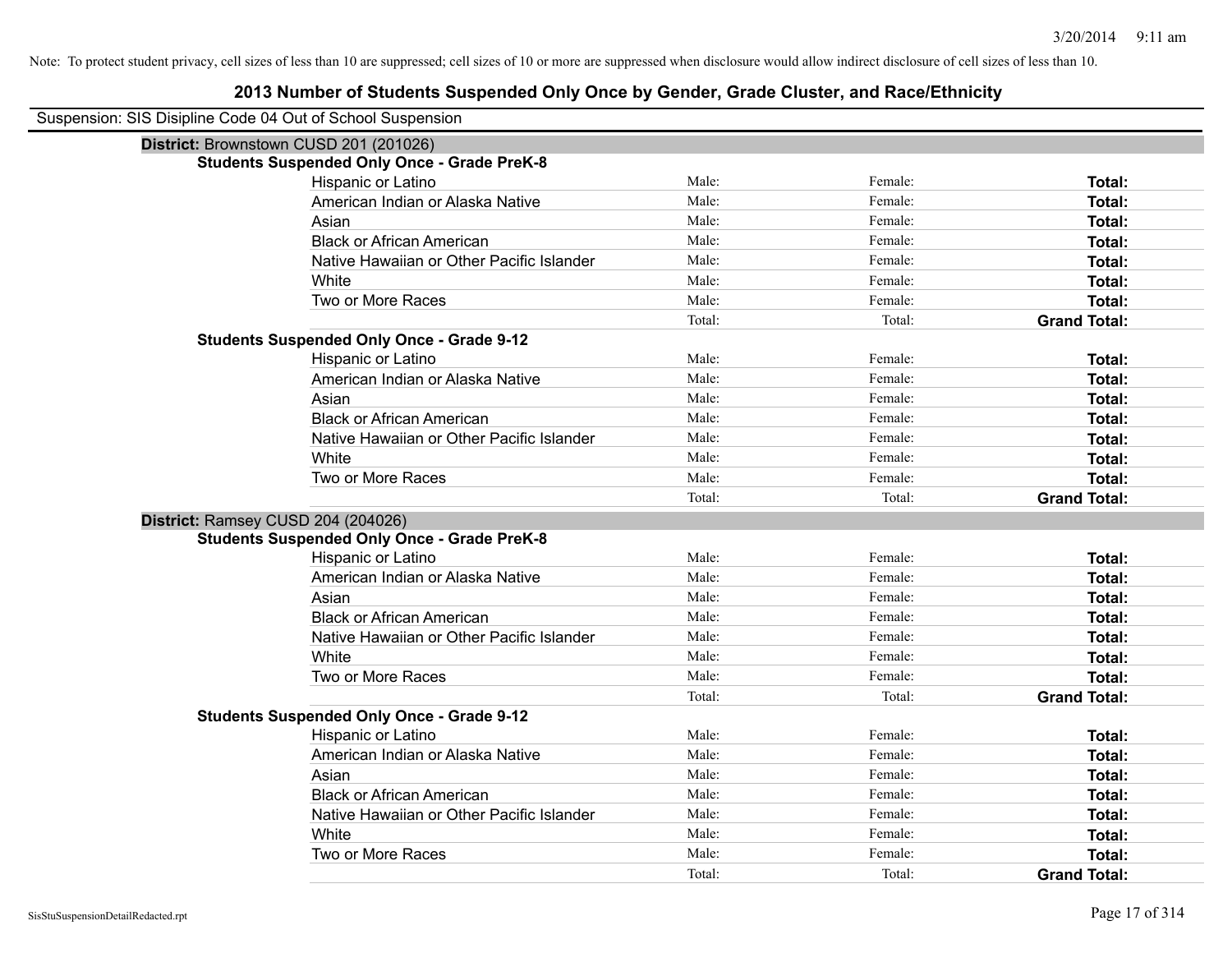Note: To protect student privacy, cell sizes of less than 10 are suppressed; cell sizes of 10 or more are suppressed when disclosure would allow indirect disclosure of cell sizes of less than 10.

# 2013 Number of Students Suspended Only Once by Gender, Grade Cluster, and Race/Ethnicity

Suspension: SIS Disipline Code 04 Out of School Suspension

**District:** Brownstown CUSD 201 (201026)

**Students Suspended Only Once - Grade PreK-8**

| | | | |
|---|---|---|---|
| Hispanic or Latino | Male: | Female: | **Total:** |
| American Indian or Alaska Native | Male: | Female: | **Total:** |
| Asian | Male: | Female: | **Total:** |
| Black or African American | Male: | Female: | **Total:** |
| Native Hawaiian or Other Pacific Islander | Male: | Female: | **Total:** |
| White | Male: | Female: | **Total:** |
| Two or More Races | Male: | Female: | **Total:** |
| | Total: | Total: | **Grand Total:** |

**Students Suspended Only Once - Grade 9-12**

| | | | |
|---|---|---|---|
| Hispanic or Latino | Male: | Female: | **Total:** |
| American Indian or Alaska Native | Male: | Female: | **Total:** |
| Asian | Male: | Female: | **Total:** |
| Black or African American | Male: | Female: | **Total:** |
| Native Hawaiian or Other Pacific Islander | Male: | Female: | **Total:** |
| White | Male: | Female: | **Total:** |
| Two or More Races | Male: | Female: | **Total:** |
| | Total: | Total: | **Grand Total:** |

**District:** Ramsey CUSD 204 (204026)

**Students Suspended Only Once - Grade PreK-8**

| | | | |
|---|---|---|---|
| Hispanic or Latino | Male: | Female: | **Total:** |
| American Indian or Alaska Native | Male: | Female: | **Total:** |
| Asian | Male: | Female: | **Total:** |
| Black or African American | Male: | Female: | **Total:** |
| Native Hawaiian or Other Pacific Islander | Male: | Female: | **Total:** |
| White | Male: | Female: | **Total:** |
| Two or More Races | Male: | Female: | **Total:** |
| | Total: | Total: | **Grand Total:** |

**Students Suspended Only Once - Grade 9-12**

| | | | |
|---|---|---|---|
| Hispanic or Latino | Male: | Female: | **Total:** |
| American Indian or Alaska Native | Male: | Female: | **Total:** |
| Asian | Male: | Female: | **Total:** |
| Black or African American | Male: | Female: | **Total:** |
| Native Hawaiian or Other Pacific Islander | Male: | Female: | **Total:** |
| White | Male: | Female: | **Total:** |
| Two or More Races | Male: | Female: | **Total:** |
| | Total: | Total: | **Grand Total:** |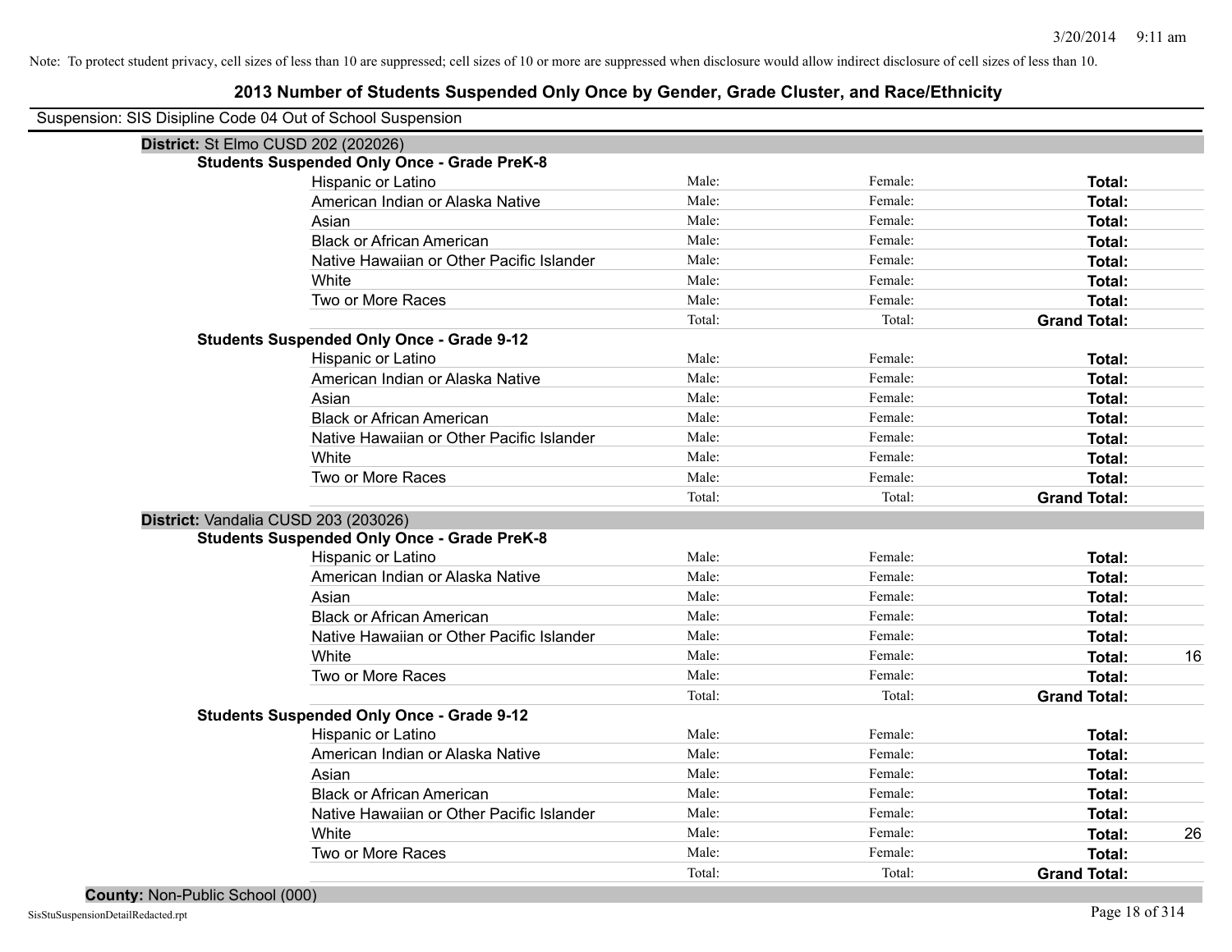Note: To protect student privacy, cell sizes of less than 10 are suppressed; cell sizes of 10 or more are suppressed when disclosure would allow indirect disclosure of cell sizes of less than 10.

# 2013 Number of Students Suspended Only Once by Gender, Grade Cluster, and Race/Ethnicity

Suspension: SIS Disipline Code 04 Out of School Suspension

## District: St Elmo CUSD 202 (202026)

### Students Suspended Only Once - Grade PreK-8

| | | | | |
|---|---|---|---|---|
| Hispanic or Latino | Male: | Female: | **Total:** | |
| American Indian or Alaska Native | Male: | Female: | **Total:** | |
| Asian | Male: | Female: | **Total:** | |
| Black or African American | Male: | Female: | **Total:** | |
| Native Hawaiian or Other Pacific Islander | Male: | Female: | **Total:** | |
| White | Male: | Female: | **Total:** | |
| Two or More Races | Male: | Female: | **Total:** | |
| | Total: | Total: | **Grand Total:** | |

### Students Suspended Only Once - Grade 9-12

| | | | | |
|---|---|---|---|---|
| Hispanic or Latino | Male: | Female: | **Total:** | |
| American Indian or Alaska Native | Male: | Female: | **Total:** | |
| Asian | Male: | Female: | **Total:** | |
| Black or African American | Male: | Female: | **Total:** | |
| Native Hawaiian or Other Pacific Islander | Male: | Female: | **Total:** | |
| White | Male: | Female: | **Total:** | |
| Two or More Races | Male: | Female: | **Total:** | |
| | Total: | Total: | **Grand Total:** | |

## District: Vandalia CUSD 203 (203026)

### Students Suspended Only Once - Grade PreK-8

| | | | | |
|---|---|---|---|---|
| Hispanic or Latino | Male: | Female: | **Total:** | |
| American Indian or Alaska Native | Male: | Female: | **Total:** | |
| Asian | Male: | Female: | **Total:** | |
| Black or African American | Male: | Female: | **Total:** | |
| Native Hawaiian or Other Pacific Islander | Male: | Female: | **Total:** | |
| White | Male: | Female: | **Total:** | 16 |
| Two or More Races | Male: | Female: | **Total:** | |
| | Total: | Total: | **Grand Total:** | |

### Students Suspended Only Once - Grade 9-12

| | | | | |
|---|---|---|---|---|
| Hispanic or Latino | Male: | Female: | **Total:** | |
| American Indian or Alaska Native | Male: | Female: | **Total:** | |
| Asian | Male: | Female: | **Total:** | |
| Black or African American | Male: | Female: | **Total:** | |
| Native Hawaiian or Other Pacific Islander | Male: | Female: | **Total:** | |
| White | Male: | Female: | **Total:** | 26 |
| Two or More Races | Male: | Female: | **Total:** | |
| | Total: | Total: | **Grand Total:** | |

## County: Non-Public School (000)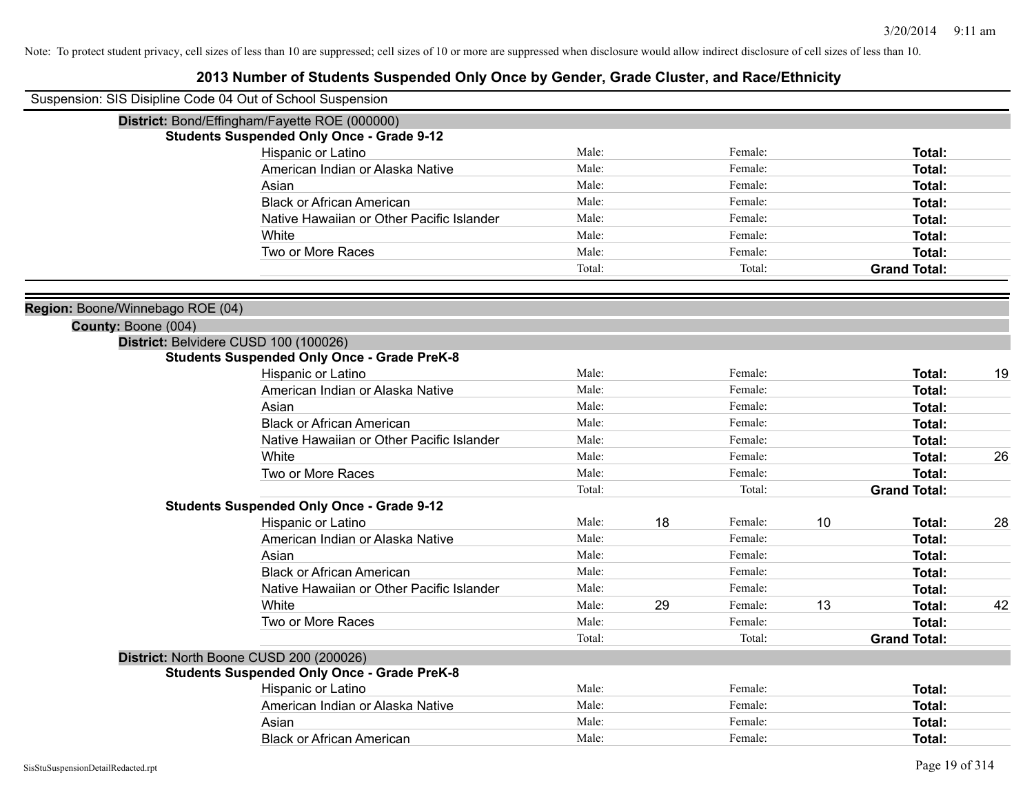Note: To protect student privacy, cell sizes of less than 10 are suppressed; cell sizes of 10 or more are suppressed when disclosure would allow indirect disclosure of cell sizes of less than 10.

## 2013 Number of Students Suspended Only Once by Gender, Grade Cluster, and Race/Ethnicity

Suspension: SIS Disipline Code 04 Out of School Suspension

**District:** Bond/Effingham/Fayette ROE (000000)

**Students Suspended Only Once - Grade 9-12**

| Race/Ethnicity | Male: | | Female: | | Total: | |
|---|---|---|---|---|---|---|
| Hispanic or Latino | Male: | | Female: | | **Total:** | |
| American Indian or Alaska Native | Male: | | Female: | | **Total:** | |
| Asian | Male: | | Female: | | **Total:** | |
| Black or African American | Male: | | Female: | | **Total:** | |
| Native Hawaiian or Other Pacific Islander | Male: | | Female: | | **Total:** | |
| White | Male: | | Female: | | **Total:** | |
| Two or More Races | Male: | | Female: | | **Total:** | |
| | Total: | | Total: | | **Grand Total:** | |

**Region:** Boone/Winnebago ROE (04)

**County:** Boone (004)

**District:** Belvidere CUSD 100 (100026)

**Students Suspended Only Once - Grade PreK-8**

| Race/Ethnicity | Male: | | Female: | | Total: | |
|---|---|---|---|---|---|---|
| Hispanic or Latino | Male: | | Female: | | **Total:** | 19 |
| American Indian or Alaska Native | Male: | | Female: | | **Total:** | |
| Asian | Male: | | Female: | | **Total:** | |
| Black or African American | Male: | | Female: | | **Total:** | |
| Native Hawaiian or Other Pacific Islander | Male: | | Female: | | **Total:** | |
| White | Male: | | Female: | | **Total:** | 26 |
| Two or More Races | Male: | | Female: | | **Total:** | |
| | Total: | | Total: | | **Grand Total:** | |

**Students Suspended Only Once - Grade 9-12**

| Race/Ethnicity | Male: | | Female: | | Total: | |
|---|---|---|---|---|---|---|
| Hispanic or Latino | Male: | 18 | Female: | 10 | **Total:** | 28 |
| American Indian or Alaska Native | Male: | | Female: | | **Total:** | |
| Asian | Male: | | Female: | | **Total:** | |
| Black or African American | Male: | | Female: | | **Total:** | |
| Native Hawaiian or Other Pacific Islander | Male: | | Female: | | **Total:** | |
| White | Male: | 29 | Female: | 13 | **Total:** | 42 |
| Two or More Races | Male: | | Female: | | **Total:** | |
| | Total: | | Total: | | **Grand Total:** | |

**District:** North Boone CUSD 200 (200026)

**Students Suspended Only Once - Grade PreK-8**

| Race/Ethnicity | Male: | | Female: | | Total: | |
|---|---|---|---|---|---|---|
| Hispanic or Latino | Male: | | Female: | | **Total:** | |
| American Indian or Alaska Native | Male: | | Female: | | **Total:** | |
| Asian | Male: | | Female: | | **Total:** | |
| Black or African American | Male: | | Female: | | **Total:** | |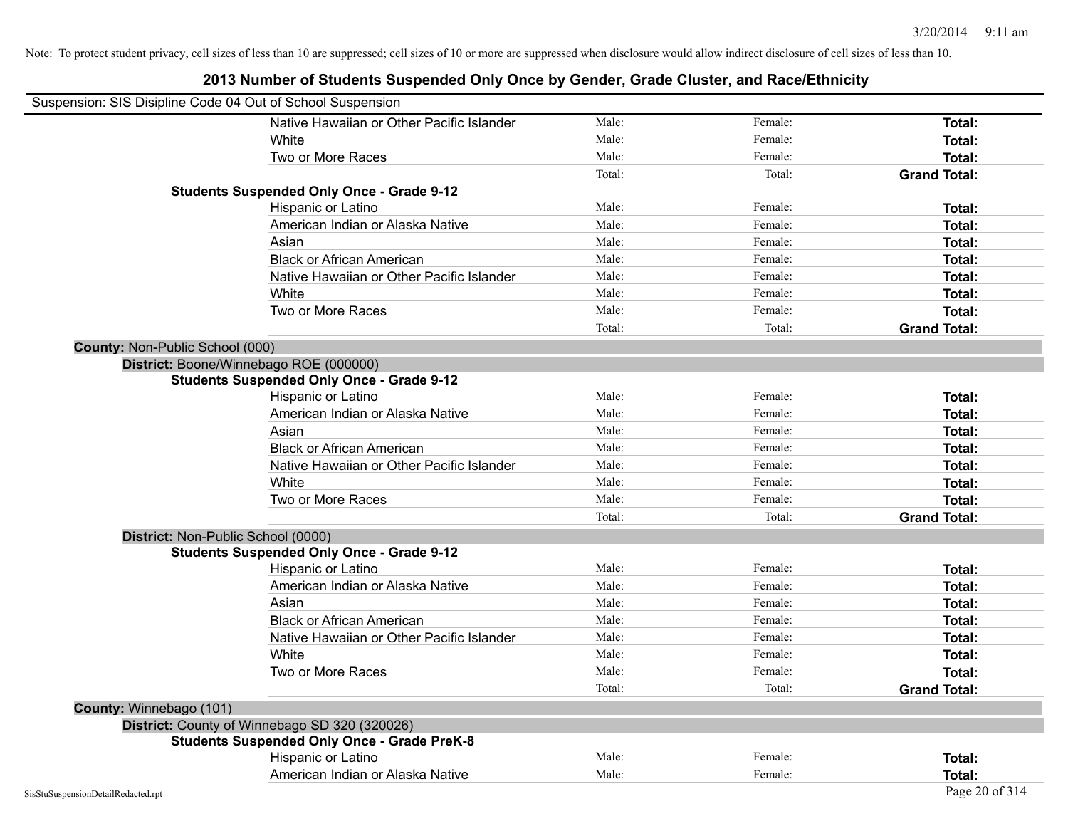Note: To protect student privacy, cell sizes of less than 10 are suppressed; cell sizes of 10 or more are suppressed when disclosure would allow indirect disclosure of cell sizes of less than 10.

# 2013 Number of Students Suspended Only Once by Gender, Grade Cluster, and Race/Ethnicity

Suspension: SIS Disipline Code 04 Out of School Suspension

| | | | |
|---|---|---|---|
| Native Hawaiian or Other Pacific Islander | Male: | Female: | **Total:** |
| White | Male: | Female: | **Total:** |
| Two or More Races | Male: | Female: | **Total:** |
| | Total: | Total: | **Grand Total:** |

**Students Suspended Only Once - Grade 9-12**

| | | | |
|---|---|---|---|
| Hispanic or Latino | Male: | Female: | **Total:** |
| American Indian or Alaska Native | Male: | Female: | **Total:** |
| Asian | Male: | Female: | **Total:** |
| Black or African American | Male: | Female: | **Total:** |
| Native Hawaiian or Other Pacific Islander | Male: | Female: | **Total:** |
| White | Male: | Female: | **Total:** |
| Two or More Races | Male: | Female: | **Total:** |
| | Total: | Total: | **Grand Total:** |

**County:** Non-Public School (000)

**District:** Boone/Winnebago ROE (000000)

**Students Suspended Only Once - Grade 9-12**

| | | | |
|---|---|---|---|
| Hispanic or Latino | Male: | Female: | **Total:** |
| American Indian or Alaska Native | Male: | Female: | **Total:** |
| Asian | Male: | Female: | **Total:** |
| Black or African American | Male: | Female: | **Total:** |
| Native Hawaiian or Other Pacific Islander | Male: | Female: | **Total:** |
| White | Male: | Female: | **Total:** |
| Two or More Races | Male: | Female: | **Total:** |
| | Total: | Total: | **Grand Total:** |

**District:** Non-Public School (0000)

**Students Suspended Only Once - Grade 9-12**

| | | | |
|---|---|---|---|
| Hispanic or Latino | Male: | Female: | **Total:** |
| American Indian or Alaska Native | Male: | Female: | **Total:** |
| Asian | Male: | Female: | **Total:** |
| Black or African American | Male: | Female: | **Total:** |
| Native Hawaiian or Other Pacific Islander | Male: | Female: | **Total:** |
| White | Male: | Female: | **Total:** |
| Two or More Races | Male: | Female: | **Total:** |
| | Total: | Total: | **Grand Total:** |

**County:** Winnebago (101)

**District:** County of Winnebago SD 320 (320026)

**Students Suspended Only Once - Grade PreK-8**

| | | | |
|---|---|---|---|
| Hispanic or Latino | Male: | Female: | **Total:** |
| American Indian or Alaska Native | Male: | Female: | **Total:** |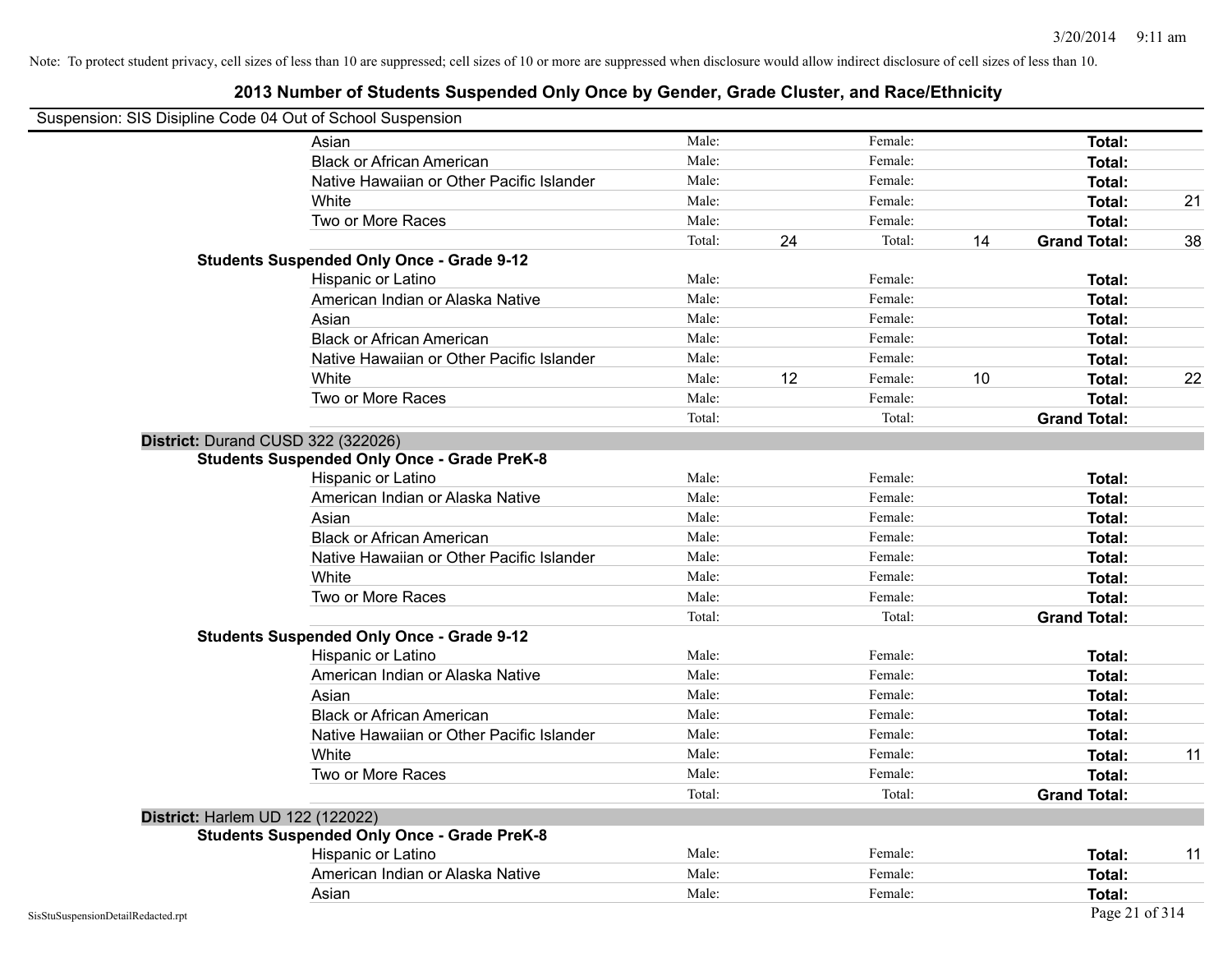Note: To protect student privacy, cell sizes of less than 10 are suppressed; cell sizes of 10 or more are suppressed when disclosure would allow indirect disclosure of cell sizes of less than 10.

# 2013 Number of Students Suspended Only Once by Gender, Grade Cluster, and Race/Ethnicity

Suspension: SIS Disipline Code 04 Out of School Suspension

| | | | | | | |
|---|---|---|---|---|---|---|
| Asian | Male: | | Female: | | **Total:** | |
| Black or African American | Male: | | Female: | | **Total:** | |
| Native Hawaiian or Other Pacific Islander | Male: | | Female: | | **Total:** | |
| White | Male: | | Female: | | **Total:** | 21 |
| Two or More Races | Male: | | Female: | | **Total:** | |
| | Total: | 24 | Total: | 14 | **Grand Total:** | 38 |

**Students Suspended Only Once - Grade 9-12**

| | | | | | | |
|---|---|---|---|---|---|---|
| Hispanic or Latino | Male: | | Female: | | **Total:** | |
| American Indian or Alaska Native | Male: | | Female: | | **Total:** | |
| Asian | Male: | | Female: | | **Total:** | |
| Black or African American | Male: | | Female: | | **Total:** | |
| Native Hawaiian or Other Pacific Islander | Male: | | Female: | | **Total:** | |
| White | Male: | 12 | Female: | 10 | **Total:** | 22 |
| Two or More Races | Male: | | Female: | | **Total:** | |
| | Total: | | Total: | | **Grand Total:** | |

## District: Durand CUSD 322 (322026)

**Students Suspended Only Once - Grade PreK-8**

| | | | | | | |
|---|---|---|---|---|---|---|
| Hispanic or Latino | Male: | | Female: | | **Total:** | |
| American Indian or Alaska Native | Male: | | Female: | | **Total:** | |
| Asian | Male: | | Female: | | **Total:** | |
| Black or African American | Male: | | Female: | | **Total:** | |
| Native Hawaiian or Other Pacific Islander | Male: | | Female: | | **Total:** | |
| White | Male: | | Female: | | **Total:** | |
| Two or More Races | Male: | | Female: | | **Total:** | |
| | Total: | | Total: | | **Grand Total:** | |

**Students Suspended Only Once - Grade 9-12**

| | | | | | | |
|---|---|---|---|---|---|---|
| Hispanic or Latino | Male: | | Female: | | **Total:** | |
| American Indian or Alaska Native | Male: | | Female: | | **Total:** | |
| Asian | Male: | | Female: | | **Total:** | |
| Black or African American | Male: | | Female: | | **Total:** | |
| Native Hawaiian or Other Pacific Islander | Male: | | Female: | | **Total:** | |
| White | Male: | | Female: | | **Total:** | 11 |
| Two or More Races | Male: | | Female: | | **Total:** | |
| | Total: | | Total: | | **Grand Total:** | |

## District: Harlem UD 122 (122022)

**Students Suspended Only Once - Grade PreK-8**

| | | | | | | |
|---|---|---|---|---|---|---|
| Hispanic or Latino | Male: | | Female: | | **Total:** | 11 |
| American Indian or Alaska Native | Male: | | Female: | | **Total:** | |
| Asian | Male: | | Female: | | **Total:** | |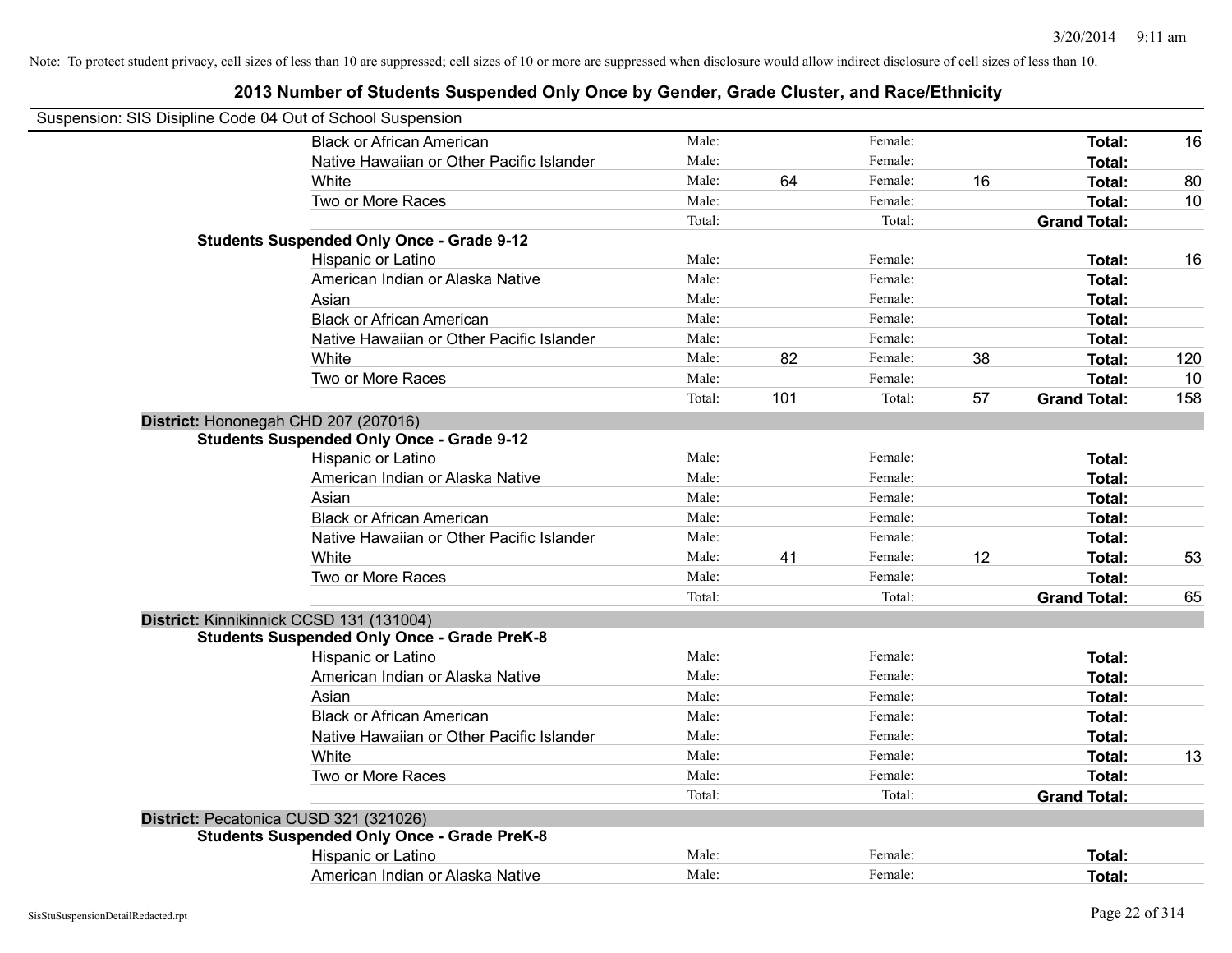Note: To protect student privacy, cell sizes of less than 10 are suppressed; cell sizes of 10 or more are suppressed when disclosure would allow indirect disclosure of cell sizes of less than 10.

# 2013 Number of Students Suspended Only Once by Gender, Grade Cluster, and Race/Ethnicity

Suspension: SIS Disipline Code 04 Out of School Suspension

| | | | | | | |
|---|---|---|---|---|---|---|
| Black or African American | Male: | | Female: | | **Total:** | 16 |
| Native Hawaiian or Other Pacific Islander | Male: | | Female: | | **Total:** | |
| White | Male: | 64 | Female: | 16 | **Total:** | 80 |
| Two or More Races | Male: | | Female: | | **Total:** | 10 |
| | Total: | | Total: | | **Grand Total:** | |

**Students Suspended Only Once - Grade 9-12**

| | | | | | | |
|---|---|---|---|---|---|---|
| Hispanic or Latino | Male: | | Female: | | **Total:** | 16 |
| American Indian or Alaska Native | Male: | | Female: | | **Total:** | |
| Asian | Male: | | Female: | | **Total:** | |
| Black or African American | Male: | | Female: | | **Total:** | |
| Native Hawaiian or Other Pacific Islander | Male: | | Female: | | **Total:** | |
| White | Male: | 82 | Female: | 38 | **Total:** | 120 |
| Two or More Races | Male: | | Female: | | **Total:** | 10 |
| | Total: | 101 | Total: | 57 | **Grand Total:** | 158 |

**District:** Hononegah CHD 207 (207016)

**Students Suspended Only Once - Grade 9-12**

| | | | | | | |
|---|---|---|---|---|---|---|
| Hispanic or Latino | Male: | | Female: | | **Total:** | |
| American Indian or Alaska Native | Male: | | Female: | | **Total:** | |
| Asian | Male: | | Female: | | **Total:** | |
| Black or African American | Male: | | Female: | | **Total:** | |
| Native Hawaiian or Other Pacific Islander | Male: | | Female: | | **Total:** | |
| White | Male: | 41 | Female: | 12 | **Total:** | 53 |
| Two or More Races | Male: | | Female: | | **Total:** | |
| | Total: | | Total: | | **Grand Total:** | 65 |

**District:** Kinnikinnick CCSD 131 (131004)

**Students Suspended Only Once - Grade PreK-8**

| | | | | | | |
|---|---|---|---|---|---|---|
| Hispanic or Latino | Male: | | Female: | | **Total:** | |
| American Indian or Alaska Native | Male: | | Female: | | **Total:** | |
| Asian | Male: | | Female: | | **Total:** | |
| Black or African American | Male: | | Female: | | **Total:** | |
| Native Hawaiian or Other Pacific Islander | Male: | | Female: | | **Total:** | |
| White | Male: | | Female: | | **Total:** | 13 |
| Two or More Races | Male: | | Female: | | **Total:** | |
| | Total: | | Total: | | **Grand Total:** | |

**District:** Pecatonica CUSD 321 (321026)

**Students Suspended Only Once - Grade PreK-8**

| | | | | | | |
|---|---|---|---|---|---|---|
| Hispanic or Latino | Male: | | Female: | | **Total:** | |
| American Indian or Alaska Native | Male: | | Female: | | **Total:** | |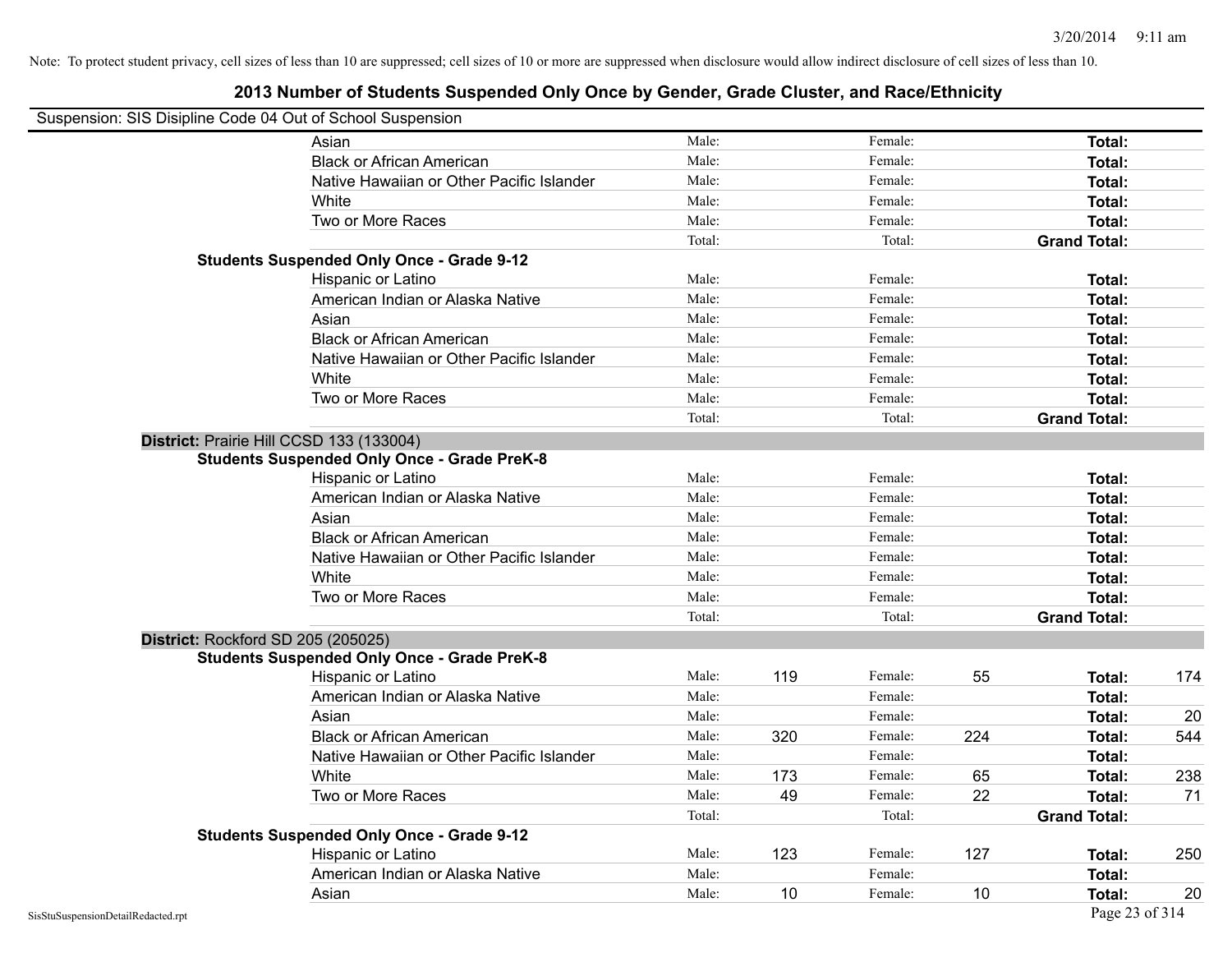Note: To protect student privacy, cell sizes of less than 10 are suppressed; cell sizes of 10 or more are suppressed when disclosure would allow indirect disclosure of cell sizes of less than 10.

# 2013 Number of Students Suspended Only Once by Gender, Grade Cluster, and Race/Ethnicity

Suspension: SIS Disipline Code 04 Out of School Suspension

| | | | | | | | |
|---|---|---|---|---|---|---|---|
| | Asian | Male: | | Female: | | **Total:** | |
| | Black or African American | Male: | | Female: | | **Total:** | |
| | Native Hawaiian or Other Pacific Islander | Male: | | Female: | | **Total:** | |
| | White | Male: | | Female: | | **Total:** | |
| | Two or More Races | Male: | | Female: | | **Total:** | |
| | | Total: | | Total: | | **Grand Total:** | |
| **Students Suspended Only Once - Grade 9-12** | | | | | | | |
| | Hispanic or Latino | Male: | | Female: | | **Total:** | |
| | American Indian or Alaska Native | Male: | | Female: | | **Total:** | |
| | Asian | Male: | | Female: | | **Total:** | |
| | Black or African American | Male: | | Female: | | **Total:** | |
| | Native Hawaiian or Other Pacific Islander | Male: | | Female: | | **Total:** | |
| | White | Male: | | Female: | | **Total:** | |
| | Two or More Races | Male: | | Female: | | **Total:** | |
| | | Total: | | Total: | | **Grand Total:** | |
| **District:** Prairie Hill CCSD 133 (133004) | | | | | | | |
| **Students Suspended Only Once - Grade PreK-8** | | | | | | | |
| | Hispanic or Latino | Male: | | Female: | | **Total:** | |
| | American Indian or Alaska Native | Male: | | Female: | | **Total:** | |
| | Asian | Male: | | Female: | | **Total:** | |
| | Black or African American | Male: | | Female: | | **Total:** | |
| | Native Hawaiian or Other Pacific Islander | Male: | | Female: | | **Total:** | |
| | White | Male: | | Female: | | **Total:** | |
| | Two or More Races | Male: | | Female: | | **Total:** | |
| | | Total: | | Total: | | **Grand Total:** | |
| **District:** Rockford SD 205 (205025) | | | | | | | |
| **Students Suspended Only Once - Grade PreK-8** | | | | | | | |
| | Hispanic or Latino | Male: | 119 | Female: | 55 | **Total:** | 174 |
| | American Indian or Alaska Native | Male: | | Female: | | **Total:** | |
| | Asian | Male: | | Female: | | **Total:** | 20 |
| | Black or African American | Male: | 320 | Female: | 224 | **Total:** | 544 |
| | Native Hawaiian or Other Pacific Islander | Male: | | Female: | | **Total:** | |
| | White | Male: | 173 | Female: | 65 | **Total:** | 238 |
| | Two or More Races | Male: | 49 | Female: | 22 | **Total:** | 71 |
| | | Total: | | Total: | | **Grand Total:** | |
| **Students Suspended Only Once - Grade 9-12** | | | | | | | |
| | Hispanic or Latino | Male: | 123 | Female: | 127 | **Total:** | 250 |
| | American Indian or Alaska Native | Male: | | Female: | | **Total:** | |
| | Asian | Male: | 10 | Female: | 10 | **Total:** | 20 |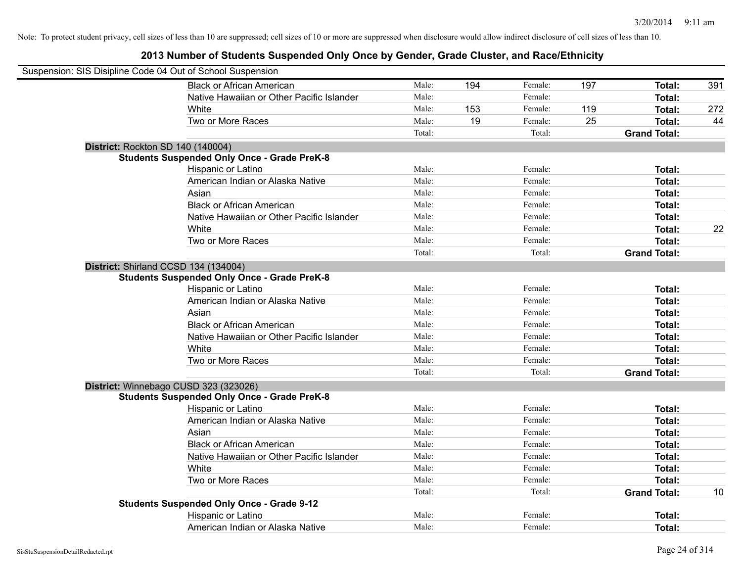Note: To protect student privacy, cell sizes of less than 10 are suppressed; cell sizes of 10 or more are suppressed when disclosure would allow indirect disclosure of cell sizes of less than 10.

## 2013 Number of Students Suspended Only Once by Gender, Grade Cluster, and Race/Ethnicity

Suspension: SIS Disipline Code 04 Out of School Suspension

| | | | | | | |
|---|---|---|---|---|---|---|
| Black or African American | Male: | 194 | Female: | 197 | **Total:** | 391 |
| Native Hawaiian or Other Pacific Islander | Male: | | Female: | | **Total:** | |
| White | Male: | 153 | Female: | 119 | **Total:** | 272 |
| Two or More Races | Male: | 19 | Female: | 25 | **Total:** | 44 |
| | Total: | | Total: | | **Grand Total:** | |

**District:** Rockton SD 140 (140004)

**Students Suspended Only Once - Grade PreK-8**

| | | | | | | |
|---|---|---|---|---|---|---|
| Hispanic or Latino | Male: | | Female: | | **Total:** | |
| American Indian or Alaska Native | Male: | | Female: | | **Total:** | |
| Asian | Male: | | Female: | | **Total:** | |
| Black or African American | Male: | | Female: | | **Total:** | |
| Native Hawaiian or Other Pacific Islander | Male: | | Female: | | **Total:** | |
| White | Male: | | Female: | | **Total:** | 22 |
| Two or More Races | Male: | | Female: | | **Total:** | |
| | Total: | | Total: | | **Grand Total:** | |

**District:** Shirland CCSD 134 (134004)

**Students Suspended Only Once - Grade PreK-8**

| | | | | | | |
|---|---|---|---|---|---|---|
| Hispanic or Latino | Male: | | Female: | | **Total:** | |
| American Indian or Alaska Native | Male: | | Female: | | **Total:** | |
| Asian | Male: | | Female: | | **Total:** | |
| Black or African American | Male: | | Female: | | **Total:** | |
| Native Hawaiian or Other Pacific Islander | Male: | | Female: | | **Total:** | |
| White | Male: | | Female: | | **Total:** | |
| Two or More Races | Male: | | Female: | | **Total:** | |
| | Total: | | Total: | | **Grand Total:** | |

**District:** Winnebago CUSD 323 (323026)

**Students Suspended Only Once - Grade PreK-8**

| | | | | | | |
|---|---|---|---|---|---|---|
| Hispanic or Latino | Male: | | Female: | | **Total:** | |
| American Indian or Alaska Native | Male: | | Female: | | **Total:** | |
| Asian | Male: | | Female: | | **Total:** | |
| Black or African American | Male: | | Female: | | **Total:** | |
| Native Hawaiian or Other Pacific Islander | Male: | | Female: | | **Total:** | |
| White | Male: | | Female: | | **Total:** | |
| Two or More Races | Male: | | Female: | | **Total:** | |
| | Total: | | Total: | | **Grand Total:** | 10 |

**Students Suspended Only Once - Grade 9-12**

| | | | | | | |
|---|---|---|---|---|---|---|
| Hispanic or Latino | Male: | | Female: | | **Total:** | |
| American Indian or Alaska Native | Male: | | Female: | | **Total:** | |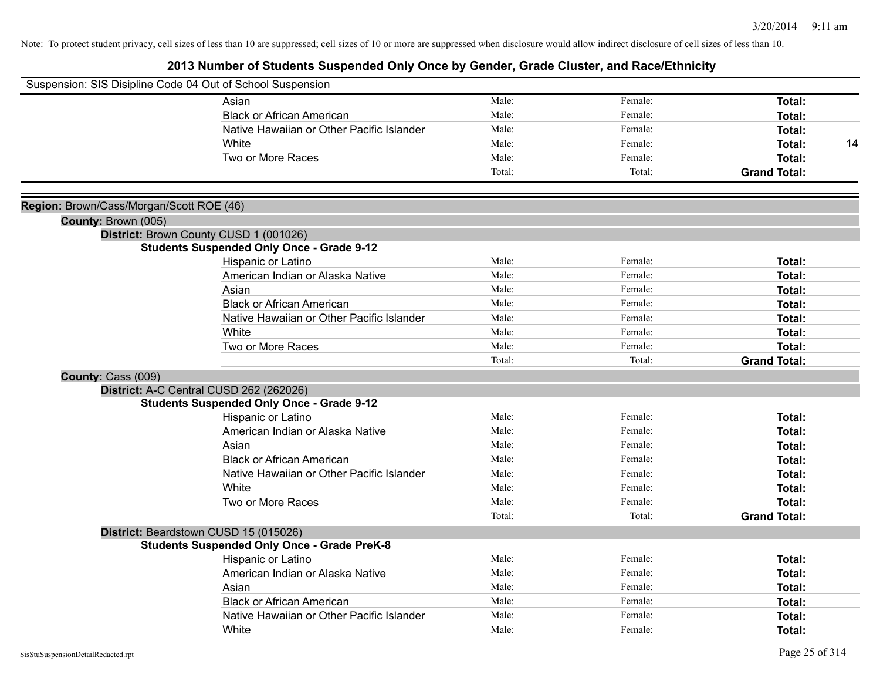Note: To protect student privacy, cell sizes of less than 10 are suppressed; cell sizes of 10 or more are suppressed when disclosure would allow indirect disclosure of cell sizes of less than 10.

## 2013 Number of Students Suspended Only Once by Gender, Grade Cluster, and Race/Ethnicity

Suspension: SIS Disipline Code 04 Out of School Suspension

| | | | | |
|---|---|---|---|---|
| Asian | Male: | Female: | **Total:** | |
| Black or African American | Male: | Female: | **Total:** | |
| Native Hawaiian or Other Pacific Islander | Male: | Female: | **Total:** | |
| White | Male: | Female: | **Total:** | 14 |
| Two or More Races | Male: | Female: | **Total:** | |
| | Total: | Total: | **Grand Total:** | |

**Region:** Brown/Cass/Morgan/Scott ROE (46)

**County:** Brown (005)

**District:** Brown County CUSD 1 (001026)

**Students Suspended Only Once - Grade 9-12**

| | | | | |
|---|---|---|---|---|
| Hispanic or Latino | Male: | Female: | **Total:** | |
| American Indian or Alaska Native | Male: | Female: | **Total:** | |
| Asian | Male: | Female: | **Total:** | |
| Black or African American | Male: | Female: | **Total:** | |
| Native Hawaiian or Other Pacific Islander | Male: | Female: | **Total:** | |
| White | Male: | Female: | **Total:** | |
| Two or More Races | Male: | Female: | **Total:** | |
| | Total: | Total: | **Grand Total:** | |

**County:** Cass (009)

**District:** A-C Central CUSD 262 (262026)

**Students Suspended Only Once - Grade 9-12**

| | | | | |
|---|---|---|---|---|
| Hispanic or Latino | Male: | Female: | **Total:** | |
| American Indian or Alaska Native | Male: | Female: | **Total:** | |
| Asian | Male: | Female: | **Total:** | |
| Black or African American | Male: | Female: | **Total:** | |
| Native Hawaiian or Other Pacific Islander | Male: | Female: | **Total:** | |
| White | Male: | Female: | **Total:** | |
| Two or More Races | Male: | Female: | **Total:** | |
| | Total: | Total: | **Grand Total:** | |

**District:** Beardstown CUSD 15 (015026)

**Students Suspended Only Once - Grade PreK-8**

| | | | | |
|---|---|---|---|---|
| Hispanic or Latino | Male: | Female: | **Total:** | |
| American Indian or Alaska Native | Male: | Female: | **Total:** | |
| Asian | Male: | Female: | **Total:** | |
| Black or African American | Male: | Female: | **Total:** | |
| Native Hawaiian or Other Pacific Islander | Male: | Female: | **Total:** | |
| White | Male: | Female: | **Total:** | |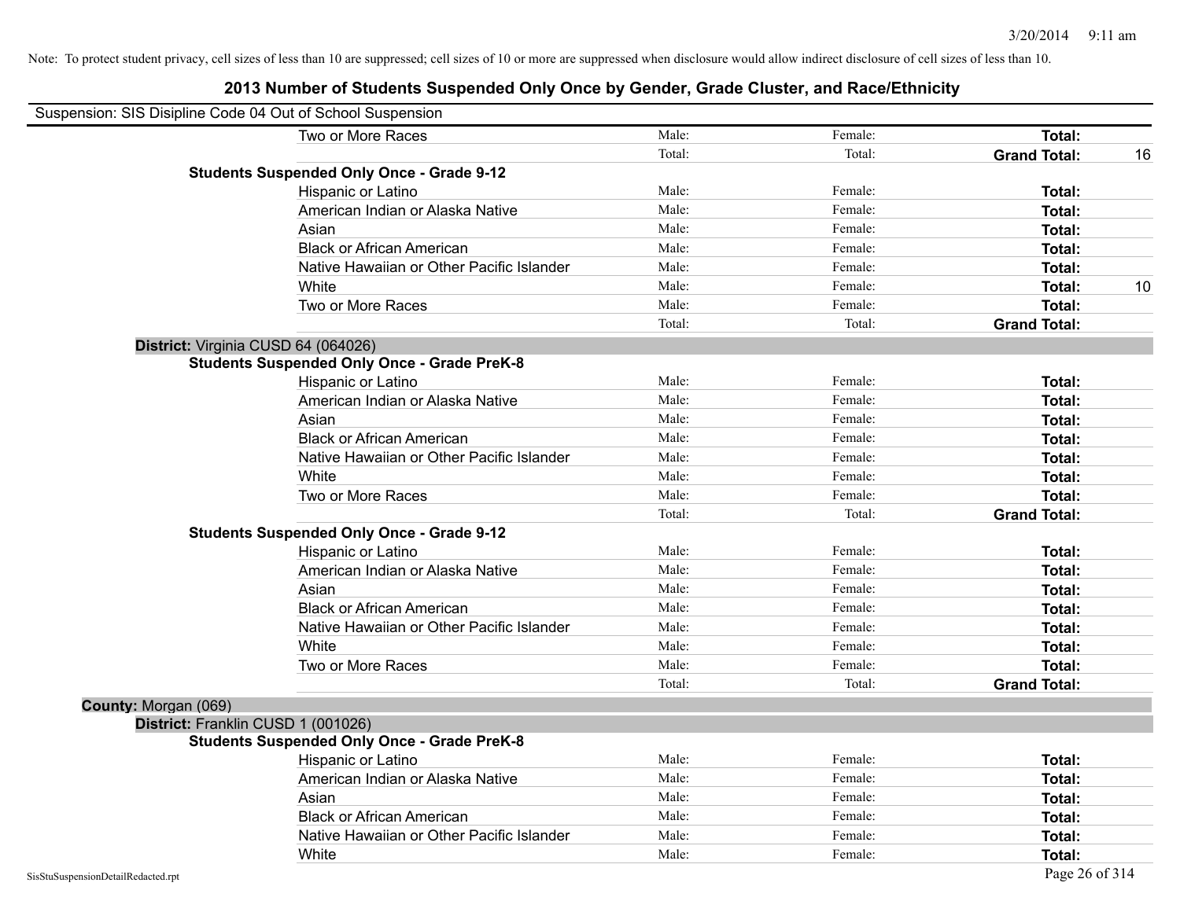Note: To protect student privacy, cell sizes of less than 10 are suppressed; cell sizes of 10 or more are suppressed when disclosure would allow indirect disclosure of cell sizes of less than 10.

# 2013 Number of Students Suspended Only Once by Gender, Grade Cluster, and Race/Ethnicity

Suspension: SIS Disipline Code 04 Out of School Suspension

| | | | | |
|---|---|---|---|---|
| Two or More Races | Male: | Female: | **Total:** | |
| | Total: | Total: | **Grand Total:** | 16 |

**Students Suspended Only Once - Grade 9-12**

| | | | | |
|---|---|---|---|---|
| Hispanic or Latino | Male: | Female: | **Total:** | |
| American Indian or Alaska Native | Male: | Female: | **Total:** | |
| Asian | Male: | Female: | **Total:** | |
| Black or African American | Male: | Female: | **Total:** | |
| Native Hawaiian or Other Pacific Islander | Male: | Female: | **Total:** | |
| White | Male: | Female: | **Total:** | 10 |
| Two or More Races | Male: | Female: | **Total:** | |
| | Total: | Total: | **Grand Total:** | |

**District:** Virginia CUSD 64 (064026)

**Students Suspended Only Once - Grade PreK-8**

| | | | | |
|---|---|---|---|---|
| Hispanic or Latino | Male: | Female: | **Total:** | |
| American Indian or Alaska Native | Male: | Female: | **Total:** | |
| Asian | Male: | Female: | **Total:** | |
| Black or African American | Male: | Female: | **Total:** | |
| Native Hawaiian or Other Pacific Islander | Male: | Female: | **Total:** | |
| White | Male: | Female: | **Total:** | |
| Two or More Races | Male: | Female: | **Total:** | |
| | Total: | Total: | **Grand Total:** | |

**Students Suspended Only Once - Grade 9-12**

| | | | | |
|---|---|---|---|---|
| Hispanic or Latino | Male: | Female: | **Total:** | |
| American Indian or Alaska Native | Male: | Female: | **Total:** | |
| Asian | Male: | Female: | **Total:** | |
| Black or African American | Male: | Female: | **Total:** | |
| Native Hawaiian or Other Pacific Islander | Male: | Female: | **Total:** | |
| White | Male: | Female: | **Total:** | |
| Two or More Races | Male: | Female: | **Total:** | |
| | Total: | Total: | **Grand Total:** | |

**County:** Morgan (069)

**District:** Franklin CUSD 1 (001026)

**Students Suspended Only Once - Grade PreK-8**

| | | | | |
|---|---|---|---|---|
| Hispanic or Latino | Male: | Female: | **Total:** | |
| American Indian or Alaska Native | Male: | Female: | **Total:** | |
| Asian | Male: | Female: | **Total:** | |
| Black or African American | Male: | Female: | **Total:** | |
| Native Hawaiian or Other Pacific Islander | Male: | Female: | **Total:** | |
| White | Male: | Female: | **Total:** | |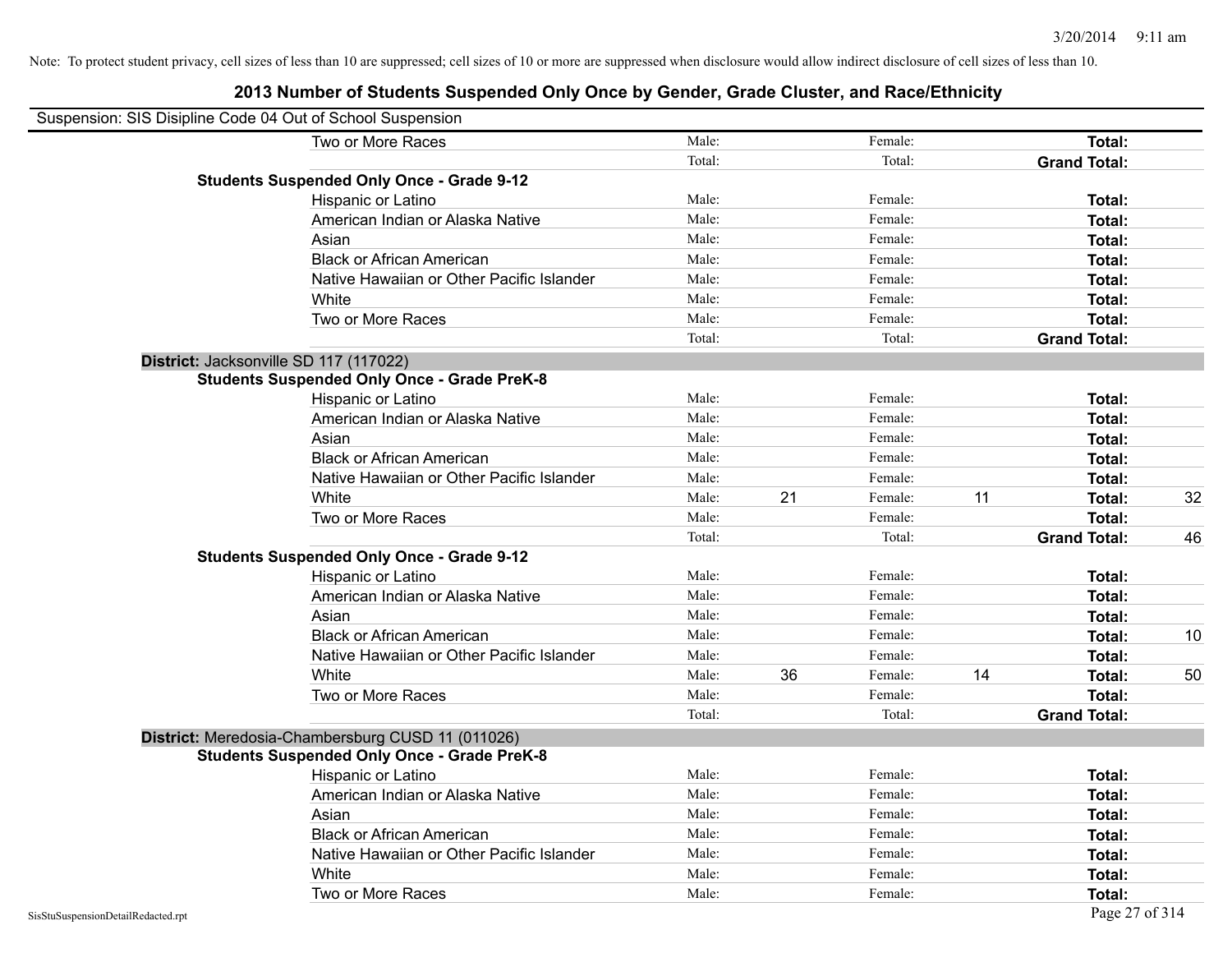Note: To protect student privacy, cell sizes of less than 10 are suppressed; cell sizes of 10 or more are suppressed when disclosure would allow indirect disclosure of cell sizes of less than 10.

# 2013 Number of Students Suspended Only Once by Gender, Grade Cluster, and Race/Ethnicity

Suspension: SIS Disipline Code 04 Out of School Suspension

| | | | | | | |
|---|---|---|---|---|---|---|
| Two or More Races | Male: | | Female: | | **Total:** | |
| | Total: | | Total: | | **Grand Total:** | |

**Students Suspended Only Once - Grade 9-12**

| | | | | | | |
|---|---|---|---|---|---|---|
| Hispanic or Latino | Male: | | Female: | | **Total:** | |
| American Indian or Alaska Native | Male: | | Female: | | **Total:** | |
| Asian | Male: | | Female: | | **Total:** | |
| Black or African American | Male: | | Female: | | **Total:** | |
| Native Hawaiian or Other Pacific Islander | Male: | | Female: | | **Total:** | |
| White | Male: | | Female: | | **Total:** | |
| Two or More Races | Male: | | Female: | | **Total:** | |
| | Total: | | Total: | | **Grand Total:** | |

**District:** Jacksonville SD 117 (117022)

**Students Suspended Only Once - Grade PreK-8**

| | | | | | | |
|---|---|---|---|---|---|---|
| Hispanic or Latino | Male: | | Female: | | **Total:** | |
| American Indian or Alaska Native | Male: | | Female: | | **Total:** | |
| Asian | Male: | | Female: | | **Total:** | |
| Black or African American | Male: | | Female: | | **Total:** | |
| Native Hawaiian or Other Pacific Islander | Male: | | Female: | | **Total:** | |
| White | Male: | 21 | Female: | 11 | **Total:** | 32 |
| Two or More Races | Male: | | Female: | | **Total:** | |
| | Total: | | Total: | | **Grand Total:** | 46 |

**Students Suspended Only Once - Grade 9-12**

| | | | | | | |
|---|---|---|---|---|---|---|
| Hispanic or Latino | Male: | | Female: | | **Total:** | |
| American Indian or Alaska Native | Male: | | Female: | | **Total:** | |
| Asian | Male: | | Female: | | **Total:** | |
| Black or African American | Male: | | Female: | | **Total:** | 10 |
| Native Hawaiian or Other Pacific Islander | Male: | | Female: | | **Total:** | |
| White | Male: | 36 | Female: | 14 | **Total:** | 50 |
| Two or More Races | Male: | | Female: | | **Total:** | |
| | Total: | | Total: | | **Grand Total:** | |

**District:** Meredosia-Chambersburg CUSD 11 (011026)

**Students Suspended Only Once - Grade PreK-8**

| | | | | | | |
|---|---|---|---|---|---|---|
| Hispanic or Latino | Male: | | Female: | | **Total:** | |
| American Indian or Alaska Native | Male: | | Female: | | **Total:** | |
| Asian | Male: | | Female: | | **Total:** | |
| Black or African American | Male: | | Female: | | **Total:** | |
| Native Hawaiian or Other Pacific Islander | Male: | | Female: | | **Total:** | |
| White | Male: | | Female: | | **Total:** | |
| Two or More Races | Male: | | Female: | | **Total:** | |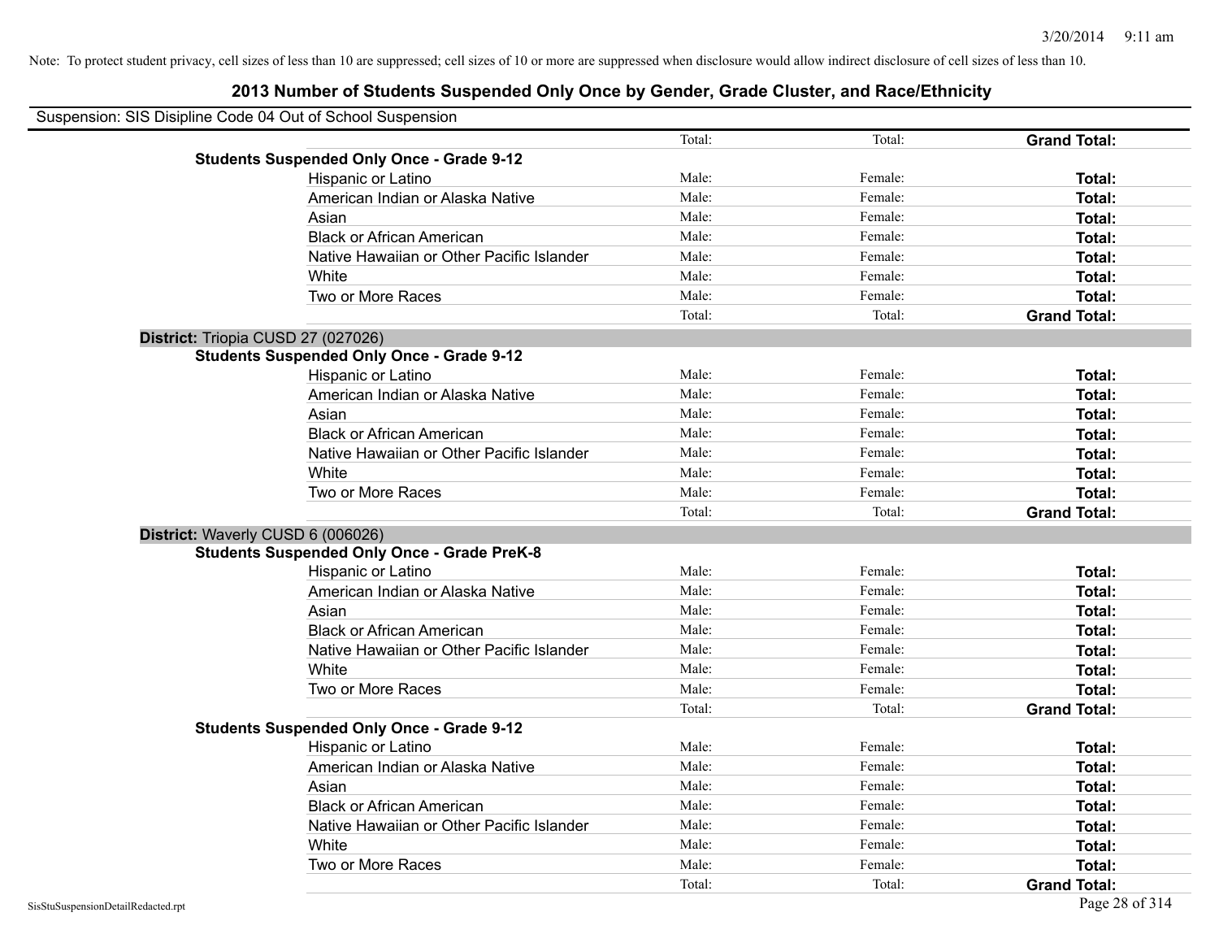Note: To protect student privacy, cell sizes of less than 10 are suppressed; cell sizes of 10 or more are suppressed when disclosure would allow indirect disclosure of cell sizes of less than 10.

# 2013 Number of Students Suspended Only Once by Gender, Grade Cluster, and Race/Ethnicity

Suspension: SIS Disipline Code 04 Out of School Suspension

| | | | | |
|---|---|---|---|---|
| | | Total: | Total: | **Grand Total:** |
| **Students Suspended Only Once - Grade 9-12** | | | | |
| | Hispanic or Latino | Male: | Female: | **Total:** |
| | American Indian or Alaska Native | Male: | Female: | **Total:** |
| | Asian | Male: | Female: | **Total:** |
| | Black or African American | Male: | Female: | **Total:** |
| | Native Hawaiian or Other Pacific Islander | Male: | Female: | **Total:** |
| | White | Male: | Female: | **Total:** |
| | Two or More Races | Male: | Female: | **Total:** |
| | | Total: | Total: | **Grand Total:** |
| **District:** Triopia CUSD 27 (027026) | | | | |
| **Students Suspended Only Once - Grade 9-12** | | | | |
| | Hispanic or Latino | Male: | Female: | **Total:** |
| | American Indian or Alaska Native | Male: | Female: | **Total:** |
| | Asian | Male: | Female: | **Total:** |
| | Black or African American | Male: | Female: | **Total:** |
| | Native Hawaiian or Other Pacific Islander | Male: | Female: | **Total:** |
| | White | Male: | Female: | **Total:** |
| | Two or More Races | Male: | Female: | **Total:** |
| | | Total: | Total: | **Grand Total:** |
| **District:** Waverly CUSD 6 (006026) | | | | |
| **Students Suspended Only Once - Grade PreK-8** | | | | |
| | Hispanic or Latino | Male: | Female: | **Total:** |
| | American Indian or Alaska Native | Male: | Female: | **Total:** |
| | Asian | Male: | Female: | **Total:** |
| | Black or African American | Male: | Female: | **Total:** |
| | Native Hawaiian or Other Pacific Islander | Male: | Female: | **Total:** |
| | White | Male: | Female: | **Total:** |
| | Two or More Races | Male: | Female: | **Total:** |
| | | Total: | Total: | **Grand Total:** |
| **Students Suspended Only Once - Grade 9-12** | | | | |
| | Hispanic or Latino | Male: | Female: | **Total:** |
| | American Indian or Alaska Native | Male: | Female: | **Total:** |
| | Asian | Male: | Female: | **Total:** |
| | Black or African American | Male: | Female: | **Total:** |
| | Native Hawaiian or Other Pacific Islander | Male: | Female: | **Total:** |
| | White | Male: | Female: | **Total:** |
| | Two or More Races | Male: | Female: | **Total:** |
| | | Total: | Total: | **Grand Total:** |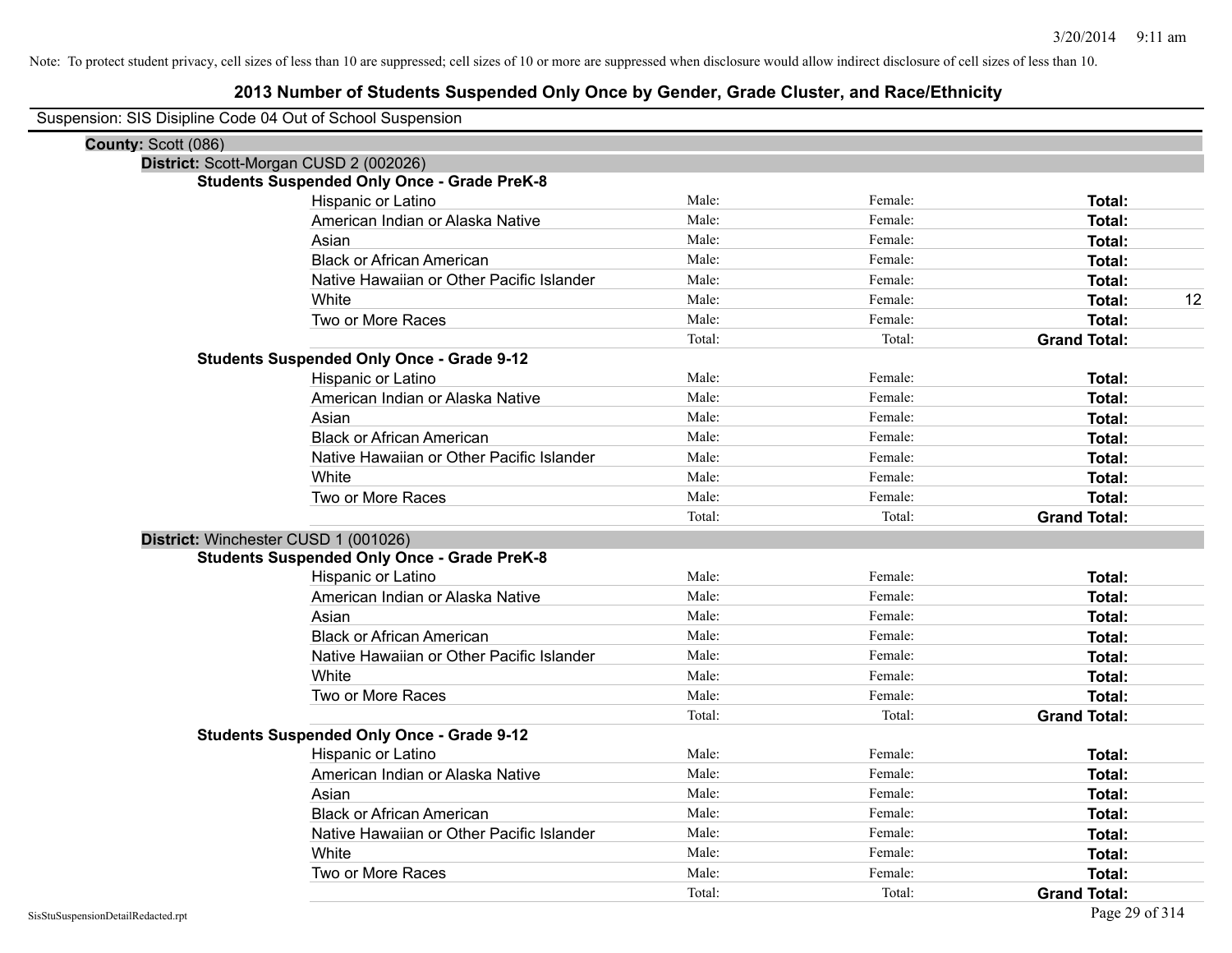Note: To protect student privacy, cell sizes of less than 10 are suppressed; cell sizes of 10 or more are suppressed when disclosure would allow indirect disclosure of cell sizes of less than 10.

# 2013 Number of Students Suspended Only Once by Gender, Grade Cluster, and Race/Ethnicity

Suspension: SIS Disipline Code 04 Out of School Suspension

**County:** Scott (086)

**District:** Scott-Morgan CUSD 2 (002026)

**Students Suspended Only Once - Grade PreK-8**

| | | | | |
|---|---|---|---|---|
| Hispanic or Latino | Male: | Female: | **Total:** | |
| American Indian or Alaska Native | Male: | Female: | **Total:** | |
| Asian | Male: | Female: | **Total:** | |
| Black or African American | Male: | Female: | **Total:** | |
| Native Hawaiian or Other Pacific Islander | Male: | Female: | **Total:** | |
| White | Male: | Female: | **Total:** | 12 |
| Two or More Races | Male: | Female: | **Total:** | |
| | Total: | Total: | **Grand Total:** | |

**Students Suspended Only Once - Grade 9-12**

| | | | | |
|---|---|---|---|---|
| Hispanic or Latino | Male: | Female: | **Total:** | |
| American Indian or Alaska Native | Male: | Female: | **Total:** | |
| Asian | Male: | Female: | **Total:** | |
| Black or African American | Male: | Female: | **Total:** | |
| Native Hawaiian or Other Pacific Islander | Male: | Female: | **Total:** | |
| White | Male: | Female: | **Total:** | |
| Two or More Races | Male: | Female: | **Total:** | |
| | Total: | Total: | **Grand Total:** | |

**District:** Winchester CUSD 1 (001026)

**Students Suspended Only Once - Grade PreK-8**

| | | | | |
|---|---|---|---|---|
| Hispanic or Latino | Male: | Female: | **Total:** | |
| American Indian or Alaska Native | Male: | Female: | **Total:** | |
| Asian | Male: | Female: | **Total:** | |
| Black or African American | Male: | Female: | **Total:** | |
| Native Hawaiian or Other Pacific Islander | Male: | Female: | **Total:** | |
| White | Male: | Female: | **Total:** | |
| Two or More Races | Male: | Female: | **Total:** | |
| | Total: | Total: | **Grand Total:** | |

**Students Suspended Only Once - Grade 9-12**

| | | | | |
|---|---|---|---|---|
| Hispanic or Latino | Male: | Female: | **Total:** | |
| American Indian or Alaska Native | Male: | Female: | **Total:** | |
| Asian | Male: | Female: | **Total:** | |
| Black or African American | Male: | Female: | **Total:** | |
| Native Hawaiian or Other Pacific Islander | Male: | Female: | **Total:** | |
| White | Male: | Female: | **Total:** | |
| Two or More Races | Male: | Female: | **Total:** | |
| | Total: | Total: | **Grand Total:** | |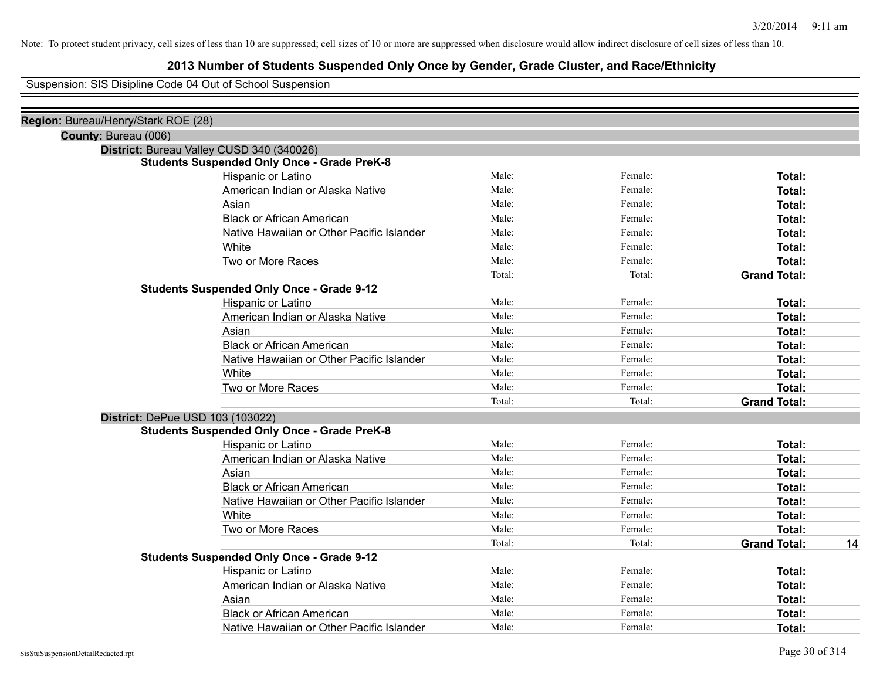Note: To protect student privacy, cell sizes of less than 10 are suppressed; cell sizes of 10 or more are suppressed when disclosure would allow indirect disclosure of cell sizes of less than 10.

# 2013 Number of Students Suspended Only Once by Gender, Grade Cluster, and Race/Ethnicity

Suspension: SIS Disipline Code 04 Out of School Suspension

**Region:** Bureau/Henry/Stark ROE (28)

**County:** Bureau (006)

**District:** Bureau Valley CUSD 340 (340026)

**Students Suspended Only Once - Grade PreK-8**

| | | | | |
|---|---|---|---|---|
| Hispanic or Latino | Male: | Female: | **Total:** | |
| American Indian or Alaska Native | Male: | Female: | **Total:** | |
| Asian | Male: | Female: | **Total:** | |
| Black or African American | Male: | Female: | **Total:** | |
| Native Hawaiian or Other Pacific Islander | Male: | Female: | **Total:** | |
| White | Male: | Female: | **Total:** | |
| Two or More Races | Male: | Female: | **Total:** | |
| | Total: | Total: | **Grand Total:** | |

**Students Suspended Only Once - Grade 9-12**

| | | | | |
|---|---|---|---|---|
| Hispanic or Latino | Male: | Female: | **Total:** | |
| American Indian or Alaska Native | Male: | Female: | **Total:** | |
| Asian | Male: | Female: | **Total:** | |
| Black or African American | Male: | Female: | **Total:** | |
| Native Hawaiian or Other Pacific Islander | Male: | Female: | **Total:** | |
| White | Male: | Female: | **Total:** | |
| Two or More Races | Male: | Female: | **Total:** | |
| | Total: | Total: | **Grand Total:** | |

**District:** DePue USD 103 (103022)

**Students Suspended Only Once - Grade PreK-8**

| | | | | |
|---|---|---|---|---|
| Hispanic or Latino | Male: | Female: | **Total:** | |
| American Indian or Alaska Native | Male: | Female: | **Total:** | |
| Asian | Male: | Female: | **Total:** | |
| Black or African American | Male: | Female: | **Total:** | |
| Native Hawaiian or Other Pacific Islander | Male: | Female: | **Total:** | |
| White | Male: | Female: | **Total:** | |
| Two or More Races | Male: | Female: | **Total:** | |
| | Total: | Total: | **Grand Total:** | 14 |

**Students Suspended Only Once - Grade 9-12**

| | | | | |
|---|---|---|---|---|
| Hispanic or Latino | Male: | Female: | **Total:** | |
| American Indian or Alaska Native | Male: | Female: | **Total:** | |
| Asian | Male: | Female: | **Total:** | |
| Black or African American | Male: | Female: | **Total:** | |
| Native Hawaiian or Other Pacific Islander | Male: | Female: | **Total:** | |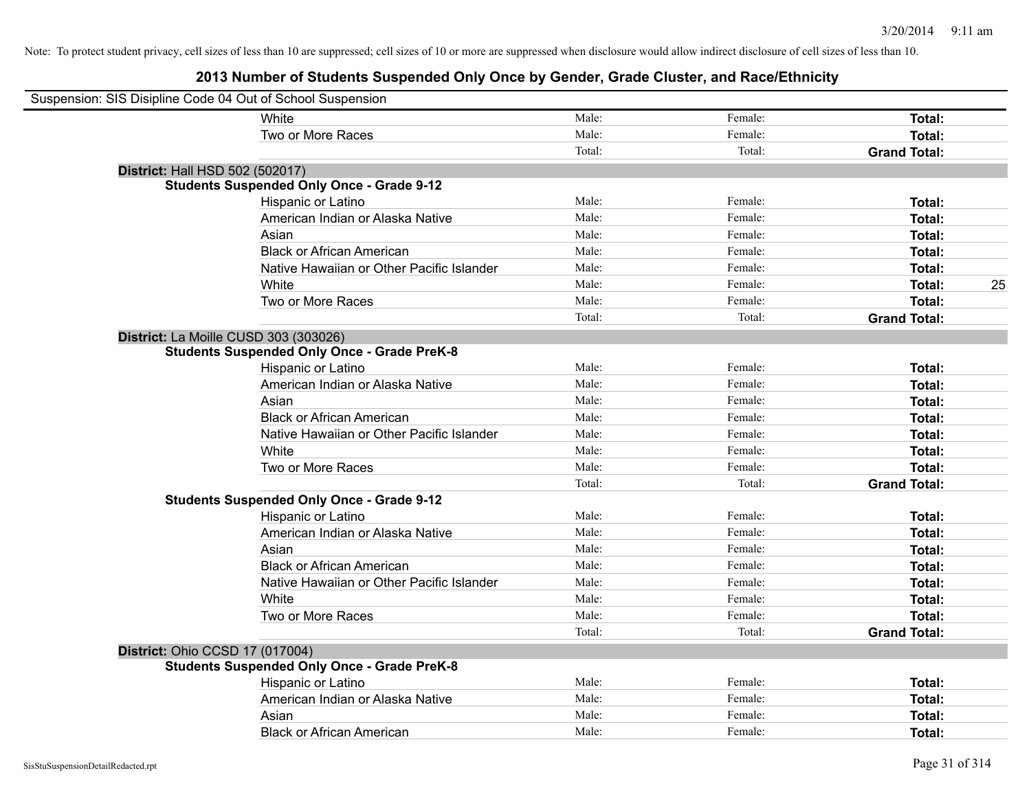Note: To protect student privacy, cell sizes of less than 10 are suppressed; cell sizes of 10 or more are suppressed when disclosure would allow indirect disclosure of cell sizes of less than 10.

## 2013 Number of Students Suspended Only Once by Gender, Grade Cluster, and Race/Ethnicity

Suspension: SIS Disipline Code 04 Out of School Suspension

| | | | | | |
|---|---|---|---|---|---|
| White | Male: | Female: | **Total:** | |
| Two or More Races | Male: | Female: | **Total:** | |
| | Total: | Total: | **Grand Total:** | |

**District:** Hall HSD 502 (502017)

**Students Suspended Only Once - Grade 9-12**

| | | | | |
|---|---|---|---|---|
| Hispanic or Latino | Male: | Female: | **Total:** | |
| American Indian or Alaska Native | Male: | Female: | **Total:** | |
| Asian | Male: | Female: | **Total:** | |
| Black or African American | Male: | Female: | **Total:** | |
| Native Hawaiian or Other Pacific Islander | Male: | Female: | **Total:** | |
| White | Male: | Female: | **Total:** | 25 |
| Two or More Races | Male: | Female: | **Total:** | |
| | Total: | Total: | **Grand Total:** | |

**District:** La Moille CUSD 303 (303026)

**Students Suspended Only Once - Grade PreK-8**

| | | | | |
|---|---|---|---|---|
| Hispanic or Latino | Male: | Female: | **Total:** | |
| American Indian or Alaska Native | Male: | Female: | **Total:** | |
| Asian | Male: | Female: | **Total:** | |
| Black or African American | Male: | Female: | **Total:** | |
| Native Hawaiian or Other Pacific Islander | Male: | Female: | **Total:** | |
| White | Male: | Female: | **Total:** | |
| Two or More Races | Male: | Female: | **Total:** | |
| | Total: | Total: | **Grand Total:** | |

**Students Suspended Only Once - Grade 9-12**

| | | | | |
|---|---|---|---|---|
| Hispanic or Latino | Male: | Female: | **Total:** | |
| American Indian or Alaska Native | Male: | Female: | **Total:** | |
| Asian | Male: | Female: | **Total:** | |
| Black or African American | Male: | Female: | **Total:** | |
| Native Hawaiian or Other Pacific Islander | Male: | Female: | **Total:** | |
| White | Male: | Female: | **Total:** | |
| Two or More Races | Male: | Female: | **Total:** | |
| | Total: | Total: | **Grand Total:** | |

**District:** Ohio CCSD 17 (017004)

**Students Suspended Only Once - Grade PreK-8**

| | | | | |
|---|---|---|---|---|
| Hispanic or Latino | Male: | Female: | **Total:** | |
| American Indian or Alaska Native | Male: | Female: | **Total:** | |
| Asian | Male: | Female: | **Total:** | |
| Black or African American | Male: | Female: | **Total:** | |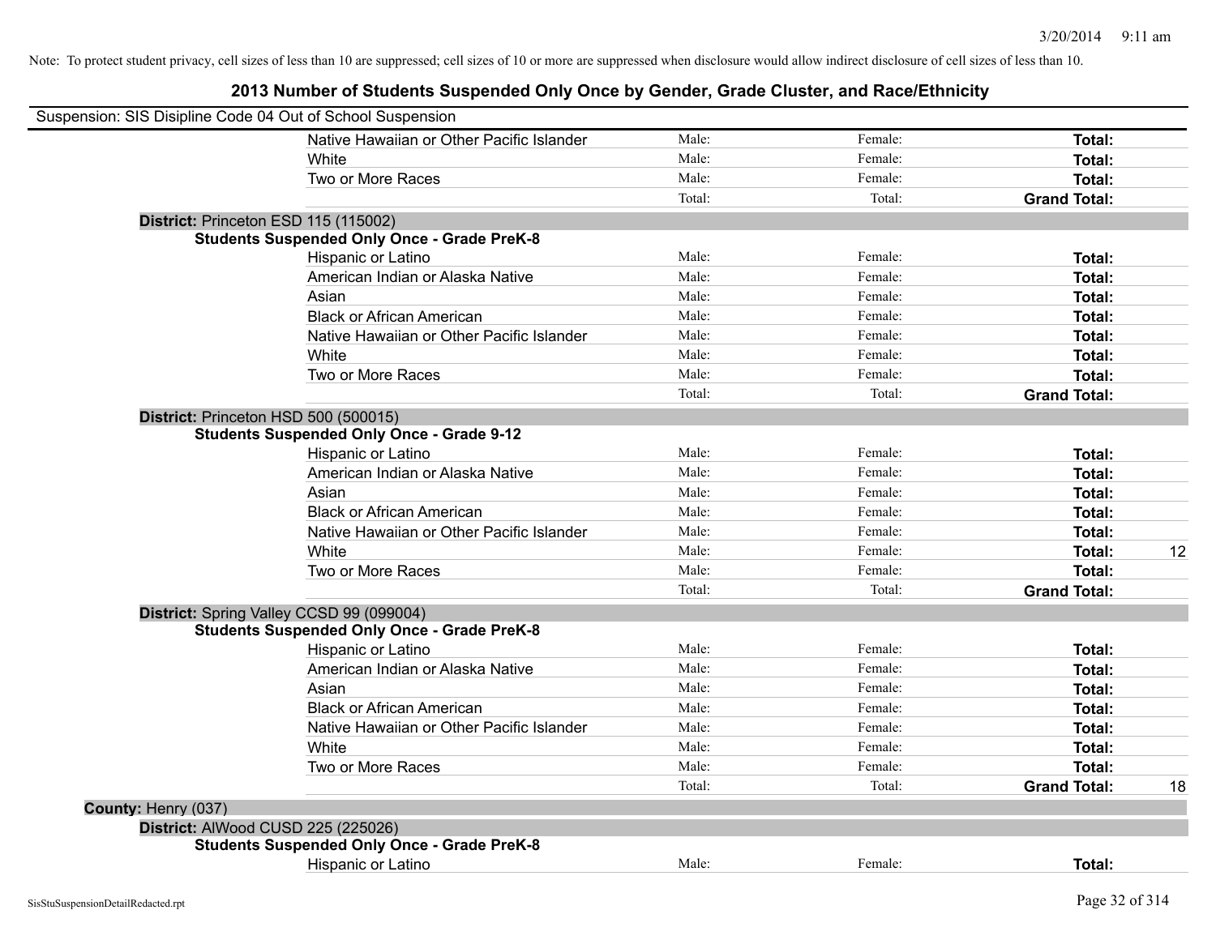Note: To protect student privacy, cell sizes of less than 10 are suppressed; cell sizes of 10 or more are suppressed when disclosure would allow indirect disclosure of cell sizes of less than 10.

# 2013 Number of Students Suspended Only Once by Gender, Grade Cluster, and Race/Ethnicity

Suspension: SIS Disipline Code 04 Out of School Suspension

| | | | | |
|---|---|---|---|---|
| Native Hawaiian or Other Pacific Islander | Male: | Female: | **Total:** | |
| White | Male: | Female: | **Total:** | |
| Two or More Races | Male: | Female: | **Total:** | |
| | Total: | Total: | **Grand Total:** | |

**District:** Princeton ESD 115 (115002)

**Students Suspended Only Once - Grade PreK-8**

| | | | | |
|---|---|---|---|---|
| Hispanic or Latino | Male: | Female: | **Total:** | |
| American Indian or Alaska Native | Male: | Female: | **Total:** | |
| Asian | Male: | Female: | **Total:** | |
| Black or African American | Male: | Female: | **Total:** | |
| Native Hawaiian or Other Pacific Islander | Male: | Female: | **Total:** | |
| White | Male: | Female: | **Total:** | |
| Two or More Races | Male: | Female: | **Total:** | |
| | Total: | Total: | **Grand Total:** | |

**District:** Princeton HSD 500 (500015)

**Students Suspended Only Once - Grade 9-12**

| | | | | |
|---|---|---|---|---|
| Hispanic or Latino | Male: | Female: | **Total:** | |
| American Indian or Alaska Native | Male: | Female: | **Total:** | |
| Asian | Male: | Female: | **Total:** | |
| Black or African American | Male: | Female: | **Total:** | |
| Native Hawaiian or Other Pacific Islander | Male: | Female: | **Total:** | |
| White | Male: | Female: | **Total:** | 12 |
| Two or More Races | Male: | Female: | **Total:** | |
| | Total: | Total: | **Grand Total:** | |

**District:** Spring Valley CCSD 99 (099004)

**Students Suspended Only Once - Grade PreK-8**

| | | | | |
|---|---|---|---|---|
| Hispanic or Latino | Male: | Female: | **Total:** | |
| American Indian or Alaska Native | Male: | Female: | **Total:** | |
| Asian | Male: | Female: | **Total:** | |
| Black or African American | Male: | Female: | **Total:** | |
| Native Hawaiian or Other Pacific Islander | Male: | Female: | **Total:** | |
| White | Male: | Female: | **Total:** | |
| Two or More Races | Male: | Female: | **Total:** | |
| | Total: | Total: | **Grand Total:** | 18 |

**County:** Henry (037)

**District:** AlWood CUSD 225 (225026)

**Students Suspended Only Once - Grade PreK-8**

| | | | | |
|---|---|---|---|---|
| Hispanic or Latino | Male: | Female: | **Total:** | |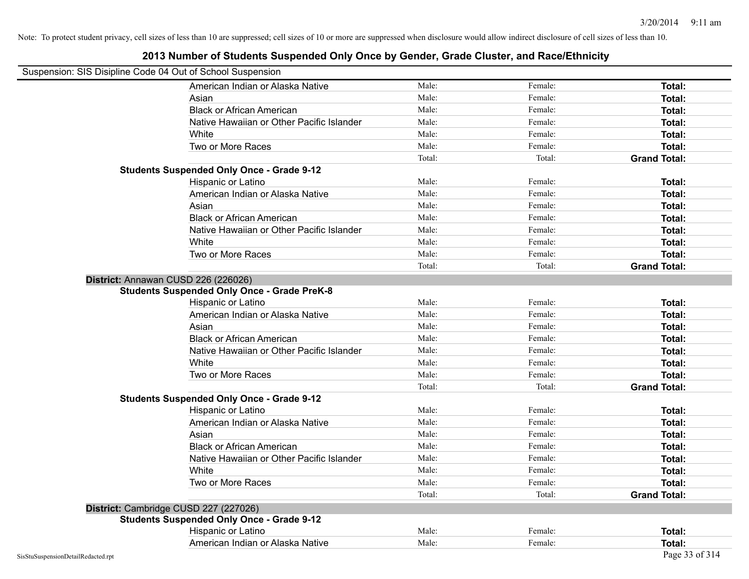Note: To protect student privacy, cell sizes of less than 10 are suppressed; cell sizes of 10 or more are suppressed when disclosure would allow indirect disclosure of cell sizes of less than 10.

# 2013 Number of Students Suspended Only Once by Gender, Grade Cluster, and Race/Ethnicity

Suspension: SIS Disipline Code 04 Out of School Suspension

| | | | | |
|---|---|---|---|---|
| | American Indian or Alaska Native | Male: | Female: | **Total:** |
| | Asian | Male: | Female: | **Total:** |
| | Black or African American | Male: | Female: | **Total:** |
| | Native Hawaiian or Other Pacific Islander | Male: | Female: | **Total:** |
| | White | Male: | Female: | **Total:** |
| | Two or More Races | Male: | Female: | **Total:** |
| | | Total: | Total: | **Grand Total:** |
| **Students Suspended Only Once - Grade 9-12** | | | | |
| | Hispanic or Latino | Male: | Female: | **Total:** |
| | American Indian or Alaska Native | Male: | Female: | **Total:** |
| | Asian | Male: | Female: | **Total:** |
| | Black or African American | Male: | Female: | **Total:** |
| | Native Hawaiian or Other Pacific Islander | Male: | Female: | **Total:** |
| | White | Male: | Female: | **Total:** |
| | Two or More Races | Male: | Female: | **Total:** |
| | | Total: | Total: | **Grand Total:** |
| **District:** Annawan CUSD 226 (226026) | | | | |
| **Students Suspended Only Once - Grade PreK-8** | | | | |
| | Hispanic or Latino | Male: | Female: | **Total:** |
| | American Indian or Alaska Native | Male: | Female: | **Total:** |
| | Asian | Male: | Female: | **Total:** |
| | Black or African American | Male: | Female: | **Total:** |
| | Native Hawaiian or Other Pacific Islander | Male: | Female: | **Total:** |
| | White | Male: | Female: | **Total:** |
| | Two or More Races | Male: | Female: | **Total:** |
| | | Total: | Total: | **Grand Total:** |
| **Students Suspended Only Once - Grade 9-12** | | | | |
| | Hispanic or Latino | Male: | Female: | **Total:** |
| | American Indian or Alaska Native | Male: | Female: | **Total:** |
| | Asian | Male: | Female: | **Total:** |
| | Black or African American | Male: | Female: | **Total:** |
| | Native Hawaiian or Other Pacific Islander | Male: | Female: | **Total:** |
| | White | Male: | Female: | **Total:** |
| | Two or More Races | Male: | Female: | **Total:** |
| | | Total: | Total: | **Grand Total:** |
| **District:** Cambridge CUSD 227 (227026) | | | | |
| **Students Suspended Only Once - Grade 9-12** | | | | |
| | Hispanic or Latino | Male: | Female: | **Total:** |
| | American Indian or Alaska Native | Male: | Female: | **Total:** |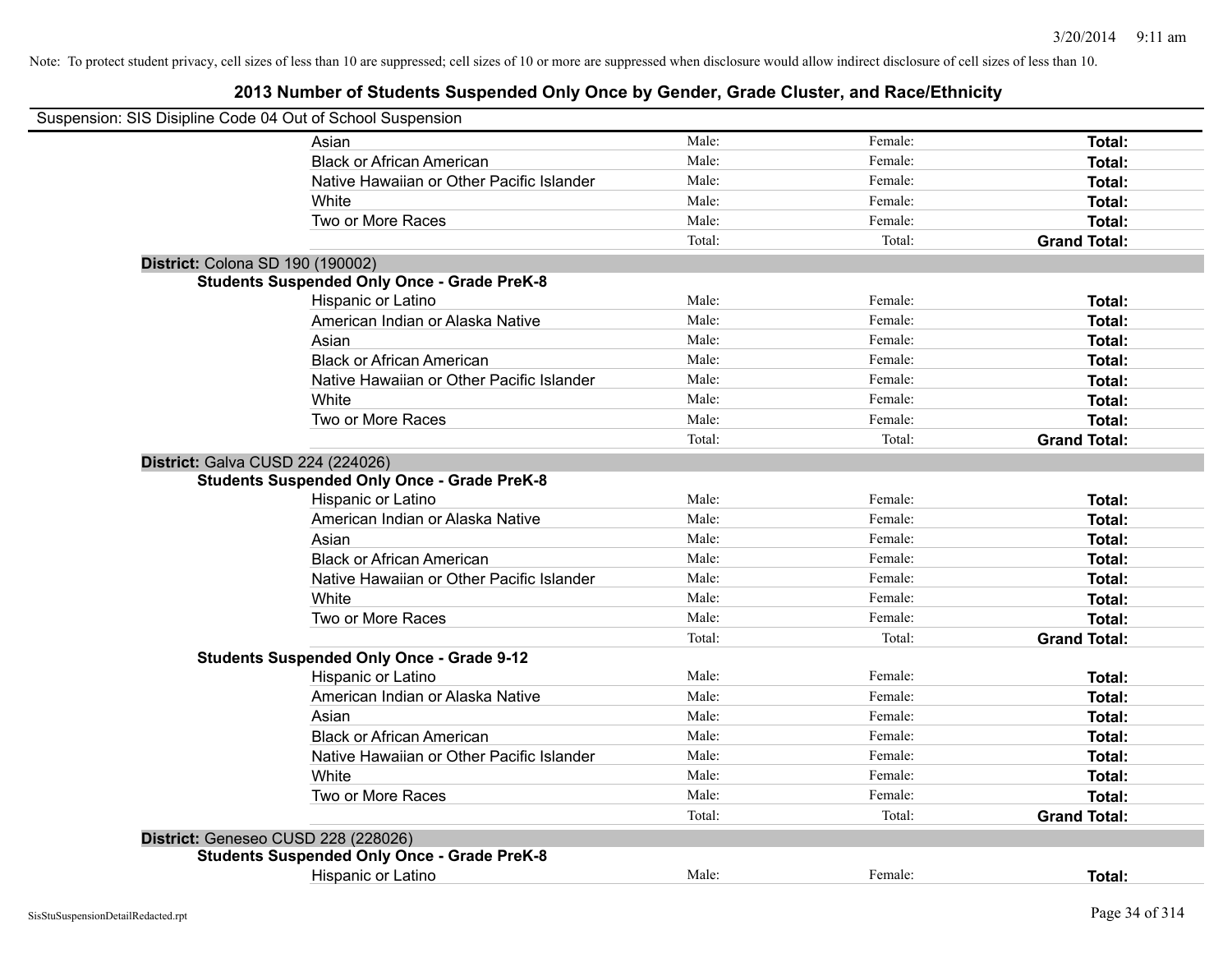Note: To protect student privacy, cell sizes of less than 10 are suppressed; cell sizes of 10 or more are suppressed when disclosure would allow indirect disclosure of cell sizes of less than 10.

# 2013 Number of Students Suspended Only Once by Gender, Grade Cluster, and Race/Ethnicity

Suspension: SIS Disipline Code 04 Out of School Suspension

| | | | |
|---|---|---|---|
| Asian | Male: | Female: | **Total:** |
| Black or African American | Male: | Female: | **Total:** |
| Native Hawaiian or Other Pacific Islander | Male: | Female: | **Total:** |
| White | Male: | Female: | **Total:** |
| Two or More Races | Male: | Female: | **Total:** |
| | Total: | Total: | **Grand Total:** |

**District:** Colona SD 190 (190002)

**Students Suspended Only Once - Grade PreK-8**

| | | | |
|---|---|---|---|
| Hispanic or Latino | Male: | Female: | **Total:** |
| American Indian or Alaska Native | Male: | Female: | **Total:** |
| Asian | Male: | Female: | **Total:** |
| Black or African American | Male: | Female: | **Total:** |
| Native Hawaiian or Other Pacific Islander | Male: | Female: | **Total:** |
| White | Male: | Female: | **Total:** |
| Two or More Races | Male: | Female: | **Total:** |
| | Total: | Total: | **Grand Total:** |

**District:** Galva CUSD 224 (224026)

**Students Suspended Only Once - Grade PreK-8**

| | | | |
|---|---|---|---|
| Hispanic or Latino | Male: | Female: | **Total:** |
| American Indian or Alaska Native | Male: | Female: | **Total:** |
| Asian | Male: | Female: | **Total:** |
| Black or African American | Male: | Female: | **Total:** |
| Native Hawaiian or Other Pacific Islander | Male: | Female: | **Total:** |
| White | Male: | Female: | **Total:** |
| Two or More Races | Male: | Female: | **Total:** |
| | Total: | Total: | **Grand Total:** |

**Students Suspended Only Once - Grade 9-12**

| | | | |
|---|---|---|---|
| Hispanic or Latino | Male: | Female: | **Total:** |
| American Indian or Alaska Native | Male: | Female: | **Total:** |
| Asian | Male: | Female: | **Total:** |
| Black or African American | Male: | Female: | **Total:** |
| Native Hawaiian or Other Pacific Islander | Male: | Female: | **Total:** |
| White | Male: | Female: | **Total:** |
| Two or More Races | Male: | Female: | **Total:** |
| | Total: | Total: | **Grand Total:** |

**District:** Geneseo CUSD 228 (228026)

**Students Suspended Only Once - Grade PreK-8**

| | | | |
|---|---|---|---|
| Hispanic or Latino | Male: | Female: | **Total:** |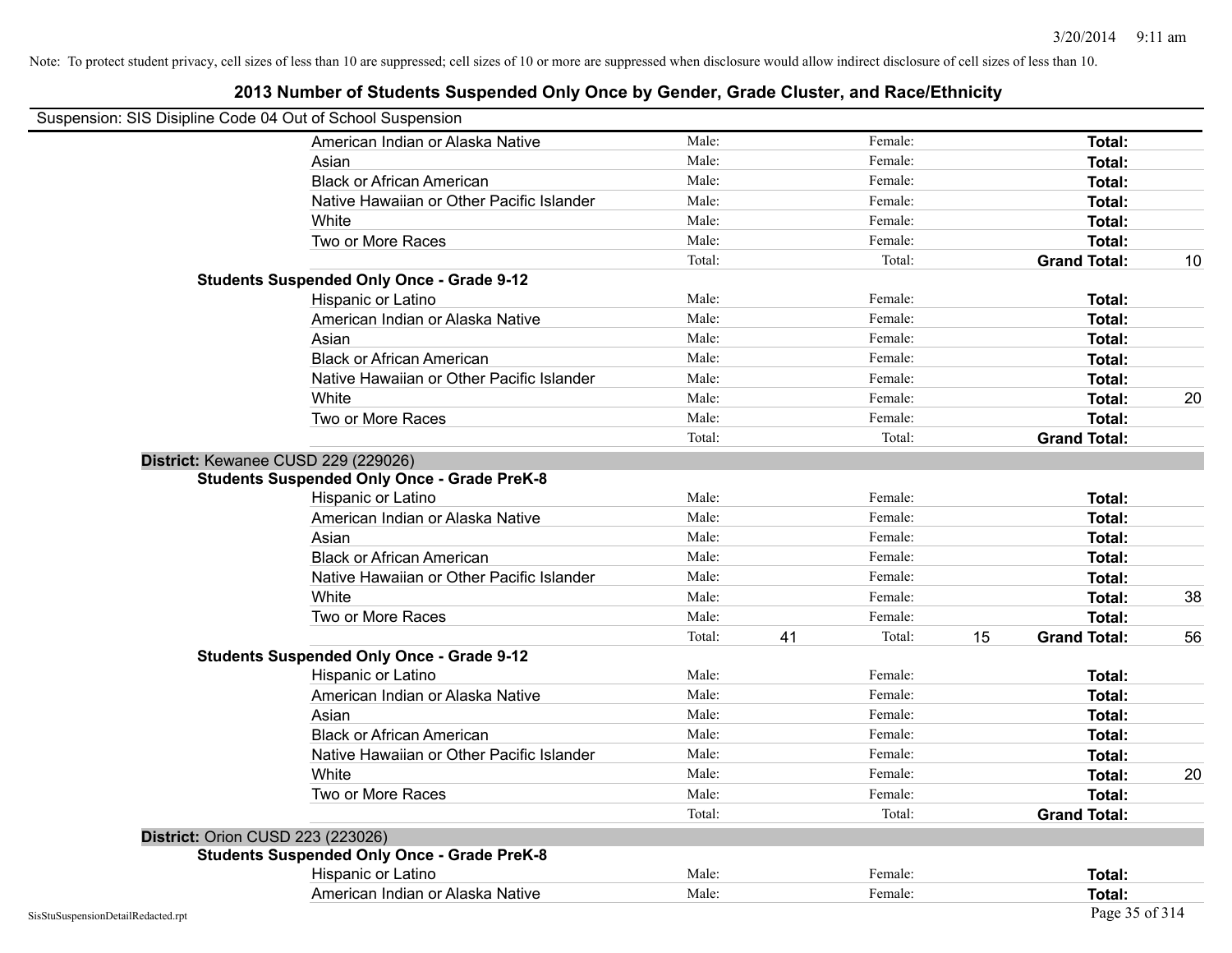Note: To protect student privacy, cell sizes of less than 10 are suppressed; cell sizes of 10 or more are suppressed when disclosure would allow indirect disclosure of cell sizes of less than 10.

# 2013 Number of Students Suspended Only Once by Gender, Grade Cluster, and Race/Ethnicity

Suspension: SIS Disipline Code 04 Out of School Suspension

| | | | | | | |
|---|---|---|---|---|---|---|
| American Indian or Alaska Native | Male: | | Female: | | **Total:** | |
| Asian | Male: | | Female: | | **Total:** | |
| Black or African American | Male: | | Female: | | **Total:** | |
| Native Hawaiian or Other Pacific Islander | Male: | | Female: | | **Total:** | |
| White | Male: | | Female: | | **Total:** | |
| Two or More Races | Male: | | Female: | | **Total:** | |
| | Total: | | Total: | | **Grand Total:** | 10 |
| **Students Suspended Only Once - Grade 9-12** | | | | | | |
| Hispanic or Latino | Male: | | Female: | | **Total:** | |
| American Indian or Alaska Native | Male: | | Female: | | **Total:** | |
| Asian | Male: | | Female: | | **Total:** | |
| Black or African American | Male: | | Female: | | **Total:** | |
| Native Hawaiian or Other Pacific Islander | Male: | | Female: | | **Total:** | |
| White | Male: | | Female: | | **Total:** | 20 |
| Two or More Races | Male: | | Female: | | **Total:** | |
| | Total: | | Total: | | **Grand Total:** | |
| **District:** Kewanee CUSD 229 (229026) | | | | | | |
| **Students Suspended Only Once - Grade PreK-8** | | | | | | |
| Hispanic or Latino | Male: | | Female: | | **Total:** | |
| American Indian or Alaska Native | Male: | | Female: | | **Total:** | |
| Asian | Male: | | Female: | | **Total:** | |
| Black or African American | Male: | | Female: | | **Total:** | |
| Native Hawaiian or Other Pacific Islander | Male: | | Female: | | **Total:** | |
| White | Male: | | Female: | | **Total:** | 38 |
| Two or More Races | Male: | | Female: | | **Total:** | |
| | Total: | 41 | Total: | 15 | **Grand Total:** | 56 |
| **Students Suspended Only Once - Grade 9-12** | | | | | | |
| Hispanic or Latino | Male: | | Female: | | **Total:** | |
| American Indian or Alaska Native | Male: | | Female: | | **Total:** | |
| Asian | Male: | | Female: | | **Total:** | |
| Black or African American | Male: | | Female: | | **Total:** | |
| Native Hawaiian or Other Pacific Islander | Male: | | Female: | | **Total:** | |
| White | Male: | | Female: | | **Total:** | 20 |
| Two or More Races | Male: | | Female: | | **Total:** | |
| | Total: | | Total: | | **Grand Total:** | |
| **District:** Orion CUSD 223 (223026) | | | | | | |
| **Students Suspended Only Once - Grade PreK-8** | | | | | | |
| Hispanic or Latino | Male: | | Female: | | **Total:** | |
| American Indian or Alaska Native | Male: | | Female: | | **Total:** | |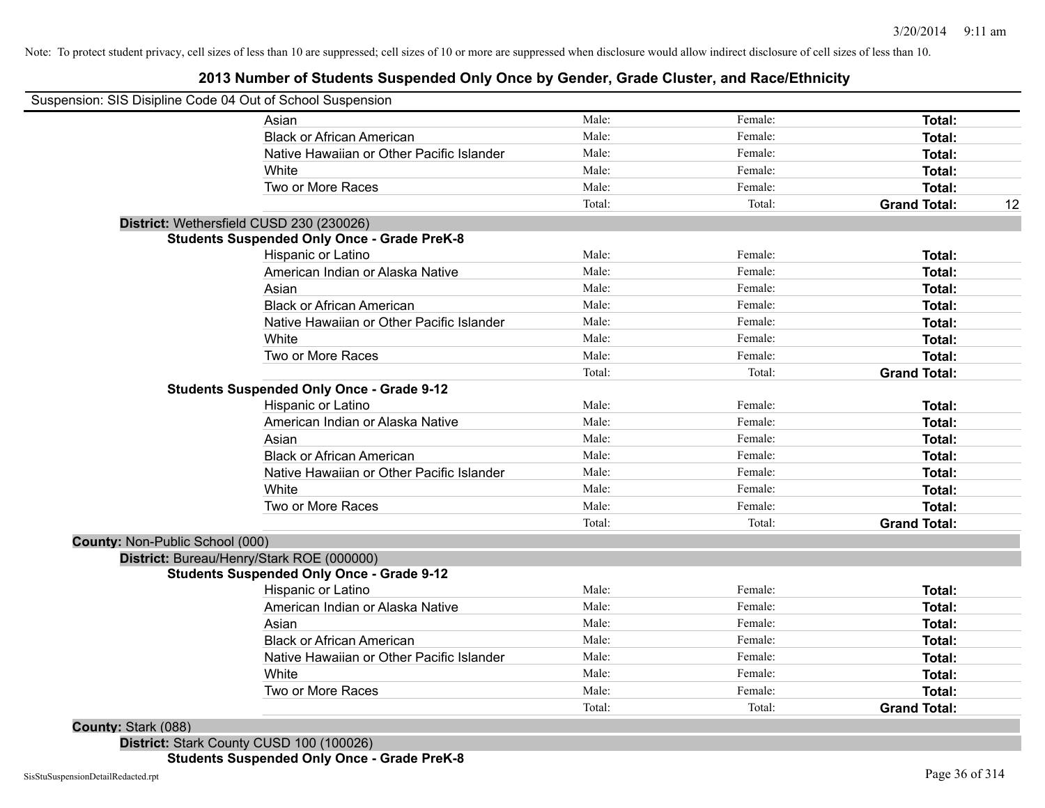Note: To protect student privacy, cell sizes of less than 10 are suppressed; cell sizes of 10 or more are suppressed when disclosure would allow indirect disclosure of cell sizes of less than 10.

## 2013 Number of Students Suspended Only Once by Gender, Grade Cluster, and Race/Ethnicity

Suspension: SIS Disipline Code 04 Out of School Suspension

| | | | | |
|---|---|---|---|---|
| Asian | Male: | Female: | **Total:** | |
| Black or African American | Male: | Female: | **Total:** | |
| Native Hawaiian or Other Pacific Islander | Male: | Female: | **Total:** | |
| White | Male: | Female: | **Total:** | |
| Two or More Races | Male: | Female: | **Total:** | |
| | Total: | Total: | **Grand Total:** | 12 |

**District:** Wethersfield CUSD 230 (230026)

**Students Suspended Only Once - Grade PreK-8**

| | | | | |
|---|---|---|---|---|
| Hispanic or Latino | Male: | Female: | **Total:** | |
| American Indian or Alaska Native | Male: | Female: | **Total:** | |
| Asian | Male: | Female: | **Total:** | |
| Black or African American | Male: | Female: | **Total:** | |
| Native Hawaiian or Other Pacific Islander | Male: | Female: | **Total:** | |
| White | Male: | Female: | **Total:** | |
| Two or More Races | Male: | Female: | **Total:** | |
| | Total: | Total: | **Grand Total:** | |

**Students Suspended Only Once - Grade 9-12**

| | | | | |
|---|---|---|---|---|
| Hispanic or Latino | Male: | Female: | **Total:** | |
| American Indian or Alaska Native | Male: | Female: | **Total:** | |
| Asian | Male: | Female: | **Total:** | |
| Black or African American | Male: | Female: | **Total:** | |
| Native Hawaiian or Other Pacific Islander | Male: | Female: | **Total:** | |
| White | Male: | Female: | **Total:** | |
| Two or More Races | Male: | Female: | **Total:** | |
| | Total: | Total: | **Grand Total:** | |

**County:** Non-Public School (000)

**District:** Bureau/Henry/Stark ROE (000000)

**Students Suspended Only Once - Grade 9-12**

| | | | | |
|---|---|---|---|---|
| Hispanic or Latino | Male: | Female: | **Total:** | |
| American Indian or Alaska Native | Male: | Female: | **Total:** | |
| Asian | Male: | Female: | **Total:** | |
| Black or African American | Male: | Female: | **Total:** | |
| Native Hawaiian or Other Pacific Islander | Male: | Female: | **Total:** | |
| White | Male: | Female: | **Total:** | |
| Two or More Races | Male: | Female: | **Total:** | |
| | Total: | Total: | **Grand Total:** | |

**County:** Stark (088)

**District:** Stark County CUSD 100 (100026)

**Students Suspended Only Once - Grade PreK-8**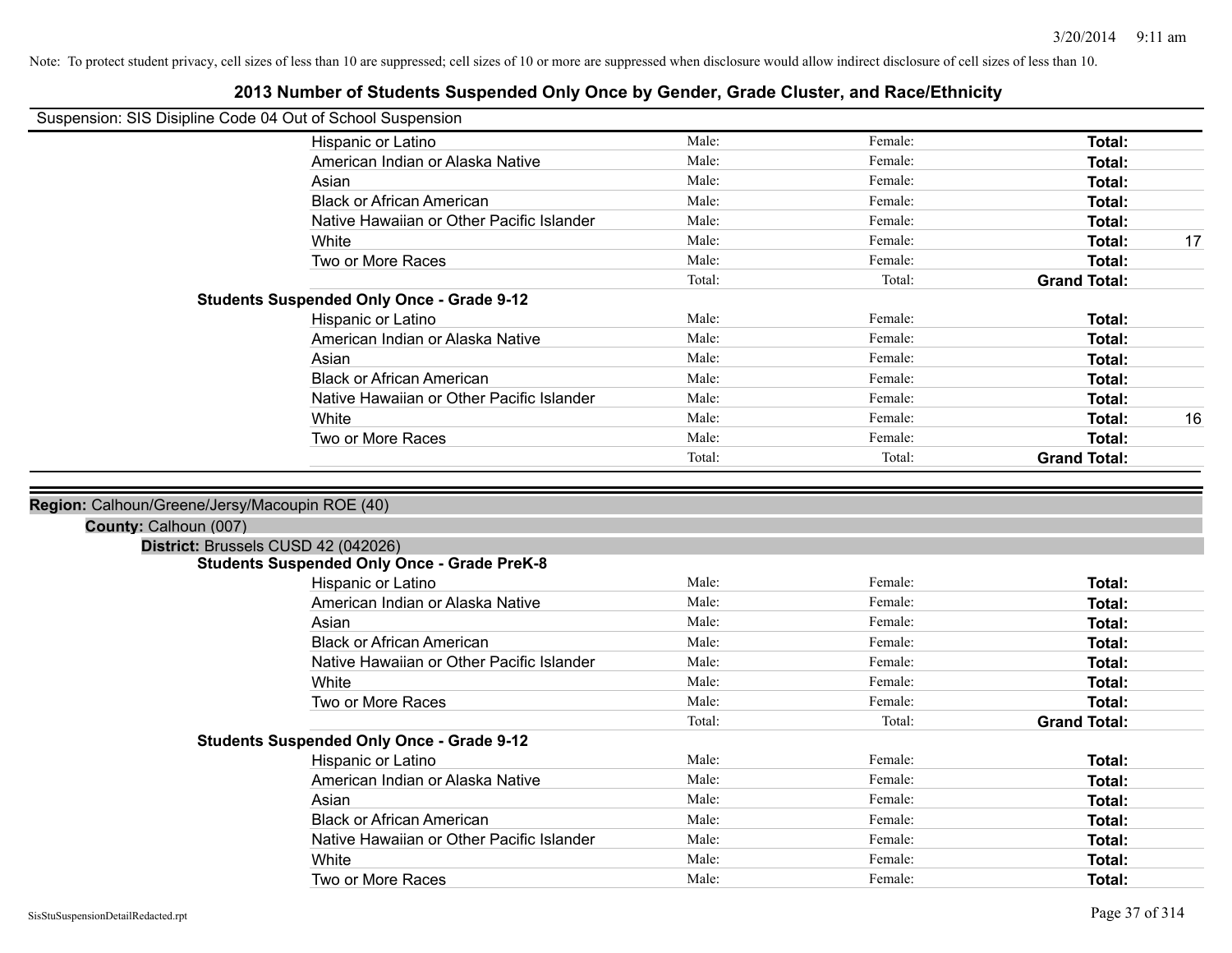Note: To protect student privacy, cell sizes of less than 10 are suppressed; cell sizes of 10 or more are suppressed when disclosure would allow indirect disclosure of cell sizes of less than 10.

# 2013 Number of Students Suspended Only Once by Gender, Grade Cluster, and Race/Ethnicity

Suspension: SIS Disipline Code 04 Out of School Suspension

| | Male | Female | Total |
|---|---|---|---|
| Hispanic or Latino | Male: | Female: | **Total:** |
| American Indian or Alaska Native | Male: | Female: | **Total:** |
| Asian | Male: | Female: | **Total:** |
| Black or African American | Male: | Female: | **Total:** |
| Native Hawaiian or Other Pacific Islander | Male: | Female: | **Total:** |
| White | Male: | Female: | **Total:** 17 |
| Two or More Races | Male: | Female: | **Total:** |
| | Total: | Total: | **Grand Total:** |

**Students Suspended Only Once - Grade 9-12**

| | Male | Female | Total |
|---|---|---|---|
| Hispanic or Latino | Male: | Female: | **Total:** |
| American Indian or Alaska Native | Male: | Female: | **Total:** |
| Asian | Male: | Female: | **Total:** |
| Black or African American | Male: | Female: | **Total:** |
| Native Hawaiian or Other Pacific Islander | Male: | Female: | **Total:** |
| White | Male: | Female: | **Total:** 16 |
| Two or More Races | Male: | Female: | **Total:** |
| | Total: | Total: | **Grand Total:** |

**Region:** Calhoun/Greene/Jersy/Macoupin ROE (40)

**County:** Calhoun (007)

**District:** Brussels CUSD 42 (042026)

**Students Suspended Only Once - Grade PreK-8**

| | Male | Female | Total |
|---|---|---|---|
| Hispanic or Latino | Male: | Female: | **Total:** |
| American Indian or Alaska Native | Male: | Female: | **Total:** |
| Asian | Male: | Female: | **Total:** |
| Black or African American | Male: | Female: | **Total:** |
| Native Hawaiian or Other Pacific Islander | Male: | Female: | **Total:** |
| White | Male: | Female: | **Total:** |
| Two or More Races | Male: | Female: | **Total:** |
| | Total: | Total: | **Grand Total:** |

**Students Suspended Only Once - Grade 9-12**

| | Male | Female | Total |
|---|---|---|---|
| Hispanic or Latino | Male: | Female: | **Total:** |
| American Indian or Alaska Native | Male: | Female: | **Total:** |
| Asian | Male: | Female: | **Total:** |
| Black or African American | Male: | Female: | **Total:** |
| Native Hawaiian or Other Pacific Islander | Male: | Female: | **Total:** |
| White | Male: | Female: | **Total:** |
| Two or More Races | Male: | Female: | **Total:** |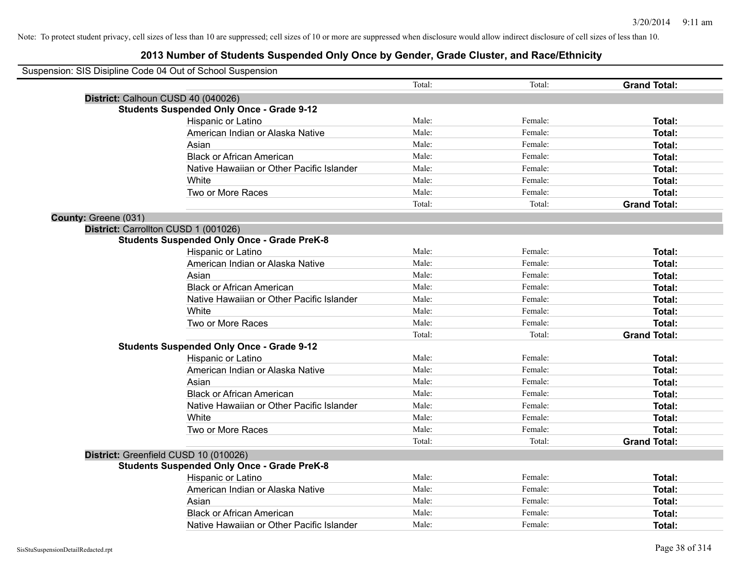Note: To protect student privacy, cell sizes of less than 10 are suppressed; cell sizes of 10 or more are suppressed when disclosure would allow indirect disclosure of cell sizes of less than 10.

# 2013 Number of Students Suspended Only Once by Gender, Grade Cluster, and Race/Ethnicity

Suspension: SIS Disipline Code 04 Out of School Suspension

| | | | | |
|---|---|---|---|---|
| | | Total: | Total: | **Grand Total:** |
| **District:** Calhoun CUSD 40 (040026) | | | | |
| **Students Suspended Only Once - Grade 9-12** | | | | |
| | Hispanic or Latino | Male: | Female: | **Total:** |
| | American Indian or Alaska Native | Male: | Female: | **Total:** |
| | Asian | Male: | Female: | **Total:** |
| | Black or African American | Male: | Female: | **Total:** |
| | Native Hawaiian or Other Pacific Islander | Male: | Female: | **Total:** |
| | White | Male: | Female: | **Total:** |
| | Two or More Races | Male: | Female: | **Total:** |
| | | Total: | Total: | **Grand Total:** |
| **County:** Greene (031) | | | | |
| **District:** Carrollton CUSD 1 (001026) | | | | |
| **Students Suspended Only Once - Grade PreK-8** | | | | |
| | Hispanic or Latino | Male: | Female: | **Total:** |
| | American Indian or Alaska Native | Male: | Female: | **Total:** |
| | Asian | Male: | Female: | **Total:** |
| | Black or African American | Male: | Female: | **Total:** |
| | Native Hawaiian or Other Pacific Islander | Male: | Female: | **Total:** |
| | White | Male: | Female: | **Total:** |
| | Two or More Races | Male: | Female: | **Total:** |
| | | Total: | Total: | **Grand Total:** |
| **Students Suspended Only Once - Grade 9-12** | | | | |
| | Hispanic or Latino | Male: | Female: | **Total:** |
| | American Indian or Alaska Native | Male: | Female: | **Total:** |
| | Asian | Male: | Female: | **Total:** |
| | Black or African American | Male: | Female: | **Total:** |
| | Native Hawaiian or Other Pacific Islander | Male: | Female: | **Total:** |
| | White | Male: | Female: | **Total:** |
| | Two or More Races | Male: | Female: | **Total:** |
| | | Total: | Total: | **Grand Total:** |
| **District:** Greenfield CUSD 10 (010026) | | | | |
| **Students Suspended Only Once - Grade PreK-8** | | | | |
| | Hispanic or Latino | Male: | Female: | **Total:** |
| | American Indian or Alaska Native | Male: | Female: | **Total:** |
| | Asian | Male: | Female: | **Total:** |
| | Black or African American | Male: | Female: | **Total:** |
| | Native Hawaiian or Other Pacific Islander | Male: | Female: | **Total:** |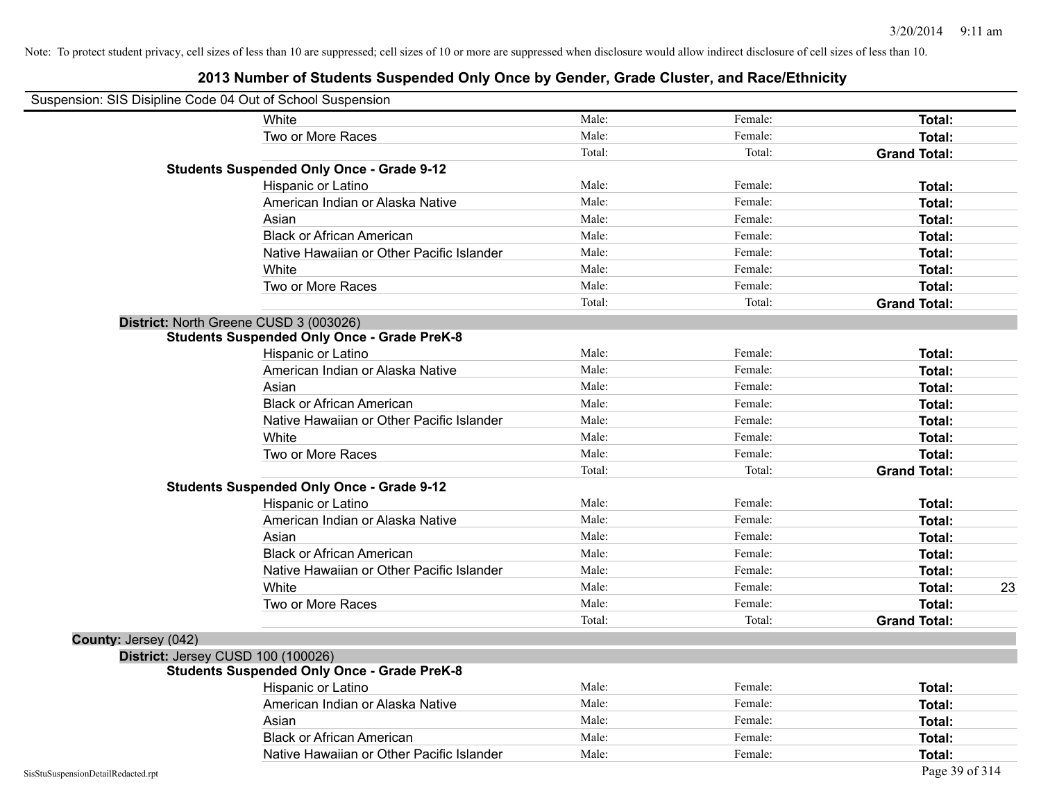Note: To protect student privacy, cell sizes of less than 10 are suppressed; cell sizes of 10 or more are suppressed when disclosure would allow indirect disclosure of cell sizes of less than 10.

# 2013 Number of Students Suspended Only Once by Gender, Grade Cluster, and Race/Ethnicity

Suspension: SIS Disipline Code 04 Out of School Suspension

| | | | | |
|---|---|---|---|---|
| White | Male: | Female: | **Total:** | |
| Two or More Races | Male: | Female: | **Total:** | |
| | Total: | Total: | **Grand Total:** | |

**Students Suspended Only Once - Grade 9-12**

| | | | | |
|---|---|---|---|---|
| Hispanic or Latino | Male: | Female: | **Total:** | |
| American Indian or Alaska Native | Male: | Female: | **Total:** | |
| Asian | Male: | Female: | **Total:** | |
| Black or African American | Male: | Female: | **Total:** | |
| Native Hawaiian or Other Pacific Islander | Male: | Female: | **Total:** | |
| White | Male: | Female: | **Total:** | |
| Two or More Races | Male: | Female: | **Total:** | |
| | Total: | Total: | **Grand Total:** | |

**District:** North Greene CUSD 3 (003026)

**Students Suspended Only Once - Grade PreK-8**

| | | | | |
|---|---|---|---|---|
| Hispanic or Latino | Male: | Female: | **Total:** | |
| American Indian or Alaska Native | Male: | Female: | **Total:** | |
| Asian | Male: | Female: | **Total:** | |
| Black or African American | Male: | Female: | **Total:** | |
| Native Hawaiian or Other Pacific Islander | Male: | Female: | **Total:** | |
| White | Male: | Female: | **Total:** | |
| Two or More Races | Male: | Female: | **Total:** | |
| | Total: | Total: | **Grand Total:** | |

**Students Suspended Only Once - Grade 9-12**

| | | | | |
|---|---|---|---|---|
| Hispanic or Latino | Male: | Female: | **Total:** | |
| American Indian or Alaska Native | Male: | Female: | **Total:** | |
| Asian | Male: | Female: | **Total:** | |
| Black or African American | Male: | Female: | **Total:** | |
| Native Hawaiian or Other Pacific Islander | Male: | Female: | **Total:** | |
| White | Male: | Female: | **Total:** | 23 |
| Two or More Races | Male: | Female: | **Total:** | |
| | Total: | Total: | **Grand Total:** | |

**County:** Jersey (042)

**District:** Jersey CUSD 100 (100026)

**Students Suspended Only Once - Grade PreK-8**

| | | | | |
|---|---|---|---|---|
| Hispanic or Latino | Male: | Female: | **Total:** | |
| American Indian or Alaska Native | Male: | Female: | **Total:** | |
| Asian | Male: | Female: | **Total:** | |
| Black or African American | Male: | Female: | **Total:** | |
| Native Hawaiian or Other Pacific Islander | Male: | Female: | **Total:** | |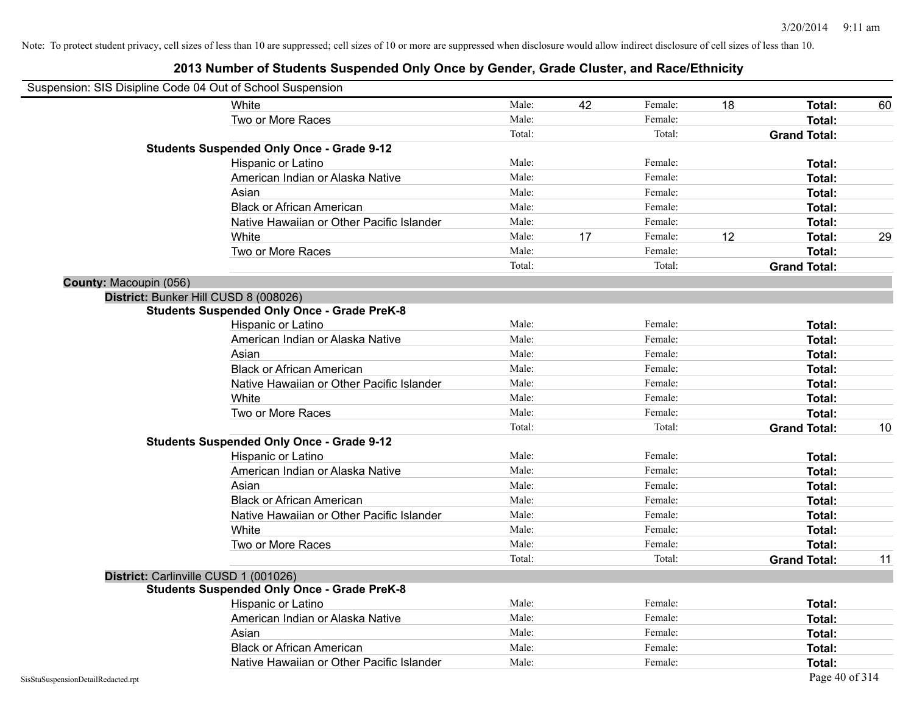Note: To protect student privacy, cell sizes of less than 10 are suppressed; cell sizes of 10 or more are suppressed when disclosure would allow indirect disclosure of cell sizes of less than 10.

## 2013 Number of Students Suspended Only Once by Gender, Grade Cluster, and Race/Ethnicity

Suspension: SIS Disipline Code 04 Out of School Suspension

| | | | | | | |
|---|---|---|---|---|---|---|
| White | Male: | 42 | Female: | 18 | **Total:** | 60 |
| Two or More Races | Male: | | Female: | | **Total:** | |
| | Total: | | Total: | | **Grand Total:** | |

**Students Suspended Only Once - Grade 9-12**

| | | | | | | |
|---|---|---|---|---|---|---|
| Hispanic or Latino | Male: | | Female: | | **Total:** | |
| American Indian or Alaska Native | Male: | | Female: | | **Total:** | |
| Asian | Male: | | Female: | | **Total:** | |
| Black or African American | Male: | | Female: | | **Total:** | |
| Native Hawaiian or Other Pacific Islander | Male: | | Female: | | **Total:** | |
| White | Male: | 17 | Female: | 12 | **Total:** | 29 |
| Two or More Races | Male: | | Female: | | **Total:** | |
| | Total: | | Total: | | **Grand Total:** | |

**County:** Macoupin (056)

**District:** Bunker Hill CUSD 8 (008026)

**Students Suspended Only Once - Grade PreK-8**

| | | | | | | |
|---|---|---|---|---|---|---|
| Hispanic or Latino | Male: | | Female: | | **Total:** | |
| American Indian or Alaska Native | Male: | | Female: | | **Total:** | |
| Asian | Male: | | Female: | | **Total:** | |
| Black or African American | Male: | | Female: | | **Total:** | |
| Native Hawaiian or Other Pacific Islander | Male: | | Female: | | **Total:** | |
| White | Male: | | Female: | | **Total:** | |
| Two or More Races | Male: | | Female: | | **Total:** | |
| | Total: | | Total: | | **Grand Total:** | 10 |

**Students Suspended Only Once - Grade 9-12**

| | | | | | | |
|---|---|---|---|---|---|---|
| Hispanic or Latino | Male: | | Female: | | **Total:** | |
| American Indian or Alaska Native | Male: | | Female: | | **Total:** | |
| Asian | Male: | | Female: | | **Total:** | |
| Black or African American | Male: | | Female: | | **Total:** | |
| Native Hawaiian or Other Pacific Islander | Male: | | Female: | | **Total:** | |
| White | Male: | | Female: | | **Total:** | |
| Two or More Races | Male: | | Female: | | **Total:** | |
| | Total: | | Total: | | **Grand Total:** | 11 |

**District:** Carlinville CUSD 1 (001026)

**Students Suspended Only Once - Grade PreK-8**

| | | | | | | |
|---|---|---|---|---|---|---|
| Hispanic or Latino | Male: | | Female: | | **Total:** | |
| American Indian or Alaska Native | Male: | | Female: | | **Total:** | |
| Asian | Male: | | Female: | | **Total:** | |
| Black or African American | Male: | | Female: | | **Total:** | |
| Native Hawaiian or Other Pacific Islander | Male: | | Female: | | **Total:** | |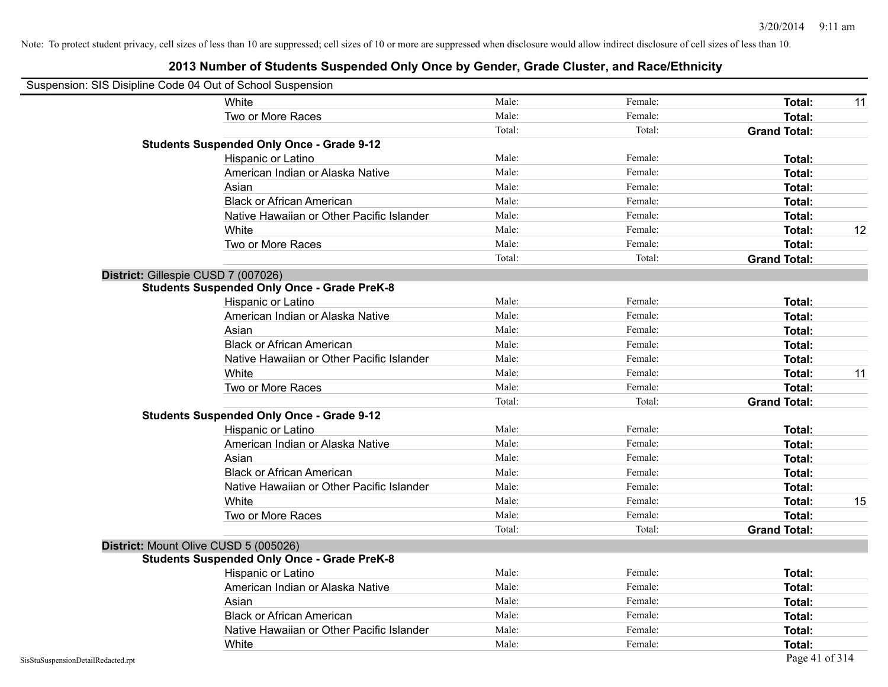Note: To protect student privacy, cell sizes of less than 10 are suppressed; cell sizes of 10 or more are suppressed when disclosure would allow indirect disclosure of cell sizes of less than 10.

# 2013 Number of Students Suspended Only Once by Gender, Grade Cluster, and Race/Ethnicity

Suspension: SIS Disipline Code 04 Out of School Suspension

| | | | | | |
|---|---|---|---|---|---|
| | White | Male: | Female: | **Total:** | 11 |
| | Two or More Races | Male: | Female: | **Total:** | |
| | | Total: | Total: | **Grand Total:** | |
| **Students Suspended Only Once - Grade 9-12** | | | | | |
| | Hispanic or Latino | Male: | Female: | **Total:** | |
| | American Indian or Alaska Native | Male: | Female: | **Total:** | |
| | Asian | Male: | Female: | **Total:** | |
| | Black or African American | Male: | Female: | **Total:** | |
| | Native Hawaiian or Other Pacific Islander | Male: | Female: | **Total:** | |
| | White | Male: | Female: | **Total:** | 12 |
| | Two or More Races | Male: | Female: | **Total:** | |
| | | Total: | Total: | **Grand Total:** | |
| **District:** Gillespie CUSD 7 (007026) | | | | | |
| **Students Suspended Only Once - Grade PreK-8** | | | | | |
| | Hispanic or Latino | Male: | Female: | **Total:** | |
| | American Indian or Alaska Native | Male: | Female: | **Total:** | |
| | Asian | Male: | Female: | **Total:** | |
| | Black or African American | Male: | Female: | **Total:** | |
| | Native Hawaiian or Other Pacific Islander | Male: | Female: | **Total:** | |
| | White | Male: | Female: | **Total:** | 11 |
| | Two or More Races | Male: | Female: | **Total:** | |
| | | Total: | Total: | **Grand Total:** | |
| **Students Suspended Only Once - Grade 9-12** | | | | | |
| | Hispanic or Latino | Male: | Female: | **Total:** | |
| | American Indian or Alaska Native | Male: | Female: | **Total:** | |
| | Asian | Male: | Female: | **Total:** | |
| | Black or African American | Male: | Female: | **Total:** | |
| | Native Hawaiian or Other Pacific Islander | Male: | Female: | **Total:** | |
| | White | Male: | Female: | **Total:** | 15 |
| | Two or More Races | Male: | Female: | **Total:** | |
| | | Total: | Total: | **Grand Total:** | |
| **District:** Mount Olive CUSD 5 (005026) | | | | | |
| **Students Suspended Only Once - Grade PreK-8** | | | | | |
| | Hispanic or Latino | Male: | Female: | **Total:** | |
| | American Indian or Alaska Native | Male: | Female: | **Total:** | |
| | Asian | Male: | Female: | **Total:** | |
| | Black or African American | Male: | Female: | **Total:** | |
| | Native Hawaiian or Other Pacific Islander | Male: | Female: | **Total:** | |
| | White | Male: | Female: | **Total:** | |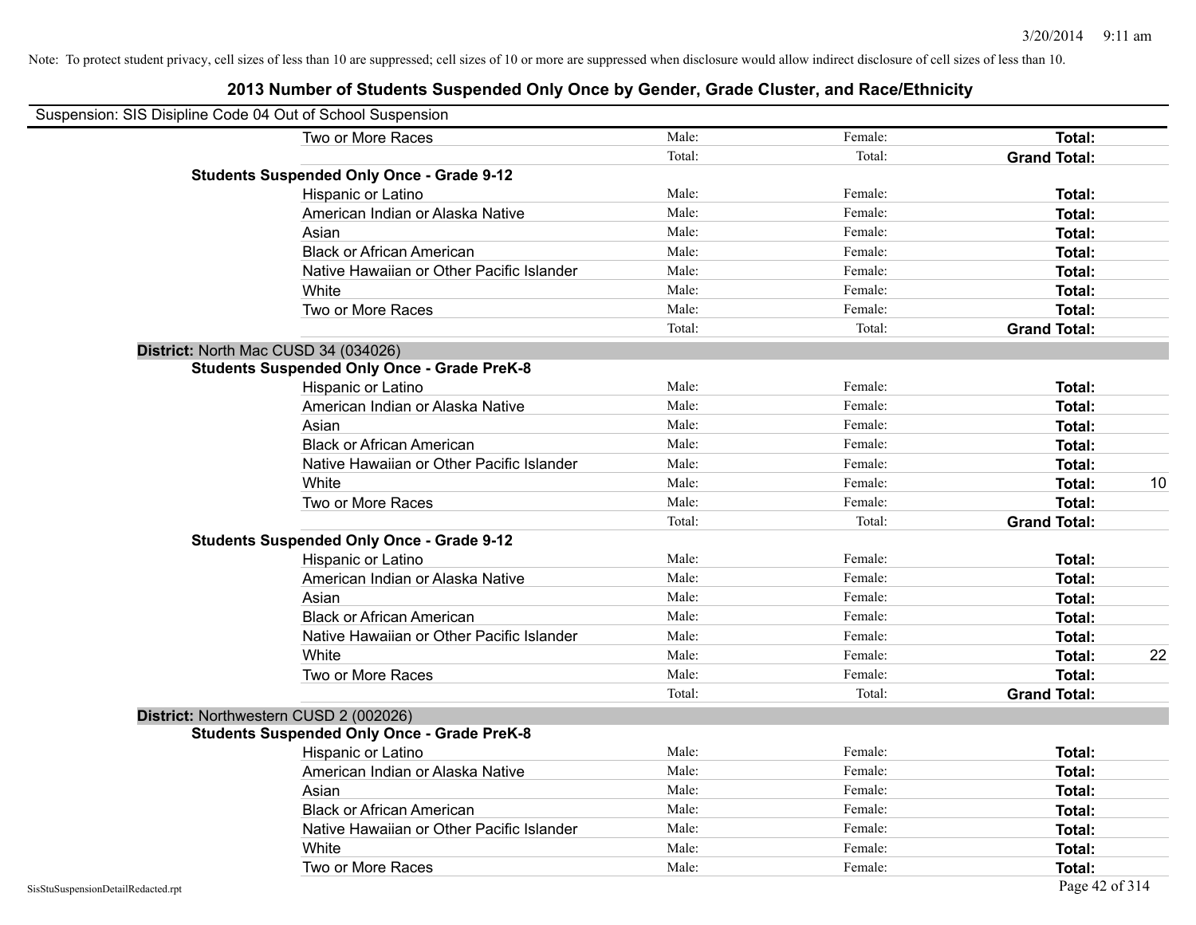Note: To protect student privacy, cell sizes of less than 10 are suppressed; cell sizes of 10 or more are suppressed when disclosure would allow indirect disclosure of cell sizes of less than 10.

# 2013 Number of Students Suspended Only Once by Gender, Grade Cluster, and Race/Ethnicity

Suspension: SIS Disipline Code 04 Out of School Suspension

| | | | | |
|---|---|---|---|---|
| Two or More Races | Male: | Female: | **Total:** | |
| | Total: | Total: | **Grand Total:** | |
| **Students Suspended Only Once - Grade 9-12** | | | | |
| Hispanic or Latino | Male: | Female: | **Total:** | |
| American Indian or Alaska Native | Male: | Female: | **Total:** | |
| Asian | Male: | Female: | **Total:** | |
| Black or African American | Male: | Female: | **Total:** | |
| Native Hawaiian or Other Pacific Islander | Male: | Female: | **Total:** | |
| White | Male: | Female: | **Total:** | |
| Two or More Races | Male: | Female: | **Total:** | |
| | Total: | Total: | **Grand Total:** | |
| **District:** North Mac CUSD 34 (034026) | | | | |
| **Students Suspended Only Once - Grade PreK-8** | | | | |
| Hispanic or Latino | Male: | Female: | **Total:** | |
| American Indian or Alaska Native | Male: | Female: | **Total:** | |
| Asian | Male: | Female: | **Total:** | |
| Black or African American | Male: | Female: | **Total:** | |
| Native Hawaiian or Other Pacific Islander | Male: | Female: | **Total:** | |
| White | Male: | Female: | **Total:** | 10 |
| Two or More Races | Male: | Female: | **Total:** | |
| | Total: | Total: | **Grand Total:** | |
| **Students Suspended Only Once - Grade 9-12** | | | | |
| Hispanic or Latino | Male: | Female: | **Total:** | |
| American Indian or Alaska Native | Male: | Female: | **Total:** | |
| Asian | Male: | Female: | **Total:** | |
| Black or African American | Male: | Female: | **Total:** | |
| Native Hawaiian or Other Pacific Islander | Male: | Female: | **Total:** | |
| White | Male: | Female: | **Total:** | 22 |
| Two or More Races | Male: | Female: | **Total:** | |
| | Total: | Total: | **Grand Total:** | |
| **District:** Northwestern CUSD 2 (002026) | | | | |
| **Students Suspended Only Once - Grade PreK-8** | | | | |
| Hispanic or Latino | Male: | Female: | **Total:** | |
| American Indian or Alaska Native | Male: | Female: | **Total:** | |
| Asian | Male: | Female: | **Total:** | |
| Black or African American | Male: | Female: | **Total:** | |
| Native Hawaiian or Other Pacific Islander | Male: | Female: | **Total:** | |
| White | Male: | Female: | **Total:** | |
| Two or More Races | Male: | Female: | **Total:** | |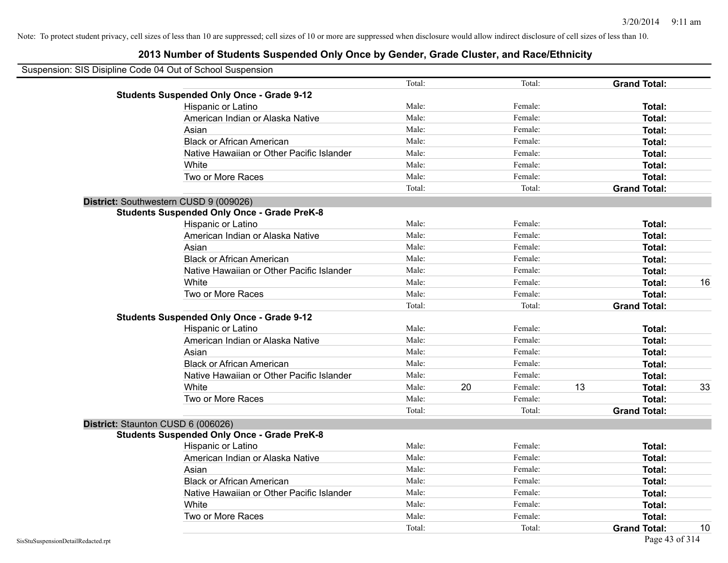Note: To protect student privacy, cell sizes of less than 10 are suppressed; cell sizes of 10 or more are suppressed when disclosure would allow indirect disclosure of cell sizes of less than 10.

# 2013 Number of Students Suspended Only Once by Gender, Grade Cluster, and Race/Ethnicity

Suspension: SIS Disipline Code 04 Out of School Suspension

| | | | | | | |
|---|---|---|---|---|---|---|
| | Total: | | Total: | | **Grand Total:** | |
| **Students Suspended Only Once - Grade 9-12** | | | | | | |
| Hispanic or Latino | Male: | | Female: | | **Total:** | |
| American Indian or Alaska Native | Male: | | Female: | | **Total:** | |
| Asian | Male: | | Female: | | **Total:** | |
| Black or African American | Male: | | Female: | | **Total:** | |
| Native Hawaiian or Other Pacific Islander | Male: | | Female: | | **Total:** | |
| White | Male: | | Female: | | **Total:** | |
| Two or More Races | Male: | | Female: | | **Total:** | |
| | Total: | | Total: | | **Grand Total:** | |
| **District:** Southwestern CUSD 9 (009026) | | | | | | |
| **Students Suspended Only Once - Grade PreK-8** | | | | | | |
| Hispanic or Latino | Male: | | Female: | | **Total:** | |
| American Indian or Alaska Native | Male: | | Female: | | **Total:** | |
| Asian | Male: | | Female: | | **Total:** | |
| Black or African American | Male: | | Female: | | **Total:** | |
| Native Hawaiian or Other Pacific Islander | Male: | | Female: | | **Total:** | |
| White | Male: | | Female: | | **Total:** | 16 |
| Two or More Races | Male: | | Female: | | **Total:** | |
| | Total: | | Total: | | **Grand Total:** | |
| **Students Suspended Only Once - Grade 9-12** | | | | | | |
| Hispanic or Latino | Male: | | Female: | | **Total:** | |
| American Indian or Alaska Native | Male: | | Female: | | **Total:** | |
| Asian | Male: | | Female: | | **Total:** | |
| Black or African American | Male: | | Female: | | **Total:** | |
| Native Hawaiian or Other Pacific Islander | Male: | | Female: | | **Total:** | |
| White | Male: | 20 | Female: | 13 | **Total:** | 33 |
| Two or More Races | Male: | | Female: | | **Total:** | |
| | Total: | | Total: | | **Grand Total:** | |
| **District:** Staunton CUSD 6 (006026) | | | | | | |
| **Students Suspended Only Once - Grade PreK-8** | | | | | | |
| Hispanic or Latino | Male: | | Female: | | **Total:** | |
| American Indian or Alaska Native | Male: | | Female: | | **Total:** | |
| Asian | Male: | | Female: | | **Total:** | |
| Black or African American | Male: | | Female: | | **Total:** | |
| Native Hawaiian or Other Pacific Islander | Male: | | Female: | | **Total:** | |
| White | Male: | | Female: | | **Total:** | |
| Two or More Races | Male: | | Female: | | **Total:** | |
| | Total: | | Total: | | **Grand Total:** | 10 |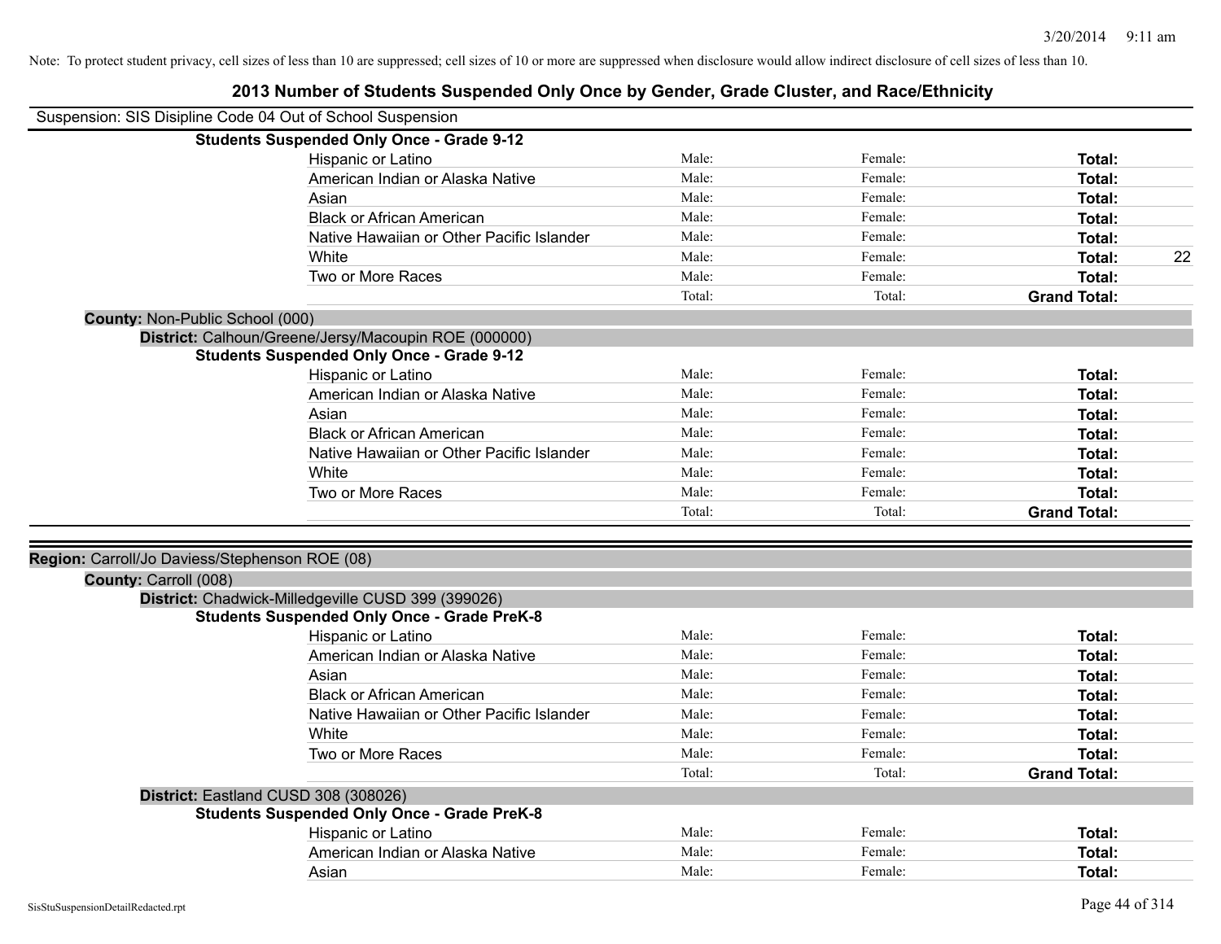Note: To protect student privacy, cell sizes of less than 10 are suppressed; cell sizes of 10 or more are suppressed when disclosure would allow indirect disclosure of cell sizes of less than 10.

# 2013 Number of Students Suspended Only Once by Gender, Grade Cluster, and Race/Ethnicity

Suspension: SIS Disipline Code 04 Out of School Suspension

**Students Suspended Only Once - Grade 9-12**

| | | | | |
|---|---|---|---|---|
| Hispanic or Latino | Male: | Female: | **Total:** | |
| American Indian or Alaska Native | Male: | Female: | **Total:** | |
| Asian | Male: | Female: | **Total:** | |
| Black or African American | Male: | Female: | **Total:** | |
| Native Hawaiian or Other Pacific Islander | Male: | Female: | **Total:** | |
| White | Male: | Female: | **Total:** | 22 |
| Two or More Races | Male: | Female: | **Total:** | |
| | Total: | Total: | **Grand Total:** | |

**County:** Non-Public School (000)

**District:** Calhoun/Greene/Jersy/Macoupin ROE (000000)

**Students Suspended Only Once - Grade 9-12**

| | | | | |
|---|---|---|---|---|
| Hispanic or Latino | Male: | Female: | **Total:** | |
| American Indian or Alaska Native | Male: | Female: | **Total:** | |
| Asian | Male: | Female: | **Total:** | |
| Black or African American | Male: | Female: | **Total:** | |
| Native Hawaiian or Other Pacific Islander | Male: | Female: | **Total:** | |
| White | Male: | Female: | **Total:** | |
| Two or More Races | Male: | Female: | **Total:** | |
| | Total: | Total: | **Grand Total:** | |

**Region:** Carroll/Jo Daviess/Stephenson ROE (08)

**County:** Carroll (008)

**District:** Chadwick-Milledgeville CUSD 399 (399026)

**Students Suspended Only Once - Grade PreK-8**

| | | | | |
|---|---|---|---|---|
| Hispanic or Latino | Male: | Female: | **Total:** | |
| American Indian or Alaska Native | Male: | Female: | **Total:** | |
| Asian | Male: | Female: | **Total:** | |
| Black or African American | Male: | Female: | **Total:** | |
| Native Hawaiian or Other Pacific Islander | Male: | Female: | **Total:** | |
| White | Male: | Female: | **Total:** | |
| Two or More Races | Male: | Female: | **Total:** | |
| | Total: | Total: | **Grand Total:** | |

**District:** Eastland CUSD 308 (308026)

**Students Suspended Only Once - Grade PreK-8**

| | | | | |
|---|---|---|---|---|
| Hispanic or Latino | Male: | Female: | **Total:** | |
| American Indian or Alaska Native | Male: | Female: | **Total:** | |
| Asian | Male: | Female: | **Total:** | |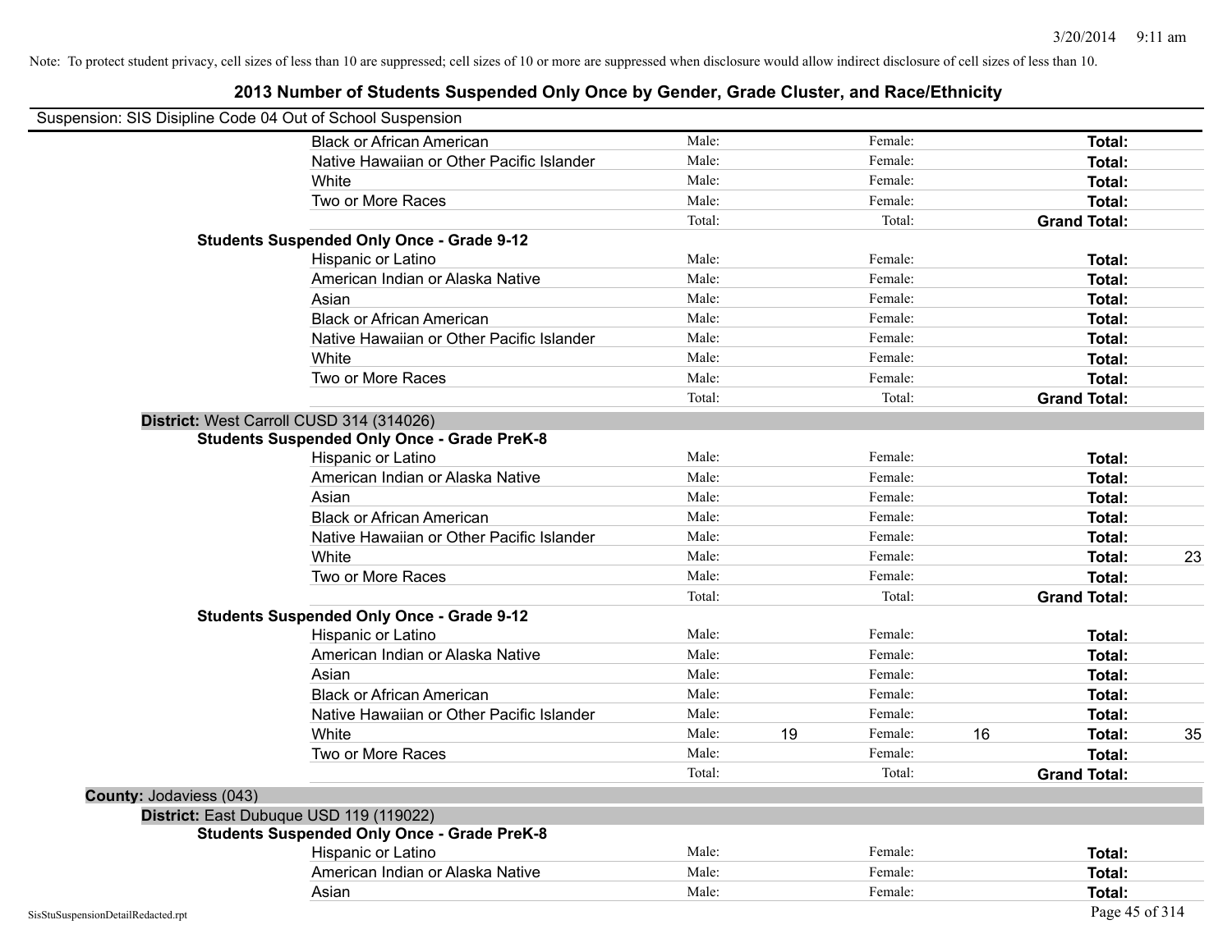Note: To protect student privacy, cell sizes of less than 10 are suppressed; cell sizes of 10 or more are suppressed when disclosure would allow indirect disclosure of cell sizes of less than 10.

## 2013 Number of Students Suspended Only Once by Gender, Grade Cluster, and Race/Ethnicity

Suspension: SIS Disipline Code 04 Out of School Suspension

| | | | | | | |
|---|---|---|---|---|---|---|
| Black or African American | Male: | | Female: | | **Total:** | |
| Native Hawaiian or Other Pacific Islander | Male: | | Female: | | **Total:** | |
| White | Male: | | Female: | | **Total:** | |
| Two or More Races | Male: | | Female: | | **Total:** | |
| | Total: | | Total: | | **Grand Total:** | |

**Students Suspended Only Once - Grade 9-12**

| | | | | | | |
|---|---|---|---|---|---|---|
| Hispanic or Latino | Male: | | Female: | | **Total:** | |
| American Indian or Alaska Native | Male: | | Female: | | **Total:** | |
| Asian | Male: | | Female: | | **Total:** | |
| Black or African American | Male: | | Female: | | **Total:** | |
| Native Hawaiian or Other Pacific Islander | Male: | | Female: | | **Total:** | |
| White | Male: | | Female: | | **Total:** | |
| Two or More Races | Male: | | Female: | | **Total:** | |
| | Total: | | Total: | | **Grand Total:** | |

**District:** West Carroll CUSD 314 (314026)

**Students Suspended Only Once - Grade PreK-8**

| | | | | | | |
|---|---|---|---|---|---|---|
| Hispanic or Latino | Male: | | Female: | | **Total:** | |
| American Indian or Alaska Native | Male: | | Female: | | **Total:** | |
| Asian | Male: | | Female: | | **Total:** | |
| Black or African American | Male: | | Female: | | **Total:** | |
| Native Hawaiian or Other Pacific Islander | Male: | | Female: | | **Total:** | |
| White | Male: | | Female: | | **Total:** | 23 |
| Two or More Races | Male: | | Female: | | **Total:** | |
| | Total: | | Total: | | **Grand Total:** | |

**Students Suspended Only Once - Grade 9-12**

| | | | | | | |
|---|---|---|---|---|---|---|
| Hispanic or Latino | Male: | | Female: | | **Total:** | |
| American Indian or Alaska Native | Male: | | Female: | | **Total:** | |
| Asian | Male: | | Female: | | **Total:** | |
| Black or African American | Male: | | Female: | | **Total:** | |
| Native Hawaiian or Other Pacific Islander | Male: | | Female: | | **Total:** | |
| White | Male: | 19 | Female: | 16 | **Total:** | 35 |
| Two or More Races | Male: | | Female: | | **Total:** | |
| | Total: | | Total: | | **Grand Total:** | |

**County:** Jodaviess (043)

**District:** East Dubuque USD 119 (119022)

**Students Suspended Only Once - Grade PreK-8**

| | | | | | | |
|---|---|---|---|---|---|---|
| Hispanic or Latino | Male: | | Female: | | **Total:** | |
| American Indian or Alaska Native | Male: | | Female: | | **Total:** | |
| Asian | Male: | | Female: | | **Total:** | |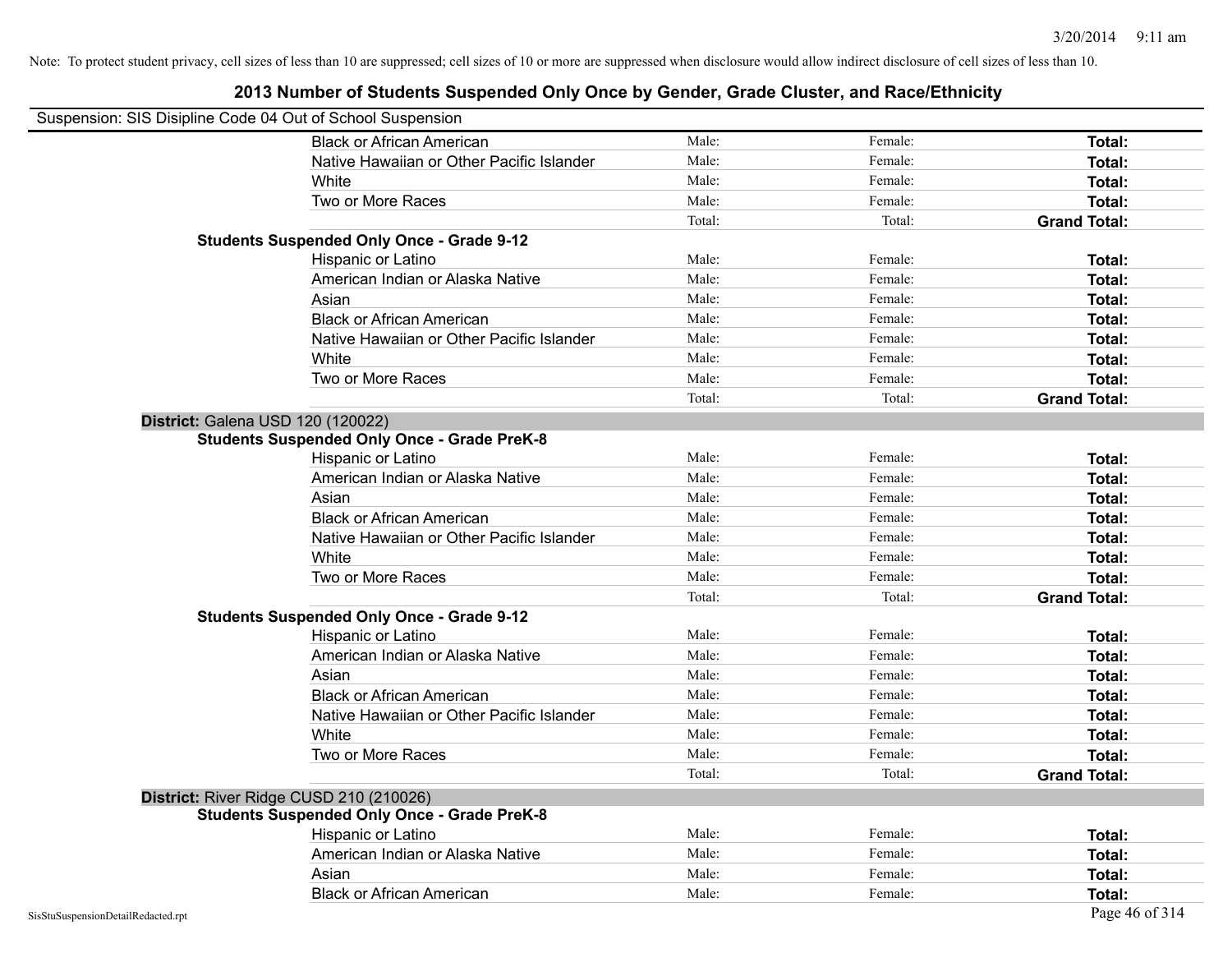Note: To protect student privacy, cell sizes of less than 10 are suppressed; cell sizes of 10 or more are suppressed when disclosure would allow indirect disclosure of cell sizes of less than 10.

# 2013 Number of Students Suspended Only Once by Gender, Grade Cluster, and Race/Ethnicity

Suspension: SIS Disipline Code 04 Out of School Suspension

| | | | |
|---|---|---|---|
| Black or African American | Male: | Female: | **Total:** |
| Native Hawaiian or Other Pacific Islander | Male: | Female: | **Total:** |
| White | Male: | Female: | **Total:** |
| Two or More Races | Male: | Female: | **Total:** |
| | Total: | Total: | **Grand Total:** |

**Students Suspended Only Once - Grade 9-12**

| | | | |
|---|---|---|---|
| Hispanic or Latino | Male: | Female: | **Total:** |
| American Indian or Alaska Native | Male: | Female: | **Total:** |
| Asian | Male: | Female: | **Total:** |
| Black or African American | Male: | Female: | **Total:** |
| Native Hawaiian or Other Pacific Islander | Male: | Female: | **Total:** |
| White | Male: | Female: | **Total:** |
| Two or More Races | Male: | Female: | **Total:** |
| | Total: | Total: | **Grand Total:** |

**District:** Galena USD 120 (120022)

**Students Suspended Only Once - Grade PreK-8**

| | | | |
|---|---|---|---|
| Hispanic or Latino | Male: | Female: | **Total:** |
| American Indian or Alaska Native | Male: | Female: | **Total:** |
| Asian | Male: | Female: | **Total:** |
| Black or African American | Male: | Female: | **Total:** |
| Native Hawaiian or Other Pacific Islander | Male: | Female: | **Total:** |
| White | Male: | Female: | **Total:** |
| Two or More Races | Male: | Female: | **Total:** |
| | Total: | Total: | **Grand Total:** |

**Students Suspended Only Once - Grade 9-12**

| | | | |
|---|---|---|---|
| Hispanic or Latino | Male: | Female: | **Total:** |
| American Indian or Alaska Native | Male: | Female: | **Total:** |
| Asian | Male: | Female: | **Total:** |
| Black or African American | Male: | Female: | **Total:** |
| Native Hawaiian or Other Pacific Islander | Male: | Female: | **Total:** |
| White | Male: | Female: | **Total:** |
| Two or More Races | Male: | Female: | **Total:** |
| | Total: | Total: | **Grand Total:** |

**District:** River Ridge CUSD 210 (210026)

**Students Suspended Only Once - Grade PreK-8**

| | | | |
|---|---|---|---|
| Hispanic or Latino | Male: | Female: | **Total:** |
| American Indian or Alaska Native | Male: | Female: | **Total:** |
| Asian | Male: | Female: | **Total:** |
| Black or African American | Male: | Female: | **Total:** |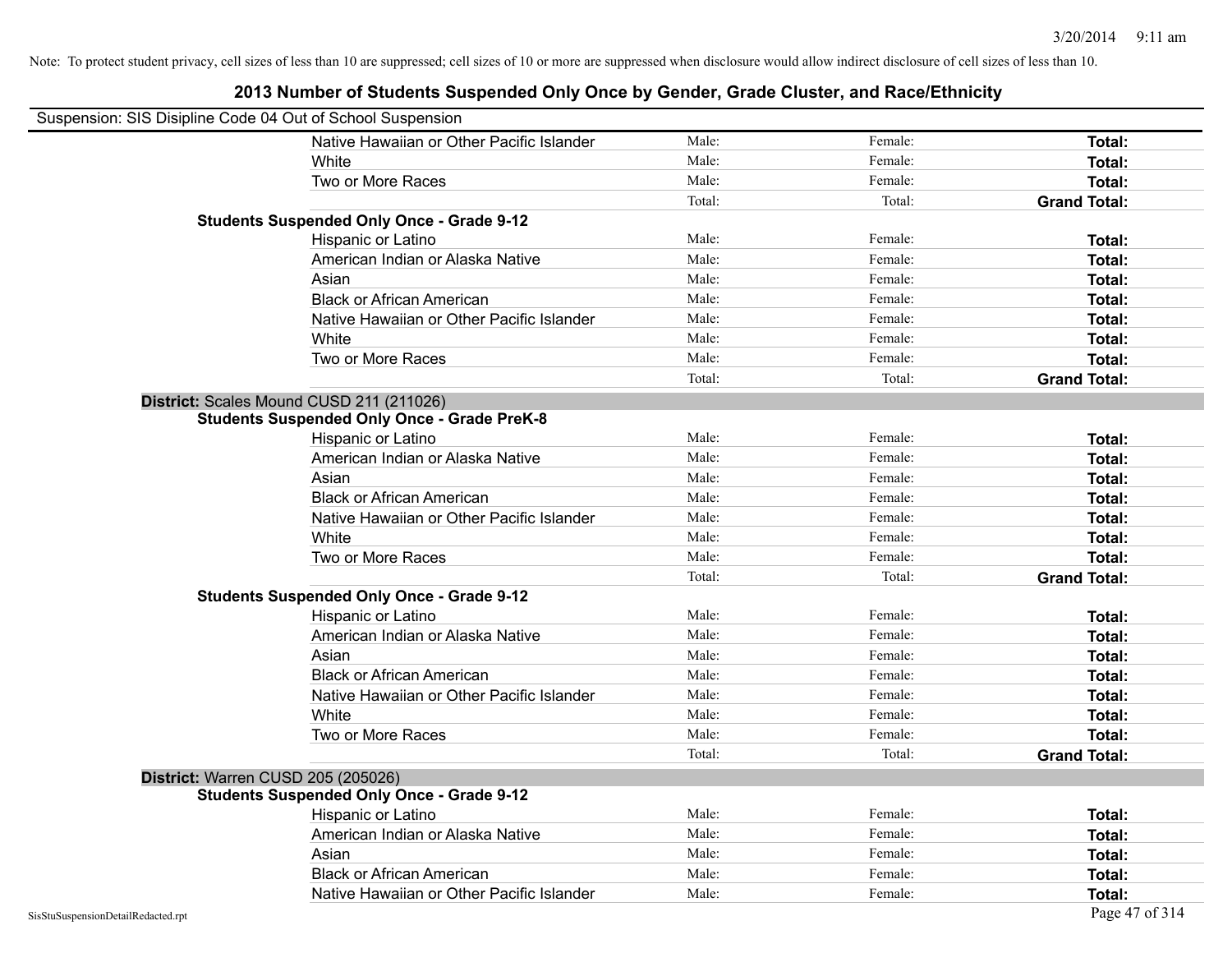Note: To protect student privacy, cell sizes of less than 10 are suppressed; cell sizes of 10 or more are suppressed when disclosure would allow indirect disclosure of cell sizes of less than 10.

# 2013 Number of Students Suspended Only Once by Gender, Grade Cluster, and Race/Ethnicity

Suspension: SIS Disipline Code 04 Out of School Suspension

| | | | |
|---|---|---|---|
| Native Hawaiian or Other Pacific Islander | Male: | Female: | **Total:** |
| White | Male: | Female: | **Total:** |
| Two or More Races | Male: | Female: | **Total:** |
| | Total: | Total: | **Grand Total:** |

**Students Suspended Only Once - Grade 9-12**

| | | | |
|---|---|---|---|
| Hispanic or Latino | Male: | Female: | **Total:** |
| American Indian or Alaska Native | Male: | Female: | **Total:** |
| Asian | Male: | Female: | **Total:** |
| Black or African American | Male: | Female: | **Total:** |
| Native Hawaiian or Other Pacific Islander | Male: | Female: | **Total:** |
| White | Male: | Female: | **Total:** |
| Two or More Races | Male: | Female: | **Total:** |
| | Total: | Total: | **Grand Total:** |

**District:** Scales Mound CUSD 211 (211026)

**Students Suspended Only Once - Grade PreK-8**

| | | | |
|---|---|---|---|
| Hispanic or Latino | Male: | Female: | **Total:** |
| American Indian or Alaska Native | Male: | Female: | **Total:** |
| Asian | Male: | Female: | **Total:** |
| Black or African American | Male: | Female: | **Total:** |
| Native Hawaiian or Other Pacific Islander | Male: | Female: | **Total:** |
| White | Male: | Female: | **Total:** |
| Two or More Races | Male: | Female: | **Total:** |
| | Total: | Total: | **Grand Total:** |

**Students Suspended Only Once - Grade 9-12**

| | | | |
|---|---|---|---|
| Hispanic or Latino | Male: | Female: | **Total:** |
| American Indian or Alaska Native | Male: | Female: | **Total:** |
| Asian | Male: | Female: | **Total:** |
| Black or African American | Male: | Female: | **Total:** |
| Native Hawaiian or Other Pacific Islander | Male: | Female: | **Total:** |
| White | Male: | Female: | **Total:** |
| Two or More Races | Male: | Female: | **Total:** |
| | Total: | Total: | **Grand Total:** |

**District:** Warren CUSD 205 (205026)

**Students Suspended Only Once - Grade 9-12**

| | | | |
|---|---|---|---|
| Hispanic or Latino | Male: | Female: | **Total:** |
| American Indian or Alaska Native | Male: | Female: | **Total:** |
| Asian | Male: | Female: | **Total:** |
| Black or African American | Male: | Female: | **Total:** |
| Native Hawaiian or Other Pacific Islander | Male: | Female: | **Total:** |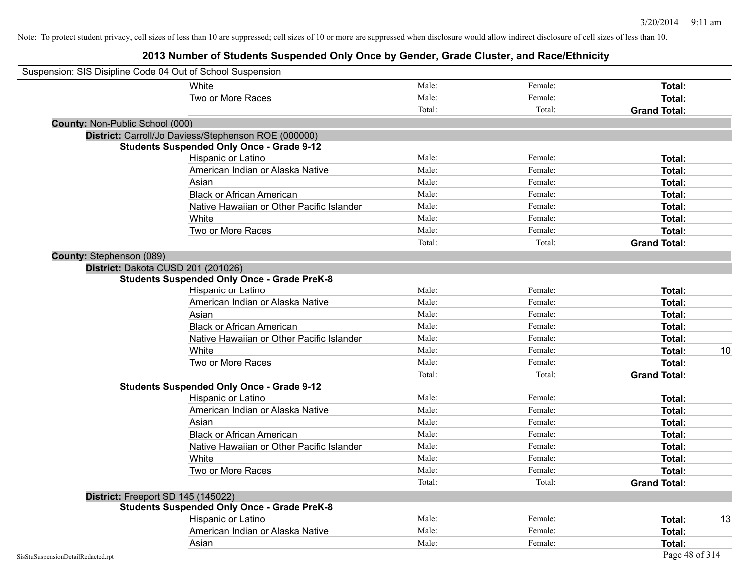Note: To protect student privacy, cell sizes of less than 10 are suppressed; cell sizes of 10 or more are suppressed when disclosure would allow indirect disclosure of cell sizes of less than 10.

# 2013 Number of Students Suspended Only Once by Gender, Grade Cluster, and Race/Ethnicity

Suspension: SIS Disipline Code 04 Out of School Suspension

| | Male | Female | Total | |
|---|---|---|---|---|
| White | Male: | Female: | **Total:** | |
| Two or More Races | Male: | Female: | **Total:** | |
| | Total: | Total: | **Grand Total:** | |

**County:** Non-Public School (000)

**District:** Carroll/Jo Daviess/Stephenson ROE (000000)

**Students Suspended Only Once - Grade 9-12**

| | Male | Female | Total | |
|---|---|---|---|---|
| Hispanic or Latino | Male: | Female: | **Total:** | |
| American Indian or Alaska Native | Male: | Female: | **Total:** | |
| Asian | Male: | Female: | **Total:** | |
| Black or African American | Male: | Female: | **Total:** | |
| Native Hawaiian or Other Pacific Islander | Male: | Female: | **Total:** | |
| White | Male: | Female: | **Total:** | |
| Two or More Races | Male: | Female: | **Total:** | |
| | Total: | Total: | **Grand Total:** | |

**County:** Stephenson (089)

**District:** Dakota CUSD 201 (201026)

**Students Suspended Only Once - Grade PreK-8**

| | Male | Female | Total | |
|---|---|---|---|---|
| Hispanic or Latino | Male: | Female: | **Total:** | |
| American Indian or Alaska Native | Male: | Female: | **Total:** | |
| Asian | Male: | Female: | **Total:** | |
| Black or African American | Male: | Female: | **Total:** | |
| Native Hawaiian or Other Pacific Islander | Male: | Female: | **Total:** | |
| White | Male: | Female: | **Total:** | 10 |
| Two or More Races | Male: | Female: | **Total:** | |
| | Total: | Total: | **Grand Total:** | |

**Students Suspended Only Once - Grade 9-12**

| | Male | Female | Total | |
|---|---|---|---|---|
| Hispanic or Latino | Male: | Female: | **Total:** | |
| American Indian or Alaska Native | Male: | Female: | **Total:** | |
| Asian | Male: | Female: | **Total:** | |
| Black or African American | Male: | Female: | **Total:** | |
| Native Hawaiian or Other Pacific Islander | Male: | Female: | **Total:** | |
| White | Male: | Female: | **Total:** | |
| Two or More Races | Male: | Female: | **Total:** | |
| | Total: | Total: | **Grand Total:** | |

**District:** Freeport SD 145 (145022)

**Students Suspended Only Once - Grade PreK-8**

| | Male | Female | Total | |
|---|---|---|---|---|
| Hispanic or Latino | Male: | Female: | **Total:** | 13 |
| American Indian or Alaska Native | Male: | Female: | **Total:** | |
| Asian | Male: | Female: | **Total:** | |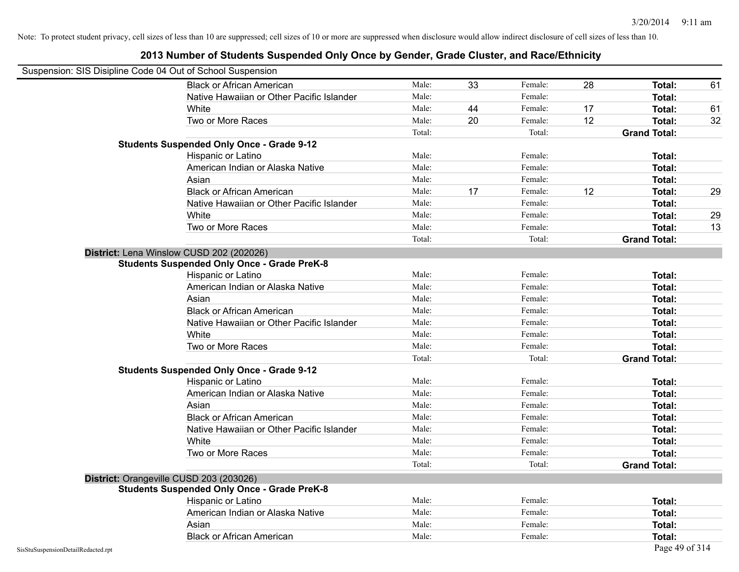Note: To protect student privacy, cell sizes of less than 10 are suppressed; cell sizes of 10 or more are suppressed when disclosure would allow indirect disclosure of cell sizes of less than 10.

# 2013 Number of Students Suspended Only Once by Gender, Grade Cluster, and Race/Ethnicity

Suspension: SIS Disipline Code 04 Out of School Suspension

| | | | | | | |
|---|---|---|---|---|---|---|
| Black or African American | Male: | 33 | Female: | 28 | **Total:** | 61 |
| Native Hawaiian or Other Pacific Islander | Male: | | Female: | | **Total:** | |
| White | Male: | 44 | Female: | 17 | **Total:** | 61 |
| Two or More Races | Male: | 20 | Female: | 12 | **Total:** | 32 |
| | Total: | | Total: | | **Grand Total:** | |

**Students Suspended Only Once - Grade 9-12**

| | | | | | | |
|---|---|---|---|---|---|---|
| Hispanic or Latino | Male: | | Female: | | **Total:** | |
| American Indian or Alaska Native | Male: | | Female: | | **Total:** | |
| Asian | Male: | | Female: | | **Total:** | |
| Black or African American | Male: | 17 | Female: | 12 | **Total:** | 29 |
| Native Hawaiian or Other Pacific Islander | Male: | | Female: | | **Total:** | |
| White | Male: | | Female: | | **Total:** | 29 |
| Two or More Races | Male: | | Female: | | **Total:** | 13 |
| | Total: | | Total: | | **Grand Total:** | |

## District: Lena Winslow CUSD 202 (202026)

**Students Suspended Only Once - Grade PreK-8**

| | | | | | | |
|---|---|---|---|---|---|---|
| Hispanic or Latino | Male: | | Female: | | **Total:** | |
| American Indian or Alaska Native | Male: | | Female: | | **Total:** | |
| Asian | Male: | | Female: | | **Total:** | |
| Black or African American | Male: | | Female: | | **Total:** | |
| Native Hawaiian or Other Pacific Islander | Male: | | Female: | | **Total:** | |
| White | Male: | | Female: | | **Total:** | |
| Two or More Races | Male: | | Female: | | **Total:** | |
| | Total: | | Total: | | **Grand Total:** | |

**Students Suspended Only Once - Grade 9-12**

| | | | | | | |
|---|---|---|---|---|---|---|
| Hispanic or Latino | Male: | | Female: | | **Total:** | |
| American Indian or Alaska Native | Male: | | Female: | | **Total:** | |
| Asian | Male: | | Female: | | **Total:** | |
| Black or African American | Male: | | Female: | | **Total:** | |
| Native Hawaiian or Other Pacific Islander | Male: | | Female: | | **Total:** | |
| White | Male: | | Female: | | **Total:** | |
| Two or More Races | Male: | | Female: | | **Total:** | |
| | Total: | | Total: | | **Grand Total:** | |

## District: Orangeville CUSD 203 (203026)

**Students Suspended Only Once - Grade PreK-8**

| | | | | | | |
|---|---|---|---|---|---|---|
| Hispanic or Latino | Male: | | Female: | | **Total:** | |
| American Indian or Alaska Native | Male: | | Female: | | **Total:** | |
| Asian | Male: | | Female: | | **Total:** | |
| Black or African American | Male: | | Female: | | **Total:** | |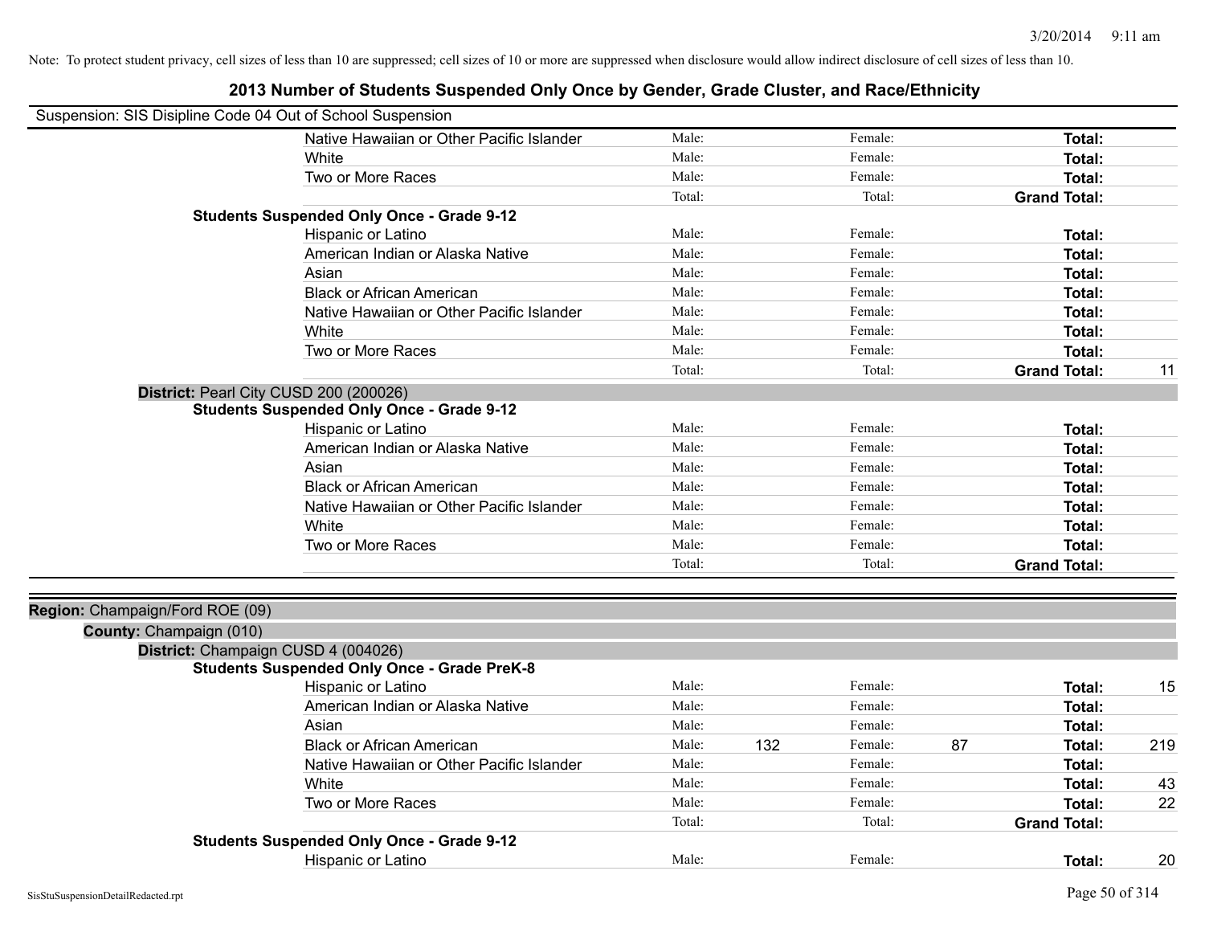Note: To protect student privacy, cell sizes of less than 10 are suppressed; cell sizes of 10 or more are suppressed when disclosure would allow indirect disclosure of cell sizes of less than 10.

# 2013 Number of Students Suspended Only Once by Gender, Grade Cluster, and Race/Ethnicity

Suspension: SIS Disipline Code 04 Out of School Suspension

| | | | | | | |
|---|---|---|---|---|---|---|
| Native Hawaiian or Other Pacific Islander | Male: | | Female: | | **Total:** | |
| White | Male: | | Female: | | **Total:** | |
| Two or More Races | Male: | | Female: | | **Total:** | |
| | Total: | | Total: | | **Grand Total:** | |

**Students Suspended Only Once - Grade 9-12**

| | | | | | | |
|---|---|---|---|---|---|---|
| Hispanic or Latino | Male: | | Female: | | **Total:** | |
| American Indian or Alaska Native | Male: | | Female: | | **Total:** | |
| Asian | Male: | | Female: | | **Total:** | |
| Black or African American | Male: | | Female: | | **Total:** | |
| Native Hawaiian or Other Pacific Islander | Male: | | Female: | | **Total:** | |
| White | Male: | | Female: | | **Total:** | |
| Two or More Races | Male: | | Female: | | **Total:** | |
| | Total: | | Total: | | **Grand Total:** | 11 |

**District:** Pearl City CUSD 200 (200026)

**Students Suspended Only Once - Grade 9-12**

| | | | | | | |
|---|---|---|---|---|---|---|
| Hispanic or Latino | Male: | | Female: | | **Total:** | |
| American Indian or Alaska Native | Male: | | Female: | | **Total:** | |
| Asian | Male: | | Female: | | **Total:** | |
| Black or African American | Male: | | Female: | | **Total:** | |
| Native Hawaiian or Other Pacific Islander | Male: | | Female: | | **Total:** | |
| White | Male: | | Female: | | **Total:** | |
| Two or More Races | Male: | | Female: | | **Total:** | |
| | Total: | | Total: | | **Grand Total:** | |

**Region:** Champaign/Ford ROE (09)

**County:** Champaign (010)

**District:** Champaign CUSD 4 (004026)

**Students Suspended Only Once - Grade PreK-8**

| | | | | | | |
|---|---|---|---|---|---|---|
| Hispanic or Latino | Male: | | Female: | | **Total:** | 15 |
| American Indian or Alaska Native | Male: | | Female: | | **Total:** | |
| Asian | Male: | | Female: | | **Total:** | |
| Black or African American | Male: | 132 | Female: | 87 | **Total:** | 219 |
| Native Hawaiian or Other Pacific Islander | Male: | | Female: | | **Total:** | |
| White | Male: | | Female: | | **Total:** | 43 |
| Two or More Races | Male: | | Female: | | **Total:** | 22 |
| | Total: | | Total: | | **Grand Total:** | |

**Students Suspended Only Once - Grade 9-12**

| | | | | | | |
|---|---|---|---|---|---|---|
| Hispanic or Latino | Male: | | Female: | | **Total:** | 20 |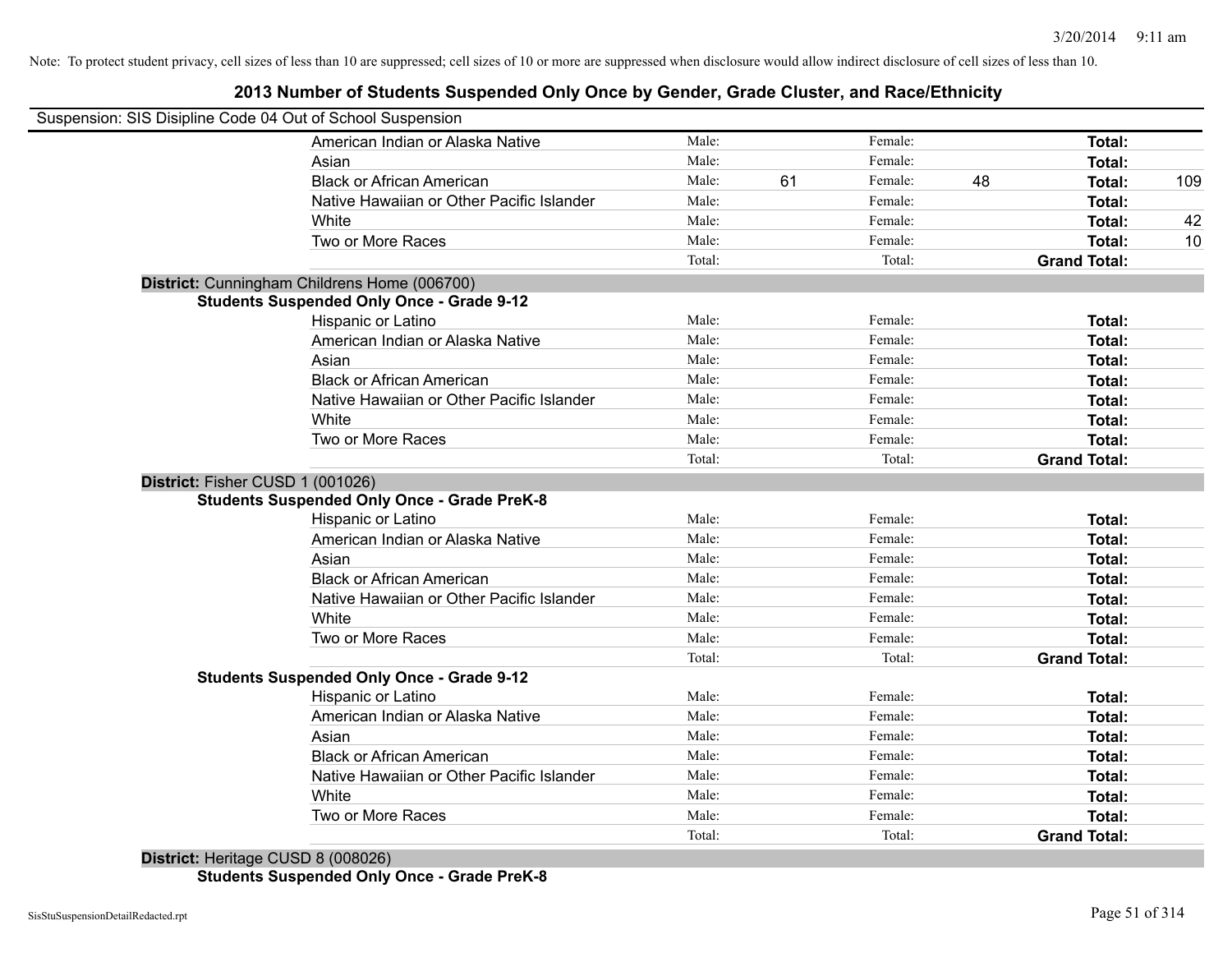Note: To protect student privacy, cell sizes of less than 10 are suppressed; cell sizes of 10 or more are suppressed when disclosure would allow indirect disclosure of cell sizes of less than 10.

# 2013 Number of Students Suspended Only Once by Gender, Grade Cluster, and Race/Ethnicity

Suspension: SIS Disipline Code 04 Out of School Suspension

| | Male: | | Female: | | | |
|---|---|---|---|---|---|---|
| American Indian or Alaska Native | Male: | | Female: | | **Total:** | |
| Asian | Male: | | Female: | | **Total:** | |
| Black or African American | Male: | 61 | Female: | 48 | **Total:** | 109 |
| Native Hawaiian or Other Pacific Islander | Male: | | Female: | | **Total:** | |
| White | Male: | | Female: | | **Total:** | 42 |
| Two or More Races | Male: | | Female: | | **Total:** | 10 |
| | Total: | | Total: | | **Grand Total:** | |

**District:** Cunningham Childrens Home (006700)

**Students Suspended Only Once - Grade 9-12**

| | | | | | | |
|---|---|---|---|---|---|---|
| Hispanic or Latino | Male: | | Female: | | **Total:** | |
| American Indian or Alaska Native | Male: | | Female: | | **Total:** | |
| Asian | Male: | | Female: | | **Total:** | |
| Black or African American | Male: | | Female: | | **Total:** | |
| Native Hawaiian or Other Pacific Islander | Male: | | Female: | | **Total:** | |
| White | Male: | | Female: | | **Total:** | |
| Two or More Races | Male: | | Female: | | **Total:** | |
| | Total: | | Total: | | **Grand Total:** | |

**District:** Fisher CUSD 1 (001026)

**Students Suspended Only Once - Grade PreK-8**

| | | | | | | |
|---|---|---|---|---|---|---|
| Hispanic or Latino | Male: | | Female: | | **Total:** | |
| American Indian or Alaska Native | Male: | | Female: | | **Total:** | |
| Asian | Male: | | Female: | | **Total:** | |
| Black or African American | Male: | | Female: | | **Total:** | |
| Native Hawaiian or Other Pacific Islander | Male: | | Female: | | **Total:** | |
| White | Male: | | Female: | | **Total:** | |
| Two or More Races | Male: | | Female: | | **Total:** | |
| | Total: | | Total: | | **Grand Total:** | |

**Students Suspended Only Once - Grade 9-12**

| | | | | | | |
|---|---|---|---|---|---|---|
| Hispanic or Latino | Male: | | Female: | | **Total:** | |
| American Indian or Alaska Native | Male: | | Female: | | **Total:** | |
| Asian | Male: | | Female: | | **Total:** | |
| Black or African American | Male: | | Female: | | **Total:** | |
| Native Hawaiian or Other Pacific Islander | Male: | | Female: | | **Total:** | |
| White | Male: | | Female: | | **Total:** | |
| Two or More Races | Male: | | Female: | | **Total:** | |
| | Total: | | Total: | | **Grand Total:** | |

**District:** Heritage CUSD 8 (008026)

**Students Suspended Only Once - Grade PreK-8**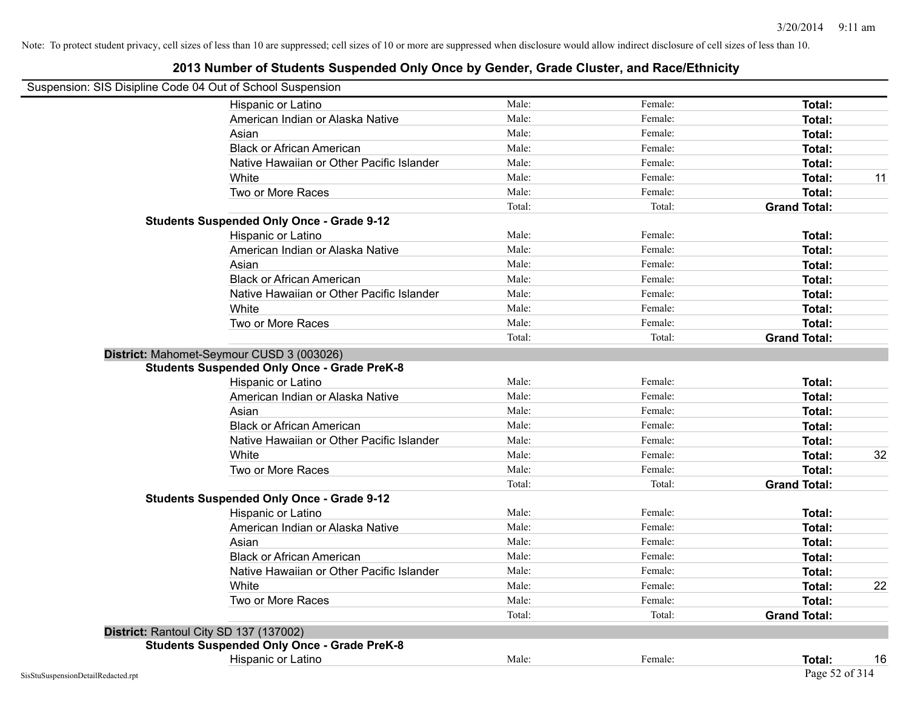Note: To protect student privacy, cell sizes of less than 10 are suppressed; cell sizes of 10 or more are suppressed when disclosure would allow indirect disclosure of cell sizes of less than 10.

# 2013 Number of Students Suspended Only Once by Gender, Grade Cluster, and Race/Ethnicity

Suspension: SIS Disipline Code 04 Out of School Suspension

| | | | | |
|---|---|---|---|---|
| Hispanic or Latino | Male: | Female: | **Total:** | |
| American Indian or Alaska Native | Male: | Female: | **Total:** | |
| Asian | Male: | Female: | **Total:** | |
| Black or African American | Male: | Female: | **Total:** | |
| Native Hawaiian or Other Pacific Islander | Male: | Female: | **Total:** | |
| White | Male: | Female: | **Total:** | 11 |
| Two or More Races | Male: | Female: | **Total:** | |
| | Total: | Total: | **Grand Total:** | |
| **Students Suspended Only Once - Grade 9-12** | | | | |
| Hispanic or Latino | Male: | Female: | **Total:** | |
| American Indian or Alaska Native | Male: | Female: | **Total:** | |
| Asian | Male: | Female: | **Total:** | |
| Black or African American | Male: | Female: | **Total:** | |
| Native Hawaiian or Other Pacific Islander | Male: | Female: | **Total:** | |
| White | Male: | Female: | **Total:** | |
| Two or More Races | Male: | Female: | **Total:** | |
| | Total: | Total: | **Grand Total:** | |
| **District:** Mahomet-Seymour CUSD 3 (003026) | | | | |
| **Students Suspended Only Once - Grade PreK-8** | | | | |
| Hispanic or Latino | Male: | Female: | **Total:** | |
| American Indian or Alaska Native | Male: | Female: | **Total:** | |
| Asian | Male: | Female: | **Total:** | |
| Black or African American | Male: | Female: | **Total:** | |
| Native Hawaiian or Other Pacific Islander | Male: | Female: | **Total:** | |
| White | Male: | Female: | **Total:** | 32 |
| Two or More Races | Male: | Female: | **Total:** | |
| | Total: | Total: | **Grand Total:** | |
| **Students Suspended Only Once - Grade 9-12** | | | | |
| Hispanic or Latino | Male: | Female: | **Total:** | |
| American Indian or Alaska Native | Male: | Female: | **Total:** | |
| Asian | Male: | Female: | **Total:** | |
| Black or African American | Male: | Female: | **Total:** | |
| Native Hawaiian or Other Pacific Islander | Male: | Female: | **Total:** | |
| White | Male: | Female: | **Total:** | 22 |
| Two or More Races | Male: | Female: | **Total:** | |
| | Total: | Total: | **Grand Total:** | |
| **District:** Rantoul City SD 137 (137002) | | | | |
| **Students Suspended Only Once - Grade PreK-8** | | | | |
| Hispanic or Latino | Male: | Female: | **Total:** | 16 |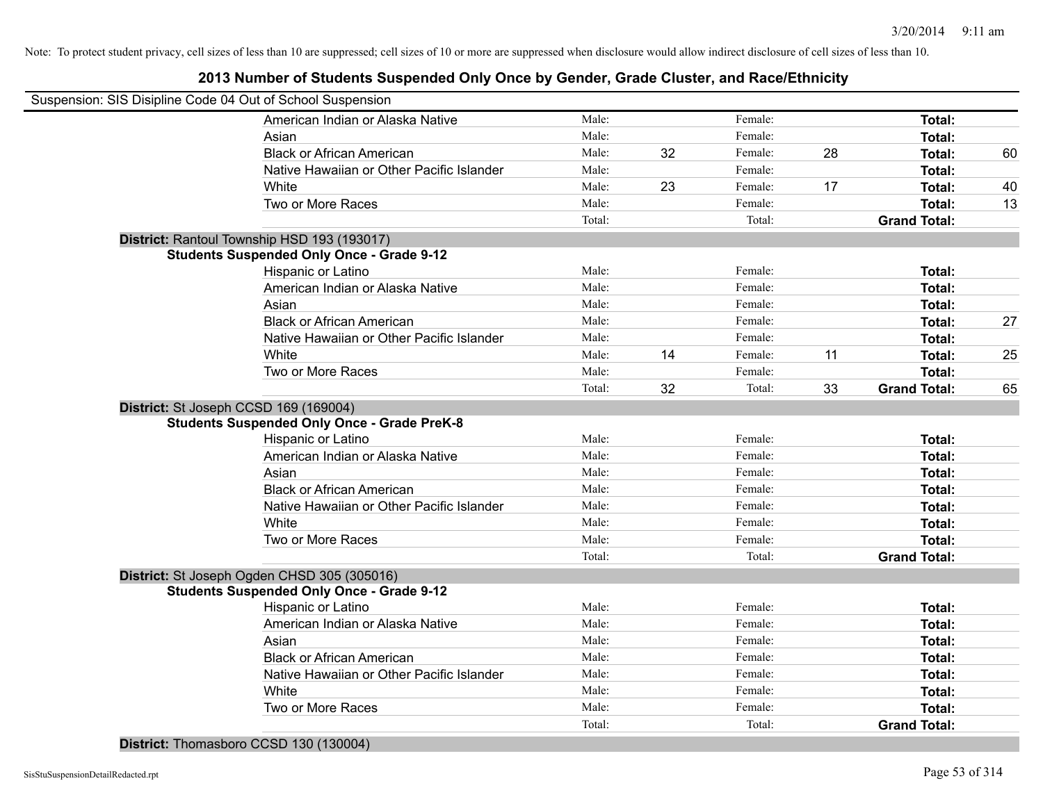Note: To protect student privacy, cell sizes of less than 10 are suppressed; cell sizes of 10 or more are suppressed when disclosure would allow indirect disclosure of cell sizes of less than 10.

# 2013 Number of Students Suspended Only Once by Gender, Grade Cluster, and Race/Ethnicity

Suspension: SIS Disipline Code 04 Out of School Suspension

| | | | | | | |
|---|---|---|---|---|---|---|
| American Indian or Alaska Native | Male: | | Female: | | **Total:** | |
| Asian | Male: | | Female: | | **Total:** | |
| Black or African American | Male: | 32 | Female: | 28 | **Total:** | 60 |
| Native Hawaiian or Other Pacific Islander | Male: | | Female: | | **Total:** | |
| White | Male: | 23 | Female: | 17 | **Total:** | 40 |
| Two or More Races | Male: | | Female: | | **Total:** | 13 |
| | Total: | | Total: | | **Grand Total:** | |

**District:** Rantoul Township HSD 193 (193017)

**Students Suspended Only Once - Grade 9-12**

| | | | | | | |
|---|---|---|---|---|---|---|
| Hispanic or Latino | Male: | | Female: | | **Total:** | |
| American Indian or Alaska Native | Male: | | Female: | | **Total:** | |
| Asian | Male: | | Female: | | **Total:** | |
| Black or African American | Male: | | Female: | | **Total:** | 27 |
| Native Hawaiian or Other Pacific Islander | Male: | | Female: | | **Total:** | |
| White | Male: | 14 | Female: | 11 | **Total:** | 25 |
| Two or More Races | Male: | | Female: | | **Total:** | |
| | Total: | 32 | Total: | 33 | **Grand Total:** | 65 |

**District:** St Joseph CCSD 169 (169004)

**Students Suspended Only Once - Grade PreK-8**

| | | | | | | |
|---|---|---|---|---|---|---|
| Hispanic or Latino | Male: | | Female: | | **Total:** | |
| American Indian or Alaska Native | Male: | | Female: | | **Total:** | |
| Asian | Male: | | Female: | | **Total:** | |
| Black or African American | Male: | | Female: | | **Total:** | |
| Native Hawaiian or Other Pacific Islander | Male: | | Female: | | **Total:** | |
| White | Male: | | Female: | | **Total:** | |
| Two or More Races | Male: | | Female: | | **Total:** | |
| | Total: | | Total: | | **Grand Total:** | |

**District:** St Joseph Ogden CHSD 305 (305016)

**Students Suspended Only Once - Grade 9-12**

| | | | | | | |
|---|---|---|---|---|---|---|
| Hispanic or Latino | Male: | | Female: | | **Total:** | |
| American Indian or Alaska Native | Male: | | Female: | | **Total:** | |
| Asian | Male: | | Female: | | **Total:** | |
| Black or African American | Male: | | Female: | | **Total:** | |
| Native Hawaiian or Other Pacific Islander | Male: | | Female: | | **Total:** | |
| White | Male: | | Female: | | **Total:** | |
| Two or More Races | Male: | | Female: | | **Total:** | |
| | Total: | | Total: | | **Grand Total:** | |

**District:** Thomasboro CCSD 130 (130004)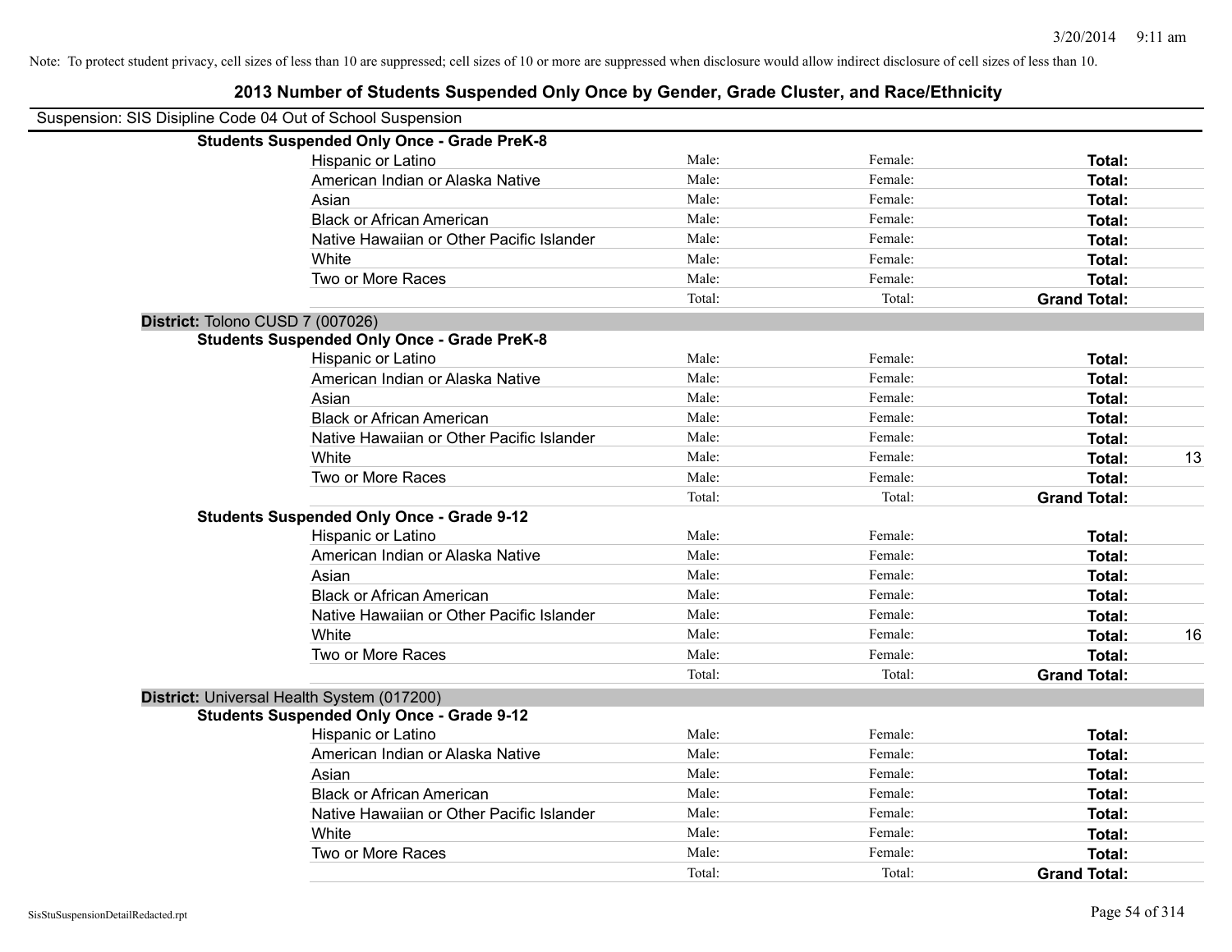Note: To protect student privacy, cell sizes of less than 10 are suppressed; cell sizes of 10 or more are suppressed when disclosure would allow indirect disclosure of cell sizes of less than 10.

# 2013 Number of Students Suspended Only Once by Gender, Grade Cluster, and Race/Ethnicity

Suspension: SIS Disipline Code 04 Out of School Suspension

**Students Suspended Only Once - Grade PreK-8**

| Race/Ethnicity | Male | Female | Total |
|---|---|---|---|
| Hispanic or Latino | Male: | Female: | **Total:** |
| American Indian or Alaska Native | Male: | Female: | **Total:** |
| Asian | Male: | Female: | **Total:** |
| Black or African American | Male: | Female: | **Total:** |
| Native Hawaiian or Other Pacific Islander | Male: | Female: | **Total:** |
| White | Male: | Female: | **Total:** |
| Two or More Races | Male: | Female: | **Total:** |
| | Total: | Total: | **Grand Total:** |

**District:** Tolono CUSD 7 (007026)

**Students Suspended Only Once - Grade PreK-8**

| Race/Ethnicity | Male | Female | Total |
|---|---|---|---|
| Hispanic or Latino | Male: | Female: | **Total:** |
| American Indian or Alaska Native | Male: | Female: | **Total:** |
| Asian | Male: | Female: | **Total:** |
| Black or African American | Male: | Female: | **Total:** |
| Native Hawaiian or Other Pacific Islander | Male: | Female: | **Total:** |
| White | Male: | Female: | **Total:** 13 |
| Two or More Races | Male: | Female: | **Total:** |
| | Total: | Total: | **Grand Total:** |

**Students Suspended Only Once - Grade 9-12**

| Race/Ethnicity | Male | Female | Total |
|---|---|---|---|
| Hispanic or Latino | Male: | Female: | **Total:** |
| American Indian or Alaska Native | Male: | Female: | **Total:** |
| Asian | Male: | Female: | **Total:** |
| Black or African American | Male: | Female: | **Total:** |
| Native Hawaiian or Other Pacific Islander | Male: | Female: | **Total:** |
| White | Male: | Female: | **Total:** 16 |
| Two or More Races | Male: | Female: | **Total:** |
| | Total: | Total: | **Grand Total:** |

**District:** Universal Health System (017200)

**Students Suspended Only Once - Grade 9-12**

| Race/Ethnicity | Male | Female | Total |
|---|---|---|---|
| Hispanic or Latino | Male: | Female: | **Total:** |
| American Indian or Alaska Native | Male: | Female: | **Total:** |
| Asian | Male: | Female: | **Total:** |
| Black or African American | Male: | Female: | **Total:** |
| Native Hawaiian or Other Pacific Islander | Male: | Female: | **Total:** |
| White | Male: | Female: | **Total:** |
| Two or More Races | Male: | Female: | **Total:** |
| | Total: | Total: | **Grand Total:** |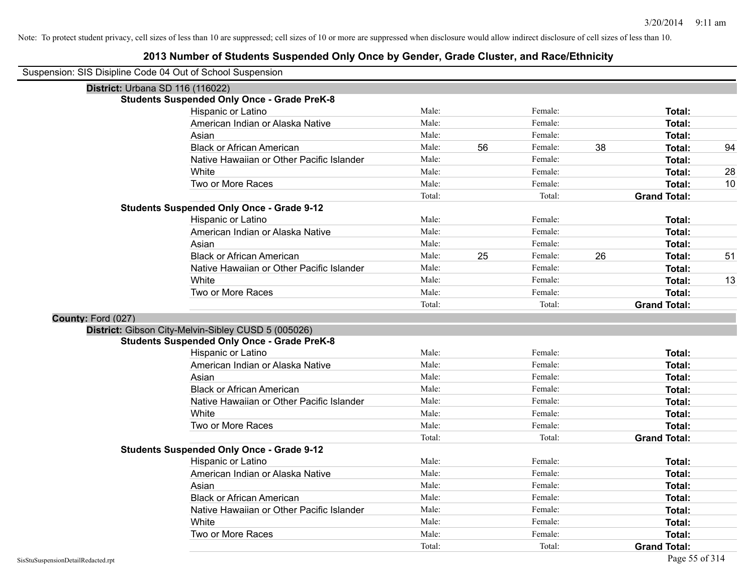Note: To protect student privacy, cell sizes of less than 10 are suppressed; cell sizes of 10 or more are suppressed when disclosure would allow indirect disclosure of cell sizes of less than 10.

# 2013 Number of Students Suspended Only Once by Gender, Grade Cluster, and Race/Ethnicity

Suspension: SIS Disipline Code 04 Out of School Suspension

**District:** Urbana SD 116 (116022)

**Students Suspended Only Once - Grade PreK-8**

| Race/Ethnicity | | Male | | Female | | Total |
|---|---|---|---|---|---|---|
| Hispanic or Latino | Male: | | Female: | | **Total:** | |
| American Indian or Alaska Native | Male: | | Female: | | **Total:** | |
| Asian | Male: | | Female: | | **Total:** | |
| Black or African American | Male: | 56 | Female: | 38 | **Total:** | 94 |
| Native Hawaiian or Other Pacific Islander | Male: | | Female: | | **Total:** | |
| White | Male: | | Female: | | **Total:** | 28 |
| Two or More Races | Male: | | Female: | | **Total:** | 10 |
| | Total: | | Total: | | **Grand Total:** | |

**Students Suspended Only Once - Grade 9-12**

| Race/Ethnicity | | Male | | Female | | Total |
|---|---|---|---|---|---|---|
| Hispanic or Latino | Male: | | Female: | | **Total:** | |
| American Indian or Alaska Native | Male: | | Female: | | **Total:** | |
| Asian | Male: | | Female: | | **Total:** | |
| Black or African American | Male: | 25 | Female: | 26 | **Total:** | 51 |
| Native Hawaiian or Other Pacific Islander | Male: | | Female: | | **Total:** | |
| White | Male: | | Female: | | **Total:** | 13 |
| Two or More Races | Male: | | Female: | | **Total:** | |
| | Total: | | Total: | | **Grand Total:** | |

**County:** Ford (027)

**District:** Gibson City-Melvin-Sibley CUSD 5 (005026)

**Students Suspended Only Once - Grade PreK-8**

| Race/Ethnicity | | Male | | Female | | Total |
|---|---|---|---|---|---|---|
| Hispanic or Latino | Male: | | Female: | | **Total:** | |
| American Indian or Alaska Native | Male: | | Female: | | **Total:** | |
| Asian | Male: | | Female: | | **Total:** | |
| Black or African American | Male: | | Female: | | **Total:** | |
| Native Hawaiian or Other Pacific Islander | Male: | | Female: | | **Total:** | |
| White | Male: | | Female: | | **Total:** | |
| Two or More Races | Male: | | Female: | | **Total:** | |
| | Total: | | Total: | | **Grand Total:** | |

**Students Suspended Only Once - Grade 9-12**

| Race/Ethnicity | | Male | | Female | | Total |
|---|---|---|---|---|---|---|
| Hispanic or Latino | Male: | | Female: | | **Total:** | |
| American Indian or Alaska Native | Male: | | Female: | | **Total:** | |
| Asian | Male: | | Female: | | **Total:** | |
| Black or African American | Male: | | Female: | | **Total:** | |
| Native Hawaiian or Other Pacific Islander | Male: | | Female: | | **Total:** | |
| White | Male: | | Female: | | **Total:** | |
| Two or More Races | Male: | | Female: | | **Total:** | |
| | Total: | | Total: | | **Grand Total:** | |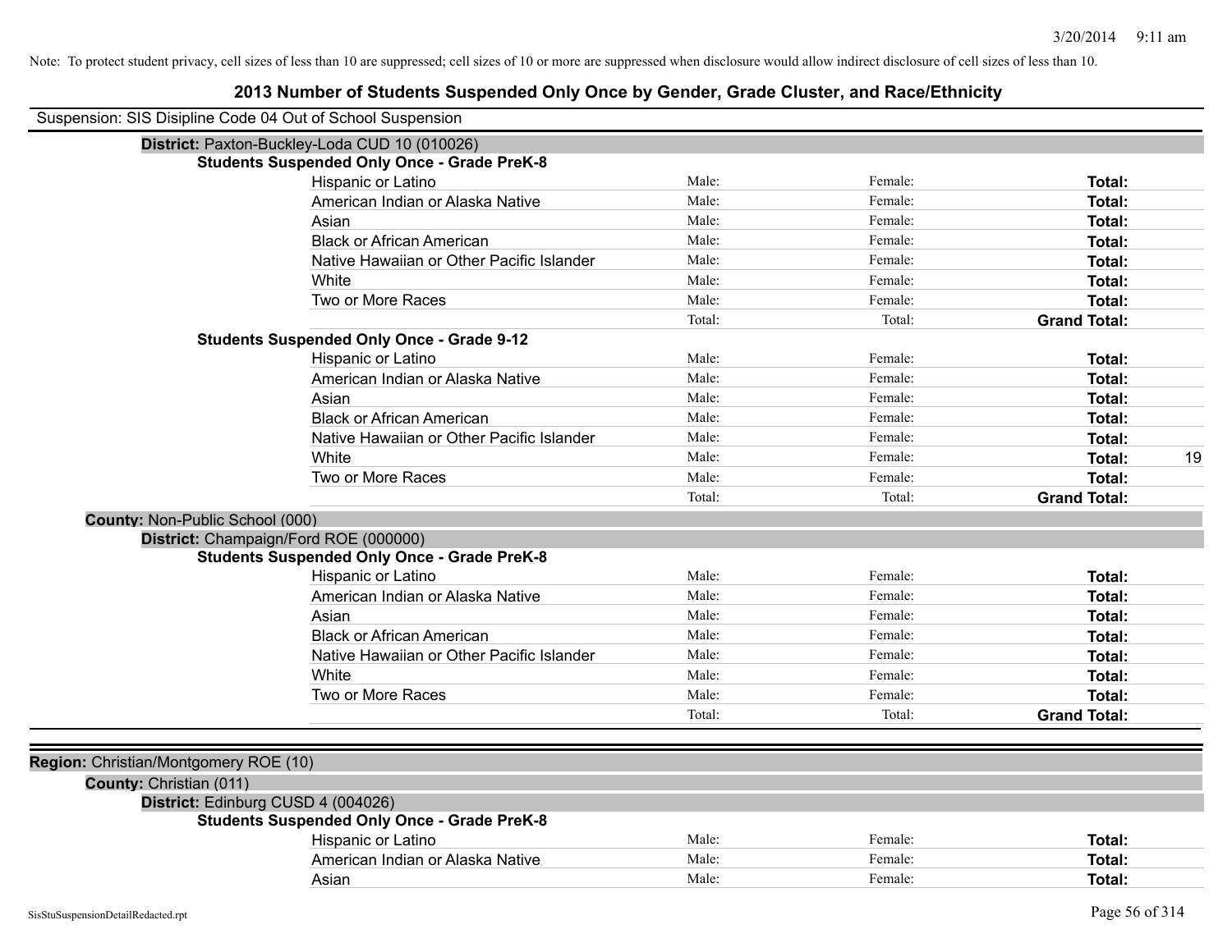Note: To protect student privacy, cell sizes of less than 10 are suppressed; cell sizes of 10 or more are suppressed when disclosure would allow indirect disclosure of cell sizes of less than 10.

# 2013 Number of Students Suspended Only Once by Gender, Grade Cluster, and Race/Ethnicity

Suspension: SIS Disipline Code 04 Out of School Suspension

**District:** Paxton-Buckley-Loda CUD 10 (010026)

**Students Suspended Only Once - Grade PreK-8**

| | | | | |
|---|---|---|---|---|
| Hispanic or Latino | Male: | Female: | **Total:** | |
| American Indian or Alaska Native | Male: | Female: | **Total:** | |
| Asian | Male: | Female: | **Total:** | |
| Black or African American | Male: | Female: | **Total:** | |
| Native Hawaiian or Other Pacific Islander | Male: | Female: | **Total:** | |
| White | Male: | Female: | **Total:** | |
| Two or More Races | Male: | Female: | **Total:** | |
| | Total: | Total: | **Grand Total:** | |

**Students Suspended Only Once - Grade 9-12**

| | | | | |
|---|---|---|---|---|
| Hispanic or Latino | Male: | Female: | **Total:** | |
| American Indian or Alaska Native | Male: | Female: | **Total:** | |
| Asian | Male: | Female: | **Total:** | |
| Black or African American | Male: | Female: | **Total:** | |
| Native Hawaiian or Other Pacific Islander | Male: | Female: | **Total:** | |
| White | Male: | Female: | **Total:** | 19 |
| Two or More Races | Male: | Female: | **Total:** | |
| | Total: | Total: | **Grand Total:** | |

**County:** Non-Public School (000)

**District:** Champaign/Ford ROE (000000)

**Students Suspended Only Once - Grade PreK-8**

| | | | | |
|---|---|---|---|---|
| Hispanic or Latino | Male: | Female: | **Total:** | |
| American Indian or Alaska Native | Male: | Female: | **Total:** | |
| Asian | Male: | Female: | **Total:** | |
| Black or African American | Male: | Female: | **Total:** | |
| Native Hawaiian or Other Pacific Islander | Male: | Female: | **Total:** | |
| White | Male: | Female: | **Total:** | |
| Two or More Races | Male: | Female: | **Total:** | |
| | Total: | Total: | **Grand Total:** | |

**Region:** Christian/Montgomery ROE (10)

**County:** Christian (011)

**District:** Edinburg CUSD 4 (004026)

**Students Suspended Only Once - Grade PreK-8**

| | | | | |
|---|---|---|---|---|
| Hispanic or Latino | Male: | Female: | **Total:** | |
| American Indian or Alaska Native | Male: | Female: | **Total:** | |
| Asian | Male: | Female: | **Total:** | |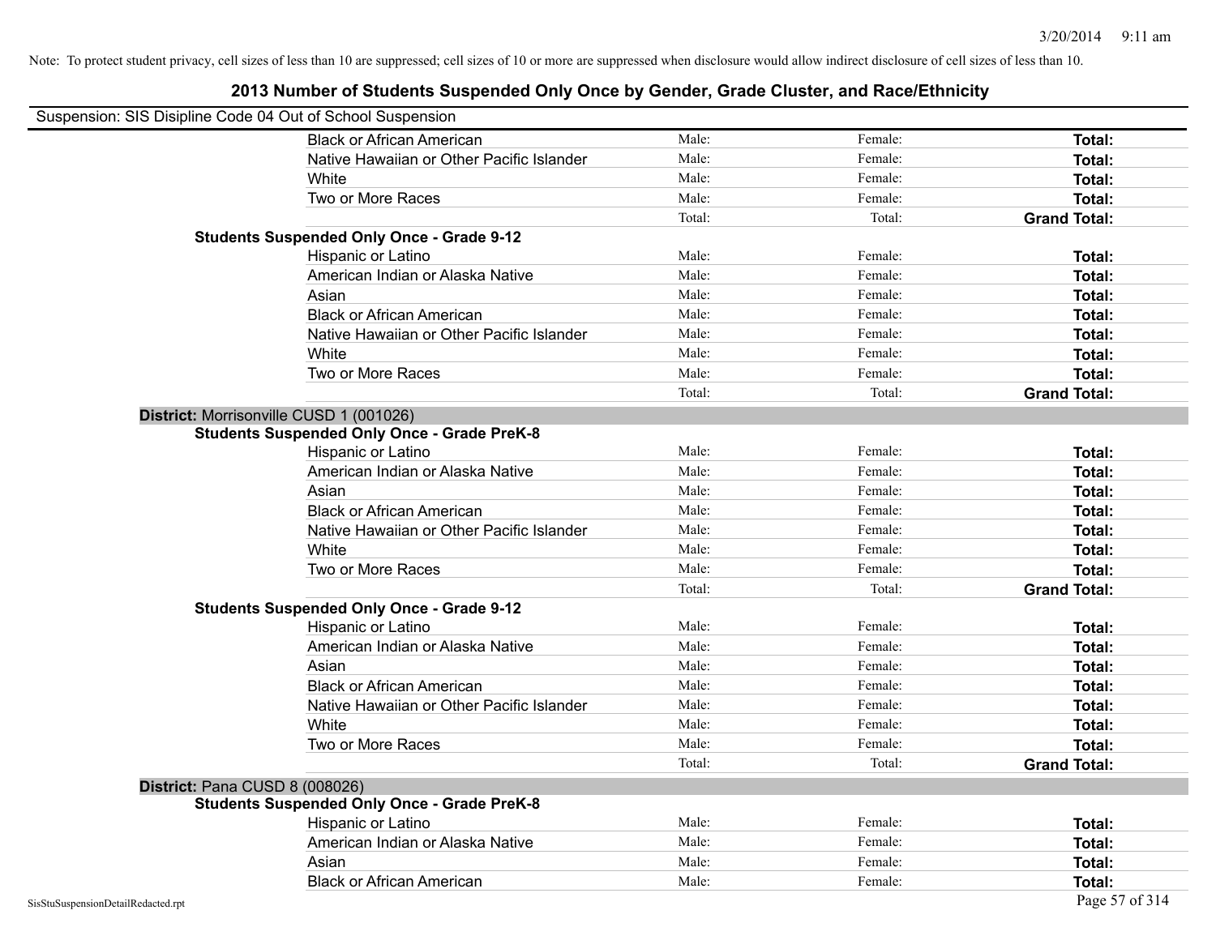Note: To protect student privacy, cell sizes of less than 10 are suppressed; cell sizes of 10 or more are suppressed when disclosure would allow indirect disclosure of cell sizes of less than 10.

## 2013 Number of Students Suspended Only Once by Gender, Grade Cluster, and Race/Ethnicity

Suspension: SIS Disipline Code 04 Out of School Suspension

| | | | |
|---|---|---|---|
| Black or African American | Male: | Female: | **Total:** |
| Native Hawaiian or Other Pacific Islander | Male: | Female: | **Total:** |
| White | Male: | Female: | **Total:** |
| Two or More Races | Male: | Female: | **Total:** |
| | Total: | Total: | **Grand Total:** |

**Students Suspended Only Once - Grade 9-12**

| | | | |
|---|---|---|---|
| Hispanic or Latino | Male: | Female: | **Total:** |
| American Indian or Alaska Native | Male: | Female: | **Total:** |
| Asian | Male: | Female: | **Total:** |
| Black or African American | Male: | Female: | **Total:** |
| Native Hawaiian or Other Pacific Islander | Male: | Female: | **Total:** |
| White | Male: | Female: | **Total:** |
| Two or More Races | Male: | Female: | **Total:** |
| | Total: | Total: | **Grand Total:** |

**District:** Morrisonville CUSD 1 (001026)

**Students Suspended Only Once - Grade PreK-8**

| | | | |
|---|---|---|---|
| Hispanic or Latino | Male: | Female: | **Total:** |
| American Indian or Alaska Native | Male: | Female: | **Total:** |
| Asian | Male: | Female: | **Total:** |
| Black or African American | Male: | Female: | **Total:** |
| Native Hawaiian or Other Pacific Islander | Male: | Female: | **Total:** |
| White | Male: | Female: | **Total:** |
| Two or More Races | Male: | Female: | **Total:** |
| | Total: | Total: | **Grand Total:** |

**Students Suspended Only Once - Grade 9-12**

| | | | |
|---|---|---|---|
| Hispanic or Latino | Male: | Female: | **Total:** |
| American Indian or Alaska Native | Male: | Female: | **Total:** |
| Asian | Male: | Female: | **Total:** |
| Black or African American | Male: | Female: | **Total:** |
| Native Hawaiian or Other Pacific Islander | Male: | Female: | **Total:** |
| White | Male: | Female: | **Total:** |
| Two or More Races | Male: | Female: | **Total:** |
| | Total: | Total: | **Grand Total:** |

**District:** Pana CUSD 8 (008026)

**Students Suspended Only Once - Grade PreK-8**

| | | | |
|---|---|---|---|
| Hispanic or Latino | Male: | Female: | **Total:** |
| American Indian or Alaska Native | Male: | Female: | **Total:** |
| Asian | Male: | Female: | **Total:** |
| Black or African American | Male: | Female: | **Total:** |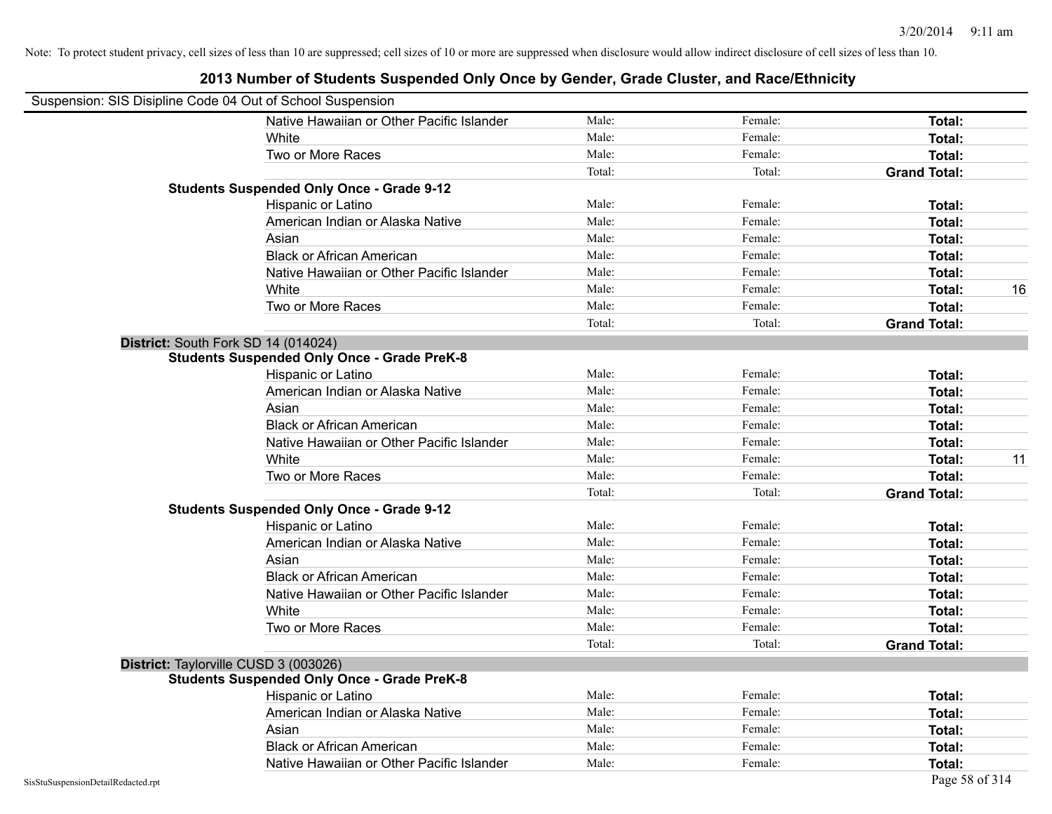Note: To protect student privacy, cell sizes of less than 10 are suppressed; cell sizes of 10 or more are suppressed when disclosure would allow indirect disclosure of cell sizes of less than 10.

# 2013 Number of Students Suspended Only Once by Gender, Grade Cluster, and Race/Ethnicity

Suspension: SIS Disipline Code 04 Out of School Suspension

| | | | | |
|---|---|---|---|---|
| Native Hawaiian or Other Pacific Islander | Male: | Female: | **Total:** | |
| White | Male: | Female: | **Total:** | |
| Two or More Races | Male: | Female: | **Total:** | |
| | Total: | Total: | **Grand Total:** | |

**Students Suspended Only Once - Grade 9-12**

| | | | | |
|---|---|---|---|---|
| Hispanic or Latino | Male: | Female: | **Total:** | |
| American Indian or Alaska Native | Male: | Female: | **Total:** | |
| Asian | Male: | Female: | **Total:** | |
| Black or African American | Male: | Female: | **Total:** | |
| Native Hawaiian or Other Pacific Islander | Male: | Female: | **Total:** | |
| White | Male: | Female: | **Total:** | 16 |
| Two or More Races | Male: | Female: | **Total:** | |
| | Total: | Total: | **Grand Total:** | |

**District:** South Fork SD 14 (014024)

**Students Suspended Only Once - Grade PreK-8**

| | | | | |
|---|---|---|---|---|
| Hispanic or Latino | Male: | Female: | **Total:** | |
| American Indian or Alaska Native | Male: | Female: | **Total:** | |
| Asian | Male: | Female: | **Total:** | |
| Black or African American | Male: | Female: | **Total:** | |
| Native Hawaiian or Other Pacific Islander | Male: | Female: | **Total:** | |
| White | Male: | Female: | **Total:** | 11 |
| Two or More Races | Male: | Female: | **Total:** | |
| | Total: | Total: | **Grand Total:** | |

**Students Suspended Only Once - Grade 9-12**

| | | | | |
|---|---|---|---|---|
| Hispanic or Latino | Male: | Female: | **Total:** | |
| American Indian or Alaska Native | Male: | Female: | **Total:** | |
| Asian | Male: | Female: | **Total:** | |
| Black or African American | Male: | Female: | **Total:** | |
| Native Hawaiian or Other Pacific Islander | Male: | Female: | **Total:** | |
| White | Male: | Female: | **Total:** | |
| Two or More Races | Male: | Female: | **Total:** | |
| | Total: | Total: | **Grand Total:** | |

**District:** Taylorville CUSD 3 (003026)

**Students Suspended Only Once - Grade PreK-8**

| | | | | |
|---|---|---|---|---|
| Hispanic or Latino | Male: | Female: | **Total:** | |
| American Indian or Alaska Native | Male: | Female: | **Total:** | |
| Asian | Male: | Female: | **Total:** | |
| Black or African American | Male: | Female: | **Total:** | |
| Native Hawaiian or Other Pacific Islander | Male: | Female: | **Total:** | |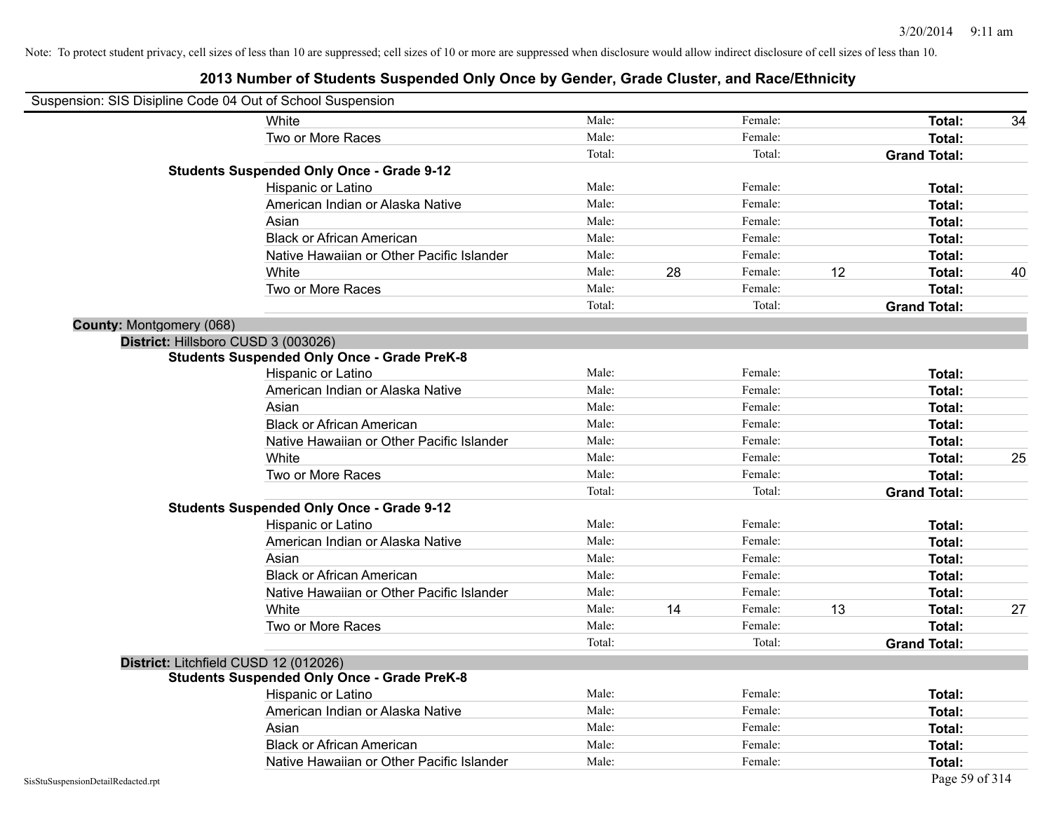Note: To protect student privacy, cell sizes of less than 10 are suppressed; cell sizes of 10 or more are suppressed when disclosure would allow indirect disclosure of cell sizes of less than 10.

# 2013 Number of Students Suspended Only Once by Gender, Grade Cluster, and Race/Ethnicity

Suspension: SIS Disipline Code 04 Out of School Suspension

| | | | | | |
|---|---|---|---|---|---|
| White | Male: | | Female: | | **Total:** 34 |
| Two or More Races | Male: | | Female: | | **Total:** |
| | Total: | | Total: | | **Grand Total:** |

**Students Suspended Only Once - Grade 9-12**

| | | | | | |
|---|---|---|---|---|---|
| Hispanic or Latino | Male: | | Female: | | **Total:** |
| American Indian or Alaska Native | Male: | | Female: | | **Total:** |
| Asian | Male: | | Female: | | **Total:** |
| Black or African American | Male: | | Female: | | **Total:** |
| Native Hawaiian or Other Pacific Islander | Male: | | Female: | | **Total:** |
| White | Male: | 28 | Female: | 12 | **Total:** 40 |
| Two or More Races | Male: | | Female: | | **Total:** |
| | Total: | | Total: | | **Grand Total:** |

**County:** Montgomery (068)

**District:** Hillsboro CUSD 3 (003026)

**Students Suspended Only Once - Grade PreK-8**

| | | | | | |
|---|---|---|---|---|---|
| Hispanic or Latino | Male: | | Female: | | **Total:** |
| American Indian or Alaska Native | Male: | | Female: | | **Total:** |
| Asian | Male: | | Female: | | **Total:** |
| Black or African American | Male: | | Female: | | **Total:** |
| Native Hawaiian or Other Pacific Islander | Male: | | Female: | | **Total:** |
| White | Male: | | Female: | | **Total:** 25 |
| Two or More Races | Male: | | Female: | | **Total:** |
| | Total: | | Total: | | **Grand Total:** |

**Students Suspended Only Once - Grade 9-12**

| | | | | | |
|---|---|---|---|---|---|
| Hispanic or Latino | Male: | | Female: | | **Total:** |
| American Indian or Alaska Native | Male: | | Female: | | **Total:** |
| Asian | Male: | | Female: | | **Total:** |
| Black or African American | Male: | | Female: | | **Total:** |
| Native Hawaiian or Other Pacific Islander | Male: | | Female: | | **Total:** |
| White | Male: | 14 | Female: | 13 | **Total:** 27 |
| Two or More Races | Male: | | Female: | | **Total:** |
| | Total: | | Total: | | **Grand Total:** |

**District:** Litchfield CUSD 12 (012026)

**Students Suspended Only Once - Grade PreK-8**

| | | | | | |
|---|---|---|---|---|---|
| Hispanic or Latino | Male: | | Female: | | **Total:** |
| American Indian or Alaska Native | Male: | | Female: | | **Total:** |
| Asian | Male: | | Female: | | **Total:** |
| Black or African American | Male: | | Female: | | **Total:** |
| Native Hawaiian or Other Pacific Islander | Male: | | Female: | | **Total:** |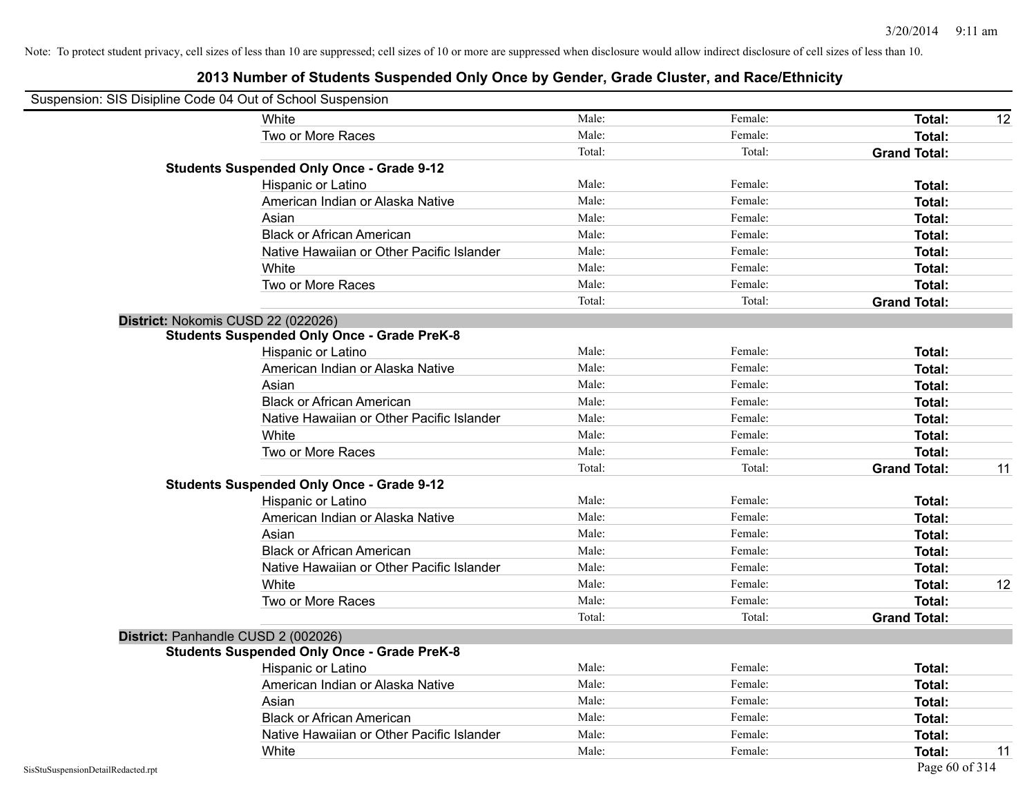Note: To protect student privacy, cell sizes of less than 10 are suppressed; cell sizes of 10 or more are suppressed when disclosure would allow indirect disclosure of cell sizes of less than 10.

# 2013 Number of Students Suspended Only Once by Gender, Grade Cluster, and Race/Ethnicity

Suspension: SIS Disipline Code 04 Out of School Suspension

| | | | | | |
|---|---|---|---|---|---|
| | White | Male: | Female: | **Total:** | 12 |
| | Two or More Races | Male: | Female: | **Total:** | |
| | | Total: | Total: | **Grand Total:** | |
| **Students Suspended Only Once - Grade 9-12** | | | | | |
| | Hispanic or Latino | Male: | Female: | **Total:** | |
| | American Indian or Alaska Native | Male: | Female: | **Total:** | |
| | Asian | Male: | Female: | **Total:** | |
| | Black or African American | Male: | Female: | **Total:** | |
| | Native Hawaiian or Other Pacific Islander | Male: | Female: | **Total:** | |
| | White | Male: | Female: | **Total:** | |
| | Two or More Races | Male: | Female: | **Total:** | |
| | | Total: | Total: | **Grand Total:** | |
| **District:** Nokomis CUSD 22 (022026) | | | | | |
| **Students Suspended Only Once - Grade PreK-8** | | | | | |
| | Hispanic or Latino | Male: | Female: | **Total:** | |
| | American Indian or Alaska Native | Male: | Female: | **Total:** | |
| | Asian | Male: | Female: | **Total:** | |
| | Black or African American | Male: | Female: | **Total:** | |
| | Native Hawaiian or Other Pacific Islander | Male: | Female: | **Total:** | |
| | White | Male: | Female: | **Total:** | |
| | Two or More Races | Male: | Female: | **Total:** | |
| | | Total: | Total: | **Grand Total:** | 11 |
| **Students Suspended Only Once - Grade 9-12** | | | | | |
| | Hispanic or Latino | Male: | Female: | **Total:** | |
| | American Indian or Alaska Native | Male: | Female: | **Total:** | |
| | Asian | Male: | Female: | **Total:** | |
| | Black or African American | Male: | Female: | **Total:** | |
| | Native Hawaiian or Other Pacific Islander | Male: | Female: | **Total:** | |
| | White | Male: | Female: | **Total:** | 12 |
| | Two or More Races | Male: | Female: | **Total:** | |
| | | Total: | Total: | **Grand Total:** | |
| **District:** Panhandle CUSD 2 (002026) | | | | | |
| **Students Suspended Only Once - Grade PreK-8** | | | | | |
| | Hispanic or Latino | Male: | Female: | **Total:** | |
| | American Indian or Alaska Native | Male: | Female: | **Total:** | |
| | Asian | Male: | Female: | **Total:** | |
| | Black or African American | Male: | Female: | **Total:** | |
| | Native Hawaiian or Other Pacific Islander | Male: | Female: | **Total:** | |
| | White | Male: | Female: | **Total:** | 11 |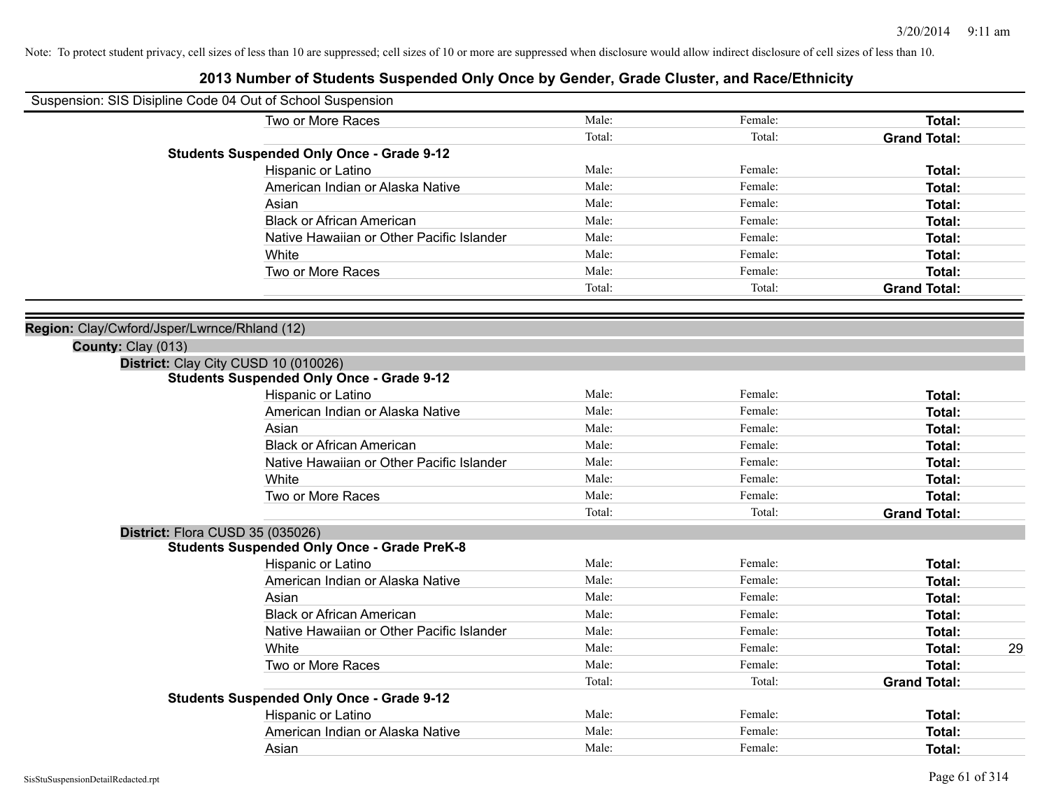Note: To protect student privacy, cell sizes of less than 10 are suppressed; cell sizes of 10 or more are suppressed when disclosure would allow indirect disclosure of cell sizes of less than 10.

# 2013 Number of Students Suspended Only Once by Gender, Grade Cluster, and Race/Ethnicity

Suspension: SIS Disipline Code 04 Out of School Suspension

| | | | | |
|---|---|---|---|---|
| Two or More Races | Male: | Female: | **Total:** | |
| | Total: | Total: | **Grand Total:** | |

**Students Suspended Only Once - Grade 9-12**

| | | | | |
|---|---|---|---|---|
| Hispanic or Latino | Male: | Female: | **Total:** | |
| American Indian or Alaska Native | Male: | Female: | **Total:** | |
| Asian | Male: | Female: | **Total:** | |
| Black or African American | Male: | Female: | **Total:** | |
| Native Hawaiian or Other Pacific Islander | Male: | Female: | **Total:** | |
| White | Male: | Female: | **Total:** | |
| Two or More Races | Male: | Female: | **Total:** | |
| | Total: | Total: | **Grand Total:** | |

**Region:** Clay/Cwford/Jsper/Lwrnce/Rhland (12)

**County:** Clay (013)

**District:** Clay City CUSD 10 (010026)

**Students Suspended Only Once - Grade 9-12**

| | | | | |
|---|---|---|---|---|
| Hispanic or Latino | Male: | Female: | **Total:** | |
| American Indian or Alaska Native | Male: | Female: | **Total:** | |
| Asian | Male: | Female: | **Total:** | |
| Black or African American | Male: | Female: | **Total:** | |
| Native Hawaiian or Other Pacific Islander | Male: | Female: | **Total:** | |
| White | Male: | Female: | **Total:** | |
| Two or More Races | Male: | Female: | **Total:** | |
| | Total: | Total: | **Grand Total:** | |

**District:** Flora CUSD 35 (035026)

**Students Suspended Only Once - Grade PreK-8**

| | | | | |
|---|---|---|---|---|
| Hispanic or Latino | Male: | Female: | **Total:** | |
| American Indian or Alaska Native | Male: | Female: | **Total:** | |
| Asian | Male: | Female: | **Total:** | |
| Black or African American | Male: | Female: | **Total:** | |
| Native Hawaiian or Other Pacific Islander | Male: | Female: | **Total:** | |
| White | Male: | Female: | **Total:** | 29 |
| Two or More Races | Male: | Female: | **Total:** | |
| | Total: | Total: | **Grand Total:** | |

**Students Suspended Only Once - Grade 9-12**

| | | | | |
|---|---|---|---|---|
| Hispanic or Latino | Male: | Female: | **Total:** | |
| American Indian or Alaska Native | Male: | Female: | **Total:** | |
| Asian | Male: | Female: | **Total:** | |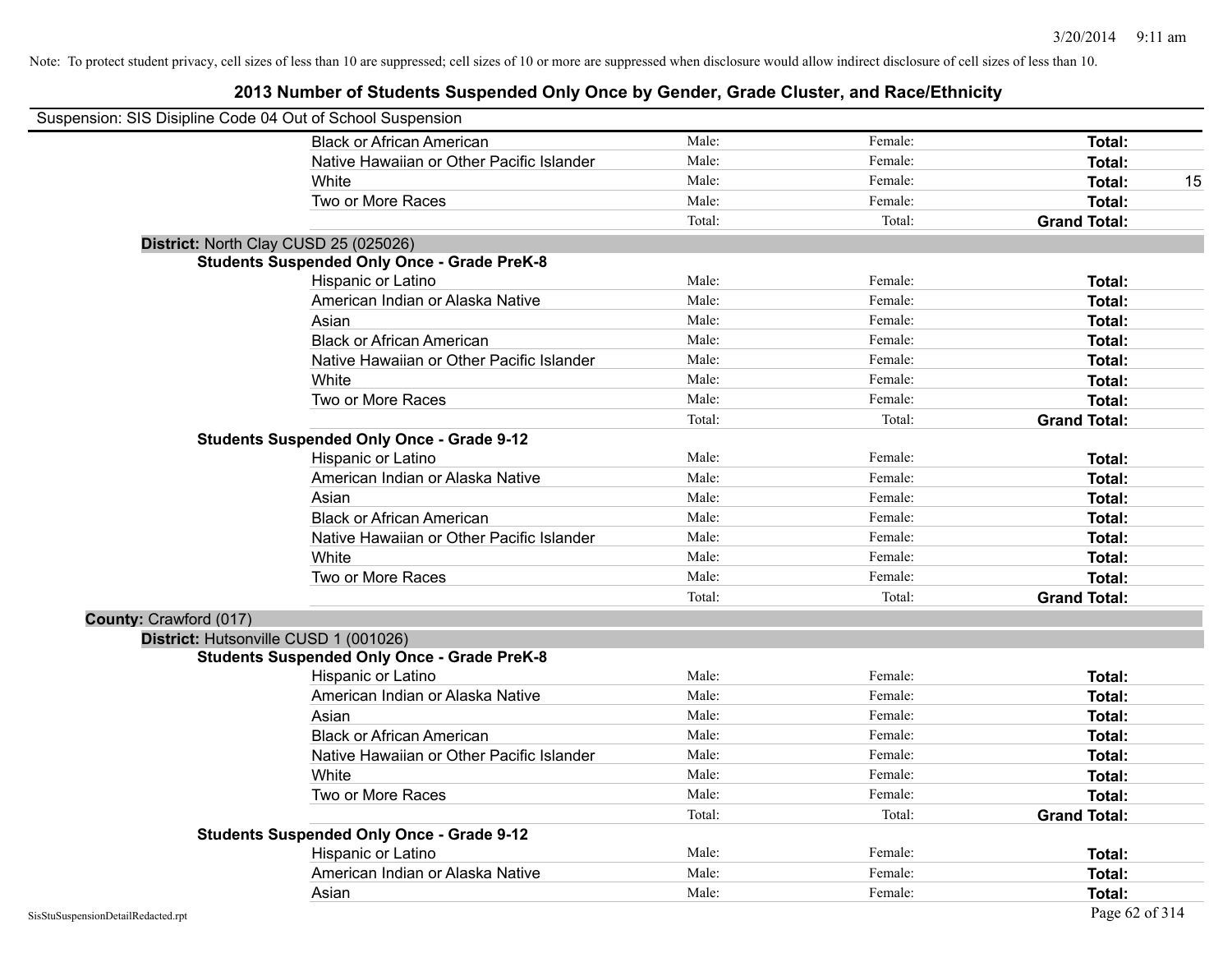Note: To protect student privacy, cell sizes of less than 10 are suppressed; cell sizes of 10 or more are suppressed when disclosure would allow indirect disclosure of cell sizes of less than 10.

# 2013 Number of Students Suspended Only Once by Gender, Grade Cluster, and Race/Ethnicity

Suspension: SIS Disipline Code 04 Out of School Suspension

| | | | | |
|---|---|---|---|---|
| Black or African American | Male: | Female: | **Total:** | |
| Native Hawaiian or Other Pacific Islander | Male: | Female: | **Total:** | |
| White | Male: | Female: | **Total:** | 15 |
| Two or More Races | Male: | Female: | **Total:** | |
| | Total: | Total: | **Grand Total:** | |

**District:** North Clay CUSD 25 (025026)

**Students Suspended Only Once - Grade PreK-8**

| | | | | |
|---|---|---|---|---|
| Hispanic or Latino | Male: | Female: | **Total:** | |
| American Indian or Alaska Native | Male: | Female: | **Total:** | |
| Asian | Male: | Female: | **Total:** | |
| Black or African American | Male: | Female: | **Total:** | |
| Native Hawaiian or Other Pacific Islander | Male: | Female: | **Total:** | |
| White | Male: | Female: | **Total:** | |
| Two or More Races | Male: | Female: | **Total:** | |
| | Total: | Total: | **Grand Total:** | |

**Students Suspended Only Once - Grade 9-12**

| | | | | |
|---|---|---|---|---|
| Hispanic or Latino | Male: | Female: | **Total:** | |
| American Indian or Alaska Native | Male: | Female: | **Total:** | |
| Asian | Male: | Female: | **Total:** | |
| Black or African American | Male: | Female: | **Total:** | |
| Native Hawaiian or Other Pacific Islander | Male: | Female: | **Total:** | |
| White | Male: | Female: | **Total:** | |
| Two or More Races | Male: | Female: | **Total:** | |
| | Total: | Total: | **Grand Total:** | |

**County:** Crawford (017)

**District:** Hutsonville CUSD 1 (001026)

**Students Suspended Only Once - Grade PreK-8**

| | | | | |
|---|---|---|---|---|
| Hispanic or Latino | Male: | Female: | **Total:** | |
| American Indian or Alaska Native | Male: | Female: | **Total:** | |
| Asian | Male: | Female: | **Total:** | |
| Black or African American | Male: | Female: | **Total:** | |
| Native Hawaiian or Other Pacific Islander | Male: | Female: | **Total:** | |
| White | Male: | Female: | **Total:** | |
| Two or More Races | Male: | Female: | **Total:** | |
| | Total: | Total: | **Grand Total:** | |

**Students Suspended Only Once - Grade 9-12**

| | | | | |
|---|---|---|---|---|
| Hispanic or Latino | Male: | Female: | **Total:** | |
| American Indian or Alaska Native | Male: | Female: | **Total:** | |
| Asian | Male: | Female: | **Total:** | |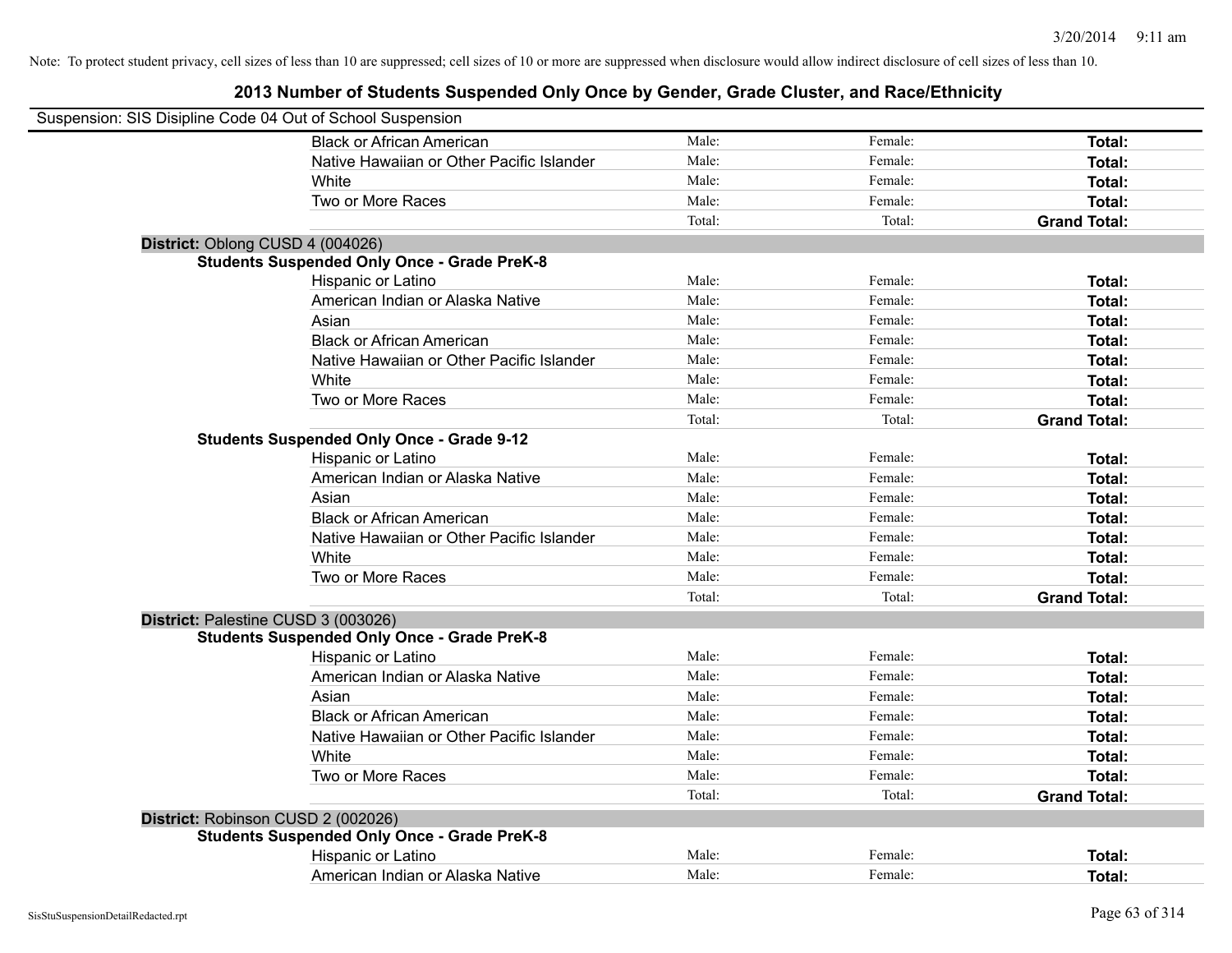Note: To protect student privacy, cell sizes of less than 10 are suppressed; cell sizes of 10 or more are suppressed when disclosure would allow indirect disclosure of cell sizes of less than 10.

# 2013 Number of Students Suspended Only Once by Gender, Grade Cluster, and Race/Ethnicity

Suspension: SIS Disipline Code 04 Out of School Suspension

| | | | |
|---|---|---|---|
| Black or African American | Male: | Female: | **Total:** |
| Native Hawaiian or Other Pacific Islander | Male: | Female: | **Total:** |
| White | Male: | Female: | **Total:** |
| Two or More Races | Male: | Female: | **Total:** |
| | Total: | Total: | **Grand Total:** |

**District:** Oblong CUSD 4 (004026)

**Students Suspended Only Once - Grade PreK-8**

| | | | |
|---|---|---|---|
| Hispanic or Latino | Male: | Female: | **Total:** |
| American Indian or Alaska Native | Male: | Female: | **Total:** |
| Asian | Male: | Female: | **Total:** |
| Black or African American | Male: | Female: | **Total:** |
| Native Hawaiian or Other Pacific Islander | Male: | Female: | **Total:** |
| White | Male: | Female: | **Total:** |
| Two or More Races | Male: | Female: | **Total:** |
| | Total: | Total: | **Grand Total:** |

**Students Suspended Only Once - Grade 9-12**

| | | | |
|---|---|---|---|
| Hispanic or Latino | Male: | Female: | **Total:** |
| American Indian or Alaska Native | Male: | Female: | **Total:** |
| Asian | Male: | Female: | **Total:** |
| Black or African American | Male: | Female: | **Total:** |
| Native Hawaiian or Other Pacific Islander | Male: | Female: | **Total:** |
| White | Male: | Female: | **Total:** |
| Two or More Races | Male: | Female: | **Total:** |
| | Total: | Total: | **Grand Total:** |

**District:** Palestine CUSD 3 (003026)

**Students Suspended Only Once - Grade PreK-8**

| | | | |
|---|---|---|---|
| Hispanic or Latino | Male: | Female: | **Total:** |
| American Indian or Alaska Native | Male: | Female: | **Total:** |
| Asian | Male: | Female: | **Total:** |
| Black or African American | Male: | Female: | **Total:** |
| Native Hawaiian or Other Pacific Islander | Male: | Female: | **Total:** |
| White | Male: | Female: | **Total:** |
| Two or More Races | Male: | Female: | **Total:** |
| | Total: | Total: | **Grand Total:** |

**District:** Robinson CUSD 2 (002026)

**Students Suspended Only Once - Grade PreK-8**

| | | | |
|---|---|---|---|
| Hispanic or Latino | Male: | Female: | **Total:** |
| American Indian or Alaska Native | Male: | Female: | **Total:** |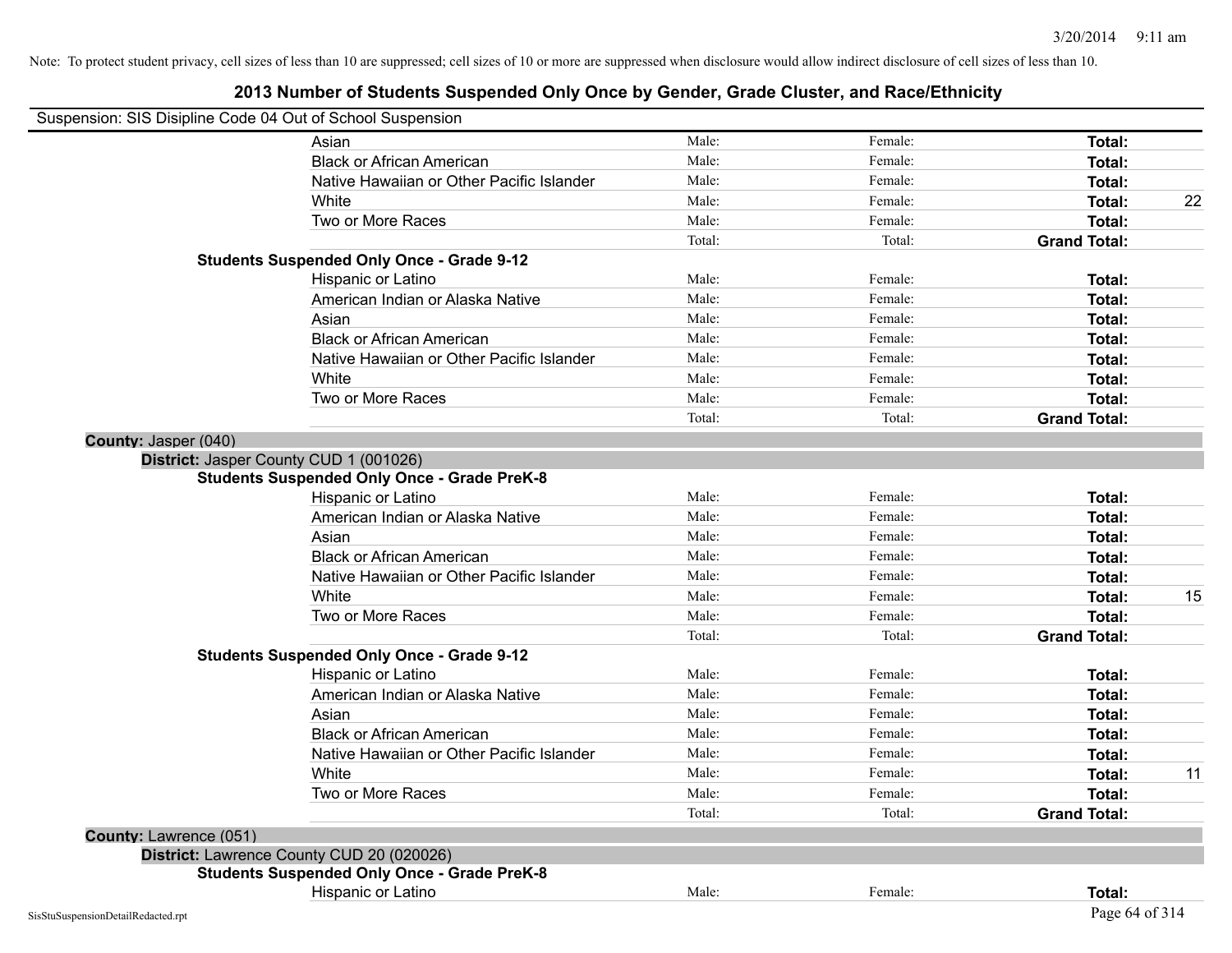Note: To protect student privacy, cell sizes of less than 10 are suppressed; cell sizes of 10 or more are suppressed when disclosure would allow indirect disclosure of cell sizes of less than 10.

# 2013 Number of Students Suspended Only Once by Gender, Grade Cluster, and Race/Ethnicity

Suspension: SIS Disipline Code 04 Out of School Suspension

| | | | | |
|---|---|---|---|---|
| Asian | Male: | Female: | **Total:** | |
| Black or African American | Male: | Female: | **Total:** | |
| Native Hawaiian or Other Pacific Islander | Male: | Female: | **Total:** | |
| White | Male: | Female: | **Total:** | 22 |
| Two or More Races | Male: | Female: | **Total:** | |
| | Total: | Total: | **Grand Total:** | |

**Students Suspended Only Once - Grade 9-12**

| | | | | |
|---|---|---|---|---|
| Hispanic or Latino | Male: | Female: | **Total:** | |
| American Indian or Alaska Native | Male: | Female: | **Total:** | |
| Asian | Male: | Female: | **Total:** | |
| Black or African American | Male: | Female: | **Total:** | |
| Native Hawaiian or Other Pacific Islander | Male: | Female: | **Total:** | |
| White | Male: | Female: | **Total:** | |
| Two or More Races | Male: | Female: | **Total:** | |
| | Total: | Total: | **Grand Total:** | |

**County:** Jasper (040)

**District:** Jasper County CUD 1 (001026)

**Students Suspended Only Once - Grade PreK-8**

| | | | | |
|---|---|---|---|---|
| Hispanic or Latino | Male: | Female: | **Total:** | |
| American Indian or Alaska Native | Male: | Female: | **Total:** | |
| Asian | Male: | Female: | **Total:** | |
| Black or African American | Male: | Female: | **Total:** | |
| Native Hawaiian or Other Pacific Islander | Male: | Female: | **Total:** | |
| White | Male: | Female: | **Total:** | 15 |
| Two or More Races | Male: | Female: | **Total:** | |
| | Total: | Total: | **Grand Total:** | |

**Students Suspended Only Once - Grade 9-12**

| | | | | |
|---|---|---|---|---|
| Hispanic or Latino | Male: | Female: | **Total:** | |
| American Indian or Alaska Native | Male: | Female: | **Total:** | |
| Asian | Male: | Female: | **Total:** | |
| Black or African American | Male: | Female: | **Total:** | |
| Native Hawaiian or Other Pacific Islander | Male: | Female: | **Total:** | |
| White | Male: | Female: | **Total:** | 11 |
| Two or More Races | Male: | Female: | **Total:** | |
| | Total: | Total: | **Grand Total:** | |

**County:** Lawrence (051)

**District:** Lawrence County CUD 20 (020026)

**Students Suspended Only Once - Grade PreK-8**

| | | | | |
|---|---|---|---|---|
| Hispanic or Latino | Male: | Female: | **Total:** | |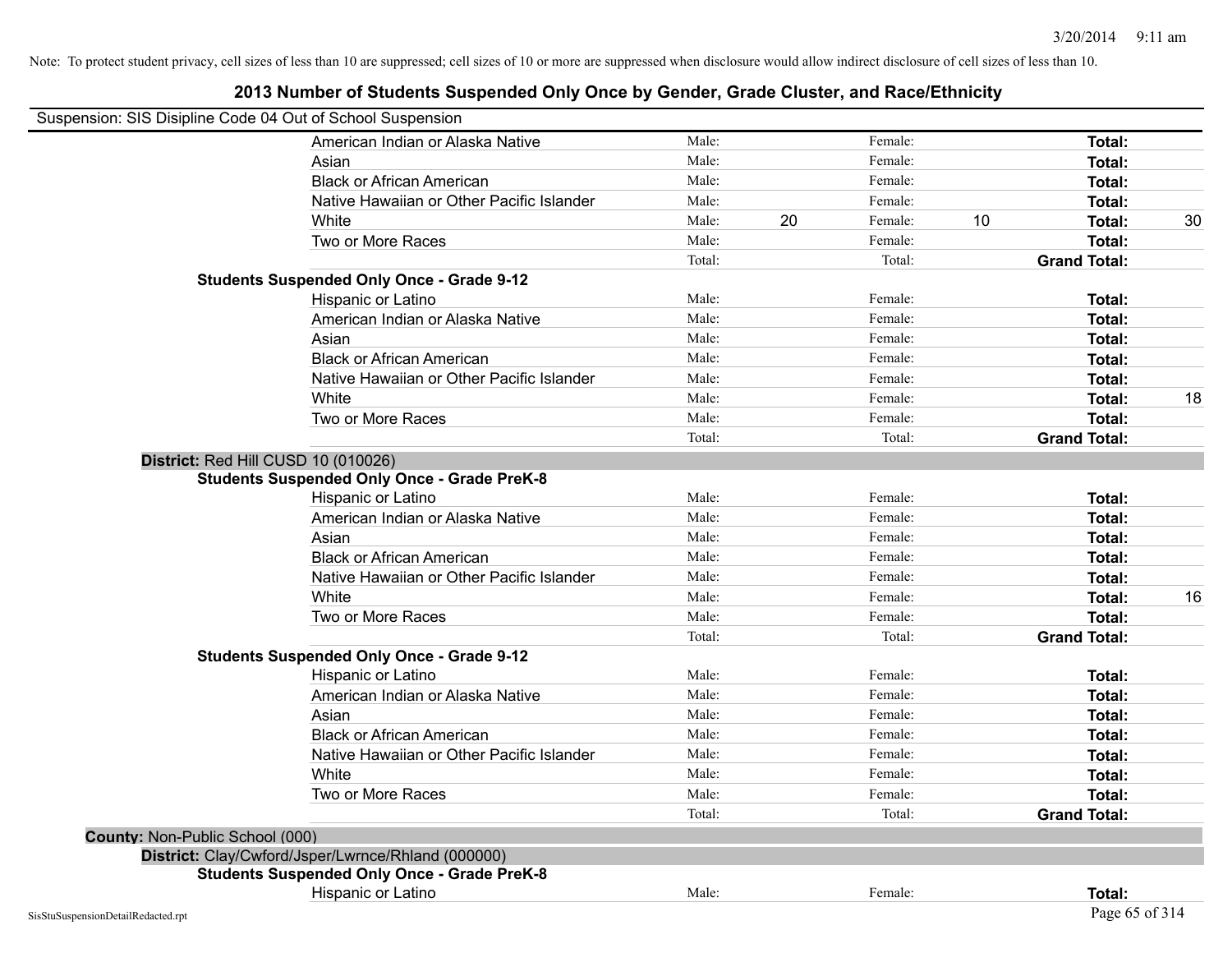Note: To protect student privacy, cell sizes of less than 10 are suppressed; cell sizes of 10 or more are suppressed when disclosure would allow indirect disclosure of cell sizes of less than 10.

## 2013 Number of Students Suspended Only Once by Gender, Grade Cluster, and Race/Ethnicity

Suspension: SIS Disipline Code 04 Out of School Suspension

| | | | | | | |
|---|---|---|---|---|---|---|
| American Indian or Alaska Native | Male: | | Female: | | **Total:** | |
| Asian | Male: | | Female: | | **Total:** | |
| Black or African American | Male: | | Female: | | **Total:** | |
| Native Hawaiian or Other Pacific Islander | Male: | | Female: | | **Total:** | |
| White | Male: | 20 | Female: | 10 | **Total:** | 30 |
| Two or More Races | Male: | | Female: | | **Total:** | |
| | Total: | | Total: | | **Grand Total:** | |

**Students Suspended Only Once - Grade 9-12**

| | | | | | | |
|---|---|---|---|---|---|---|
| Hispanic or Latino | Male: | | Female: | | **Total:** | |
| American Indian or Alaska Native | Male: | | Female: | | **Total:** | |
| Asian | Male: | | Female: | | **Total:** | |
| Black or African American | Male: | | Female: | | **Total:** | |
| Native Hawaiian or Other Pacific Islander | Male: | | Female: | | **Total:** | |
| White | Male: | | Female: | | **Total:** | 18 |
| Two or More Races | Male: | | Female: | | **Total:** | |
| | Total: | | Total: | | **Grand Total:** | |

**District:** Red Hill CUSD 10 (010026)

**Students Suspended Only Once - Grade PreK-8**

| | | | | | | |
|---|---|---|---|---|---|---|
| Hispanic or Latino | Male: | | Female: | | **Total:** | |
| American Indian or Alaska Native | Male: | | Female: | | **Total:** | |
| Asian | Male: | | Female: | | **Total:** | |
| Black or African American | Male: | | Female: | | **Total:** | |
| Native Hawaiian or Other Pacific Islander | Male: | | Female: | | **Total:** | |
| White | Male: | | Female: | | **Total:** | 16 |
| Two or More Races | Male: | | Female: | | **Total:** | |
| | Total: | | Total: | | **Grand Total:** | |

**Students Suspended Only Once - Grade 9-12**

| | | | | | | |
|---|---|---|---|---|---|---|
| Hispanic or Latino | Male: | | Female: | | **Total:** | |
| American Indian or Alaska Native | Male: | | Female: | | **Total:** | |
| Asian | Male: | | Female: | | **Total:** | |
| Black or African American | Male: | | Female: | | **Total:** | |
| Native Hawaiian or Other Pacific Islander | Male: | | Female: | | **Total:** | |
| White | Male: | | Female: | | **Total:** | |
| Two or More Races | Male: | | Female: | | **Total:** | |
| | Total: | | Total: | | **Grand Total:** | |

**County:** Non-Public School (000)

**District:** Clay/Cwford/Jsper/Lwrnce/Rhland (000000)

**Students Suspended Only Once - Grade PreK-8**

| | | | | | | |
|---|---|---|---|---|---|---|
| Hispanic or Latino | Male: | | Female: | | **Total:** | |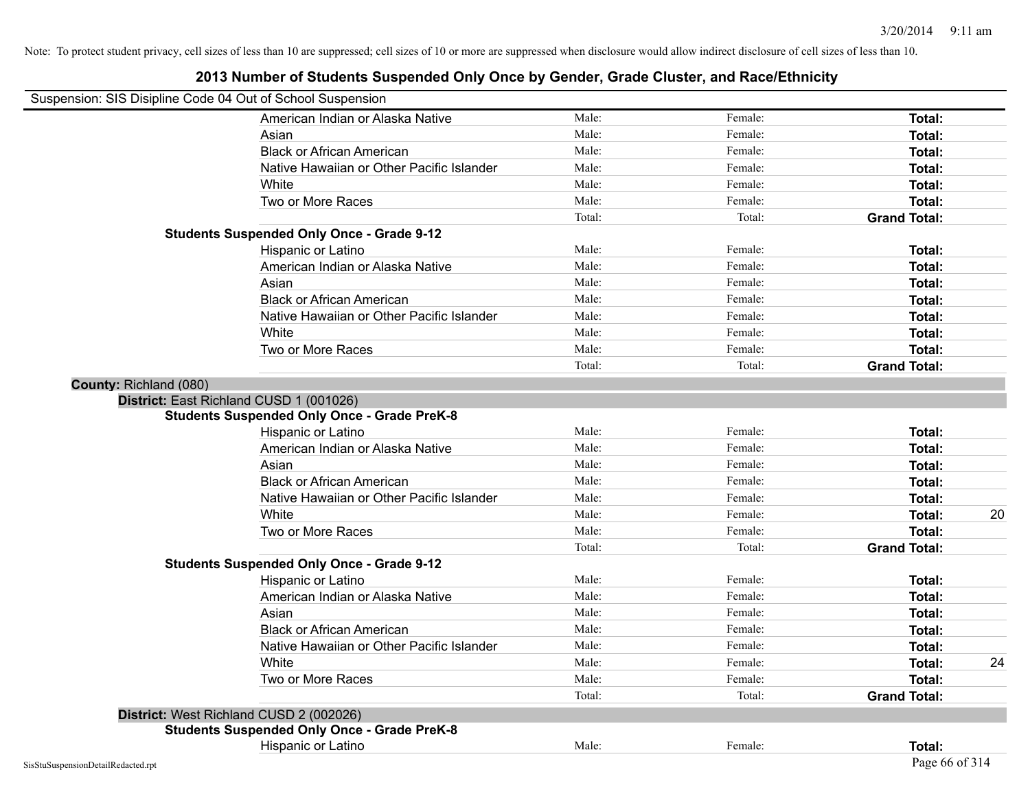Note: To protect student privacy, cell sizes of less than 10 are suppressed; cell sizes of 10 or more are suppressed when disclosure would allow indirect disclosure of cell sizes of less than 10.

# 2013 Number of Students Suspended Only Once by Gender, Grade Cluster, and Race/Ethnicity

Suspension: SIS Disipline Code 04 Out of School Suspension

| | | | | |
|---|---|---|---|---|
| American Indian or Alaska Native | Male: | Female: | **Total:** | |
| Asian | Male: | Female: | **Total:** | |
| Black or African American | Male: | Female: | **Total:** | |
| Native Hawaiian or Other Pacific Islander | Male: | Female: | **Total:** | |
| White | Male: | Female: | **Total:** | |
| Two or More Races | Male: | Female: | **Total:** | |
| | Total: | Total: | **Grand Total:** | |

**Students Suspended Only Once - Grade 9-12**

| | | | | |
|---|---|---|---|---|
| Hispanic or Latino | Male: | Female: | **Total:** | |
| American Indian or Alaska Native | Male: | Female: | **Total:** | |
| Asian | Male: | Female: | **Total:** | |
| Black or African American | Male: | Female: | **Total:** | |
| Native Hawaiian or Other Pacific Islander | Male: | Female: | **Total:** | |
| White | Male: | Female: | **Total:** | |
| Two or More Races | Male: | Female: | **Total:** | |
| | Total: | Total: | **Grand Total:** | |

**County:** Richland (080)

**District:** East Richland CUSD 1 (001026)

**Students Suspended Only Once - Grade PreK-8**

| | | | | |
|---|---|---|---|---|
| Hispanic or Latino | Male: | Female: | **Total:** | |
| American Indian or Alaska Native | Male: | Female: | **Total:** | |
| Asian | Male: | Female: | **Total:** | |
| Black or African American | Male: | Female: | **Total:** | |
| Native Hawaiian or Other Pacific Islander | Male: | Female: | **Total:** | |
| White | Male: | Female: | **Total:** | 20 |
| Two or More Races | Male: | Female: | **Total:** | |
| | Total: | Total: | **Grand Total:** | |

**Students Suspended Only Once - Grade 9-12**

| | | | | |
|---|---|---|---|---|
| Hispanic or Latino | Male: | Female: | **Total:** | |
| American Indian or Alaska Native | Male: | Female: | **Total:** | |
| Asian | Male: | Female: | **Total:** | |
| Black or African American | Male: | Female: | **Total:** | |
| Native Hawaiian or Other Pacific Islander | Male: | Female: | **Total:** | |
| White | Male: | Female: | **Total:** | 24 |
| Two or More Races | Male: | Female: | **Total:** | |
| | Total: | Total: | **Grand Total:** | |

**District:** West Richland CUSD 2 (002026)

**Students Suspended Only Once - Grade PreK-8**

| | | | | |
|---|---|---|---|---|
| Hispanic or Latino | Male: | Female: | **Total:** | |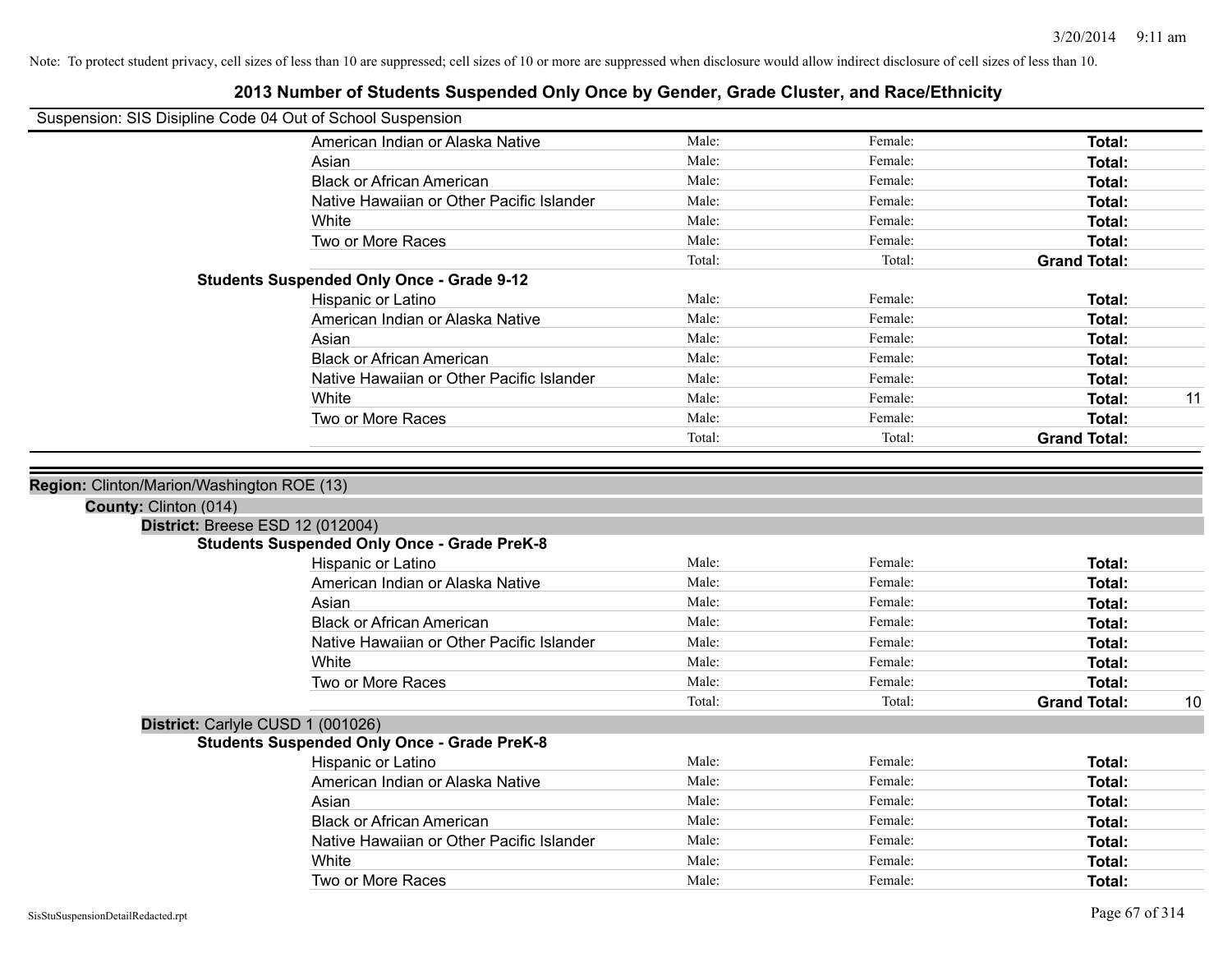Note: To protect student privacy, cell sizes of less than 10 are suppressed; cell sizes of 10 or more are suppressed when disclosure would allow indirect disclosure of cell sizes of less than 10.

# 2013 Number of Students Suspended Only Once by Gender, Grade Cluster, and Race/Ethnicity

Suspension: SIS Disipline Code 04 Out of School Suspension

| | | | | |
|---|---|---|---|---|
| American Indian or Alaska Native | Male: | Female: | **Total:** | |
| Asian | Male: | Female: | **Total:** | |
| Black or African American | Male: | Female: | **Total:** | |
| Native Hawaiian or Other Pacific Islander | Male: | Female: | **Total:** | |
| White | Male: | Female: | **Total:** | |
| Two or More Races | Male: | Female: | **Total:** | |
| | Total: | Total: | **Grand Total:** | |

**Students Suspended Only Once - Grade 9-12**

| | | | | |
|---|---|---|---|---|
| Hispanic or Latino | Male: | Female: | **Total:** | |
| American Indian or Alaska Native | Male: | Female: | **Total:** | |
| Asian | Male: | Female: | **Total:** | |
| Black or African American | Male: | Female: | **Total:** | |
| Native Hawaiian or Other Pacific Islander | Male: | Female: | **Total:** | |
| White | Male: | Female: | **Total:** | 11 |
| Two or More Races | Male: | Female: | **Total:** | |
| | Total: | Total: | **Grand Total:** | |

**Region:** Clinton/Marion/Washington ROE (13)

**County:** Clinton (014)

**District:** Breese ESD 12 (012004)

**Students Suspended Only Once - Grade PreK-8**

| | | | | |
|---|---|---|---|---|
| Hispanic or Latino | Male: | Female: | **Total:** | |
| American Indian or Alaska Native | Male: | Female: | **Total:** | |
| Asian | Male: | Female: | **Total:** | |
| Black or African American | Male: | Female: | **Total:** | |
| Native Hawaiian or Other Pacific Islander | Male: | Female: | **Total:** | |
| White | Male: | Female: | **Total:** | |
| Two or More Races | Male: | Female: | **Total:** | |
| | Total: | Total: | **Grand Total:** | 10 |

**District:** Carlyle CUSD 1 (001026)

**Students Suspended Only Once - Grade PreK-8**

| | | | | |
|---|---|---|---|---|
| Hispanic or Latino | Male: | Female: | **Total:** | |
| American Indian or Alaska Native | Male: | Female: | **Total:** | |
| Asian | Male: | Female: | **Total:** | |
| Black or African American | Male: | Female: | **Total:** | |
| Native Hawaiian or Other Pacific Islander | Male: | Female: | **Total:** | |
| White | Male: | Female: | **Total:** | |
| Two or More Races | Male: | Female: | **Total:** | |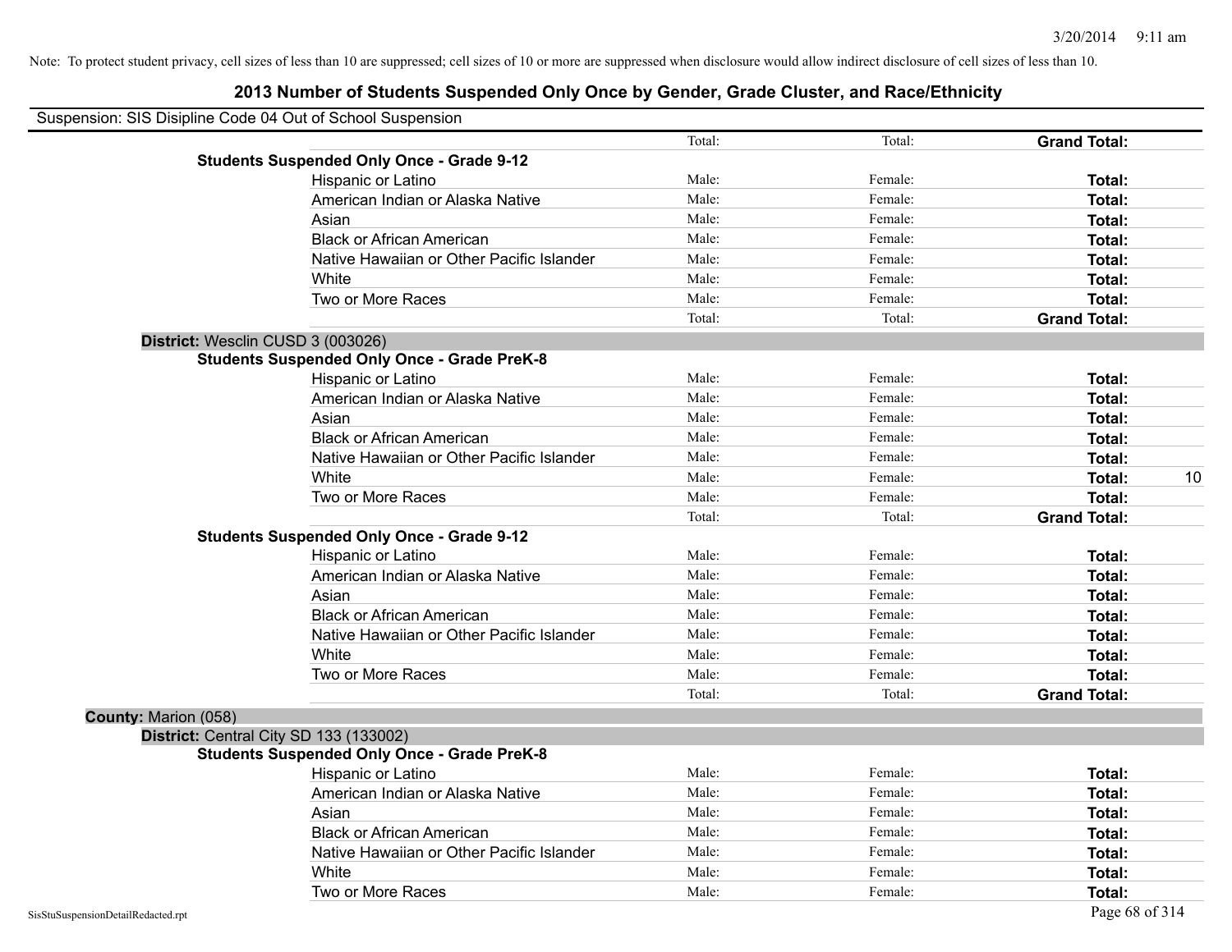Note: To protect student privacy, cell sizes of less than 10 are suppressed; cell sizes of 10 or more are suppressed when disclosure would allow indirect disclosure of cell sizes of less than 10.

# 2013 Number of Students Suspended Only Once by Gender, Grade Cluster, and Race/Ethnicity

Suspension: SIS Disipline Code 04 Out of School Suspension

| | | | | |
|---|---|---|---|---|
| | Total: | Total: | **Grand Total:** | |
| **Students Suspended Only Once - Grade 9-12** | | | | |
| Hispanic or Latino | Male: | Female: | **Total:** | |
| American Indian or Alaska Native | Male: | Female: | **Total:** | |
| Asian | Male: | Female: | **Total:** | |
| Black or African American | Male: | Female: | **Total:** | |
| Native Hawaiian or Other Pacific Islander | Male: | Female: | **Total:** | |
| White | Male: | Female: | **Total:** | |
| Two or More Races | Male: | Female: | **Total:** | |
| | Total: | Total: | **Grand Total:** | |

**District:** Wesclin CUSD 3 (003026)

| | | | | |
|---|---|---|---|---|
| **Students Suspended Only Once - Grade PreK-8** | | | | |
| Hispanic or Latino | Male: | Female: | **Total:** | |
| American Indian or Alaska Native | Male: | Female: | **Total:** | |
| Asian | Male: | Female: | **Total:** | |
| Black or African American | Male: | Female: | **Total:** | |
| Native Hawaiian or Other Pacific Islander | Male: | Female: | **Total:** | |
| White | Male: | Female: | **Total:** | 10 |
| Two or More Races | Male: | Female: | **Total:** | |
| | Total: | Total: | **Grand Total:** | |
| **Students Suspended Only Once - Grade 9-12** | | | | |
| Hispanic or Latino | Male: | Female: | **Total:** | |
| American Indian or Alaska Native | Male: | Female: | **Total:** | |
| Asian | Male: | Female: | **Total:** | |
| Black or African American | Male: | Female: | **Total:** | |
| Native Hawaiian or Other Pacific Islander | Male: | Female: | **Total:** | |
| White | Male: | Female: | **Total:** | |
| Two or More Races | Male: | Female: | **Total:** | |
| | Total: | Total: | **Grand Total:** | |

**County:** Marion (058)

**District:** Central City SD 133 (133002)

| | | | | |
|---|---|---|---|---|
| **Students Suspended Only Once - Grade PreK-8** | | | | |
| Hispanic or Latino | Male: | Female: | **Total:** | |
| American Indian or Alaska Native | Male: | Female: | **Total:** | |
| Asian | Male: | Female: | **Total:** | |
| Black or African American | Male: | Female: | **Total:** | |
| Native Hawaiian or Other Pacific Islander | Male: | Female: | **Total:** | |
| White | Male: | Female: | **Total:** | |
| Two or More Races | Male: | Female: | **Total:** | |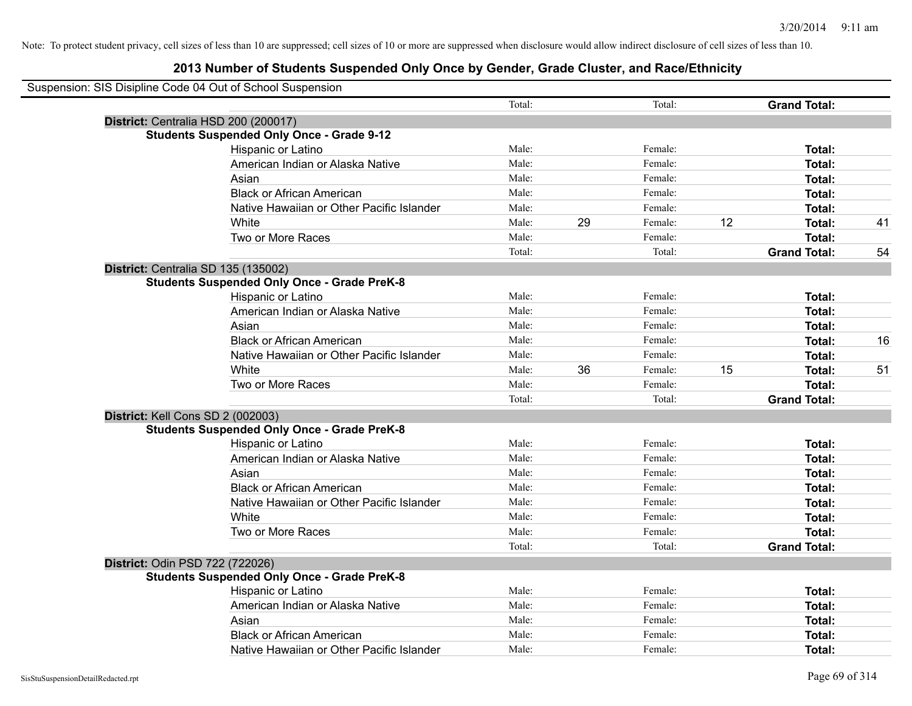Note: To protect student privacy, cell sizes of less than 10 are suppressed; cell sizes of 10 or more are suppressed when disclosure would allow indirect disclosure of cell sizes of less than 10.

# 2013 Number of Students Suspended Only Once by Gender, Grade Cluster, and Race/Ethnicity

Suspension: SIS Disipline Code 04 Out of School Suspension

| | | | | | | | |
|---|---|---|---|---|---|---|---|
| | | Total: | | Total: | | **Grand Total:** | |
| **District:** Centralia HSD 200 (200017) | | | | | | | |
| **Students Suspended Only Once - Grade 9-12** | | | | | | | |
| | Hispanic or Latino | Male: | | Female: | | **Total:** | |
| | American Indian or Alaska Native | Male: | | Female: | | **Total:** | |
| | Asian | Male: | | Female: | | **Total:** | |
| | Black or African American | Male: | | Female: | | **Total:** | |
| | Native Hawaiian or Other Pacific Islander | Male: | | Female: | | **Total:** | |
| | White | Male: | 29 | Female: | 12 | **Total:** | 41 |
| | Two or More Races | Male: | | Female: | | **Total:** | |
| | | Total: | | Total: | | **Grand Total:** | 54 |
| **District:** Centralia SD 135 (135002) | | | | | | | |
| **Students Suspended Only Once - Grade PreK-8** | | | | | | | |
| | Hispanic or Latino | Male: | | Female: | | **Total:** | |
| | American Indian or Alaska Native | Male: | | Female: | | **Total:** | |
| | Asian | Male: | | Female: | | **Total:** | |
| | Black or African American | Male: | | Female: | | **Total:** | 16 |
| | Native Hawaiian or Other Pacific Islander | Male: | | Female: | | **Total:** | |
| | White | Male: | 36 | Female: | 15 | **Total:** | 51 |
| | Two or More Races | Male: | | Female: | | **Total:** | |
| | | Total: | | Total: | | **Grand Total:** | |
| **District:** Kell Cons SD 2 (002003) | | | | | | | |
| **Students Suspended Only Once - Grade PreK-8** | | | | | | | |
| | Hispanic or Latino | Male: | | Female: | | **Total:** | |
| | American Indian or Alaska Native | Male: | | Female: | | **Total:** | |
| | Asian | Male: | | Female: | | **Total:** | |
| | Black or African American | Male: | | Female: | | **Total:** | |
| | Native Hawaiian or Other Pacific Islander | Male: | | Female: | | **Total:** | |
| | White | Male: | | Female: | | **Total:** | |
| | Two or More Races | Male: | | Female: | | **Total:** | |
| | | Total: | | Total: | | **Grand Total:** | |
| **District:** Odin PSD 722 (722026) | | | | | | | |
| **Students Suspended Only Once - Grade PreK-8** | | | | | | | |
| | Hispanic or Latino | Male: | | Female: | | **Total:** | |
| | American Indian or Alaska Native | Male: | | Female: | | **Total:** | |
| | Asian | Male: | | Female: | | **Total:** | |
| | Black or African American | Male: | | Female: | | **Total:** | |
| | Native Hawaiian or Other Pacific Islander | Male: | | Female: | | **Total:** | |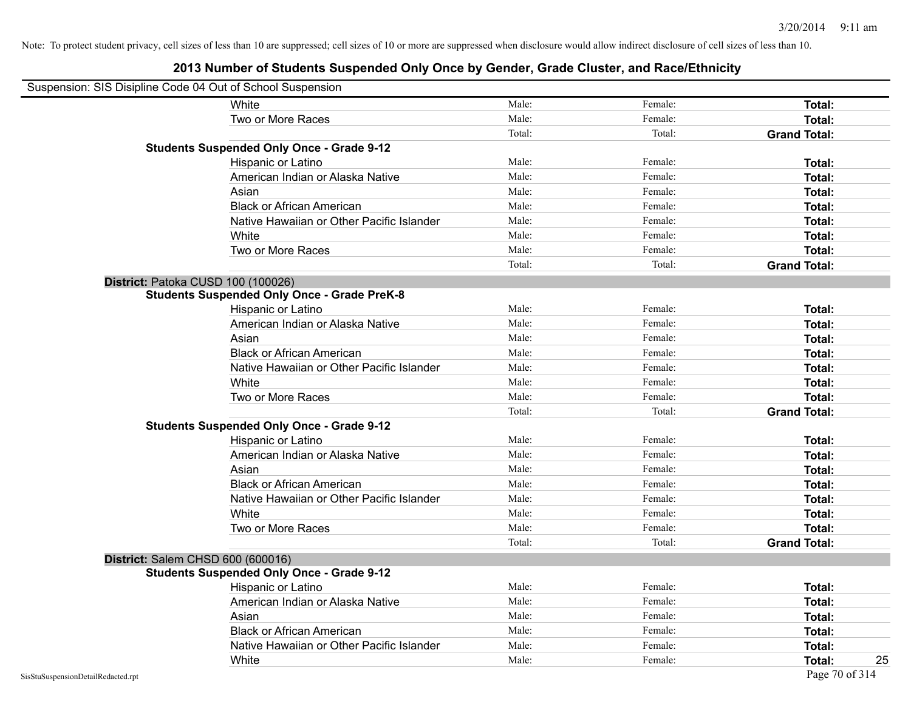Note: To protect student privacy, cell sizes of less than 10 are suppressed; cell sizes of 10 or more are suppressed when disclosure would allow indirect disclosure of cell sizes of less than 10.

## 2013 Number of Students Suspended Only Once by Gender, Grade Cluster, and Race/Ethnicity

Suspension: SIS Disipline Code 04 Out of School Suspension

| | | | | |
|---|---|---|---|---|
| | White | Male: | Female: | **Total:** |
| | Two or More Races | Male: | Female: | **Total:** |
| | | Total: | Total: | **Grand Total:** |
| **Students Suspended Only Once - Grade 9-12** | | | | |
| | Hispanic or Latino | Male: | Female: | **Total:** |
| | American Indian or Alaska Native | Male: | Female: | **Total:** |
| | Asian | Male: | Female: | **Total:** |
| | Black or African American | Male: | Female: | **Total:** |
| | Native Hawaiian or Other Pacific Islander | Male: | Female: | **Total:** |
| | White | Male: | Female: | **Total:** |
| | Two or More Races | Male: | Female: | **Total:** |
| | | Total: | Total: | **Grand Total:** |
| **District:** Patoka CUSD 100 (100026) | | | | |
| **Students Suspended Only Once - Grade PreK-8** | | | | |
| | Hispanic or Latino | Male: | Female: | **Total:** |
| | American Indian or Alaska Native | Male: | Female: | **Total:** |
| | Asian | Male: | Female: | **Total:** |
| | Black or African American | Male: | Female: | **Total:** |
| | Native Hawaiian or Other Pacific Islander | Male: | Female: | **Total:** |
| | White | Male: | Female: | **Total:** |
| | Two or More Races | Male: | Female: | **Total:** |
| | | Total: | Total: | **Grand Total:** |
| **Students Suspended Only Once - Grade 9-12** | | | | |
| | Hispanic or Latino | Male: | Female: | **Total:** |
| | American Indian or Alaska Native | Male: | Female: | **Total:** |
| | Asian | Male: | Female: | **Total:** |
| | Black or African American | Male: | Female: | **Total:** |
| | Native Hawaiian or Other Pacific Islander | Male: | Female: | **Total:** |
| | White | Male: | Female: | **Total:** |
| | Two or More Races | Male: | Female: | **Total:** |
| | | Total: | Total: | **Grand Total:** |
| **District:** Salem CHSD 600 (600016) | | | | |
| **Students Suspended Only Once - Grade 9-12** | | | | |
| | Hispanic or Latino | Male: | Female: | **Total:** |
| | American Indian or Alaska Native | Male: | Female: | **Total:** |
| | Asian | Male: | Female: | **Total:** |
| | Black or African American | Male: | Female: | **Total:** |
| | Native Hawaiian or Other Pacific Islander | Male: | Female: | **Total:** |
| | White | Male: | Female: | **Total:** 25 |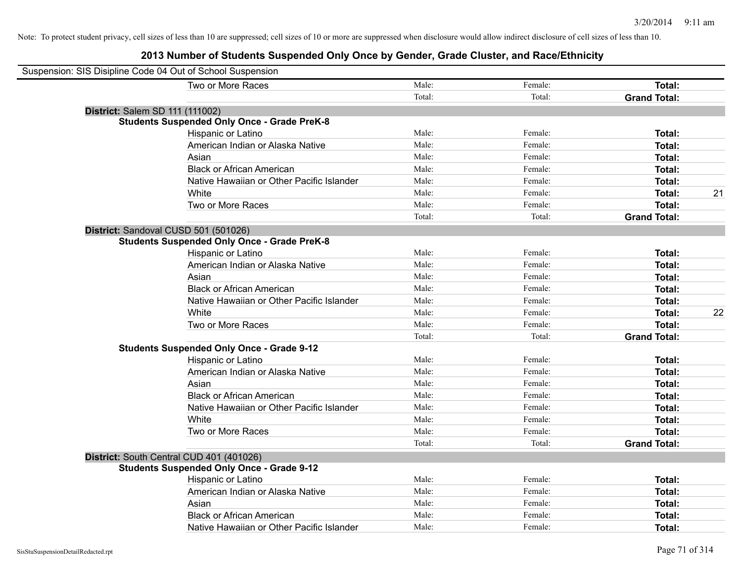Note: To protect student privacy, cell sizes of less than 10 are suppressed; cell sizes of 10 or more are suppressed when disclosure would allow indirect disclosure of cell sizes of less than 10.

# 2013 Number of Students Suspended Only Once by Gender, Grade Cluster, and Race/Ethnicity

Suspension: SIS Disipline Code 04 Out of School Suspension

| | | | | |
|---|---|---|---|---|
| Two or More Races | Male: | Female: | **Total:** | |
| | Total: | Total: | **Grand Total:** | |

**District:** Salem SD 111 (111002)

**Students Suspended Only Once - Grade PreK-8**

| | | | | |
|---|---|---|---|---|
| Hispanic or Latino | Male: | Female: | **Total:** | |
| American Indian or Alaska Native | Male: | Female: | **Total:** | |
| Asian | Male: | Female: | **Total:** | |
| Black or African American | Male: | Female: | **Total:** | |
| Native Hawaiian or Other Pacific Islander | Male: | Female: | **Total:** | |
| White | Male: | Female: | **Total:** | 21 |
| Two or More Races | Male: | Female: | **Total:** | |
| | Total: | Total: | **Grand Total:** | |

**District:** Sandoval CUSD 501 (501026)

**Students Suspended Only Once - Grade PreK-8**

| | | | | |
|---|---|---|---|---|
| Hispanic or Latino | Male: | Female: | **Total:** | |
| American Indian or Alaska Native | Male: | Female: | **Total:** | |
| Asian | Male: | Female: | **Total:** | |
| Black or African American | Male: | Female: | **Total:** | |
| Native Hawaiian or Other Pacific Islander | Male: | Female: | **Total:** | |
| White | Male: | Female: | **Total:** | 22 |
| Two or More Races | Male: | Female: | **Total:** | |
| | Total: | Total: | **Grand Total:** | |

**Students Suspended Only Once - Grade 9-12**

| | | | | |
|---|---|---|---|---|
| Hispanic or Latino | Male: | Female: | **Total:** | |
| American Indian or Alaska Native | Male: | Female: | **Total:** | |
| Asian | Male: | Female: | **Total:** | |
| Black or African American | Male: | Female: | **Total:** | |
| Native Hawaiian or Other Pacific Islander | Male: | Female: | **Total:** | |
| White | Male: | Female: | **Total:** | |
| Two or More Races | Male: | Female: | **Total:** | |
| | Total: | Total: | **Grand Total:** | |

**District:** South Central CUD 401 (401026)

**Students Suspended Only Once - Grade 9-12**

| | | | | |
|---|---|---|---|---|
| Hispanic or Latino | Male: | Female: | **Total:** | |
| American Indian or Alaska Native | Male: | Female: | **Total:** | |
| Asian | Male: | Female: | **Total:** | |
| Black or African American | Male: | Female: | **Total:** | |
| Native Hawaiian or Other Pacific Islander | Male: | Female: | **Total:** | |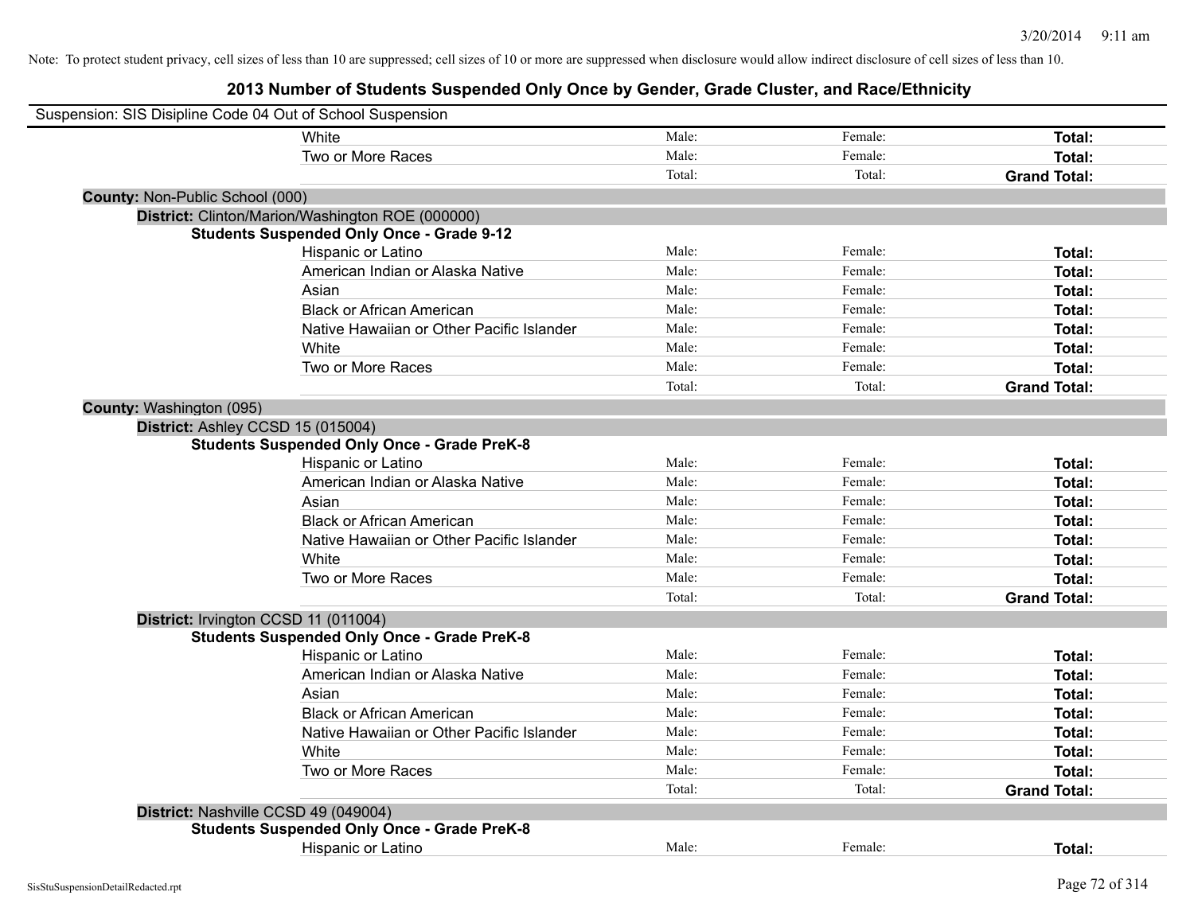Note: To protect student privacy, cell sizes of less than 10 are suppressed; cell sizes of 10 or more are suppressed when disclosure would allow indirect disclosure of cell sizes of less than 10.

# 2013 Number of Students Suspended Only Once by Gender, Grade Cluster, and Race/Ethnicity

Suspension: SIS Disipline Code 04 Out of School Suspension

| | | | |
|---|---|---|---|
| White | Male: | Female: | **Total:** |
| Two or More Races | Male: | Female: | **Total:** |
| | Total: | Total: | **Grand Total:** |

**County:** Non-Public School (000)

**District:** Clinton/Marion/Washington ROE (000000)

**Students Suspended Only Once - Grade 9-12**

| | | | |
|---|---|---|---|
| Hispanic or Latino | Male: | Female: | **Total:** |
| American Indian or Alaska Native | Male: | Female: | **Total:** |
| Asian | Male: | Female: | **Total:** |
| Black or African American | Male: | Female: | **Total:** |
| Native Hawaiian or Other Pacific Islander | Male: | Female: | **Total:** |
| White | Male: | Female: | **Total:** |
| Two or More Races | Male: | Female: | **Total:** |
| | Total: | Total: | **Grand Total:** |

**County:** Washington (095)

**District:** Ashley CCSD 15 (015004)

**Students Suspended Only Once - Grade PreK-8**

| | | | |
|---|---|---|---|
| Hispanic or Latino | Male: | Female: | **Total:** |
| American Indian or Alaska Native | Male: | Female: | **Total:** |
| Asian | Male: | Female: | **Total:** |
| Black or African American | Male: | Female: | **Total:** |
| Native Hawaiian or Other Pacific Islander | Male: | Female: | **Total:** |
| White | Male: | Female: | **Total:** |
| Two or More Races | Male: | Female: | **Total:** |
| | Total: | Total: | **Grand Total:** |

**District:** Irvington CCSD 11 (011004)

**Students Suspended Only Once - Grade PreK-8**

| | | | |
|---|---|---|---|
| Hispanic or Latino | Male: | Female: | **Total:** |
| American Indian or Alaska Native | Male: | Female: | **Total:** |
| Asian | Male: | Female: | **Total:** |
| Black or African American | Male: | Female: | **Total:** |
| Native Hawaiian or Other Pacific Islander | Male: | Female: | **Total:** |
| White | Male: | Female: | **Total:** |
| Two or More Races | Male: | Female: | **Total:** |
| | Total: | Total: | **Grand Total:** |

**District:** Nashville CCSD 49 (049004)

**Students Suspended Only Once - Grade PreK-8**

| | | | |
|---|---|---|---|
| Hispanic or Latino | Male: | Female: | **Total:** |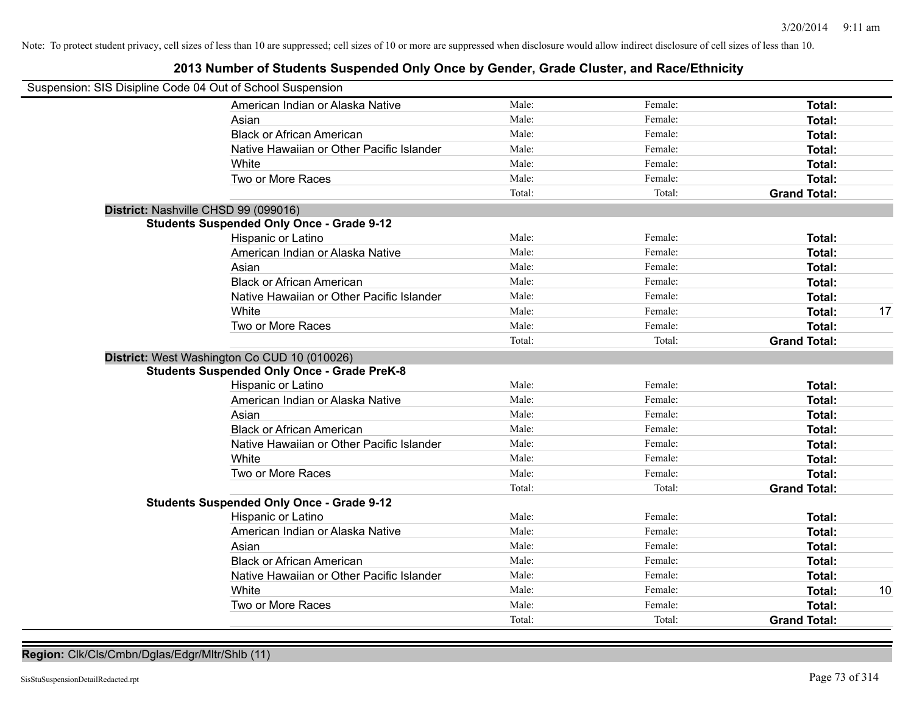Note: To protect student privacy, cell sizes of less than 10 are suppressed; cell sizes of 10 or more are suppressed when disclosure would allow indirect disclosure of cell sizes of less than 10.

## 2013 Number of Students Suspended Only Once by Gender, Grade Cluster, and Race/Ethnicity

Suspension: SIS Disipline Code 04 Out of School Suspension

| | Male: | Female: | Total: | |
|---|---|---|---|---|
| American Indian or Alaska Native | Male: | Female: | **Total:** | |
| Asian | Male: | Female: | **Total:** | |
| Black or African American | Male: | Female: | **Total:** | |
| Native Hawaiian or Other Pacific Islander | Male: | Female: | **Total:** | |
| White | Male: | Female: | **Total:** | |
| Two or More Races | Male: | Female: | **Total:** | |
| | Total: | Total: | **Grand Total:** | |

**District:** Nashville CHSD 99 (099016)

**Students Suspended Only Once - Grade 9-12**

| | | | | |
|---|---|---|---|---|
| Hispanic or Latino | Male: | Female: | **Total:** | |
| American Indian or Alaska Native | Male: | Female: | **Total:** | |
| Asian | Male: | Female: | **Total:** | |
| Black or African American | Male: | Female: | **Total:** | |
| Native Hawaiian or Other Pacific Islander | Male: | Female: | **Total:** | |
| White | Male: | Female: | **Total:** | 17 |
| Two or More Races | Male: | Female: | **Total:** | |
| | Total: | Total: | **Grand Total:** | |

**District:** West Washington Co CUD 10 (010026)

**Students Suspended Only Once - Grade PreK-8**

| | | | | |
|---|---|---|---|---|
| Hispanic or Latino | Male: | Female: | **Total:** | |
| American Indian or Alaska Native | Male: | Female: | **Total:** | |
| Asian | Male: | Female: | **Total:** | |
| Black or African American | Male: | Female: | **Total:** | |
| Native Hawaiian or Other Pacific Islander | Male: | Female: | **Total:** | |
| White | Male: | Female: | **Total:** | |
| Two or More Races | Male: | Female: | **Total:** | |
| | Total: | Total: | **Grand Total:** | |

**Students Suspended Only Once - Grade 9-12**

| | | | | |
|---|---|---|---|---|
| Hispanic or Latino | Male: | Female: | **Total:** | |
| American Indian or Alaska Native | Male: | Female: | **Total:** | |
| Asian | Male: | Female: | **Total:** | |
| Black or African American | Male: | Female: | **Total:** | |
| Native Hawaiian or Other Pacific Islander | Male: | Female: | **Total:** | |
| White | Male: | Female: | **Total:** | 10 |
| Two or More Races | Male: | Female: | **Total:** | |
| | Total: | Total: | **Grand Total:** | |

**Region:** Clk/Cls/Cmbn/Dglas/Edgr/Mltr/Shlb (11)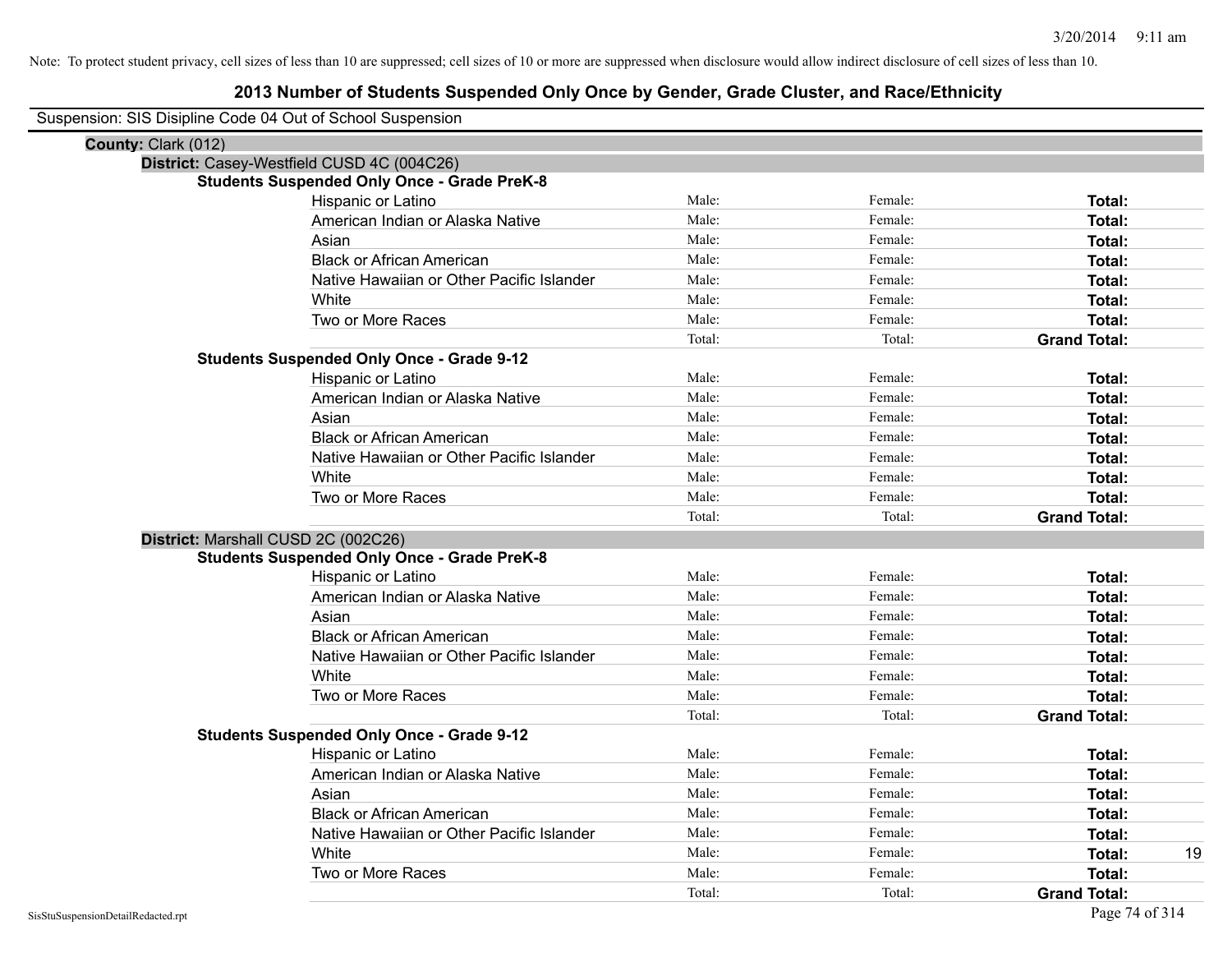Note: To protect student privacy, cell sizes of less than 10 are suppressed; cell sizes of 10 or more are suppressed when disclosure would allow indirect disclosure of cell sizes of less than 10.

# 2013 Number of Students Suspended Only Once by Gender, Grade Cluster, and Race/Ethnicity

Suspension: SIS Disipline Code 04 Out of School Suspension

**County:** Clark (012)

**District:** Casey-Westfield CUSD 4C (004C26)

**Students Suspended Only Once - Grade PreK-8**

| Race/Ethnicity | Male | Female | Total |
|---|---|---|---|
| Hispanic or Latino | Male: | Female: | **Total:** |
| American Indian or Alaska Native | Male: | Female: | **Total:** |
| Asian | Male: | Female: | **Total:** |
| Black or African American | Male: | Female: | **Total:** |
| Native Hawaiian or Other Pacific Islander | Male: | Female: | **Total:** |
| White | Male: | Female: | **Total:** |
| Two or More Races | Male: | Female: | **Total:** |
| | Total: | Total: | **Grand Total:** |

**Students Suspended Only Once - Grade 9-12**

| Race/Ethnicity | Male | Female | Total |
|---|---|---|---|
| Hispanic or Latino | Male: | Female: | **Total:** |
| American Indian or Alaska Native | Male: | Female: | **Total:** |
| Asian | Male: | Female: | **Total:** |
| Black or African American | Male: | Female: | **Total:** |
| Native Hawaiian or Other Pacific Islander | Male: | Female: | **Total:** |
| White | Male: | Female: | **Total:** |
| Two or More Races | Male: | Female: | **Total:** |
| | Total: | Total: | **Grand Total:** |

**District:** Marshall CUSD 2C (002C26)

**Students Suspended Only Once - Grade PreK-8**

| Race/Ethnicity | Male | Female | Total |
|---|---|---|---|
| Hispanic or Latino | Male: | Female: | **Total:** |
| American Indian or Alaska Native | Male: | Female: | **Total:** |
| Asian | Male: | Female: | **Total:** |
| Black or African American | Male: | Female: | **Total:** |
| Native Hawaiian or Other Pacific Islander | Male: | Female: | **Total:** |
| White | Male: | Female: | **Total:** |
| Two or More Races | Male: | Female: | **Total:** |
| | Total: | Total: | **Grand Total:** |

**Students Suspended Only Once - Grade 9-12**

| Race/Ethnicity | Male | Female | Total |
|---|---|---|---|
| Hispanic or Latino | Male: | Female: | **Total:** |
| American Indian or Alaska Native | Male: | Female: | **Total:** |
| Asian | Male: | Female: | **Total:** |
| Black or African American | Male: | Female: | **Total:** |
| Native Hawaiian or Other Pacific Islander | Male: | Female: | **Total:** |
| White | Male: | Female: | **Total:** 19 |
| Two or More Races | Male: | Female: | **Total:** |
| | Total: | Total: | **Grand Total:** |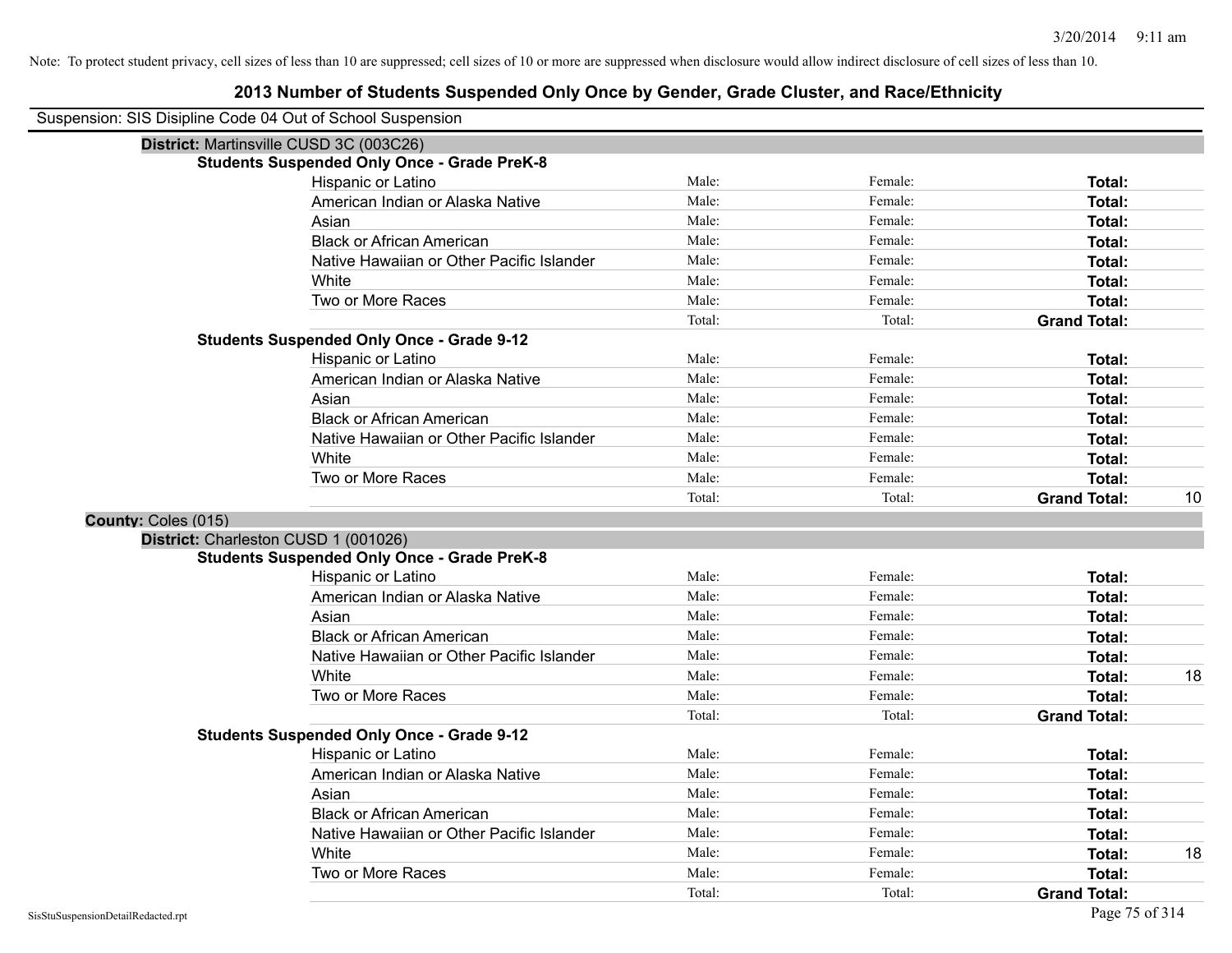Note: To protect student privacy, cell sizes of less than 10 are suppressed; cell sizes of 10 or more are suppressed when disclosure would allow indirect disclosure of cell sizes of less than 10.

# 2013 Number of Students Suspended Only Once by Gender, Grade Cluster, and Race/Ethnicity

Suspension: SIS Disipline Code 04 Out of School Suspension

**District:** Martinsville CUSD 3C (003C26)

**Students Suspended Only Once - Grade PreK-8**

| Race/Ethnicity | Male | Female | Total | |
|---|---|---|---|---|
| Hispanic or Latino | Male: | Female: | **Total:** | |
| American Indian or Alaska Native | Male: | Female: | **Total:** | |
| Asian | Male: | Female: | **Total:** | |
| Black or African American | Male: | Female: | **Total:** | |
| Native Hawaiian or Other Pacific Islander | Male: | Female: | **Total:** | |
| White | Male: | Female: | **Total:** | |
| Two or More Races | Male: | Female: | **Total:** | |
| | Total: | Total: | **Grand Total:** | |

**Students Suspended Only Once - Grade 9-12**

| Race/Ethnicity | Male | Female | Total | |
|---|---|---|---|---|
| Hispanic or Latino | Male: | Female: | **Total:** | |
| American Indian or Alaska Native | Male: | Female: | **Total:** | |
| Asian | Male: | Female: | **Total:** | |
| Black or African American | Male: | Female: | **Total:** | |
| Native Hawaiian or Other Pacific Islander | Male: | Female: | **Total:** | |
| White | Male: | Female: | **Total:** | |
| Two or More Races | Male: | Female: | **Total:** | |
| | Total: | Total: | **Grand Total:** | 10 |

**County:** Coles (015)

**District:** Charleston CUSD 1 (001026)

**Students Suspended Only Once - Grade PreK-8**

| Race/Ethnicity | Male | Female | Total | |
|---|---|---|---|---|
| Hispanic or Latino | Male: | Female: | **Total:** | |
| American Indian or Alaska Native | Male: | Female: | **Total:** | |
| Asian | Male: | Female: | **Total:** | |
| Black or African American | Male: | Female: | **Total:** | |
| Native Hawaiian or Other Pacific Islander | Male: | Female: | **Total:** | |
| White | Male: | Female: | **Total:** | 18 |
| Two or More Races | Male: | Female: | **Total:** | |
| | Total: | Total: | **Grand Total:** | |

**Students Suspended Only Once - Grade 9-12**

| Race/Ethnicity | Male | Female | Total | |
|---|---|---|---|---|
| Hispanic or Latino | Male: | Female: | **Total:** | |
| American Indian or Alaska Native | Male: | Female: | **Total:** | |
| Asian | Male: | Female: | **Total:** | |
| Black or African American | Male: | Female: | **Total:** | |
| Native Hawaiian or Other Pacific Islander | Male: | Female: | **Total:** | |
| White | Male: | Female: | **Total:** | 18 |
| Two or More Races | Male: | Female: | **Total:** | |
| | Total: | Total: | **Grand Total:** | |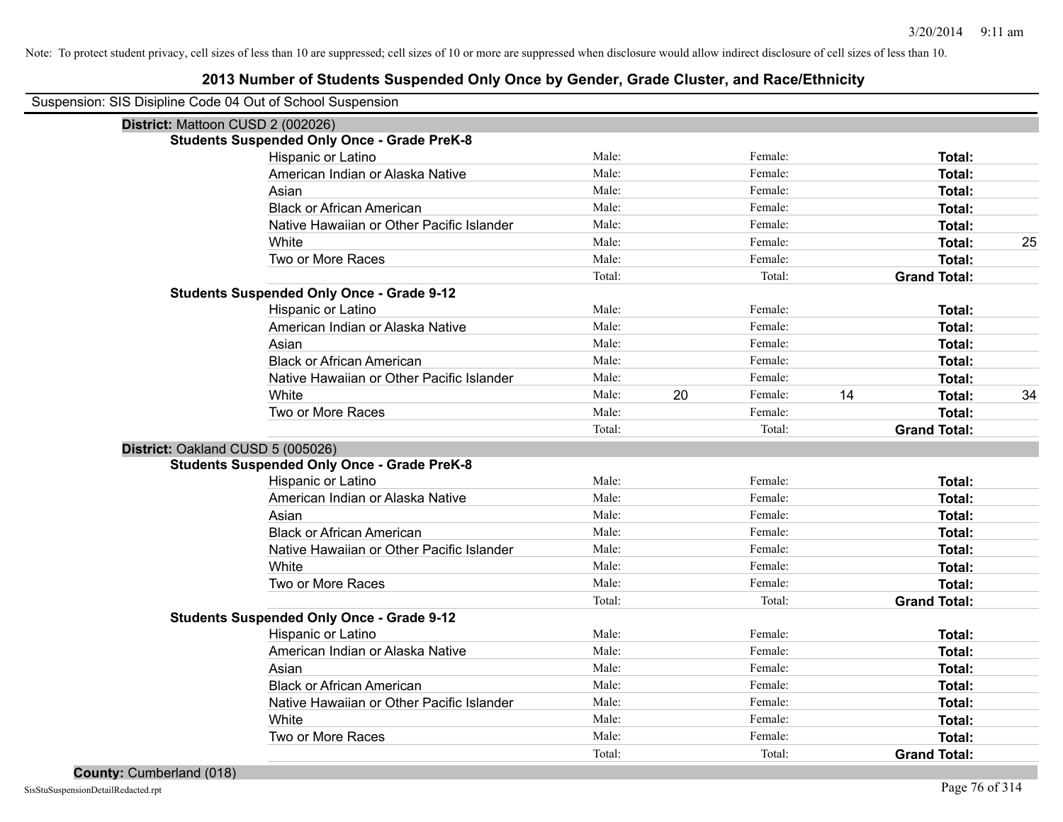Note: To protect student privacy, cell sizes of less than 10 are suppressed; cell sizes of 10 or more are suppressed when disclosure would allow indirect disclosure of cell sizes of less than 10.

# 2013 Number of Students Suspended Only Once by Gender, Grade Cluster, and Race/Ethnicity

Suspension: SIS Disipline Code 04 Out of School Suspension

## District: Mattoon CUSD 2 (002026)

### Students Suspended Only Once - Grade PreK-8

| Race/Ethnicity | | Male | | Female | | Total |
|---|---|---|---|---|---|---|
| Hispanic or Latino | Male: | | Female: | | **Total:** | |
| American Indian or Alaska Native | Male: | | Female: | | **Total:** | |
| Asian | Male: | | Female: | | **Total:** | |
| Black or African American | Male: | | Female: | | **Total:** | |
| Native Hawaiian or Other Pacific Islander | Male: | | Female: | | **Total:** | |
| White | Male: | | Female: | | **Total:** | 25 |
| Two or More Races | Male: | | Female: | | **Total:** | |
| | Total: | | Total: | | **Grand Total:** | |

### Students Suspended Only Once - Grade 9-12

| Race/Ethnicity | | Male | | Female | | Total |
|---|---|---|---|---|---|---|
| Hispanic or Latino | Male: | | Female: | | **Total:** | |
| American Indian or Alaska Native | Male: | | Female: | | **Total:** | |
| Asian | Male: | | Female: | | **Total:** | |
| Black or African American | Male: | | Female: | | **Total:** | |
| Native Hawaiian or Other Pacific Islander | Male: | | Female: | | **Total:** | |
| White | Male: | 20 | Female: | 14 | **Total:** | 34 |
| Two or More Races | Male: | | Female: | | **Total:** | |
| | Total: | | Total: | | **Grand Total:** | |

## District: Oakland CUSD 5 (005026)

### Students Suspended Only Once - Grade PreK-8

| Race/Ethnicity | | Male | | Female | | Total |
|---|---|---|---|---|---|---|
| Hispanic or Latino | Male: | | Female: | | **Total:** | |
| American Indian or Alaska Native | Male: | | Female: | | **Total:** | |
| Asian | Male: | | Female: | | **Total:** | |
| Black or African American | Male: | | Female: | | **Total:** | |
| Native Hawaiian or Other Pacific Islander | Male: | | Female: | | **Total:** | |
| White | Male: | | Female: | | **Total:** | |
| Two or More Races | Male: | | Female: | | **Total:** | |
| | Total: | | Total: | | **Grand Total:** | |

### Students Suspended Only Once - Grade 9-12

| Race/Ethnicity | | Male | | Female | | Total |
|---|---|---|---|---|---|---|
| Hispanic or Latino | Male: | | Female: | | **Total:** | |
| American Indian or Alaska Native | Male: | | Female: | | **Total:** | |
| Asian | Male: | | Female: | | **Total:** | |
| Black or African American | Male: | | Female: | | **Total:** | |
| Native Hawaiian or Other Pacific Islander | Male: | | Female: | | **Total:** | |
| White | Male: | | Female: | | **Total:** | |
| Two or More Races | Male: | | Female: | | **Total:** | |
| | Total: | | Total: | | **Grand Total:** | |

## County: Cumberland (018)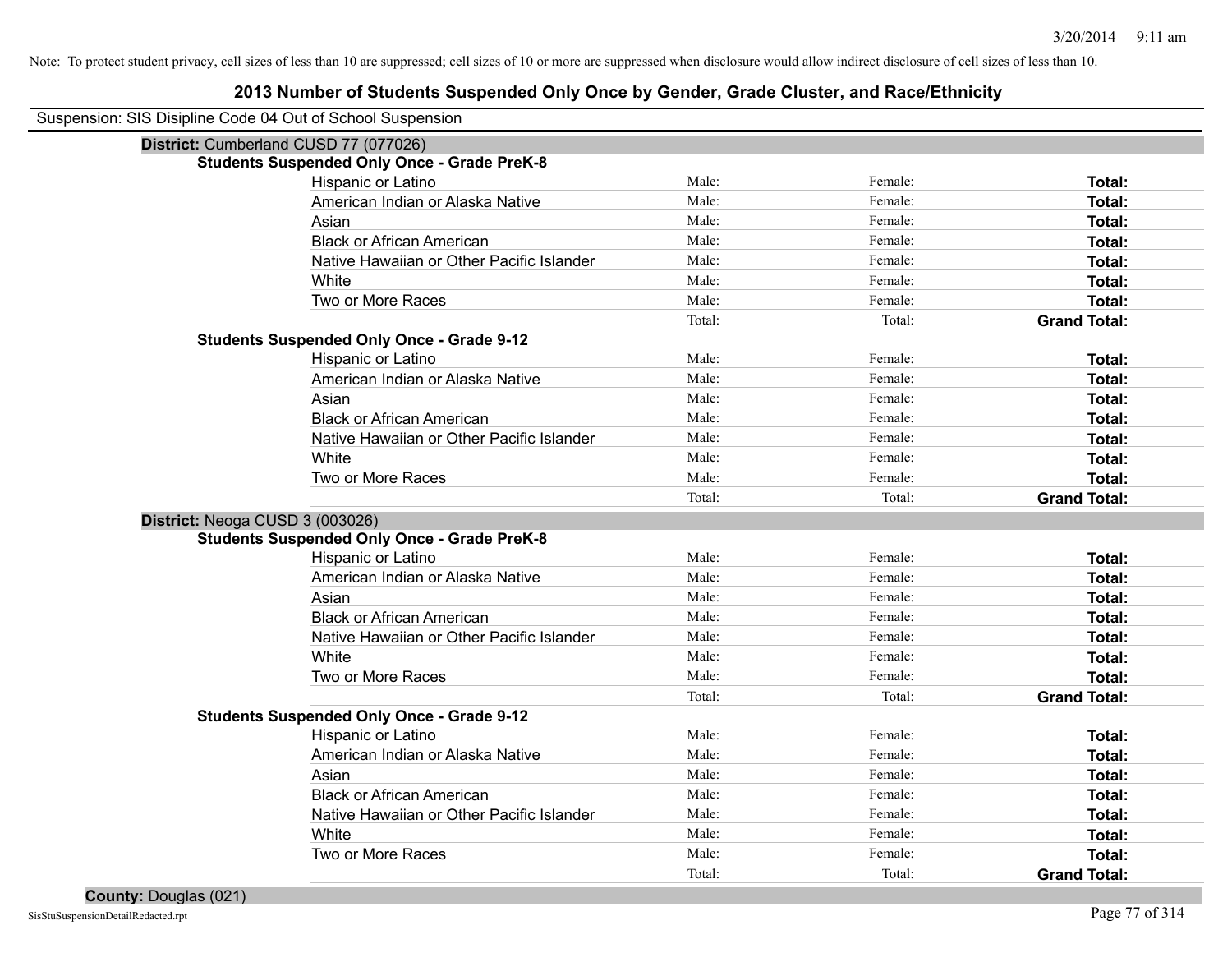Note: To protect student privacy, cell sizes of less than 10 are suppressed; cell sizes of 10 or more are suppressed when disclosure would allow indirect disclosure of cell sizes of less than 10.

# 2013 Number of Students Suspended Only Once by Gender, Grade Cluster, and Race/Ethnicity

Suspension: SIS Disipline Code 04 Out of School Suspension

## District: Cumberland CUSD 77 (077026)

### Students Suspended Only Once - Grade PreK-8

| | | | |
|---|---|---|---|
| Hispanic or Latino | Male: | Female: | **Total:** |
| American Indian or Alaska Native | Male: | Female: | **Total:** |
| Asian | Male: | Female: | **Total:** |
| Black or African American | Male: | Female: | **Total:** |
| Native Hawaiian or Other Pacific Islander | Male: | Female: | **Total:** |
| White | Male: | Female: | **Total:** |
| Two or More Races | Male: | Female: | **Total:** |
| | Total: | Total: | **Grand Total:** |

### Students Suspended Only Once - Grade 9-12

| | | | |
|---|---|---|---|
| Hispanic or Latino | Male: | Female: | **Total:** |
| American Indian or Alaska Native | Male: | Female: | **Total:** |
| Asian | Male: | Female: | **Total:** |
| Black or African American | Male: | Female: | **Total:** |
| Native Hawaiian or Other Pacific Islander | Male: | Female: | **Total:** |
| White | Male: | Female: | **Total:** |
| Two or More Races | Male: | Female: | **Total:** |
| | Total: | Total: | **Grand Total:** |

## District: Neoga CUSD 3 (003026)

### Students Suspended Only Once - Grade PreK-8

| | | | |
|---|---|---|---|
| Hispanic or Latino | Male: | Female: | **Total:** |
| American Indian or Alaska Native | Male: | Female: | **Total:** |
| Asian | Male: | Female: | **Total:** |
| Black or African American | Male: | Female: | **Total:** |
| Native Hawaiian or Other Pacific Islander | Male: | Female: | **Total:** |
| White | Male: | Female: | **Total:** |
| Two or More Races | Male: | Female: | **Total:** |
| | Total: | Total: | **Grand Total:** |

### Students Suspended Only Once - Grade 9-12

| | | | |
|---|---|---|---|
| Hispanic or Latino | Male: | Female: | **Total:** |
| American Indian or Alaska Native | Male: | Female: | **Total:** |
| Asian | Male: | Female: | **Total:** |
| Black or African American | Male: | Female: | **Total:** |
| Native Hawaiian or Other Pacific Islander | Male: | Female: | **Total:** |
| White | Male: | Female: | **Total:** |
| Two or More Races | Male: | Female: | **Total:** |
| | Total: | Total: | **Grand Total:** |

## County: Douglas (021)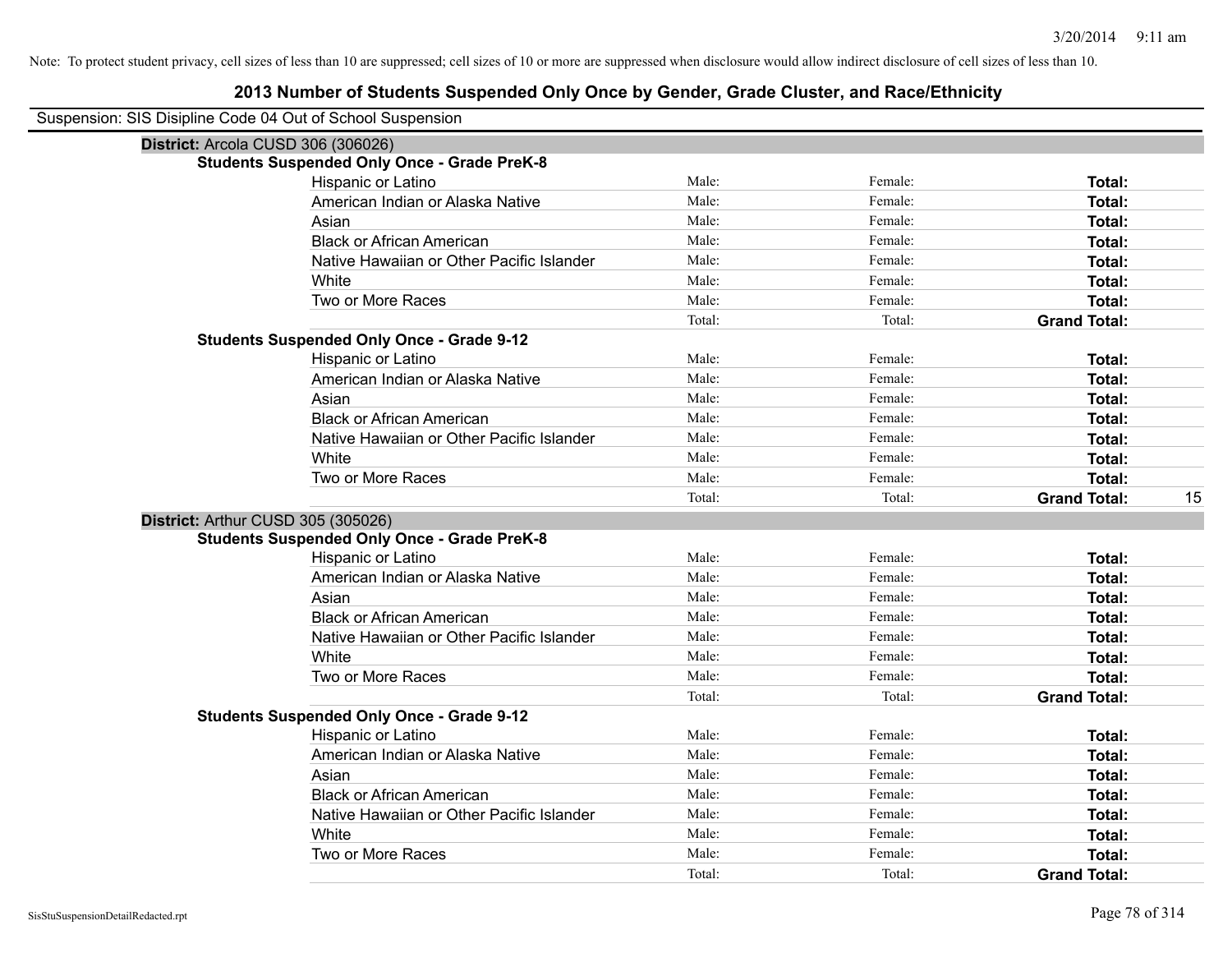Note: To protect student privacy, cell sizes of less than 10 are suppressed; cell sizes of 10 or more are suppressed when disclosure would allow indirect disclosure of cell sizes of less than 10.

# 2013 Number of Students Suspended Only Once by Gender, Grade Cluster, and Race/Ethnicity

Suspension: SIS Disipline Code 04 Out of School Suspension

## District: Arcola CUSD 306 (306026)

### Students Suspended Only Once - Grade PreK-8

| Race/Ethnicity | Male: | Female: | Total: |
|---|---|---|---|
| Hispanic or Latino | | | |
| American Indian or Alaska Native | | | |
| Asian | | | |
| Black or African American | | | |
| Native Hawaiian or Other Pacific Islander | | | |
| White | | | |
| Two or More Races | | | |
| | Total: | Total: | Grand Total: |

### Students Suspended Only Once - Grade 9-12

| Race/Ethnicity | Male: | Female: | Total: |
|---|---|---|---|
| Hispanic or Latino | | | |
| American Indian or Alaska Native | | | |
| Asian | | | |
| Black or African American | | | |
| Native Hawaiian or Other Pacific Islander | | | |
| White | | | |
| Two or More Races | | | |
| | Total: | Total: | Grand Total: 15 |

## District: Arthur CUSD 305 (305026)

### Students Suspended Only Once - Grade PreK-8

| Race/Ethnicity | Male: | Female: | Total: |
|---|---|---|---|
| Hispanic or Latino | | | |
| American Indian or Alaska Native | | | |
| Asian | | | |
| Black or African American | | | |
| Native Hawaiian or Other Pacific Islander | | | |
| White | | | |
| Two or More Races | | | |
| | Total: | Total: | Grand Total: |

### Students Suspended Only Once - Grade 9-12

| Race/Ethnicity | Male: | Female: | Total: |
|---|---|---|---|
| Hispanic or Latino | | | |
| American Indian or Alaska Native | | | |
| Asian | | | |
| Black or African American | | | |
| Native Hawaiian or Other Pacific Islander | | | |
| White | | | |
| Two or More Races | | | |
| | Total: | Total: | Grand Total: |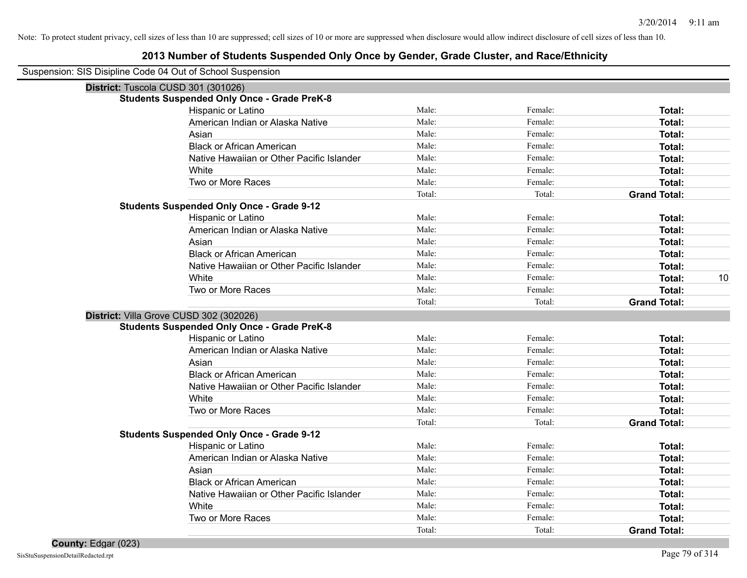Note: To protect student privacy, cell sizes of less than 10 are suppressed; cell sizes of 10 or more are suppressed when disclosure would allow indirect disclosure of cell sizes of less than 10.

# 2013 Number of Students Suspended Only Once by Gender, Grade Cluster, and Race/Ethnicity

Suspension: SIS Disipline Code 04 Out of School Suspension

**District:** Tuscola CUSD 301 (301026)

**Students Suspended Only Once - Grade PreK-8**

| Race/Ethnicity | Male | Female | Total |
|---|---|---|---|
| Hispanic or Latino | Male: | Female: | **Total:** |
| American Indian or Alaska Native | Male: | Female: | **Total:** |
| Asian | Male: | Female: | **Total:** |
| Black or African American | Male: | Female: | **Total:** |
| Native Hawaiian or Other Pacific Islander | Male: | Female: | **Total:** |
| White | Male: | Female: | **Total:** |
| Two or More Races | Male: | Female: | **Total:** |
| | Total: | Total: | **Grand Total:** |

**Students Suspended Only Once - Grade 9-12**

| Race/Ethnicity | Male | Female | Total |
|---|---|---|---|
| Hispanic or Latino | Male: | Female: | **Total:** |
| American Indian or Alaska Native | Male: | Female: | **Total:** |
| Asian | Male: | Female: | **Total:** |
| Black or African American | Male: | Female: | **Total:** |
| Native Hawaiian or Other Pacific Islander | Male: | Female: | **Total:** |
| White | Male: | Female: | **Total:** 10 |
| Two or More Races | Male: | Female: | **Total:** |
| | Total: | Total: | **Grand Total:** |

**District:** Villa Grove CUSD 302 (302026)

**Students Suspended Only Once - Grade PreK-8**

| Race/Ethnicity | Male | Female | Total |
|---|---|---|---|
| Hispanic or Latino | Male: | Female: | **Total:** |
| American Indian or Alaska Native | Male: | Female: | **Total:** |
| Asian | Male: | Female: | **Total:** |
| Black or African American | Male: | Female: | **Total:** |
| Native Hawaiian or Other Pacific Islander | Male: | Female: | **Total:** |
| White | Male: | Female: | **Total:** |
| Two or More Races | Male: | Female: | **Total:** |
| | Total: | Total: | **Grand Total:** |

**Students Suspended Only Once - Grade 9-12**

| Race/Ethnicity | Male | Female | Total |
|---|---|---|---|
| Hispanic or Latino | Male: | Female: | **Total:** |
| American Indian or Alaska Native | Male: | Female: | **Total:** |
| Asian | Male: | Female: | **Total:** |
| Black or African American | Male: | Female: | **Total:** |
| Native Hawaiian or Other Pacific Islander | Male: | Female: | **Total:** |
| White | Male: | Female: | **Total:** |
| Two or More Races | Male: | Female: | **Total:** |
| | Total: | Total: | **Grand Total:** |

**County:** Edgar (023)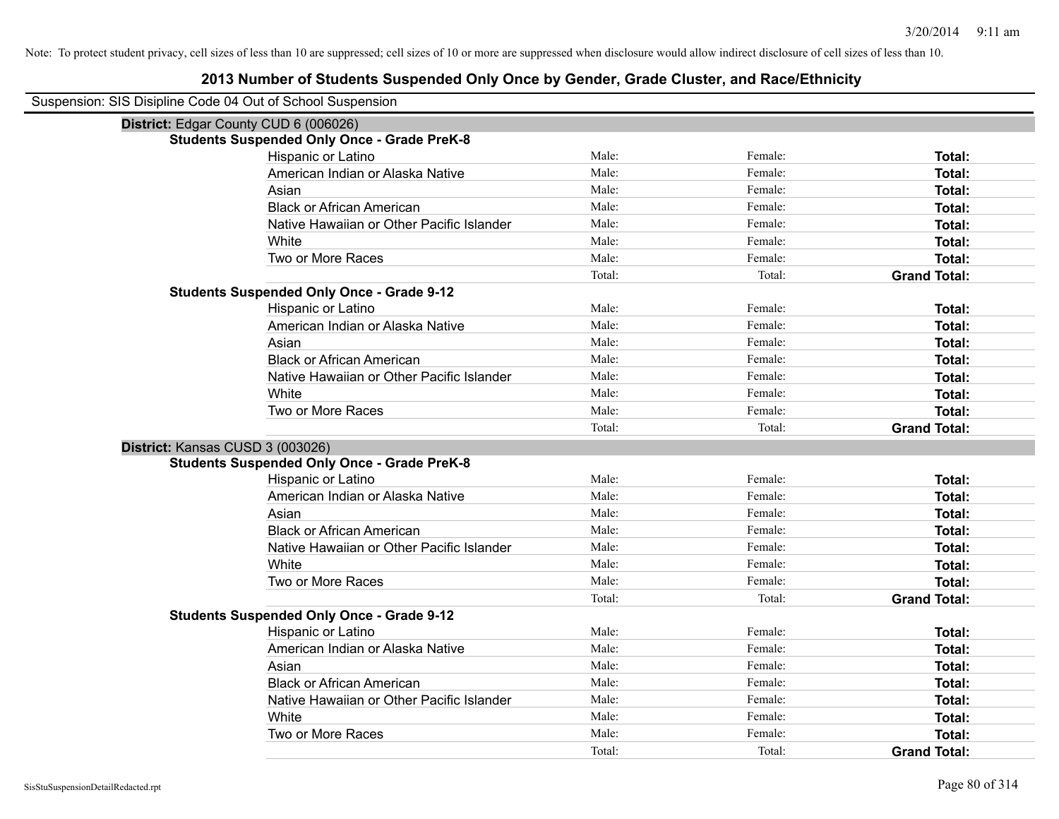Note: To protect student privacy, cell sizes of less than 10 are suppressed; cell sizes of 10 or more are suppressed when disclosure would allow indirect disclosure of cell sizes of less than 10.

# 2013 Number of Students Suspended Only Once by Gender, Grade Cluster, and Race/Ethnicity

Suspension: SIS Disipline Code 04 Out of School Suspension

## District: Edgar County CUD 6 (006026)

### Students Suspended Only Once - Grade PreK-8

| Race/Ethnicity | Male | Female | Total |
|---|---|---|---|
| Hispanic or Latino | Male: | Female: | **Total:** |
| American Indian or Alaska Native | Male: | Female: | **Total:** |
| Asian | Male: | Female: | **Total:** |
| Black or African American | Male: | Female: | **Total:** |
| Native Hawaiian or Other Pacific Islander | Male: | Female: | **Total:** |
| White | Male: | Female: | **Total:** |
| Two or More Races | Male: | Female: | **Total:** |
| | Total: | Total: | **Grand Total:** |

### Students Suspended Only Once - Grade 9-12

| Race/Ethnicity | Male | Female | Total |
|---|---|---|---|
| Hispanic or Latino | Male: | Female: | **Total:** |
| American Indian or Alaska Native | Male: | Female: | **Total:** |
| Asian | Male: | Female: | **Total:** |
| Black or African American | Male: | Female: | **Total:** |
| Native Hawaiian or Other Pacific Islander | Male: | Female: | **Total:** |
| White | Male: | Female: | **Total:** |
| Two or More Races | Male: | Female: | **Total:** |
| | Total: | Total: | **Grand Total:** |

## District: Kansas CUSD 3 (003026)

### Students Suspended Only Once - Grade PreK-8

| Race/Ethnicity | Male | Female | Total |
|---|---|---|---|
| Hispanic or Latino | Male: | Female: | **Total:** |
| American Indian or Alaska Native | Male: | Female: | **Total:** |
| Asian | Male: | Female: | **Total:** |
| Black or African American | Male: | Female: | **Total:** |
| Native Hawaiian or Other Pacific Islander | Male: | Female: | **Total:** |
| White | Male: | Female: | **Total:** |
| Two or More Races | Male: | Female: | **Total:** |
| | Total: | Total: | **Grand Total:** |

### Students Suspended Only Once - Grade 9-12

| Race/Ethnicity | Male | Female | Total |
|---|---|---|---|
| Hispanic or Latino | Male: | Female: | **Total:** |
| American Indian or Alaska Native | Male: | Female: | **Total:** |
| Asian | Male: | Female: | **Total:** |
| Black or African American | Male: | Female: | **Total:** |
| Native Hawaiian or Other Pacific Islander | Male: | Female: | **Total:** |
| White | Male: | Female: | **Total:** |
| Two or More Races | Male: | Female: | **Total:** |
| | Total: | Total: | **Grand Total:** |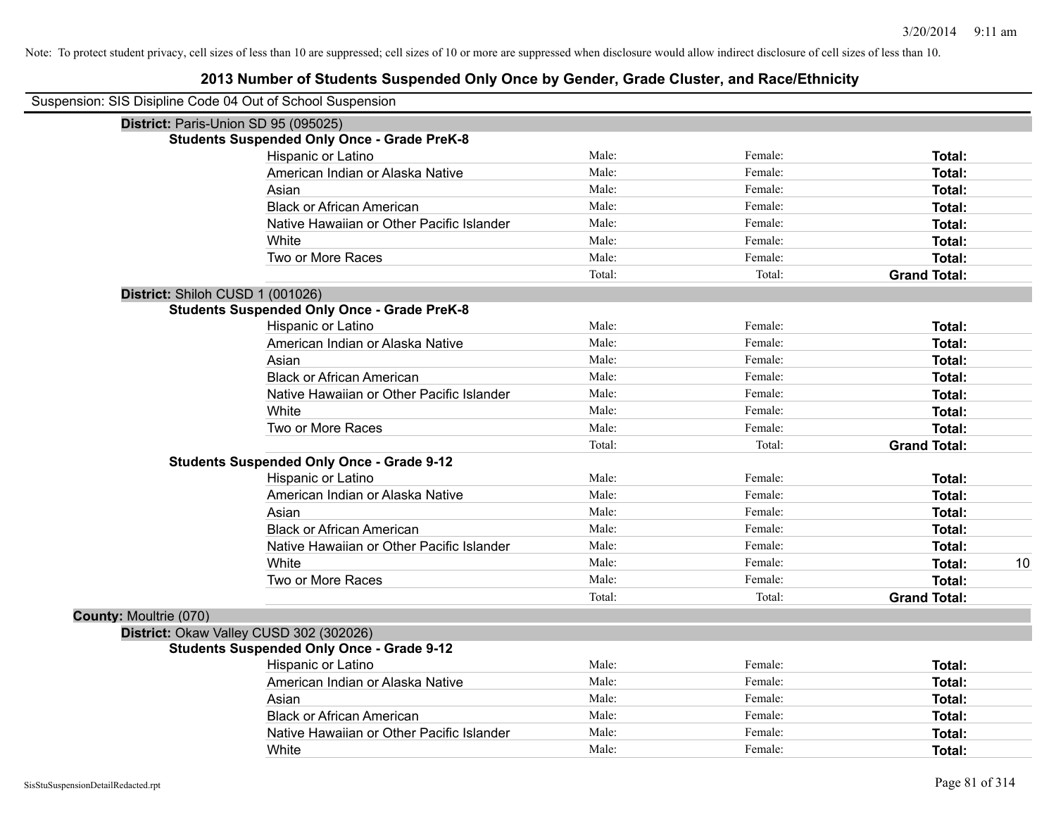Note: To protect student privacy, cell sizes of less than 10 are suppressed; cell sizes of 10 or more are suppressed when disclosure would allow indirect disclosure of cell sizes of less than 10.

# 2013 Number of Students Suspended Only Once by Gender, Grade Cluster, and Race/Ethnicity

Suspension: SIS Disipline Code 04 Out of School Suspension

**District:** Paris-Union SD 95 (095025)

**Students Suspended Only Once - Grade PreK-8**

| | | | | |
|---|---|---|---|---|
| Hispanic or Latino | Male: | Female: | **Total:** | |
| American Indian or Alaska Native | Male: | Female: | **Total:** | |
| Asian | Male: | Female: | **Total:** | |
| Black or African American | Male: | Female: | **Total:** | |
| Native Hawaiian or Other Pacific Islander | Male: | Female: | **Total:** | |
| White | Male: | Female: | **Total:** | |
| Two or More Races | Male: | Female: | **Total:** | |
| | Total: | Total: | **Grand Total:** | |

**District:** Shiloh CUSD 1 (001026)

**Students Suspended Only Once - Grade PreK-8**

| | | | | |
|---|---|---|---|---|
| Hispanic or Latino | Male: | Female: | **Total:** | |
| American Indian or Alaska Native | Male: | Female: | **Total:** | |
| Asian | Male: | Female: | **Total:** | |
| Black or African American | Male: | Female: | **Total:** | |
| Native Hawaiian or Other Pacific Islander | Male: | Female: | **Total:** | |
| White | Male: | Female: | **Total:** | |
| Two or More Races | Male: | Female: | **Total:** | |
| | Total: | Total: | **Grand Total:** | |

**Students Suspended Only Once - Grade 9-12**

| | | | | |
|---|---|---|---|---|
| Hispanic or Latino | Male: | Female: | **Total:** | |
| American Indian or Alaska Native | Male: | Female: | **Total:** | |
| Asian | Male: | Female: | **Total:** | |
| Black or African American | Male: | Female: | **Total:** | |
| Native Hawaiian or Other Pacific Islander | Male: | Female: | **Total:** | |
| White | Male: | Female: | **Total:** | 10 |
| Two or More Races | Male: | Female: | **Total:** | |
| | Total: | Total: | **Grand Total:** | |

**County:** Moultrie (070)

**District:** Okaw Valley CUSD 302 (302026)

**Students Suspended Only Once - Grade 9-12**

| | | | | |
|---|---|---|---|---|
| Hispanic or Latino | Male: | Female: | **Total:** | |
| American Indian or Alaska Native | Male: | Female: | **Total:** | |
| Asian | Male: | Female: | **Total:** | |
| Black or African American | Male: | Female: | **Total:** | |
| Native Hawaiian or Other Pacific Islander | Male: | Female: | **Total:** | |
| White | Male: | Female: | **Total:** | |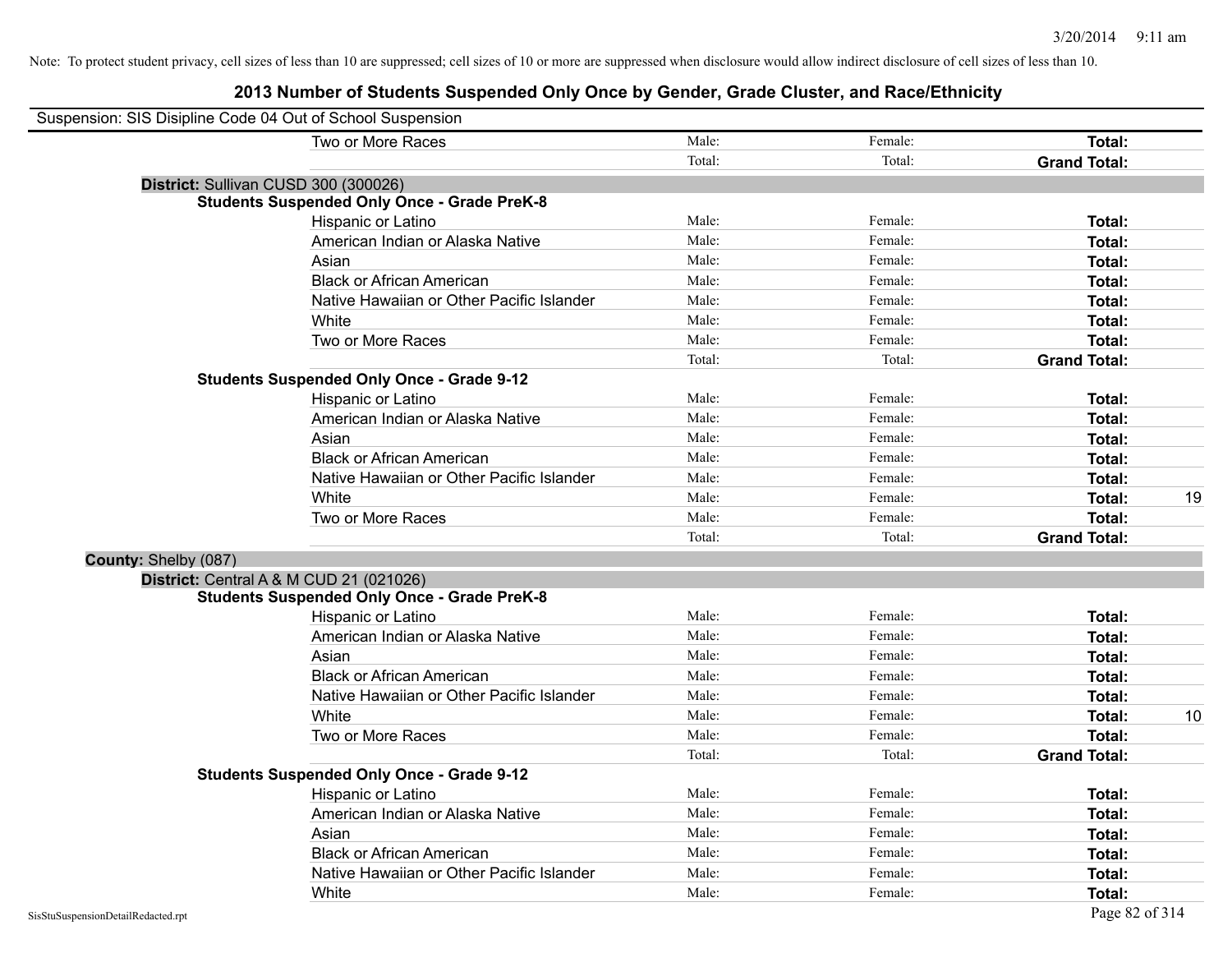Note: To protect student privacy, cell sizes of less than 10 are suppressed; cell sizes of 10 or more are suppressed when disclosure would allow indirect disclosure of cell sizes of less than 10.

# 2013 Number of Students Suspended Only Once by Gender, Grade Cluster, and Race/Ethnicity

Suspension: SIS Disipline Code 04 Out of School Suspension

| | Male | Female | Total | |
|---|---|---|---|---|
| Two or More Races | Male: | Female: | **Total:** | |
| | Total: | Total: | **Grand Total:** | |

**District:** Sullivan CUSD 300 (300026)

**Students Suspended Only Once - Grade PreK-8**

| | | | | |
|---|---|---|---|---|
| Hispanic or Latino | Male: | Female: | **Total:** | |
| American Indian or Alaska Native | Male: | Female: | **Total:** | |
| Asian | Male: | Female: | **Total:** | |
| Black or African American | Male: | Female: | **Total:** | |
| Native Hawaiian or Other Pacific Islander | Male: | Female: | **Total:** | |
| White | Male: | Female: | **Total:** | |
| Two or More Races | Male: | Female: | **Total:** | |
| | Total: | Total: | **Grand Total:** | |

**Students Suspended Only Once - Grade 9-12**

| | | | | |
|---|---|---|---|---|
| Hispanic or Latino | Male: | Female: | **Total:** | |
| American Indian or Alaska Native | Male: | Female: | **Total:** | |
| Asian | Male: | Female: | **Total:** | |
| Black or African American | Male: | Female: | **Total:** | |
| Native Hawaiian or Other Pacific Islander | Male: | Female: | **Total:** | |
| White | Male: | Female: | **Total:** | 19 |
| Two or More Races | Male: | Female: | **Total:** | |
| | Total: | Total: | **Grand Total:** | |

**County:** Shelby (087)

**District:** Central A & M CUD 21 (021026)

**Students Suspended Only Once - Grade PreK-8**

| | | | | |
|---|---|---|---|---|
| Hispanic or Latino | Male: | Female: | **Total:** | |
| American Indian or Alaska Native | Male: | Female: | **Total:** | |
| Asian | Male: | Female: | **Total:** | |
| Black or African American | Male: | Female: | **Total:** | |
| Native Hawaiian or Other Pacific Islander | Male: | Female: | **Total:** | |
| White | Male: | Female: | **Total:** | 10 |
| Two or More Races | Male: | Female: | **Total:** | |
| | Total: | Total: | **Grand Total:** | |

**Students Suspended Only Once - Grade 9-12**

| | | | | |
|---|---|---|---|---|
| Hispanic or Latino | Male: | Female: | **Total:** | |
| American Indian or Alaska Native | Male: | Female: | **Total:** | |
| Asian | Male: | Female: | **Total:** | |
| Black or African American | Male: | Female: | **Total:** | |
| Native Hawaiian or Other Pacific Islander | Male: | Female: | **Total:** | |
| White | Male: | Female: | **Total:** | |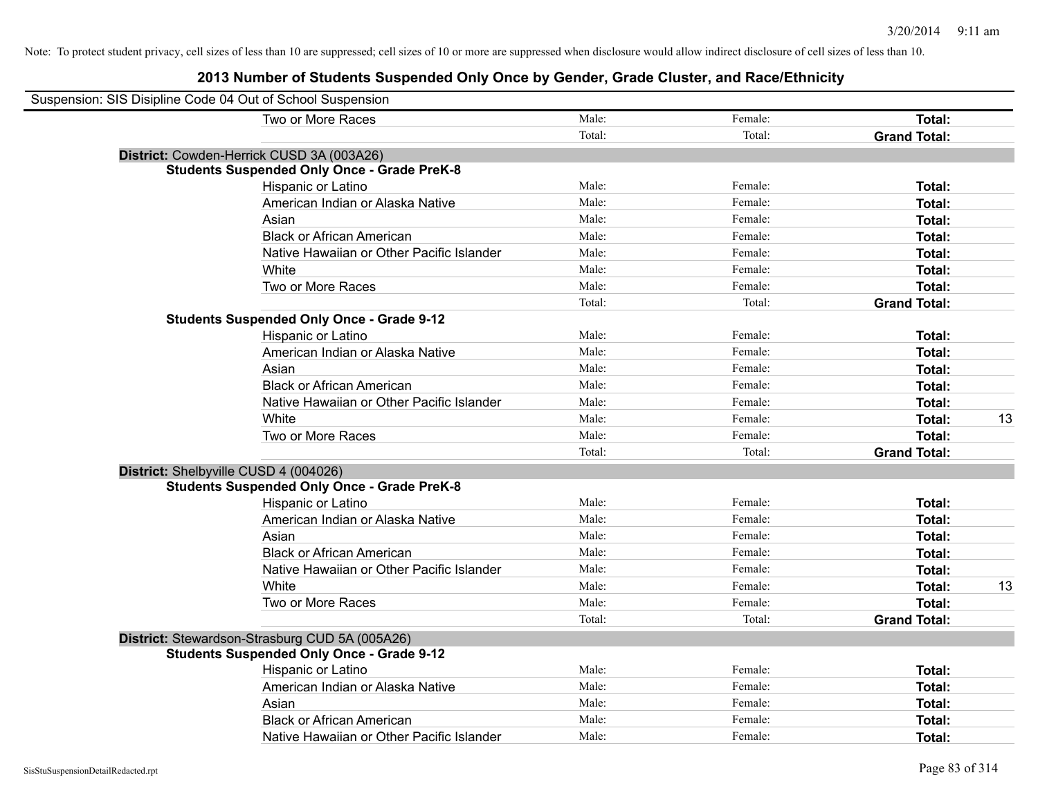Note: To protect student privacy, cell sizes of less than 10 are suppressed; cell sizes of 10 or more are suppressed when disclosure would allow indirect disclosure of cell sizes of less than 10.

# 2013 Number of Students Suspended Only Once by Gender, Grade Cluster, and Race/Ethnicity

Suspension: SIS Disipline Code 04 Out of School Suspension

| | | | | |
|---|---|---|---|---|
| Two or More Races | Male: | Female: | **Total:** | |
| | Total: | Total: | **Grand Total:** | |

**District:** Cowden-Herrick CUSD 3A (003A26)

**Students Suspended Only Once - Grade PreK-8**

| | | | | |
|---|---|---|---|---|
| Hispanic or Latino | Male: | Female: | **Total:** | |
| American Indian or Alaska Native | Male: | Female: | **Total:** | |
| Asian | Male: | Female: | **Total:** | |
| Black or African American | Male: | Female: | **Total:** | |
| Native Hawaiian or Other Pacific Islander | Male: | Female: | **Total:** | |
| White | Male: | Female: | **Total:** | |
| Two or More Races | Male: | Female: | **Total:** | |
| | Total: | Total: | **Grand Total:** | |

**Students Suspended Only Once - Grade 9-12**

| | | | | |
|---|---|---|---|---|
| Hispanic or Latino | Male: | Female: | **Total:** | |
| American Indian or Alaska Native | Male: | Female: | **Total:** | |
| Asian | Male: | Female: | **Total:** | |
| Black or African American | Male: | Female: | **Total:** | |
| Native Hawaiian or Other Pacific Islander | Male: | Female: | **Total:** | |
| White | Male: | Female: | **Total:** | 13 |
| Two or More Races | Male: | Female: | **Total:** | |
| | Total: | Total: | **Grand Total:** | |

**District:** Shelbyville CUSD 4 (004026)

**Students Suspended Only Once - Grade PreK-8**

| | | | | |
|---|---|---|---|---|
| Hispanic or Latino | Male: | Female: | **Total:** | |
| American Indian or Alaska Native | Male: | Female: | **Total:** | |
| Asian | Male: | Female: | **Total:** | |
| Black or African American | Male: | Female: | **Total:** | |
| Native Hawaiian or Other Pacific Islander | Male: | Female: | **Total:** | |
| White | Male: | Female: | **Total:** | 13 |
| Two or More Races | Male: | Female: | **Total:** | |
| | Total: | Total: | **Grand Total:** | |

**District:** Stewardson-Strasburg CUD 5A (005A26)

**Students Suspended Only Once - Grade 9-12**

| | | | | |
|---|---|---|---|---|
| Hispanic or Latino | Male: | Female: | **Total:** | |
| American Indian or Alaska Native | Male: | Female: | **Total:** | |
| Asian | Male: | Female: | **Total:** | |
| Black or African American | Male: | Female: | **Total:** | |
| Native Hawaiian or Other Pacific Islander | Male: | Female: | **Total:** | |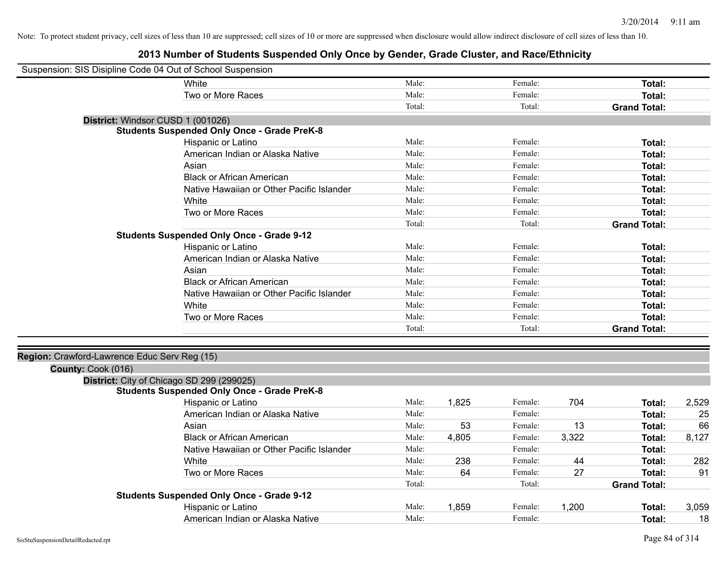Note: To protect student privacy, cell sizes of less than 10 are suppressed; cell sizes of 10 or more are suppressed when disclosure would allow indirect disclosure of cell sizes of less than 10.

# 2013 Number of Students Suspended Only Once by Gender, Grade Cluster, and Race/Ethnicity

Suspension: SIS Disipline Code 04 Out of School Suspension

| | Male | | Female | | Total | |
|---|---|---|---|---|---|---|
| White | Male: | | Female: | | **Total:** | |
| Two or More Races | Male: | | Female: | | **Total:** | |
| | Total: | | Total: | | **Grand Total:** | |

**District:** Windsor CUSD 1 (001026)

**Students Suspended Only Once - Grade PreK-8**

| | Male | | Female | | Total | |
|---|---|---|---|---|---|---|
| Hispanic or Latino | Male: | | Female: | | **Total:** | |
| American Indian or Alaska Native | Male: | | Female: | | **Total:** | |
| Asian | Male: | | Female: | | **Total:** | |
| Black or African American | Male: | | Female: | | **Total:** | |
| Native Hawaiian or Other Pacific Islander | Male: | | Female: | | **Total:** | |
| White | Male: | | Female: | | **Total:** | |
| Two or More Races | Male: | | Female: | | **Total:** | |
| | Total: | | Total: | | **Grand Total:** | |

**Students Suspended Only Once - Grade 9-12**

| | Male | | Female | | Total | |
|---|---|---|---|---|---|---|
| Hispanic or Latino | Male: | | Female: | | **Total:** | |
| American Indian or Alaska Native | Male: | | Female: | | **Total:** | |
| Asian | Male: | | Female: | | **Total:** | |
| Black or African American | Male: | | Female: | | **Total:** | |
| Native Hawaiian or Other Pacific Islander | Male: | | Female: | | **Total:** | |
| White | Male: | | Female: | | **Total:** | |
| Two or More Races | Male: | | Female: | | **Total:** | |
| | Total: | | Total: | | **Grand Total:** | |

**Region:** Crawford-Lawrence Educ Serv Reg (15)

**County:** Cook (016)

**District:** City of Chicago SD 299 (299025)

**Students Suspended Only Once - Grade PreK-8**

| | Male | | Female | | Total | |
|---|---|---|---|---|---|---|
| Hispanic or Latino | Male: | 1,825 | Female: | 704 | **Total:** | 2,529 |
| American Indian or Alaska Native | Male: | | Female: | | **Total:** | 25 |
| Asian | Male: | 53 | Female: | 13 | **Total:** | 66 |
| Black or African American | Male: | 4,805 | Female: | 3,322 | **Total:** | 8,127 |
| Native Hawaiian or Other Pacific Islander | Male: | | Female: | | **Total:** | |
| White | Male: | 238 | Female: | 44 | **Total:** | 282 |
| Two or More Races | Male: | 64 | Female: | 27 | **Total:** | 91 |
| | Total: | | Total: | | **Grand Total:** | |

**Students Suspended Only Once - Grade 9-12**

| | Male | | Female | | Total | |
|---|---|---|---|---|---|---|
| Hispanic or Latino | Male: | 1,859 | Female: | 1,200 | **Total:** | 3,059 |
| American Indian or Alaska Native | Male: | | Female: | | **Total:** | 18 |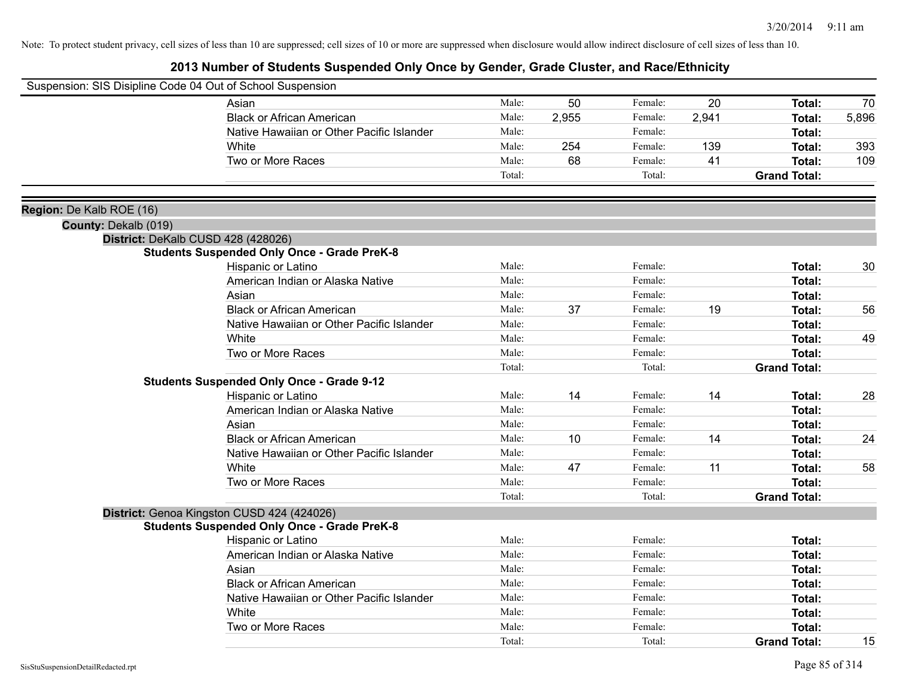Note: To protect student privacy, cell sizes of less than 10 are suppressed; cell sizes of 10 or more are suppressed when disclosure would allow indirect disclosure of cell sizes of less than 10.

# 2013 Number of Students Suspended Only Once by Gender, Grade Cluster, and Race/Ethnicity

Suspension: SIS Disipline Code 04 Out of School Suspension

| | | | | | | |
|---|---|---|---|---|---|---|
| Asian | Male: | 50 | Female: | 20 | **Total:** | 70 |
| Black or African American | Male: | 2,955 | Female: | 2,941 | **Total:** | 5,896 |
| Native Hawaiian or Other Pacific Islander | Male: | | Female: | | **Total:** | |
| White | Male: | 254 | Female: | 139 | **Total:** | 393 |
| Two or More Races | Male: | 68 | Female: | 41 | **Total:** | 109 |
| | Total: | | Total: | | **Grand Total:** | |

**Region:** De Kalb ROE (16)

**County:** Dekalb (019)

**District:** DeKalb CUSD 428 (428026)

**Students Suspended Only Once - Grade PreK-8**

| | | | | | | |
|---|---|---|---|---|---|---|
| Hispanic or Latino | Male: | | Female: | | **Total:** | 30 |
| American Indian or Alaska Native | Male: | | Female: | | **Total:** | |
| Asian | Male: | | Female: | | **Total:** | |
| Black or African American | Male: | 37 | Female: | 19 | **Total:** | 56 |
| Native Hawaiian or Other Pacific Islander | Male: | | Female: | | **Total:** | |
| White | Male: | | Female: | | **Total:** | 49 |
| Two or More Races | Male: | | Female: | | **Total:** | |
| | Total: | | Total: | | **Grand Total:** | |

**Students Suspended Only Once - Grade 9-12**

| | | | | | | |
|---|---|---|---|---|---|---|
| Hispanic or Latino | Male: | 14 | Female: | 14 | **Total:** | 28 |
| American Indian or Alaska Native | Male: | | Female: | | **Total:** | |
| Asian | Male: | | Female: | | **Total:** | |
| Black or African American | Male: | 10 | Female: | 14 | **Total:** | 24 |
| Native Hawaiian or Other Pacific Islander | Male: | | Female: | | **Total:** | |
| White | Male: | 47 | Female: | 11 | **Total:** | 58 |
| Two or More Races | Male: | | Female: | | **Total:** | |
| | Total: | | Total: | | **Grand Total:** | |

**District:** Genoa Kingston CUSD 424 (424026)

**Students Suspended Only Once - Grade PreK-8**

| | | | | | | |
|---|---|---|---|---|---|---|
| Hispanic or Latino | Male: | | Female: | | **Total:** | |
| American Indian or Alaska Native | Male: | | Female: | | **Total:** | |
| Asian | Male: | | Female: | | **Total:** | |
| Black or African American | Male: | | Female: | | **Total:** | |
| Native Hawaiian or Other Pacific Islander | Male: | | Female: | | **Total:** | |
| White | Male: | | Female: | | **Total:** | |
| Two or More Races | Male: | | Female: | | **Total:** | |
| | Total: | | Total: | | **Grand Total:** | 15 |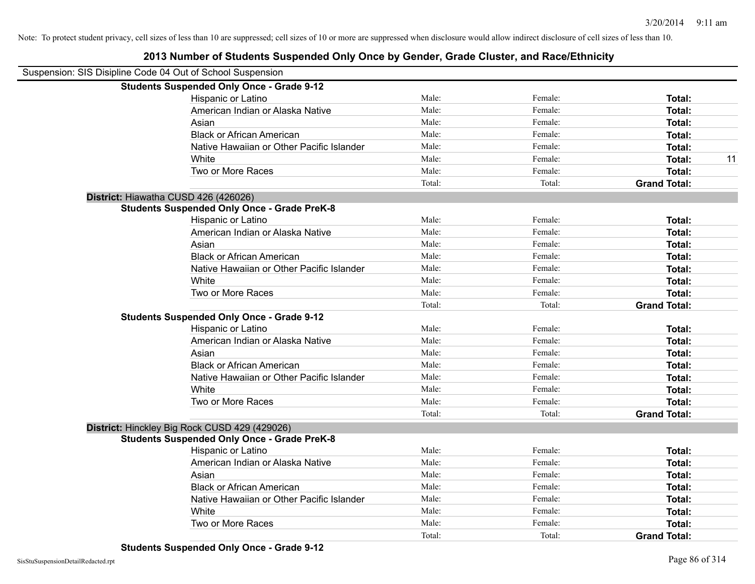Note: To protect student privacy, cell sizes of less than 10 are suppressed; cell sizes of 10 or more are suppressed when disclosure would allow indirect disclosure of cell sizes of less than 10.

# 2013 Number of Students Suspended Only Once by Gender, Grade Cluster, and Race/Ethnicity

Suspension: SIS Disipline Code 04 Out of School Suspension

### Students Suspended Only Once - Grade 9-12

| | | | | |
|---|---|---|---|---|
| Hispanic or Latino | Male: | Female: | **Total:** | |
| American Indian or Alaska Native | Male: | Female: | **Total:** | |
| Asian | Male: | Female: | **Total:** | |
| Black or African American | Male: | Female: | **Total:** | |
| Native Hawaiian or Other Pacific Islander | Male: | Female: | **Total:** | |
| White | Male: | Female: | **Total:** | 11 |
| Two or More Races | Male: | Female: | **Total:** | |
| | Total: | Total: | **Grand Total:** | |

## District: Hiawatha CUSD 426 (426026)

### Students Suspended Only Once - Grade PreK-8

| | | | | |
|---|---|---|---|---|
| Hispanic or Latino | Male: | Female: | **Total:** | |
| American Indian or Alaska Native | Male: | Female: | **Total:** | |
| Asian | Male: | Female: | **Total:** | |
| Black or African American | Male: | Female: | **Total:** | |
| Native Hawaiian or Other Pacific Islander | Male: | Female: | **Total:** | |
| White | Male: | Female: | **Total:** | |
| Two or More Races | Male: | Female: | **Total:** | |
| | Total: | Total: | **Grand Total:** | |

### Students Suspended Only Once - Grade 9-12

| | | | | |
|---|---|---|---|---|
| Hispanic or Latino | Male: | Female: | **Total:** | |
| American Indian or Alaska Native | Male: | Female: | **Total:** | |
| Asian | Male: | Female: | **Total:** | |
| Black or African American | Male: | Female: | **Total:** | |
| Native Hawaiian or Other Pacific Islander | Male: | Female: | **Total:** | |
| White | Male: | Female: | **Total:** | |
| Two or More Races | Male: | Female: | **Total:** | |
| | Total: | Total: | **Grand Total:** | |

## District: Hinckley Big Rock CUSD 429 (429026)

### Students Suspended Only Once - Grade PreK-8

| | | | | |
|---|---|---|---|---|
| Hispanic or Latino | Male: | Female: | **Total:** | |
| American Indian or Alaska Native | Male: | Female: | **Total:** | |
| Asian | Male: | Female: | **Total:** | |
| Black or African American | Male: | Female: | **Total:** | |
| Native Hawaiian or Other Pacific Islander | Male: | Female: | **Total:** | |
| White | Male: | Female: | **Total:** | |
| Two or More Races | Male: | Female: | **Total:** | |
| | Total: | Total: | **Grand Total:** | |

### Students Suspended Only Once - Grade 9-12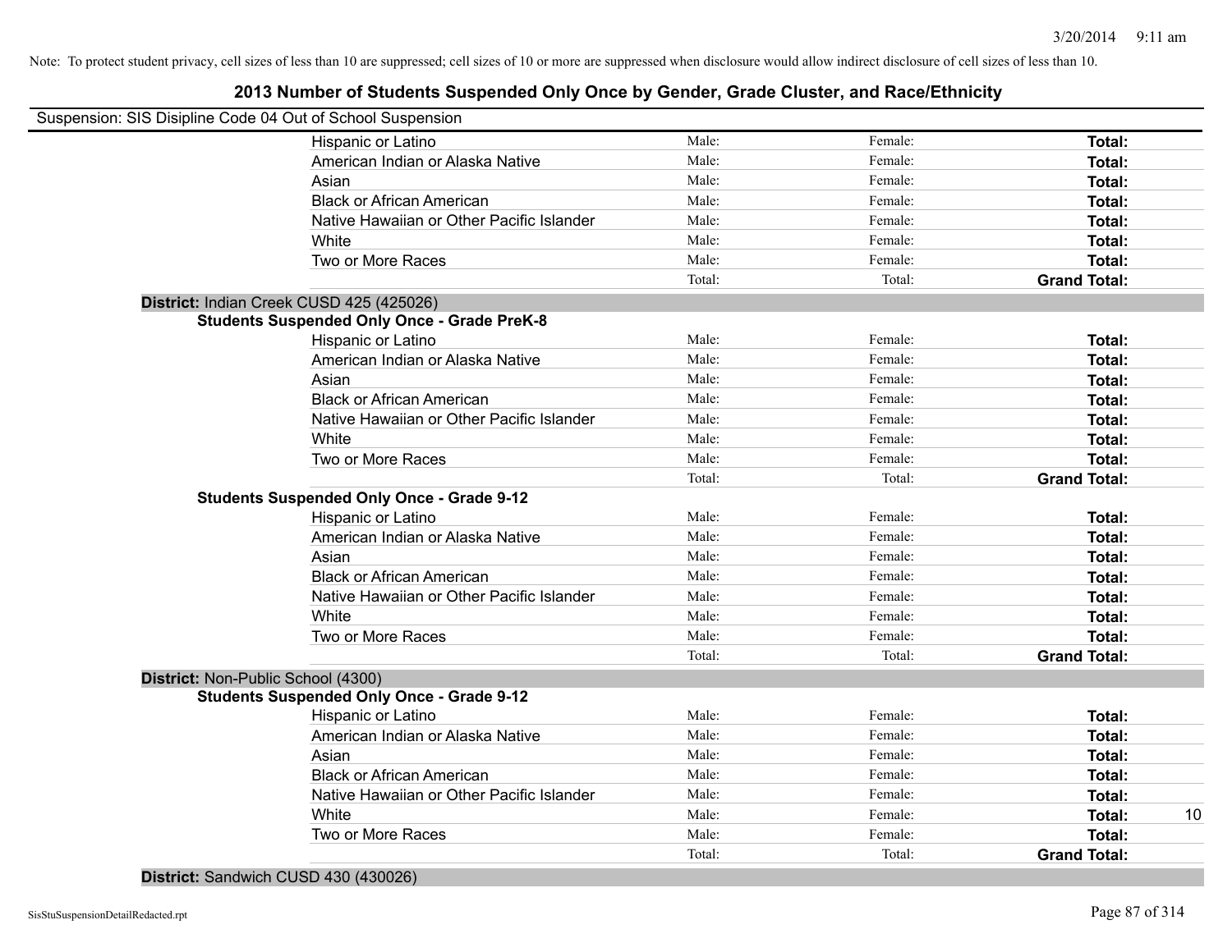Note: To protect student privacy, cell sizes of less than 10 are suppressed; cell sizes of 10 or more are suppressed when disclosure would allow indirect disclosure of cell sizes of less than 10.

# 2013 Number of Students Suspended Only Once by Gender, Grade Cluster, and Race/Ethnicity

Suspension: SIS Disipline Code 04 Out of School Suspension

| | Male | Female | Total | |
|---|---|---|---|---|
| Hispanic or Latino | Male: | Female: | **Total:** | |
| American Indian or Alaska Native | Male: | Female: | **Total:** | |
| Asian | Male: | Female: | **Total:** | |
| Black or African American | Male: | Female: | **Total:** | |
| Native Hawaiian or Other Pacific Islander | Male: | Female: | **Total:** | |
| White | Male: | Female: | **Total:** | |
| Two or More Races | Male: | Female: | **Total:** | |
| | Total: | Total: | **Grand Total:** | |

**District:** Indian Creek CUSD 425 (425026)

**Students Suspended Only Once - Grade PreK-8**

| | Male | Female | Total | |
|---|---|---|---|---|
| Hispanic or Latino | Male: | Female: | **Total:** | |
| American Indian or Alaska Native | Male: | Female: | **Total:** | |
| Asian | Male: | Female: | **Total:** | |
| Black or African American | Male: | Female: | **Total:** | |
| Native Hawaiian or Other Pacific Islander | Male: | Female: | **Total:** | |
| White | Male: | Female: | **Total:** | |
| Two or More Races | Male: | Female: | **Total:** | |
| | Total: | Total: | **Grand Total:** | |

**Students Suspended Only Once - Grade 9-12**

| | Male | Female | Total | |
|---|---|---|---|---|
| Hispanic or Latino | Male: | Female: | **Total:** | |
| American Indian or Alaska Native | Male: | Female: | **Total:** | |
| Asian | Male: | Female: | **Total:** | |
| Black or African American | Male: | Female: | **Total:** | |
| Native Hawaiian or Other Pacific Islander | Male: | Female: | **Total:** | |
| White | Male: | Female: | **Total:** | |
| Two or More Races | Male: | Female: | **Total:** | |
| | Total: | Total: | **Grand Total:** | |

**District:** Non-Public School (4300)

**Students Suspended Only Once - Grade 9-12**

| | Male | Female | Total | |
|---|---|---|---|---|
| Hispanic or Latino | Male: | Female: | **Total:** | |
| American Indian or Alaska Native | Male: | Female: | **Total:** | |
| Asian | Male: | Female: | **Total:** | |
| Black or African American | Male: | Female: | **Total:** | |
| Native Hawaiian or Other Pacific Islander | Male: | Female: | **Total:** | |
| White | Male: | Female: | **Total:** | 10 |
| Two or More Races | Male: | Female: | **Total:** | |
| | Total: | Total: | **Grand Total:** | |

**District:** Sandwich CUSD 430 (430026)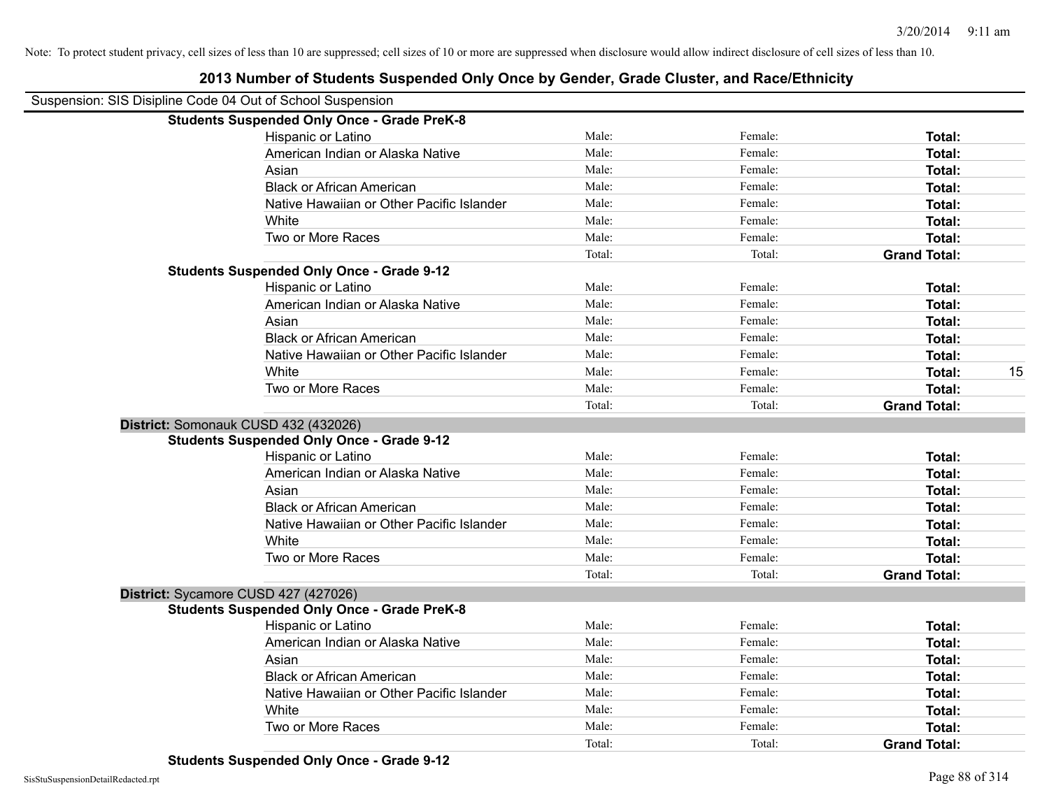Note: To protect student privacy, cell sizes of less than 10 are suppressed; cell sizes of 10 or more are suppressed when disclosure would allow indirect disclosure of cell sizes of less than 10.

# 2013 Number of Students Suspended Only Once by Gender, Grade Cluster, and Race/Ethnicity

Suspension: SIS Disipline Code 04 Out of School Suspension

**Students Suspended Only Once - Grade PreK-8**

| | | | | |
|---|---|---|---|---|
| Hispanic or Latino | Male: | Female: | **Total:** | |
| American Indian or Alaska Native | Male: | Female: | **Total:** | |
| Asian | Male: | Female: | **Total:** | |
| Black or African American | Male: | Female: | **Total:** | |
| Native Hawaiian or Other Pacific Islander | Male: | Female: | **Total:** | |
| White | Male: | Female: | **Total:** | |
| Two or More Races | Male: | Female: | **Total:** | |
| | Total: | Total: | **Grand Total:** | |

**Students Suspended Only Once - Grade 9-12**

| | | | | |
|---|---|---|---|---|
| Hispanic or Latino | Male: | Female: | **Total:** | |
| American Indian or Alaska Native | Male: | Female: | **Total:** | |
| Asian | Male: | Female: | **Total:** | |
| Black or African American | Male: | Female: | **Total:** | |
| Native Hawaiian or Other Pacific Islander | Male: | Female: | **Total:** | |
| White | Male: | Female: | **Total:** | 15 |
| Two or More Races | Male: | Female: | **Total:** | |
| | Total: | Total: | **Grand Total:** | |

**District:** Somonauk CUSD 432 (432026)

**Students Suspended Only Once - Grade 9-12**

| | | | | |
|---|---|---|---|---|
| Hispanic or Latino | Male: | Female: | **Total:** | |
| American Indian or Alaska Native | Male: | Female: | **Total:** | |
| Asian | Male: | Female: | **Total:** | |
| Black or African American | Male: | Female: | **Total:** | |
| Native Hawaiian or Other Pacific Islander | Male: | Female: | **Total:** | |
| White | Male: | Female: | **Total:** | |
| Two or More Races | Male: | Female: | **Total:** | |
| | Total: | Total: | **Grand Total:** | |

**District:** Sycamore CUSD 427 (427026)

**Students Suspended Only Once - Grade PreK-8**

| | | | | |
|---|---|---|---|---|
| Hispanic or Latino | Male: | Female: | **Total:** | |
| American Indian or Alaska Native | Male: | Female: | **Total:** | |
| Asian | Male: | Female: | **Total:** | |
| Black or African American | Male: | Female: | **Total:** | |
| Native Hawaiian or Other Pacific Islander | Male: | Female: | **Total:** | |
| White | Male: | Female: | **Total:** | |
| Two or More Races | Male: | Female: | **Total:** | |
| | Total: | Total: | **Grand Total:** | |

**Students Suspended Only Once - Grade 9-12**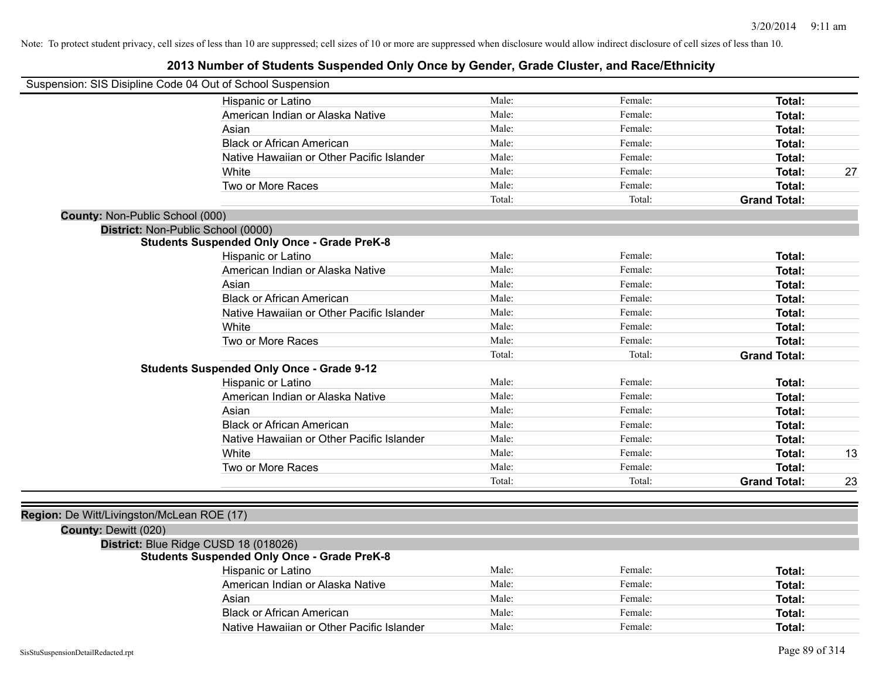Note: To protect student privacy, cell sizes of less than 10 are suppressed; cell sizes of 10 or more are suppressed when disclosure would allow indirect disclosure of cell sizes of less than 10.

# 2013 Number of Students Suspended Only Once by Gender, Grade Cluster, and Race/Ethnicity

Suspension: SIS Disipline Code 04 Out of School Suspension

| | | | | |
|---|---|---|---|---|
| Hispanic or Latino | Male: | Female: | **Total:** | |
| American Indian or Alaska Native | Male: | Female: | **Total:** | |
| Asian | Male: | Female: | **Total:** | |
| Black or African American | Male: | Female: | **Total:** | |
| Native Hawaiian or Other Pacific Islander | Male: | Female: | **Total:** | |
| White | Male: | Female: | **Total:** | 27 |
| Two or More Races | Male: | Female: | **Total:** | |
| | Total: | Total: | **Grand Total:** | |

**County:** Non-Public School (000)

**District:** Non-Public School (0000)

**Students Suspended Only Once - Grade PreK-8**

| | | | | |
|---|---|---|---|---|
| Hispanic or Latino | Male: | Female: | **Total:** | |
| American Indian or Alaska Native | Male: | Female: | **Total:** | |
| Asian | Male: | Female: | **Total:** | |
| Black or African American | Male: | Female: | **Total:** | |
| Native Hawaiian or Other Pacific Islander | Male: | Female: | **Total:** | |
| White | Male: | Female: | **Total:** | |
| Two or More Races | Male: | Female: | **Total:** | |
| | Total: | Total: | **Grand Total:** | |

**Students Suspended Only Once - Grade 9-12**

| | | | | |
|---|---|---|---|---|
| Hispanic or Latino | Male: | Female: | **Total:** | |
| American Indian or Alaska Native | Male: | Female: | **Total:** | |
| Asian | Male: | Female: | **Total:** | |
| Black or African American | Male: | Female: | **Total:** | |
| Native Hawaiian or Other Pacific Islander | Male: | Female: | **Total:** | |
| White | Male: | Female: | **Total:** | 13 |
| Two or More Races | Male: | Female: | **Total:** | |
| | Total: | Total: | **Grand Total:** | 23 |

**Region:** De Witt/Livingston/McLean ROE (17)

**County:** Dewitt (020)

**District:** Blue Ridge CUSD 18 (018026)

**Students Suspended Only Once - Grade PreK-8**

| | | | | |
|---|---|---|---|---|
| Hispanic or Latino | Male: | Female: | **Total:** | |
| American Indian or Alaska Native | Male: | Female: | **Total:** | |
| Asian | Male: | Female: | **Total:** | |
| Black or African American | Male: | Female: | **Total:** | |
| Native Hawaiian or Other Pacific Islander | Male: | Female: | **Total:** | |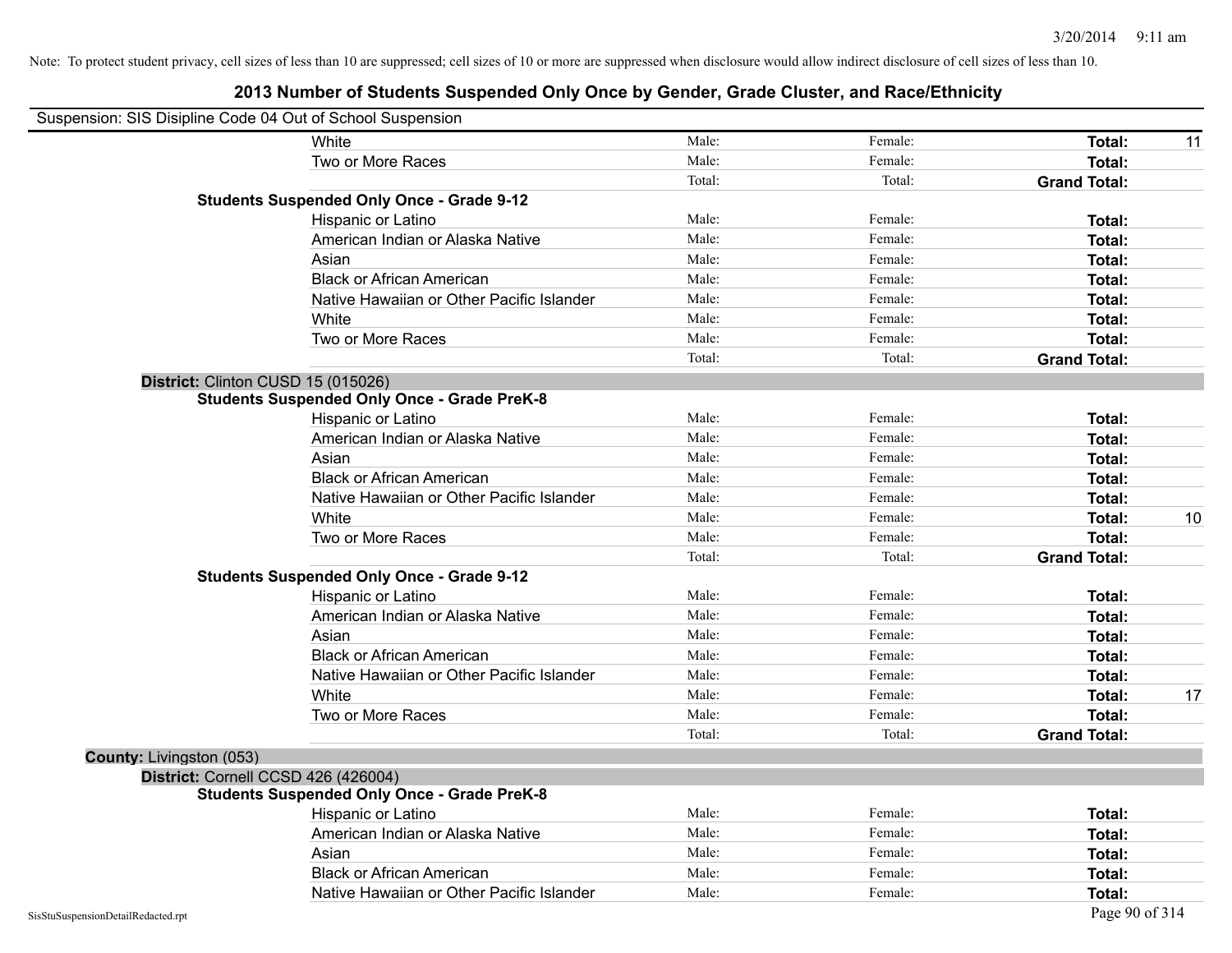Note: To protect student privacy, cell sizes of less than 10 are suppressed; cell sizes of 10 or more are suppressed when disclosure would allow indirect disclosure of cell sizes of less than 10.

# 2013 Number of Students Suspended Only Once by Gender, Grade Cluster, and Race/Ethnicity

Suspension: SIS Disipline Code 04 Out of School Suspension

| | | | | |
|---|---|---|---|---|
| White | Male: | Female: | **Total:** | 11 |
| Two or More Races | Male: | Female: | **Total:** | |
| | Total: | Total: | **Grand Total:** | |

**Students Suspended Only Once - Grade 9-12**

| | | | | |
|---|---|---|---|---|
| Hispanic or Latino | Male: | Female: | **Total:** | |
| American Indian or Alaska Native | Male: | Female: | **Total:** | |
| Asian | Male: | Female: | **Total:** | |
| Black or African American | Male: | Female: | **Total:** | |
| Native Hawaiian or Other Pacific Islander | Male: | Female: | **Total:** | |
| White | Male: | Female: | **Total:** | |
| Two or More Races | Male: | Female: | **Total:** | |
| | Total: | Total: | **Grand Total:** | |

**District:** Clinton CUSD 15 (015026)

**Students Suspended Only Once - Grade PreK-8**

| | | | | |
|---|---|---|---|---|
| Hispanic or Latino | Male: | Female: | **Total:** | |
| American Indian or Alaska Native | Male: | Female: | **Total:** | |
| Asian | Male: | Female: | **Total:** | |
| Black or African American | Male: | Female: | **Total:** | |
| Native Hawaiian or Other Pacific Islander | Male: | Female: | **Total:** | |
| White | Male: | Female: | **Total:** | 10 |
| Two or More Races | Male: | Female: | **Total:** | |
| | Total: | Total: | **Grand Total:** | |

**Students Suspended Only Once - Grade 9-12**

| | | | | |
|---|---|---|---|---|
| Hispanic or Latino | Male: | Female: | **Total:** | |
| American Indian or Alaska Native | Male: | Female: | **Total:** | |
| Asian | Male: | Female: | **Total:** | |
| Black or African American | Male: | Female: | **Total:** | |
| Native Hawaiian or Other Pacific Islander | Male: | Female: | **Total:** | |
| White | Male: | Female: | **Total:** | 17 |
| Two or More Races | Male: | Female: | **Total:** | |
| | Total: | Total: | **Grand Total:** | |

**County:** Livingston (053)

**District:** Cornell CCSD 426 (426004)

**Students Suspended Only Once - Grade PreK-8**

| | | | | |
|---|---|---|---|---|
| Hispanic or Latino | Male: | Female: | **Total:** | |
| American Indian or Alaska Native | Male: | Female: | **Total:** | |
| Asian | Male: | Female: | **Total:** | |
| Black or African American | Male: | Female: | **Total:** | |
| Native Hawaiian or Other Pacific Islander | Male: | Female: | **Total:** | |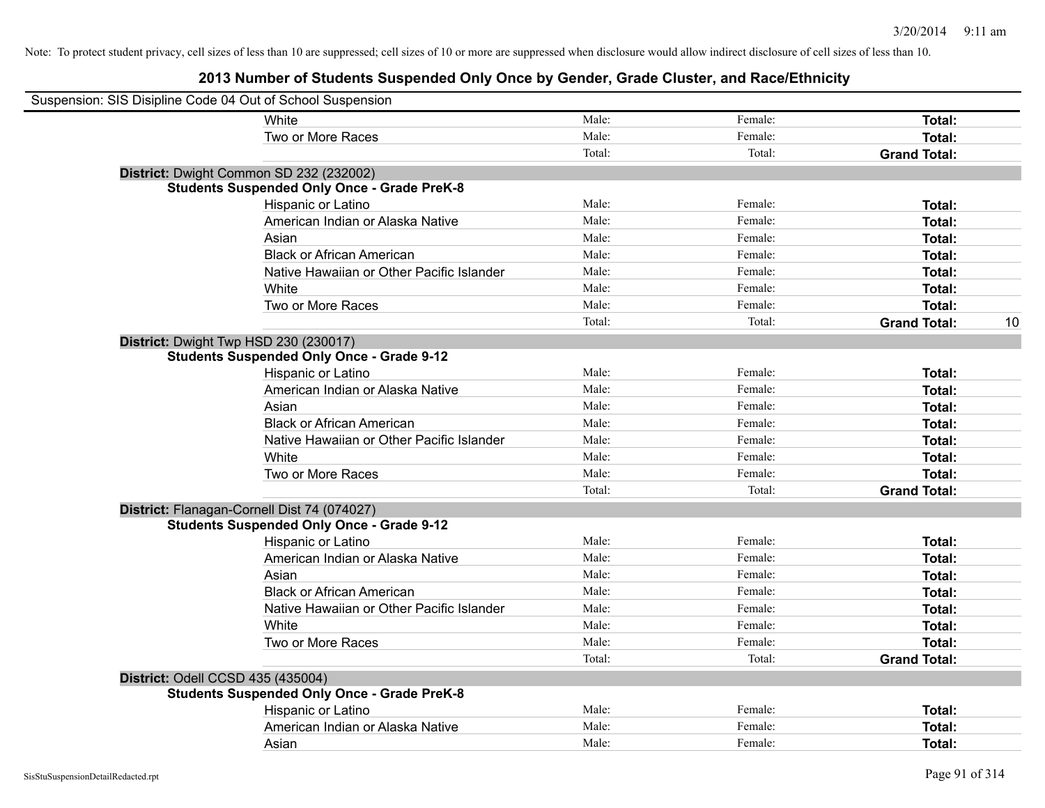Note: To protect student privacy, cell sizes of less than 10 are suppressed; cell sizes of 10 or more are suppressed when disclosure would allow indirect disclosure of cell sizes of less than 10.

# 2013 Number of Students Suspended Only Once by Gender, Grade Cluster, and Race/Ethnicity

Suspension: SIS Disipline Code 04 Out of School Suspension

| | | | | |
|---|---|---|---|---|
| White | Male: | Female: | **Total:** | |
| Two or More Races | Male: | Female: | **Total:** | |
| | Total: | Total: | **Grand Total:** | |

**District:** Dwight Common SD 232 (232002)

**Students Suspended Only Once - Grade PreK-8**

| | | | | |
|---|---|---|---|---|
| Hispanic or Latino | Male: | Female: | **Total:** | |
| American Indian or Alaska Native | Male: | Female: | **Total:** | |
| Asian | Male: | Female: | **Total:** | |
| Black or African American | Male: | Female: | **Total:** | |
| Native Hawaiian or Other Pacific Islander | Male: | Female: | **Total:** | |
| White | Male: | Female: | **Total:** | |
| Two or More Races | Male: | Female: | **Total:** | |
| | Total: | Total: | **Grand Total:** | 10 |

**District:** Dwight Twp HSD 230 (230017)

**Students Suspended Only Once - Grade 9-12**

| | | | | |
|---|---|---|---|---|
| Hispanic or Latino | Male: | Female: | **Total:** | |
| American Indian or Alaska Native | Male: | Female: | **Total:** | |
| Asian | Male: | Female: | **Total:** | |
| Black or African American | Male: | Female: | **Total:** | |
| Native Hawaiian or Other Pacific Islander | Male: | Female: | **Total:** | |
| White | Male: | Female: | **Total:** | |
| Two or More Races | Male: | Female: | **Total:** | |
| | Total: | Total: | **Grand Total:** | |

**District:** Flanagan-Cornell Dist 74 (074027)

**Students Suspended Only Once - Grade 9-12**

| | | | | |
|---|---|---|---|---|
| Hispanic or Latino | Male: | Female: | **Total:** | |
| American Indian or Alaska Native | Male: | Female: | **Total:** | |
| Asian | Male: | Female: | **Total:** | |
| Black or African American | Male: | Female: | **Total:** | |
| Native Hawaiian or Other Pacific Islander | Male: | Female: | **Total:** | |
| White | Male: | Female: | **Total:** | |
| Two or More Races | Male: | Female: | **Total:** | |
| | Total: | Total: | **Grand Total:** | |

**District:** Odell CCSD 435 (435004)

**Students Suspended Only Once - Grade PreK-8**

| | | | | |
|---|---|---|---|---|
| Hispanic or Latino | Male: | Female: | **Total:** | |
| American Indian or Alaska Native | Male: | Female: | **Total:** | |
| Asian | Male: | Female: | **Total:** | |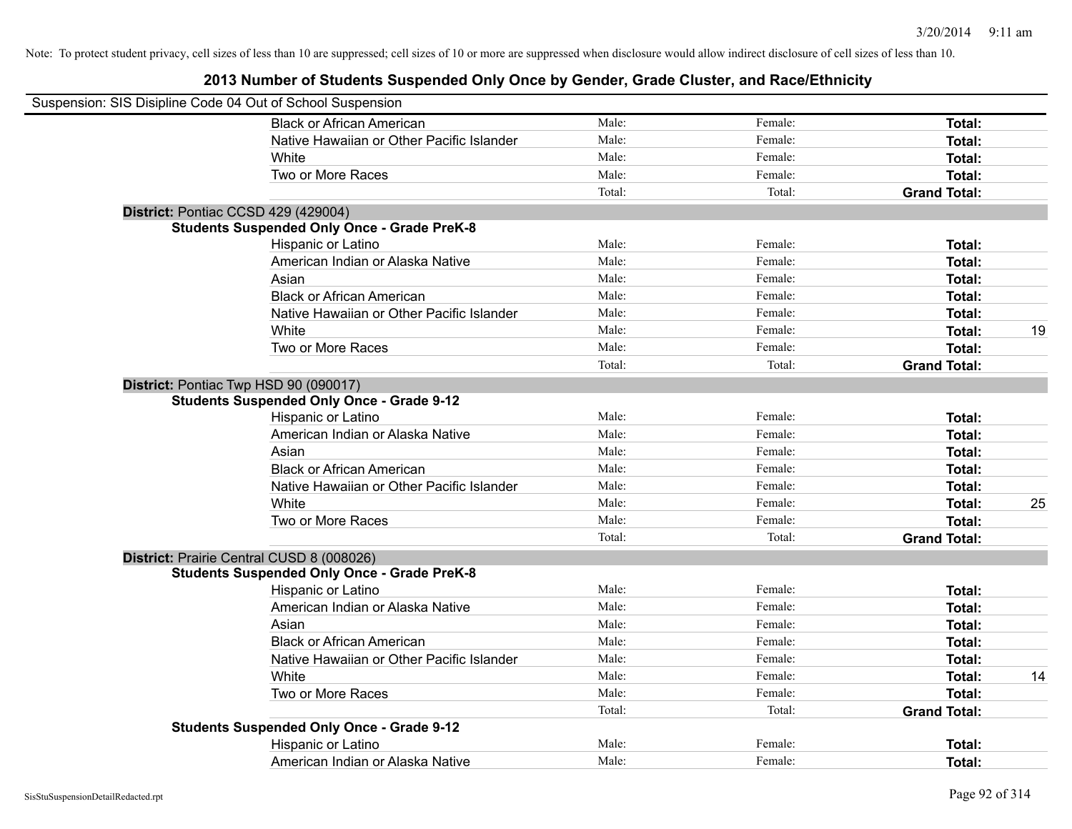Note: To protect student privacy, cell sizes of less than 10 are suppressed; cell sizes of 10 or more are suppressed when disclosure would allow indirect disclosure of cell sizes of less than 10.

# 2013 Number of Students Suspended Only Once by Gender, Grade Cluster, and Race/Ethnicity

Suspension: SIS Disipline Code 04 Out of School Suspension

| | | | | |
|---|---|---|---|---|
| Black or African American | Male: | Female: | **Total:** | |
| Native Hawaiian or Other Pacific Islander | Male: | Female: | **Total:** | |
| White | Male: | Female: | **Total:** | |
| Two or More Races | Male: | Female: | **Total:** | |
| | Total: | Total: | **Grand Total:** | |

**District:** Pontiac CCSD 429 (429004)

**Students Suspended Only Once - Grade PreK-8**

| | | | | |
|---|---|---|---|---|
| Hispanic or Latino | Male: | Female: | **Total:** | |
| American Indian or Alaska Native | Male: | Female: | **Total:** | |
| Asian | Male: | Female: | **Total:** | |
| Black or African American | Male: | Female: | **Total:** | |
| Native Hawaiian or Other Pacific Islander | Male: | Female: | **Total:** | |
| White | Male: | Female: | **Total:** | 19 |
| Two or More Races | Male: | Female: | **Total:** | |
| | Total: | Total: | **Grand Total:** | |

**District:** Pontiac Twp HSD 90 (090017)

**Students Suspended Only Once - Grade 9-12**

| | | | | |
|---|---|---|---|---|
| Hispanic or Latino | Male: | Female: | **Total:** | |
| American Indian or Alaska Native | Male: | Female: | **Total:** | |
| Asian | Male: | Female: | **Total:** | |
| Black or African American | Male: | Female: | **Total:** | |
| Native Hawaiian or Other Pacific Islander | Male: | Female: | **Total:** | |
| White | Male: | Female: | **Total:** | 25 |
| Two or More Races | Male: | Female: | **Total:** | |
| | Total: | Total: | **Grand Total:** | |

**District:** Prairie Central CUSD 8 (008026)

**Students Suspended Only Once - Grade PreK-8**

| | | | | |
|---|---|---|---|---|
| Hispanic or Latino | Male: | Female: | **Total:** | |
| American Indian or Alaska Native | Male: | Female: | **Total:** | |
| Asian | Male: | Female: | **Total:** | |
| Black or African American | Male: | Female: | **Total:** | |
| Native Hawaiian or Other Pacific Islander | Male: | Female: | **Total:** | |
| White | Male: | Female: | **Total:** | 14 |
| Two or More Races | Male: | Female: | **Total:** | |
| | Total: | Total: | **Grand Total:** | |

**Students Suspended Only Once - Grade 9-12**

| | | | | |
|---|---|---|---|---|
| Hispanic or Latino | Male: | Female: | **Total:** | |
| American Indian or Alaska Native | Male: | Female: | **Total:** | |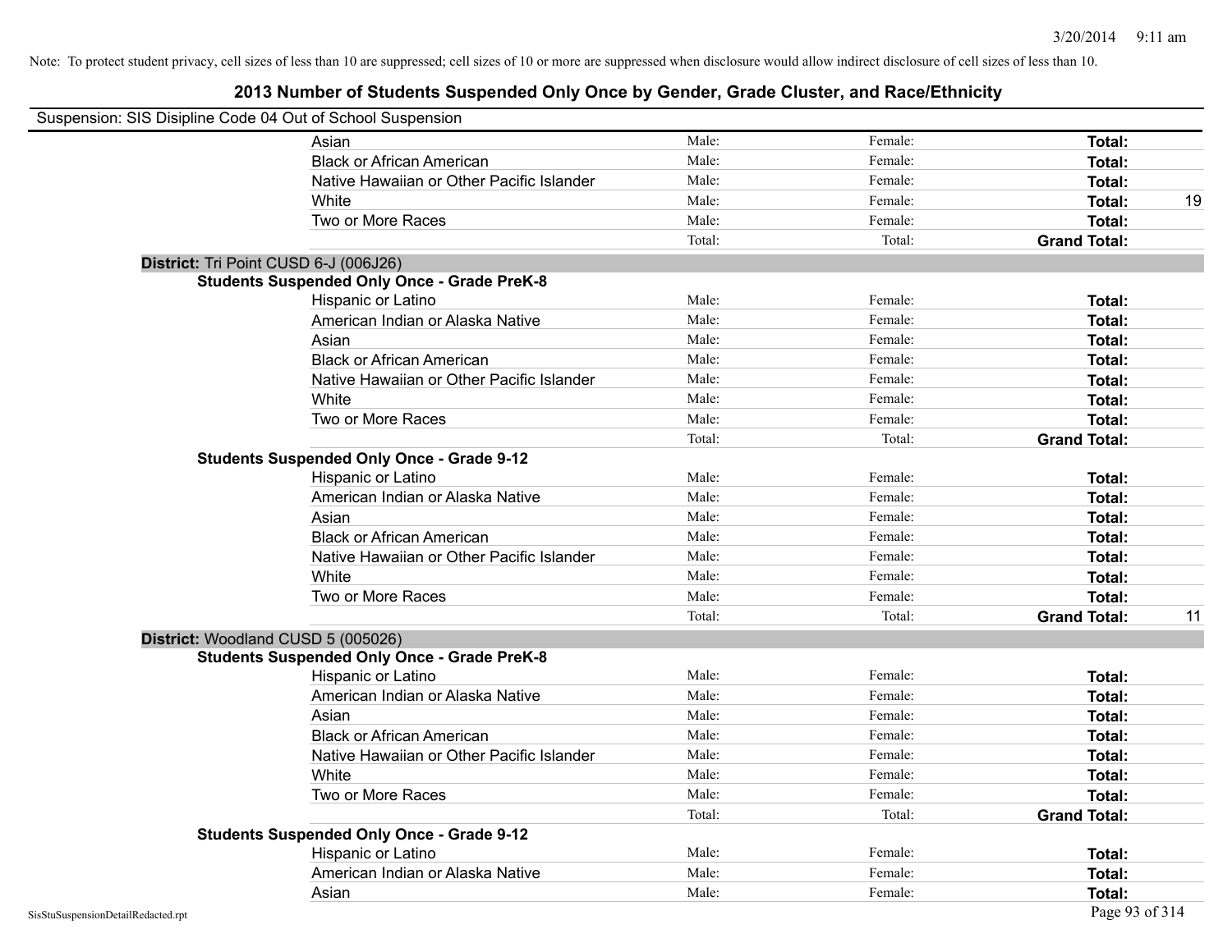Note: To protect student privacy, cell sizes of less than 10 are suppressed; cell sizes of 10 or more are suppressed when disclosure would allow indirect disclosure of cell sizes of less than 10.

# 2013 Number of Students Suspended Only Once by Gender, Grade Cluster, and Race/Ethnicity

Suspension: SIS Disipline Code 04 Out of School Suspension

| | | | | |
|---|---|---|---|---|
| Asian | Male: | Female: | **Total:** | |
| Black or African American | Male: | Female: | **Total:** | |
| Native Hawaiian or Other Pacific Islander | Male: | Female: | **Total:** | |
| White | Male: | Female: | **Total:** | 19 |
| Two or More Races | Male: | Female: | **Total:** | |
| | Total: | Total: | **Grand Total:** | |

**District:** Tri Point CUSD 6-J (006J26)

**Students Suspended Only Once - Grade PreK-8**

| | | | | |
|---|---|---|---|---|
| Hispanic or Latino | Male: | Female: | **Total:** | |
| American Indian or Alaska Native | Male: | Female: | **Total:** | |
| Asian | Male: | Female: | **Total:** | |
| Black or African American | Male: | Female: | **Total:** | |
| Native Hawaiian or Other Pacific Islander | Male: | Female: | **Total:** | |
| White | Male: | Female: | **Total:** | |
| Two or More Races | Male: | Female: | **Total:** | |
| | Total: | Total: | **Grand Total:** | |

**Students Suspended Only Once - Grade 9-12**

| | | | | |
|---|---|---|---|---|
| Hispanic or Latino | Male: | Female: | **Total:** | |
| American Indian or Alaska Native | Male: | Female: | **Total:** | |
| Asian | Male: | Female: | **Total:** | |
| Black or African American | Male: | Female: | **Total:** | |
| Native Hawaiian or Other Pacific Islander | Male: | Female: | **Total:** | |
| White | Male: | Female: | **Total:** | |
| Two or More Races | Male: | Female: | **Total:** | |
| | Total: | Total: | **Grand Total:** | 11 |

**District:** Woodland CUSD 5 (005026)

**Students Suspended Only Once - Grade PreK-8**

| | | | | |
|---|---|---|---|---|
| Hispanic or Latino | Male: | Female: | **Total:** | |
| American Indian or Alaska Native | Male: | Female: | **Total:** | |
| Asian | Male: | Female: | **Total:** | |
| Black or African American | Male: | Female: | **Total:** | |
| Native Hawaiian or Other Pacific Islander | Male: | Female: | **Total:** | |
| White | Male: | Female: | **Total:** | |
| Two or More Races | Male: | Female: | **Total:** | |
| | Total: | Total: | **Grand Total:** | |

**Students Suspended Only Once - Grade 9-12**

| | | | | |
|---|---|---|---|---|
| Hispanic or Latino | Male: | Female: | **Total:** | |
| American Indian or Alaska Native | Male: | Female: | **Total:** | |
| Asian | Male: | Female: | **Total:** | |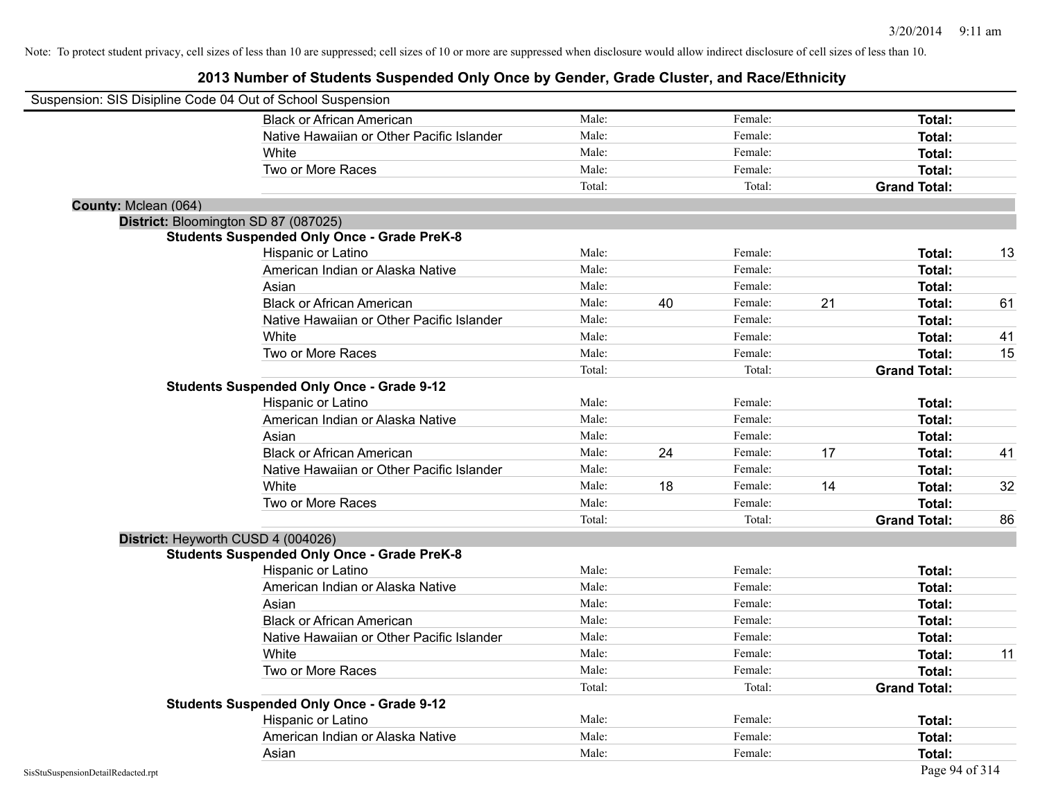Note: To protect student privacy, cell sizes of less than 10 are suppressed; cell sizes of 10 or more are suppressed when disclosure would allow indirect disclosure of cell sizes of less than 10.

# 2013 Number of Students Suspended Only Once by Gender, Grade Cluster, and Race/Ethnicity

Suspension: SIS Disipline Code 04 Out of School Suspension

| | | | | | | |
|---|---|---|---|---|---|---|
| Black or African American | Male: | | Female: | | **Total:** | |
| Native Hawaiian or Other Pacific Islander | Male: | | Female: | | **Total:** | |
| White | Male: | | Female: | | **Total:** | |
| Two or More Races | Male: | | Female: | | **Total:** | |
| | Total: | | Total: | | **Grand Total:** | |

**County:** Mclean (064)

**District:** Bloomington SD 87 (087025)

**Students Suspended Only Once - Grade PreK-8**

| | | | | | | |
|---|---|---|---|---|---|---|
| Hispanic or Latino | Male: | | Female: | | **Total:** | 13 |
| American Indian or Alaska Native | Male: | | Female: | | **Total:** | |
| Asian | Male: | | Female: | | **Total:** | |
| Black or African American | Male: | 40 | Female: | 21 | **Total:** | 61 |
| Native Hawaiian or Other Pacific Islander | Male: | | Female: | | **Total:** | |
| White | Male: | | Female: | | **Total:** | 41 |
| Two or More Races | Male: | | Female: | | **Total:** | 15 |
| | Total: | | Total: | | **Grand Total:** | |

**Students Suspended Only Once - Grade 9-12**

| | | | | | | |
|---|---|---|---|---|---|---|
| Hispanic or Latino | Male: | | Female: | | **Total:** | |
| American Indian or Alaska Native | Male: | | Female: | | **Total:** | |
| Asian | Male: | | Female: | | **Total:** | |
| Black or African American | Male: | 24 | Female: | 17 | **Total:** | 41 |
| Native Hawaiian or Other Pacific Islander | Male: | | Female: | | **Total:** | |
| White | Male: | 18 | Female: | 14 | **Total:** | 32 |
| Two or More Races | Male: | | Female: | | **Total:** | |
| | Total: | | Total: | | **Grand Total:** | 86 |

**District:** Heyworth CUSD 4 (004026)

**Students Suspended Only Once - Grade PreK-8**

| | | | | | | |
|---|---|---|---|---|---|---|
| Hispanic or Latino | Male: | | Female: | | **Total:** | |
| American Indian or Alaska Native | Male: | | Female: | | **Total:** | |
| Asian | Male: | | Female: | | **Total:** | |
| Black or African American | Male: | | Female: | | **Total:** | |
| Native Hawaiian or Other Pacific Islander | Male: | | Female: | | **Total:** | |
| White | Male: | | Female: | | **Total:** | 11 |
| Two or More Races | Male: | | Female: | | **Total:** | |
| | Total: | | Total: | | **Grand Total:** | |

**Students Suspended Only Once - Grade 9-12**

| | | | | | | |
|---|---|---|---|---|---|---|
| Hispanic or Latino | Male: | | Female: | | **Total:** | |
| American Indian or Alaska Native | Male: | | Female: | | **Total:** | |
| Asian | Male: | | Female: | | **Total:** | |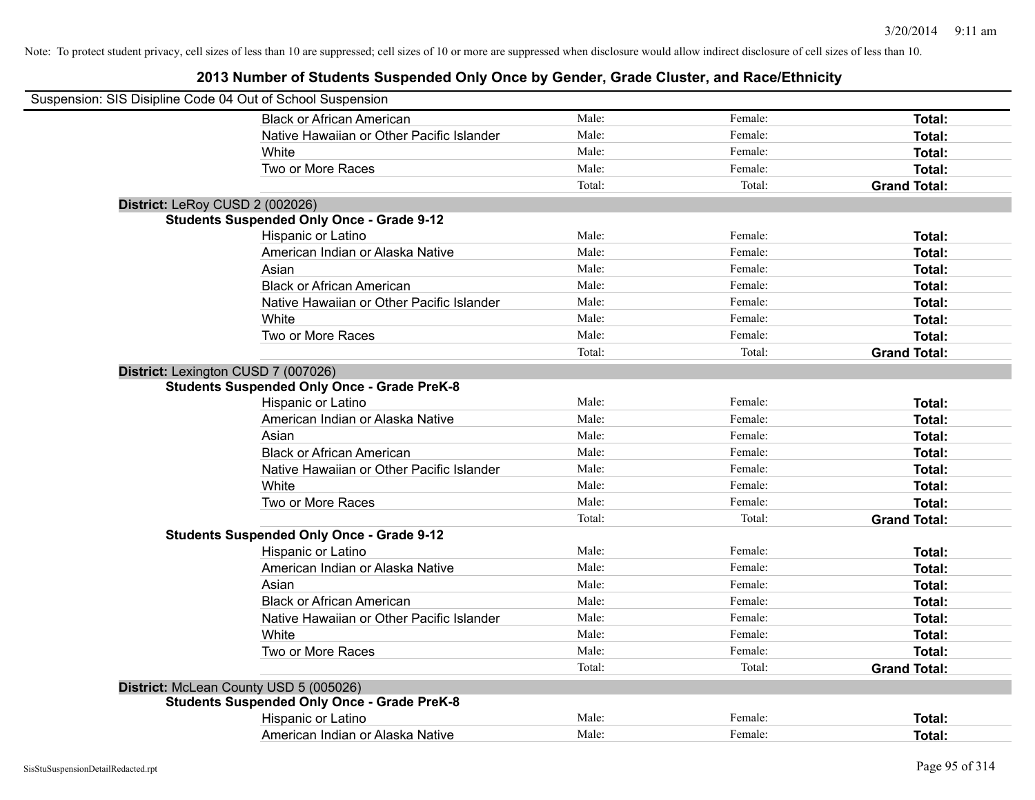Note: To protect student privacy, cell sizes of less than 10 are suppressed; cell sizes of 10 or more are suppressed when disclosure would allow indirect disclosure of cell sizes of less than 10.

## 2013 Number of Students Suspended Only Once by Gender, Grade Cluster, and Race/Ethnicity

Suspension: SIS Disipline Code 04 Out of School Suspension

| | | | |
|---|---|---|---|
| Black or African American | Male: | Female: | **Total:** |
| Native Hawaiian or Other Pacific Islander | Male: | Female: | **Total:** |
| White | Male: | Female: | **Total:** |
| Two or More Races | Male: | Female: | **Total:** |
| | Total: | Total: | **Grand Total:** |

**District:** LeRoy CUSD 2 (002026)

**Students Suspended Only Once - Grade 9-12**

| | | | |
|---|---|---|---|
| Hispanic or Latino | Male: | Female: | **Total:** |
| American Indian or Alaska Native | Male: | Female: | **Total:** |
| Asian | Male: | Female: | **Total:** |
| Black or African American | Male: | Female: | **Total:** |
| Native Hawaiian or Other Pacific Islander | Male: | Female: | **Total:** |
| White | Male: | Female: | **Total:** |
| Two or More Races | Male: | Female: | **Total:** |
| | Total: | Total: | **Grand Total:** |

**District:** Lexington CUSD 7 (007026)

**Students Suspended Only Once - Grade PreK-8**

| | | | |
|---|---|---|---|
| Hispanic or Latino | Male: | Female: | **Total:** |
| American Indian or Alaska Native | Male: | Female: | **Total:** |
| Asian | Male: | Female: | **Total:** |
| Black or African American | Male: | Female: | **Total:** |
| Native Hawaiian or Other Pacific Islander | Male: | Female: | **Total:** |
| White | Male: | Female: | **Total:** |
| Two or More Races | Male: | Female: | **Total:** |
| | Total: | Total: | **Grand Total:** |

**Students Suspended Only Once - Grade 9-12**

| | | | |
|---|---|---|---|
| Hispanic or Latino | Male: | Female: | **Total:** |
| American Indian or Alaska Native | Male: | Female: | **Total:** |
| Asian | Male: | Female: | **Total:** |
| Black or African American | Male: | Female: | **Total:** |
| Native Hawaiian or Other Pacific Islander | Male: | Female: | **Total:** |
| White | Male: | Female: | **Total:** |
| Two or More Races | Male: | Female: | **Total:** |
| | Total: | Total: | **Grand Total:** |

**District:** McLean County USD 5 (005026)

**Students Suspended Only Once - Grade PreK-8**

| | | | |
|---|---|---|---|
| Hispanic or Latino | Male: | Female: | **Total:** |
| American Indian or Alaska Native | Male: | Female: | **Total:** |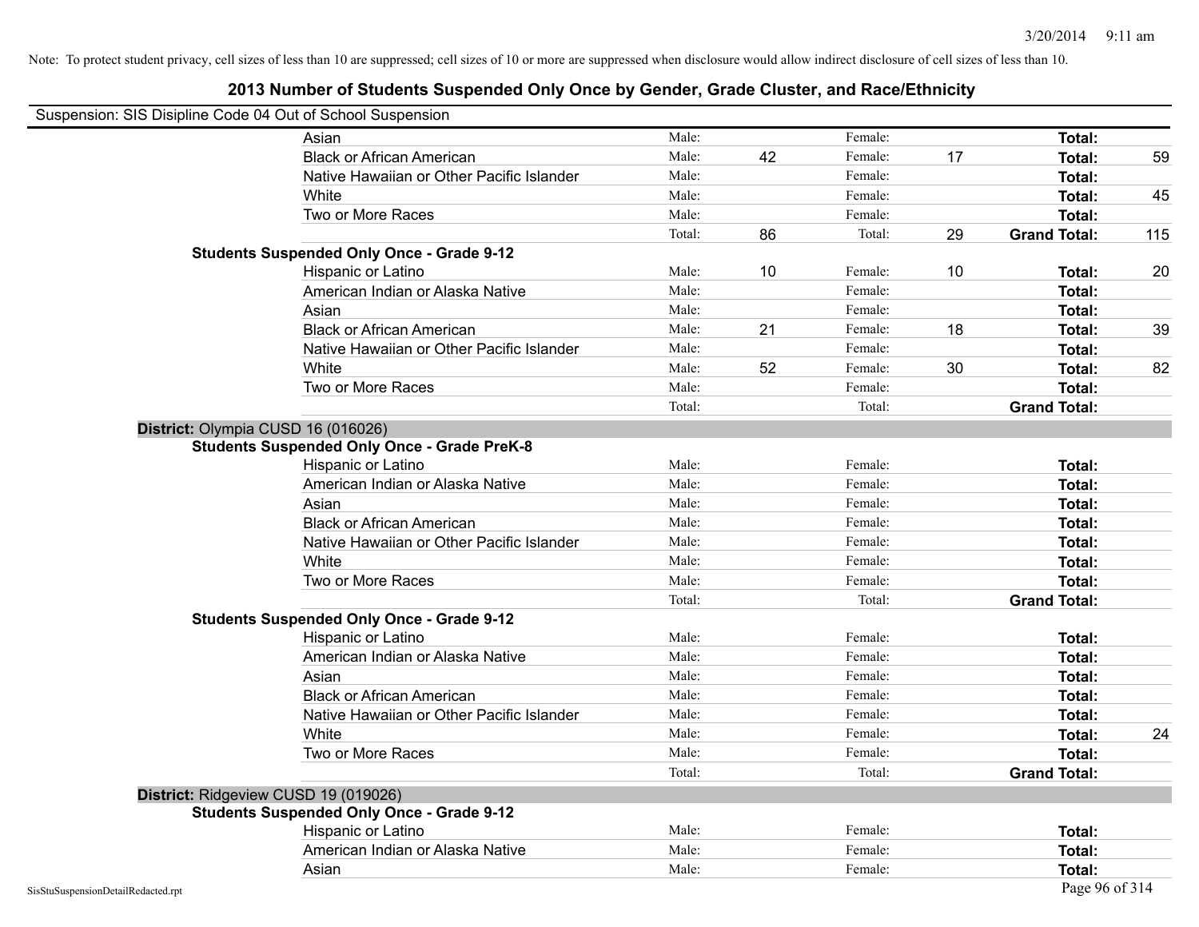Note: To protect student privacy, cell sizes of less than 10 are suppressed; cell sizes of 10 or more are suppressed when disclosure would allow indirect disclosure of cell sizes of less than 10.

# 2013 Number of Students Suspended Only Once by Gender, Grade Cluster, and Race/Ethnicity

Suspension: SIS Disipline Code 04 Out of School Suspension

| | | | | | | |
|---|---|---|---|---|---|---|
| Asian | Male: | | Female: | | **Total:** | |
| Black or African American | Male: | 42 | Female: | 17 | **Total:** | 59 |
| Native Hawaiian or Other Pacific Islander | Male: | | Female: | | **Total:** | |
| White | Male: | | Female: | | **Total:** | 45 |
| Two or More Races | Male: | | Female: | | **Total:** | |
| | Total: | 86 | Total: | 29 | **Grand Total:** | 115 |

**Students Suspended Only Once - Grade 9-12**

| | | | | | | |
|---|---|---|---|---|---|---|
| Hispanic or Latino | Male: | 10 | Female: | 10 | **Total:** | 20 |
| American Indian or Alaska Native | Male: | | Female: | | **Total:** | |
| Asian | Male: | | Female: | | **Total:** | |
| Black or African American | Male: | 21 | Female: | 18 | **Total:** | 39 |
| Native Hawaiian or Other Pacific Islander | Male: | | Female: | | **Total:** | |
| White | Male: | 52 | Female: | 30 | **Total:** | 82 |
| Two or More Races | Male: | | Female: | | **Total:** | |
| | Total: | | Total: | | **Grand Total:** | |

## District: Olympia CUSD 16 (016026)

**Students Suspended Only Once - Grade PreK-8**

| | | | | | | |
|---|---|---|---|---|---|---|
| Hispanic or Latino | Male: | | Female: | | **Total:** | |
| American Indian or Alaska Native | Male: | | Female: | | **Total:** | |
| Asian | Male: | | Female: | | **Total:** | |
| Black or African American | Male: | | Female: | | **Total:** | |
| Native Hawaiian or Other Pacific Islander | Male: | | Female: | | **Total:** | |
| White | Male: | | Female: | | **Total:** | |
| Two or More Races | Male: | | Female: | | **Total:** | |
| | Total: | | Total: | | **Grand Total:** | |

**Students Suspended Only Once - Grade 9-12**

| | | | | | | |
|---|---|---|---|---|---|---|
| Hispanic or Latino | Male: | | Female: | | **Total:** | |
| American Indian or Alaska Native | Male: | | Female: | | **Total:** | |
| Asian | Male: | | Female: | | **Total:** | |
| Black or African American | Male: | | Female: | | **Total:** | |
| Native Hawaiian or Other Pacific Islander | Male: | | Female: | | **Total:** | |
| White | Male: | | Female: | | **Total:** | 24 |
| Two or More Races | Male: | | Female: | | **Total:** | |
| | Total: | | Total: | | **Grand Total:** | |

## District: Ridgeview CUSD 19 (019026)

**Students Suspended Only Once - Grade 9-12**

| | | | | | | |
|---|---|---|---|---|---|---|
| Hispanic or Latino | Male: | | Female: | | **Total:** | |
| American Indian or Alaska Native | Male: | | Female: | | **Total:** | |
| Asian | Male: | | Female: | | **Total:** | |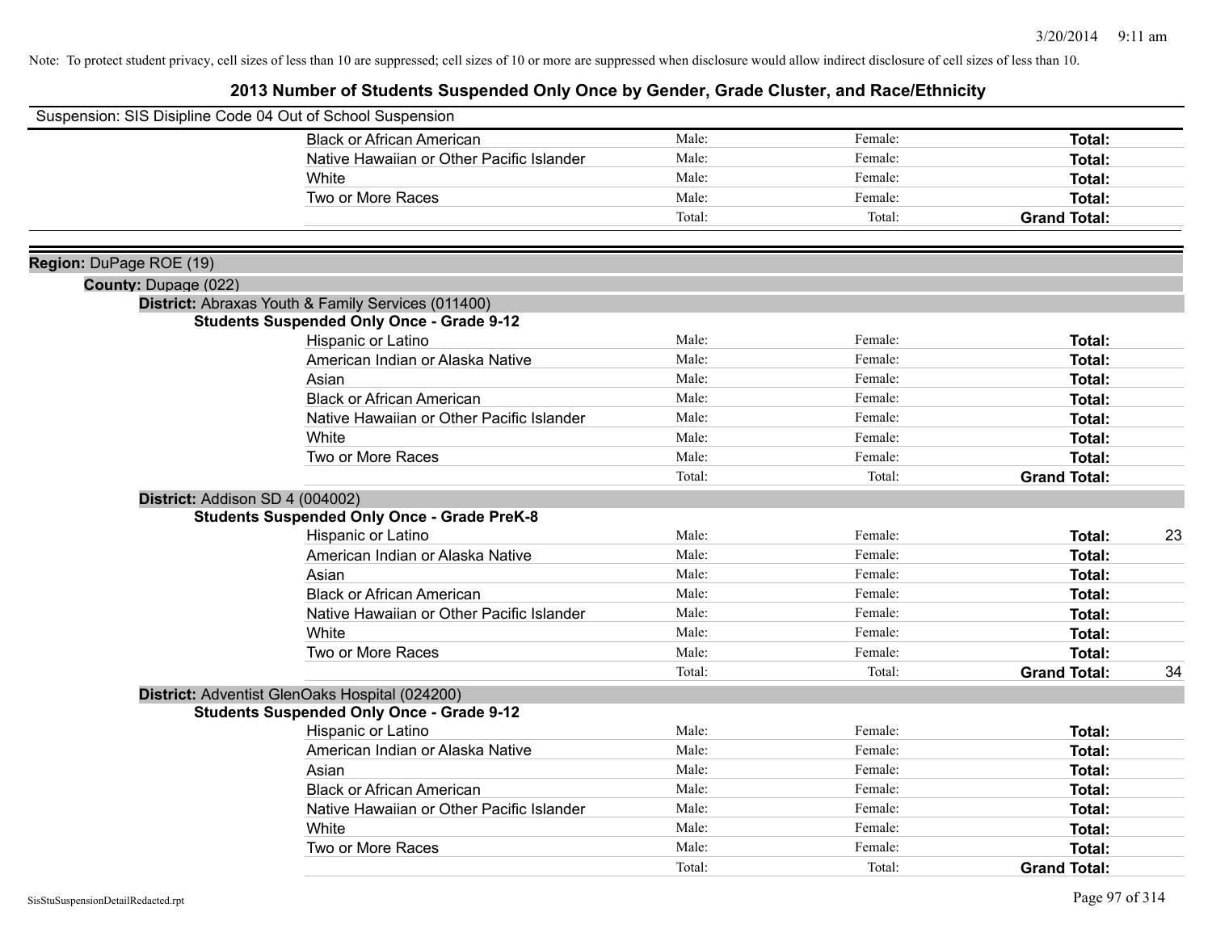Note: To protect student privacy, cell sizes of less than 10 are suppressed; cell sizes of 10 or more are suppressed when disclosure would allow indirect disclosure of cell sizes of less than 10.

# 2013 Number of Students Suspended Only Once by Gender, Grade Cluster, and Race/Ethnicity

Suspension: SIS Disipline Code 04 Out of School Suspension

| | Male | Female | Total | |
|---|---|---|---|---|
| Black or African American | Male: | Female: | **Total:** | |
| Native Hawaiian or Other Pacific Islander | Male: | Female: | **Total:** | |
| White | Male: | Female: | **Total:** | |
| Two or More Races | Male: | Female: | **Total:** | |
| | Total: | Total: | **Grand Total:** | |

**Region:** DuPage ROE (19)

**County:** Dupage (022)

**District:** Abraxas Youth & Family Services (011400)

**Students Suspended Only Once - Grade 9-12**

| | Male | Female | Total | |
|---|---|---|---|---|
| Hispanic or Latino | Male: | Female: | **Total:** | |
| American Indian or Alaska Native | Male: | Female: | **Total:** | |
| Asian | Male: | Female: | **Total:** | |
| Black or African American | Male: | Female: | **Total:** | |
| Native Hawaiian or Other Pacific Islander | Male: | Female: | **Total:** | |
| White | Male: | Female: | **Total:** | |
| Two or More Races | Male: | Female: | **Total:** | |
| | Total: | Total: | **Grand Total:** | |

**District:** Addison SD 4 (004002)

**Students Suspended Only Once - Grade PreK-8**

| | Male | Female | Total | |
|---|---|---|---|---|
| Hispanic or Latino | Male: | Female: | **Total:** | 23 |
| American Indian or Alaska Native | Male: | Female: | **Total:** | |
| Asian | Male: | Female: | **Total:** | |
| Black or African American | Male: | Female: | **Total:** | |
| Native Hawaiian or Other Pacific Islander | Male: | Female: | **Total:** | |
| White | Male: | Female: | **Total:** | |
| Two or More Races | Male: | Female: | **Total:** | |
| | Total: | Total: | **Grand Total:** | 34 |

**District:** Adventist GlenOaks Hospital (024200)

**Students Suspended Only Once - Grade 9-12**

| | Male | Female | Total | |
|---|---|---|---|---|
| Hispanic or Latino | Male: | Female: | **Total:** | |
| American Indian or Alaska Native | Male: | Female: | **Total:** | |
| Asian | Male: | Female: | **Total:** | |
| Black or African American | Male: | Female: | **Total:** | |
| Native Hawaiian or Other Pacific Islander | Male: | Female: | **Total:** | |
| White | Male: | Female: | **Total:** | |
| Two or More Races | Male: | Female: | **Total:** | |
| | Total: | Total: | **Grand Total:** | |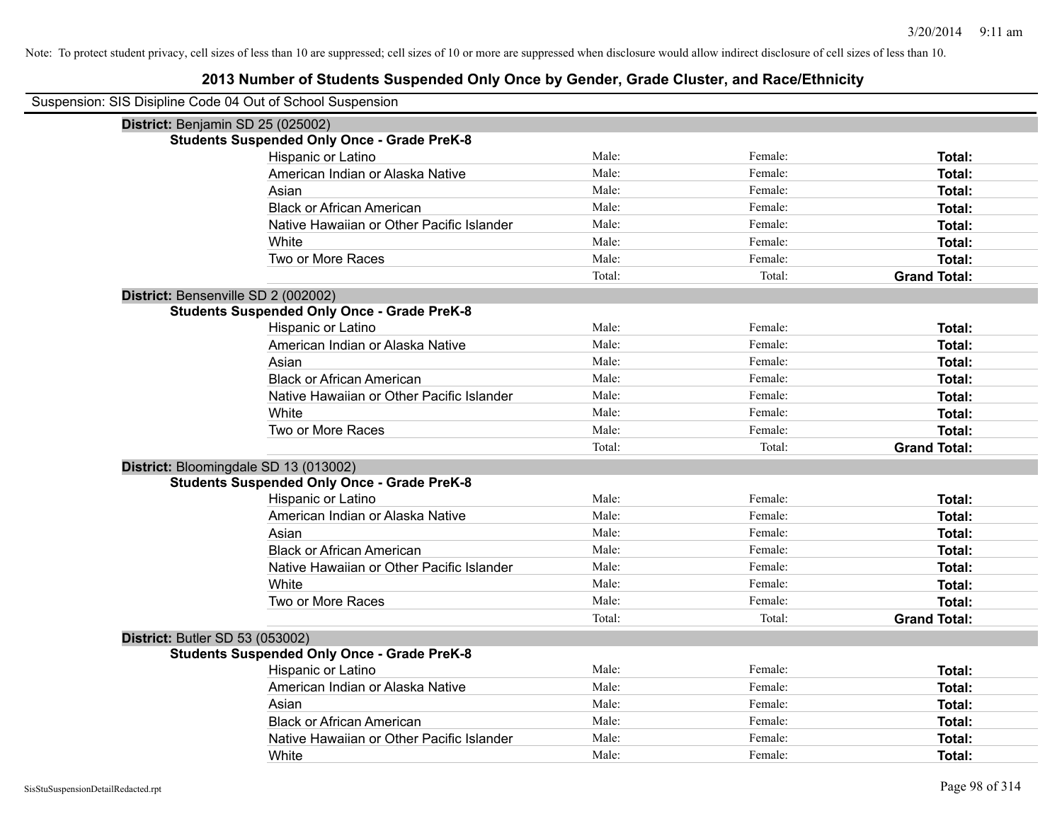Note: To protect student privacy, cell sizes of less than 10 are suppressed; cell sizes of 10 or more are suppressed when disclosure would allow indirect disclosure of cell sizes of less than 10.

# 2013 Number of Students Suspended Only Once by Gender, Grade Cluster, and Race/Ethnicity

Suspension: SIS Disipline Code 04 Out of School Suspension

**District:** Benjamin SD 25 (025002)

**Students Suspended Only Once - Grade PreK-8**

| | | | |
|---|---|---|---|
| Hispanic or Latino | Male: | Female: | **Total:** |
| American Indian or Alaska Native | Male: | Female: | **Total:** |
| Asian | Male: | Female: | **Total:** |
| Black or African American | Male: | Female: | **Total:** |
| Native Hawaiian or Other Pacific Islander | Male: | Female: | **Total:** |
| White | Male: | Female: | **Total:** |
| Two or More Races | Male: | Female: | **Total:** |
| | Total: | Total: | **Grand Total:** |

**District:** Bensenville SD 2 (002002)

**Students Suspended Only Once - Grade PreK-8**

| | | | |
|---|---|---|---|
| Hispanic or Latino | Male: | Female: | **Total:** |
| American Indian or Alaska Native | Male: | Female: | **Total:** |
| Asian | Male: | Female: | **Total:** |
| Black or African American | Male: | Female: | **Total:** |
| Native Hawaiian or Other Pacific Islander | Male: | Female: | **Total:** |
| White | Male: | Female: | **Total:** |
| Two or More Races | Male: | Female: | **Total:** |
| | Total: | Total: | **Grand Total:** |

**District:** Bloomingdale SD 13 (013002)

**Students Suspended Only Once - Grade PreK-8**

| | | | |
|---|---|---|---|
| Hispanic or Latino | Male: | Female: | **Total:** |
| American Indian or Alaska Native | Male: | Female: | **Total:** |
| Asian | Male: | Female: | **Total:** |
| Black or African American | Male: | Female: | **Total:** |
| Native Hawaiian or Other Pacific Islander | Male: | Female: | **Total:** |
| White | Male: | Female: | **Total:** |
| Two or More Races | Male: | Female: | **Total:** |
| | Total: | Total: | **Grand Total:** |

**District:** Butler SD 53 (053002)

**Students Suspended Only Once - Grade PreK-8**

| | | | |
|---|---|---|---|
| Hispanic or Latino | Male: | Female: | **Total:** |
| American Indian or Alaska Native | Male: | Female: | **Total:** |
| Asian | Male: | Female: | **Total:** |
| Black or African American | Male: | Female: | **Total:** |
| Native Hawaiian or Other Pacific Islander | Male: | Female: | **Total:** |
| White | Male: | Female: | **Total:** |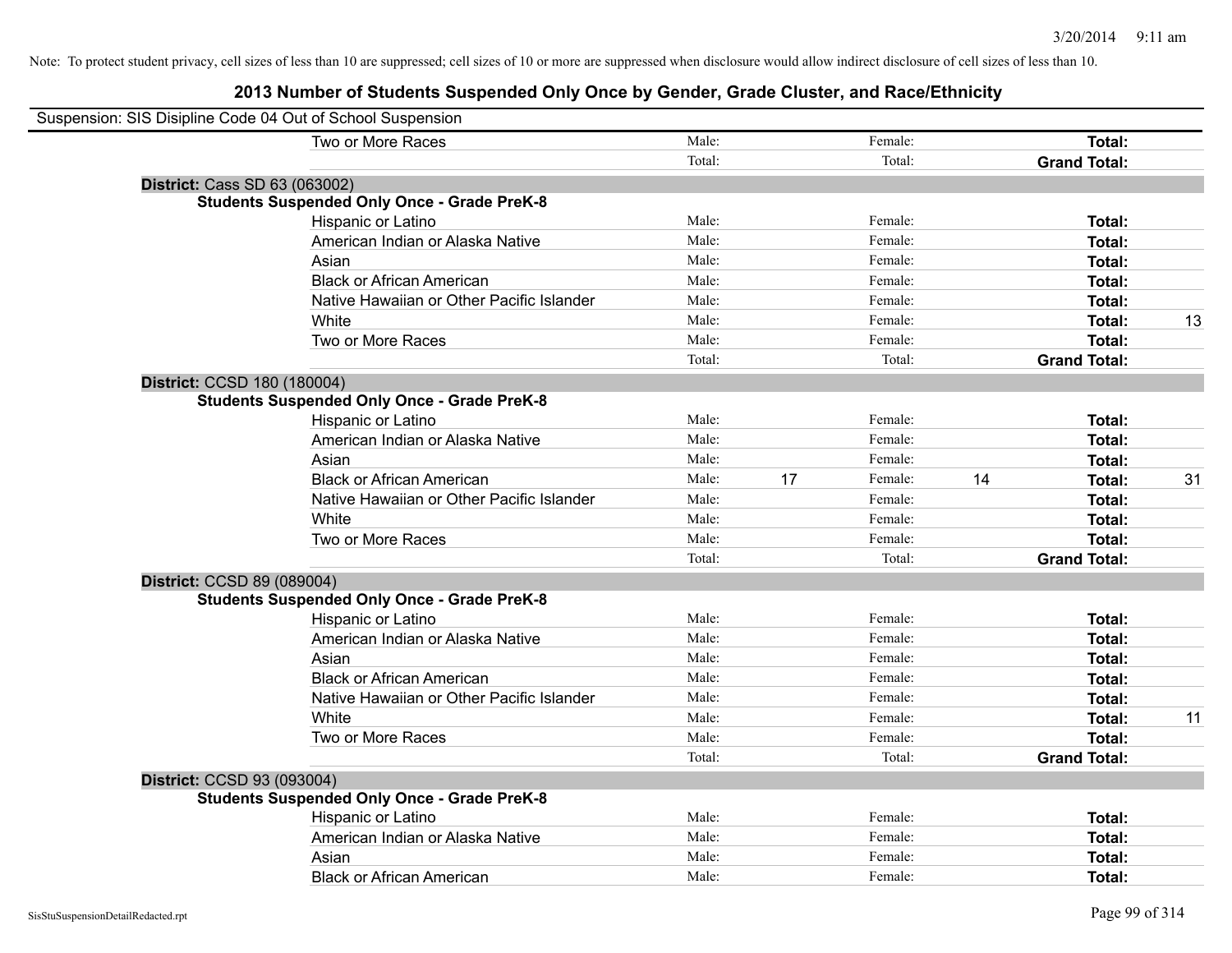Note: To protect student privacy, cell sizes of less than 10 are suppressed; cell sizes of 10 or more are suppressed when disclosure would allow indirect disclosure of cell sizes of less than 10.

## 2013 Number of Students Suspended Only Once by Gender, Grade Cluster, and Race/Ethnicity

Suspension: SIS Disipline Code 04 Out of School Suspension

| | | | | | | | |
|---|---|---|---|---|---|---|---|
| Two or More Races | Male: | | Female: | | **Total:** | |
| | Total: | | Total: | | **Grand Total:** | |

**District:** Cass SD 63 (063002)

**Students Suspended Only Once - Grade PreK-8**

| | | | | | | |
|---|---|---|---|---|---|---|
| Hispanic or Latino | Male: | | Female: | | **Total:** | |
| American Indian or Alaska Native | Male: | | Female: | | **Total:** | |
| Asian | Male: | | Female: | | **Total:** | |
| Black or African American | Male: | | Female: | | **Total:** | |
| Native Hawaiian or Other Pacific Islander | Male: | | Female: | | **Total:** | |
| White | Male: | | Female: | | **Total:** | 13 |
| Two or More Races | Male: | | Female: | | **Total:** | |
| | Total: | | Total: | | **Grand Total:** | |

**District:** CCSD 180 (180004)

**Students Suspended Only Once - Grade PreK-8**

| | | | | | | |
|---|---|---|---|---|---|---|
| Hispanic or Latino | Male: | | Female: | | **Total:** | |
| American Indian or Alaska Native | Male: | | Female: | | **Total:** | |
| Asian | Male: | | Female: | | **Total:** | |
| Black or African American | Male: | 17 | Female: | 14 | **Total:** | 31 |
| Native Hawaiian or Other Pacific Islander | Male: | | Female: | | **Total:** | |
| White | Male: | | Female: | | **Total:** | |
| Two or More Races | Male: | | Female: | | **Total:** | |
| | Total: | | Total: | | **Grand Total:** | |

**District:** CCSD 89 (089004)

**Students Suspended Only Once - Grade PreK-8**

| | | | | | | |
|---|---|---|---|---|---|---|
| Hispanic or Latino | Male: | | Female: | | **Total:** | |
| American Indian or Alaska Native | Male: | | Female: | | **Total:** | |
| Asian | Male: | | Female: | | **Total:** | |
| Black or African American | Male: | | Female: | | **Total:** | |
| Native Hawaiian or Other Pacific Islander | Male: | | Female: | | **Total:** | |
| White | Male: | | Female: | | **Total:** | 11 |
| Two or More Races | Male: | | Female: | | **Total:** | |
| | Total: | | Total: | | **Grand Total:** | |

**District:** CCSD 93 (093004)

**Students Suspended Only Once - Grade PreK-8**

| | | | | | | |
|---|---|---|---|---|---|---|
| Hispanic or Latino | Male: | | Female: | | **Total:** | |
| American Indian or Alaska Native | Male: | | Female: | | **Total:** | |
| Asian | Male: | | Female: | | **Total:** | |
| Black or African American | Male: | | Female: | | **Total:** | |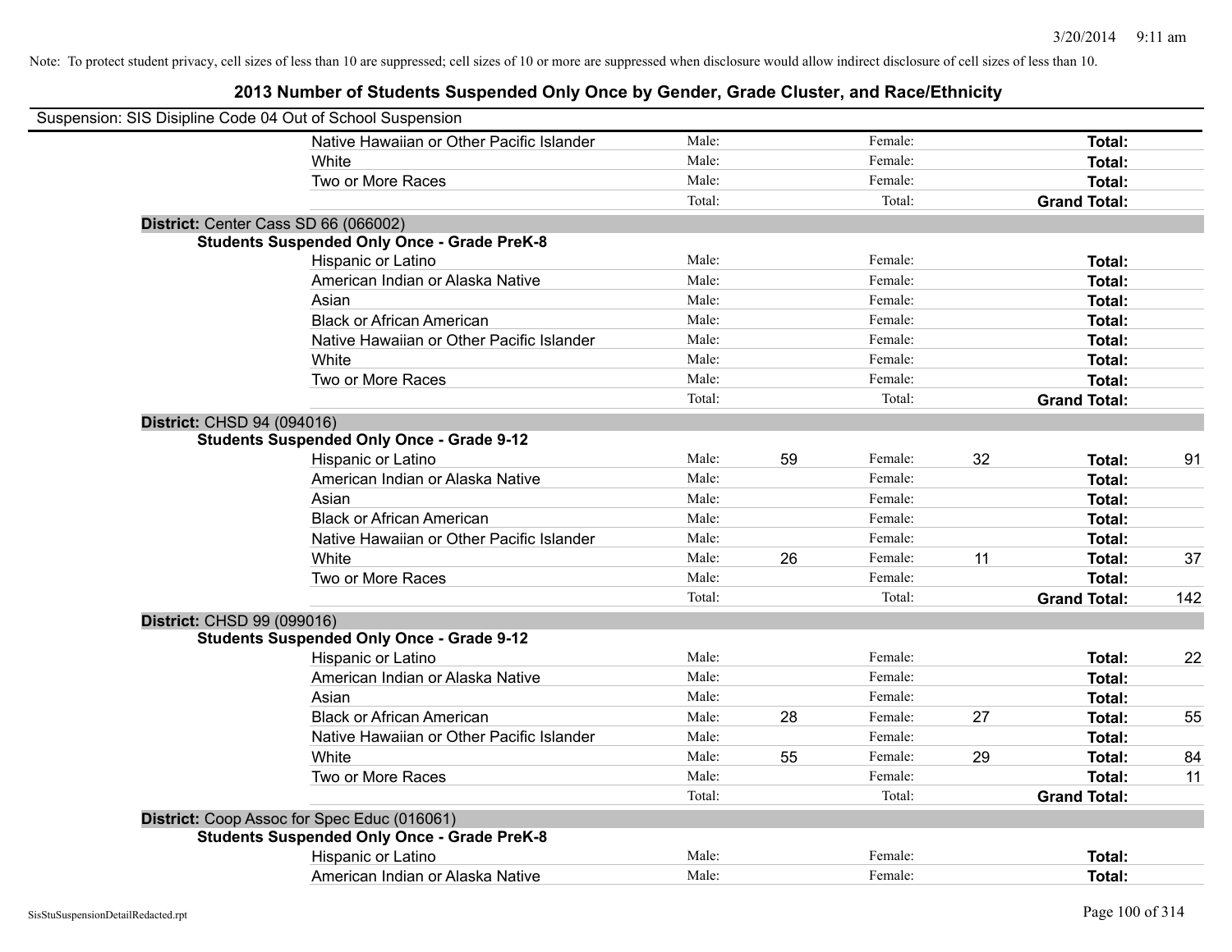Note: To protect student privacy, cell sizes of less than 10 are suppressed; cell sizes of 10 or more are suppressed when disclosure would allow indirect disclosure of cell sizes of less than 10.

# 2013 Number of Students Suspended Only Once by Gender, Grade Cluster, and Race/Ethnicity

Suspension: SIS Disipline Code 04 Out of School Suspension

| | | | | | | | |
|---|---|---|---|---|---|---|---|
| Native Hawaiian or Other Pacific Islander | Male: | | Female: | | **Total:** | |
| White | Male: | | Female: | | **Total:** | |
| Two or More Races | Male: | | Female: | | **Total:** | |
| | Total: | | Total: | | **Grand Total:** | |

**District:** Center Cass SD 66 (066002)

**Students Suspended Only Once - Grade PreK-8**

| | | | | | | |
|---|---|---|---|---|---|---|
| Hispanic or Latino | Male: | | Female: | | **Total:** | |
| American Indian or Alaska Native | Male: | | Female: | | **Total:** | |
| Asian | Male: | | Female: | | **Total:** | |
| Black or African American | Male: | | Female: | | **Total:** | |
| Native Hawaiian or Other Pacific Islander | Male: | | Female: | | **Total:** | |
| White | Male: | | Female: | | **Total:** | |
| Two or More Races | Male: | | Female: | | **Total:** | |
| | Total: | | Total: | | **Grand Total:** | |

**District:** CHSD 94 (094016)

**Students Suspended Only Once - Grade 9-12**

| | | | | | | |
|---|---|---|---|---|---|---|
| Hispanic or Latino | Male: | 59 | Female: | 32 | **Total:** | 91 |
| American Indian or Alaska Native | Male: | | Female: | | **Total:** | |
| Asian | Male: | | Female: | | **Total:** | |
| Black or African American | Male: | | Female: | | **Total:** | |
| Native Hawaiian or Other Pacific Islander | Male: | | Female: | | **Total:** | |
| White | Male: | 26 | Female: | 11 | **Total:** | 37 |
| Two or More Races | Male: | | Female: | | **Total:** | |
| | Total: | | Total: | | **Grand Total:** | 142 |

**District:** CHSD 99 (099016)

**Students Suspended Only Once - Grade 9-12**

| | | | | | | |
|---|---|---|---|---|---|---|
| Hispanic or Latino | Male: | | Female: | | **Total:** | 22 |
| American Indian or Alaska Native | Male: | | Female: | | **Total:** | |
| Asian | Male: | | Female: | | **Total:** | |
| Black or African American | Male: | 28 | Female: | 27 | **Total:** | 55 |
| Native Hawaiian or Other Pacific Islander | Male: | | Female: | | **Total:** | |
| White | Male: | 55 | Female: | 29 | **Total:** | 84 |
| Two or More Races | Male: | | Female: | | **Total:** | 11 |
| | Total: | | Total: | | **Grand Total:** | |

**District:** Coop Assoc for Spec Educ (016061)

**Students Suspended Only Once - Grade PreK-8**

| | | | | | | |
|---|---|---|---|---|---|---|
| Hispanic or Latino | Male: | | Female: | | **Total:** | |
| American Indian or Alaska Native | Male: | | Female: | | **Total:** | |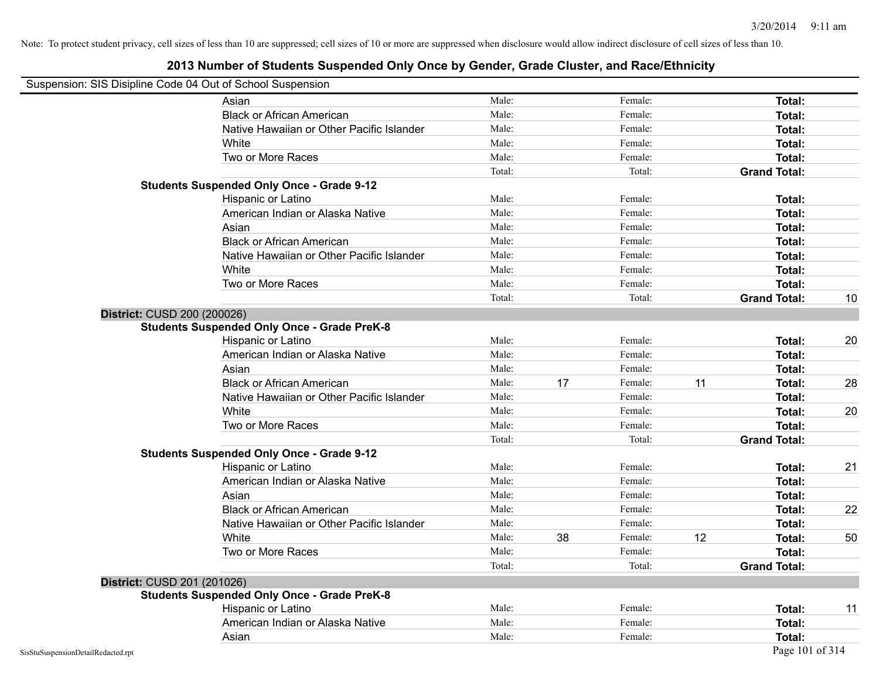Note: To protect student privacy, cell sizes of less than 10 are suppressed; cell sizes of 10 or more are suppressed when disclosure would allow indirect disclosure of cell sizes of less than 10.

# 2013 Number of Students Suspended Only Once by Gender, Grade Cluster, and Race/Ethnicity

Suspension: SIS Disipline Code 04 Out of School Suspension

| | | | | | | |
|---|---|---|---|---|---|---|
| Asian | Male: | | Female: | | **Total:** | |
| Black or African American | Male: | | Female: | | **Total:** | |
| Native Hawaiian or Other Pacific Islander | Male: | | Female: | | **Total:** | |
| White | Male: | | Female: | | **Total:** | |
| Two or More Races | Male: | | Female: | | **Total:** | |
| | Total: | | Total: | | **Grand Total:** | |
| **Students Suspended Only Once - Grade 9-12** | | | | | | |
| Hispanic or Latino | Male: | | Female: | | **Total:** | |
| American Indian or Alaska Native | Male: | | Female: | | **Total:** | |
| Asian | Male: | | Female: | | **Total:** | |
| Black or African American | Male: | | Female: | | **Total:** | |
| Native Hawaiian or Other Pacific Islander | Male: | | Female: | | **Total:** | |
| White | Male: | | Female: | | **Total:** | |
| Two or More Races | Male: | | Female: | | **Total:** | |
| | Total: | | Total: | | **Grand Total:** | 10 |
| **District:** CUSD 200 (200026) | | | | | | |
| **Students Suspended Only Once - Grade PreK-8** | | | | | | |
| Hispanic or Latino | Male: | | Female: | | **Total:** | 20 |
| American Indian or Alaska Native | Male: | | Female: | | **Total:** | |
| Asian | Male: | | Female: | | **Total:** | |
| Black or African American | Male: | 17 | Female: | 11 | **Total:** | 28 |
| Native Hawaiian or Other Pacific Islander | Male: | | Female: | | **Total:** | |
| White | Male: | | Female: | | **Total:** | 20 |
| Two or More Races | Male: | | Female: | | **Total:** | |
| | Total: | | Total: | | **Grand Total:** | |
| **Students Suspended Only Once - Grade 9-12** | | | | | | |
| Hispanic or Latino | Male: | | Female: | | **Total:** | 21 |
| American Indian or Alaska Native | Male: | | Female: | | **Total:** | |
| Asian | Male: | | Female: | | **Total:** | |
| Black or African American | Male: | | Female: | | **Total:** | 22 |
| Native Hawaiian or Other Pacific Islander | Male: | | Female: | | **Total:** | |
| White | Male: | 38 | Female: | 12 | **Total:** | 50 |
| Two or More Races | Male: | | Female: | | **Total:** | |
| | Total: | | Total: | | **Grand Total:** | |
| **District:** CUSD 201 (201026) | | | | | | |
| **Students Suspended Only Once - Grade PreK-8** | | | | | | |
| Hispanic or Latino | Male: | | Female: | | **Total:** | 11 |
| American Indian or Alaska Native | Male: | | Female: | | **Total:** | |
| Asian | Male: | | Female: | | **Total:** | |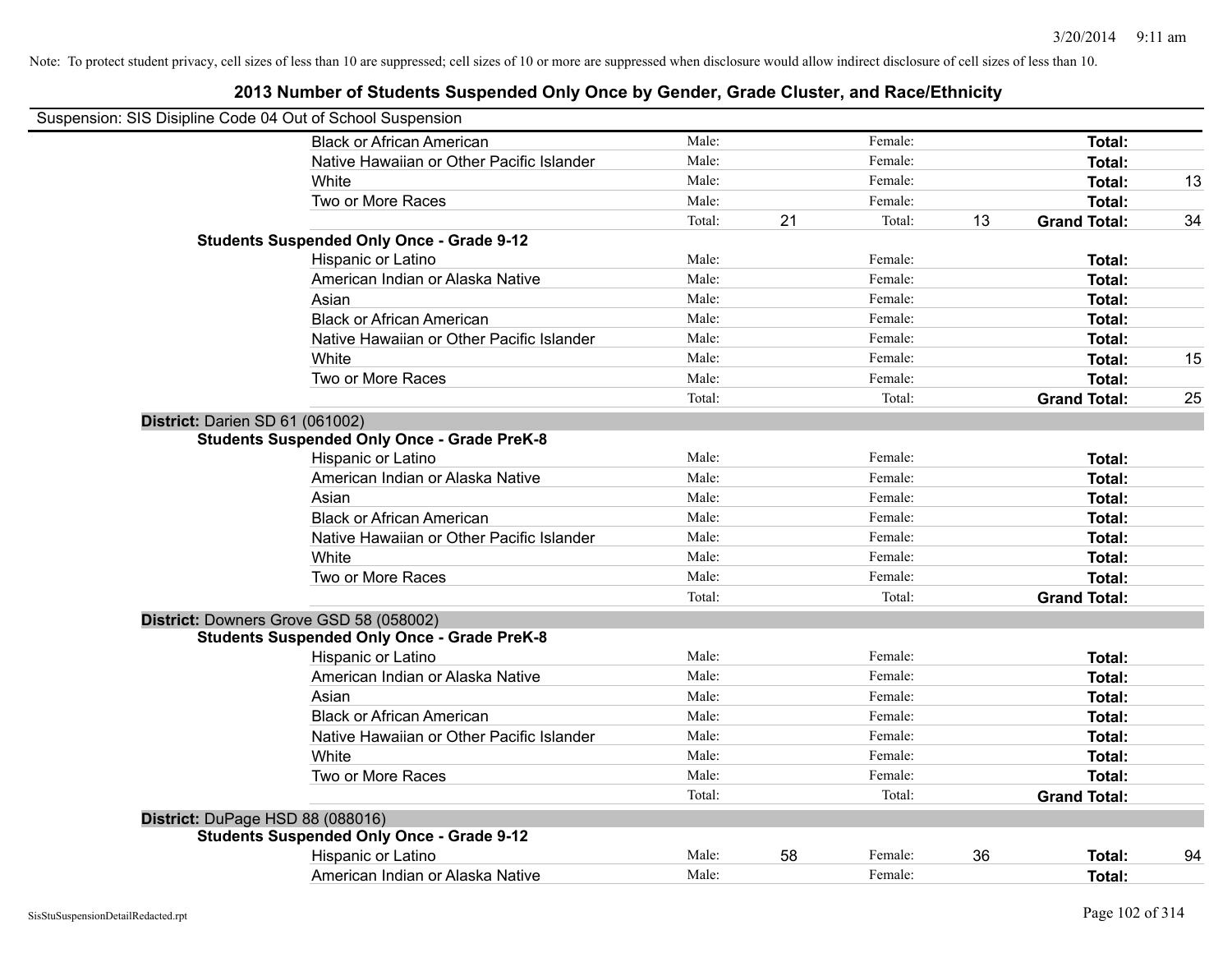Note: To protect student privacy, cell sizes of less than 10 are suppressed; cell sizes of 10 or more are suppressed when disclosure would allow indirect disclosure of cell sizes of less than 10.

# 2013 Number of Students Suspended Only Once by Gender, Grade Cluster, and Race/Ethnicity

Suspension: SIS Disipline Code 04 Out of School Suspension

| | | | | | | | |
|---|---|---|---|---|---|---|---|
| Black or African American | Male: | | Female: | | **Total:** | |
| Native Hawaiian or Other Pacific Islander | Male: | | Female: | | **Total:** | |
| White | Male: | | Female: | | **Total:** | 13 |
| Two or More Races | Male: | | Female: | | **Total:** | |
| | Total: | 21 | Total: | 13 | **Grand Total:** | 34 |

**Students Suspended Only Once - Grade 9-12**

| | | | | | | |
|---|---|---|---|---|---|---|
| Hispanic or Latino | Male: | | Female: | | **Total:** | |
| American Indian or Alaska Native | Male: | | Female: | | **Total:** | |
| Asian | Male: | | Female: | | **Total:** | |
| Black or African American | Male: | | Female: | | **Total:** | |
| Native Hawaiian or Other Pacific Islander | Male: | | Female: | | **Total:** | |
| White | Male: | | Female: | | **Total:** | 15 |
| Two or More Races | Male: | | Female: | | **Total:** | |
| | Total: | | Total: | | **Grand Total:** | 25 |

**District:** Darien SD 61 (061002)

**Students Suspended Only Once - Grade PreK-8**

| | | | | | | |
|---|---|---|---|---|---|---|
| Hispanic or Latino | Male: | | Female: | | **Total:** | |
| American Indian or Alaska Native | Male: | | Female: | | **Total:** | |
| Asian | Male: | | Female: | | **Total:** | |
| Black or African American | Male: | | Female: | | **Total:** | |
| Native Hawaiian or Other Pacific Islander | Male: | | Female: | | **Total:** | |
| White | Male: | | Female: | | **Total:** | |
| Two or More Races | Male: | | Female: | | **Total:** | |
| | Total: | | Total: | | **Grand Total:** | |

**District:** Downers Grove GSD 58 (058002)

**Students Suspended Only Once - Grade PreK-8**

| | | | | | | |
|---|---|---|---|---|---|---|
| Hispanic or Latino | Male: | | Female: | | **Total:** | |
| American Indian or Alaska Native | Male: | | Female: | | **Total:** | |
| Asian | Male: | | Female: | | **Total:** | |
| Black or African American | Male: | | Female: | | **Total:** | |
| Native Hawaiian or Other Pacific Islander | Male: | | Female: | | **Total:** | |
| White | Male: | | Female: | | **Total:** | |
| Two or More Races | Male: | | Female: | | **Total:** | |
| | Total: | | Total: | | **Grand Total:** | |

**District:** DuPage HSD 88 (088016)

**Students Suspended Only Once - Grade 9-12**

| | | | | | | |
|---|---|---|---|---|---|---|
| Hispanic or Latino | Male: | 58 | Female: | 36 | **Total:** | 94 |
| American Indian or Alaska Native | Male: | | Female: | | **Total:** | |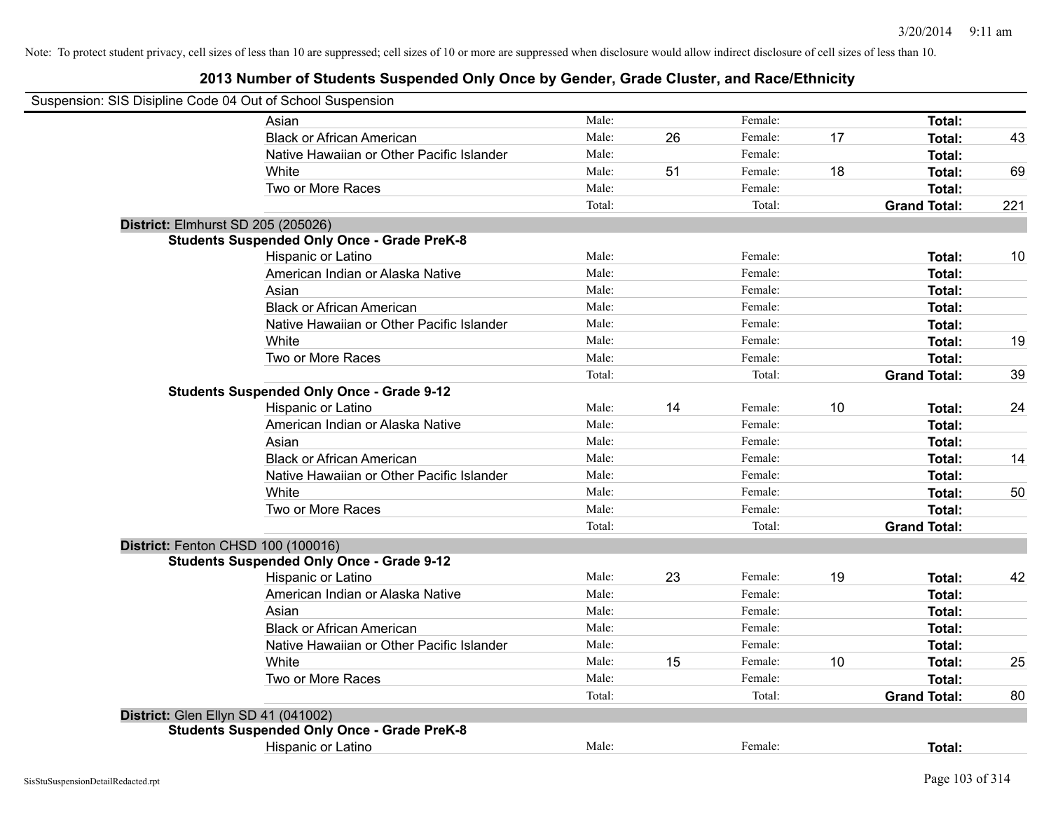Note: To protect student privacy, cell sizes of less than 10 are suppressed; cell sizes of 10 or more are suppressed when disclosure would allow indirect disclosure of cell sizes of less than 10.

## 2013 Number of Students Suspended Only Once by Gender, Grade Cluster, and Race/Ethnicity

Suspension: SIS Disipline Code 04 Out of School Suspension

| Race/Ethnicity | | Male | | Female | | Total |
|---|---|---|---|---|---|---|
| Asian | Male: | | Female: | | Total: | |
| Black or African American | Male: | 26 | Female: | 17 | Total: | 43 |
| Native Hawaiian or Other Pacific Islander | Male: | | Female: | | Total: | |
| White | Male: | 51 | Female: | 18 | Total: | 69 |
| Two or More Races | Male: | | Female: | | Total: | |
| | Total: | | Total: | | Grand Total: | 221 |

**District:** Elmhurst SD 205 (205026)

**Students Suspended Only Once - Grade PreK-8**

| Race/Ethnicity | | Male | | Female | | Total |
|---|---|---|---|---|---|---|
| Hispanic or Latino | Male: | | Female: | | Total: | 10 |
| American Indian or Alaska Native | Male: | | Female: | | Total: | |
| Asian | Male: | | Female: | | Total: | |
| Black or African American | Male: | | Female: | | Total: | |
| Native Hawaiian or Other Pacific Islander | Male: | | Female: | | Total: | |
| White | Male: | | Female: | | Total: | 19 |
| Two or More Races | Male: | | Female: | | Total: | |
| | Total: | | Total: | | Grand Total: | 39 |

**Students Suspended Only Once - Grade 9-12**

| Race/Ethnicity | | Male | | Female | | Total |
|---|---|---|---|---|---|---|
| Hispanic or Latino | Male: | 14 | Female: | 10 | Total: | 24 |
| American Indian or Alaska Native | Male: | | Female: | | Total: | |
| Asian | Male: | | Female: | | Total: | |
| Black or African American | Male: | | Female: | | Total: | 14 |
| Native Hawaiian or Other Pacific Islander | Male: | | Female: | | Total: | |
| White | Male: | | Female: | | Total: | 50 |
| Two or More Races | Male: | | Female: | | Total: | |
| | Total: | | Total: | | Grand Total: | |

**District:** Fenton CHSD 100 (100016)

**Students Suspended Only Once - Grade 9-12**

| Race/Ethnicity | | Male | | Female | | Total |
|---|---|---|---|---|---|---|
| Hispanic or Latino | Male: | 23 | Female: | 19 | Total: | 42 |
| American Indian or Alaska Native | Male: | | Female: | | Total: | |
| Asian | Male: | | Female: | | Total: | |
| Black or African American | Male: | | Female: | | Total: | |
| Native Hawaiian or Other Pacific Islander | Male: | | Female: | | Total: | |
| White | Male: | 15 | Female: | 10 | Total: | 25 |
| Two or More Races | Male: | | Female: | | Total: | |
| | Total: | | Total: | | Grand Total: | 80 |

**District:** Glen Ellyn SD 41 (041002)

**Students Suspended Only Once - Grade PreK-8**

| Race/Ethnicity | | Male | | Female | | Total |
|---|---|---|---|---|---|---|
| Hispanic or Latino | Male: | | Female: | | Total: | |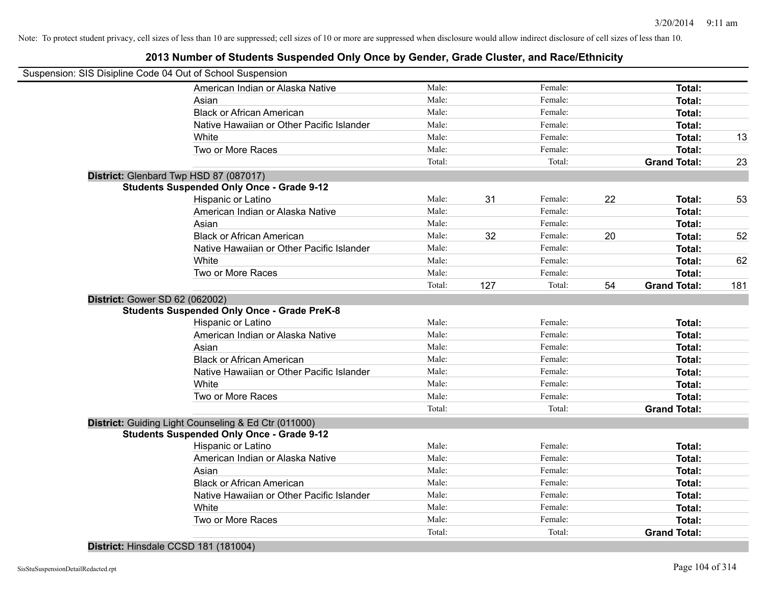Note: To protect student privacy, cell sizes of less than 10 are suppressed; cell sizes of 10 or more are suppressed when disclosure would allow indirect disclosure of cell sizes of less than 10.

## 2013 Number of Students Suspended Only Once by Gender, Grade Cluster, and Race/Ethnicity

Suspension: SIS Disipline Code 04 Out of School Suspension

| | Male: | | Female: | | | |
|---|---|---|---|---|---|---|
| American Indian or Alaska Native | Male: | | Female: | | **Total:** | |
| Asian | Male: | | Female: | | **Total:** | |
| Black or African American | Male: | | Female: | | **Total:** | |
| Native Hawaiian or Other Pacific Islander | Male: | | Female: | | **Total:** | |
| White | Male: | | Female: | | **Total:** | 13 |
| Two or More Races | Male: | | Female: | | **Total:** | |
| | Total: | | Total: | | **Grand Total:** | 23 |

**District:** Glenbard Twp HSD 87 (087017)

**Students Suspended Only Once - Grade 9-12**

| | | | | | | |
|---|---|---|---|---|---|---|
| Hispanic or Latino | Male: | 31 | Female: | 22 | **Total:** | 53 |
| American Indian or Alaska Native | Male: | | Female: | | **Total:** | |
| Asian | Male: | | Female: | | **Total:** | |
| Black or African American | Male: | 32 | Female: | 20 | **Total:** | 52 |
| Native Hawaiian or Other Pacific Islander | Male: | | Female: | | **Total:** | |
| White | Male: | | Female: | | **Total:** | 62 |
| Two or More Races | Male: | | Female: | | **Total:** | |
| | Total: | 127 | Total: | 54 | **Grand Total:** | 181 |

**District:** Gower SD 62 (062002)

**Students Suspended Only Once - Grade PreK-8**

| | | | | | | |
|---|---|---|---|---|---|---|
| Hispanic or Latino | Male: | | Female: | | **Total:** | |
| American Indian or Alaska Native | Male: | | Female: | | **Total:** | |
| Asian | Male: | | Female: | | **Total:** | |
| Black or African American | Male: | | Female: | | **Total:** | |
| Native Hawaiian or Other Pacific Islander | Male: | | Female: | | **Total:** | |
| White | Male: | | Female: | | **Total:** | |
| Two or More Races | Male: | | Female: | | **Total:** | |
| | Total: | | Total: | | **Grand Total:** | |

**District:** Guiding Light Counseling & Ed Ctr (011000)

**Students Suspended Only Once - Grade 9-12**

| | | | | | | |
|---|---|---|---|---|---|---|
| Hispanic or Latino | Male: | | Female: | | **Total:** | |
| American Indian or Alaska Native | Male: | | Female: | | **Total:** | |
| Asian | Male: | | Female: | | **Total:** | |
| Black or African American | Male: | | Female: | | **Total:** | |
| Native Hawaiian or Other Pacific Islander | Male: | | Female: | | **Total:** | |
| White | Male: | | Female: | | **Total:** | |
| Two or More Races | Male: | | Female: | | **Total:** | |
| | Total: | | Total: | | **Grand Total:** | |

**District:** Hinsdale CCSD 181 (181004)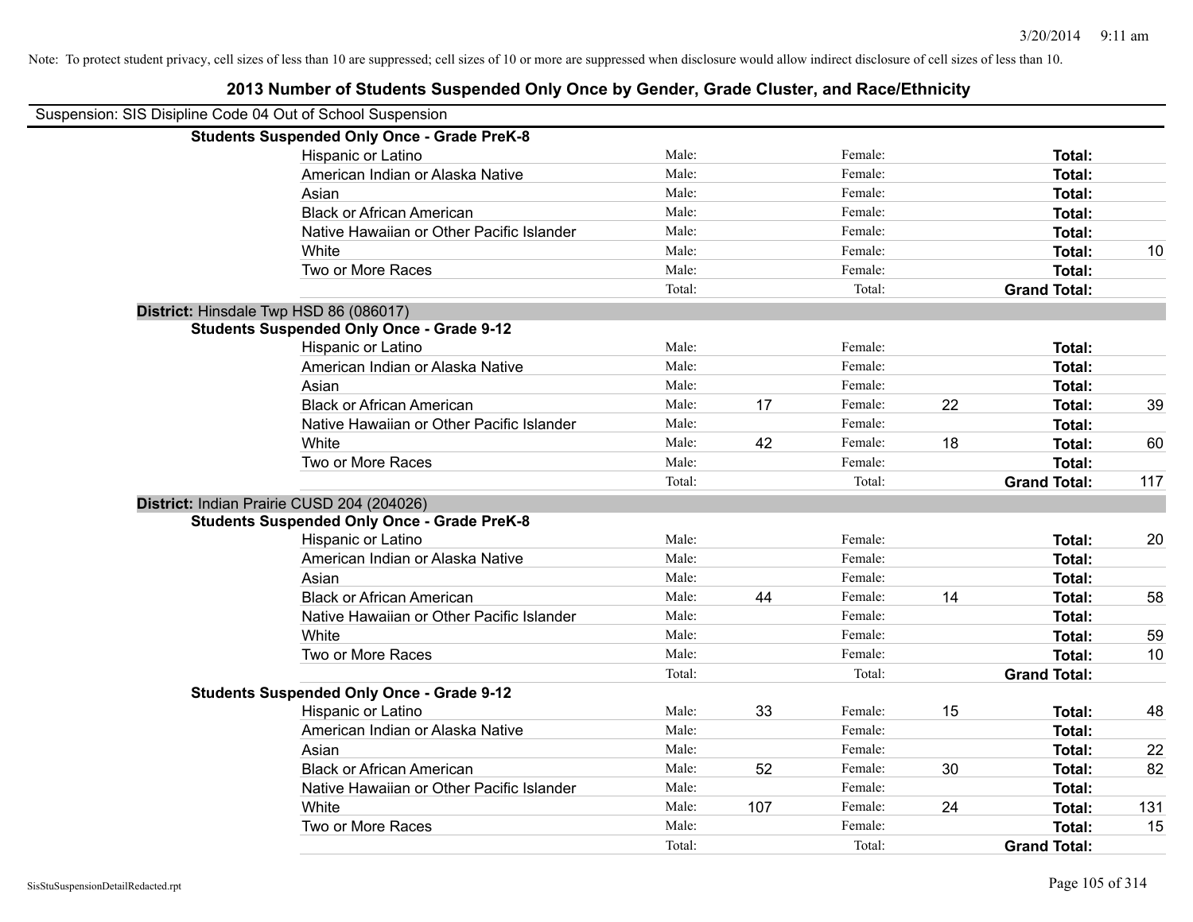Note: To protect student privacy, cell sizes of less than 10 are suppressed; cell sizes of 10 or more are suppressed when disclosure would allow indirect disclosure of cell sizes of less than 10.

# 2013 Number of Students Suspended Only Once by Gender, Grade Cluster, and Race/Ethnicity

Suspension: SIS Disipline Code 04 Out of School Suspension

**Students Suspended Only Once - Grade PreK-8**

| Race/Ethnicity | | Male | | Female | | Total |
|---|---|---|---|---|---|---|
| Hispanic or Latino | Male: | | Female: | | **Total:** | |
| American Indian or Alaska Native | Male: | | Female: | | **Total:** | |
| Asian | Male: | | Female: | | **Total:** | |
| Black or African American | Male: | | Female: | | **Total:** | |
| Native Hawaiian or Other Pacific Islander | Male: | | Female: | | **Total:** | |
| White | Male: | | Female: | | **Total:** | 10 |
| Two or More Races | Male: | | Female: | | **Total:** | |
| | Total: | | Total: | | **Grand Total:** | |

**District:** Hinsdale Twp HSD 86 (086017)

**Students Suspended Only Once - Grade 9-12**

| Race/Ethnicity | | Male | | Female | | Total |
|---|---|---|---|---|---|---|
| Hispanic or Latino | Male: | | Female: | | **Total:** | |
| American Indian or Alaska Native | Male: | | Female: | | **Total:** | |
| Asian | Male: | | Female: | | **Total:** | |
| Black or African American | Male: | 17 | Female: | 22 | **Total:** | 39 |
| Native Hawaiian or Other Pacific Islander | Male: | | Female: | | **Total:** | |
| White | Male: | 42 | Female: | 18 | **Total:** | 60 |
| Two or More Races | Male: | | Female: | | **Total:** | |
| | Total: | | Total: | | **Grand Total:** | 117 |

**District:** Indian Prairie CUSD 204 (204026)

**Students Suspended Only Once - Grade PreK-8**

| Race/Ethnicity | | Male | | Female | | Total |
|---|---|---|---|---|---|---|
| Hispanic or Latino | Male: | | Female: | | **Total:** | 20 |
| American Indian or Alaska Native | Male: | | Female: | | **Total:** | |
| Asian | Male: | | Female: | | **Total:** | |
| Black or African American | Male: | 44 | Female: | 14 | **Total:** | 58 |
| Native Hawaiian or Other Pacific Islander | Male: | | Female: | | **Total:** | |
| White | Male: | | Female: | | **Total:** | 59 |
| Two or More Races | Male: | | Female: | | **Total:** | 10 |
| | Total: | | Total: | | **Grand Total:** | |

**Students Suspended Only Once - Grade 9-12**

| Race/Ethnicity | | Male | | Female | | Total |
|---|---|---|---|---|---|---|
| Hispanic or Latino | Male: | 33 | Female: | 15 | **Total:** | 48 |
| American Indian or Alaska Native | Male: | | Female: | | **Total:** | |
| Asian | Male: | | Female: | | **Total:** | 22 |
| Black or African American | Male: | 52 | Female: | 30 | **Total:** | 82 |
| Native Hawaiian or Other Pacific Islander | Male: | | Female: | | **Total:** | |
| White | Male: | 107 | Female: | 24 | **Total:** | 131 |
| Two or More Races | Male: | | Female: | | **Total:** | 15 |
| | Total: | | Total: | | **Grand Total:** | |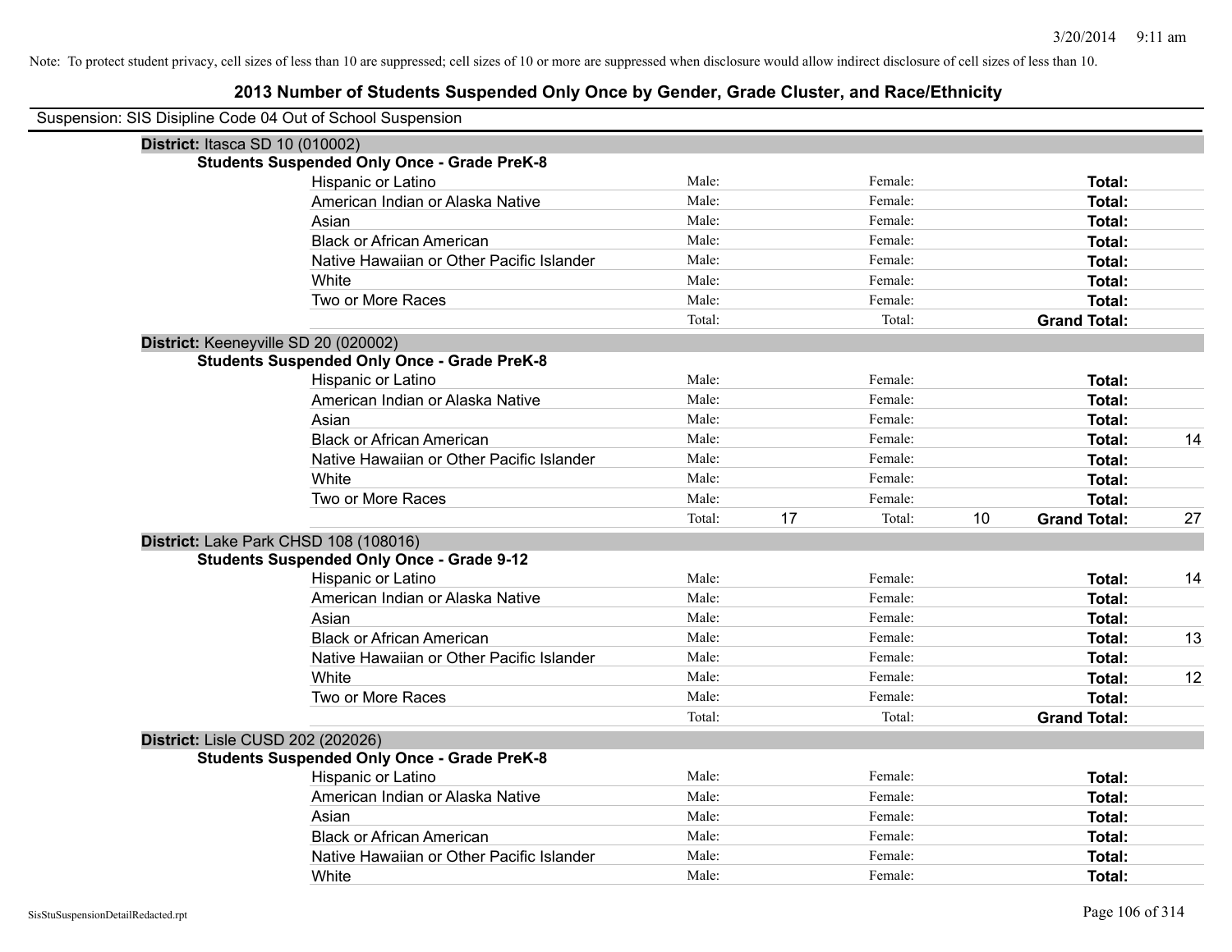Note: To protect student privacy, cell sizes of less than 10 are suppressed; cell sizes of 10 or more are suppressed when disclosure would allow indirect disclosure of cell sizes of less than 10.

# 2013 Number of Students Suspended Only Once by Gender, Grade Cluster, and Race/Ethnicity

Suspension: SIS Disipline Code 04 Out of School Suspension

**District:** Itasca SD 10 (010002)

**Students Suspended Only Once - Grade PreK-8**

| | | | | | | |
|---|---|---|---|---|---|---|
| Hispanic or Latino | Male: | | Female: | | **Total:** | |
| American Indian or Alaska Native | Male: | | Female: | | **Total:** | |
| Asian | Male: | | Female: | | **Total:** | |
| Black or African American | Male: | | Female: | | **Total:** | |
| Native Hawaiian or Other Pacific Islander | Male: | | Female: | | **Total:** | |
| White | Male: | | Female: | | **Total:** | |
| Two or More Races | Male: | | Female: | | **Total:** | |
| | Total: | | Total: | | **Grand Total:** | |

**District:** Keeneyville SD 20 (020002)

**Students Suspended Only Once - Grade PreK-8**

| | | | | | | |
|---|---|---|---|---|---|---|
| Hispanic or Latino | Male: | | Female: | | **Total:** | |
| American Indian or Alaska Native | Male: | | Female: | | **Total:** | |
| Asian | Male: | | Female: | | **Total:** | |
| Black or African American | Male: | | Female: | | **Total:** | 14 |
| Native Hawaiian or Other Pacific Islander | Male: | | Female: | | **Total:** | |
| White | Male: | | Female: | | **Total:** | |
| Two or More Races | Male: | | Female: | | **Total:** | |
| | Total: | 17 | Total: | 10 | **Grand Total:** | 27 |

**District:** Lake Park CHSD 108 (108016)

**Students Suspended Only Once - Grade 9-12**

| | | | | | | |
|---|---|---|---|---|---|---|
| Hispanic or Latino | Male: | | Female: | | **Total:** | 14 |
| American Indian or Alaska Native | Male: | | Female: | | **Total:** | |
| Asian | Male: | | Female: | | **Total:** | |
| Black or African American | Male: | | Female: | | **Total:** | 13 |
| Native Hawaiian or Other Pacific Islander | Male: | | Female: | | **Total:** | |
| White | Male: | | Female: | | **Total:** | 12 |
| Two or More Races | Male: | | Female: | | **Total:** | |
| | Total: | | Total: | | **Grand Total:** | |

**District:** Lisle CUSD 202 (202026)

**Students Suspended Only Once - Grade PreK-8**

| | | | | | | |
|---|---|---|---|---|---|---|
| Hispanic or Latino | Male: | | Female: | | **Total:** | |
| American Indian or Alaska Native | Male: | | Female: | | **Total:** | |
| Asian | Male: | | Female: | | **Total:** | |
| Black or African American | Male: | | Female: | | **Total:** | |
| Native Hawaiian or Other Pacific Islander | Male: | | Female: | | **Total:** | |
| White | Male: | | Female: | | **Total:** | |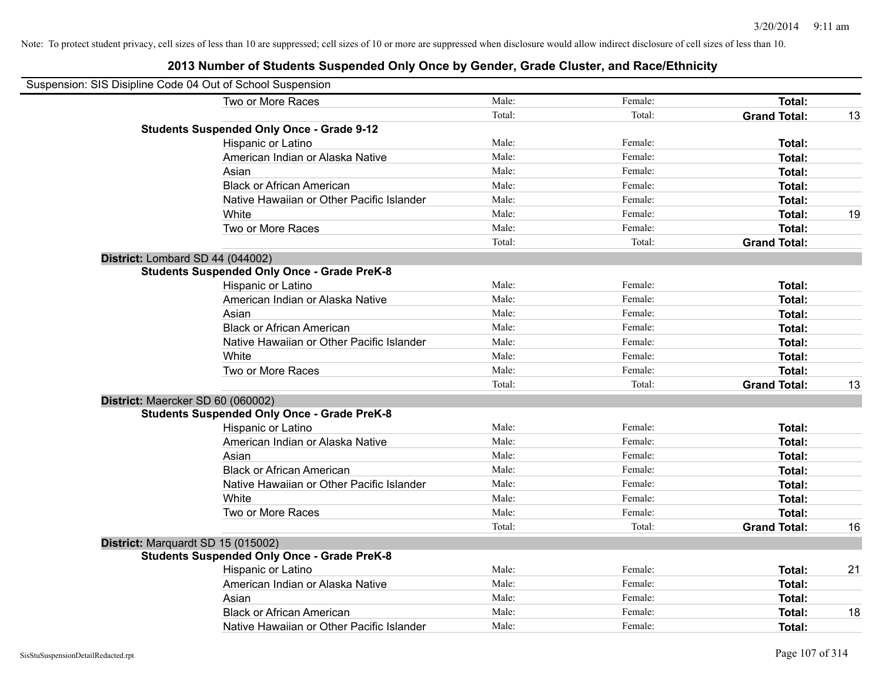Note: To protect student privacy, cell sizes of less than 10 are suppressed; cell sizes of 10 or more are suppressed when disclosure would allow indirect disclosure of cell sizes of less than 10.

## 2013 Number of Students Suspended Only Once by Gender, Grade Cluster, and Race/Ethnicity

Suspension: SIS Disipline Code 04 Out of School Suspension

| | | | | |
|---|---|---|---|---|
| Two or More Races | Male: | Female: | **Total:** | |
| | Total: | Total: | **Grand Total:** | 13 |
| **Students Suspended Only Once - Grade 9-12** | | | | |
| Hispanic or Latino | Male: | Female: | **Total:** | |
| American Indian or Alaska Native | Male: | Female: | **Total:** | |
| Asian | Male: | Female: | **Total:** | |
| Black or African American | Male: | Female: | **Total:** | |
| Native Hawaiian or Other Pacific Islander | Male: | Female: | **Total:** | |
| White | Male: | Female: | **Total:** | 19 |
| Two or More Races | Male: | Female: | **Total:** | |
| | Total: | Total: | **Grand Total:** | |
| **District:** Lombard SD 44 (044002) | | | | |
| **Students Suspended Only Once - Grade PreK-8** | | | | |
| Hispanic or Latino | Male: | Female: | **Total:** | |
| American Indian or Alaska Native | Male: | Female: | **Total:** | |
| Asian | Male: | Female: | **Total:** | |
| Black or African American | Male: | Female: | **Total:** | |
| Native Hawaiian or Other Pacific Islander | Male: | Female: | **Total:** | |
| White | Male: | Female: | **Total:** | |
| Two or More Races | Male: | Female: | **Total:** | |
| | Total: | Total: | **Grand Total:** | 13 |
| **District:** Maercker SD 60 (060002) | | | | |
| **Students Suspended Only Once - Grade PreK-8** | | | | |
| Hispanic or Latino | Male: | Female: | **Total:** | |
| American Indian or Alaska Native | Male: | Female: | **Total:** | |
| Asian | Male: | Female: | **Total:** | |
| Black or African American | Male: | Female: | **Total:** | |
| Native Hawaiian or Other Pacific Islander | Male: | Female: | **Total:** | |
| White | Male: | Female: | **Total:** | |
| Two or More Races | Male: | Female: | **Total:** | |
| | Total: | Total: | **Grand Total:** | 16 |
| **District:** Marquardt SD 15 (015002) | | | | |
| **Students Suspended Only Once - Grade PreK-8** | | | | |
| Hispanic or Latino | Male: | Female: | **Total:** | 21 |
| American Indian or Alaska Native | Male: | Female: | **Total:** | |
| Asian | Male: | Female: | **Total:** | |
| Black or African American | Male: | Female: | **Total:** | 18 |
| Native Hawaiian or Other Pacific Islander | Male: | Female: | **Total:** | |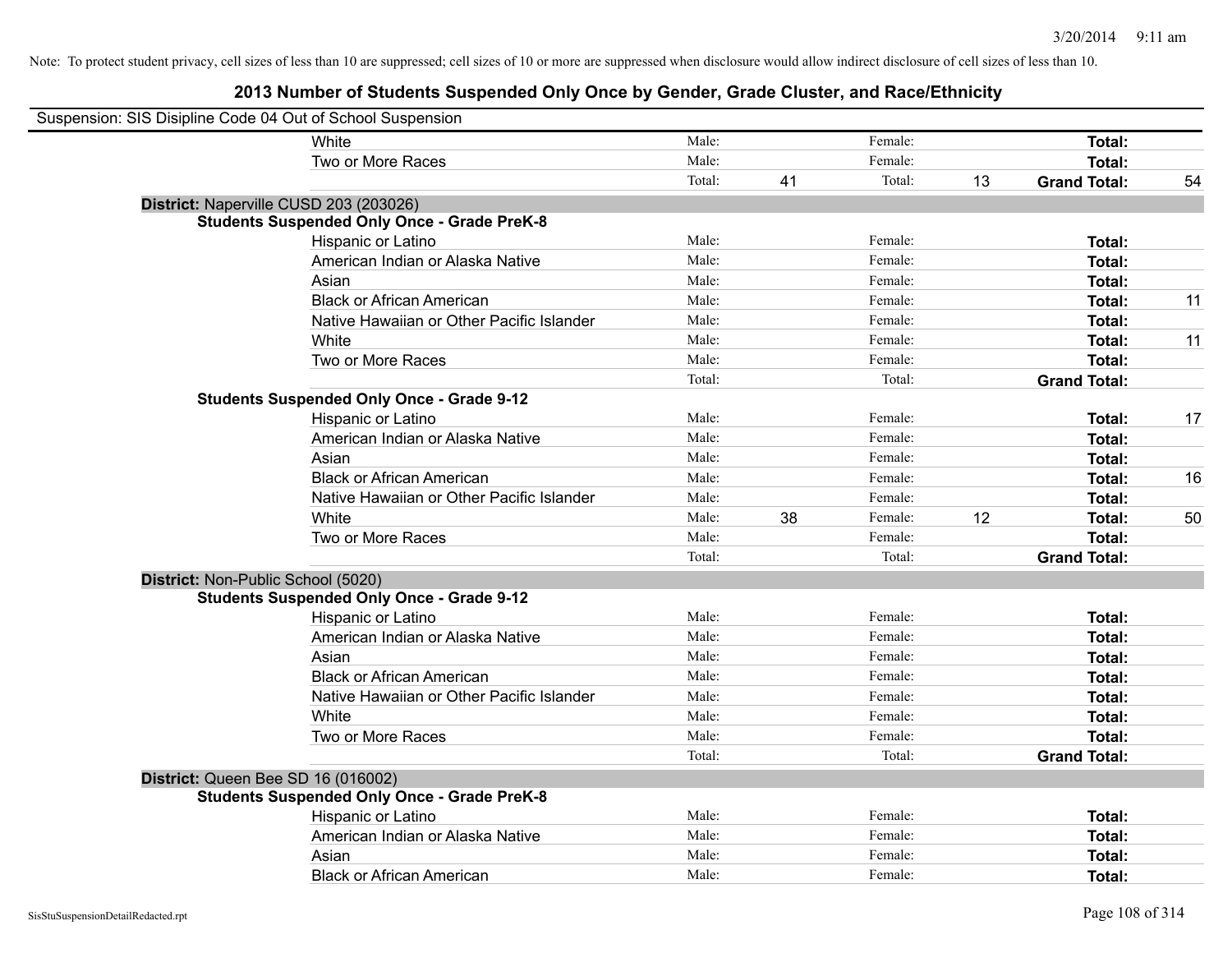Note: To protect student privacy, cell sizes of less than 10 are suppressed; cell sizes of 10 or more are suppressed when disclosure would allow indirect disclosure of cell sizes of less than 10.

## 2013 Number of Students Suspended Only Once by Gender, Grade Cluster, and Race/Ethnicity

Suspension: SIS Disipline Code 04 Out of School Suspension

| | | | | | | |
|---|---|---|---|---|---|---|
| White | Male: | | Female: | | **Total:** | |
| Two or More Races | Male: | | Female: | | **Total:** | |
| | Total: | 41 | Total: | 13 | **Grand Total:** | 54 |

**District:** Naperville CUSD 203 (203026)

**Students Suspended Only Once - Grade PreK-8**

| | | | | | | |
|---|---|---|---|---|---|---|
| Hispanic or Latino | Male: | | Female: | | **Total:** | |
| American Indian or Alaska Native | Male: | | Female: | | **Total:** | |
| Asian | Male: | | Female: | | **Total:** | |
| Black or African American | Male: | | Female: | | **Total:** | 11 |
| Native Hawaiian or Other Pacific Islander | Male: | | Female: | | **Total:** | |
| White | Male: | | Female: | | **Total:** | 11 |
| Two or More Races | Male: | | Female: | | **Total:** | |
| | Total: | | Total: | | **Grand Total:** | |

**Students Suspended Only Once - Grade 9-12**

| | | | | | | |
|---|---|---|---|---|---|---|
| Hispanic or Latino | Male: | | Female: | | **Total:** | 17 |
| American Indian or Alaska Native | Male: | | Female: | | **Total:** | |
| Asian | Male: | | Female: | | **Total:** | |
| Black or African American | Male: | | Female: | | **Total:** | 16 |
| Native Hawaiian or Other Pacific Islander | Male: | | Female: | | **Total:** | |
| White | Male: | 38 | Female: | 12 | **Total:** | 50 |
| Two or More Races | Male: | | Female: | | **Total:** | |
| | Total: | | Total: | | **Grand Total:** | |

**District:** Non-Public School (5020)

**Students Suspended Only Once - Grade 9-12**

| | | | | | | |
|---|---|---|---|---|---|---|
| Hispanic or Latino | Male: | | Female: | | **Total:** | |
| American Indian or Alaska Native | Male: | | Female: | | **Total:** | |
| Asian | Male: | | Female: | | **Total:** | |
| Black or African American | Male: | | Female: | | **Total:** | |
| Native Hawaiian or Other Pacific Islander | Male: | | Female: | | **Total:** | |
| White | Male: | | Female: | | **Total:** | |
| Two or More Races | Male: | | Female: | | **Total:** | |
| | Total: | | Total: | | **Grand Total:** | |

**District:** Queen Bee SD 16 (016002)

**Students Suspended Only Once - Grade PreK-8**

| | | | | | | |
|---|---|---|---|---|---|---|
| Hispanic or Latino | Male: | | Female: | | **Total:** | |
| American Indian or Alaska Native | Male: | | Female: | | **Total:** | |
| Asian | Male: | | Female: | | **Total:** | |
| Black or African American | Male: | | Female: | | **Total:** | |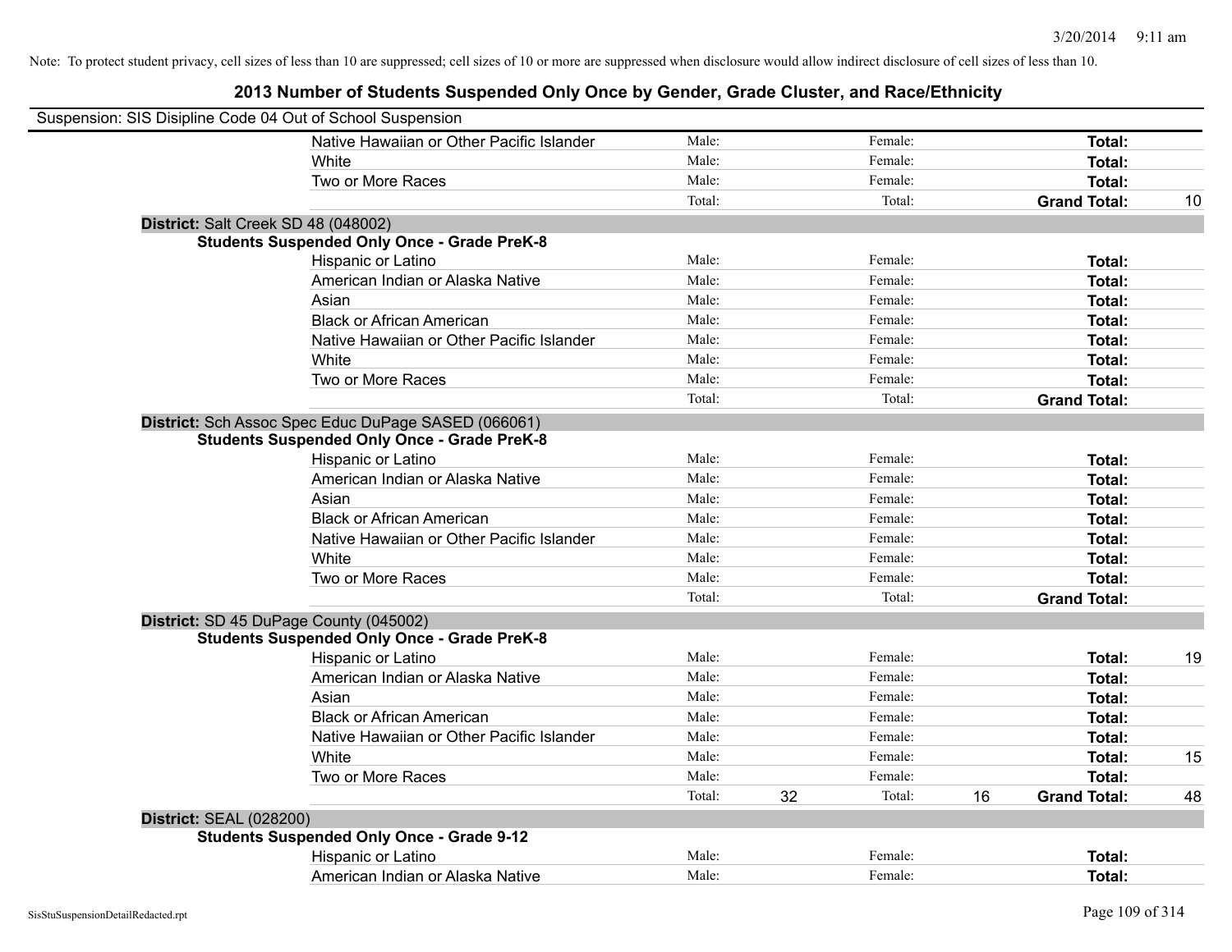Note: To protect student privacy, cell sizes of less than 10 are suppressed; cell sizes of 10 or more are suppressed when disclosure would allow indirect disclosure of cell sizes of less than 10.

# 2013 Number of Students Suspended Only Once by Gender, Grade Cluster, and Race/Ethnicity

Suspension: SIS Disipline Code 04 Out of School Suspension

| | | | | | | | |
|---|---|---|---|---|---|---|---|
| | Native Hawaiian or Other Pacific Islander | Male: | | Female: | | **Total:** | |
| | White | Male: | | Female: | | **Total:** | |
| | Two or More Races | Male: | | Female: | | **Total:** | |
| | | Total: | | Total: | | **Grand Total:** | 10 |
| **District:** Salt Creek SD 48 (048002) | | | | | | | |
| **Students Suspended Only Once - Grade PreK-8** | | | | | | | |
| | Hispanic or Latino | Male: | | Female: | | **Total:** | |
| | American Indian or Alaska Native | Male: | | Female: | | **Total:** | |
| | Asian | Male: | | Female: | | **Total:** | |
| | Black or African American | Male: | | Female: | | **Total:** | |
| | Native Hawaiian or Other Pacific Islander | Male: | | Female: | | **Total:** | |
| | White | Male: | | Female: | | **Total:** | |
| | Two or More Races | Male: | | Female: | | **Total:** | |
| | | Total: | | Total: | | **Grand Total:** | |
| **District:** Sch Assoc Spec Educ DuPage SASED (066061) | | | | | | | |
| **Students Suspended Only Once - Grade PreK-8** | | | | | | | |
| | Hispanic or Latino | Male: | | Female: | | **Total:** | |
| | American Indian or Alaska Native | Male: | | Female: | | **Total:** | |
| | Asian | Male: | | Female: | | **Total:** | |
| | Black or African American | Male: | | Female: | | **Total:** | |
| | Native Hawaiian or Other Pacific Islander | Male: | | Female: | | **Total:** | |
| | White | Male: | | Female: | | **Total:** | |
| | Two or More Races | Male: | | Female: | | **Total:** | |
| | | Total: | | Total: | | **Grand Total:** | |
| **District:** SD 45 DuPage County (045002) | | | | | | | |
| **Students Suspended Only Once - Grade PreK-8** | | | | | | | |
| | Hispanic or Latino | Male: | | Female: | | **Total:** | 19 |
| | American Indian or Alaska Native | Male: | | Female: | | **Total:** | |
| | Asian | Male: | | Female: | | **Total:** | |
| | Black or African American | Male: | | Female: | | **Total:** | |
| | Native Hawaiian or Other Pacific Islander | Male: | | Female: | | **Total:** | |
| | White | Male: | | Female: | | **Total:** | 15 |
| | Two or More Races | Male: | | Female: | | **Total:** | |
| | | Total: | 32 | Total: | 16 | **Grand Total:** | 48 |
| **District:** SEAL (028200) | | | | | | | |
| **Students Suspended Only Once - Grade 9-12** | | | | | | | |
| | Hispanic or Latino | Male: | | Female: | | **Total:** | |
| | American Indian or Alaska Native | Male: | | Female: | | **Total:** | |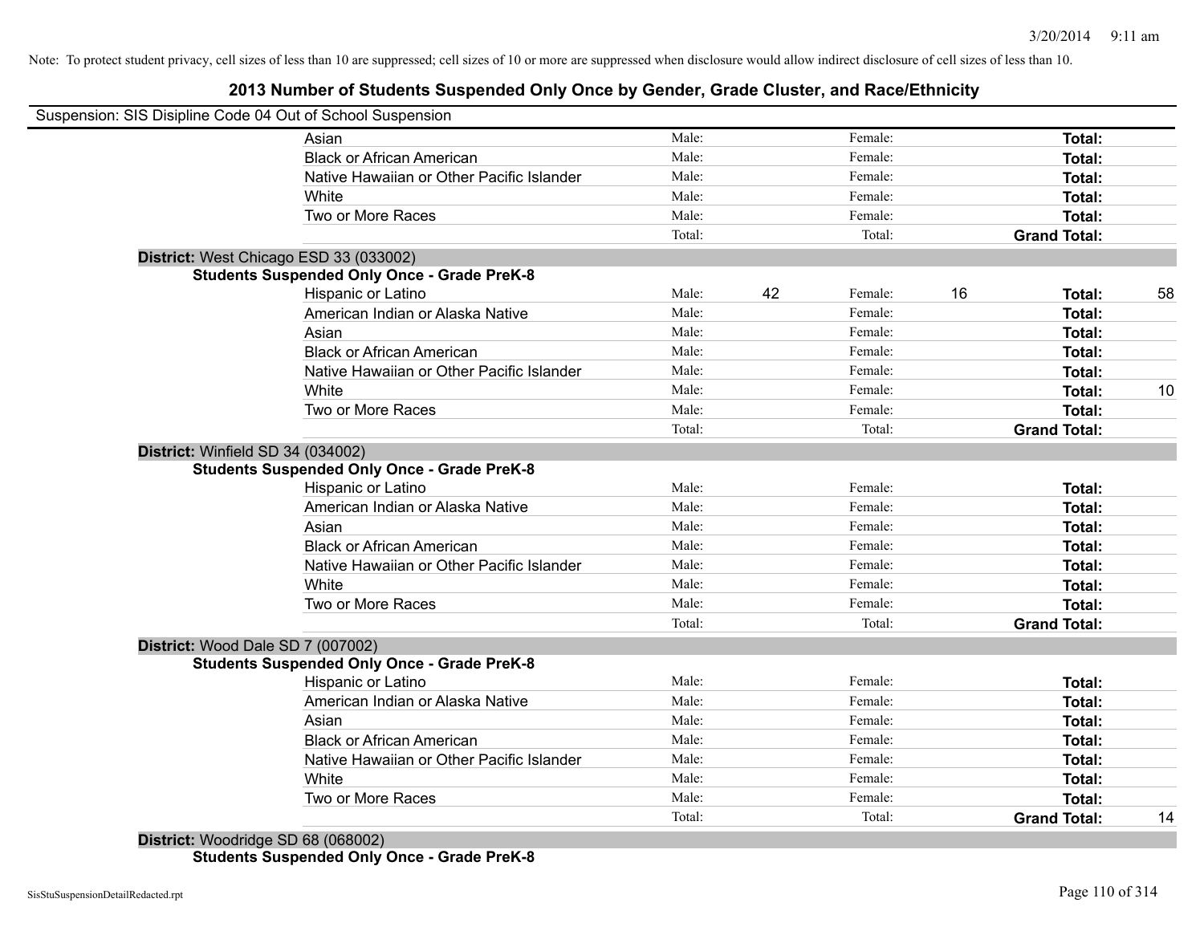Note: To protect student privacy, cell sizes of less than 10 are suppressed; cell sizes of 10 or more are suppressed when disclosure would allow indirect disclosure of cell sizes of less than 10.

# 2013 Number of Students Suspended Only Once by Gender, Grade Cluster, and Race/Ethnicity

Suspension: SIS Disipline Code 04 Out of School Suspension

| | | | | | |
|---|---|---|---|---|---|
| Asian | Male: | | Female: | | **Total:** | |
| Black or African American | Male: | | Female: | | **Total:** | |
| Native Hawaiian or Other Pacific Islander | Male: | | Female: | | **Total:** | |
| White | Male: | | Female: | | **Total:** | |
| Two or More Races | Male: | | Female: | | **Total:** | |
| | Total: | | Total: | | **Grand Total:** | |

**District:** West Chicago ESD 33 (033002)

**Students Suspended Only Once - Grade PreK-8**

| | | | | | | |
|---|---|---|---|---|---|---|
| Hispanic or Latino | Male: | 42 | Female: | 16 | **Total:** | 58 |
| American Indian or Alaska Native | Male: | | Female: | | **Total:** | |
| Asian | Male: | | Female: | | **Total:** | |
| Black or African American | Male: | | Female: | | **Total:** | |
| Native Hawaiian or Other Pacific Islander | Male: | | Female: | | **Total:** | |
| White | Male: | | Female: | | **Total:** | 10 |
| Two or More Races | Male: | | Female: | | **Total:** | |
| | Total: | | Total: | | **Grand Total:** | |

**District:** Winfield SD 34 (034002)

**Students Suspended Only Once - Grade PreK-8**

| | | | | | | |
|---|---|---|---|---|---|---|
| Hispanic or Latino | Male: | | Female: | | **Total:** | |
| American Indian or Alaska Native | Male: | | Female: | | **Total:** | |
| Asian | Male: | | Female: | | **Total:** | |
| Black or African American | Male: | | Female: | | **Total:** | |
| Native Hawaiian or Other Pacific Islander | Male: | | Female: | | **Total:** | |
| White | Male: | | Female: | | **Total:** | |
| Two or More Races | Male: | | Female: | | **Total:** | |
| | Total: | | Total: | | **Grand Total:** | |

**District:** Wood Dale SD 7 (007002)

**Students Suspended Only Once - Grade PreK-8**

| | | | | | | |
|---|---|---|---|---|---|---|
| Hispanic or Latino | Male: | | Female: | | **Total:** | |
| American Indian or Alaska Native | Male: | | Female: | | **Total:** | |
| Asian | Male: | | Female: | | **Total:** | |
| Black or African American | Male: | | Female: | | **Total:** | |
| Native Hawaiian or Other Pacific Islander | Male: | | Female: | | **Total:** | |
| White | Male: | | Female: | | **Total:** | |
| Two or More Races | Male: | | Female: | | **Total:** | |
| | Total: | | Total: | | **Grand Total:** | 14 |

**District:** Woodridge SD 68 (068002)

**Students Suspended Only Once - Grade PreK-8**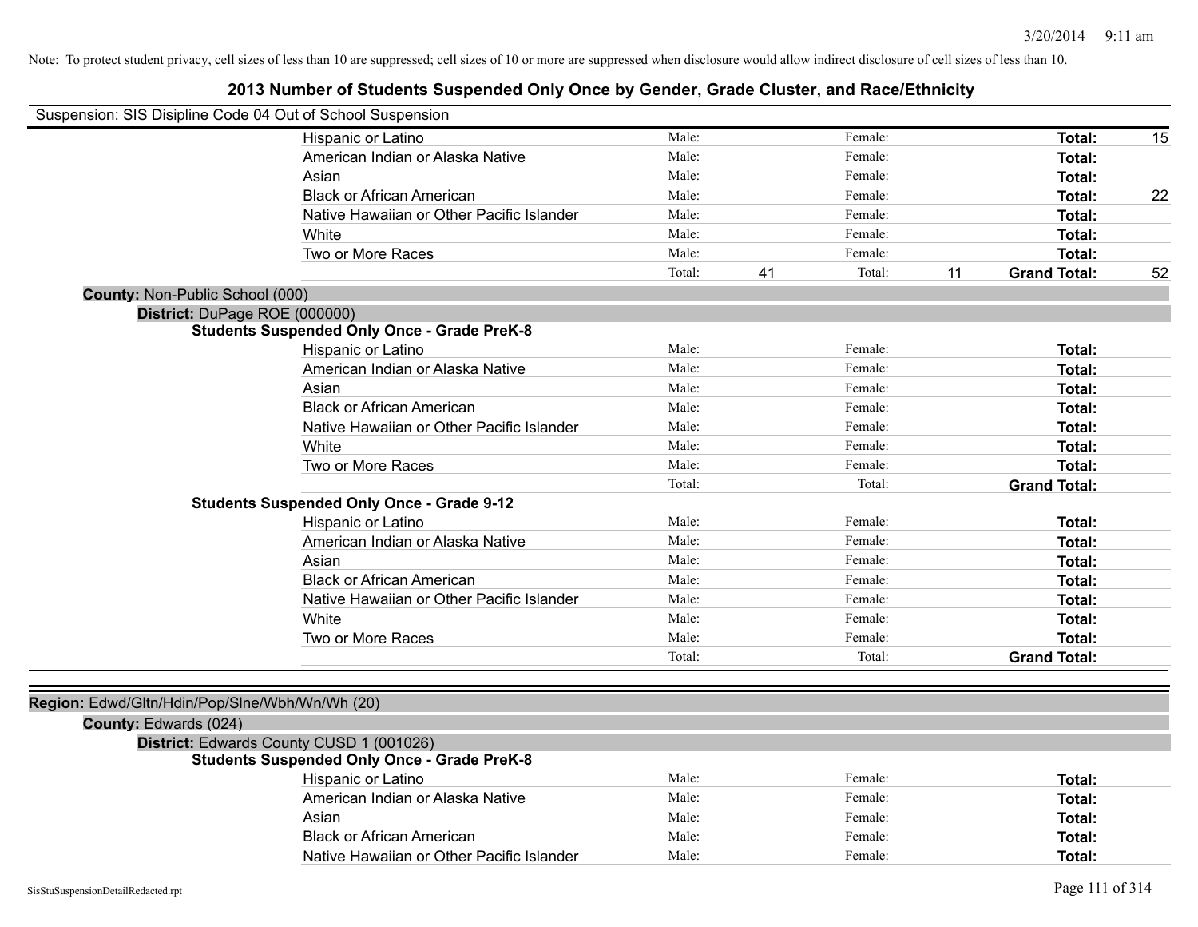Note: To protect student privacy, cell sizes of less than 10 are suppressed; cell sizes of 10 or more are suppressed when disclosure would allow indirect disclosure of cell sizes of less than 10.

# 2013 Number of Students Suspended Only Once by Gender, Grade Cluster, and Race/Ethnicity

Suspension: SIS Disipline Code 04 Out of School Suspension

| | Male: | | Female: | | | |
|---|---|---|---|---|---|---|
| Hispanic or Latino | Male: | | Female: | | **Total:** | 15 |
| American Indian or Alaska Native | Male: | | Female: | | **Total:** | |
| Asian | Male: | | Female: | | **Total:** | |
| Black or African American | Male: | | Female: | | **Total:** | 22 |
| Native Hawaiian or Other Pacific Islander | Male: | | Female: | | **Total:** | |
| White | Male: | | Female: | | **Total:** | |
| Two or More Races | Male: | | Female: | | **Total:** | |
| | Total: | 41 | Total: | 11 | **Grand Total:** | 52 |

**County:** Non-Public School (000)

**District:** DuPage ROE (000000)

**Students Suspended Only Once - Grade PreK-8**

| | | | | | | |
|---|---|---|---|---|---|---|
| Hispanic or Latino | Male: | | Female: | | **Total:** | |
| American Indian or Alaska Native | Male: | | Female: | | **Total:** | |
| Asian | Male: | | Female: | | **Total:** | |
| Black or African American | Male: | | Female: | | **Total:** | |
| Native Hawaiian or Other Pacific Islander | Male: | | Female: | | **Total:** | |
| White | Male: | | Female: | | **Total:** | |
| Two or More Races | Male: | | Female: | | **Total:** | |
| | Total: | | Total: | | **Grand Total:** | |

**Students Suspended Only Once - Grade 9-12**

| | | | | | | |
|---|---|---|---|---|---|---|
| Hispanic or Latino | Male: | | Female: | | **Total:** | |
| American Indian or Alaska Native | Male: | | Female: | | **Total:** | |
| Asian | Male: | | Female: | | **Total:** | |
| Black or African American | Male: | | Female: | | **Total:** | |
| Native Hawaiian or Other Pacific Islander | Male: | | Female: | | **Total:** | |
| White | Male: | | Female: | | **Total:** | |
| Two or More Races | Male: | | Female: | | **Total:** | |
| | Total: | | Total: | | **Grand Total:** | |

**Region:** Edwd/Gltn/Hdin/Pop/Slne/Wbh/Wn/Wh (20)

**County:** Edwards (024)

**District:** Edwards County CUSD 1 (001026)

**Students Suspended Only Once - Grade PreK-8**

| | | | | | | |
|---|---|---|---|---|---|---|
| Hispanic or Latino | Male: | | Female: | | **Total:** | |
| American Indian or Alaska Native | Male: | | Female: | | **Total:** | |
| Asian | Male: | | Female: | | **Total:** | |
| Black or African American | Male: | | Female: | | **Total:** | |
| Native Hawaiian or Other Pacific Islander | Male: | | Female: | | **Total:** | |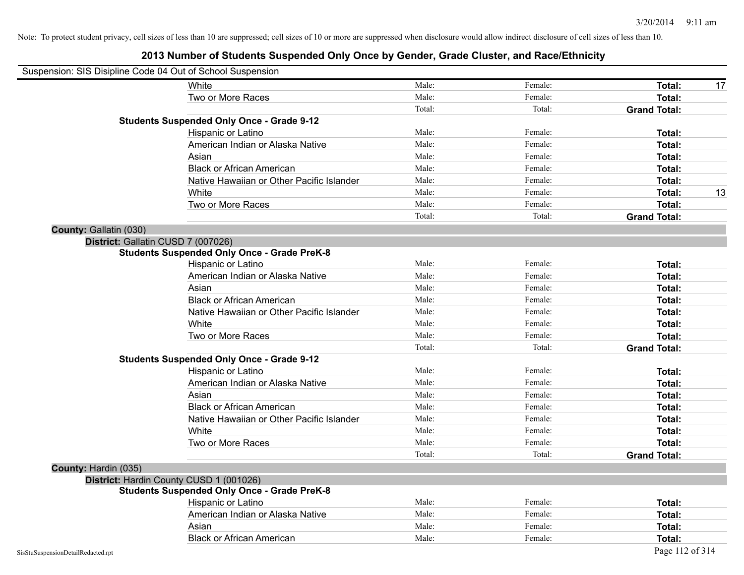Note: To protect student privacy, cell sizes of less than 10 are suppressed; cell sizes of 10 or more are suppressed when disclosure would allow indirect disclosure of cell sizes of less than 10.

# 2013 Number of Students Suspended Only Once by Gender, Grade Cluster, and Race/Ethnicity

Suspension: SIS Disipline Code 04 Out of School Suspension

| | | | | |
|---|---|---|---|---|
| White | Male: | Female: | **Total:** | 17 |
| Two or More Races | Male: | Female: | **Total:** | |
| | Total: | Total: | **Grand Total:** | |

**Students Suspended Only Once - Grade 9-12**

| | | | | |
|---|---|---|---|---|
| Hispanic or Latino | Male: | Female: | **Total:** | |
| American Indian or Alaska Native | Male: | Female: | **Total:** | |
| Asian | Male: | Female: | **Total:** | |
| Black or African American | Male: | Female: | **Total:** | |
| Native Hawaiian or Other Pacific Islander | Male: | Female: | **Total:** | |
| White | Male: | Female: | **Total:** | 13 |
| Two or More Races | Male: | Female: | **Total:** | |
| | Total: | Total: | **Grand Total:** | |

**County:** Gallatin (030)

**District:** Gallatin CUSD 7 (007026)

**Students Suspended Only Once - Grade PreK-8**

| | | | | |
|---|---|---|---|---|
| Hispanic or Latino | Male: | Female: | **Total:** | |
| American Indian or Alaska Native | Male: | Female: | **Total:** | |
| Asian | Male: | Female: | **Total:** | |
| Black or African American | Male: | Female: | **Total:** | |
| Native Hawaiian or Other Pacific Islander | Male: | Female: | **Total:** | |
| White | Male: | Female: | **Total:** | |
| Two or More Races | Male: | Female: | **Total:** | |
| | Total: | Total: | **Grand Total:** | |

**Students Suspended Only Once - Grade 9-12**

| | | | | |
|---|---|---|---|---|
| Hispanic or Latino | Male: | Female: | **Total:** | |
| American Indian or Alaska Native | Male: | Female: | **Total:** | |
| Asian | Male: | Female: | **Total:** | |
| Black or African American | Male: | Female: | **Total:** | |
| Native Hawaiian or Other Pacific Islander | Male: | Female: | **Total:** | |
| White | Male: | Female: | **Total:** | |
| Two or More Races | Male: | Female: | **Total:** | |
| | Total: | Total: | **Grand Total:** | |

**County:** Hardin (035)

**District:** Hardin County CUSD 1 (001026)

**Students Suspended Only Once - Grade PreK-8**

| | | | | |
|---|---|---|---|---|
| Hispanic or Latino | Male: | Female: | **Total:** | |
| American Indian or Alaska Native | Male: | Female: | **Total:** | |
| Asian | Male: | Female: | **Total:** | |
| Black or African American | Male: | Female: | **Total:** | |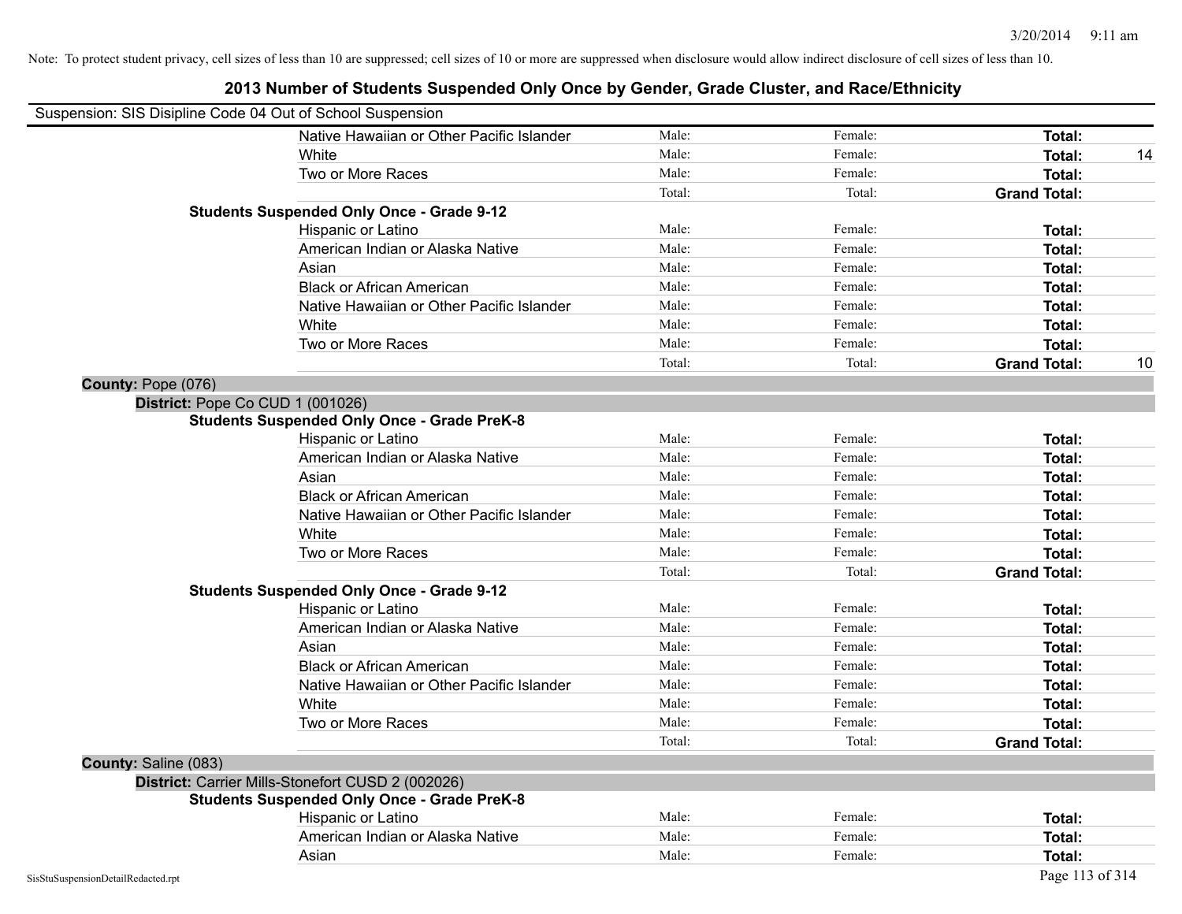Note: To protect student privacy, cell sizes of less than 10 are suppressed; cell sizes of 10 or more are suppressed when disclosure would allow indirect disclosure of cell sizes of less than 10.

## 2013 Number of Students Suspended Only Once by Gender, Grade Cluster, and Race/Ethnicity

Suspension: SIS Disipline Code 04 Out of School Suspension

| | | | | |
|---|---|---|---|---|
| Native Hawaiian or Other Pacific Islander | Male: | Female: | **Total:** | |
| White | Male: | Female: | **Total:** | 14 |
| Two or More Races | Male: | Female: | **Total:** | |
| | Total: | Total: | **Grand Total:** | |

**Students Suspended Only Once - Grade 9-12**

| | | | | |
|---|---|---|---|---|
| Hispanic or Latino | Male: | Female: | **Total:** | |
| American Indian or Alaska Native | Male: | Female: | **Total:** | |
| Asian | Male: | Female: | **Total:** | |
| Black or African American | Male: | Female: | **Total:** | |
| Native Hawaiian or Other Pacific Islander | Male: | Female: | **Total:** | |
| White | Male: | Female: | **Total:** | |
| Two or More Races | Male: | Female: | **Total:** | |
| | Total: | Total: | **Grand Total:** | 10 |

**County:** Pope (076)

**District:** Pope Co CUD 1 (001026)

**Students Suspended Only Once - Grade PreK-8**

| | | | | |
|---|---|---|---|---|
| Hispanic or Latino | Male: | Female: | **Total:** | |
| American Indian or Alaska Native | Male: | Female: | **Total:** | |
| Asian | Male: | Female: | **Total:** | |
| Black or African American | Male: | Female: | **Total:** | |
| Native Hawaiian or Other Pacific Islander | Male: | Female: | **Total:** | |
| White | Male: | Female: | **Total:** | |
| Two or More Races | Male: | Female: | **Total:** | |
| | Total: | Total: | **Grand Total:** | |

**Students Suspended Only Once - Grade 9-12**

| | | | | |
|---|---|---|---|---|
| Hispanic or Latino | Male: | Female: | **Total:** | |
| American Indian or Alaska Native | Male: | Female: | **Total:** | |
| Asian | Male: | Female: | **Total:** | |
| Black or African American | Male: | Female: | **Total:** | |
| Native Hawaiian or Other Pacific Islander | Male: | Female: | **Total:** | |
| White | Male: | Female: | **Total:** | |
| Two or More Races | Male: | Female: | **Total:** | |
| | Total: | Total: | **Grand Total:** | |

**County:** Saline (083)

**District:** Carrier Mills-Stonefort CUSD 2 (002026)

**Students Suspended Only Once - Grade PreK-8**

| | | | | |
|---|---|---|---|---|
| Hispanic or Latino | Male: | Female: | **Total:** | |
| American Indian or Alaska Native | Male: | Female: | **Total:** | |
| Asian | Male: | Female: | **Total:** | |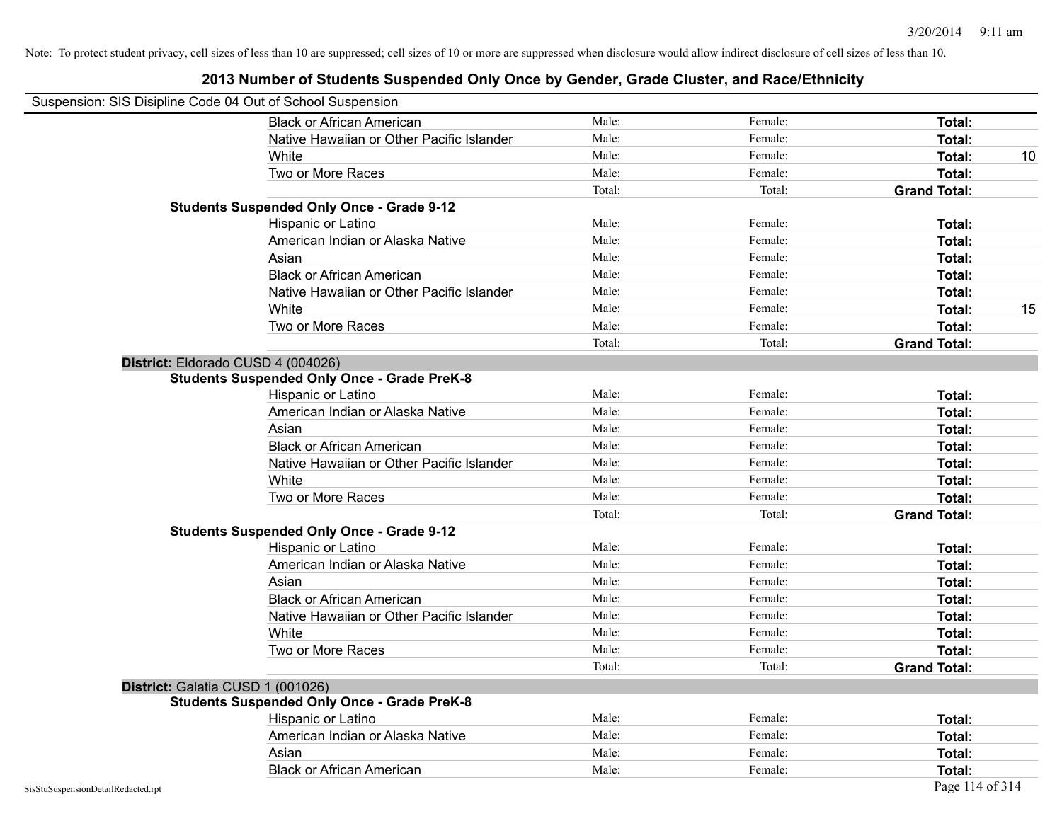Note: To protect student privacy, cell sizes of less than 10 are suppressed; cell sizes of 10 or more are suppressed when disclosure would allow indirect disclosure of cell sizes of less than 10.

# 2013 Number of Students Suspended Only Once by Gender, Grade Cluster, and Race/Ethnicity

Suspension: SIS Disipline Code 04 Out of School Suspension

| | | | | |
|---|---|---|---|---|
| Black or African American | Male: | Female: | **Total:** | |
| Native Hawaiian or Other Pacific Islander | Male: | Female: | **Total:** | |
| White | Male: | Female: | **Total:** | 10 |
| Two or More Races | Male: | Female: | **Total:** | |
| | Total: | Total: | **Grand Total:** | |

**Students Suspended Only Once - Grade 9-12**

| | | | | |
|---|---|---|---|---|
| Hispanic or Latino | Male: | Female: | **Total:** | |
| American Indian or Alaska Native | Male: | Female: | **Total:** | |
| Asian | Male: | Female: | **Total:** | |
| Black or African American | Male: | Female: | **Total:** | |
| Native Hawaiian or Other Pacific Islander | Male: | Female: | **Total:** | |
| White | Male: | Female: | **Total:** | 15 |
| Two or More Races | Male: | Female: | **Total:** | |
| | Total: | Total: | **Grand Total:** | |

## District: Eldorado CUSD 4 (004026)

**Students Suspended Only Once - Grade PreK-8**

| | | | | |
|---|---|---|---|---|
| Hispanic or Latino | Male: | Female: | **Total:** | |
| American Indian or Alaska Native | Male: | Female: | **Total:** | |
| Asian | Male: | Female: | **Total:** | |
| Black or African American | Male: | Female: | **Total:** | |
| Native Hawaiian or Other Pacific Islander | Male: | Female: | **Total:** | |
| White | Male: | Female: | **Total:** | |
| Two or More Races | Male: | Female: | **Total:** | |
| | Total: | Total: | **Grand Total:** | |

**Students Suspended Only Once - Grade 9-12**

| | | | | |
|---|---|---|---|---|
| Hispanic or Latino | Male: | Female: | **Total:** | |
| American Indian or Alaska Native | Male: | Female: | **Total:** | |
| Asian | Male: | Female: | **Total:** | |
| Black or African American | Male: | Female: | **Total:** | |
| Native Hawaiian or Other Pacific Islander | Male: | Female: | **Total:** | |
| White | Male: | Female: | **Total:** | |
| Two or More Races | Male: | Female: | **Total:** | |
| | Total: | Total: | **Grand Total:** | |

## District: Galatia CUSD 1 (001026)

**Students Suspended Only Once - Grade PreK-8**

| | | | | |
|---|---|---|---|---|
| Hispanic or Latino | Male: | Female: | **Total:** | |
| American Indian or Alaska Native | Male: | Female: | **Total:** | |
| Asian | Male: | Female: | **Total:** | |
| Black or African American | Male: | Female: | **Total:** | |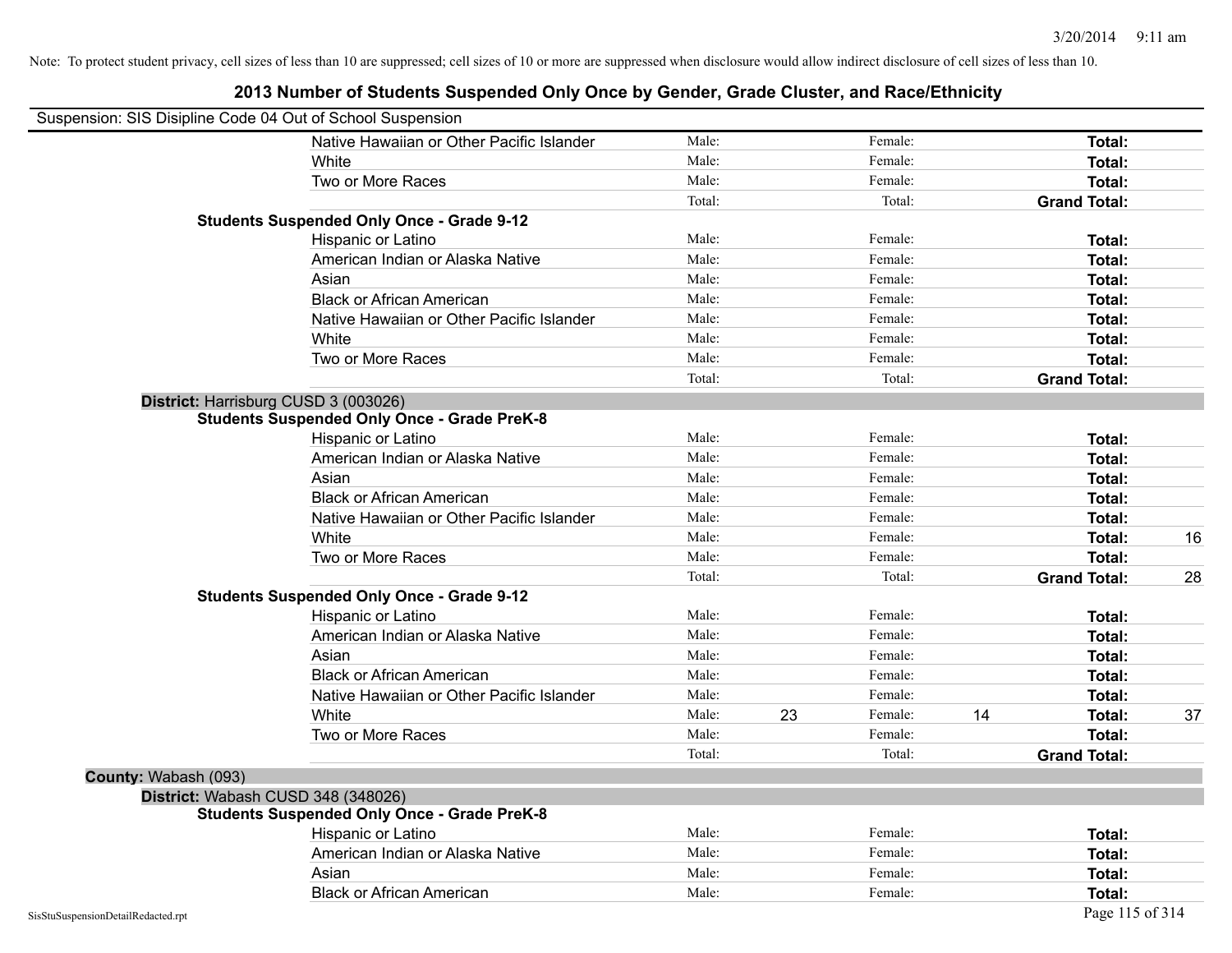Note: To protect student privacy, cell sizes of less than 10 are suppressed; cell sizes of 10 or more are suppressed when disclosure would allow indirect disclosure of cell sizes of less than 10.

# 2013 Number of Students Suspended Only Once by Gender, Grade Cluster, and Race/Ethnicity

Suspension: SIS Disipline Code 04 Out of School Suspension

| | | | | | | |
|---|---|---|---|---|---|---|
| Native Hawaiian or Other Pacific Islander | Male: | | Female: | | **Total:** | |
| White | Male: | | Female: | | **Total:** | |
| Two or More Races | Male: | | Female: | | **Total:** | |
| | Total: | | Total: | | **Grand Total:** | |

**Students Suspended Only Once - Grade 9-12**

| | | | | | | |
|---|---|---|---|---|---|---|
| Hispanic or Latino | Male: | | Female: | | **Total:** | |
| American Indian or Alaska Native | Male: | | Female: | | **Total:** | |
| Asian | Male: | | Female: | | **Total:** | |
| Black or African American | Male: | | Female: | | **Total:** | |
| Native Hawaiian or Other Pacific Islander | Male: | | Female: | | **Total:** | |
| White | Male: | | Female: | | **Total:** | |
| Two or More Races | Male: | | Female: | | **Total:** | |
| | Total: | | Total: | | **Grand Total:** | |

**District:** Harrisburg CUSD 3 (003026)

**Students Suspended Only Once - Grade PreK-8**

| | | | | | | |
|---|---|---|---|---|---|---|
| Hispanic or Latino | Male: | | Female: | | **Total:** | |
| American Indian or Alaska Native | Male: | | Female: | | **Total:** | |
| Asian | Male: | | Female: | | **Total:** | |
| Black or African American | Male: | | Female: | | **Total:** | |
| Native Hawaiian or Other Pacific Islander | Male: | | Female: | | **Total:** | |
| White | Male: | | Female: | | **Total:** | 16 |
| Two or More Races | Male: | | Female: | | **Total:** | |
| | Total: | | Total: | | **Grand Total:** | 28 |

**Students Suspended Only Once - Grade 9-12**

| | | | | | | |
|---|---|---|---|---|---|---|
| Hispanic or Latino | Male: | | Female: | | **Total:** | |
| American Indian or Alaska Native | Male: | | Female: | | **Total:** | |
| Asian | Male: | | Female: | | **Total:** | |
| Black or African American | Male: | | Female: | | **Total:** | |
| Native Hawaiian or Other Pacific Islander | Male: | | Female: | | **Total:** | |
| White | Male: | 23 | Female: | 14 | **Total:** | 37 |
| Two or More Races | Male: | | Female: | | **Total:** | |
| | Total: | | Total: | | **Grand Total:** | |

**County:** Wabash (093)

**District:** Wabash CUSD 348 (348026)

**Students Suspended Only Once - Grade PreK-8**

| | | | | | | |
|---|---|---|---|---|---|---|
| Hispanic or Latino | Male: | | Female: | | **Total:** | |
| American Indian or Alaska Native | Male: | | Female: | | **Total:** | |
| Asian | Male: | | Female: | | **Total:** | |
| Black or African American | Male: | | Female: | | **Total:** | |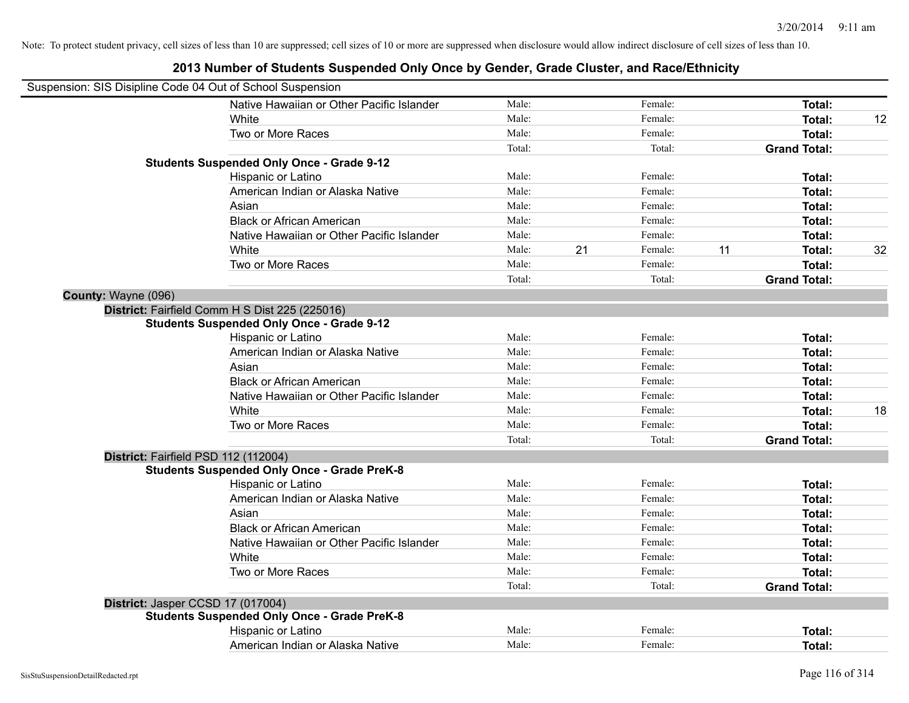Note: To protect student privacy, cell sizes of less than 10 are suppressed; cell sizes of 10 or more are suppressed when disclosure would allow indirect disclosure of cell sizes of less than 10.

# 2013 Number of Students Suspended Only Once by Gender, Grade Cluster, and Race/Ethnicity

Suspension: SIS Disipline Code 04 Out of School Suspension

| | | | | | | |
|---|---|---|---|---|---|---|
| Native Hawaiian or Other Pacific Islander | Male: | | Female: | | **Total:** | |
| White | Male: | | Female: | | **Total:** | 12 |
| Two or More Races | Male: | | Female: | | **Total:** | |
| | Total: | | Total: | | **Grand Total:** | |

**Students Suspended Only Once - Grade 9-12**

| | | | | | | |
|---|---|---|---|---|---|---|
| Hispanic or Latino | Male: | | Female: | | **Total:** | |
| American Indian or Alaska Native | Male: | | Female: | | **Total:** | |
| Asian | Male: | | Female: | | **Total:** | |
| Black or African American | Male: | | Female: | | **Total:** | |
| Native Hawaiian or Other Pacific Islander | Male: | | Female: | | **Total:** | |
| White | Male: | 21 | Female: | 11 | **Total:** | 32 |
| Two or More Races | Male: | | Female: | | **Total:** | |
| | Total: | | Total: | | **Grand Total:** | |

**County:** Wayne (096)

**District:** Fairfield Comm H S Dist 225 (225016)

**Students Suspended Only Once - Grade 9-12**

| | | | | | | |
|---|---|---|---|---|---|---|
| Hispanic or Latino | Male: | | Female: | | **Total:** | |
| American Indian or Alaska Native | Male: | | Female: | | **Total:** | |
| Asian | Male: | | Female: | | **Total:** | |
| Black or African American | Male: | | Female: | | **Total:** | |
| Native Hawaiian or Other Pacific Islander | Male: | | Female: | | **Total:** | |
| White | Male: | | Female: | | **Total:** | 18 |
| Two or More Races | Male: | | Female: | | **Total:** | |
| | Total: | | Total: | | **Grand Total:** | |

**District:** Fairfield PSD 112 (112004)

**Students Suspended Only Once - Grade PreK-8**

| | | | | | | |
|---|---|---|---|---|---|---|
| Hispanic or Latino | Male: | | Female: | | **Total:** | |
| American Indian or Alaska Native | Male: | | Female: | | **Total:** | |
| Asian | Male: | | Female: | | **Total:** | |
| Black or African American | Male: | | Female: | | **Total:** | |
| Native Hawaiian or Other Pacific Islander | Male: | | Female: | | **Total:** | |
| White | Male: | | Female: | | **Total:** | |
| Two or More Races | Male: | | Female: | | **Total:** | |
| | Total: | | Total: | | **Grand Total:** | |

**District:** Jasper CCSD 17 (017004)

**Students Suspended Only Once - Grade PreK-8**

| | | | | | | |
|---|---|---|---|---|---|---|
| Hispanic or Latino | Male: | | Female: | | **Total:** | |
| American Indian or Alaska Native | Male: | | Female: | | **Total:** | |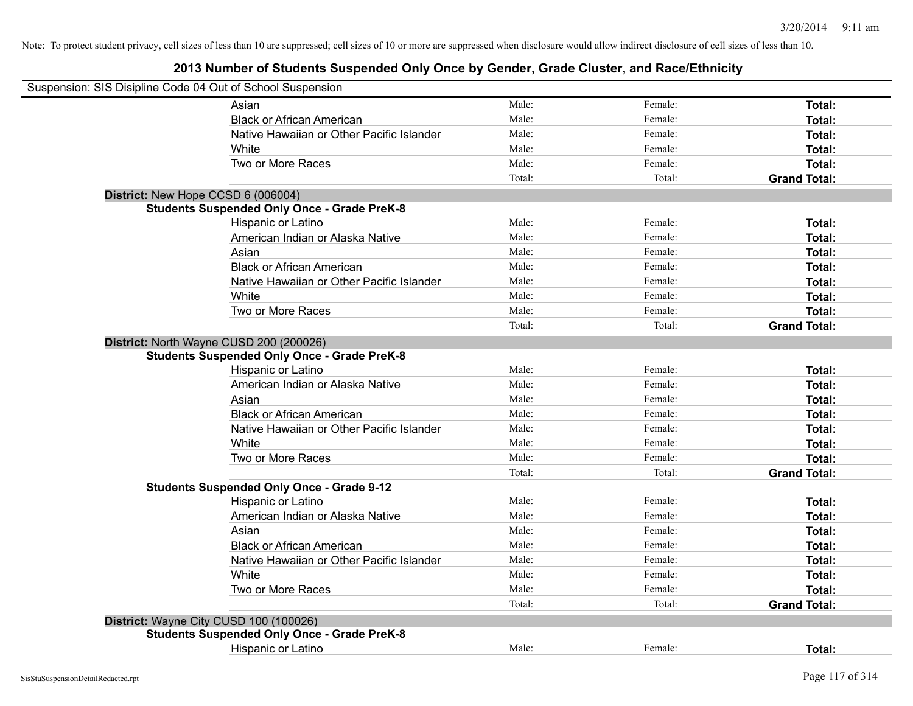Note: To protect student privacy, cell sizes of less than 10 are suppressed; cell sizes of 10 or more are suppressed when disclosure would allow indirect disclosure of cell sizes of less than 10.

## 2013 Number of Students Suspended Only Once by Gender, Grade Cluster, and Race/Ethnicity

Suspension: SIS Disipline Code 04 Out of School Suspension

| | | | |
|---|---|---|---|
| Asian | Male: | Female: | **Total:** |
| Black or African American | Male: | Female: | **Total:** |
| Native Hawaiian or Other Pacific Islander | Male: | Female: | **Total:** |
| White | Male: | Female: | **Total:** |
| Two or More Races | Male: | Female: | **Total:** |
| | Total: | Total: | **Grand Total:** |

**District:** New Hope CCSD 6 (006004)

**Students Suspended Only Once - Grade PreK-8**

| | | | |
|---|---|---|---|
| Hispanic or Latino | Male: | Female: | **Total:** |
| American Indian or Alaska Native | Male: | Female: | **Total:** |
| Asian | Male: | Female: | **Total:** |
| Black or African American | Male: | Female: | **Total:** |
| Native Hawaiian or Other Pacific Islander | Male: | Female: | **Total:** |
| White | Male: | Female: | **Total:** |
| Two or More Races | Male: | Female: | **Total:** |
| | Total: | Total: | **Grand Total:** |

**District:** North Wayne CUSD 200 (200026)

**Students Suspended Only Once - Grade PreK-8**

| | | | |
|---|---|---|---|
| Hispanic or Latino | Male: | Female: | **Total:** |
| American Indian or Alaska Native | Male: | Female: | **Total:** |
| Asian | Male: | Female: | **Total:** |
| Black or African American | Male: | Female: | **Total:** |
| Native Hawaiian or Other Pacific Islander | Male: | Female: | **Total:** |
| White | Male: | Female: | **Total:** |
| Two or More Races | Male: | Female: | **Total:** |
| | Total: | Total: | **Grand Total:** |

**Students Suspended Only Once - Grade 9-12**

| | | | |
|---|---|---|---|
| Hispanic or Latino | Male: | Female: | **Total:** |
| American Indian or Alaska Native | Male: | Female: | **Total:** |
| Asian | Male: | Female: | **Total:** |
| Black or African American | Male: | Female: | **Total:** |
| Native Hawaiian or Other Pacific Islander | Male: | Female: | **Total:** |
| White | Male: | Female: | **Total:** |
| Two or More Races | Male: | Female: | **Total:** |
| | Total: | Total: | **Grand Total:** |

**District:** Wayne City CUSD 100 (100026)

**Students Suspended Only Once - Grade PreK-8**

| | | | |
|---|---|---|---|
| Hispanic or Latino | Male: | Female: | **Total:** |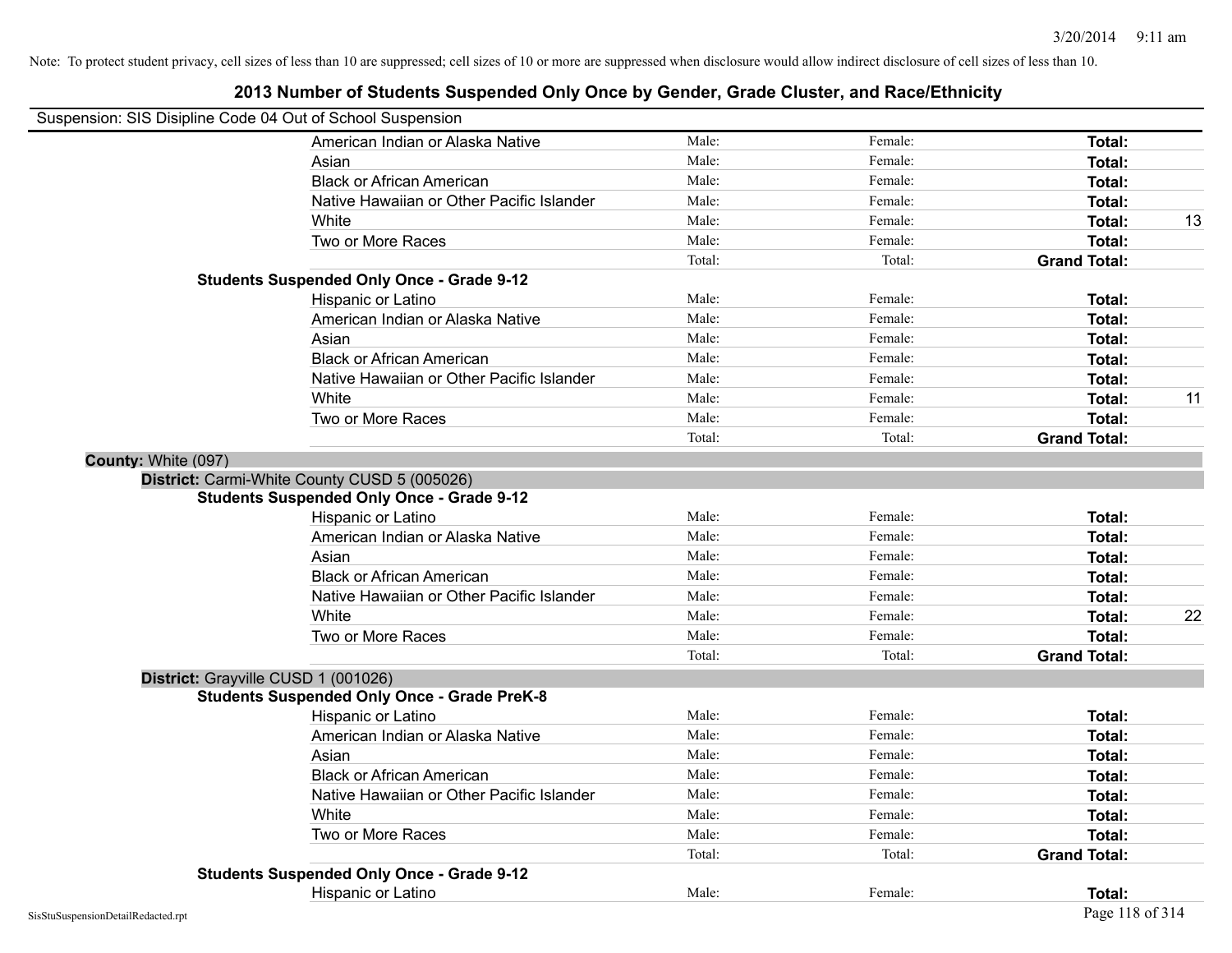Note: To protect student privacy, cell sizes of less than 10 are suppressed; cell sizes of 10 or more are suppressed when disclosure would allow indirect disclosure of cell sizes of less than 10.

## 2013 Number of Students Suspended Only Once by Gender, Grade Cluster, and Race/Ethnicity

Suspension: SIS Disipline Code 04 Out of School Suspension

| | | | | |
|---|---|---|---|---|
| American Indian or Alaska Native | Male: | Female: | **Total:** | |
| Asian | Male: | Female: | **Total:** | |
| Black or African American | Male: | Female: | **Total:** | |
| Native Hawaiian or Other Pacific Islander | Male: | Female: | **Total:** | |
| White | Male: | Female: | **Total:** | 13 |
| Two or More Races | Male: | Female: | **Total:** | |
| | Total: | Total: | **Grand Total:** | |

**Students Suspended Only Once - Grade 9-12**

| | | | | |
|---|---|---|---|---|
| Hispanic or Latino | Male: | Female: | **Total:** | |
| American Indian or Alaska Native | Male: | Female: | **Total:** | |
| Asian | Male: | Female: | **Total:** | |
| Black or African American | Male: | Female: | **Total:** | |
| Native Hawaiian or Other Pacific Islander | Male: | Female: | **Total:** | |
| White | Male: | Female: | **Total:** | 11 |
| Two or More Races | Male: | Female: | **Total:** | |
| | Total: | Total: | **Grand Total:** | |

**County:** White (097)

**District:** Carmi-White County CUSD 5 (005026)

**Students Suspended Only Once - Grade 9-12**

| | | | | |
|---|---|---|---|---|
| Hispanic or Latino | Male: | Female: | **Total:** | |
| American Indian or Alaska Native | Male: | Female: | **Total:** | |
| Asian | Male: | Female: | **Total:** | |
| Black or African American | Male: | Female: | **Total:** | |
| Native Hawaiian or Other Pacific Islander | Male: | Female: | **Total:** | |
| White | Male: | Female: | **Total:** | 22 |
| Two or More Races | Male: | Female: | **Total:** | |
| | Total: | Total: | **Grand Total:** | |

**District:** Grayville CUSD 1 (001026)

**Students Suspended Only Once - Grade PreK-8**

| | | | | |
|---|---|---|---|---|
| Hispanic or Latino | Male: | Female: | **Total:** | |
| American Indian or Alaska Native | Male: | Female: | **Total:** | |
| Asian | Male: | Female: | **Total:** | |
| Black or African American | Male: | Female: | **Total:** | |
| Native Hawaiian or Other Pacific Islander | Male: | Female: | **Total:** | |
| White | Male: | Female: | **Total:** | |
| Two or More Races | Male: | Female: | **Total:** | |
| | Total: | Total: | **Grand Total:** | |

**Students Suspended Only Once - Grade 9-12**

| | | | | |
|---|---|---|---|---|
| Hispanic or Latino | Male: | Female: | **Total:** | |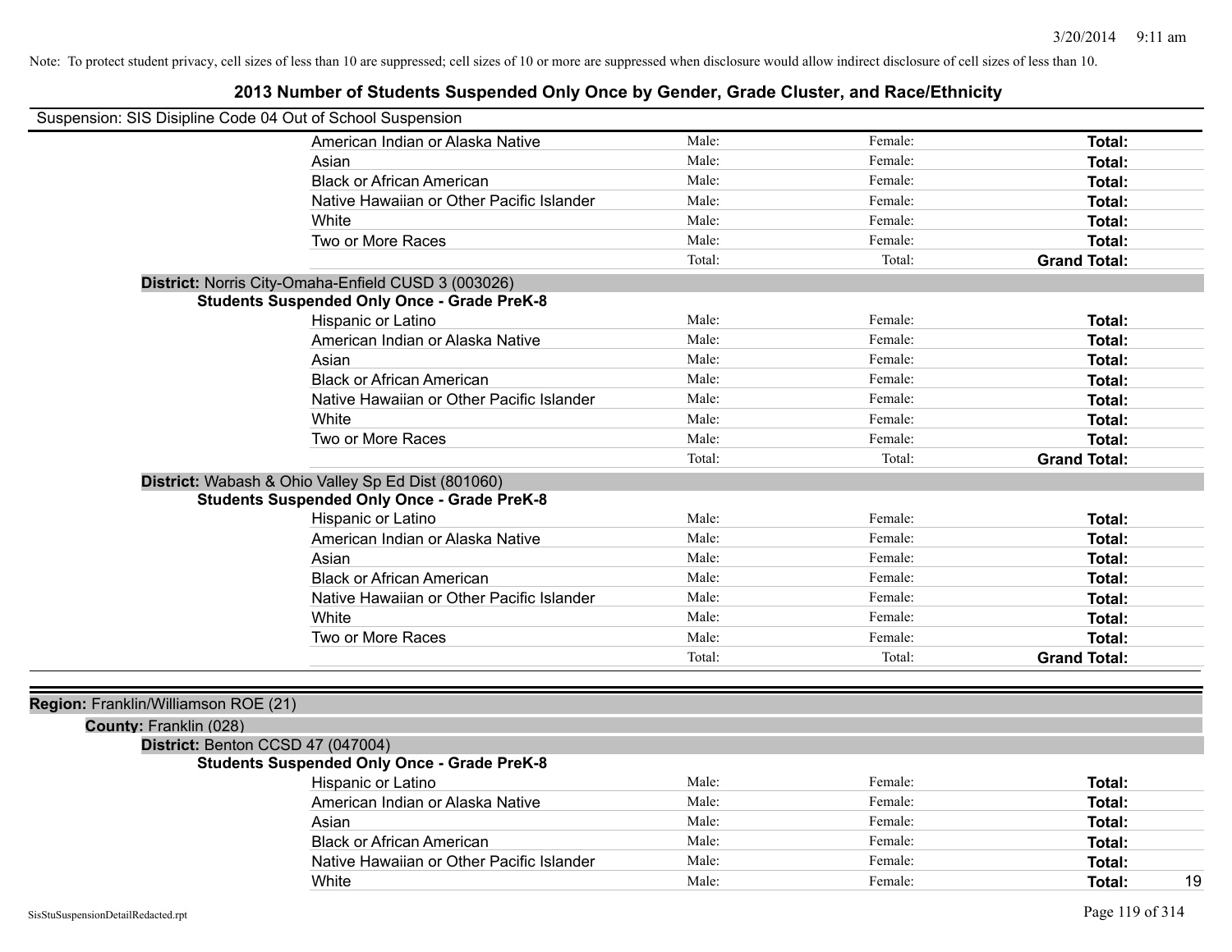Note: To protect student privacy, cell sizes of less than 10 are suppressed; cell sizes of 10 or more are suppressed when disclosure would allow indirect disclosure of cell sizes of less than 10.

## 2013 Number of Students Suspended Only Once by Gender, Grade Cluster, and Race/Ethnicity

Suspension: SIS Disipline Code 04 Out of School Suspension

| | Male | Female | Total |
|---|---|---|---|
| American Indian or Alaska Native | Male: | Female: | **Total:** |
| Asian | Male: | Female: | **Total:** |
| Black or African American | Male: | Female: | **Total:** |
| Native Hawaiian or Other Pacific Islander | Male: | Female: | **Total:** |
| White | Male: | Female: | **Total:** |
| Two or More Races | Male: | Female: | **Total:** |
| | Total: | Total: | **Grand Total:** |

**District:** Norris City-Omaha-Enfield CUSD 3 (003026)

**Students Suspended Only Once - Grade PreK-8**

| | Male | Female | Total |
|---|---|---|---|
| Hispanic or Latino | Male: | Female: | **Total:** |
| American Indian or Alaska Native | Male: | Female: | **Total:** |
| Asian | Male: | Female: | **Total:** |
| Black or African American | Male: | Female: | **Total:** |
| Native Hawaiian or Other Pacific Islander | Male: | Female: | **Total:** |
| White | Male: | Female: | **Total:** |
| Two or More Races | Male: | Female: | **Total:** |
| | Total: | Total: | **Grand Total:** |

**District:** Wabash & Ohio Valley Sp Ed Dist (801060)

**Students Suspended Only Once - Grade PreK-8**

| | Male | Female | Total |
|---|---|---|---|
| Hispanic or Latino | Male: | Female: | **Total:** |
| American Indian or Alaska Native | Male: | Female: | **Total:** |
| Asian | Male: | Female: | **Total:** |
| Black or African American | Male: | Female: | **Total:** |
| Native Hawaiian or Other Pacific Islander | Male: | Female: | **Total:** |
| White | Male: | Female: | **Total:** |
| Two or More Races | Male: | Female: | **Total:** |
| | Total: | Total: | **Grand Total:** |

**Region:** Franklin/Williamson ROE (21)

**County:** Franklin (028)

**District:** Benton CCSD 47 (047004)

**Students Suspended Only Once - Grade PreK-8**

| | Male | Female | Total |
|---|---|---|---|
| Hispanic or Latino | Male: | Female: | **Total:** |
| American Indian or Alaska Native | Male: | Female: | **Total:** |
| Asian | Male: | Female: | **Total:** |
| Black or African American | Male: | Female: | **Total:** |
| Native Hawaiian or Other Pacific Islander | Male: | Female: | **Total:** |
| White | Male: | Female: | **Total:** 19 |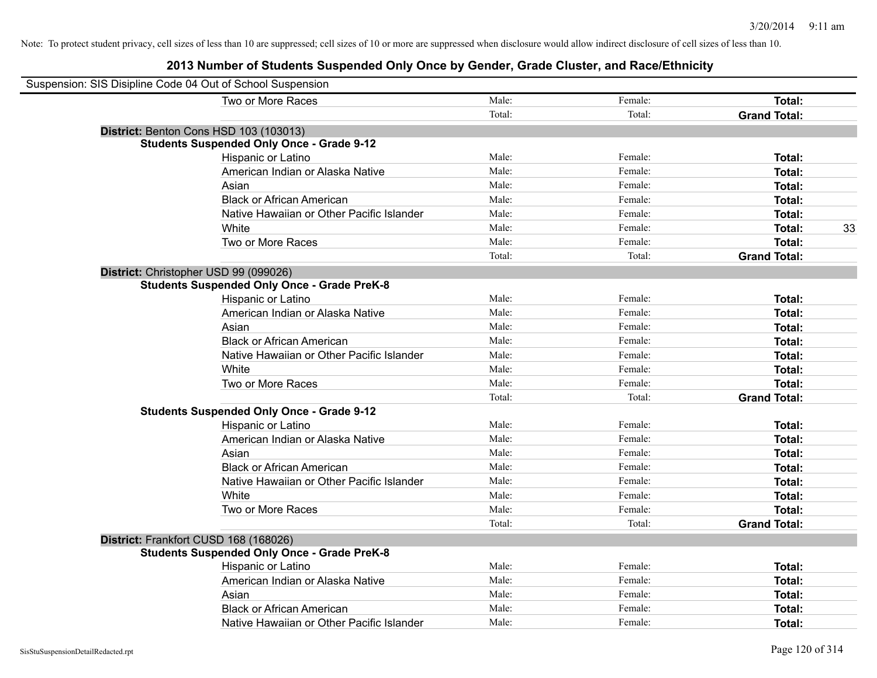Note: To protect student privacy, cell sizes of less than 10 are suppressed; cell sizes of 10 or more are suppressed when disclosure would allow indirect disclosure of cell sizes of less than 10.

## 2013 Number of Students Suspended Only Once by Gender, Grade Cluster, and Race/Ethnicity

Suspension: SIS Disipline Code 04 Out of School Suspension

| | | | | |
|---|---|---|---|---|
| Two or More Races | Male: | Female: | **Total:** | |
| | Total: | Total: | **Grand Total:** | |

**District:** Benton Cons HSD 103 (103013)

**Students Suspended Only Once - Grade 9-12**

| | | | | |
|---|---|---|---|---|
| Hispanic or Latino | Male: | Female: | **Total:** | |
| American Indian or Alaska Native | Male: | Female: | **Total:** | |
| Asian | Male: | Female: | **Total:** | |
| Black or African American | Male: | Female: | **Total:** | |
| Native Hawaiian or Other Pacific Islander | Male: | Female: | **Total:** | |
| White | Male: | Female: | **Total:** | 33 |
| Two or More Races | Male: | Female: | **Total:** | |
| | Total: | Total: | **Grand Total:** | |

**District:** Christopher USD 99 (099026)

**Students Suspended Only Once - Grade PreK-8**

| | | | | |
|---|---|---|---|---|
| Hispanic or Latino | Male: | Female: | **Total:** | |
| American Indian or Alaska Native | Male: | Female: | **Total:** | |
| Asian | Male: | Female: | **Total:** | |
| Black or African American | Male: | Female: | **Total:** | |
| Native Hawaiian or Other Pacific Islander | Male: | Female: | **Total:** | |
| White | Male: | Female: | **Total:** | |
| Two or More Races | Male: | Female: | **Total:** | |
| | Total: | Total: | **Grand Total:** | |

**Students Suspended Only Once - Grade 9-12**

| | | | | |
|---|---|---|---|---|
| Hispanic or Latino | Male: | Female: | **Total:** | |
| American Indian or Alaska Native | Male: | Female: | **Total:** | |
| Asian | Male: | Female: | **Total:** | |
| Black or African American | Male: | Female: | **Total:** | |
| Native Hawaiian or Other Pacific Islander | Male: | Female: | **Total:** | |
| White | Male: | Female: | **Total:** | |
| Two or More Races | Male: | Female: | **Total:** | |
| | Total: | Total: | **Grand Total:** | |

**District:** Frankfort CUSD 168 (168026)

**Students Suspended Only Once - Grade PreK-8**

| | | | | |
|---|---|---|---|---|
| Hispanic or Latino | Male: | Female: | **Total:** | |
| American Indian or Alaska Native | Male: | Female: | **Total:** | |
| Asian | Male: | Female: | **Total:** | |
| Black or African American | Male: | Female: | **Total:** | |
| Native Hawaiian or Other Pacific Islander | Male: | Female: | **Total:** | |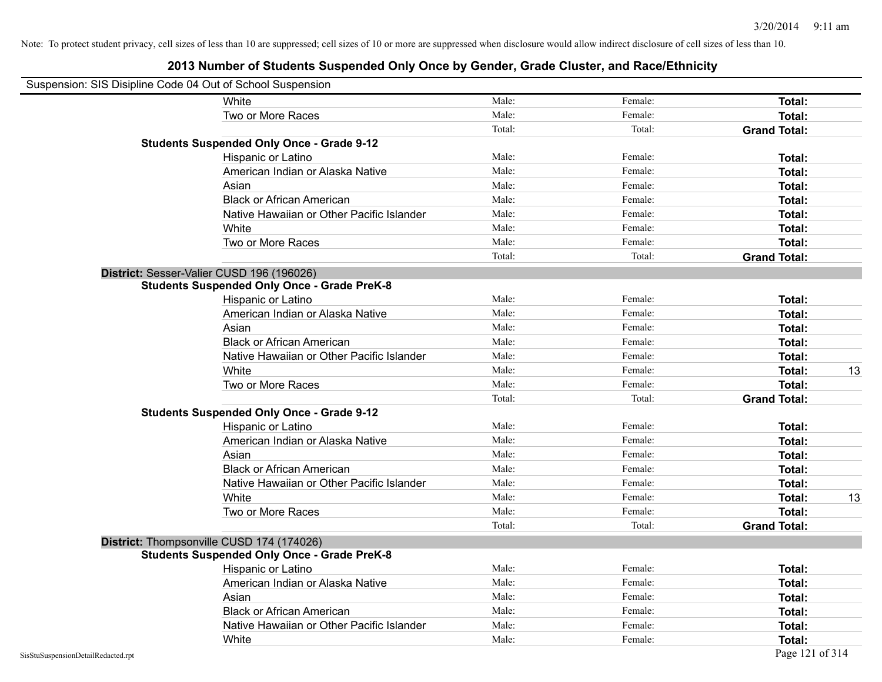Note: To protect student privacy, cell sizes of less than 10 are suppressed; cell sizes of 10 or more are suppressed when disclosure would allow indirect disclosure of cell sizes of less than 10.

# 2013 Number of Students Suspended Only Once by Gender, Grade Cluster, and Race/Ethnicity

Suspension: SIS Disipline Code 04 Out of School Suspension

| | | | | |
|---|---|---|---|---|
| White | Male: | Female: | **Total:** | |
| Two or More Races | Male: | Female: | **Total:** | |
| | Total: | Total: | **Grand Total:** | |

**Students Suspended Only Once - Grade 9-12**

| | | | | |
|---|---|---|---|---|
| Hispanic or Latino | Male: | Female: | **Total:** | |
| American Indian or Alaska Native | Male: | Female: | **Total:** | |
| Asian | Male: | Female: | **Total:** | |
| Black or African American | Male: | Female: | **Total:** | |
| Native Hawaiian or Other Pacific Islander | Male: | Female: | **Total:** | |
| White | Male: | Female: | **Total:** | |
| Two or More Races | Male: | Female: | **Total:** | |
| | Total: | Total: | **Grand Total:** | |

**District:** Sesser-Valier CUSD 196 (196026)

**Students Suspended Only Once - Grade PreK-8**

| | | | | |
|---|---|---|---|---|
| Hispanic or Latino | Male: | Female: | **Total:** | |
| American Indian or Alaska Native | Male: | Female: | **Total:** | |
| Asian | Male: | Female: | **Total:** | |
| Black or African American | Male: | Female: | **Total:** | |
| Native Hawaiian or Other Pacific Islander | Male: | Female: | **Total:** | |
| White | Male: | Female: | **Total:** | 13 |
| Two or More Races | Male: | Female: | **Total:** | |
| | Total: | Total: | **Grand Total:** | |

**Students Suspended Only Once - Grade 9-12**

| | | | | |
|---|---|---|---|---|
| Hispanic or Latino | Male: | Female: | **Total:** | |
| American Indian or Alaska Native | Male: | Female: | **Total:** | |
| Asian | Male: | Female: | **Total:** | |
| Black or African American | Male: | Female: | **Total:** | |
| Native Hawaiian or Other Pacific Islander | Male: | Female: | **Total:** | |
| White | Male: | Female: | **Total:** | 13 |
| Two or More Races | Male: | Female: | **Total:** | |
| | Total: | Total: | **Grand Total:** | |

**District:** Thompsonville CUSD 174 (174026)

**Students Suspended Only Once - Grade PreK-8**

| | | | | |
|---|---|---|---|---|
| Hispanic or Latino | Male: | Female: | **Total:** | |
| American Indian or Alaska Native | Male: | Female: | **Total:** | |
| Asian | Male: | Female: | **Total:** | |
| Black or African American | Male: | Female: | **Total:** | |
| Native Hawaiian or Other Pacific Islander | Male: | Female: | **Total:** | |
| White | Male: | Female: | **Total:** | |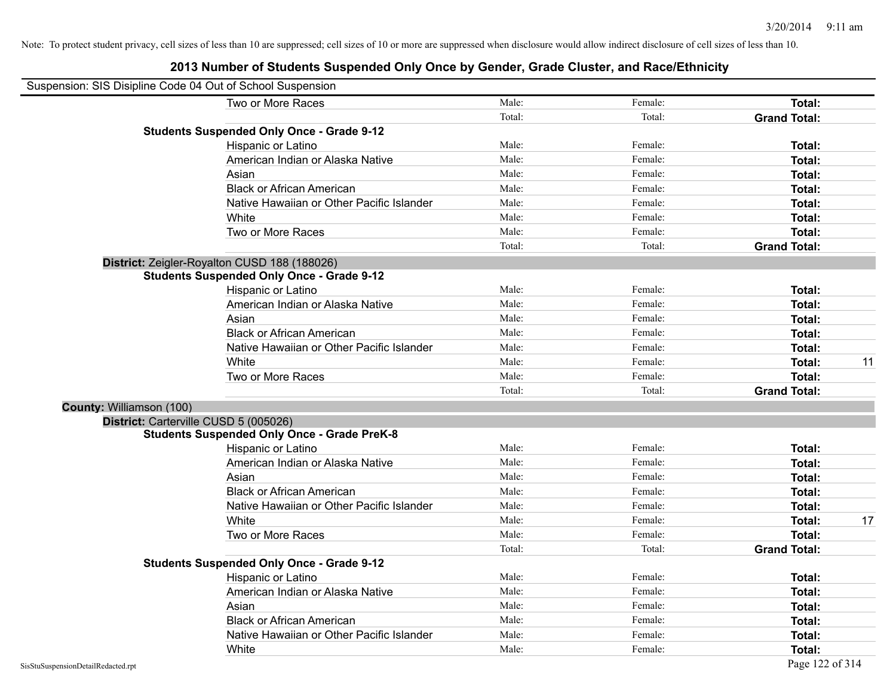Note: To protect student privacy, cell sizes of less than 10 are suppressed; cell sizes of 10 or more are suppressed when disclosure would allow indirect disclosure of cell sizes of less than 10.

# 2013 Number of Students Suspended Only Once by Gender, Grade Cluster, and Race/Ethnicity

Suspension: SIS Disipline Code 04 Out of School Suspension

| | | | | |
|---|---|---|---|---|
| Two or More Races | Male: | Female: | **Total:** | |
| | Total: | Total: | **Grand Total:** | |
| **Students Suspended Only Once - Grade 9-12** | | | | |
| Hispanic or Latino | Male: | Female: | **Total:** | |
| American Indian or Alaska Native | Male: | Female: | **Total:** | |
| Asian | Male: | Female: | **Total:** | |
| Black or African American | Male: | Female: | **Total:** | |
| Native Hawaiian or Other Pacific Islander | Male: | Female: | **Total:** | |
| White | Male: | Female: | **Total:** | |
| Two or More Races | Male: | Female: | **Total:** | |
| | Total: | Total: | **Grand Total:** | |
| **District:** Zeigler-Royalton CUSD 188 (188026) | | | | |
| **Students Suspended Only Once - Grade 9-12** | | | | |
| Hispanic or Latino | Male: | Female: | **Total:** | |
| American Indian or Alaska Native | Male: | Female: | **Total:** | |
| Asian | Male: | Female: | **Total:** | |
| Black or African American | Male: | Female: | **Total:** | |
| Native Hawaiian or Other Pacific Islander | Male: | Female: | **Total:** | |
| White | Male: | Female: | **Total:** | 11 |
| Two or More Races | Male: | Female: | **Total:** | |
| | Total: | Total: | **Grand Total:** | |
| **County:** Williamson (100) | | | | |
| **District:** Carterville CUSD 5 (005026) | | | | |
| **Students Suspended Only Once - Grade PreK-8** | | | | |
| Hispanic or Latino | Male: | Female: | **Total:** | |
| American Indian or Alaska Native | Male: | Female: | **Total:** | |
| Asian | Male: | Female: | **Total:** | |
| Black or African American | Male: | Female: | **Total:** | |
| Native Hawaiian or Other Pacific Islander | Male: | Female: | **Total:** | |
| White | Male: | Female: | **Total:** | 17 |
| Two or More Races | Male: | Female: | **Total:** | |
| | Total: | Total: | **Grand Total:** | |
| **Students Suspended Only Once - Grade 9-12** | | | | |
| Hispanic or Latino | Male: | Female: | **Total:** | |
| American Indian or Alaska Native | Male: | Female: | **Total:** | |
| Asian | Male: | Female: | **Total:** | |
| Black or African American | Male: | Female: | **Total:** | |
| Native Hawaiian or Other Pacific Islander | Male: | Female: | **Total:** | |
| White | Male: | Female: | **Total:** | |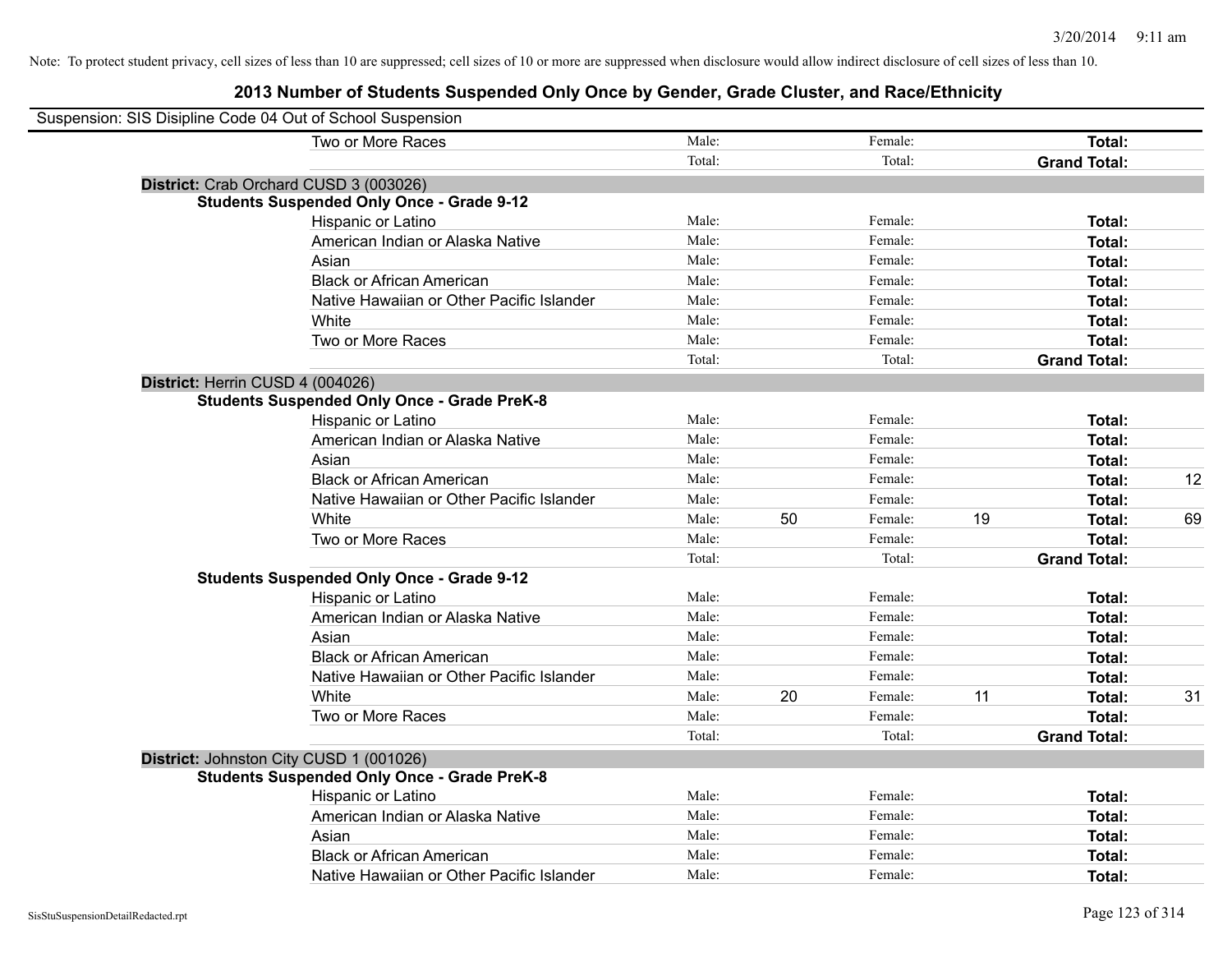Note: To protect student privacy, cell sizes of less than 10 are suppressed; cell sizes of 10 or more are suppressed when disclosure would allow indirect disclosure of cell sizes of less than 10.

# 2013 Number of Students Suspended Only Once by Gender, Grade Cluster, and Race/Ethnicity

Suspension: SIS Disipline Code 04 Out of School Suspension

| | | | | | | |
|---|---|---|---|---|---|---|
| Two or More Races | Male: | | Female: | | **Total:** | |
| | Total: | | Total: | | **Grand Total:** | |

**District:** Crab Orchard CUSD 3 (003026)

**Students Suspended Only Once - Grade 9-12**

| | | | | | | |
|---|---|---|---|---|---|---|
| Hispanic or Latino | Male: | | Female: | | **Total:** | |
| American Indian or Alaska Native | Male: | | Female: | | **Total:** | |
| Asian | Male: | | Female: | | **Total:** | |
| Black or African American | Male: | | Female: | | **Total:** | |
| Native Hawaiian or Other Pacific Islander | Male: | | Female: | | **Total:** | |
| White | Male: | | Female: | | **Total:** | |
| Two or More Races | Male: | | Female: | | **Total:** | |
| | Total: | | Total: | | **Grand Total:** | |

**District:** Herrin CUSD 4 (004026)

**Students Suspended Only Once - Grade PreK-8**

| | | | | | | |
|---|---|---|---|---|---|---|
| Hispanic or Latino | Male: | | Female: | | **Total:** | |
| American Indian or Alaska Native | Male: | | Female: | | **Total:** | |
| Asian | Male: | | Female: | | **Total:** | |
| Black or African American | Male: | | Female: | | **Total:** | 12 |
| Native Hawaiian or Other Pacific Islander | Male: | | Female: | | **Total:** | |
| White | Male: | 50 | Female: | 19 | **Total:** | 69 |
| Two or More Races | Male: | | Female: | | **Total:** | |
| | Total: | | Total: | | **Grand Total:** | |

**Students Suspended Only Once - Grade 9-12**

| | | | | | | |
|---|---|---|---|---|---|---|
| Hispanic or Latino | Male: | | Female: | | **Total:** | |
| American Indian or Alaska Native | Male: | | Female: | | **Total:** | |
| Asian | Male: | | Female: | | **Total:** | |
| Black or African American | Male: | | Female: | | **Total:** | |
| Native Hawaiian or Other Pacific Islander | Male: | | Female: | | **Total:** | |
| White | Male: | 20 | Female: | 11 | **Total:** | 31 |
| Two or More Races | Male: | | Female: | | **Total:** | |
| | Total: | | Total: | | **Grand Total:** | |

**District:** Johnston City CUSD 1 (001026)

**Students Suspended Only Once - Grade PreK-8**

| | | | | | | |
|---|---|---|---|---|---|---|
| Hispanic or Latino | Male: | | Female: | | **Total:** | |
| American Indian or Alaska Native | Male: | | Female: | | **Total:** | |
| Asian | Male: | | Female: | | **Total:** | |
| Black or African American | Male: | | Female: | | **Total:** | |
| Native Hawaiian or Other Pacific Islander | Male: | | Female: | | **Total:** | |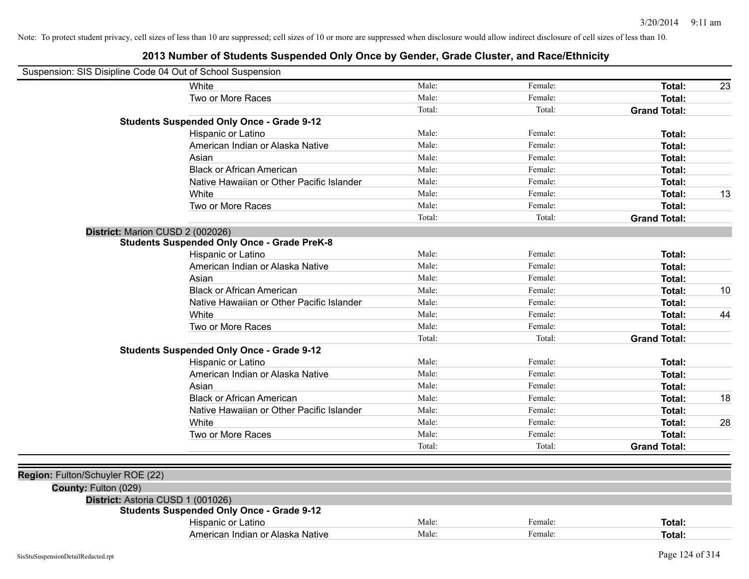Note: To protect student privacy, cell sizes of less than 10 are suppressed; cell sizes of 10 or more are suppressed when disclosure would allow indirect disclosure of cell sizes of less than 10.

# 2013 Number of Students Suspended Only Once by Gender, Grade Cluster, and Race/Ethnicity

Suspension: SIS Disipline Code 04 Out of School Suspension

| | | | | |
|---|---|---|---|---|
| White | Male: | Female: | **Total:** | 23 |
| Two or More Races | Male: | Female: | **Total:** | |
| | Total: | Total: | **Grand Total:** | |

**Students Suspended Only Once - Grade 9-12**

| | | | | |
|---|---|---|---|---|
| Hispanic or Latino | Male: | Female: | **Total:** | |
| American Indian or Alaska Native | Male: | Female: | **Total:** | |
| Asian | Male: | Female: | **Total:** | |
| Black or African American | Male: | Female: | **Total:** | |
| Native Hawaiian or Other Pacific Islander | Male: | Female: | **Total:** | |
| White | Male: | Female: | **Total:** | 13 |
| Two or More Races | Male: | Female: | **Total:** | |
| | Total: | Total: | **Grand Total:** | |

**District:** Marion CUSD 2 (002026)

**Students Suspended Only Once - Grade PreK-8**

| | | | | |
|---|---|---|---|---|
| Hispanic or Latino | Male: | Female: | **Total:** | |
| American Indian or Alaska Native | Male: | Female: | **Total:** | |
| Asian | Male: | Female: | **Total:** | |
| Black or African American | Male: | Female: | **Total:** | 10 |
| Native Hawaiian or Other Pacific Islander | Male: | Female: | **Total:** | |
| White | Male: | Female: | **Total:** | 44 |
| Two or More Races | Male: | Female: | **Total:** | |
| | Total: | Total: | **Grand Total:** | |

**Students Suspended Only Once - Grade 9-12**

| | | | | |
|---|---|---|---|---|
| Hispanic or Latino | Male: | Female: | **Total:** | |
| American Indian or Alaska Native | Male: | Female: | **Total:** | |
| Asian | Male: | Female: | **Total:** | |
| Black or African American | Male: | Female: | **Total:** | 18 |
| Native Hawaiian or Other Pacific Islander | Male: | Female: | **Total:** | |
| White | Male: | Female: | **Total:** | 28 |
| Two or More Races | Male: | Female: | **Total:** | |
| | Total: | Total: | **Grand Total:** | |

**Region:** Fulton/Schuyler ROE (22)

**County:** Fulton (029)

**District:** Astoria CUSD 1 (001026)

**Students Suspended Only Once - Grade 9-12**

| | | | | |
|---|---|---|---|---|
| Hispanic or Latino | Male: | Female: | **Total:** | |
| American Indian or Alaska Native | Male: | Female: | **Total:** | |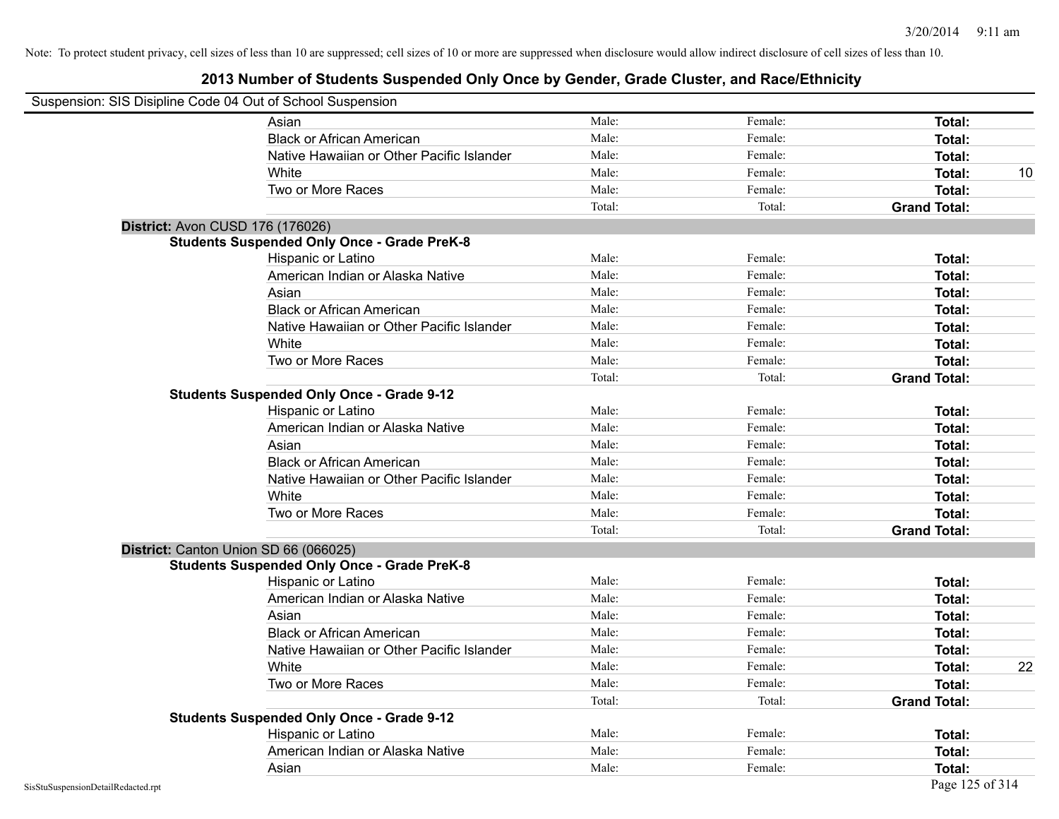Note: To protect student privacy, cell sizes of less than 10 are suppressed; cell sizes of 10 or more are suppressed when disclosure would allow indirect disclosure of cell sizes of less than 10.

# 2013 Number of Students Suspended Only Once by Gender, Grade Cluster, and Race/Ethnicity

Suspension: SIS Disipline Code 04 Out of School Suspension

| | Male | Female | Total |
|---|---|---|---|
| Asian | Male: | Female: | **Total:** |
| Black or African American | Male: | Female: | **Total:** |
| Native Hawaiian or Other Pacific Islander | Male: | Female: | **Total:** |
| White | Male: | Female: | **Total:** 10 |
| Two or More Races | Male: | Female: | **Total:** |
| | Total: | Total: | **Grand Total:** |

**District:** Avon CUSD 176 (176026)

**Students Suspended Only Once - Grade PreK-8**

| | Male | Female | Total |
|---|---|---|---|
| Hispanic or Latino | Male: | Female: | **Total:** |
| American Indian or Alaska Native | Male: | Female: | **Total:** |
| Asian | Male: | Female: | **Total:** |
| Black or African American | Male: | Female: | **Total:** |
| Native Hawaiian or Other Pacific Islander | Male: | Female: | **Total:** |
| White | Male: | Female: | **Total:** |
| Two or More Races | Male: | Female: | **Total:** |
| | Total: | Total: | **Grand Total:** |

**Students Suspended Only Once - Grade 9-12**

| | Male | Female | Total |
|---|---|---|---|
| Hispanic or Latino | Male: | Female: | **Total:** |
| American Indian or Alaska Native | Male: | Female: | **Total:** |
| Asian | Male: | Female: | **Total:** |
| Black or African American | Male: | Female: | **Total:** |
| Native Hawaiian or Other Pacific Islander | Male: | Female: | **Total:** |
| White | Male: | Female: | **Total:** |
| Two or More Races | Male: | Female: | **Total:** |
| | Total: | Total: | **Grand Total:** |

**District:** Canton Union SD 66 (066025)

**Students Suspended Only Once - Grade PreK-8**

| | Male | Female | Total |
|---|---|---|---|
| Hispanic or Latino | Male: | Female: | **Total:** |
| American Indian or Alaska Native | Male: | Female: | **Total:** |
| Asian | Male: | Female: | **Total:** |
| Black or African American | Male: | Female: | **Total:** |
| Native Hawaiian or Other Pacific Islander | Male: | Female: | **Total:** |
| White | Male: | Female: | **Total:** 22 |
| Two or More Races | Male: | Female: | **Total:** |
| | Total: | Total: | **Grand Total:** |

**Students Suspended Only Once - Grade 9-12**

| | Male | Female | Total |
|---|---|---|---|
| Hispanic or Latino | Male: | Female: | **Total:** |
| American Indian or Alaska Native | Male: | Female: | **Total:** |
| Asian | Male: | Female: | **Total:** |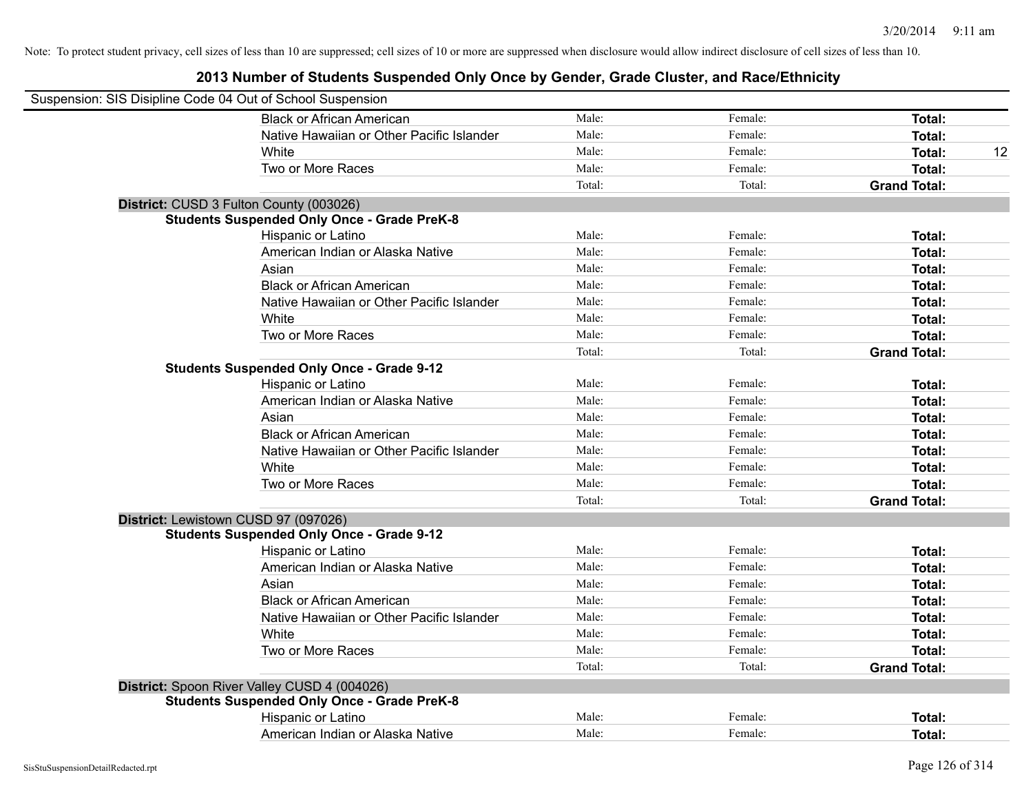Note: To protect student privacy, cell sizes of less than 10 are suppressed; cell sizes of 10 or more are suppressed when disclosure would allow indirect disclosure of cell sizes of less than 10.

# 2013 Number of Students Suspended Only Once by Gender, Grade Cluster, and Race/Ethnicity

Suspension: SIS Disipline Code 04 Out of School Suspension

| | | | | |
|---|---|---|---|---|
| Black or African American | Male: | Female: | **Total:** | |
| Native Hawaiian or Other Pacific Islander | Male: | Female: | **Total:** | |
| White | Male: | Female: | **Total:** | 12 |
| Two or More Races | Male: | Female: | **Total:** | |
| | Total: | Total: | **Grand Total:** | |

**District:** CUSD 3 Fulton County (003026)

**Students Suspended Only Once - Grade PreK-8**

| | | | | |
|---|---|---|---|---|
| Hispanic or Latino | Male: | Female: | **Total:** | |
| American Indian or Alaska Native | Male: | Female: | **Total:** | |
| Asian | Male: | Female: | **Total:** | |
| Black or African American | Male: | Female: | **Total:** | |
| Native Hawaiian or Other Pacific Islander | Male: | Female: | **Total:** | |
| White | Male: | Female: | **Total:** | |
| Two or More Races | Male: | Female: | **Total:** | |
| | Total: | Total: | **Grand Total:** | |

**Students Suspended Only Once - Grade 9-12**

| | | | | |
|---|---|---|---|---|
| Hispanic or Latino | Male: | Female: | **Total:** | |
| American Indian or Alaska Native | Male: | Female: | **Total:** | |
| Asian | Male: | Female: | **Total:** | |
| Black or African American | Male: | Female: | **Total:** | |
| Native Hawaiian or Other Pacific Islander | Male: | Female: | **Total:** | |
| White | Male: | Female: | **Total:** | |
| Two or More Races | Male: | Female: | **Total:** | |
| | Total: | Total: | **Grand Total:** | |

**District:** Lewistown CUSD 97 (097026)

**Students Suspended Only Once - Grade 9-12**

| | | | | |
|---|---|---|---|---|
| Hispanic or Latino | Male: | Female: | **Total:** | |
| American Indian or Alaska Native | Male: | Female: | **Total:** | |
| Asian | Male: | Female: | **Total:** | |
| Black or African American | Male: | Female: | **Total:** | |
| Native Hawaiian or Other Pacific Islander | Male: | Female: | **Total:** | |
| White | Male: | Female: | **Total:** | |
| Two or More Races | Male: | Female: | **Total:** | |
| | Total: | Total: | **Grand Total:** | |

**District:** Spoon River Valley CUSD 4 (004026)

**Students Suspended Only Once - Grade PreK-8**

| | | | | |
|---|---|---|---|---|
| Hispanic or Latino | Male: | Female: | **Total:** | |
| American Indian or Alaska Native | Male: | Female: | **Total:** | |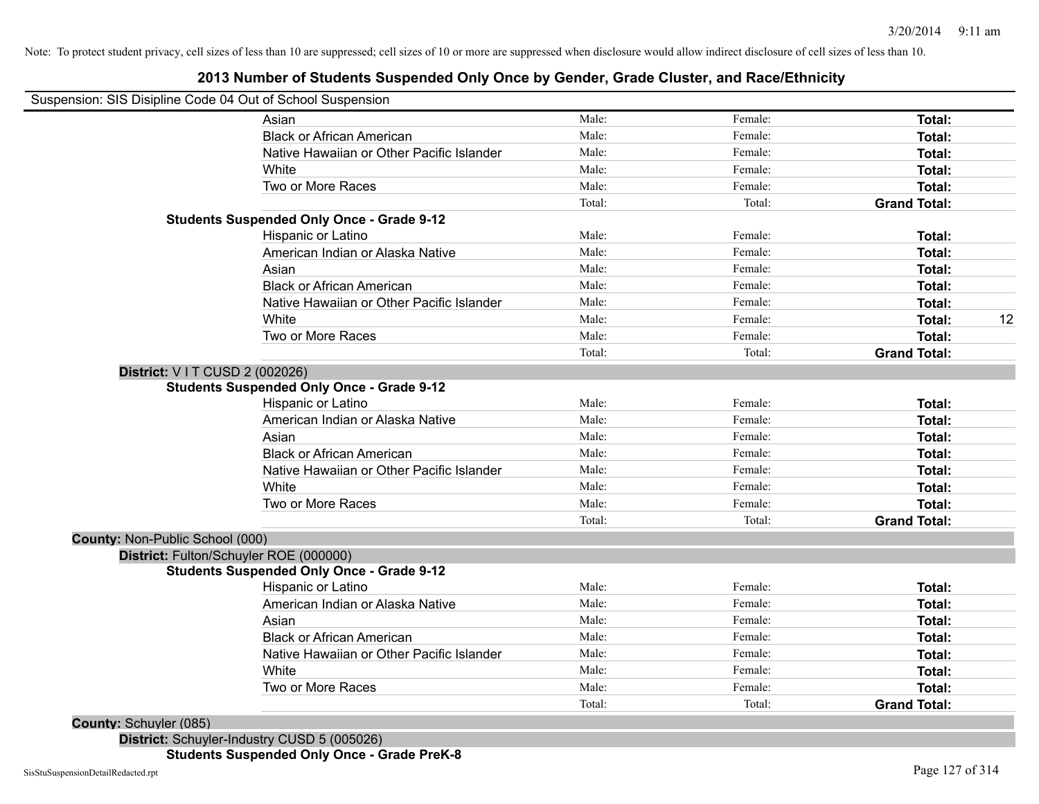Note: To protect student privacy, cell sizes of less than 10 are suppressed; cell sizes of 10 or more are suppressed when disclosure would allow indirect disclosure of cell sizes of less than 10.

# 2013 Number of Students Suspended Only Once by Gender, Grade Cluster, and Race/Ethnicity

Suspension: SIS Disipline Code 04 Out of School Suspension

| | | | | |
|---|---|---|---|---|
| Asian | Male: | Female: | **Total:** | |
| Black or African American | Male: | Female: | **Total:** | |
| Native Hawaiian or Other Pacific Islander | Male: | Female: | **Total:** | |
| White | Male: | Female: | **Total:** | |
| Two or More Races | Male: | Female: | **Total:** | |
| | Total: | Total: | **Grand Total:** | |

**Students Suspended Only Once - Grade 9-12**

| | | | | |
|---|---|---|---|---|
| Hispanic or Latino | Male: | Female: | **Total:** | |
| American Indian or Alaska Native | Male: | Female: | **Total:** | |
| Asian | Male: | Female: | **Total:** | |
| Black or African American | Male: | Female: | **Total:** | |
| Native Hawaiian or Other Pacific Islander | Male: | Female: | **Total:** | |
| White | Male: | Female: | **Total:** | 12 |
| Two or More Races | Male: | Female: | **Total:** | |
| | Total: | Total: | **Grand Total:** | |

**District:** V I T CUSD 2 (002026)

**Students Suspended Only Once - Grade 9-12**

| | | | | |
|---|---|---|---|---|
| Hispanic or Latino | Male: | Female: | **Total:** | |
| American Indian or Alaska Native | Male: | Female: | **Total:** | |
| Asian | Male: | Female: | **Total:** | |
| Black or African American | Male: | Female: | **Total:** | |
| Native Hawaiian or Other Pacific Islander | Male: | Female: | **Total:** | |
| White | Male: | Female: | **Total:** | |
| Two or More Races | Male: | Female: | **Total:** | |
| | Total: | Total: | **Grand Total:** | |

**County:** Non-Public School (000)

**District:** Fulton/Schuyler ROE (000000)

**Students Suspended Only Once - Grade 9-12**

| | | | | |
|---|---|---|---|---|
| Hispanic or Latino | Male: | Female: | **Total:** | |
| American Indian or Alaska Native | Male: | Female: | **Total:** | |
| Asian | Male: | Female: | **Total:** | |
| Black or African American | Male: | Female: | **Total:** | |
| Native Hawaiian or Other Pacific Islander | Male: | Female: | **Total:** | |
| White | Male: | Female: | **Total:** | |
| Two or More Races | Male: | Female: | **Total:** | |
| | Total: | Total: | **Grand Total:** | |

**County:** Schuyler (085)

**District:** Schuyler-Industry CUSD 5 (005026)

**Students Suspended Only Once - Grade PreK-8**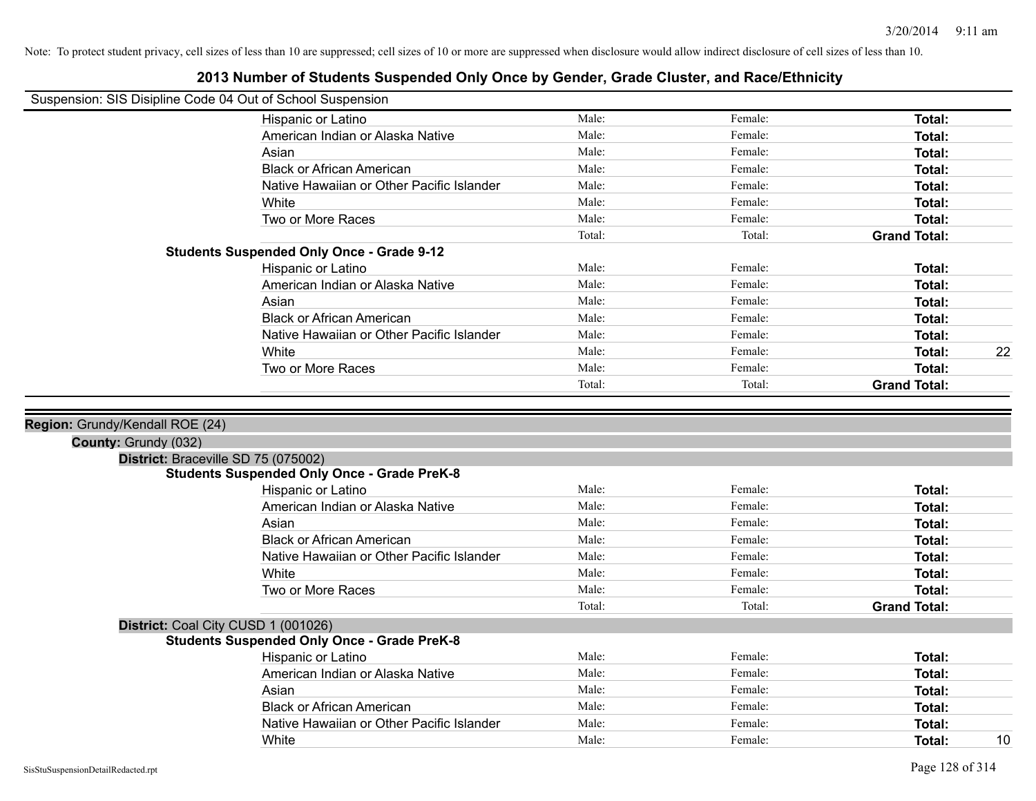Note: To protect student privacy, cell sizes of less than 10 are suppressed; cell sizes of 10 or more are suppressed when disclosure would allow indirect disclosure of cell sizes of less than 10.

# 2013 Number of Students Suspended Only Once by Gender, Grade Cluster, and Race/Ethnicity

Suspension: SIS Disipline Code 04 Out of School Suspension

| | | | | |
|---|---|---|---|---|
| Hispanic or Latino | Male: | Female: | **Total:** | |
| American Indian or Alaska Native | Male: | Female: | **Total:** | |
| Asian | Male: | Female: | **Total:** | |
| Black or African American | Male: | Female: | **Total:** | |
| Native Hawaiian or Other Pacific Islander | Male: | Female: | **Total:** | |
| White | Male: | Female: | **Total:** | |
| Two or More Races | Male: | Female: | **Total:** | |
| | Total: | Total: | **Grand Total:** | |

**Students Suspended Only Once - Grade 9-12**

| | | | | |
|---|---|---|---|---|
| Hispanic or Latino | Male: | Female: | **Total:** | |
| American Indian or Alaska Native | Male: | Female: | **Total:** | |
| Asian | Male: | Female: | **Total:** | |
| Black or African American | Male: | Female: | **Total:** | |
| Native Hawaiian or Other Pacific Islander | Male: | Female: | **Total:** | |
| White | Male: | Female: | **Total:** | 22 |
| Two or More Races | Male: | Female: | **Total:** | |
| | Total: | Total: | **Grand Total:** | |

**Region:** Grundy/Kendall ROE (24)

**County:** Grundy (032)

**District:** Braceville SD 75 (075002)

**Students Suspended Only Once - Grade PreK-8**

| | | | | |
|---|---|---|---|---|
| Hispanic or Latino | Male: | Female: | **Total:** | |
| American Indian or Alaska Native | Male: | Female: | **Total:** | |
| Asian | Male: | Female: | **Total:** | |
| Black or African American | Male: | Female: | **Total:** | |
| Native Hawaiian or Other Pacific Islander | Male: | Female: | **Total:** | |
| White | Male: | Female: | **Total:** | |
| Two or More Races | Male: | Female: | **Total:** | |
| | Total: | Total: | **Grand Total:** | |

**District:** Coal City CUSD 1 (001026)

**Students Suspended Only Once - Grade PreK-8**

| | | | | |
|---|---|---|---|---|
| Hispanic or Latino | Male: | Female: | **Total:** | |
| American Indian or Alaska Native | Male: | Female: | **Total:** | |
| Asian | Male: | Female: | **Total:** | |
| Black or African American | Male: | Female: | **Total:** | |
| Native Hawaiian or Other Pacific Islander | Male: | Female: | **Total:** | |
| White | Male: | Female: | **Total:** | 10 |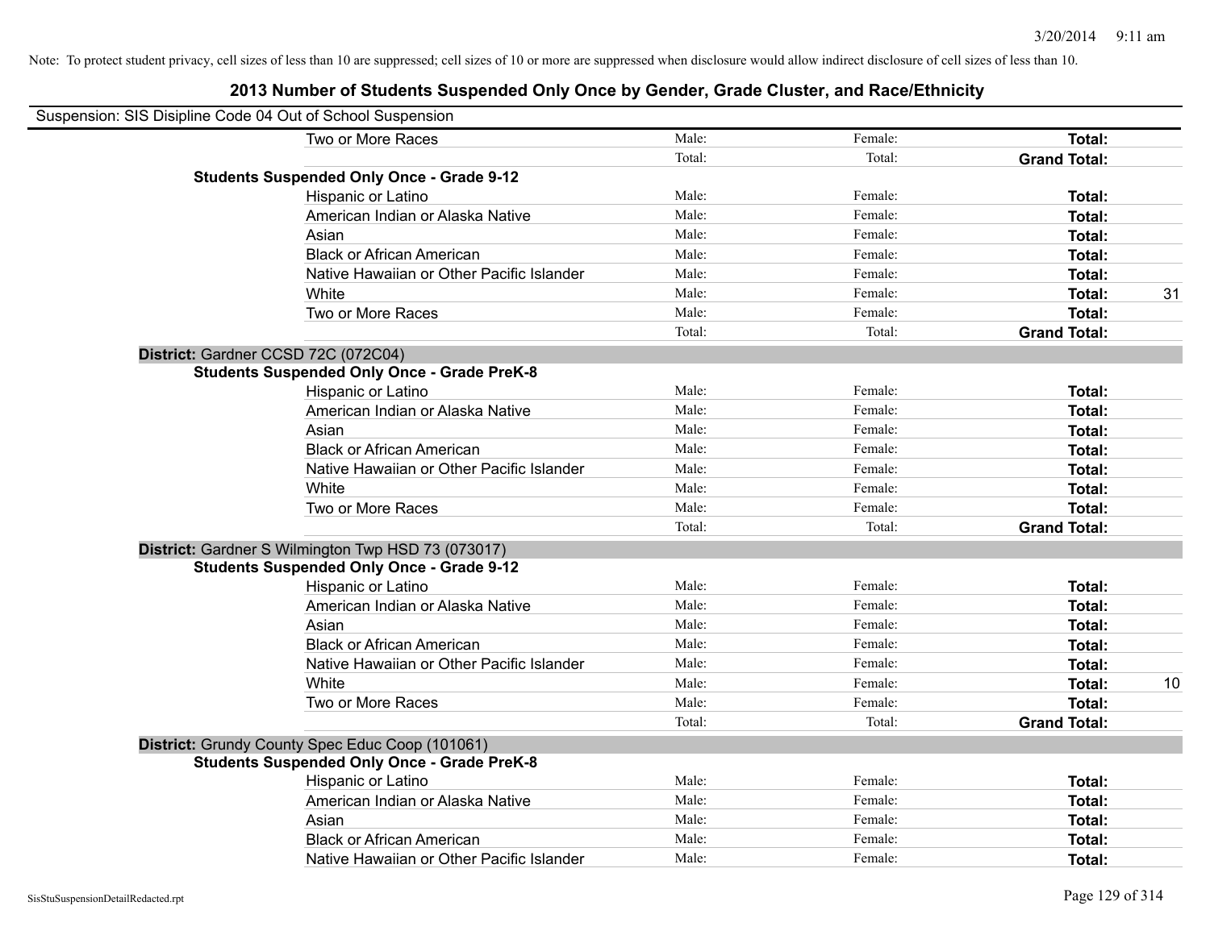Note: To protect student privacy, cell sizes of less than 10 are suppressed; cell sizes of 10 or more are suppressed when disclosure would allow indirect disclosure of cell sizes of less than 10.

## 2013 Number of Students Suspended Only Once by Gender, Grade Cluster, and Race/Ethnicity

Suspension: SIS Disipline Code 04 Out of School Suspension

| | | | | |
|---|---|---|---|---|
| Two or More Races | Male: | Female: | **Total:** | |
| | Total: | Total: | **Grand Total:** | |
| **Students Suspended Only Once - Grade 9-12** | | | | |
| Hispanic or Latino | Male: | Female: | **Total:** | |
| American Indian or Alaska Native | Male: | Female: | **Total:** | |
| Asian | Male: | Female: | **Total:** | |
| Black or African American | Male: | Female: | **Total:** | |
| Native Hawaiian or Other Pacific Islander | Male: | Female: | **Total:** | |
| White | Male: | Female: | **Total:** | 31 |
| Two or More Races | Male: | Female: | **Total:** | |
| | Total: | Total: | **Grand Total:** | |
| **District:** Gardner CCSD 72C (072C04) | | | | |
| **Students Suspended Only Once - Grade PreK-8** | | | | |
| Hispanic or Latino | Male: | Female: | **Total:** | |
| American Indian or Alaska Native | Male: | Female: | **Total:** | |
| Asian | Male: | Female: | **Total:** | |
| Black or African American | Male: | Female: | **Total:** | |
| Native Hawaiian or Other Pacific Islander | Male: | Female: | **Total:** | |
| White | Male: | Female: | **Total:** | |
| Two or More Races | Male: | Female: | **Total:** | |
| | Total: | Total: | **Grand Total:** | |
| **District:** Gardner S Wilmington Twp HSD 73 (073017) | | | | |
| **Students Suspended Only Once - Grade 9-12** | | | | |
| Hispanic or Latino | Male: | Female: | **Total:** | |
| American Indian or Alaska Native | Male: | Female: | **Total:** | |
| Asian | Male: | Female: | **Total:** | |
| Black or African American | Male: | Female: | **Total:** | |
| Native Hawaiian or Other Pacific Islander | Male: | Female: | **Total:** | |
| White | Male: | Female: | **Total:** | 10 |
| Two or More Races | Male: | Female: | **Total:** | |
| | Total: | Total: | **Grand Total:** | |
| **District:** Grundy County Spec Educ Coop (101061) | | | | |
| **Students Suspended Only Once - Grade PreK-8** | | | | |
| Hispanic or Latino | Male: | Female: | **Total:** | |
| American Indian or Alaska Native | Male: | Female: | **Total:** | |
| Asian | Male: | Female: | **Total:** | |
| Black or African American | Male: | Female: | **Total:** | |
| Native Hawaiian or Other Pacific Islander | Male: | Female: | **Total:** | |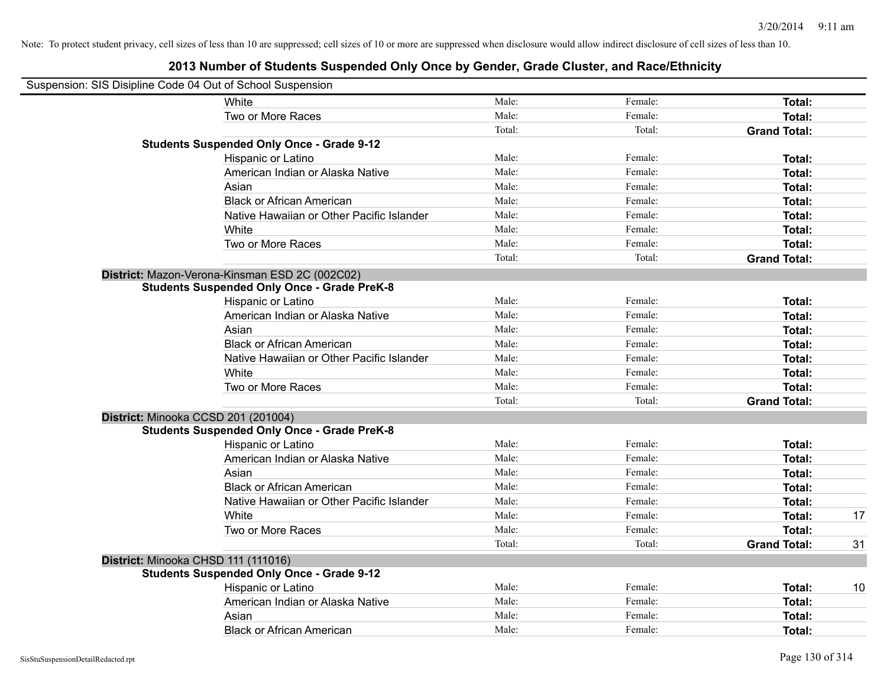Note: To protect student privacy, cell sizes of less than 10 are suppressed; cell sizes of 10 or more are suppressed when disclosure would allow indirect disclosure of cell sizes of less than 10.

## 2013 Number of Students Suspended Only Once by Gender, Grade Cluster, and Race/Ethnicity

Suspension: SIS Disipline Code 04 Out of School Suspension

| | | | | |
|---|---|---|---|---|
| White | Male: | Female: | **Total:** | |
| Two or More Races | Male: | Female: | **Total:** | |
| | Total: | Total: | **Grand Total:** | |
| **Students Suspended Only Once - Grade 9-12** | | | | |
| Hispanic or Latino | Male: | Female: | **Total:** | |
| American Indian or Alaska Native | Male: | Female: | **Total:** | |
| Asian | Male: | Female: | **Total:** | |
| Black or African American | Male: | Female: | **Total:** | |
| Native Hawaiian or Other Pacific Islander | Male: | Female: | **Total:** | |
| White | Male: | Female: | **Total:** | |
| Two or More Races | Male: | Female: | **Total:** | |
| | Total: | Total: | **Grand Total:** | |
| **District:** Mazon-Verona-Kinsman ESD 2C (002C02) | | | | |
| **Students Suspended Only Once - Grade PreK-8** | | | | |
| Hispanic or Latino | Male: | Female: | **Total:** | |
| American Indian or Alaska Native | Male: | Female: | **Total:** | |
| Asian | Male: | Female: | **Total:** | |
| Black or African American | Male: | Female: | **Total:** | |
| Native Hawaiian or Other Pacific Islander | Male: | Female: | **Total:** | |
| White | Male: | Female: | **Total:** | |
| Two or More Races | Male: | Female: | **Total:** | |
| | Total: | Total: | **Grand Total:** | |
| **District:** Minooka CCSD 201 (201004) | | | | |
| **Students Suspended Only Once - Grade PreK-8** | | | | |
| Hispanic or Latino | Male: | Female: | **Total:** | |
| American Indian or Alaska Native | Male: | Female: | **Total:** | |
| Asian | Male: | Female: | **Total:** | |
| Black or African American | Male: | Female: | **Total:** | |
| Native Hawaiian or Other Pacific Islander | Male: | Female: | **Total:** | |
| White | Male: | Female: | **Total:** | 17 |
| Two or More Races | Male: | Female: | **Total:** | |
| | Total: | Total: | **Grand Total:** | 31 |
| **District:** Minooka CHSD 111 (111016) | | | | |
| **Students Suspended Only Once - Grade 9-12** | | | | |
| Hispanic or Latino | Male: | Female: | **Total:** | 10 |
| American Indian or Alaska Native | Male: | Female: | **Total:** | |
| Asian | Male: | Female: | **Total:** | |
| Black or African American | Male: | Female: | **Total:** | |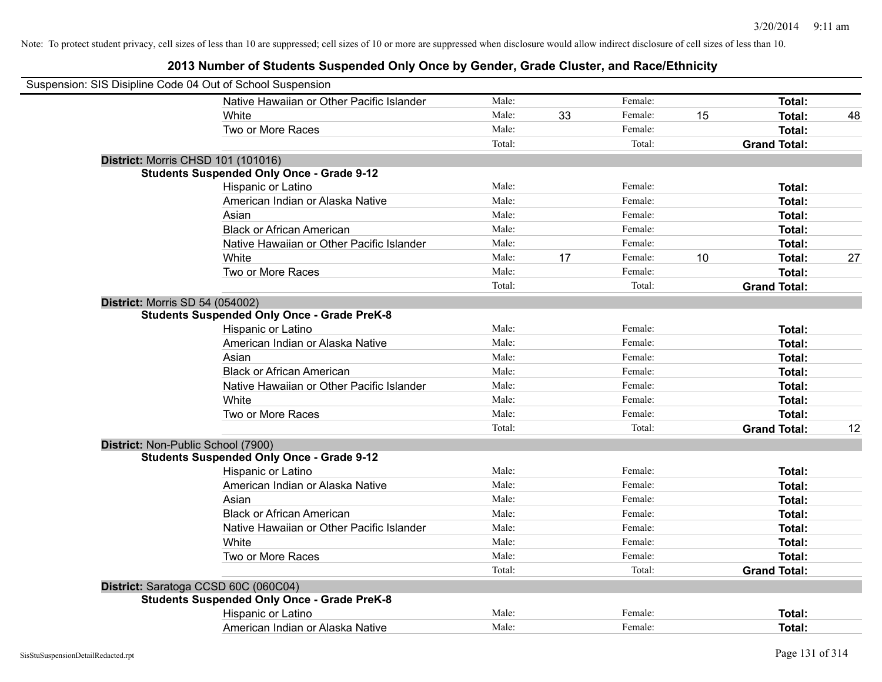Note: To protect student privacy, cell sizes of less than 10 are suppressed; cell sizes of 10 or more are suppressed when disclosure would allow indirect disclosure of cell sizes of less than 10.

## 2013 Number of Students Suspended Only Once by Gender, Grade Cluster, and Race/Ethnicity

Suspension: SIS Disipline Code 04 Out of School Suspension

| | | | | | | |
|---|---|---|---|---|---|---|
| Native Hawaiian or Other Pacific Islander | Male: | | Female: | | **Total:** | |
| White | Male: | 33 | Female: | 15 | **Total:** | 48 |
| Two or More Races | Male: | | Female: | | **Total:** | |
| | Total: | | Total: | | **Grand Total:** | |

**District:** Morris CHSD 101 (101016)

**Students Suspended Only Once - Grade 9-12**

| | | | | | | |
|---|---|---|---|---|---|---|
| Hispanic or Latino | Male: | | Female: | | **Total:** | |
| American Indian or Alaska Native | Male: | | Female: | | **Total:** | |
| Asian | Male: | | Female: | | **Total:** | |
| Black or African American | Male: | | Female: | | **Total:** | |
| Native Hawaiian or Other Pacific Islander | Male: | | Female: | | **Total:** | |
| White | Male: | 17 | Female: | 10 | **Total:** | 27 |
| Two or More Races | Male: | | Female: | | **Total:** | |
| | Total: | | Total: | | **Grand Total:** | |

**District:** Morris SD 54 (054002)

**Students Suspended Only Once - Grade PreK-8**

| | | | | | | |
|---|---|---|---|---|---|---|
| Hispanic or Latino | Male: | | Female: | | **Total:** | |
| American Indian or Alaska Native | Male: | | Female: | | **Total:** | |
| Asian | Male: | | Female: | | **Total:** | |
| Black or African American | Male: | | Female: | | **Total:** | |
| Native Hawaiian or Other Pacific Islander | Male: | | Female: | | **Total:** | |
| White | Male: | | Female: | | **Total:** | |
| Two or More Races | Male: | | Female: | | **Total:** | |
| | Total: | | Total: | | **Grand Total:** | 12 |

**District:** Non-Public School (7900)

**Students Suspended Only Once - Grade 9-12**

| | | | | | | |
|---|---|---|---|---|---|---|
| Hispanic or Latino | Male: | | Female: | | **Total:** | |
| American Indian or Alaska Native | Male: | | Female: | | **Total:** | |
| Asian | Male: | | Female: | | **Total:** | |
| Black or African American | Male: | | Female: | | **Total:** | |
| Native Hawaiian or Other Pacific Islander | Male: | | Female: | | **Total:** | |
| White | Male: | | Female: | | **Total:** | |
| Two or More Races | Male: | | Female: | | **Total:** | |
| | Total: | | Total: | | **Grand Total:** | |

**District:** Saratoga CCSD 60C (060C04)

**Students Suspended Only Once - Grade PreK-8**

| | | | | | | |
|---|---|---|---|---|---|---|
| Hispanic or Latino | Male: | | Female: | | **Total:** | |
| American Indian or Alaska Native | Male: | | Female: | | **Total:** | |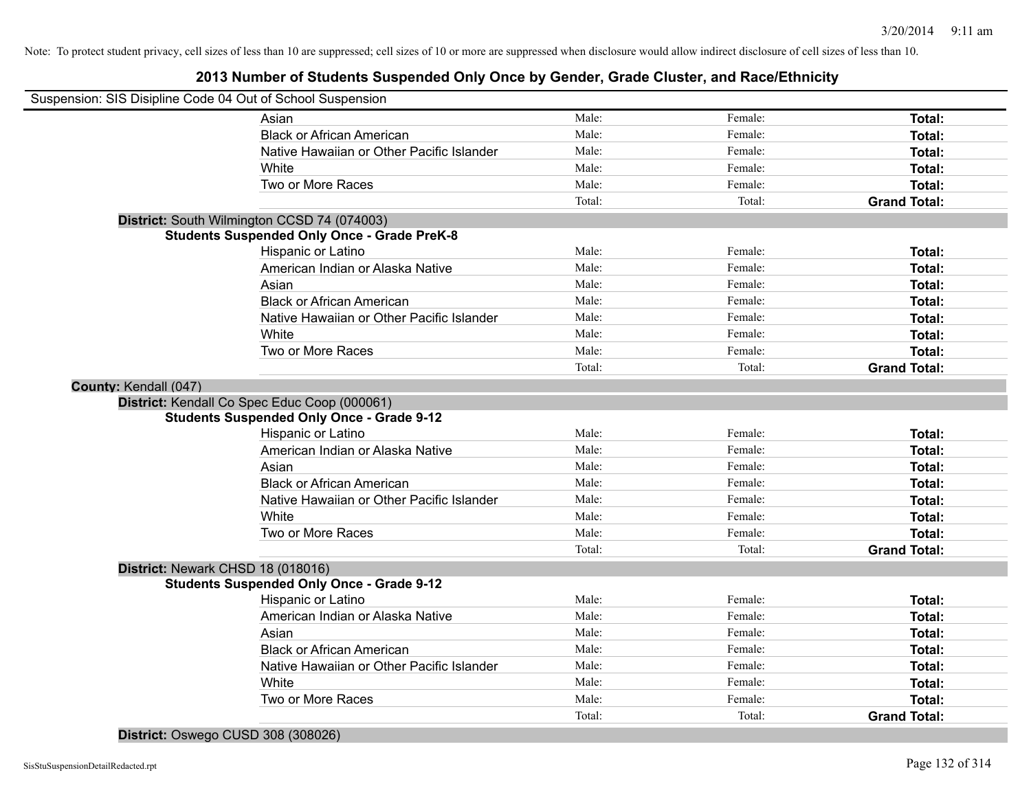Note: To protect student privacy, cell sizes of less than 10 are suppressed; cell sizes of 10 or more are suppressed when disclosure would allow indirect disclosure of cell sizes of less than 10.

# 2013 Number of Students Suspended Only Once by Gender, Grade Cluster, and Race/Ethnicity

Suspension: SIS Disipline Code 04 Out of School Suspension

| | | | |
|---|---|---|---|
| Asian | Male: | Female: | **Total:** |
| Black or African American | Male: | Female: | **Total:** |
| Native Hawaiian or Other Pacific Islander | Male: | Female: | **Total:** |
| White | Male: | Female: | **Total:** |
| Two or More Races | Male: | Female: | **Total:** |
| | Total: | Total: | **Grand Total:** |

**District:** South Wilmington CCSD 74 (074003)

**Students Suspended Only Once - Grade PreK-8**

| | | | |
|---|---|---|---|
| Hispanic or Latino | Male: | Female: | **Total:** |
| American Indian or Alaska Native | Male: | Female: | **Total:** |
| Asian | Male: | Female: | **Total:** |
| Black or African American | Male: | Female: | **Total:** |
| Native Hawaiian or Other Pacific Islander | Male: | Female: | **Total:** |
| White | Male: | Female: | **Total:** |
| Two or More Races | Male: | Female: | **Total:** |
| | Total: | Total: | **Grand Total:** |

**County:** Kendall (047)

**District:** Kendall Co Spec Educ Coop (000061)

**Students Suspended Only Once - Grade 9-12**

| | | | |
|---|---|---|---|
| Hispanic or Latino | Male: | Female: | **Total:** |
| American Indian or Alaska Native | Male: | Female: | **Total:** |
| Asian | Male: | Female: | **Total:** |
| Black or African American | Male: | Female: | **Total:** |
| Native Hawaiian or Other Pacific Islander | Male: | Female: | **Total:** |
| White | Male: | Female: | **Total:** |
| Two or More Races | Male: | Female: | **Total:** |
| | Total: | Total: | **Grand Total:** |

**District:** Newark CHSD 18 (018016)

**Students Suspended Only Once - Grade 9-12**

| | | | |
|---|---|---|---|
| Hispanic or Latino | Male: | Female: | **Total:** |
| American Indian or Alaska Native | Male: | Female: | **Total:** |
| Asian | Male: | Female: | **Total:** |
| Black or African American | Male: | Female: | **Total:** |
| Native Hawaiian or Other Pacific Islander | Male: | Female: | **Total:** |
| White | Male: | Female: | **Total:** |
| Two or More Races | Male: | Female: | **Total:** |
| | Total: | Total: | **Grand Total:** |

**District:** Oswego CUSD 308 (308026)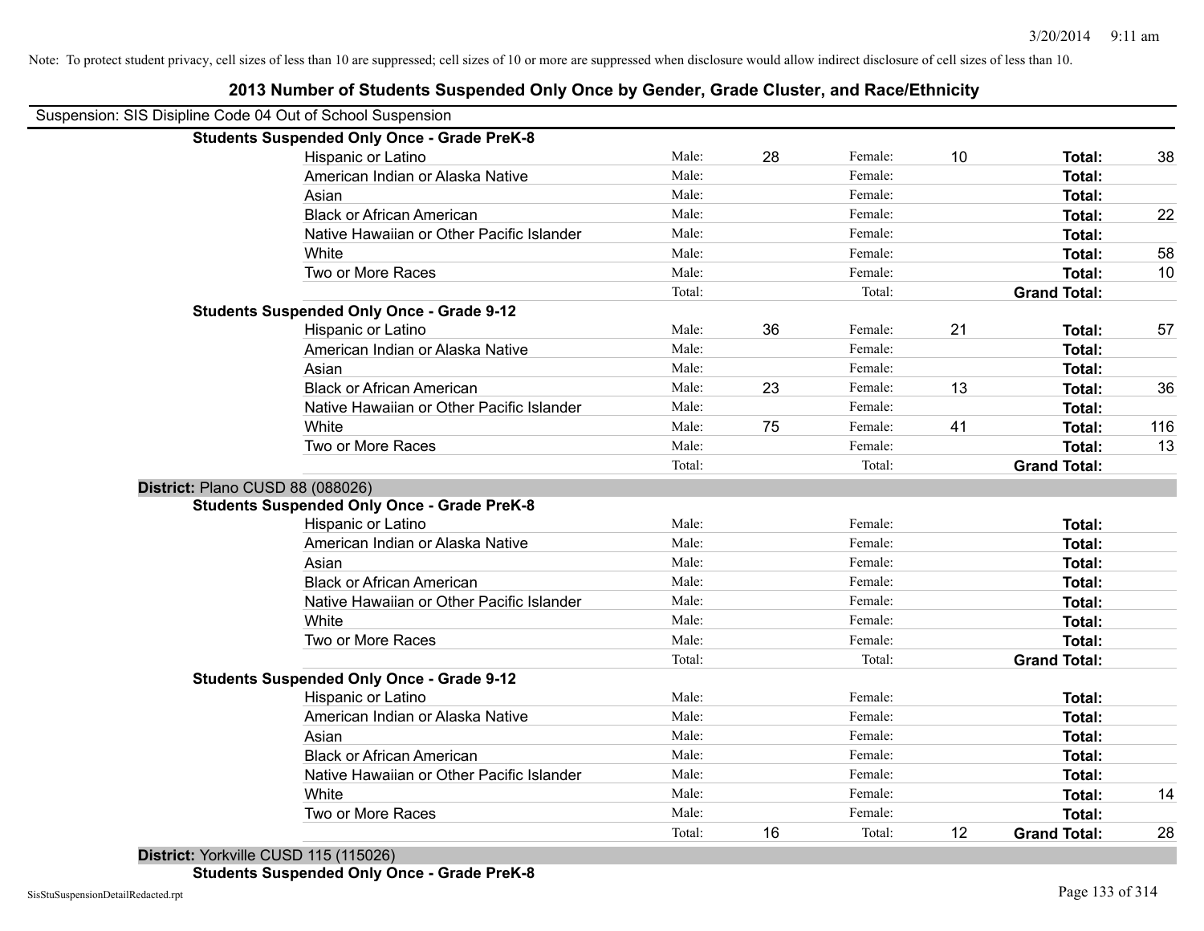Note: To protect student privacy, cell sizes of less than 10 are suppressed; cell sizes of 10 or more are suppressed when disclosure would allow indirect disclosure of cell sizes of less than 10.

## 2013 Number of Students Suspended Only Once by Gender, Grade Cluster, and Race/Ethnicity

Suspension: SIS Disipline Code 04 Out of School Suspension

**Students Suspended Only Once - Grade PreK-8**

| Race/Ethnicity | | Male | | Female | | Total |
|---|---|---|---|---|---|---|
| Hispanic or Latino | Male: | 28 | Female: | 10 | **Total:** | 38 |
| American Indian or Alaska Native | Male: | | Female: | | **Total:** | |
| Asian | Male: | | Female: | | **Total:** | |
| Black or African American | Male: | | Female: | | **Total:** | 22 |
| Native Hawaiian or Other Pacific Islander | Male: | | Female: | | **Total:** | |
| White | Male: | | Female: | | **Total:** | 58 |
| Two or More Races | Male: | | Female: | | **Total:** | 10 |
| | Total: | | Total: | | **Grand Total:** | |

**Students Suspended Only Once - Grade 9-12**

| Race/Ethnicity | | Male | | Female | | Total |
|---|---|---|---|---|---|---|
| Hispanic or Latino | Male: | 36 | Female: | 21 | **Total:** | 57 |
| American Indian or Alaska Native | Male: | | Female: | | **Total:** | |
| Asian | Male: | | Female: | | **Total:** | |
| Black or African American | Male: | 23 | Female: | 13 | **Total:** | 36 |
| Native Hawaiian or Other Pacific Islander | Male: | | Female: | | **Total:** | |
| White | Male: | 75 | Female: | 41 | **Total:** | 116 |
| Two or More Races | Male: | | Female: | | **Total:** | 13 |
| | Total: | | Total: | | **Grand Total:** | |

**District:** Plano CUSD 88 (088026)

**Students Suspended Only Once - Grade PreK-8**

| Race/Ethnicity | | Male | | Female | | Total |
|---|---|---|---|---|---|---|
| Hispanic or Latino | Male: | | Female: | | **Total:** | |
| American Indian or Alaska Native | Male: | | Female: | | **Total:** | |
| Asian | Male: | | Female: | | **Total:** | |
| Black or African American | Male: | | Female: | | **Total:** | |
| Native Hawaiian or Other Pacific Islander | Male: | | Female: | | **Total:** | |
| White | Male: | | Female: | | **Total:** | |
| Two or More Races | Male: | | Female: | | **Total:** | |
| | Total: | | Total: | | **Grand Total:** | |

**Students Suspended Only Once - Grade 9-12**

| Race/Ethnicity | | Male | | Female | | Total |
|---|---|---|---|---|---|---|
| Hispanic or Latino | Male: | | Female: | | **Total:** | |
| American Indian or Alaska Native | Male: | | Female: | | **Total:** | |
| Asian | Male: | | Female: | | **Total:** | |
| Black or African American | Male: | | Female: | | **Total:** | |
| Native Hawaiian or Other Pacific Islander | Male: | | Female: | | **Total:** | |
| White | Male: | | Female: | | **Total:** | 14 |
| Two or More Races | Male: | | Female: | | **Total:** | |
| | Total: | 16 | Total: | 12 | **Grand Total:** | 28 |

**District:** Yorkville CUSD 115 (115026)

**Students Suspended Only Once - Grade PreK-8**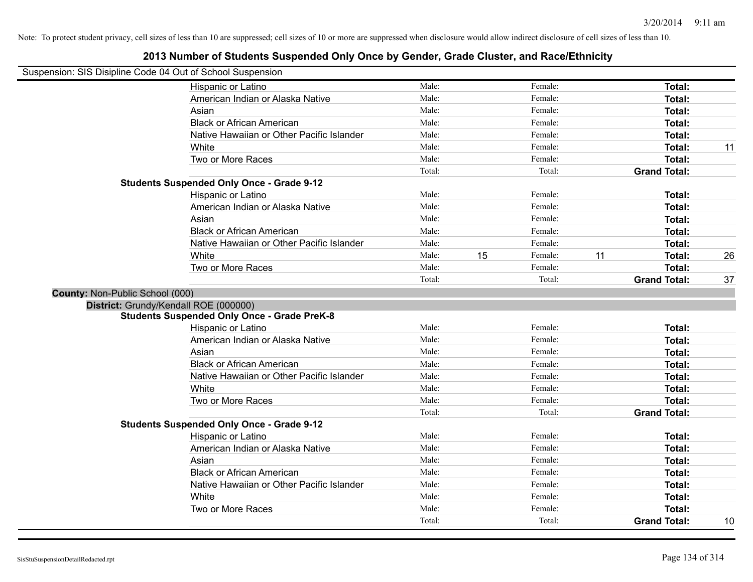Note: To protect student privacy, cell sizes of less than 10 are suppressed; cell sizes of 10 or more are suppressed when disclosure would allow indirect disclosure of cell sizes of less than 10.

# 2013 Number of Students Suspended Only Once by Gender, Grade Cluster, and Race/Ethnicity

Suspension: SIS Disipline Code 04 Out of School Suspension

| | Male: | | Female: | | Total: | |
|---|---|---|---|---|---|---|
| Hispanic or Latino | Male: | | Female: | | **Total:** | |
| American Indian or Alaska Native | Male: | | Female: | | **Total:** | |
| Asian | Male: | | Female: | | **Total:** | |
| Black or African American | Male: | | Female: | | **Total:** | |
| Native Hawaiian or Other Pacific Islander | Male: | | Female: | | **Total:** | |
| White | Male: | | Female: | | **Total:** | 11 |
| Two or More Races | Male: | | Female: | | **Total:** | |
| | Total: | | Total: | | **Grand Total:** | |

**Students Suspended Only Once - Grade 9-12**

| | Male: | | Female: | | Total: | |
|---|---|---|---|---|---|---|
| Hispanic or Latino | Male: | | Female: | | **Total:** | |
| American Indian or Alaska Native | Male: | | Female: | | **Total:** | |
| Asian | Male: | | Female: | | **Total:** | |
| Black or African American | Male: | | Female: | | **Total:** | |
| Native Hawaiian or Other Pacific Islander | Male: | | Female: | | **Total:** | |
| White | Male: | 15 | Female: | 11 | **Total:** | 26 |
| Two or More Races | Male: | | Female: | | **Total:** | |
| | Total: | | Total: | | **Grand Total:** | 37 |

**County:** Non-Public School (000)

**District:** Grundy/Kendall ROE (000000)

**Students Suspended Only Once - Grade PreK-8**

| | Male: | | Female: | | Total: | |
|---|---|---|---|---|---|---|
| Hispanic or Latino | Male: | | Female: | | **Total:** | |
| American Indian or Alaska Native | Male: | | Female: | | **Total:** | |
| Asian | Male: | | Female: | | **Total:** | |
| Black or African American | Male: | | Female: | | **Total:** | |
| Native Hawaiian or Other Pacific Islander | Male: | | Female: | | **Total:** | |
| White | Male: | | Female: | | **Total:** | |
| Two or More Races | Male: | | Female: | | **Total:** | |
| | Total: | | Total: | | **Grand Total:** | |

**Students Suspended Only Once - Grade 9-12**

| | Male: | | Female: | | Total: | |
|---|---|---|---|---|---|---|
| Hispanic or Latino | Male: | | Female: | | **Total:** | |
| American Indian or Alaska Native | Male: | | Female: | | **Total:** | |
| Asian | Male: | | Female: | | **Total:** | |
| Black or African American | Male: | | Female: | | **Total:** | |
| Native Hawaiian or Other Pacific Islander | Male: | | Female: | | **Total:** | |
| White | Male: | | Female: | | **Total:** | |
| Two or More Races | Male: | | Female: | | **Total:** | |
| | Total: | | Total: | | **Grand Total:** | 10 |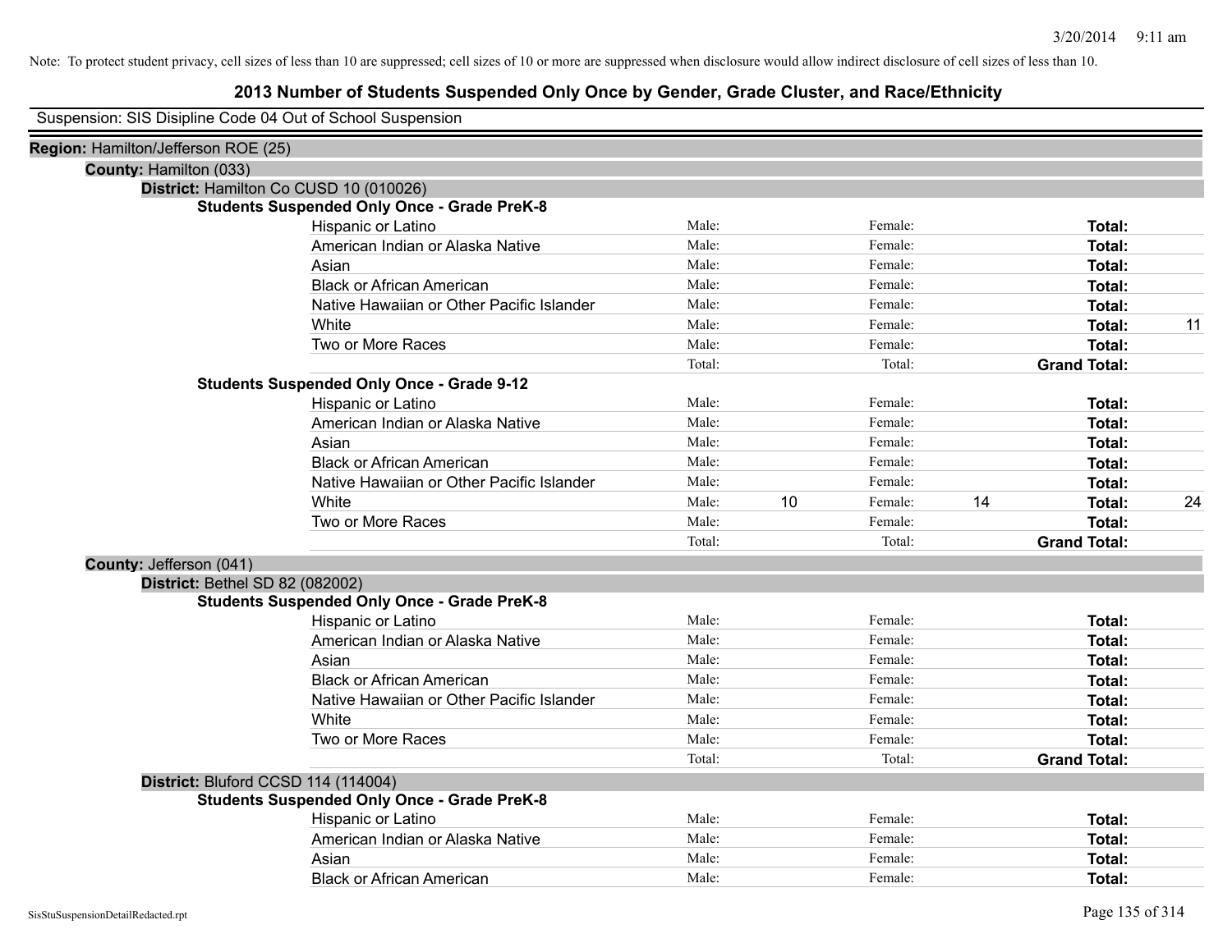Note: To protect student privacy, cell sizes of less than 10 are suppressed; cell sizes of 10 or more are suppressed when disclosure would allow indirect disclosure of cell sizes of less than 10.

# 2013 Number of Students Suspended Only Once by Gender, Grade Cluster, and Race/Ethnicity

Suspension: SIS Disipline Code 04 Out of School Suspension

**Region:** Hamilton/Jefferson ROE (25)

**County:** Hamilton (033)

**District:** Hamilton Co CUSD 10 (010026)

**Students Suspended Only Once - Grade PreK-8**

| Race/Ethnicity | | Male | | Female | | Total |
|---|---|---|---|---|---|---|
| Hispanic or Latino | Male: | | Female: | | **Total:** | |
| American Indian or Alaska Native | Male: | | Female: | | **Total:** | |
| Asian | Male: | | Female: | | **Total:** | |
| Black or African American | Male: | | Female: | | **Total:** | |
| Native Hawaiian or Other Pacific Islander | Male: | | Female: | | **Total:** | |
| White | Male: | | Female: | | **Total:** | 11 |
| Two or More Races | Male: | | Female: | | **Total:** | |
| | Total: | | Total: | | **Grand Total:** | |

**Students Suspended Only Once - Grade 9-12**

| Race/Ethnicity | | Male | | Female | | Total |
|---|---|---|---|---|---|---|
| Hispanic or Latino | Male: | | Female: | | **Total:** | |
| American Indian or Alaska Native | Male: | | Female: | | **Total:** | |
| Asian | Male: | | Female: | | **Total:** | |
| Black or African American | Male: | | Female: | | **Total:** | |
| Native Hawaiian or Other Pacific Islander | Male: | | Female: | | **Total:** | |
| White | Male: | 10 | Female: | 14 | **Total:** | 24 |
| Two or More Races | Male: | | Female: | | **Total:** | |
| | Total: | | Total: | | **Grand Total:** | |

**County:** Jefferson (041)

**District:** Bethel SD 82 (082002)

**Students Suspended Only Once - Grade PreK-8**

| Race/Ethnicity | | Male | | Female | | Total |
|---|---|---|---|---|---|---|
| Hispanic or Latino | Male: | | Female: | | **Total:** | |
| American Indian or Alaska Native | Male: | | Female: | | **Total:** | |
| Asian | Male: | | Female: | | **Total:** | |
| Black or African American | Male: | | Female: | | **Total:** | |
| Native Hawaiian or Other Pacific Islander | Male: | | Female: | | **Total:** | |
| White | Male: | | Female: | | **Total:** | |
| Two or More Races | Male: | | Female: | | **Total:** | |
| | Total: | | Total: | | **Grand Total:** | |

**District:** Bluford CCSD 114 (114004)

**Students Suspended Only Once - Grade PreK-8**

| Race/Ethnicity | | Male | | Female | | Total |
|---|---|---|---|---|---|---|
| Hispanic or Latino | Male: | | Female: | | **Total:** | |
| American Indian or Alaska Native | Male: | | Female: | | **Total:** | |
| Asian | Male: | | Female: | | **Total:** | |
| Black or African American | Male: | | Female: | | **Total:** | |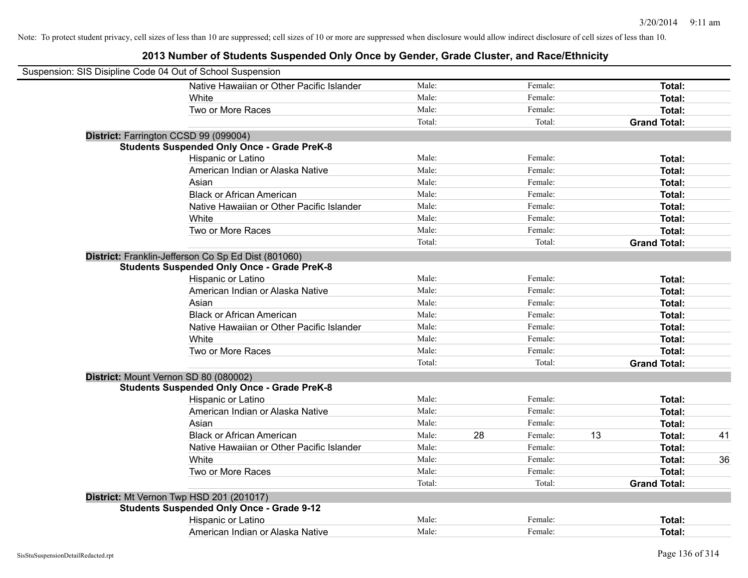Note: To protect student privacy, cell sizes of less than 10 are suppressed; cell sizes of 10 or more are suppressed when disclosure would allow indirect disclosure of cell sizes of less than 10.

## 2013 Number of Students Suspended Only Once by Gender, Grade Cluster, and Race/Ethnicity

Suspension: SIS Disipline Code 04 Out of School Suspension

| | | | | | | |
|---|---|---|---|---|---|---|
| Native Hawaiian or Other Pacific Islander | Male: | | Female: | | **Total:** | |
| White | Male: | | Female: | | **Total:** | |
| Two or More Races | Male: | | Female: | | **Total:** | |
| | Total: | | Total: | | **Grand Total:** | |

**District:** Farrington CCSD 99 (099004)

**Students Suspended Only Once - Grade PreK-8**

| | | | | | | |
|---|---|---|---|---|---|---|
| Hispanic or Latino | Male: | | Female: | | **Total:** | |
| American Indian or Alaska Native | Male: | | Female: | | **Total:** | |
| Asian | Male: | | Female: | | **Total:** | |
| Black or African American | Male: | | Female: | | **Total:** | |
| Native Hawaiian or Other Pacific Islander | Male: | | Female: | | **Total:** | |
| White | Male: | | Female: | | **Total:** | |
| Two or More Races | Male: | | Female: | | **Total:** | |
| | Total: | | Total: | | **Grand Total:** | |

**District:** Franklin-Jefferson Co Sp Ed Dist (801060)

**Students Suspended Only Once - Grade PreK-8**

| | | | | | | |
|---|---|---|---|---|---|---|
| Hispanic or Latino | Male: | | Female: | | **Total:** | |
| American Indian or Alaska Native | Male: | | Female: | | **Total:** | |
| Asian | Male: | | Female: | | **Total:** | |
| Black or African American | Male: | | Female: | | **Total:** | |
| Native Hawaiian or Other Pacific Islander | Male: | | Female: | | **Total:** | |
| White | Male: | | Female: | | **Total:** | |
| Two or More Races | Male: | | Female: | | **Total:** | |
| | Total: | | Total: | | **Grand Total:** | |

**District:** Mount Vernon SD 80 (080002)

**Students Suspended Only Once - Grade PreK-8**

| | | | | | | |
|---|---|---|---|---|---|---|
| Hispanic or Latino | Male: | | Female: | | **Total:** | |
| American Indian or Alaska Native | Male: | | Female: | | **Total:** | |
| Asian | Male: | | Female: | | **Total:** | |
| Black or African American | Male: | 28 | Female: | 13 | **Total:** | 41 |
| Native Hawaiian or Other Pacific Islander | Male: | | Female: | | **Total:** | |
| White | Male: | | Female: | | **Total:** | 36 |
| Two or More Races | Male: | | Female: | | **Total:** | |
| | Total: | | Total: | | **Grand Total:** | |

**District:** Mt Vernon Twp HSD 201 (201017)

**Students Suspended Only Once - Grade 9-12**

| | | | | | | |
|---|---|---|---|---|---|---|
| Hispanic or Latino | Male: | | Female: | | **Total:** | |
| American Indian or Alaska Native | Male: | | Female: | | **Total:** | |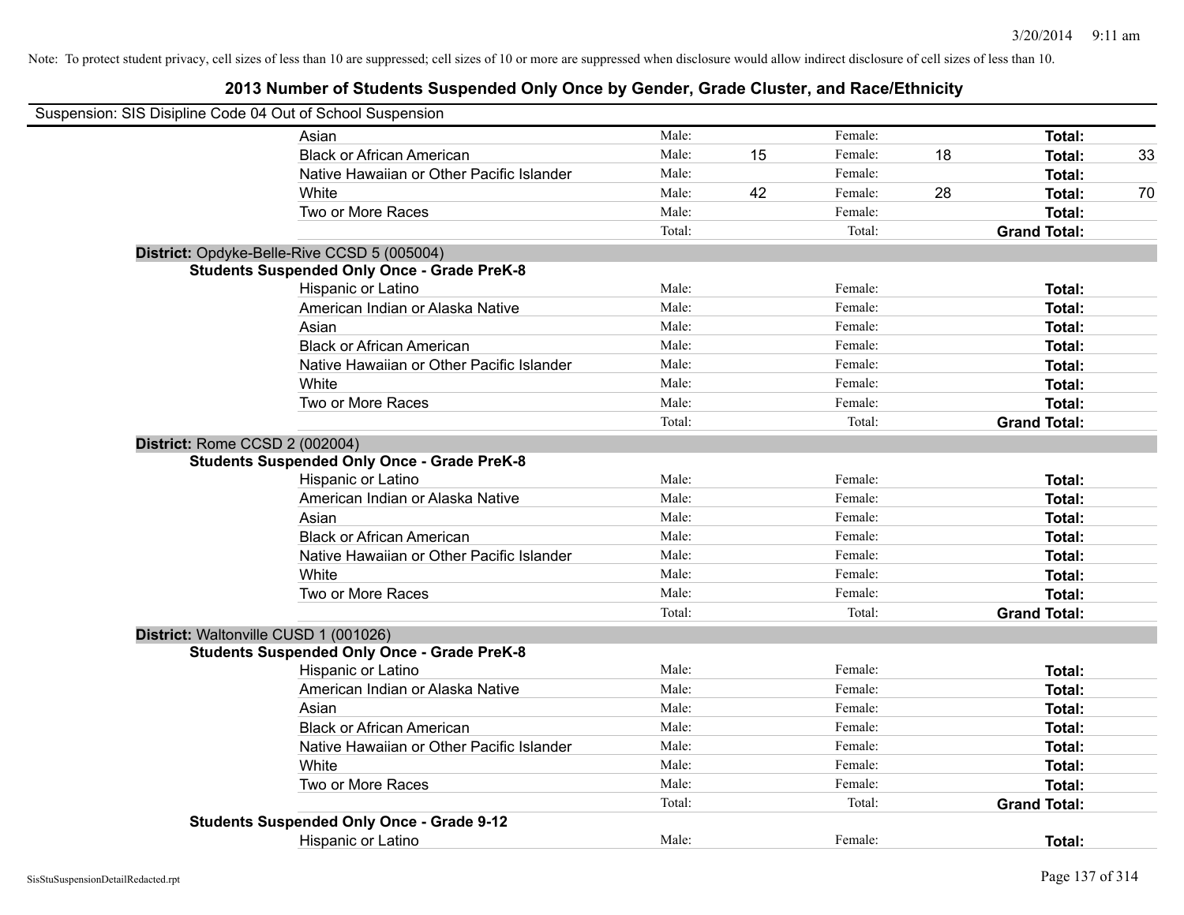Note: To protect student privacy, cell sizes of less than 10 are suppressed; cell sizes of 10 or more are suppressed when disclosure would allow indirect disclosure of cell sizes of less than 10.

# 2013 Number of Students Suspended Only Once by Gender, Grade Cluster, and Race/Ethnicity

Suspension: SIS Disipline Code 04 Out of School Suspension

| | | | | | |
|---|---|---|---|---|---|
| Asian | Male: | | Female: | | **Total:** | |
| Black or African American | Male: | 15 | Female: | 18 | **Total:** | 33 |
| Native Hawaiian or Other Pacific Islander | Male: | | Female: | | **Total:** | |
| White | Male: | 42 | Female: | 28 | **Total:** | 70 |
| Two or More Races | Male: | | Female: | | **Total:** | |
| | Total: | | Total: | | **Grand Total:** | |

**District:** Opdyke-Belle-Rive CCSD 5 (005004)

**Students Suspended Only Once - Grade PreK-8**

| | | | | | | |
|---|---|---|---|---|---|---|
| Hispanic or Latino | Male: | | Female: | | **Total:** | |
| American Indian or Alaska Native | Male: | | Female: | | **Total:** | |
| Asian | Male: | | Female: | | **Total:** | |
| Black or African American | Male: | | Female: | | **Total:** | |
| Native Hawaiian or Other Pacific Islander | Male: | | Female: | | **Total:** | |
| White | Male: | | Female: | | **Total:** | |
| Two or More Races | Male: | | Female: | | **Total:** | |
| | Total: | | Total: | | **Grand Total:** | |

**District:** Rome CCSD 2 (002004)

**Students Suspended Only Once - Grade PreK-8**

| | | | | | | |
|---|---|---|---|---|---|---|
| Hispanic or Latino | Male: | | Female: | | **Total:** | |
| American Indian or Alaska Native | Male: | | Female: | | **Total:** | |
| Asian | Male: | | Female: | | **Total:** | |
| Black or African American | Male: | | Female: | | **Total:** | |
| Native Hawaiian or Other Pacific Islander | Male: | | Female: | | **Total:** | |
| White | Male: | | Female: | | **Total:** | |
| Two or More Races | Male: | | Female: | | **Total:** | |
| | Total: | | Total: | | **Grand Total:** | |

**District:** Waltonville CUSD 1 (001026)

**Students Suspended Only Once - Grade PreK-8**

| | | | | | | |
|---|---|---|---|---|---|---|
| Hispanic or Latino | Male: | | Female: | | **Total:** | |
| American Indian or Alaska Native | Male: | | Female: | | **Total:** | |
| Asian | Male: | | Female: | | **Total:** | |
| Black or African American | Male: | | Female: | | **Total:** | |
| Native Hawaiian or Other Pacific Islander | Male: | | Female: | | **Total:** | |
| White | Male: | | Female: | | **Total:** | |
| Two or More Races | Male: | | Female: | | **Total:** | |
| | Total: | | Total: | | **Grand Total:** | |

**Students Suspended Only Once - Grade 9-12**

| | | | | | | |
|---|---|---|---|---|---|---|
| Hispanic or Latino | Male: | | Female: | | **Total:** | |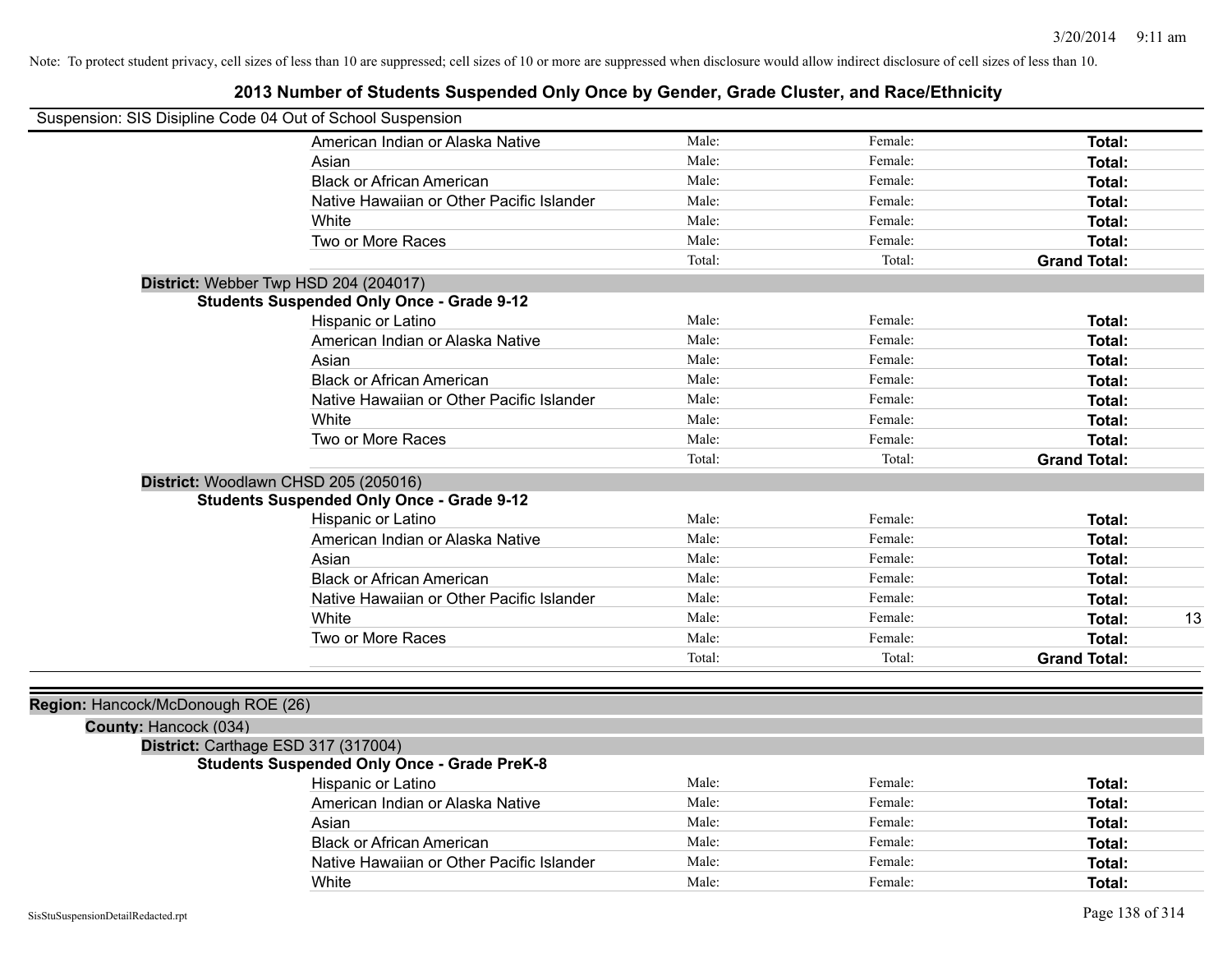Note: To protect student privacy, cell sizes of less than 10 are suppressed; cell sizes of 10 or more are suppressed when disclosure would allow indirect disclosure of cell sizes of less than 10.

# 2013 Number of Students Suspended Only Once by Gender, Grade Cluster, and Race/Ethnicity

Suspension: SIS Disipline Code 04 Out of School Suspension

| | | | | |
|---|---|---|---|---|
| American Indian or Alaska Native | Male: | Female: | **Total:** | |
| Asian | Male: | Female: | **Total:** | |
| Black or African American | Male: | Female: | **Total:** | |
| Native Hawaiian or Other Pacific Islander | Male: | Female: | **Total:** | |
| White | Male: | Female: | **Total:** | |
| Two or More Races | Male: | Female: | **Total:** | |
| | Total: | Total: | **Grand Total:** | |

**District:** Webber Twp HSD 204 (204017)

**Students Suspended Only Once - Grade 9-12**

| | | | | |
|---|---|---|---|---|
| Hispanic or Latino | Male: | Female: | **Total:** | |
| American Indian or Alaska Native | Male: | Female: | **Total:** | |
| Asian | Male: | Female: | **Total:** | |
| Black or African American | Male: | Female: | **Total:** | |
| Native Hawaiian or Other Pacific Islander | Male: | Female: | **Total:** | |
| White | Male: | Female: | **Total:** | |
| Two or More Races | Male: | Female: | **Total:** | |
| | Total: | Total: | **Grand Total:** | |

**District:** Woodlawn CHSD 205 (205016)

**Students Suspended Only Once - Grade 9-12**

| | | | | |
|---|---|---|---|---|
| Hispanic or Latino | Male: | Female: | **Total:** | |
| American Indian or Alaska Native | Male: | Female: | **Total:** | |
| Asian | Male: | Female: | **Total:** | |
| Black or African American | Male: | Female: | **Total:** | |
| Native Hawaiian or Other Pacific Islander | Male: | Female: | **Total:** | |
| White | Male: | Female: | **Total:** | 13 |
| Two or More Races | Male: | Female: | **Total:** | |
| | Total: | Total: | **Grand Total:** | |

**Region:** Hancock/McDonough ROE (26)

**County:** Hancock (034)

**District:** Carthage ESD 317 (317004)

**Students Suspended Only Once - Grade PreK-8**

| | | | | |
|---|---|---|---|---|
| Hispanic or Latino | Male: | Female: | **Total:** | |
| American Indian or Alaska Native | Male: | Female: | **Total:** | |
| Asian | Male: | Female: | **Total:** | |
| Black or African American | Male: | Female: | **Total:** | |
| Native Hawaiian or Other Pacific Islander | Male: | Female: | **Total:** | |
| White | Male: | Female: | **Total:** | |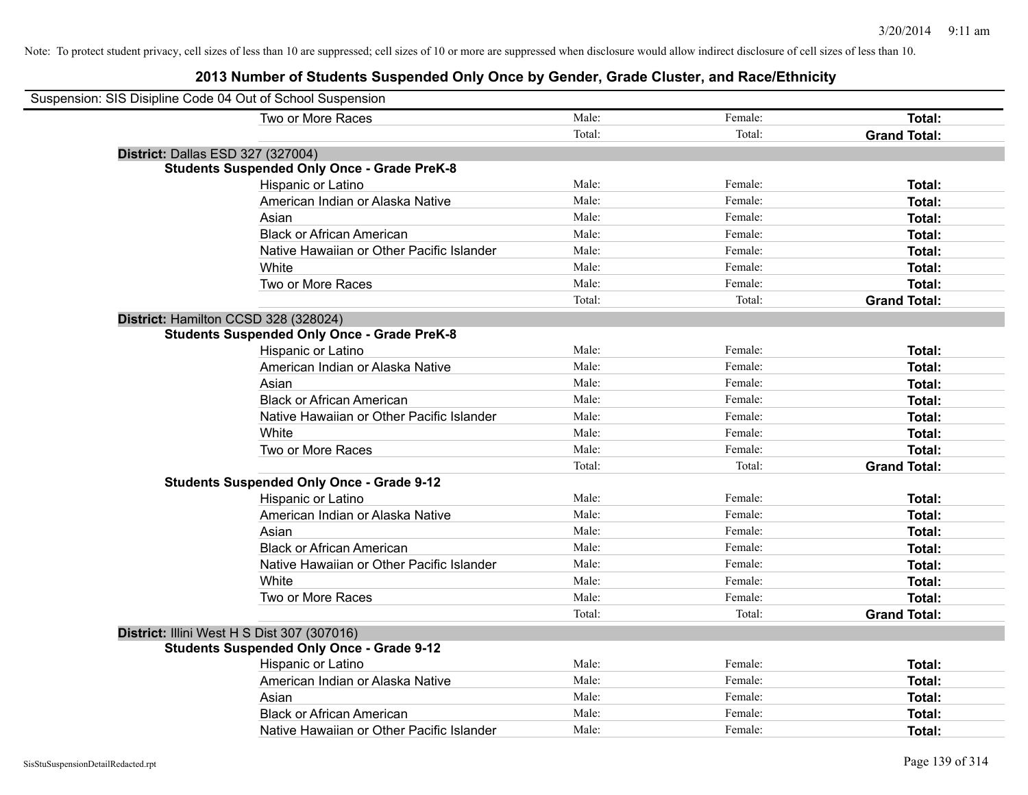Note: To protect student privacy, cell sizes of less than 10 are suppressed; cell sizes of 10 or more are suppressed when disclosure would allow indirect disclosure of cell sizes of less than 10.

# 2013 Number of Students Suspended Only Once by Gender, Grade Cluster, and Race/Ethnicity

Suspension: SIS Disipline Code 04 Out of School Suspension

| | Male: | Female: | Total: |
|---|---|---|---|
| Two or More Races | Male: | Female: | **Total:** |
| | Total: | Total: | **Grand Total:** |

**District:** Dallas ESD 327 (327004)

**Students Suspended Only Once - Grade PreK-8**

| | | | |
|---|---|---|---|
| Hispanic or Latino | Male: | Female: | **Total:** |
| American Indian or Alaska Native | Male: | Female: | **Total:** |
| Asian | Male: | Female: | **Total:** |
| Black or African American | Male: | Female: | **Total:** |
| Native Hawaiian or Other Pacific Islander | Male: | Female: | **Total:** |
| White | Male: | Female: | **Total:** |
| Two or More Races | Male: | Female: | **Total:** |
| | Total: | Total: | **Grand Total:** |

**District:** Hamilton CCSD 328 (328024)

**Students Suspended Only Once - Grade PreK-8**

| | | | |
|---|---|---|---|
| Hispanic or Latino | Male: | Female: | **Total:** |
| American Indian or Alaska Native | Male: | Female: | **Total:** |
| Asian | Male: | Female: | **Total:** |
| Black or African American | Male: | Female: | **Total:** |
| Native Hawaiian or Other Pacific Islander | Male: | Female: | **Total:** |
| White | Male: | Female: | **Total:** |
| Two or More Races | Male: | Female: | **Total:** |
| | Total: | Total: | **Grand Total:** |

**Students Suspended Only Once - Grade 9-12**

| | | | |
|---|---|---|---|
| Hispanic or Latino | Male: | Female: | **Total:** |
| American Indian or Alaska Native | Male: | Female: | **Total:** |
| Asian | Male: | Female: | **Total:** |
| Black or African American | Male: | Female: | **Total:** |
| Native Hawaiian or Other Pacific Islander | Male: | Female: | **Total:** |
| White | Male: | Female: | **Total:** |
| Two or More Races | Male: | Female: | **Total:** |
| | Total: | Total: | **Grand Total:** |

**District:** Illini West H S Dist 307 (307016)

**Students Suspended Only Once - Grade 9-12**

| | | | |
|---|---|---|---|
| Hispanic or Latino | Male: | Female: | **Total:** |
| American Indian or Alaska Native | Male: | Female: | **Total:** |
| Asian | Male: | Female: | **Total:** |
| Black or African American | Male: | Female: | **Total:** |
| Native Hawaiian or Other Pacific Islander | Male: | Female: | **Total:** |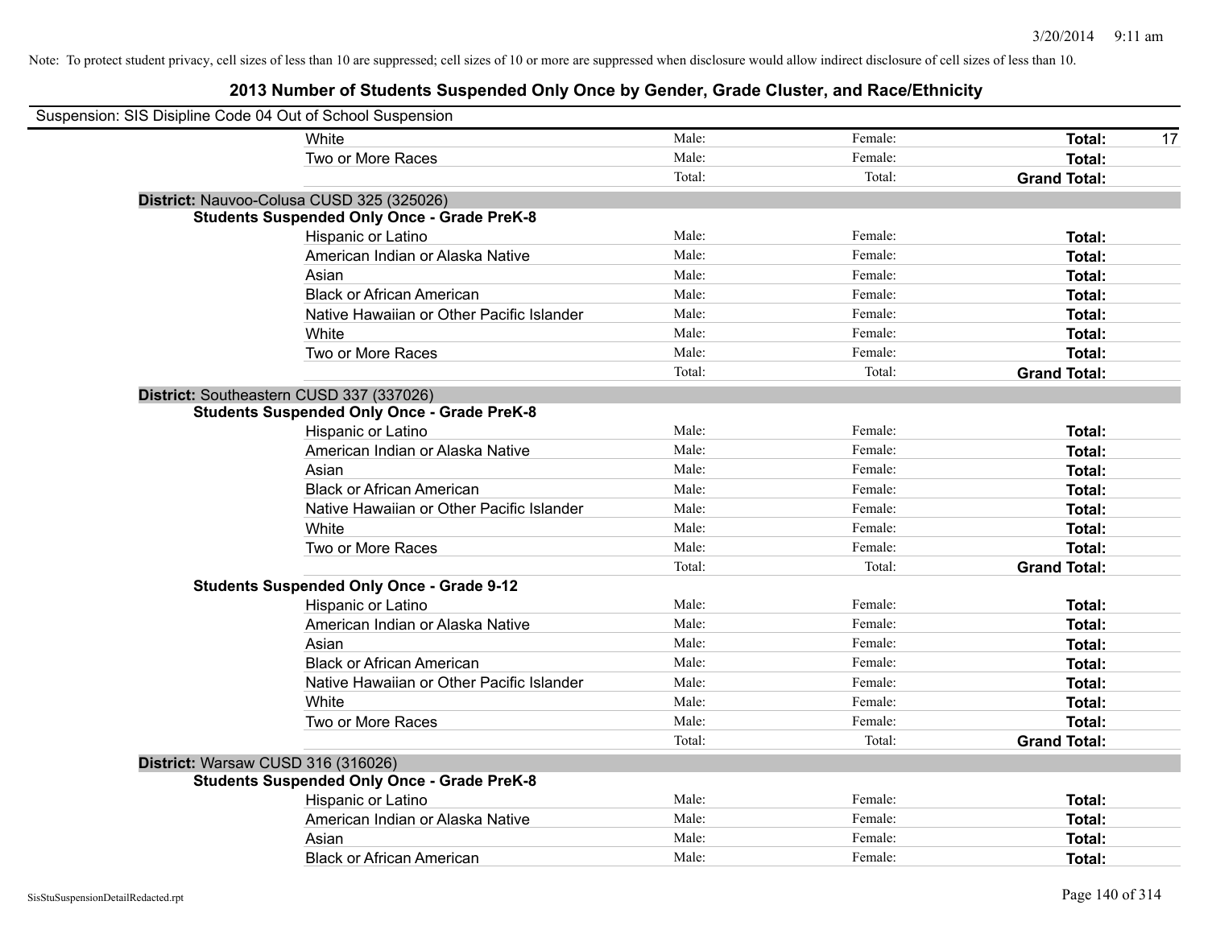Note: To protect student privacy, cell sizes of less than 10 are suppressed; cell sizes of 10 or more are suppressed when disclosure would allow indirect disclosure of cell sizes of less than 10.

# 2013 Number of Students Suspended Only Once by Gender, Grade Cluster, and Race/Ethnicity

Suspension: SIS Disipline Code 04 Out of School Suspension

| | Male | Female | Total |
|---|---|---|---|
| White | Male: | Female: | **Total:** 17 |
| Two or More Races | Male: | Female: | **Total:** |
| | Total: | Total: | **Grand Total:** |

**District:** Nauvoo-Colusa CUSD 325 (325026)

**Students Suspended Only Once - Grade PreK-8**

| | Male | Female | Total |
|---|---|---|---|
| Hispanic or Latino | Male: | Female: | **Total:** |
| American Indian or Alaska Native | Male: | Female: | **Total:** |
| Asian | Male: | Female: | **Total:** |
| Black or African American | Male: | Female: | **Total:** |
| Native Hawaiian or Other Pacific Islander | Male: | Female: | **Total:** |
| White | Male: | Female: | **Total:** |
| Two or More Races | Male: | Female: | **Total:** |
| | Total: | Total: | **Grand Total:** |

**District:** Southeastern CUSD 337 (337026)

**Students Suspended Only Once - Grade PreK-8**

| | Male | Female | Total |
|---|---|---|---|
| Hispanic or Latino | Male: | Female: | **Total:** |
| American Indian or Alaska Native | Male: | Female: | **Total:** |
| Asian | Male: | Female: | **Total:** |
| Black or African American | Male: | Female: | **Total:** |
| Native Hawaiian or Other Pacific Islander | Male: | Female: | **Total:** |
| White | Male: | Female: | **Total:** |
| Two or More Races | Male: | Female: | **Total:** |
| | Total: | Total: | **Grand Total:** |

**Students Suspended Only Once - Grade 9-12**

| | Male | Female | Total |
|---|---|---|---|
| Hispanic or Latino | Male: | Female: | **Total:** |
| American Indian or Alaska Native | Male: | Female: | **Total:** |
| Asian | Male: | Female: | **Total:** |
| Black or African American | Male: | Female: | **Total:** |
| Native Hawaiian or Other Pacific Islander | Male: | Female: | **Total:** |
| White | Male: | Female: | **Total:** |
| Two or More Races | Male: | Female: | **Total:** |
| | Total: | Total: | **Grand Total:** |

**District:** Warsaw CUSD 316 (316026)

**Students Suspended Only Once - Grade PreK-8**

| | Male | Female | Total |
|---|---|---|---|
| Hispanic or Latino | Male: | Female: | **Total:** |
| American Indian or Alaska Native | Male: | Female: | **Total:** |
| Asian | Male: | Female: | **Total:** |
| Black or African American | Male: | Female: | **Total:** |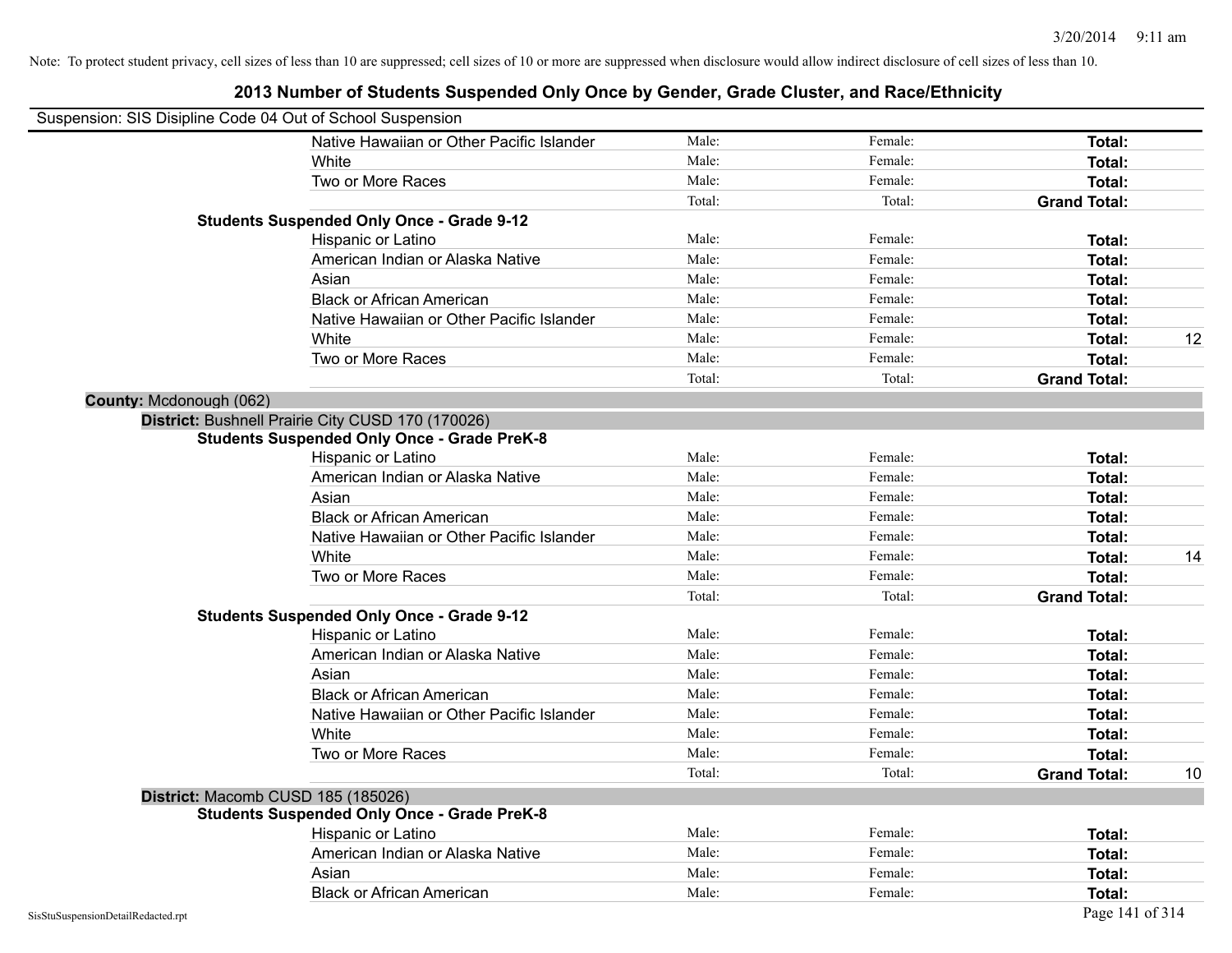Note: To protect student privacy, cell sizes of less than 10 are suppressed; cell sizes of 10 or more are suppressed when disclosure would allow indirect disclosure of cell sizes of less than 10.

# 2013 Number of Students Suspended Only Once by Gender, Grade Cluster, and Race/Ethnicity

Suspension: SIS Disipline Code 04 Out of School Suspension

| | | | | |
|---|---|---|---|---|
| Native Hawaiian or Other Pacific Islander | Male: | Female: | **Total:** | |
| White | Male: | Female: | **Total:** | |
| Two or More Races | Male: | Female: | **Total:** | |
| | Total: | Total: | **Grand Total:** | |

**Students Suspended Only Once - Grade 9-12**

| | | | | |
|---|---|---|---|---|
| Hispanic or Latino | Male: | Female: | **Total:** | |
| American Indian or Alaska Native | Male: | Female: | **Total:** | |
| Asian | Male: | Female: | **Total:** | |
| Black or African American | Male: | Female: | **Total:** | |
| Native Hawaiian or Other Pacific Islander | Male: | Female: | **Total:** | |
| White | Male: | Female: | **Total:** | 12 |
| Two or More Races | Male: | Female: | **Total:** | |
| | Total: | Total: | **Grand Total:** | |

**County:** Mcdonough (062)

**District:** Bushnell Prairie City CUSD 170 (170026)

**Students Suspended Only Once - Grade PreK-8**

| | | | | |
|---|---|---|---|---|
| Hispanic or Latino | Male: | Female: | **Total:** | |
| American Indian or Alaska Native | Male: | Female: | **Total:** | |
| Asian | Male: | Female: | **Total:** | |
| Black or African American | Male: | Female: | **Total:** | |
| Native Hawaiian or Other Pacific Islander | Male: | Female: | **Total:** | |
| White | Male: | Female: | **Total:** | 14 |
| Two or More Races | Male: | Female: | **Total:** | |
| | Total: | Total: | **Grand Total:** | |

**Students Suspended Only Once - Grade 9-12**

| | | | | |
|---|---|---|---|---|
| Hispanic or Latino | Male: | Female: | **Total:** | |
| American Indian or Alaska Native | Male: | Female: | **Total:** | |
| Asian | Male: | Female: | **Total:** | |
| Black or African American | Male: | Female: | **Total:** | |
| Native Hawaiian or Other Pacific Islander | Male: | Female: | **Total:** | |
| White | Male: | Female: | **Total:** | |
| Two or More Races | Male: | Female: | **Total:** | |
| | Total: | Total: | **Grand Total:** | 10 |

**District:** Macomb CUSD 185 (185026)

**Students Suspended Only Once - Grade PreK-8**

| | | | | |
|---|---|---|---|---|
| Hispanic or Latino | Male: | Female: | **Total:** | |
| American Indian or Alaska Native | Male: | Female: | **Total:** | |
| Asian | Male: | Female: | **Total:** | |
| Black or African American | Male: | Female: | **Total:** | |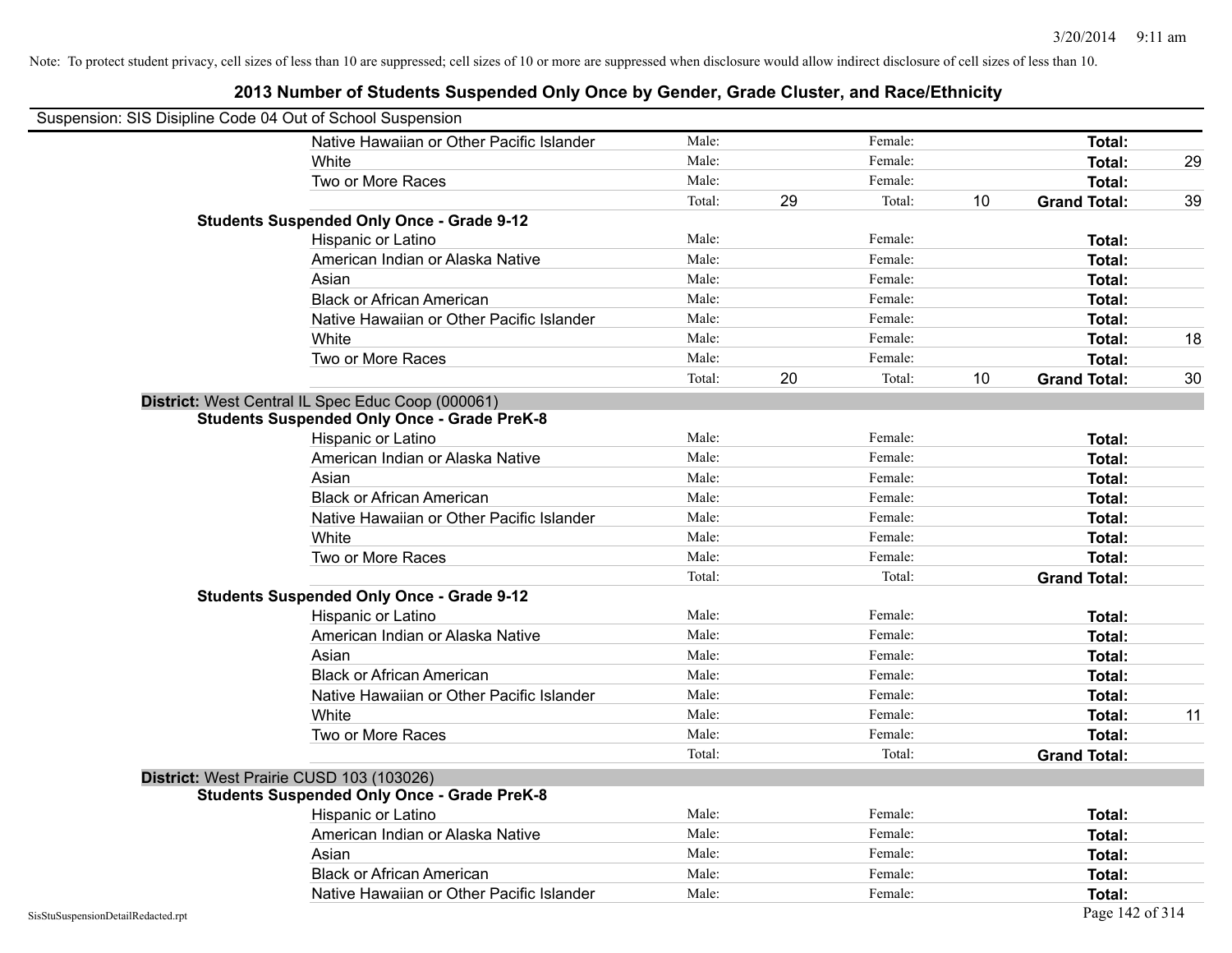Note: To protect student privacy, cell sizes of less than 10 are suppressed; cell sizes of 10 or more are suppressed when disclosure would allow indirect disclosure of cell sizes of less than 10.

## 2013 Number of Students Suspended Only Once by Gender, Grade Cluster, and Race/Ethnicity

Suspension: SIS Disipline Code 04 Out of School Suspension

| | | | | | | |
|---|---|---|---|---|---|---|
| Native Hawaiian or Other Pacific Islander | Male: | | Female: | | **Total:** | |
| White | Male: | | Female: | | **Total:** | 29 |
| Two or More Races | Male: | | Female: | | **Total:** | |
| | Total: | 29 | Total: | 10 | **Grand Total:** | 39 |
| **Students Suspended Only Once - Grade 9-12** | | | | | | |
| Hispanic or Latino | Male: | | Female: | | **Total:** | |
| American Indian or Alaska Native | Male: | | Female: | | **Total:** | |
| Asian | Male: | | Female: | | **Total:** | |
| Black or African American | Male: | | Female: | | **Total:** | |
| Native Hawaiian or Other Pacific Islander | Male: | | Female: | | **Total:** | |
| White | Male: | | Female: | | **Total:** | 18 |
| Two or More Races | Male: | | Female: | | **Total:** | |
| | Total: | 20 | Total: | 10 | **Grand Total:** | 30 |

**District:** West Central IL Spec Educ Coop (000061)

| | | | | | | |
|---|---|---|---|---|---|---|
| **Students Suspended Only Once - Grade PreK-8** | | | | | | |
| Hispanic or Latino | Male: | | Female: | | **Total:** | |
| American Indian or Alaska Native | Male: | | Female: | | **Total:** | |
| Asian | Male: | | Female: | | **Total:** | |
| Black or African American | Male: | | Female: | | **Total:** | |
| Native Hawaiian or Other Pacific Islander | Male: | | Female: | | **Total:** | |
| White | Male: | | Female: | | **Total:** | |
| Two or More Races | Male: | | Female: | | **Total:** | |
| | Total: | | Total: | | **Grand Total:** | |
| **Students Suspended Only Once - Grade 9-12** | | | | | | |
| Hispanic or Latino | Male: | | Female: | | **Total:** | |
| American Indian or Alaska Native | Male: | | Female: | | **Total:** | |
| Asian | Male: | | Female: | | **Total:** | |
| Black or African American | Male: | | Female: | | **Total:** | |
| Native Hawaiian or Other Pacific Islander | Male: | | Female: | | **Total:** | |
| White | Male: | | Female: | | **Total:** | 11 |
| Two or More Races | Male: | | Female: | | **Total:** | |
| | Total: | | Total: | | **Grand Total:** | |

**District:** West Prairie CUSD 103 (103026)

| | | | | | | |
|---|---|---|---|---|---|---|
| **Students Suspended Only Once - Grade PreK-8** | | | | | | |
| Hispanic or Latino | Male: | | Female: | | **Total:** | |
| American Indian or Alaska Native | Male: | | Female: | | **Total:** | |
| Asian | Male: | | Female: | | **Total:** | |
| Black or African American | Male: | | Female: | | **Total:** | |
| Native Hawaiian or Other Pacific Islander | Male: | | Female: | | **Total:** | |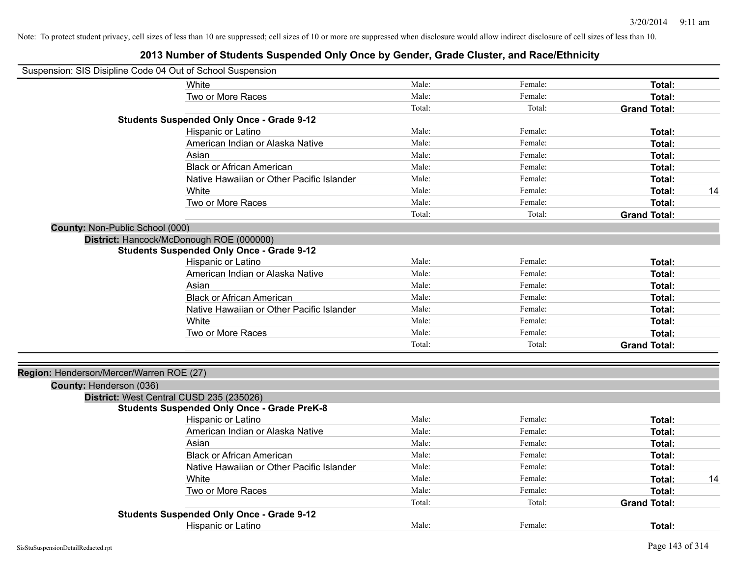Note: To protect student privacy, cell sizes of less than 10 are suppressed; cell sizes of 10 or more are suppressed when disclosure would allow indirect disclosure of cell sizes of less than 10.

# 2013 Number of Students Suspended Only Once by Gender, Grade Cluster, and Race/Ethnicity

Suspension: SIS Disipline Code 04 Out of School Suspension

| | | | | |
|---|---|---|---|---|
| White | Male: | Female: | **Total:** | |
| Two or More Races | Male: | Female: | **Total:** | |
| | Total: | Total: | **Grand Total:** | |
| **Students Suspended Only Once - Grade 9-12** | | | | |
| Hispanic or Latino | Male: | Female: | **Total:** | |
| American Indian or Alaska Native | Male: | Female: | **Total:** | |
| Asian | Male: | Female: | **Total:** | |
| Black or African American | Male: | Female: | **Total:** | |
| Native Hawaiian or Other Pacific Islander | Male: | Female: | **Total:** | |
| White | Male: | Female: | **Total:** | 14 |
| Two or More Races | Male: | Female: | **Total:** | |
| | Total: | Total: | **Grand Total:** | |

**County:** Non-Public School (000)

**District:** Hancock/McDonough ROE (000000)

| | | | | |
|---|---|---|---|---|
| **Students Suspended Only Once - Grade 9-12** | | | | |
| Hispanic or Latino | Male: | Female: | **Total:** | |
| American Indian or Alaska Native | Male: | Female: | **Total:** | |
| Asian | Male: | Female: | **Total:** | |
| Black or African American | Male: | Female: | **Total:** | |
| Native Hawaiian or Other Pacific Islander | Male: | Female: | **Total:** | |
| White | Male: | Female: | **Total:** | |
| Two or More Races | Male: | Female: | **Total:** | |
| | Total: | Total: | **Grand Total:** | |

**Region:** Henderson/Mercer/Warren ROE (27)

**County:** Henderson (036)

**District:** West Central CUSD 235 (235026)

| | | | | |
|---|---|---|---|---|
| **Students Suspended Only Once - Grade PreK-8** | | | | |
| Hispanic or Latino | Male: | Female: | **Total:** | |
| American Indian or Alaska Native | Male: | Female: | **Total:** | |
| Asian | Male: | Female: | **Total:** | |
| Black or African American | Male: | Female: | **Total:** | |
| Native Hawaiian or Other Pacific Islander | Male: | Female: | **Total:** | |
| White | Male: | Female: | **Total:** | 14 |
| Two or More Races | Male: | Female: | **Total:** | |
| | Total: | Total: | **Grand Total:** | |
| **Students Suspended Only Once - Grade 9-12** | | | | |
| Hispanic or Latino | Male: | Female: | **Total:** | |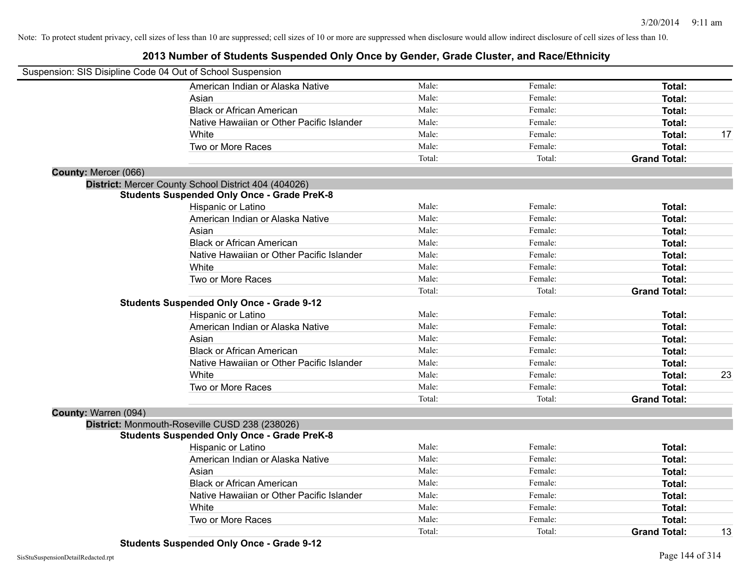Note: To protect student privacy, cell sizes of less than 10 are suppressed; cell sizes of 10 or more are suppressed when disclosure would allow indirect disclosure of cell sizes of less than 10.

# 2013 Number of Students Suspended Only Once by Gender, Grade Cluster, and Race/Ethnicity

Suspension: SIS Disipline Code 04 Out of School Suspension

| | Male | Female | Total | |
|---|---|---|---|---|
| American Indian or Alaska Native | Male: | Female: | **Total:** | |
| Asian | Male: | Female: | **Total:** | |
| Black or African American | Male: | Female: | **Total:** | |
| Native Hawaiian or Other Pacific Islander | Male: | Female: | **Total:** | |
| White | Male: | Female: | **Total:** | 17 |
| Two or More Races | Male: | Female: | **Total:** | |
| | Total: | Total: | **Grand Total:** | |

**County:** Mercer (066)

**District:** Mercer County School District 404 (404026)

**Students Suspended Only Once - Grade PreK-8**

| | Male | Female | Total | |
|---|---|---|---|---|
| Hispanic or Latino | Male: | Female: | **Total:** | |
| American Indian or Alaska Native | Male: | Female: | **Total:** | |
| Asian | Male: | Female: | **Total:** | |
| Black or African American | Male: | Female: | **Total:** | |
| Native Hawaiian or Other Pacific Islander | Male: | Female: | **Total:** | |
| White | Male: | Female: | **Total:** | |
| Two or More Races | Male: | Female: | **Total:** | |
| | Total: | Total: | **Grand Total:** | |

**Students Suspended Only Once - Grade 9-12**

| | Male | Female | Total | |
|---|---|---|---|---|
| Hispanic or Latino | Male: | Female: | **Total:** | |
| American Indian or Alaska Native | Male: | Female: | **Total:** | |
| Asian | Male: | Female: | **Total:** | |
| Black or African American | Male: | Female: | **Total:** | |
| Native Hawaiian or Other Pacific Islander | Male: | Female: | **Total:** | |
| White | Male: | Female: | **Total:** | 23 |
| Two or More Races | Male: | Female: | **Total:** | |
| | Total: | Total: | **Grand Total:** | |

**County:** Warren (094)

**District:** Monmouth-Roseville CUSD 238 (238026)

**Students Suspended Only Once - Grade PreK-8**

| | Male | Female | Total | |
|---|---|---|---|---|
| Hispanic or Latino | Male: | Female: | **Total:** | |
| American Indian or Alaska Native | Male: | Female: | **Total:** | |
| Asian | Male: | Female: | **Total:** | |
| Black or African American | Male: | Female: | **Total:** | |
| Native Hawaiian or Other Pacific Islander | Male: | Female: | **Total:** | |
| White | Male: | Female: | **Total:** | |
| Two or More Races | Male: | Female: | **Total:** | |
| | Total: | Total: | **Grand Total:** | 13 |

**Students Suspended Only Once - Grade 9-12**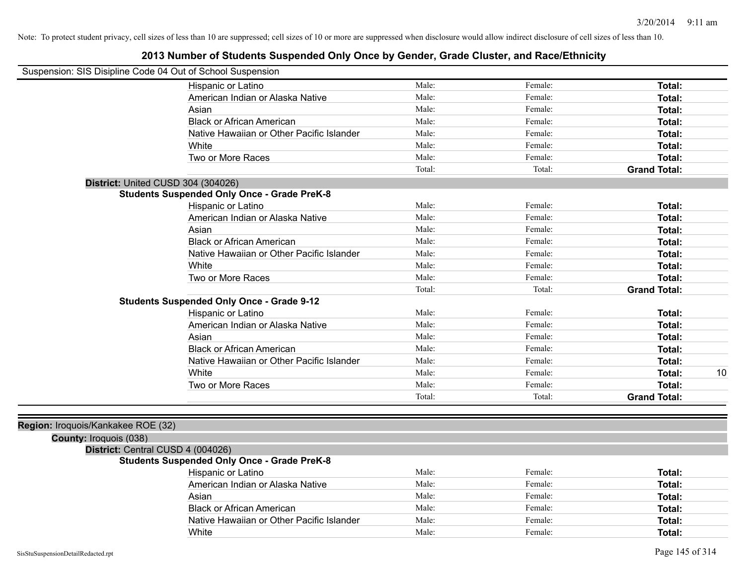Note: To protect student privacy, cell sizes of less than 10 are suppressed; cell sizes of 10 or more are suppressed when disclosure would allow indirect disclosure of cell sizes of less than 10.

# 2013 Number of Students Suspended Only Once by Gender, Grade Cluster, and Race/Ethnicity

Suspension: SIS Disipline Code 04 Out of School Suspension

| | | | | |
|---|---|---|---|---|
| Hispanic or Latino | Male: | Female: | **Total:** | |
| American Indian or Alaska Native | Male: | Female: | **Total:** | |
| Asian | Male: | Female: | **Total:** | |
| Black or African American | Male: | Female: | **Total:** | |
| Native Hawaiian or Other Pacific Islander | Male: | Female: | **Total:** | |
| White | Male: | Female: | **Total:** | |
| Two or More Races | Male: | Female: | **Total:** | |
| | Total: | Total: | **Grand Total:** | |

**District:** United CUSD 304 (304026)

**Students Suspended Only Once - Grade PreK-8**

| | | | | |
|---|---|---|---|---|
| Hispanic or Latino | Male: | Female: | **Total:** | |
| American Indian or Alaska Native | Male: | Female: | **Total:** | |
| Asian | Male: | Female: | **Total:** | |
| Black or African American | Male: | Female: | **Total:** | |
| Native Hawaiian or Other Pacific Islander | Male: | Female: | **Total:** | |
| White | Male: | Female: | **Total:** | |
| Two or More Races | Male: | Female: | **Total:** | |
| | Total: | Total: | **Grand Total:** | |

**Students Suspended Only Once - Grade 9-12**

| | | | | |
|---|---|---|---|---|
| Hispanic or Latino | Male: | Female: | **Total:** | |
| American Indian or Alaska Native | Male: | Female: | **Total:** | |
| Asian | Male: | Female: | **Total:** | |
| Black or African American | Male: | Female: | **Total:** | |
| Native Hawaiian or Other Pacific Islander | Male: | Female: | **Total:** | |
| White | Male: | Female: | **Total:** | 10 |
| Two or More Races | Male: | Female: | **Total:** | |
| | Total: | Total: | **Grand Total:** | |

**Region:** Iroquois/Kankakee ROE (32)

**County:** Iroquois (038)

**District:** Central CUSD 4 (004026)

**Students Suspended Only Once - Grade PreK-8**

| | | | | |
|---|---|---|---|---|
| Hispanic or Latino | Male: | Female: | **Total:** | |
| American Indian or Alaska Native | Male: | Female: | **Total:** | |
| Asian | Male: | Female: | **Total:** | |
| Black or African American | Male: | Female: | **Total:** | |
| Native Hawaiian or Other Pacific Islander | Male: | Female: | **Total:** | |
| White | Male: | Female: | **Total:** | |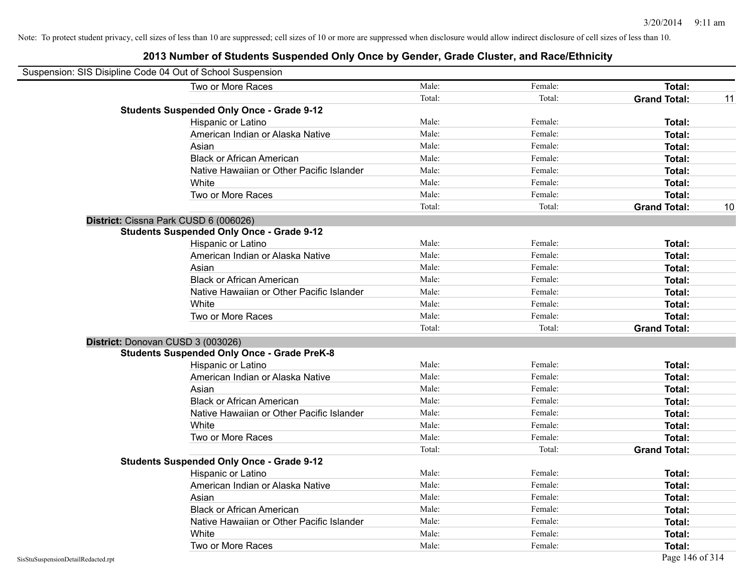Note: To protect student privacy, cell sizes of less than 10 are suppressed; cell sizes of 10 or more are suppressed when disclosure would allow indirect disclosure of cell sizes of less than 10.

# 2013 Number of Students Suspended Only Once by Gender, Grade Cluster, and Race/Ethnicity

Suspension: SIS Disipline Code 04 Out of School Suspension

| | | | | | |
|---|---|---|---|---|---|
| | Two or More Races | Male: | Female: | **Total:** | |
| | | Total: | Total: | **Grand Total:** | 11 |
| **Students Suspended Only Once - Grade 9-12** | | | | | |
| | Hispanic or Latino | Male: | Female: | **Total:** | |
| | American Indian or Alaska Native | Male: | Female: | **Total:** | |
| | Asian | Male: | Female: | **Total:** | |
| | Black or African American | Male: | Female: | **Total:** | |
| | Native Hawaiian or Other Pacific Islander | Male: | Female: | **Total:** | |
| | White | Male: | Female: | **Total:** | |
| | Two or More Races | Male: | Female: | **Total:** | |
| | | Total: | Total: | **Grand Total:** | 10 |
| **District:** Cissna Park CUSD 6 (006026) | | | | | |
| **Students Suspended Only Once - Grade 9-12** | | | | | |
| | Hispanic or Latino | Male: | Female: | **Total:** | |
| | American Indian or Alaska Native | Male: | Female: | **Total:** | |
| | Asian | Male: | Female: | **Total:** | |
| | Black or African American | Male: | Female: | **Total:** | |
| | Native Hawaiian or Other Pacific Islander | Male: | Female: | **Total:** | |
| | White | Male: | Female: | **Total:** | |
| | Two or More Races | Male: | Female: | **Total:** | |
| | | Total: | Total: | **Grand Total:** | |
| **District:** Donovan CUSD 3 (003026) | | | | | |
| **Students Suspended Only Once - Grade PreK-8** | | | | | |
| | Hispanic or Latino | Male: | Female: | **Total:** | |
| | American Indian or Alaska Native | Male: | Female: | **Total:** | |
| | Asian | Male: | Female: | **Total:** | |
| | Black or African American | Male: | Female: | **Total:** | |
| | Native Hawaiian or Other Pacific Islander | Male: | Female: | **Total:** | |
| | White | Male: | Female: | **Total:** | |
| | Two or More Races | Male: | Female: | **Total:** | |
| | | Total: | Total: | **Grand Total:** | |
| **Students Suspended Only Once - Grade 9-12** | | | | | |
| | Hispanic or Latino | Male: | Female: | **Total:** | |
| | American Indian or Alaska Native | Male: | Female: | **Total:** | |
| | Asian | Male: | Female: | **Total:** | |
| | Black or African American | Male: | Female: | **Total:** | |
| | Native Hawaiian or Other Pacific Islander | Male: | Female: | **Total:** | |
| | White | Male: | Female: | **Total:** | |
| | Two or More Races | Male: | Female: | **Total:** | |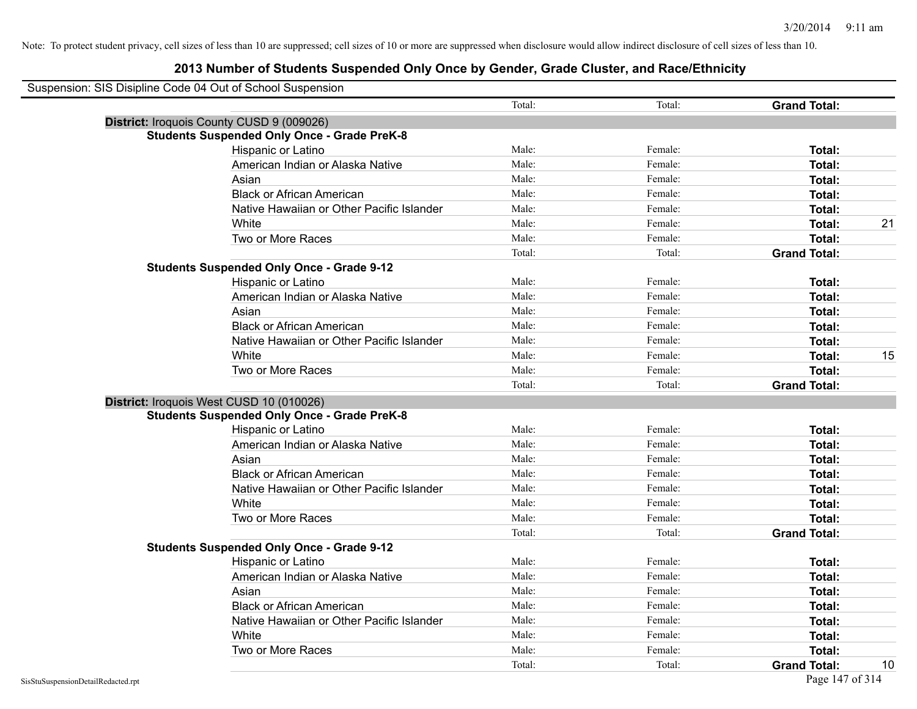Note: To protect student privacy, cell sizes of less than 10 are suppressed; cell sizes of 10 or more are suppressed when disclosure would allow indirect disclosure of cell sizes of less than 10.

# 2013 Number of Students Suspended Only Once by Gender, Grade Cluster, and Race/Ethnicity

Suspension: SIS Disipline Code 04 Out of School Suspension

| | | | | | | | |
|---|---|---|---|---|---|---|---|
| | | Total: | | Total: | | **Grand Total:** | |
| **District:** Iroquois County CUSD 9 (009026) | | | | | | | |
| **Students Suspended Only Once - Grade PreK-8** | | | | | | | |
| | Hispanic or Latino | Male: | | Female: | | **Total:** | |
| | American Indian or Alaska Native | Male: | | Female: | | **Total:** | |
| | Asian | Male: | | Female: | | **Total:** | |
| | Black or African American | Male: | | Female: | | **Total:** | |
| | Native Hawaiian or Other Pacific Islander | Male: | | Female: | | **Total:** | |
| | White | Male: | | Female: | | **Total:** | 21 |
| | Two or More Races | Male: | | Female: | | **Total:** | |
| | | Total: | | Total: | | **Grand Total:** | |
| **Students Suspended Only Once - Grade 9-12** | | | | | | | |
| | Hispanic or Latino | Male: | | Female: | | **Total:** | |
| | American Indian or Alaska Native | Male: | | Female: | | **Total:** | |
| | Asian | Male: | | Female: | | **Total:** | |
| | Black or African American | Male: | | Female: | | **Total:** | |
| | Native Hawaiian or Other Pacific Islander | Male: | | Female: | | **Total:** | |
| | White | Male: | | Female: | | **Total:** | 15 |
| | Two or More Races | Male: | | Female: | | **Total:** | |
| | | Total: | | Total: | | **Grand Total:** | |
| **District:** Iroquois West CUSD 10 (010026) | | | | | | | |
| **Students Suspended Only Once - Grade PreK-8** | | | | | | | |
| | Hispanic or Latino | Male: | | Female: | | **Total:** | |
| | American Indian or Alaska Native | Male: | | Female: | | **Total:** | |
| | Asian | Male: | | Female: | | **Total:** | |
| | Black or African American | Male: | | Female: | | **Total:** | |
| | Native Hawaiian or Other Pacific Islander | Male: | | Female: | | **Total:** | |
| | White | Male: | | Female: | | **Total:** | |
| | Two or More Races | Male: | | Female: | | **Total:** | |
| | | Total: | | Total: | | **Grand Total:** | |
| **Students Suspended Only Once - Grade 9-12** | | | | | | | |
| | Hispanic or Latino | Male: | | Female: | | **Total:** | |
| | American Indian or Alaska Native | Male: | | Female: | | **Total:** | |
| | Asian | Male: | | Female: | | **Total:** | |
| | Black or African American | Male: | | Female: | | **Total:** | |
| | Native Hawaiian or Other Pacific Islander | Male: | | Female: | | **Total:** | |
| | White | Male: | | Female: | | **Total:** | |
| | Two or More Races | Male: | | Female: | | **Total:** | |
| | | Total: | | Total: | | **Grand Total:** | 10 |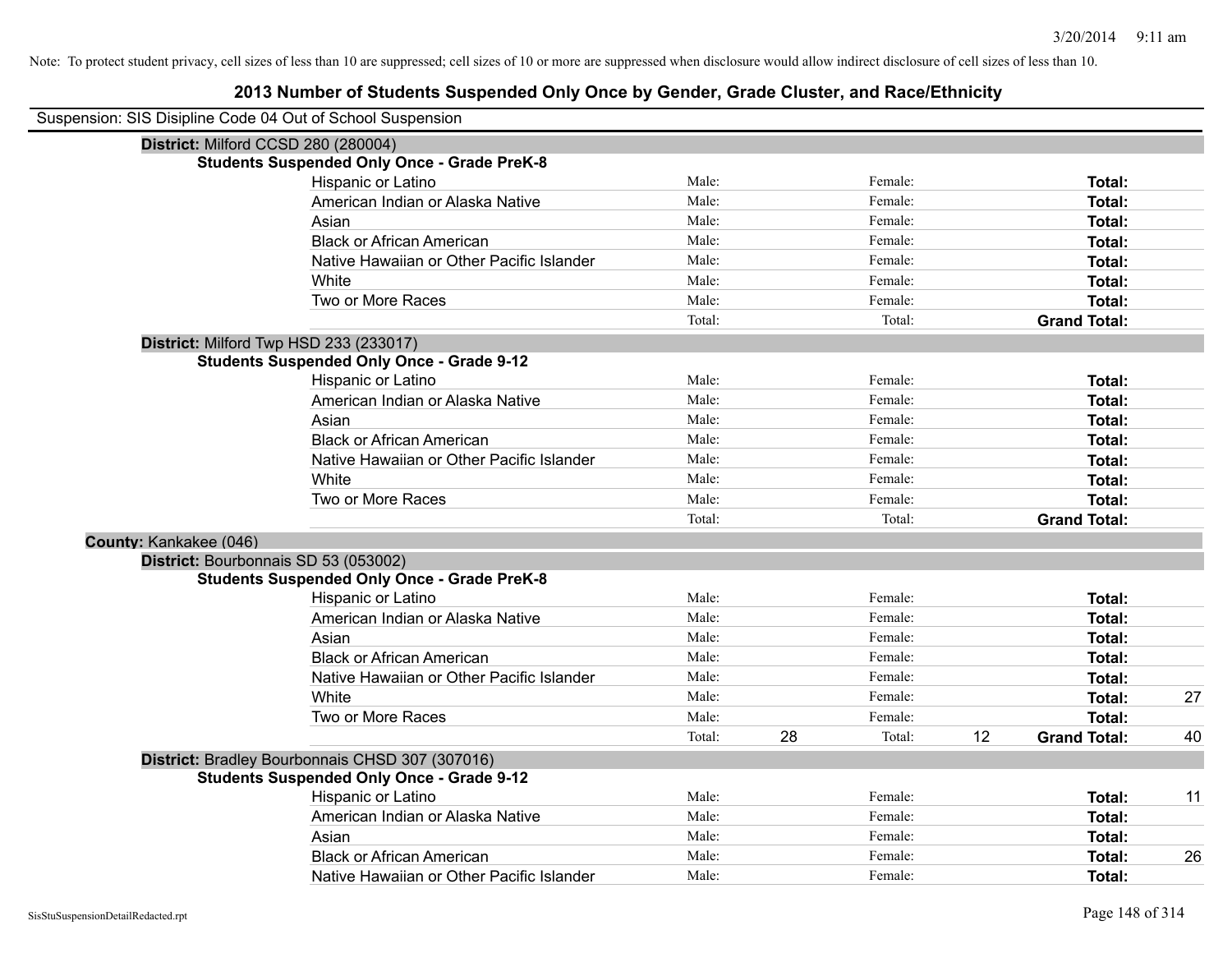Note: To protect student privacy, cell sizes of less than 10 are suppressed; cell sizes of 10 or more are suppressed when disclosure would allow indirect disclosure of cell sizes of less than 10.

# 2013 Number of Students Suspended Only Once by Gender, Grade Cluster, and Race/Ethnicity

Suspension: SIS Disipline Code 04 Out of School Suspension

**District:** Milford CCSD 280 (280004)

**Students Suspended Only Once - Grade PreK-8**

| Race/Ethnicity | | | | | | |
|---|---|---|---|---|---|---|
| Hispanic or Latino | Male: | | Female: | | **Total:** | |
| American Indian or Alaska Native | Male: | | Female: | | **Total:** | |
| Asian | Male: | | Female: | | **Total:** | |
| Black or African American | Male: | | Female: | | **Total:** | |
| Native Hawaiian or Other Pacific Islander | Male: | | Female: | | **Total:** | |
| White | Male: | | Female: | | **Total:** | |
| Two or More Races | Male: | | Female: | | **Total:** | |
| | Total: | | Total: | | **Grand Total:** | |

**District:** Milford Twp HSD 233 (233017)

**Students Suspended Only Once - Grade 9-12**

| Race/Ethnicity | | | | | | |
|---|---|---|---|---|---|---|
| Hispanic or Latino | Male: | | Female: | | **Total:** | |
| American Indian or Alaska Native | Male: | | Female: | | **Total:** | |
| Asian | Male: | | Female: | | **Total:** | |
| Black or African American | Male: | | Female: | | **Total:** | |
| Native Hawaiian or Other Pacific Islander | Male: | | Female: | | **Total:** | |
| White | Male: | | Female: | | **Total:** | |
| Two or More Races | Male: | | Female: | | **Total:** | |
| | Total: | | Total: | | **Grand Total:** | |

**County:** Kankakee (046)

**District:** Bourbonnais SD 53 (053002)

**Students Suspended Only Once - Grade PreK-8**

| Race/Ethnicity | | | | | | |
|---|---|---|---|---|---|---|
| Hispanic or Latino | Male: | | Female: | | **Total:** | |
| American Indian or Alaska Native | Male: | | Female: | | **Total:** | |
| Asian | Male: | | Female: | | **Total:** | |
| Black or African American | Male: | | Female: | | **Total:** | |
| Native Hawaiian or Other Pacific Islander | Male: | | Female: | | **Total:** | |
| White | Male: | | Female: | | **Total:** | 27 |
| Two or More Races | Male: | | Female: | | **Total:** | |
| | Total: | 28 | Total: | 12 | **Grand Total:** | 40 |

**District:** Bradley Bourbonnais CHSD 307 (307016)

**Students Suspended Only Once - Grade 9-12**

| Race/Ethnicity | | | | | | |
|---|---|---|---|---|---|---|
| Hispanic or Latino | Male: | | Female: | | **Total:** | 11 |
| American Indian or Alaska Native | Male: | | Female: | | **Total:** | |
| Asian | Male: | | Female: | | **Total:** | |
| Black or African American | Male: | | Female: | | **Total:** | 26 |
| Native Hawaiian or Other Pacific Islander | Male: | | Female: | | **Total:** | |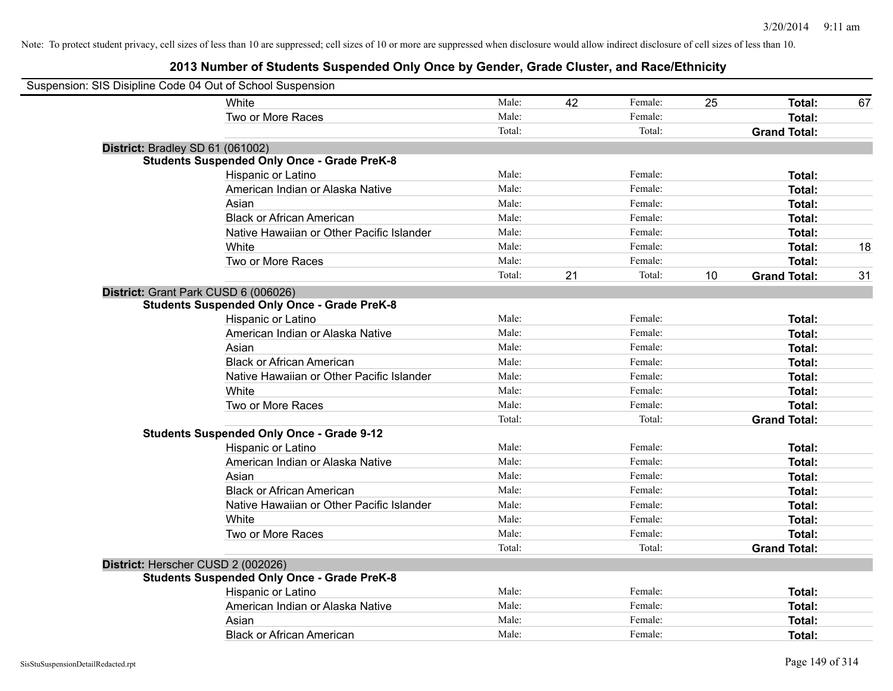Note: To protect student privacy, cell sizes of less than 10 are suppressed; cell sizes of 10 or more are suppressed when disclosure would allow indirect disclosure of cell sizes of less than 10.

# 2013 Number of Students Suspended Only Once by Gender, Grade Cluster, and Race/Ethnicity

Suspension: SIS Disipline Code 04 Out of School Suspension

| | | | | | | |
|---|---|---|---|---|---|---|
| White | Male: | 42 | Female: | 25 | **Total:** | 67 |
| Two or More Races | Male: | | Female: | | **Total:** | |
| | Total: | | Total: | | **Grand Total:** | |

**District:** Bradley SD 61 (061002)

**Students Suspended Only Once - Grade PreK-8**

| | | | | | | |
|---|---|---|---|---|---|---|
| Hispanic or Latino | Male: | | Female: | | **Total:** | |
| American Indian or Alaska Native | Male: | | Female: | | **Total:** | |
| Asian | Male: | | Female: | | **Total:** | |
| Black or African American | Male: | | Female: | | **Total:** | |
| Native Hawaiian or Other Pacific Islander | Male: | | Female: | | **Total:** | |
| White | Male: | | Female: | | **Total:** | 18 |
| Two or More Races | Male: | | Female: | | **Total:** | |
| | Total: | 21 | Total: | 10 | **Grand Total:** | 31 |

**District:** Grant Park CUSD 6 (006026)

**Students Suspended Only Once - Grade PreK-8**

| | | | | | | |
|---|---|---|---|---|---|---|
| Hispanic or Latino | Male: | | Female: | | **Total:** | |
| American Indian or Alaska Native | Male: | | Female: | | **Total:** | |
| Asian | Male: | | Female: | | **Total:** | |
| Black or African American | Male: | | Female: | | **Total:** | |
| Native Hawaiian or Other Pacific Islander | Male: | | Female: | | **Total:** | |
| White | Male: | | Female: | | **Total:** | |
| Two or More Races | Male: | | Female: | | **Total:** | |
| | Total: | | Total: | | **Grand Total:** | |

**Students Suspended Only Once - Grade 9-12**

| | | | | | | |
|---|---|---|---|---|---|---|
| Hispanic or Latino | Male: | | Female: | | **Total:** | |
| American Indian or Alaska Native | Male: | | Female: | | **Total:** | |
| Asian | Male: | | Female: | | **Total:** | |
| Black or African American | Male: | | Female: | | **Total:** | |
| Native Hawaiian or Other Pacific Islander | Male: | | Female: | | **Total:** | |
| White | Male: | | Female: | | **Total:** | |
| Two or More Races | Male: | | Female: | | **Total:** | |
| | Total: | | Total: | | **Grand Total:** | |

**District:** Herscher CUSD 2 (002026)

**Students Suspended Only Once - Grade PreK-8**

| | | | | | | |
|---|---|---|---|---|---|---|
| Hispanic or Latino | Male: | | Female: | | **Total:** | |
| American Indian or Alaska Native | Male: | | Female: | | **Total:** | |
| Asian | Male: | | Female: | | **Total:** | |
| Black or African American | Male: | | Female: | | **Total:** | |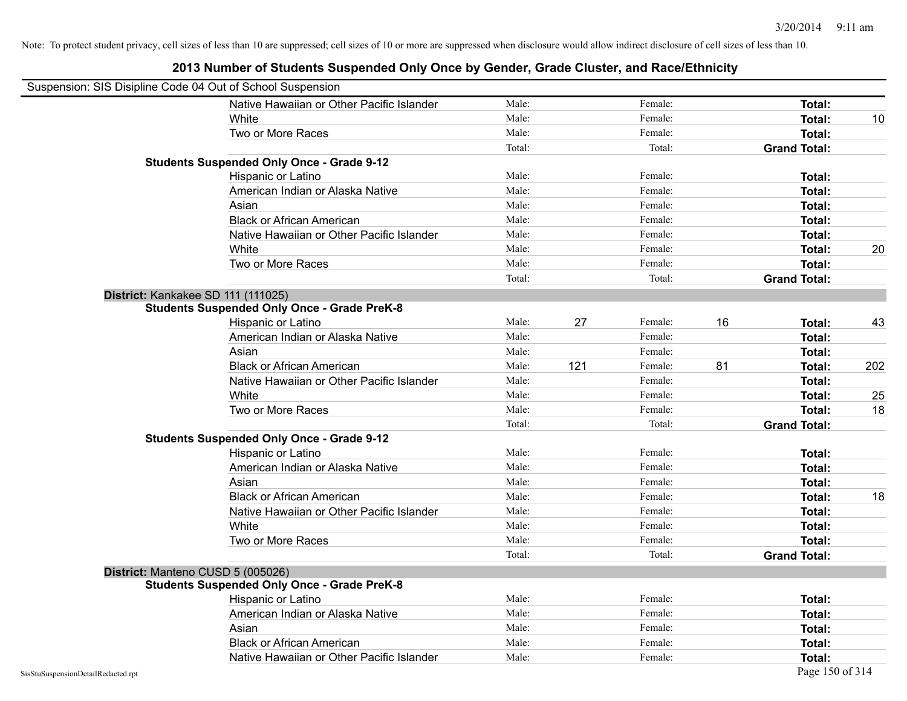Note: To protect student privacy, cell sizes of less than 10 are suppressed; cell sizes of 10 or more are suppressed when disclosure would allow indirect disclosure of cell sizes of less than 10.

# 2013 Number of Students Suspended Only Once by Gender, Grade Cluster, and Race/Ethnicity

Suspension: SIS Disipline Code 04 Out of School Suspension

| | | | | | | |
|---|---|---|---|---|---|---|
| Native Hawaiian or Other Pacific Islander | Male: | | Female: | | **Total:** | |
| White | Male: | | Female: | | **Total:** | 10 |
| Two or More Races | Male: | | Female: | | **Total:** | |
| | Total: | | Total: | | **Grand Total:** | |

**Students Suspended Only Once - Grade 9-12**

| | | | | | | |
|---|---|---|---|---|---|---|
| Hispanic or Latino | Male: | | Female: | | **Total:** | |
| American Indian or Alaska Native | Male: | | Female: | | **Total:** | |
| Asian | Male: | | Female: | | **Total:** | |
| Black or African American | Male: | | Female: | | **Total:** | |
| Native Hawaiian or Other Pacific Islander | Male: | | Female: | | **Total:** | |
| White | Male: | | Female: | | **Total:** | 20 |
| Two or More Races | Male: | | Female: | | **Total:** | |
| | Total: | | Total: | | **Grand Total:** | |

**District:** Kankakee SD 111 (111025)

**Students Suspended Only Once - Grade PreK-8**

| | | | | | | |
|---|---|---|---|---|---|---|
| Hispanic or Latino | Male: | 27 | Female: | 16 | **Total:** | 43 |
| American Indian or Alaska Native | Male: | | Female: | | **Total:** | |
| Asian | Male: | | Female: | | **Total:** | |
| Black or African American | Male: | 121 | Female: | 81 | **Total:** | 202 |
| Native Hawaiian or Other Pacific Islander | Male: | | Female: | | **Total:** | |
| White | Male: | | Female: | | **Total:** | 25 |
| Two or More Races | Male: | | Female: | | **Total:** | 18 |
| | Total: | | Total: | | **Grand Total:** | |

**Students Suspended Only Once - Grade 9-12**

| | | | | | | |
|---|---|---|---|---|---|---|
| Hispanic or Latino | Male: | | Female: | | **Total:** | |
| American Indian or Alaska Native | Male: | | Female: | | **Total:** | |
| Asian | Male: | | Female: | | **Total:** | |
| Black or African American | Male: | | Female: | | **Total:** | 18 |
| Native Hawaiian or Other Pacific Islander | Male: | | Female: | | **Total:** | |
| White | Male: | | Female: | | **Total:** | |
| Two or More Races | Male: | | Female: | | **Total:** | |
| | Total: | | Total: | | **Grand Total:** | |

**District:** Manteno CUSD 5 (005026)

**Students Suspended Only Once - Grade PreK-8**

| | | | | | | |
|---|---|---|---|---|---|---|
| Hispanic or Latino | Male: | | Female: | | **Total:** | |
| American Indian or Alaska Native | Male: | | Female: | | **Total:** | |
| Asian | Male: | | Female: | | **Total:** | |
| Black or African American | Male: | | Female: | | **Total:** | |
| Native Hawaiian or Other Pacific Islander | Male: | | Female: | | **Total:** | |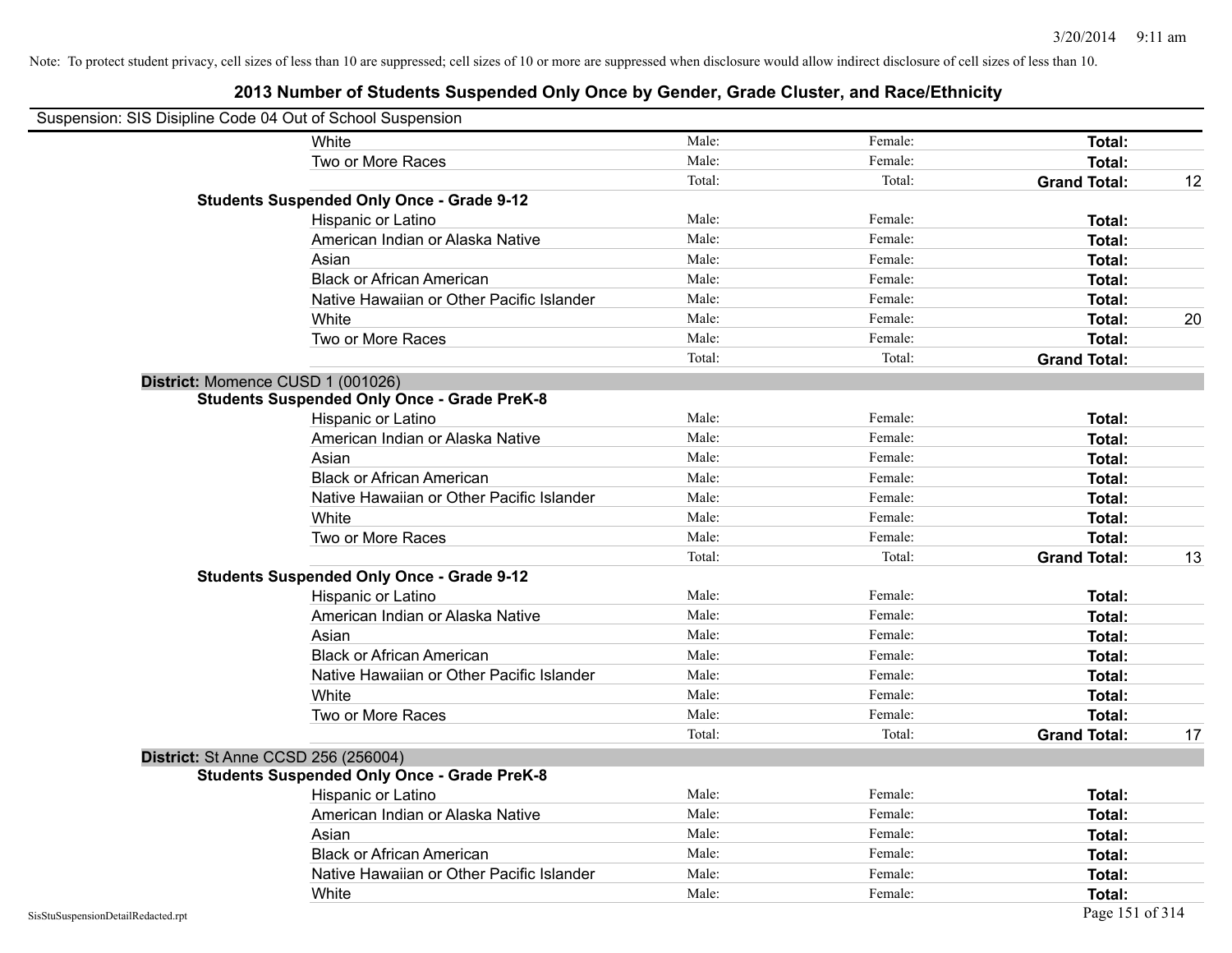Note: To protect student privacy, cell sizes of less than 10 are suppressed; cell sizes of 10 or more are suppressed when disclosure would allow indirect disclosure of cell sizes of less than 10.

# 2013 Number of Students Suspended Only Once by Gender, Grade Cluster, and Race/Ethnicity

Suspension: SIS Disipline Code 04 Out of School Suspension

| | | | | | |
|---|---|---|---|---|---|
| | White | Male: | Female: | **Total:** | |
| | Two or More Races | Male: | Female: | **Total:** | |
| | | Total: | Total: | **Grand Total:** | 12 |
| **Students Suspended Only Once - Grade 9-12** | | | | | |
| | Hispanic or Latino | Male: | Female: | **Total:** | |
| | American Indian or Alaska Native | Male: | Female: | **Total:** | |
| | Asian | Male: | Female: | **Total:** | |
| | Black or African American | Male: | Female: | **Total:** | |
| | Native Hawaiian or Other Pacific Islander | Male: | Female: | **Total:** | |
| | White | Male: | Female: | **Total:** | 20 |
| | Two or More Races | Male: | Female: | **Total:** | |
| | | Total: | Total: | **Grand Total:** | |
| **District:** Momence CUSD 1 (001026) | | | | | |
| **Students Suspended Only Once - Grade PreK-8** | | | | | |
| | Hispanic or Latino | Male: | Female: | **Total:** | |
| | American Indian or Alaska Native | Male: | Female: | **Total:** | |
| | Asian | Male: | Female: | **Total:** | |
| | Black or African American | Male: | Female: | **Total:** | |
| | Native Hawaiian or Other Pacific Islander | Male: | Female: | **Total:** | |
| | White | Male: | Female: | **Total:** | |
| | Two or More Races | Male: | Female: | **Total:** | |
| | | Total: | Total: | **Grand Total:** | 13 |
| **Students Suspended Only Once - Grade 9-12** | | | | | |
| | Hispanic or Latino | Male: | Female: | **Total:** | |
| | American Indian or Alaska Native | Male: | Female: | **Total:** | |
| | Asian | Male: | Female: | **Total:** | |
| | Black or African American | Male: | Female: | **Total:** | |
| | Native Hawaiian or Other Pacific Islander | Male: | Female: | **Total:** | |
| | White | Male: | Female: | **Total:** | |
| | Two or More Races | Male: | Female: | **Total:** | |
| | | Total: | Total: | **Grand Total:** | 17 |
| **District:** St Anne CCSD 256 (256004) | | | | | |
| **Students Suspended Only Once - Grade PreK-8** | | | | | |
| | Hispanic or Latino | Male: | Female: | **Total:** | |
| | American Indian or Alaska Native | Male: | Female: | **Total:** | |
| | Asian | Male: | Female: | **Total:** | |
| | Black or African American | Male: | Female: | **Total:** | |
| | Native Hawaiian or Other Pacific Islander | Male: | Female: | **Total:** | |
| | White | Male: | Female: | **Total:** | |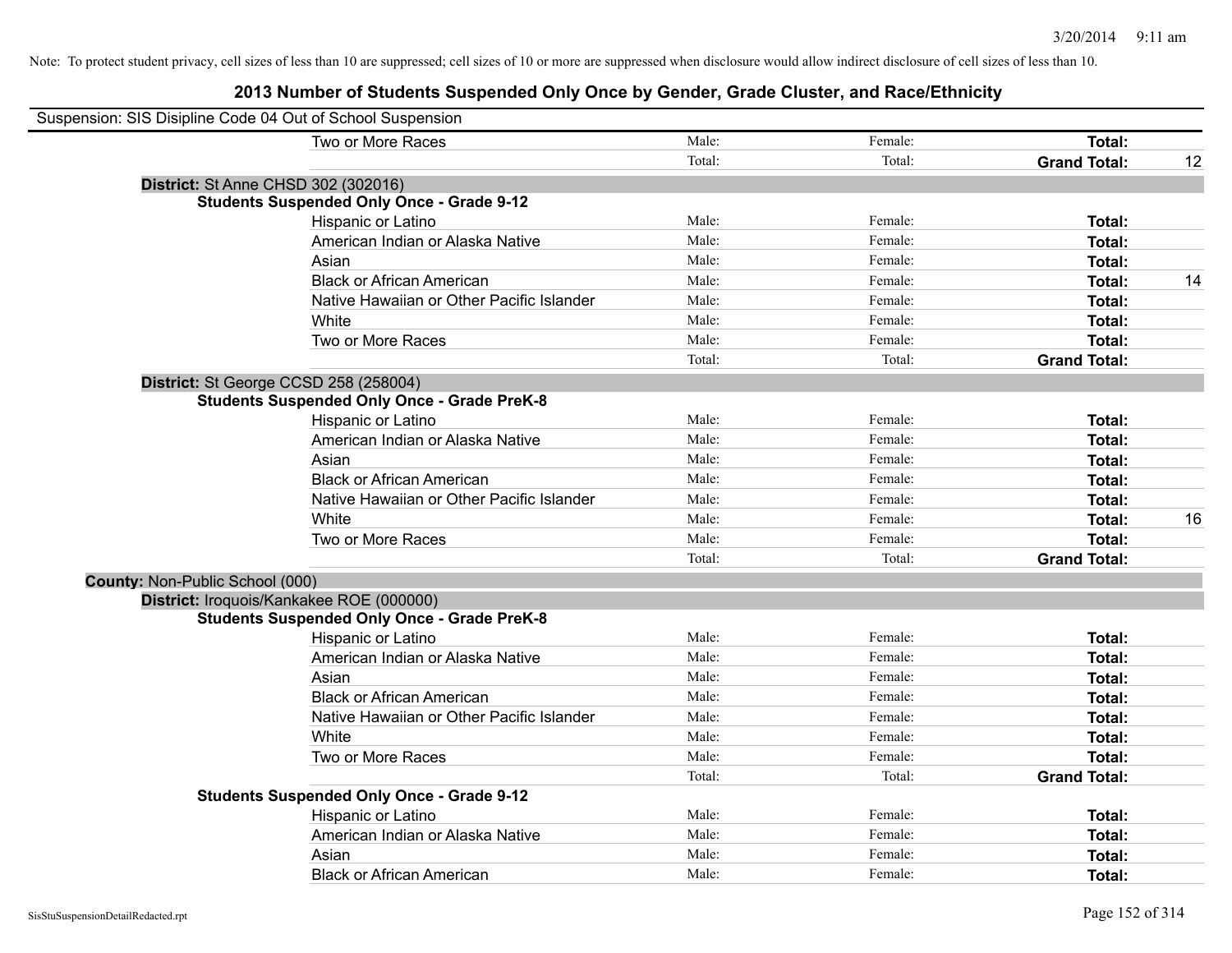Note: To protect student privacy, cell sizes of less than 10 are suppressed; cell sizes of 10 or more are suppressed when disclosure would allow indirect disclosure of cell sizes of less than 10.

## 2013 Number of Students Suspended Only Once by Gender, Grade Cluster, and Race/Ethnicity

Suspension: SIS Disipline Code 04 Out of School Suspension

| | | | | |
|---|---|---|---|---|
| Two or More Races | Male: | Female: | **Total:** | |
| | Total: | Total: | **Grand Total:** | 12 |

**District:** St Anne CHSD 302 (302016)

**Students Suspended Only Once - Grade 9-12**

| | | | | |
|---|---|---|---|---|
| Hispanic or Latino | Male: | Female: | **Total:** | |
| American Indian or Alaska Native | Male: | Female: | **Total:** | |
| Asian | Male: | Female: | **Total:** | |
| Black or African American | Male: | Female: | **Total:** | 14 |
| Native Hawaiian or Other Pacific Islander | Male: | Female: | **Total:** | |
| White | Male: | Female: | **Total:** | |
| Two or More Races | Male: | Female: | **Total:** | |
| | Total: | Total: | **Grand Total:** | |

**District:** St George CCSD 258 (258004)

**Students Suspended Only Once - Grade PreK-8**

| | | | | |
|---|---|---|---|---|
| Hispanic or Latino | Male: | Female: | **Total:** | |
| American Indian or Alaska Native | Male: | Female: | **Total:** | |
| Asian | Male: | Female: | **Total:** | |
| Black or African American | Male: | Female: | **Total:** | |
| Native Hawaiian or Other Pacific Islander | Male: | Female: | **Total:** | |
| White | Male: | Female: | **Total:** | 16 |
| Two or More Races | Male: | Female: | **Total:** | |
| | Total: | Total: | **Grand Total:** | |

**County:** Non-Public School (000)

**District:** Iroquois/Kankakee ROE (000000)

**Students Suspended Only Once - Grade PreK-8**

| | | | | |
|---|---|---|---|---|
| Hispanic or Latino | Male: | Female: | **Total:** | |
| American Indian or Alaska Native | Male: | Female: | **Total:** | |
| Asian | Male: | Female: | **Total:** | |
| Black or African American | Male: | Female: | **Total:** | |
| Native Hawaiian or Other Pacific Islander | Male: | Female: | **Total:** | |
| White | Male: | Female: | **Total:** | |
| Two or More Races | Male: | Female: | **Total:** | |
| | Total: | Total: | **Grand Total:** | |

**Students Suspended Only Once - Grade 9-12**

| | | | | |
|---|---|---|---|---|
| Hispanic or Latino | Male: | Female: | **Total:** | |
| American Indian or Alaska Native | Male: | Female: | **Total:** | |
| Asian | Male: | Female: | **Total:** | |
| Black or African American | Male: | Female: | **Total:** | |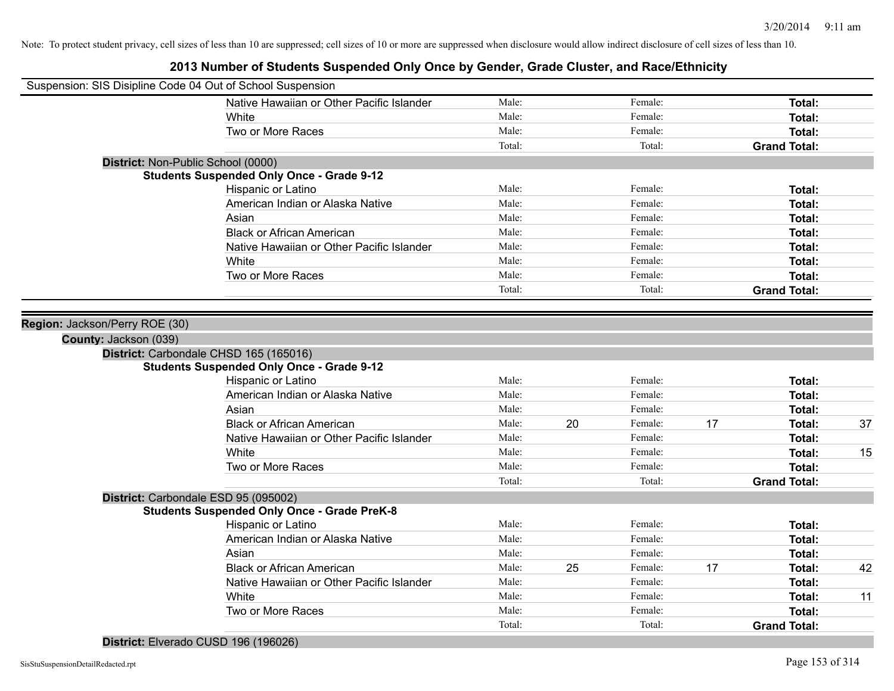Note: To protect student privacy, cell sizes of less than 10 are suppressed; cell sizes of 10 or more are suppressed when disclosure would allow indirect disclosure of cell sizes of less than 10.

# 2013 Number of Students Suspended Only Once by Gender, Grade Cluster, and Race/Ethnicity

Suspension: SIS Disipline Code 04 Out of School Suspension

| | | | | | |
|---|---|---|---|---|---|
| Native Hawaiian or Other Pacific Islander | Male: | Female: | | **Total:** | |
| White | Male: | Female: | | **Total:** | |
| Two or More Races | Male: | Female: | | **Total:** | |
| | Total: | Total: | | **Grand Total:** | |

**District:** Non-Public School (0000)

**Students Suspended Only Once - Grade 9-12**

| | | | | | | | |
|---|---|---|---|---|---|---|---|
| Hispanic or Latino | Male: | | Female: | | **Total:** | |
| American Indian or Alaska Native | Male: | | Female: | | **Total:** | |
| Asian | Male: | | Female: | | **Total:** | |
| Black or African American | Male: | | Female: | | **Total:** | |
| Native Hawaiian or Other Pacific Islander | Male: | | Female: | | **Total:** | |
| White | Male: | | Female: | | **Total:** | |
| Two or More Races | Male: | | Female: | | **Total:** | |
| | Total: | | Total: | | **Grand Total:** | |

**Region:** Jackson/Perry ROE (30)

**County:** Jackson (039)

**District:** Carbondale CHSD 165 (165016)

**Students Suspended Only Once - Grade 9-12**

| | | | | | | |
|---|---|---|---|---|---|---|
| Hispanic or Latino | Male: | | Female: | | **Total:** | |
| American Indian or Alaska Native | Male: | | Female: | | **Total:** | |
| Asian | Male: | | Female: | | **Total:** | |
| Black or African American | Male: | 20 | Female: | 17 | **Total:** | 37 |
| Native Hawaiian or Other Pacific Islander | Male: | | Female: | | **Total:** | |
| White | Male: | | Female: | | **Total:** | 15 |
| Two or More Races | Male: | | Female: | | **Total:** | |
| | Total: | | Total: | | **Grand Total:** | |

**District:** Carbondale ESD 95 (095002)

**Students Suspended Only Once - Grade PreK-8**

| | | | | | | |
|---|---|---|---|---|---|---|
| Hispanic or Latino | Male: | | Female: | | **Total:** | |
| American Indian or Alaska Native | Male: | | Female: | | **Total:** | |
| Asian | Male: | | Female: | | **Total:** | |
| Black or African American | Male: | 25 | Female: | 17 | **Total:** | 42 |
| Native Hawaiian or Other Pacific Islander | Male: | | Female: | | **Total:** | |
| White | Male: | | Female: | | **Total:** | 11 |
| Two or More Races | Male: | | Female: | | **Total:** | |
| | Total: | | Total: | | **Grand Total:** | |

**District:** Elverado CUSD 196 (196026)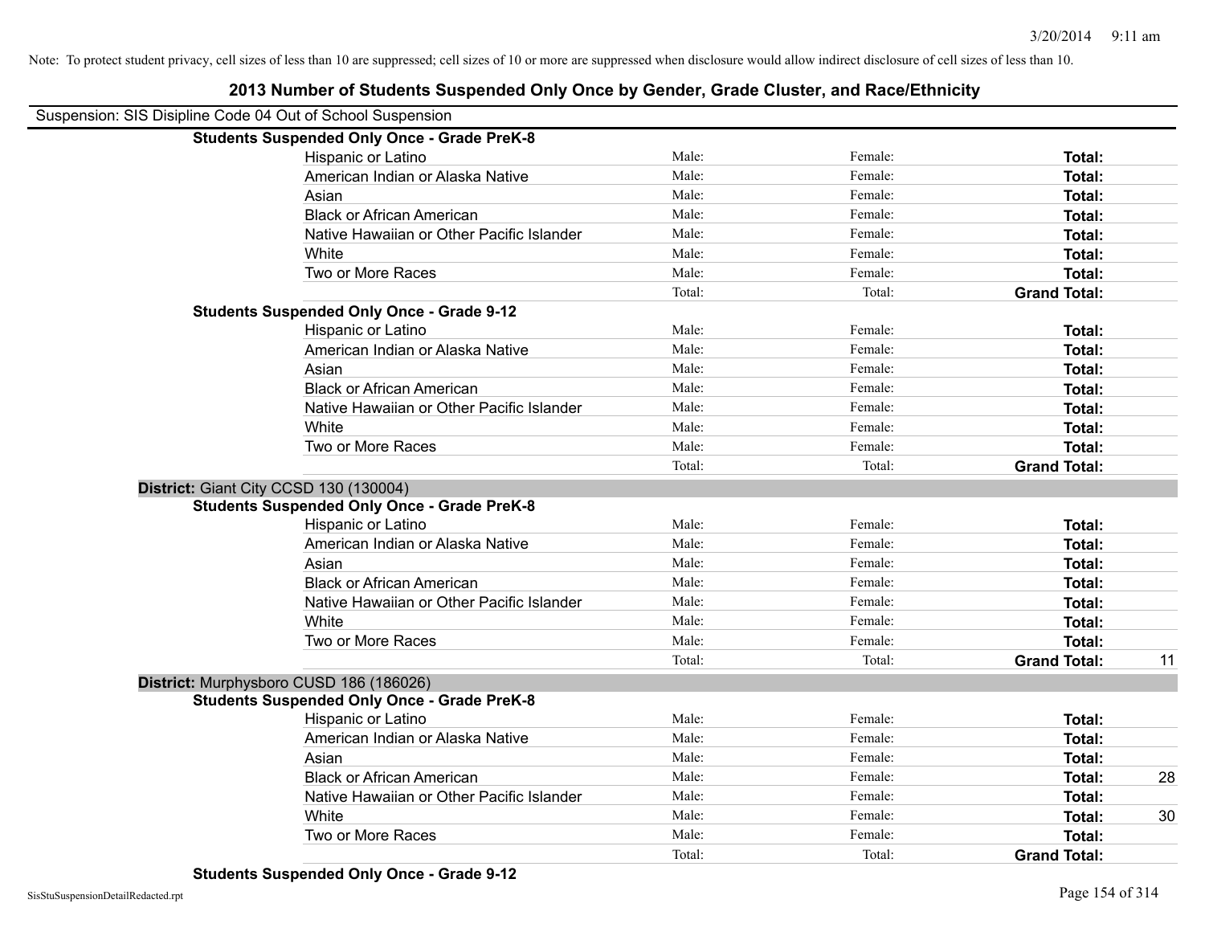Note: To protect student privacy, cell sizes of less than 10 are suppressed; cell sizes of 10 or more are suppressed when disclosure would allow indirect disclosure of cell sizes of less than 10.

# 2013 Number of Students Suspended Only Once by Gender, Grade Cluster, and Race/Ethnicity

Suspension: SIS Disipline Code 04 Out of School Suspension

**Students Suspended Only Once - Grade PreK-8**

| | | | | |
|---|---|---|---|---|
| Hispanic or Latino | Male: | Female: | **Total:** | |
| American Indian or Alaska Native | Male: | Female: | **Total:** | |
| Asian | Male: | Female: | **Total:** | |
| Black or African American | Male: | Female: | **Total:** | |
| Native Hawaiian or Other Pacific Islander | Male: | Female: | **Total:** | |
| White | Male: | Female: | **Total:** | |
| Two or More Races | Male: | Female: | **Total:** | |
| | Total: | Total: | **Grand Total:** | |

**Students Suspended Only Once - Grade 9-12**

| | | | | |
|---|---|---|---|---|
| Hispanic or Latino | Male: | Female: | **Total:** | |
| American Indian or Alaska Native | Male: | Female: | **Total:** | |
| Asian | Male: | Female: | **Total:** | |
| Black or African American | Male: | Female: | **Total:** | |
| Native Hawaiian or Other Pacific Islander | Male: | Female: | **Total:** | |
| White | Male: | Female: | **Total:** | |
| Two or More Races | Male: | Female: | **Total:** | |
| | Total: | Total: | **Grand Total:** | |

**District:** Giant City CCSD 130 (130004)

**Students Suspended Only Once - Grade PreK-8**

| | | | | |
|---|---|---|---|---|
| Hispanic or Latino | Male: | Female: | **Total:** | |
| American Indian or Alaska Native | Male: | Female: | **Total:** | |
| Asian | Male: | Female: | **Total:** | |
| Black or African American | Male: | Female: | **Total:** | |
| Native Hawaiian or Other Pacific Islander | Male: | Female: | **Total:** | |
| White | Male: | Female: | **Total:** | |
| Two or More Races | Male: | Female: | **Total:** | |
| | Total: | Total: | **Grand Total:** | 11 |

**District:** Murphysboro CUSD 186 (186026)

**Students Suspended Only Once - Grade PreK-8**

| | | | | |
|---|---|---|---|---|
| Hispanic or Latino | Male: | Female: | **Total:** | |
| American Indian or Alaska Native | Male: | Female: | **Total:** | |
| Asian | Male: | Female: | **Total:** | |
| Black or African American | Male: | Female: | **Total:** | 28 |
| Native Hawaiian or Other Pacific Islander | Male: | Female: | **Total:** | |
| White | Male: | Female: | **Total:** | 30 |
| Two or More Races | Male: | Female: | **Total:** | |
| | Total: | Total: | **Grand Total:** | |

**Students Suspended Only Once - Grade 9-12**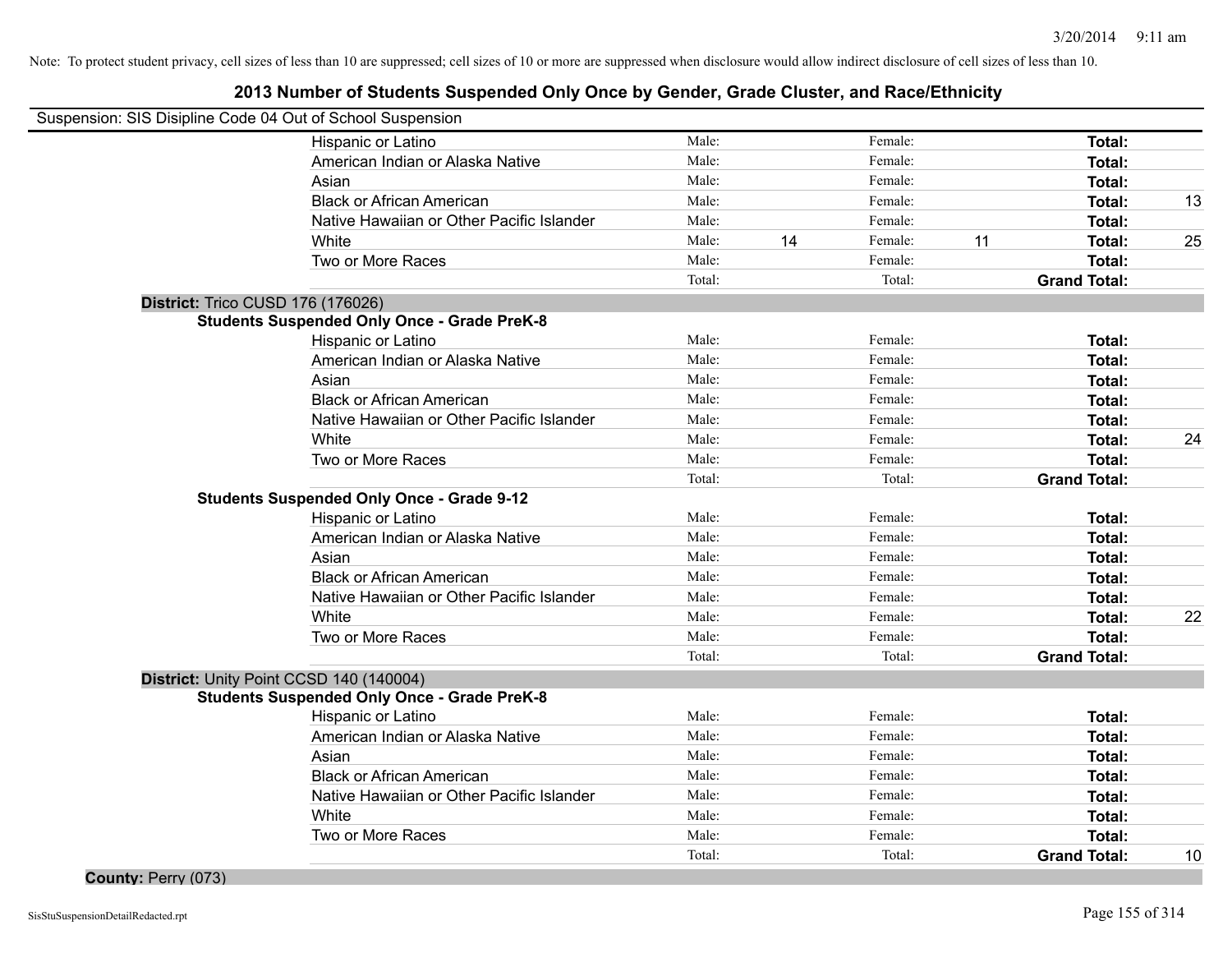Note: To protect student privacy, cell sizes of less than 10 are suppressed; cell sizes of 10 or more are suppressed when disclosure would allow indirect disclosure of cell sizes of less than 10.

# 2013 Number of Students Suspended Only Once by Gender, Grade Cluster, and Race/Ethnicity

Suspension: SIS Disipline Code 04 Out of School Suspension

| | | | | | | |
|---|---|---|---|---|---|---|
| Hispanic or Latino | Male: | | Female: | | **Total:** | |
| American Indian or Alaska Native | Male: | | Female: | | **Total:** | |
| Asian | Male: | | Female: | | **Total:** | |
| Black or African American | Male: | | Female: | | **Total:** | 13 |
| Native Hawaiian or Other Pacific Islander | Male: | | Female: | | **Total:** | |
| White | Male: | 14 | Female: | 11 | **Total:** | 25 |
| Two or More Races | Male: | | Female: | | **Total:** | |
| | Total: | | Total: | | **Grand Total:** | |

**District:** Trico CUSD 176 (176026)

**Students Suspended Only Once - Grade PreK-8**

| | | | | | | |
|---|---|---|---|---|---|---|
| Hispanic or Latino | Male: | | Female: | | **Total:** | |
| American Indian or Alaska Native | Male: | | Female: | | **Total:** | |
| Asian | Male: | | Female: | | **Total:** | |
| Black or African American | Male: | | Female: | | **Total:** | |
| Native Hawaiian or Other Pacific Islander | Male: | | Female: | | **Total:** | |
| White | Male: | | Female: | | **Total:** | 24 |
| Two or More Races | Male: | | Female: | | **Total:** | |
| | Total: | | Total: | | **Grand Total:** | |

**Students Suspended Only Once - Grade 9-12**

| | | | | | | |
|---|---|---|---|---|---|---|
| Hispanic or Latino | Male: | | Female: | | **Total:** | |
| American Indian or Alaska Native | Male: | | Female: | | **Total:** | |
| Asian | Male: | | Female: | | **Total:** | |
| Black or African American | Male: | | Female: | | **Total:** | |
| Native Hawaiian or Other Pacific Islander | Male: | | Female: | | **Total:** | |
| White | Male: | | Female: | | **Total:** | 22 |
| Two or More Races | Male: | | Female: | | **Total:** | |
| | Total: | | Total: | | **Grand Total:** | |

**District:** Unity Point CCSD 140 (140004)

**Students Suspended Only Once - Grade PreK-8**

| | | | | | | |
|---|---|---|---|---|---|---|
| Hispanic or Latino | Male: | | Female: | | **Total:** | |
| American Indian or Alaska Native | Male: | | Female: | | **Total:** | |
| Asian | Male: | | Female: | | **Total:** | |
| Black or African American | Male: | | Female: | | **Total:** | |
| Native Hawaiian or Other Pacific Islander | Male: | | Female: | | **Total:** | |
| White | Male: | | Female: | | **Total:** | |
| Two or More Races | Male: | | Female: | | **Total:** | |
| | Total: | | Total: | | **Grand Total:** | 10 |

**County:** Perry (073)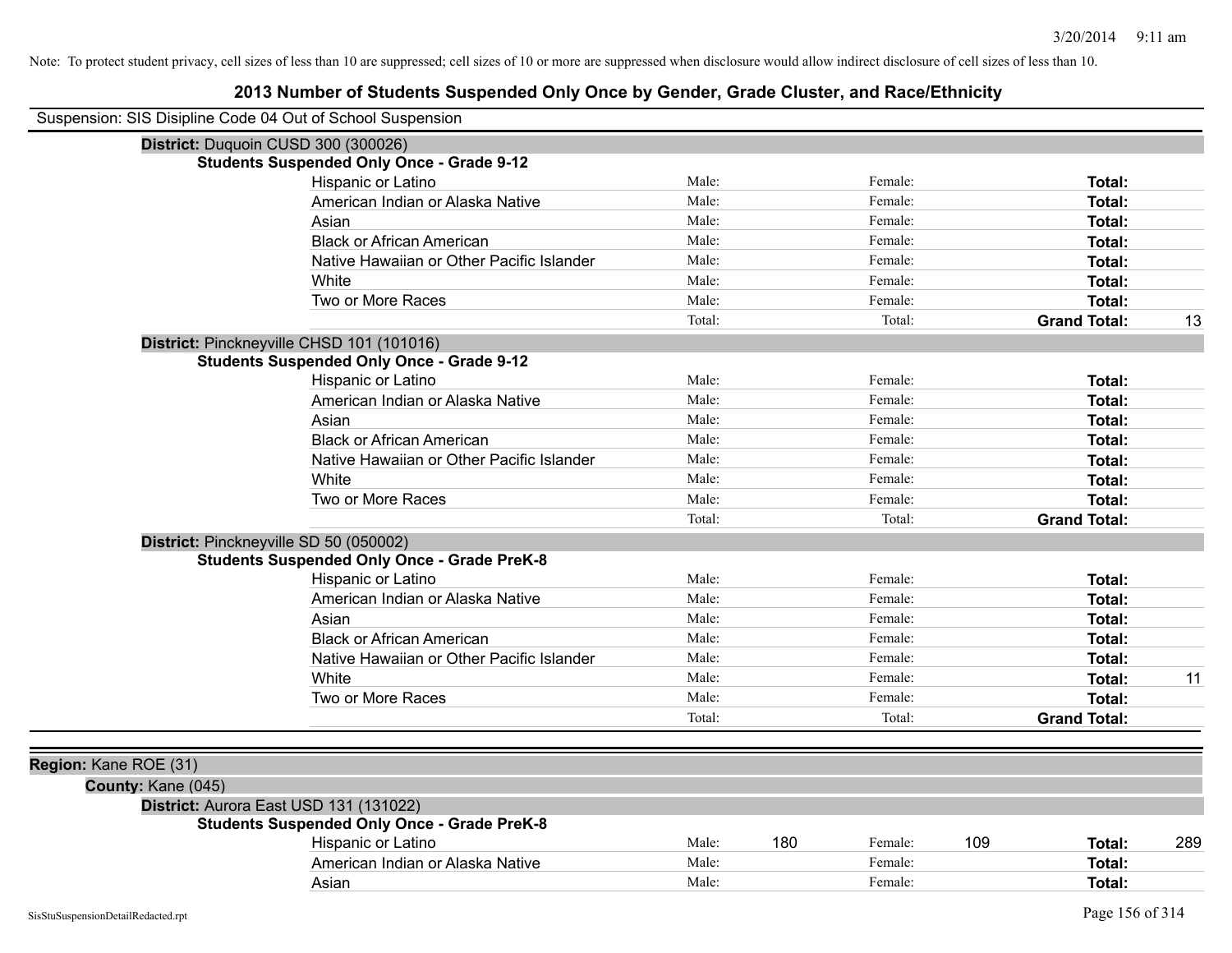Note: To protect student privacy, cell sizes of less than 10 are suppressed; cell sizes of 10 or more are suppressed when disclosure would allow indirect disclosure of cell sizes of less than 10.

# 2013 Number of Students Suspended Only Once by Gender, Grade Cluster, and Race/Ethnicity

Suspension: SIS Disipline Code 04 Out of School Suspension

**District:** Duquoin CUSD 300 (300026)

**Students Suspended Only Once - Grade 9-12**

| | | | | | | |
|---|---|---|---|---|---|---|
| Hispanic or Latino | Male: | | Female: | | **Total:** | |
| American Indian or Alaska Native | Male: | | Female: | | **Total:** | |
| Asian | Male: | | Female: | | **Total:** | |
| Black or African American | Male: | | Female: | | **Total:** | |
| Native Hawaiian or Other Pacific Islander | Male: | | Female: | | **Total:** | |
| White | Male: | | Female: | | **Total:** | |
| Two or More Races | Male: | | Female: | | **Total:** | |
| | Total: | | Total: | | **Grand Total:** | 13 |

**District:** Pinckneyville CHSD 101 (101016)

**Students Suspended Only Once - Grade 9-12**

| | | | | | | |
|---|---|---|---|---|---|---|
| Hispanic or Latino | Male: | | Female: | | **Total:** | |
| American Indian or Alaska Native | Male: | | Female: | | **Total:** | |
| Asian | Male: | | Female: | | **Total:** | |
| Black or African American | Male: | | Female: | | **Total:** | |
| Native Hawaiian or Other Pacific Islander | Male: | | Female: | | **Total:** | |
| White | Male: | | Female: | | **Total:** | |
| Two or More Races | Male: | | Female: | | **Total:** | |
| | Total: | | Total: | | **Grand Total:** | |

**District:** Pinckneyville SD 50 (050002)

**Students Suspended Only Once - Grade PreK-8**

| | | | | | | |
|---|---|---|---|---|---|---|
| Hispanic or Latino | Male: | | Female: | | **Total:** | |
| American Indian or Alaska Native | Male: | | Female: | | **Total:** | |
| Asian | Male: | | Female: | | **Total:** | |
| Black or African American | Male: | | Female: | | **Total:** | |
| Native Hawaiian or Other Pacific Islander | Male: | | Female: | | **Total:** | |
| White | Male: | | Female: | | **Total:** | 11 |
| Two or More Races | Male: | | Female: | | **Total:** | |
| | Total: | | Total: | | **Grand Total:** | |

**Region:** Kane ROE (31)

**County:** Kane (045)

**District:** Aurora East USD 131 (131022)

**Students Suspended Only Once - Grade PreK-8**

| | | | | | | |
|---|---|---|---|---|---|---|
| Hispanic or Latino | Male: | 180 | Female: | 109 | **Total:** | 289 |
| American Indian or Alaska Native | Male: | | Female: | | **Total:** | |
| Asian | Male: | | Female: | | **Total:** | |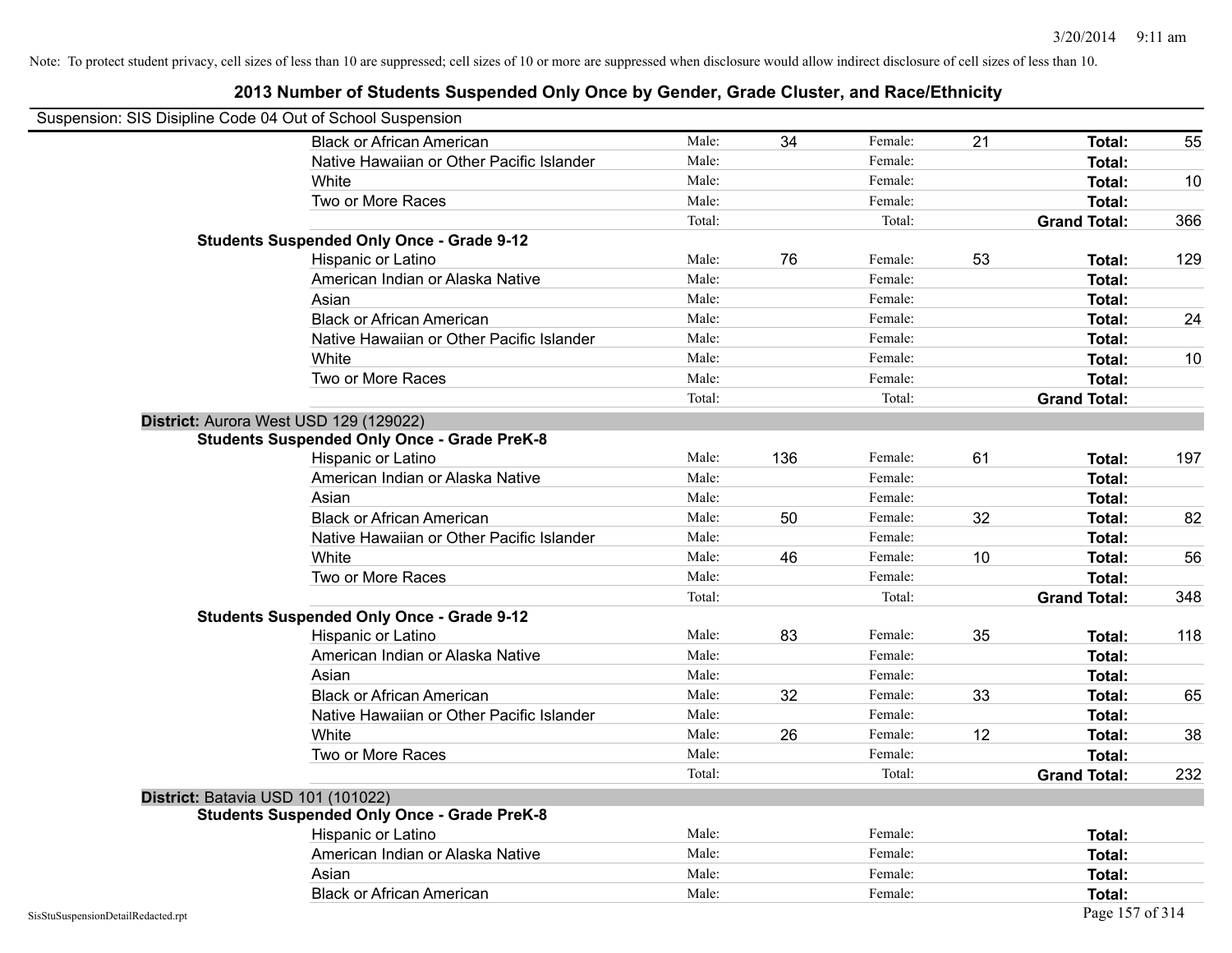Note: To protect student privacy, cell sizes of less than 10 are suppressed; cell sizes of 10 or more are suppressed when disclosure would allow indirect disclosure of cell sizes of less than 10.

# 2013 Number of Students Suspended Only Once by Gender, Grade Cluster, and Race/Ethnicity

Suspension: SIS Disipline Code 04 Out of School Suspension

| | | | | | | |
|---|---|---|---|---|---|---|
| Black or African American | Male: | 34 | Female: | 21 | **Total:** | 55 |
| Native Hawaiian or Other Pacific Islander | Male: | | Female: | | **Total:** | |
| White | Male: | | Female: | | **Total:** | 10 |
| Two or More Races | Male: | | Female: | | **Total:** | |
| | Total: | | Total: | | **Grand Total:** | 366 |

**Students Suspended Only Once - Grade 9-12**

| | | | | | | |
|---|---|---|---|---|---|---|
| Hispanic or Latino | Male: | 76 | Female: | 53 | **Total:** | 129 |
| American Indian or Alaska Native | Male: | | Female: | | **Total:** | |
| Asian | Male: | | Female: | | **Total:** | |
| Black or African American | Male: | | Female: | | **Total:** | 24 |
| Native Hawaiian or Other Pacific Islander | Male: | | Female: | | **Total:** | |
| White | Male: | | Female: | | **Total:** | 10 |
| Two or More Races | Male: | | Female: | | **Total:** | |
| | Total: | | Total: | | **Grand Total:** | |

**District:** Aurora West USD 129 (129022)

**Students Suspended Only Once - Grade PreK-8**

| | | | | | | |
|---|---|---|---|---|---|---|
| Hispanic or Latino | Male: | 136 | Female: | 61 | **Total:** | 197 |
| American Indian or Alaska Native | Male: | | Female: | | **Total:** | |
| Asian | Male: | | Female: | | **Total:** | |
| Black or African American | Male: | 50 | Female: | 32 | **Total:** | 82 |
| Native Hawaiian or Other Pacific Islander | Male: | | Female: | | **Total:** | |
| White | Male: | 46 | Female: | 10 | **Total:** | 56 |
| Two or More Races | Male: | | Female: | | **Total:** | |
| | Total: | | Total: | | **Grand Total:** | 348 |

**Students Suspended Only Once - Grade 9-12**

| | | | | | | |
|---|---|---|---|---|---|---|
| Hispanic or Latino | Male: | 83 | Female: | 35 | **Total:** | 118 |
| American Indian or Alaska Native | Male: | | Female: | | **Total:** | |
| Asian | Male: | | Female: | | **Total:** | |
| Black or African American | Male: | 32 | Female: | 33 | **Total:** | 65 |
| Native Hawaiian or Other Pacific Islander | Male: | | Female: | | **Total:** | |
| White | Male: | 26 | Female: | 12 | **Total:** | 38 |
| Two or More Races | Male: | | Female: | | **Total:** | |
| | Total: | | Total: | | **Grand Total:** | 232 |

**District:** Batavia USD 101 (101022)

**Students Suspended Only Once - Grade PreK-8**

| | | | | | | |
|---|---|---|---|---|---|---|
| Hispanic or Latino | Male: | | Female: | | **Total:** | |
| American Indian or Alaska Native | Male: | | Female: | | **Total:** | |
| Asian | Male: | | Female: | | **Total:** | |
| Black or African American | Male: | | Female: | | **Total:** | |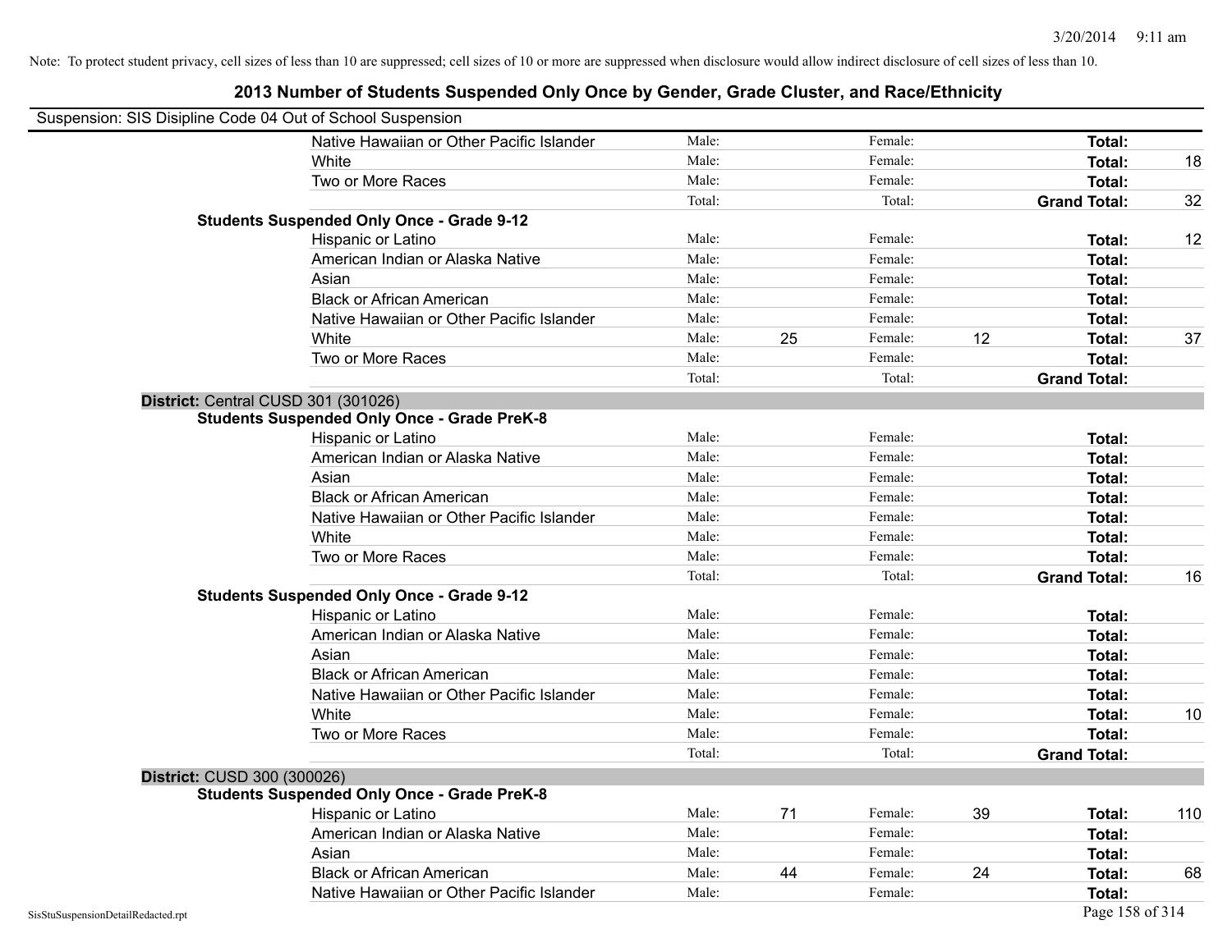Note: To protect student privacy, cell sizes of less than 10 are suppressed; cell sizes of 10 or more are suppressed when disclosure would allow indirect disclosure of cell sizes of less than 10.

# 2013 Number of Students Suspended Only Once by Gender, Grade Cluster, and Race/Ethnicity

Suspension: SIS Disipline Code 04 Out of School Suspension

| | | | | | | |
|---|---|---|---|---|---|---|
| Native Hawaiian or Other Pacific Islander | Male: | | Female: | | **Total:** | |
| White | Male: | | Female: | | **Total:** | 18 |
| Two or More Races | Male: | | Female: | | **Total:** | |
| | Total: | | Total: | | **Grand Total:** | 32 |

**Students Suspended Only Once - Grade 9-12**

| | | | | | | |
|---|---|---|---|---|---|---|
| Hispanic or Latino | Male: | | Female: | | **Total:** | 12 |
| American Indian or Alaska Native | Male: | | Female: | | **Total:** | |
| Asian | Male: | | Female: | | **Total:** | |
| Black or African American | Male: | | Female: | | **Total:** | |
| Native Hawaiian or Other Pacific Islander | Male: | | Female: | | **Total:** | |
| White | Male: | 25 | Female: | 12 | **Total:** | 37 |
| Two or More Races | Male: | | Female: | | **Total:** | |
| | Total: | | Total: | | **Grand Total:** | |

**District:** Central CUSD 301 (301026)

**Students Suspended Only Once - Grade PreK-8**

| | | | | | | |
|---|---|---|---|---|---|---|
| Hispanic or Latino | Male: | | Female: | | **Total:** | |
| American Indian or Alaska Native | Male: | | Female: | | **Total:** | |
| Asian | Male: | | Female: | | **Total:** | |
| Black or African American | Male: | | Female: | | **Total:** | |
| Native Hawaiian or Other Pacific Islander | Male: | | Female: | | **Total:** | |
| White | Male: | | Female: | | **Total:** | |
| Two or More Races | Male: | | Female: | | **Total:** | |
| | Total: | | Total: | | **Grand Total:** | 16 |

**Students Suspended Only Once - Grade 9-12**

| | | | | | | |
|---|---|---|---|---|---|---|
| Hispanic or Latino | Male: | | Female: | | **Total:** | |
| American Indian or Alaska Native | Male: | | Female: | | **Total:** | |
| Asian | Male: | | Female: | | **Total:** | |
| Black or African American | Male: | | Female: | | **Total:** | |
| Native Hawaiian or Other Pacific Islander | Male: | | Female: | | **Total:** | |
| White | Male: | | Female: | | **Total:** | 10 |
| Two or More Races | Male: | | Female: | | **Total:** | |
| | Total: | | Total: | | **Grand Total:** | |

**District:** CUSD 300 (300026)

**Students Suspended Only Once - Grade PreK-8**

| | | | | | | |
|---|---|---|---|---|---|---|
| Hispanic or Latino | Male: | 71 | Female: | 39 | **Total:** | 110 |
| American Indian or Alaska Native | Male: | | Female: | | **Total:** | |
| Asian | Male: | | Female: | | **Total:** | |
| Black or African American | Male: | 44 | Female: | 24 | **Total:** | 68 |
| Native Hawaiian or Other Pacific Islander | Male: | | Female: | | **Total:** | |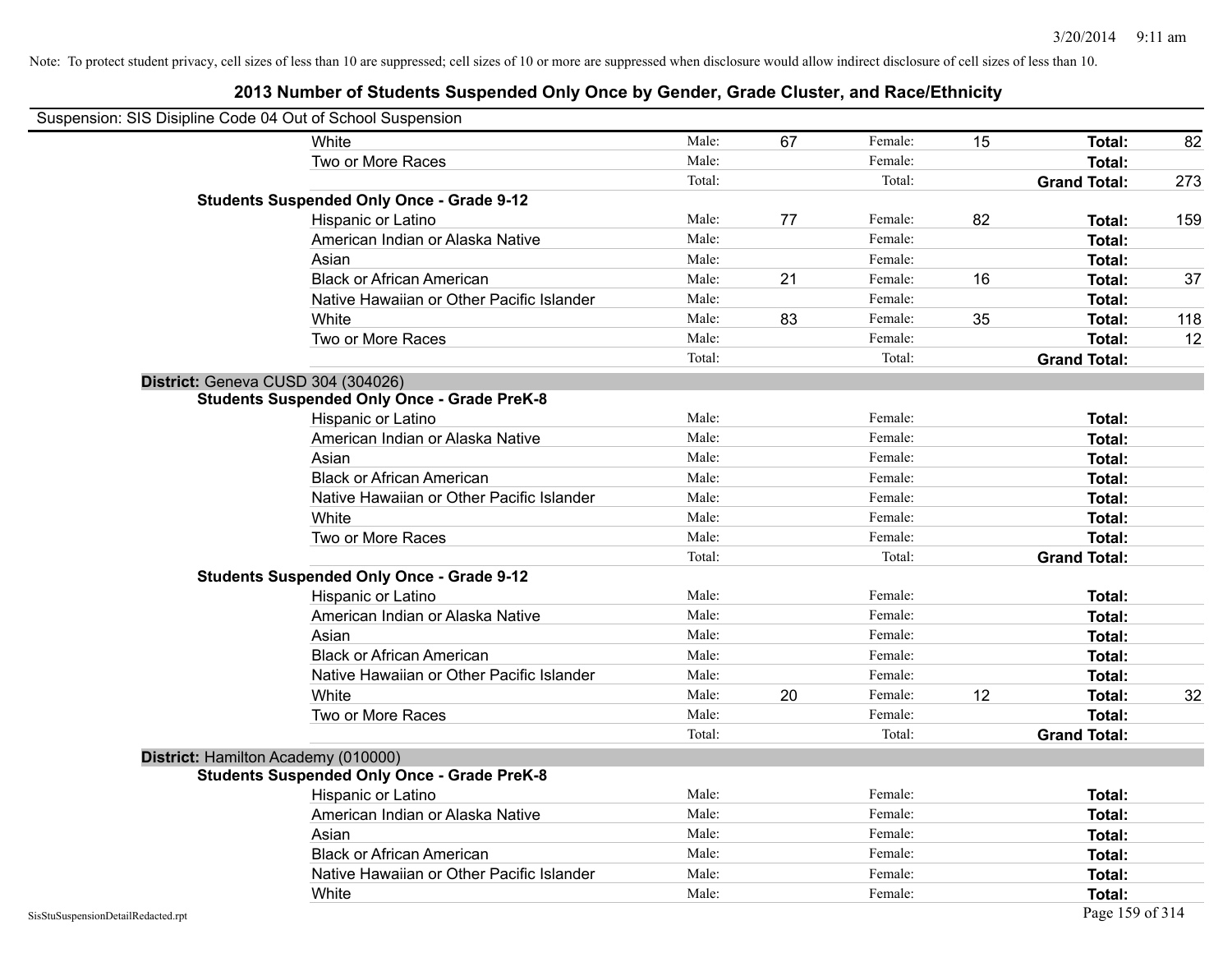Note: To protect student privacy, cell sizes of less than 10 are suppressed; cell sizes of 10 or more are suppressed when disclosure would allow indirect disclosure of cell sizes of less than 10.

# 2013 Number of Students Suspended Only Once by Gender, Grade Cluster, and Race/Ethnicity

Suspension: SIS Disipline Code 04 Out of School Suspension

| | | | | | | |
|---|---|---|---|---|---|---|
| White | Male: | 67 | Female: | 15 | **Total:** | 82 |
| Two or More Races | Male: | | Female: | | **Total:** | |
| | Total: | | Total: | | **Grand Total:** | 273 |

**Students Suspended Only Once - Grade 9-12**

| | | | | | | |
|---|---|---|---|---|---|---|
| Hispanic or Latino | Male: | 77 | Female: | 82 | **Total:** | 159 |
| American Indian or Alaska Native | Male: | | Female: | | **Total:** | |
| Asian | Male: | | Female: | | **Total:** | |
| Black or African American | Male: | 21 | Female: | 16 | **Total:** | 37 |
| Native Hawaiian or Other Pacific Islander | Male: | | Female: | | **Total:** | |
| White | Male: | 83 | Female: | 35 | **Total:** | 118 |
| Two or More Races | Male: | | Female: | | **Total:** | 12 |
| | Total: | | Total: | | **Grand Total:** | |

## District: Geneva CUSD 304 (304026)

**Students Suspended Only Once - Grade PreK-8**

| | | | | | | |
|---|---|---|---|---|---|---|
| Hispanic or Latino | Male: | | Female: | | **Total:** | |
| American Indian or Alaska Native | Male: | | Female: | | **Total:** | |
| Asian | Male: | | Female: | | **Total:** | |
| Black or African American | Male: | | Female: | | **Total:** | |
| Native Hawaiian or Other Pacific Islander | Male: | | Female: | | **Total:** | |
| White | Male: | | Female: | | **Total:** | |
| Two or More Races | Male: | | Female: | | **Total:** | |
| | Total: | | Total: | | **Grand Total:** | |

**Students Suspended Only Once - Grade 9-12**

| | | | | | | |
|---|---|---|---|---|---|---|
| Hispanic or Latino | Male: | | Female: | | **Total:** | |
| American Indian or Alaska Native | Male: | | Female: | | **Total:** | |
| Asian | Male: | | Female: | | **Total:** | |
| Black or African American | Male: | | Female: | | **Total:** | |
| Native Hawaiian or Other Pacific Islander | Male: | | Female: | | **Total:** | |
| White | Male: | 20 | Female: | 12 | **Total:** | 32 |
| Two or More Races | Male: | | Female: | | **Total:** | |
| | Total: | | Total: | | **Grand Total:** | |

## District: Hamilton Academy (010000)

**Students Suspended Only Once - Grade PreK-8**

| | | | | | | |
|---|---|---|---|---|---|---|
| Hispanic or Latino | Male: | | Female: | | **Total:** | |
| American Indian or Alaska Native | Male: | | Female: | | **Total:** | |
| Asian | Male: | | Female: | | **Total:** | |
| Black or African American | Male: | | Female: | | **Total:** | |
| Native Hawaiian or Other Pacific Islander | Male: | | Female: | | **Total:** | |
| White | Male: | | Female: | | **Total:** | |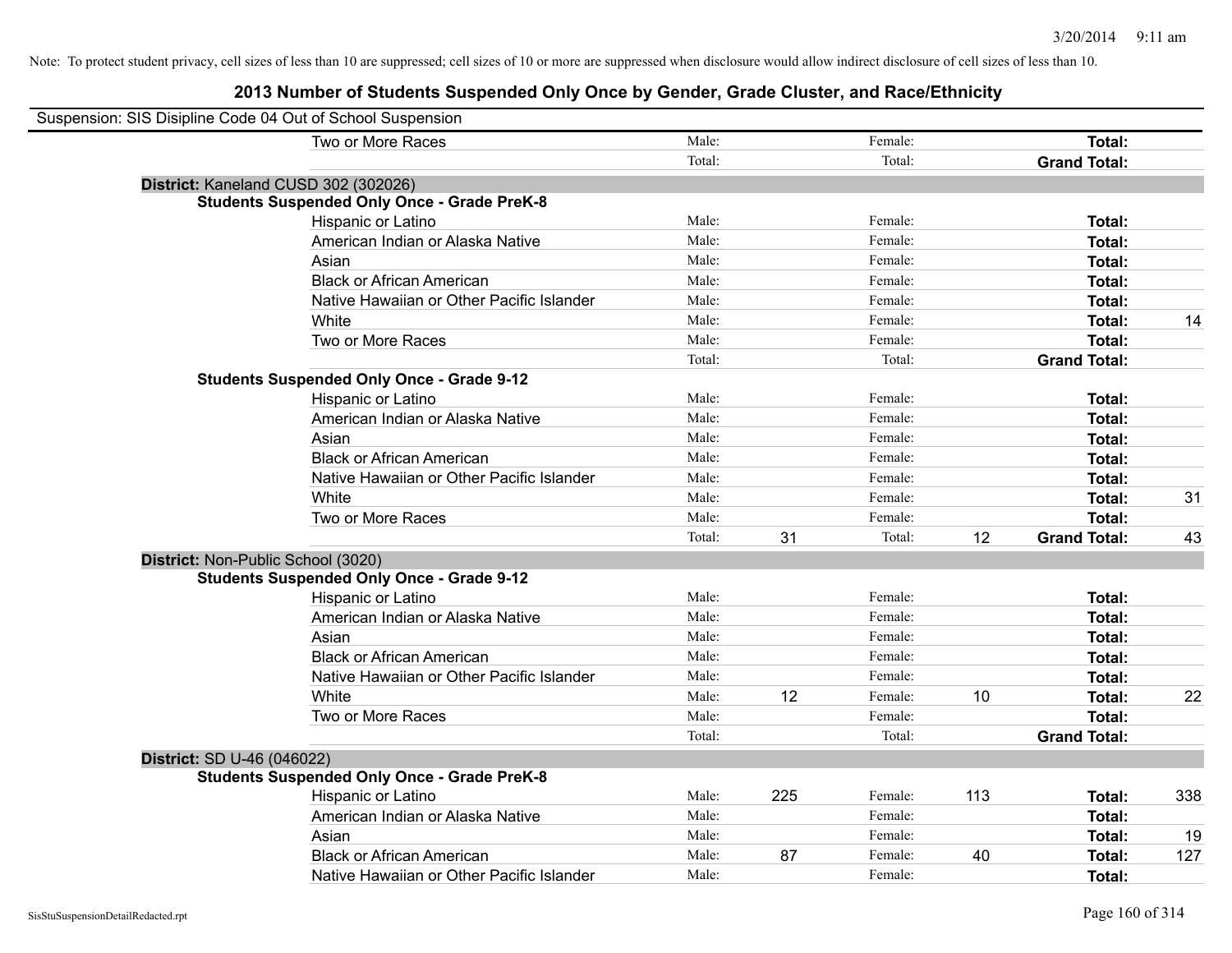Note: To protect student privacy, cell sizes of less than 10 are suppressed; cell sizes of 10 or more are suppressed when disclosure would allow indirect disclosure of cell sizes of less than 10.

# 2013 Number of Students Suspended Only Once by Gender, Grade Cluster, and Race/Ethnicity

Suspension: SIS Disipline Code 04 Out of School Suspension

| | | | | | | |
|---|---|---|---|---|---|---|
| Two or More Races | Male: | | Female: | | **Total:** | |
| | Total: | | Total: | | **Grand Total:** | |

**District:** Kaneland CUSD 302 (302026)

**Students Suspended Only Once - Grade PreK-8**

| | | | | | | |
|---|---|---|---|---|---|---|
| Hispanic or Latino | Male: | | Female: | | **Total:** | |
| American Indian or Alaska Native | Male: | | Female: | | **Total:** | |
| Asian | Male: | | Female: | | **Total:** | |
| Black or African American | Male: | | Female: | | **Total:** | |
| Native Hawaiian or Other Pacific Islander | Male: | | Female: | | **Total:** | |
| White | Male: | | Female: | | **Total:** | 14 |
| Two or More Races | Male: | | Female: | | **Total:** | |
| | Total: | | Total: | | **Grand Total:** | |

**Students Suspended Only Once - Grade 9-12**

| | | | | | | |
|---|---|---|---|---|---|---|
| Hispanic or Latino | Male: | | Female: | | **Total:** | |
| American Indian or Alaska Native | Male: | | Female: | | **Total:** | |
| Asian | Male: | | Female: | | **Total:** | |
| Black or African American | Male: | | Female: | | **Total:** | |
| Native Hawaiian or Other Pacific Islander | Male: | | Female: | | **Total:** | |
| White | Male: | | Female: | | **Total:** | 31 |
| Two or More Races | Male: | | Female: | | **Total:** | |
| | Total: | 31 | Total: | 12 | **Grand Total:** | 43 |

**District:** Non-Public School (3020)

**Students Suspended Only Once - Grade 9-12**

| | | | | | | |
|---|---|---|---|---|---|---|
| Hispanic or Latino | Male: | | Female: | | **Total:** | |
| American Indian or Alaska Native | Male: | | Female: | | **Total:** | |
| Asian | Male: | | Female: | | **Total:** | |
| Black or African American | Male: | | Female: | | **Total:** | |
| Native Hawaiian or Other Pacific Islander | Male: | | Female: | | **Total:** | |
| White | Male: | 12 | Female: | 10 | **Total:** | 22 |
| Two or More Races | Male: | | Female: | | **Total:** | |
| | Total: | | Total: | | **Grand Total:** | |

**District:** SD U-46 (046022)

**Students Suspended Only Once - Grade PreK-8**

| | | | | | | |
|---|---|---|---|---|---|---|
| Hispanic or Latino | Male: | 225 | Female: | 113 | **Total:** | 338 |
| American Indian or Alaska Native | Male: | | Female: | | **Total:** | |
| Asian | Male: | | Female: | | **Total:** | 19 |
| Black or African American | Male: | 87 | Female: | 40 | **Total:** | 127 |
| Native Hawaiian or Other Pacific Islander | Male: | | Female: | | **Total:** | |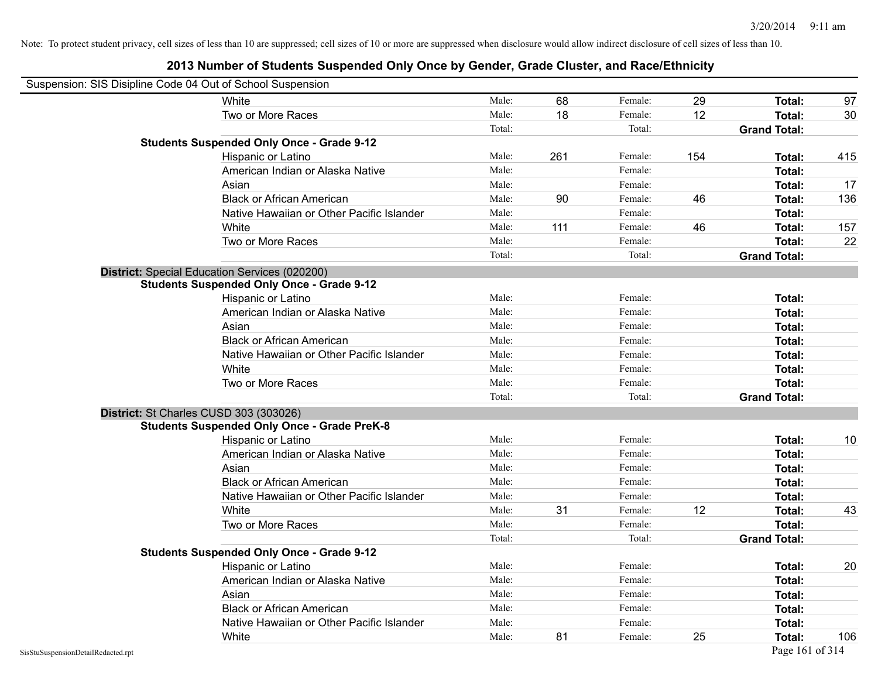Note: To protect student privacy, cell sizes of less than 10 are suppressed; cell sizes of 10 or more are suppressed when disclosure would allow indirect disclosure of cell sizes of less than 10.

## 2013 Number of Students Suspended Only Once by Gender, Grade Cluster, and Race/Ethnicity

Suspension: SIS Disipline Code 04 Out of School Suspension

| | | | | | | |
|---|---|---|---|---|---|---|
| White | Male: | 68 | Female: | 29 | **Total:** | 97 |
| Two or More Races | Male: | 18 | Female: | 12 | **Total:** | 30 |
| | Total: | | Total: | | **Grand Total:** | |
| **Students Suspended Only Once - Grade 9-12** | | | | | | |
| Hispanic or Latino | Male: | 261 | Female: | 154 | **Total:** | 415 |
| American Indian or Alaska Native | Male: | | Female: | | **Total:** | |
| Asian | Male: | | Female: | | **Total:** | 17 |
| Black or African American | Male: | 90 | Female: | 46 | **Total:** | 136 |
| Native Hawaiian or Other Pacific Islander | Male: | | Female: | | **Total:** | |
| White | Male: | 111 | Female: | 46 | **Total:** | 157 |
| Two or More Races | Male: | | Female: | | **Total:** | 22 |
| | Total: | | Total: | | **Grand Total:** | |

**District:** Special Education Services (020200)

| | | | | | | |
|---|---|---|---|---|---|---|
| **Students Suspended Only Once - Grade 9-12** | | | | | | |
| Hispanic or Latino | Male: | | Female: | | **Total:** | |
| American Indian or Alaska Native | Male: | | Female: | | **Total:** | |
| Asian | Male: | | Female: | | **Total:** | |
| Black or African American | Male: | | Female: | | **Total:** | |
| Native Hawaiian or Other Pacific Islander | Male: | | Female: | | **Total:** | |
| White | Male: | | Female: | | **Total:** | |
| Two or More Races | Male: | | Female: | | **Total:** | |
| | Total: | | Total: | | **Grand Total:** | |

**District:** St Charles CUSD 303 (303026)

| | | | | | | |
|---|---|---|---|---|---|---|
| **Students Suspended Only Once - Grade PreK-8** | | | | | | |
| Hispanic or Latino | Male: | | Female: | | **Total:** | 10 |
| American Indian or Alaska Native | Male: | | Female: | | **Total:** | |
| Asian | Male: | | Female: | | **Total:** | |
| Black or African American | Male: | | Female: | | **Total:** | |
| Native Hawaiian or Other Pacific Islander | Male: | | Female: | | **Total:** | |
| White | Male: | 31 | Female: | 12 | **Total:** | 43 |
| Two or More Races | Male: | | Female: | | **Total:** | |
| | Total: | | Total: | | **Grand Total:** | |
| **Students Suspended Only Once - Grade 9-12** | | | | | | |
| Hispanic or Latino | Male: | | Female: | | **Total:** | 20 |
| American Indian or Alaska Native | Male: | | Female: | | **Total:** | |
| Asian | Male: | | Female: | | **Total:** | |
| Black or African American | Male: | | Female: | | **Total:** | |
| Native Hawaiian or Other Pacific Islander | Male: | | Female: | | **Total:** | |
| White | Male: | 81 | Female: | 25 | **Total:** | 106 |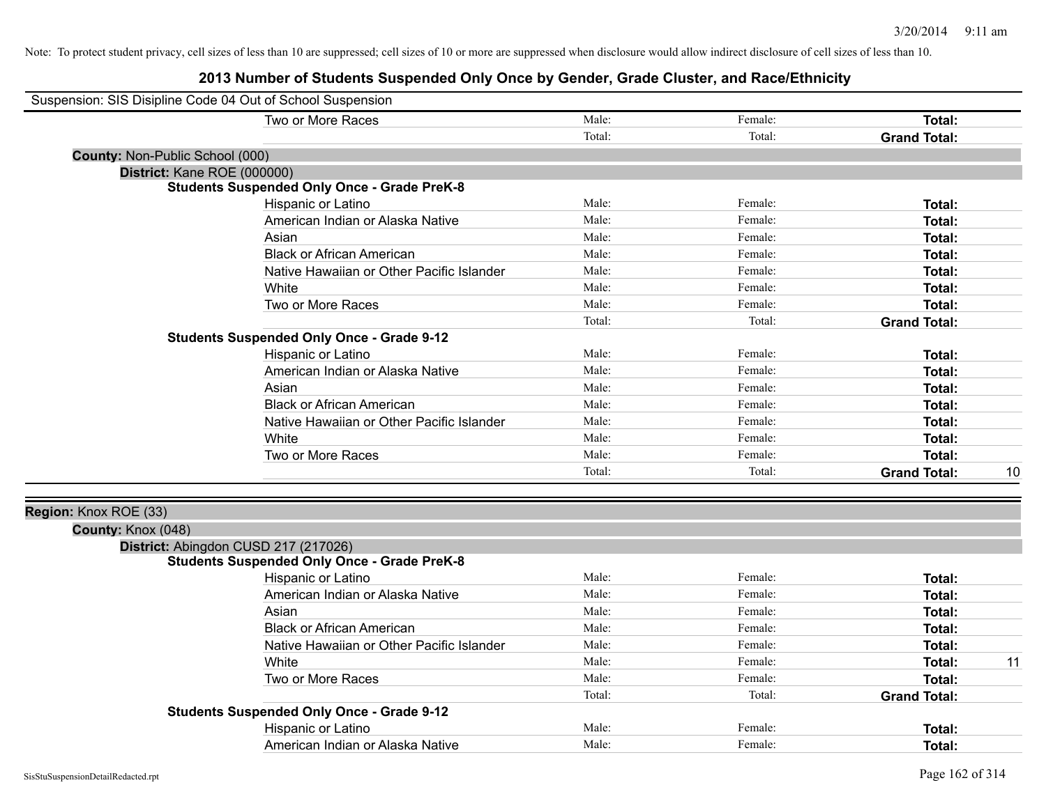Note: To protect student privacy, cell sizes of less than 10 are suppressed; cell sizes of 10 or more are suppressed when disclosure would allow indirect disclosure of cell sizes of less than 10.

# 2013 Number of Students Suspended Only Once by Gender, Grade Cluster, and Race/Ethnicity

Suspension: SIS Disipline Code 04 Out of School Suspension

| | | | | | |
|---|---|---|---|---|---|
| | Two or More Races | Male: | Female: | **Total:** | |
| | | Total: | Total: | **Grand Total:** | |

**County:** Non-Public School (000)

**District:** Kane ROE (000000)

**Students Suspended Only Once - Grade PreK-8**

| | Male | Female | Total | |
|---|---|---|---|---|
| Hispanic or Latino | Male: | Female: | **Total:** | |
| American Indian or Alaska Native | Male: | Female: | **Total:** | |
| Asian | Male: | Female: | **Total:** | |
| Black or African American | Male: | Female: | **Total:** | |
| Native Hawaiian or Other Pacific Islander | Male: | Female: | **Total:** | |
| White | Male: | Female: | **Total:** | |
| Two or More Races | Male: | Female: | **Total:** | |
| | Total: | Total: | **Grand Total:** | |

**Students Suspended Only Once - Grade 9-12**

| | Male | Female | Total | |
|---|---|---|---|---|
| Hispanic or Latino | Male: | Female: | **Total:** | |
| American Indian or Alaska Native | Male: | Female: | **Total:** | |
| Asian | Male: | Female: | **Total:** | |
| Black or African American | Male: | Female: | **Total:** | |
| Native Hawaiian or Other Pacific Islander | Male: | Female: | **Total:** | |
| White | Male: | Female: | **Total:** | |
| Two or More Races | Male: | Female: | **Total:** | |
| | Total: | Total: | **Grand Total:** | 10 |

**Region:** Knox ROE (33)

**County:** Knox (048)

**District:** Abingdon CUSD 217 (217026)

**Students Suspended Only Once - Grade PreK-8**

| | Male | Female | Total | |
|---|---|---|---|---|
| Hispanic or Latino | Male: | Female: | **Total:** | |
| American Indian or Alaska Native | Male: | Female: | **Total:** | |
| Asian | Male: | Female: | **Total:** | |
| Black or African American | Male: | Female: | **Total:** | |
| Native Hawaiian or Other Pacific Islander | Male: | Female: | **Total:** | |
| White | Male: | Female: | **Total:** | 11 |
| Two or More Races | Male: | Female: | **Total:** | |
| | Total: | Total: | **Grand Total:** | |

**Students Suspended Only Once - Grade 9-12**

| | Male | Female | Total | |
|---|---|---|---|---|
| Hispanic or Latino | Male: | Female: | **Total:** | |
| American Indian or Alaska Native | Male: | Female: | **Total:** | |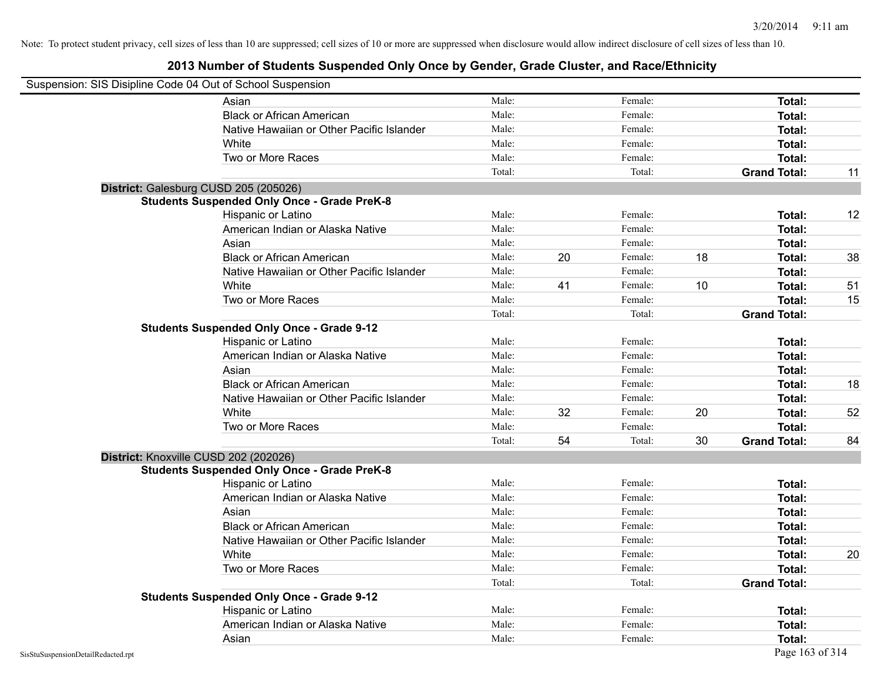Note: To protect student privacy, cell sizes of less than 10 are suppressed; cell sizes of 10 or more are suppressed when disclosure would allow indirect disclosure of cell sizes of less than 10.

# 2013 Number of Students Suspended Only Once by Gender, Grade Cluster, and Race/Ethnicity

Suspension: SIS Disipline Code 04 Out of School Suspension

| | | | | | | |
|---|---|---|---|---|---|---|
| Asian | Male: | | Female: | | **Total:** | |
| Black or African American | Male: | | Female: | | **Total:** | |
| Native Hawaiian or Other Pacific Islander | Male: | | Female: | | **Total:** | |
| White | Male: | | Female: | | **Total:** | |
| Two or More Races | Male: | | Female: | | **Total:** | |
| | Total: | | Total: | | **Grand Total:** | 11 |

**District:** Galesburg CUSD 205 (205026)

**Students Suspended Only Once - Grade PreK-8**

| | | | | | | |
|---|---|---|---|---|---|---|
| Hispanic or Latino | Male: | | Female: | | **Total:** | 12 |
| American Indian or Alaska Native | Male: | | Female: | | **Total:** | |
| Asian | Male: | | Female: | | **Total:** | |
| Black or African American | Male: | 20 | Female: | 18 | **Total:** | 38 |
| Native Hawaiian or Other Pacific Islander | Male: | | Female: | | **Total:** | |
| White | Male: | 41 | Female: | 10 | **Total:** | 51 |
| Two or More Races | Male: | | Female: | | **Total:** | 15 |
| | Total: | | Total: | | **Grand Total:** | |

**Students Suspended Only Once - Grade 9-12**

| | | | | | | |
|---|---|---|---|---|---|---|
| Hispanic or Latino | Male: | | Female: | | **Total:** | |
| American Indian or Alaska Native | Male: | | Female: | | **Total:** | |
| Asian | Male: | | Female: | | **Total:** | |
| Black or African American | Male: | | Female: | | **Total:** | 18 |
| Native Hawaiian or Other Pacific Islander | Male: | | Female: | | **Total:** | |
| White | Male: | 32 | Female: | 20 | **Total:** | 52 |
| Two or More Races | Male: | | Female: | | **Total:** | |
| | Total: | 54 | Total: | 30 | **Grand Total:** | 84 |

**District:** Knoxville CUSD 202 (202026)

**Students Suspended Only Once - Grade PreK-8**

| | | | | | | |
|---|---|---|---|---|---|---|
| Hispanic or Latino | Male: | | Female: | | **Total:** | |
| American Indian or Alaska Native | Male: | | Female: | | **Total:** | |
| Asian | Male: | | Female: | | **Total:** | |
| Black or African American | Male: | | Female: | | **Total:** | |
| Native Hawaiian or Other Pacific Islander | Male: | | Female: | | **Total:** | |
| White | Male: | | Female: | | **Total:** | 20 |
| Two or More Races | Male: | | Female: | | **Total:** | |
| | Total: | | Total: | | **Grand Total:** | |

**Students Suspended Only Once - Grade 9-12**

| | | | | | | |
|---|---|---|---|---|---|---|
| Hispanic or Latino | Male: | | Female: | | **Total:** | |
| American Indian or Alaska Native | Male: | | Female: | | **Total:** | |
| Asian | Male: | | Female: | | **Total:** | |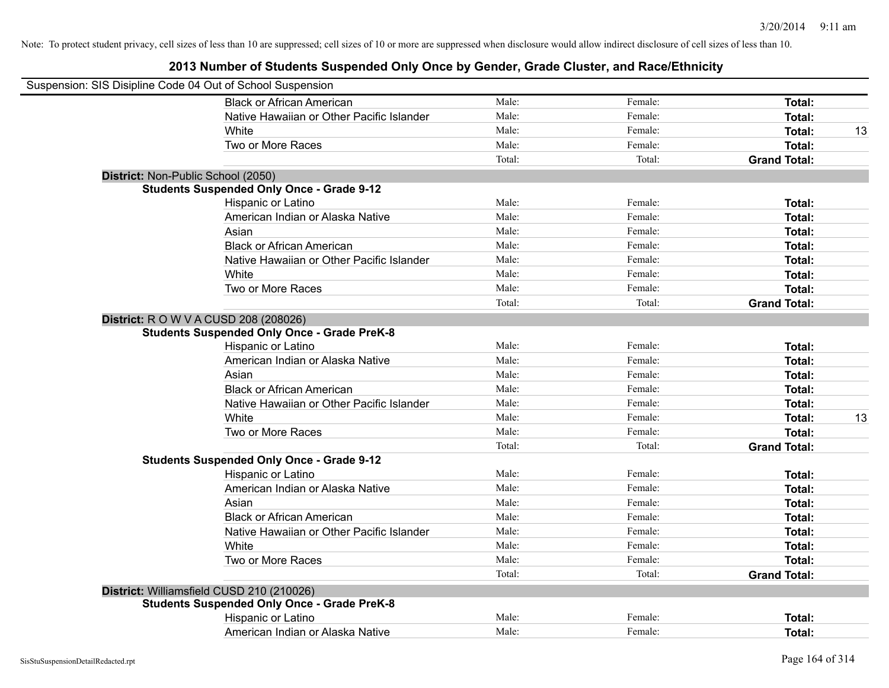Note: To protect student privacy, cell sizes of less than 10 are suppressed; cell sizes of 10 or more are suppressed when disclosure would allow indirect disclosure of cell sizes of less than 10.

# 2013 Number of Students Suspended Only Once by Gender, Grade Cluster, and Race/Ethnicity

Suspension: SIS Disipline Code 04 Out of School Suspension

| | | | | |
|---|---|---|---|---|
| Black or African American | Male: | Female: | **Total:** | |
| Native Hawaiian or Other Pacific Islander | Male: | Female: | **Total:** | |
| White | Male: | Female: | **Total:** | 13 |
| Two or More Races | Male: | Female: | **Total:** | |
| | Total: | Total: | **Grand Total:** | |

**District:** Non-Public School (2050)

**Students Suspended Only Once - Grade 9-12**

| | | | | |
|---|---|---|---|---|
| Hispanic or Latino | Male: | Female: | **Total:** | |
| American Indian or Alaska Native | Male: | Female: | **Total:** | |
| Asian | Male: | Female: | **Total:** | |
| Black or African American | Male: | Female: | **Total:** | |
| Native Hawaiian or Other Pacific Islander | Male: | Female: | **Total:** | |
| White | Male: | Female: | **Total:** | |
| Two or More Races | Male: | Female: | **Total:** | |
| | Total: | Total: | **Grand Total:** | |

**District:** R O W V A CUSD 208 (208026)

**Students Suspended Only Once - Grade PreK-8**

| | | | | |
|---|---|---|---|---|
| Hispanic or Latino | Male: | Female: | **Total:** | |
| American Indian or Alaska Native | Male: | Female: | **Total:** | |
| Asian | Male: | Female: | **Total:** | |
| Black or African American | Male: | Female: | **Total:** | |
| Native Hawaiian or Other Pacific Islander | Male: | Female: | **Total:** | |
| White | Male: | Female: | **Total:** | 13 |
| Two or More Races | Male: | Female: | **Total:** | |
| | Total: | Total: | **Grand Total:** | |

**Students Suspended Only Once - Grade 9-12**

| | | | | |
|---|---|---|---|---|
| Hispanic or Latino | Male: | Female: | **Total:** | |
| American Indian or Alaska Native | Male: | Female: | **Total:** | |
| Asian | Male: | Female: | **Total:** | |
| Black or African American | Male: | Female: | **Total:** | |
| Native Hawaiian or Other Pacific Islander | Male: | Female: | **Total:** | |
| White | Male: | Female: | **Total:** | |
| Two or More Races | Male: | Female: | **Total:** | |
| | Total: | Total: | **Grand Total:** | |

**District:** Williamsfield CUSD 210 (210026)

**Students Suspended Only Once - Grade PreK-8**

| | | | | |
|---|---|---|---|---|
| Hispanic or Latino | Male: | Female: | **Total:** | |
| American Indian or Alaska Native | Male: | Female: | **Total:** | |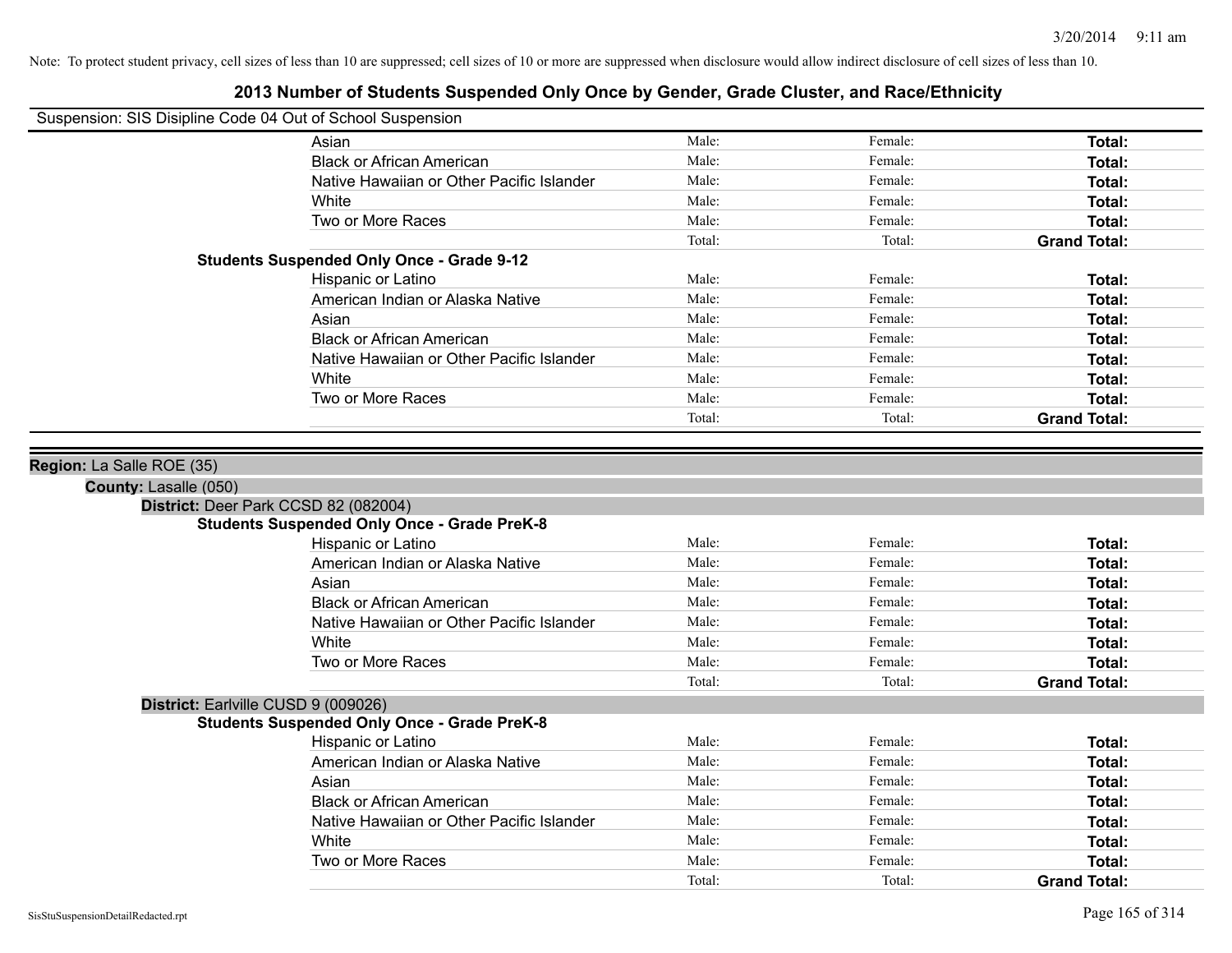Note: To protect student privacy, cell sizes of less than 10 are suppressed; cell sizes of 10 or more are suppressed when disclosure would allow indirect disclosure of cell sizes of less than 10.

# 2013 Number of Students Suspended Only Once by Gender, Grade Cluster, and Race/Ethnicity

Suspension: SIS Disipline Code 04 Out of School Suspension

| | | | |
|---|---|---|---|
| Asian | Male: | Female: | **Total:** |
| Black or African American | Male: | Female: | **Total:** |
| Native Hawaiian or Other Pacific Islander | Male: | Female: | **Total:** |
| White | Male: | Female: | **Total:** |
| Two or More Races | Male: | Female: | **Total:** |
| | Total: | Total: | **Grand Total:** |

**Students Suspended Only Once - Grade 9-12**

| | | | |
|---|---|---|---|
| Hispanic or Latino | Male: | Female: | **Total:** |
| American Indian or Alaska Native | Male: | Female: | **Total:** |
| Asian | Male: | Female: | **Total:** |
| Black or African American | Male: | Female: | **Total:** |
| Native Hawaiian or Other Pacific Islander | Male: | Female: | **Total:** |
| White | Male: | Female: | **Total:** |
| Two or More Races | Male: | Female: | **Total:** |
| | Total: | Total: | **Grand Total:** |

**Region:** La Salle ROE (35)

**County:** Lasalle (050)

**District:** Deer Park CCSD 82 (082004)

**Students Suspended Only Once - Grade PreK-8**

| | | | |
|---|---|---|---|
| Hispanic or Latino | Male: | Female: | **Total:** |
| American Indian or Alaska Native | Male: | Female: | **Total:** |
| Asian | Male: | Female: | **Total:** |
| Black or African American | Male: | Female: | **Total:** |
| Native Hawaiian or Other Pacific Islander | Male: | Female: | **Total:** |
| White | Male: | Female: | **Total:** |
| Two or More Races | Male: | Female: | **Total:** |
| | Total: | Total: | **Grand Total:** |

**District:** Earlville CUSD 9 (009026)

**Students Suspended Only Once - Grade PreK-8**

| | | | |
|---|---|---|---|
| Hispanic or Latino | Male: | Female: | **Total:** |
| American Indian or Alaska Native | Male: | Female: | **Total:** |
| Asian | Male: | Female: | **Total:** |
| Black or African American | Male: | Female: | **Total:** |
| Native Hawaiian or Other Pacific Islander | Male: | Female: | **Total:** |
| White | Male: | Female: | **Total:** |
| Two or More Races | Male: | Female: | **Total:** |
| | Total: | Total: | **Grand Total:** |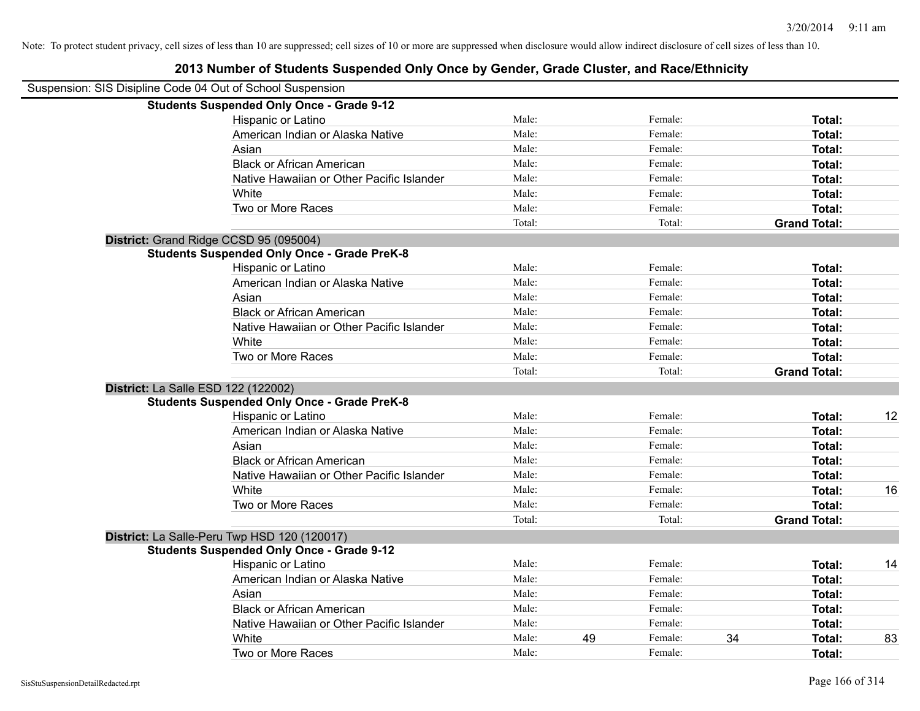Note: To protect student privacy, cell sizes of less than 10 are suppressed; cell sizes of 10 or more are suppressed when disclosure would allow indirect disclosure of cell sizes of less than 10.

# 2013 Number of Students Suspended Only Once by Gender, Grade Cluster, and Race/Ethnicity

Suspension: SIS Disipline Code 04 Out of School Suspension

**Students Suspended Only Once - Grade 9-12**

| | | | | | | |
|---|---|---|---|---|---|---|
| Hispanic or Latino | Male: | | Female: | | **Total:** | |
| American Indian or Alaska Native | Male: | | Female: | | **Total:** | |
| Asian | Male: | | Female: | | **Total:** | |
| Black or African American | Male: | | Female: | | **Total:** | |
| Native Hawaiian or Other Pacific Islander | Male: | | Female: | | **Total:** | |
| White | Male: | | Female: | | **Total:** | |
| Two or More Races | Male: | | Female: | | **Total:** | |
| | Total: | | Total: | | **Grand Total:** | |

**District:** Grand Ridge CCSD 95 (095004)

**Students Suspended Only Once - Grade PreK-8**

| | | | | | | |
|---|---|---|---|---|---|---|
| Hispanic or Latino | Male: | | Female: | | **Total:** | |
| American Indian or Alaska Native | Male: | | Female: | | **Total:** | |
| Asian | Male: | | Female: | | **Total:** | |
| Black or African American | Male: | | Female: | | **Total:** | |
| Native Hawaiian or Other Pacific Islander | Male: | | Female: | | **Total:** | |
| White | Male: | | Female: | | **Total:** | |
| Two or More Races | Male: | | Female: | | **Total:** | |
| | Total: | | Total: | | **Grand Total:** | |

**District:** La Salle ESD 122 (122002)

**Students Suspended Only Once - Grade PreK-8**

| | | | | | | |
|---|---|---|---|---|---|---|
| Hispanic or Latino | Male: | | Female: | | **Total:** | 12 |
| American Indian or Alaska Native | Male: | | Female: | | **Total:** | |
| Asian | Male: | | Female: | | **Total:** | |
| Black or African American | Male: | | Female: | | **Total:** | |
| Native Hawaiian or Other Pacific Islander | Male: | | Female: | | **Total:** | |
| White | Male: | | Female: | | **Total:** | 16 |
| Two or More Races | Male: | | Female: | | **Total:** | |
| | Total: | | Total: | | **Grand Total:** | |

**District:** La Salle-Peru Twp HSD 120 (120017)

**Students Suspended Only Once - Grade 9-12**

| | | | | | | |
|---|---|---|---|---|---|---|
| Hispanic or Latino | Male: | | Female: | | **Total:** | 14 |
| American Indian or Alaska Native | Male: | | Female: | | **Total:** | |
| Asian | Male: | | Female: | | **Total:** | |
| Black or African American | Male: | | Female: | | **Total:** | |
| Native Hawaiian or Other Pacific Islander | Male: | | Female: | | **Total:** | |
| White | Male: | 49 | Female: | 34 | **Total:** | 83 |
| Two or More Races | Male: | | Female: | | **Total:** | |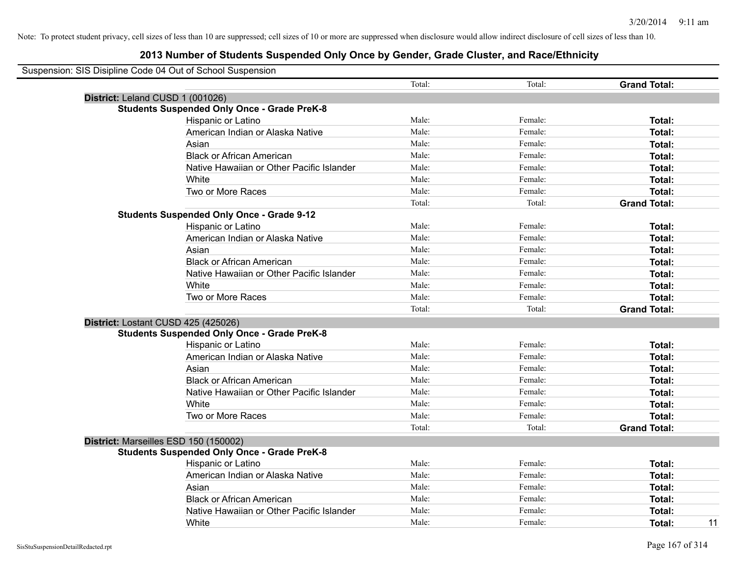Note: To protect student privacy, cell sizes of less than 10 are suppressed; cell sizes of 10 or more are suppressed when disclosure would allow indirect disclosure of cell sizes of less than 10.

# 2013 Number of Students Suspended Only Once by Gender, Grade Cluster, and Race/Ethnicity

Suspension: SIS Disipline Code 04 Out of School Suspension

| | | | | |
|---|---|---|---|---|
| | Total: | Total: | **Grand Total:** | |
| **District:** Leland CUSD 1 (001026) | | | | |
| **Students Suspended Only Once - Grade PreK-8** | | | | |
| Hispanic or Latino | Male: | Female: | **Total:** | |
| American Indian or Alaska Native | Male: | Female: | **Total:** | |
| Asian | Male: | Female: | **Total:** | |
| Black or African American | Male: | Female: | **Total:** | |
| Native Hawaiian or Other Pacific Islander | Male: | Female: | **Total:** | |
| White | Male: | Female: | **Total:** | |
| Two or More Races | Male: | Female: | **Total:** | |
| | Total: | Total: | **Grand Total:** | |
| **Students Suspended Only Once - Grade 9-12** | | | | |
| Hispanic or Latino | Male: | Female: | **Total:** | |
| American Indian or Alaska Native | Male: | Female: | **Total:** | |
| Asian | Male: | Female: | **Total:** | |
| Black or African American | Male: | Female: | **Total:** | |
| Native Hawaiian or Other Pacific Islander | Male: | Female: | **Total:** | |
| White | Male: | Female: | **Total:** | |
| Two or More Races | Male: | Female: | **Total:** | |
| | Total: | Total: | **Grand Total:** | |
| **District:** Lostant CUSD 425 (425026) | | | | |
| **Students Suspended Only Once - Grade PreK-8** | | | | |
| Hispanic or Latino | Male: | Female: | **Total:** | |
| American Indian or Alaska Native | Male: | Female: | **Total:** | |
| Asian | Male: | Female: | **Total:** | |
| Black or African American | Male: | Female: | **Total:** | |
| Native Hawaiian or Other Pacific Islander | Male: | Female: | **Total:** | |
| White | Male: | Female: | **Total:** | |
| Two or More Races | Male: | Female: | **Total:** | |
| | Total: | Total: | **Grand Total:** | |
| **District:** Marseilles ESD 150 (150002) | | | | |
| **Students Suspended Only Once - Grade PreK-8** | | | | |
| Hispanic or Latino | Male: | Female: | **Total:** | |
| American Indian or Alaska Native | Male: | Female: | **Total:** | |
| Asian | Male: | Female: | **Total:** | |
| Black or African American | Male: | Female: | **Total:** | |
| Native Hawaiian or Other Pacific Islander | Male: | Female: | **Total:** | |
| White | Male: | Female: | **Total:** | 11 |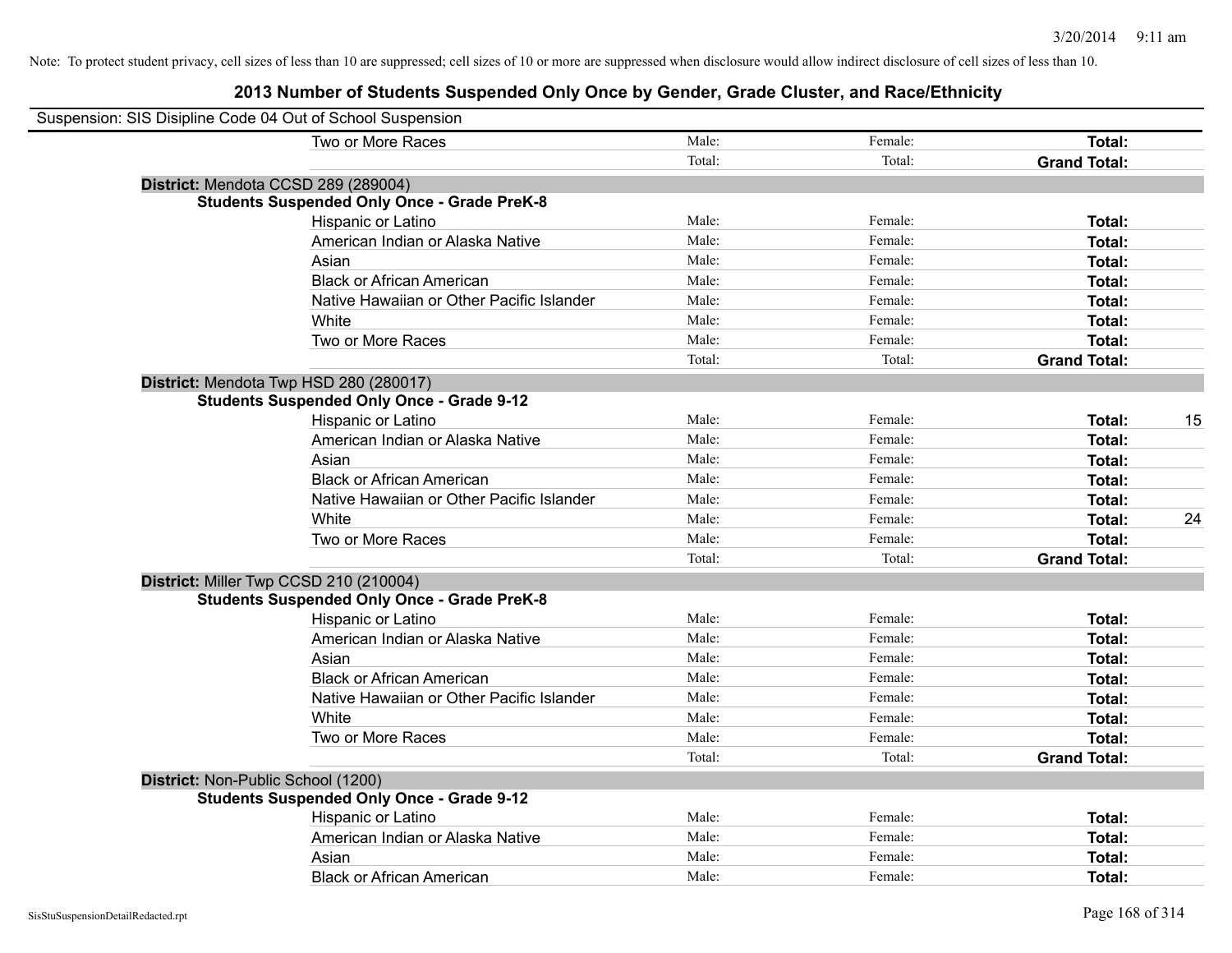Note: To protect student privacy, cell sizes of less than 10 are suppressed; cell sizes of 10 or more are suppressed when disclosure would allow indirect disclosure of cell sizes of less than 10.

## 2013 Number of Students Suspended Only Once by Gender, Grade Cluster, and Race/Ethnicity

Suspension: SIS Disipline Code 04 Out of School Suspension

| | | | | |
|---|---|---|---|---|
| Two or More Races | Male: | Female: | **Total:** | |
| | Total: | Total: | **Grand Total:** | |

**District:** Mendota CCSD 289 (289004)

**Students Suspended Only Once - Grade PreK-8**

| | | | | |
|---|---|---|---|---|
| Hispanic or Latino | Male: | Female: | **Total:** | |
| American Indian or Alaska Native | Male: | Female: | **Total:** | |
| Asian | Male: | Female: | **Total:** | |
| Black or African American | Male: | Female: | **Total:** | |
| Native Hawaiian or Other Pacific Islander | Male: | Female: | **Total:** | |
| White | Male: | Female: | **Total:** | |
| Two or More Races | Male: | Female: | **Total:** | |
| | Total: | Total: | **Grand Total:** | |

**District:** Mendota Twp HSD 280 (280017)

**Students Suspended Only Once - Grade 9-12**

| | | | | |
|---|---|---|---|---|
| Hispanic or Latino | Male: | Female: | **Total:** | 15 |
| American Indian or Alaska Native | Male: | Female: | **Total:** | |
| Asian | Male: | Female: | **Total:** | |
| Black or African American | Male: | Female: | **Total:** | |
| Native Hawaiian or Other Pacific Islander | Male: | Female: | **Total:** | |
| White | Male: | Female: | **Total:** | 24 |
| Two or More Races | Male: | Female: | **Total:** | |
| | Total: | Total: | **Grand Total:** | |

**District:** Miller Twp CCSD 210 (210004)

**Students Suspended Only Once - Grade PreK-8**

| | | | | |
|---|---|---|---|---|
| Hispanic or Latino | Male: | Female: | **Total:** | |
| American Indian or Alaska Native | Male: | Female: | **Total:** | |
| Asian | Male: | Female: | **Total:** | |
| Black or African American | Male: | Female: | **Total:** | |
| Native Hawaiian or Other Pacific Islander | Male: | Female: | **Total:** | |
| White | Male: | Female: | **Total:** | |
| Two or More Races | Male: | Female: | **Total:** | |
| | Total: | Total: | **Grand Total:** | |

**District:** Non-Public School (1200)

**Students Suspended Only Once - Grade 9-12**

| | | | | |
|---|---|---|---|---|
| Hispanic or Latino | Male: | Female: | **Total:** | |
| American Indian or Alaska Native | Male: | Female: | **Total:** | |
| Asian | Male: | Female: | **Total:** | |
| Black or African American | Male: | Female: | **Total:** | |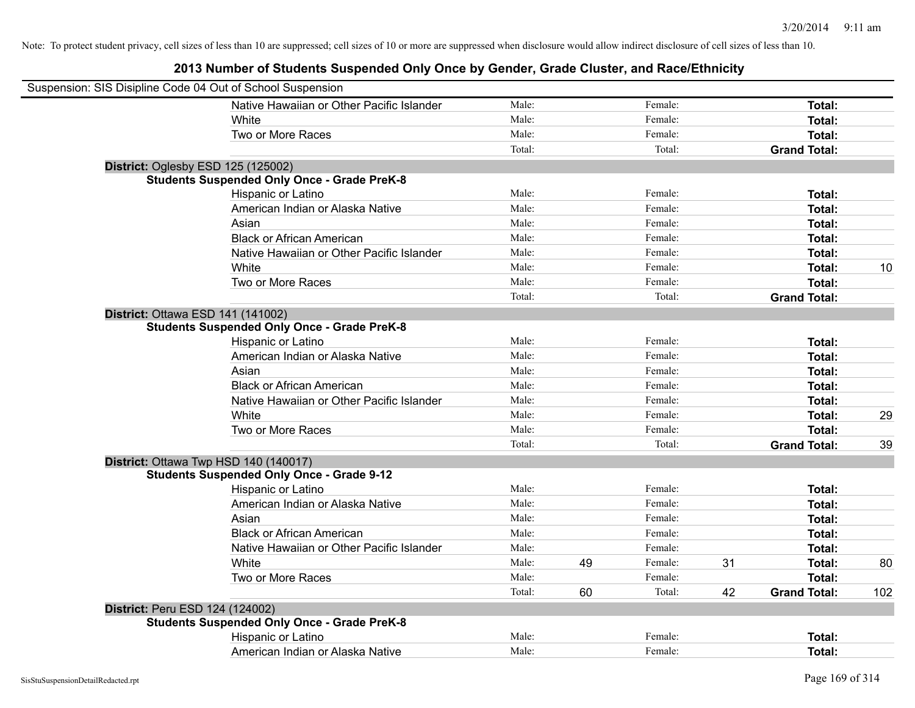Note: To protect student privacy, cell sizes of less than 10 are suppressed; cell sizes of 10 or more are suppressed when disclosure would allow indirect disclosure of cell sizes of less than 10.

## 2013 Number of Students Suspended Only Once by Gender, Grade Cluster, and Race/Ethnicity

Suspension: SIS Disipline Code 04 Out of School Suspension

| | | | | | | |
|---|---|---|---|---|---|---|
| Native Hawaiian or Other Pacific Islander | Male: | | Female: | | **Total:** | |
| White | Male: | | Female: | | **Total:** | |
| Two or More Races | Male: | | Female: | | **Total:** | |
| | Total: | | Total: | | **Grand Total:** | |

**District:** Oglesby ESD 125 (125002)

**Students Suspended Only Once - Grade PreK-8**

| | | | | | | |
|---|---|---|---|---|---|---|
| Hispanic or Latino | Male: | | Female: | | **Total:** | |
| American Indian or Alaska Native | Male: | | Female: | | **Total:** | |
| Asian | Male: | | Female: | | **Total:** | |
| Black or African American | Male: | | Female: | | **Total:** | |
| Native Hawaiian or Other Pacific Islander | Male: | | Female: | | **Total:** | |
| White | Male: | | Female: | | **Total:** | 10 |
| Two or More Races | Male: | | Female: | | **Total:** | |
| | Total: | | Total: | | **Grand Total:** | |

**District:** Ottawa ESD 141 (141002)

**Students Suspended Only Once - Grade PreK-8**

| | | | | | | |
|---|---|---|---|---|---|---|
| Hispanic or Latino | Male: | | Female: | | **Total:** | |
| American Indian or Alaska Native | Male: | | Female: | | **Total:** | |
| Asian | Male: | | Female: | | **Total:** | |
| Black or African American | Male: | | Female: | | **Total:** | |
| Native Hawaiian or Other Pacific Islander | Male: | | Female: | | **Total:** | |
| White | Male: | | Female: | | **Total:** | 29 |
| Two or More Races | Male: | | Female: | | **Total:** | |
| | Total: | | Total: | | **Grand Total:** | 39 |

**District:** Ottawa Twp HSD 140 (140017)

**Students Suspended Only Once - Grade 9-12**

| | | | | | | |
|---|---|---|---|---|---|---|
| Hispanic or Latino | Male: | | Female: | | **Total:** | |
| American Indian or Alaska Native | Male: | | Female: | | **Total:** | |
| Asian | Male: | | Female: | | **Total:** | |
| Black or African American | Male: | | Female: | | **Total:** | |
| Native Hawaiian or Other Pacific Islander | Male: | | Female: | | **Total:** | |
| White | Male: | 49 | Female: | 31 | **Total:** | 80 |
| Two or More Races | Male: | | Female: | | **Total:** | |
| | Total: | 60 | Total: | 42 | **Grand Total:** | 102 |

**District:** Peru ESD 124 (124002)

**Students Suspended Only Once - Grade PreK-8**

| | | | | | | |
|---|---|---|---|---|---|---|
| Hispanic or Latino | Male: | | Female: | | **Total:** | |
| American Indian or Alaska Native | Male: | | Female: | | **Total:** | |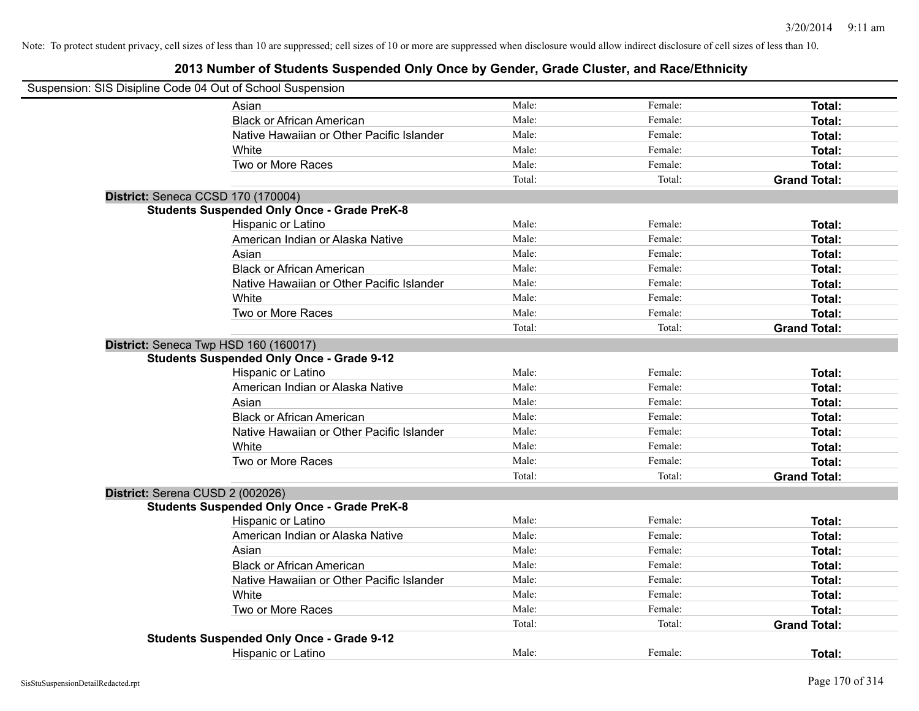Note: To protect student privacy, cell sizes of less than 10 are suppressed; cell sizes of 10 or more are suppressed when disclosure would allow indirect disclosure of cell sizes of less than 10.

# 2013 Number of Students Suspended Only Once by Gender, Grade Cluster, and Race/Ethnicity

Suspension: SIS Disipline Code 04 Out of School Suspension

| | | | |
|---|---|---|---|
| Asian | Male: | Female: | **Total:** |
| Black or African American | Male: | Female: | **Total:** |
| Native Hawaiian or Other Pacific Islander | Male: | Female: | **Total:** |
| White | Male: | Female: | **Total:** |
| Two or More Races | Male: | Female: | **Total:** |
| | Total: | Total: | **Grand Total:** |

**District:** Seneca CCSD 170 (170004)

**Students Suspended Only Once - Grade PreK-8**

| | | | |
|---|---|---|---|
| Hispanic or Latino | Male: | Female: | **Total:** |
| American Indian or Alaska Native | Male: | Female: | **Total:** |
| Asian | Male: | Female: | **Total:** |
| Black or African American | Male: | Female: | **Total:** |
| Native Hawaiian or Other Pacific Islander | Male: | Female: | **Total:** |
| White | Male: | Female: | **Total:** |
| Two or More Races | Male: | Female: | **Total:** |
| | Total: | Total: | **Grand Total:** |

**District:** Seneca Twp HSD 160 (160017)

**Students Suspended Only Once - Grade 9-12**

| | | | |
|---|---|---|---|
| Hispanic or Latino | Male: | Female: | **Total:** |
| American Indian or Alaska Native | Male: | Female: | **Total:** |
| Asian | Male: | Female: | **Total:** |
| Black or African American | Male: | Female: | **Total:** |
| Native Hawaiian or Other Pacific Islander | Male: | Female: | **Total:** |
| White | Male: | Female: | **Total:** |
| Two or More Races | Male: | Female: | **Total:** |
| | Total: | Total: | **Grand Total:** |

**District:** Serena CUSD 2 (002026)

**Students Suspended Only Once - Grade PreK-8**

| | | | |
|---|---|---|---|
| Hispanic or Latino | Male: | Female: | **Total:** |
| American Indian or Alaska Native | Male: | Female: | **Total:** |
| Asian | Male: | Female: | **Total:** |
| Black or African American | Male: | Female: | **Total:** |
| Native Hawaiian or Other Pacific Islander | Male: | Female: | **Total:** |
| White | Male: | Female: | **Total:** |
| Two or More Races | Male: | Female: | **Total:** |
| | Total: | Total: | **Grand Total:** |

**Students Suspended Only Once - Grade 9-12**

| | | | |
|---|---|---|---|
| Hispanic or Latino | Male: | Female: | **Total:** |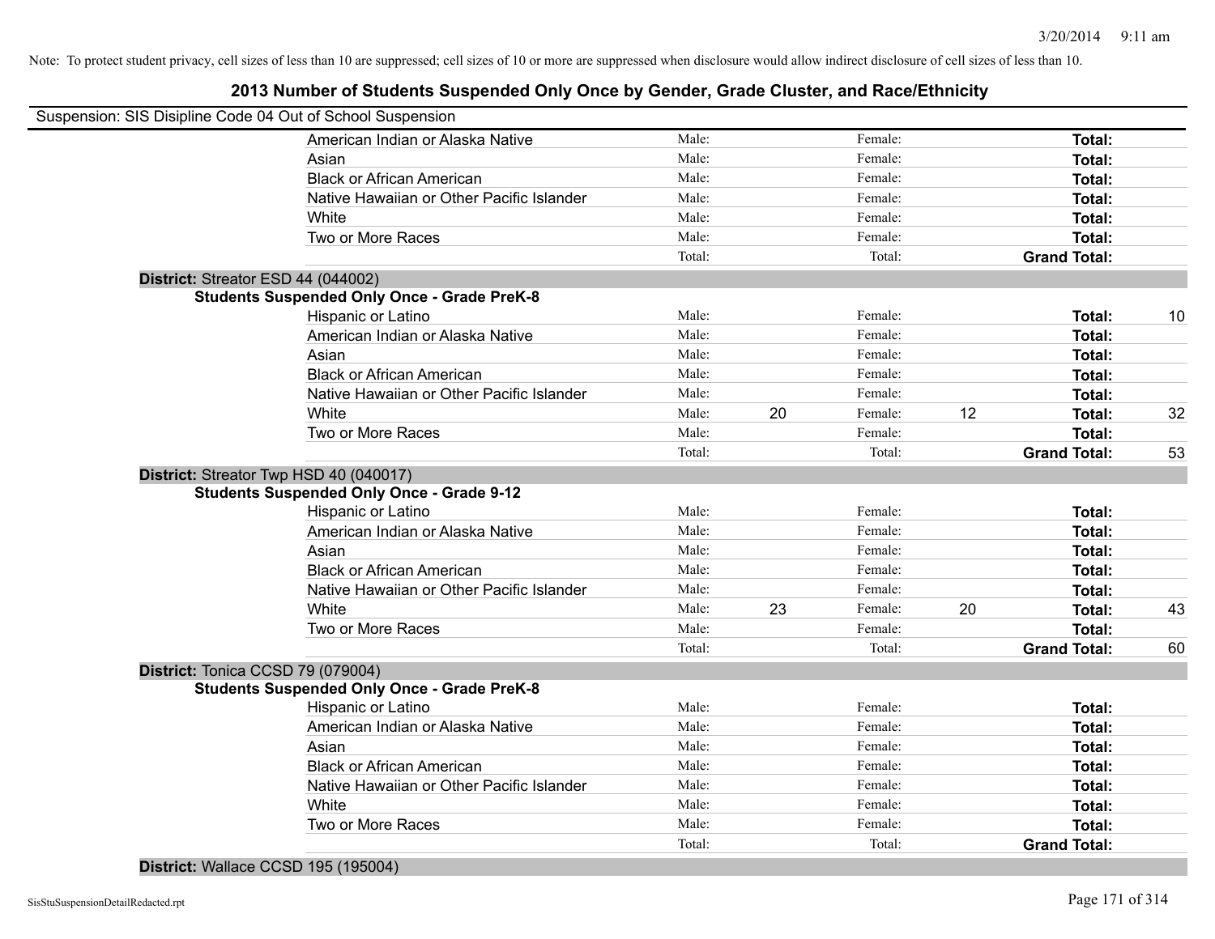Note: To protect student privacy, cell sizes of less than 10 are suppressed; cell sizes of 10 or more are suppressed when disclosure would allow indirect disclosure of cell sizes of less than 10.

## 2013 Number of Students Suspended Only Once by Gender, Grade Cluster, and Race/Ethnicity

Suspension: SIS Disipline Code 04 Out of School Suspension

| | Male: | | Female: | | | |
|---|---|---|---|---|---|---|
| American Indian or Alaska Native | Male: | | Female: | | **Total:** | |
| Asian | Male: | | Female: | | **Total:** | |
| Black or African American | Male: | | Female: | | **Total:** | |
| Native Hawaiian or Other Pacific Islander | Male: | | Female: | | **Total:** | |
| White | Male: | | Female: | | **Total:** | |
| Two or More Races | Male: | | Female: | | **Total:** | |
| | Total: | | Total: | | **Grand Total:** | |

**District:** Streator ESD 44 (044002)

**Students Suspended Only Once - Grade PreK-8**

| | | | | | | |
|---|---|---|---|---|---|---|
| Hispanic or Latino | Male: | | Female: | | **Total:** | 10 |
| American Indian or Alaska Native | Male: | | Female: | | **Total:** | |
| Asian | Male: | | Female: | | **Total:** | |
| Black or African American | Male: | | Female: | | **Total:** | |
| Native Hawaiian or Other Pacific Islander | Male: | | Female: | | **Total:** | |
| White | Male: | 20 | Female: | 12 | **Total:** | 32 |
| Two or More Races | Male: | | Female: | | **Total:** | |
| | Total: | | Total: | | **Grand Total:** | 53 |

**District:** Streator Twp HSD 40 (040017)

**Students Suspended Only Once - Grade 9-12**

| | | | | | | |
|---|---|---|---|---|---|---|
| Hispanic or Latino | Male: | | Female: | | **Total:** | |
| American Indian or Alaska Native | Male: | | Female: | | **Total:** | |
| Asian | Male: | | Female: | | **Total:** | |
| Black or African American | Male: | | Female: | | **Total:** | |
| Native Hawaiian or Other Pacific Islander | Male: | | Female: | | **Total:** | |
| White | Male: | 23 | Female: | 20 | **Total:** | 43 |
| Two or More Races | Male: | | Female: | | **Total:** | |
| | Total: | | Total: | | **Grand Total:** | 60 |

**District:** Tonica CCSD 79 (079004)

**Students Suspended Only Once - Grade PreK-8**

| | | | | | | |
|---|---|---|---|---|---|---|
| Hispanic or Latino | Male: | | Female: | | **Total:** | |
| American Indian or Alaska Native | Male: | | Female: | | **Total:** | |
| Asian | Male: | | Female: | | **Total:** | |
| Black or African American | Male: | | Female: | | **Total:** | |
| Native Hawaiian or Other Pacific Islander | Male: | | Female: | | **Total:** | |
| White | Male: | | Female: | | **Total:** | |
| Two or More Races | Male: | | Female: | | **Total:** | |
| | Total: | | Total: | | **Grand Total:** | |

**District:** Wallace CCSD 195 (195004)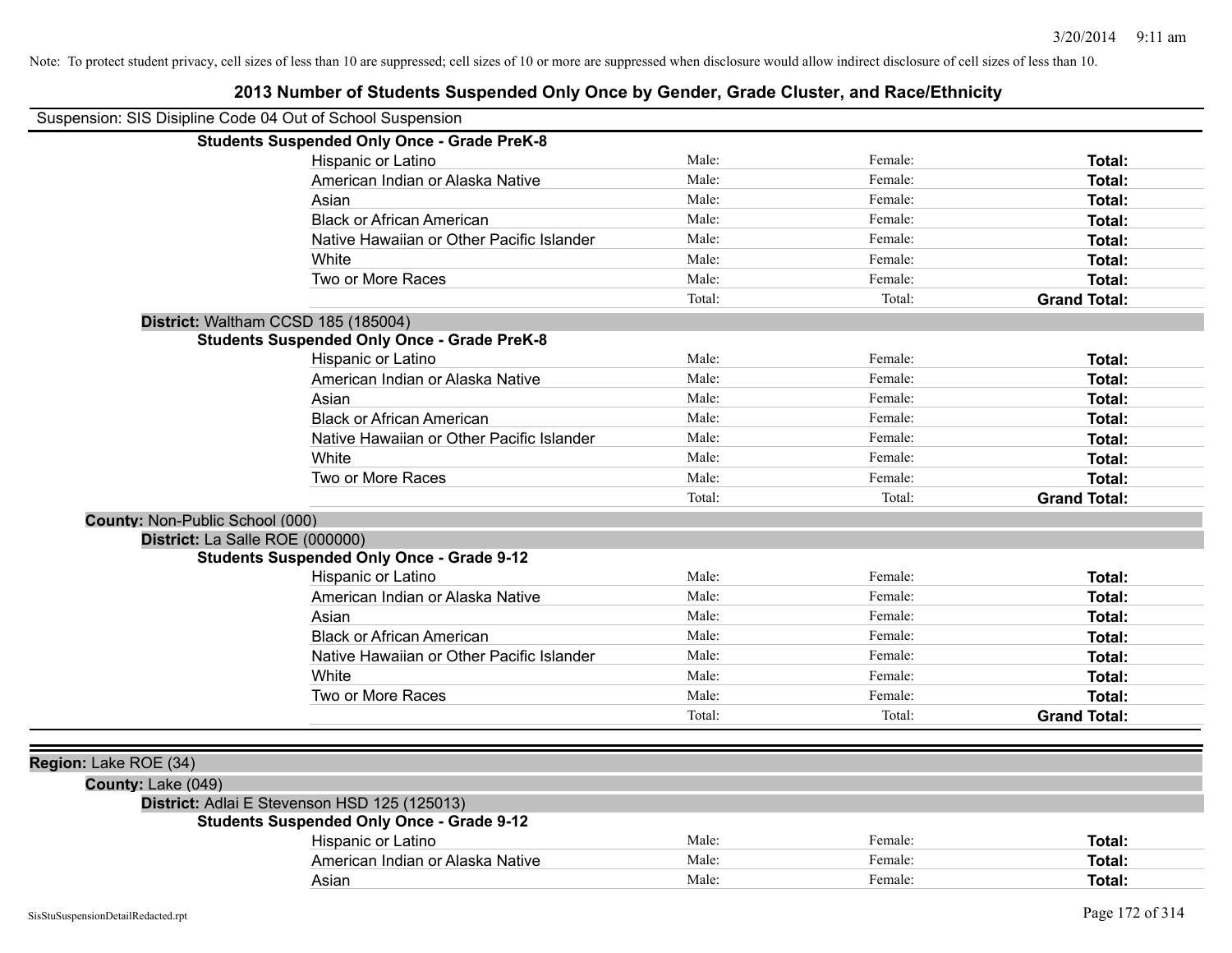Note: To protect student privacy, cell sizes of less than 10 are suppressed; cell sizes of 10 or more are suppressed when disclosure would allow indirect disclosure of cell sizes of less than 10.

# 2013 Number of Students Suspended Only Once by Gender, Grade Cluster, and Race/Ethnicity

Suspension: SIS Disipline Code 04 Out of School Suspension

**Students Suspended Only Once - Grade PreK-8**

| | | | |
|---|---|---|---|
| Hispanic or Latino | Male: | Female: | **Total:** |
| American Indian or Alaska Native | Male: | Female: | **Total:** |
| Asian | Male: | Female: | **Total:** |
| Black or African American | Male: | Female: | **Total:** |
| Native Hawaiian or Other Pacific Islander | Male: | Female: | **Total:** |
| White | Male: | Female: | **Total:** |
| Two or More Races | Male: | Female: | **Total:** |
| | Total: | Total: | **Grand Total:** |

**District:** Waltham CCSD 185 (185004)

**Students Suspended Only Once - Grade PreK-8**

| | | | |
|---|---|---|---|
| Hispanic or Latino | Male: | Female: | **Total:** |
| American Indian or Alaska Native | Male: | Female: | **Total:** |
| Asian | Male: | Female: | **Total:** |
| Black or African American | Male: | Female: | **Total:** |
| Native Hawaiian or Other Pacific Islander | Male: | Female: | **Total:** |
| White | Male: | Female: | **Total:** |
| Two or More Races | Male: | Female: | **Total:** |
| | Total: | Total: | **Grand Total:** |

**County:** Non-Public School (000)

**District:** La Salle ROE (000000)

**Students Suspended Only Once - Grade 9-12**

| | | | |
|---|---|---|---|
| Hispanic or Latino | Male: | Female: | **Total:** |
| American Indian or Alaska Native | Male: | Female: | **Total:** |
| Asian | Male: | Female: | **Total:** |
| Black or African American | Male: | Female: | **Total:** |
| Native Hawaiian or Other Pacific Islander | Male: | Female: | **Total:** |
| White | Male: | Female: | **Total:** |
| Two or More Races | Male: | Female: | **Total:** |
| | Total: | Total: | **Grand Total:** |

**Region:** Lake ROE (34)

**County:** Lake (049)

**District:** Adlai E Stevenson HSD 125 (125013)

**Students Suspended Only Once - Grade 9-12**

| | | | |
|---|---|---|---|
| Hispanic or Latino | Male: | Female: | **Total:** |
| American Indian or Alaska Native | Male: | Female: | **Total:** |
| Asian | Male: | Female: | **Total:** |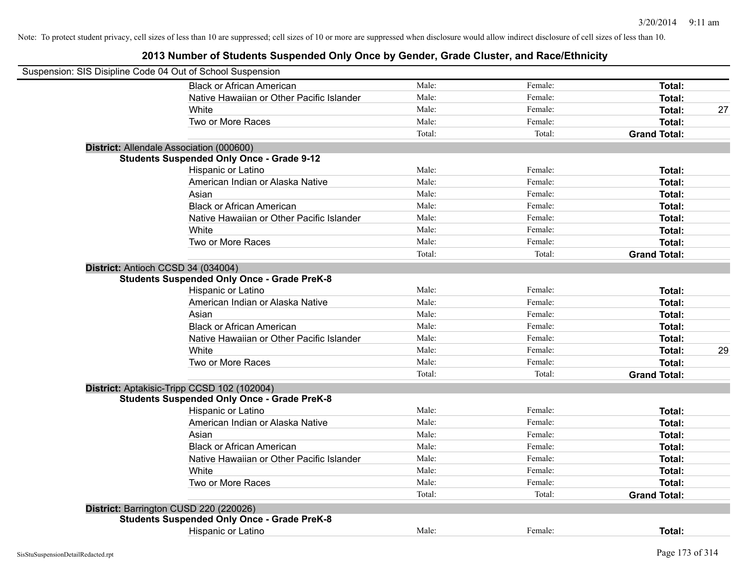Note: To protect student privacy, cell sizes of less than 10 are suppressed; cell sizes of 10 or more are suppressed when disclosure would allow indirect disclosure of cell sizes of less than 10.

# 2013 Number of Students Suspended Only Once by Gender, Grade Cluster, and Race/Ethnicity

Suspension: SIS Disipline Code 04 Out of School Suspension

| | | | | |
|---|---|---|---|---|
| Black or African American | Male: | Female: | **Total:** | |
| Native Hawaiian or Other Pacific Islander | Male: | Female: | **Total:** | |
| White | Male: | Female: | **Total:** | 27 |
| Two or More Races | Male: | Female: | **Total:** | |
| | Total: | Total: | **Grand Total:** | |

**District:** Allendale Association (000600)

**Students Suspended Only Once - Grade 9-12**

| | | | | |
|---|---|---|---|---|
| Hispanic or Latino | Male: | Female: | **Total:** | |
| American Indian or Alaska Native | Male: | Female: | **Total:** | |
| Asian | Male: | Female: | **Total:** | |
| Black or African American | Male: | Female: | **Total:** | |
| Native Hawaiian or Other Pacific Islander | Male: | Female: | **Total:** | |
| White | Male: | Female: | **Total:** | |
| Two or More Races | Male: | Female: | **Total:** | |
| | Total: | Total: | **Grand Total:** | |

**District:** Antioch CCSD 34 (034004)

**Students Suspended Only Once - Grade PreK-8**

| | | | | |
|---|---|---|---|---|
| Hispanic or Latino | Male: | Female: | **Total:** | |
| American Indian or Alaska Native | Male: | Female: | **Total:** | |
| Asian | Male: | Female: | **Total:** | |
| Black or African American | Male: | Female: | **Total:** | |
| Native Hawaiian or Other Pacific Islander | Male: | Female: | **Total:** | |
| White | Male: | Female: | **Total:** | 29 |
| Two or More Races | Male: | Female: | **Total:** | |
| | Total: | Total: | **Grand Total:** | |

**District:** Aptakisic-Tripp CCSD 102 (102004)

**Students Suspended Only Once - Grade PreK-8**

| | | | | |
|---|---|---|---|---|
| Hispanic or Latino | Male: | Female: | **Total:** | |
| American Indian or Alaska Native | Male: | Female: | **Total:** | |
| Asian | Male: | Female: | **Total:** | |
| Black or African American | Male: | Female: | **Total:** | |
| Native Hawaiian or Other Pacific Islander | Male: | Female: | **Total:** | |
| White | Male: | Female: | **Total:** | |
| Two or More Races | Male: | Female: | **Total:** | |
| | Total: | Total: | **Grand Total:** | |

**District:** Barrington CUSD 220 (220026)

**Students Suspended Only Once - Grade PreK-8**

| | | | | |
|---|---|---|---|---|
| Hispanic or Latino | Male: | Female: | **Total:** | |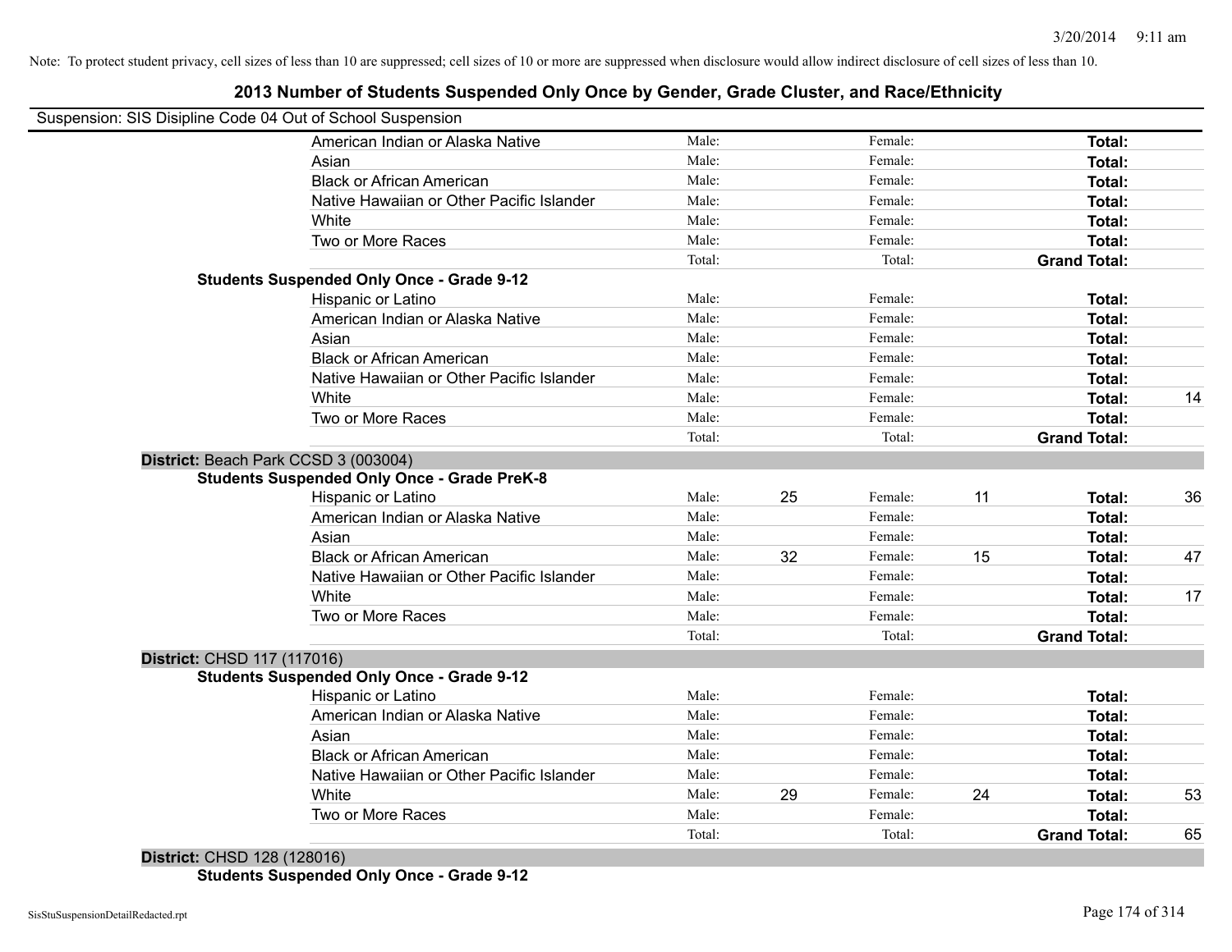Note: To protect student privacy, cell sizes of less than 10 are suppressed; cell sizes of 10 or more are suppressed when disclosure would allow indirect disclosure of cell sizes of less than 10.

## 2013 Number of Students Suspended Only Once by Gender, Grade Cluster, and Race/Ethnicity

Suspension: SIS Disipline Code 04 Out of School Suspension

| | | | | | | |
|---|---|---|---|---|---|---|
| American Indian or Alaska Native | Male: | | Female: | | **Total:** | |
| Asian | Male: | | Female: | | **Total:** | |
| Black or African American | Male: | | Female: | | **Total:** | |
| Native Hawaiian or Other Pacific Islander | Male: | | Female: | | **Total:** | |
| White | Male: | | Female: | | **Total:** | |
| Two or More Races | Male: | | Female: | | **Total:** | |
| | Total: | | Total: | | **Grand Total:** | |

**Students Suspended Only Once - Grade 9-12**

| | | | | | | |
|---|---|---|---|---|---|---|
| Hispanic or Latino | Male: | | Female: | | **Total:** | |
| American Indian or Alaska Native | Male: | | Female: | | **Total:** | |
| Asian | Male: | | Female: | | **Total:** | |
| Black or African American | Male: | | Female: | | **Total:** | |
| Native Hawaiian or Other Pacific Islander | Male: | | Female: | | **Total:** | |
| White | Male: | | Female: | | **Total:** | 14 |
| Two or More Races | Male: | | Female: | | **Total:** | |
| | Total: | | Total: | | **Grand Total:** | |

**District:** Beach Park CCSD 3 (003004)

**Students Suspended Only Once - Grade PreK-8**

| | | | | | | |
|---|---|---|---|---|---|---|
| Hispanic or Latino | Male: | 25 | Female: | 11 | **Total:** | 36 |
| American Indian or Alaska Native | Male: | | Female: | | **Total:** | |
| Asian | Male: | | Female: | | **Total:** | |
| Black or African American | Male: | 32 | Female: | 15 | **Total:** | 47 |
| Native Hawaiian or Other Pacific Islander | Male: | | Female: | | **Total:** | |
| White | Male: | | Female: | | **Total:** | 17 |
| Two or More Races | Male: | | Female: | | **Total:** | |
| | Total: | | Total: | | **Grand Total:** | |

**District:** CHSD 117 (117016)

**Students Suspended Only Once - Grade 9-12**

| | | | | | | |
|---|---|---|---|---|---|---|
| Hispanic or Latino | Male: | | Female: | | **Total:** | |
| American Indian or Alaska Native | Male: | | Female: | | **Total:** | |
| Asian | Male: | | Female: | | **Total:** | |
| Black or African American | Male: | | Female: | | **Total:** | |
| Native Hawaiian or Other Pacific Islander | Male: | | Female: | | **Total:** | |
| White | Male: | 29 | Female: | 24 | **Total:** | 53 |
| Two or More Races | Male: | | Female: | | **Total:** | |
| | Total: | | Total: | | **Grand Total:** | 65 |

**District:** CHSD 128 (128016)

**Students Suspended Only Once - Grade 9-12**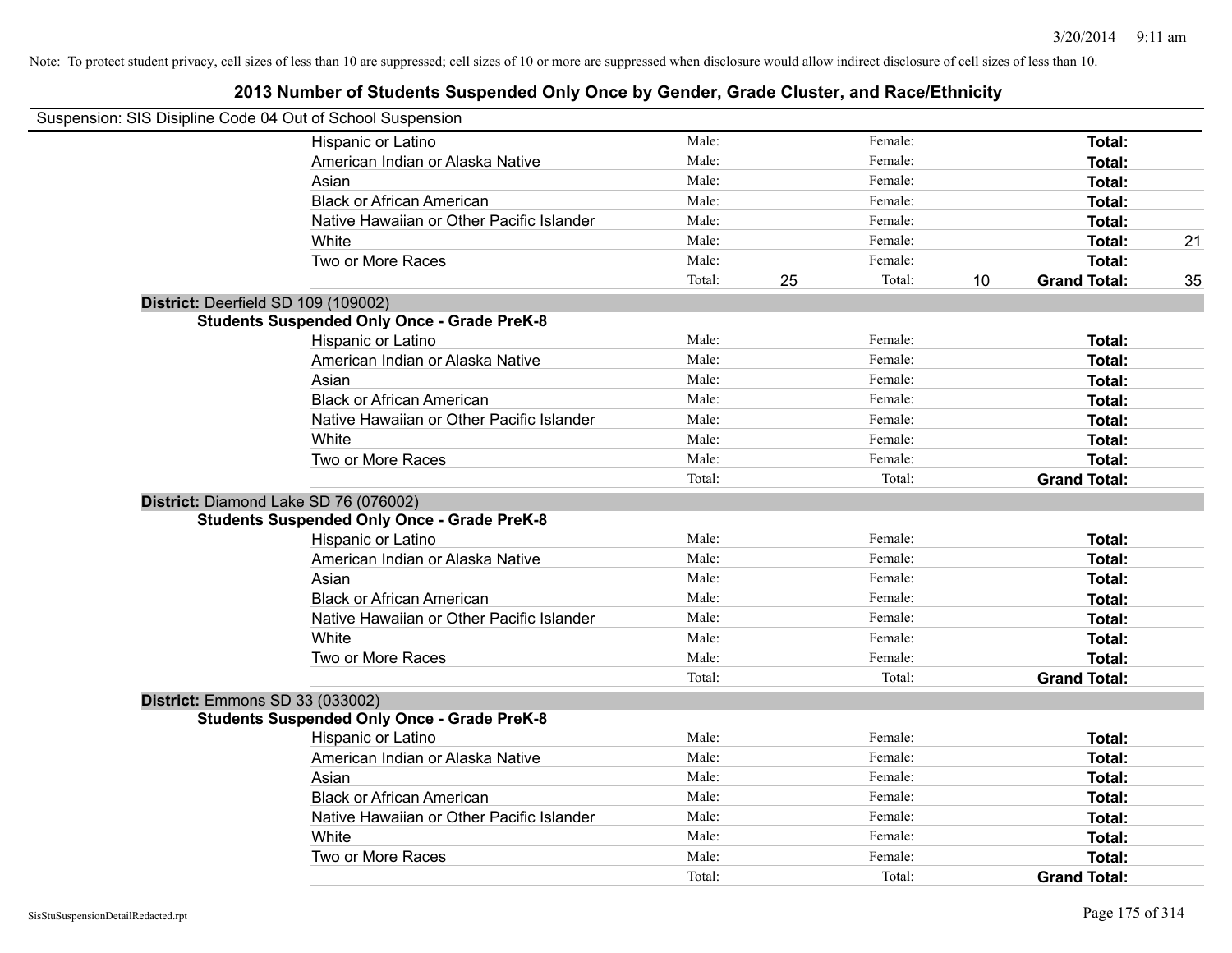Note: To protect student privacy, cell sizes of less than 10 are suppressed; cell sizes of 10 or more are suppressed when disclosure would allow indirect disclosure of cell sizes of less than 10.

# 2013 Number of Students Suspended Only Once by Gender, Grade Cluster, and Race/Ethnicity

Suspension: SIS Disipline Code 04 Out of School Suspension

| | Male: | | Female: | | | |
|---|---|---|---|---|---|---|
| Hispanic or Latino | Male: | | Female: | | **Total:** | |
| American Indian or Alaska Native | Male: | | Female: | | **Total:** | |
| Asian | Male: | | Female: | | **Total:** | |
| Black or African American | Male: | | Female: | | **Total:** | |
| Native Hawaiian or Other Pacific Islander | Male: | | Female: | | **Total:** | |
| White | Male: | | Female: | | **Total:** | 21 |
| Two or More Races | Male: | | Female: | | **Total:** | |
| | Total: | 25 | Total: | 10 | **Grand Total:** | 35 |

**District:** Deerfield SD 109 (109002)

**Students Suspended Only Once - Grade PreK-8**

| | | | | | | |
|---|---|---|---|---|---|---|
| Hispanic or Latino | Male: | | Female: | | **Total:** | |
| American Indian or Alaska Native | Male: | | Female: | | **Total:** | |
| Asian | Male: | | Female: | | **Total:** | |
| Black or African American | Male: | | Female: | | **Total:** | |
| Native Hawaiian or Other Pacific Islander | Male: | | Female: | | **Total:** | |
| White | Male: | | Female: | | **Total:** | |
| Two or More Races | Male: | | Female: | | **Total:** | |
| | Total: | | Total: | | **Grand Total:** | |

**District:** Diamond Lake SD 76 (076002)

**Students Suspended Only Once - Grade PreK-8**

| | | | | | | |
|---|---|---|---|---|---|---|
| Hispanic or Latino | Male: | | Female: | | **Total:** | |
| American Indian or Alaska Native | Male: | | Female: | | **Total:** | |
| Asian | Male: | | Female: | | **Total:** | |
| Black or African American | Male: | | Female: | | **Total:** | |
| Native Hawaiian or Other Pacific Islander | Male: | | Female: | | **Total:** | |
| White | Male: | | Female: | | **Total:** | |
| Two or More Races | Male: | | Female: | | **Total:** | |
| | Total: | | Total: | | **Grand Total:** | |

**District:** Emmons SD 33 (033002)

**Students Suspended Only Once - Grade PreK-8**

| | | | | | | |
|---|---|---|---|---|---|---|
| Hispanic or Latino | Male: | | Female: | | **Total:** | |
| American Indian or Alaska Native | Male: | | Female: | | **Total:** | |
| Asian | Male: | | Female: | | **Total:** | |
| Black or African American | Male: | | Female: | | **Total:** | |
| Native Hawaiian or Other Pacific Islander | Male: | | Female: | | **Total:** | |
| White | Male: | | Female: | | **Total:** | |
| Two or More Races | Male: | | Female: | | **Total:** | |
| | Total: | | Total: | | **Grand Total:** | |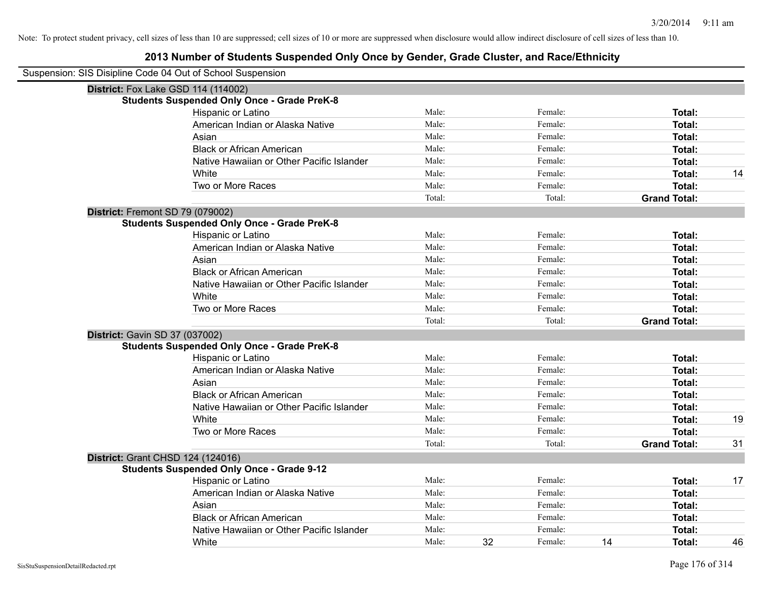Note: To protect student privacy, cell sizes of less than 10 are suppressed; cell sizes of 10 or more are suppressed when disclosure would allow indirect disclosure of cell sizes of less than 10.

# 2013 Number of Students Suspended Only Once by Gender, Grade Cluster, and Race/Ethnicity

Suspension: SIS Disipline Code 04 Out of School Suspension

## District: Fox Lake GSD 114 (114002)

### Students Suspended Only Once - Grade PreK-8

| Race/Ethnicity | | Male | | Female | | Total |
|---|---|---|---|---|---|---|
| Hispanic or Latino | Male: | | Female: | | **Total:** | |
| American Indian or Alaska Native | Male: | | Female: | | **Total:** | |
| Asian | Male: | | Female: | | **Total:** | |
| Black or African American | Male: | | Female: | | **Total:** | |
| Native Hawaiian or Other Pacific Islander | Male: | | Female: | | **Total:** | |
| White | Male: | | Female: | | **Total:** | 14 |
| Two or More Races | Male: | | Female: | | **Total:** | |
| | Total: | | Total: | | **Grand Total:** | |

## District: Fremont SD 79 (079002)

### Students Suspended Only Once - Grade PreK-8

| Race/Ethnicity | | Male | | Female | | Total |
|---|---|---|---|---|---|---|
| Hispanic or Latino | Male: | | Female: | | **Total:** | |
| American Indian or Alaska Native | Male: | | Female: | | **Total:** | |
| Asian | Male: | | Female: | | **Total:** | |
| Black or African American | Male: | | Female: | | **Total:** | |
| Native Hawaiian or Other Pacific Islander | Male: | | Female: | | **Total:** | |
| White | Male: | | Female: | | **Total:** | |
| Two or More Races | Male: | | Female: | | **Total:** | |
| | Total: | | Total: | | **Grand Total:** | |

## District: Gavin SD 37 (037002)

### Students Suspended Only Once - Grade PreK-8

| Race/Ethnicity | | Male | | Female | | Total |
|---|---|---|---|---|---|---|
| Hispanic or Latino | Male: | | Female: | | **Total:** | |
| American Indian or Alaska Native | Male: | | Female: | | **Total:** | |
| Asian | Male: | | Female: | | **Total:** | |
| Black or African American | Male: | | Female: | | **Total:** | |
| Native Hawaiian or Other Pacific Islander | Male: | | Female: | | **Total:** | |
| White | Male: | | Female: | | **Total:** | 19 |
| Two or More Races | Male: | | Female: | | **Total:** | |
| | Total: | | Total: | | **Grand Total:** | 31 |

## District: Grant CHSD 124 (124016)

### Students Suspended Only Once - Grade 9-12

| Race/Ethnicity | | Male | | Female | | Total |
|---|---|---|---|---|---|---|
| Hispanic or Latino | Male: | | Female: | | **Total:** | 17 |
| American Indian or Alaska Native | Male: | | Female: | | **Total:** | |
| Asian | Male: | | Female: | | **Total:** | |
| Black or African American | Male: | | Female: | | **Total:** | |
| Native Hawaiian or Other Pacific Islander | Male: | | Female: | | **Total:** | |
| White | Male: | 32 | Female: | 14 | **Total:** | 46 |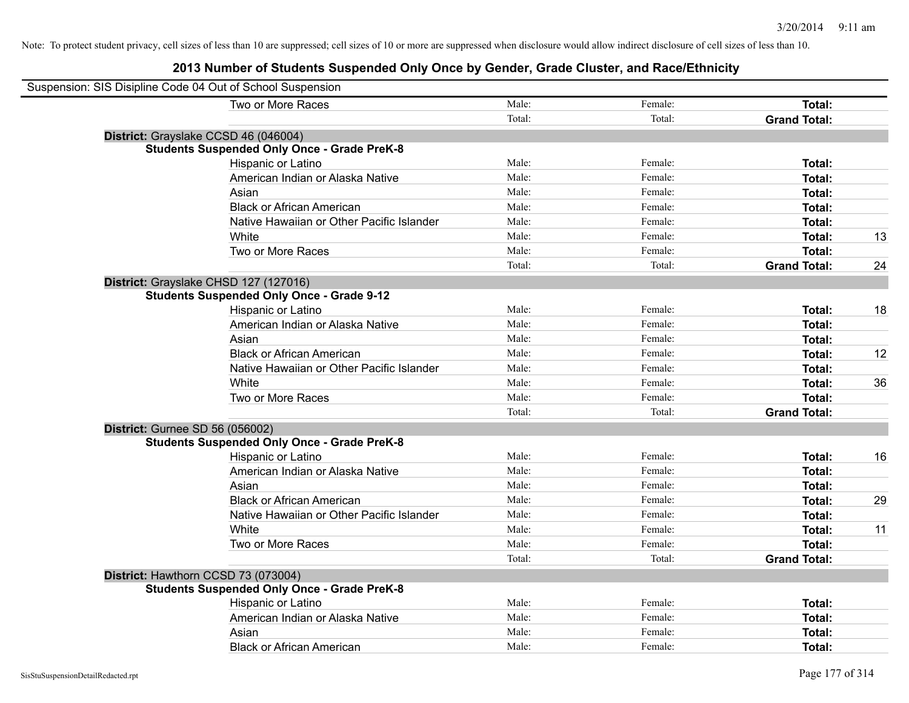Note: To protect student privacy, cell sizes of less than 10 are suppressed; cell sizes of 10 or more are suppressed when disclosure would allow indirect disclosure of cell sizes of less than 10.

## 2013 Number of Students Suspended Only Once by Gender, Grade Cluster, and Race/Ethnicity

Suspension: SIS Disipline Code 04 Out of School Suspension

| | | | | |
|---|---|---|---|---|
| Two or More Races | Male: | Female: | **Total:** | |
| | Total: | Total: | **Grand Total:** | |

**District:** Grayslake CCSD 46 (046004)

**Students Suspended Only Once - Grade PreK-8**

| | | | | |
|---|---|---|---|---|
| Hispanic or Latino | Male: | Female: | **Total:** | |
| American Indian or Alaska Native | Male: | Female: | **Total:** | |
| Asian | Male: | Female: | **Total:** | |
| Black or African American | Male: | Female: | **Total:** | |
| Native Hawaiian or Other Pacific Islander | Male: | Female: | **Total:** | |
| White | Male: | Female: | **Total:** | 13 |
| Two or More Races | Male: | Female: | **Total:** | |
| | Total: | Total: | **Grand Total:** | 24 |

**District:** Grayslake CHSD 127 (127016)

**Students Suspended Only Once - Grade 9-12**

| | | | | |
|---|---|---|---|---|
| Hispanic or Latino | Male: | Female: | **Total:** | 18 |
| American Indian or Alaska Native | Male: | Female: | **Total:** | |
| Asian | Male: | Female: | **Total:** | |
| Black or African American | Male: | Female: | **Total:** | 12 |
| Native Hawaiian or Other Pacific Islander | Male: | Female: | **Total:** | |
| White | Male: | Female: | **Total:** | 36 |
| Two or More Races | Male: | Female: | **Total:** | |
| | Total: | Total: | **Grand Total:** | |

**District:** Gurnee SD 56 (056002)

**Students Suspended Only Once - Grade PreK-8**

| | | | | |
|---|---|---|---|---|
| Hispanic or Latino | Male: | Female: | **Total:** | 16 |
| American Indian or Alaska Native | Male: | Female: | **Total:** | |
| Asian | Male: | Female: | **Total:** | |
| Black or African American | Male: | Female: | **Total:** | 29 |
| Native Hawaiian or Other Pacific Islander | Male: | Female: | **Total:** | |
| White | Male: | Female: | **Total:** | 11 |
| Two or More Races | Male: | Female: | **Total:** | |
| | Total: | Total: | **Grand Total:** | |

**District:** Hawthorn CCSD 73 (073004)

**Students Suspended Only Once - Grade PreK-8**

| | | | | |
|---|---|---|---|---|
| Hispanic or Latino | Male: | Female: | **Total:** | |
| American Indian or Alaska Native | Male: | Female: | **Total:** | |
| Asian | Male: | Female: | **Total:** | |
| Black or African American | Male: | Female: | **Total:** | |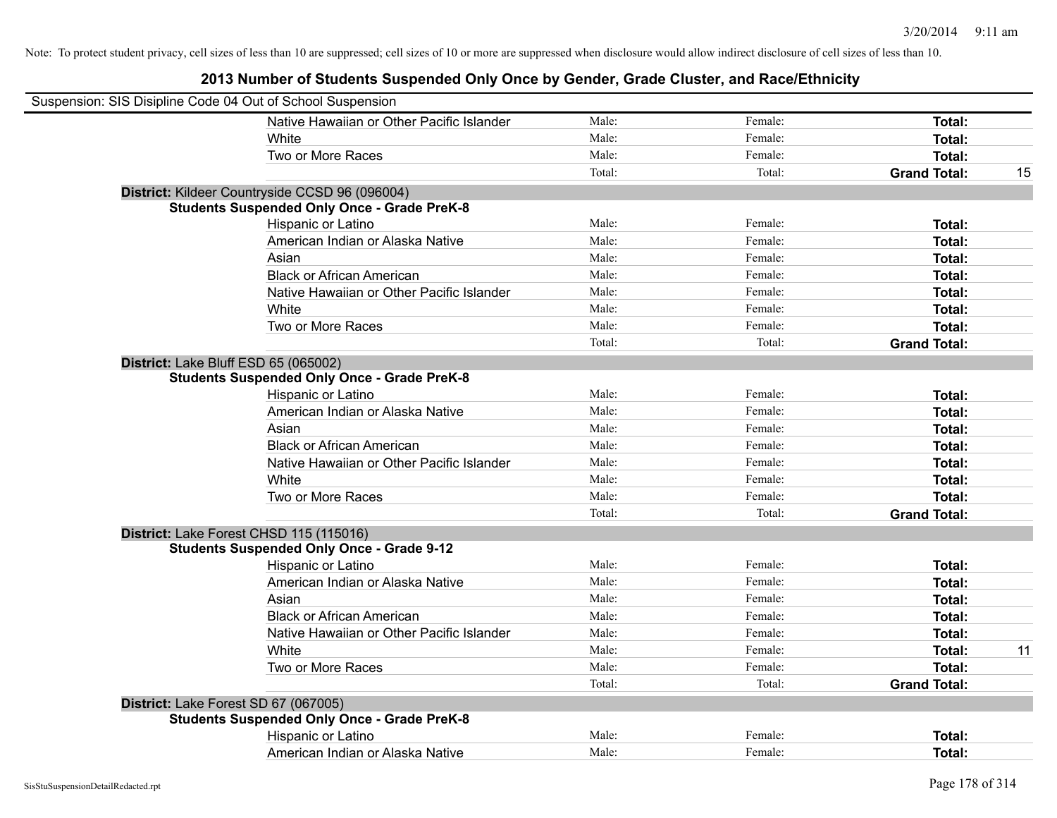Note: To protect student privacy, cell sizes of less than 10 are suppressed; cell sizes of 10 or more are suppressed when disclosure would allow indirect disclosure of cell sizes of less than 10.

# 2013 Number of Students Suspended Only Once by Gender, Grade Cluster, and Race/Ethnicity

Suspension: SIS Disipline Code 04 Out of School Suspension

| | | | | |
|---|---|---|---|---|
| Native Hawaiian or Other Pacific Islander | Male: | Female: | **Total:** | |
| White | Male: | Female: | **Total:** | |
| Two or More Races | Male: | Female: | **Total:** | |
| | Total: | Total: | **Grand Total:** | 15 |

**District:** Kildeer Countryside CCSD 96 (096004)

**Students Suspended Only Once - Grade PreK-8**

| | | | | |
|---|---|---|---|---|
| Hispanic or Latino | Male: | Female: | **Total:** | |
| American Indian or Alaska Native | Male: | Female: | **Total:** | |
| Asian | Male: | Female: | **Total:** | |
| Black or African American | Male: | Female: | **Total:** | |
| Native Hawaiian or Other Pacific Islander | Male: | Female: | **Total:** | |
| White | Male: | Female: | **Total:** | |
| Two or More Races | Male: | Female: | **Total:** | |
| | Total: | Total: | **Grand Total:** | |

**District:** Lake Bluff ESD 65 (065002)

**Students Suspended Only Once - Grade PreK-8**

| | | | | |
|---|---|---|---|---|
| Hispanic or Latino | Male: | Female: | **Total:** | |
| American Indian or Alaska Native | Male: | Female: | **Total:** | |
| Asian | Male: | Female: | **Total:** | |
| Black or African American | Male: | Female: | **Total:** | |
| Native Hawaiian or Other Pacific Islander | Male: | Female: | **Total:** | |
| White | Male: | Female: | **Total:** | |
| Two or More Races | Male: | Female: | **Total:** | |
| | Total: | Total: | **Grand Total:** | |

**District:** Lake Forest CHSD 115 (115016)

**Students Suspended Only Once - Grade 9-12**

| | | | | |
|---|---|---|---|---|
| Hispanic or Latino | Male: | Female: | **Total:** | |
| American Indian or Alaska Native | Male: | Female: | **Total:** | |
| Asian | Male: | Female: | **Total:** | |
| Black or African American | Male: | Female: | **Total:** | |
| Native Hawaiian or Other Pacific Islander | Male: | Female: | **Total:** | |
| White | Male: | Female: | **Total:** | 11 |
| Two or More Races | Male: | Female: | **Total:** | |
| | Total: | Total: | **Grand Total:** | |

**District:** Lake Forest SD 67 (067005)

**Students Suspended Only Once - Grade PreK-8**

| | | | | |
|---|---|---|---|---|
| Hispanic or Latino | Male: | Female: | **Total:** | |
| American Indian or Alaska Native | Male: | Female: | **Total:** | |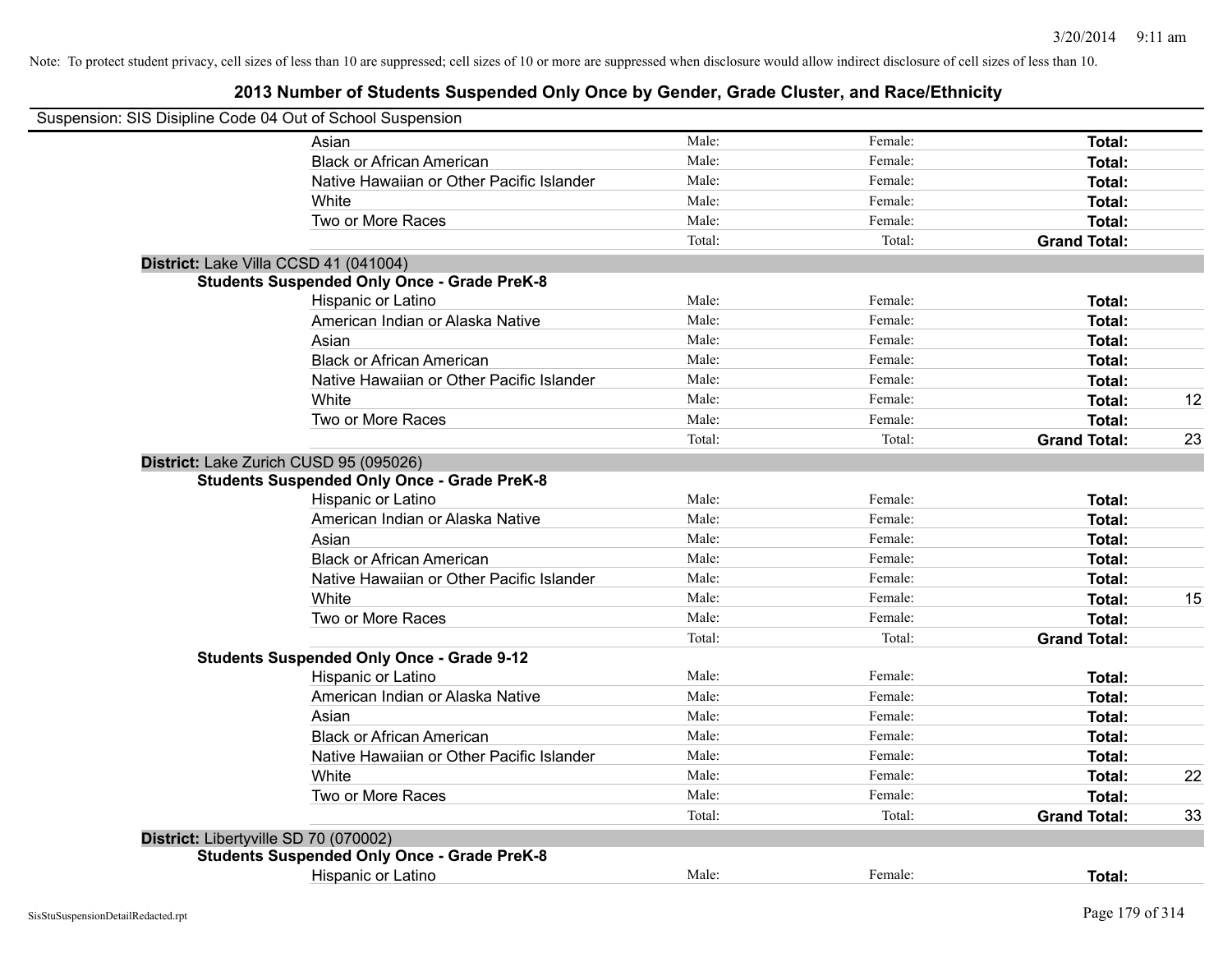Note: To protect student privacy, cell sizes of less than 10 are suppressed; cell sizes of 10 or more are suppressed when disclosure would allow indirect disclosure of cell sizes of less than 10.

## 2013 Number of Students Suspended Only Once by Gender, Grade Cluster, and Race/Ethnicity

Suspension: SIS Disipline Code 04 Out of School Suspension

| | Male | Female | Total |
|---|---|---|---|
| Asian | Male: | Female: | **Total:** |
| Black or African American | Male: | Female: | **Total:** |
| Native Hawaiian or Other Pacific Islander | Male: | Female: | **Total:** |
| White | Male: | Female: | **Total:** |
| Two or More Races | Male: | Female: | **Total:** |
| | Total: | Total: | **Grand Total:** |

**District:** Lake Villa CCSD 41 (041004)

**Students Suspended Only Once - Grade PreK-8**

| | Male | Female | Total |
|---|---|---|---|
| Hispanic or Latino | Male: | Female: | **Total:** |
| American Indian or Alaska Native | Male: | Female: | **Total:** |
| Asian | Male: | Female: | **Total:** |
| Black or African American | Male: | Female: | **Total:** |
| Native Hawaiian or Other Pacific Islander | Male: | Female: | **Total:** |
| White | Male: | Female: | **Total:** 12 |
| Two or More Races | Male: | Female: | **Total:** |
| | Total: | Total: | **Grand Total:** 23 |

**District:** Lake Zurich CUSD 95 (095026)

**Students Suspended Only Once - Grade PreK-8**

| | Male | Female | Total |
|---|---|---|---|
| Hispanic or Latino | Male: | Female: | **Total:** |
| American Indian or Alaska Native | Male: | Female: | **Total:** |
| Asian | Male: | Female: | **Total:** |
| Black or African American | Male: | Female: | **Total:** |
| Native Hawaiian or Other Pacific Islander | Male: | Female: | **Total:** |
| White | Male: | Female: | **Total:** 15 |
| Two or More Races | Male: | Female: | **Total:** |
| | Total: | Total: | **Grand Total:** |

**Students Suspended Only Once - Grade 9-12**

| | Male | Female | Total |
|---|---|---|---|
| Hispanic or Latino | Male: | Female: | **Total:** |
| American Indian or Alaska Native | Male: | Female: | **Total:** |
| Asian | Male: | Female: | **Total:** |
| Black or African American | Male: | Female: | **Total:** |
| Native Hawaiian or Other Pacific Islander | Male: | Female: | **Total:** |
| White | Male: | Female: | **Total:** 22 |
| Two or More Races | Male: | Female: | **Total:** |
| | Total: | Total: | **Grand Total:** 33 |

**District:** Libertyville SD 70 (070002)

**Students Suspended Only Once - Grade PreK-8**

| | Male | Female | Total |
|---|---|---|---|
| Hispanic or Latino | Male: | Female: | **Total:** |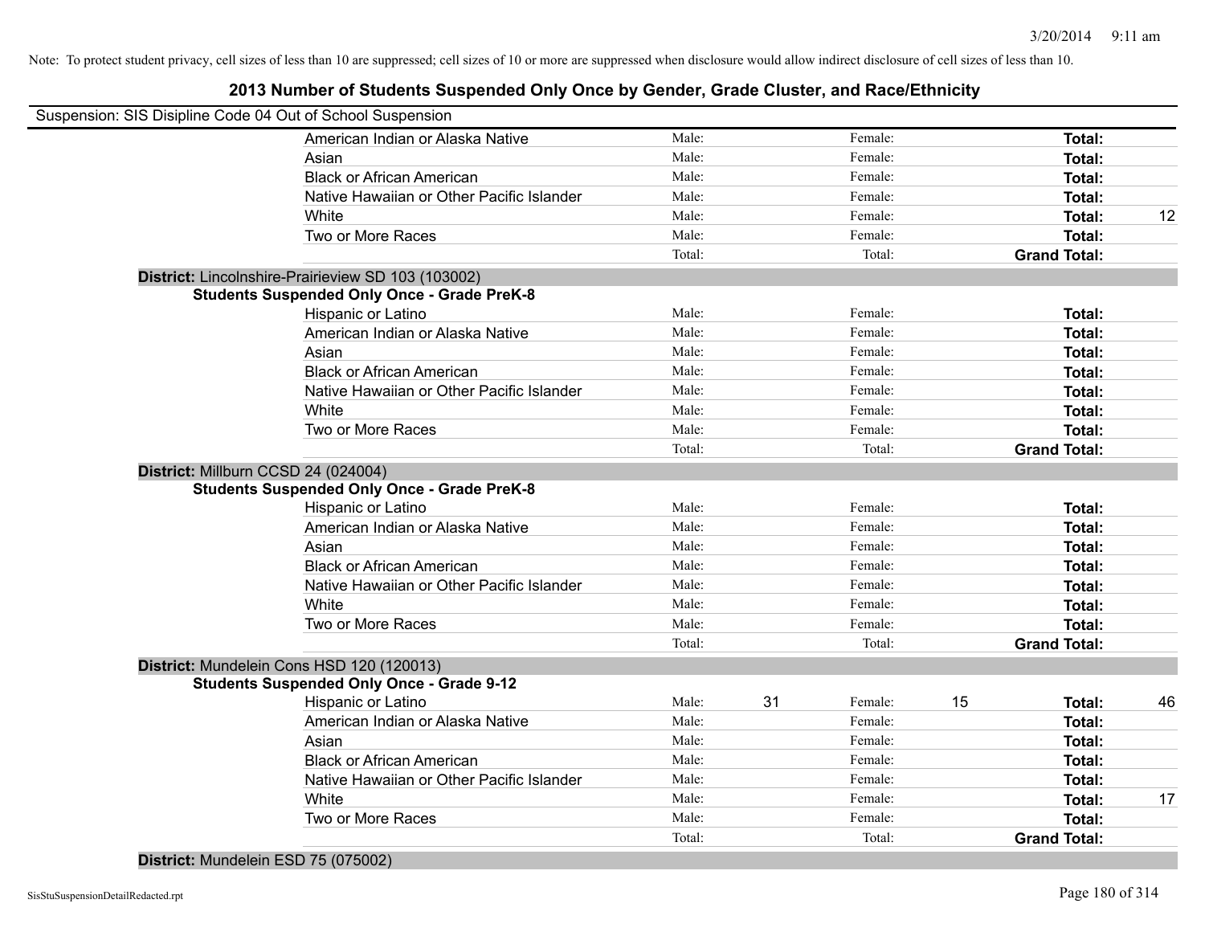Note: To protect student privacy, cell sizes of less than 10 are suppressed; cell sizes of 10 or more are suppressed when disclosure would allow indirect disclosure of cell sizes of less than 10.

## 2013 Number of Students Suspended Only Once by Gender, Grade Cluster, and Race/Ethnicity

Suspension: SIS Disipline Code 04 Out of School Suspension

| | Male: | | Female: | | | |
|---|---|---|---|---|---|---|
| American Indian or Alaska Native | Male: | | Female: | | **Total:** | |
| Asian | Male: | | Female: | | **Total:** | |
| Black or African American | Male: | | Female: | | **Total:** | |
| Native Hawaiian or Other Pacific Islander | Male: | | Female: | | **Total:** | |
| White | Male: | | Female: | | **Total:** | 12 |
| Two or More Races | Male: | | Female: | | **Total:** | |
| | Total: | | Total: | | **Grand Total:** | |

**District:** Lincolnshire-Prairieview SD 103 (103002)

**Students Suspended Only Once - Grade PreK-8**

| | | | | | | |
|---|---|---|---|---|---|---|
| Hispanic or Latino | Male: | | Female: | | **Total:** | |
| American Indian or Alaska Native | Male: | | Female: | | **Total:** | |
| Asian | Male: | | Female: | | **Total:** | |
| Black or African American | Male: | | Female: | | **Total:** | |
| Native Hawaiian or Other Pacific Islander | Male: | | Female: | | **Total:** | |
| White | Male: | | Female: | | **Total:** | |
| Two or More Races | Male: | | Female: | | **Total:** | |
| | Total: | | Total: | | **Grand Total:** | |

**District:** Millburn CCSD 24 (024004)

**Students Suspended Only Once - Grade PreK-8**

| | | | | | | |
|---|---|---|---|---|---|---|
| Hispanic or Latino | Male: | | Female: | | **Total:** | |
| American Indian or Alaska Native | Male: | | Female: | | **Total:** | |
| Asian | Male: | | Female: | | **Total:** | |
| Black or African American | Male: | | Female: | | **Total:** | |
| Native Hawaiian or Other Pacific Islander | Male: | | Female: | | **Total:** | |
| White | Male: | | Female: | | **Total:** | |
| Two or More Races | Male: | | Female: | | **Total:** | |
| | Total: | | Total: | | **Grand Total:** | |

**District:** Mundelein Cons HSD 120 (120013)

**Students Suspended Only Once - Grade 9-12**

| | | | | | | |
|---|---|---|---|---|---|---|
| Hispanic or Latino | Male: | 31 | Female: | 15 | **Total:** | 46 |
| American Indian or Alaska Native | Male: | | Female: | | **Total:** | |
| Asian | Male: | | Female: | | **Total:** | |
| Black or African American | Male: | | Female: | | **Total:** | |
| Native Hawaiian or Other Pacific Islander | Male: | | Female: | | **Total:** | |
| White | Male: | | Female: | | **Total:** | 17 |
| Two or More Races | Male: | | Female: | | **Total:** | |
| | Total: | | Total: | | **Grand Total:** | |

**District:** Mundelein ESD 75 (075002)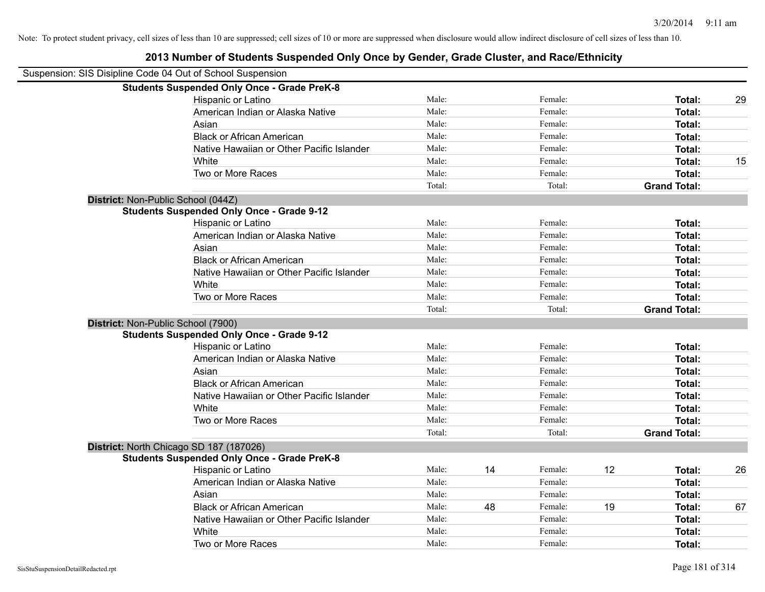Note: To protect student privacy, cell sizes of less than 10 are suppressed; cell sizes of 10 or more are suppressed when disclosure would allow indirect disclosure of cell sizes of less than 10.

## 2013 Number of Students Suspended Only Once by Gender, Grade Cluster, and Race/Ethnicity

Suspension: SIS Disipline Code 04 Out of School Suspension

**Students Suspended Only Once - Grade PreK-8**

| | | | | | | |
|---|---|---|---|---|---|---|
| Hispanic or Latino | Male: | | Female: | | **Total:** | 29 |
| American Indian or Alaska Native | Male: | | Female: | | **Total:** | |
| Asian | Male: | | Female: | | **Total:** | |
| Black or African American | Male: | | Female: | | **Total:** | |
| Native Hawaiian or Other Pacific Islander | Male: | | Female: | | **Total:** | |
| White | Male: | | Female: | | **Total:** | 15 |
| Two or More Races | Male: | | Female: | | **Total:** | |
| | Total: | | Total: | | **Grand Total:** | |

**District:** Non-Public School (044Z)

**Students Suspended Only Once - Grade 9-12**

| | | | | | | |
|---|---|---|---|---|---|---|
| Hispanic or Latino | Male: | | Female: | | **Total:** | |
| American Indian or Alaska Native | Male: | | Female: | | **Total:** | |
| Asian | Male: | | Female: | | **Total:** | |
| Black or African American | Male: | | Female: | | **Total:** | |
| Native Hawaiian or Other Pacific Islander | Male: | | Female: | | **Total:** | |
| White | Male: | | Female: | | **Total:** | |
| Two or More Races | Male: | | Female: | | **Total:** | |
| | Total: | | Total: | | **Grand Total:** | |

**District:** Non-Public School (7900)

**Students Suspended Only Once - Grade 9-12**

| | | | | | | |
|---|---|---|---|---|---|---|
| Hispanic or Latino | Male: | | Female: | | **Total:** | |
| American Indian or Alaska Native | Male: | | Female: | | **Total:** | |
| Asian | Male: | | Female: | | **Total:** | |
| Black or African American | Male: | | Female: | | **Total:** | |
| Native Hawaiian or Other Pacific Islander | Male: | | Female: | | **Total:** | |
| White | Male: | | Female: | | **Total:** | |
| Two or More Races | Male: | | Female: | | **Total:** | |
| | Total: | | Total: | | **Grand Total:** | |

**District:** North Chicago SD 187 (187026)

**Students Suspended Only Once - Grade PreK-8**

| | | | | | | |
|---|---|---|---|---|---|---|
| Hispanic or Latino | Male: | 14 | Female: | 12 | **Total:** | 26 |
| American Indian or Alaska Native | Male: | | Female: | | **Total:** | |
| Asian | Male: | | Female: | | **Total:** | |
| Black or African American | Male: | 48 | Female: | 19 | **Total:** | 67 |
| Native Hawaiian or Other Pacific Islander | Male: | | Female: | | **Total:** | |
| White | Male: | | Female: | | **Total:** | |
| Two or More Races | Male: | | Female: | | **Total:** | |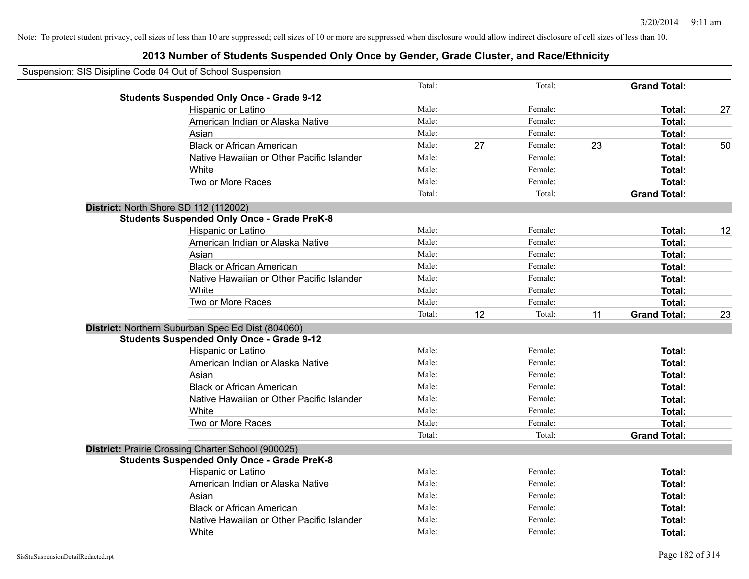Note: To protect student privacy, cell sizes of less than 10 are suppressed; cell sizes of 10 or more are suppressed when disclosure would allow indirect disclosure of cell sizes of less than 10.

## 2013 Number of Students Suspended Only Once by Gender, Grade Cluster, and Race/Ethnicity

Suspension: SIS Disipline Code 04 Out of School Suspension

| | | | | | | | |
|---|---|---|---|---|---|---|---|
| | | Total: | | Total: | | **Grand Total:** | |
| **Students Suspended Only Once - Grade 9-12** | | | | | | | |
| | Hispanic or Latino | Male: | | Female: | | **Total:** | 27 |
| | American Indian or Alaska Native | Male: | | Female: | | **Total:** | |
| | Asian | Male: | | Female: | | **Total:** | |
| | Black or African American | Male: | 27 | Female: | 23 | **Total:** | 50 |
| | Native Hawaiian or Other Pacific Islander | Male: | | Female: | | **Total:** | |
| | White | Male: | | Female: | | **Total:** | |
| | Two or More Races | Male: | | Female: | | **Total:** | |
| | | Total: | | Total: | | **Grand Total:** | |
| **District:** North Shore SD 112 (112002) | | | | | | | |
| **Students Suspended Only Once - Grade PreK-8** | | | | | | | |
| | Hispanic or Latino | Male: | | Female: | | **Total:** | 12 |
| | American Indian or Alaska Native | Male: | | Female: | | **Total:** | |
| | Asian | Male: | | Female: | | **Total:** | |
| | Black or African American | Male: | | Female: | | **Total:** | |
| | Native Hawaiian or Other Pacific Islander | Male: | | Female: | | **Total:** | |
| | White | Male: | | Female: | | **Total:** | |
| | Two or More Races | Male: | | Female: | | **Total:** | |
| | | Total: | 12 | Total: | 11 | **Grand Total:** | 23 |
| **District:** Northern Suburban Spec Ed Dist (804060) | | | | | | | |
| **Students Suspended Only Once - Grade 9-12** | | | | | | | |
| | Hispanic or Latino | Male: | | Female: | | **Total:** | |
| | American Indian or Alaska Native | Male: | | Female: | | **Total:** | |
| | Asian | Male: | | Female: | | **Total:** | |
| | Black or African American | Male: | | Female: | | **Total:** | |
| | Native Hawaiian or Other Pacific Islander | Male: | | Female: | | **Total:** | |
| | White | Male: | | Female: | | **Total:** | |
| | Two or More Races | Male: | | Female: | | **Total:** | |
| | | Total: | | Total: | | **Grand Total:** | |
| **District:** Prairie Crossing Charter School (900025) | | | | | | | |
| **Students Suspended Only Once - Grade PreK-8** | | | | | | | |
| | Hispanic or Latino | Male: | | Female: | | **Total:** | |
| | American Indian or Alaska Native | Male: | | Female: | | **Total:** | |
| | Asian | Male: | | Female: | | **Total:** | |
| | Black or African American | Male: | | Female: | | **Total:** | |
| | Native Hawaiian or Other Pacific Islander | Male: | | Female: | | **Total:** | |
| | White | Male: | | Female: | | **Total:** | |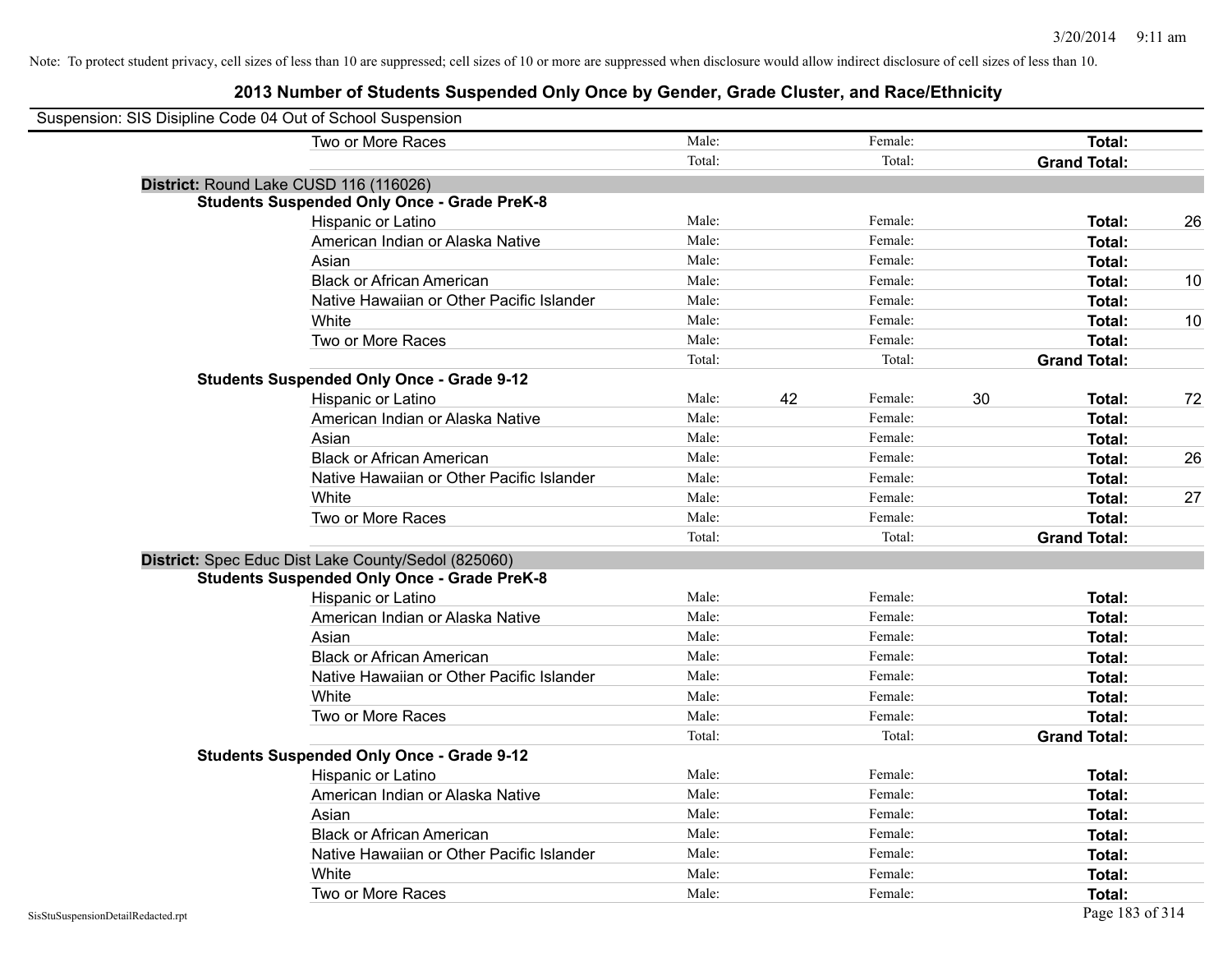Note: To protect student privacy, cell sizes of less than 10 are suppressed; cell sizes of 10 or more are suppressed when disclosure would allow indirect disclosure of cell sizes of less than 10.

# 2013 Number of Students Suspended Only Once by Gender, Grade Cluster, and Race/Ethnicity

Suspension: SIS Disipline Code 04 Out of School Suspension

| | Male: | | Female: | | | |
|---|---|---|---|---|---|---|
| Two or More Races | Male: | | Female: | | **Total:** | |
| | Total: | | Total: | | **Grand Total:** | |

**District:** Round Lake CUSD 116 (116026)

**Students Suspended Only Once - Grade PreK-8**

| | | | | | | |
|---|---|---|---|---|---|---|
| Hispanic or Latino | Male: | | Female: | | **Total:** | 26 |
| American Indian or Alaska Native | Male: | | Female: | | **Total:** | |
| Asian | Male: | | Female: | | **Total:** | |
| Black or African American | Male: | | Female: | | **Total:** | 10 |
| Native Hawaiian or Other Pacific Islander | Male: | | Female: | | **Total:** | |
| White | Male: | | Female: | | **Total:** | 10 |
| Two or More Races | Male: | | Female: | | **Total:** | |
| | Total: | | Total: | | **Grand Total:** | |

**Students Suspended Only Once - Grade 9-12**

| | | | | | | |
|---|---|---|---|---|---|---|
| Hispanic or Latino | Male: | 42 | Female: | 30 | **Total:** | 72 |
| American Indian or Alaska Native | Male: | | Female: | | **Total:** | |
| Asian | Male: | | Female: | | **Total:** | |
| Black or African American | Male: | | Female: | | **Total:** | 26 |
| Native Hawaiian or Other Pacific Islander | Male: | | Female: | | **Total:** | |
| White | Male: | | Female: | | **Total:** | 27 |
| Two or More Races | Male: | | Female: | | **Total:** | |
| | Total: | | Total: | | **Grand Total:** | |

**District:** Spec Educ Dist Lake County/Sedol (825060)

**Students Suspended Only Once - Grade PreK-8**

| | | | | | | |
|---|---|---|---|---|---|---|
| Hispanic or Latino | Male: | | Female: | | **Total:** | |
| American Indian or Alaska Native | Male: | | Female: | | **Total:** | |
| Asian | Male: | | Female: | | **Total:** | |
| Black or African American | Male: | | Female: | | **Total:** | |
| Native Hawaiian or Other Pacific Islander | Male: | | Female: | | **Total:** | |
| White | Male: | | Female: | | **Total:** | |
| Two or More Races | Male: | | Female: | | **Total:** | |
| | Total: | | Total: | | **Grand Total:** | |

**Students Suspended Only Once - Grade 9-12**

| | | | | | | |
|---|---|---|---|---|---|---|
| Hispanic or Latino | Male: | | Female: | | **Total:** | |
| American Indian or Alaska Native | Male: | | Female: | | **Total:** | |
| Asian | Male: | | Female: | | **Total:** | |
| Black or African American | Male: | | Female: | | **Total:** | |
| Native Hawaiian or Other Pacific Islander | Male: | | Female: | | **Total:** | |
| White | Male: | | Female: | | **Total:** | |
| Two or More Races | Male: | | Female: | | **Total:** | |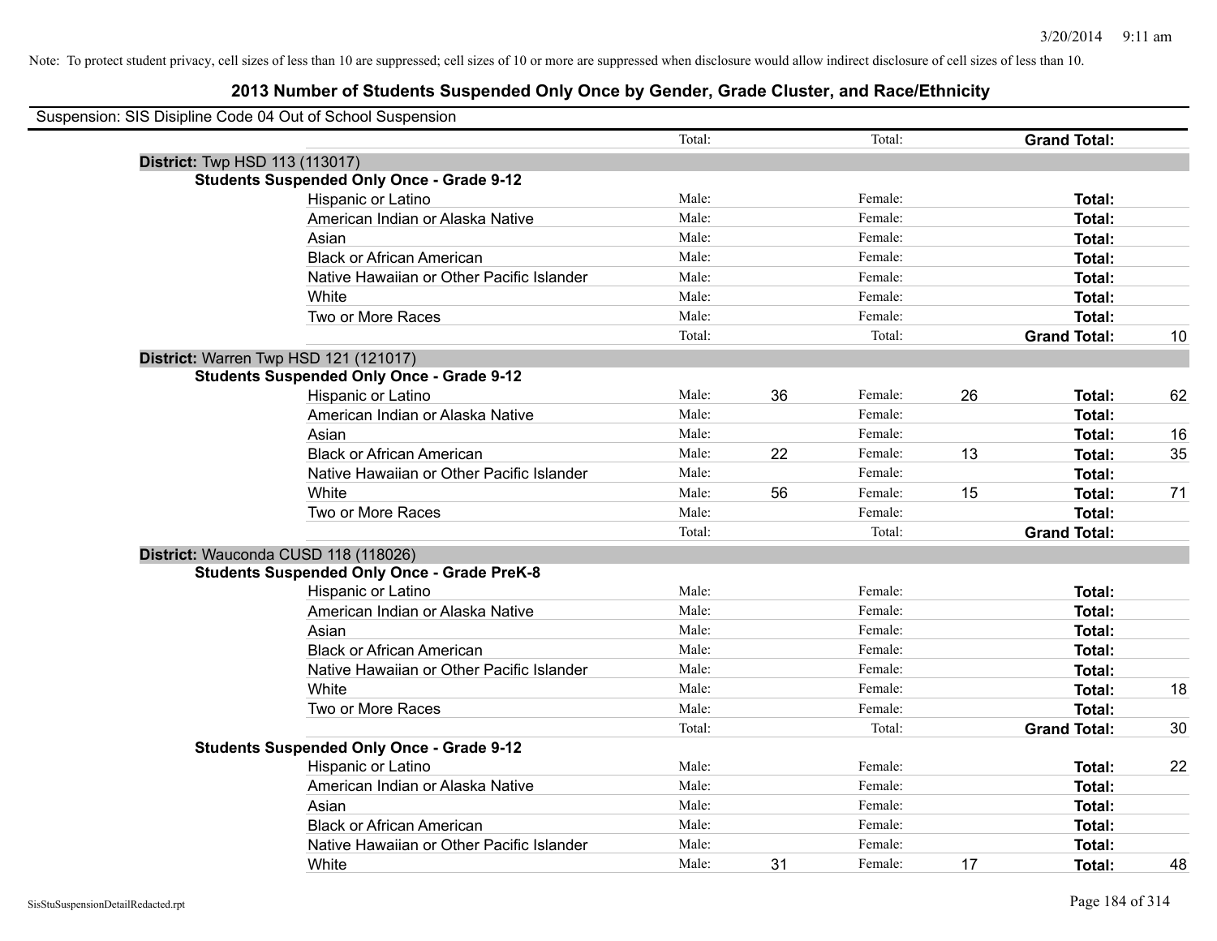Note: To protect student privacy, cell sizes of less than 10 are suppressed; cell sizes of 10 or more are suppressed when disclosure would allow indirect disclosure of cell sizes of less than 10.

# 2013 Number of Students Suspended Only Once by Gender, Grade Cluster, and Race/Ethnicity

Suspension: SIS Disipline Code 04 Out of School Suspension

| | | | | | | | |
|---|---|---|---|---|---|---|---|
| | | Total: | | Total: | | **Grand Total:** | |
| **District:** Twp HSD 113 (113017) | | | | | | | |
| **Students Suspended Only Once - Grade 9-12** | | | | | | | |
| | Hispanic or Latino | Male: | | Female: | | **Total:** | |
| | American Indian or Alaska Native | Male: | | Female: | | **Total:** | |
| | Asian | Male: | | Female: | | **Total:** | |
| | Black or African American | Male: | | Female: | | **Total:** | |
| | Native Hawaiian or Other Pacific Islander | Male: | | Female: | | **Total:** | |
| | White | Male: | | Female: | | **Total:** | |
| | Two or More Races | Male: | | Female: | | **Total:** | |
| | | Total: | | Total: | | **Grand Total:** | 10 |
| **District:** Warren Twp HSD 121 (121017) | | | | | | | |
| **Students Suspended Only Once - Grade 9-12** | | | | | | | |
| | Hispanic or Latino | Male: | 36 | Female: | 26 | **Total:** | 62 |
| | American Indian or Alaska Native | Male: | | Female: | | **Total:** | |
| | Asian | Male: | | Female: | | **Total:** | 16 |
| | Black or African American | Male: | 22 | Female: | 13 | **Total:** | 35 |
| | Native Hawaiian or Other Pacific Islander | Male: | | Female: | | **Total:** | |
| | White | Male: | 56 | Female: | 15 | **Total:** | 71 |
| | Two or More Races | Male: | | Female: | | **Total:** | |
| | | Total: | | Total: | | **Grand Total:** | |
| **District:** Wauconda CUSD 118 (118026) | | | | | | | |
| **Students Suspended Only Once - Grade PreK-8** | | | | | | | |
| | Hispanic or Latino | Male: | | Female: | | **Total:** | |
| | American Indian or Alaska Native | Male: | | Female: | | **Total:** | |
| | Asian | Male: | | Female: | | **Total:** | |
| | Black or African American | Male: | | Female: | | **Total:** | |
| | Native Hawaiian or Other Pacific Islander | Male: | | Female: | | **Total:** | |
| | White | Male: | | Female: | | **Total:** | 18 |
| | Two or More Races | Male: | | Female: | | **Total:** | |
| | | Total: | | Total: | | **Grand Total:** | 30 |
| **Students Suspended Only Once - Grade 9-12** | | | | | | | |
| | Hispanic or Latino | Male: | | Female: | | **Total:** | 22 |
| | American Indian or Alaska Native | Male: | | Female: | | **Total:** | |
| | Asian | Male: | | Female: | | **Total:** | |
| | Black or African American | Male: | | Female: | | **Total:** | |
| | Native Hawaiian or Other Pacific Islander | Male: | | Female: | | **Total:** | |
| | White | Male: | 31 | Female: | 17 | **Total:** | 48 |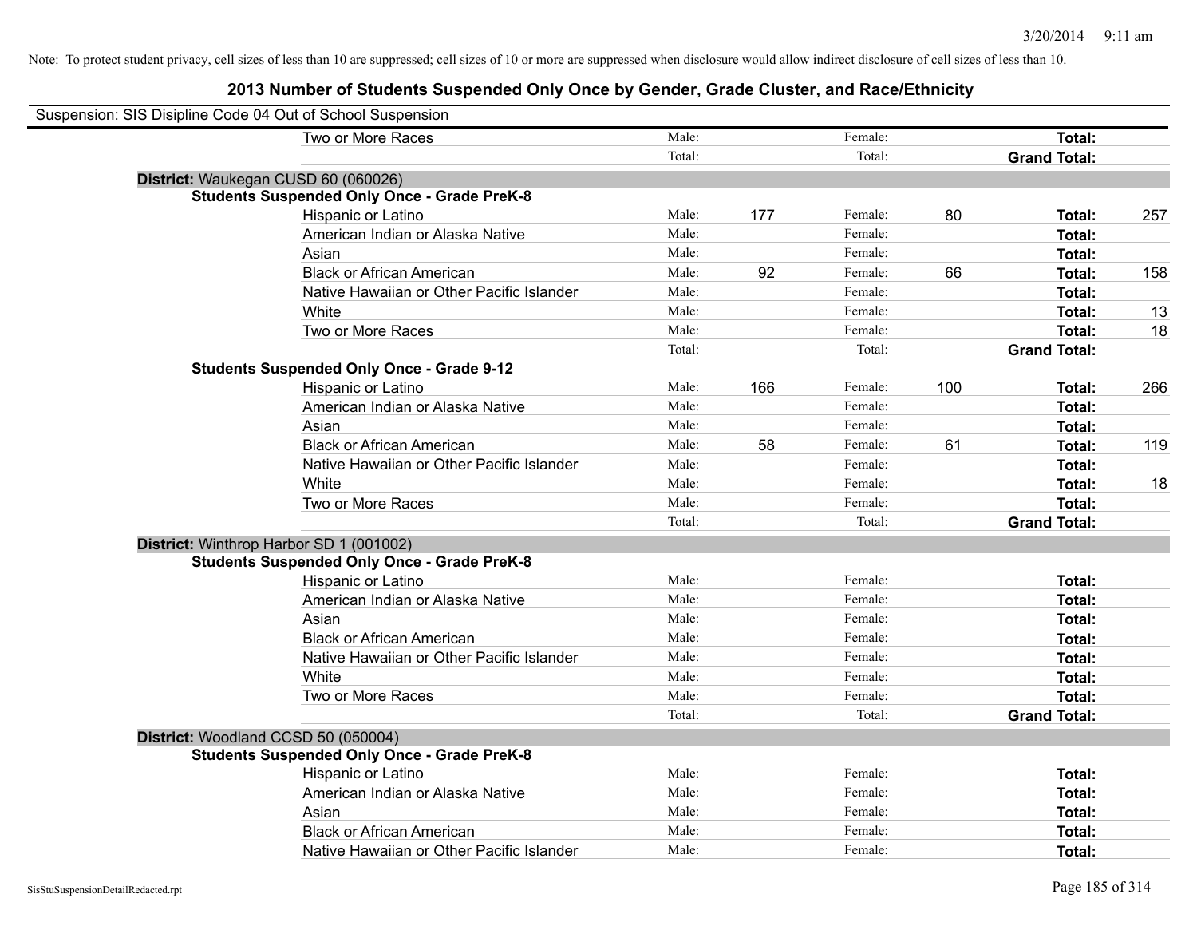Note: To protect student privacy, cell sizes of less than 10 are suppressed; cell sizes of 10 or more are suppressed when disclosure would allow indirect disclosure of cell sizes of less than 10.

## 2013 Number of Students Suspended Only Once by Gender, Grade Cluster, and Race/Ethnicity

Suspension: SIS Disipline Code 04 Out of School Suspension

| | | | | | | |
|---|---|---|---|---|---|---|
| Two or More Races | Male: | | Female: | | **Total:** | |
| | Total: | | Total: | | **Grand Total:** | |

**District:** Waukegan CUSD 60 (060026)

**Students Suspended Only Once - Grade PreK-8**

| | | | | | | |
|---|---|---|---|---|---|---|
| Hispanic or Latino | Male: | 177 | Female: | 80 | **Total:** | 257 |
| American Indian or Alaska Native | Male: | | Female: | | **Total:** | |
| Asian | Male: | | Female: | | **Total:** | |
| Black or African American | Male: | 92 | Female: | 66 | **Total:** | 158 |
| Native Hawaiian or Other Pacific Islander | Male: | | Female: | | **Total:** | |
| White | Male: | | Female: | | **Total:** | 13 |
| Two or More Races | Male: | | Female: | | **Total:** | 18 |
| | Total: | | Total: | | **Grand Total:** | |

**Students Suspended Only Once - Grade 9-12**

| | | | | | | |
|---|---|---|---|---|---|---|
| Hispanic or Latino | Male: | 166 | Female: | 100 | **Total:** | 266 |
| American Indian or Alaska Native | Male: | | Female: | | **Total:** | |
| Asian | Male: | | Female: | | **Total:** | |
| Black or African American | Male: | 58 | Female: | 61 | **Total:** | 119 |
| Native Hawaiian or Other Pacific Islander | Male: | | Female: | | **Total:** | |
| White | Male: | | Female: | | **Total:** | 18 |
| Two or More Races | Male: | | Female: | | **Total:** | |
| | Total: | | Total: | | **Grand Total:** | |

**District:** Winthrop Harbor SD 1 (001002)

**Students Suspended Only Once - Grade PreK-8**

| | | | | | | |
|---|---|---|---|---|---|---|
| Hispanic or Latino | Male: | | Female: | | **Total:** | |
| American Indian or Alaska Native | Male: | | Female: | | **Total:** | |
| Asian | Male: | | Female: | | **Total:** | |
| Black or African American | Male: | | Female: | | **Total:** | |
| Native Hawaiian or Other Pacific Islander | Male: | | Female: | | **Total:** | |
| White | Male: | | Female: | | **Total:** | |
| Two or More Races | Male: | | Female: | | **Total:** | |
| | Total: | | Total: | | **Grand Total:** | |

**District:** Woodland CCSD 50 (050004)

**Students Suspended Only Once - Grade PreK-8**

| | | | | | | |
|---|---|---|---|---|---|---|
| Hispanic or Latino | Male: | | Female: | | **Total:** | |
| American Indian or Alaska Native | Male: | | Female: | | **Total:** | |
| Asian | Male: | | Female: | | **Total:** | |
| Black or African American | Male: | | Female: | | **Total:** | |
| Native Hawaiian or Other Pacific Islander | Male: | | Female: | | **Total:** | |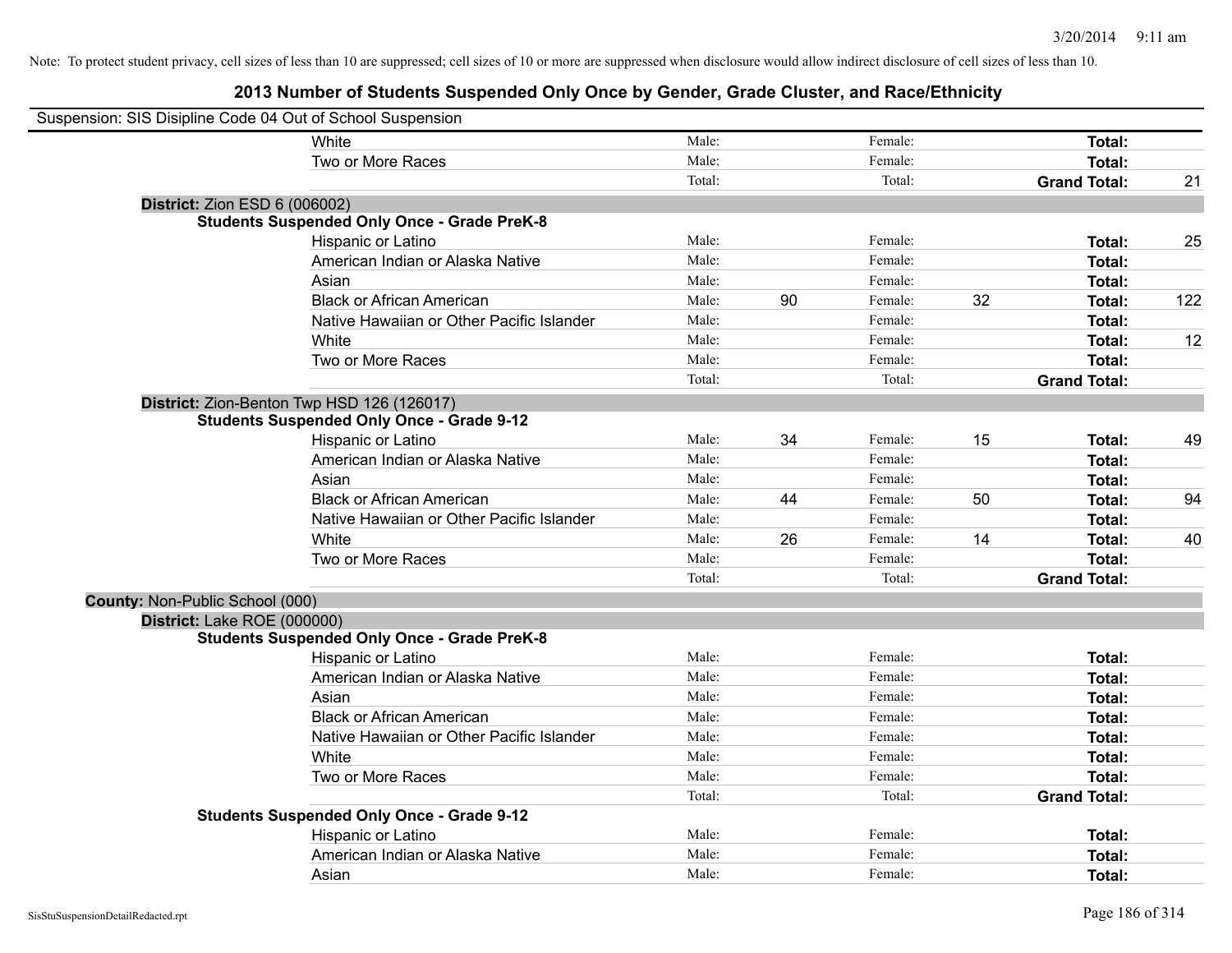Note: To protect student privacy, cell sizes of less than 10 are suppressed; cell sizes of 10 or more are suppressed when disclosure would allow indirect disclosure of cell sizes of less than 10.

## 2013 Number of Students Suspended Only Once by Gender, Grade Cluster, and Race/Ethnicity

Suspension: SIS Disipline Code 04 Out of School Suspension

| | | | | | | |
|---|---|---|---|---|---|---|
| White | Male: | | Female: | | **Total:** | |
| Two or More Races | Male: | | Female: | | **Total:** | |
| | Total: | | Total: | | **Grand Total:** | 21 |

**District:** Zion ESD 6 (006002)

**Students Suspended Only Once - Grade PreK-8**

| | | | | | | |
|---|---|---|---|---|---|---|
| Hispanic or Latino | Male: | | Female: | | **Total:** | 25 |
| American Indian or Alaska Native | Male: | | Female: | | **Total:** | |
| Asian | Male: | | Female: | | **Total:** | |
| Black or African American | Male: | 90 | Female: | 32 | **Total:** | 122 |
| Native Hawaiian or Other Pacific Islander | Male: | | Female: | | **Total:** | |
| White | Male: | | Female: | | **Total:** | 12 |
| Two or More Races | Male: | | Female: | | **Total:** | |
| | Total: | | Total: | | **Grand Total:** | |

**District:** Zion-Benton Twp HSD 126 (126017)

**Students Suspended Only Once - Grade 9-12**

| | | | | | | |
|---|---|---|---|---|---|---|
| Hispanic or Latino | Male: | 34 | Female: | 15 | **Total:** | 49 |
| American Indian or Alaska Native | Male: | | Female: | | **Total:** | |
| Asian | Male: | | Female: | | **Total:** | |
| Black or African American | Male: | 44 | Female: | 50 | **Total:** | 94 |
| Native Hawaiian or Other Pacific Islander | Male: | | Female: | | **Total:** | |
| White | Male: | 26 | Female: | 14 | **Total:** | 40 |
| Two or More Races | Male: | | Female: | | **Total:** | |
| | Total: | | Total: | | **Grand Total:** | |

**County:** Non-Public School (000)

**District:** Lake ROE (000000)

**Students Suspended Only Once - Grade PreK-8**

| | | | | | | |
|---|---|---|---|---|---|---|
| Hispanic or Latino | Male: | | Female: | | **Total:** | |
| American Indian or Alaska Native | Male: | | Female: | | **Total:** | |
| Asian | Male: | | Female: | | **Total:** | |
| Black or African American | Male: | | Female: | | **Total:** | |
| Native Hawaiian or Other Pacific Islander | Male: | | Female: | | **Total:** | |
| White | Male: | | Female: | | **Total:** | |
| Two or More Races | Male: | | Female: | | **Total:** | |
| | Total: | | Total: | | **Grand Total:** | |

**Students Suspended Only Once - Grade 9-12**

| | | | | | | |
|---|---|---|---|---|---|---|
| Hispanic or Latino | Male: | | Female: | | **Total:** | |
| American Indian or Alaska Native | Male: | | Female: | | **Total:** | |
| Asian | Male: | | Female: | | **Total:** | |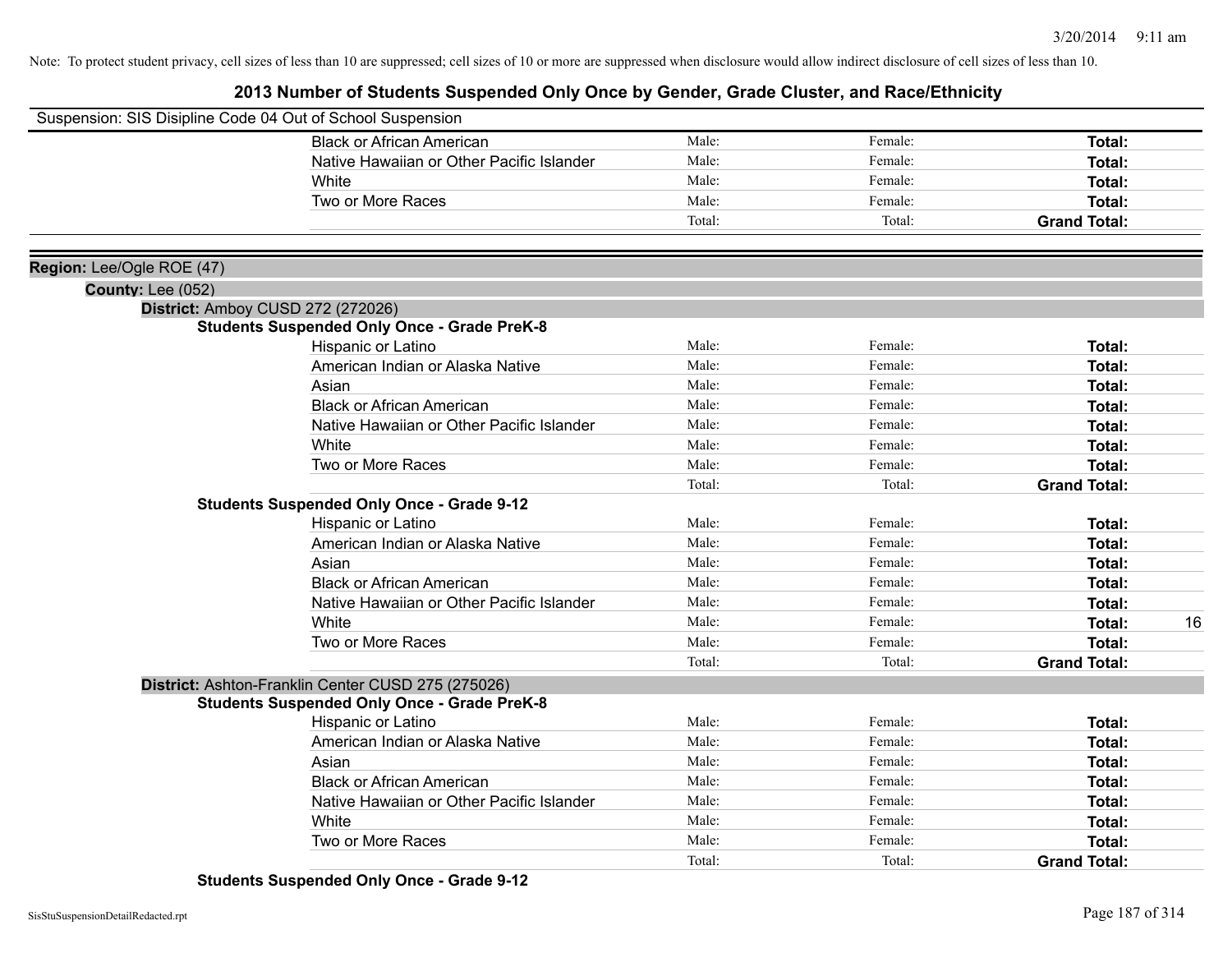Note: To protect student privacy, cell sizes of less than 10 are suppressed; cell sizes of 10 or more are suppressed when disclosure would allow indirect disclosure of cell sizes of less than 10.

# 2013 Number of Students Suspended Only Once by Gender, Grade Cluster, and Race/Ethnicity

Suspension: SIS Disipline Code 04 Out of School Suspension

| | Male | Female | Total |
|---|---|---|---|
| Black or African American | Male: | Female: | **Total:** |
| Native Hawaiian or Other Pacific Islander | Male: | Female: | **Total:** |
| White | Male: | Female: | **Total:** |
| Two or More Races | Male: | Female: | **Total:** |
| | Total: | Total: | **Grand Total:** |

**Region:** Lee/Ogle ROE (47)

**County:** Lee (052)

**District:** Amboy CUSD 272 (272026)

**Students Suspended Only Once - Grade PreK-8**

| | Male | Female | Total |
|---|---|---|---|
| Hispanic or Latino | Male: | Female: | **Total:** |
| American Indian or Alaska Native | Male: | Female: | **Total:** |
| Asian | Male: | Female: | **Total:** |
| Black or African American | Male: | Female: | **Total:** |
| Native Hawaiian or Other Pacific Islander | Male: | Female: | **Total:** |
| White | Male: | Female: | **Total:** |
| Two or More Races | Male: | Female: | **Total:** |
| | Total: | Total: | **Grand Total:** |

**Students Suspended Only Once - Grade 9-12**

| | Male | Female | Total |
|---|---|---|---|
| Hispanic or Latino | Male: | Female: | **Total:** |
| American Indian or Alaska Native | Male: | Female: | **Total:** |
| Asian | Male: | Female: | **Total:** |
| Black or African American | Male: | Female: | **Total:** |
| Native Hawaiian or Other Pacific Islander | Male: | Female: | **Total:** |
| White | Male: | Female: | **Total:** 16 |
| Two or More Races | Male: | Female: | **Total:** |
| | Total: | Total: | **Grand Total:** |

**District:** Ashton-Franklin Center CUSD 275 (275026)

**Students Suspended Only Once - Grade PreK-8**

| | Male | Female | Total |
|---|---|---|---|
| Hispanic or Latino | Male: | Female: | **Total:** |
| American Indian or Alaska Native | Male: | Female: | **Total:** |
| Asian | Male: | Female: | **Total:** |
| Black or African American | Male: | Female: | **Total:** |
| Native Hawaiian or Other Pacific Islander | Male: | Female: | **Total:** |
| White | Male: | Female: | **Total:** |
| Two or More Races | Male: | Female: | **Total:** |
| | Total: | Total: | **Grand Total:** |

**Students Suspended Only Once - Grade 9-12**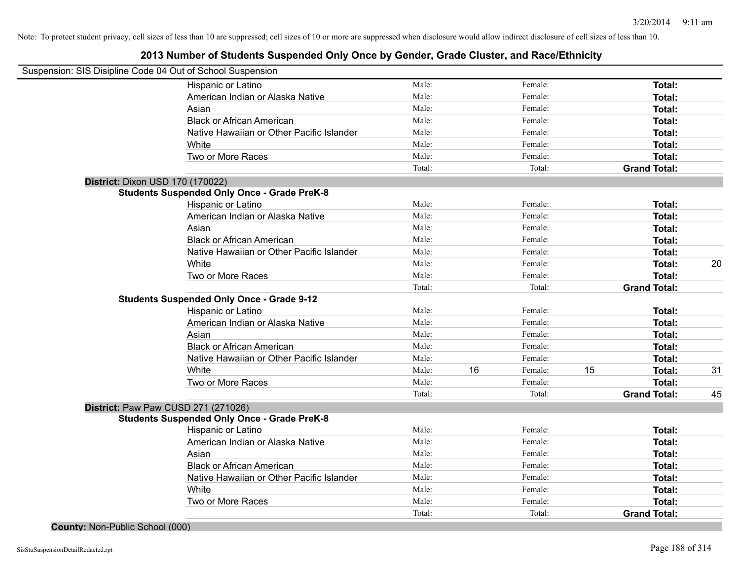Note: To protect student privacy, cell sizes of less than 10 are suppressed; cell sizes of 10 or more are suppressed when disclosure would allow indirect disclosure of cell sizes of less than 10.

# 2013 Number of Students Suspended Only Once by Gender, Grade Cluster, and Race/Ethnicity

Suspension: SIS Disipline Code 04 Out of School Suspension

| | | | | | | |
|---|---|---|---|---|---|---|
| Hispanic or Latino | Male: | | Female: | | **Total:** | |
| American Indian or Alaska Native | Male: | | Female: | | **Total:** | |
| Asian | Male: | | Female: | | **Total:** | |
| Black or African American | Male: | | Female: | | **Total:** | |
| Native Hawaiian or Other Pacific Islander | Male: | | Female: | | **Total:** | |
| White | Male: | | Female: | | **Total:** | |
| Two or More Races | Male: | | Female: | | **Total:** | |
| | Total: | | Total: | | **Grand Total:** | |

**District:** Dixon USD 170 (170022)

**Students Suspended Only Once - Grade PreK-8**

| | | | | | | |
|---|---|---|---|---|---|---|
| Hispanic or Latino | Male: | | Female: | | **Total:** | |
| American Indian or Alaska Native | Male: | | Female: | | **Total:** | |
| Asian | Male: | | Female: | | **Total:** | |
| Black or African American | Male: | | Female: | | **Total:** | |
| Native Hawaiian or Other Pacific Islander | Male: | | Female: | | **Total:** | |
| White | Male: | | Female: | | **Total:** | 20 |
| Two or More Races | Male: | | Female: | | **Total:** | |
| | Total: | | Total: | | **Grand Total:** | |

**Students Suspended Only Once - Grade 9-12**

| | | | | | | |
|---|---|---|---|---|---|---|
| Hispanic or Latino | Male: | | Female: | | **Total:** | |
| American Indian or Alaska Native | Male: | | Female: | | **Total:** | |
| Asian | Male: | | Female: | | **Total:** | |
| Black or African American | Male: | | Female: | | **Total:** | |
| Native Hawaiian or Other Pacific Islander | Male: | | Female: | | **Total:** | |
| White | Male: | 16 | Female: | 15 | **Total:** | 31 |
| Two or More Races | Male: | | Female: | | **Total:** | |
| | Total: | | Total: | | **Grand Total:** | 45 |

**District:** Paw Paw CUSD 271 (271026)

**Students Suspended Only Once - Grade PreK-8**

| | | | | | | |
|---|---|---|---|---|---|---|
| Hispanic or Latino | Male: | | Female: | | **Total:** | |
| American Indian or Alaska Native | Male: | | Female: | | **Total:** | |
| Asian | Male: | | Female: | | **Total:** | |
| Black or African American | Male: | | Female: | | **Total:** | |
| Native Hawaiian or Other Pacific Islander | Male: | | Female: | | **Total:** | |
| White | Male: | | Female: | | **Total:** | |
| Two or More Races | Male: | | Female: | | **Total:** | |
| | Total: | | Total: | | **Grand Total:** | |

**County:** Non-Public School (000)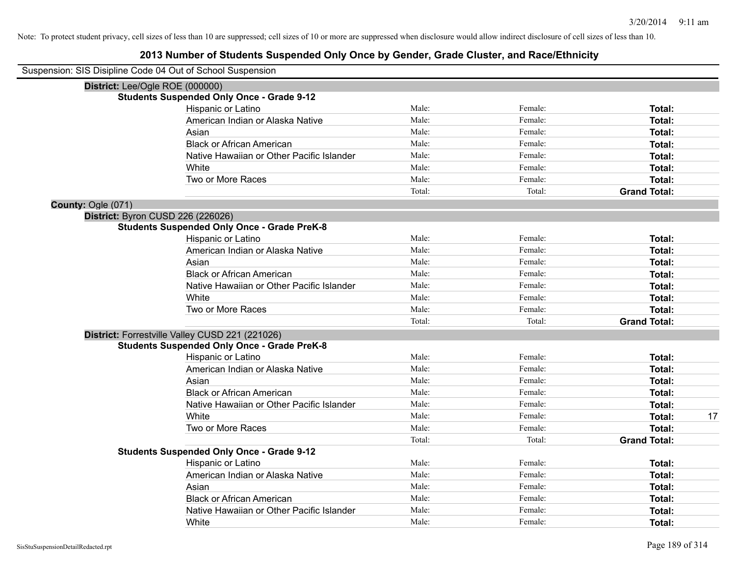Note: To protect student privacy, cell sizes of less than 10 are suppressed; cell sizes of 10 or more are suppressed when disclosure would allow indirect disclosure of cell sizes of less than 10.

# 2013 Number of Students Suspended Only Once by Gender, Grade Cluster, and Race/Ethnicity

Suspension: SIS Disipline Code 04 Out of School Suspension

**District:** Lee/Ogle ROE (000000)

**Students Suspended Only Once - Grade 9-12**

| | | | | |
|---|---|---|---|---|
| Hispanic or Latino | Male: | Female: | **Total:** | |
| American Indian or Alaska Native | Male: | Female: | **Total:** | |
| Asian | Male: | Female: | **Total:** | |
| Black or African American | Male: | Female: | **Total:** | |
| Native Hawaiian or Other Pacific Islander | Male: | Female: | **Total:** | |
| White | Male: | Female: | **Total:** | |
| Two or More Races | Male: | Female: | **Total:** | |
| | Total: | Total: | **Grand Total:** | |

**County:** Ogle (071)

**District:** Byron CUSD 226 (226026)

**Students Suspended Only Once - Grade PreK-8**

| | | | | |
|---|---|---|---|---|
| Hispanic or Latino | Male: | Female: | **Total:** | |
| American Indian or Alaska Native | Male: | Female: | **Total:** | |
| Asian | Male: | Female: | **Total:** | |
| Black or African American | Male: | Female: | **Total:** | |
| Native Hawaiian or Other Pacific Islander | Male: | Female: | **Total:** | |
| White | Male: | Female: | **Total:** | |
| Two or More Races | Male: | Female: | **Total:** | |
| | Total: | Total: | **Grand Total:** | |

**District:** Forrestville Valley CUSD 221 (221026)

**Students Suspended Only Once - Grade PreK-8**

| | | | | |
|---|---|---|---|---|
| Hispanic or Latino | Male: | Female: | **Total:** | |
| American Indian or Alaska Native | Male: | Female: | **Total:** | |
| Asian | Male: | Female: | **Total:** | |
| Black or African American | Male: | Female: | **Total:** | |
| Native Hawaiian or Other Pacific Islander | Male: | Female: | **Total:** | |
| White | Male: | Female: | **Total:** | 17 |
| Two or More Races | Male: | Female: | **Total:** | |
| | Total: | Total: | **Grand Total:** | |

**Students Suspended Only Once - Grade 9-12**

| | | | | |
|---|---|---|---|---|
| Hispanic or Latino | Male: | Female: | **Total:** | |
| American Indian or Alaska Native | Male: | Female: | **Total:** | |
| Asian | Male: | Female: | **Total:** | |
| Black or African American | Male: | Female: | **Total:** | |
| Native Hawaiian or Other Pacific Islander | Male: | Female: | **Total:** | |
| White | Male: | Female: | **Total:** | |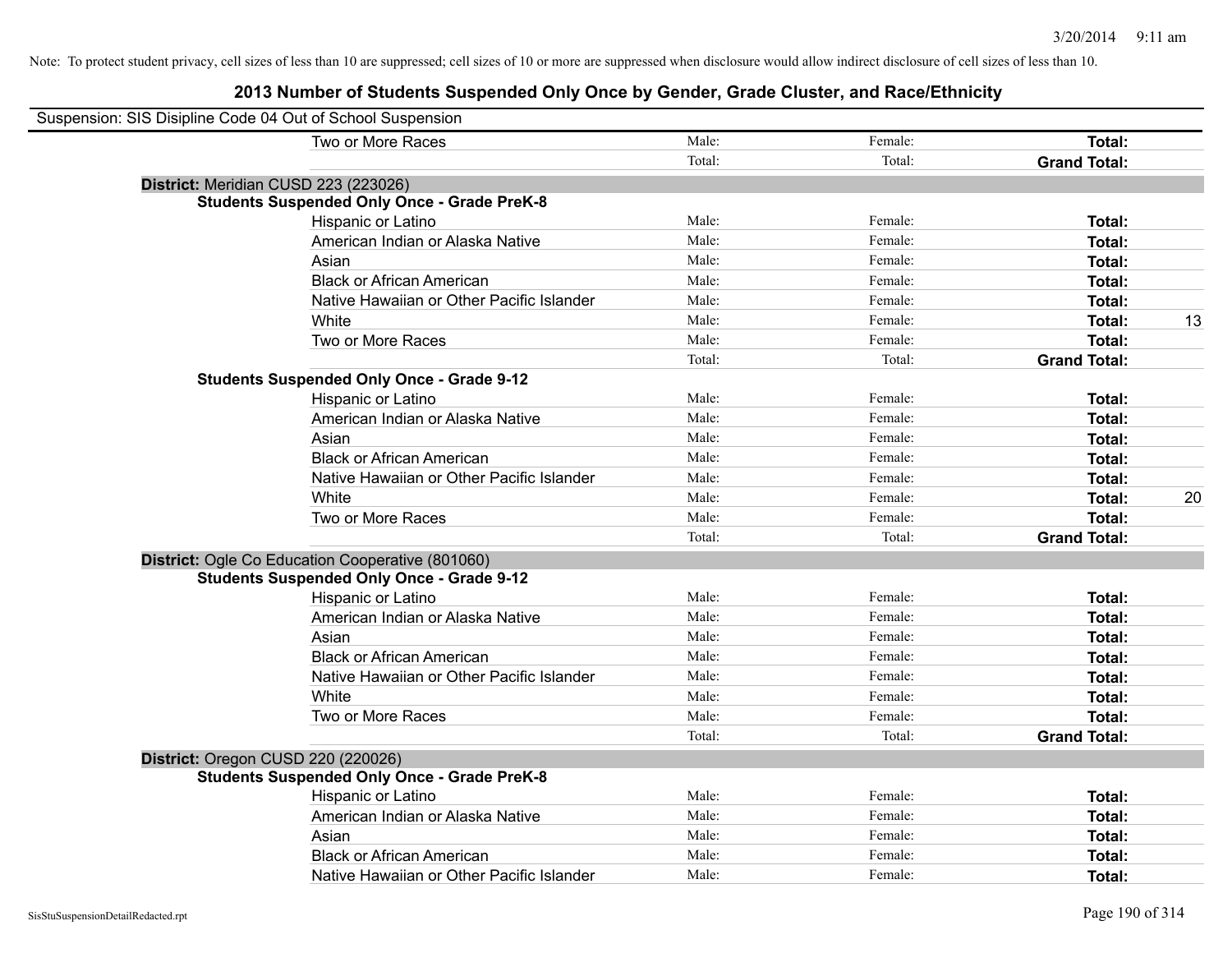Note: To protect student privacy, cell sizes of less than 10 are suppressed; cell sizes of 10 or more are suppressed when disclosure would allow indirect disclosure of cell sizes of less than 10.

# 2013 Number of Students Suspended Only Once by Gender, Grade Cluster, and Race/Ethnicity

Suspension: SIS Disipline Code 04 Out of School Suspension

| | Male | Female | Total | |
|---|---|---|---|---|
| Two or More Races | Male: | Female: | **Total:** | |
| | Total: | Total: | **Grand Total:** | |

**District:** Meridian CUSD 223 (223026)

**Students Suspended Only Once - Grade PreK-8**

| | Male | Female | Total | |
|---|---|---|---|---|
| Hispanic or Latino | Male: | Female: | **Total:** | |
| American Indian or Alaska Native | Male: | Female: | **Total:** | |
| Asian | Male: | Female: | **Total:** | |
| Black or African American | Male: | Female: | **Total:** | |
| Native Hawaiian or Other Pacific Islander | Male: | Female: | **Total:** | |
| White | Male: | Female: | **Total:** | 13 |
| Two or More Races | Male: | Female: | **Total:** | |
| | Total: | Total: | **Grand Total:** | |

**Students Suspended Only Once - Grade 9-12**

| | Male | Female | Total | |
|---|---|---|---|---|
| Hispanic or Latino | Male: | Female: | **Total:** | |
| American Indian or Alaska Native | Male: | Female: | **Total:** | |
| Asian | Male: | Female: | **Total:** | |
| Black or African American | Male: | Female: | **Total:** | |
| Native Hawaiian or Other Pacific Islander | Male: | Female: | **Total:** | |
| White | Male: | Female: | **Total:** | 20 |
| Two or More Races | Male: | Female: | **Total:** | |
| | Total: | Total: | **Grand Total:** | |

**District:** Ogle Co Education Cooperative (801060)

**Students Suspended Only Once - Grade 9-12**

| | Male | Female | Total | |
|---|---|---|---|---|
| Hispanic or Latino | Male: | Female: | **Total:** | |
| American Indian or Alaska Native | Male: | Female: | **Total:** | |
| Asian | Male: | Female: | **Total:** | |
| Black or African American | Male: | Female: | **Total:** | |
| Native Hawaiian or Other Pacific Islander | Male: | Female: | **Total:** | |
| White | Male: | Female: | **Total:** | |
| Two or More Races | Male: | Female: | **Total:** | |
| | Total: | Total: | **Grand Total:** | |

**District:** Oregon CUSD 220 (220026)

**Students Suspended Only Once - Grade PreK-8**

| | Male | Female | Total | |
|---|---|---|---|---|
| Hispanic or Latino | Male: | Female: | **Total:** | |
| American Indian or Alaska Native | Male: | Female: | **Total:** | |
| Asian | Male: | Female: | **Total:** | |
| Black or African American | Male: | Female: | **Total:** | |
| Native Hawaiian or Other Pacific Islander | Male: | Female: | **Total:** | |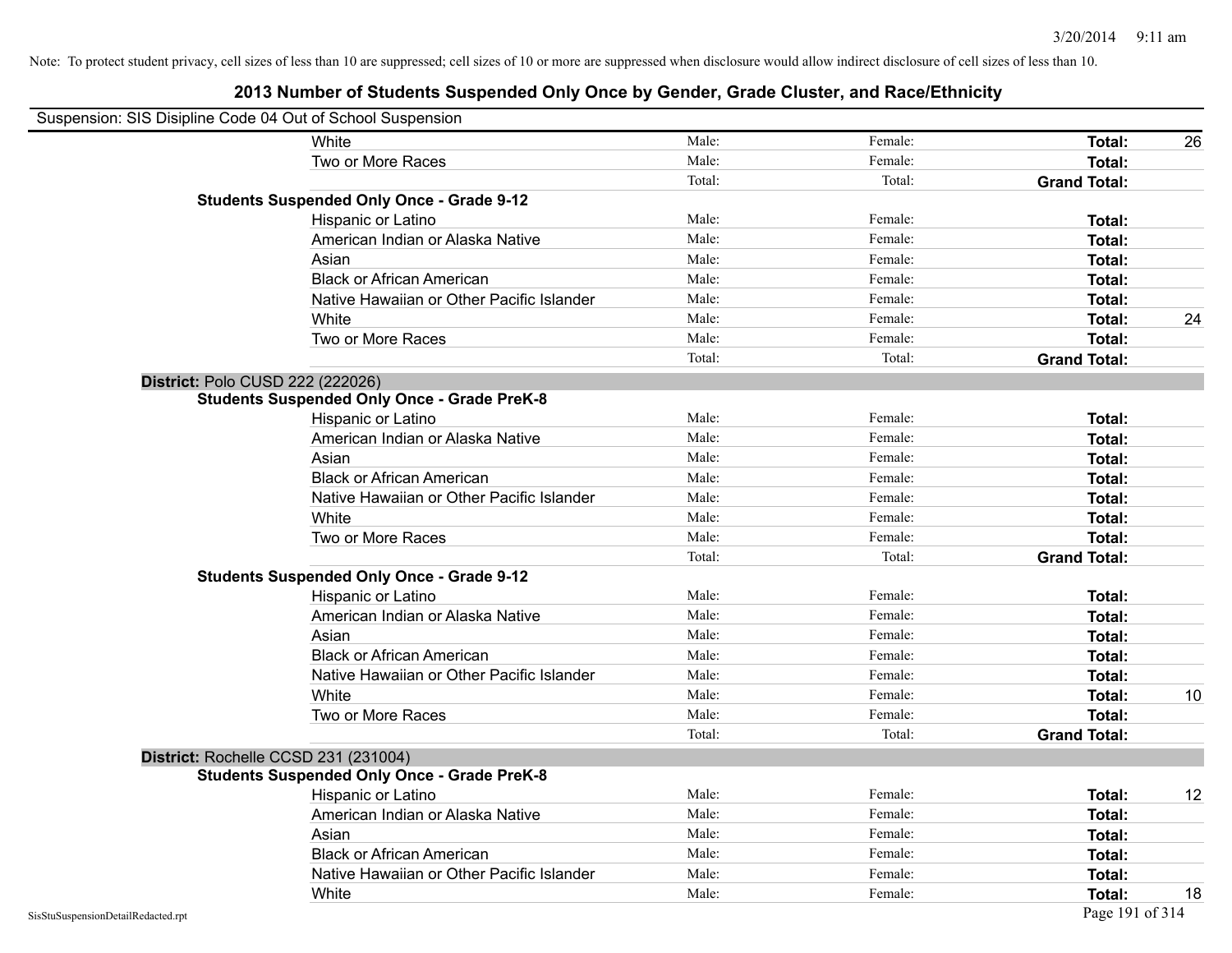Note: To protect student privacy, cell sizes of less than 10 are suppressed; cell sizes of 10 or more are suppressed when disclosure would allow indirect disclosure of cell sizes of less than 10.

# 2013 Number of Students Suspended Only Once by Gender, Grade Cluster, and Race/Ethnicity

Suspension: SIS Disipline Code 04 Out of School Suspension

| | | | | |
|---|---|---|---|---|
| White | Male: | Female: | **Total:** | 26 |
| Two or More Races | Male: | Female: | **Total:** | |
| | Total: | Total: | **Grand Total:** | |
| **Students Suspended Only Once - Grade 9-12** | | | | |
| Hispanic or Latino | Male: | Female: | **Total:** | |
| American Indian or Alaska Native | Male: | Female: | **Total:** | |
| Asian | Male: | Female: | **Total:** | |
| Black or African American | Male: | Female: | **Total:** | |
| Native Hawaiian or Other Pacific Islander | Male: | Female: | **Total:** | |
| White | Male: | Female: | **Total:** | 24 |
| Two or More Races | Male: | Female: | **Total:** | |
| | Total: | Total: | **Grand Total:** | |

**District:** Polo CUSD 222 (222026)

| | | | | |
|---|---|---|---|---|
| **Students Suspended Only Once - Grade PreK-8** | | | | |
| Hispanic or Latino | Male: | Female: | **Total:** | |
| American Indian or Alaska Native | Male: | Female: | **Total:** | |
| Asian | Male: | Female: | **Total:** | |
| Black or African American | Male: | Female: | **Total:** | |
| Native Hawaiian or Other Pacific Islander | Male: | Female: | **Total:** | |
| White | Male: | Female: | **Total:** | |
| Two or More Races | Male: | Female: | **Total:** | |
| | Total: | Total: | **Grand Total:** | |
| **Students Suspended Only Once - Grade 9-12** | | | | |
| Hispanic or Latino | Male: | Female: | **Total:** | |
| American Indian or Alaska Native | Male: | Female: | **Total:** | |
| Asian | Male: | Female: | **Total:** | |
| Black or African American | Male: | Female: | **Total:** | |
| Native Hawaiian or Other Pacific Islander | Male: | Female: | **Total:** | |
| White | Male: | Female: | **Total:** | 10 |
| Two or More Races | Male: | Female: | **Total:** | |
| | Total: | Total: | **Grand Total:** | |

**District:** Rochelle CCSD 231 (231004)

| | | | | |
|---|---|---|---|---|
| **Students Suspended Only Once - Grade PreK-8** | | | | |
| Hispanic or Latino | Male: | Female: | **Total:** | 12 |
| American Indian or Alaska Native | Male: | Female: | **Total:** | |
| Asian | Male: | Female: | **Total:** | |
| Black or African American | Male: | Female: | **Total:** | |
| Native Hawaiian or Other Pacific Islander | Male: | Female: | **Total:** | |
| White | Male: | Female: | **Total:** | 18 |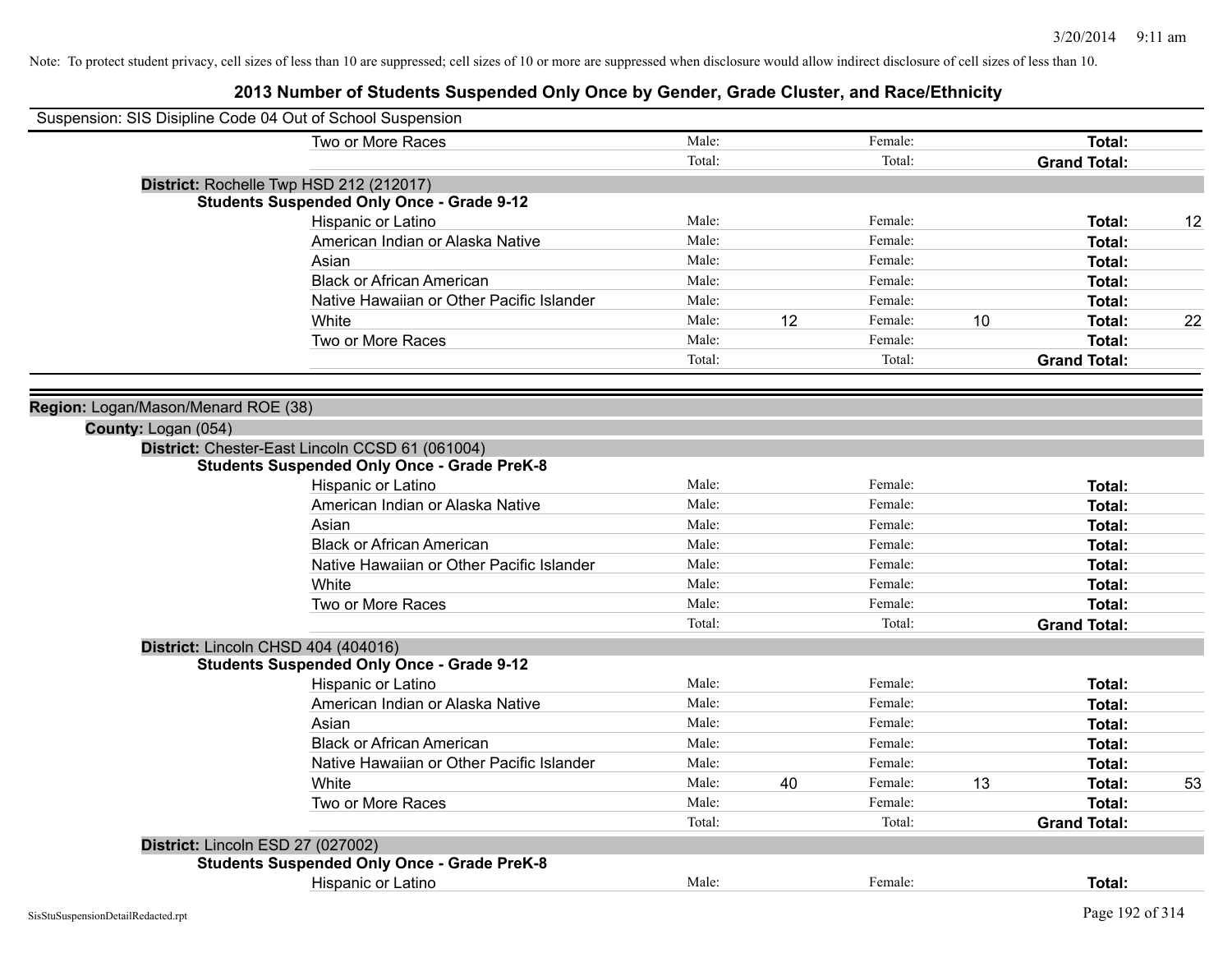Note: To protect student privacy, cell sizes of less than 10 are suppressed; cell sizes of 10 or more are suppressed when disclosure would allow indirect disclosure of cell sizes of less than 10.

# 2013 Number of Students Suspended Only Once by Gender, Grade Cluster, and Race/Ethnicity

Suspension: SIS Disipline Code 04 Out of School Suspension

| | | | | | |
|---|---|---|---|---|---|
| Two or More Races | Male: | | Female: | | **Total:** | |
| | Total: | | Total: | | **Grand Total:** | |

**District:** Rochelle Twp HSD 212 (212017)

**Students Suspended Only Once - Grade 9-12**

| Race/Ethnicity | Male: | | Female: | | Total: | |
|---|---|---|---|---|---|---|
| Hispanic or Latino | Male: | | Female: | | **Total:** | 12 |
| American Indian or Alaska Native | Male: | | Female: | | **Total:** | |
| Asian | Male: | | Female: | | **Total:** | |
| Black or African American | Male: | | Female: | | **Total:** | |
| Native Hawaiian or Other Pacific Islander | Male: | | Female: | | **Total:** | |
| White | Male: | 12 | Female: | 10 | **Total:** | 22 |
| Two or More Races | Male: | | Female: | | **Total:** | |
| | Total: | | Total: | | **Grand Total:** | |

**Region:** Logan/Mason/Menard ROE (38)

**County:** Logan (054)

**District:** Chester-East Lincoln CCSD 61 (061004)

**Students Suspended Only Once - Grade PreK-8**

| Race/Ethnicity | Male: | | Female: | | Total: | |
|---|---|---|---|---|---|---|
| Hispanic or Latino | Male: | | Female: | | **Total:** | |
| American Indian or Alaska Native | Male: | | Female: | | **Total:** | |
| Asian | Male: | | Female: | | **Total:** | |
| Black or African American | Male: | | Female: | | **Total:** | |
| Native Hawaiian or Other Pacific Islander | Male: | | Female: | | **Total:** | |
| White | Male: | | Female: | | **Total:** | |
| Two or More Races | Male: | | Female: | | **Total:** | |
| | Total: | | Total: | | **Grand Total:** | |

**District:** Lincoln CHSD 404 (404016)

**Students Suspended Only Once - Grade 9-12**

| Race/Ethnicity | Male: | | Female: | | Total: | |
|---|---|---|---|---|---|---|
| Hispanic or Latino | Male: | | Female: | | **Total:** | |
| American Indian or Alaska Native | Male: | | Female: | | **Total:** | |
| Asian | Male: | | Female: | | **Total:** | |
| Black or African American | Male: | | Female: | | **Total:** | |
| Native Hawaiian or Other Pacific Islander | Male: | | Female: | | **Total:** | |
| White | Male: | 40 | Female: | 13 | **Total:** | 53 |
| Two or More Races | Male: | | Female: | | **Total:** | |
| | Total: | | Total: | | **Grand Total:** | |

**District:** Lincoln ESD 27 (027002)

**Students Suspended Only Once - Grade PreK-8**

| Race/Ethnicity | Male: | | Female: | | Total: | |
|---|---|---|---|---|---|---|
| Hispanic or Latino | Male: | | Female: | | **Total:** | |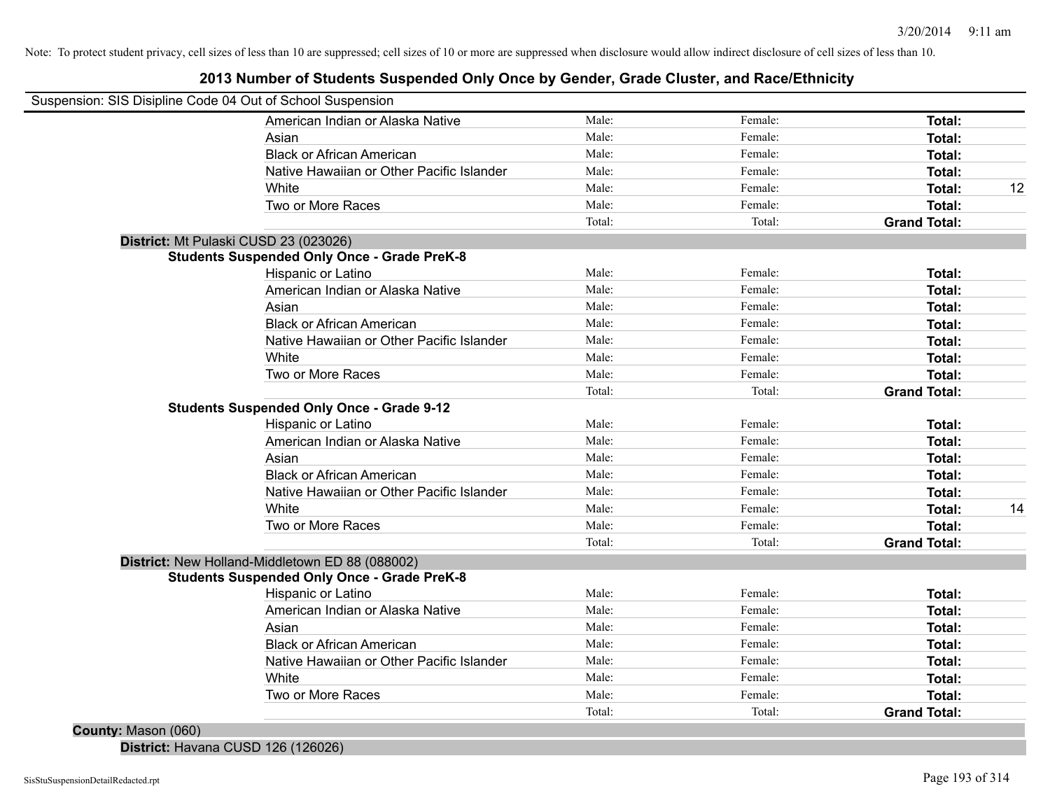Note: To protect student privacy, cell sizes of less than 10 are suppressed; cell sizes of 10 or more are suppressed when disclosure would allow indirect disclosure of cell sizes of less than 10.

# 2013 Number of Students Suspended Only Once by Gender, Grade Cluster, and Race/Ethnicity

Suspension: SIS Disipline Code 04 Out of School Suspension

| | | | | | | |
|---|---|---|---|---|---|---|
| | | American Indian or Alaska Native | Male: | Female: | **Total:** | |
| | | Asian | Male: | Female: | **Total:** | |
| | | Black or African American | Male: | Female: | **Total:** | |
| | | Native Hawaiian or Other Pacific Islander | Male: | Female: | **Total:** | |
| | | White | Male: | Female: | **Total:** | 12 |
| | | Two or More Races | Male: | Female: | **Total:** | |
| | | | Total: | Total: | **Grand Total:** | |
| **District:** Mt Pulaski CUSD 23 (023026) | | | | | | |
| | **Students Suspended Only Once - Grade PreK-8** | | | | | |
| | | Hispanic or Latino | Male: | Female: | **Total:** | |
| | | American Indian or Alaska Native | Male: | Female: | **Total:** | |
| | | Asian | Male: | Female: | **Total:** | |
| | | Black or African American | Male: | Female: | **Total:** | |
| | | Native Hawaiian or Other Pacific Islander | Male: | Female: | **Total:** | |
| | | White | Male: | Female: | **Total:** | |
| | | Two or More Races | Male: | Female: | **Total:** | |
| | | | Total: | Total: | **Grand Total:** | |
| | **Students Suspended Only Once - Grade 9-12** | | | | | |
| | | Hispanic or Latino | Male: | Female: | **Total:** | |
| | | American Indian or Alaska Native | Male: | Female: | **Total:** | |
| | | Asian | Male: | Female: | **Total:** | |
| | | Black or African American | Male: | Female: | **Total:** | |
| | | Native Hawaiian or Other Pacific Islander | Male: | Female: | **Total:** | |
| | | White | Male: | Female: | **Total:** | 14 |
| | | Two or More Races | Male: | Female: | **Total:** | |
| | | | Total: | Total: | **Grand Total:** | |
| **District:** New Holland-Middletown ED 88 (088002) | | | | | | |
| | **Students Suspended Only Once - Grade PreK-8** | | | | | |
| | | Hispanic or Latino | Male: | Female: | **Total:** | |
| | | American Indian or Alaska Native | Male: | Female: | **Total:** | |
| | | Asian | Male: | Female: | **Total:** | |
| | | Black or African American | Male: | Female: | **Total:** | |
| | | Native Hawaiian or Other Pacific Islander | Male: | Female: | **Total:** | |
| | | White | Male: | Female: | **Total:** | |
| | | Two or More Races | Male: | Female: | **Total:** | |
| | | | Total: | Total: | **Grand Total:** | |
| **County:** Mason (060) | | | | | | |
| **District:** Havana CUSD 126 (126026) | | | | | | |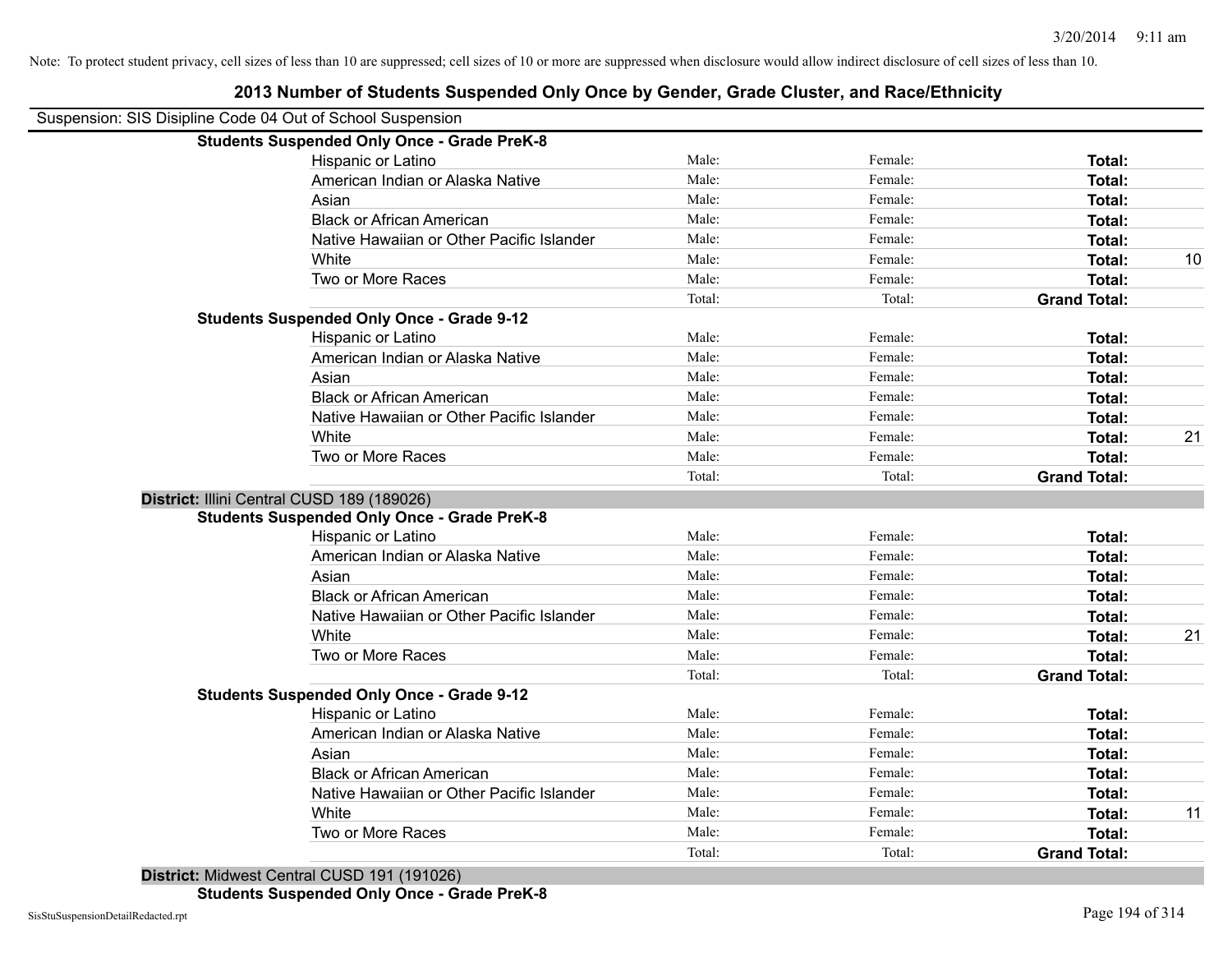Note: To protect student privacy, cell sizes of less than 10 are suppressed; cell sizes of 10 or more are suppressed when disclosure would allow indirect disclosure of cell sizes of less than 10.

# 2013 Number of Students Suspended Only Once by Gender, Grade Cluster, and Race/Ethnicity

Suspension: SIS Disipline Code 04 Out of School Suspension

**Students Suspended Only Once - Grade PreK-8**

| | | | | |
|---|---|---|---|---|
| Hispanic or Latino | Male: | Female: | **Total:** | |
| American Indian or Alaska Native | Male: | Female: | **Total:** | |
| Asian | Male: | Female: | **Total:** | |
| Black or African American | Male: | Female: | **Total:** | |
| Native Hawaiian or Other Pacific Islander | Male: | Female: | **Total:** | |
| White | Male: | Female: | **Total:** | 10 |
| Two or More Races | Male: | Female: | **Total:** | |
| | Total: | Total: | **Grand Total:** | |

**Students Suspended Only Once - Grade 9-12**

| | | | | |
|---|---|---|---|---|
| Hispanic or Latino | Male: | Female: | **Total:** | |
| American Indian or Alaska Native | Male: | Female: | **Total:** | |
| Asian | Male: | Female: | **Total:** | |
| Black or African American | Male: | Female: | **Total:** | |
| Native Hawaiian or Other Pacific Islander | Male: | Female: | **Total:** | |
| White | Male: | Female: | **Total:** | 21 |
| Two or More Races | Male: | Female: | **Total:** | |
| | Total: | Total: | **Grand Total:** | |

**District:** Illini Central CUSD 189 (189026)

**Students Suspended Only Once - Grade PreK-8**

| | | | | |
|---|---|---|---|---|
| Hispanic or Latino | Male: | Female: | **Total:** | |
| American Indian or Alaska Native | Male: | Female: | **Total:** | |
| Asian | Male: | Female: | **Total:** | |
| Black or African American | Male: | Female: | **Total:** | |
| Native Hawaiian or Other Pacific Islander | Male: | Female: | **Total:** | |
| White | Male: | Female: | **Total:** | 21 |
| Two or More Races | Male: | Female: | **Total:** | |
| | Total: | Total: | **Grand Total:** | |

**Students Suspended Only Once - Grade 9-12**

| | | | | |
|---|---|---|---|---|
| Hispanic or Latino | Male: | Female: | **Total:** | |
| American Indian or Alaska Native | Male: | Female: | **Total:** | |
| Asian | Male: | Female: | **Total:** | |
| Black or African American | Male: | Female: | **Total:** | |
| Native Hawaiian or Other Pacific Islander | Male: | Female: | **Total:** | |
| White | Male: | Female: | **Total:** | 11 |
| Two or More Races | Male: | Female: | **Total:** | |
| | Total: | Total: | **Grand Total:** | |

**District:** Midwest Central CUSD 191 (191026)

**Students Suspended Only Once - Grade PreK-8**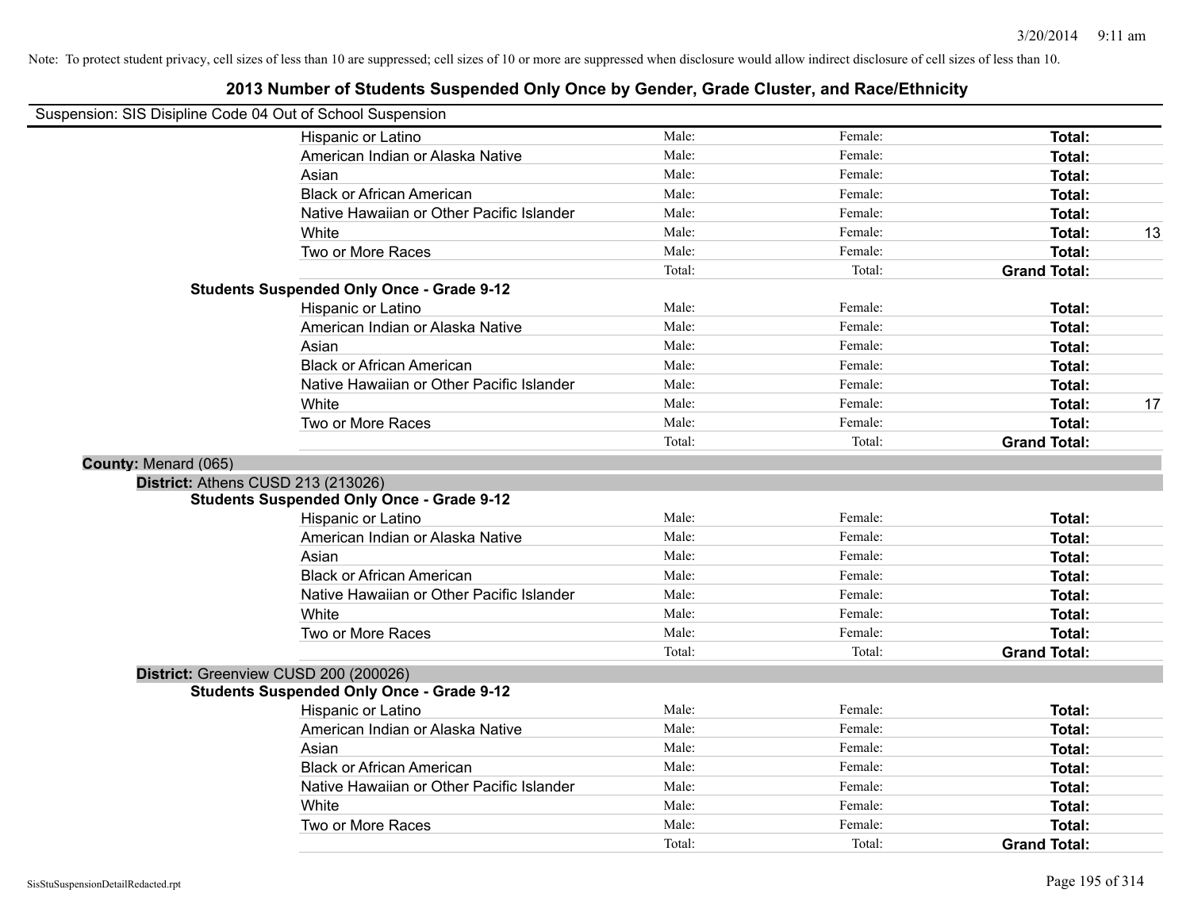Note: To protect student privacy, cell sizes of less than 10 are suppressed; cell sizes of 10 or more are suppressed when disclosure would allow indirect disclosure of cell sizes of less than 10.

# 2013 Number of Students Suspended Only Once by Gender, Grade Cluster, and Race/Ethnicity

Suspension: SIS Disipline Code 04 Out of School Suspension

| | | | | |
|---|---|---|---|---|
| Hispanic or Latino | Male: | Female: | **Total:** | |
| American Indian or Alaska Native | Male: | Female: | **Total:** | |
| Asian | Male: | Female: | **Total:** | |
| Black or African American | Male: | Female: | **Total:** | |
| Native Hawaiian or Other Pacific Islander | Male: | Female: | **Total:** | |
| White | Male: | Female: | **Total:** | 13 |
| Two or More Races | Male: | Female: | **Total:** | |
| | Total: | Total: | **Grand Total:** | |

**Students Suspended Only Once - Grade 9-12**

| | | | | |
|---|---|---|---|---|
| Hispanic or Latino | Male: | Female: | **Total:** | |
| American Indian or Alaska Native | Male: | Female: | **Total:** | |
| Asian | Male: | Female: | **Total:** | |
| Black or African American | Male: | Female: | **Total:** | |
| Native Hawaiian or Other Pacific Islander | Male: | Female: | **Total:** | |
| White | Male: | Female: | **Total:** | 17 |
| Two or More Races | Male: | Female: | **Total:** | |
| | Total: | Total: | **Grand Total:** | |

**County:** Menard (065)

**District:** Athens CUSD 213 (213026)

**Students Suspended Only Once - Grade 9-12**

| | | | | |
|---|---|---|---|---|
| Hispanic or Latino | Male: | Female: | **Total:** | |
| American Indian or Alaska Native | Male: | Female: | **Total:** | |
| Asian | Male: | Female: | **Total:** | |
| Black or African American | Male: | Female: | **Total:** | |
| Native Hawaiian or Other Pacific Islander | Male: | Female: | **Total:** | |
| White | Male: | Female: | **Total:** | |
| Two or More Races | Male: | Female: | **Total:** | |
| | Total: | Total: | **Grand Total:** | |

**District:** Greenview CUSD 200 (200026)

**Students Suspended Only Once - Grade 9-12**

| | | | | |
|---|---|---|---|---|
| Hispanic or Latino | Male: | Female: | **Total:** | |
| American Indian or Alaska Native | Male: | Female: | **Total:** | |
| Asian | Male: | Female: | **Total:** | |
| Black or African American | Male: | Female: | **Total:** | |
| Native Hawaiian or Other Pacific Islander | Male: | Female: | **Total:** | |
| White | Male: | Female: | **Total:** | |
| Two or More Races | Male: | Female: | **Total:** | |
| | Total: | Total: | **Grand Total:** | |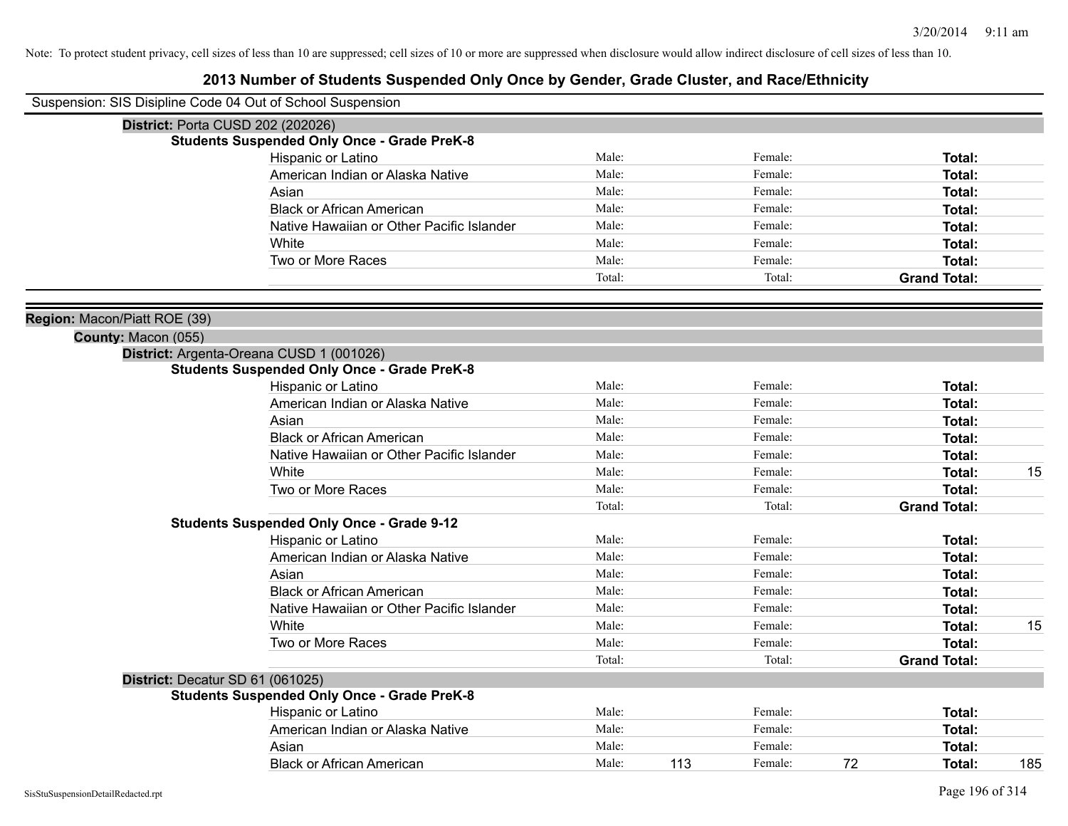Note: To protect student privacy, cell sizes of less than 10 are suppressed; cell sizes of 10 or more are suppressed when disclosure would allow indirect disclosure of cell sizes of less than 10.

# 2013 Number of Students Suspended Only Once by Gender, Grade Cluster, and Race/Ethnicity

Suspension: SIS Disipline Code 04 Out of School Suspension

**District:** Porta CUSD 202 (202026)

**Students Suspended Only Once - Grade PreK-8**

| Race/Ethnicity | Male: | | Female: | | Total: | |
|---|---|---|---|---|---|---|
| Hispanic or Latino | Male: | | Female: | | **Total:** | |
| American Indian or Alaska Native | Male: | | Female: | | **Total:** | |
| Asian | Male: | | Female: | | **Total:** | |
| Black or African American | Male: | | Female: | | **Total:** | |
| Native Hawaiian or Other Pacific Islander | Male: | | Female: | | **Total:** | |
| White | Male: | | Female: | | **Total:** | |
| Two or More Races | Male: | | Female: | | **Total:** | |
| | Total: | | Total: | | **Grand Total:** | |

**Region:** Macon/Piatt ROE (39)

**County:** Macon (055)

**District:** Argenta-Oreana CUSD 1 (001026)

**Students Suspended Only Once - Grade PreK-8**

| Race/Ethnicity | Male: | | Female: | | Total: | |
|---|---|---|---|---|---|---|
| Hispanic or Latino | Male: | | Female: | | **Total:** | |
| American Indian or Alaska Native | Male: | | Female: | | **Total:** | |
| Asian | Male: | | Female: | | **Total:** | |
| Black or African American | Male: | | Female: | | **Total:** | |
| Native Hawaiian or Other Pacific Islander | Male: | | Female: | | **Total:** | |
| White | Male: | | Female: | | **Total:** | 15 |
| Two or More Races | Male: | | Female: | | **Total:** | |
| | Total: | | Total: | | **Grand Total:** | |

**Students Suspended Only Once - Grade 9-12**

| Race/Ethnicity | Male: | | Female: | | Total: | |
|---|---|---|---|---|---|---|
| Hispanic or Latino | Male: | | Female: | | **Total:** | |
| American Indian or Alaska Native | Male: | | Female: | | **Total:** | |
| Asian | Male: | | Female: | | **Total:** | |
| Black or African American | Male: | | Female: | | **Total:** | |
| Native Hawaiian or Other Pacific Islander | Male: | | Female: | | **Total:** | |
| White | Male: | | Female: | | **Total:** | 15 |
| Two or More Races | Male: | | Female: | | **Total:** | |
| | Total: | | Total: | | **Grand Total:** | |

**District:** Decatur SD 61 (061025)

**Students Suspended Only Once - Grade PreK-8**

| Race/Ethnicity | Male: | | Female: | | Total: | |
|---|---|---|---|---|---|---|
| Hispanic or Latino | Male: | | Female: | | **Total:** | |
| American Indian or Alaska Native | Male: | | Female: | | **Total:** | |
| Asian | Male: | | Female: | | **Total:** | |
| Black or African American | Male: | 113 | Female: | 72 | **Total:** | 185 |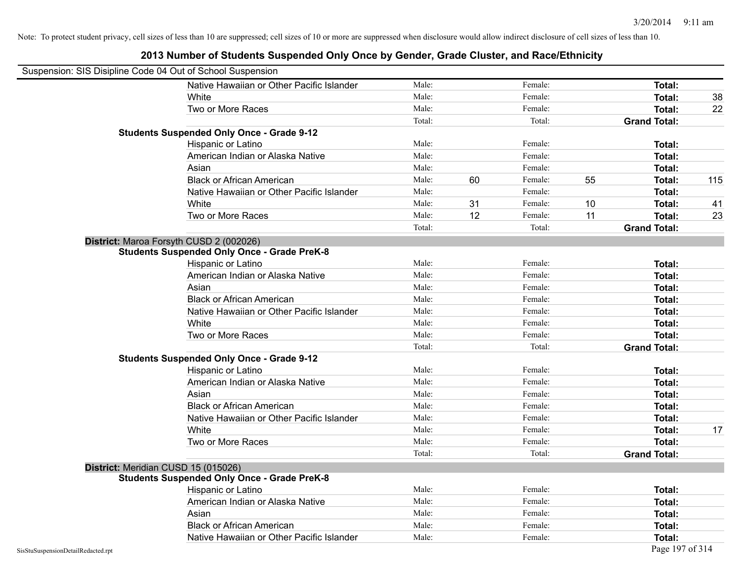Note: To protect student privacy, cell sizes of less than 10 are suppressed; cell sizes of 10 or more are suppressed when disclosure would allow indirect disclosure of cell sizes of less than 10.

## 2013 Number of Students Suspended Only Once by Gender, Grade Cluster, and Race/Ethnicity

Suspension: SIS Disipline Code 04 Out of School Suspension

| | | | | | | |
|---|---|---|---|---|---|---|
| Native Hawaiian or Other Pacific Islander | Male: | | Female: | | **Total:** | |
| White | Male: | | Female: | | **Total:** | 38 |
| Two or More Races | Male: | | Female: | | **Total:** | 22 |
| | Total: | | Total: | | **Grand Total:** | |

**Students Suspended Only Once - Grade 9-12**

| | | | | | | |
|---|---|---|---|---|---|---|
| Hispanic or Latino | Male: | | Female: | | **Total:** | |
| American Indian or Alaska Native | Male: | | Female: | | **Total:** | |
| Asian | Male: | | Female: | | **Total:** | |
| Black or African American | Male: | 60 | Female: | 55 | **Total:** | 115 |
| Native Hawaiian or Other Pacific Islander | Male: | | Female: | | **Total:** | |
| White | Male: | 31 | Female: | 10 | **Total:** | 41 |
| Two or More Races | Male: | 12 | Female: | 11 | **Total:** | 23 |
| | Total: | | Total: | | **Grand Total:** | |

**District:** Maroa Forsyth CUSD 2 (002026)

**Students Suspended Only Once - Grade PreK-8**

| | | | | | | |
|---|---|---|---|---|---|---|
| Hispanic or Latino | Male: | | Female: | | **Total:** | |
| American Indian or Alaska Native | Male: | | Female: | | **Total:** | |
| Asian | Male: | | Female: | | **Total:** | |
| Black or African American | Male: | | Female: | | **Total:** | |
| Native Hawaiian or Other Pacific Islander | Male: | | Female: | | **Total:** | |
| White | Male: | | Female: | | **Total:** | |
| Two or More Races | Male: | | Female: | | **Total:** | |
| | Total: | | Total: | | **Grand Total:** | |

**Students Suspended Only Once - Grade 9-12**

| | | | | | | |
|---|---|---|---|---|---|---|
| Hispanic or Latino | Male: | | Female: | | **Total:** | |
| American Indian or Alaska Native | Male: | | Female: | | **Total:** | |
| Asian | Male: | | Female: | | **Total:** | |
| Black or African American | Male: | | Female: | | **Total:** | |
| Native Hawaiian or Other Pacific Islander | Male: | | Female: | | **Total:** | |
| White | Male: | | Female: | | **Total:** | 17 |
| Two or More Races | Male: | | Female: | | **Total:** | |
| | Total: | | Total: | | **Grand Total:** | |

**District:** Meridian CUSD 15 (015026)

**Students Suspended Only Once - Grade PreK-8**

| | | | | | | |
|---|---|---|---|---|---|---|
| Hispanic or Latino | Male: | | Female: | | **Total:** | |
| American Indian or Alaska Native | Male: | | Female: | | **Total:** | |
| Asian | Male: | | Female: | | **Total:** | |
| Black or African American | Male: | | Female: | | **Total:** | |
| Native Hawaiian or Other Pacific Islander | Male: | | Female: | | **Total:** | |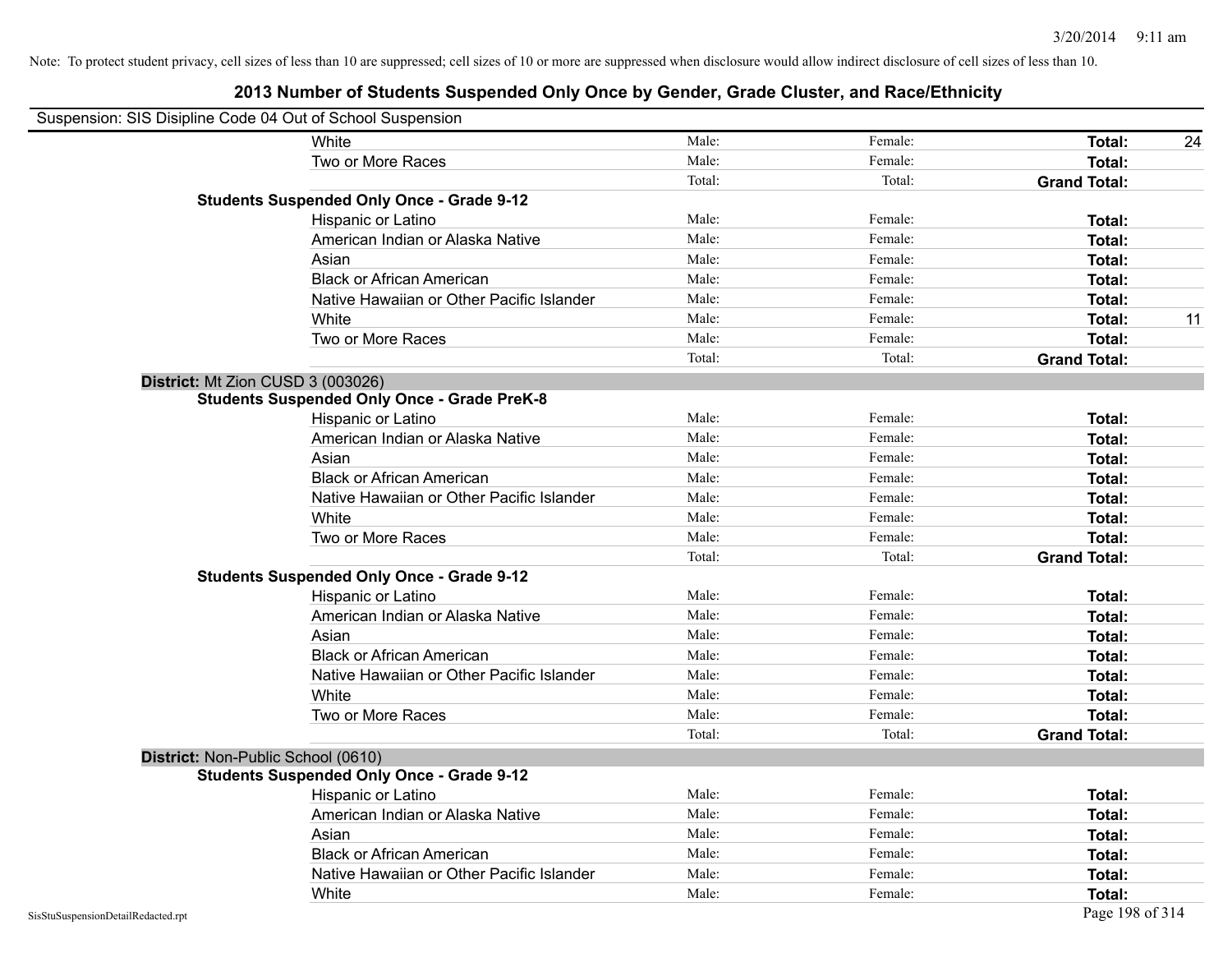Note: To protect student privacy, cell sizes of less than 10 are suppressed; cell sizes of 10 or more are suppressed when disclosure would allow indirect disclosure of cell sizes of less than 10.

# 2013 Number of Students Suspended Only Once by Gender, Grade Cluster, and Race/Ethnicity

Suspension: SIS Disipline Code 04 Out of School Suspension

| | | | | |
|---|---|---|---|---|
| White | Male: | Female: | **Total:** | 24 |
| Two or More Races | Male: | Female: | **Total:** | |
| | Total: | Total: | **Grand Total:** | |

**Students Suspended Only Once - Grade 9-12**

| | | | | |
|---|---|---|---|---|
| Hispanic or Latino | Male: | Female: | **Total:** | |
| American Indian or Alaska Native | Male: | Female: | **Total:** | |
| Asian | Male: | Female: | **Total:** | |
| Black or African American | Male: | Female: | **Total:** | |
| Native Hawaiian or Other Pacific Islander | Male: | Female: | **Total:** | |
| White | Male: | Female: | **Total:** | 11 |
| Two or More Races | Male: | Female: | **Total:** | |
| | Total: | Total: | **Grand Total:** | |

## District: Mt Zion CUSD 3 (003026)

**Students Suspended Only Once - Grade PreK-8**

| | | | | |
|---|---|---|---|---|
| Hispanic or Latino | Male: | Female: | **Total:** | |
| American Indian or Alaska Native | Male: | Female: | **Total:** | |
| Asian | Male: | Female: | **Total:** | |
| Black or African American | Male: | Female: | **Total:** | |
| Native Hawaiian or Other Pacific Islander | Male: | Female: | **Total:** | |
| White | Male: | Female: | **Total:** | |
| Two or More Races | Male: | Female: | **Total:** | |
| | Total: | Total: | **Grand Total:** | |

**Students Suspended Only Once - Grade 9-12**

| | | | | |
|---|---|---|---|---|
| Hispanic or Latino | Male: | Female: | **Total:** | |
| American Indian or Alaska Native | Male: | Female: | **Total:** | |
| Asian | Male: | Female: | **Total:** | |
| Black or African American | Male: | Female: | **Total:** | |
| Native Hawaiian or Other Pacific Islander | Male: | Female: | **Total:** | |
| White | Male: | Female: | **Total:** | |
| Two or More Races | Male: | Female: | **Total:** | |
| | Total: | Total: | **Grand Total:** | |

## District: Non-Public School (0610)

**Students Suspended Only Once - Grade 9-12**

| | | | | |
|---|---|---|---|---|
| Hispanic or Latino | Male: | Female: | **Total:** | |
| American Indian or Alaska Native | Male: | Female: | **Total:** | |
| Asian | Male: | Female: | **Total:** | |
| Black or African American | Male: | Female: | **Total:** | |
| Native Hawaiian or Other Pacific Islander | Male: | Female: | **Total:** | |
| White | Male: | Female: | **Total:** | |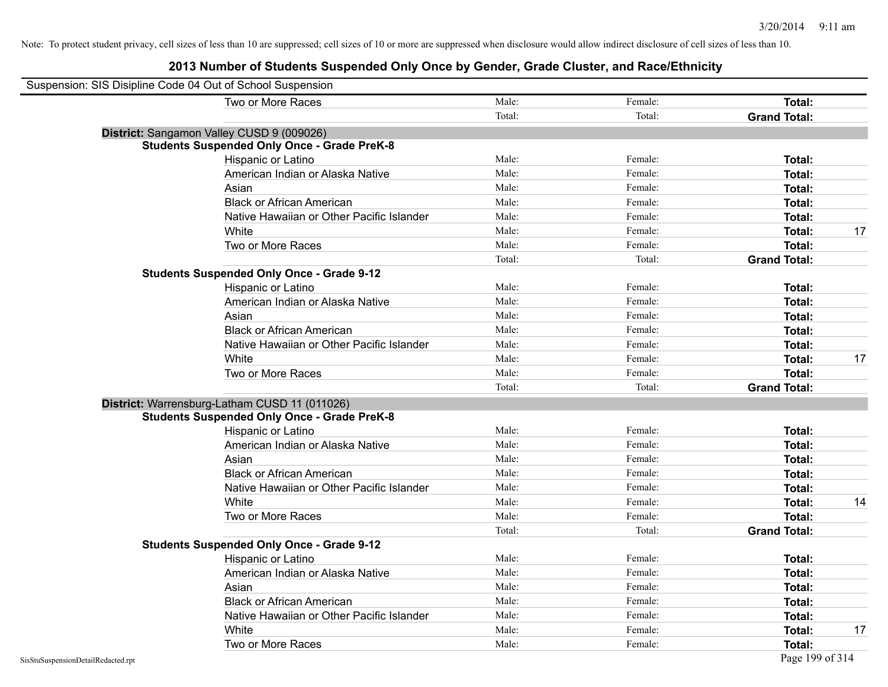Note: To protect student privacy, cell sizes of less than 10 are suppressed; cell sizes of 10 or more are suppressed when disclosure would allow indirect disclosure of cell sizes of less than 10.

## 2013 Number of Students Suspended Only Once by Gender, Grade Cluster, and Race/Ethnicity

Suspension: SIS Disipline Code 04 Out of School Suspension

| | | | | |
|---|---|---|---|---|
| Two or More Races | Male: | Female: | **Total:** | |
| | Total: | Total: | **Grand Total:** | |

**District:** Sangamon Valley CUSD 9 (009026)

**Students Suspended Only Once - Grade PreK-8**

| | | | | |
|---|---|---|---|---|
| Hispanic or Latino | Male: | Female: | **Total:** | |
| American Indian or Alaska Native | Male: | Female: | **Total:** | |
| Asian | Male: | Female: | **Total:** | |
| Black or African American | Male: | Female: | **Total:** | |
| Native Hawaiian or Other Pacific Islander | Male: | Female: | **Total:** | |
| White | Male: | Female: | **Total:** | 17 |
| Two or More Races | Male: | Female: | **Total:** | |
| | Total: | Total: | **Grand Total:** | |

**Students Suspended Only Once - Grade 9-12**

| | | | | |
|---|---|---|---|---|
| Hispanic or Latino | Male: | Female: | **Total:** | |
| American Indian or Alaska Native | Male: | Female: | **Total:** | |
| Asian | Male: | Female: | **Total:** | |
| Black or African American | Male: | Female: | **Total:** | |
| Native Hawaiian or Other Pacific Islander | Male: | Female: | **Total:** | |
| White | Male: | Female: | **Total:** | 17 |
| Two or More Races | Male: | Female: | **Total:** | |
| | Total: | Total: | **Grand Total:** | |

**District:** Warrensburg-Latham CUSD 11 (011026)

**Students Suspended Only Once - Grade PreK-8**

| | | | | |
|---|---|---|---|---|
| Hispanic or Latino | Male: | Female: | **Total:** | |
| American Indian or Alaska Native | Male: | Female: | **Total:** | |
| Asian | Male: | Female: | **Total:** | |
| Black or African American | Male: | Female: | **Total:** | |
| Native Hawaiian or Other Pacific Islander | Male: | Female: | **Total:** | |
| White | Male: | Female: | **Total:** | 14 |
| Two or More Races | Male: | Female: | **Total:** | |
| | Total: | Total: | **Grand Total:** | |

**Students Suspended Only Once - Grade 9-12**

| | | | | |
|---|---|---|---|---|
| Hispanic or Latino | Male: | Female: | **Total:** | |
| American Indian or Alaska Native | Male: | Female: | **Total:** | |
| Asian | Male: | Female: | **Total:** | |
| Black or African American | Male: | Female: | **Total:** | |
| Native Hawaiian or Other Pacific Islander | Male: | Female: | **Total:** | |
| White | Male: | Female: | **Total:** | 17 |
| Two or More Races | Male: | Female: | **Total:** | |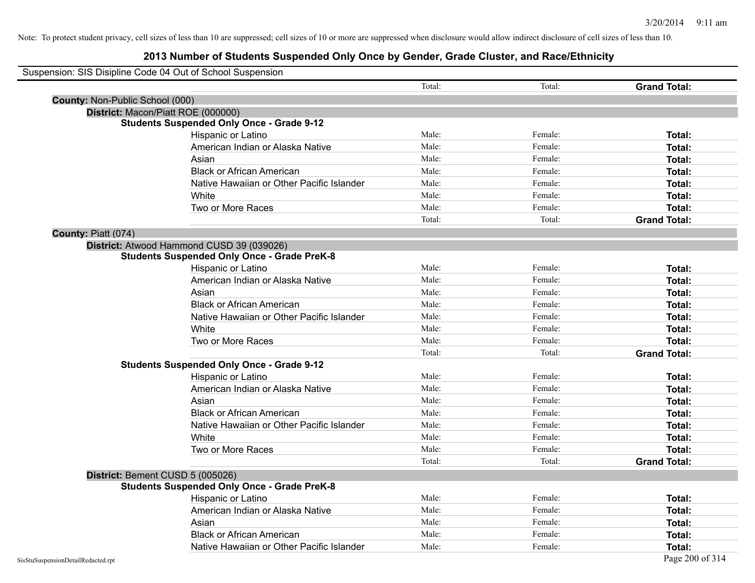Note: To protect student privacy, cell sizes of less than 10 are suppressed; cell sizes of 10 or more are suppressed when disclosure would allow indirect disclosure of cell sizes of less than 10.

# 2013 Number of Students Suspended Only Once by Gender, Grade Cluster, and Race/Ethnicity

Suspension: SIS Disipline Code 04 Out of School Suspension

| | | | | |
|---|---|---|---|---|
| | | Total: | Total: | **Grand Total:** |

**County:** Non-Public School (000)

**District:** Macon/Piatt ROE (000000)

**Students Suspended Only Once - Grade 9-12**

| | | | |
|---|---|---|---|
| Hispanic or Latino | Male: | Female: | **Total:** |
| American Indian or Alaska Native | Male: | Female: | **Total:** |
| Asian | Male: | Female: | **Total:** |
| Black or African American | Male: | Female: | **Total:** |
| Native Hawaiian or Other Pacific Islander | Male: | Female: | **Total:** |
| White | Male: | Female: | **Total:** |
| Two or More Races | Male: | Female: | **Total:** |
| | Total: | Total: | **Grand Total:** |

**County:** Piatt (074)

**District:** Atwood Hammond CUSD 39 (039026)

**Students Suspended Only Once - Grade PreK-8**

| | | | |
|---|---|---|---|
| Hispanic or Latino | Male: | Female: | **Total:** |
| American Indian or Alaska Native | Male: | Female: | **Total:** |
| Asian | Male: | Female: | **Total:** |
| Black or African American | Male: | Female: | **Total:** |
| Native Hawaiian or Other Pacific Islander | Male: | Female: | **Total:** |
| White | Male: | Female: | **Total:** |
| Two or More Races | Male: | Female: | **Total:** |
| | Total: | Total: | **Grand Total:** |

**Students Suspended Only Once - Grade 9-12**

| | | | |
|---|---|---|---|
| Hispanic or Latino | Male: | Female: | **Total:** |
| American Indian or Alaska Native | Male: | Female: | **Total:** |
| Asian | Male: | Female: | **Total:** |
| Black or African American | Male: | Female: | **Total:** |
| Native Hawaiian or Other Pacific Islander | Male: | Female: | **Total:** |
| White | Male: | Female: | **Total:** |
| Two or More Races | Male: | Female: | **Total:** |
| | Total: | Total: | **Grand Total:** |

**District:** Bement CUSD 5 (005026)

**Students Suspended Only Once - Grade PreK-8**

| | | | |
|---|---|---|---|
| Hispanic or Latino | Male: | Female: | **Total:** |
| American Indian or Alaska Native | Male: | Female: | **Total:** |
| Asian | Male: | Female: | **Total:** |
| Black or African American | Male: | Female: | **Total:** |
| Native Hawaiian or Other Pacific Islander | Male: | Female: | **Total:** |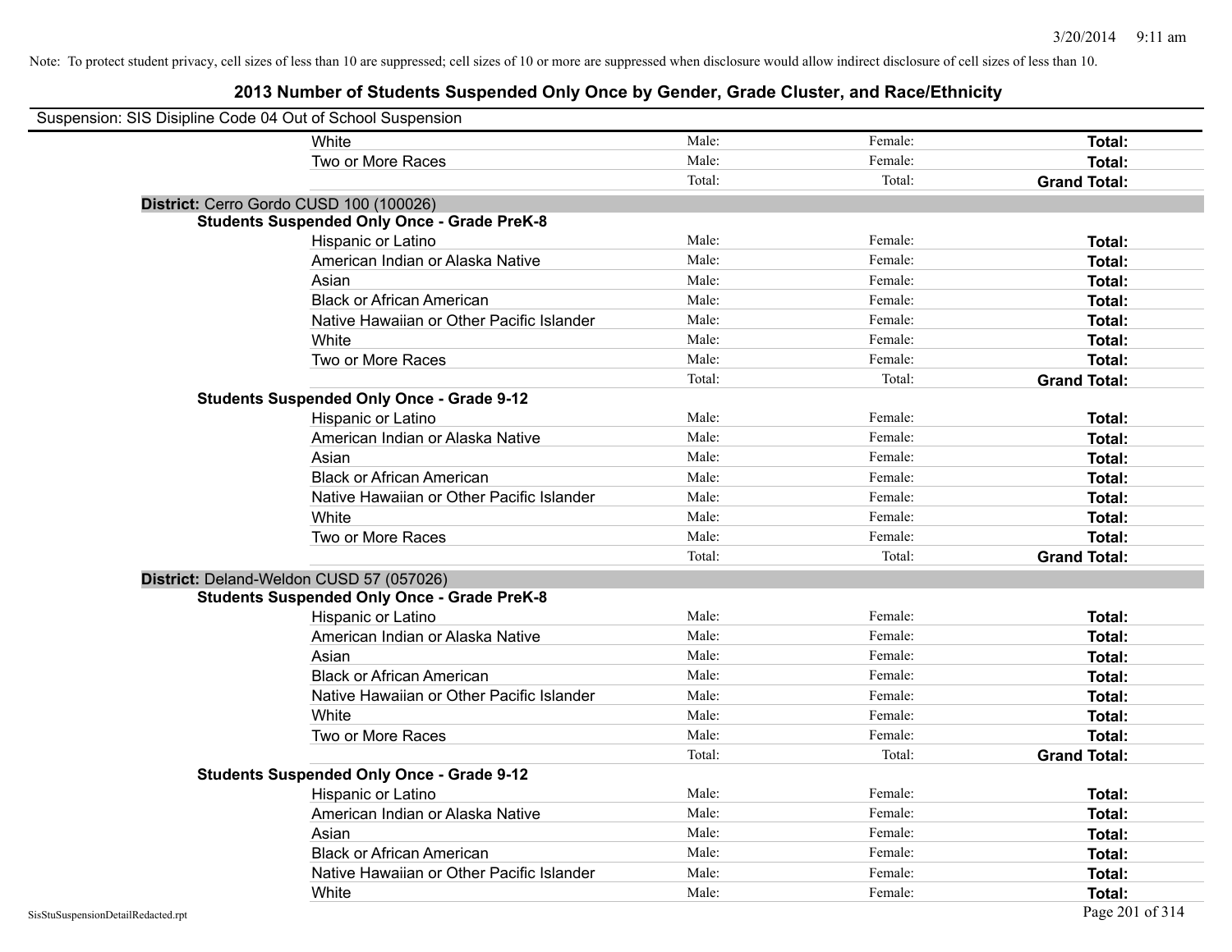Note: To protect student privacy, cell sizes of less than 10 are suppressed; cell sizes of 10 or more are suppressed when disclosure would allow indirect disclosure of cell sizes of less than 10.

## 2013 Number of Students Suspended Only Once by Gender, Grade Cluster, and Race/Ethnicity

Suspension: SIS Disipline Code 04 Out of School Suspension

| | Male | Female | Total |
|---|---|---|---|
| White | Male: | Female: | **Total:** |
| Two or More Races | Male: | Female: | **Total:** |
| | Total: | Total: | **Grand Total:** |

**District:** Cerro Gordo CUSD 100 (100026)

**Students Suspended Only Once - Grade PreK-8**

| | Male | Female | Total |
|---|---|---|---|
| Hispanic or Latino | Male: | Female: | **Total:** |
| American Indian or Alaska Native | Male: | Female: | **Total:** |
| Asian | Male: | Female: | **Total:** |
| Black or African American | Male: | Female: | **Total:** |
| Native Hawaiian or Other Pacific Islander | Male: | Female: | **Total:** |
| White | Male: | Female: | **Total:** |
| Two or More Races | Male: | Female: | **Total:** |
| | Total: | Total: | **Grand Total:** |

**Students Suspended Only Once - Grade 9-12**

| | Male | Female | Total |
|---|---|---|---|
| Hispanic or Latino | Male: | Female: | **Total:** |
| American Indian or Alaska Native | Male: | Female: | **Total:** |
| Asian | Male: | Female: | **Total:** |
| Black or African American | Male: | Female: | **Total:** |
| Native Hawaiian or Other Pacific Islander | Male: | Female: | **Total:** |
| White | Male: | Female: | **Total:** |
| Two or More Races | Male: | Female: | **Total:** |
| | Total: | Total: | **Grand Total:** |

**District:** Deland-Weldon CUSD 57 (057026)

**Students Suspended Only Once - Grade PreK-8**

| | Male | Female | Total |
|---|---|---|---|
| Hispanic or Latino | Male: | Female: | **Total:** |
| American Indian or Alaska Native | Male: | Female: | **Total:** |
| Asian | Male: | Female: | **Total:** |
| Black or African American | Male: | Female: | **Total:** |
| Native Hawaiian or Other Pacific Islander | Male: | Female: | **Total:** |
| White | Male: | Female: | **Total:** |
| Two or More Races | Male: | Female: | **Total:** |
| | Total: | Total: | **Grand Total:** |

**Students Suspended Only Once - Grade 9-12**

| | Male | Female | Total |
|---|---|---|---|
| Hispanic or Latino | Male: | Female: | **Total:** |
| American Indian or Alaska Native | Male: | Female: | **Total:** |
| Asian | Male: | Female: | **Total:** |
| Black or African American | Male: | Female: | **Total:** |
| Native Hawaiian or Other Pacific Islander | Male: | Female: | **Total:** |
| White | Male: | Female: | **Total:** |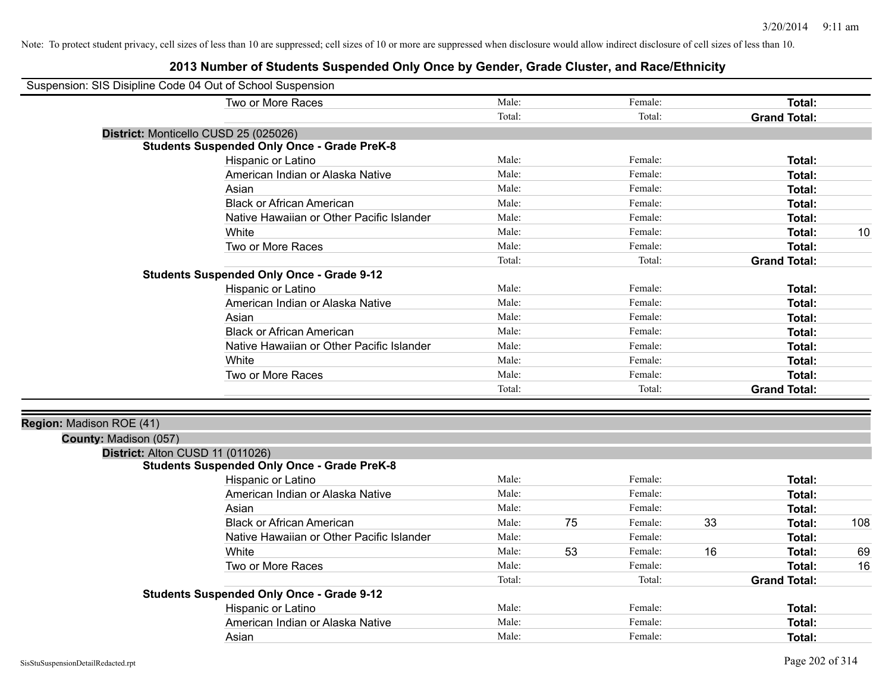Note: To protect student privacy, cell sizes of less than 10 are suppressed; cell sizes of 10 or more are suppressed when disclosure would allow indirect disclosure of cell sizes of less than 10.

# 2013 Number of Students Suspended Only Once by Gender, Grade Cluster, and Race/Ethnicity

Suspension: SIS Disipline Code 04 Out of School Suspension

| | Male: | | Female: | | | |
|---|---|---|---|---|---|---|
| Two or More Races | Male: | | Female: | | **Total:** | |
| | Total: | | Total: | | **Grand Total:** | |

**District:** Monticello CUSD 25 (025026)

**Students Suspended Only Once - Grade PreK-8**

| Race/Ethnicity | | | | | | |
|---|---|---|---|---|---|---|
| Hispanic or Latino | Male: | | Female: | | **Total:** | |
| American Indian or Alaska Native | Male: | | Female: | | **Total:** | |
| Asian | Male: | | Female: | | **Total:** | |
| Black or African American | Male: | | Female: | | **Total:** | |
| Native Hawaiian or Other Pacific Islander | Male: | | Female: | | **Total:** | |
| White | Male: | | Female: | | **Total:** | 10 |
| Two or More Races | Male: | | Female: | | **Total:** | |
| | Total: | | Total: | | **Grand Total:** | |

**Students Suspended Only Once - Grade 9-12**

| Race/Ethnicity | | | | | | |
|---|---|---|---|---|---|---|
| Hispanic or Latino | Male: | | Female: | | **Total:** | |
| American Indian or Alaska Native | Male: | | Female: | | **Total:** | |
| Asian | Male: | | Female: | | **Total:** | |
| Black or African American | Male: | | Female: | | **Total:** | |
| Native Hawaiian or Other Pacific Islander | Male: | | Female: | | **Total:** | |
| White | Male: | | Female: | | **Total:** | |
| Two or More Races | Male: | | Female: | | **Total:** | |
| | Total: | | Total: | | **Grand Total:** | |

**Region:** Madison ROE (41)

**County:** Madison (057)

**District:** Alton CUSD 11 (011026)

**Students Suspended Only Once - Grade PreK-8**

| Race/Ethnicity | | | | | | |
|---|---|---|---|---|---|---|
| Hispanic or Latino | Male: | | Female: | | **Total:** | |
| American Indian or Alaska Native | Male: | | Female: | | **Total:** | |
| Asian | Male: | | Female: | | **Total:** | |
| Black or African American | Male: | 75 | Female: | 33 | **Total:** | 108 |
| Native Hawaiian or Other Pacific Islander | Male: | | Female: | | **Total:** | |
| White | Male: | 53 | Female: | 16 | **Total:** | 69 |
| Two or More Races | Male: | | Female: | | **Total:** | 16 |
| | Total: | | Total: | | **Grand Total:** | |

**Students Suspended Only Once - Grade 9-12**

| Race/Ethnicity | | | | | | |
|---|---|---|---|---|---|---|
| Hispanic or Latino | Male: | | Female: | | **Total:** | |
| American Indian or Alaska Native | Male: | | Female: | | **Total:** | |
| Asian | Male: | | Female: | | **Total:** | |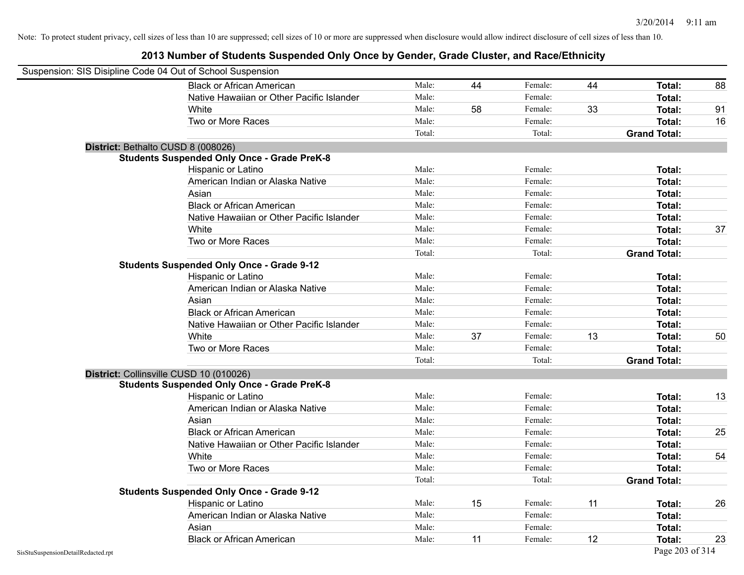Note: To protect student privacy, cell sizes of less than 10 are suppressed; cell sizes of 10 or more are suppressed when disclosure would allow indirect disclosure of cell sizes of less than 10.

# 2013 Number of Students Suspended Only Once by Gender, Grade Cluster, and Race/Ethnicity

Suspension: SIS Disipline Code 04 Out of School Suspension

| Race/Ethnicity | | Male | | Female | | Total |
|---|---|---|---|---|---|---|
| Black or African American | Male: | 44 | Female: | 44 | **Total:** | 88 |
| Native Hawaiian or Other Pacific Islander | Male: | | Female: | | **Total:** | |
| White | Male: | 58 | Female: | 33 | **Total:** | 91 |
| Two or More Races | Male: | | Female: | | **Total:** | 16 |
| | Total: | | Total: | | **Grand Total:** | |

**District:** Bethalto CUSD 8 (008026)

**Students Suspended Only Once - Grade PreK-8**

| Race/Ethnicity | | Male | | Female | | Total |
|---|---|---|---|---|---|---|
| Hispanic or Latino | Male: | | Female: | | **Total:** | |
| American Indian or Alaska Native | Male: | | Female: | | **Total:** | |
| Asian | Male: | | Female: | | **Total:** | |
| Black or African American | Male: | | Female: | | **Total:** | |
| Native Hawaiian or Other Pacific Islander | Male: | | Female: | | **Total:** | |
| White | Male: | | Female: | | **Total:** | 37 |
| Two or More Races | Male: | | Female: | | **Total:** | |
| | Total: | | Total: | | **Grand Total:** | |

**Students Suspended Only Once - Grade 9-12**

| Race/Ethnicity | | Male | | Female | | Total |
|---|---|---|---|---|---|---|
| Hispanic or Latino | Male: | | Female: | | **Total:** | |
| American Indian or Alaska Native | Male: | | Female: | | **Total:** | |
| Asian | Male: | | Female: | | **Total:** | |
| Black or African American | Male: | | Female: | | **Total:** | |
| Native Hawaiian or Other Pacific Islander | Male: | | Female: | | **Total:** | |
| White | Male: | 37 | Female: | 13 | **Total:** | 50 |
| Two or More Races | Male: | | Female: | | **Total:** | |
| | Total: | | Total: | | **Grand Total:** | |

**District:** Collinsville CUSD 10 (010026)

**Students Suspended Only Once - Grade PreK-8**

| Race/Ethnicity | | Male | | Female | | Total |
|---|---|---|---|---|---|---|
| Hispanic or Latino | Male: | | Female: | | **Total:** | 13 |
| American Indian or Alaska Native | Male: | | Female: | | **Total:** | |
| Asian | Male: | | Female: | | **Total:** | |
| Black or African American | Male: | | Female: | | **Total:** | 25 |
| Native Hawaiian or Other Pacific Islander | Male: | | Female: | | **Total:** | |
| White | Male: | | Female: | | **Total:** | 54 |
| Two or More Races | Male: | | Female: | | **Total:** | |
| | Total: | | Total: | | **Grand Total:** | |

**Students Suspended Only Once - Grade 9-12**

| Race/Ethnicity | | Male | | Female | | Total |
|---|---|---|---|---|---|---|
| Hispanic or Latino | Male: | 15 | Female: | 11 | **Total:** | 26 |
| American Indian or Alaska Native | Male: | | Female: | | **Total:** | |
| Asian | Male: | | Female: | | **Total:** | |
| Black or African American | Male: | 11 | Female: | 12 | **Total:** | 23 |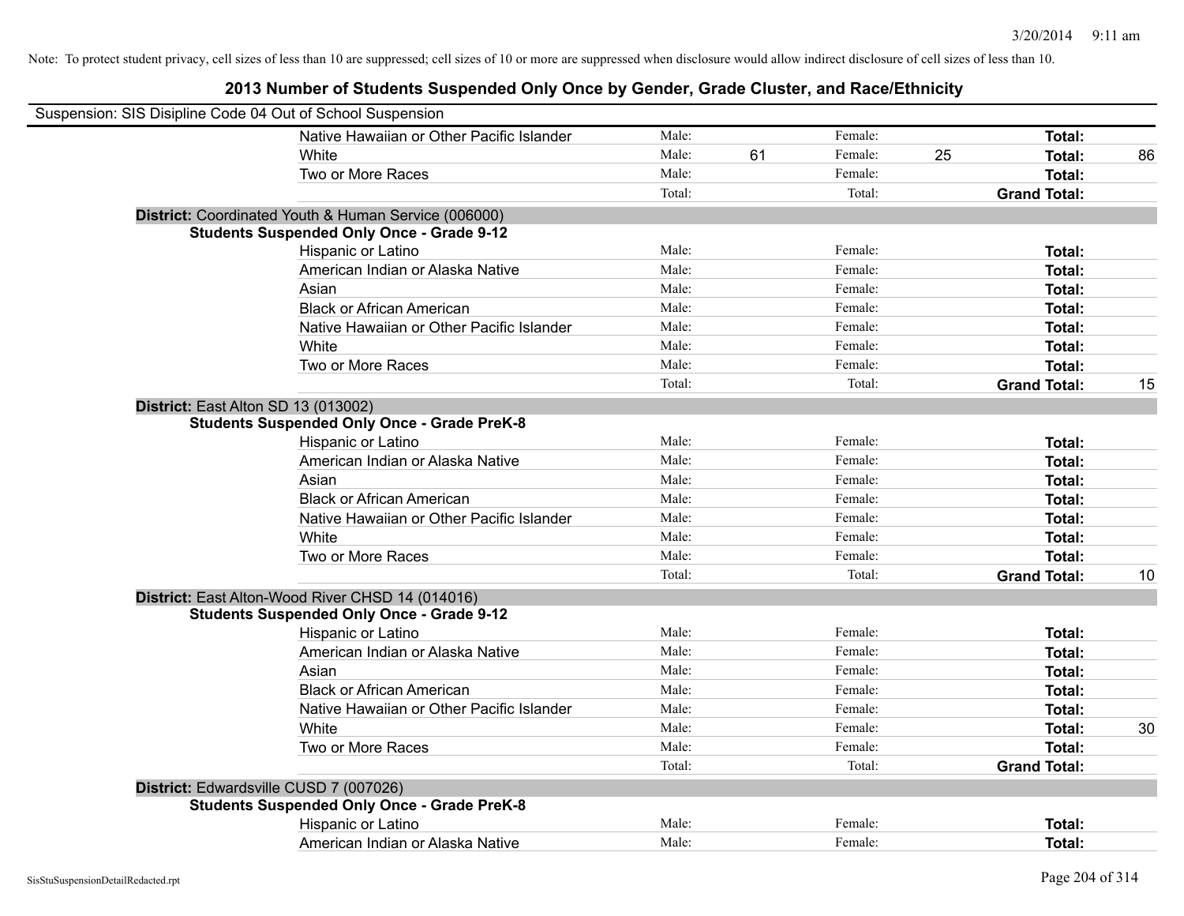Note: To protect student privacy, cell sizes of less than 10 are suppressed; cell sizes of 10 or more are suppressed when disclosure would allow indirect disclosure of cell sizes of less than 10.

## 2013 Number of Students Suspended Only Once by Gender, Grade Cluster, and Race/Ethnicity

Suspension: SIS Disipline Code 04 Out of School Suspension

| | | | | | | |
|---|---|---|---|---|---|---|
| Native Hawaiian or Other Pacific Islander | Male: | | Female: | | **Total:** | |
| White | Male: | 61 | Female: | 25 | **Total:** | 86 |
| Two or More Races | Male: | | Female: | | **Total:** | |
| | Total: | | Total: | | **Grand Total:** | |

**District:** Coordinated Youth & Human Service (006000)

**Students Suspended Only Once - Grade 9-12**

| | | | | | | |
|---|---|---|---|---|---|---|
| Hispanic or Latino | Male: | | Female: | | **Total:** | |
| American Indian or Alaska Native | Male: | | Female: | | **Total:** | |
| Asian | Male: | | Female: | | **Total:** | |
| Black or African American | Male: | | Female: | | **Total:** | |
| Native Hawaiian or Other Pacific Islander | Male: | | Female: | | **Total:** | |
| White | Male: | | Female: | | **Total:** | |
| Two or More Races | Male: | | Female: | | **Total:** | |
| | Total: | | Total: | | **Grand Total:** | 15 |

**District:** East Alton SD 13 (013002)

**Students Suspended Only Once - Grade PreK-8**

| | | | | | | |
|---|---|---|---|---|---|---|
| Hispanic or Latino | Male: | | Female: | | **Total:** | |
| American Indian or Alaska Native | Male: | | Female: | | **Total:** | |
| Asian | Male: | | Female: | | **Total:** | |
| Black or African American | Male: | | Female: | | **Total:** | |
| Native Hawaiian or Other Pacific Islander | Male: | | Female: | | **Total:** | |
| White | Male: | | Female: | | **Total:** | |
| Two or More Races | Male: | | Female: | | **Total:** | |
| | Total: | | Total: | | **Grand Total:** | 10 |

**District:** East Alton-Wood River CHSD 14 (014016)

**Students Suspended Only Once - Grade 9-12**

| | | | | | | |
|---|---|---|---|---|---|---|
| Hispanic or Latino | Male: | | Female: | | **Total:** | |
| American Indian or Alaska Native | Male: | | Female: | | **Total:** | |
| Asian | Male: | | Female: | | **Total:** | |
| Black or African American | Male: | | Female: | | **Total:** | |
| Native Hawaiian or Other Pacific Islander | Male: | | Female: | | **Total:** | |
| White | Male: | | Female: | | **Total:** | 30 |
| Two or More Races | Male: | | Female: | | **Total:** | |
| | Total: | | Total: | | **Grand Total:** | |

**District:** Edwardsville CUSD 7 (007026)

**Students Suspended Only Once - Grade PreK-8**

| | | | | | | |
|---|---|---|---|---|---|---|
| Hispanic or Latino | Male: | | Female: | | **Total:** | |
| American Indian or Alaska Native | Male: | | Female: | | **Total:** | |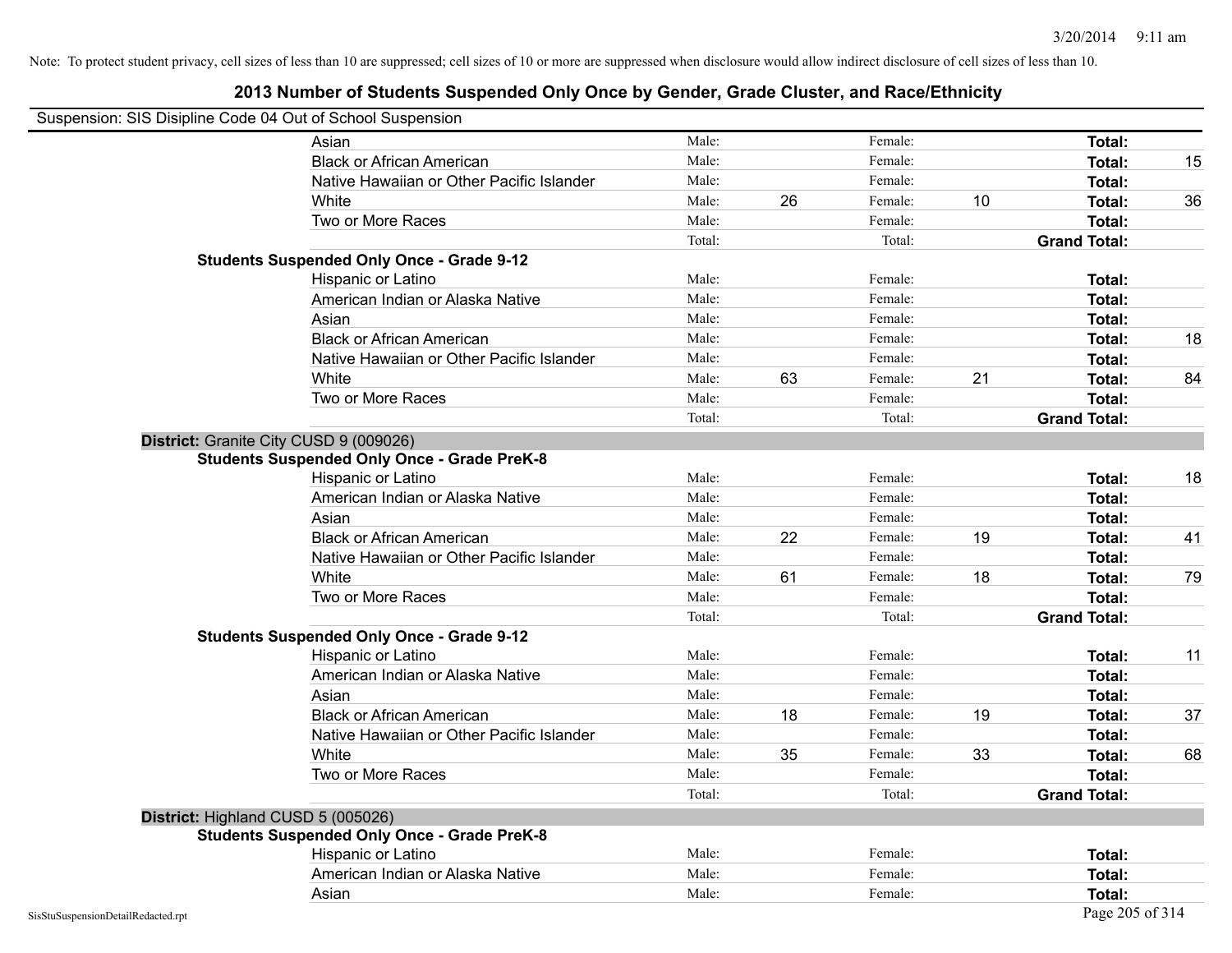Note: To protect student privacy, cell sizes of less than 10 are suppressed; cell sizes of 10 or more are suppressed when disclosure would allow indirect disclosure of cell sizes of less than 10.

# 2013 Number of Students Suspended Only Once by Gender, Grade Cluster, and Race/Ethnicity

Suspension: SIS Disipline Code 04 Out of School Suspension

| | | | | | | |
|---|---|---|---|---|---|---|
| Asian | Male: | | Female: | | **Total:** | |
| Black or African American | Male: | | Female: | | **Total:** | 15 |
| Native Hawaiian or Other Pacific Islander | Male: | | Female: | | **Total:** | |
| White | Male: | 26 | Female: | 10 | **Total:** | 36 |
| Two or More Races | Male: | | Female: | | **Total:** | |
| | Total: | | Total: | | **Grand Total:** | |

**Students Suspended Only Once - Grade 9-12**

| | | | | | | |
|---|---|---|---|---|---|---|
| Hispanic or Latino | Male: | | Female: | | **Total:** | |
| American Indian or Alaska Native | Male: | | Female: | | **Total:** | |
| Asian | Male: | | Female: | | **Total:** | |
| Black or African American | Male: | | Female: | | **Total:** | 18 |
| Native Hawaiian or Other Pacific Islander | Male: | | Female: | | **Total:** | |
| White | Male: | 63 | Female: | 21 | **Total:** | 84 |
| Two or More Races | Male: | | Female: | | **Total:** | |
| | Total: | | Total: | | **Grand Total:** | |

## District: Granite City CUSD 9 (009026)

**Students Suspended Only Once - Grade PreK-8**

| | | | | | | |
|---|---|---|---|---|---|---|
| Hispanic or Latino | Male: | | Female: | | **Total:** | 18 |
| American Indian or Alaska Native | Male: | | Female: | | **Total:** | |
| Asian | Male: | | Female: | | **Total:** | |
| Black or African American | Male: | 22 | Female: | 19 | **Total:** | 41 |
| Native Hawaiian or Other Pacific Islander | Male: | | Female: | | **Total:** | |
| White | Male: | 61 | Female: | 18 | **Total:** | 79 |
| Two or More Races | Male: | | Female: | | **Total:** | |
| | Total: | | Total: | | **Grand Total:** | |

**Students Suspended Only Once - Grade 9-12**

| | | | | | | |
|---|---|---|---|---|---|---|
| Hispanic or Latino | Male: | | Female: | | **Total:** | 11 |
| American Indian or Alaska Native | Male: | | Female: | | **Total:** | |
| Asian | Male: | | Female: | | **Total:** | |
| Black or African American | Male: | 18 | Female: | 19 | **Total:** | 37 |
| Native Hawaiian or Other Pacific Islander | Male: | | Female: | | **Total:** | |
| White | Male: | 35 | Female: | 33 | **Total:** | 68 |
| Two or More Races | Male: | | Female: | | **Total:** | |
| | Total: | | Total: | | **Grand Total:** | |

## District: Highland CUSD 5 (005026)

**Students Suspended Only Once - Grade PreK-8**

| | | | | | | |
|---|---|---|---|---|---|---|
| Hispanic or Latino | Male: | | Female: | | **Total:** | |
| American Indian or Alaska Native | Male: | | Female: | | **Total:** | |
| Asian | Male: | | Female: | | **Total:** | |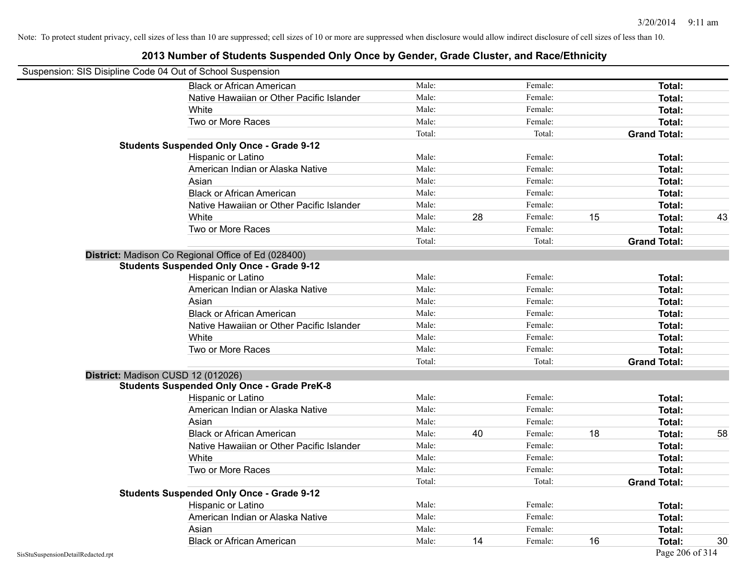Note: To protect student privacy, cell sizes of less than 10 are suppressed; cell sizes of 10 or more are suppressed when disclosure would allow indirect disclosure of cell sizes of less than 10.

## 2013 Number of Students Suspended Only Once by Gender, Grade Cluster, and Race/Ethnicity

Suspension: SIS Disipline Code 04 Out of School Suspension

| | | | | | | |
|---|---|---|---|---|---|---|
| Black or African American | Male: | | Female: | | **Total:** | |
| Native Hawaiian or Other Pacific Islander | Male: | | Female: | | **Total:** | |
| White | Male: | | Female: | | **Total:** | |
| Two or More Races | Male: | | Female: | | **Total:** | |
| | Total: | | Total: | | **Grand Total:** | |
| **Students Suspended Only Once - Grade 9-12** | | | | | | |
| Hispanic or Latino | Male: | | Female: | | **Total:** | |
| American Indian or Alaska Native | Male: | | Female: | | **Total:** | |
| Asian | Male: | | Female: | | **Total:** | |
| Black or African American | Male: | | Female: | | **Total:** | |
| Native Hawaiian or Other Pacific Islander | Male: | | Female: | | **Total:** | |
| White | Male: | 28 | Female: | 15 | **Total:** | 43 |
| Two or More Races | Male: | | Female: | | **Total:** | |
| | Total: | | Total: | | **Grand Total:** | |

**District:** Madison Co Regional Office of Ed (028400)

| | | | | | | |
|---|---|---|---|---|---|---|
| **Students Suspended Only Once - Grade 9-12** | | | | | | |
| Hispanic or Latino | Male: | | Female: | | **Total:** | |
| American Indian or Alaska Native | Male: | | Female: | | **Total:** | |
| Asian | Male: | | Female: | | **Total:** | |
| Black or African American | Male: | | Female: | | **Total:** | |
| Native Hawaiian or Other Pacific Islander | Male: | | Female: | | **Total:** | |
| White | Male: | | Female: | | **Total:** | |
| Two or More Races | Male: | | Female: | | **Total:** | |
| | Total: | | Total: | | **Grand Total:** | |

**District:** Madison CUSD 12 (012026)

| | | | | | | |
|---|---|---|---|---|---|---|
| **Students Suspended Only Once - Grade PreK-8** | | | | | | |
| Hispanic or Latino | Male: | | Female: | | **Total:** | |
| American Indian or Alaska Native | Male: | | Female: | | **Total:** | |
| Asian | Male: | | Female: | | **Total:** | |
| Black or African American | Male: | 40 | Female: | 18 | **Total:** | 58 |
| Native Hawaiian or Other Pacific Islander | Male: | | Female: | | **Total:** | |
| White | Male: | | Female: | | **Total:** | |
| Two or More Races | Male: | | Female: | | **Total:** | |
| | Total: | | Total: | | **Grand Total:** | |
| **Students Suspended Only Once - Grade 9-12** | | | | | | |
| Hispanic or Latino | Male: | | Female: | | **Total:** | |
| American Indian or Alaska Native | Male: | | Female: | | **Total:** | |
| Asian | Male: | | Female: | | **Total:** | |
| Black or African American | Male: | 14 | Female: | 16 | **Total:** | 30 |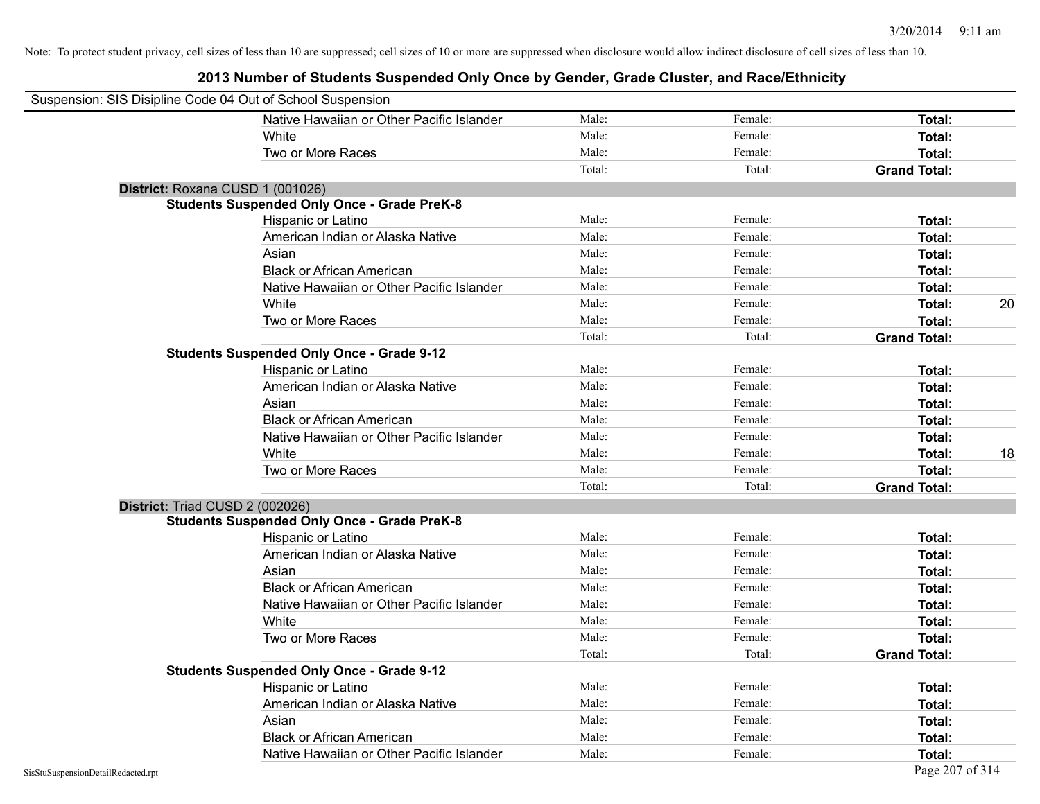Note: To protect student privacy, cell sizes of less than 10 are suppressed; cell sizes of 10 or more are suppressed when disclosure would allow indirect disclosure of cell sizes of less than 10.

# 2013 Number of Students Suspended Only Once by Gender, Grade Cluster, and Race/Ethnicity

Suspension: SIS Disipline Code 04 Out of School Suspension

| | | | | |
|---|---|---|---|---|
| Native Hawaiian or Other Pacific Islander | Male: | Female: | **Total:** | |
| White | Male: | Female: | **Total:** | |
| Two or More Races | Male: | Female: | **Total:** | |
| | Total: | Total: | **Grand Total:** | |

**District:** Roxana CUSD 1 (001026)

**Students Suspended Only Once - Grade PreK-8**

| | | | | |
|---|---|---|---|---|
| Hispanic or Latino | Male: | Female: | **Total:** | |
| American Indian or Alaska Native | Male: | Female: | **Total:** | |
| Asian | Male: | Female: | **Total:** | |
| Black or African American | Male: | Female: | **Total:** | |
| Native Hawaiian or Other Pacific Islander | Male: | Female: | **Total:** | |
| White | Male: | Female: | **Total:** | 20 |
| Two or More Races | Male: | Female: | **Total:** | |
| | Total: | Total: | **Grand Total:** | |

**Students Suspended Only Once - Grade 9-12**

| | | | | |
|---|---|---|---|---|
| Hispanic or Latino | Male: | Female: | **Total:** | |
| American Indian or Alaska Native | Male: | Female: | **Total:** | |
| Asian | Male: | Female: | **Total:** | |
| Black or African American | Male: | Female: | **Total:** | |
| Native Hawaiian or Other Pacific Islander | Male: | Female: | **Total:** | |
| White | Male: | Female: | **Total:** | 18 |
| Two or More Races | Male: | Female: | **Total:** | |
| | Total: | Total: | **Grand Total:** | |

**District:** Triad CUSD 2 (002026)

**Students Suspended Only Once - Grade PreK-8**

| | | | | |
|---|---|---|---|---|
| Hispanic or Latino | Male: | Female: | **Total:** | |
| American Indian or Alaska Native | Male: | Female: | **Total:** | |
| Asian | Male: | Female: | **Total:** | |
| Black or African American | Male: | Female: | **Total:** | |
| Native Hawaiian or Other Pacific Islander | Male: | Female: | **Total:** | |
| White | Male: | Female: | **Total:** | |
| Two or More Races | Male: | Female: | **Total:** | |
| | Total: | Total: | **Grand Total:** | |

**Students Suspended Only Once - Grade 9-12**

| | | | | |
|---|---|---|---|---|
| Hispanic or Latino | Male: | Female: | **Total:** | |
| American Indian or Alaska Native | Male: | Female: | **Total:** | |
| Asian | Male: | Female: | **Total:** | |
| Black or African American | Male: | Female: | **Total:** | |
| Native Hawaiian or Other Pacific Islander | Male: | Female: | **Total:** | |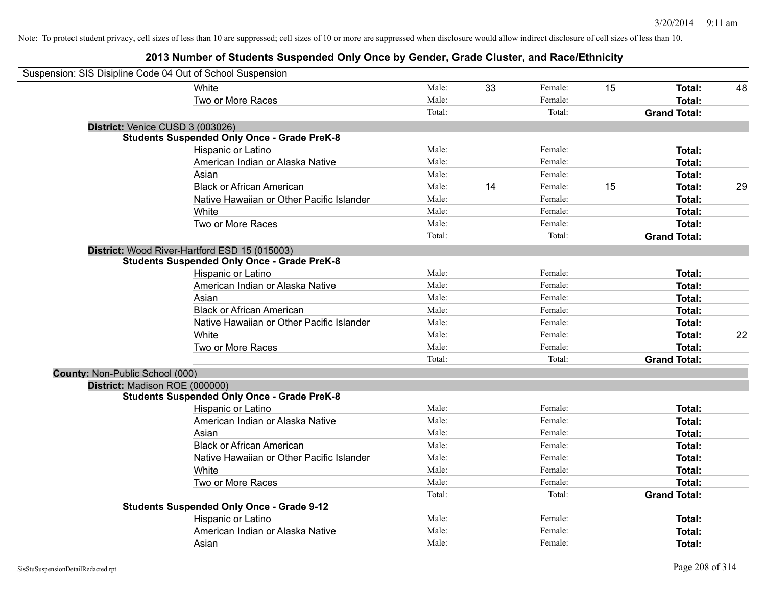Note: To protect student privacy, cell sizes of less than 10 are suppressed; cell sizes of 10 or more are suppressed when disclosure would allow indirect disclosure of cell sizes of less than 10.

## 2013 Number of Students Suspended Only Once by Gender, Grade Cluster, and Race/Ethnicity

Suspension: SIS Disipline Code 04 Out of School Suspension

| | | | | | | |
|---|---|---|---|---|---|---|
| White | Male: | 33 | Female: | 15 | **Total:** | 48 |
| Two or More Races | Male: | | Female: | | **Total:** | |
| | Total: | | Total: | | **Grand Total:** | |

**District:** Venice CUSD 3 (003026)

**Students Suspended Only Once - Grade PreK-8**

| | | | | | | |
|---|---|---|---|---|---|---|
| Hispanic or Latino | Male: | | Female: | | **Total:** | |
| American Indian or Alaska Native | Male: | | Female: | | **Total:** | |
| Asian | Male: | | Female: | | **Total:** | |
| Black or African American | Male: | 14 | Female: | 15 | **Total:** | 29 |
| Native Hawaiian or Other Pacific Islander | Male: | | Female: | | **Total:** | |
| White | Male: | | Female: | | **Total:** | |
| Two or More Races | Male: | | Female: | | **Total:** | |
| | Total: | | Total: | | **Grand Total:** | |

**District:** Wood River-Hartford ESD 15 (015003)

**Students Suspended Only Once - Grade PreK-8**

| | | | | | | |
|---|---|---|---|---|---|---|
| Hispanic or Latino | Male: | | Female: | | **Total:** | |
| American Indian or Alaska Native | Male: | | Female: | | **Total:** | |
| Asian | Male: | | Female: | | **Total:** | |
| Black or African American | Male: | | Female: | | **Total:** | |
| Native Hawaiian or Other Pacific Islander | Male: | | Female: | | **Total:** | |
| White | Male: | | Female: | | **Total:** | 22 |
| Two or More Races | Male: | | Female: | | **Total:** | |
| | Total: | | Total: | | **Grand Total:** | |

**County:** Non-Public School (000)

**District:** Madison ROE (000000)

**Students Suspended Only Once - Grade PreK-8**

| | | | | | | |
|---|---|---|---|---|---|---|
| Hispanic or Latino | Male: | | Female: | | **Total:** | |
| American Indian or Alaska Native | Male: | | Female: | | **Total:** | |
| Asian | Male: | | Female: | | **Total:** | |
| Black or African American | Male: | | Female: | | **Total:** | |
| Native Hawaiian or Other Pacific Islander | Male: | | Female: | | **Total:** | |
| White | Male: | | Female: | | **Total:** | |
| Two or More Races | Male: | | Female: | | **Total:** | |
| | Total: | | Total: | | **Grand Total:** | |

**Students Suspended Only Once - Grade 9-12**

| | | | | | | |
|---|---|---|---|---|---|---|
| Hispanic or Latino | Male: | | Female: | | **Total:** | |
| American Indian or Alaska Native | Male: | | Female: | | **Total:** | |
| Asian | Male: | | Female: | | **Total:** | |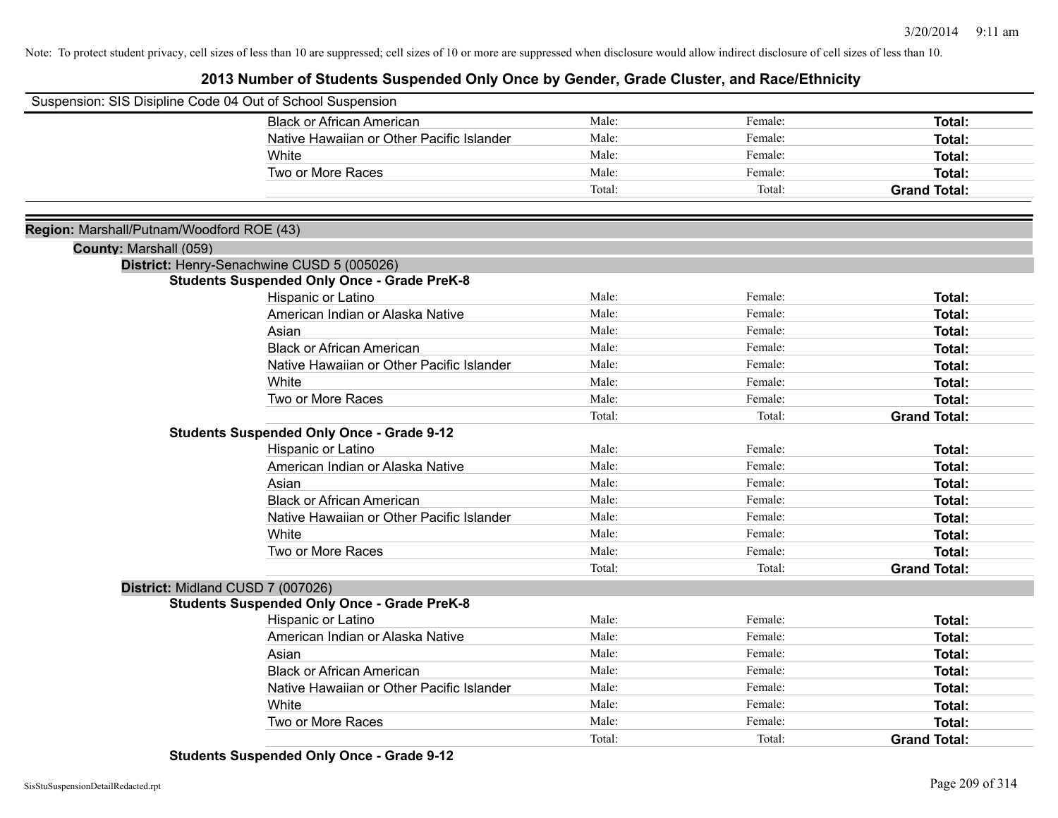Note: To protect student privacy, cell sizes of less than 10 are suppressed; cell sizes of 10 or more are suppressed when disclosure would allow indirect disclosure of cell sizes of less than 10.

## 2013 Number of Students Suspended Only Once by Gender, Grade Cluster, and Race/Ethnicity

Suspension: SIS Disipline Code 04 Out of School Suspension

| | | | |
|---|---|---|---|
| Black or African American | Male: | Female: | **Total:** |
| Native Hawaiian or Other Pacific Islander | Male: | Female: | **Total:** |
| White | Male: | Female: | **Total:** |
| Two or More Races | Male: | Female: | **Total:** |
| | Total: | Total: | **Grand Total:** |

**Region:** Marshall/Putnam/Woodford ROE (43)

**County:** Marshall (059)

**District:** Henry-Senachwine CUSD 5 (005026)

**Students Suspended Only Once - Grade PreK-8**

| | | | |
|---|---|---|---|
| Hispanic or Latino | Male: | Female: | **Total:** |
| American Indian or Alaska Native | Male: | Female: | **Total:** |
| Asian | Male: | Female: | **Total:** |
| Black or African American | Male: | Female: | **Total:** |
| Native Hawaiian or Other Pacific Islander | Male: | Female: | **Total:** |
| White | Male: | Female: | **Total:** |
| Two or More Races | Male: | Female: | **Total:** |
| | Total: | Total: | **Grand Total:** |

**Students Suspended Only Once - Grade 9-12**

| | | | |
|---|---|---|---|
| Hispanic or Latino | Male: | Female: | **Total:** |
| American Indian or Alaska Native | Male: | Female: | **Total:** |
| Asian | Male: | Female: | **Total:** |
| Black or African American | Male: | Female: | **Total:** |
| Native Hawaiian or Other Pacific Islander | Male: | Female: | **Total:** |
| White | Male: | Female: | **Total:** |
| Two or More Races | Male: | Female: | **Total:** |
| | Total: | Total: | **Grand Total:** |

**District:** Midland CUSD 7 (007026)

**Students Suspended Only Once - Grade PreK-8**

| | | | |
|---|---|---|---|
| Hispanic or Latino | Male: | Female: | **Total:** |
| American Indian or Alaska Native | Male: | Female: | **Total:** |
| Asian | Male: | Female: | **Total:** |
| Black or African American | Male: | Female: | **Total:** |
| Native Hawaiian or Other Pacific Islander | Male: | Female: | **Total:** |
| White | Male: | Female: | **Total:** |
| Two or More Races | Male: | Female: | **Total:** |
| | Total: | Total: | **Grand Total:** |

**Students Suspended Only Once - Grade 9-12**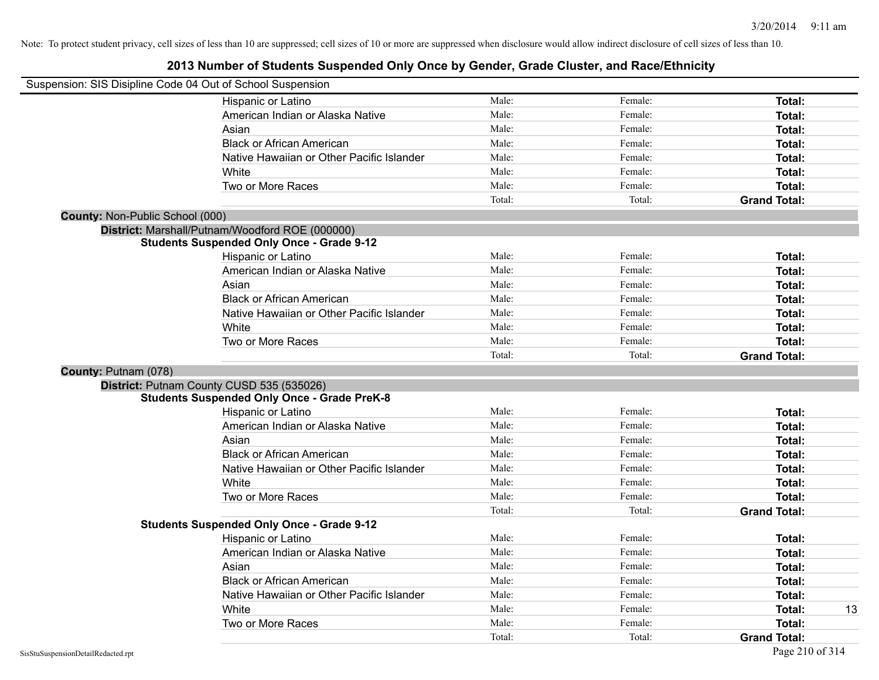Note: To protect student privacy, cell sizes of less than 10 are suppressed; cell sizes of 10 or more are suppressed when disclosure would allow indirect disclosure of cell sizes of less than 10.

# 2013 Number of Students Suspended Only Once by Gender, Grade Cluster, and Race/Ethnicity

Suspension: SIS Disipline Code 04 Out of School Suspension

| | Male: | Female: | Total: |
|---|---|---|---|
| Hispanic or Latino | Male: | Female: | **Total:** |
| American Indian or Alaska Native | Male: | Female: | **Total:** |
| Asian | Male: | Female: | **Total:** |
| Black or African American | Male: | Female: | **Total:** |
| Native Hawaiian or Other Pacific Islander | Male: | Female: | **Total:** |
| White | Male: | Female: | **Total:** |
| Two or More Races | Male: | Female: | **Total:** |
| | Total: | Total: | **Grand Total:** |

**County:** Non-Public School (000)

**District:** Marshall/Putnam/Woodford ROE (000000)

**Students Suspended Only Once - Grade 9-12**

| | Male | Female | Total |
|---|---|---|---|
| Hispanic or Latino | Male: | Female: | **Total:** |
| American Indian or Alaska Native | Male: | Female: | **Total:** |
| Asian | Male: | Female: | **Total:** |
| Black or African American | Male: | Female: | **Total:** |
| Native Hawaiian or Other Pacific Islander | Male: | Female: | **Total:** |
| White | Male: | Female: | **Total:** |
| Two or More Races | Male: | Female: | **Total:** |
| | Total: | Total: | **Grand Total:** |

**County:** Putnam (078)

**District:** Putnam County CUSD 535 (535026)

**Students Suspended Only Once - Grade PreK-8**

| | Male | Female | Total |
|---|---|---|---|
| Hispanic or Latino | Male: | Female: | **Total:** |
| American Indian or Alaska Native | Male: | Female: | **Total:** |
| Asian | Male: | Female: | **Total:** |
| Black or African American | Male: | Female: | **Total:** |
| Native Hawaiian or Other Pacific Islander | Male: | Female: | **Total:** |
| White | Male: | Female: | **Total:** |
| Two or More Races | Male: | Female: | **Total:** |
| | Total: | Total: | **Grand Total:** |

**Students Suspended Only Once - Grade 9-12**

| | Male | Female | Total |
|---|---|---|---|
| Hispanic or Latino | Male: | Female: | **Total:** |
| American Indian or Alaska Native | Male: | Female: | **Total:** |
| Asian | Male: | Female: | **Total:** |
| Black or African American | Male: | Female: | **Total:** |
| Native Hawaiian or Other Pacific Islander | Male: | Female: | **Total:** |
| White | Male: | Female: | **Total:** 13 |
| Two or More Races | Male: | Female: | **Total:** |
| | Total: | Total: | **Grand Total:** |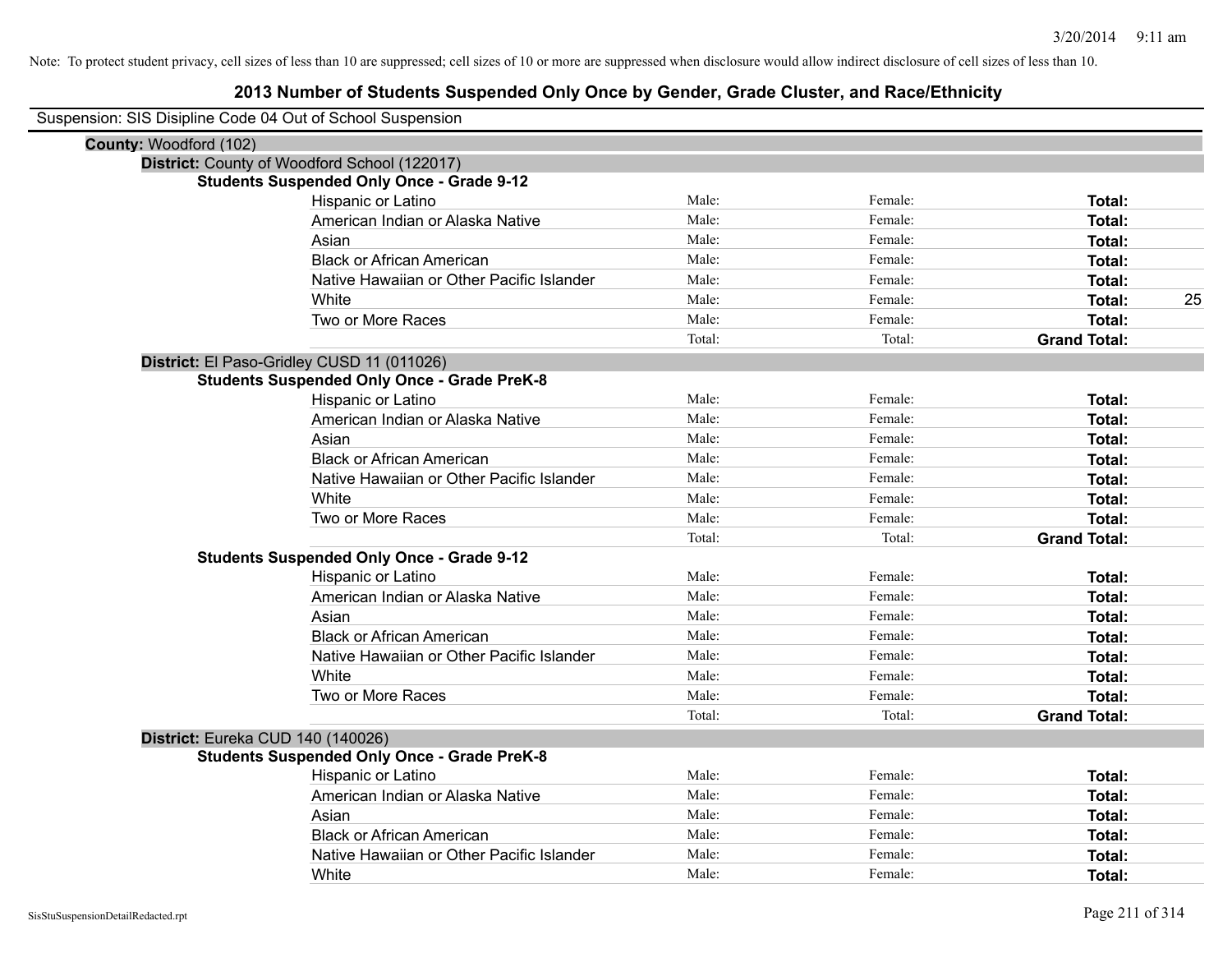Note: To protect student privacy, cell sizes of less than 10 are suppressed; cell sizes of 10 or more are suppressed when disclosure would allow indirect disclosure of cell sizes of less than 10.

# 2013 Number of Students Suspended Only Once by Gender, Grade Cluster, and Race/Ethnicity

Suspension: SIS Disipline Code 04 Out of School Suspension

**County:** Woodford (102)

**District:** County of Woodford School (122017)

**Students Suspended Only Once - Grade 9-12**

| | | | | |
|---|---|---|---|---|
| Hispanic or Latino | Male: | Female: | **Total:** | |
| American Indian or Alaska Native | Male: | Female: | **Total:** | |
| Asian | Male: | Female: | **Total:** | |
| Black or African American | Male: | Female: | **Total:** | |
| Native Hawaiian or Other Pacific Islander | Male: | Female: | **Total:** | |
| White | Male: | Female: | **Total:** | 25 |
| Two or More Races | Male: | Female: | **Total:** | |
| | Total: | Total: | **Grand Total:** | |

**District:** El Paso-Gridley CUSD 11 (011026)

**Students Suspended Only Once - Grade PreK-8**

| | | | | |
|---|---|---|---|---|
| Hispanic or Latino | Male: | Female: | **Total:** | |
| American Indian or Alaska Native | Male: | Female: | **Total:** | |
| Asian | Male: | Female: | **Total:** | |
| Black or African American | Male: | Female: | **Total:** | |
| Native Hawaiian or Other Pacific Islander | Male: | Female: | **Total:** | |
| White | Male: | Female: | **Total:** | |
| Two or More Races | Male: | Female: | **Total:** | |
| | Total: | Total: | **Grand Total:** | |

**Students Suspended Only Once - Grade 9-12**

| | | | | |
|---|---|---|---|---|
| Hispanic or Latino | Male: | Female: | **Total:** | |
| American Indian or Alaska Native | Male: | Female: | **Total:** | |
| Asian | Male: | Female: | **Total:** | |
| Black or African American | Male: | Female: | **Total:** | |
| Native Hawaiian or Other Pacific Islander | Male: | Female: | **Total:** | |
| White | Male: | Female: | **Total:** | |
| Two or More Races | Male: | Female: | **Total:** | |
| | Total: | Total: | **Grand Total:** | |

**District:** Eureka CUD 140 (140026)

**Students Suspended Only Once - Grade PreK-8**

| | | | | |
|---|---|---|---|---|
| Hispanic or Latino | Male: | Female: | **Total:** | |
| American Indian or Alaska Native | Male: | Female: | **Total:** | |
| Asian | Male: | Female: | **Total:** | |
| Black or African American | Male: | Female: | **Total:** | |
| Native Hawaiian or Other Pacific Islander | Male: | Female: | **Total:** | |
| White | Male: | Female: | **Total:** | |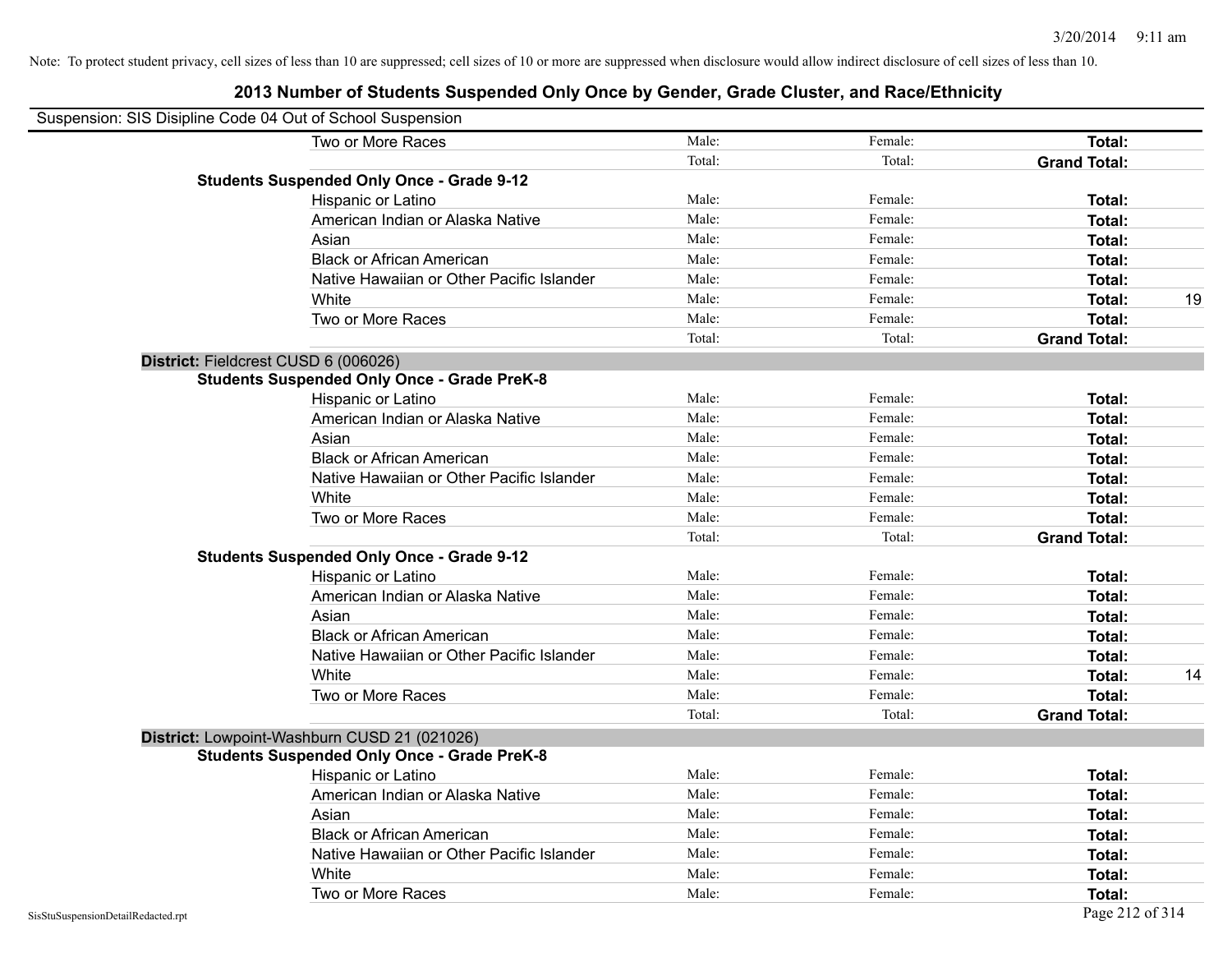Note: To protect student privacy, cell sizes of less than 10 are suppressed; cell sizes of 10 or more are suppressed when disclosure would allow indirect disclosure of cell sizes of less than 10.

## 2013 Number of Students Suspended Only Once by Gender, Grade Cluster, and Race/Ethnicity

Suspension: SIS Disipline Code 04 Out of School Suspension

| | | | | |
|---|---|---|---|---|
| Two or More Races | Male: | Female: | **Total:** | |
| | Total: | Total: | **Grand Total:** | |

**Students Suspended Only Once - Grade 9-12**

| | | | | |
|---|---|---|---|---|
| Hispanic or Latino | Male: | Female: | **Total:** | |
| American Indian or Alaska Native | Male: | Female: | **Total:** | |
| Asian | Male: | Female: | **Total:** | |
| Black or African American | Male: | Female: | **Total:** | |
| Native Hawaiian or Other Pacific Islander | Male: | Female: | **Total:** | |
| White | Male: | Female: | **Total:** | 19 |
| Two or More Races | Male: | Female: | **Total:** | |
| | Total: | Total: | **Grand Total:** | |

**District:** Fieldcrest CUSD 6 (006026)

**Students Suspended Only Once - Grade PreK-8**

| | | | | |
|---|---|---|---|---|
| Hispanic or Latino | Male: | Female: | **Total:** | |
| American Indian or Alaska Native | Male: | Female: | **Total:** | |
| Asian | Male: | Female: | **Total:** | |
| Black or African American | Male: | Female: | **Total:** | |
| Native Hawaiian or Other Pacific Islander | Male: | Female: | **Total:** | |
| White | Male: | Female: | **Total:** | |
| Two or More Races | Male: | Female: | **Total:** | |
| | Total: | Total: | **Grand Total:** | |

**Students Suspended Only Once - Grade 9-12**

| | | | | |
|---|---|---|---|---|
| Hispanic or Latino | Male: | Female: | **Total:** | |
| American Indian or Alaska Native | Male: | Female: | **Total:** | |
| Asian | Male: | Female: | **Total:** | |
| Black or African American | Male: | Female: | **Total:** | |
| Native Hawaiian or Other Pacific Islander | Male: | Female: | **Total:** | |
| White | Male: | Female: | **Total:** | 14 |
| Two or More Races | Male: | Female: | **Total:** | |
| | Total: | Total: | **Grand Total:** | |

**District:** Lowpoint-Washburn CUSD 21 (021026)

**Students Suspended Only Once - Grade PreK-8**

| | | | | |
|---|---|---|---|---|
| Hispanic or Latino | Male: | Female: | **Total:** | |
| American Indian or Alaska Native | Male: | Female: | **Total:** | |
| Asian | Male: | Female: | **Total:** | |
| Black or African American | Male: | Female: | **Total:** | |
| Native Hawaiian or Other Pacific Islander | Male: | Female: | **Total:** | |
| White | Male: | Female: | **Total:** | |
| Two or More Races | Male: | Female: | **Total:** | |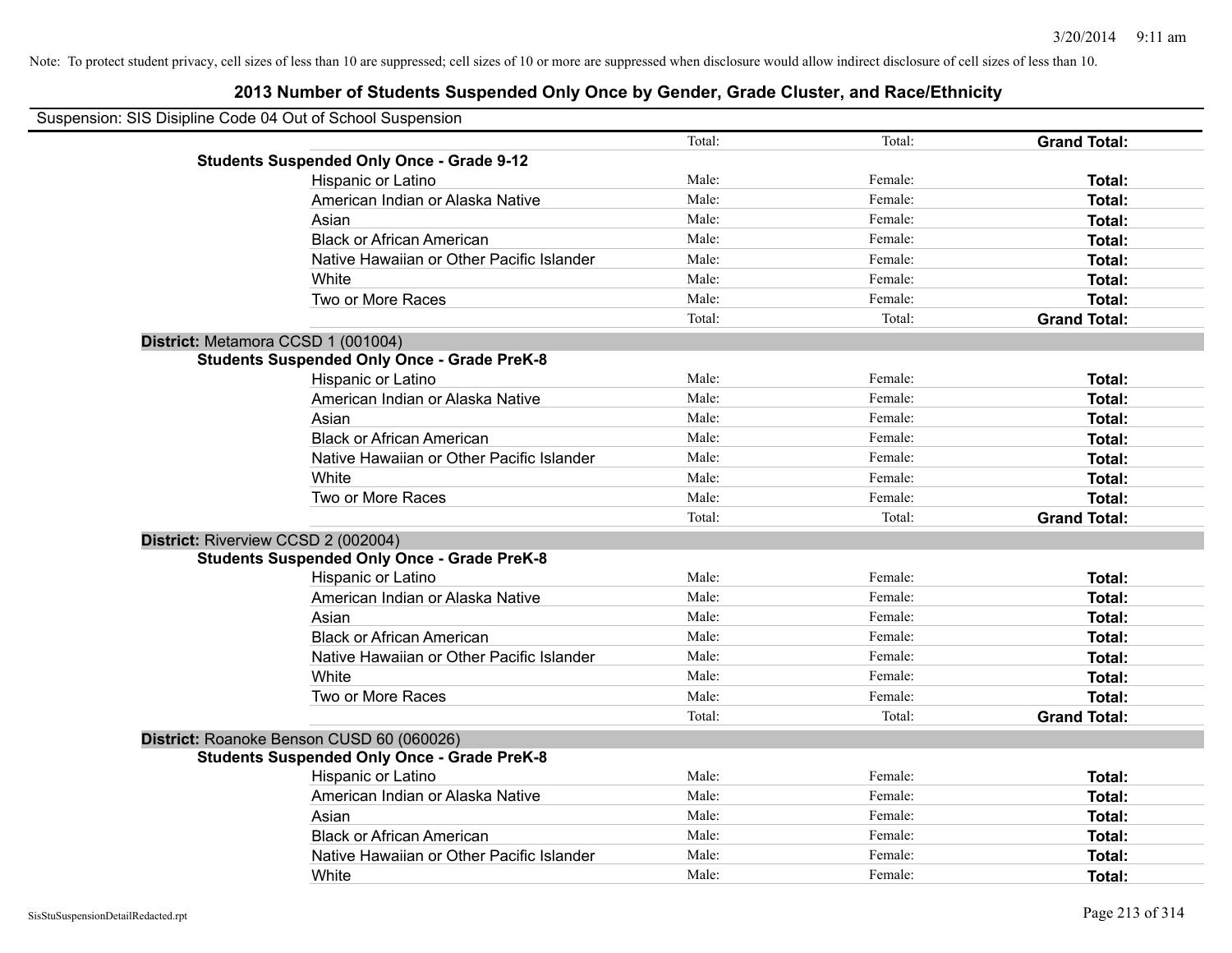Note: To protect student privacy, cell sizes of less than 10 are suppressed; cell sizes of 10 or more are suppressed when disclosure would allow indirect disclosure of cell sizes of less than 10.

# 2013 Number of Students Suspended Only Once by Gender, Grade Cluster, and Race/Ethnicity

Suspension: SIS Disipline Code 04 Out of School Suspension

| | | | | |
|---|---|---|---|---|
| | | Total: | Total: | **Grand Total:** |
| **Students Suspended Only Once - Grade 9-12** | | | | |
| | Hispanic or Latino | Male: | Female: | **Total:** |
| | American Indian or Alaska Native | Male: | Female: | **Total:** |
| | Asian | Male: | Female: | **Total:** |
| | Black or African American | Male: | Female: | **Total:** |
| | Native Hawaiian or Other Pacific Islander | Male: | Female: | **Total:** |
| | White | Male: | Female: | **Total:** |
| | Two or More Races | Male: | Female: | **Total:** |
| | | Total: | Total: | **Grand Total:** |
| **District:** Metamora CCSD 1 (001004) | | | | |
| **Students Suspended Only Once - Grade PreK-8** | | | | |
| | Hispanic or Latino | Male: | Female: | **Total:** |
| | American Indian or Alaska Native | Male: | Female: | **Total:** |
| | Asian | Male: | Female: | **Total:** |
| | Black or African American | Male: | Female: | **Total:** |
| | Native Hawaiian or Other Pacific Islander | Male: | Female: | **Total:** |
| | White | Male: | Female: | **Total:** |
| | Two or More Races | Male: | Female: | **Total:** |
| | | Total: | Total: | **Grand Total:** |
| **District:** Riverview CCSD 2 (002004) | | | | |
| **Students Suspended Only Once - Grade PreK-8** | | | | |
| | Hispanic or Latino | Male: | Female: | **Total:** |
| | American Indian or Alaska Native | Male: | Female: | **Total:** |
| | Asian | Male: | Female: | **Total:** |
| | Black or African American | Male: | Female: | **Total:** |
| | Native Hawaiian or Other Pacific Islander | Male: | Female: | **Total:** |
| | White | Male: | Female: | **Total:** |
| | Two or More Races | Male: | Female: | **Total:** |
| | | Total: | Total: | **Grand Total:** |
| **District:** Roanoke Benson CUSD 60 (060026) | | | | |
| **Students Suspended Only Once - Grade PreK-8** | | | | |
| | Hispanic or Latino | Male: | Female: | **Total:** |
| | American Indian or Alaska Native | Male: | Female: | **Total:** |
| | Asian | Male: | Female: | **Total:** |
| | Black or African American | Male: | Female: | **Total:** |
| | Native Hawaiian or Other Pacific Islander | Male: | Female: | **Total:** |
| | White | Male: | Female: | **Total:** |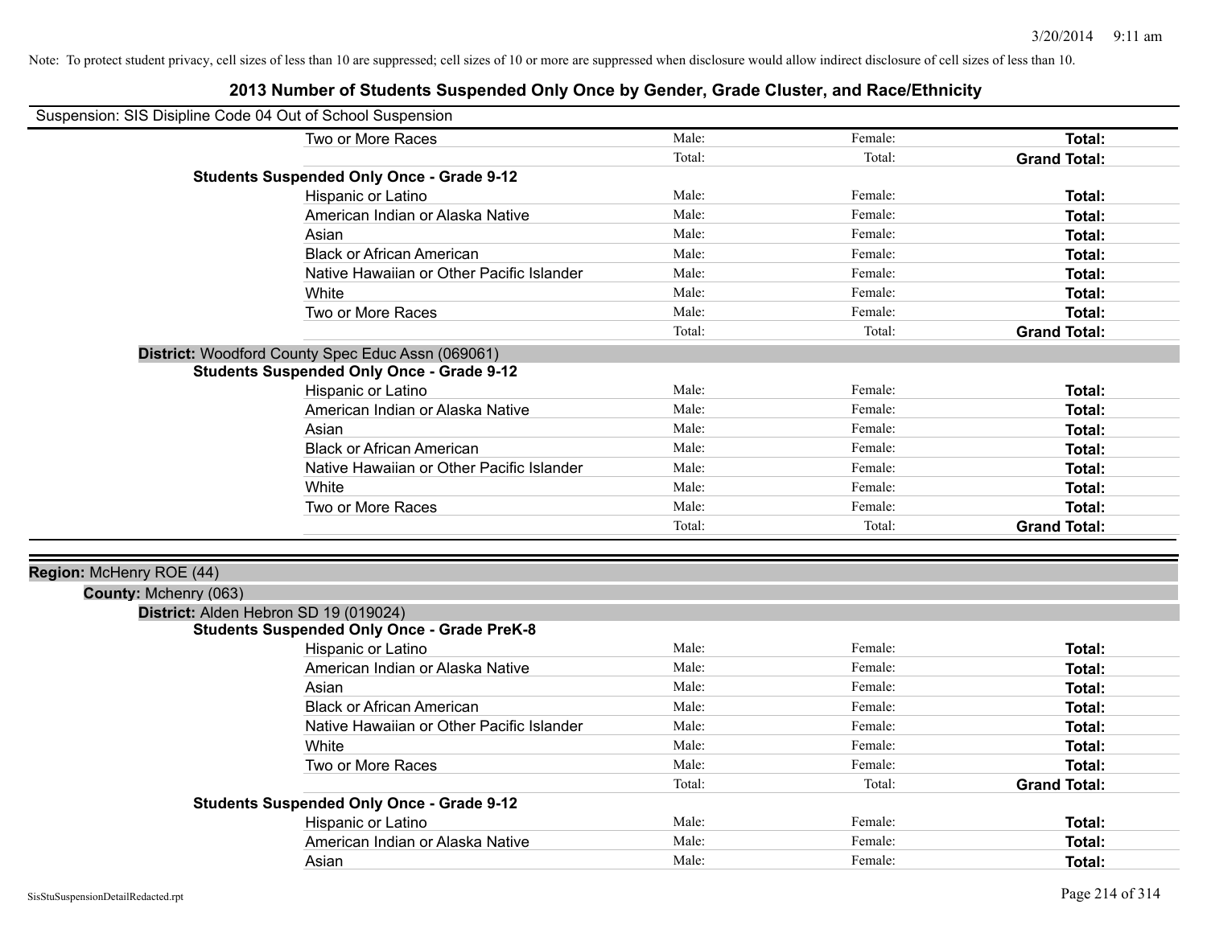Note: To protect student privacy, cell sizes of less than 10 are suppressed; cell sizes of 10 or more are suppressed when disclosure would allow indirect disclosure of cell sizes of less than 10.

# 2013 Number of Students Suspended Only Once by Gender, Grade Cluster, and Race/Ethnicity

Suspension: SIS Disipline Code 04 Out of School Suspension

| | | | |
|---|---|---|---|
| Two or More Races | Male: | Female: | **Total:** |
| | Total: | Total: | **Grand Total:** |
| **Students Suspended Only Once - Grade 9-12** | | | |
| Hispanic or Latino | Male: | Female: | **Total:** |
| American Indian or Alaska Native | Male: | Female: | **Total:** |
| Asian | Male: | Female: | **Total:** |
| Black or African American | Male: | Female: | **Total:** |
| Native Hawaiian or Other Pacific Islander | Male: | Female: | **Total:** |
| White | Male: | Female: | **Total:** |
| Two or More Races | Male: | Female: | **Total:** |
| | Total: | Total: | **Grand Total:** |

**District:** Woodford County Spec Educ Assn (069061)

| | | | |
|---|---|---|---|
| **Students Suspended Only Once - Grade 9-12** | | | |
| Hispanic or Latino | Male: | Female: | **Total:** |
| American Indian or Alaska Native | Male: | Female: | **Total:** |
| Asian | Male: | Female: | **Total:** |
| Black or African American | Male: | Female: | **Total:** |
| Native Hawaiian or Other Pacific Islander | Male: | Female: | **Total:** |
| White | Male: | Female: | **Total:** |
| Two or More Races | Male: | Female: | **Total:** |
| | Total: | Total: | **Grand Total:** |

**Region:** McHenry ROE (44)

**County:** Mchenry (063)

**District:** Alden Hebron SD 19 (019024)

| | | | |
|---|---|---|---|
| **Students Suspended Only Once - Grade PreK-8** | | | |
| Hispanic or Latino | Male: | Female: | **Total:** |
| American Indian or Alaska Native | Male: | Female: | **Total:** |
| Asian | Male: | Female: | **Total:** |
| Black or African American | Male: | Female: | **Total:** |
| Native Hawaiian or Other Pacific Islander | Male: | Female: | **Total:** |
| White | Male: | Female: | **Total:** |
| Two or More Races | Male: | Female: | **Total:** |
| | Total: | Total: | **Grand Total:** |
| **Students Suspended Only Once - Grade 9-12** | | | |
| Hispanic or Latino | Male: | Female: | **Total:** |
| American Indian or Alaska Native | Male: | Female: | **Total:** |
| Asian | Male: | Female: | **Total:** |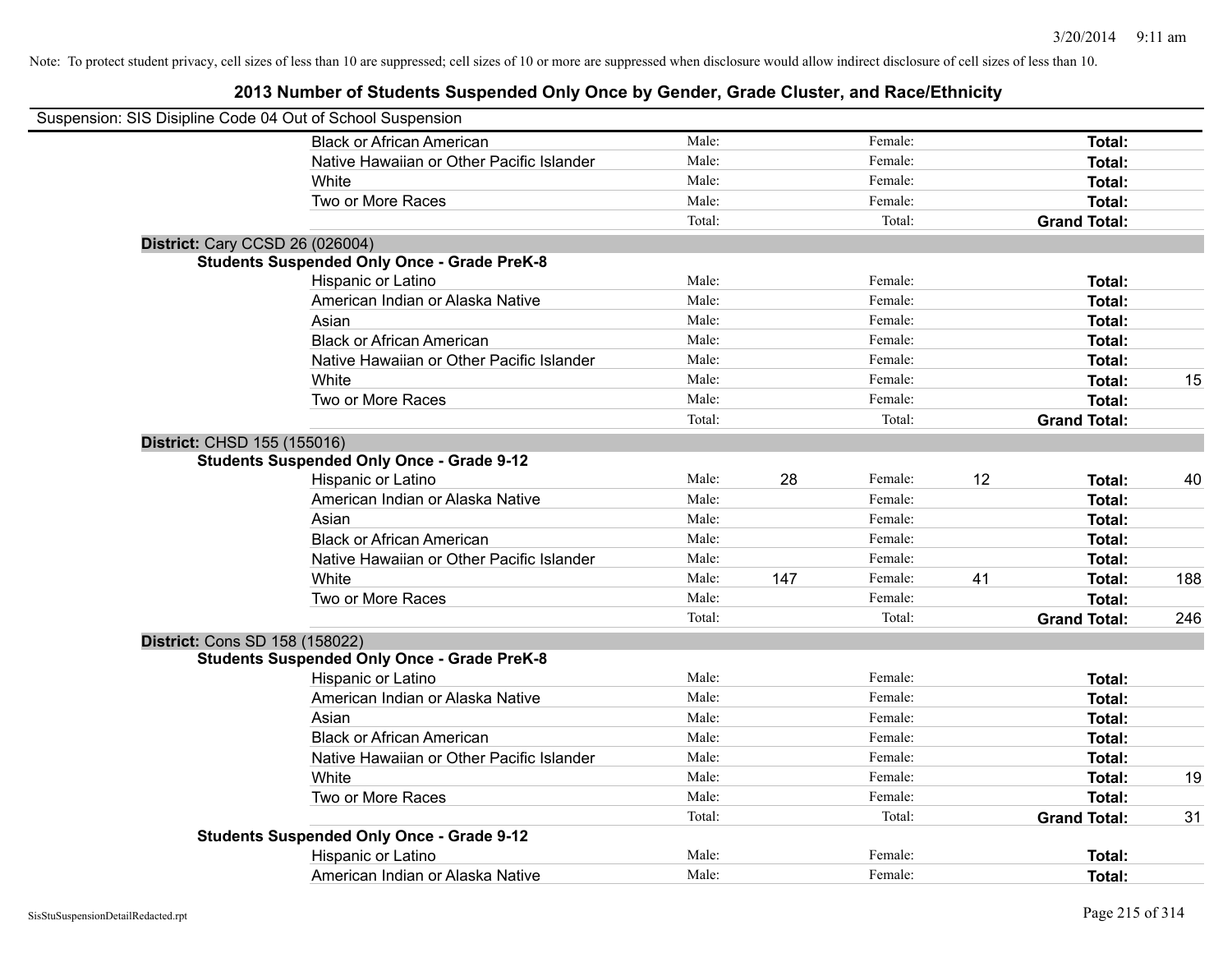Note: To protect student privacy, cell sizes of less than 10 are suppressed; cell sizes of 10 or more are suppressed when disclosure would allow indirect disclosure of cell sizes of less than 10.

## 2013 Number of Students Suspended Only Once by Gender, Grade Cluster, and Race/Ethnicity

Suspension: SIS Disipline Code 04 Out of School Suspension

| | | | | | | |
|---|---|---|---|---|---|---|
| Black or African American | Male: | | Female: | | **Total:** | |
| Native Hawaiian or Other Pacific Islander | Male: | | Female: | | **Total:** | |
| White | Male: | | Female: | | **Total:** | |
| Two or More Races | Male: | | Female: | | **Total:** | |
| | Total: | | Total: | | **Grand Total:** | |

**District:** Cary CCSD 26 (026004)

**Students Suspended Only Once - Grade PreK-8**

| | | | | | | |
|---|---|---|---|---|---|---|
| Hispanic or Latino | Male: | | Female: | | **Total:** | |
| American Indian or Alaska Native | Male: | | Female: | | **Total:** | |
| Asian | Male: | | Female: | | **Total:** | |
| Black or African American | Male: | | Female: | | **Total:** | |
| Native Hawaiian or Other Pacific Islander | Male: | | Female: | | **Total:** | |
| White | Male: | | Female: | | **Total:** | 15 |
| Two or More Races | Male: | | Female: | | **Total:** | |
| | Total: | | Total: | | **Grand Total:** | |

**District:** CHSD 155 (155016)

**Students Suspended Only Once - Grade 9-12**

| | | | | | | |
|---|---|---|---|---|---|---|
| Hispanic or Latino | Male: | 28 | Female: | 12 | **Total:** | 40 |
| American Indian or Alaska Native | Male: | | Female: | | **Total:** | |
| Asian | Male: | | Female: | | **Total:** | |
| Black or African American | Male: | | Female: | | **Total:** | |
| Native Hawaiian or Other Pacific Islander | Male: | | Female: | | **Total:** | |
| White | Male: | 147 | Female: | 41 | **Total:** | 188 |
| Two or More Races | Male: | | Female: | | **Total:** | |
| | Total: | | Total: | | **Grand Total:** | 246 |

**District:** Cons SD 158 (158022)

**Students Suspended Only Once - Grade PreK-8**

| | | | | | | |
|---|---|---|---|---|---|---|
| Hispanic or Latino | Male: | | Female: | | **Total:** | |
| American Indian or Alaska Native | Male: | | Female: | | **Total:** | |
| Asian | Male: | | Female: | | **Total:** | |
| Black or African American | Male: | | Female: | | **Total:** | |
| Native Hawaiian or Other Pacific Islander | Male: | | Female: | | **Total:** | |
| White | Male: | | Female: | | **Total:** | 19 |
| Two or More Races | Male: | | Female: | | **Total:** | |
| | Total: | | Total: | | **Grand Total:** | 31 |

**Students Suspended Only Once - Grade 9-12**

| | | | | | | |
|---|---|---|---|---|---|---|
| Hispanic or Latino | Male: | | Female: | | **Total:** | |
| American Indian or Alaska Native | Male: | | Female: | | **Total:** | |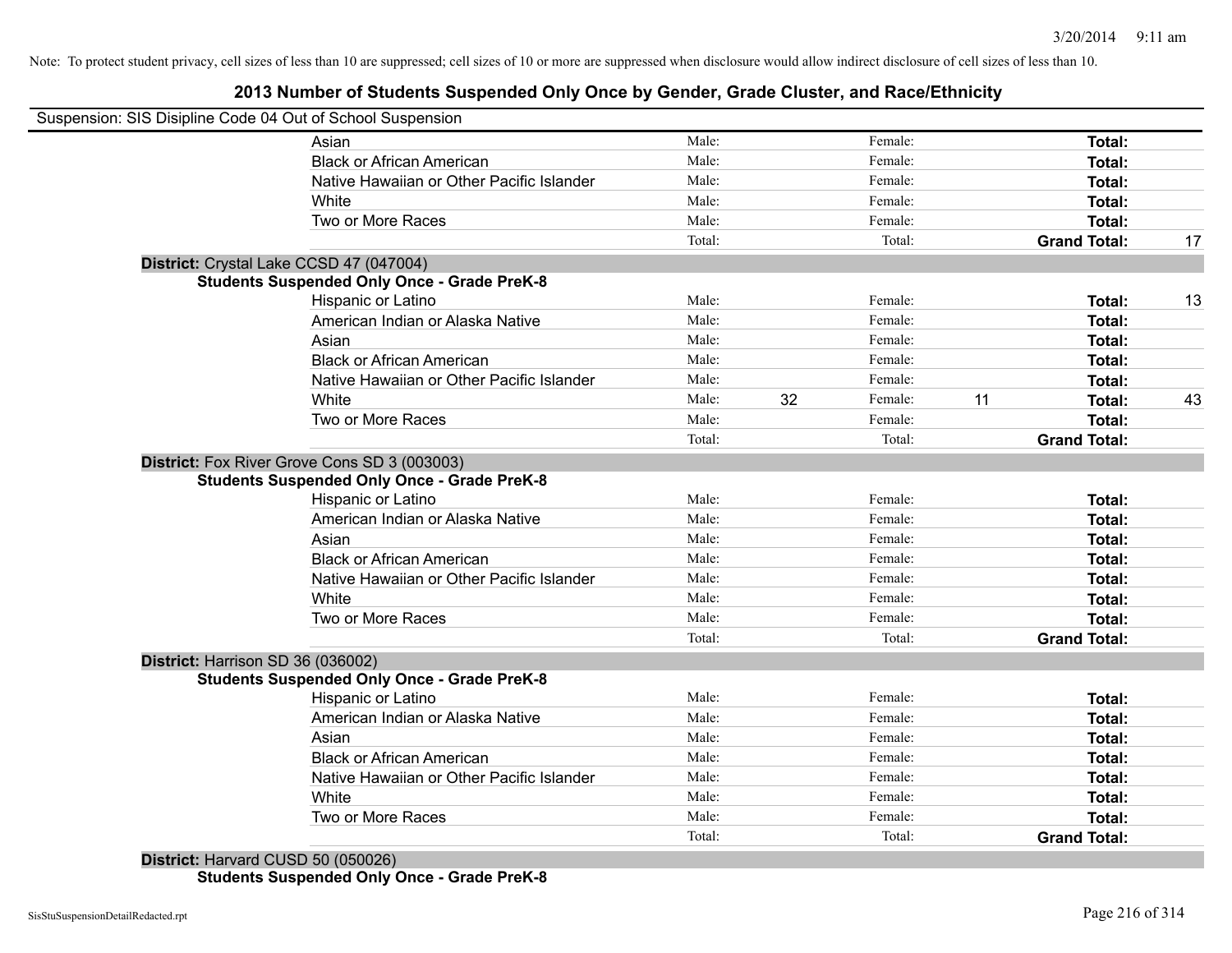Note: To protect student privacy, cell sizes of less than 10 are suppressed; cell sizes of 10 or more are suppressed when disclosure would allow indirect disclosure of cell sizes of less than 10.

# 2013 Number of Students Suspended Only Once by Gender, Grade Cluster, and Race/Ethnicity

Suspension: SIS Disipline Code 04 Out of School Suspension

| | | | | | | |
|---|---|---|---|---|---|---|
| Asian | Male: | | Female: | | **Total:** | |
| Black or African American | Male: | | Female: | | **Total:** | |
| Native Hawaiian or Other Pacific Islander | Male: | | Female: | | **Total:** | |
| White | Male: | | Female: | | **Total:** | |
| Two or More Races | Male: | | Female: | | **Total:** | |
| | Total: | | Total: | | **Grand Total:** | 17 |

**District:** Crystal Lake CCSD 47 (047004)

**Students Suspended Only Once - Grade PreK-8**

| | | | | | | |
|---|---|---|---|---|---|---|
| Hispanic or Latino | Male: | | Female: | | **Total:** | 13 |
| American Indian or Alaska Native | Male: | | Female: | | **Total:** | |
| Asian | Male: | | Female: | | **Total:** | |
| Black or African American | Male: | | Female: | | **Total:** | |
| Native Hawaiian or Other Pacific Islander | Male: | | Female: | | **Total:** | |
| White | Male: | 32 | Female: | 11 | **Total:** | 43 |
| Two or More Races | Male: | | Female: | | **Total:** | |
| | Total: | | Total: | | **Grand Total:** | |

**District:** Fox River Grove Cons SD 3 (003003)

**Students Suspended Only Once - Grade PreK-8**

| | | | | | | |
|---|---|---|---|---|---|---|
| Hispanic or Latino | Male: | | Female: | | **Total:** | |
| American Indian or Alaska Native | Male: | | Female: | | **Total:** | |
| Asian | Male: | | Female: | | **Total:** | |
| Black or African American | Male: | | Female: | | **Total:** | |
| Native Hawaiian or Other Pacific Islander | Male: | | Female: | | **Total:** | |
| White | Male: | | Female: | | **Total:** | |
| Two or More Races | Male: | | Female: | | **Total:** | |
| | Total: | | Total: | | **Grand Total:** | |

**District:** Harrison SD 36 (036002)

**Students Suspended Only Once - Grade PreK-8**

| | | | | | | |
|---|---|---|---|---|---|---|
| Hispanic or Latino | Male: | | Female: | | **Total:** | |
| American Indian or Alaska Native | Male: | | Female: | | **Total:** | |
| Asian | Male: | | Female: | | **Total:** | |
| Black or African American | Male: | | Female: | | **Total:** | |
| Native Hawaiian or Other Pacific Islander | Male: | | Female: | | **Total:** | |
| White | Male: | | Female: | | **Total:** | |
| Two or More Races | Male: | | Female: | | **Total:** | |
| | Total: | | Total: | | **Grand Total:** | |

**District:** Harvard CUSD 50 (050026)

**Students Suspended Only Once - Grade PreK-8**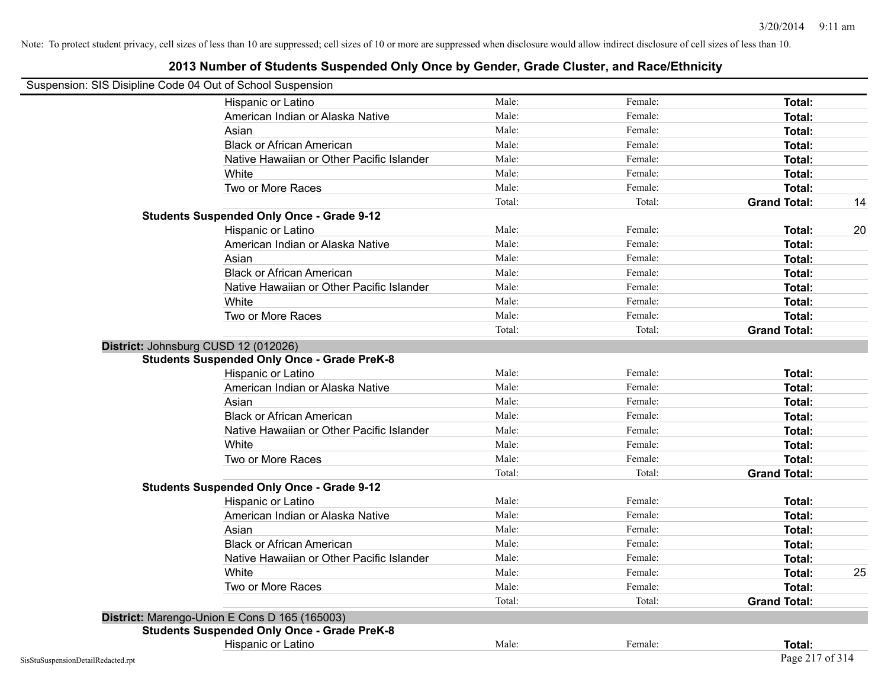Note: To protect student privacy, cell sizes of less than 10 are suppressed; cell sizes of 10 or more are suppressed when disclosure would allow indirect disclosure of cell sizes of less than 10.

# 2013 Number of Students Suspended Only Once by Gender, Grade Cluster, and Race/Ethnicity

Suspension: SIS Disipline Code 04 Out of School Suspension

| | | | | |
|---|---|---|---|---|
| Hispanic or Latino | Male: | Female: | **Total:** | |
| American Indian or Alaska Native | Male: | Female: | **Total:** | |
| Asian | Male: | Female: | **Total:** | |
| Black or African American | Male: | Female: | **Total:** | |
| Native Hawaiian or Other Pacific Islander | Male: | Female: | **Total:** | |
| White | Male: | Female: | **Total:** | |
| Two or More Races | Male: | Female: | **Total:** | |
| | Total: | Total: | **Grand Total:** | 14 |
| **Students Suspended Only Once - Grade 9-12** | | | | |
| Hispanic or Latino | Male: | Female: | **Total:** | 20 |
| American Indian or Alaska Native | Male: | Female: | **Total:** | |
| Asian | Male: | Female: | **Total:** | |
| Black or African American | Male: | Female: | **Total:** | |
| Native Hawaiian or Other Pacific Islander | Male: | Female: | **Total:** | |
| White | Male: | Female: | **Total:** | |
| Two or More Races | Male: | Female: | **Total:** | |
| | Total: | Total: | **Grand Total:** | |

**District:** Johnsburg CUSD 12 (012026)

| | | | | |
|---|---|---|---|---|
| **Students Suspended Only Once - Grade PreK-8** | | | | |
| Hispanic or Latino | Male: | Female: | **Total:** | |
| American Indian or Alaska Native | Male: | Female: | **Total:** | |
| Asian | Male: | Female: | **Total:** | |
| Black or African American | Male: | Female: | **Total:** | |
| Native Hawaiian or Other Pacific Islander | Male: | Female: | **Total:** | |
| White | Male: | Female: | **Total:** | |
| Two or More Races | Male: | Female: | **Total:** | |
| | Total: | Total: | **Grand Total:** | |
| **Students Suspended Only Once - Grade 9-12** | | | | |
| Hispanic or Latino | Male: | Female: | **Total:** | |
| American Indian or Alaska Native | Male: | Female: | **Total:** | |
| Asian | Male: | Female: | **Total:** | |
| Black or African American | Male: | Female: | **Total:** | |
| Native Hawaiian or Other Pacific Islander | Male: | Female: | **Total:** | |
| White | Male: | Female: | **Total:** | 25 |
| Two or More Races | Male: | Female: | **Total:** | |
| | Total: | Total: | **Grand Total:** | |

**District:** Marengo-Union E Cons D 165 (165003)

| | | | | |
|---|---|---|---|---|
| **Students Suspended Only Once - Grade PreK-8** | | | | |
| Hispanic or Latino | Male: | Female: | **Total:** | |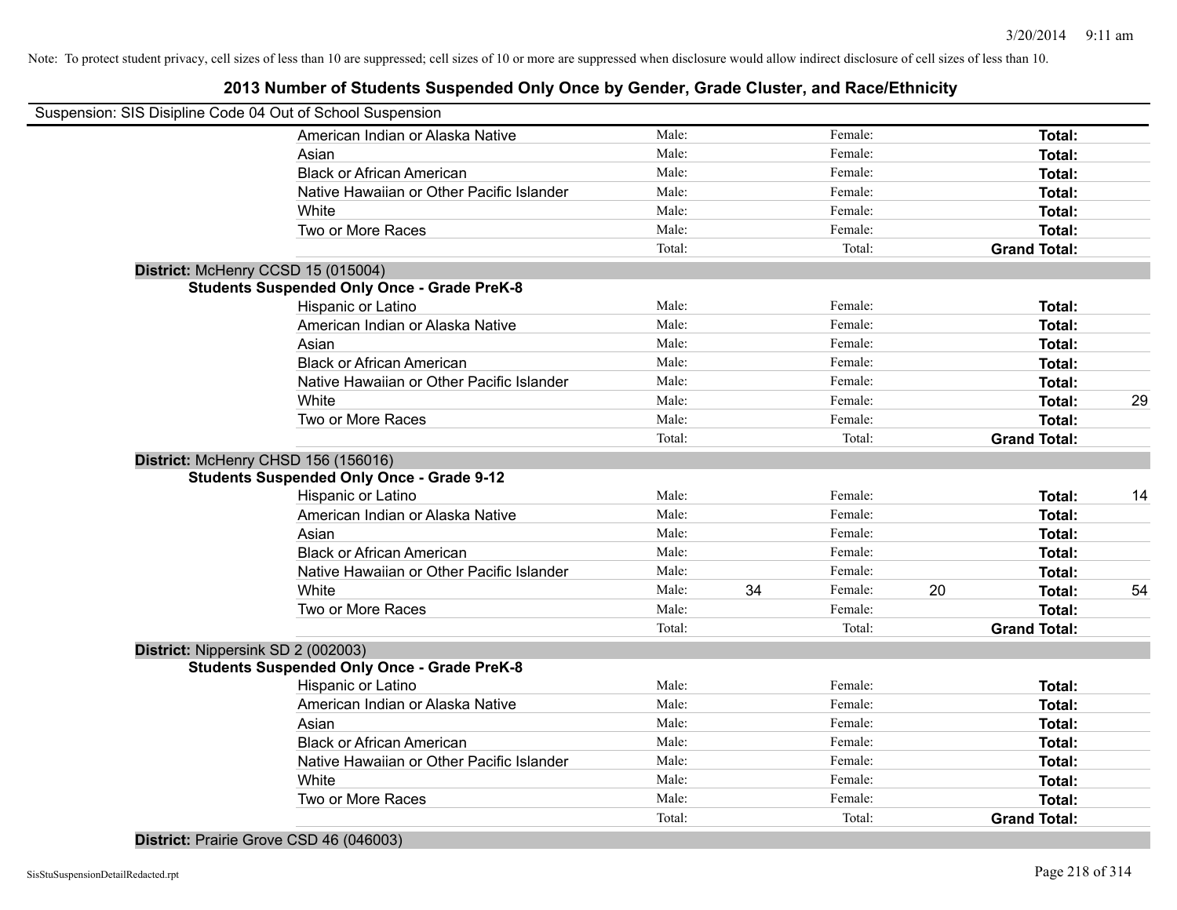Note: To protect student privacy, cell sizes of less than 10 are suppressed; cell sizes of 10 or more are suppressed when disclosure would allow indirect disclosure of cell sizes of less than 10.

## 2013 Number of Students Suspended Only Once by Gender, Grade Cluster, and Race/Ethnicity

Suspension: SIS Disipline Code 04 Out of School Suspension

| | Male: | | Female: | | | |
|---|---|---|---|---|---|---|
| American Indian or Alaska Native | Male: | | Female: | | **Total:** | |
| Asian | Male: | | Female: | | **Total:** | |
| Black or African American | Male: | | Female: | | **Total:** | |
| Native Hawaiian or Other Pacific Islander | Male: | | Female: | | **Total:** | |
| White | Male: | | Female: | | **Total:** | |
| Two or More Races | Male: | | Female: | | **Total:** | |
| | Total: | | Total: | | **Grand Total:** | |

**District:** McHenry CCSD 15 (015004)

**Students Suspended Only Once - Grade PreK-8**

| | | | | | | |
|---|---|---|---|---|---|---|
| Hispanic or Latino | Male: | | Female: | | **Total:** | |
| American Indian or Alaska Native | Male: | | Female: | | **Total:** | |
| Asian | Male: | | Female: | | **Total:** | |
| Black or African American | Male: | | Female: | | **Total:** | |
| Native Hawaiian or Other Pacific Islander | Male: | | Female: | | **Total:** | |
| White | Male: | | Female: | | **Total:** | 29 |
| Two or More Races | Male: | | Female: | | **Total:** | |
| | Total: | | Total: | | **Grand Total:** | |

**District:** McHenry CHSD 156 (156016)

**Students Suspended Only Once - Grade 9-12**

| | | | | | | |
|---|---|---|---|---|---|---|
| Hispanic or Latino | Male: | | Female: | | **Total:** | 14 |
| American Indian or Alaska Native | Male: | | Female: | | **Total:** | |
| Asian | Male: | | Female: | | **Total:** | |
| Black or African American | Male: | | Female: | | **Total:** | |
| Native Hawaiian or Other Pacific Islander | Male: | | Female: | | **Total:** | |
| White | Male: | 34 | Female: | 20 | **Total:** | 54 |
| Two or More Races | Male: | | Female: | | **Total:** | |
| | Total: | | Total: | | **Grand Total:** | |

**District:** Nippersink SD 2 (002003)

**Students Suspended Only Once - Grade PreK-8**

| | | | | | | |
|---|---|---|---|---|---|---|
| Hispanic or Latino | Male: | | Female: | | **Total:** | |
| American Indian or Alaska Native | Male: | | Female: | | **Total:** | |
| Asian | Male: | | Female: | | **Total:** | |
| Black or African American | Male: | | Female: | | **Total:** | |
| Native Hawaiian or Other Pacific Islander | Male: | | Female: | | **Total:** | |
| White | Male: | | Female: | | **Total:** | |
| Two or More Races | Male: | | Female: | | **Total:** | |
| | Total: | | Total: | | **Grand Total:** | |

**District:** Prairie Grove CSD 46 (046003)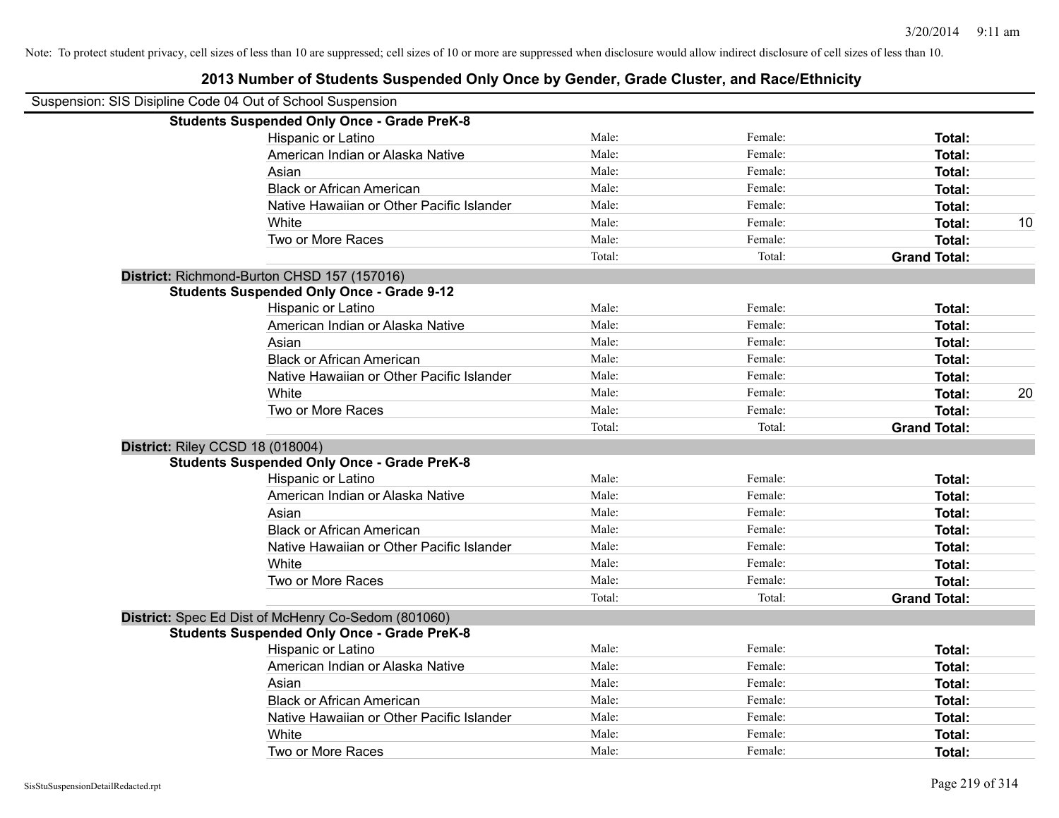Note: To protect student privacy, cell sizes of less than 10 are suppressed; cell sizes of 10 or more are suppressed when disclosure would allow indirect disclosure of cell sizes of less than 10.

# 2013 Number of Students Suspended Only Once by Gender, Grade Cluster, and Race/Ethnicity

Suspension: SIS Disipline Code 04 Out of School Suspension

| | | | | |
|---|---|---|---|---|
| **Students Suspended Only Once - Grade PreK-8** | | | | |
| Hispanic or Latino | Male: | Female: | **Total:** | |
| American Indian or Alaska Native | Male: | Female: | **Total:** | |
| Asian | Male: | Female: | **Total:** | |
| Black or African American | Male: | Female: | **Total:** | |
| Native Hawaiian or Other Pacific Islander | Male: | Female: | **Total:** | |
| White | Male: | Female: | **Total:** | 10 |
| Two or More Races | Male: | Female: | **Total:** | |
| | Total: | Total: | **Grand Total:** | |

**District:** Richmond-Burton CHSD 157 (157016)

| | | | | |
|---|---|---|---|---|
| **Students Suspended Only Once - Grade 9-12** | | | | |
| Hispanic or Latino | Male: | Female: | **Total:** | |
| American Indian or Alaska Native | Male: | Female: | **Total:** | |
| Asian | Male: | Female: | **Total:** | |
| Black or African American | Male: | Female: | **Total:** | |
| Native Hawaiian or Other Pacific Islander | Male: | Female: | **Total:** | |
| White | Male: | Female: | **Total:** | 20 |
| Two or More Races | Male: | Female: | **Total:** | |
| | Total: | Total: | **Grand Total:** | |

**District:** Riley CCSD 18 (018004)

| | | | | |
|---|---|---|---|---|
| **Students Suspended Only Once - Grade PreK-8** | | | | |
| Hispanic or Latino | Male: | Female: | **Total:** | |
| American Indian or Alaska Native | Male: | Female: | **Total:** | |
| Asian | Male: | Female: | **Total:** | |
| Black or African American | Male: | Female: | **Total:** | |
| Native Hawaiian or Other Pacific Islander | Male: | Female: | **Total:** | |
| White | Male: | Female: | **Total:** | |
| Two or More Races | Male: | Female: | **Total:** | |
| | Total: | Total: | **Grand Total:** | |

**District:** Spec Ed Dist of McHenry Co-Sedom (801060)

| | | | | |
|---|---|---|---|---|
| **Students Suspended Only Once - Grade PreK-8** | | | | |
| Hispanic or Latino | Male: | Female: | **Total:** | |
| American Indian or Alaska Native | Male: | Female: | **Total:** | |
| Asian | Male: | Female: | **Total:** | |
| Black or African American | Male: | Female: | **Total:** | |
| Native Hawaiian or Other Pacific Islander | Male: | Female: | **Total:** | |
| White | Male: | Female: | **Total:** | |
| Two or More Races | Male: | Female: | **Total:** | |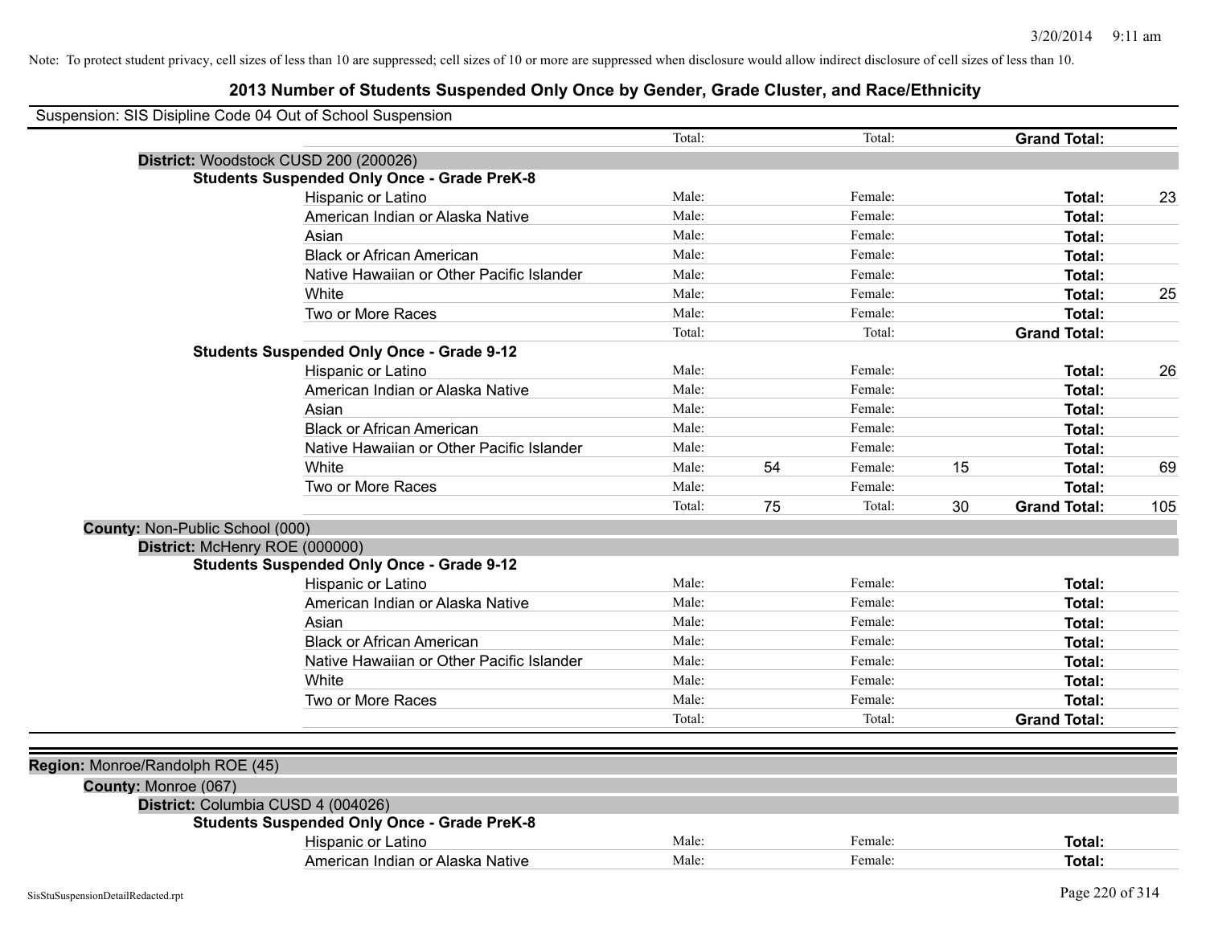Note: To protect student privacy, cell sizes of less than 10 are suppressed; cell sizes of 10 or more are suppressed when disclosure would allow indirect disclosure of cell sizes of less than 10.

## 2013 Number of Students Suspended Only Once by Gender, Grade Cluster, and Race/Ethnicity

Suspension: SIS Disipline Code 04 Out of School Suspension

| | | | | | | |
|---|---|---|---|---|---|---|
| | Total: | | Total: | | **Grand Total:** | |
| **District:** Woodstock CUSD 200 (200026) | | | | | | |
| **Students Suspended Only Once - Grade PreK-8** | | | | | | |
| Hispanic or Latino | Male: | | Female: | | **Total:** | 23 |
| American Indian or Alaska Native | Male: | | Female: | | **Total:** | |
| Asian | Male: | | Female: | | **Total:** | |
| Black or African American | Male: | | Female: | | **Total:** | |
| Native Hawaiian or Other Pacific Islander | Male: | | Female: | | **Total:** | |
| White | Male: | | Female: | | **Total:** | 25 |
| Two or More Races | Male: | | Female: | | **Total:** | |
| | Total: | | Total: | | **Grand Total:** | |
| **Students Suspended Only Once - Grade 9-12** | | | | | | |
| Hispanic or Latino | Male: | | Female: | | **Total:** | 26 |
| American Indian or Alaska Native | Male: | | Female: | | **Total:** | |
| Asian | Male: | | Female: | | **Total:** | |
| Black or African American | Male: | | Female: | | **Total:** | |
| Native Hawaiian or Other Pacific Islander | Male: | | Female: | | **Total:** | |
| White | Male: | 54 | Female: | 15 | **Total:** | 69 |
| Two or More Races | Male: | | Female: | | **Total:** | |
| | Total: | 75 | Total: | 30 | **Grand Total:** | 105 |
| **County:** Non-Public School (000) | | | | | | |
| **District:** McHenry ROE (000000) | | | | | | |
| **Students Suspended Only Once - Grade 9-12** | | | | | | |
| Hispanic or Latino | Male: | | Female: | | **Total:** | |
| American Indian or Alaska Native | Male: | | Female: | | **Total:** | |
| Asian | Male: | | Female: | | **Total:** | |
| Black or African American | Male: | | Female: | | **Total:** | |
| Native Hawaiian or Other Pacific Islander | Male: | | Female: | | **Total:** | |
| White | Male: | | Female: | | **Total:** | |
| Two or More Races | Male: | | Female: | | **Total:** | |
| | Total: | | Total: | | **Grand Total:** | |
| **Region:** Monroe/Randolph ROE (45) | | | | | | |
| **County:** Monroe (067) | | | | | | |
| **District:** Columbia CUSD 4 (004026) | | | | | | |
| **Students Suspended Only Once - Grade PreK-8** | | | | | | |
| Hispanic or Latino | Male: | | Female: | | **Total:** | |
| American Indian or Alaska Native | Male: | | Female: | | **Total:** | |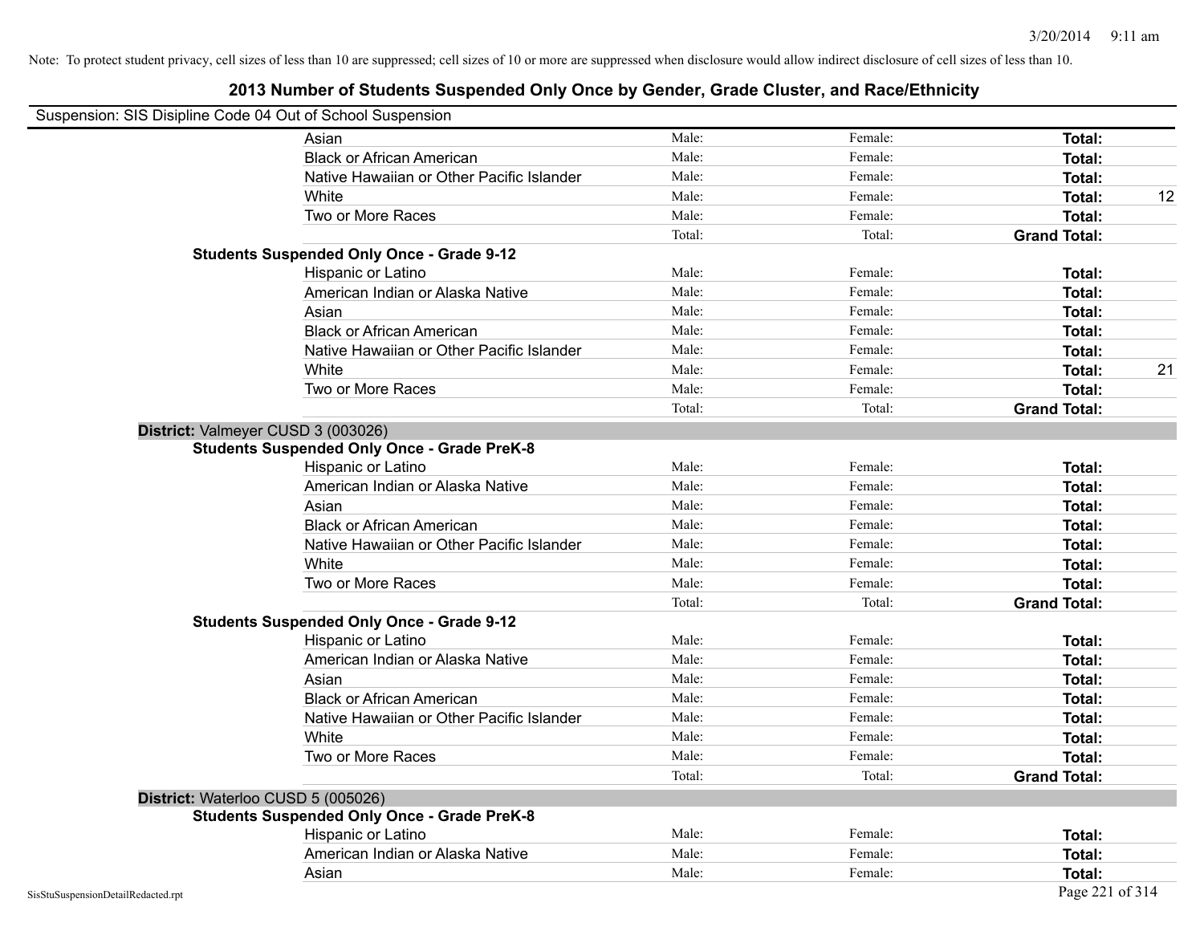Note: To protect student privacy, cell sizes of less than 10 are suppressed; cell sizes of 10 or more are suppressed when disclosure would allow indirect disclosure of cell sizes of less than 10.

# 2013 Number of Students Suspended Only Once by Gender, Grade Cluster, and Race/Ethnicity

Suspension: SIS Disipline Code 04 Out of School Suspension

| | | | | |
|---|---|---|---|---|
| Asian | Male: | Female: | **Total:** | |
| Black or African American | Male: | Female: | **Total:** | |
| Native Hawaiian or Other Pacific Islander | Male: | Female: | **Total:** | |
| White | Male: | Female: | **Total:** | 12 |
| Two or More Races | Male: | Female: | **Total:** | |
| | Total: | Total: | **Grand Total:** | |

**Students Suspended Only Once - Grade 9-12**

| | | | | |
|---|---|---|---|---|
| Hispanic or Latino | Male: | Female: | **Total:** | |
| American Indian or Alaska Native | Male: | Female: | **Total:** | |
| Asian | Male: | Female: | **Total:** | |
| Black or African American | Male: | Female: | **Total:** | |
| Native Hawaiian or Other Pacific Islander | Male: | Female: | **Total:** | |
| White | Male: | Female: | **Total:** | 21 |
| Two or More Races | Male: | Female: | **Total:** | |
| | Total: | Total: | **Grand Total:** | |

**District:** Valmeyer CUSD 3 (003026)

**Students Suspended Only Once - Grade PreK-8**

| | | | | |
|---|---|---|---|---|
| Hispanic or Latino | Male: | Female: | **Total:** | |
| American Indian or Alaska Native | Male: | Female: | **Total:** | |
| Asian | Male: | Female: | **Total:** | |
| Black or African American | Male: | Female: | **Total:** | |
| Native Hawaiian or Other Pacific Islander | Male: | Female: | **Total:** | |
| White | Male: | Female: | **Total:** | |
| Two or More Races | Male: | Female: | **Total:** | |
| | Total: | Total: | **Grand Total:** | |

**Students Suspended Only Once - Grade 9-12**

| | | | | |
|---|---|---|---|---|
| Hispanic or Latino | Male: | Female: | **Total:** | |
| American Indian or Alaska Native | Male: | Female: | **Total:** | |
| Asian | Male: | Female: | **Total:** | |
| Black or African American | Male: | Female: | **Total:** | |
| Native Hawaiian or Other Pacific Islander | Male: | Female: | **Total:** | |
| White | Male: | Female: | **Total:** | |
| Two or More Races | Male: | Female: | **Total:** | |
| | Total: | Total: | **Grand Total:** | |

**District:** Waterloo CUSD 5 (005026)

**Students Suspended Only Once - Grade PreK-8**

| | | | | |
|---|---|---|---|---|
| Hispanic or Latino | Male: | Female: | **Total:** | |
| American Indian or Alaska Native | Male: | Female: | **Total:** | |
| Asian | Male: | Female: | **Total:** | |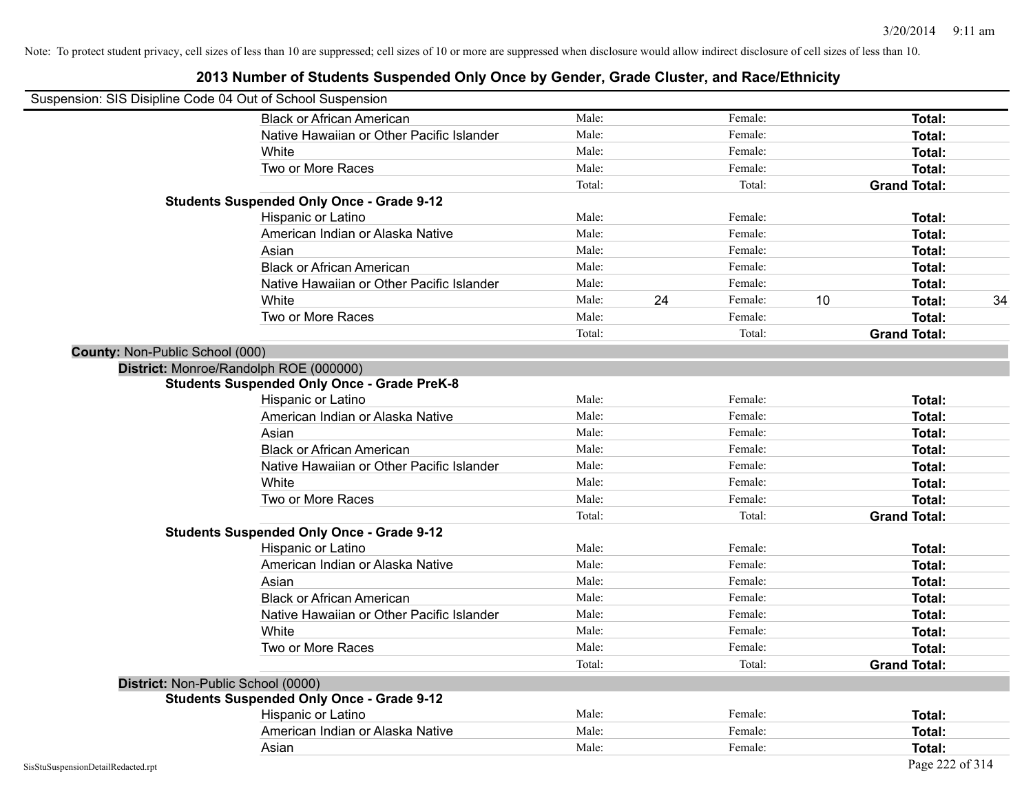Note: To protect student privacy, cell sizes of less than 10 are suppressed; cell sizes of 10 or more are suppressed when disclosure would allow indirect disclosure of cell sizes of less than 10.

# 2013 Number of Students Suspended Only Once by Gender, Grade Cluster, and Race/Ethnicity

Suspension: SIS Disipline Code 04 Out of School Suspension

| | | | | | | |
|---|---|---|---|---|---|---|
| Black or African American | Male: | | Female: | | **Total:** | |
| Native Hawaiian or Other Pacific Islander | Male: | | Female: | | **Total:** | |
| White | Male: | | Female: | | **Total:** | |
| Two or More Races | Male: | | Female: | | **Total:** | |
| | Total: | | Total: | | **Grand Total:** | |

**Students Suspended Only Once - Grade 9-12**

| | | | | | | |
|---|---|---|---|---|---|---|
| Hispanic or Latino | Male: | | Female: | | **Total:** | |
| American Indian or Alaska Native | Male: | | Female: | | **Total:** | |
| Asian | Male: | | Female: | | **Total:** | |
| Black or African American | Male: | | Female: | | **Total:** | |
| Native Hawaiian or Other Pacific Islander | Male: | | Female: | | **Total:** | |
| White | Male: | 24 | Female: | 10 | **Total:** | 34 |
| Two or More Races | Male: | | Female: | | **Total:** | |
| | Total: | | Total: | | **Grand Total:** | |

**County:** Non-Public School (000)

**District:** Monroe/Randolph ROE (000000)

**Students Suspended Only Once - Grade PreK-8**

| | | | | | | |
|---|---|---|---|---|---|---|
| Hispanic or Latino | Male: | | Female: | | **Total:** | |
| American Indian or Alaska Native | Male: | | Female: | | **Total:** | |
| Asian | Male: | | Female: | | **Total:** | |
| Black or African American | Male: | | Female: | | **Total:** | |
| Native Hawaiian or Other Pacific Islander | Male: | | Female: | | **Total:** | |
| White | Male: | | Female: | | **Total:** | |
| Two or More Races | Male: | | Female: | | **Total:** | |
| | Total: | | Total: | | **Grand Total:** | |

**Students Suspended Only Once - Grade 9-12**

| | | | | | | |
|---|---|---|---|---|---|---|
| Hispanic or Latino | Male: | | Female: | | **Total:** | |
| American Indian or Alaska Native | Male: | | Female: | | **Total:** | |
| Asian | Male: | | Female: | | **Total:** | |
| Black or African American | Male: | | Female: | | **Total:** | |
| Native Hawaiian or Other Pacific Islander | Male: | | Female: | | **Total:** | |
| White | Male: | | Female: | | **Total:** | |
| Two or More Races | Male: | | Female: | | **Total:** | |
| | Total: | | Total: | | **Grand Total:** | |

**District:** Non-Public School (0000)

**Students Suspended Only Once - Grade 9-12**

| | | | | | | |
|---|---|---|---|---|---|---|
| Hispanic or Latino | Male: | | Female: | | **Total:** | |
| American Indian or Alaska Native | Male: | | Female: | | **Total:** | |
| Asian | Male: | | Female: | | **Total:** | |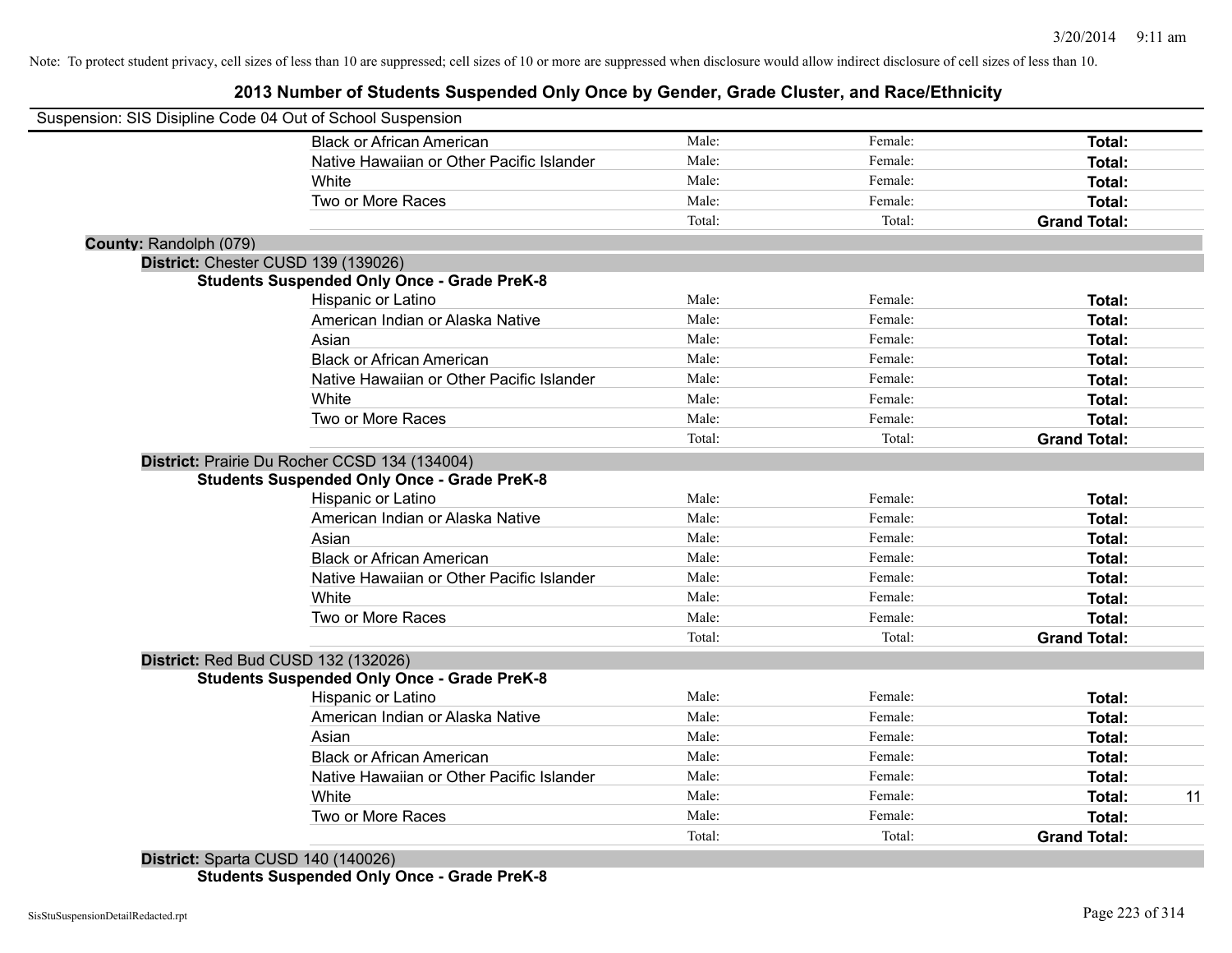Note: To protect student privacy, cell sizes of less than 10 are suppressed; cell sizes of 10 or more are suppressed when disclosure would allow indirect disclosure of cell sizes of less than 10.

# 2013 Number of Students Suspended Only Once by Gender, Grade Cluster, and Race/Ethnicity

Suspension: SIS Disipline Code 04 Out of School Suspension

| | Male | Female | Total | |
|---|---|---|---|---|
| Black or African American | Male: | Female: | **Total:** | |
| Native Hawaiian or Other Pacific Islander | Male: | Female: | **Total:** | |
| White | Male: | Female: | **Total:** | |
| Two or More Races | Male: | Female: | **Total:** | |
| | Total: | Total: | **Grand Total:** | |

**County:** Randolph (079)

**District:** Chester CUSD 139 (139026)

**Students Suspended Only Once - Grade PreK-8**

| | Male | Female | Total | |
|---|---|---|---|---|
| Hispanic or Latino | Male: | Female: | **Total:** | |
| American Indian or Alaska Native | Male: | Female: | **Total:** | |
| Asian | Male: | Female: | **Total:** | |
| Black or African American | Male: | Female: | **Total:** | |
| Native Hawaiian or Other Pacific Islander | Male: | Female: | **Total:** | |
| White | Male: | Female: | **Total:** | |
| Two or More Races | Male: | Female: | **Total:** | |
| | Total: | Total: | **Grand Total:** | |

**District:** Prairie Du Rocher CCSD 134 (134004)

**Students Suspended Only Once - Grade PreK-8**

| | Male | Female | Total | |
|---|---|---|---|---|
| Hispanic or Latino | Male: | Female: | **Total:** | |
| American Indian or Alaska Native | Male: | Female: | **Total:** | |
| Asian | Male: | Female: | **Total:** | |
| Black or African American | Male: | Female: | **Total:** | |
| Native Hawaiian or Other Pacific Islander | Male: | Female: | **Total:** | |
| White | Male: | Female: | **Total:** | |
| Two or More Races | Male: | Female: | **Total:** | |
| | Total: | Total: | **Grand Total:** | |

**District:** Red Bud CUSD 132 (132026)

**Students Suspended Only Once - Grade PreK-8**

| | Male | Female | Total | |
|---|---|---|---|---|
| Hispanic or Latino | Male: | Female: | **Total:** | |
| American Indian or Alaska Native | Male: | Female: | **Total:** | |
| Asian | Male: | Female: | **Total:** | |
| Black or African American | Male: | Female: | **Total:** | |
| Native Hawaiian or Other Pacific Islander | Male: | Female: | **Total:** | |
| White | Male: | Female: | **Total:** | 11 |
| Two or More Races | Male: | Female: | **Total:** | |
| | Total: | Total: | **Grand Total:** | |

**District:** Sparta CUSD 140 (140026)

**Students Suspended Only Once - Grade PreK-8**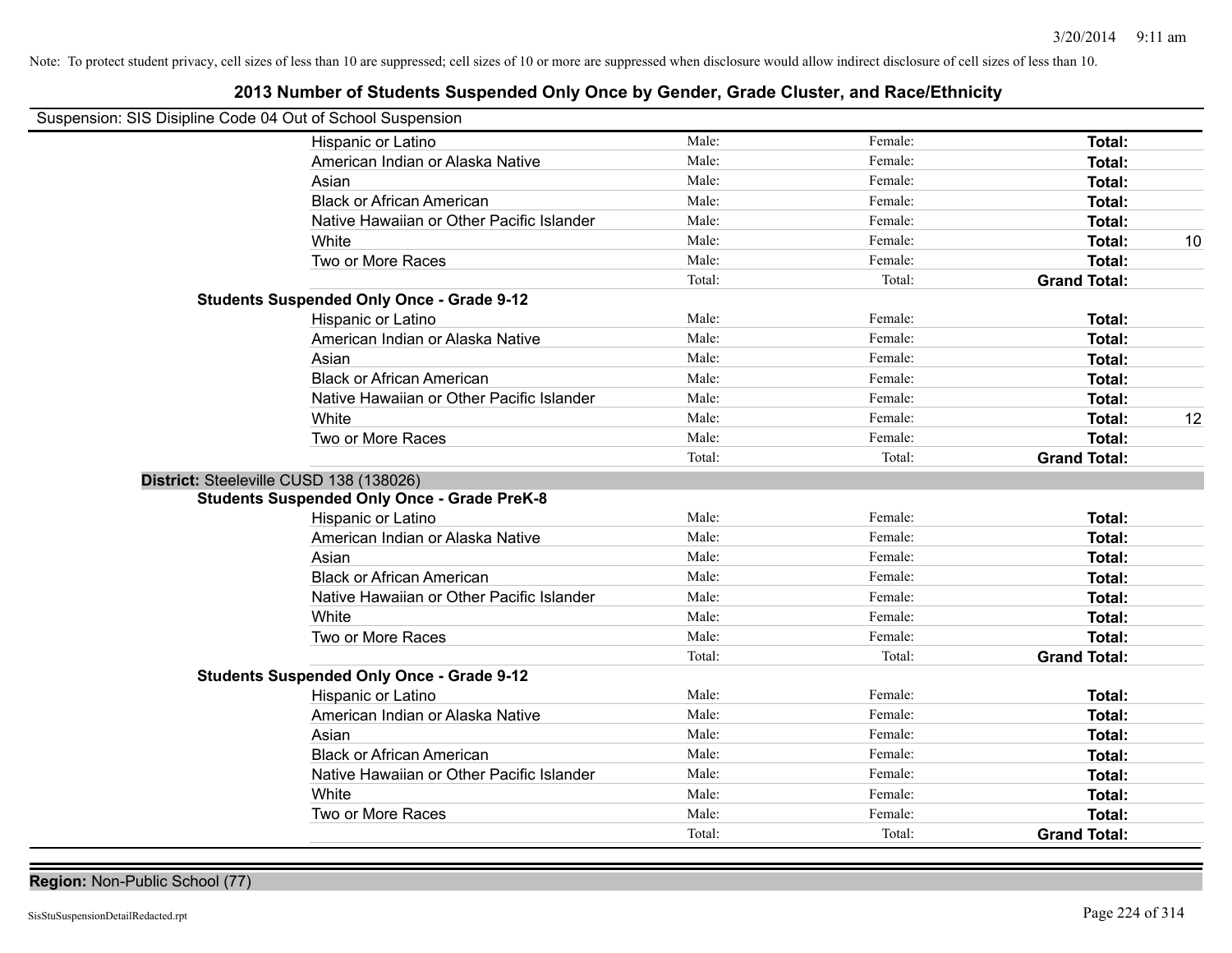Note: To protect student privacy, cell sizes of less than 10 are suppressed; cell sizes of 10 or more are suppressed when disclosure would allow indirect disclosure of cell sizes of less than 10.

# 2013 Number of Students Suspended Only Once by Gender, Grade Cluster, and Race/Ethnicity

Suspension: SIS Disipline Code 04 Out of School Suspension

| | Male | Female | Total |
|---|---|---|---|
| Hispanic or Latino | Male: | Female: | **Total:** |
| American Indian or Alaska Native | Male: | Female: | **Total:** |
| Asian | Male: | Female: | **Total:** |
| Black or African American | Male: | Female: | **Total:** |
| Native Hawaiian or Other Pacific Islander | Male: | Female: | **Total:** |
| White | Male: | Female: | **Total:** 10 |
| Two or More Races | Male: | Female: | **Total:** |
| | Total: | Total: | **Grand Total:** |

**Students Suspended Only Once - Grade 9-12**

| | Male | Female | Total |
|---|---|---|---|
| Hispanic or Latino | Male: | Female: | **Total:** |
| American Indian or Alaska Native | Male: | Female: | **Total:** |
| Asian | Male: | Female: | **Total:** |
| Black or African American | Male: | Female: | **Total:** |
| Native Hawaiian or Other Pacific Islander | Male: | Female: | **Total:** |
| White | Male: | Female: | **Total:** 12 |
| Two or More Races | Male: | Female: | **Total:** |
| | Total: | Total: | **Grand Total:** |

**District:** Steeleville CUSD 138 (138026)

**Students Suspended Only Once - Grade PreK-8**

| | Male | Female | Total |
|---|---|---|---|
| Hispanic or Latino | Male: | Female: | **Total:** |
| American Indian or Alaska Native | Male: | Female: | **Total:** |
| Asian | Male: | Female: | **Total:** |
| Black or African American | Male: | Female: | **Total:** |
| Native Hawaiian or Other Pacific Islander | Male: | Female: | **Total:** |
| White | Male: | Female: | **Total:** |
| Two or More Races | Male: | Female: | **Total:** |
| | Total: | Total: | **Grand Total:** |

**Students Suspended Only Once - Grade 9-12**

| | Male | Female | Total |
|---|---|---|---|
| Hispanic or Latino | Male: | Female: | **Total:** |
| American Indian or Alaska Native | Male: | Female: | **Total:** |
| Asian | Male: | Female: | **Total:** |
| Black or African American | Male: | Female: | **Total:** |
| Native Hawaiian or Other Pacific Islander | Male: | Female: | **Total:** |
| White | Male: | Female: | **Total:** |
| Two or More Races | Male: | Female: | **Total:** |
| | Total: | Total: | **Grand Total:** |

**Region:** Non-Public School (77)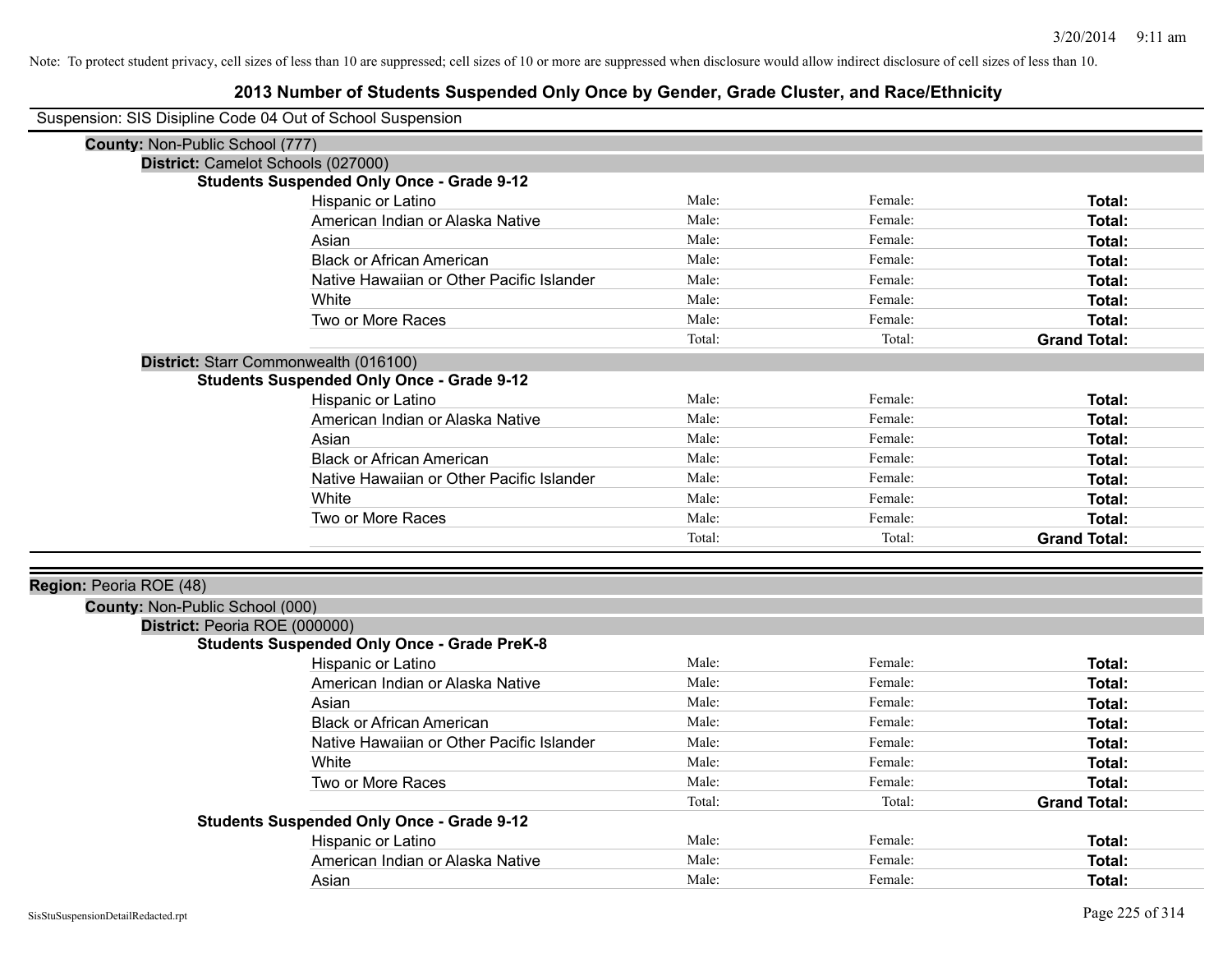Note: To protect student privacy, cell sizes of less than 10 are suppressed; cell sizes of 10 or more are suppressed when disclosure would allow indirect disclosure of cell sizes of less than 10.

# 2013 Number of Students Suspended Only Once by Gender, Grade Cluster, and Race/Ethnicity

Suspension: SIS Disipline Code 04 Out of School Suspension

**County:** Non-Public School (777)

**District:** Camelot Schools (027000)

**Students Suspended Only Once - Grade 9-12**

| | | | |
|---|---|---|---|
| Hispanic or Latino | Male: | Female: | **Total:** |
| American Indian or Alaska Native | Male: | Female: | **Total:** |
| Asian | Male: | Female: | **Total:** |
| Black or African American | Male: | Female: | **Total:** |
| Native Hawaiian or Other Pacific Islander | Male: | Female: | **Total:** |
| White | Male: | Female: | **Total:** |
| Two or More Races | Male: | Female: | **Total:** |
| | Total: | Total: | **Grand Total:** |

**District:** Starr Commonwealth (016100)

**Students Suspended Only Once - Grade 9-12**

| | | | |
|---|---|---|---|
| Hispanic or Latino | Male: | Female: | **Total:** |
| American Indian or Alaska Native | Male: | Female: | **Total:** |
| Asian | Male: | Female: | **Total:** |
| Black or African American | Male: | Female: | **Total:** |
| Native Hawaiian or Other Pacific Islander | Male: | Female: | **Total:** |
| White | Male: | Female: | **Total:** |
| Two or More Races | Male: | Female: | **Total:** |
| | Total: | Total: | **Grand Total:** |

**Region:** Peoria ROE (48)

**County:** Non-Public School (000)

**District:** Peoria ROE (000000)

**Students Suspended Only Once - Grade PreK-8**

| | | | |
|---|---|---|---|
| Hispanic or Latino | Male: | Female: | **Total:** |
| American Indian or Alaska Native | Male: | Female: | **Total:** |
| Asian | Male: | Female: | **Total:** |
| Black or African American | Male: | Female: | **Total:** |
| Native Hawaiian or Other Pacific Islander | Male: | Female: | **Total:** |
| White | Male: | Female: | **Total:** |
| Two or More Races | Male: | Female: | **Total:** |
| | Total: | Total: | **Grand Total:** |

**Students Suspended Only Once - Grade 9-12**

| | | | |
|---|---|---|---|
| Hispanic or Latino | Male: | Female: | **Total:** |
| American Indian or Alaska Native | Male: | Female: | **Total:** |
| Asian | Male: | Female: | **Total:** |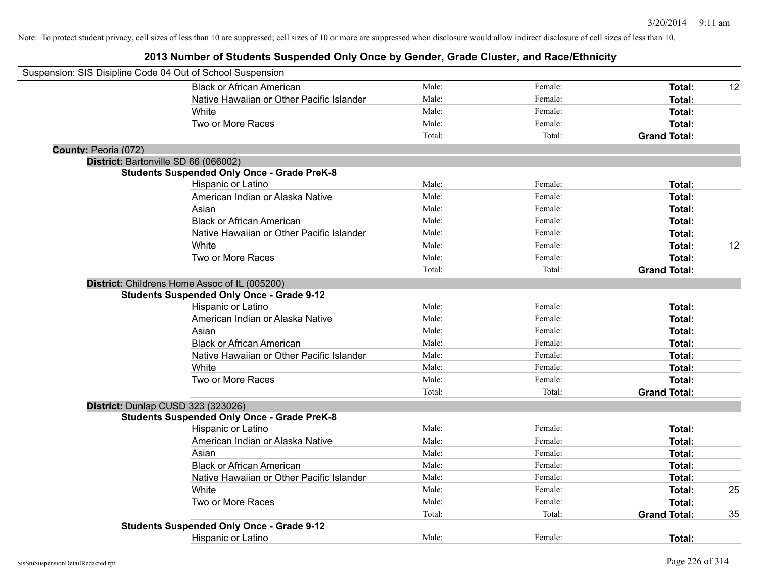Note: To protect student privacy, cell sizes of less than 10 are suppressed; cell sizes of 10 or more are suppressed when disclosure would allow indirect disclosure of cell sizes of less than 10.

# 2013 Number of Students Suspended Only Once by Gender, Grade Cluster, and Race/Ethnicity

Suspension: SIS Disipline Code 04 Out of School Suspension

| | Male | Female | Total | |
|---|---|---|---|---|
| Black or African American | Male: | Female: | **Total:** | 12 |
| Native Hawaiian or Other Pacific Islander | Male: | Female: | **Total:** | |
| White | Male: | Female: | **Total:** | |
| Two or More Races | Male: | Female: | **Total:** | |
| | Total: | Total: | **Grand Total:** | |

**County:** Peoria (072)

**District:** Bartonville SD 66 (066002)

**Students Suspended Only Once - Grade PreK-8**

| | Male | Female | Total | |
|---|---|---|---|---|
| Hispanic or Latino | Male: | Female: | **Total:** | |
| American Indian or Alaska Native | Male: | Female: | **Total:** | |
| Asian | Male: | Female: | **Total:** | |
| Black or African American | Male: | Female: | **Total:** | |
| Native Hawaiian or Other Pacific Islander | Male: | Female: | **Total:** | |
| White | Male: | Female: | **Total:** | 12 |
| Two or More Races | Male: | Female: | **Total:** | |
| | Total: | Total: | **Grand Total:** | |

**District:** Childrens Home Assoc of IL (005200)

**Students Suspended Only Once - Grade 9-12**

| | Male | Female | Total | |
|---|---|---|---|---|
| Hispanic or Latino | Male: | Female: | **Total:** | |
| American Indian or Alaska Native | Male: | Female: | **Total:** | |
| Asian | Male: | Female: | **Total:** | |
| Black or African American | Male: | Female: | **Total:** | |
| Native Hawaiian or Other Pacific Islander | Male: | Female: | **Total:** | |
| White | Male: | Female: | **Total:** | |
| Two or More Races | Male: | Female: | **Total:** | |
| | Total: | Total: | **Grand Total:** | |

**District:** Dunlap CUSD 323 (323026)

**Students Suspended Only Once - Grade PreK-8**

| | Male | Female | Total | |
|---|---|---|---|---|
| Hispanic or Latino | Male: | Female: | **Total:** | |
| American Indian or Alaska Native | Male: | Female: | **Total:** | |
| Asian | Male: | Female: | **Total:** | |
| Black or African American | Male: | Female: | **Total:** | |
| Native Hawaiian or Other Pacific Islander | Male: | Female: | **Total:** | |
| White | Male: | Female: | **Total:** | 25 |
| Two or More Races | Male: | Female: | **Total:** | |
| | Total: | Total: | **Grand Total:** | 35 |

**Students Suspended Only Once - Grade 9-12**

| | Male | Female | Total | |
|---|---|---|---|---|
| Hispanic or Latino | Male: | Female: | **Total:** | |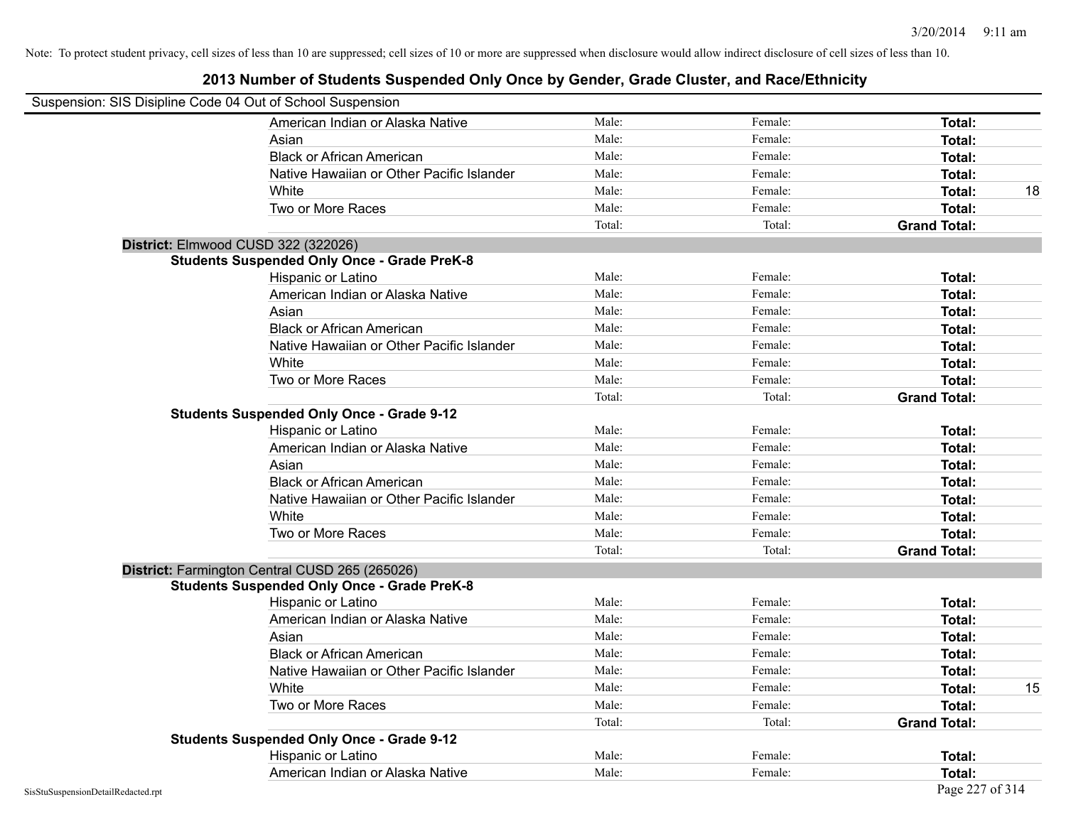Note: To protect student privacy, cell sizes of less than 10 are suppressed; cell sizes of 10 or more are suppressed when disclosure would allow indirect disclosure of cell sizes of less than 10.

## 2013 Number of Students Suspended Only Once by Gender, Grade Cluster, and Race/Ethnicity

Suspension: SIS Disipline Code 04 Out of School Suspension

| | Male | Female | Total | |
|---|---|---|---|---|
| American Indian or Alaska Native | Male: | Female: | **Total:** | |
| Asian | Male: | Female: | **Total:** | |
| Black or African American | Male: | Female: | **Total:** | |
| Native Hawaiian or Other Pacific Islander | Male: | Female: | **Total:** | |
| White | Male: | Female: | **Total:** | 18 |
| Two or More Races | Male: | Female: | **Total:** | |
| | Total: | Total: | **Grand Total:** | |

**District:** Elmwood CUSD 322 (322026)

**Students Suspended Only Once - Grade PreK-8**

| | Male | Female | Total | |
|---|---|---|---|---|
| Hispanic or Latino | Male: | Female: | **Total:** | |
| American Indian or Alaska Native | Male: | Female: | **Total:** | |
| Asian | Male: | Female: | **Total:** | |
| Black or African American | Male: | Female: | **Total:** | |
| Native Hawaiian or Other Pacific Islander | Male: | Female: | **Total:** | |
| White | Male: | Female: | **Total:** | |
| Two or More Races | Male: | Female: | **Total:** | |
| | Total: | Total: | **Grand Total:** | |

**Students Suspended Only Once - Grade 9-12**

| | Male | Female | Total | |
|---|---|---|---|---|
| Hispanic or Latino | Male: | Female: | **Total:** | |
| American Indian or Alaska Native | Male: | Female: | **Total:** | |
| Asian | Male: | Female: | **Total:** | |
| Black or African American | Male: | Female: | **Total:** | |
| Native Hawaiian or Other Pacific Islander | Male: | Female: | **Total:** | |
| White | Male: | Female: | **Total:** | |
| Two or More Races | Male: | Female: | **Total:** | |
| | Total: | Total: | **Grand Total:** | |

**District:** Farmington Central CUSD 265 (265026)

**Students Suspended Only Once - Grade PreK-8**

| | Male | Female | Total | |
|---|---|---|---|---|
| Hispanic or Latino | Male: | Female: | **Total:** | |
| American Indian or Alaska Native | Male: | Female: | **Total:** | |
| Asian | Male: | Female: | **Total:** | |
| Black or African American | Male: | Female: | **Total:** | |
| Native Hawaiian or Other Pacific Islander | Male: | Female: | **Total:** | |
| White | Male: | Female: | **Total:** | 15 |
| Two or More Races | Male: | Female: | **Total:** | |
| | Total: | Total: | **Grand Total:** | |

**Students Suspended Only Once - Grade 9-12**

| | Male | Female | Total | |
|---|---|---|---|---|
| Hispanic or Latino | Male: | Female: | **Total:** | |
| American Indian or Alaska Native | Male: | Female: | **Total:** | |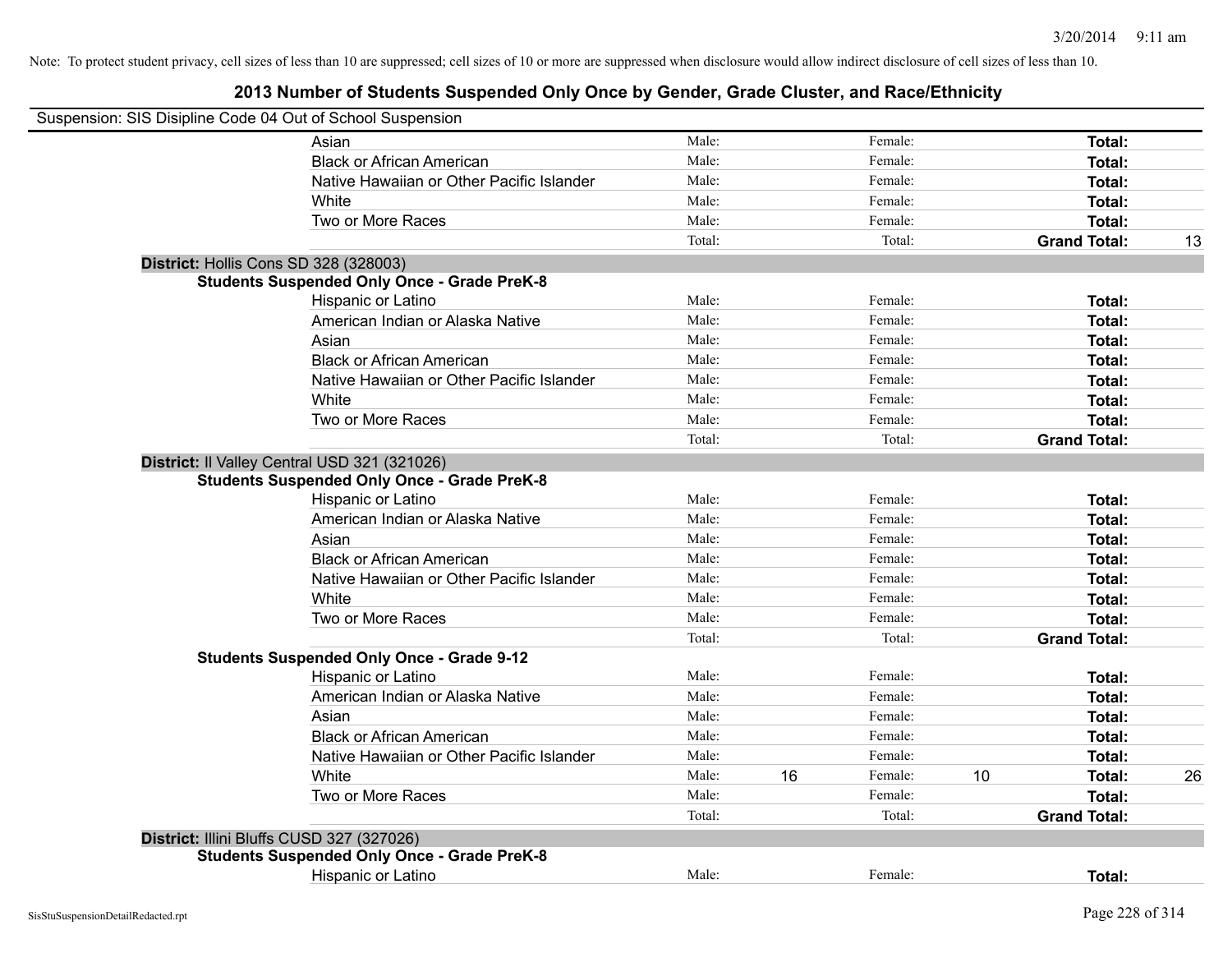Note: To protect student privacy, cell sizes of less than 10 are suppressed; cell sizes of 10 or more are suppressed when disclosure would allow indirect disclosure of cell sizes of less than 10.

## 2013 Number of Students Suspended Only Once by Gender, Grade Cluster, and Race/Ethnicity

Suspension: SIS Disipline Code 04 Out of School Suspension

| | | | | | | |
|---|---|---|---|---|---|---|
| Asian | Male: | | Female: | | **Total:** | |
| Black or African American | Male: | | Female: | | **Total:** | |
| Native Hawaiian or Other Pacific Islander | Male: | | Female: | | **Total:** | |
| White | Male: | | Female: | | **Total:** | |
| Two or More Races | Male: | | Female: | | **Total:** | |
| | Total: | | Total: | | **Grand Total:** | 13 |

**District:** Hollis Cons SD 328 (328003)

**Students Suspended Only Once - Grade PreK-8**

| | | | | | | |
|---|---|---|---|---|---|---|
| Hispanic or Latino | Male: | | Female: | | **Total:** | |
| American Indian or Alaska Native | Male: | | Female: | | **Total:** | |
| Asian | Male: | | Female: | | **Total:** | |
| Black or African American | Male: | | Female: | | **Total:** | |
| Native Hawaiian or Other Pacific Islander | Male: | | Female: | | **Total:** | |
| White | Male: | | Female: | | **Total:** | |
| Two or More Races | Male: | | Female: | | **Total:** | |
| | Total: | | Total: | | **Grand Total:** | |

**District:** Il Valley Central USD 321 (321026)

**Students Suspended Only Once - Grade PreK-8**

| | | | | | | |
|---|---|---|---|---|---|---|
| Hispanic or Latino | Male: | | Female: | | **Total:** | |
| American Indian or Alaska Native | Male: | | Female: | | **Total:** | |
| Asian | Male: | | Female: | | **Total:** | |
| Black or African American | Male: | | Female: | | **Total:** | |
| Native Hawaiian or Other Pacific Islander | Male: | | Female: | | **Total:** | |
| White | Male: | | Female: | | **Total:** | |
| Two or More Races | Male: | | Female: | | **Total:** | |
| | Total: | | Total: | | **Grand Total:** | |

**Students Suspended Only Once - Grade 9-12**

| | | | | | | |
|---|---|---|---|---|---|---|
| Hispanic or Latino | Male: | | Female: | | **Total:** | |
| American Indian or Alaska Native | Male: | | Female: | | **Total:** | |
| Asian | Male: | | Female: | | **Total:** | |
| Black or African American | Male: | | Female: | | **Total:** | |
| Native Hawaiian or Other Pacific Islander | Male: | | Female: | | **Total:** | |
| White | Male: | 16 | Female: | 10 | **Total:** | 26 |
| Two or More Races | Male: | | Female: | | **Total:** | |
| | Total: | | Total: | | **Grand Total:** | |

**District:** Illini Bluffs CUSD 327 (327026)

**Students Suspended Only Once - Grade PreK-8**

| | | | | | | |
|---|---|---|---|---|---|---|
| Hispanic or Latino | Male: | | Female: | | **Total:** | |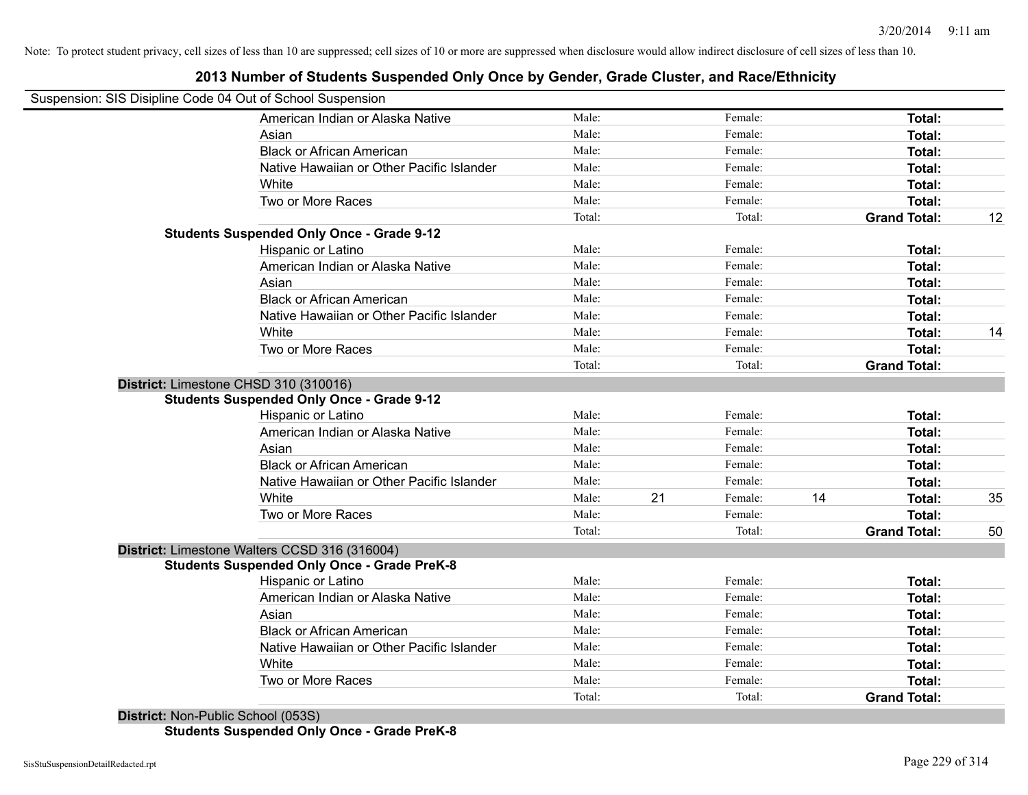Note: To protect student privacy, cell sizes of less than 10 are suppressed; cell sizes of 10 or more are suppressed when disclosure would allow indirect disclosure of cell sizes of less than 10.

## 2013 Number of Students Suspended Only Once by Gender, Grade Cluster, and Race/Ethnicity

Suspension: SIS Disipline Code 04 Out of School Suspension

| | | | | | | |
|---|---|---|---|---|---|---|
| American Indian or Alaska Native | Male: | | Female: | | **Total:** | |
| Asian | Male: | | Female: | | **Total:** | |
| Black or African American | Male: | | Female: | | **Total:** | |
| Native Hawaiian or Other Pacific Islander | Male: | | Female: | | **Total:** | |
| White | Male: | | Female: | | **Total:** | |
| Two or More Races | Male: | | Female: | | **Total:** | |
| | Total: | | Total: | | **Grand Total:** | 12 |

**Students Suspended Only Once - Grade 9-12**

| | | | | | | |
|---|---|---|---|---|---|---|
| Hispanic or Latino | Male: | | Female: | | **Total:** | |
| American Indian or Alaska Native | Male: | | Female: | | **Total:** | |
| Asian | Male: | | Female: | | **Total:** | |
| Black or African American | Male: | | Female: | | **Total:** | |
| Native Hawaiian or Other Pacific Islander | Male: | | Female: | | **Total:** | |
| White | Male: | | Female: | | **Total:** | 14 |
| Two or More Races | Male: | | Female: | | **Total:** | |
| | Total: | | Total: | | **Grand Total:** | |

**District:** Limestone CHSD 310 (310016)

**Students Suspended Only Once - Grade 9-12**

| | | | | | | |
|---|---|---|---|---|---|---|
| Hispanic or Latino | Male: | | Female: | | **Total:** | |
| American Indian or Alaska Native | Male: | | Female: | | **Total:** | |
| Asian | Male: | | Female: | | **Total:** | |
| Black or African American | Male: | | Female: | | **Total:** | |
| Native Hawaiian or Other Pacific Islander | Male: | | Female: | | **Total:** | |
| White | Male: | 21 | Female: | 14 | **Total:** | 35 |
| Two or More Races | Male: | | Female: | | **Total:** | |
| | Total: | | Total: | | **Grand Total:** | 50 |

**District:** Limestone Walters CCSD 316 (316004)

**Students Suspended Only Once - Grade PreK-8**

| | | | | | | |
|---|---|---|---|---|---|---|
| Hispanic or Latino | Male: | | Female: | | **Total:** | |
| American Indian or Alaska Native | Male: | | Female: | | **Total:** | |
| Asian | Male: | | Female: | | **Total:** | |
| Black or African American | Male: | | Female: | | **Total:** | |
| Native Hawaiian or Other Pacific Islander | Male: | | Female: | | **Total:** | |
| White | Male: | | Female: | | **Total:** | |
| Two or More Races | Male: | | Female: | | **Total:** | |
| | Total: | | Total: | | **Grand Total:** | |

**District:** Non-Public School (053S)

**Students Suspended Only Once - Grade PreK-8**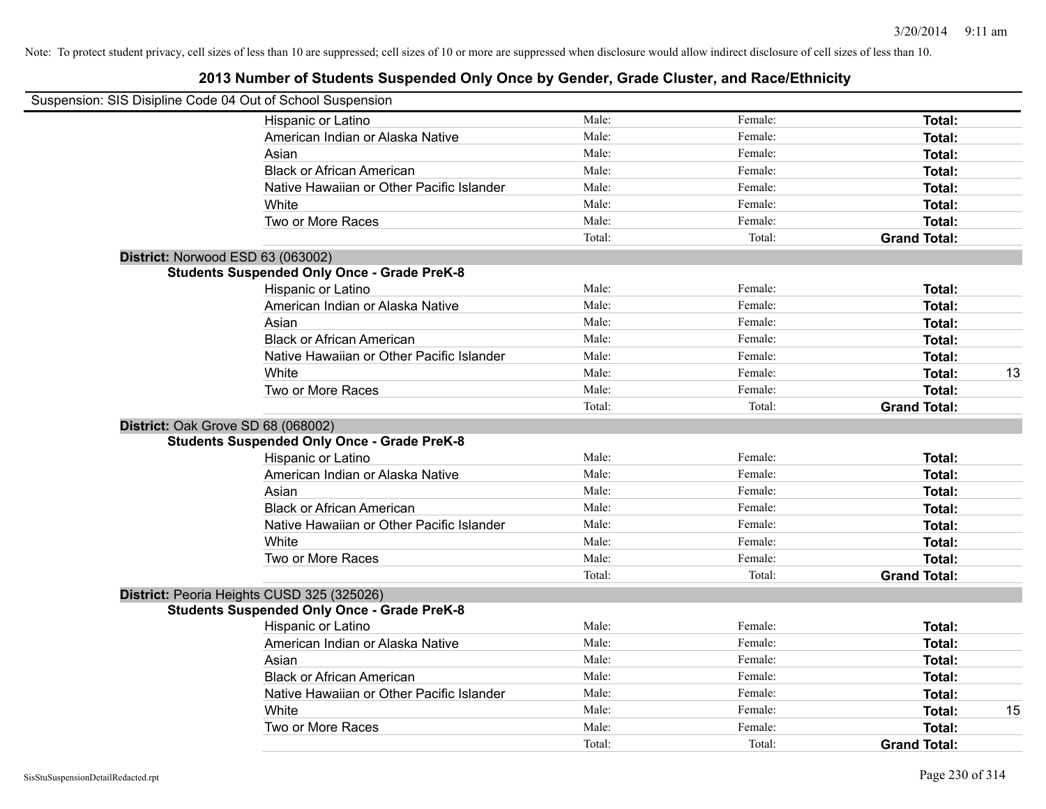Note: To protect student privacy, cell sizes of less than 10 are suppressed; cell sizes of 10 or more are suppressed when disclosure would allow indirect disclosure of cell sizes of less than 10.

# 2013 Number of Students Suspended Only Once by Gender, Grade Cluster, and Race/Ethnicity

Suspension: SIS Disipline Code 04 Out of School Suspension

| | Male: | Female: | Total: | |
|---|---|---|---|---|
| Hispanic or Latino | Male: | Female: | **Total:** | |
| American Indian or Alaska Native | Male: | Female: | **Total:** | |
| Asian | Male: | Female: | **Total:** | |
| Black or African American | Male: | Female: | **Total:** | |
| Native Hawaiian or Other Pacific Islander | Male: | Female: | **Total:** | |
| White | Male: | Female: | **Total:** | |
| Two or More Races | Male: | Female: | **Total:** | |
| | Total: | Total: | **Grand Total:** | |

**District:** Norwood ESD 63 (063002)

**Students Suspended Only Once - Grade PreK-8**

| | | | | |
|---|---|---|---|---|
| Hispanic or Latino | Male: | Female: | **Total:** | |
| American Indian or Alaska Native | Male: | Female: | **Total:** | |
| Asian | Male: | Female: | **Total:** | |
| Black or African American | Male: | Female: | **Total:** | |
| Native Hawaiian or Other Pacific Islander | Male: | Female: | **Total:** | |
| White | Male: | Female: | **Total:** | 13 |
| Two or More Races | Male: | Female: | **Total:** | |
| | Total: | Total: | **Grand Total:** | |

**District:** Oak Grove SD 68 (068002)

**Students Suspended Only Once - Grade PreK-8**

| | | | | |
|---|---|---|---|---|
| Hispanic or Latino | Male: | Female: | **Total:** | |
| American Indian or Alaska Native | Male: | Female: | **Total:** | |
| Asian | Male: | Female: | **Total:** | |
| Black or African American | Male: | Female: | **Total:** | |
| Native Hawaiian or Other Pacific Islander | Male: | Female: | **Total:** | |
| White | Male: | Female: | **Total:** | |
| Two or More Races | Male: | Female: | **Total:** | |
| | Total: | Total: | **Grand Total:** | |

**District:** Peoria Heights CUSD 325 (325026)

**Students Suspended Only Once - Grade PreK-8**

| | | | | |
|---|---|---|---|---|
| Hispanic or Latino | Male: | Female: | **Total:** | |
| American Indian or Alaska Native | Male: | Female: | **Total:** | |
| Asian | Male: | Female: | **Total:** | |
| Black or African American | Male: | Female: | **Total:** | |
| Native Hawaiian or Other Pacific Islander | Male: | Female: | **Total:** | |
| White | Male: | Female: | **Total:** | 15 |
| Two or More Races | Male: | Female: | **Total:** | |
| | Total: | Total: | **Grand Total:** | |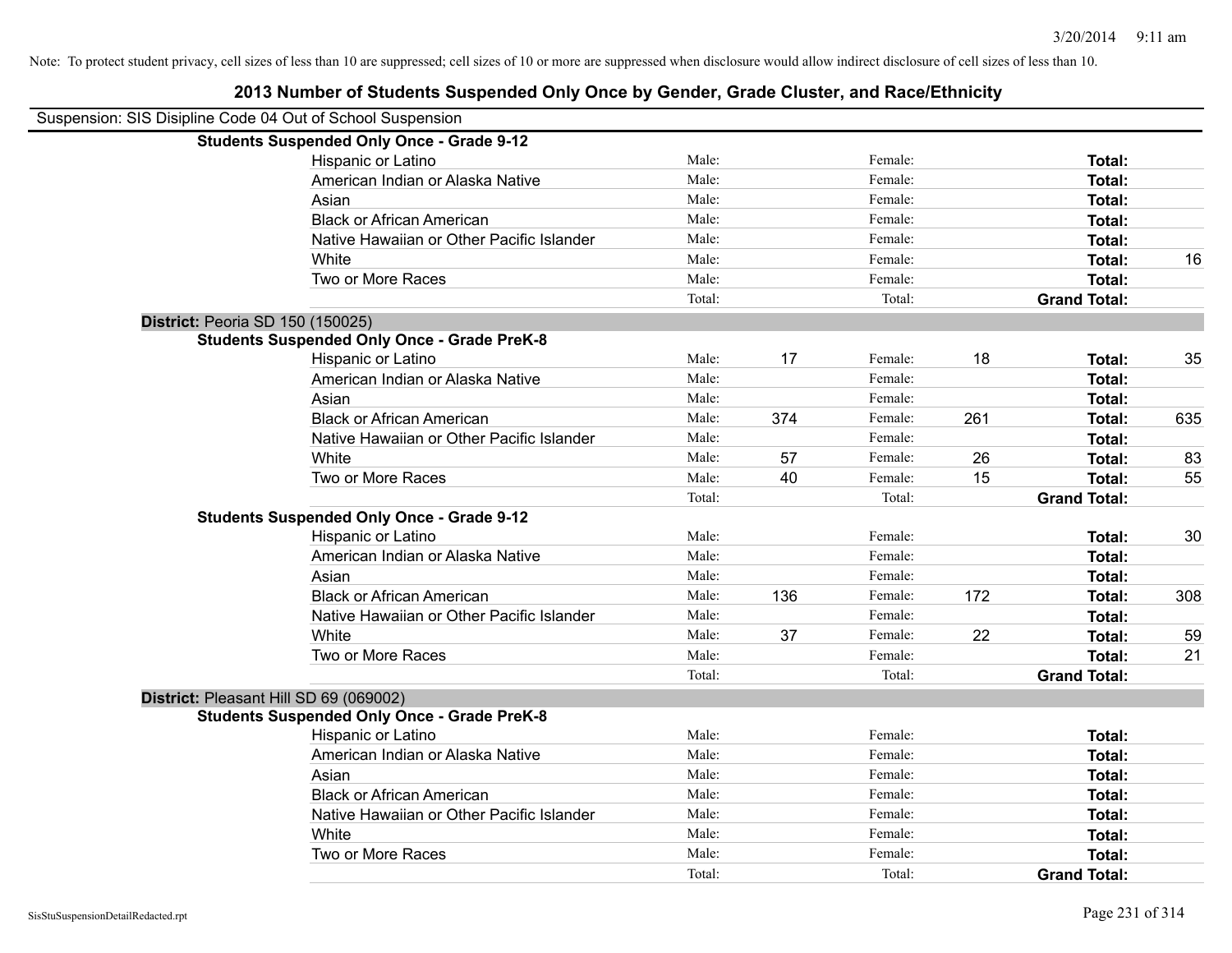Note: To protect student privacy, cell sizes of less than 10 are suppressed; cell sizes of 10 or more are suppressed when disclosure would allow indirect disclosure of cell sizes of less than 10.

# 2013 Number of Students Suspended Only Once by Gender, Grade Cluster, and Race/Ethnicity

Suspension: SIS Disipline Code 04 Out of School Suspension

| | Male: | | Female: | | Total: | |
|---|---|---|---|---|---|---|
| **Students Suspended Only Once - Grade 9-12** | | | | | | |
| Hispanic or Latino | Male: | | Female: | | **Total:** | |
| American Indian or Alaska Native | Male: | | Female: | | **Total:** | |
| Asian | Male: | | Female: | | **Total:** | |
| Black or African American | Male: | | Female: | | **Total:** | |
| Native Hawaiian or Other Pacific Islander | Male: | | Female: | | **Total:** | |
| White | Male: | | Female: | | **Total:** | 16 |
| Two or More Races | Male: | | Female: | | **Total:** | |
| | Total: | | Total: | | **Grand Total:** | |
| **District:** Peoria SD 150 (150025) | | | | | | |
| **Students Suspended Only Once - Grade PreK-8** | | | | | | |
| Hispanic or Latino | Male: | 17 | Female: | 18 | **Total:** | 35 |
| American Indian or Alaska Native | Male: | | Female: | | **Total:** | |
| Asian | Male: | | Female: | | **Total:** | |
| Black or African American | Male: | 374 | Female: | 261 | **Total:** | 635 |
| Native Hawaiian or Other Pacific Islander | Male: | | Female: | | **Total:** | |
| White | Male: | 57 | Female: | 26 | **Total:** | 83 |
| Two or More Races | Male: | 40 | Female: | 15 | **Total:** | 55 |
| | Total: | | Total: | | **Grand Total:** | |
| **Students Suspended Only Once - Grade 9-12** | | | | | | |
| Hispanic or Latino | Male: | | Female: | | **Total:** | 30 |
| American Indian or Alaska Native | Male: | | Female: | | **Total:** | |
| Asian | Male: | | Female: | | **Total:** | |
| Black or African American | Male: | 136 | Female: | 172 | **Total:** | 308 |
| Native Hawaiian or Other Pacific Islander | Male: | | Female: | | **Total:** | |
| White | Male: | 37 | Female: | 22 | **Total:** | 59 |
| Two or More Races | Male: | | Female: | | **Total:** | 21 |
| | Total: | | Total: | | **Grand Total:** | |
| **District:** Pleasant Hill SD 69 (069002) | | | | | | |
| **Students Suspended Only Once - Grade PreK-8** | | | | | | |
| Hispanic or Latino | Male: | | Female: | | **Total:** | |
| American Indian or Alaska Native | Male: | | Female: | | **Total:** | |
| Asian | Male: | | Female: | | **Total:** | |
| Black or African American | Male: | | Female: | | **Total:** | |
| Native Hawaiian or Other Pacific Islander | Male: | | Female: | | **Total:** | |
| White | Male: | | Female: | | **Total:** | |
| Two or More Races | Male: | | Female: | | **Total:** | |
| | Total: | | Total: | | **Grand Total:** | |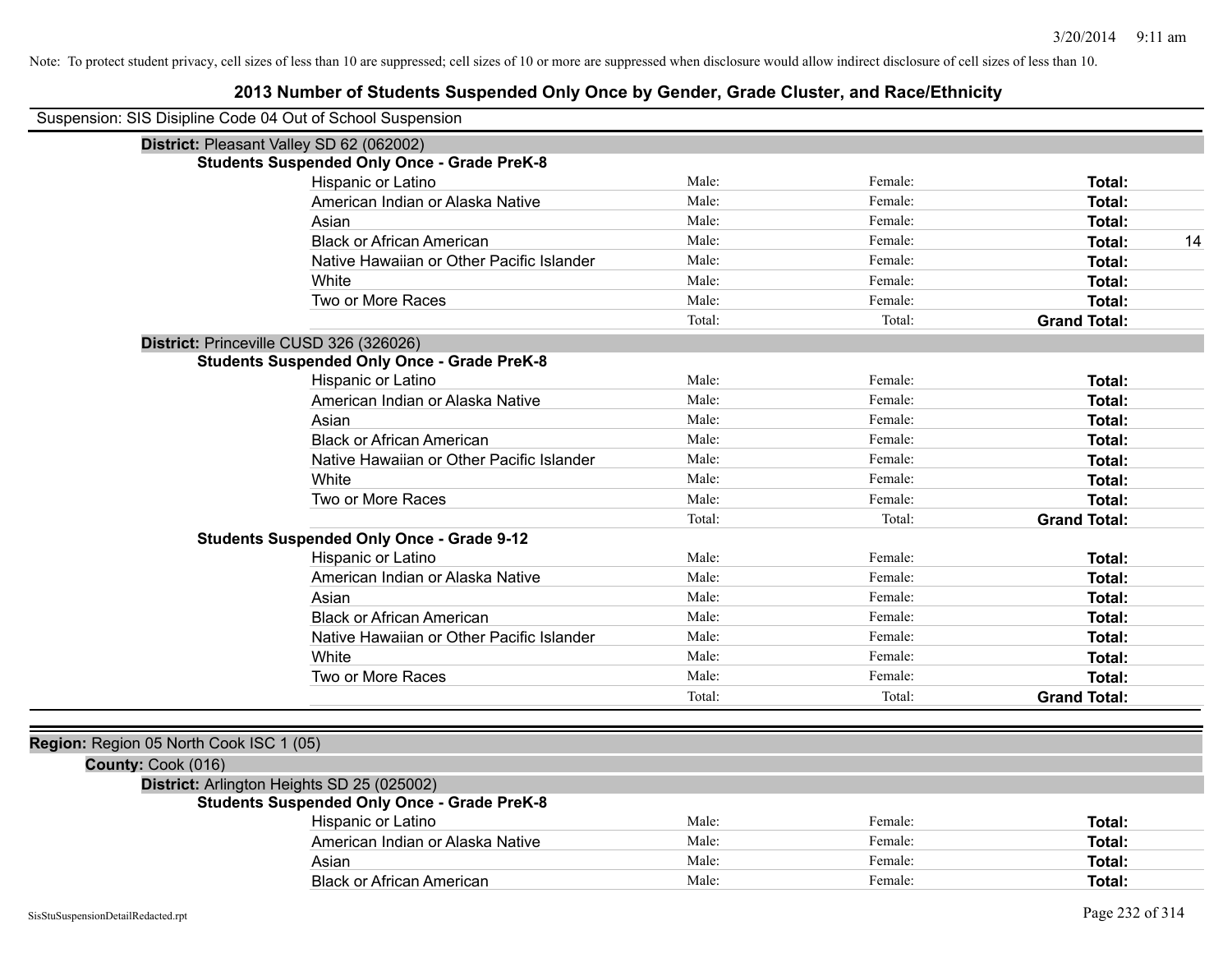Note: To protect student privacy, cell sizes of less than 10 are suppressed; cell sizes of 10 or more are suppressed when disclosure would allow indirect disclosure of cell sizes of less than 10.

# 2013 Number of Students Suspended Only Once by Gender, Grade Cluster, and Race/Ethnicity

Suspension: SIS Disipline Code 04 Out of School Suspension

**District:** Pleasant Valley SD 62 (062002)

**Students Suspended Only Once - Grade PreK-8**

| | | | | |
|---|---|---|---|---|
| Hispanic or Latino | Male: | Female: | **Total:** | |
| American Indian or Alaska Native | Male: | Female: | **Total:** | |
| Asian | Male: | Female: | **Total:** | |
| Black or African American | Male: | Female: | **Total:** | 14 |
| Native Hawaiian or Other Pacific Islander | Male: | Female: | **Total:** | |
| White | Male: | Female: | **Total:** | |
| Two or More Races | Male: | Female: | **Total:** | |
| | Total: | Total: | **Grand Total:** | |

**District:** Princeville CUSD 326 (326026)

**Students Suspended Only Once - Grade PreK-8**

| | | | | |
|---|---|---|---|---|
| Hispanic or Latino | Male: | Female: | **Total:** | |
| American Indian or Alaska Native | Male: | Female: | **Total:** | |
| Asian | Male: | Female: | **Total:** | |
| Black or African American | Male: | Female: | **Total:** | |
| Native Hawaiian or Other Pacific Islander | Male: | Female: | **Total:** | |
| White | Male: | Female: | **Total:** | |
| Two or More Races | Male: | Female: | **Total:** | |
| | Total: | Total: | **Grand Total:** | |

**Students Suspended Only Once - Grade 9-12**

| | | | | |
|---|---|---|---|---|
| Hispanic or Latino | Male: | Female: | **Total:** | |
| American Indian or Alaska Native | Male: | Female: | **Total:** | |
| Asian | Male: | Female: | **Total:** | |
| Black or African American | Male: | Female: | **Total:** | |
| Native Hawaiian or Other Pacific Islander | Male: | Female: | **Total:** | |
| White | Male: | Female: | **Total:** | |
| Two or More Races | Male: | Female: | **Total:** | |
| | Total: | Total: | **Grand Total:** | |

**Region:** Region 05 North Cook ISC 1 (05)

**County:** Cook (016)

**District:** Arlington Heights SD 25 (025002)

**Students Suspended Only Once - Grade PreK-8**

| | | | | |
|---|---|---|---|---|
| Hispanic or Latino | Male: | Female: | **Total:** | |
| American Indian or Alaska Native | Male: | Female: | **Total:** | |
| Asian | Male: | Female: | **Total:** | |
| Black or African American | Male: | Female: | **Total:** | |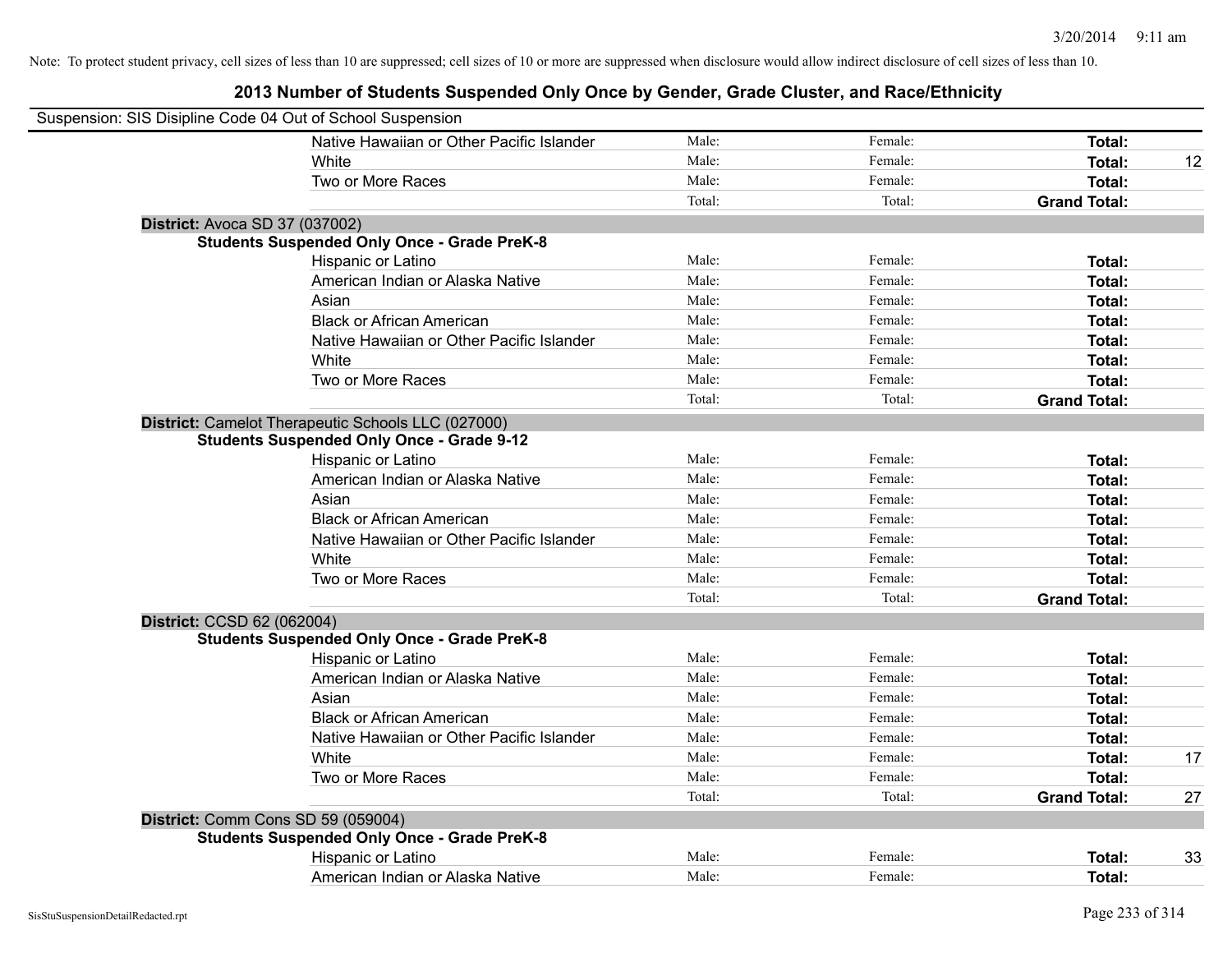Note: To protect student privacy, cell sizes of less than 10 are suppressed; cell sizes of 10 or more are suppressed when disclosure would allow indirect disclosure of cell sizes of less than 10.

## 2013 Number of Students Suspended Only Once by Gender, Grade Cluster, and Race/Ethnicity

Suspension: SIS Disipline Code 04 Out of School Suspension

| | Male | Female | Total | |
|---|---|---|---|---|
| Native Hawaiian or Other Pacific Islander | Male: | Female: | **Total:** | |
| White | Male: | Female: | **Total:** | 12 |
| Two or More Races | Male: | Female: | **Total:** | |
| | Total: | Total: | **Grand Total:** | |

**District:** Avoca SD 37 (037002)

**Students Suspended Only Once - Grade PreK-8**

| | Male | Female | Total | |
|---|---|---|---|---|
| Hispanic or Latino | Male: | Female: | **Total:** | |
| American Indian or Alaska Native | Male: | Female: | **Total:** | |
| Asian | Male: | Female: | **Total:** | |
| Black or African American | Male: | Female: | **Total:** | |
| Native Hawaiian or Other Pacific Islander | Male: | Female: | **Total:** | |
| White | Male: | Female: | **Total:** | |
| Two or More Races | Male: | Female: | **Total:** | |
| | Total: | Total: | **Grand Total:** | |

**District:** Camelot Therapeutic Schools LLC (027000)

**Students Suspended Only Once - Grade 9-12**

| | Male | Female | Total | |
|---|---|---|---|---|
| Hispanic or Latino | Male: | Female: | **Total:** | |
| American Indian or Alaska Native | Male: | Female: | **Total:** | |
| Asian | Male: | Female: | **Total:** | |
| Black or African American | Male: | Female: | **Total:** | |
| Native Hawaiian or Other Pacific Islander | Male: | Female: | **Total:** | |
| White | Male: | Female: | **Total:** | |
| Two or More Races | Male: | Female: | **Total:** | |
| | Total: | Total: | **Grand Total:** | |

**District:** CCSD 62 (062004)

**Students Suspended Only Once - Grade PreK-8**

| | Male | Female | Total | |
|---|---|---|---|---|
| Hispanic or Latino | Male: | Female: | **Total:** | |
| American Indian or Alaska Native | Male: | Female: | **Total:** | |
| Asian | Male: | Female: | **Total:** | |
| Black or African American | Male: | Female: | **Total:** | |
| Native Hawaiian or Other Pacific Islander | Male: | Female: | **Total:** | |
| White | Male: | Female: | **Total:** | 17 |
| Two or More Races | Male: | Female: | **Total:** | |
| | Total: | Total: | **Grand Total:** | 27 |

**District:** Comm Cons SD 59 (059004)

**Students Suspended Only Once - Grade PreK-8**

| | Male | Female | Total | |
|---|---|---|---|---|
| Hispanic or Latino | Male: | Female: | **Total:** | 33 |
| American Indian or Alaska Native | Male: | Female: | **Total:** | |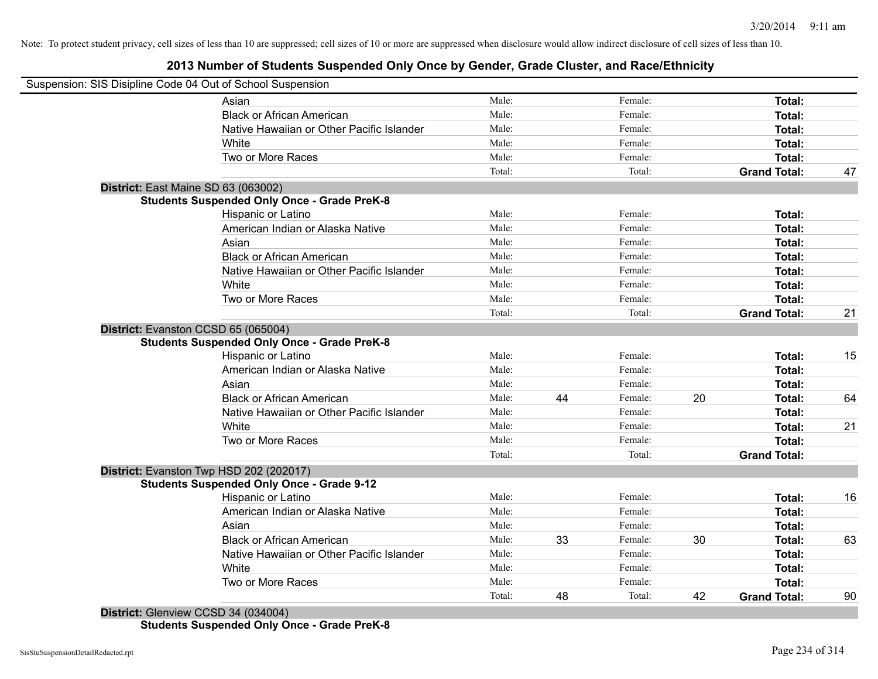Note: To protect student privacy, cell sizes of less than 10 are suppressed; cell sizes of 10 or more are suppressed when disclosure would allow indirect disclosure of cell sizes of less than 10.

# 2013 Number of Students Suspended Only Once by Gender, Grade Cluster, and Race/Ethnicity

Suspension: SIS Disipline Code 04 Out of School Suspension

| | | | | | | |
|---|---|---|---|---|---|---|
| Asian | Male: | | Female: | | **Total:** | |
| Black or African American | Male: | | Female: | | **Total:** | |
| Native Hawaiian or Other Pacific Islander | Male: | | Female: | | **Total:** | |
| White | Male: | | Female: | | **Total:** | |
| Two or More Races | Male: | | Female: | | **Total:** | |
| | Total: | | Total: | | **Grand Total:** | 47 |

**District:** East Maine SD 63 (063002)

**Students Suspended Only Once - Grade PreK-8**

| | | | | | | |
|---|---|---|---|---|---|---|
| Hispanic or Latino | Male: | | Female: | | **Total:** | |
| American Indian or Alaska Native | Male: | | Female: | | **Total:** | |
| Asian | Male: | | Female: | | **Total:** | |
| Black or African American | Male: | | Female: | | **Total:** | |
| Native Hawaiian or Other Pacific Islander | Male: | | Female: | | **Total:** | |
| White | Male: | | Female: | | **Total:** | |
| Two or More Races | Male: | | Female: | | **Total:** | |
| | Total: | | Total: | | **Grand Total:** | 21 |

**District:** Evanston CCSD 65 (065004)

**Students Suspended Only Once - Grade PreK-8**

| | | | | | | |
|---|---|---|---|---|---|---|
| Hispanic or Latino | Male: | | Female: | | **Total:** | 15 |
| American Indian or Alaska Native | Male: | | Female: | | **Total:** | |
| Asian | Male: | | Female: | | **Total:** | |
| Black or African American | Male: | 44 | Female: | 20 | **Total:** | 64 |
| Native Hawaiian or Other Pacific Islander | Male: | | Female: | | **Total:** | |
| White | Male: | | Female: | | **Total:** | 21 |
| Two or More Races | Male: | | Female: | | **Total:** | |
| | Total: | | Total: | | **Grand Total:** | |

**District:** Evanston Twp HSD 202 (202017)

**Students Suspended Only Once - Grade 9-12**

| | | | | | | |
|---|---|---|---|---|---|---|
| Hispanic or Latino | Male: | | Female: | | **Total:** | 16 |
| American Indian or Alaska Native | Male: | | Female: | | **Total:** | |
| Asian | Male: | | Female: | | **Total:** | |
| Black or African American | Male: | 33 | Female: | 30 | **Total:** | 63 |
| Native Hawaiian or Other Pacific Islander | Male: | | Female: | | **Total:** | |
| White | Male: | | Female: | | **Total:** | |
| Two or More Races | Male: | | Female: | | **Total:** | |
| | Total: | 48 | Total: | 42 | **Grand Total:** | 90 |

**District:** Glenview CCSD 34 (034004)

**Students Suspended Only Once - Grade PreK-8**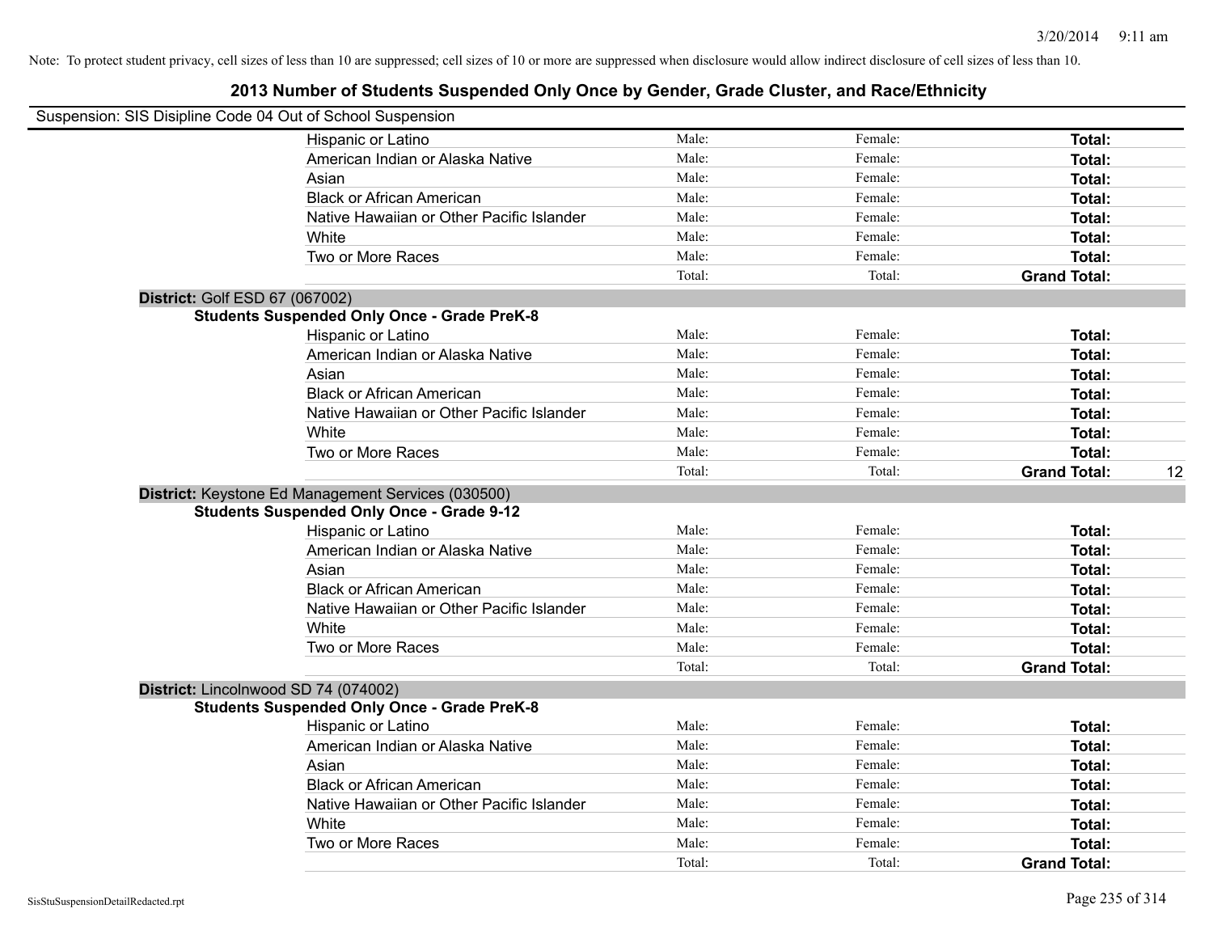Note: To protect student privacy, cell sizes of less than 10 are suppressed; cell sizes of 10 or more are suppressed when disclosure would allow indirect disclosure of cell sizes of less than 10.

# 2013 Number of Students Suspended Only Once by Gender, Grade Cluster, and Race/Ethnicity

Suspension: SIS Disipline Code 04 Out of School Suspension

| | Male | Female | Total | |
|---|---|---|---|---|
| Hispanic or Latino | Male: | Female: | **Total:** | |
| American Indian or Alaska Native | Male: | Female: | **Total:** | |
| Asian | Male: | Female: | **Total:** | |
| Black or African American | Male: | Female: | **Total:** | |
| Native Hawaiian or Other Pacific Islander | Male: | Female: | **Total:** | |
| White | Male: | Female: | **Total:** | |
| Two or More Races | Male: | Female: | **Total:** | |
| | Total: | Total: | **Grand Total:** | |

**District:** Golf ESD 67 (067002)

**Students Suspended Only Once - Grade PreK-8**

| | Male | Female | Total | |
|---|---|---|---|---|
| Hispanic or Latino | Male: | Female: | **Total:** | |
| American Indian or Alaska Native | Male: | Female: | **Total:** | |
| Asian | Male: | Female: | **Total:** | |
| Black or African American | Male: | Female: | **Total:** | |
| Native Hawaiian or Other Pacific Islander | Male: | Female: | **Total:** | |
| White | Male: | Female: | **Total:** | |
| Two or More Races | Male: | Female: | **Total:** | |
| | Total: | Total: | **Grand Total:** | 12 |

**District:** Keystone Ed Management Services (030500)

**Students Suspended Only Once - Grade 9-12**

| | Male | Female | Total | |
|---|---|---|---|---|
| Hispanic or Latino | Male: | Female: | **Total:** | |
| American Indian or Alaska Native | Male: | Female: | **Total:** | |
| Asian | Male: | Female: | **Total:** | |
| Black or African American | Male: | Female: | **Total:** | |
| Native Hawaiian or Other Pacific Islander | Male: | Female: | **Total:** | |
| White | Male: | Female: | **Total:** | |
| Two or More Races | Male: | Female: | **Total:** | |
| | Total: | Total: | **Grand Total:** | |

**District:** Lincolnwood SD 74 (074002)

**Students Suspended Only Once - Grade PreK-8**

| | Male | Female | Total | |
|---|---|---|---|---|
| Hispanic or Latino | Male: | Female: | **Total:** | |
| American Indian or Alaska Native | Male: | Female: | **Total:** | |
| Asian | Male: | Female: | **Total:** | |
| Black or African American | Male: | Female: | **Total:** | |
| Native Hawaiian or Other Pacific Islander | Male: | Female: | **Total:** | |
| White | Male: | Female: | **Total:** | |
| Two or More Races | Male: | Female: | **Total:** | |
| | Total: | Total: | **Grand Total:** | |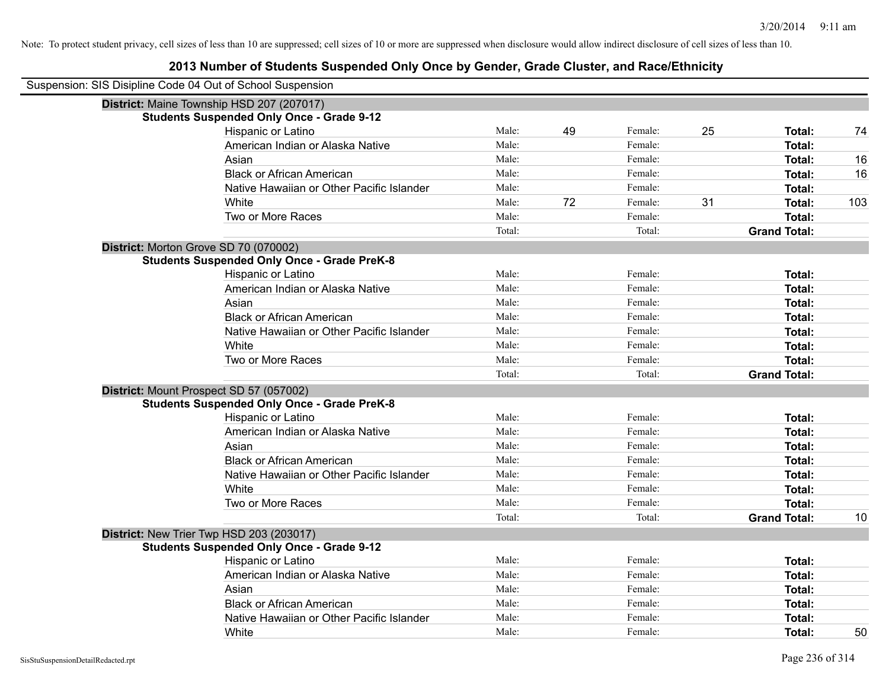Note: To protect student privacy, cell sizes of less than 10 are suppressed; cell sizes of 10 or more are suppressed when disclosure would allow indirect disclosure of cell sizes of less than 10.

# 2013 Number of Students Suspended Only Once by Gender, Grade Cluster, and Race/Ethnicity

Suspension: SIS Disipline Code 04 Out of School Suspension

**District:** Maine Township HSD 207 (207017)

**Students Suspended Only Once - Grade 9-12**

| Race/Ethnicity | | Male | | Female | | Total |
|---|---|---|---|---|---|---|
| Hispanic or Latino | Male: | 49 | Female: | 25 | **Total:** | 74 |
| American Indian or Alaska Native | Male: | | Female: | | **Total:** | |
| Asian | Male: | | Female: | | **Total:** | 16 |
| Black or African American | Male: | | Female: | | **Total:** | 16 |
| Native Hawaiian or Other Pacific Islander | Male: | | Female: | | **Total:** | |
| White | Male: | 72 | Female: | 31 | **Total:** | 103 |
| Two or More Races | Male: | | Female: | | **Total:** | |
| | Total: | | Total: | | **Grand Total:** | |

**District:** Morton Grove SD 70 (070002)

**Students Suspended Only Once - Grade PreK-8**

| Race/Ethnicity | | Male | | Female | | Total |
|---|---|---|---|---|---|---|
| Hispanic or Latino | Male: | | Female: | | **Total:** | |
| American Indian or Alaska Native | Male: | | Female: | | **Total:** | |
| Asian | Male: | | Female: | | **Total:** | |
| Black or African American | Male: | | Female: | | **Total:** | |
| Native Hawaiian or Other Pacific Islander | Male: | | Female: | | **Total:** | |
| White | Male: | | Female: | | **Total:** | |
| Two or More Races | Male: | | Female: | | **Total:** | |
| | Total: | | Total: | | **Grand Total:** | |

**District:** Mount Prospect SD 57 (057002)

**Students Suspended Only Once - Grade PreK-8**

| Race/Ethnicity | | Male | | Female | | Total |
|---|---|---|---|---|---|---|
| Hispanic or Latino | Male: | | Female: | | **Total:** | |
| American Indian or Alaska Native | Male: | | Female: | | **Total:** | |
| Asian | Male: | | Female: | | **Total:** | |
| Black or African American | Male: | | Female: | | **Total:** | |
| Native Hawaiian or Other Pacific Islander | Male: | | Female: | | **Total:** | |
| White | Male: | | Female: | | **Total:** | |
| Two or More Races | Male: | | Female: | | **Total:** | |
| | Total: | | Total: | | **Grand Total:** | 10 |

**District:** New Trier Twp HSD 203 (203017)

**Students Suspended Only Once - Grade 9-12**

| Race/Ethnicity | | Male | | Female | | Total |
|---|---|---|---|---|---|---|
| Hispanic or Latino | Male: | | Female: | | **Total:** | |
| American Indian or Alaska Native | Male: | | Female: | | **Total:** | |
| Asian | Male: | | Female: | | **Total:** | |
| Black or African American | Male: | | Female: | | **Total:** | |
| Native Hawaiian or Other Pacific Islander | Male: | | Female: | | **Total:** | |
| White | Male: | | Female: | | **Total:** | 50 |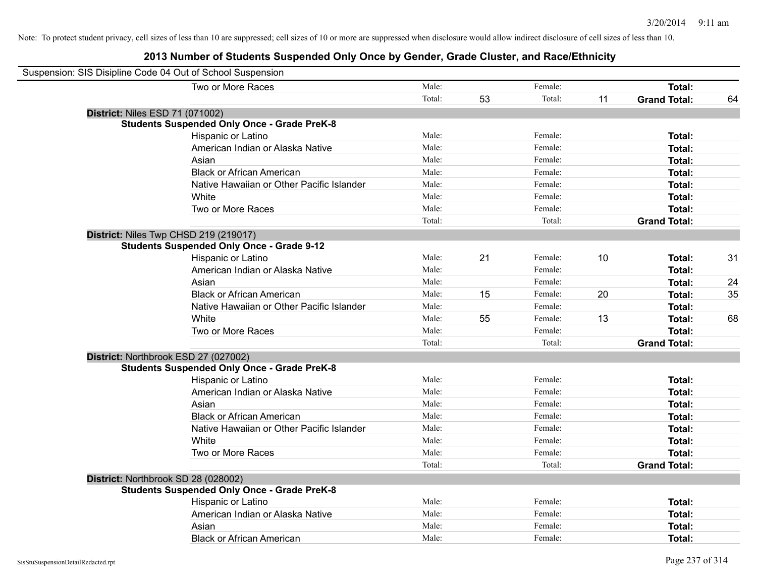Note: To protect student privacy, cell sizes of less than 10 are suppressed; cell sizes of 10 or more are suppressed when disclosure would allow indirect disclosure of cell sizes of less than 10.

# 2013 Number of Students Suspended Only Once by Gender, Grade Cluster, and Race/Ethnicity

Suspension: SIS Disipline Code 04 Out of School Suspension

| | | | | | | |
|---|---|---|---|---|---|---|
| Two or More Races | Male: | | Female: | | **Total:** | |
| | Total: | 53 | Total: | 11 | **Grand Total:** | 64 |

**District:** Niles ESD 71 (071002)

**Students Suspended Only Once - Grade PreK-8**

| | | | | | | |
|---|---|---|---|---|---|---|
| Hispanic or Latino | Male: | | Female: | | **Total:** | |
| American Indian or Alaska Native | Male: | | Female: | | **Total:** | |
| Asian | Male: | | Female: | | **Total:** | |
| Black or African American | Male: | | Female: | | **Total:** | |
| Native Hawaiian or Other Pacific Islander | Male: | | Female: | | **Total:** | |
| White | Male: | | Female: | | **Total:** | |
| Two or More Races | Male: | | Female: | | **Total:** | |
| | Total: | | Total: | | **Grand Total:** | |

**District:** Niles Twp CHSD 219 (219017)

**Students Suspended Only Once - Grade 9-12**

| | | | | | | |
|---|---|---|---|---|---|---|
| Hispanic or Latino | Male: | 21 | Female: | 10 | **Total:** | 31 |
| American Indian or Alaska Native | Male: | | Female: | | **Total:** | |
| Asian | Male: | | Female: | | **Total:** | 24 |
| Black or African American | Male: | 15 | Female: | 20 | **Total:** | 35 |
| Native Hawaiian or Other Pacific Islander | Male: | | Female: | | **Total:** | |
| White | Male: | 55 | Female: | 13 | **Total:** | 68 |
| Two or More Races | Male: | | Female: | | **Total:** | |
| | Total: | | Total: | | **Grand Total:** | |

**District:** Northbrook ESD 27 (027002)

**Students Suspended Only Once - Grade PreK-8**

| | | | | | | |
|---|---|---|---|---|---|---|
| Hispanic or Latino | Male: | | Female: | | **Total:** | |
| American Indian or Alaska Native | Male: | | Female: | | **Total:** | |
| Asian | Male: | | Female: | | **Total:** | |
| Black or African American | Male: | | Female: | | **Total:** | |
| Native Hawaiian or Other Pacific Islander | Male: | | Female: | | **Total:** | |
| White | Male: | | Female: | | **Total:** | |
| Two or More Races | Male: | | Female: | | **Total:** | |
| | Total: | | Total: | | **Grand Total:** | |

**District:** Northbrook SD 28 (028002)

**Students Suspended Only Once - Grade PreK-8**

| | | | | | | |
|---|---|---|---|---|---|---|
| Hispanic or Latino | Male: | | Female: | | **Total:** | |
| American Indian or Alaska Native | Male: | | Female: | | **Total:** | |
| Asian | Male: | | Female: | | **Total:** | |
| Black or African American | Male: | | Female: | | **Total:** | |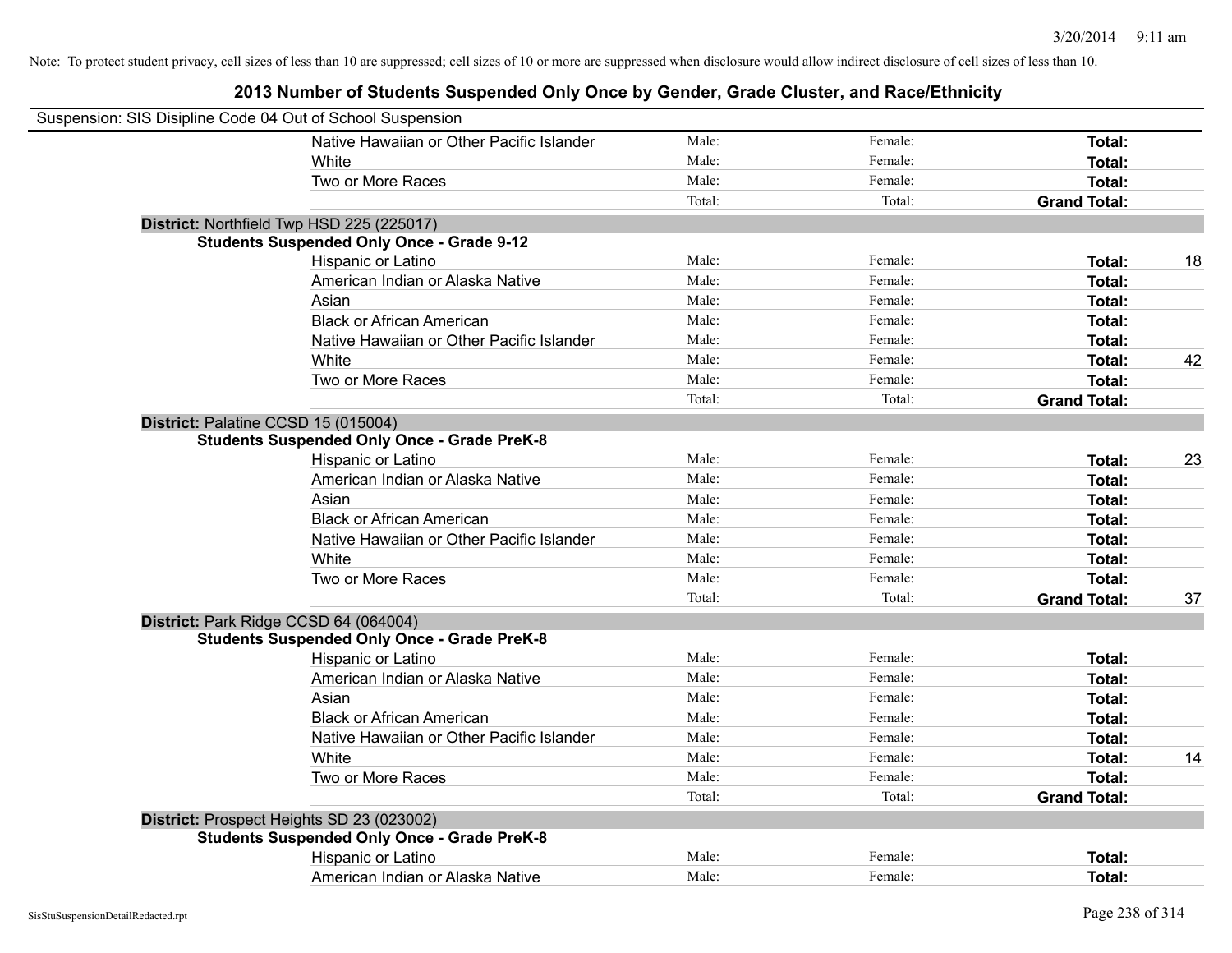Note: To protect student privacy, cell sizes of less than 10 are suppressed; cell sizes of 10 or more are suppressed when disclosure would allow indirect disclosure of cell sizes of less than 10.

# 2013 Number of Students Suspended Only Once by Gender, Grade Cluster, and Race/Ethnicity

Suspension: SIS Disipline Code 04 Out of School Suspension

| | | | | |
|---|---|---|---|---|
| Native Hawaiian or Other Pacific Islander | Male: | Female: | **Total:** | |
| White | Male: | Female: | **Total:** | |
| Two or More Races | Male: | Female: | **Total:** | |
| | Total: | Total: | **Grand Total:** | |

**District:** Northfield Twp HSD 225 (225017)

**Students Suspended Only Once - Grade 9-12**

| | | | | |
|---|---|---|---|---|
| Hispanic or Latino | Male: | Female: | **Total:** | 18 |
| American Indian or Alaska Native | Male: | Female: | **Total:** | |
| Asian | Male: | Female: | **Total:** | |
| Black or African American | Male: | Female: | **Total:** | |
| Native Hawaiian or Other Pacific Islander | Male: | Female: | **Total:** | |
| White | Male: | Female: | **Total:** | 42 |
| Two or More Races | Male: | Female: | **Total:** | |
| | Total: | Total: | **Grand Total:** | |

**District:** Palatine CCSD 15 (015004)

**Students Suspended Only Once - Grade PreK-8**

| | | | | |
|---|---|---|---|---|
| Hispanic or Latino | Male: | Female: | **Total:** | 23 |
| American Indian or Alaska Native | Male: | Female: | **Total:** | |
| Asian | Male: | Female: | **Total:** | |
| Black or African American | Male: | Female: | **Total:** | |
| Native Hawaiian or Other Pacific Islander | Male: | Female: | **Total:** | |
| White | Male: | Female: | **Total:** | |
| Two or More Races | Male: | Female: | **Total:** | |
| | Total: | Total: | **Grand Total:** | 37 |

**District:** Park Ridge CCSD 64 (064004)

**Students Suspended Only Once - Grade PreK-8**

| | | | | |
|---|---|---|---|---|
| Hispanic or Latino | Male: | Female: | **Total:** | |
| American Indian or Alaska Native | Male: | Female: | **Total:** | |
| Asian | Male: | Female: | **Total:** | |
| Black or African American | Male: | Female: | **Total:** | |
| Native Hawaiian or Other Pacific Islander | Male: | Female: | **Total:** | |
| White | Male: | Female: | **Total:** | 14 |
| Two or More Races | Male: | Female: | **Total:** | |
| | Total: | Total: | **Grand Total:** | |

**District:** Prospect Heights SD 23 (023002)

**Students Suspended Only Once - Grade PreK-8**

| | | | | |
|---|---|---|---|---|
| Hispanic or Latino | Male: | Female: | **Total:** | |
| American Indian or Alaska Native | Male: | Female: | **Total:** | |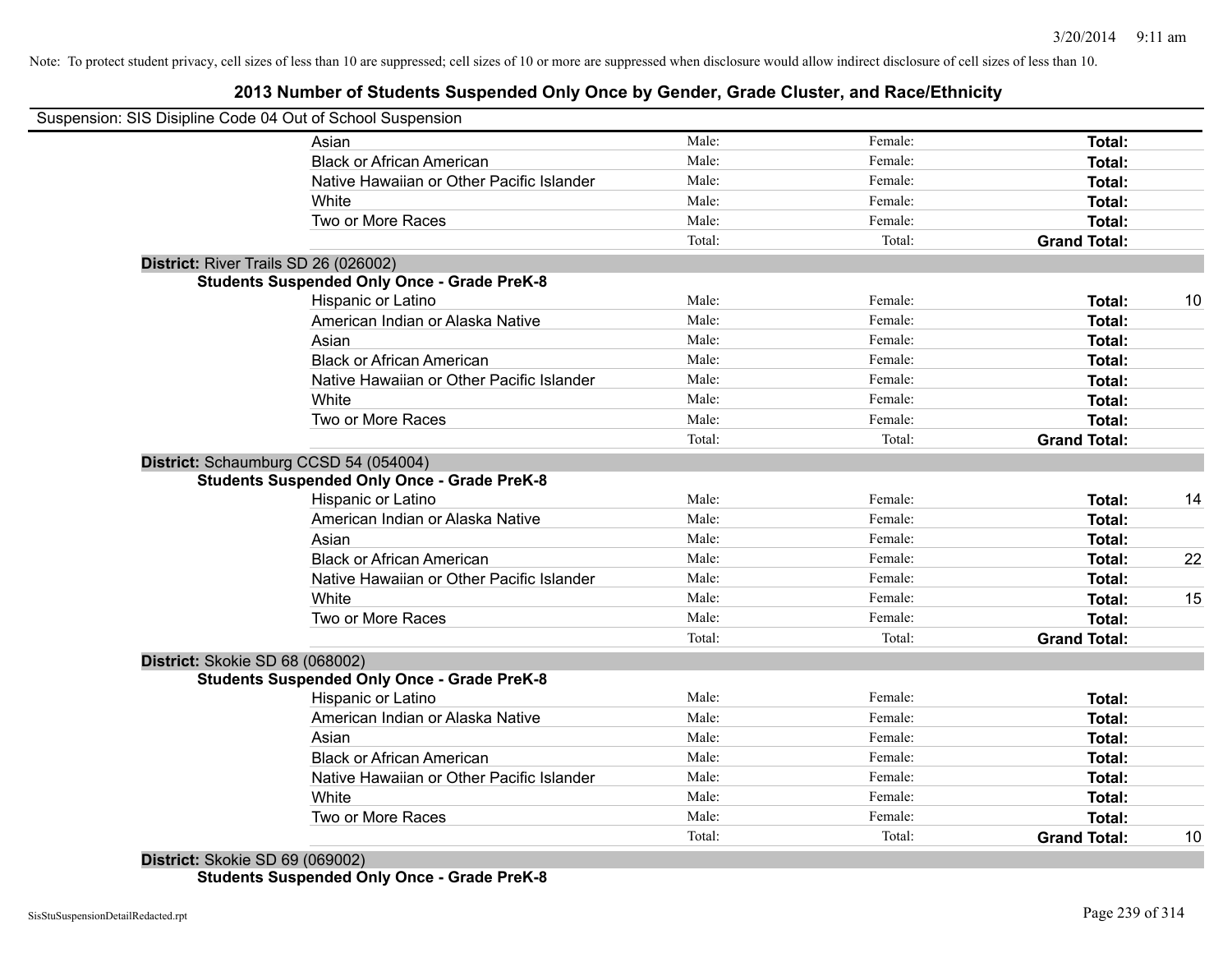Note: To protect student privacy, cell sizes of less than 10 are suppressed; cell sizes of 10 or more are suppressed when disclosure would allow indirect disclosure of cell sizes of less than 10.

# 2013 Number of Students Suspended Only Once by Gender, Grade Cluster, and Race/Ethnicity

Suspension: SIS Disipline Code 04 Out of School Suspension

| | | | | |
|---|---|---|---|---|
| Asian | Male: | Female: | **Total:** | |
| Black or African American | Male: | Female: | **Total:** | |
| Native Hawaiian or Other Pacific Islander | Male: | Female: | **Total:** | |
| White | Male: | Female: | **Total:** | |
| Two or More Races | Male: | Female: | **Total:** | |
| | Total: | Total: | **Grand Total:** | |

**District:** River Trails SD 26 (026002)

**Students Suspended Only Once - Grade PreK-8**

| | | | | |
|---|---|---|---|---|
| Hispanic or Latino | Male: | Female: | **Total:** | 10 |
| American Indian or Alaska Native | Male: | Female: | **Total:** | |
| Asian | Male: | Female: | **Total:** | |
| Black or African American | Male: | Female: | **Total:** | |
| Native Hawaiian or Other Pacific Islander | Male: | Female: | **Total:** | |
| White | Male: | Female: | **Total:** | |
| Two or More Races | Male: | Female: | **Total:** | |
| | Total: | Total: | **Grand Total:** | |

**District:** Schaumburg CCSD 54 (054004)

**Students Suspended Only Once - Grade PreK-8**

| | | | | |
|---|---|---|---|---|
| Hispanic or Latino | Male: | Female: | **Total:** | 14 |
| American Indian or Alaska Native | Male: | Female: | **Total:** | |
| Asian | Male: | Female: | **Total:** | |
| Black or African American | Male: | Female: | **Total:** | 22 |
| Native Hawaiian or Other Pacific Islander | Male: | Female: | **Total:** | |
| White | Male: | Female: | **Total:** | 15 |
| Two or More Races | Male: | Female: | **Total:** | |
| | Total: | Total: | **Grand Total:** | |

**District:** Skokie SD 68 (068002)

**Students Suspended Only Once - Grade PreK-8**

| | | | | |
|---|---|---|---|---|
| Hispanic or Latino | Male: | Female: | **Total:** | |
| American Indian or Alaska Native | Male: | Female: | **Total:** | |
| Asian | Male: | Female: | **Total:** | |
| Black or African American | Male: | Female: | **Total:** | |
| Native Hawaiian or Other Pacific Islander | Male: | Female: | **Total:** | |
| White | Male: | Female: | **Total:** | |
| Two or More Races | Male: | Female: | **Total:** | |
| | Total: | Total: | **Grand Total:** | 10 |

**District:** Skokie SD 69 (069002)

**Students Suspended Only Once - Grade PreK-8**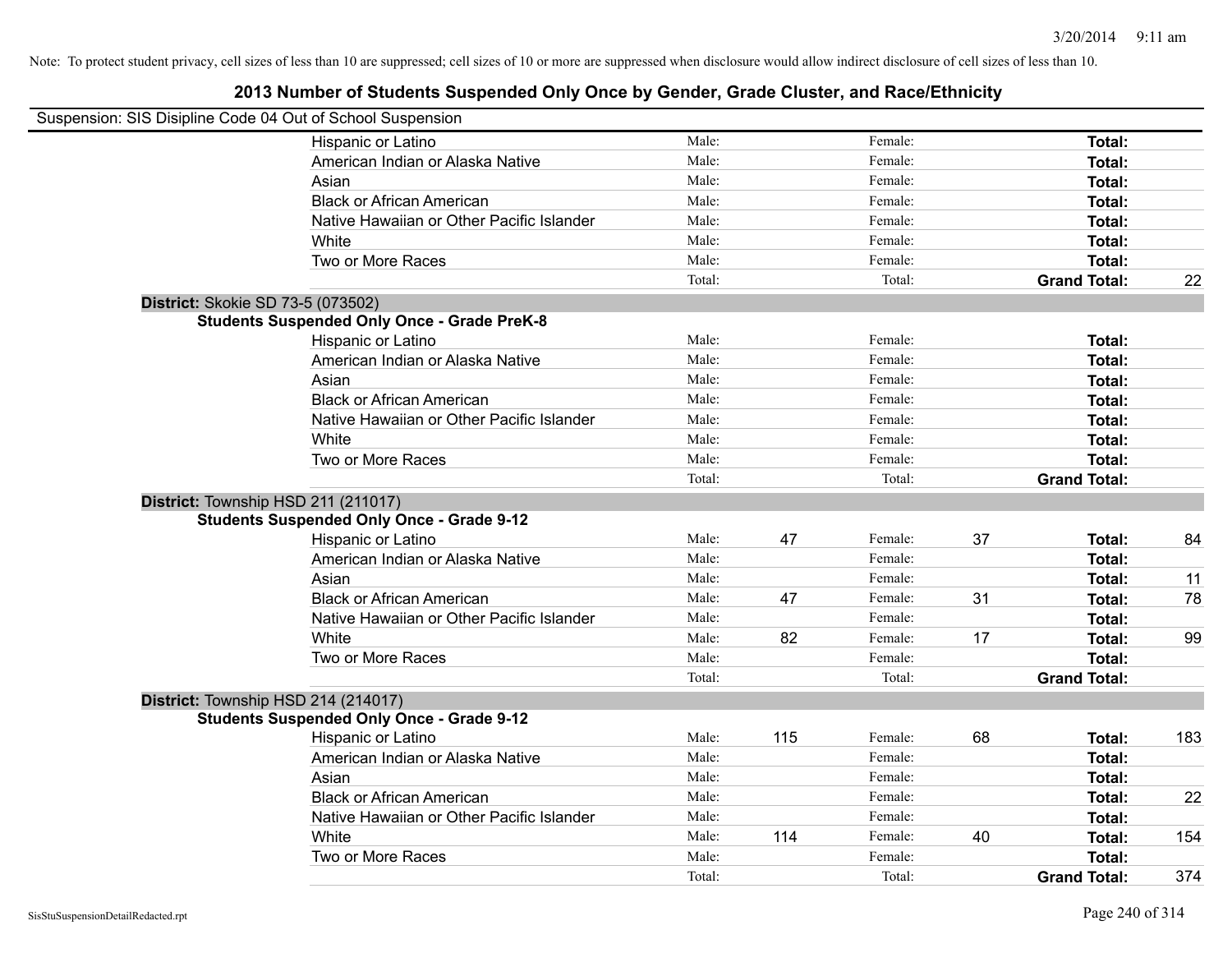Note: To protect student privacy, cell sizes of less than 10 are suppressed; cell sizes of 10 or more are suppressed when disclosure would allow indirect disclosure of cell sizes of less than 10.

# 2013 Number of Students Suspended Only Once by Gender, Grade Cluster, and Race/Ethnicity

Suspension: SIS Disipline Code 04 Out of School Suspension

| | | | | | | |
|---|---|---|---|---|---|---|
| Hispanic or Latino | Male: | | Female: | | **Total:** | |
| American Indian or Alaska Native | Male: | | Female: | | **Total:** | |
| Asian | Male: | | Female: | | **Total:** | |
| Black or African American | Male: | | Female: | | **Total:** | |
| Native Hawaiian or Other Pacific Islander | Male: | | Female: | | **Total:** | |
| White | Male: | | Female: | | **Total:** | |
| Two or More Races | Male: | | Female: | | **Total:** | |
| | Total: | | Total: | | **Grand Total:** | 22 |

**District:** Skokie SD 73-5 (073502)

**Students Suspended Only Once - Grade PreK-8**

| | | | | | | |
|---|---|---|---|---|---|---|
| Hispanic or Latino | Male: | | Female: | | **Total:** | |
| American Indian or Alaska Native | Male: | | Female: | | **Total:** | |
| Asian | Male: | | Female: | | **Total:** | |
| Black or African American | Male: | | Female: | | **Total:** | |
| Native Hawaiian or Other Pacific Islander | Male: | | Female: | | **Total:** | |
| White | Male: | | Female: | | **Total:** | |
| Two or More Races | Male: | | Female: | | **Total:** | |
| | Total: | | Total: | | **Grand Total:** | |

**District:** Township HSD 211 (211017)

**Students Suspended Only Once - Grade 9-12**

| | | | | | | |
|---|---|---|---|---|---|---|
| Hispanic or Latino | Male: | 47 | Female: | 37 | **Total:** | 84 |
| American Indian or Alaska Native | Male: | | Female: | | **Total:** | |
| Asian | Male: | | Female: | | **Total:** | 11 |
| Black or African American | Male: | 47 | Female: | 31 | **Total:** | 78 |
| Native Hawaiian or Other Pacific Islander | Male: | | Female: | | **Total:** | |
| White | Male: | 82 | Female: | 17 | **Total:** | 99 |
| Two or More Races | Male: | | Female: | | **Total:** | |
| | Total: | | Total: | | **Grand Total:** | |

**District:** Township HSD 214 (214017)

**Students Suspended Only Once - Grade 9-12**

| | | | | | | |
|---|---|---|---|---|---|---|
| Hispanic or Latino | Male: | 115 | Female: | 68 | **Total:** | 183 |
| American Indian or Alaska Native | Male: | | Female: | | **Total:** | |
| Asian | Male: | | Female: | | **Total:** | |
| Black or African American | Male: | | Female: | | **Total:** | 22 |
| Native Hawaiian or Other Pacific Islander | Male: | | Female: | | **Total:** | |
| White | Male: | 114 | Female: | 40 | **Total:** | 154 |
| Two or More Races | Male: | | Female: | | **Total:** | |
| | Total: | | Total: | | **Grand Total:** | 374 |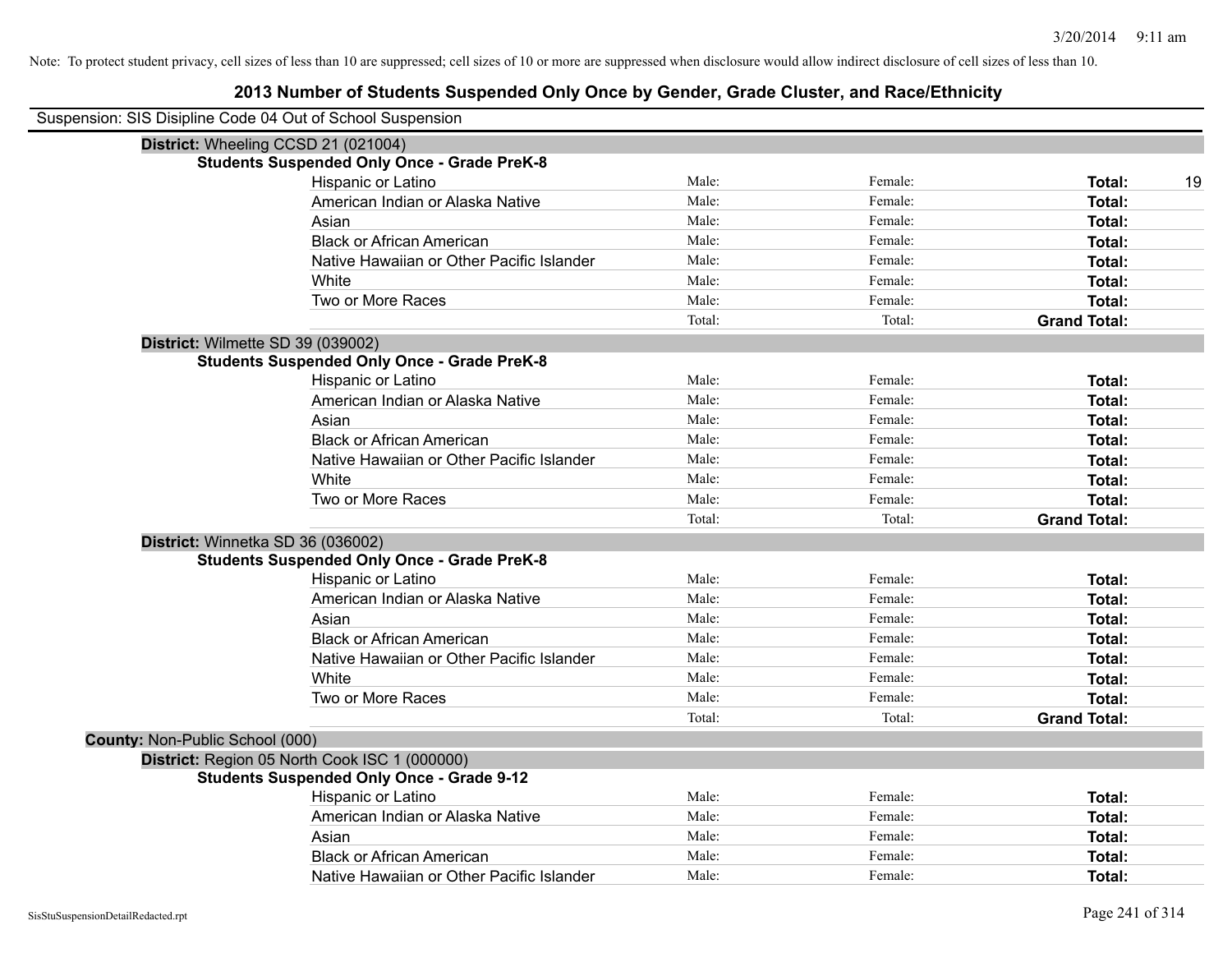Note: To protect student privacy, cell sizes of less than 10 are suppressed; cell sizes of 10 or more are suppressed when disclosure would allow indirect disclosure of cell sizes of less than 10.

# 2013 Number of Students Suspended Only Once by Gender, Grade Cluster, and Race/Ethnicity

Suspension: SIS Disipline Code 04 Out of School Suspension

**District:** Wheeling CCSD 21 (021004)

**Students Suspended Only Once - Grade PreK-8**

| Race/Ethnicity | Male | Female | Total |
|---|---|---|---|
| Hispanic or Latino | Male: | Female: | **Total:** 19 |
| American Indian or Alaska Native | Male: | Female: | **Total:** |
| Asian | Male: | Female: | **Total:** |
| Black or African American | Male: | Female: | **Total:** |
| Native Hawaiian or Other Pacific Islander | Male: | Female: | **Total:** |
| White | Male: | Female: | **Total:** |
| Two or More Races | Male: | Female: | **Total:** |
| | Total: | Total: | **Grand Total:** |

**District:** Wilmette SD 39 (039002)

**Students Suspended Only Once - Grade PreK-8**

| Race/Ethnicity | Male | Female | Total |
|---|---|---|---|
| Hispanic or Latino | Male: | Female: | **Total:** |
| American Indian or Alaska Native | Male: | Female: | **Total:** |
| Asian | Male: | Female: | **Total:** |
| Black or African American | Male: | Female: | **Total:** |
| Native Hawaiian or Other Pacific Islander | Male: | Female: | **Total:** |
| White | Male: | Female: | **Total:** |
| Two or More Races | Male: | Female: | **Total:** |
| | Total: | Total: | **Grand Total:** |

**District:** Winnetka SD 36 (036002)

**Students Suspended Only Once - Grade PreK-8**

| Race/Ethnicity | Male | Female | Total |
|---|---|---|---|
| Hispanic or Latino | Male: | Female: | **Total:** |
| American Indian or Alaska Native | Male: | Female: | **Total:** |
| Asian | Male: | Female: | **Total:** |
| Black or African American | Male: | Female: | **Total:** |
| Native Hawaiian or Other Pacific Islander | Male: | Female: | **Total:** |
| White | Male: | Female: | **Total:** |
| Two or More Races | Male: | Female: | **Total:** |
| | Total: | Total: | **Grand Total:** |

**County:** Non-Public School (000)

**District:** Region 05 North Cook ISC 1 (000000)

**Students Suspended Only Once - Grade 9-12**

| Race/Ethnicity | Male | Female | Total |
|---|---|---|---|
| Hispanic or Latino | Male: | Female: | **Total:** |
| American Indian or Alaska Native | Male: | Female: | **Total:** |
| Asian | Male: | Female: | **Total:** |
| Black or African American | Male: | Female: | **Total:** |
| Native Hawaiian or Other Pacific Islander | Male: | Female: | **Total:** |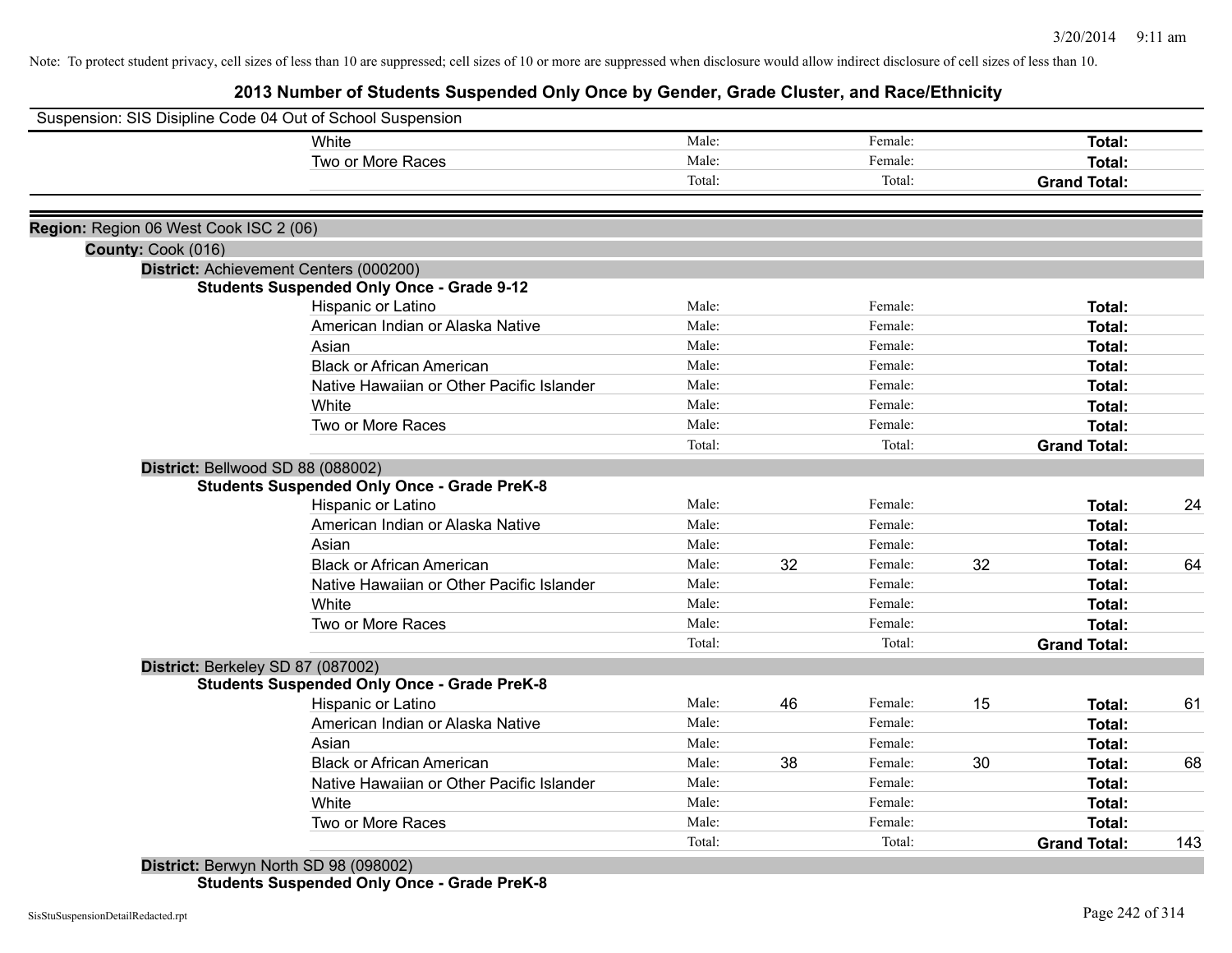Note: To protect student privacy, cell sizes of less than 10 are suppressed; cell sizes of 10 or more are suppressed when disclosure would allow indirect disclosure of cell sizes of less than 10.

# 2013 Number of Students Suspended Only Once by Gender, Grade Cluster, and Race/Ethnicity

Suspension: SIS Disipline Code 04 Out of School Suspension

| Race/Ethnicity | | Male | | Female | | Total |
|---|---|---|---|---|---|---|
| White | Male: | | Female: | | Total: | |
| Two or More Races | Male: | | Female: | | Total: | |
| | Total: | | Total: | | Grand Total: | |

**Region:** Region 06 West Cook ISC 2 (06)

**County:** Cook (016)

**District:** Achievement Centers (000200)

**Students Suspended Only Once - Grade 9-12**

| Race/Ethnicity | | Male | | Female | | Total |
|---|---|---|---|---|---|---|
| Hispanic or Latino | Male: | | Female: | | Total: | |
| American Indian or Alaska Native | Male: | | Female: | | Total: | |
| Asian | Male: | | Female: | | Total: | |
| Black or African American | Male: | | Female: | | Total: | |
| Native Hawaiian or Other Pacific Islander | Male: | | Female: | | Total: | |
| White | Male: | | Female: | | Total: | |
| Two or More Races | Male: | | Female: | | Total: | |
| | Total: | | Total: | | Grand Total: | |

**District:** Bellwood SD 88 (088002)

**Students Suspended Only Once - Grade PreK-8**

| Race/Ethnicity | | Male | | Female | | Total |
|---|---|---|---|---|---|---|
| Hispanic or Latino | Male: | | Female: | | Total: | 24 |
| American Indian or Alaska Native | Male: | | Female: | | Total: | |
| Asian | Male: | | Female: | | Total: | |
| Black or African American | Male: | 32 | Female: | 32 | Total: | 64 |
| Native Hawaiian or Other Pacific Islander | Male: | | Female: | | Total: | |
| White | Male: | | Female: | | Total: | |
| Two or More Races | Male: | | Female: | | Total: | |
| | Total: | | Total: | | Grand Total: | |

**District:** Berkeley SD 87 (087002)

**Students Suspended Only Once - Grade PreK-8**

| Race/Ethnicity | | Male | | Female | | Total |
|---|---|---|---|---|---|---|
| Hispanic or Latino | Male: | 46 | Female: | 15 | Total: | 61 |
| American Indian or Alaska Native | Male: | | Female: | | Total: | |
| Asian | Male: | | Female: | | Total: | |
| Black or African American | Male: | 38 | Female: | 30 | Total: | 68 |
| Native Hawaiian or Other Pacific Islander | Male: | | Female: | | Total: | |
| White | Male: | | Female: | | Total: | |
| Two or More Races | Male: | | Female: | | Total: | |
| | Total: | | Total: | | Grand Total: | 143 |

**District:** Berwyn North SD 98 (098002)

**Students Suspended Only Once - Grade PreK-8**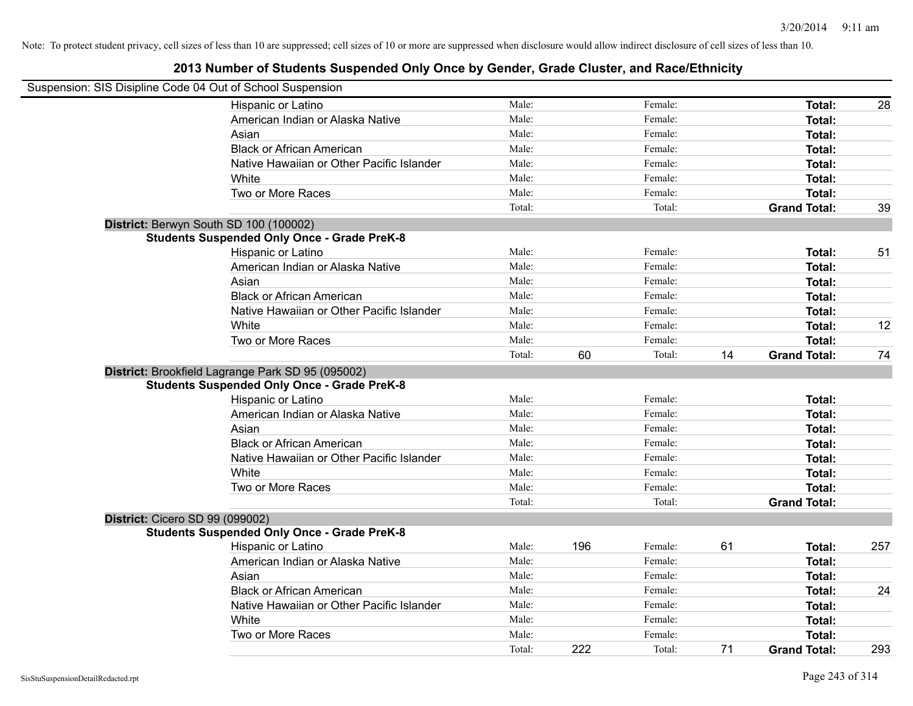Note: To protect student privacy, cell sizes of less than 10 are suppressed; cell sizes of 10 or more are suppressed when disclosure would allow indirect disclosure of cell sizes of less than 10.

# 2013 Number of Students Suspended Only Once by Gender, Grade Cluster, and Race/Ethnicity

Suspension: SIS Disipline Code 04 Out of School Suspension

| | Male: | | Female: | | | |
|---|---|---|---|---|---|---|
| Hispanic or Latino | Male: | | Female: | | **Total:** | 28 |
| American Indian or Alaska Native | Male: | | Female: | | **Total:** | |
| Asian | Male: | | Female: | | **Total:** | |
| Black or African American | Male: | | Female: | | **Total:** | |
| Native Hawaiian or Other Pacific Islander | Male: | | Female: | | **Total:** | |
| White | Male: | | Female: | | **Total:** | |
| Two or More Races | Male: | | Female: | | **Total:** | |
| | Total: | | Total: | | **Grand Total:** | 39 |

**District:** Berwyn South SD 100 (100002)

**Students Suspended Only Once - Grade PreK-8**

| | | | | | | |
|---|---|---|---|---|---|---|
| Hispanic or Latino | Male: | | Female: | | **Total:** | 51 |
| American Indian or Alaska Native | Male: | | Female: | | **Total:** | |
| Asian | Male: | | Female: | | **Total:** | |
| Black or African American | Male: | | Female: | | **Total:** | |
| Native Hawaiian or Other Pacific Islander | Male: | | Female: | | **Total:** | |
| White | Male: | | Female: | | **Total:** | 12 |
| Two or More Races | Male: | | Female: | | **Total:** | |
| | Total: | 60 | Total: | 14 | **Grand Total:** | 74 |

**District:** Brookfield Lagrange Park SD 95 (095002)

**Students Suspended Only Once - Grade PreK-8**

| | | | | | | |
|---|---|---|---|---|---|---|
| Hispanic or Latino | Male: | | Female: | | **Total:** | |
| American Indian or Alaska Native | Male: | | Female: | | **Total:** | |
| Asian | Male: | | Female: | | **Total:** | |
| Black or African American | Male: | | Female: | | **Total:** | |
| Native Hawaiian or Other Pacific Islander | Male: | | Female: | | **Total:** | |
| White | Male: | | Female: | | **Total:** | |
| Two or More Races | Male: | | Female: | | **Total:** | |
| | Total: | | Total: | | **Grand Total:** | |

**District:** Cicero SD 99 (099002)

**Students Suspended Only Once - Grade PreK-8**

| | | | | | | |
|---|---|---|---|---|---|---|
| Hispanic or Latino | Male: | 196 | Female: | 61 | **Total:** | 257 |
| American Indian or Alaska Native | Male: | | Female: | | **Total:** | |
| Asian | Male: | | Female: | | **Total:** | |
| Black or African American | Male: | | Female: | | **Total:** | 24 |
| Native Hawaiian or Other Pacific Islander | Male: | | Female: | | **Total:** | |
| White | Male: | | Female: | | **Total:** | |
| Two or More Races | Male: | | Female: | | **Total:** | |
| | Total: | 222 | Total: | 71 | **Grand Total:** | 293 |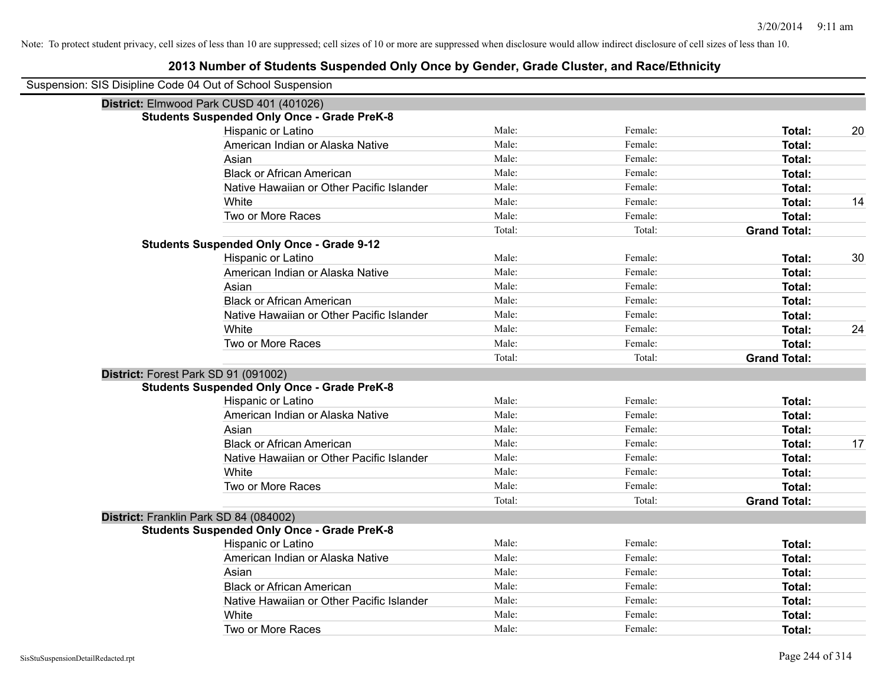Note: To protect student privacy, cell sizes of less than 10 are suppressed; cell sizes of 10 or more are suppressed when disclosure would allow indirect disclosure of cell sizes of less than 10.

# 2013 Number of Students Suspended Only Once by Gender, Grade Cluster, and Race/Ethnicity

Suspension: SIS Disipline Code 04 Out of School Suspension

## District: Elmwood Park CUSD 401 (401026)

### Students Suspended Only Once - Grade PreK-8

| Race/Ethnicity | Male | Female | Total | |
|---|---|---|---|---|
| Hispanic or Latino | Male: | Female: | Total: | 20 |
| American Indian or Alaska Native | Male: | Female: | Total: | |
| Asian | Male: | Female: | Total: | |
| Black or African American | Male: | Female: | Total: | |
| Native Hawaiian or Other Pacific Islander | Male: | Female: | Total: | |
| White | Male: | Female: | Total: | 14 |
| Two or More Races | Male: | Female: | Total: | |
| | Total: | Total: | Grand Total: | |

### Students Suspended Only Once - Grade 9-12

| Race/Ethnicity | Male | Female | Total | |
|---|---|---|---|---|
| Hispanic or Latino | Male: | Female: | Total: | 30 |
| American Indian or Alaska Native | Male: | Female: | Total: | |
| Asian | Male: | Female: | Total: | |
| Black or African American | Male: | Female: | Total: | |
| Native Hawaiian or Other Pacific Islander | Male: | Female: | Total: | |
| White | Male: | Female: | Total: | 24 |
| Two or More Races | Male: | Female: | Total: | |
| | Total: | Total: | Grand Total: | |

## District: Forest Park SD 91 (091002)

### Students Suspended Only Once - Grade PreK-8

| Race/Ethnicity | Male | Female | Total | |
|---|---|---|---|---|
| Hispanic or Latino | Male: | Female: | Total: | |
| American Indian or Alaska Native | Male: | Female: | Total: | |
| Asian | Male: | Female: | Total: | |
| Black or African American | Male: | Female: | Total: | 17 |
| Native Hawaiian or Other Pacific Islander | Male: | Female: | Total: | |
| White | Male: | Female: | Total: | |
| Two or More Races | Male: | Female: | Total: | |
| | Total: | Total: | Grand Total: | |

## District: Franklin Park SD 84 (084002)

### Students Suspended Only Once - Grade PreK-8

| Race/Ethnicity | Male | Female | Total | |
|---|---|---|---|---|
| Hispanic or Latino | Male: | Female: | Total: | |
| American Indian or Alaska Native | Male: | Female: | Total: | |
| Asian | Male: | Female: | Total: | |
| Black or African American | Male: | Female: | Total: | |
| Native Hawaiian or Other Pacific Islander | Male: | Female: | Total: | |
| White | Male: | Female: | Total: | |
| Two or More Races | Male: | Female: | Total: | |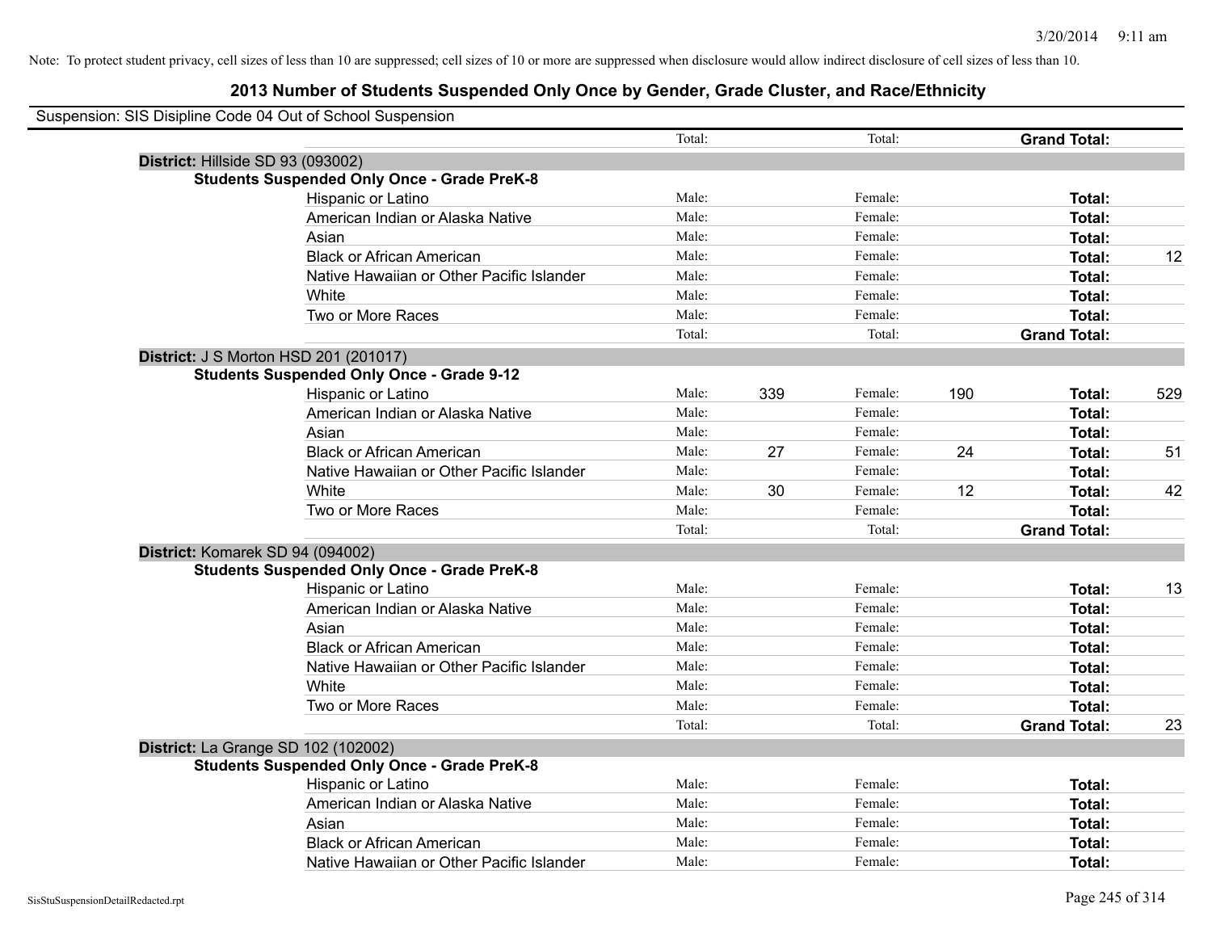Note: To protect student privacy, cell sizes of less than 10 are suppressed; cell sizes of 10 or more are suppressed when disclosure would allow indirect disclosure of cell sizes of less than 10.

## 2013 Number of Students Suspended Only Once by Gender, Grade Cluster, and Race/Ethnicity

Suspension: SIS Disipline Code 04 Out of School Suspension

| | | | | | | | |
|---|---|---|---|---|---|---|---|
| | Total: | | Total: | | **Grand Total:** | |
| **District:** Hillside SD 93 (093002) | | | | | | |
| **Students Suspended Only Once - Grade PreK-8** | | | | | | |
| Hispanic or Latino | Male: | | Female: | | **Total:** | |
| American Indian or Alaska Native | Male: | | Female: | | **Total:** | |
| Asian | Male: | | Female: | | **Total:** | |
| Black or African American | Male: | | Female: | | **Total:** | 12 |
| Native Hawaiian or Other Pacific Islander | Male: | | Female: | | **Total:** | |
| White | Male: | | Female: | | **Total:** | |
| Two or More Races | Male: | | Female: | | **Total:** | |
| | Total: | | Total: | | **Grand Total:** | |
| **District:** J S Morton HSD 201 (201017) | | | | | | |
| **Students Suspended Only Once - Grade 9-12** | | | | | | |
| Hispanic or Latino | Male: | 339 | Female: | 190 | **Total:** | 529 |
| American Indian or Alaska Native | Male: | | Female: | | **Total:** | |
| Asian | Male: | | Female: | | **Total:** | |
| Black or African American | Male: | 27 | Female: | 24 | **Total:** | 51 |
| Native Hawaiian or Other Pacific Islander | Male: | | Female: | | **Total:** | |
| White | Male: | 30 | Female: | 12 | **Total:** | 42 |
| Two or More Races | Male: | | Female: | | **Total:** | |
| | Total: | | Total: | | **Grand Total:** | |
| **District:** Komarek SD 94 (094002) | | | | | | |
| **Students Suspended Only Once - Grade PreK-8** | | | | | | |
| Hispanic or Latino | Male: | | Female: | | **Total:** | 13 |
| American Indian or Alaska Native | Male: | | Female: | | **Total:** | |
| Asian | Male: | | Female: | | **Total:** | |
| Black or African American | Male: | | Female: | | **Total:** | |
| Native Hawaiian or Other Pacific Islander | Male: | | Female: | | **Total:** | |
| White | Male: | | Female: | | **Total:** | |
| Two or More Races | Male: | | Female: | | **Total:** | |
| | Total: | | Total: | | **Grand Total:** | 23 |
| **District:** La Grange SD 102 (102002) | | | | | | |
| **Students Suspended Only Once - Grade PreK-8** | | | | | | |
| Hispanic or Latino | Male: | | Female: | | **Total:** | |
| American Indian or Alaska Native | Male: | | Female: | | **Total:** | |
| Asian | Male: | | Female: | | **Total:** | |
| Black or African American | Male: | | Female: | | **Total:** | |
| Native Hawaiian or Other Pacific Islander | Male: | | Female: | | **Total:** | |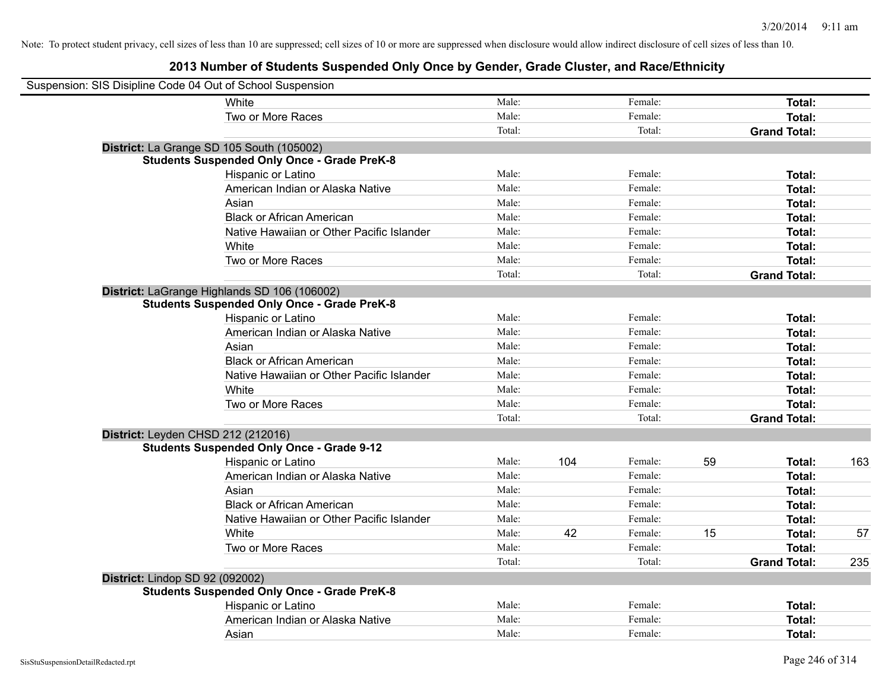Note: To protect student privacy, cell sizes of less than 10 are suppressed; cell sizes of 10 or more are suppressed when disclosure would allow indirect disclosure of cell sizes of less than 10.

## 2013 Number of Students Suspended Only Once by Gender, Grade Cluster, and Race/Ethnicity

Suspension: SIS Disipline Code 04 Out of School Suspension

| | | | | | | | |
|---|---|---|---|---|---|---|---|
| White | Male: | | Female: | | **Total:** | |
| Two or More Races | Male: | | Female: | | **Total:** | |
| | Total: | | Total: | | **Grand Total:** | |

**District:** La Grange SD 105 South (105002)

**Students Suspended Only Once - Grade PreK-8**

| | | | | | | |
|---|---|---|---|---|---|---|
| Hispanic or Latino | Male: | | Female: | | **Total:** | |
| American Indian or Alaska Native | Male: | | Female: | | **Total:** | |
| Asian | Male: | | Female: | | **Total:** | |
| Black or African American | Male: | | Female: | | **Total:** | |
| Native Hawaiian or Other Pacific Islander | Male: | | Female: | | **Total:** | |
| White | Male: | | Female: | | **Total:** | |
| Two or More Races | Male: | | Female: | | **Total:** | |
| | Total: | | Total: | | **Grand Total:** | |

**District:** LaGrange Highlands SD 106 (106002)

**Students Suspended Only Once - Grade PreK-8**

| | | | | | | |
|---|---|---|---|---|---|---|
| Hispanic or Latino | Male: | | Female: | | **Total:** | |
| American Indian or Alaska Native | Male: | | Female: | | **Total:** | |
| Asian | Male: | | Female: | | **Total:** | |
| Black or African American | Male: | | Female: | | **Total:** | |
| Native Hawaiian or Other Pacific Islander | Male: | | Female: | | **Total:** | |
| White | Male: | | Female: | | **Total:** | |
| Two or More Races | Male: | | Female: | | **Total:** | |
| | Total: | | Total: | | **Grand Total:** | |

**District:** Leyden CHSD 212 (212016)

**Students Suspended Only Once - Grade 9-12**

| | | | | | | |
|---|---|---|---|---|---|---|
| Hispanic or Latino | Male: | 104 | Female: | 59 | **Total:** | 163 |
| American Indian or Alaska Native | Male: | | Female: | | **Total:** | |
| Asian | Male: | | Female: | | **Total:** | |
| Black or African American | Male: | | Female: | | **Total:** | |
| Native Hawaiian or Other Pacific Islander | Male: | | Female: | | **Total:** | |
| White | Male: | 42 | Female: | 15 | **Total:** | 57 |
| Two or More Races | Male: | | Female: | | **Total:** | |
| | Total: | | Total: | | **Grand Total:** | 235 |

**District:** Lindop SD 92 (092002)

**Students Suspended Only Once - Grade PreK-8**

| | | | | | | |
|---|---|---|---|---|---|---|
| Hispanic or Latino | Male: | | Female: | | **Total:** | |
| American Indian or Alaska Native | Male: | | Female: | | **Total:** | |
| Asian | Male: | | Female: | | **Total:** | |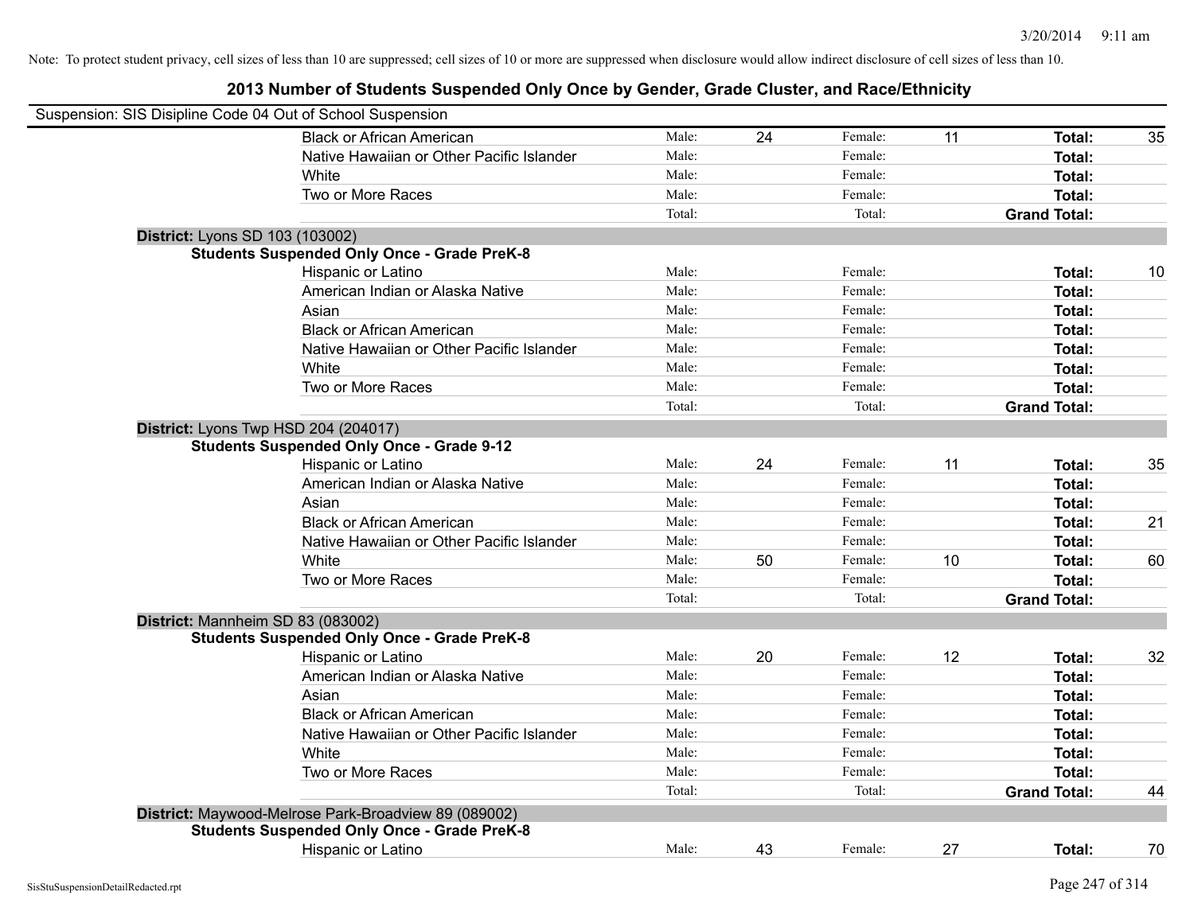Note: To protect student privacy, cell sizes of less than 10 are suppressed; cell sizes of 10 or more are suppressed when disclosure would allow indirect disclosure of cell sizes of less than 10.

# 2013 Number of Students Suspended Only Once by Gender, Grade Cluster, and Race/Ethnicity

Suspension: SIS Disipline Code 04 Out of School Suspension

| | Male: | | Female: | | | |
|---|---|---|---|---|---|---|
| Black or African American | Male: | 24 | Female: | 11 | **Total:** | 35 |
| Native Hawaiian or Other Pacific Islander | Male: | | Female: | | **Total:** | |
| White | Male: | | Female: | | **Total:** | |
| Two or More Races | Male: | | Female: | | **Total:** | |
| | Total: | | Total: | | **Grand Total:** | |

**District:** Lyons SD 103 (103002)

**Students Suspended Only Once - Grade PreK-8**

| | | | | | | |
|---|---|---|---|---|---|---|
| Hispanic or Latino | Male: | | Female: | | **Total:** | 10 |
| American Indian or Alaska Native | Male: | | Female: | | **Total:** | |
| Asian | Male: | | Female: | | **Total:** | |
| Black or African American | Male: | | Female: | | **Total:** | |
| Native Hawaiian or Other Pacific Islander | Male: | | Female: | | **Total:** | |
| White | Male: | | Female: | | **Total:** | |
| Two or More Races | Male: | | Female: | | **Total:** | |
| | Total: | | Total: | | **Grand Total:** | |

**District:** Lyons Twp HSD 204 (204017)

**Students Suspended Only Once - Grade 9-12**

| | | | | | | |
|---|---|---|---|---|---|---|
| Hispanic or Latino | Male: | 24 | Female: | 11 | **Total:** | 35 |
| American Indian or Alaska Native | Male: | | Female: | | **Total:** | |
| Asian | Male: | | Female: | | **Total:** | |
| Black or African American | Male: | | Female: | | **Total:** | 21 |
| Native Hawaiian or Other Pacific Islander | Male: | | Female: | | **Total:** | |
| White | Male: | 50 | Female: | 10 | **Total:** | 60 |
| Two or More Races | Male: | | Female: | | **Total:** | |
| | Total: | | Total: | | **Grand Total:** | |

**District:** Mannheim SD 83 (083002)

**Students Suspended Only Once - Grade PreK-8**

| | | | | | | |
|---|---|---|---|---|---|---|
| Hispanic or Latino | Male: | 20 | Female: | 12 | **Total:** | 32 |
| American Indian or Alaska Native | Male: | | Female: | | **Total:** | |
| Asian | Male: | | Female: | | **Total:** | |
| Black or African American | Male: | | Female: | | **Total:** | |
| Native Hawaiian or Other Pacific Islander | Male: | | Female: | | **Total:** | |
| White | Male: | | Female: | | **Total:** | |
| Two or More Races | Male: | | Female: | | **Total:** | |
| | Total: | | Total: | | **Grand Total:** | 44 |

**District:** Maywood-Melrose Park-Broadview 89 (089002)

**Students Suspended Only Once - Grade PreK-8**

| | | | | | | |
|---|---|---|---|---|---|---|
| Hispanic or Latino | Male: | 43 | Female: | 27 | **Total:** | 70 |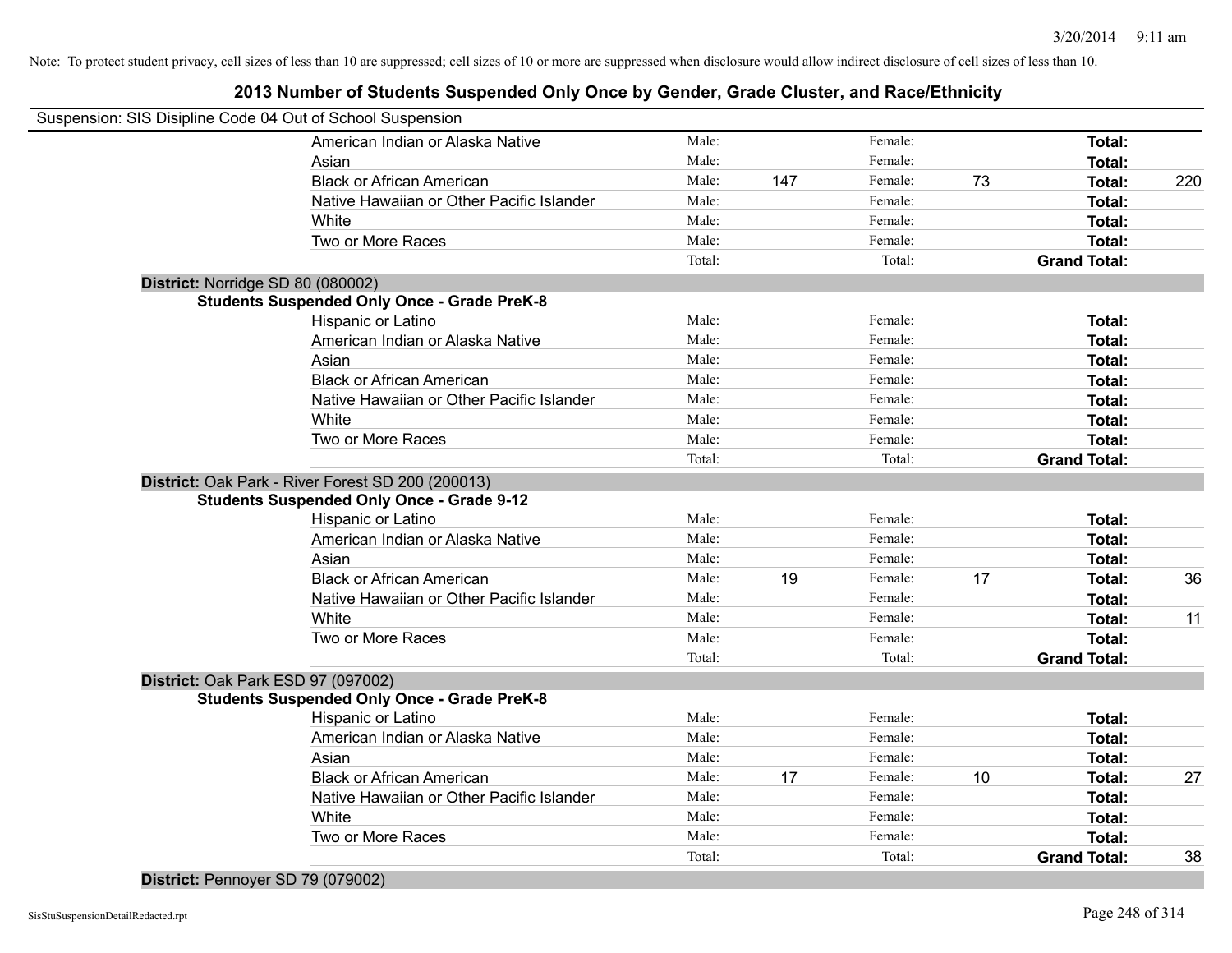Note: To protect student privacy, cell sizes of less than 10 are suppressed; cell sizes of 10 or more are suppressed when disclosure would allow indirect disclosure of cell sizes of less than 10.

# 2013 Number of Students Suspended Only Once by Gender, Grade Cluster, and Race/Ethnicity

Suspension: SIS Disipline Code 04 Out of School Suspension

| | | | | | | |
|---|---|---|---|---|---|---|
| American Indian or Alaska Native | Male: | | Female: | | **Total:** | |
| Asian | Male: | | Female: | | **Total:** | |
| Black or African American | Male: | 147 | Female: | 73 | **Total:** | 220 |
| Native Hawaiian or Other Pacific Islander | Male: | | Female: | | **Total:** | |
| White | Male: | | Female: | | **Total:** | |
| Two or More Races | Male: | | Female: | | **Total:** | |
| | Total: | | Total: | | **Grand Total:** | |

**District:** Norridge SD 80 (080002)

**Students Suspended Only Once - Grade PreK-8**

| | | | | | | |
|---|---|---|---|---|---|---|
| Hispanic or Latino | Male: | | Female: | | **Total:** | |
| American Indian or Alaska Native | Male: | | Female: | | **Total:** | |
| Asian | Male: | | Female: | | **Total:** | |
| Black or African American | Male: | | Female: | | **Total:** | |
| Native Hawaiian or Other Pacific Islander | Male: | | Female: | | **Total:** | |
| White | Male: | | Female: | | **Total:** | |
| Two or More Races | Male: | | Female: | | **Total:** | |
| | Total: | | Total: | | **Grand Total:** | |

**District:** Oak Park - River Forest SD 200 (200013)

**Students Suspended Only Once - Grade 9-12**

| | | | | | | |
|---|---|---|---|---|---|---|
| Hispanic or Latino | Male: | | Female: | | **Total:** | |
| American Indian or Alaska Native | Male: | | Female: | | **Total:** | |
| Asian | Male: | | Female: | | **Total:** | |
| Black or African American | Male: | 19 | Female: | 17 | **Total:** | 36 |
| Native Hawaiian or Other Pacific Islander | Male: | | Female: | | **Total:** | |
| White | Male: | | Female: | | **Total:** | 11 |
| Two or More Races | Male: | | Female: | | **Total:** | |
| | Total: | | Total: | | **Grand Total:** | |

**District:** Oak Park ESD 97 (097002)

**Students Suspended Only Once - Grade PreK-8**

| | | | | | | |
|---|---|---|---|---|---|---|
| Hispanic or Latino | Male: | | Female: | | **Total:** | |
| American Indian or Alaska Native | Male: | | Female: | | **Total:** | |
| Asian | Male: | | Female: | | **Total:** | |
| Black or African American | Male: | 17 | Female: | 10 | **Total:** | 27 |
| Native Hawaiian or Other Pacific Islander | Male: | | Female: | | **Total:** | |
| White | Male: | | Female: | | **Total:** | |
| Two or More Races | Male: | | Female: | | **Total:** | |
| | Total: | | Total: | | **Grand Total:** | 38 |

**District:** Pennoyer SD 79 (079002)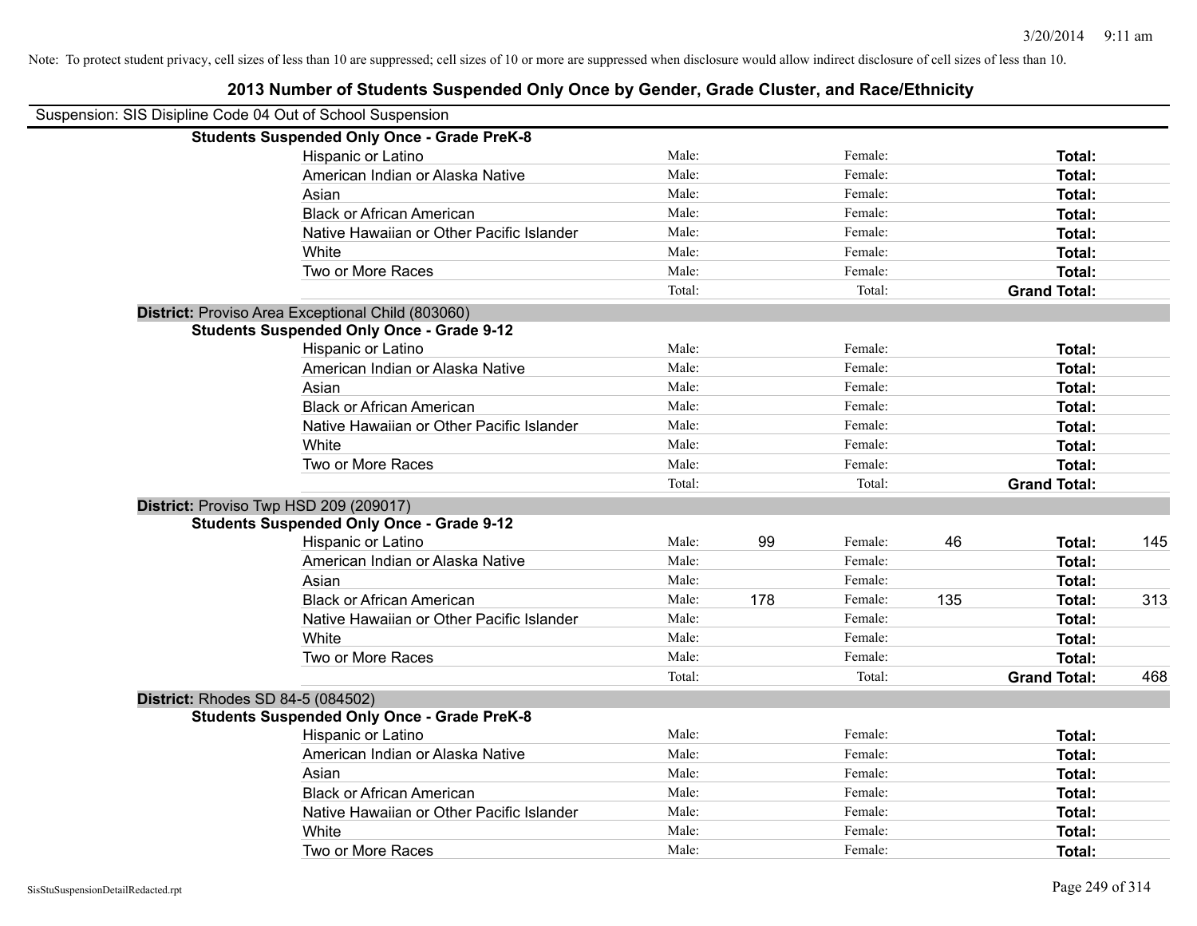Note: To protect student privacy, cell sizes of less than 10 are suppressed; cell sizes of 10 or more are suppressed when disclosure would allow indirect disclosure of cell sizes of less than 10.

# 2013 Number of Students Suspended Only Once by Gender, Grade Cluster, and Race/Ethnicity

Suspension: SIS Disipline Code 04 Out of School Suspension

**Students Suspended Only Once - Grade PreK-8**

| | | | | | | |
|---|---|---|---|---|---|---|
| Hispanic or Latino | Male: | | Female: | | **Total:** | |
| American Indian or Alaska Native | Male: | | Female: | | **Total:** | |
| Asian | Male: | | Female: | | **Total:** | |
| Black or African American | Male: | | Female: | | **Total:** | |
| Native Hawaiian or Other Pacific Islander | Male: | | Female: | | **Total:** | |
| White | Male: | | Female: | | **Total:** | |
| Two or More Races | Male: | | Female: | | **Total:** | |
| | Total: | | Total: | | **Grand Total:** | |

**District:** Proviso Area Exceptional Child (803060)

**Students Suspended Only Once - Grade 9-12**

| | | | | | | |
|---|---|---|---|---|---|---|
| Hispanic or Latino | Male: | | Female: | | **Total:** | |
| American Indian or Alaska Native | Male: | | Female: | | **Total:** | |
| Asian | Male: | | Female: | | **Total:** | |
| Black or African American | Male: | | Female: | | **Total:** | |
| Native Hawaiian or Other Pacific Islander | Male: | | Female: | | **Total:** | |
| White | Male: | | Female: | | **Total:** | |
| Two or More Races | Male: | | Female: | | **Total:** | |
| | Total: | | Total: | | **Grand Total:** | |

**District:** Proviso Twp HSD 209 (209017)

**Students Suspended Only Once - Grade 9-12**

| | | | | | | |
|---|---|---|---|---|---|---|
| Hispanic or Latino | Male: | 99 | Female: | 46 | **Total:** | 145 |
| American Indian or Alaska Native | Male: | | Female: | | **Total:** | |
| Asian | Male: | | Female: | | **Total:** | |
| Black or African American | Male: | 178 | Female: | 135 | **Total:** | 313 |
| Native Hawaiian or Other Pacific Islander | Male: | | Female: | | **Total:** | |
| White | Male: | | Female: | | **Total:** | |
| Two or More Races | Male: | | Female: | | **Total:** | |
| | Total: | | Total: | | **Grand Total:** | 468 |

**District:** Rhodes SD 84-5 (084502)

**Students Suspended Only Once - Grade PreK-8**

| | | | | | | |
|---|---|---|---|---|---|---|
| Hispanic or Latino | Male: | | Female: | | **Total:** | |
| American Indian or Alaska Native | Male: | | Female: | | **Total:** | |
| Asian | Male: | | Female: | | **Total:** | |
| Black or African American | Male: | | Female: | | **Total:** | |
| Native Hawaiian or Other Pacific Islander | Male: | | Female: | | **Total:** | |
| White | Male: | | Female: | | **Total:** | |
| Two or More Races | Male: | | Female: | | **Total:** | |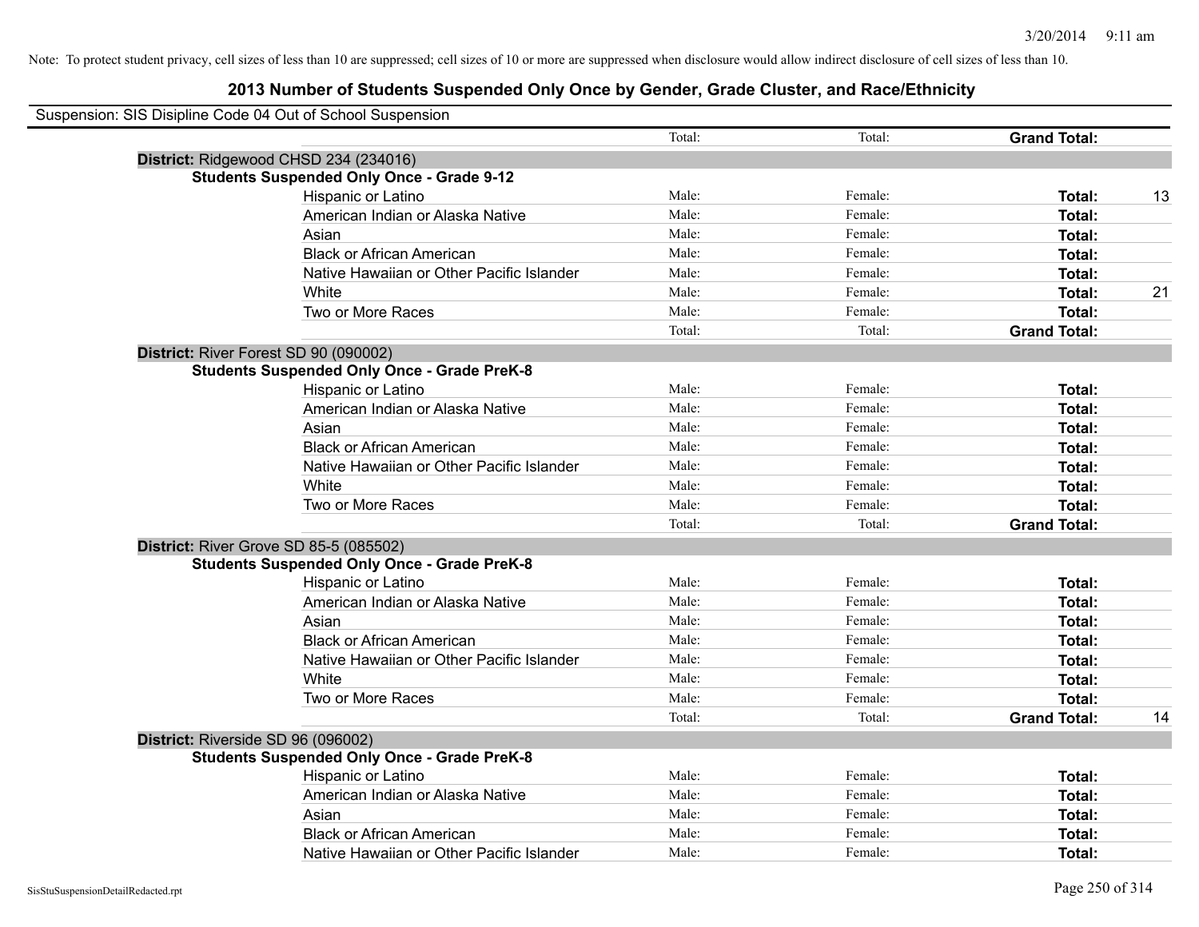Note: To protect student privacy, cell sizes of less than 10 are suppressed; cell sizes of 10 or more are suppressed when disclosure would allow indirect disclosure of cell sizes of less than 10.

# 2013 Number of Students Suspended Only Once by Gender, Grade Cluster, and Race/Ethnicity

Suspension: SIS Disipline Code 04 Out of School Suspension

| | | Total: | Total: | **Grand Total:** | |
|---|---|---|---|---|---|
| **District:** Ridgewood CHSD 234 (234016) | | | | | |
| **Students Suspended Only Once - Grade 9-12** | | | | | |
| | Hispanic or Latino | Male: | Female: | **Total:** | 13 |
| | American Indian or Alaska Native | Male: | Female: | **Total:** | |
| | Asian | Male: | Female: | **Total:** | |
| | Black or African American | Male: | Female: | **Total:** | |
| | Native Hawaiian or Other Pacific Islander | Male: | Female: | **Total:** | |
| | White | Male: | Female: | **Total:** | 21 |
| | Two or More Races | Male: | Female: | **Total:** | |
| | | Total: | Total: | **Grand Total:** | |
| **District:** River Forest SD 90 (090002) | | | | | |
| **Students Suspended Only Once - Grade PreK-8** | | | | | |
| | Hispanic or Latino | Male: | Female: | **Total:** | |
| | American Indian or Alaska Native | Male: | Female: | **Total:** | |
| | Asian | Male: | Female: | **Total:** | |
| | Black or African American | Male: | Female: | **Total:** | |
| | Native Hawaiian or Other Pacific Islander | Male: | Female: | **Total:** | |
| | White | Male: | Female: | **Total:** | |
| | Two or More Races | Male: | Female: | **Total:** | |
| | | Total: | Total: | **Grand Total:** | |
| **District:** River Grove SD 85-5 (085502) | | | | | |
| **Students Suspended Only Once - Grade PreK-8** | | | | | |
| | Hispanic or Latino | Male: | Female: | **Total:** | |
| | American Indian or Alaska Native | Male: | Female: | **Total:** | |
| | Asian | Male: | Female: | **Total:** | |
| | Black or African American | Male: | Female: | **Total:** | |
| | Native Hawaiian or Other Pacific Islander | Male: | Female: | **Total:** | |
| | White | Male: | Female: | **Total:** | |
| | Two or More Races | Male: | Female: | **Total:** | |
| | | Total: | Total: | **Grand Total:** | 14 |
| **District:** Riverside SD 96 (096002) | | | | | |
| **Students Suspended Only Once - Grade PreK-8** | | | | | |
| | Hispanic or Latino | Male: | Female: | **Total:** | |
| | American Indian or Alaska Native | Male: | Female: | **Total:** | |
| | Asian | Male: | Female: | **Total:** | |
| | Black or African American | Male: | Female: | **Total:** | |
| | Native Hawaiian or Other Pacific Islander | Male: | Female: | **Total:** | |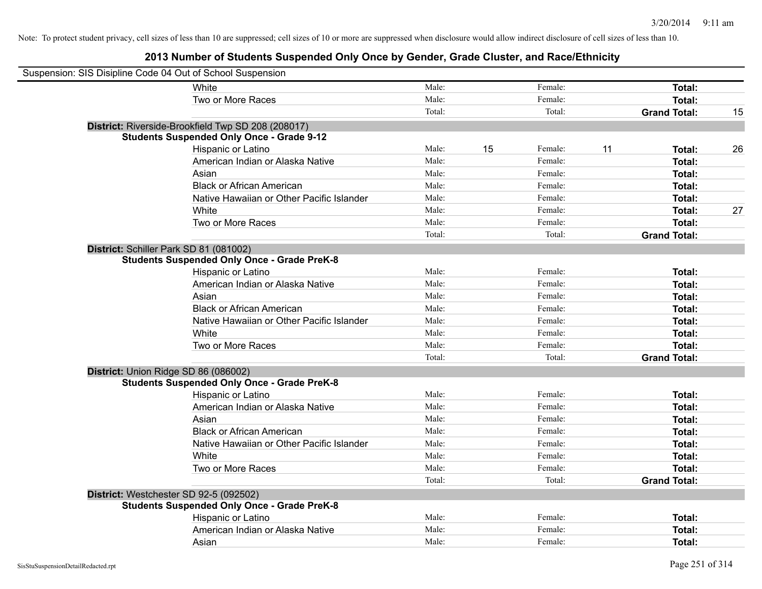Note: To protect student privacy, cell sizes of less than 10 are suppressed; cell sizes of 10 or more are suppressed when disclosure would allow indirect disclosure of cell sizes of less than 10.

# 2013 Number of Students Suspended Only Once by Gender, Grade Cluster, and Race/Ethnicity

Suspension: SIS Disipline Code 04 Out of School Suspension

| | | | | | | |
|---|---|---|---|---|---|---|
| White | Male: | | Female: | | **Total:** | |
| Two or More Races | Male: | | Female: | | **Total:** | |
| | Total: | | Total: | | **Grand Total:** | 15 |

**District:** Riverside-Brookfield Twp SD 208 (208017)

**Students Suspended Only Once - Grade 9-12**

| | | | | | | |
|---|---|---|---|---|---|---|
| Hispanic or Latino | Male: | 15 | Female: | 11 | **Total:** | 26 |
| American Indian or Alaska Native | Male: | | Female: | | **Total:** | |
| Asian | Male: | | Female: | | **Total:** | |
| Black or African American | Male: | | Female: | | **Total:** | |
| Native Hawaiian or Other Pacific Islander | Male: | | Female: | | **Total:** | |
| White | Male: | | Female: | | **Total:** | 27 |
| Two or More Races | Male: | | Female: | | **Total:** | |
| | Total: | | Total: | | **Grand Total:** | |

**District:** Schiller Park SD 81 (081002)

**Students Suspended Only Once - Grade PreK-8**

| | | | | | | |
|---|---|---|---|---|---|---|
| Hispanic or Latino | Male: | | Female: | | **Total:** | |
| American Indian or Alaska Native | Male: | | Female: | | **Total:** | |
| Asian | Male: | | Female: | | **Total:** | |
| Black or African American | Male: | | Female: | | **Total:** | |
| Native Hawaiian or Other Pacific Islander | Male: | | Female: | | **Total:** | |
| White | Male: | | Female: | | **Total:** | |
| Two or More Races | Male: | | Female: | | **Total:** | |
| | Total: | | Total: | | **Grand Total:** | |

**District:** Union Ridge SD 86 (086002)

**Students Suspended Only Once - Grade PreK-8**

| | | | | | | |
|---|---|---|---|---|---|---|
| Hispanic or Latino | Male: | | Female: | | **Total:** | |
| American Indian or Alaska Native | Male: | | Female: | | **Total:** | |
| Asian | Male: | | Female: | | **Total:** | |
| Black or African American | Male: | | Female: | | **Total:** | |
| Native Hawaiian or Other Pacific Islander | Male: | | Female: | | **Total:** | |
| White | Male: | | Female: | | **Total:** | |
| Two or More Races | Male: | | Female: | | **Total:** | |
| | Total: | | Total: | | **Grand Total:** | |

**District:** Westchester SD 92-5 (092502)

**Students Suspended Only Once - Grade PreK-8**

| | | | | | | |
|---|---|---|---|---|---|---|
| Hispanic or Latino | Male: | | Female: | | **Total:** | |
| American Indian or Alaska Native | Male: | | Female: | | **Total:** | |
| Asian | Male: | | Female: | | **Total:** | |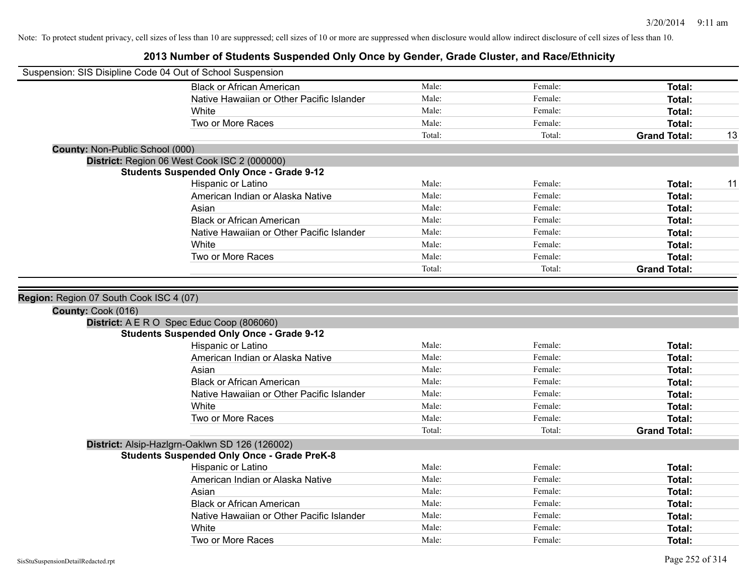Note: To protect student privacy, cell sizes of less than 10 are suppressed; cell sizes of 10 or more are suppressed when disclosure would allow indirect disclosure of cell sizes of less than 10.

# 2013 Number of Students Suspended Only Once by Gender, Grade Cluster, and Race/Ethnicity

Suspension: SIS Disipline Code 04 Out of School Suspension

| | | | | |
|---|---|---|---|---|
| Black or African American | Male: | Female: | **Total:** | |
| Native Hawaiian or Other Pacific Islander | Male: | Female: | **Total:** | |
| White | Male: | Female: | **Total:** | |
| Two or More Races | Male: | Female: | **Total:** | |
| | Total: | Total: | **Grand Total:** | 13 |

**County:** Non-Public School (000)

**District:** Region 06 West Cook ISC 2 (000000)

**Students Suspended Only Once - Grade 9-12**

| | | | | |
|---|---|---|---|---|
| Hispanic or Latino | Male: | Female: | **Total:** | 11 |
| American Indian or Alaska Native | Male: | Female: | **Total:** | |
| Asian | Male: | Female: | **Total:** | |
| Black or African American | Male: | Female: | **Total:** | |
| Native Hawaiian or Other Pacific Islander | Male: | Female: | **Total:** | |
| White | Male: | Female: | **Total:** | |
| Two or More Races | Male: | Female: | **Total:** | |
| | Total: | Total: | **Grand Total:** | |

**Region:** Region 07 South Cook ISC 4 (07)

**County:** Cook (016)

**District:** A E R O Spec Educ Coop (806060)

**Students Suspended Only Once - Grade 9-12**

| | | | | |
|---|---|---|---|---|
| Hispanic or Latino | Male: | Female: | **Total:** | |
| American Indian or Alaska Native | Male: | Female: | **Total:** | |
| Asian | Male: | Female: | **Total:** | |
| Black or African American | Male: | Female: | **Total:** | |
| Native Hawaiian or Other Pacific Islander | Male: | Female: | **Total:** | |
| White | Male: | Female: | **Total:** | |
| Two or More Races | Male: | Female: | **Total:** | |
| | Total: | Total: | **Grand Total:** | |

**District:** Alsip-Hazlgrn-Oaklwn SD 126 (126002)

**Students Suspended Only Once - Grade PreK-8**

| | | | | |
|---|---|---|---|---|
| Hispanic or Latino | Male: | Female: | **Total:** | |
| American Indian or Alaska Native | Male: | Female: | **Total:** | |
| Asian | Male: | Female: | **Total:** | |
| Black or African American | Male: | Female: | **Total:** | |
| Native Hawaiian or Other Pacific Islander | Male: | Female: | **Total:** | |
| White | Male: | Female: | **Total:** | |
| Two or More Races | Male: | Female: | **Total:** | |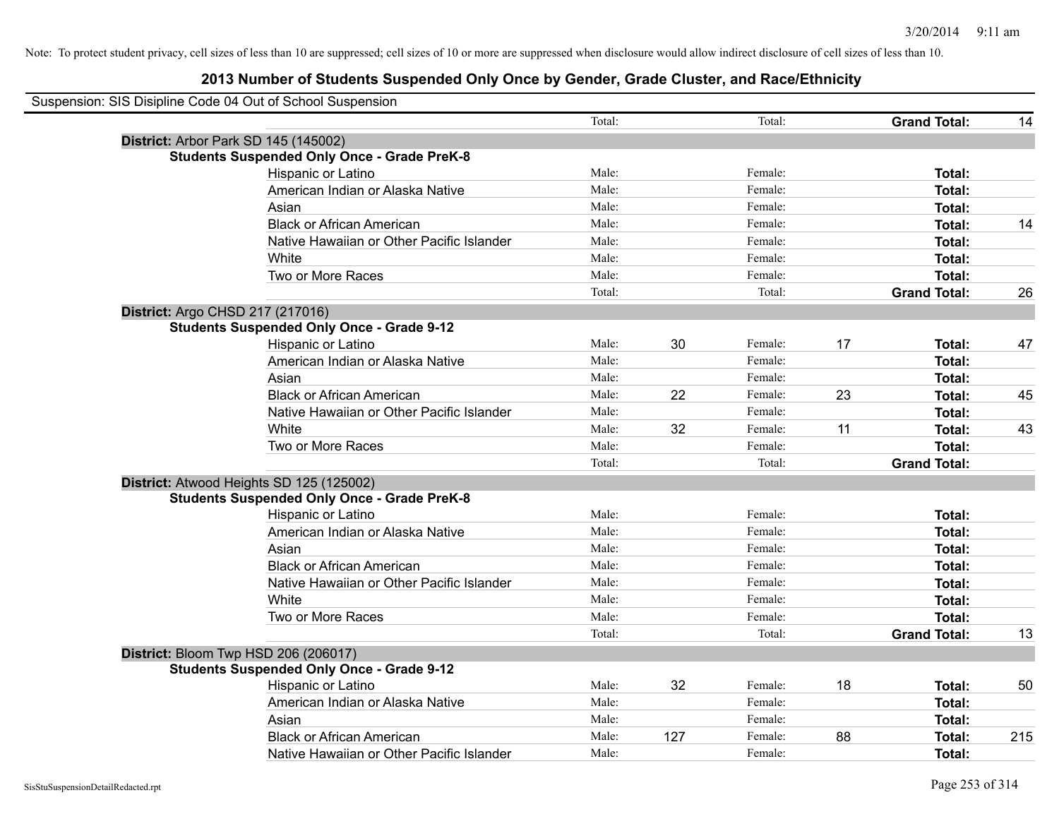Note: To protect student privacy, cell sizes of less than 10 are suppressed; cell sizes of 10 or more are suppressed when disclosure would allow indirect disclosure of cell sizes of less than 10.

# 2013 Number of Students Suspended Only Once by Gender, Grade Cluster, and Race/Ethnicity

Suspension: SIS Disipline Code 04 Out of School Suspension

| | | | | | | |
|---|---|---|---|---|---|---|
| | Total: | | Total: | | **Grand Total:** | 14 |

**District:** Arbor Park SD 145 (145002)

**Students Suspended Only Once - Grade PreK-8**

| Race/Ethnicity | | | | | | |
|---|---|---|---|---|---|---|
| Hispanic or Latino | Male: | | Female: | | **Total:** | |
| American Indian or Alaska Native | Male: | | Female: | | **Total:** | |
| Asian | Male: | | Female: | | **Total:** | |
| Black or African American | Male: | | Female: | | **Total:** | 14 |
| Native Hawaiian or Other Pacific Islander | Male: | | Female: | | **Total:** | |
| White | Male: | | Female: | | **Total:** | |
| Two or More Races | Male: | | Female: | | **Total:** | |
| | Total: | | Total: | | **Grand Total:** | 26 |

**District:** Argo CHSD 217 (217016)

**Students Suspended Only Once - Grade 9-12**

| Race/Ethnicity | | | | | | |
|---|---|---|---|---|---|---|
| Hispanic or Latino | Male: | 30 | Female: | 17 | **Total:** | 47 |
| American Indian or Alaska Native | Male: | | Female: | | **Total:** | |
| Asian | Male: | | Female: | | **Total:** | |
| Black or African American | Male: | 22 | Female: | 23 | **Total:** | 45 |
| Native Hawaiian or Other Pacific Islander | Male: | | Female: | | **Total:** | |
| White | Male: | 32 | Female: | 11 | **Total:** | 43 |
| Two or More Races | Male: | | Female: | | **Total:** | |
| | Total: | | Total: | | **Grand Total:** | |

**District:** Atwood Heights SD 125 (125002)

**Students Suspended Only Once - Grade PreK-8**

| Race/Ethnicity | | | | | | |
|---|---|---|---|---|---|---|
| Hispanic or Latino | Male: | | Female: | | **Total:** | |
| American Indian or Alaska Native | Male: | | Female: | | **Total:** | |
| Asian | Male: | | Female: | | **Total:** | |
| Black or African American | Male: | | Female: | | **Total:** | |
| Native Hawaiian or Other Pacific Islander | Male: | | Female: | | **Total:** | |
| White | Male: | | Female: | | **Total:** | |
| Two or More Races | Male: | | Female: | | **Total:** | |
| | Total: | | Total: | | **Grand Total:** | 13 |

**District:** Bloom Twp HSD 206 (206017)

**Students Suspended Only Once - Grade 9-12**

| Race/Ethnicity | | | | | | |
|---|---|---|---|---|---|---|
| Hispanic or Latino | Male: | 32 | Female: | 18 | **Total:** | 50 |
| American Indian or Alaska Native | Male: | | Female: | | **Total:** | |
| Asian | Male: | | Female: | | **Total:** | |
| Black or African American | Male: | 127 | Female: | 88 | **Total:** | 215 |
| Native Hawaiian or Other Pacific Islander | Male: | | Female: | | **Total:** | |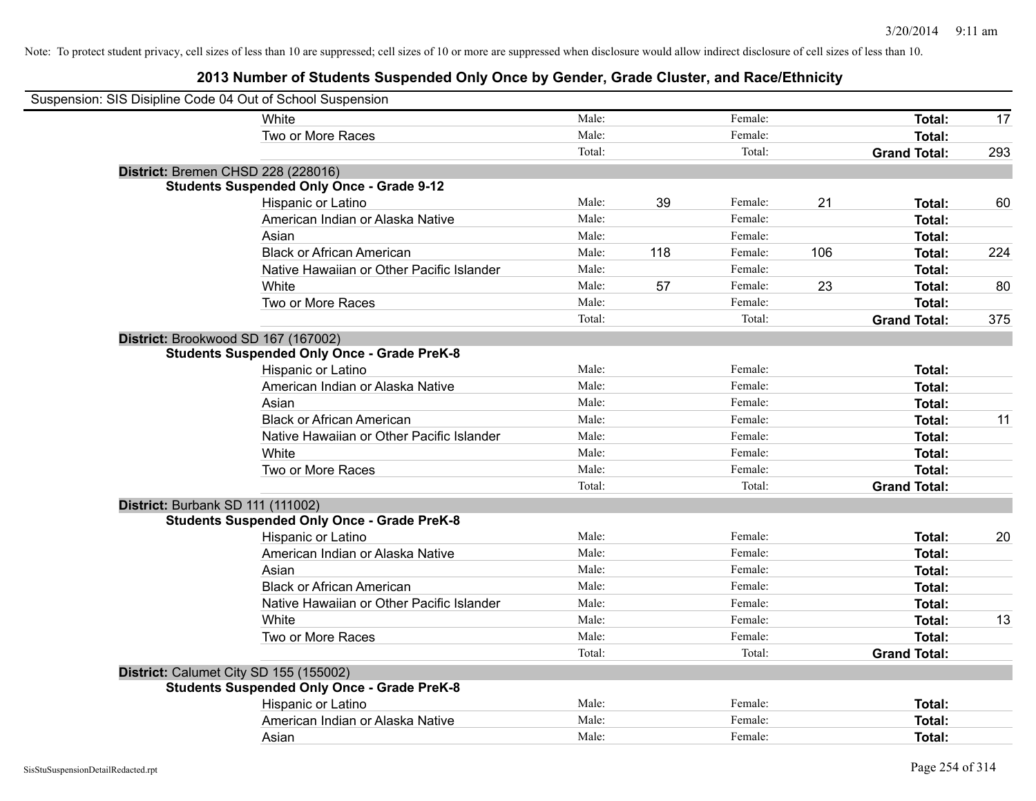Note: To protect student privacy, cell sizes of less than 10 are suppressed; cell sizes of 10 or more are suppressed when disclosure would allow indirect disclosure of cell sizes of less than 10.

# 2013 Number of Students Suspended Only Once by Gender, Grade Cluster, and Race/Ethnicity

Suspension: SIS Disipline Code 04 Out of School Suspension

| | | | | | | |
|---|---|---|---|---|---|---|
| White | Male: | | Female: | | **Total:** | 17 |
| Two or More Races | Male: | | Female: | | **Total:** | |
| | Total: | | Total: | | **Grand Total:** | 293 |

**District:** Bremen CHSD 228 (228016)

**Students Suspended Only Once - Grade 9-12**

| | | | | | | |
|---|---|---|---|---|---|---|
| Hispanic or Latino | Male: | 39 | Female: | 21 | **Total:** | 60 |
| American Indian or Alaska Native | Male: | | Female: | | **Total:** | |
| Asian | Male: | | Female: | | **Total:** | |
| Black or African American | Male: | 118 | Female: | 106 | **Total:** | 224 |
| Native Hawaiian or Other Pacific Islander | Male: | | Female: | | **Total:** | |
| White | Male: | 57 | Female: | 23 | **Total:** | 80 |
| Two or More Races | Male: | | Female: | | **Total:** | |
| | Total: | | Total: | | **Grand Total:** | 375 |

**District:** Brookwood SD 167 (167002)

**Students Suspended Only Once - Grade PreK-8**

| | | | | | | |
|---|---|---|---|---|---|---|
| Hispanic or Latino | Male: | | Female: | | **Total:** | |
| American Indian or Alaska Native | Male: | | Female: | | **Total:** | |
| Asian | Male: | | Female: | | **Total:** | |
| Black or African American | Male: | | Female: | | **Total:** | 11 |
| Native Hawaiian or Other Pacific Islander | Male: | | Female: | | **Total:** | |
| White | Male: | | Female: | | **Total:** | |
| Two or More Races | Male: | | Female: | | **Total:** | |
| | Total: | | Total: | | **Grand Total:** | |

**District:** Burbank SD 111 (111002)

**Students Suspended Only Once - Grade PreK-8**

| | | | | | | |
|---|---|---|---|---|---|---|
| Hispanic or Latino | Male: | | Female: | | **Total:** | 20 |
| American Indian or Alaska Native | Male: | | Female: | | **Total:** | |
| Asian | Male: | | Female: | | **Total:** | |
| Black or African American | Male: | | Female: | | **Total:** | |
| Native Hawaiian or Other Pacific Islander | Male: | | Female: | | **Total:** | |
| White | Male: | | Female: | | **Total:** | 13 |
| Two or More Races | Male: | | Female: | | **Total:** | |
| | Total: | | Total: | | **Grand Total:** | |

**District:** Calumet City SD 155 (155002)

**Students Suspended Only Once - Grade PreK-8**

| | | | | | | |
|---|---|---|---|---|---|---|
| Hispanic or Latino | Male: | | Female: | | **Total:** | |
| American Indian or Alaska Native | Male: | | Female: | | **Total:** | |
| Asian | Male: | | Female: | | **Total:** | |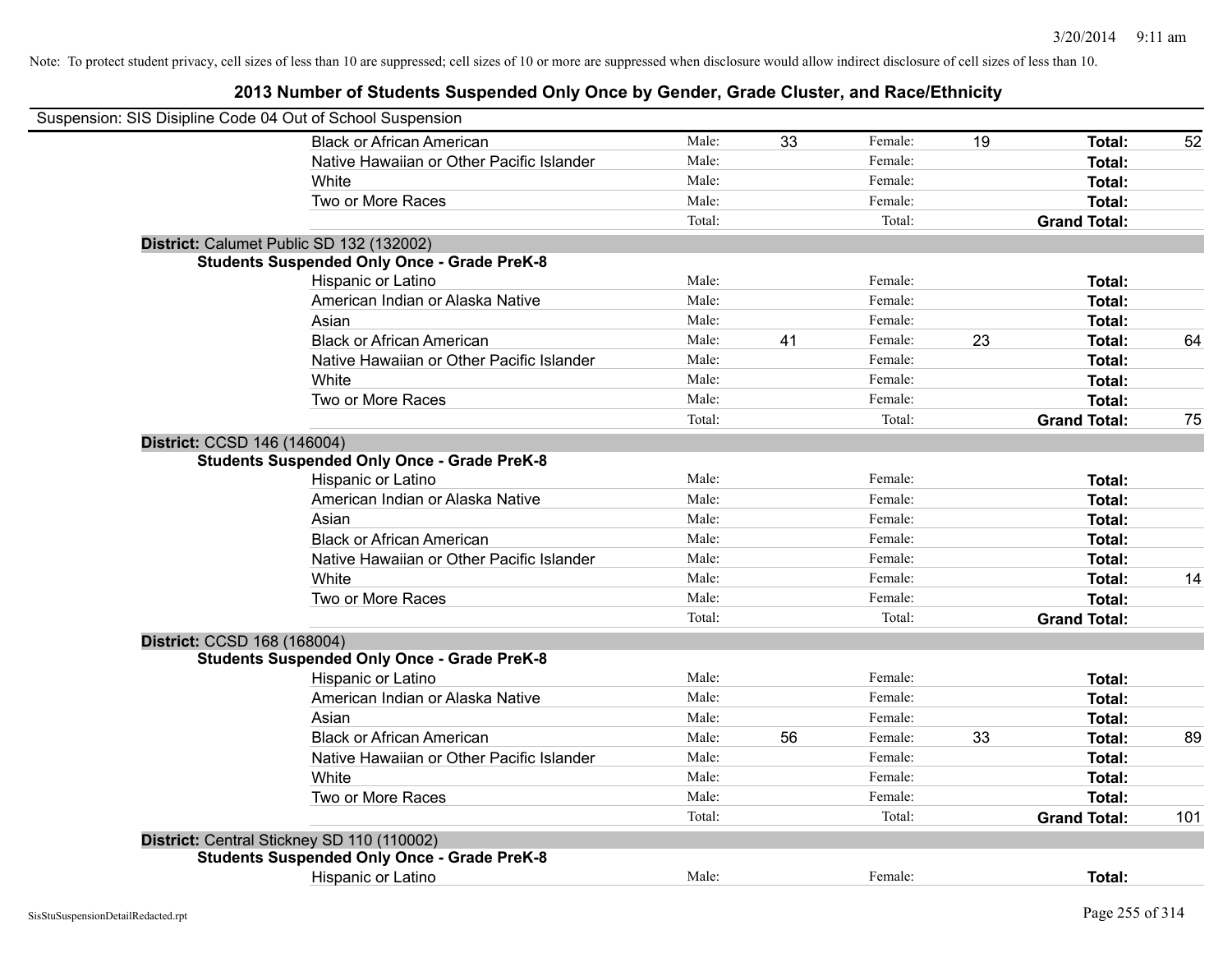Note: To protect student privacy, cell sizes of less than 10 are suppressed; cell sizes of 10 or more are suppressed when disclosure would allow indirect disclosure of cell sizes of less than 10.

## 2013 Number of Students Suspended Only Once by Gender, Grade Cluster, and Race/Ethnicity

Suspension: SIS Disipline Code 04 Out of School Suspension

| | Male: | | Female: | | | |
|---|---|---|---|---|---|---|
| Black or African American | Male: | 33 | Female: | 19 | **Total:** | 52 |
| Native Hawaiian or Other Pacific Islander | Male: | | Female: | | **Total:** | |
| White | Male: | | Female: | | **Total:** | |
| Two or More Races | Male: | | Female: | | **Total:** | |
| | Total: | | Total: | | **Grand Total:** | |

**District:** Calumet Public SD 132 (132002)

**Students Suspended Only Once - Grade PreK-8**

| | | | | | | |
|---|---|---|---|---|---|---|
| Hispanic or Latino | Male: | | Female: | | **Total:** | |
| American Indian or Alaska Native | Male: | | Female: | | **Total:** | |
| Asian | Male: | | Female: | | **Total:** | |
| Black or African American | Male: | 41 | Female: | 23 | **Total:** | 64 |
| Native Hawaiian or Other Pacific Islander | Male: | | Female: | | **Total:** | |
| White | Male: | | Female: | | **Total:** | |
| Two or More Races | Male: | | Female: | | **Total:** | |
| | Total: | | Total: | | **Grand Total:** | 75 |

**District:** CCSD 146 (146004)

**Students Suspended Only Once - Grade PreK-8**

| | | | | | | |
|---|---|---|---|---|---|---|
| Hispanic or Latino | Male: | | Female: | | **Total:** | |
| American Indian or Alaska Native | Male: | | Female: | | **Total:** | |
| Asian | Male: | | Female: | | **Total:** | |
| Black or African American | Male: | | Female: | | **Total:** | |
| Native Hawaiian or Other Pacific Islander | Male: | | Female: | | **Total:** | |
| White | Male: | | Female: | | **Total:** | 14 |
| Two or More Races | Male: | | Female: | | **Total:** | |
| | Total: | | Total: | | **Grand Total:** | |

**District:** CCSD 168 (168004)

**Students Suspended Only Once - Grade PreK-8**

| | | | | | | |
|---|---|---|---|---|---|---|
| Hispanic or Latino | Male: | | Female: | | **Total:** | |
| American Indian or Alaska Native | Male: | | Female: | | **Total:** | |
| Asian | Male: | | Female: | | **Total:** | |
| Black or African American | Male: | 56 | Female: | 33 | **Total:** | 89 |
| Native Hawaiian or Other Pacific Islander | Male: | | Female: | | **Total:** | |
| White | Male: | | Female: | | **Total:** | |
| Two or More Races | Male: | | Female: | | **Total:** | |
| | Total: | | Total: | | **Grand Total:** | 101 |

**District:** Central Stickney SD 110 (110002)

**Students Suspended Only Once - Grade PreK-8**

| | | | | | | |
|---|---|---|---|---|---|---|
| Hispanic or Latino | Male: | | Female: | | **Total:** | |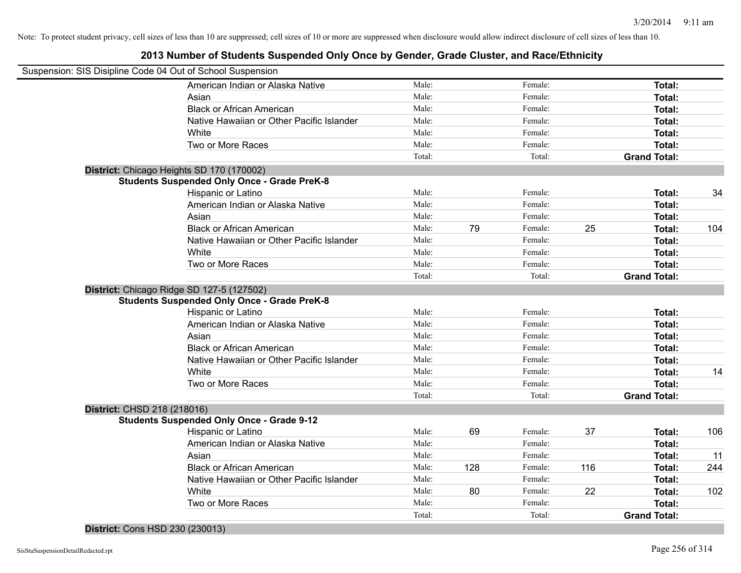Note: To protect student privacy, cell sizes of less than 10 are suppressed; cell sizes of 10 or more are suppressed when disclosure would allow indirect disclosure of cell sizes of less than 10.

## 2013 Number of Students Suspended Only Once by Gender, Grade Cluster, and Race/Ethnicity

Suspension: SIS Disipline Code 04 Out of School Suspension

| | Male: | | Female: | | | |
|---|---|---|---|---|---|---|
| American Indian or Alaska Native | Male: | | Female: | | **Total:** | |
| Asian | Male: | | Female: | | **Total:** | |
| Black or African American | Male: | | Female: | | **Total:** | |
| Native Hawaiian or Other Pacific Islander | Male: | | Female: | | **Total:** | |
| White | Male: | | Female: | | **Total:** | |
| Two or More Races | Male: | | Female: | | **Total:** | |
| | Total: | | Total: | | **Grand Total:** | |

**District:** Chicago Heights SD 170 (170002)

**Students Suspended Only Once - Grade PreK-8**

| | | | | | | |
|---|---|---|---|---|---|---|
| Hispanic or Latino | Male: | | Female: | | **Total:** | 34 |
| American Indian or Alaska Native | Male: | | Female: | | **Total:** | |
| Asian | Male: | | Female: | | **Total:** | |
| Black or African American | Male: | 79 | Female: | 25 | **Total:** | 104 |
| Native Hawaiian or Other Pacific Islander | Male: | | Female: | | **Total:** | |
| White | Male: | | Female: | | **Total:** | |
| Two or More Races | Male: | | Female: | | **Total:** | |
| | Total: | | Total: | | **Grand Total:** | |

**District:** Chicago Ridge SD 127-5 (127502)

**Students Suspended Only Once - Grade PreK-8**

| | | | | | | |
|---|---|---|---|---|---|---|
| Hispanic or Latino | Male: | | Female: | | **Total:** | |
| American Indian or Alaska Native | Male: | | Female: | | **Total:** | |
| Asian | Male: | | Female: | | **Total:** | |
| Black or African American | Male: | | Female: | | **Total:** | |
| Native Hawaiian or Other Pacific Islander | Male: | | Female: | | **Total:** | |
| White | Male: | | Female: | | **Total:** | 14 |
| Two or More Races | Male: | | Female: | | **Total:** | |
| | Total: | | Total: | | **Grand Total:** | |

**District:** CHSD 218 (218016)

**Students Suspended Only Once - Grade 9-12**

| | | | | | | |
|---|---|---|---|---|---|---|
| Hispanic or Latino | Male: | 69 | Female: | 37 | **Total:** | 106 |
| American Indian or Alaska Native | Male: | | Female: | | **Total:** | |
| Asian | Male: | | Female: | | **Total:** | 11 |
| Black or African American | Male: | 128 | Female: | 116 | **Total:** | 244 |
| Native Hawaiian or Other Pacific Islander | Male: | | Female: | | **Total:** | |
| White | Male: | 80 | Female: | 22 | **Total:** | 102 |
| Two or More Races | Male: | | Female: | | **Total:** | |
| | Total: | | Total: | | **Grand Total:** | |

**District:** Cons HSD 230 (230013)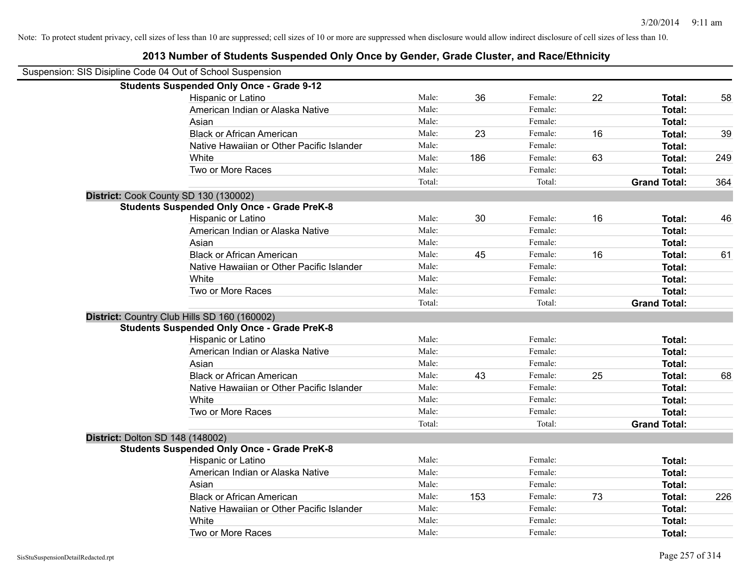Note: To protect student privacy, cell sizes of less than 10 are suppressed; cell sizes of 10 or more are suppressed when disclosure would allow indirect disclosure of cell sizes of less than 10.

# 2013 Number of Students Suspended Only Once by Gender, Grade Cluster, and Race/Ethnicity

Suspension: SIS Disipline Code 04 Out of School Suspension

**Students Suspended Only Once - Grade 9-12**

| Race/Ethnicity | | Male | | Female | | Total |
|---|---|---|---|---|---|---|
| Hispanic or Latino | Male: | 36 | Female: | 22 | **Total:** | 58 |
| American Indian or Alaska Native | Male: | | Female: | | **Total:** | |
| Asian | Male: | | Female: | | **Total:** | |
| Black or African American | Male: | 23 | Female: | 16 | **Total:** | 39 |
| Native Hawaiian or Other Pacific Islander | Male: | | Female: | | **Total:** | |
| White | Male: | 186 | Female: | 63 | **Total:** | 249 |
| Two or More Races | Male: | | Female: | | **Total:** | |
| | Total: | | Total: | | **Grand Total:** | 364 |

**District:** Cook County SD 130 (130002)

**Students Suspended Only Once - Grade PreK-8**

| Race/Ethnicity | | Male | | Female | | Total |
|---|---|---|---|---|---|---|
| Hispanic or Latino | Male: | 30 | Female: | 16 | **Total:** | 46 |
| American Indian or Alaska Native | Male: | | Female: | | **Total:** | |
| Asian | Male: | | Female: | | **Total:** | |
| Black or African American | Male: | 45 | Female: | 16 | **Total:** | 61 |
| Native Hawaiian or Other Pacific Islander | Male: | | Female: | | **Total:** | |
| White | Male: | | Female: | | **Total:** | |
| Two or More Races | Male: | | Female: | | **Total:** | |
| | Total: | | Total: | | **Grand Total:** | |

**District:** Country Club Hills SD 160 (160002)

**Students Suspended Only Once - Grade PreK-8**

| Race/Ethnicity | | Male | | Female | | Total |
|---|---|---|---|---|---|---|
| Hispanic or Latino | Male: | | Female: | | **Total:** | |
| American Indian or Alaska Native | Male: | | Female: | | **Total:** | |
| Asian | Male: | | Female: | | **Total:** | |
| Black or African American | Male: | 43 | Female: | 25 | **Total:** | 68 |
| Native Hawaiian or Other Pacific Islander | Male: | | Female: | | **Total:** | |
| White | Male: | | Female: | | **Total:** | |
| Two or More Races | Male: | | Female: | | **Total:** | |
| | Total: | | Total: | | **Grand Total:** | |

**District:** Dolton SD 148 (148002)

**Students Suspended Only Once - Grade PreK-8**

| Race/Ethnicity | | Male | | Female | | Total |
|---|---|---|---|---|---|---|
| Hispanic or Latino | Male: | | Female: | | **Total:** | |
| American Indian or Alaska Native | Male: | | Female: | | **Total:** | |
| Asian | Male: | | Female: | | **Total:** | |
| Black or African American | Male: | 153 | Female: | 73 | **Total:** | 226 |
| Native Hawaiian or Other Pacific Islander | Male: | | Female: | | **Total:** | |
| White | Male: | | Female: | | **Total:** | |
| Two or More Races | Male: | | Female: | | **Total:** | |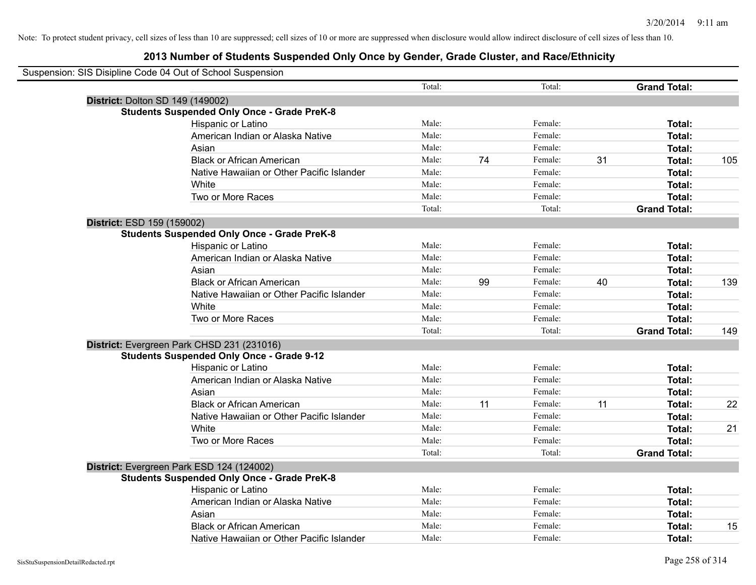Note: To protect student privacy, cell sizes of less than 10 are suppressed; cell sizes of 10 or more are suppressed when disclosure would allow indirect disclosure of cell sizes of less than 10.

# 2013 Number of Students Suspended Only Once by Gender, Grade Cluster, and Race/Ethnicity

Suspension: SIS Disipline Code 04 Out of School Suspension

| | | | | | | | |
|---|---|---|---|---|---|---|---|
| | | Total: | | Total: | | **Grand Total:** | |
| **District:** Dolton SD 149 (149002) | | | | | | | |
| **Students Suspended Only Once - Grade PreK-8** | | | | | | | |
| | Hispanic or Latino | Male: | | Female: | | **Total:** | |
| | American Indian or Alaska Native | Male: | | Female: | | **Total:** | |
| | Asian | Male: | | Female: | | **Total:** | |
| | Black or African American | Male: | 74 | Female: | 31 | **Total:** | 105 |
| | Native Hawaiian or Other Pacific Islander | Male: | | Female: | | **Total:** | |
| | White | Male: | | Female: | | **Total:** | |
| | Two or More Races | Male: | | Female: | | **Total:** | |
| | | Total: | | Total: | | **Grand Total:** | |
| **District:** ESD 159 (159002) | | | | | | | |
| **Students Suspended Only Once - Grade PreK-8** | | | | | | | |
| | Hispanic or Latino | Male: | | Female: | | **Total:** | |
| | American Indian or Alaska Native | Male: | | Female: | | **Total:** | |
| | Asian | Male: | | Female: | | **Total:** | |
| | Black or African American | Male: | 99 | Female: | 40 | **Total:** | 139 |
| | Native Hawaiian or Other Pacific Islander | Male: | | Female: | | **Total:** | |
| | White | Male: | | Female: | | **Total:** | |
| | Two or More Races | Male: | | Female: | | **Total:** | |
| | | Total: | | Total: | | **Grand Total:** | 149 |
| **District:** Evergreen Park CHSD 231 (231016) | | | | | | | |
| **Students Suspended Only Once - Grade 9-12** | | | | | | | |
| | Hispanic or Latino | Male: | | Female: | | **Total:** | |
| | American Indian or Alaska Native | Male: | | Female: | | **Total:** | |
| | Asian | Male: | | Female: | | **Total:** | |
| | Black or African American | Male: | 11 | Female: | 11 | **Total:** | 22 |
| | Native Hawaiian or Other Pacific Islander | Male: | | Female: | | **Total:** | |
| | White | Male: | | Female: | | **Total:** | 21 |
| | Two or More Races | Male: | | Female: | | **Total:** | |
| | | Total: | | Total: | | **Grand Total:** | |
| **District:** Evergreen Park ESD 124 (124002) | | | | | | | |
| **Students Suspended Only Once - Grade PreK-8** | | | | | | | |
| | Hispanic or Latino | Male: | | Female: | | **Total:** | |
| | American Indian or Alaska Native | Male: | | Female: | | **Total:** | |
| | Asian | Male: | | Female: | | **Total:** | |
| | Black or African American | Male: | | Female: | | **Total:** | 15 |
| | Native Hawaiian or Other Pacific Islander | Male: | | Female: | | **Total:** | |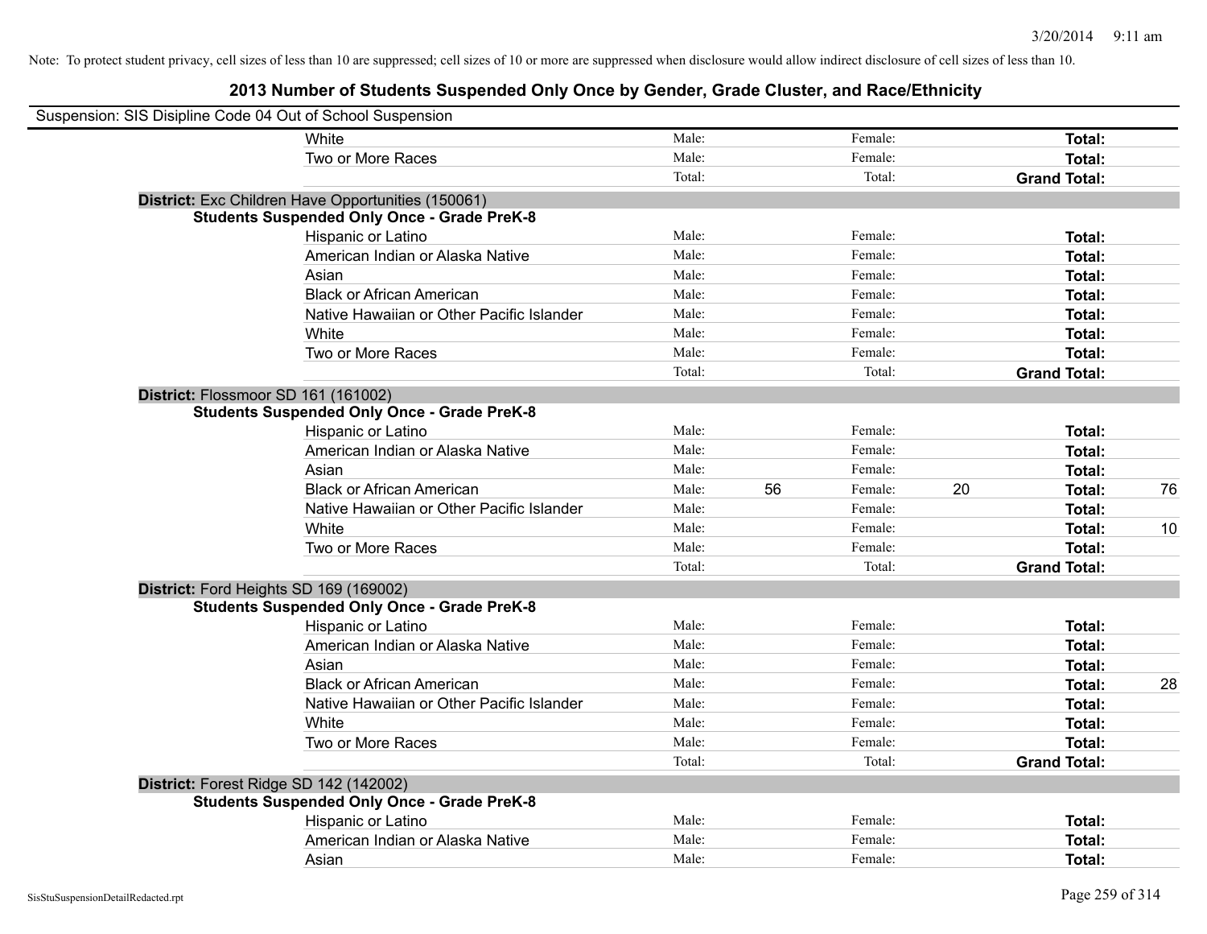Note: To protect student privacy, cell sizes of less than 10 are suppressed; cell sizes of 10 or more are suppressed when disclosure would allow indirect disclosure of cell sizes of less than 10.

# 2013 Number of Students Suspended Only Once by Gender, Grade Cluster, and Race/Ethnicity

Suspension: SIS Disipline Code 04 Out of School Suspension

| | | | | | | |
|---|---|---|---|---|---|---|
| White | Male: | | Female: | | **Total:** | |
| Two or More Races | Male: | | Female: | | **Total:** | |
| | Total: | | Total: | | **Grand Total:** | |

**District:** Exc Children Have Opportunities (150061)

**Students Suspended Only Once - Grade PreK-8**

| | | | | | | |
|---|---|---|---|---|---|---|
| Hispanic or Latino | Male: | | Female: | | **Total:** | |
| American Indian or Alaska Native | Male: | | Female: | | **Total:** | |
| Asian | Male: | | Female: | | **Total:** | |
| Black or African American | Male: | | Female: | | **Total:** | |
| Native Hawaiian or Other Pacific Islander | Male: | | Female: | | **Total:** | |
| White | Male: | | Female: | | **Total:** | |
| Two or More Races | Male: | | Female: | | **Total:** | |
| | Total: | | Total: | | **Grand Total:** | |

**District:** Flossmoor SD 161 (161002)

**Students Suspended Only Once - Grade PreK-8**

| | | | | | | |
|---|---|---|---|---|---|---|
| Hispanic or Latino | Male: | | Female: | | **Total:** | |
| American Indian or Alaska Native | Male: | | Female: | | **Total:** | |
| Asian | Male: | | Female: | | **Total:** | |
| Black or African American | Male: | 56 | Female: | 20 | **Total:** | 76 |
| Native Hawaiian or Other Pacific Islander | Male: | | Female: | | **Total:** | |
| White | Male: | | Female: | | **Total:** | 10 |
| Two or More Races | Male: | | Female: | | **Total:** | |
| | Total: | | Total: | | **Grand Total:** | |

**District:** Ford Heights SD 169 (169002)

**Students Suspended Only Once - Grade PreK-8**

| | | | | | | |
|---|---|---|---|---|---|---|
| Hispanic or Latino | Male: | | Female: | | **Total:** | |
| American Indian or Alaska Native | Male: | | Female: | | **Total:** | |
| Asian | Male: | | Female: | | **Total:** | |
| Black or African American | Male: | | Female: | | **Total:** | 28 |
| Native Hawaiian or Other Pacific Islander | Male: | | Female: | | **Total:** | |
| White | Male: | | Female: | | **Total:** | |
| Two or More Races | Male: | | Female: | | **Total:** | |
| | Total: | | Total: | | **Grand Total:** | |

**District:** Forest Ridge SD 142 (142002)

**Students Suspended Only Once - Grade PreK-8**

| | | | | | | |
|---|---|---|---|---|---|---|
| Hispanic or Latino | Male: | | Female: | | **Total:** | |
| American Indian or Alaska Native | Male: | | Female: | | **Total:** | |
| Asian | Male: | | Female: | | **Total:** | |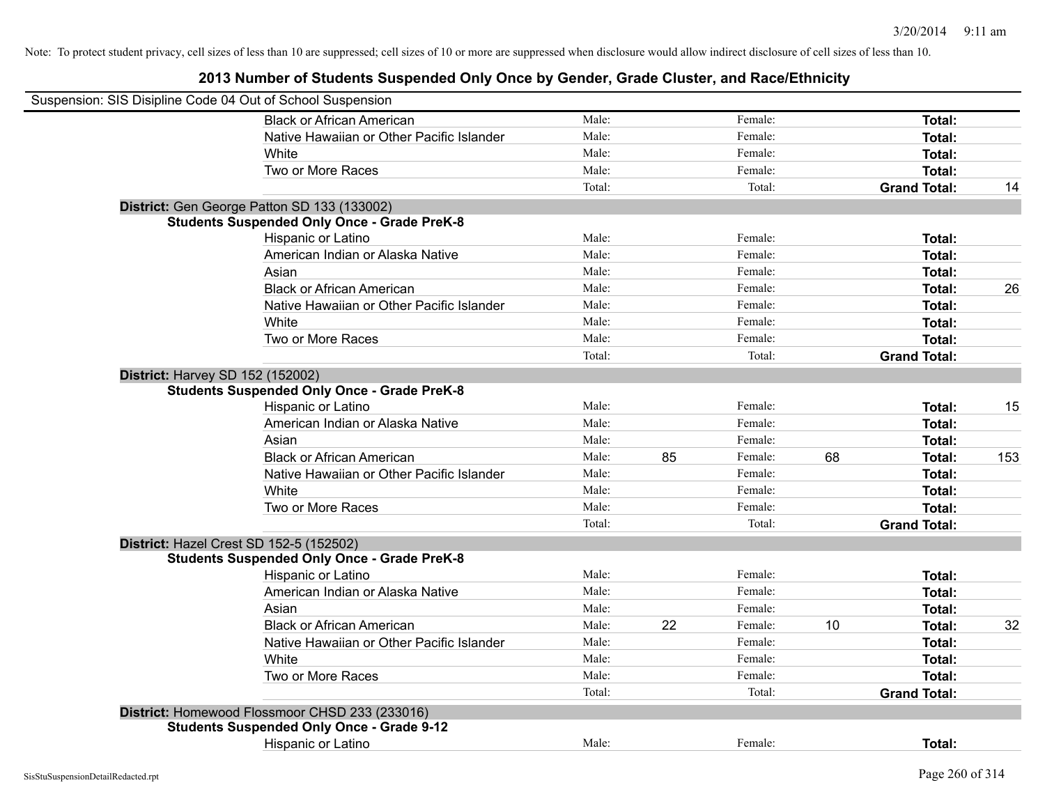Note: To protect student privacy, cell sizes of less than 10 are suppressed; cell sizes of 10 or more are suppressed when disclosure would allow indirect disclosure of cell sizes of less than 10.

# 2013 Number of Students Suspended Only Once by Gender, Grade Cluster, and Race/Ethnicity

Suspension: SIS Disipline Code 04 Out of School Suspension

| | | | | | | | |
|---|---|---|---|---|---|---|---|
| Black or African American | Male: | | Female: | | **Total:** | |
| Native Hawaiian or Other Pacific Islander | Male: | | Female: | | **Total:** | |
| White | Male: | | Female: | | **Total:** | |
| Two or More Races | Male: | | Female: | | **Total:** | |
| | Total: | | Total: | | **Grand Total:** | 14 |

**District:** Gen George Patton SD 133 (133002)

**Students Suspended Only Once - Grade PreK-8**

| | | | | | | |
|---|---|---|---|---|---|---|
| Hispanic or Latino | Male: | | Female: | | **Total:** | |
| American Indian or Alaska Native | Male: | | Female: | | **Total:** | |
| Asian | Male: | | Female: | | **Total:** | |
| Black or African American | Male: | | Female: | | **Total:** | 26 |
| Native Hawaiian or Other Pacific Islander | Male: | | Female: | | **Total:** | |
| White | Male: | | Female: | | **Total:** | |
| Two or More Races | Male: | | Female: | | **Total:** | |
| | Total: | | Total: | | **Grand Total:** | |

**District:** Harvey SD 152 (152002)

**Students Suspended Only Once - Grade PreK-8**

| | | | | | | |
|---|---|---|---|---|---|---|
| Hispanic or Latino | Male: | | Female: | | **Total:** | 15 |
| American Indian or Alaska Native | Male: | | Female: | | **Total:** | |
| Asian | Male: | | Female: | | **Total:** | |
| Black or African American | Male: | 85 | Female: | 68 | **Total:** | 153 |
| Native Hawaiian or Other Pacific Islander | Male: | | Female: | | **Total:** | |
| White | Male: | | Female: | | **Total:** | |
| Two or More Races | Male: | | Female: | | **Total:** | |
| | Total: | | Total: | | **Grand Total:** | |

**District:** Hazel Crest SD 152-5 (152502)

**Students Suspended Only Once - Grade PreK-8**

| | | | | | | |
|---|---|---|---|---|---|---|
| Hispanic or Latino | Male: | | Female: | | **Total:** | |
| American Indian or Alaska Native | Male: | | Female: | | **Total:** | |
| Asian | Male: | | Female: | | **Total:** | |
| Black or African American | Male: | 22 | Female: | 10 | **Total:** | 32 |
| Native Hawaiian or Other Pacific Islander | Male: | | Female: | | **Total:** | |
| White | Male: | | Female: | | **Total:** | |
| Two or More Races | Male: | | Female: | | **Total:** | |
| | Total: | | Total: | | **Grand Total:** | |

**District:** Homewood Flossmoor CHSD 233 (233016)

**Students Suspended Only Once - Grade 9-12**

| | | | | | | |
|---|---|---|---|---|---|---|
| Hispanic or Latino | Male: | | Female: | | **Total:** | |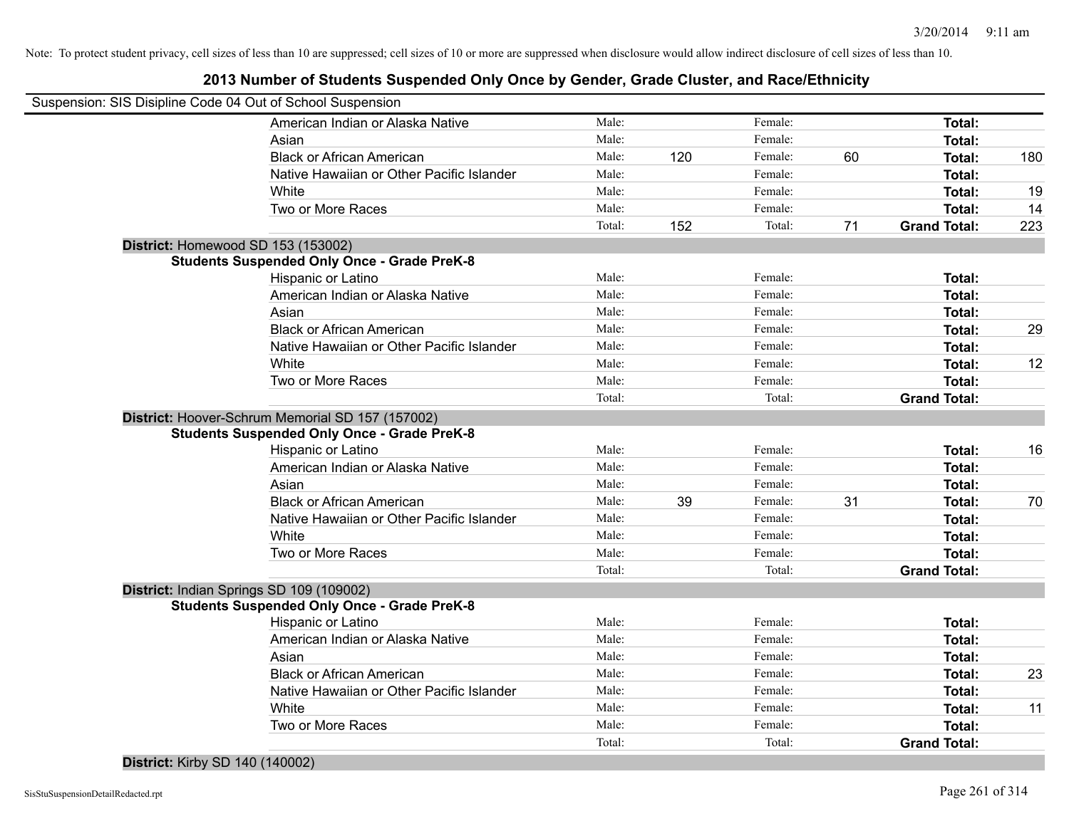Note: To protect student privacy, cell sizes of less than 10 are suppressed; cell sizes of 10 or more are suppressed when disclosure would allow indirect disclosure of cell sizes of less than 10.

## 2013 Number of Students Suspended Only Once by Gender, Grade Cluster, and Race/Ethnicity

Suspension: SIS Disipline Code 04 Out of School Suspension

| | Male: | | Female: | | | |
|---|---|---|---|---|---|---|
| American Indian or Alaska Native | Male: | | Female: | | **Total:** | |
| Asian | Male: | | Female: | | **Total:** | |
| Black or African American | Male: | 120 | Female: | 60 | **Total:** | 180 |
| Native Hawaiian or Other Pacific Islander | Male: | | Female: | | **Total:** | |
| White | Male: | | Female: | | **Total:** | 19 |
| Two or More Races | Male: | | Female: | | **Total:** | 14 |
| | Total: | 152 | Total: | 71 | **Grand Total:** | 223 |

**District:** Homewood SD 153 (153002)

**Students Suspended Only Once - Grade PreK-8**

| | | | | | | |
|---|---|---|---|---|---|---|
| Hispanic or Latino | Male: | | Female: | | **Total:** | |
| American Indian or Alaska Native | Male: | | Female: | | **Total:** | |
| Asian | Male: | | Female: | | **Total:** | |
| Black or African American | Male: | | Female: | | **Total:** | 29 |
| Native Hawaiian or Other Pacific Islander | Male: | | Female: | | **Total:** | |
| White | Male: | | Female: | | **Total:** | 12 |
| Two or More Races | Male: | | Female: | | **Total:** | |
| | Total: | | Total: | | **Grand Total:** | |

**District:** Hoover-Schrum Memorial SD 157 (157002)

**Students Suspended Only Once - Grade PreK-8**

| | | | | | | |
|---|---|---|---|---|---|---|
| Hispanic or Latino | Male: | | Female: | | **Total:** | 16 |
| American Indian or Alaska Native | Male: | | Female: | | **Total:** | |
| Asian | Male: | | Female: | | **Total:** | |
| Black or African American | Male: | 39 | Female: | 31 | **Total:** | 70 |
| Native Hawaiian or Other Pacific Islander | Male: | | Female: | | **Total:** | |
| White | Male: | | Female: | | **Total:** | |
| Two or More Races | Male: | | Female: | | **Total:** | |
| | Total: | | Total: | | **Grand Total:** | |

**District:** Indian Springs SD 109 (109002)

**Students Suspended Only Once - Grade PreK-8**

| | | | | | | |
|---|---|---|---|---|---|---|
| Hispanic or Latino | Male: | | Female: | | **Total:** | |
| American Indian or Alaska Native | Male: | | Female: | | **Total:** | |
| Asian | Male: | | Female: | | **Total:** | |
| Black or African American | Male: | | Female: | | **Total:** | 23 |
| Native Hawaiian or Other Pacific Islander | Male: | | Female: | | **Total:** | |
| White | Male: | | Female: | | **Total:** | 11 |
| Two or More Races | Male: | | Female: | | **Total:** | |
| | Total: | | Total: | | **Grand Total:** | |

**District:** Kirby SD 140 (140002)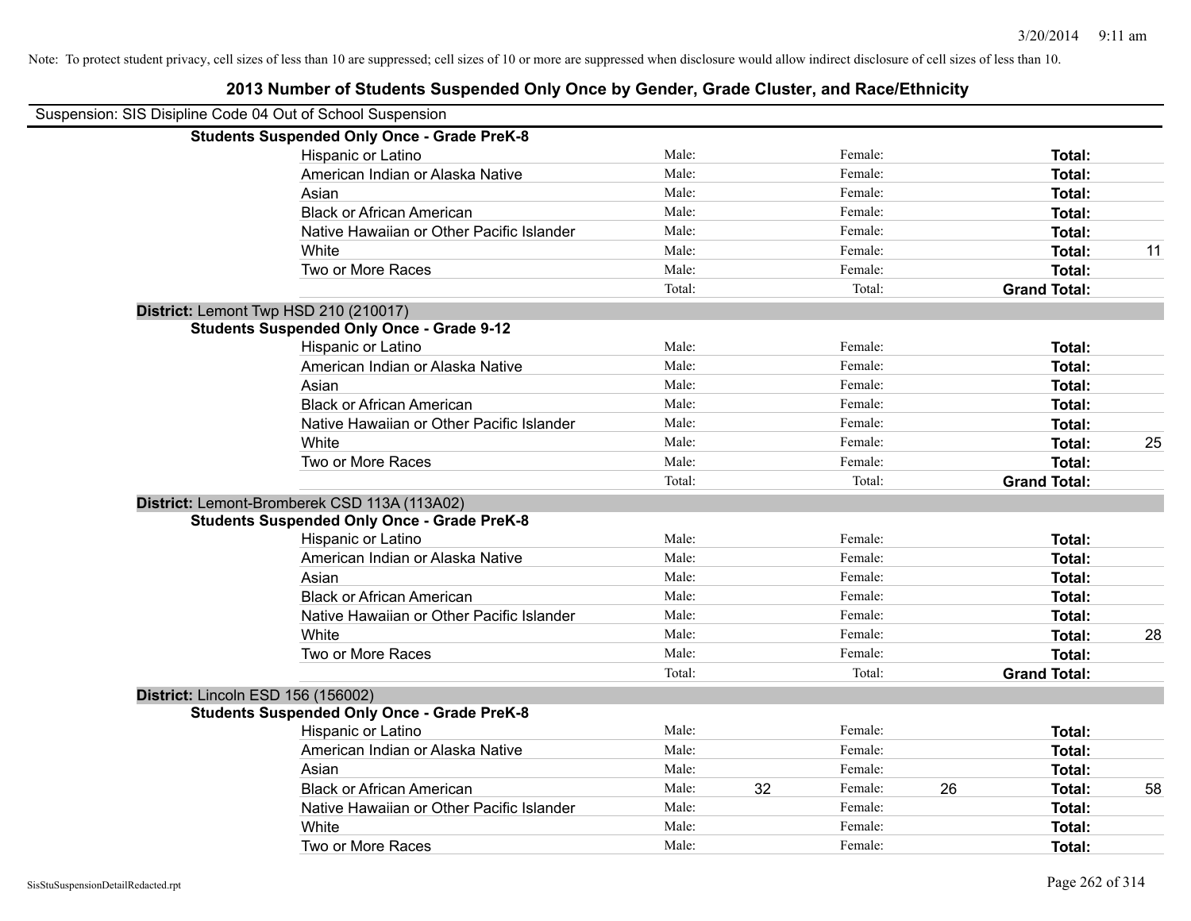Note: To protect student privacy, cell sizes of less than 10 are suppressed; cell sizes of 10 or more are suppressed when disclosure would allow indirect disclosure of cell sizes of less than 10.

# 2013 Number of Students Suspended Only Once by Gender, Grade Cluster, and Race/Ethnicity

Suspension: SIS Disipline Code 04 Out of School Suspension

**Students Suspended Only Once - Grade PreK-8**

| Race/Ethnicity | | Male | | Female | | Total |
|---|---|---|---|---|---|---|
| Hispanic or Latino | Male: | | Female: | | **Total:** | |
| American Indian or Alaska Native | Male: | | Female: | | **Total:** | |
| Asian | Male: | | Female: | | **Total:** | |
| Black or African American | Male: | | Female: | | **Total:** | |
| Native Hawaiian or Other Pacific Islander | Male: | | Female: | | **Total:** | |
| White | Male: | | Female: | | **Total:** | 11 |
| Two or More Races | Male: | | Female: | | **Total:** | |
| | Total: | | Total: | | **Grand Total:** | |

**District:** Lemont Twp HSD 210 (210017)

**Students Suspended Only Once - Grade 9-12**

| Race/Ethnicity | | Male | | Female | | Total |
|---|---|---|---|---|---|---|
| Hispanic or Latino | Male: | | Female: | | **Total:** | |
| American Indian or Alaska Native | Male: | | Female: | | **Total:** | |
| Asian | Male: | | Female: | | **Total:** | |
| Black or African American | Male: | | Female: | | **Total:** | |
| Native Hawaiian or Other Pacific Islander | Male: | | Female: | | **Total:** | |
| White | Male: | | Female: | | **Total:** | 25 |
| Two or More Races | Male: | | Female: | | **Total:** | |
| | Total: | | Total: | | **Grand Total:** | |

**District:** Lemont-Bromberek CSD 113A (113A02)

**Students Suspended Only Once - Grade PreK-8**

| Race/Ethnicity | | Male | | Female | | Total |
|---|---|---|---|---|---|---|
| Hispanic or Latino | Male: | | Female: | | **Total:** | |
| American Indian or Alaska Native | Male: | | Female: | | **Total:** | |
| Asian | Male: | | Female: | | **Total:** | |
| Black or African American | Male: | | Female: | | **Total:** | |
| Native Hawaiian or Other Pacific Islander | Male: | | Female: | | **Total:** | |
| White | Male: | | Female: | | **Total:** | 28 |
| Two or More Races | Male: | | Female: | | **Total:** | |
| | Total: | | Total: | | **Grand Total:** | |

**District:** Lincoln ESD 156 (156002)

**Students Suspended Only Once - Grade PreK-8**

| Race/Ethnicity | | Male | | Female | | Total |
|---|---|---|---|---|---|---|
| Hispanic or Latino | Male: | | Female: | | **Total:** | |
| American Indian or Alaska Native | Male: | | Female: | | **Total:** | |
| Asian | Male: | | Female: | | **Total:** | |
| Black or African American | Male: | 32 | Female: | 26 | **Total:** | 58 |
| Native Hawaiian or Other Pacific Islander | Male: | | Female: | | **Total:** | |
| White | Male: | | Female: | | **Total:** | |
| Two or More Races | Male: | | Female: | | **Total:** | |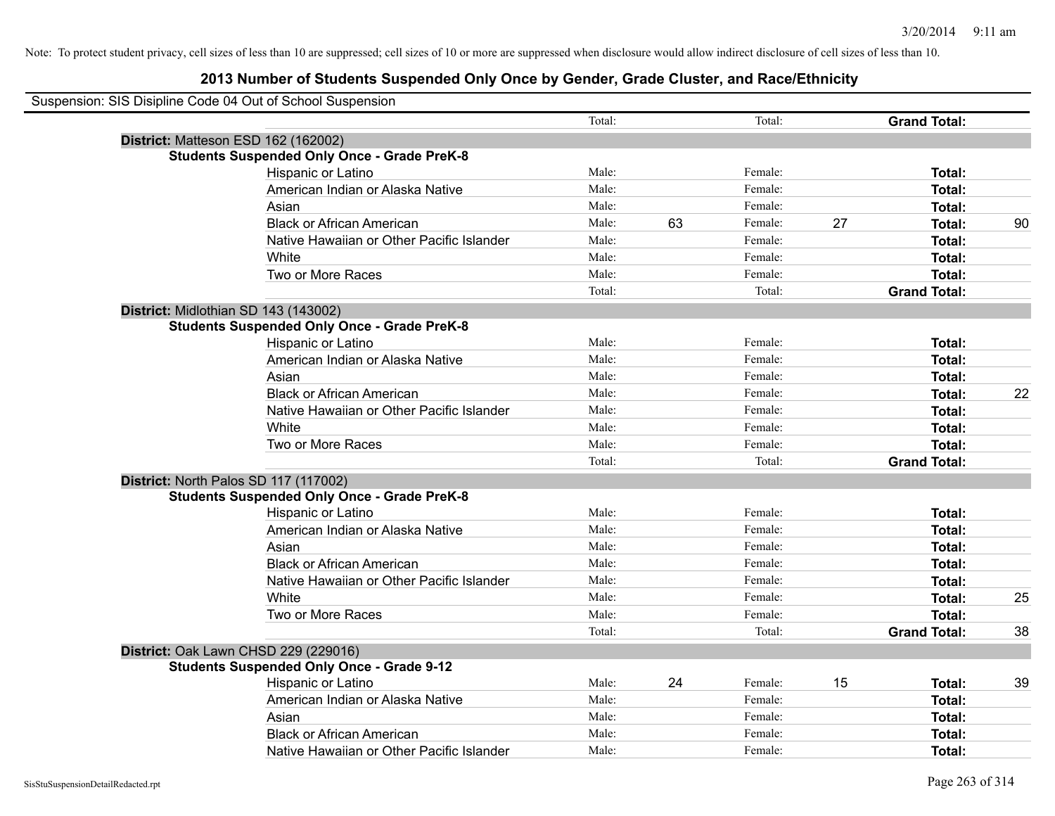Note: To protect student privacy, cell sizes of less than 10 are suppressed; cell sizes of 10 or more are suppressed when disclosure would allow indirect disclosure of cell sizes of less than 10.

# 2013 Number of Students Suspended Only Once by Gender, Grade Cluster, and Race/Ethnicity

Suspension: SIS Disipline Code 04 Out of School Suspension

| | | | | | | | |
|---|---|---|---|---|---|---|---|
| | Total: | | Total: | | **Grand Total:** | |
| **District:** Matteson ESD 162 (162002) | | | | | | |
| **Students Suspended Only Once - Grade PreK-8** | | | | | | |
| Hispanic or Latino | Male: | | Female: | | **Total:** | |
| American Indian or Alaska Native | Male: | | Female: | | **Total:** | |
| Asian | Male: | | Female: | | **Total:** | |
| Black or African American | Male: | 63 | Female: | 27 | **Total:** | 90 |
| Native Hawaiian or Other Pacific Islander | Male: | | Female: | | **Total:** | |
| White | Male: | | Female: | | **Total:** | |
| Two or More Races | Male: | | Female: | | **Total:** | |
| | Total: | | Total: | | **Grand Total:** | |
| **District:** Midlothian SD 143 (143002) | | | | | | |
| **Students Suspended Only Once - Grade PreK-8** | | | | | | |
| Hispanic or Latino | Male: | | Female: | | **Total:** | |
| American Indian or Alaska Native | Male: | | Female: | | **Total:** | |
| Asian | Male: | | Female: | | **Total:** | |
| Black or African American | Male: | | Female: | | **Total:** | 22 |
| Native Hawaiian or Other Pacific Islander | Male: | | Female: | | **Total:** | |
| White | Male: | | Female: | | **Total:** | |
| Two or More Races | Male: | | Female: | | **Total:** | |
| | Total: | | Total: | | **Grand Total:** | |
| **District:** North Palos SD 117 (117002) | | | | | | |
| **Students Suspended Only Once - Grade PreK-8** | | | | | | |
| Hispanic or Latino | Male: | | Female: | | **Total:** | |
| American Indian or Alaska Native | Male: | | Female: | | **Total:** | |
| Asian | Male: | | Female: | | **Total:** | |
| Black or African American | Male: | | Female: | | **Total:** | |
| Native Hawaiian or Other Pacific Islander | Male: | | Female: | | **Total:** | |
| White | Male: | | Female: | | **Total:** | 25 |
| Two or More Races | Male: | | Female: | | **Total:** | |
| | Total: | | Total: | | **Grand Total:** | 38 |
| **District:** Oak Lawn CHSD 229 (229016) | | | | | | |
| **Students Suspended Only Once - Grade 9-12** | | | | | | |
| Hispanic or Latino | Male: | 24 | Female: | 15 | **Total:** | 39 |
| American Indian or Alaska Native | Male: | | Female: | | **Total:** | |
| Asian | Male: | | Female: | | **Total:** | |
| Black or African American | Male: | | Female: | | **Total:** | |
| Native Hawaiian or Other Pacific Islander | Male: | | Female: | | **Total:** | |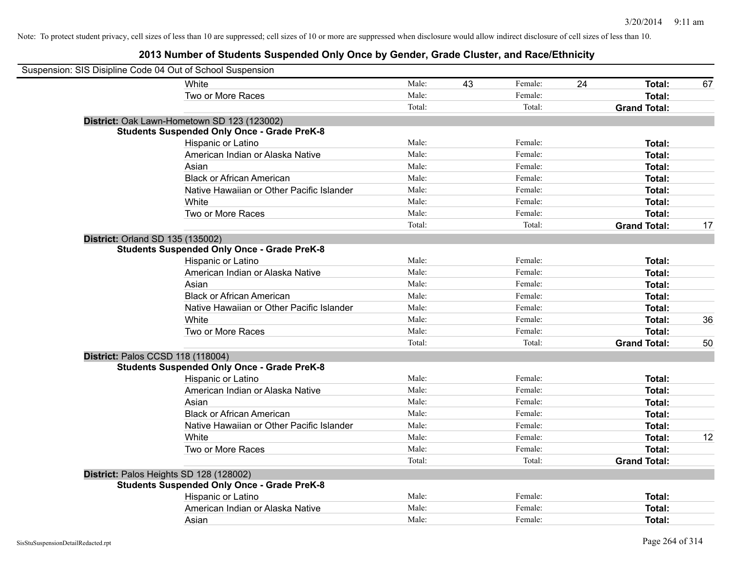Note: To protect student privacy, cell sizes of less than 10 are suppressed; cell sizes of 10 or more are suppressed when disclosure would allow indirect disclosure of cell sizes of less than 10.

## 2013 Number of Students Suspended Only Once by Gender, Grade Cluster, and Race/Ethnicity

Suspension: SIS Disipline Code 04 Out of School Suspension

| | | | | | | | |
|---|---|---|---|---|---|---|---|
| White | Male: | 43 | Female: | 24 | **Total:** | 67 |
| Two or More Races | Male: | | Female: | | **Total:** | |
| | Total: | | Total: | | **Grand Total:** | |

**District:** Oak Lawn-Hometown SD 123 (123002)

**Students Suspended Only Once - Grade PreK-8**

| | | | | | | |
|---|---|---|---|---|---|---|
| Hispanic or Latino | Male: | | Female: | | **Total:** | |
| American Indian or Alaska Native | Male: | | Female: | | **Total:** | |
| Asian | Male: | | Female: | | **Total:** | |
| Black or African American | Male: | | Female: | | **Total:** | |
| Native Hawaiian or Other Pacific Islander | Male: | | Female: | | **Total:** | |
| White | Male: | | Female: | | **Total:** | |
| Two or More Races | Male: | | Female: | | **Total:** | |
| | Total: | | Total: | | **Grand Total:** | 17 |

**District:** Orland SD 135 (135002)

**Students Suspended Only Once - Grade PreK-8**

| | | | | | | |
|---|---|---|---|---|---|---|
| Hispanic or Latino | Male: | | Female: | | **Total:** | |
| American Indian or Alaska Native | Male: | | Female: | | **Total:** | |
| Asian | Male: | | Female: | | **Total:** | |
| Black or African American | Male: | | Female: | | **Total:** | |
| Native Hawaiian or Other Pacific Islander | Male: | | Female: | | **Total:** | |
| White | Male: | | Female: | | **Total:** | 36 |
| Two or More Races | Male: | | Female: | | **Total:** | |
| | Total: | | Total: | | **Grand Total:** | 50 |

**District:** Palos CCSD 118 (118004)

**Students Suspended Only Once - Grade PreK-8**

| | | | | | | |
|---|---|---|---|---|---|---|
| Hispanic or Latino | Male: | | Female: | | **Total:** | |
| American Indian or Alaska Native | Male: | | Female: | | **Total:** | |
| Asian | Male: | | Female: | | **Total:** | |
| Black or African American | Male: | | Female: | | **Total:** | |
| Native Hawaiian or Other Pacific Islander | Male: | | Female: | | **Total:** | |
| White | Male: | | Female: | | **Total:** | 12 |
| Two or More Races | Male: | | Female: | | **Total:** | |
| | Total: | | Total: | | **Grand Total:** | |

**District:** Palos Heights SD 128 (128002)

**Students Suspended Only Once - Grade PreK-8**

| | | | | | | |
|---|---|---|---|---|---|---|
| Hispanic or Latino | Male: | | Female: | | **Total:** | |
| American Indian or Alaska Native | Male: | | Female: | | **Total:** | |
| Asian | Male: | | Female: | | **Total:** | |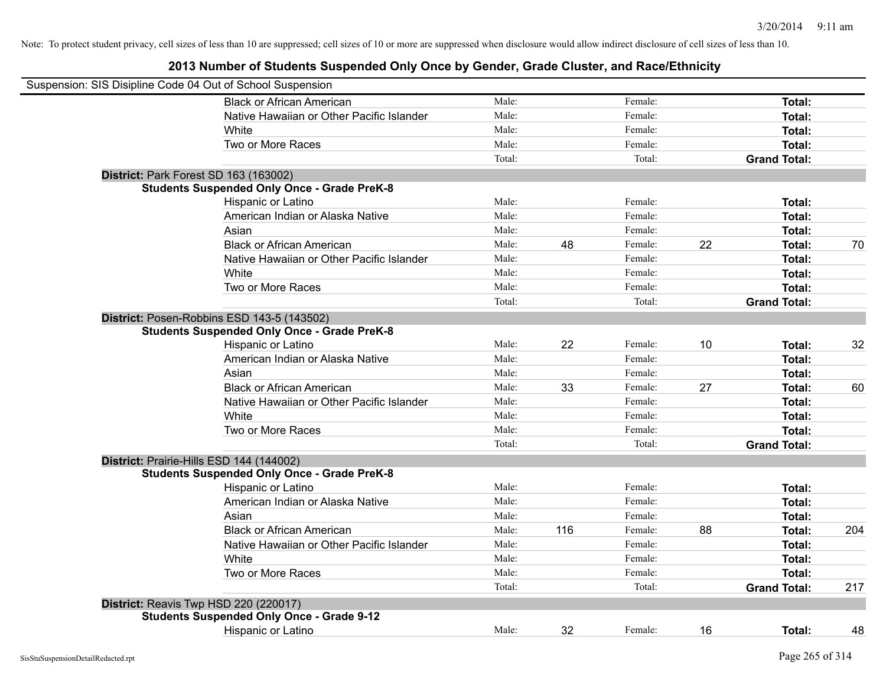Note: To protect student privacy, cell sizes of less than 10 are suppressed; cell sizes of 10 or more are suppressed when disclosure would allow indirect disclosure of cell sizes of less than 10.

# 2013 Number of Students Suspended Only Once by Gender, Grade Cluster, and Race/Ethnicity

Suspension: SIS Disipline Code 04 Out of School Suspension

| | | | | | |
|---|---|---|---|---|---|
| Black or African American | Male: | | Female: | | **Total:** |
| Native Hawaiian or Other Pacific Islander | Male: | | Female: | | **Total:** |
| White | Male: | | Female: | | **Total:** |
| Two or More Races | Male: | | Female: | | **Total:** |
| | Total: | | Total: | | **Grand Total:** |

**District:** Park Forest SD 163 (163002)

**Students Suspended Only Once - Grade PreK-8**

| | | | | | | |
|---|---|---|---|---|---|---|
| Hispanic or Latino | Male: | | Female: | | **Total:** | |
| American Indian or Alaska Native | Male: | | Female: | | **Total:** | |
| Asian | Male: | | Female: | | **Total:** | |
| Black or African American | Male: | 48 | Female: | 22 | **Total:** | 70 |
| Native Hawaiian or Other Pacific Islander | Male: | | Female: | | **Total:** | |
| White | Male: | | Female: | | **Total:** | |
| Two or More Races | Male: | | Female: | | **Total:** | |
| | Total: | | Total: | | **Grand Total:** | |

**District:** Posen-Robbins ESD 143-5 (143502)

**Students Suspended Only Once - Grade PreK-8**

| | | | | | | |
|---|---|---|---|---|---|---|
| Hispanic or Latino | Male: | 22 | Female: | 10 | **Total:** | 32 |
| American Indian or Alaska Native | Male: | | Female: | | **Total:** | |
| Asian | Male: | | Female: | | **Total:** | |
| Black or African American | Male: | 33 | Female: | 27 | **Total:** | 60 |
| Native Hawaiian or Other Pacific Islander | Male: | | Female: | | **Total:** | |
| White | Male: | | Female: | | **Total:** | |
| Two or More Races | Male: | | Female: | | **Total:** | |
| | Total: | | Total: | | **Grand Total:** | |

**District:** Prairie-Hills ESD 144 (144002)

**Students Suspended Only Once - Grade PreK-8**

| | | | | | | |
|---|---|---|---|---|---|---|
| Hispanic or Latino | Male: | | Female: | | **Total:** | |
| American Indian or Alaska Native | Male: | | Female: | | **Total:** | |
| Asian | Male: | | Female: | | **Total:** | |
| Black or African American | Male: | 116 | Female: | 88 | **Total:** | 204 |
| Native Hawaiian or Other Pacific Islander | Male: | | Female: | | **Total:** | |
| White | Male: | | Female: | | **Total:** | |
| Two or More Races | Male: | | Female: | | **Total:** | |
| | Total: | | Total: | | **Grand Total:** | 217 |

**District:** Reavis Twp HSD 220 (220017)

**Students Suspended Only Once - Grade 9-12**

| | | | | | | |
|---|---|---|---|---|---|---|
| Hispanic or Latino | Male: | 32 | Female: | 16 | **Total:** | 48 |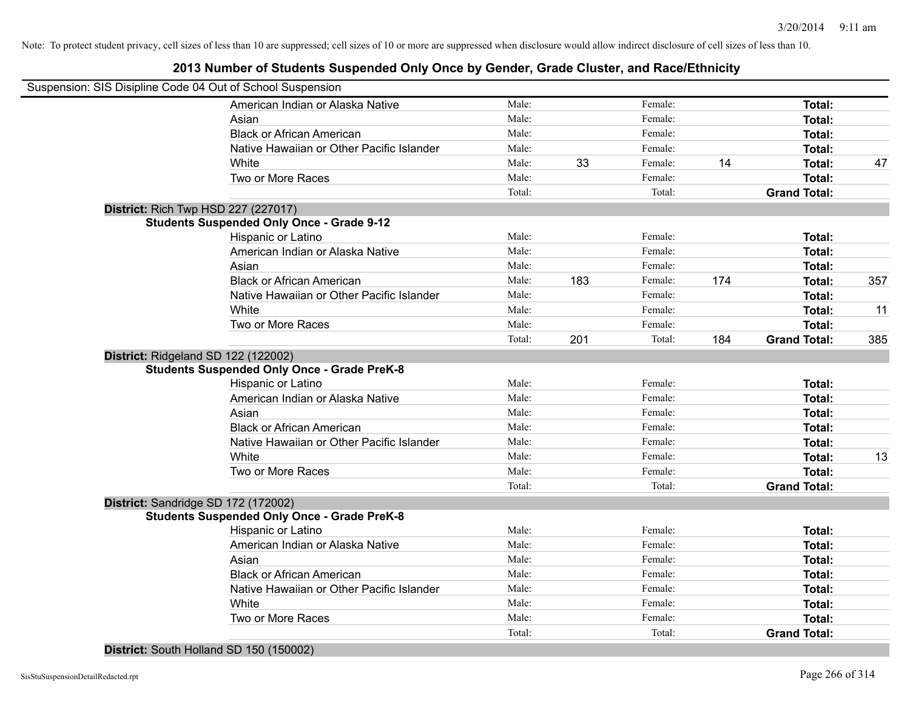Note: To protect student privacy, cell sizes of less than 10 are suppressed; cell sizes of 10 or more are suppressed when disclosure would allow indirect disclosure of cell sizes of less than 10.

## 2013 Number of Students Suspended Only Once by Gender, Grade Cluster, and Race/Ethnicity

Suspension: SIS Disipline Code 04 Out of School Suspension

| | | | | | |
|---|---|---|---|---|---|
| American Indian or Alaska Native | Male: | | Female: | | **Total:** | |
| Asian | Male: | | Female: | | **Total:** | |
| Black or African American | Male: | | Female: | | **Total:** | |
| Native Hawaiian or Other Pacific Islander | Male: | | Female: | | **Total:** | |
| White | Male: | 33 | Female: | 14 | **Total:** | 47 |
| Two or More Races | Male: | | Female: | | **Total:** | |
| | Total: | | Total: | | **Grand Total:** | |

**District:** Rich Twp HSD 227 (227017)

**Students Suspended Only Once - Grade 9-12**

| | | | | | | |
|---|---|---|---|---|---|---|
| Hispanic or Latino | Male: | | Female: | | **Total:** | |
| American Indian or Alaska Native | Male: | | Female: | | **Total:** | |
| Asian | Male: | | Female: | | **Total:** | |
| Black or African American | Male: | 183 | Female: | 174 | **Total:** | 357 |
| Native Hawaiian or Other Pacific Islander | Male: | | Female: | | **Total:** | |
| White | Male: | | Female: | | **Total:** | 11 |
| Two or More Races | Male: | | Female: | | **Total:** | |
| | Total: | 201 | Total: | 184 | **Grand Total:** | 385 |

**District:** Ridgeland SD 122 (122002)

**Students Suspended Only Once - Grade PreK-8**

| | | | | | | |
|---|---|---|---|---|---|---|
| Hispanic or Latino | Male: | | Female: | | **Total:** | |
| American Indian or Alaska Native | Male: | | Female: | | **Total:** | |
| Asian | Male: | | Female: | | **Total:** | |
| Black or African American | Male: | | Female: | | **Total:** | |
| Native Hawaiian or Other Pacific Islander | Male: | | Female: | | **Total:** | |
| White | Male: | | Female: | | **Total:** | 13 |
| Two or More Races | Male: | | Female: | | **Total:** | |
| | Total: | | Total: | | **Grand Total:** | |

**District:** Sandridge SD 172 (172002)

**Students Suspended Only Once - Grade PreK-8**

| | | | | | | |
|---|---|---|---|---|---|---|
| Hispanic or Latino | Male: | | Female: | | **Total:** | |
| American Indian or Alaska Native | Male: | | Female: | | **Total:** | |
| Asian | Male: | | Female: | | **Total:** | |
| Black or African American | Male: | | Female: | | **Total:** | |
| Native Hawaiian or Other Pacific Islander | Male: | | Female: | | **Total:** | |
| White | Male: | | Female: | | **Total:** | |
| Two or More Races | Male: | | Female: | | **Total:** | |
| | Total: | | Total: | | **Grand Total:** | |

**District:** South Holland SD 150 (150002)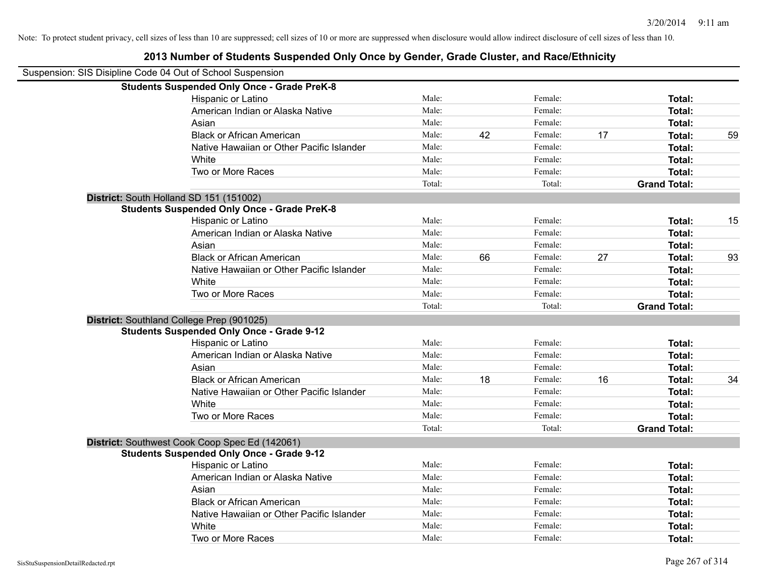Note: To protect student privacy, cell sizes of less than 10 are suppressed; cell sizes of 10 or more are suppressed when disclosure would allow indirect disclosure of cell sizes of less than 10.

# 2013 Number of Students Suspended Only Once by Gender, Grade Cluster, and Race/Ethnicity

Suspension: SIS Disipline Code 04 Out of School Suspension

**Students Suspended Only Once - Grade PreK-8**

| | | | | | | |
|---|---|---|---|---|---|---|
| Hispanic or Latino | Male: | | Female: | | **Total:** | |
| American Indian or Alaska Native | Male: | | Female: | | **Total:** | |
| Asian | Male: | | Female: | | **Total:** | |
| Black or African American | Male: | 42 | Female: | 17 | **Total:** | 59 |
| Native Hawaiian or Other Pacific Islander | Male: | | Female: | | **Total:** | |
| White | Male: | | Female: | | **Total:** | |
| Two or More Races | Male: | | Female: | | **Total:** | |
| | Total: | | Total: | | **Grand Total:** | |

**District:** South Holland SD 151 (151002)

**Students Suspended Only Once - Grade PreK-8**

| | | | | | | |
|---|---|---|---|---|---|---|
| Hispanic or Latino | Male: | | Female: | | **Total:** | 15 |
| American Indian or Alaska Native | Male: | | Female: | | **Total:** | |
| Asian | Male: | | Female: | | **Total:** | |
| Black or African American | Male: | 66 | Female: | 27 | **Total:** | 93 |
| Native Hawaiian or Other Pacific Islander | Male: | | Female: | | **Total:** | |
| White | Male: | | Female: | | **Total:** | |
| Two or More Races | Male: | | Female: | | **Total:** | |
| | Total: | | Total: | | **Grand Total:** | |

**District:** Southland College Prep (901025)

**Students Suspended Only Once - Grade 9-12**

| | | | | | | |
|---|---|---|---|---|---|---|
| Hispanic or Latino | Male: | | Female: | | **Total:** | |
| American Indian or Alaska Native | Male: | | Female: | | **Total:** | |
| Asian | Male: | | Female: | | **Total:** | |
| Black or African American | Male: | 18 | Female: | 16 | **Total:** | 34 |
| Native Hawaiian or Other Pacific Islander | Male: | | Female: | | **Total:** | |
| White | Male: | | Female: | | **Total:** | |
| Two or More Races | Male: | | Female: | | **Total:** | |
| | Total: | | Total: | | **Grand Total:** | |

**District:** Southwest Cook Coop Spec Ed (142061)

**Students Suspended Only Once - Grade 9-12**

| | | | | | | |
|---|---|---|---|---|---|---|
| Hispanic or Latino | Male: | | Female: | | **Total:** | |
| American Indian or Alaska Native | Male: | | Female: | | **Total:** | |
| Asian | Male: | | Female: | | **Total:** | |
| Black or African American | Male: | | Female: | | **Total:** | |
| Native Hawaiian or Other Pacific Islander | Male: | | Female: | | **Total:** | |
| White | Male: | | Female: | | **Total:** | |
| Two or More Races | Male: | | Female: | | **Total:** | |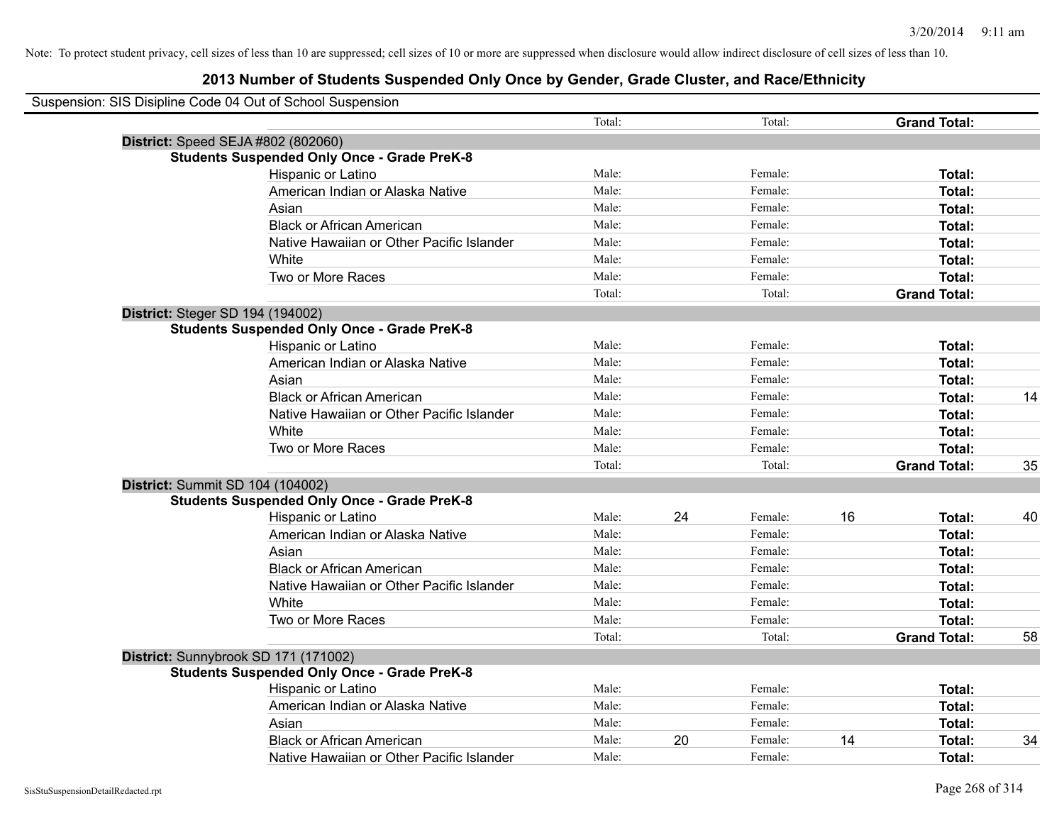Note: To protect student privacy, cell sizes of less than 10 are suppressed; cell sizes of 10 or more are suppressed when disclosure would allow indirect disclosure of cell sizes of less than 10.

## 2013 Number of Students Suspended Only Once by Gender, Grade Cluster, and Race/Ethnicity

Suspension: SIS Disipline Code 04 Out of School Suspension

| | | | | | | | |
|---|---|---|---|---|---|---|---|
| | Total: | | Total: | | **Grand Total:** | |

**District:** Speed SEJA #802 (802060)

**Students Suspended Only Once - Grade PreK-8**

| | | | | | | |
|---|---|---|---|---|---|---|
| Hispanic or Latino | Male: | | Female: | | **Total:** | |
| American Indian or Alaska Native | Male: | | Female: | | **Total:** | |
| Asian | Male: | | Female: | | **Total:** | |
| Black or African American | Male: | | Female: | | **Total:** | |
| Native Hawaiian or Other Pacific Islander | Male: | | Female: | | **Total:** | |
| White | Male: | | Female: | | **Total:** | |
| Two or More Races | Male: | | Female: | | **Total:** | |
| | Total: | | Total: | | **Grand Total:** | |

**District:** Steger SD 194 (194002)

**Students Suspended Only Once - Grade PreK-8**

| | | | | | | |
|---|---|---|---|---|---|---|
| Hispanic or Latino | Male: | | Female: | | **Total:** | |
| American Indian or Alaska Native | Male: | | Female: | | **Total:** | |
| Asian | Male: | | Female: | | **Total:** | |
| Black or African American | Male: | | Female: | | **Total:** | 14 |
| Native Hawaiian or Other Pacific Islander | Male: | | Female: | | **Total:** | |
| White | Male: | | Female: | | **Total:** | |
| Two or More Races | Male: | | Female: | | **Total:** | |
| | Total: | | Total: | | **Grand Total:** | 35 |

**District:** Summit SD 104 (104002)

**Students Suspended Only Once - Grade PreK-8**

| | | | | | | |
|---|---|---|---|---|---|---|
| Hispanic or Latino | Male: | 24 | Female: | 16 | **Total:** | 40 |
| American Indian or Alaska Native | Male: | | Female: | | **Total:** | |
| Asian | Male: | | Female: | | **Total:** | |
| Black or African American | Male: | | Female: | | **Total:** | |
| Native Hawaiian or Other Pacific Islander | Male: | | Female: | | **Total:** | |
| White | Male: | | Female: | | **Total:** | |
| Two or More Races | Male: | | Female: | | **Total:** | |
| | Total: | | Total: | | **Grand Total:** | 58 |

**District:** Sunnybrook SD 171 (171002)

**Students Suspended Only Once - Grade PreK-8**

| | | | | | | |
|---|---|---|---|---|---|---|
| Hispanic or Latino | Male: | | Female: | | **Total:** | |
| American Indian or Alaska Native | Male: | | Female: | | **Total:** | |
| Asian | Male: | | Female: | | **Total:** | |
| Black or African American | Male: | 20 | Female: | 14 | **Total:** | 34 |
| Native Hawaiian or Other Pacific Islander | Male: | | Female: | | **Total:** | |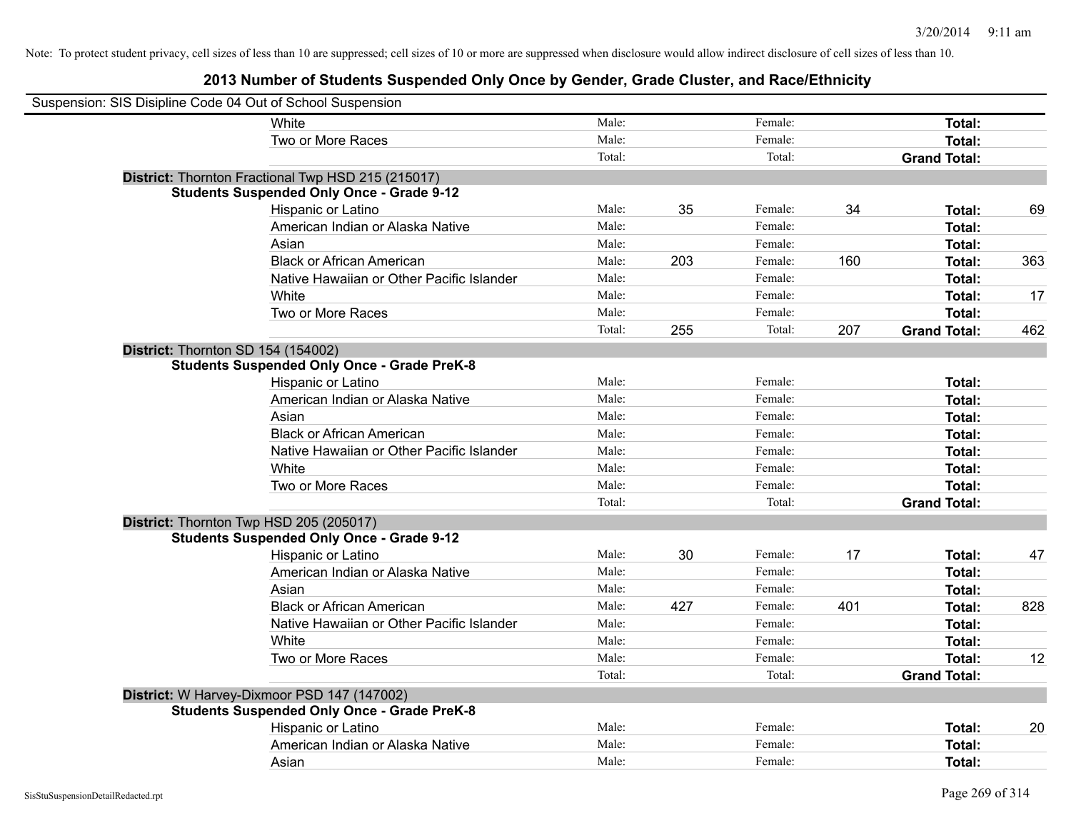Note: To protect student privacy, cell sizes of less than 10 are suppressed; cell sizes of 10 or more are suppressed when disclosure would allow indirect disclosure of cell sizes of less than 10.

## 2013 Number of Students Suspended Only Once by Gender, Grade Cluster, and Race/Ethnicity

Suspension: SIS Disipline Code 04 Out of School Suspension

| | | | | | | |
|---|---|---|---|---|---|---|
| White | Male: | | Female: | | **Total:** | |
| Two or More Races | Male: | | Female: | | **Total:** | |
| | Total: | | Total: | | **Grand Total:** | |

**District:** Thornton Fractional Twp HSD 215 (215017)

**Students Suspended Only Once - Grade 9-12**

| | | | | | | |
|---|---|---|---|---|---|---|
| Hispanic or Latino | Male: | 35 | Female: | 34 | **Total:** | 69 |
| American Indian or Alaska Native | Male: | | Female: | | **Total:** | |
| Asian | Male: | | Female: | | **Total:** | |
| Black or African American | Male: | 203 | Female: | 160 | **Total:** | 363 |
| Native Hawaiian or Other Pacific Islander | Male: | | Female: | | **Total:** | |
| White | Male: | | Female: | | **Total:** | 17 |
| Two or More Races | Male: | | Female: | | **Total:** | |
| | Total: | 255 | Total: | 207 | **Grand Total:** | 462 |

**District:** Thornton SD 154 (154002)

**Students Suspended Only Once - Grade PreK-8**

| | | | | | | |
|---|---|---|---|---|---|---|
| Hispanic or Latino | Male: | | Female: | | **Total:** | |
| American Indian or Alaska Native | Male: | | Female: | | **Total:** | |
| Asian | Male: | | Female: | | **Total:** | |
| Black or African American | Male: | | Female: | | **Total:** | |
| Native Hawaiian or Other Pacific Islander | Male: | | Female: | | **Total:** | |
| White | Male: | | Female: | | **Total:** | |
| Two or More Races | Male: | | Female: | | **Total:** | |
| | Total: | | Total: | | **Grand Total:** | |

**District:** Thornton Twp HSD 205 (205017)

**Students Suspended Only Once - Grade 9-12**

| | | | | | | |
|---|---|---|---|---|---|---|
| Hispanic or Latino | Male: | 30 | Female: | 17 | **Total:** | 47 |
| American Indian or Alaska Native | Male: | | Female: | | **Total:** | |
| Asian | Male: | | Female: | | **Total:** | |
| Black or African American | Male: | 427 | Female: | 401 | **Total:** | 828 |
| Native Hawaiian or Other Pacific Islander | Male: | | Female: | | **Total:** | |
| White | Male: | | Female: | | **Total:** | |
| Two or More Races | Male: | | Female: | | **Total:** | 12 |
| | Total: | | Total: | | **Grand Total:** | |

**District:** W Harvey-Dixmoor PSD 147 (147002)

**Students Suspended Only Once - Grade PreK-8**

| | | | | | | |
|---|---|---|---|---|---|---|
| Hispanic or Latino | Male: | | Female: | | **Total:** | 20 |
| American Indian or Alaska Native | Male: | | Female: | | **Total:** | |
| Asian | Male: | | Female: | | **Total:** | |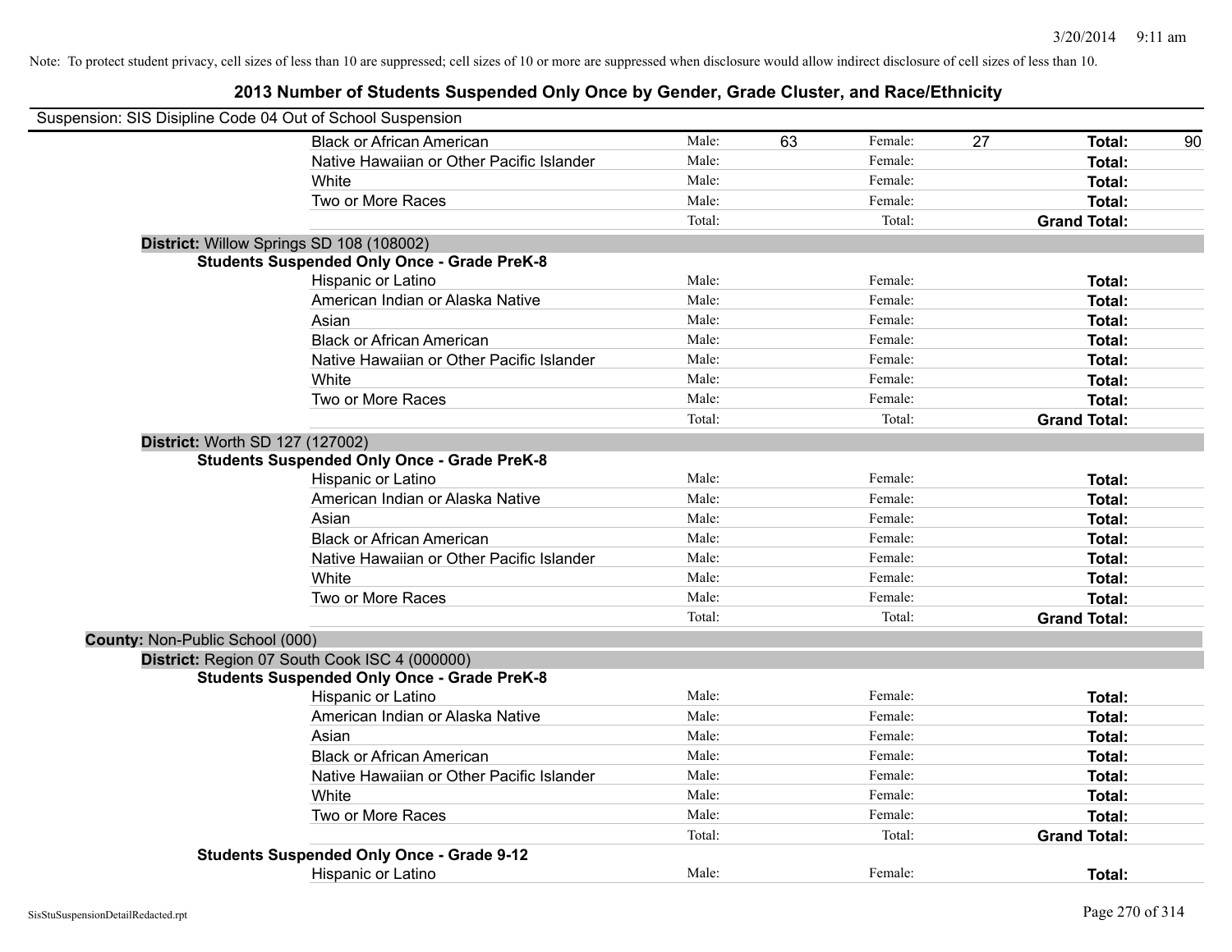Note: To protect student privacy, cell sizes of less than 10 are suppressed; cell sizes of 10 or more are suppressed when disclosure would allow indirect disclosure of cell sizes of less than 10.

# 2013 Number of Students Suspended Only Once by Gender, Grade Cluster, and Race/Ethnicity

Suspension: SIS Disipline Code 04 Out of School Suspension

| | Male: | | Female: | | | |
|---|---|---|---|---|---|---|
| Black or African American | Male: | 63 | Female: | 27 | **Total:** | 90 |
| Native Hawaiian or Other Pacific Islander | Male: | | Female: | | **Total:** | |
| White | Male: | | Female: | | **Total:** | |
| Two or More Races | Male: | | Female: | | **Total:** | |
| | Total: | | Total: | | **Grand Total:** | |

**District:** Willow Springs SD 108 (108002)

**Students Suspended Only Once - Grade PreK-8**

| | | | | | | |
|---|---|---|---|---|---|---|
| Hispanic or Latino | Male: | | Female: | | **Total:** | |
| American Indian or Alaska Native | Male: | | Female: | | **Total:** | |
| Asian | Male: | | Female: | | **Total:** | |
| Black or African American | Male: | | Female: | | **Total:** | |
| Native Hawaiian or Other Pacific Islander | Male: | | Female: | | **Total:** | |
| White | Male: | | Female: | | **Total:** | |
| Two or More Races | Male: | | Female: | | **Total:** | |
| | Total: | | Total: | | **Grand Total:** | |

**District:** Worth SD 127 (127002)

**Students Suspended Only Once - Grade PreK-8**

| | | | | | | |
|---|---|---|---|---|---|---|
| Hispanic or Latino | Male: | | Female: | | **Total:** | |
| American Indian or Alaska Native | Male: | | Female: | | **Total:** | |
| Asian | Male: | | Female: | | **Total:** | |
| Black or African American | Male: | | Female: | | **Total:** | |
| Native Hawaiian or Other Pacific Islander | Male: | | Female: | | **Total:** | |
| White | Male: | | Female: | | **Total:** | |
| Two or More Races | Male: | | Female: | | **Total:** | |
| | Total: | | Total: | | **Grand Total:** | |

**County:** Non-Public School (000)

**District:** Region 07 South Cook ISC 4 (000000)

**Students Suspended Only Once - Grade PreK-8**

| | | | | | | |
|---|---|---|---|---|---|---|
| Hispanic or Latino | Male: | | Female: | | **Total:** | |
| American Indian or Alaska Native | Male: | | Female: | | **Total:** | |
| Asian | Male: | | Female: | | **Total:** | |
| Black or African American | Male: | | Female: | | **Total:** | |
| Native Hawaiian or Other Pacific Islander | Male: | | Female: | | **Total:** | |
| White | Male: | | Female: | | **Total:** | |
| Two or More Races | Male: | | Female: | | **Total:** | |
| | Total: | | Total: | | **Grand Total:** | |

**Students Suspended Only Once - Grade 9-12**

| | | | | | | |
|---|---|---|---|---|---|---|
| Hispanic or Latino | Male: | | Female: | | **Total:** | |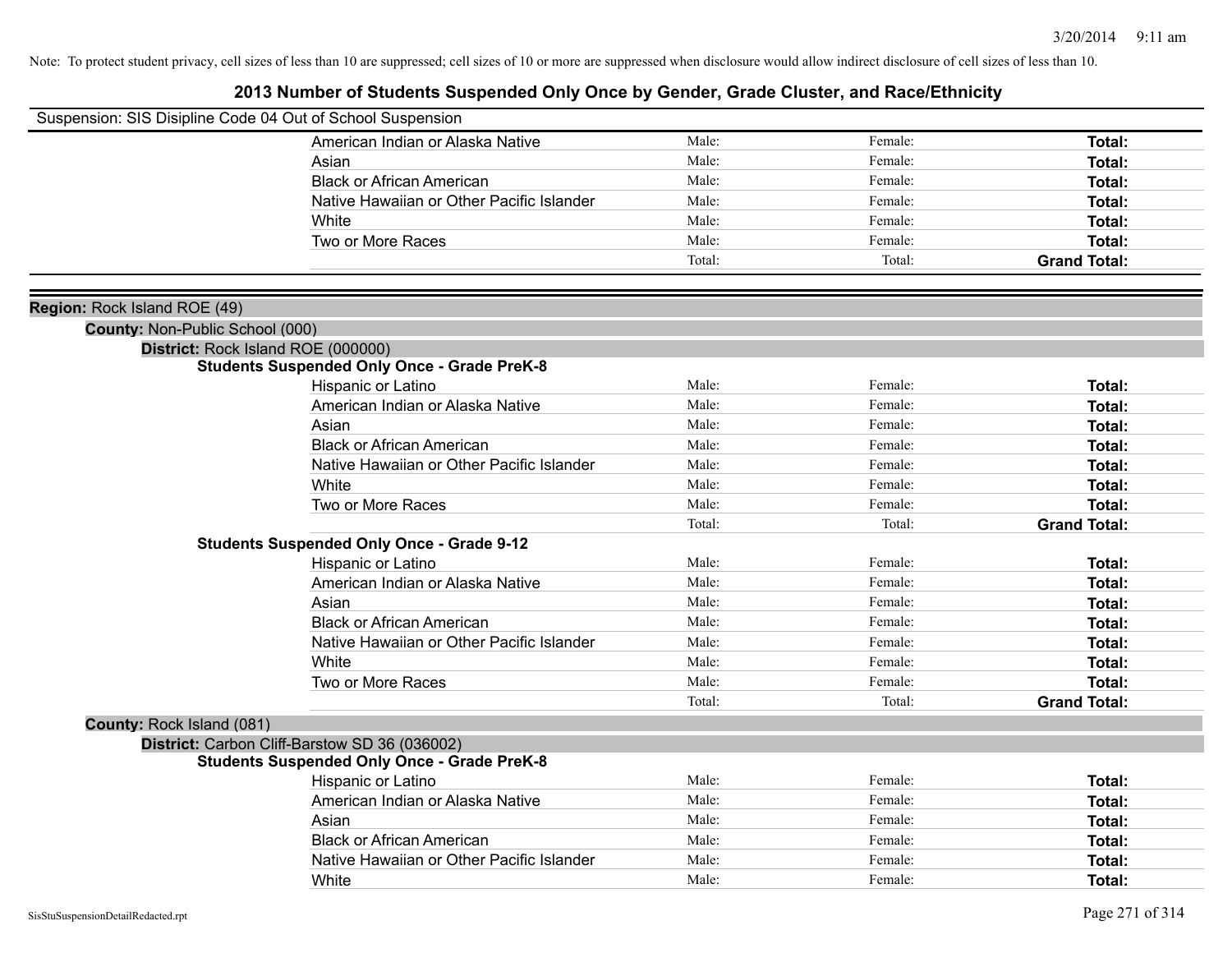Note: To protect student privacy, cell sizes of less than 10 are suppressed; cell sizes of 10 or more are suppressed when disclosure would allow indirect disclosure of cell sizes of less than 10.

# 2013 Number of Students Suspended Only Once by Gender, Grade Cluster, and Race/Ethnicity

Suspension: SIS Disipline Code 04 Out of School Suspension

| | | | |
|---|---|---|---|
| American Indian or Alaska Native | Male: | Female: | **Total:** |
| Asian | Male: | Female: | **Total:** |
| Black or African American | Male: | Female: | **Total:** |
| Native Hawaiian or Other Pacific Islander | Male: | Female: | **Total:** |
| White | Male: | Female: | **Total:** |
| Two or More Races | Male: | Female: | **Total:** |
| | Total: | Total: | **Grand Total:** |

**Region:** Rock Island ROE (49)

**County:** Non-Public School (000)

**District:** Rock Island ROE (000000)

**Students Suspended Only Once - Grade PreK-8**

| | | | |
|---|---|---|---|
| Hispanic or Latino | Male: | Female: | **Total:** |
| American Indian or Alaska Native | Male: | Female: | **Total:** |
| Asian | Male: | Female: | **Total:** |
| Black or African American | Male: | Female: | **Total:** |
| Native Hawaiian or Other Pacific Islander | Male: | Female: | **Total:** |
| White | Male: | Female: | **Total:** |
| Two or More Races | Male: | Female: | **Total:** |
| | Total: | Total: | **Grand Total:** |

**Students Suspended Only Once - Grade 9-12**

| | | | |
|---|---|---|---|
| Hispanic or Latino | Male: | Female: | **Total:** |
| American Indian or Alaska Native | Male: | Female: | **Total:** |
| Asian | Male: | Female: | **Total:** |
| Black or African American | Male: | Female: | **Total:** |
| Native Hawaiian or Other Pacific Islander | Male: | Female: | **Total:** |
| White | Male: | Female: | **Total:** |
| Two or More Races | Male: | Female: | **Total:** |
| | Total: | Total: | **Grand Total:** |

**County:** Rock Island (081)

**District:** Carbon Cliff-Barstow SD 36 (036002)

**Students Suspended Only Once - Grade PreK-8**

| | | | |
|---|---|---|---|
| Hispanic or Latino | Male: | Female: | **Total:** |
| American Indian or Alaska Native | Male: | Female: | **Total:** |
| Asian | Male: | Female: | **Total:** |
| Black or African American | Male: | Female: | **Total:** |
| Native Hawaiian or Other Pacific Islander | Male: | Female: | **Total:** |
| White | Male: | Female: | **Total:** |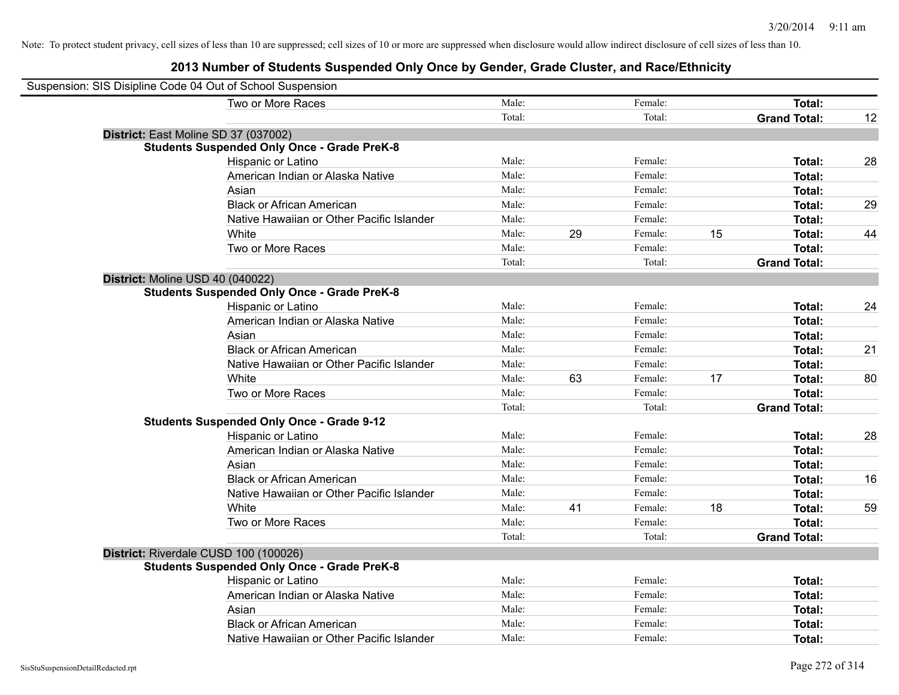Note: To protect student privacy, cell sizes of less than 10 are suppressed; cell sizes of 10 or more are suppressed when disclosure would allow indirect disclosure of cell sizes of less than 10.

## 2013 Number of Students Suspended Only Once by Gender, Grade Cluster, and Race/Ethnicity

Suspension: SIS Disipline Code 04 Out of School Suspension

| | | | | | | |
|---|---|---|---|---|---|---|
| Two or More Races | Male: | | Female: | | **Total:** | |
| | Total: | | Total: | | **Grand Total:** | 12 |

**District:** East Moline SD 37 (037002)

**Students Suspended Only Once - Grade PreK-8**

| | | | | | | |
|---|---|---|---|---|---|---|
| Hispanic or Latino | Male: | | Female: | | **Total:** | 28 |
| American Indian or Alaska Native | Male: | | Female: | | **Total:** | |
| Asian | Male: | | Female: | | **Total:** | |
| Black or African American | Male: | | Female: | | **Total:** | 29 |
| Native Hawaiian or Other Pacific Islander | Male: | | Female: | | **Total:** | |
| White | Male: | 29 | Female: | 15 | **Total:** | 44 |
| Two or More Races | Male: | | Female: | | **Total:** | |
| | Total: | | Total: | | **Grand Total:** | |

**District:** Moline USD 40 (040022)

**Students Suspended Only Once - Grade PreK-8**

| | | | | | | |
|---|---|---|---|---|---|---|
| Hispanic or Latino | Male: | | Female: | | **Total:** | 24 |
| American Indian or Alaska Native | Male: | | Female: | | **Total:** | |
| Asian | Male: | | Female: | | **Total:** | |
| Black or African American | Male: | | Female: | | **Total:** | 21 |
| Native Hawaiian or Other Pacific Islander | Male: | | Female: | | **Total:** | |
| White | Male: | 63 | Female: | 17 | **Total:** | 80 |
| Two or More Races | Male: | | Female: | | **Total:** | |
| | Total: | | Total: | | **Grand Total:** | |

**Students Suspended Only Once - Grade 9-12**

| | | | | | | |
|---|---|---|---|---|---|---|
| Hispanic or Latino | Male: | | Female: | | **Total:** | 28 |
| American Indian or Alaska Native | Male: | | Female: | | **Total:** | |
| Asian | Male: | | Female: | | **Total:** | |
| Black or African American | Male: | | Female: | | **Total:** | 16 |
| Native Hawaiian or Other Pacific Islander | Male: | | Female: | | **Total:** | |
| White | Male: | 41 | Female: | 18 | **Total:** | 59 |
| Two or More Races | Male: | | Female: | | **Total:** | |
| | Total: | | Total: | | **Grand Total:** | |

**District:** Riverdale CUSD 100 (100026)

**Students Suspended Only Once - Grade PreK-8**

| | | | | | | |
|---|---|---|---|---|---|---|
| Hispanic or Latino | Male: | | Female: | | **Total:** | |
| American Indian or Alaska Native | Male: | | Female: | | **Total:** | |
| Asian | Male: | | Female: | | **Total:** | |
| Black or African American | Male: | | Female: | | **Total:** | |
| Native Hawaiian or Other Pacific Islander | Male: | | Female: | | **Total:** | |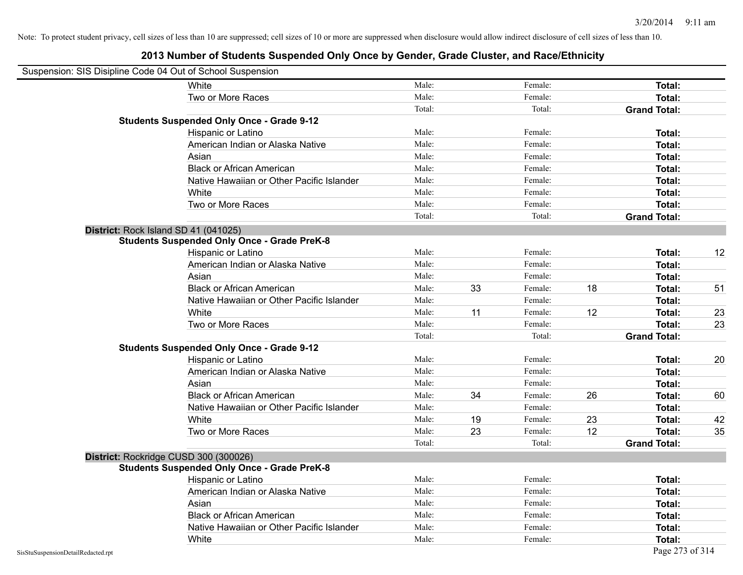Note: To protect student privacy, cell sizes of less than 10 are suppressed; cell sizes of 10 or more are suppressed when disclosure would allow indirect disclosure of cell sizes of less than 10.

## 2013 Number of Students Suspended Only Once by Gender, Grade Cluster, and Race/Ethnicity

Suspension: SIS Disipline Code 04 Out of School Suspension

| | | | | | | | |
|---|---|---|---|---|---|---|---|
| | White | Male: | | Female: | | **Total:** | |
| | Two or More Races | Male: | | Female: | | **Total:** | |
| | | Total: | | Total: | | **Grand Total:** | |
| **Students Suspended Only Once - Grade 9-12** | | | | | | | |
| | Hispanic or Latino | Male: | | Female: | | **Total:** | |
| | American Indian or Alaska Native | Male: | | Female: | | **Total:** | |
| | Asian | Male: | | Female: | | **Total:** | |
| | Black or African American | Male: | | Female: | | **Total:** | |
| | Native Hawaiian or Other Pacific Islander | Male: | | Female: | | **Total:** | |
| | White | Male: | | Female: | | **Total:** | |
| | Two or More Races | Male: | | Female: | | **Total:** | |
| | | Total: | | Total: | | **Grand Total:** | |
| **District:** Rock Island SD 41 (041025) | | | | | | | |
| **Students Suspended Only Once - Grade PreK-8** | | | | | | | |
| | Hispanic or Latino | Male: | | Female: | | **Total:** | 12 |
| | American Indian or Alaska Native | Male: | | Female: | | **Total:** | |
| | Asian | Male: | | Female: | | **Total:** | |
| | Black or African American | Male: | 33 | Female: | 18 | **Total:** | 51 |
| | Native Hawaiian or Other Pacific Islander | Male: | | Female: | | **Total:** | |
| | White | Male: | 11 | Female: | 12 | **Total:** | 23 |
| | Two or More Races | Male: | | Female: | | **Total:** | 23 |
| | | Total: | | Total: | | **Grand Total:** | |
| **Students Suspended Only Once - Grade 9-12** | | | | | | | |
| | Hispanic or Latino | Male: | | Female: | | **Total:** | 20 |
| | American Indian or Alaska Native | Male: | | Female: | | **Total:** | |
| | Asian | Male: | | Female: | | **Total:** | |
| | Black or African American | Male: | 34 | Female: | 26 | **Total:** | 60 |
| | Native Hawaiian or Other Pacific Islander | Male: | | Female: | | **Total:** | |
| | White | Male: | 19 | Female: | 23 | **Total:** | 42 |
| | Two or More Races | Male: | 23 | Female: | 12 | **Total:** | 35 |
| | | Total: | | Total: | | **Grand Total:** | |
| **District:** Rockridge CUSD 300 (300026) | | | | | | | |
| **Students Suspended Only Once - Grade PreK-8** | | | | | | | |
| | Hispanic or Latino | Male: | | Female: | | **Total:** | |
| | American Indian or Alaska Native | Male: | | Female: | | **Total:** | |
| | Asian | Male: | | Female: | | **Total:** | |
| | Black or African American | Male: | | Female: | | **Total:** | |
| | Native Hawaiian or Other Pacific Islander | Male: | | Female: | | **Total:** | |
| | White | Male: | | Female: | | **Total:** | |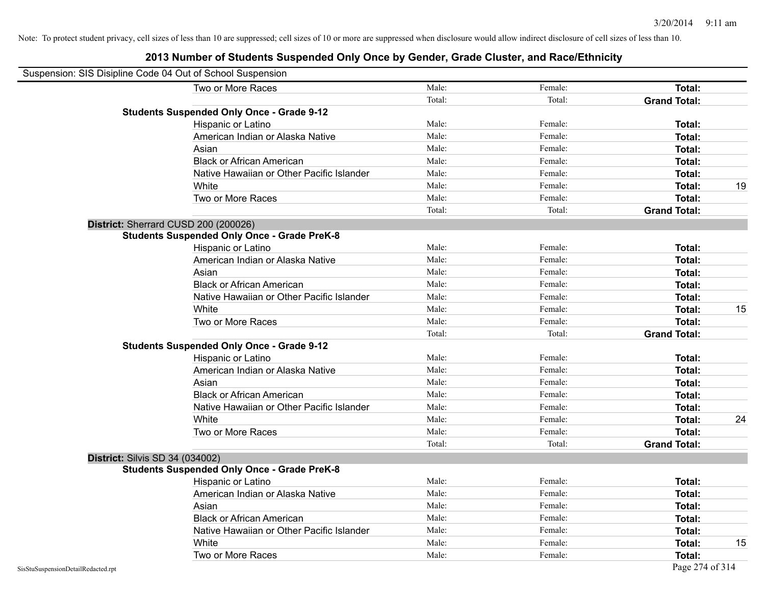Note: To protect student privacy, cell sizes of less than 10 are suppressed; cell sizes of 10 or more are suppressed when disclosure would allow indirect disclosure of cell sizes of less than 10.

# 2013 Number of Students Suspended Only Once by Gender, Grade Cluster, and Race/Ethnicity

Suspension: SIS Disipline Code 04 Out of School Suspension

| | | | | |
|---|---|---|---|---|
| Two or More Races | Male: | Female: | **Total:** | |
| | Total: | Total: | **Grand Total:** | |
| **Students Suspended Only Once - Grade 9-12** | | | | |
| Hispanic or Latino | Male: | Female: | **Total:** | |
| American Indian or Alaska Native | Male: | Female: | **Total:** | |
| Asian | Male: | Female: | **Total:** | |
| Black or African American | Male: | Female: | **Total:** | |
| Native Hawaiian or Other Pacific Islander | Male: | Female: | **Total:** | |
| White | Male: | Female: | **Total:** | 19 |
| Two or More Races | Male: | Female: | **Total:** | |
| | Total: | Total: | **Grand Total:** | |

**District:** Sherrard CUSD 200 (200026)

| | | | | |
|---|---|---|---|---|
| **Students Suspended Only Once - Grade PreK-8** | | | | |
| Hispanic or Latino | Male: | Female: | **Total:** | |
| American Indian or Alaska Native | Male: | Female: | **Total:** | |
| Asian | Male: | Female: | **Total:** | |
| Black or African American | Male: | Female: | **Total:** | |
| Native Hawaiian or Other Pacific Islander | Male: | Female: | **Total:** | |
| White | Male: | Female: | **Total:** | 15 |
| Two or More Races | Male: | Female: | **Total:** | |
| | Total: | Total: | **Grand Total:** | |
| **Students Suspended Only Once - Grade 9-12** | | | | |
| Hispanic or Latino | Male: | Female: | **Total:** | |
| American Indian or Alaska Native | Male: | Female: | **Total:** | |
| Asian | Male: | Female: | **Total:** | |
| Black or African American | Male: | Female: | **Total:** | |
| Native Hawaiian or Other Pacific Islander | Male: | Female: | **Total:** | |
| White | Male: | Female: | **Total:** | 24 |
| Two or More Races | Male: | Female: | **Total:** | |
| | Total: | Total: | **Grand Total:** | |

**District:** Silvis SD 34 (034002)

| | | | | |
|---|---|---|---|---|
| **Students Suspended Only Once - Grade PreK-8** | | | | |
| Hispanic or Latino | Male: | Female: | **Total:** | |
| American Indian or Alaska Native | Male: | Female: | **Total:** | |
| Asian | Male: | Female: | **Total:** | |
| Black or African American | Male: | Female: | **Total:** | |
| Native Hawaiian or Other Pacific Islander | Male: | Female: | **Total:** | |
| White | Male: | Female: | **Total:** | 15 |
| Two or More Races | Male: | Female: | **Total:** | |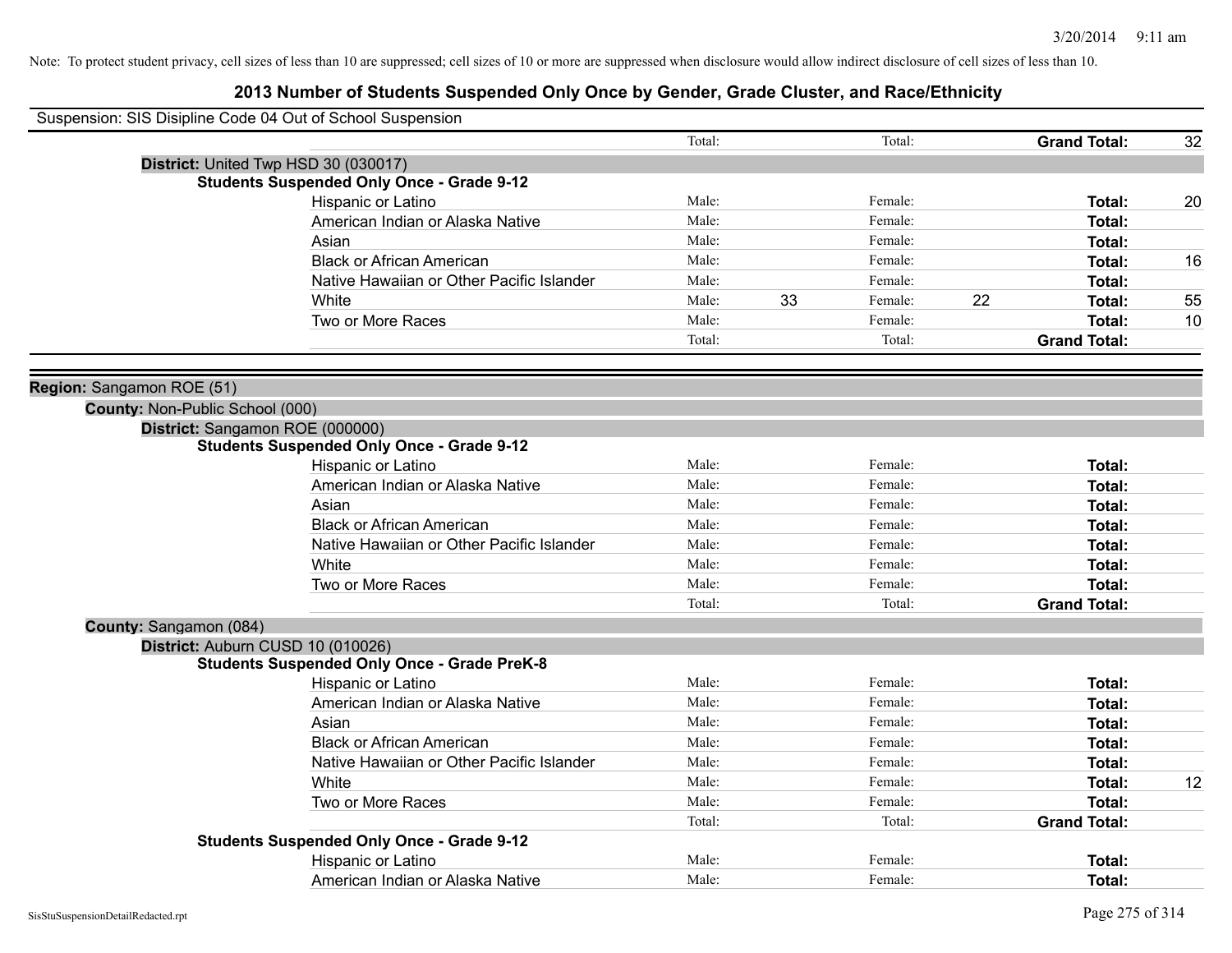Note: To protect student privacy, cell sizes of less than 10 are suppressed; cell sizes of 10 or more are suppressed when disclosure would allow indirect disclosure of cell sizes of less than 10.

# 2013 Number of Students Suspended Only Once by Gender, Grade Cluster, and Race/Ethnicity

Suspension: SIS Disipline Code 04 Out of School Suspension

| | Male | | Female | | | |
|---|---|---|---|---|---|---|
| | Total: | | Total: | | **Grand Total:** | 32 |

**District:** United Twp HSD 30 (030017)

**Students Suspended Only Once - Grade 9-12**

| Race/Ethnicity | | | | | | |
|---|---|---|---|---|---|---|
| Hispanic or Latino | Male: | | Female: | | **Total:** | 20 |
| American Indian or Alaska Native | Male: | | Female: | | **Total:** | |
| Asian | Male: | | Female: | | **Total:** | |
| Black or African American | Male: | | Female: | | **Total:** | 16 |
| Native Hawaiian or Other Pacific Islander | Male: | | Female: | | **Total:** | |
| White | Male: | 33 | Female: | 22 | **Total:** | 55 |
| Two or More Races | Male: | | Female: | | **Total:** | 10 |
| | Total: | | Total: | | **Grand Total:** | |

**Region:** Sangamon ROE (51)

**County:** Non-Public School (000)

**District:** Sangamon ROE (000000)

**Students Suspended Only Once - Grade 9-12**

| Race/Ethnicity | | | | | | |
|---|---|---|---|---|---|---|
| Hispanic or Latino | Male: | | Female: | | **Total:** | |
| American Indian or Alaska Native | Male: | | Female: | | **Total:** | |
| Asian | Male: | | Female: | | **Total:** | |
| Black or African American | Male: | | Female: | | **Total:** | |
| Native Hawaiian or Other Pacific Islander | Male: | | Female: | | **Total:** | |
| White | Male: | | Female: | | **Total:** | |
| Two or More Races | Male: | | Female: | | **Total:** | |
| | Total: | | Total: | | **Grand Total:** | |

**County:** Sangamon (084)

**District:** Auburn CUSD 10 (010026)

**Students Suspended Only Once - Grade PreK-8**

| Race/Ethnicity | | | | | | |
|---|---|---|---|---|---|---|
| Hispanic or Latino | Male: | | Female: | | **Total:** | |
| American Indian or Alaska Native | Male: | | Female: | | **Total:** | |
| Asian | Male: | | Female: | | **Total:** | |
| Black or African American | Male: | | Female: | | **Total:** | |
| Native Hawaiian or Other Pacific Islander | Male: | | Female: | | **Total:** | |
| White | Male: | | Female: | | **Total:** | 12 |
| Two or More Races | Male: | | Female: | | **Total:** | |
| | Total: | | Total: | | **Grand Total:** | |

**Students Suspended Only Once - Grade 9-12**

| Race/Ethnicity | | | | | | |
|---|---|---|---|---|---|---|
| Hispanic or Latino | Male: | | Female: | | **Total:** | |
| American Indian or Alaska Native | Male: | | Female: | | **Total:** | |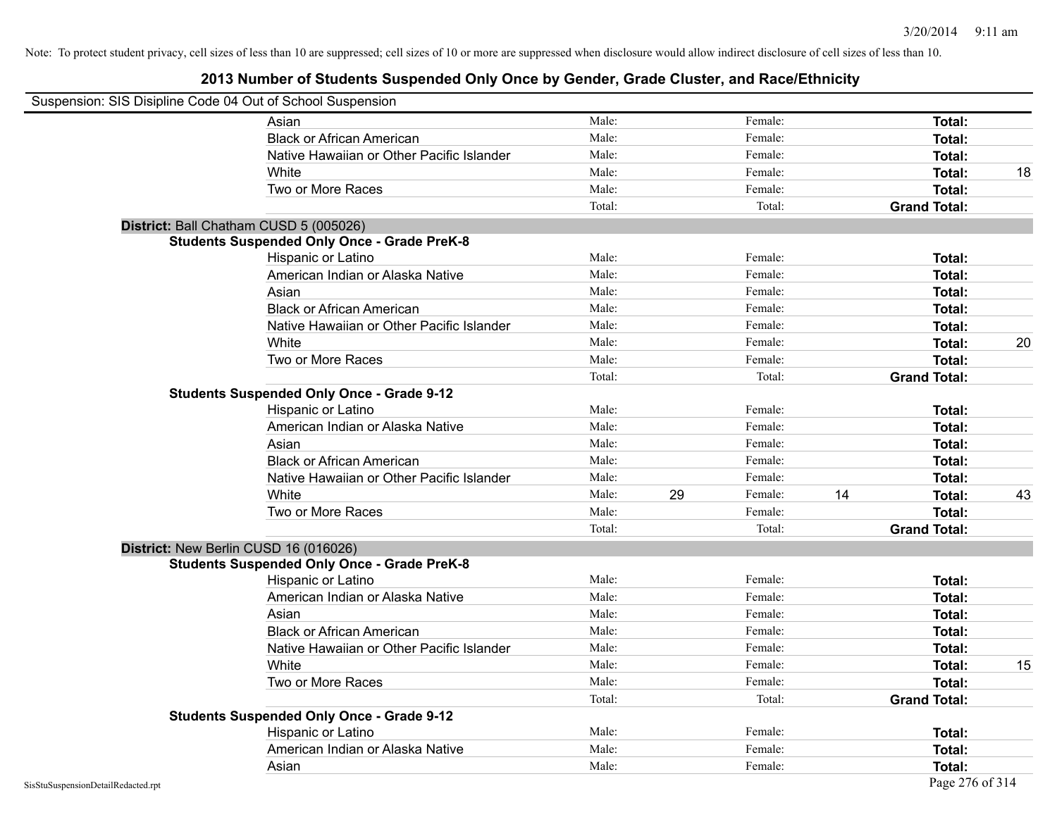Note: To protect student privacy, cell sizes of less than 10 are suppressed; cell sizes of 10 or more are suppressed when disclosure would allow indirect disclosure of cell sizes of less than 10.

## 2013 Number of Students Suspended Only Once by Gender, Grade Cluster, and Race/Ethnicity

Suspension: SIS Disipline Code 04 Out of School Suspension

| | | | | | | |
|---|---|---|---|---|---|---|
| Asian | Male: | | Female: | | **Total:** | |
| Black or African American | Male: | | Female: | | **Total:** | |
| Native Hawaiian or Other Pacific Islander | Male: | | Female: | | **Total:** | |
| White | Male: | | Female: | | **Total:** | 18 |
| Two or More Races | Male: | | Female: | | **Total:** | |
| | Total: | | Total: | | **Grand Total:** | |

**District:** Ball Chatham CUSD 5 (005026)

**Students Suspended Only Once - Grade PreK-8**

| | | | | | | |
|---|---|---|---|---|---|---|
| Hispanic or Latino | Male: | | Female: | | **Total:** | |
| American Indian or Alaska Native | Male: | | Female: | | **Total:** | |
| Asian | Male: | | Female: | | **Total:** | |
| Black or African American | Male: | | Female: | | **Total:** | |
| Native Hawaiian or Other Pacific Islander | Male: | | Female: | | **Total:** | |
| White | Male: | | Female: | | **Total:** | 20 |
| Two or More Races | Male: | | Female: | | **Total:** | |
| | Total: | | Total: | | **Grand Total:** | |

**Students Suspended Only Once - Grade 9-12**

| | | | | | | |
|---|---|---|---|---|---|---|
| Hispanic or Latino | Male: | | Female: | | **Total:** | |
| American Indian or Alaska Native | Male: | | Female: | | **Total:** | |
| Asian | Male: | | Female: | | **Total:** | |
| Black or African American | Male: | | Female: | | **Total:** | |
| Native Hawaiian or Other Pacific Islander | Male: | | Female: | | **Total:** | |
| White | Male: | 29 | Female: | 14 | **Total:** | 43 |
| Two or More Races | Male: | | Female: | | **Total:** | |
| | Total: | | Total: | | **Grand Total:** | |

**District:** New Berlin CUSD 16 (016026)

**Students Suspended Only Once - Grade PreK-8**

| | | | | | | |
|---|---|---|---|---|---|---|
| Hispanic or Latino | Male: | | Female: | | **Total:** | |
| American Indian or Alaska Native | Male: | | Female: | | **Total:** | |
| Asian | Male: | | Female: | | **Total:** | |
| Black or African American | Male: | | Female: | | **Total:** | |
| Native Hawaiian or Other Pacific Islander | Male: | | Female: | | **Total:** | |
| White | Male: | | Female: | | **Total:** | 15 |
| Two or More Races | Male: | | Female: | | **Total:** | |
| | Total: | | Total: | | **Grand Total:** | |

**Students Suspended Only Once - Grade 9-12**

| | | | | | | |
|---|---|---|---|---|---|---|
| Hispanic or Latino | Male: | | Female: | | **Total:** | |
| American Indian or Alaska Native | Male: | | Female: | | **Total:** | |
| Asian | Male: | | Female: | | **Total:** | |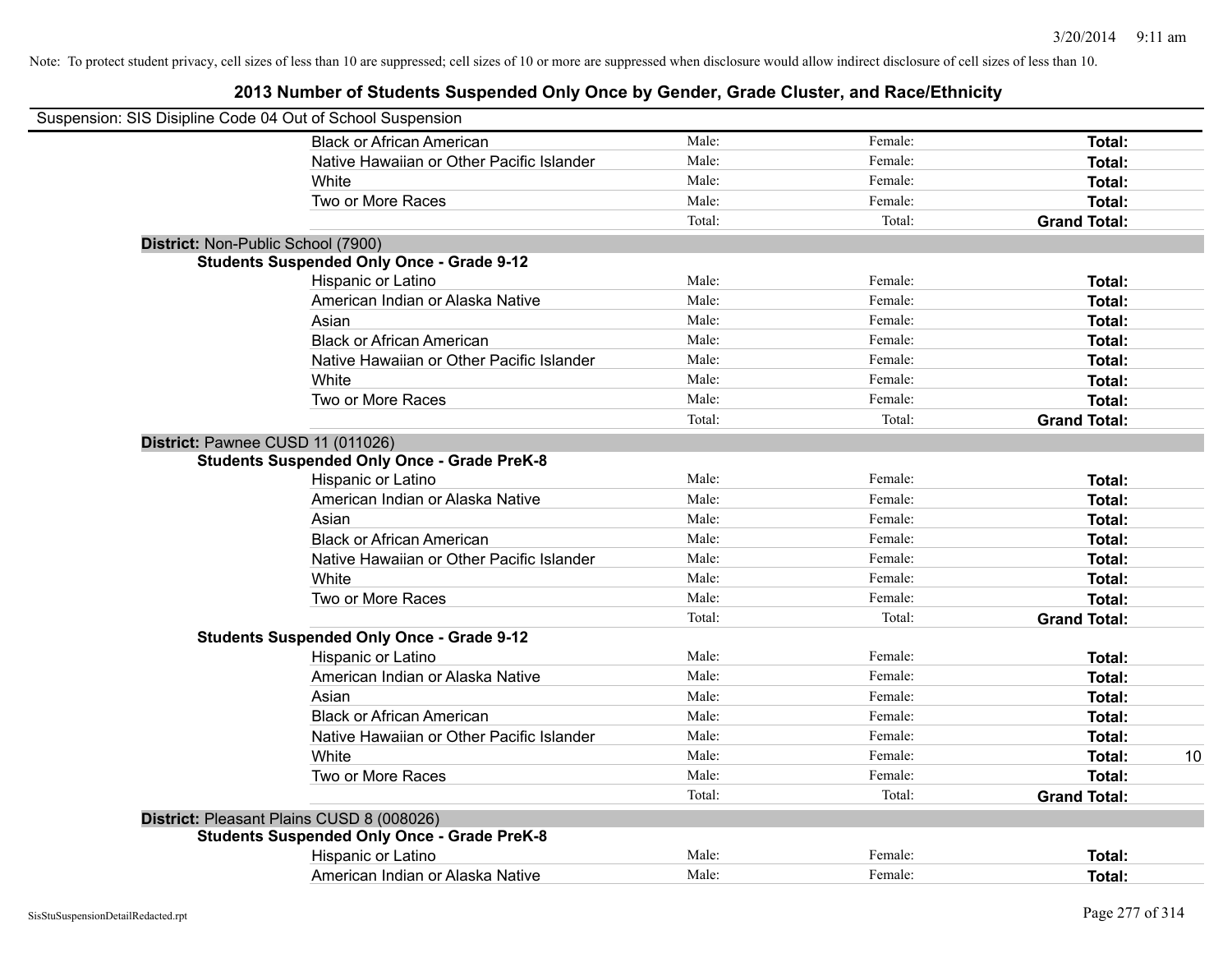Note: To protect student privacy, cell sizes of less than 10 are suppressed; cell sizes of 10 or more are suppressed when disclosure would allow indirect disclosure of cell sizes of less than 10.

# 2013 Number of Students Suspended Only Once by Gender, Grade Cluster, and Race/Ethnicity

Suspension: SIS Disipline Code 04 Out of School Suspension

| | | | | |
|---|---|---|---|---|
| Black or African American | Male: | Female: | **Total:** | |
| Native Hawaiian or Other Pacific Islander | Male: | Female: | **Total:** | |
| White | Male: | Female: | **Total:** | |
| Two or More Races | Male: | Female: | **Total:** | |
| | Total: | Total: | **Grand Total:** | |

**District:** Non-Public School (7900)

**Students Suspended Only Once - Grade 9-12**

| | | | | |
|---|---|---|---|---|
| Hispanic or Latino | Male: | Female: | **Total:** | |
| American Indian or Alaska Native | Male: | Female: | **Total:** | |
| Asian | Male: | Female: | **Total:** | |
| Black or African American | Male: | Female: | **Total:** | |
| Native Hawaiian or Other Pacific Islander | Male: | Female: | **Total:** | |
| White | Male: | Female: | **Total:** | |
| Two or More Races | Male: | Female: | **Total:** | |
| | Total: | Total: | **Grand Total:** | |

**District:** Pawnee CUSD 11 (011026)

**Students Suspended Only Once - Grade PreK-8**

| | | | | |
|---|---|---|---|---|
| Hispanic or Latino | Male: | Female: | **Total:** | |
| American Indian or Alaska Native | Male: | Female: | **Total:** | |
| Asian | Male: | Female: | **Total:** | |
| Black or African American | Male: | Female: | **Total:** | |
| Native Hawaiian or Other Pacific Islander | Male: | Female: | **Total:** | |
| White | Male: | Female: | **Total:** | |
| Two or More Races | Male: | Female: | **Total:** | |
| | Total: | Total: | **Grand Total:** | |

**Students Suspended Only Once - Grade 9-12**

| | | | | |
|---|---|---|---|---|
| Hispanic or Latino | Male: | Female: | **Total:** | |
| American Indian or Alaska Native | Male: | Female: | **Total:** | |
| Asian | Male: | Female: | **Total:** | |
| Black or African American | Male: | Female: | **Total:** | |
| Native Hawaiian or Other Pacific Islander | Male: | Female: | **Total:** | |
| White | Male: | Female: | **Total:** | 10 |
| Two or More Races | Male: | Female: | **Total:** | |
| | Total: | Total: | **Grand Total:** | |

**District:** Pleasant Plains CUSD 8 (008026)

**Students Suspended Only Once - Grade PreK-8**

| | | | | |
|---|---|---|---|---|
| Hispanic or Latino | Male: | Female: | **Total:** | |
| American Indian or Alaska Native | Male: | Female: | **Total:** | |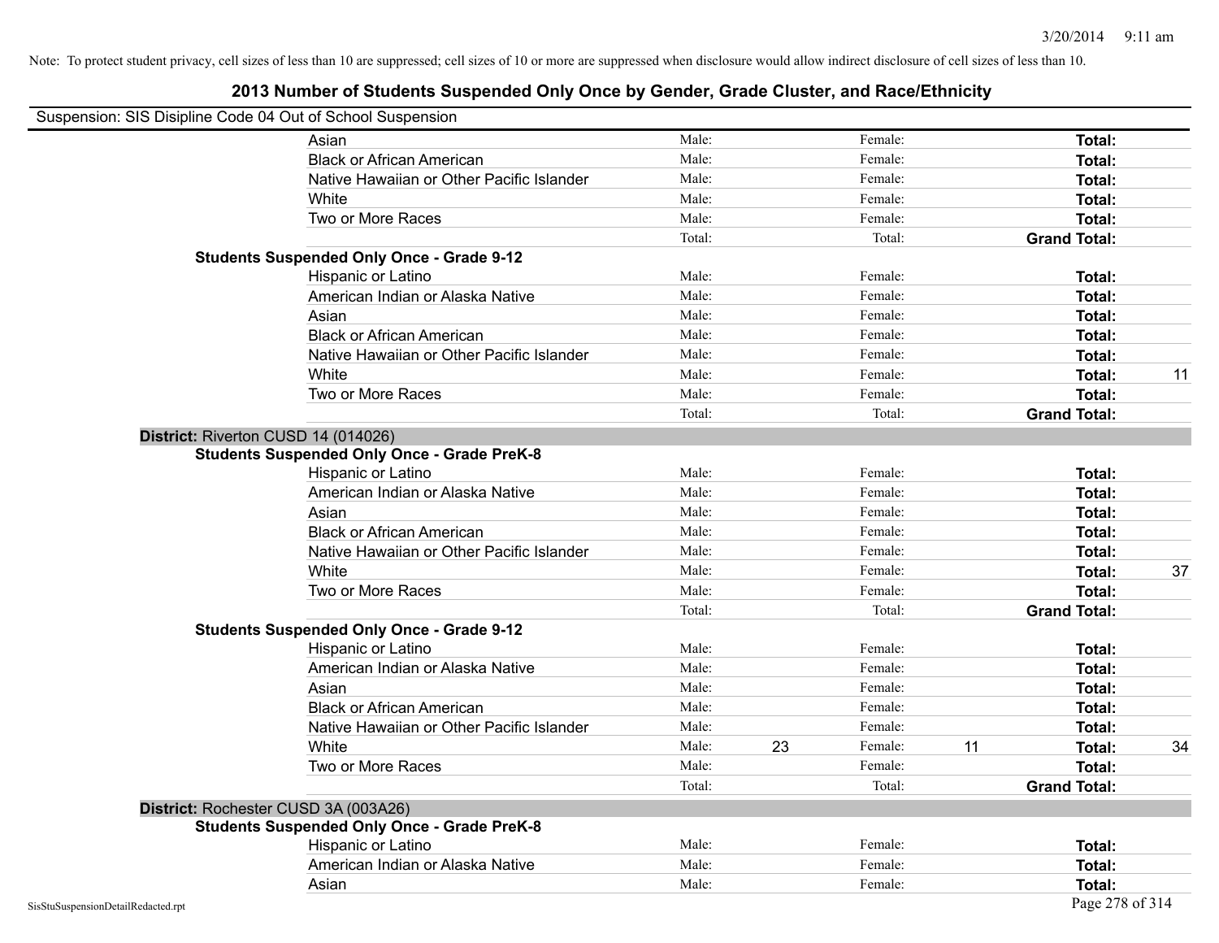Note: To protect student privacy, cell sizes of less than 10 are suppressed; cell sizes of 10 or more are suppressed when disclosure would allow indirect disclosure of cell sizes of less than 10.

# 2013 Number of Students Suspended Only Once by Gender, Grade Cluster, and Race/Ethnicity

Suspension: SIS Disipline Code 04 Out of School Suspension

| | | | | | | |
|---|---|---|---|---|---|---|
| Asian | Male: | | Female: | | **Total:** | |
| Black or African American | Male: | | Female: | | **Total:** | |
| Native Hawaiian or Other Pacific Islander | Male: | | Female: | | **Total:** | |
| White | Male: | | Female: | | **Total:** | |
| Two or More Races | Male: | | Female: | | **Total:** | |
| | Total: | | Total: | | **Grand Total:** | |

**Students Suspended Only Once - Grade 9-12**

| | | | | | | |
|---|---|---|---|---|---|---|
| Hispanic or Latino | Male: | | Female: | | **Total:** | |
| American Indian or Alaska Native | Male: | | Female: | | **Total:** | |
| Asian | Male: | | Female: | | **Total:** | |
| Black or African American | Male: | | Female: | | **Total:** | |
| Native Hawaiian or Other Pacific Islander | Male: | | Female: | | **Total:** | |
| White | Male: | | Female: | | **Total:** | 11 |
| Two or More Races | Male: | | Female: | | **Total:** | |
| | Total: | | Total: | | **Grand Total:** | |

**District:** Riverton CUSD 14 (014026)

**Students Suspended Only Once - Grade PreK-8**

| | | | | | | |
|---|---|---|---|---|---|---|
| Hispanic or Latino | Male: | | Female: | | **Total:** | |
| American Indian or Alaska Native | Male: | | Female: | | **Total:** | |
| Asian | Male: | | Female: | | **Total:** | |
| Black or African American | Male: | | Female: | | **Total:** | |
| Native Hawaiian or Other Pacific Islander | Male: | | Female: | | **Total:** | |
| White | Male: | | Female: | | **Total:** | 37 |
| Two or More Races | Male: | | Female: | | **Total:** | |
| | Total: | | Total: | | **Grand Total:** | |

**Students Suspended Only Once - Grade 9-12**

| | | | | | | |
|---|---|---|---|---|---|---|
| Hispanic or Latino | Male: | | Female: | | **Total:** | |
| American Indian or Alaska Native | Male: | | Female: | | **Total:** | |
| Asian | Male: | | Female: | | **Total:** | |
| Black or African American | Male: | | Female: | | **Total:** | |
| Native Hawaiian or Other Pacific Islander | Male: | | Female: | | **Total:** | |
| White | Male: | 23 | Female: | 11 | **Total:** | 34 |
| Two or More Races | Male: | | Female: | | **Total:** | |
| | Total: | | Total: | | **Grand Total:** | |

**District:** Rochester CUSD 3A (003A26)

**Students Suspended Only Once - Grade PreK-8**

| | | | | | | |
|---|---|---|---|---|---|---|
| Hispanic or Latino | Male: | | Female: | | **Total:** | |
| American Indian or Alaska Native | Male: | | Female: | | **Total:** | |
| Asian | Male: | | Female: | | **Total:** | |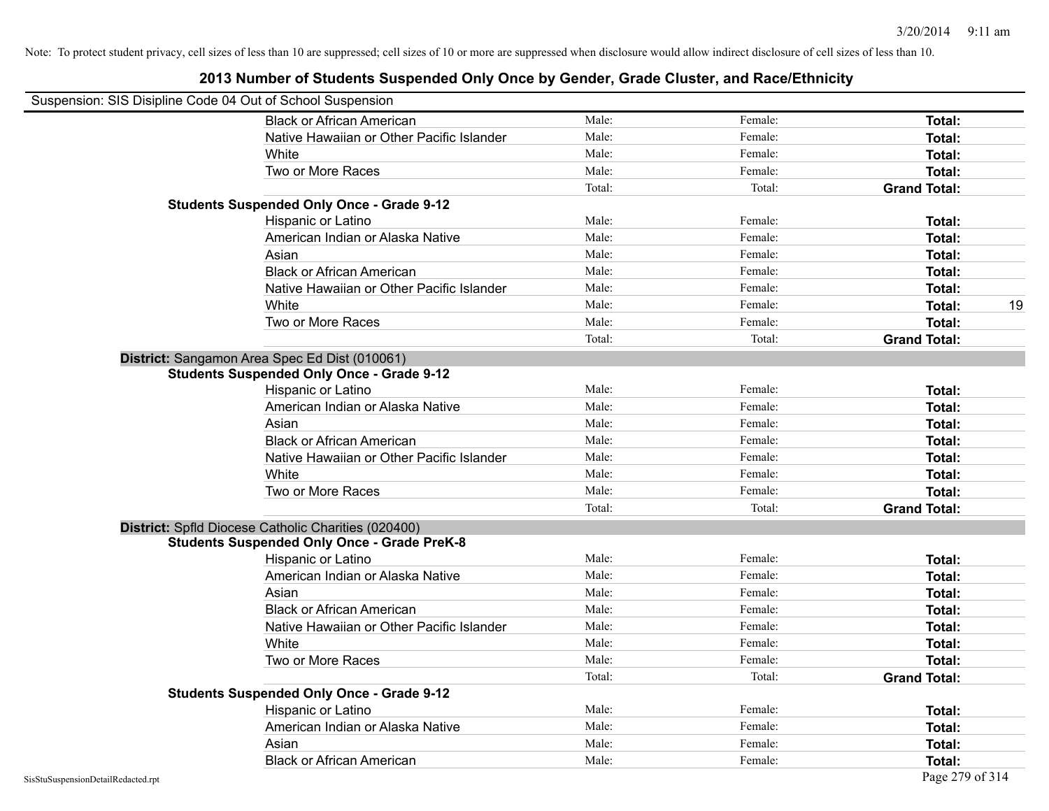Note: To protect student privacy, cell sizes of less than 10 are suppressed; cell sizes of 10 or more are suppressed when disclosure would allow indirect disclosure of cell sizes of less than 10.

# 2013 Number of Students Suspended Only Once by Gender, Grade Cluster, and Race/Ethnicity

Suspension: SIS Disipline Code 04 Out of School Suspension

| | Male: | Female: | Total: | |
|---|---|---|---|---|
| Black or African American | Male: | Female: | **Total:** | |
| Native Hawaiian or Other Pacific Islander | Male: | Female: | **Total:** | |
| White | Male: | Female: | **Total:** | |
| Two or More Races | Male: | Female: | **Total:** | |
| | Total: | Total: | **Grand Total:** | |

**Students Suspended Only Once - Grade 9-12**

| | | | | |
|---|---|---|---|---|
| Hispanic or Latino | Male: | Female: | **Total:** | |
| American Indian or Alaska Native | Male: | Female: | **Total:** | |
| Asian | Male: | Female: | **Total:** | |
| Black or African American | Male: | Female: | **Total:** | |
| Native Hawaiian or Other Pacific Islander | Male: | Female: | **Total:** | |
| White | Male: | Female: | **Total:** | 19 |
| Two or More Races | Male: | Female: | **Total:** | |
| | Total: | Total: | **Grand Total:** | |

**District:** Sangamon Area Spec Ed Dist (010061)

**Students Suspended Only Once - Grade 9-12**

| | | | | |
|---|---|---|---|---|
| Hispanic or Latino | Male: | Female: | **Total:** | |
| American Indian or Alaska Native | Male: | Female: | **Total:** | |
| Asian | Male: | Female: | **Total:** | |
| Black or African American | Male: | Female: | **Total:** | |
| Native Hawaiian or Other Pacific Islander | Male: | Female: | **Total:** | |
| White | Male: | Female: | **Total:** | |
| Two or More Races | Male: | Female: | **Total:** | |
| | Total: | Total: | **Grand Total:** | |

**District:** Spfld Diocese Catholic Charities (020400)

**Students Suspended Only Once - Grade PreK-8**

| | | | | |
|---|---|---|---|---|
| Hispanic or Latino | Male: | Female: | **Total:** | |
| American Indian or Alaska Native | Male: | Female: | **Total:** | |
| Asian | Male: | Female: | **Total:** | |
| Black or African American | Male: | Female: | **Total:** | |
| Native Hawaiian or Other Pacific Islander | Male: | Female: | **Total:** | |
| White | Male: | Female: | **Total:** | |
| Two or More Races | Male: | Female: | **Total:** | |
| | Total: | Total: | **Grand Total:** | |

**Students Suspended Only Once - Grade 9-12**

| | | | | |
|---|---|---|---|---|
| Hispanic or Latino | Male: | Female: | **Total:** | |
| American Indian or Alaska Native | Male: | Female: | **Total:** | |
| Asian | Male: | Female: | **Total:** | |
| Black or African American | Male: | Female: | **Total:** | |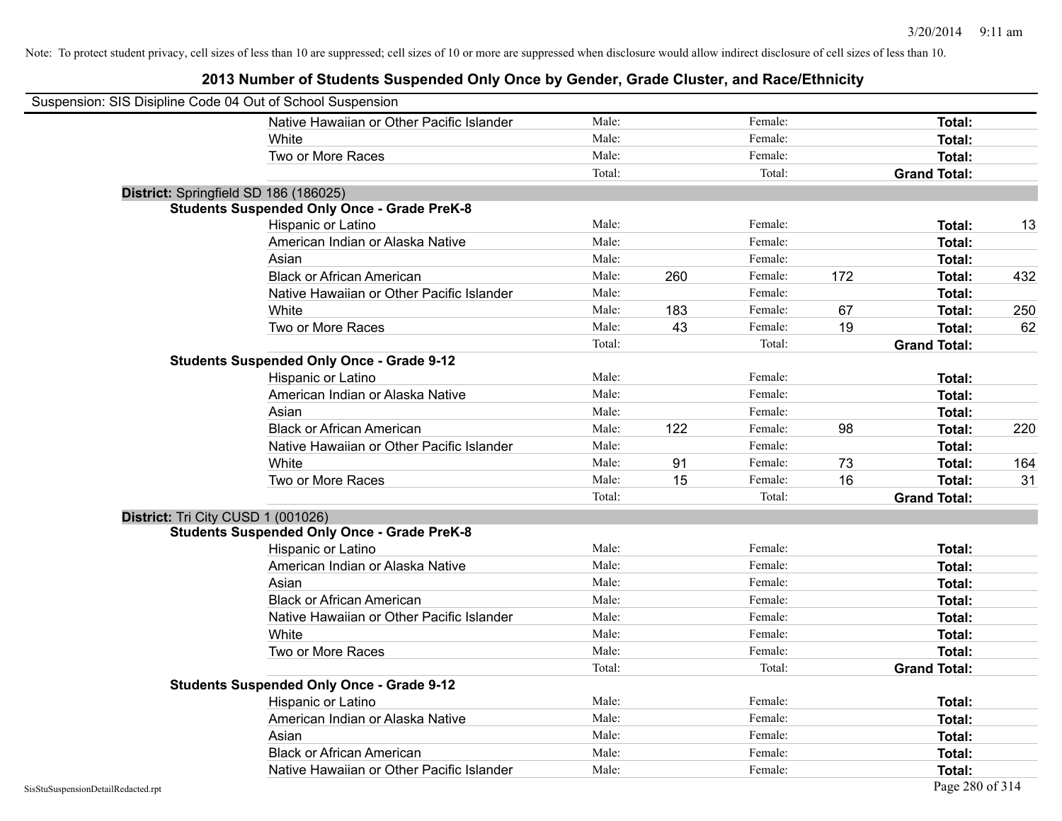Note: To protect student privacy, cell sizes of less than 10 are suppressed; cell sizes of 10 or more are suppressed when disclosure would allow indirect disclosure of cell sizes of less than 10.

# 2013 Number of Students Suspended Only Once by Gender, Grade Cluster, and Race/Ethnicity

Suspension: SIS Disipline Code 04 Out of School Suspension

| | | | | | | |
|---|---|---|---|---|---|---|
| Native Hawaiian or Other Pacific Islander | Male: | | Female: | | **Total:** | |
| White | Male: | | Female: | | **Total:** | |
| Two or More Races | Male: | | Female: | | **Total:** | |
| | Total: | | Total: | | **Grand Total:** | |

**District:** Springfield SD 186 (186025)

**Students Suspended Only Once - Grade PreK-8**

| | | | | | | |
|---|---|---|---|---|---|---|
| Hispanic or Latino | Male: | | Female: | | **Total:** | 13 |
| American Indian or Alaska Native | Male: | | Female: | | **Total:** | |
| Asian | Male: | | Female: | | **Total:** | |
| Black or African American | Male: | 260 | Female: | 172 | **Total:** | 432 |
| Native Hawaiian or Other Pacific Islander | Male: | | Female: | | **Total:** | |
| White | Male: | 183 | Female: | 67 | **Total:** | 250 |
| Two or More Races | Male: | 43 | Female: | 19 | **Total:** | 62 |
| | Total: | | Total: | | **Grand Total:** | |

**Students Suspended Only Once - Grade 9-12**

| | | | | | | |
|---|---|---|---|---|---|---|
| Hispanic or Latino | Male: | | Female: | | **Total:** | |
| American Indian or Alaska Native | Male: | | Female: | | **Total:** | |
| Asian | Male: | | Female: | | **Total:** | |
| Black or African American | Male: | 122 | Female: | 98 | **Total:** | 220 |
| Native Hawaiian or Other Pacific Islander | Male: | | Female: | | **Total:** | |
| White | Male: | 91 | Female: | 73 | **Total:** | 164 |
| Two or More Races | Male: | 15 | Female: | 16 | **Total:** | 31 |
| | Total: | | Total: | | **Grand Total:** | |

**District:** Tri City CUSD 1 (001026)

**Students Suspended Only Once - Grade PreK-8**

| | | | | | | |
|---|---|---|---|---|---|---|
| Hispanic or Latino | Male: | | Female: | | **Total:** | |
| American Indian or Alaska Native | Male: | | Female: | | **Total:** | |
| Asian | Male: | | Female: | | **Total:** | |
| Black or African American | Male: | | Female: | | **Total:** | |
| Native Hawaiian or Other Pacific Islander | Male: | | Female: | | **Total:** | |
| White | Male: | | Female: | | **Total:** | |
| Two or More Races | Male: | | Female: | | **Total:** | |
| | Total: | | Total: | | **Grand Total:** | |

**Students Suspended Only Once - Grade 9-12**

| | | | | | | |
|---|---|---|---|---|---|---|
| Hispanic or Latino | Male: | | Female: | | **Total:** | |
| American Indian or Alaska Native | Male: | | Female: | | **Total:** | |
| Asian | Male: | | Female: | | **Total:** | |
| Black or African American | Male: | | Female: | | **Total:** | |
| Native Hawaiian or Other Pacific Islander | Male: | | Female: | | **Total:** | |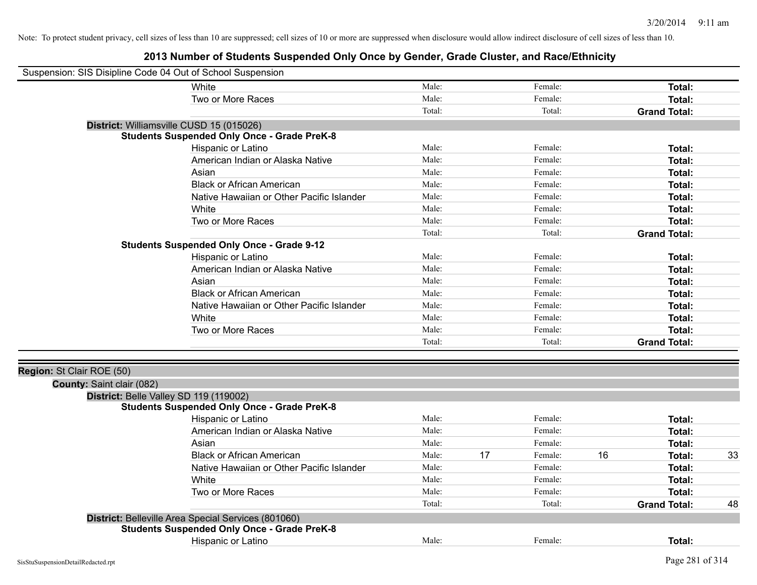Note: To protect student privacy, cell sizes of less than 10 are suppressed; cell sizes of 10 or more are suppressed when disclosure would allow indirect disclosure of cell sizes of less than 10.

# 2013 Number of Students Suspended Only Once by Gender, Grade Cluster, and Race/Ethnicity

Suspension: SIS Disipline Code 04 Out of School Suspension

| | | | | | | |
|---|---|---|---|---|---|---|
| White | Male: | | Female: | | **Total:** | |
| Two or More Races | Male: | | Female: | | **Total:** | |
| | Total: | | Total: | | **Grand Total:** | |

**District:** Williamsville CUSD 15 (015026)

**Students Suspended Only Once - Grade PreK-8**

| | | | | | | |
|---|---|---|---|---|---|---|
| Hispanic or Latino | Male: | | Female: | | **Total:** | |
| American Indian or Alaska Native | Male: | | Female: | | **Total:** | |
| Asian | Male: | | Female: | | **Total:** | |
| Black or African American | Male: | | Female: | | **Total:** | |
| Native Hawaiian or Other Pacific Islander | Male: | | Female: | | **Total:** | |
| White | Male: | | Female: | | **Total:** | |
| Two or More Races | Male: | | Female: | | **Total:** | |
| | Total: | | Total: | | **Grand Total:** | |

**Students Suspended Only Once - Grade 9-12**

| | | | | | | |
|---|---|---|---|---|---|---|
| Hispanic or Latino | Male: | | Female: | | **Total:** | |
| American Indian or Alaska Native | Male: | | Female: | | **Total:** | |
| Asian | Male: | | Female: | | **Total:** | |
| Black or African American | Male: | | Female: | | **Total:** | |
| Native Hawaiian or Other Pacific Islander | Male: | | Female: | | **Total:** | |
| White | Male: | | Female: | | **Total:** | |
| Two or More Races | Male: | | Female: | | **Total:** | |
| | Total: | | Total: | | **Grand Total:** | |

**Region:** St Clair ROE (50)

**County:** Saint clair (082)

**District:** Belle Valley SD 119 (119002)

**Students Suspended Only Once - Grade PreK-8**

| | | | | | | |
|---|---|---|---|---|---|---|
| Hispanic or Latino | Male: | | Female: | | **Total:** | |
| American Indian or Alaska Native | Male: | | Female: | | **Total:** | |
| Asian | Male: | | Female: | | **Total:** | |
| Black or African American | Male: | 17 | Female: | 16 | **Total:** | 33 |
| Native Hawaiian or Other Pacific Islander | Male: | | Female: | | **Total:** | |
| White | Male: | | Female: | | **Total:** | |
| Two or More Races | Male: | | Female: | | **Total:** | |
| | Total: | | Total: | | **Grand Total:** | 48 |

**District:** Belleville Area Special Services (801060)

**Students Suspended Only Once - Grade PreK-8**

| | | | | | | |
|---|---|---|---|---|---|---|
| Hispanic or Latino | Male: | | Female: | | **Total:** | |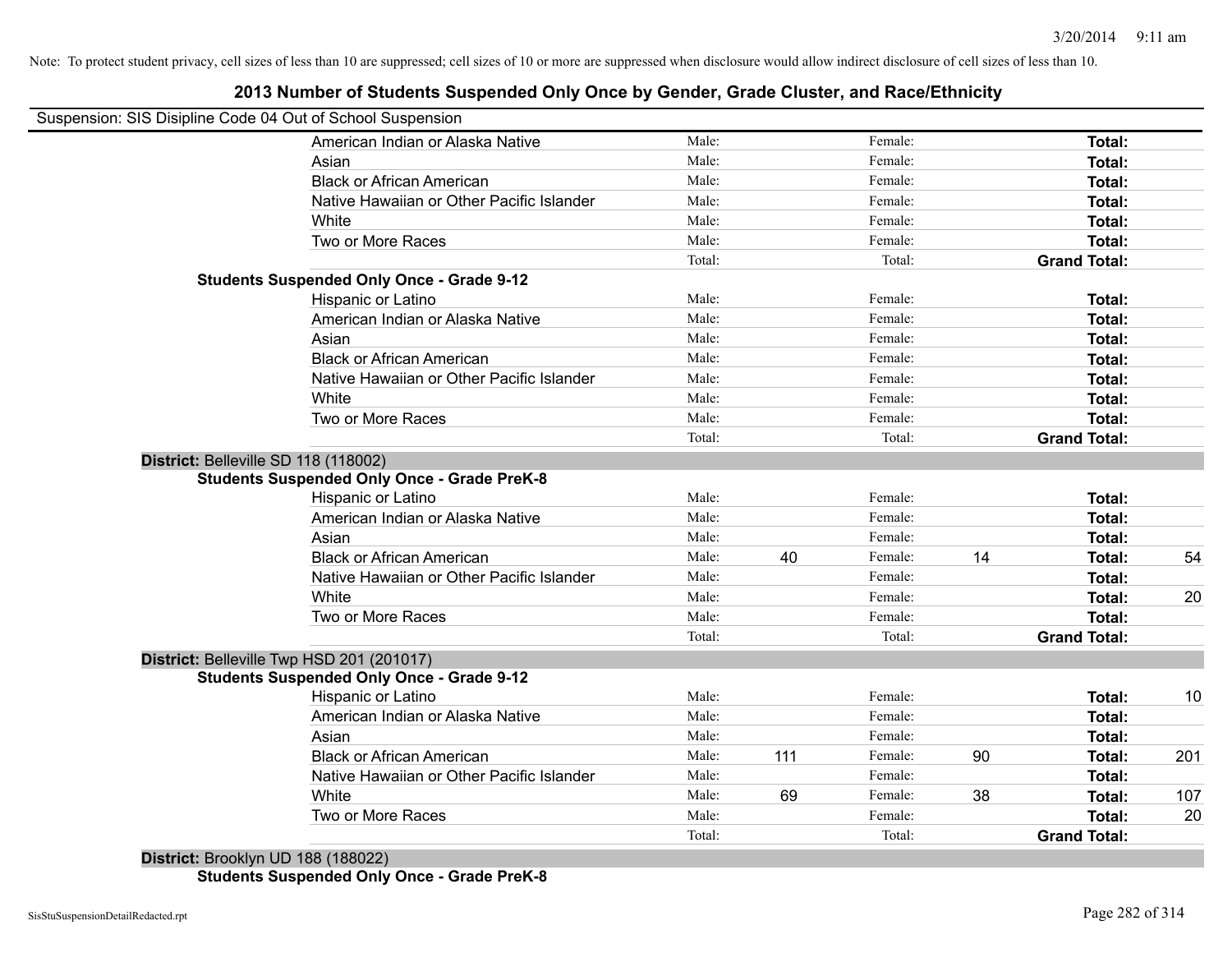Note: To protect student privacy, cell sizes of less than 10 are suppressed; cell sizes of 10 or more are suppressed when disclosure would allow indirect disclosure of cell sizes of less than 10.

## 2013 Number of Students Suspended Only Once by Gender, Grade Cluster, and Race/Ethnicity

Suspension: SIS Disipline Code 04 Out of School Suspension

| | | | | | | | |
|---|---|---|---|---|---|---|---|
| | American Indian or Alaska Native | Male: | | Female: | | **Total:** | |
| | Asian | Male: | | Female: | | **Total:** | |
| | Black or African American | Male: | | Female: | | **Total:** | |
| | Native Hawaiian or Other Pacific Islander | Male: | | Female: | | **Total:** | |
| | White | Male: | | Female: | | **Total:** | |
| | Two or More Races | Male: | | Female: | | **Total:** | |
| | | Total: | | Total: | | **Grand Total:** | |
| **Students Suspended Only Once - Grade 9-12** | | | | | | | |
| | Hispanic or Latino | Male: | | Female: | | **Total:** | |
| | American Indian or Alaska Native | Male: | | Female: | | **Total:** | |
| | Asian | Male: | | Female: | | **Total:** | |
| | Black or African American | Male: | | Female: | | **Total:** | |
| | Native Hawaiian or Other Pacific Islander | Male: | | Female: | | **Total:** | |
| | White | Male: | | Female: | | **Total:** | |
| | Two or More Races | Male: | | Female: | | **Total:** | |
| | | Total: | | Total: | | **Grand Total:** | |
| **District:** Belleville SD 118 (118002) | | | | | | | |
| **Students Suspended Only Once - Grade PreK-8** | | | | | | | |
| | Hispanic or Latino | Male: | | Female: | | **Total:** | |
| | American Indian or Alaska Native | Male: | | Female: | | **Total:** | |
| | Asian | Male: | | Female: | | **Total:** | |
| | Black or African American | Male: | 40 | Female: | 14 | **Total:** | 54 |
| | Native Hawaiian or Other Pacific Islander | Male: | | Female: | | **Total:** | |
| | White | Male: | | Female: | | **Total:** | 20 |
| | Two or More Races | Male: | | Female: | | **Total:** | |
| | | Total: | | Total: | | **Grand Total:** | |
| **District:** Belleville Twp HSD 201 (201017) | | | | | | | |
| **Students Suspended Only Once - Grade 9-12** | | | | | | | |
| | Hispanic or Latino | Male: | | Female: | | **Total:** | 10 |
| | American Indian or Alaska Native | Male: | | Female: | | **Total:** | |
| | Asian | Male: | | Female: | | **Total:** | |
| | Black or African American | Male: | 111 | Female: | 90 | **Total:** | 201 |
| | Native Hawaiian or Other Pacific Islander | Male: | | Female: | | **Total:** | |
| | White | Male: | 69 | Female: | 38 | **Total:** | 107 |
| | Two or More Races | Male: | | Female: | | **Total:** | 20 |
| | | Total: | | Total: | | **Grand Total:** | |
| **District:** Brooklyn UD 188 (188022) | | | | | | | |
| **Students Suspended Only Once - Grade PreK-8** | | | | | | | |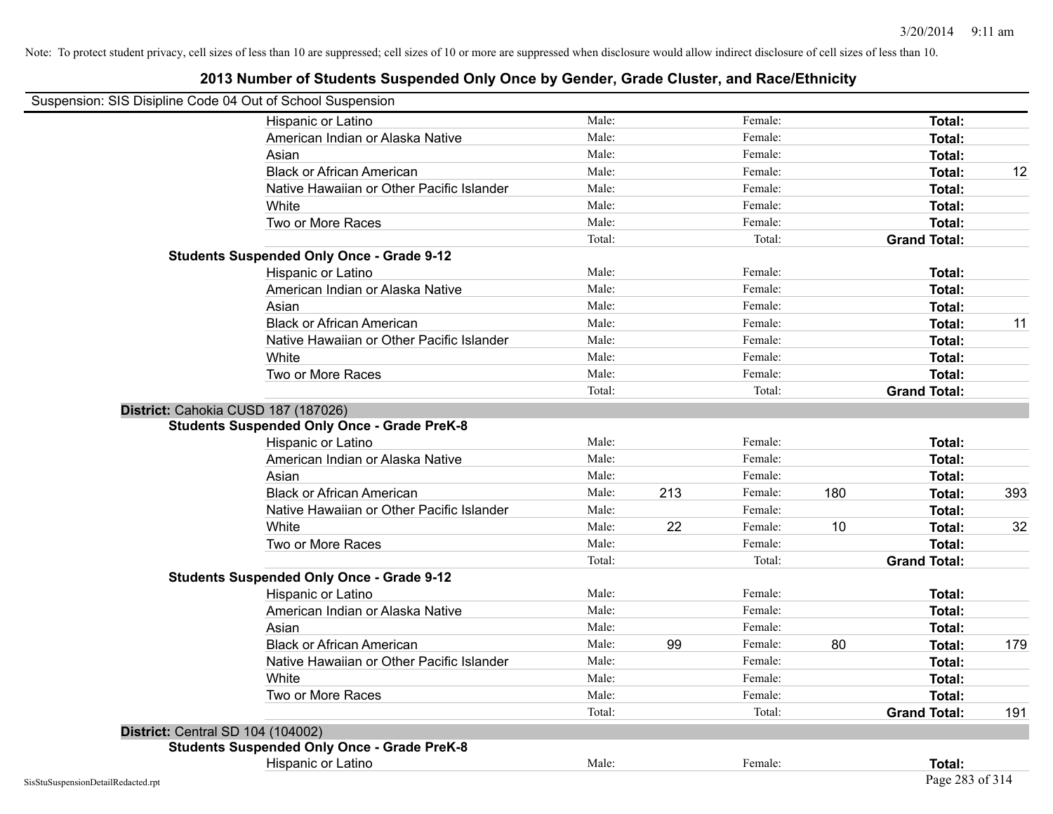Note: To protect student privacy, cell sizes of less than 10 are suppressed; cell sizes of 10 or more are suppressed when disclosure would allow indirect disclosure of cell sizes of less than 10.

## 2013 Number of Students Suspended Only Once by Gender, Grade Cluster, and Race/Ethnicity

Suspension: SIS Disipline Code 04 Out of School Suspension

| | | | | | | |
|---|---|---|---|---|---|---|
| Hispanic or Latino | Male: | | Female: | | **Total:** | |
| American Indian or Alaska Native | Male: | | Female: | | **Total:** | |
| Asian | Male: | | Female: | | **Total:** | |
| Black or African American | Male: | | Female: | | **Total:** | 12 |
| Native Hawaiian or Other Pacific Islander | Male: | | Female: | | **Total:** | |
| White | Male: | | Female: | | **Total:** | |
| Two or More Races | Male: | | Female: | | **Total:** | |
| | Total: | | Total: | | **Grand Total:** | |

**Students Suspended Only Once - Grade 9-12**

| | | | | | | |
|---|---|---|---|---|---|---|
| Hispanic or Latino | Male: | | Female: | | **Total:** | |
| American Indian or Alaska Native | Male: | | Female: | | **Total:** | |
| Asian | Male: | | Female: | | **Total:** | |
| Black or African American | Male: | | Female: | | **Total:** | 11 |
| Native Hawaiian or Other Pacific Islander | Male: | | Female: | | **Total:** | |
| White | Male: | | Female: | | **Total:** | |
| Two or More Races | Male: | | Female: | | **Total:** | |
| | Total: | | Total: | | **Grand Total:** | |

**District:** Cahokia CUSD 187 (187026)

**Students Suspended Only Once - Grade PreK-8**

| | | | | | | |
|---|---|---|---|---|---|---|
| Hispanic or Latino | Male: | | Female: | | **Total:** | |
| American Indian or Alaska Native | Male: | | Female: | | **Total:** | |
| Asian | Male: | | Female: | | **Total:** | |
| Black or African American | Male: | 213 | Female: | 180 | **Total:** | 393 |
| Native Hawaiian or Other Pacific Islander | Male: | | Female: | | **Total:** | |
| White | Male: | 22 | Female: | 10 | **Total:** | 32 |
| Two or More Races | Male: | | Female: | | **Total:** | |
| | Total: | | Total: | | **Grand Total:** | |

**Students Suspended Only Once - Grade 9-12**

| | | | | | | |
|---|---|---|---|---|---|---|
| Hispanic or Latino | Male: | | Female: | | **Total:** | |
| American Indian or Alaska Native | Male: | | Female: | | **Total:** | |
| Asian | Male: | | Female: | | **Total:** | |
| Black or African American | Male: | 99 | Female: | 80 | **Total:** | 179 |
| Native Hawaiian or Other Pacific Islander | Male: | | Female: | | **Total:** | |
| White | Male: | | Female: | | **Total:** | |
| Two or More Races | Male: | | Female: | | **Total:** | |
| | Total: | | Total: | | **Grand Total:** | 191 |

**District:** Central SD 104 (104002)

**Students Suspended Only Once - Grade PreK-8**

| | | | | | | |
|---|---|---|---|---|---|---|
| Hispanic or Latino | Male: | | Female: | | **Total:** | |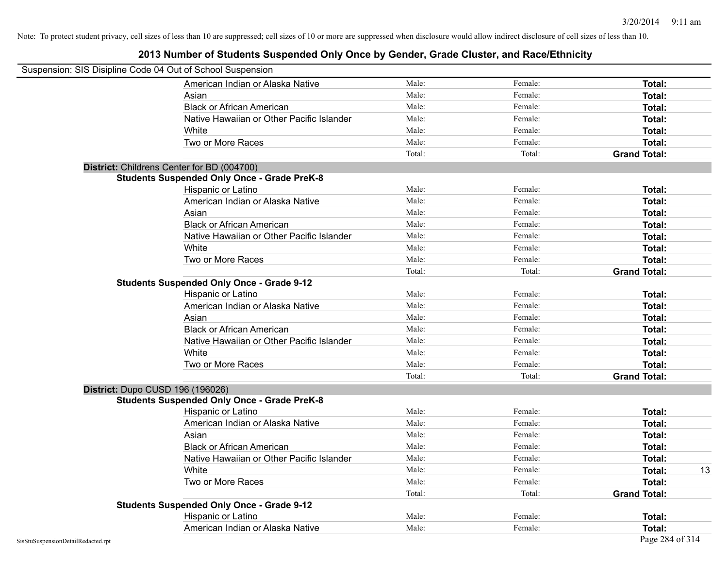Note: To protect student privacy, cell sizes of less than 10 are suppressed; cell sizes of 10 or more are suppressed when disclosure would allow indirect disclosure of cell sizes of less than 10.

# 2013 Number of Students Suspended Only Once by Gender, Grade Cluster, and Race/Ethnicity

Suspension: SIS Disipline Code 04 Out of School Suspension

| | | | | |
|---|---|---|---|---|
| American Indian or Alaska Native | Male: | Female: | **Total:** | |
| Asian | Male: | Female: | **Total:** | |
| Black or African American | Male: | Female: | **Total:** | |
| Native Hawaiian or Other Pacific Islander | Male: | Female: | **Total:** | |
| White | Male: | Female: | **Total:** | |
| Two or More Races | Male: | Female: | **Total:** | |
| | Total: | Total: | **Grand Total:** | |

**District:** Childrens Center for BD (004700)

**Students Suspended Only Once - Grade PreK-8**

| | | | | |
|---|---|---|---|---|
| Hispanic or Latino | Male: | Female: | **Total:** | |
| American Indian or Alaska Native | Male: | Female: | **Total:** | |
| Asian | Male: | Female: | **Total:** | |
| Black or African American | Male: | Female: | **Total:** | |
| Native Hawaiian or Other Pacific Islander | Male: | Female: | **Total:** | |
| White | Male: | Female: | **Total:** | |
| Two or More Races | Male: | Female: | **Total:** | |
| | Total: | Total: | **Grand Total:** | |

**Students Suspended Only Once - Grade 9-12**

| | | | | |
|---|---|---|---|---|
| Hispanic or Latino | Male: | Female: | **Total:** | |
| American Indian or Alaska Native | Male: | Female: | **Total:** | |
| Asian | Male: | Female: | **Total:** | |
| Black or African American | Male: | Female: | **Total:** | |
| Native Hawaiian or Other Pacific Islander | Male: | Female: | **Total:** | |
| White | Male: | Female: | **Total:** | |
| Two or More Races | Male: | Female: | **Total:** | |
| | Total: | Total: | **Grand Total:** | |

**District:** Dupo CUSD 196 (196026)

**Students Suspended Only Once - Grade PreK-8**

| | | | | |
|---|---|---|---|---|
| Hispanic or Latino | Male: | Female: | **Total:** | |
| American Indian or Alaska Native | Male: | Female: | **Total:** | |
| Asian | Male: | Female: | **Total:** | |
| Black or African American | Male: | Female: | **Total:** | |
| Native Hawaiian or Other Pacific Islander | Male: | Female: | **Total:** | |
| White | Male: | Female: | **Total:** | 13 |
| Two or More Races | Male: | Female: | **Total:** | |
| | Total: | Total: | **Grand Total:** | |

**Students Suspended Only Once - Grade 9-12**

| | | | | |
|---|---|---|---|---|
| Hispanic or Latino | Male: | Female: | **Total:** | |
| American Indian or Alaska Native | Male: | Female: | **Total:** | |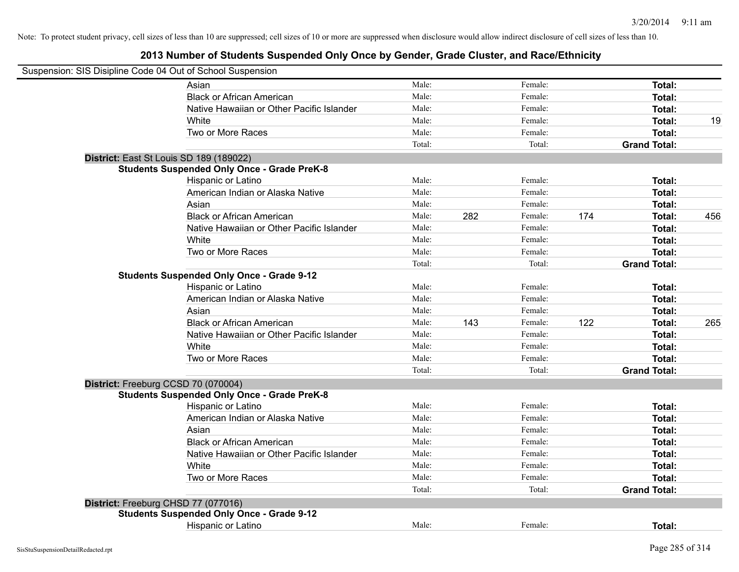Note: To protect student privacy, cell sizes of less than 10 are suppressed; cell sizes of 10 or more are suppressed when disclosure would allow indirect disclosure of cell sizes of less than 10.

# 2013 Number of Students Suspended Only Once by Gender, Grade Cluster, and Race/Ethnicity

Suspension: SIS Disipline Code 04 Out of School Suspension

| | | | | | | |
|---|---|---|---|---|---|---|
| Asian | Male: | | Female: | | **Total:** | |
| Black or African American | Male: | | Female: | | **Total:** | |
| Native Hawaiian or Other Pacific Islander | Male: | | Female: | | **Total:** | |
| White | Male: | | Female: | | **Total:** | 19 |
| Two or More Races | Male: | | Female: | | **Total:** | |
| | Total: | | Total: | | **Grand Total:** | |

**District:** East St Louis SD 189 (189022)

**Students Suspended Only Once - Grade PreK-8**

| | | | | | | |
|---|---|---|---|---|---|---|
| Hispanic or Latino | Male: | | Female: | | **Total:** | |
| American Indian or Alaska Native | Male: | | Female: | | **Total:** | |
| Asian | Male: | | Female: | | **Total:** | |
| Black or African American | Male: | 282 | Female: | 174 | **Total:** | 456 |
| Native Hawaiian or Other Pacific Islander | Male: | | Female: | | **Total:** | |
| White | Male: | | Female: | | **Total:** | |
| Two or More Races | Male: | | Female: | | **Total:** | |
| | Total: | | Total: | | **Grand Total:** | |

**Students Suspended Only Once - Grade 9-12**

| | | | | | | |
|---|---|---|---|---|---|---|
| Hispanic or Latino | Male: | | Female: | | **Total:** | |
| American Indian or Alaska Native | Male: | | Female: | | **Total:** | |
| Asian | Male: | | Female: | | **Total:** | |
| Black or African American | Male: | 143 | Female: | 122 | **Total:** | 265 |
| Native Hawaiian or Other Pacific Islander | Male: | | Female: | | **Total:** | |
| White | Male: | | Female: | | **Total:** | |
| Two or More Races | Male: | | Female: | | **Total:** | |
| | Total: | | Total: | | **Grand Total:** | |

**District:** Freeburg CCSD 70 (070004)

**Students Suspended Only Once - Grade PreK-8**

| | | | | | | |
|---|---|---|---|---|---|---|
| Hispanic or Latino | Male: | | Female: | | **Total:** | |
| American Indian or Alaska Native | Male: | | Female: | | **Total:** | |
| Asian | Male: | | Female: | | **Total:** | |
| Black or African American | Male: | | Female: | | **Total:** | |
| Native Hawaiian or Other Pacific Islander | Male: | | Female: | | **Total:** | |
| White | Male: | | Female: | | **Total:** | |
| Two or More Races | Male: | | Female: | | **Total:** | |
| | Total: | | Total: | | **Grand Total:** | |

**District:** Freeburg CHSD 77 (077016)

**Students Suspended Only Once - Grade 9-12**

| | | | | | | |
|---|---|---|---|---|---|---|
| Hispanic or Latino | Male: | | Female: | | **Total:** | |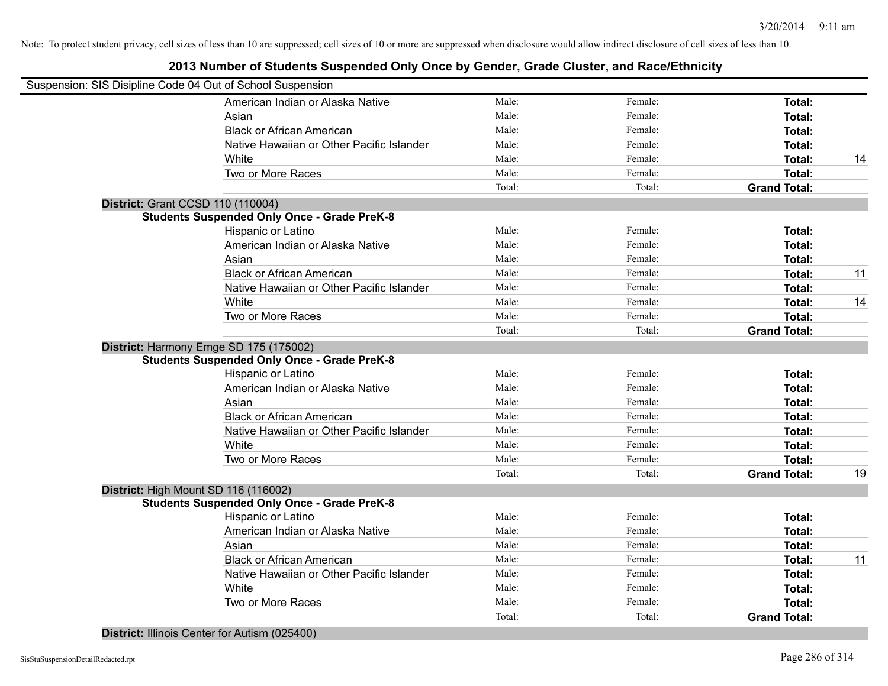Note: To protect student privacy, cell sizes of less than 10 are suppressed; cell sizes of 10 or more are suppressed when disclosure would allow indirect disclosure of cell sizes of less than 10.

# 2013 Number of Students Suspended Only Once by Gender, Grade Cluster, and Race/Ethnicity

Suspension: SIS Disipline Code 04 Out of School Suspension

| | | | | |
|---|---|---|---|---|
| American Indian or Alaska Native | Male: | Female: | **Total:** | |
| Asian | Male: | Female: | **Total:** | |
| Black or African American | Male: | Female: | **Total:** | |
| Native Hawaiian or Other Pacific Islander | Male: | Female: | **Total:** | |
| White | Male: | Female: | **Total:** | 14 |
| Two or More Races | Male: | Female: | **Total:** | |
| | Total: | Total: | **Grand Total:** | |

**District:** Grant CCSD 110 (110004)

**Students Suspended Only Once - Grade PreK-8**

| | | | | |
|---|---|---|---|---|
| Hispanic or Latino | Male: | Female: | **Total:** | |
| American Indian or Alaska Native | Male: | Female: | **Total:** | |
| Asian | Male: | Female: | **Total:** | |
| Black or African American | Male: | Female: | **Total:** | 11 |
| Native Hawaiian or Other Pacific Islander | Male: | Female: | **Total:** | |
| White | Male: | Female: | **Total:** | 14 |
| Two or More Races | Male: | Female: | **Total:** | |
| | Total: | Total: | **Grand Total:** | |

**District:** Harmony Emge SD 175 (175002)

**Students Suspended Only Once - Grade PreK-8**

| | | | | |
|---|---|---|---|---|
| Hispanic or Latino | Male: | Female: | **Total:** | |
| American Indian or Alaska Native | Male: | Female: | **Total:** | |
| Asian | Male: | Female: | **Total:** | |
| Black or African American | Male: | Female: | **Total:** | |
| Native Hawaiian or Other Pacific Islander | Male: | Female: | **Total:** | |
| White | Male: | Female: | **Total:** | |
| Two or More Races | Male: | Female: | **Total:** | |
| | Total: | Total: | **Grand Total:** | 19 |

**District:** High Mount SD 116 (116002)

**Students Suspended Only Once - Grade PreK-8**

| | | | | |
|---|---|---|---|---|
| Hispanic or Latino | Male: | Female: | **Total:** | |
| American Indian or Alaska Native | Male: | Female: | **Total:** | |
| Asian | Male: | Female: | **Total:** | |
| Black or African American | Male: | Female: | **Total:** | 11 |
| Native Hawaiian or Other Pacific Islander | Male: | Female: | **Total:** | |
| White | Male: | Female: | **Total:** | |
| Two or More Races | Male: | Female: | **Total:** | |
| | Total: | Total: | **Grand Total:** | |

**District:** Illinois Center for Autism (025400)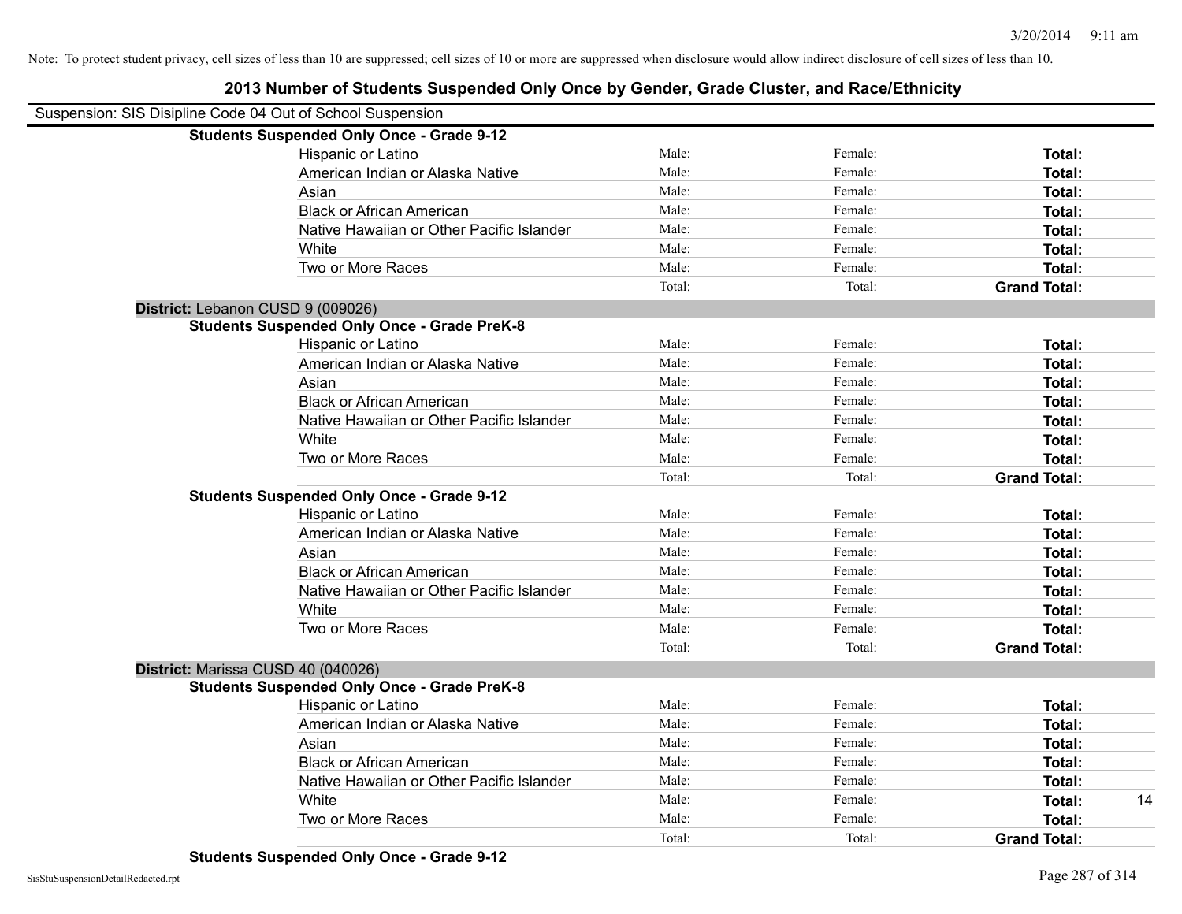Note: To protect student privacy, cell sizes of less than 10 are suppressed; cell sizes of 10 or more are suppressed when disclosure would allow indirect disclosure of cell sizes of less than 10.

# 2013 Number of Students Suspended Only Once by Gender, Grade Cluster, and Race/Ethnicity

Suspension: SIS Disipline Code 04 Out of School Suspension

**Students Suspended Only Once - Grade 9-12**

| Race/Ethnicity | Male: | Female: | Total: |
|---|---|---|---|
| Hispanic or Latino | Male: | Female: | **Total:** |
| American Indian or Alaska Native | Male: | Female: | **Total:** |
| Asian | Male: | Female: | **Total:** |
| Black or African American | Male: | Female: | **Total:** |
| Native Hawaiian or Other Pacific Islander | Male: | Female: | **Total:** |
| White | Male: | Female: | **Total:** |
| Two or More Races | Male: | Female: | **Total:** |
| | Total: | Total: | **Grand Total:** |

**District:** Lebanon CUSD 9 (009026)

**Students Suspended Only Once - Grade PreK-8**

| Race/Ethnicity | Male: | Female: | Total: |
|---|---|---|---|
| Hispanic or Latino | Male: | Female: | **Total:** |
| American Indian or Alaska Native | Male: | Female: | **Total:** |
| Asian | Male: | Female: | **Total:** |
| Black or African American | Male: | Female: | **Total:** |
| Native Hawaiian or Other Pacific Islander | Male: | Female: | **Total:** |
| White | Male: | Female: | **Total:** |
| Two or More Races | Male: | Female: | **Total:** |
| | Total: | Total: | **Grand Total:** |

**Students Suspended Only Once - Grade 9-12**

| Race/Ethnicity | Male: | Female: | Total: |
|---|---|---|---|
| Hispanic or Latino | Male: | Female: | **Total:** |
| American Indian or Alaska Native | Male: | Female: | **Total:** |
| Asian | Male: | Female: | **Total:** |
| Black or African American | Male: | Female: | **Total:** |
| Native Hawaiian or Other Pacific Islander | Male: | Female: | **Total:** |
| White | Male: | Female: | **Total:** |
| Two or More Races | Male: | Female: | **Total:** |
| | Total: | Total: | **Grand Total:** |

**District:** Marissa CUSD 40 (040026)

**Students Suspended Only Once - Grade PreK-8**

| Race/Ethnicity | Male: | Female: | Total: |
|---|---|---|---|
| Hispanic or Latino | Male: | Female: | **Total:** |
| American Indian or Alaska Native | Male: | Female: | **Total:** |
| Asian | Male: | Female: | **Total:** |
| Black or African American | Male: | Female: | **Total:** |
| Native Hawaiian or Other Pacific Islander | Male: | Female: | **Total:** |
| White | Male: | Female: | **Total:** 14 |
| Two or More Races | Male: | Female: | **Total:** |
| | Total: | Total: | **Grand Total:** |

**Students Suspended Only Once - Grade 9-12**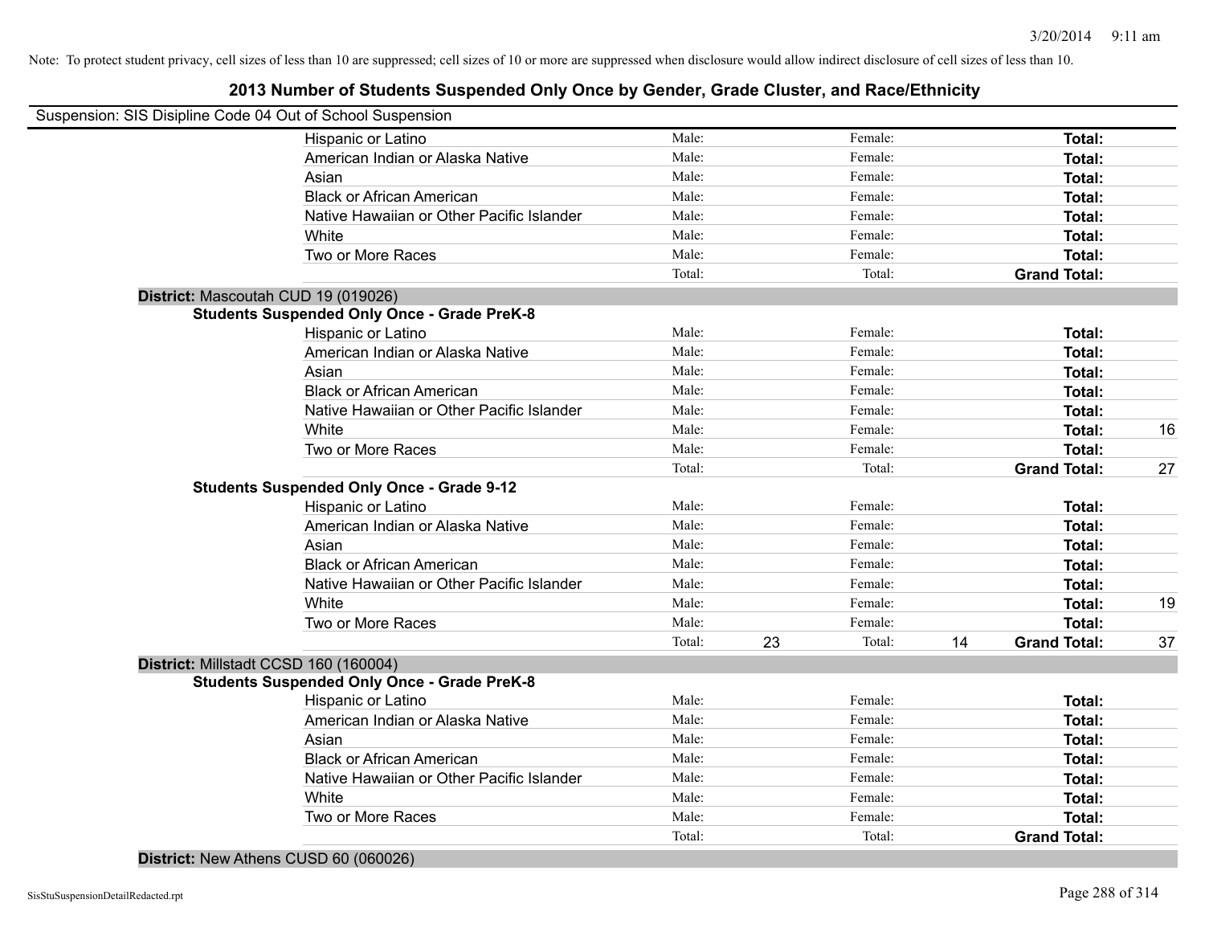Note: To protect student privacy, cell sizes of less than 10 are suppressed; cell sizes of 10 or more are suppressed when disclosure would allow indirect disclosure of cell sizes of less than 10.

# 2013 Number of Students Suspended Only Once by Gender, Grade Cluster, and Race/Ethnicity

Suspension: SIS Disipline Code 04 Out of School Suspension

| | | | | | | |
|---|---|---|---|---|---|---|
| Hispanic or Latino | Male: | | Female: | | **Total:** | |
| American Indian or Alaska Native | Male: | | Female: | | **Total:** | |
| Asian | Male: | | Female: | | **Total:** | |
| Black or African American | Male: | | Female: | | **Total:** | |
| Native Hawaiian or Other Pacific Islander | Male: | | Female: | | **Total:** | |
| White | Male: | | Female: | | **Total:** | |
| Two or More Races | Male: | | Female: | | **Total:** | |
| | Total: | | Total: | | **Grand Total:** | |

**District:** Mascoutah CUD 19 (019026)

**Students Suspended Only Once - Grade PreK-8**

| | | | | | | |
|---|---|---|---|---|---|---|
| Hispanic or Latino | Male: | | Female: | | **Total:** | |
| American Indian or Alaska Native | Male: | | Female: | | **Total:** | |
| Asian | Male: | | Female: | | **Total:** | |
| Black or African American | Male: | | Female: | | **Total:** | |
| Native Hawaiian or Other Pacific Islander | Male: | | Female: | | **Total:** | |
| White | Male: | | Female: | | **Total:** | 16 |
| Two or More Races | Male: | | Female: | | **Total:** | |
| | Total: | | Total: | | **Grand Total:** | 27 |

**Students Suspended Only Once - Grade 9-12**

| | | | | | | |
|---|---|---|---|---|---|---|
| Hispanic or Latino | Male: | | Female: | | **Total:** | |
| American Indian or Alaska Native | Male: | | Female: | | **Total:** | |
| Asian | Male: | | Female: | | **Total:** | |
| Black or African American | Male: | | Female: | | **Total:** | |
| Native Hawaiian or Other Pacific Islander | Male: | | Female: | | **Total:** | |
| White | Male: | | Female: | | **Total:** | 19 |
| Two or More Races | Male: | | Female: | | **Total:** | |
| | Total: | 23 | Total: | 14 | **Grand Total:** | 37 |

**District:** Millstadt CCSD 160 (160004)

**Students Suspended Only Once - Grade PreK-8**

| | | | | | | |
|---|---|---|---|---|---|---|
| Hispanic or Latino | Male: | | Female: | | **Total:** | |
| American Indian or Alaska Native | Male: | | Female: | | **Total:** | |
| Asian | Male: | | Female: | | **Total:** | |
| Black or African American | Male: | | Female: | | **Total:** | |
| Native Hawaiian or Other Pacific Islander | Male: | | Female: | | **Total:** | |
| White | Male: | | Female: | | **Total:** | |
| Two or More Races | Male: | | Female: | | **Total:** | |
| | Total: | | Total: | | **Grand Total:** | |

**District:** New Athens CUSD 60 (060026)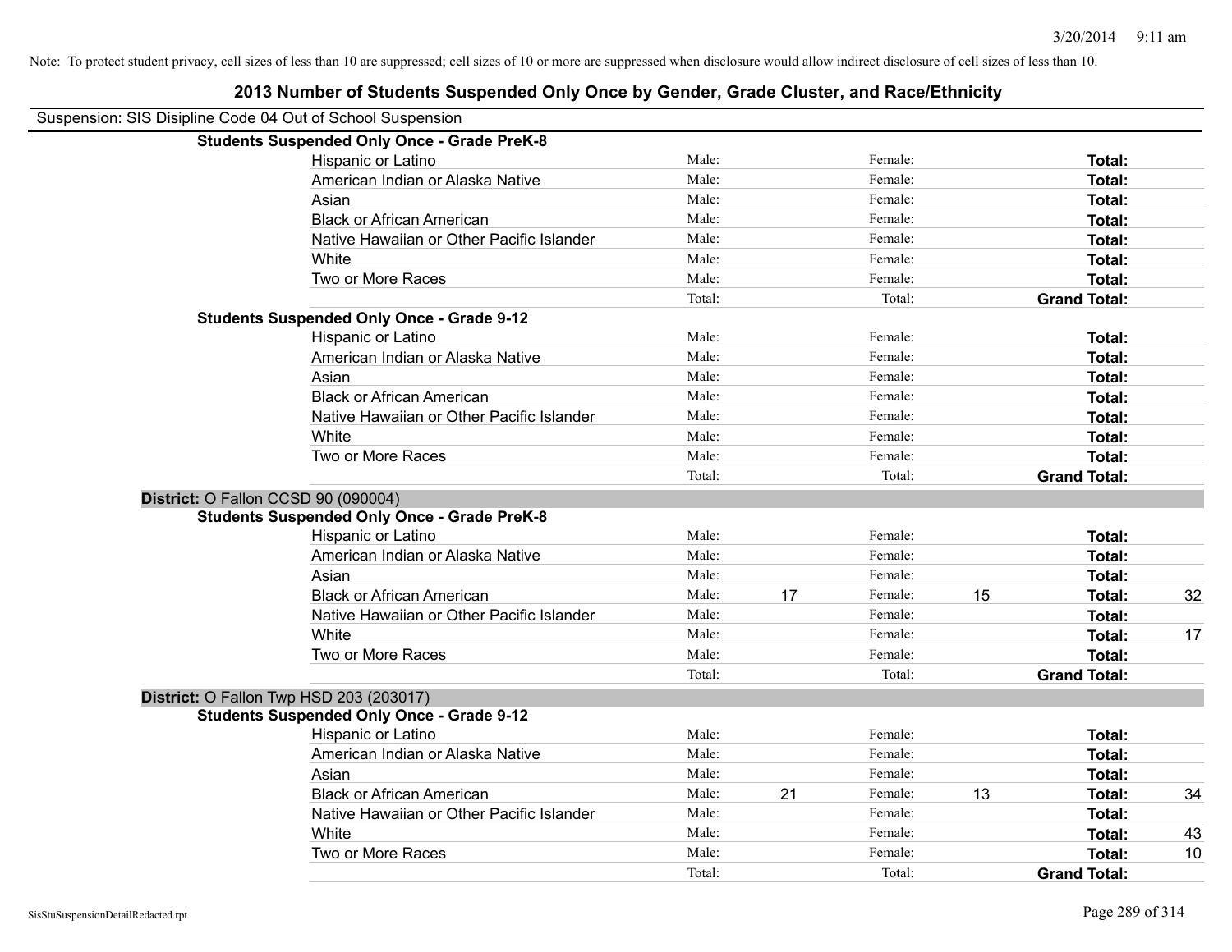Note: To protect student privacy, cell sizes of less than 10 are suppressed; cell sizes of 10 or more are suppressed when disclosure would allow indirect disclosure of cell sizes of less than 10.

## 2013 Number of Students Suspended Only Once by Gender, Grade Cluster, and Race/Ethnicity

Suspension: SIS Disipline Code 04 Out of School Suspension

**Students Suspended Only Once - Grade PreK-8**

| | | | | | | |
|---|---|---|---|---|---|---|
| Hispanic or Latino | Male: | | Female: | | **Total:** | |
| American Indian or Alaska Native | Male: | | Female: | | **Total:** | |
| Asian | Male: | | Female: | | **Total:** | |
| Black or African American | Male: | | Female: | | **Total:** | |
| Native Hawaiian or Other Pacific Islander | Male: | | Female: | | **Total:** | |
| White | Male: | | Female: | | **Total:** | |
| Two or More Races | Male: | | Female: | | **Total:** | |
| | Total: | | Total: | | **Grand Total:** | |

**Students Suspended Only Once - Grade 9-12**

| | | | | | | |
|---|---|---|---|---|---|---|
| Hispanic or Latino | Male: | | Female: | | **Total:** | |
| American Indian or Alaska Native | Male: | | Female: | | **Total:** | |
| Asian | Male: | | Female: | | **Total:** | |
| Black or African American | Male: | | Female: | | **Total:** | |
| Native Hawaiian or Other Pacific Islander | Male: | | Female: | | **Total:** | |
| White | Male: | | Female: | | **Total:** | |
| Two or More Races | Male: | | Female: | | **Total:** | |
| | Total: | | Total: | | **Grand Total:** | |

**District:** O Fallon CCSD 90 (090004)

**Students Suspended Only Once - Grade PreK-8**

| | | | | | | |
|---|---|---|---|---|---|---|
| Hispanic or Latino | Male: | | Female: | | **Total:** | |
| American Indian or Alaska Native | Male: | | Female: | | **Total:** | |
| Asian | Male: | | Female: | | **Total:** | |
| Black or African American | Male: | 17 | Female: | 15 | **Total:** | 32 |
| Native Hawaiian or Other Pacific Islander | Male: | | Female: | | **Total:** | |
| White | Male: | | Female: | | **Total:** | 17 |
| Two or More Races | Male: | | Female: | | **Total:** | |
| | Total: | | Total: | | **Grand Total:** | |

**District:** O Fallon Twp HSD 203 (203017)

**Students Suspended Only Once - Grade 9-12**

| | | | | | | |
|---|---|---|---|---|---|---|
| Hispanic or Latino | Male: | | Female: | | **Total:** | |
| American Indian or Alaska Native | Male: | | Female: | | **Total:** | |
| Asian | Male: | | Female: | | **Total:** | |
| Black or African American | Male: | 21 | Female: | 13 | **Total:** | 34 |
| Native Hawaiian or Other Pacific Islander | Male: | | Female: | | **Total:** | |
| White | Male: | | Female: | | **Total:** | 43 |
| Two or More Races | Male: | | Female: | | **Total:** | 10 |
| | Total: | | Total: | | **Grand Total:** | |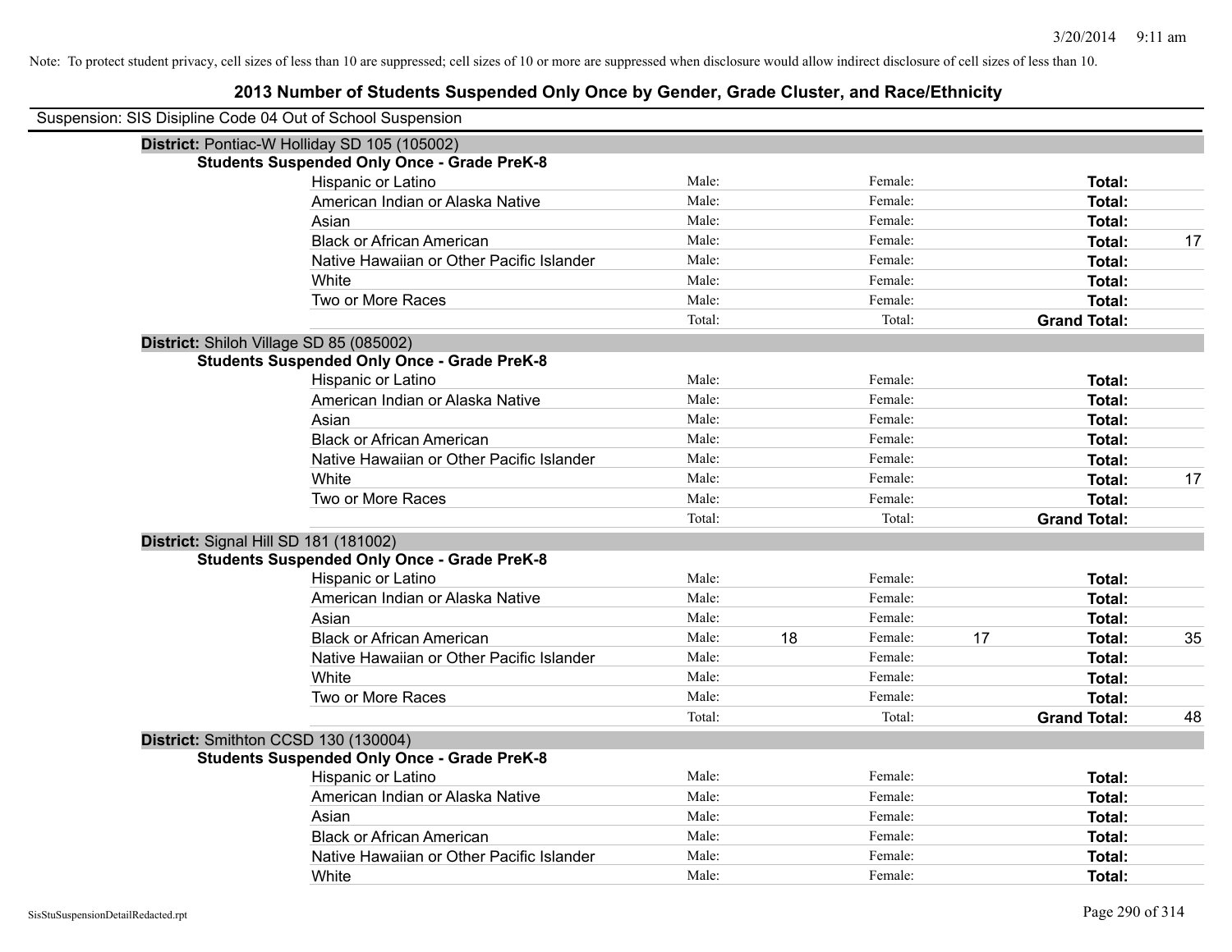Note: To protect student privacy, cell sizes of less than 10 are suppressed; cell sizes of 10 or more are suppressed when disclosure would allow indirect disclosure of cell sizes of less than 10.

# 2013 Number of Students Suspended Only Once by Gender, Grade Cluster, and Race/Ethnicity

Suspension: SIS Disipline Code 04 Out of School Suspension

## District: Pontiac-W Holliday SD 105 (105002)

### Students Suspended Only Once - Grade PreK-8

| Race/Ethnicity | Male: | | Female: | | Total: | |
|---|---|---|---|---|---|---|
| Hispanic or Latino | Male: | | Female: | | **Total:** | |
| American Indian or Alaska Native | Male: | | Female: | | **Total:** | |
| Asian | Male: | | Female: | | **Total:** | |
| Black or African American | Male: | | Female: | | **Total:** | 17 |
| Native Hawaiian or Other Pacific Islander | Male: | | Female: | | **Total:** | |
| White | Male: | | Female: | | **Total:** | |
| Two or More Races | Male: | | Female: | | **Total:** | |
| | Total: | | Total: | | **Grand Total:** | |

## District: Shiloh Village SD 85 (085002)

### Students Suspended Only Once - Grade PreK-8

| Race/Ethnicity | Male: | | Female: | | Total: | |
|---|---|---|---|---|---|---|
| Hispanic or Latino | Male: | | Female: | | **Total:** | |
| American Indian or Alaska Native | Male: | | Female: | | **Total:** | |
| Asian | Male: | | Female: | | **Total:** | |
| Black or African American | Male: | | Female: | | **Total:** | |
| Native Hawaiian or Other Pacific Islander | Male: | | Female: | | **Total:** | |
| White | Male: | | Female: | | **Total:** | 17 |
| Two or More Races | Male: | | Female: | | **Total:** | |
| | Total: | | Total: | | **Grand Total:** | |

## District: Signal Hill SD 181 (181002)

### Students Suspended Only Once - Grade PreK-8

| Race/Ethnicity | Male: | | Female: | | Total: | |
|---|---|---|---|---|---|---|
| Hispanic or Latino | Male: | | Female: | | **Total:** | |
| American Indian or Alaska Native | Male: | | Female: | | **Total:** | |
| Asian | Male: | | Female: | | **Total:** | |
| Black or African American | Male: | 18 | Female: | 17 | **Total:** | 35 |
| Native Hawaiian or Other Pacific Islander | Male: | | Female: | | **Total:** | |
| White | Male: | | Female: | | **Total:** | |
| Two or More Races | Male: | | Female: | | **Total:** | |
| | Total: | | Total: | | **Grand Total:** | 48 |

## District: Smithton CCSD 130 (130004)

### Students Suspended Only Once - Grade PreK-8

| Race/Ethnicity | Male: | | Female: | | Total: | |
|---|---|---|---|---|---|---|
| Hispanic or Latino | Male: | | Female: | | **Total:** | |
| American Indian or Alaska Native | Male: | | Female: | | **Total:** | |
| Asian | Male: | | Female: | | **Total:** | |
| Black or African American | Male: | | Female: | | **Total:** | |
| Native Hawaiian or Other Pacific Islander | Male: | | Female: | | **Total:** | |
| White | Male: | | Female: | | **Total:** | |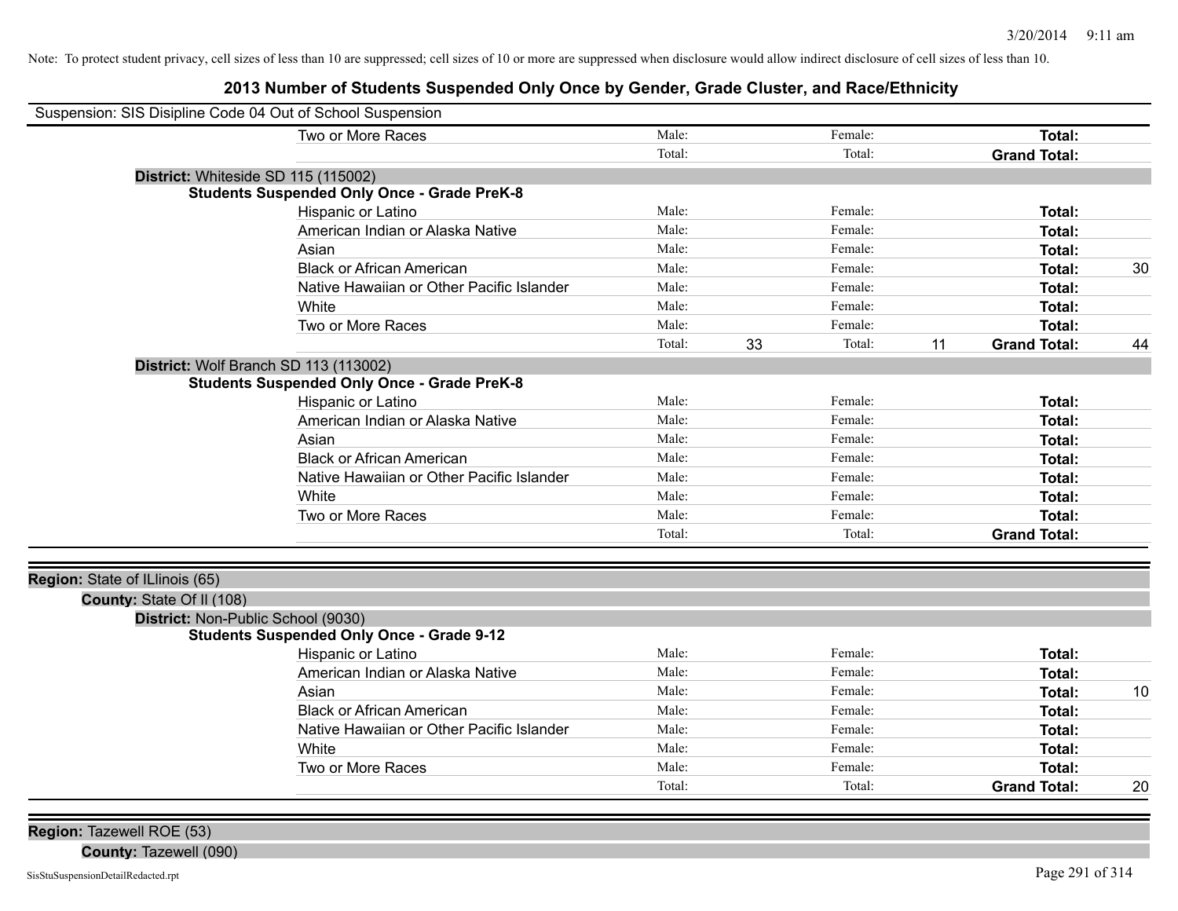Note: To protect student privacy, cell sizes of less than 10 are suppressed; cell sizes of 10 or more are suppressed when disclosure would allow indirect disclosure of cell sizes of less than 10.

## 2013 Number of Students Suspended Only Once by Gender, Grade Cluster, and Race/Ethnicity

Suspension: SIS Disipline Code 04 Out of School Suspension

| | | | | | | |
|---|---|---|---|---|---|---|
| Two or More Races | Male: | | Female: | | **Total:** | |
| | Total: | | Total: | | **Grand Total:** | |

**District:** Whiteside SD 115 (115002)

**Students Suspended Only Once - Grade PreK-8**

| | | | | | | |
|---|---|---|---|---|---|---|
| Hispanic or Latino | Male: | | Female: | | **Total:** | |
| American Indian or Alaska Native | Male: | | Female: | | **Total:** | |
| Asian | Male: | | Female: | | **Total:** | |
| Black or African American | Male: | | Female: | | **Total:** | 30 |
| Native Hawaiian or Other Pacific Islander | Male: | | Female: | | **Total:** | |
| White | Male: | | Female: | | **Total:** | |
| Two or More Races | Male: | | Female: | | **Total:** | |
| | Total: | 33 | Total: | 11 | **Grand Total:** | 44 |

**District:** Wolf Branch SD 113 (113002)

**Students Suspended Only Once - Grade PreK-8**

| | | | | | | |
|---|---|---|---|---|---|---|
| Hispanic or Latino | Male: | | Female: | | **Total:** | |
| American Indian or Alaska Native | Male: | | Female: | | **Total:** | |
| Asian | Male: | | Female: | | **Total:** | |
| Black or African American | Male: | | Female: | | **Total:** | |
| Native Hawaiian or Other Pacific Islander | Male: | | Female: | | **Total:** | |
| White | Male: | | Female: | | **Total:** | |
| Two or More Races | Male: | | Female: | | **Total:** | |
| | Total: | | Total: | | **Grand Total:** | |

**Region:** State of ILlinois (65)

**County:** State Of Il (108)

**District:** Non-Public School (9030)

**Students Suspended Only Once - Grade 9-12**

| | | | | | | |
|---|---|---|---|---|---|---|
| Hispanic or Latino | Male: | | Female: | | **Total:** | |
| American Indian or Alaska Native | Male: | | Female: | | **Total:** | |
| Asian | Male: | | Female: | | **Total:** | 10 |
| Black or African American | Male: | | Female: | | **Total:** | |
| Native Hawaiian or Other Pacific Islander | Male: | | Female: | | **Total:** | |
| White | Male: | | Female: | | **Total:** | |
| Two or More Races | Male: | | Female: | | **Total:** | |
| | Total: | | Total: | | **Grand Total:** | 20 |

**Region:** Tazewell ROE (53)

**County:** Tazewell (090)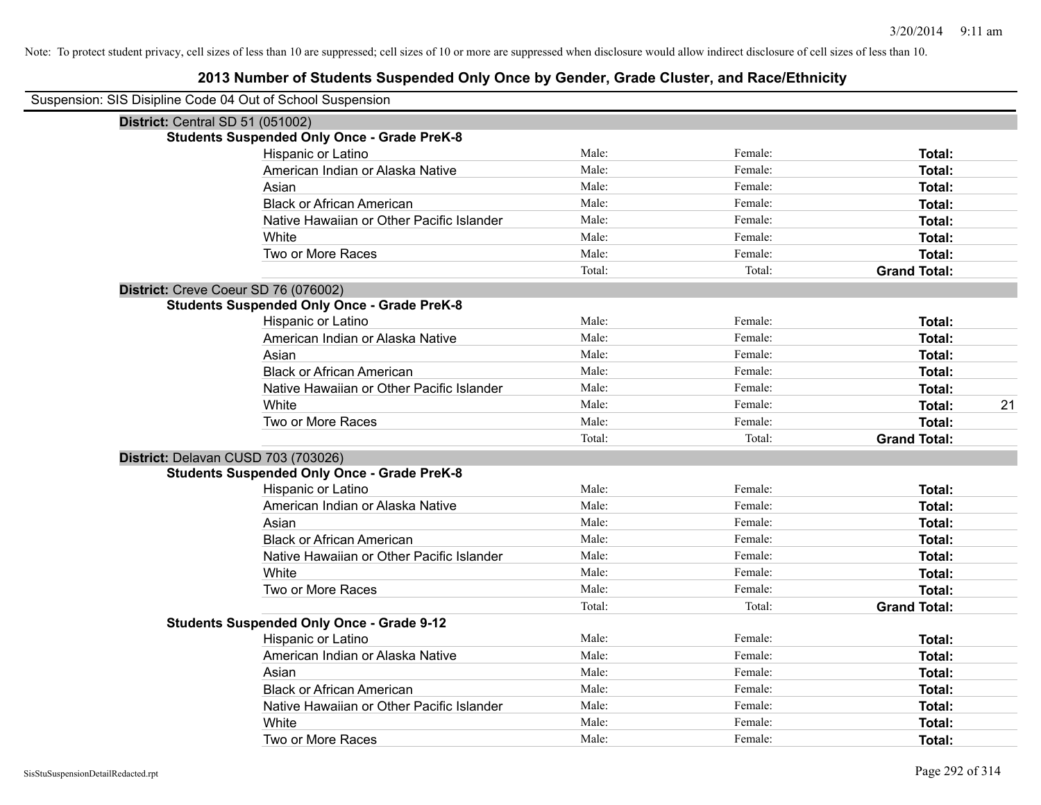Note: To protect student privacy, cell sizes of less than 10 are suppressed; cell sizes of 10 or more are suppressed when disclosure would allow indirect disclosure of cell sizes of less than 10.

# 2013 Number of Students Suspended Only Once by Gender, Grade Cluster, and Race/Ethnicity

Suspension: SIS Disipline Code 04 Out of School Suspension

**District:** Central SD 51 (051002)

**Students Suspended Only Once - Grade PreK-8**

| | | | | |
|---|---|---|---|---|
| Hispanic or Latino | Male: | Female: | **Total:** | |
| American Indian or Alaska Native | Male: | Female: | **Total:** | |
| Asian | Male: | Female: | **Total:** | |
| Black or African American | Male: | Female: | **Total:** | |
| Native Hawaiian or Other Pacific Islander | Male: | Female: | **Total:** | |
| White | Male: | Female: | **Total:** | |
| Two or More Races | Male: | Female: | **Total:** | |
| | Total: | Total: | **Grand Total:** | |

**District:** Creve Coeur SD 76 (076002)

**Students Suspended Only Once - Grade PreK-8**

| | | | | |
|---|---|---|---|---|
| Hispanic or Latino | Male: | Female: | **Total:** | |
| American Indian or Alaska Native | Male: | Female: | **Total:** | |
| Asian | Male: | Female: | **Total:** | |
| Black or African American | Male: | Female: | **Total:** | |
| Native Hawaiian or Other Pacific Islander | Male: | Female: | **Total:** | |
| White | Male: | Female: | **Total:** | 21 |
| Two or More Races | Male: | Female: | **Total:** | |
| | Total: | Total: | **Grand Total:** | |

**District:** Delavan CUSD 703 (703026)

**Students Suspended Only Once - Grade PreK-8**

| | | | | |
|---|---|---|---|---|
| Hispanic or Latino | Male: | Female: | **Total:** | |
| American Indian or Alaska Native | Male: | Female: | **Total:** | |
| Asian | Male: | Female: | **Total:** | |
| Black or African American | Male: | Female: | **Total:** | |
| Native Hawaiian or Other Pacific Islander | Male: | Female: | **Total:** | |
| White | Male: | Female: | **Total:** | |
| Two or More Races | Male: | Female: | **Total:** | |
| | Total: | Total: | **Grand Total:** | |

**Students Suspended Only Once - Grade 9-12**

| | | | | |
|---|---|---|---|---|
| Hispanic or Latino | Male: | Female: | **Total:** | |
| American Indian or Alaska Native | Male: | Female: | **Total:** | |
| Asian | Male: | Female: | **Total:** | |
| Black or African American | Male: | Female: | **Total:** | |
| Native Hawaiian or Other Pacific Islander | Male: | Female: | **Total:** | |
| White | Male: | Female: | **Total:** | |
| Two or More Races | Male: | Female: | **Total:** | |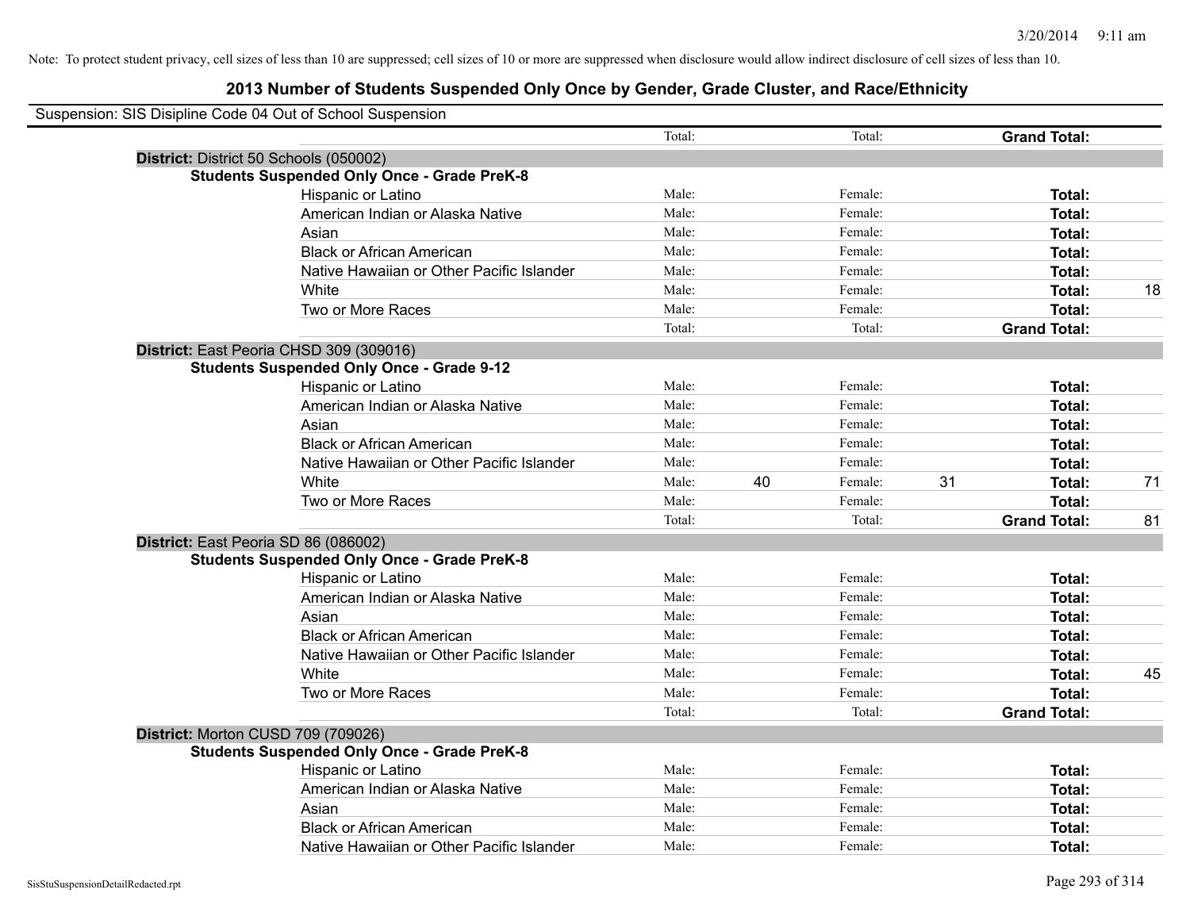Note: To protect student privacy, cell sizes of less than 10 are suppressed; cell sizes of 10 or more are suppressed when disclosure would allow indirect disclosure of cell sizes of less than 10.

## 2013 Number of Students Suspended Only Once by Gender, Grade Cluster, and Race/Ethnicity

Suspension: SIS Disipline Code 04 Out of School Suspension

| | | | | | | |
|---|---|---|---|---|---|---|
| | Total: | | Total: | | **Grand Total:** | |
| **District:** District 50 Schools (050002) | | | | | | |
| **Students Suspended Only Once - Grade PreK-8** | | | | | | |
| Hispanic or Latino | Male: | | Female: | | **Total:** | |
| American Indian or Alaska Native | Male: | | Female: | | **Total:** | |
| Asian | Male: | | Female: | | **Total:** | |
| Black or African American | Male: | | Female: | | **Total:** | |
| Native Hawaiian or Other Pacific Islander | Male: | | Female: | | **Total:** | |
| White | Male: | | Female: | | **Total:** | 18 |
| Two or More Races | Male: | | Female: | | **Total:** | |
| | Total: | | Total: | | **Grand Total:** | |
| **District:** East Peoria CHSD 309 (309016) | | | | | | |
| **Students Suspended Only Once - Grade 9-12** | | | | | | |
| Hispanic or Latino | Male: | | Female: | | **Total:** | |
| American Indian or Alaska Native | Male: | | Female: | | **Total:** | |
| Asian | Male: | | Female: | | **Total:** | |
| Black or African American | Male: | | Female: | | **Total:** | |
| Native Hawaiian or Other Pacific Islander | Male: | | Female: | | **Total:** | |
| White | Male: | 40 | Female: | 31 | **Total:** | 71 |
| Two or More Races | Male: | | Female: | | **Total:** | |
| | Total: | | Total: | | **Grand Total:** | 81 |
| **District:** East Peoria SD 86 (086002) | | | | | | |
| **Students Suspended Only Once - Grade PreK-8** | | | | | | |
| Hispanic or Latino | Male: | | Female: | | **Total:** | |
| American Indian or Alaska Native | Male: | | Female: | | **Total:** | |
| Asian | Male: | | Female: | | **Total:** | |
| Black or African American | Male: | | Female: | | **Total:** | |
| Native Hawaiian or Other Pacific Islander | Male: | | Female: | | **Total:** | |
| White | Male: | | Female: | | **Total:** | 45 |
| Two or More Races | Male: | | Female: | | **Total:** | |
| | Total: | | Total: | | **Grand Total:** | |
| **District:** Morton CUSD 709 (709026) | | | | | | |
| **Students Suspended Only Once - Grade PreK-8** | | | | | | |
| Hispanic or Latino | Male: | | Female: | | **Total:** | |
| American Indian or Alaska Native | Male: | | Female: | | **Total:** | |
| Asian | Male: | | Female: | | **Total:** | |
| Black or African American | Male: | | Female: | | **Total:** | |
| Native Hawaiian or Other Pacific Islander | Male: | | Female: | | **Total:** | |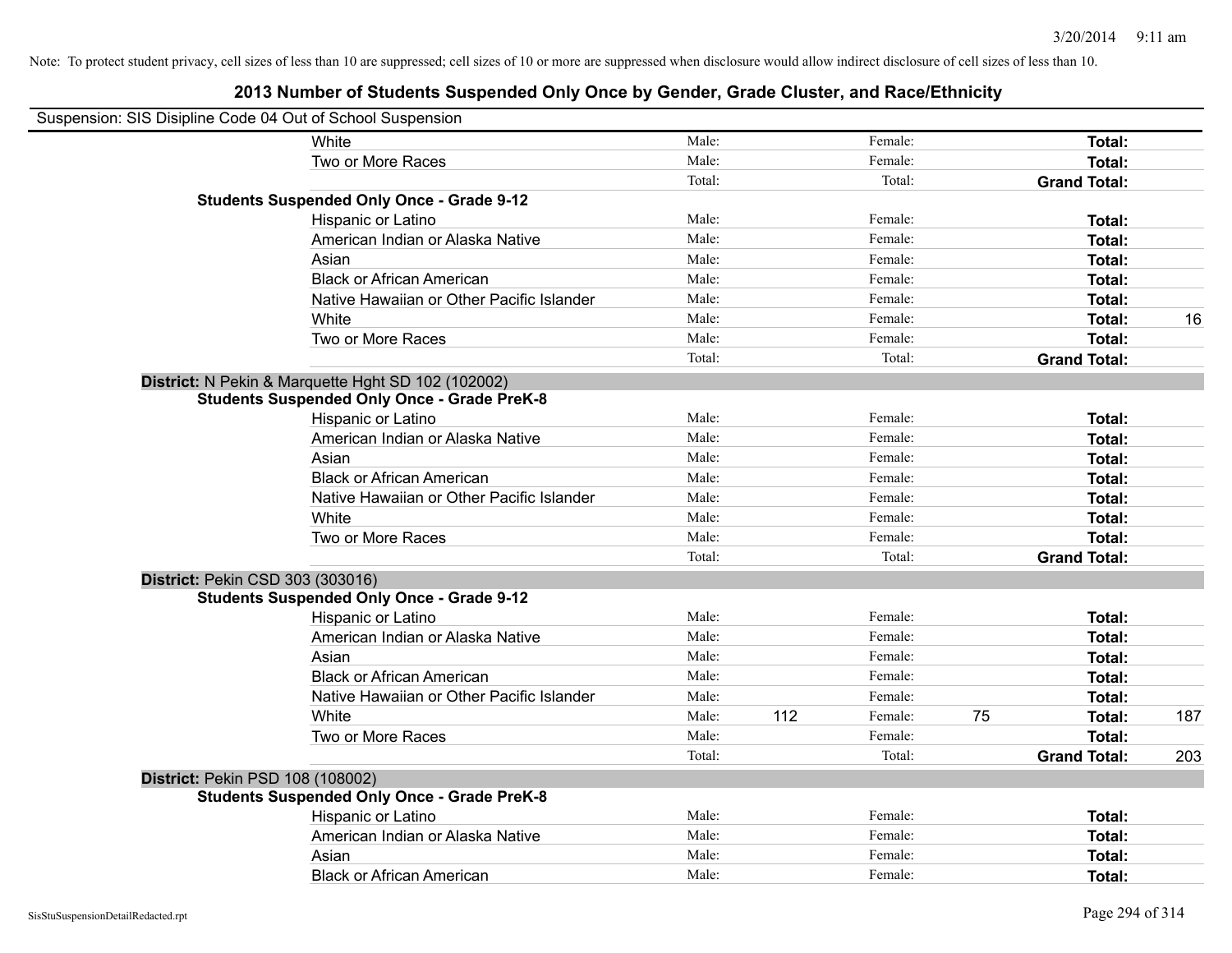Note: To protect student privacy, cell sizes of less than 10 are suppressed; cell sizes of 10 or more are suppressed when disclosure would allow indirect disclosure of cell sizes of less than 10.

# 2013 Number of Students Suspended Only Once by Gender, Grade Cluster, and Race/Ethnicity

Suspension: SIS Disipline Code 04 Out of School Suspension

| | | | | | | | |
|---|---|---|---|---|---|---|---|
| White | Male: | | Female: | | **Total:** | |
| Two or More Races | Male: | | Female: | | **Total:** | |
| | Total: | | Total: | | **Grand Total:** | |
| **Students Suspended Only Once - Grade 9-12** | | | | | | |
| Hispanic or Latino | Male: | | Female: | | **Total:** | |
| American Indian or Alaska Native | Male: | | Female: | | **Total:** | |
| Asian | Male: | | Female: | | **Total:** | |
| Black or African American | Male: | | Female: | | **Total:** | |
| Native Hawaiian or Other Pacific Islander | Male: | | Female: | | **Total:** | |
| White | Male: | | Female: | | **Total:** | 16 |
| Two or More Races | Male: | | Female: | | **Total:** | |
| | Total: | | Total: | | **Grand Total:** | |
| **District:** N Pekin & Marquette Hght SD 102 (102002) | | | | | | |
| **Students Suspended Only Once - Grade PreK-8** | | | | | | |
| Hispanic or Latino | Male: | | Female: | | **Total:** | |
| American Indian or Alaska Native | Male: | | Female: | | **Total:** | |
| Asian | Male: | | Female: | | **Total:** | |
| Black or African American | Male: | | Female: | | **Total:** | |
| Native Hawaiian or Other Pacific Islander | Male: | | Female: | | **Total:** | |
| White | Male: | | Female: | | **Total:** | |
| Two or More Races | Male: | | Female: | | **Total:** | |
| | Total: | | Total: | | **Grand Total:** | |
| **District:** Pekin CSD 303 (303016) | | | | | | |
| **Students Suspended Only Once - Grade 9-12** | | | | | | |
| Hispanic or Latino | Male: | | Female: | | **Total:** | |
| American Indian or Alaska Native | Male: | | Female: | | **Total:** | |
| Asian | Male: | | Female: | | **Total:** | |
| Black or African American | Male: | | Female: | | **Total:** | |
| Native Hawaiian or Other Pacific Islander | Male: | | Female: | | **Total:** | |
| White | Male: | 112 | Female: | 75 | **Total:** | 187 |
| Two or More Races | Male: | | Female: | | **Total:** | |
| | Total: | | Total: | | **Grand Total:** | 203 |
| **District:** Pekin PSD 108 (108002) | | | | | | |
| **Students Suspended Only Once - Grade PreK-8** | | | | | | |
| Hispanic or Latino | Male: | | Female: | | **Total:** | |
| American Indian or Alaska Native | Male: | | Female: | | **Total:** | |
| Asian | Male: | | Female: | | **Total:** | |
| Black or African American | Male: | | Female: | | **Total:** | |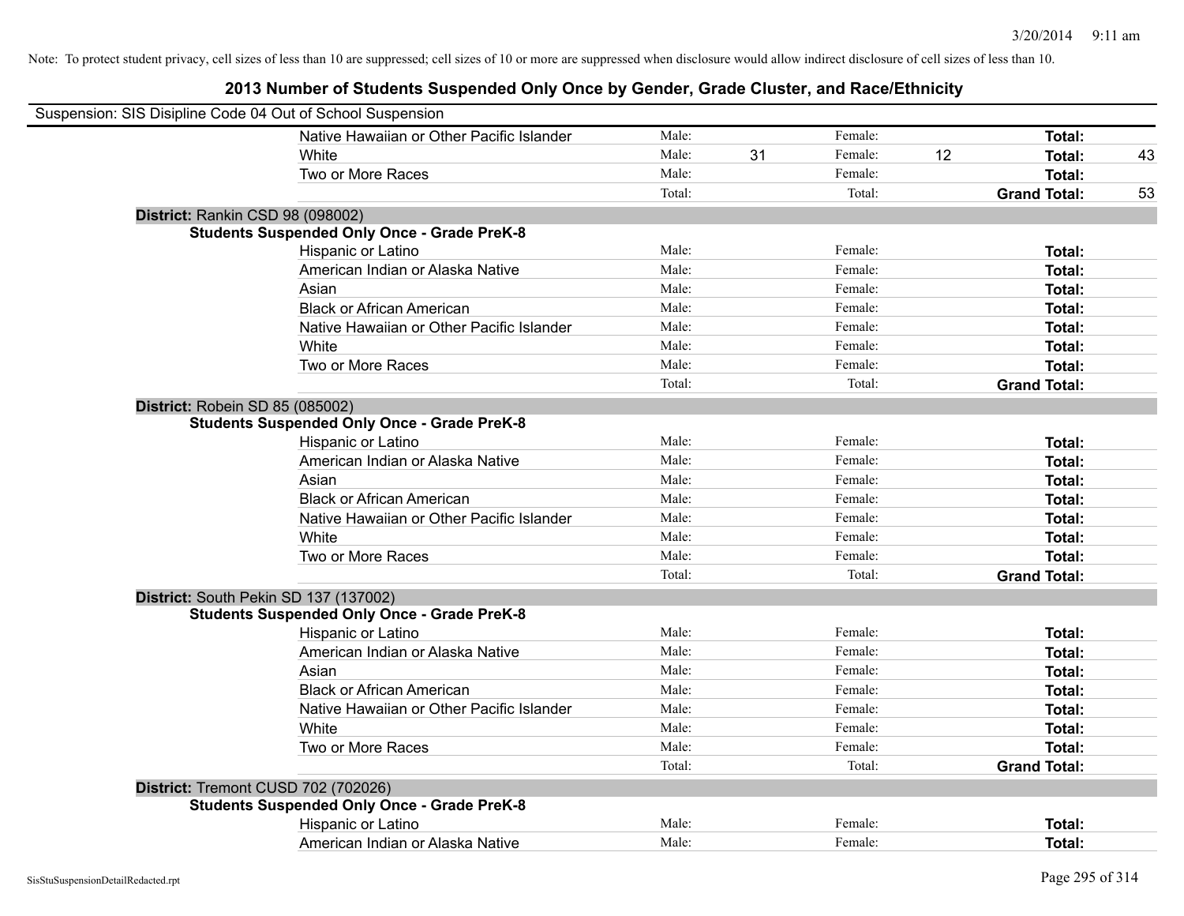Note: To protect student privacy, cell sizes of less than 10 are suppressed; cell sizes of 10 or more are suppressed when disclosure would allow indirect disclosure of cell sizes of less than 10.

## 2013 Number of Students Suspended Only Once by Gender, Grade Cluster, and Race/Ethnicity

Suspension: SIS Disipline Code 04 Out of School Suspension

| | | | | | | |
|---|---|---|---|---|---|---|
| Native Hawaiian or Other Pacific Islander | Male: | | Female: | | **Total:** | |
| White | Male: | 31 | Female: | 12 | **Total:** | 43 |
| Two or More Races | Male: | | Female: | | **Total:** | |
| | Total: | | Total: | | **Grand Total:** | 53 |

**District:** Rankin CSD 98 (098002)

**Students Suspended Only Once - Grade PreK-8**

| | | | | | | |
|---|---|---|---|---|---|---|
| Hispanic or Latino | Male: | | Female: | | **Total:** | |
| American Indian or Alaska Native | Male: | | Female: | | **Total:** | |
| Asian | Male: | | Female: | | **Total:** | |
| Black or African American | Male: | | Female: | | **Total:** | |
| Native Hawaiian or Other Pacific Islander | Male: | | Female: | | **Total:** | |
| White | Male: | | Female: | | **Total:** | |
| Two or More Races | Male: | | Female: | | **Total:** | |
| | Total: | | Total: | | **Grand Total:** | |

**District:** Robein SD 85 (085002)

**Students Suspended Only Once - Grade PreK-8**

| | | | | | | |
|---|---|---|---|---|---|---|
| Hispanic or Latino | Male: | | Female: | | **Total:** | |
| American Indian or Alaska Native | Male: | | Female: | | **Total:** | |
| Asian | Male: | | Female: | | **Total:** | |
| Black or African American | Male: | | Female: | | **Total:** | |
| Native Hawaiian or Other Pacific Islander | Male: | | Female: | | **Total:** | |
| White | Male: | | Female: | | **Total:** | |
| Two or More Races | Male: | | Female: | | **Total:** | |
| | Total: | | Total: | | **Grand Total:** | |

**District:** South Pekin SD 137 (137002)

**Students Suspended Only Once - Grade PreK-8**

| | | | | | | |
|---|---|---|---|---|---|---|
| Hispanic or Latino | Male: | | Female: | | **Total:** | |
| American Indian or Alaska Native | Male: | | Female: | | **Total:** | |
| Asian | Male: | | Female: | | **Total:** | |
| Black or African American | Male: | | Female: | | **Total:** | |
| Native Hawaiian or Other Pacific Islander | Male: | | Female: | | **Total:** | |
| White | Male: | | Female: | | **Total:** | |
| Two or More Races | Male: | | Female: | | **Total:** | |
| | Total: | | Total: | | **Grand Total:** | |

**District:** Tremont CUSD 702 (702026)

**Students Suspended Only Once - Grade PreK-8**

| | | | | | | |
|---|---|---|---|---|---|---|
| Hispanic or Latino | Male: | | Female: | | **Total:** | |
| American Indian or Alaska Native | Male: | | Female: | | **Total:** | |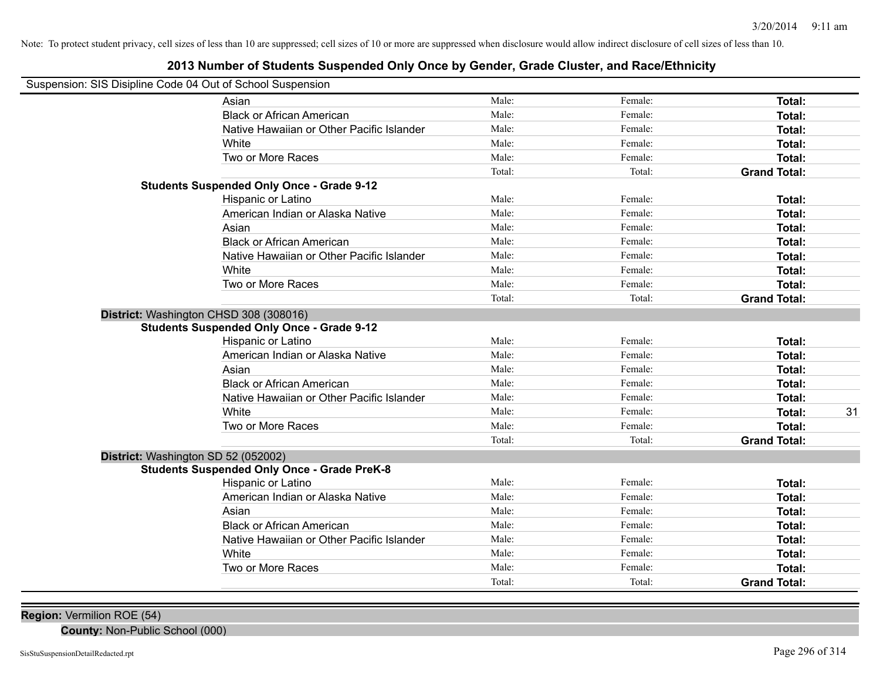Note: To protect student privacy, cell sizes of less than 10 are suppressed; cell sizes of 10 or more are suppressed when disclosure would allow indirect disclosure of cell sizes of less than 10.

## 2013 Number of Students Suspended Only Once by Gender, Grade Cluster, and Race/Ethnicity

Suspension: SIS Disipline Code 04 Out of School Suspension

| | | | | |
|---|---|---|---|---|
| Asian | Male: | Female: | **Total:** | |
| Black or African American | Male: | Female: | **Total:** | |
| Native Hawaiian or Other Pacific Islander | Male: | Female: | **Total:** | |
| White | Male: | Female: | **Total:** | |
| Two or More Races | Male: | Female: | **Total:** | |
| | Total: | Total: | **Grand Total:** | |

**Students Suspended Only Once - Grade 9-12**

| | | | | |
|---|---|---|---|---|
| Hispanic or Latino | Male: | Female: | **Total:** | |
| American Indian or Alaska Native | Male: | Female: | **Total:** | |
| Asian | Male: | Female: | **Total:** | |
| Black or African American | Male: | Female: | **Total:** | |
| Native Hawaiian or Other Pacific Islander | Male: | Female: | **Total:** | |
| White | Male: | Female: | **Total:** | |
| Two or More Races | Male: | Female: | **Total:** | |
| | Total: | Total: | **Grand Total:** | |

**District:** Washington CHSD 308 (308016)

**Students Suspended Only Once - Grade 9-12**

| | | | | |
|---|---|---|---|---|
| Hispanic or Latino | Male: | Female: | **Total:** | |
| American Indian or Alaska Native | Male: | Female: | **Total:** | |
| Asian | Male: | Female: | **Total:** | |
| Black or African American | Male: | Female: | **Total:** | |
| Native Hawaiian or Other Pacific Islander | Male: | Female: | **Total:** | |
| White | Male: | Female: | **Total:** | 31 |
| Two or More Races | Male: | Female: | **Total:** | |
| | Total: | Total: | **Grand Total:** | |

**District:** Washington SD 52 (052002)

**Students Suspended Only Once - Grade PreK-8**

| | | | | |
|---|---|---|---|---|
| Hispanic or Latino | Male: | Female: | **Total:** | |
| American Indian or Alaska Native | Male: | Female: | **Total:** | |
| Asian | Male: | Female: | **Total:** | |
| Black or African American | Male: | Female: | **Total:** | |
| Native Hawaiian or Other Pacific Islander | Male: | Female: | **Total:** | |
| White | Male: | Female: | **Total:** | |
| Two or More Races | Male: | Female: | **Total:** | |
| | Total: | Total: | **Grand Total:** | |

**Region:** Vermilion ROE (54)

**County:** Non-Public School (000)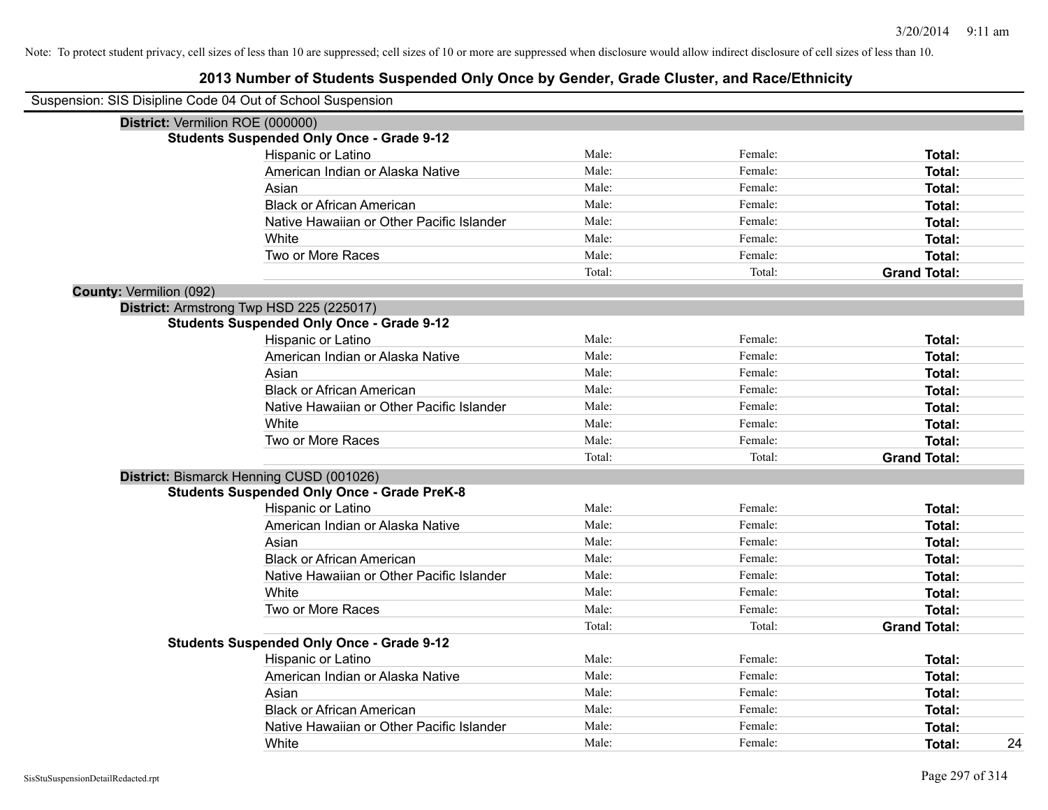Note: To protect student privacy, cell sizes of less than 10 are suppressed; cell sizes of 10 or more are suppressed when disclosure would allow indirect disclosure of cell sizes of less than 10.

# 2013 Number of Students Suspended Only Once by Gender, Grade Cluster, and Race/Ethnicity

Suspension: SIS Disipline Code 04 Out of School Suspension

**District:** Vermilion ROE (000000)

**Students Suspended Only Once - Grade 9-12**

| | | | | |
|---|---|---|---|---|
| Hispanic or Latino | Male: | Female: | **Total:** | |
| American Indian or Alaska Native | Male: | Female: | **Total:** | |
| Asian | Male: | Female: | **Total:** | |
| Black or African American | Male: | Female: | **Total:** | |
| Native Hawaiian or Other Pacific Islander | Male: | Female: | **Total:** | |
| White | Male: | Female: | **Total:** | |
| Two or More Races | Male: | Female: | **Total:** | |
| | Total: | Total: | **Grand Total:** | |

**County:** Vermilion (092)

**District:** Armstrong Twp HSD 225 (225017)

**Students Suspended Only Once - Grade 9-12**

| | | | | |
|---|---|---|---|---|
| Hispanic or Latino | Male: | Female: | **Total:** | |
| American Indian or Alaska Native | Male: | Female: | **Total:** | |
| Asian | Male: | Female: | **Total:** | |
| Black or African American | Male: | Female: | **Total:** | |
| Native Hawaiian or Other Pacific Islander | Male: | Female: | **Total:** | |
| White | Male: | Female: | **Total:** | |
| Two or More Races | Male: | Female: | **Total:** | |
| | Total: | Total: | **Grand Total:** | |

**District:** Bismarck Henning CUSD (001026)

**Students Suspended Only Once - Grade PreK-8**

| | | | | |
|---|---|---|---|---|
| Hispanic or Latino | Male: | Female: | **Total:** | |
| American Indian or Alaska Native | Male: | Female: | **Total:** | |
| Asian | Male: | Female: | **Total:** | |
| Black or African American | Male: | Female: | **Total:** | |
| Native Hawaiian or Other Pacific Islander | Male: | Female: | **Total:** | |
| White | Male: | Female: | **Total:** | |
| Two or More Races | Male: | Female: | **Total:** | |
| | Total: | Total: | **Grand Total:** | |

**Students Suspended Only Once - Grade 9-12**

| | | | | |
|---|---|---|---|---|
| Hispanic or Latino | Male: | Female: | **Total:** | |
| American Indian or Alaska Native | Male: | Female: | **Total:** | |
| Asian | Male: | Female: | **Total:** | |
| Black or African American | Male: | Female: | **Total:** | |
| Native Hawaiian or Other Pacific Islander | Male: | Female: | **Total:** | |
| White | Male: | Female: | **Total:** | 24 |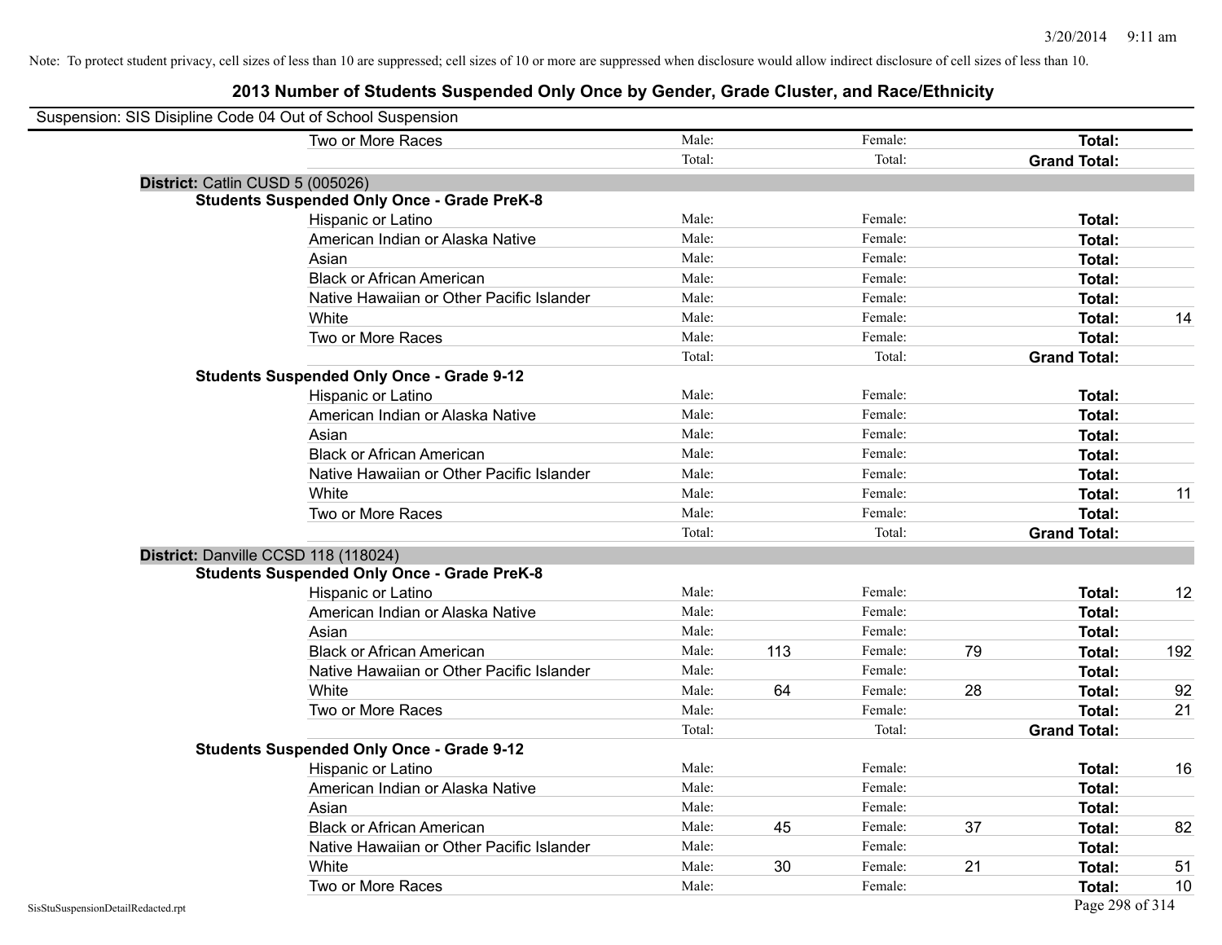Note: To protect student privacy, cell sizes of less than 10 are suppressed; cell sizes of 10 or more are suppressed when disclosure would allow indirect disclosure of cell sizes of less than 10.

# 2013 Number of Students Suspended Only Once by Gender, Grade Cluster, and Race/Ethnicity

Suspension: SIS Disipline Code 04 Out of School Suspension

| | Male: | | Female: | | | |
|---|---|---|---|---|---|---|
| Two or More Races | Male: | | Female: | | **Total:** | |
| | Total: | | Total: | | **Grand Total:** | |

**District:** Catlin CUSD 5 (005026)

**Students Suspended Only Once - Grade PreK-8**

| | | | | | | |
|---|---|---|---|---|---|---|
| Hispanic or Latino | Male: | | Female: | | **Total:** | |
| American Indian or Alaska Native | Male: | | Female: | | **Total:** | |
| Asian | Male: | | Female: | | **Total:** | |
| Black or African American | Male: | | Female: | | **Total:** | |
| Native Hawaiian or Other Pacific Islander | Male: | | Female: | | **Total:** | |
| White | Male: | | Female: | | **Total:** | 14 |
| Two or More Races | Male: | | Female: | | **Total:** | |
| | Total: | | Total: | | **Grand Total:** | |

**Students Suspended Only Once - Grade 9-12**

| | | | | | | |
|---|---|---|---|---|---|---|
| Hispanic or Latino | Male: | | Female: | | **Total:** | |
| American Indian or Alaska Native | Male: | | Female: | | **Total:** | |
| Asian | Male: | | Female: | | **Total:** | |
| Black or African American | Male: | | Female: | | **Total:** | |
| Native Hawaiian or Other Pacific Islander | Male: | | Female: | | **Total:** | |
| White | Male: | | Female: | | **Total:** | 11 |
| Two or More Races | Male: | | Female: | | **Total:** | |
| | Total: | | Total: | | **Grand Total:** | |

**District:** Danville CCSD 118 (118024)

**Students Suspended Only Once - Grade PreK-8**

| | | | | | | |
|---|---|---|---|---|---|---|
| Hispanic or Latino | Male: | | Female: | | **Total:** | 12 |
| American Indian or Alaska Native | Male: | | Female: | | **Total:** | |
| Asian | Male: | | Female: | | **Total:** | |
| Black or African American | Male: | 113 | Female: | 79 | **Total:** | 192 |
| Native Hawaiian or Other Pacific Islander | Male: | | Female: | | **Total:** | |
| White | Male: | 64 | Female: | 28 | **Total:** | 92 |
| Two or More Races | Male: | | Female: | | **Total:** | 21 |
| | Total: | | Total: | | **Grand Total:** | |

**Students Suspended Only Once - Grade 9-12**

| | | | | | | |
|---|---|---|---|---|---|---|
| Hispanic or Latino | Male: | | Female: | | **Total:** | 16 |
| American Indian or Alaska Native | Male: | | Female: | | **Total:** | |
| Asian | Male: | | Female: | | **Total:** | |
| Black or African American | Male: | 45 | Female: | 37 | **Total:** | 82 |
| Native Hawaiian or Other Pacific Islander | Male: | | Female: | | **Total:** | |
| White | Male: | 30 | Female: | 21 | **Total:** | 51 |
| Two or More Races | Male: | | Female: | | **Total:** | 10 |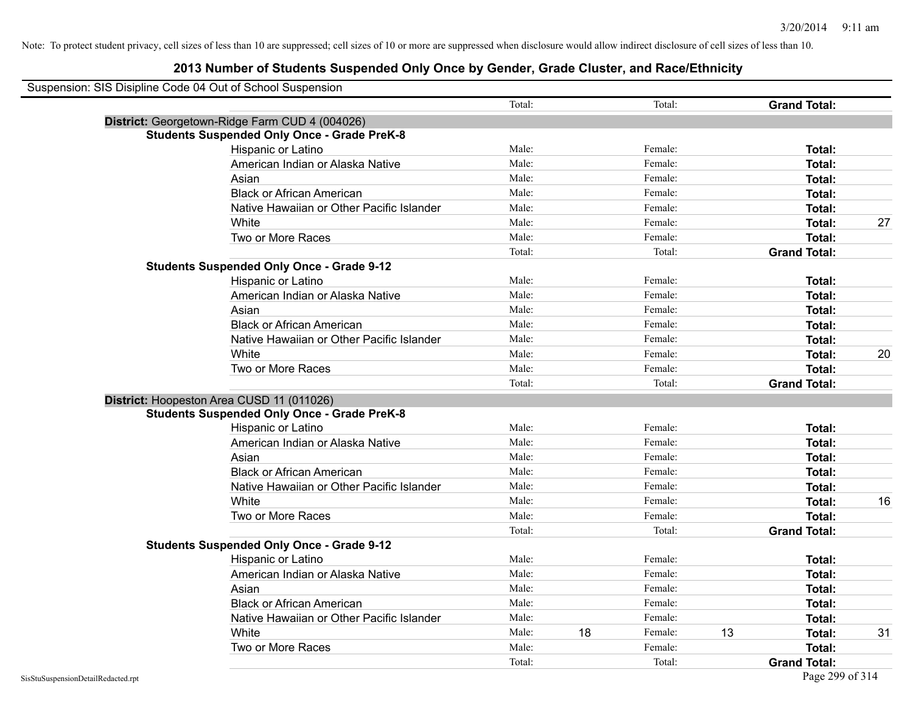Note: To protect student privacy, cell sizes of less than 10 are suppressed; cell sizes of 10 or more are suppressed when disclosure would allow indirect disclosure of cell sizes of less than 10.

# 2013 Number of Students Suspended Only Once by Gender, Grade Cluster, and Race/Ethnicity

Suspension: SIS Disipline Code 04 Out of School Suspension

| | | | | | | |
|---|---|---|---|---|---|---|
| | Total: | | Total: | | **Grand Total:** | |

**District:** Georgetown-Ridge Farm CUD 4 (004026)

**Students Suspended Only Once - Grade PreK-8**

| | | | | | | |
|---|---|---|---|---|---|---|
| Hispanic or Latino | Male: | | Female: | | **Total:** | |
| American Indian or Alaska Native | Male: | | Female: | | **Total:** | |
| Asian | Male: | | Female: | | **Total:** | |
| Black or African American | Male: | | Female: | | **Total:** | |
| Native Hawaiian or Other Pacific Islander | Male: | | Female: | | **Total:** | |
| White | Male: | | Female: | | **Total:** | 27 |
| Two or More Races | Male: | | Female: | | **Total:** | |
| | Total: | | Total: | | **Grand Total:** | |

**Students Suspended Only Once - Grade 9-12**

| | | | | | | |
|---|---|---|---|---|---|---|
| Hispanic or Latino | Male: | | Female: | | **Total:** | |
| American Indian or Alaska Native | Male: | | Female: | | **Total:** | |
| Asian | Male: | | Female: | | **Total:** | |
| Black or African American | Male: | | Female: | | **Total:** | |
| Native Hawaiian or Other Pacific Islander | Male: | | Female: | | **Total:** | |
| White | Male: | | Female: | | **Total:** | 20 |
| Two or More Races | Male: | | Female: | | **Total:** | |
| | Total: | | Total: | | **Grand Total:** | |

**District:** Hoopeston Area CUSD 11 (011026)

**Students Suspended Only Once - Grade PreK-8**

| | | | | | | |
|---|---|---|---|---|---|---|
| Hispanic or Latino | Male: | | Female: | | **Total:** | |
| American Indian or Alaska Native | Male: | | Female: | | **Total:** | |
| Asian | Male: | | Female: | | **Total:** | |
| Black or African American | Male: | | Female: | | **Total:** | |
| Native Hawaiian or Other Pacific Islander | Male: | | Female: | | **Total:** | |
| White | Male: | | Female: | | **Total:** | 16 |
| Two or More Races | Male: | | Female: | | **Total:** | |
| | Total: | | Total: | | **Grand Total:** | |

**Students Suspended Only Once - Grade 9-12**

| | | | | | | |
|---|---|---|---|---|---|---|
| Hispanic or Latino | Male: | | Female: | | **Total:** | |
| American Indian or Alaska Native | Male: | | Female: | | **Total:** | |
| Asian | Male: | | Female: | | **Total:** | |
| Black or African American | Male: | | Female: | | **Total:** | |
| Native Hawaiian or Other Pacific Islander | Male: | | Female: | | **Total:** | |
| White | Male: | 18 | Female: | 13 | **Total:** | 31 |
| Two or More Races | Male: | | Female: | | **Total:** | |
| | Total: | | Total: | | **Grand Total:** | |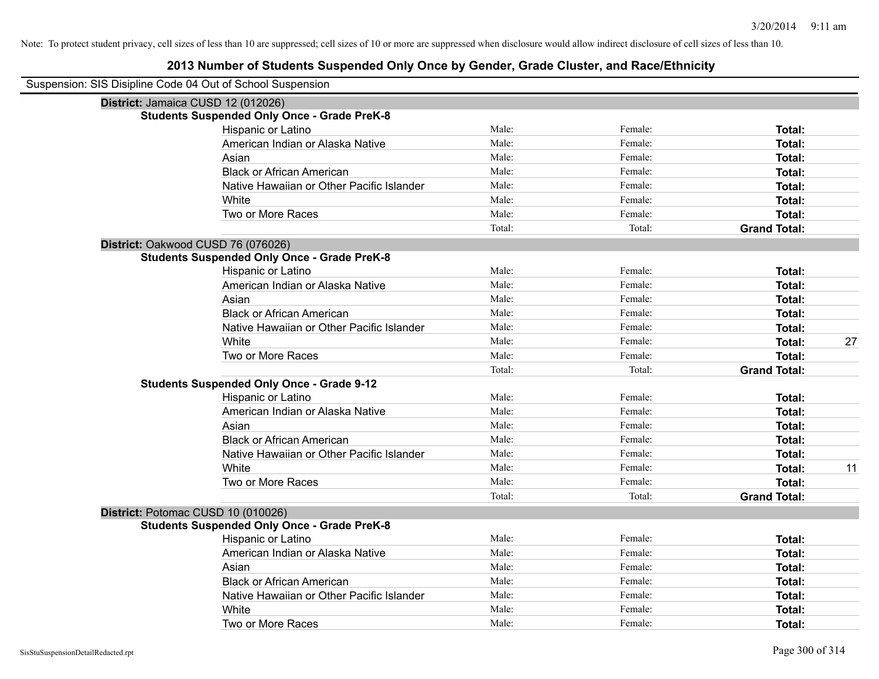Note: To protect student privacy, cell sizes of less than 10 are suppressed; cell sizes of 10 or more are suppressed when disclosure would allow indirect disclosure of cell sizes of less than 10.

## 2013 Number of Students Suspended Only Once by Gender, Grade Cluster, and Race/Ethnicity

Suspension: SIS Disipline Code 04 Out of School Suspension

### District: Jamaica CUSD 12 (012026)

**Students Suspended Only Once - Grade PreK-8**

| Race/Ethnicity | Male: | Female: | Total: | |
|---|---|---|---|---|
| Hispanic or Latino | Male: | Female: | **Total:** | |
| American Indian or Alaska Native | Male: | Female: | **Total:** | |
| Asian | Male: | Female: | **Total:** | |
| Black or African American | Male: | Female: | **Total:** | |
| Native Hawaiian or Other Pacific Islander | Male: | Female: | **Total:** | |
| White | Male: | Female: | **Total:** | |
| Two or More Races | Male: | Female: | **Total:** | |
| | Total: | Total: | **Grand Total:** | |

### District: Oakwood CUSD 76 (076026)

**Students Suspended Only Once - Grade PreK-8**

| Race/Ethnicity | Male: | Female: | Total: | |
|---|---|---|---|---|
| Hispanic or Latino | Male: | Female: | **Total:** | |
| American Indian or Alaska Native | Male: | Female: | **Total:** | |
| Asian | Male: | Female: | **Total:** | |
| Black or African American | Male: | Female: | **Total:** | |
| Native Hawaiian or Other Pacific Islander | Male: | Female: | **Total:** | |
| White | Male: | Female: | **Total:** | 27 |
| Two or More Races | Male: | Female: | **Total:** | |
| | Total: | Total: | **Grand Total:** | |

**Students Suspended Only Once - Grade 9-12**

| Race/Ethnicity | Male: | Female: | Total: | |
|---|---|---|---|---|
| Hispanic or Latino | Male: | Female: | **Total:** | |
| American Indian or Alaska Native | Male: | Female: | **Total:** | |
| Asian | Male: | Female: | **Total:** | |
| Black or African American | Male: | Female: | **Total:** | |
| Native Hawaiian or Other Pacific Islander | Male: | Female: | **Total:** | |
| White | Male: | Female: | **Total:** | 11 |
| Two or More Races | Male: | Female: | **Total:** | |
| | Total: | Total: | **Grand Total:** | |

### District: Potomac CUSD 10 (010026)

**Students Suspended Only Once - Grade PreK-8**

| Race/Ethnicity | Male: | Female: | Total: | |
|---|---|---|---|---|
| Hispanic or Latino | Male: | Female: | **Total:** | |
| American Indian or Alaska Native | Male: | Female: | **Total:** | |
| Asian | Male: | Female: | **Total:** | |
| Black or African American | Male: | Female: | **Total:** | |
| Native Hawaiian or Other Pacific Islander | Male: | Female: | **Total:** | |
| White | Male: | Female: | **Total:** | |
| Two or More Races | Male: | Female: | **Total:** | |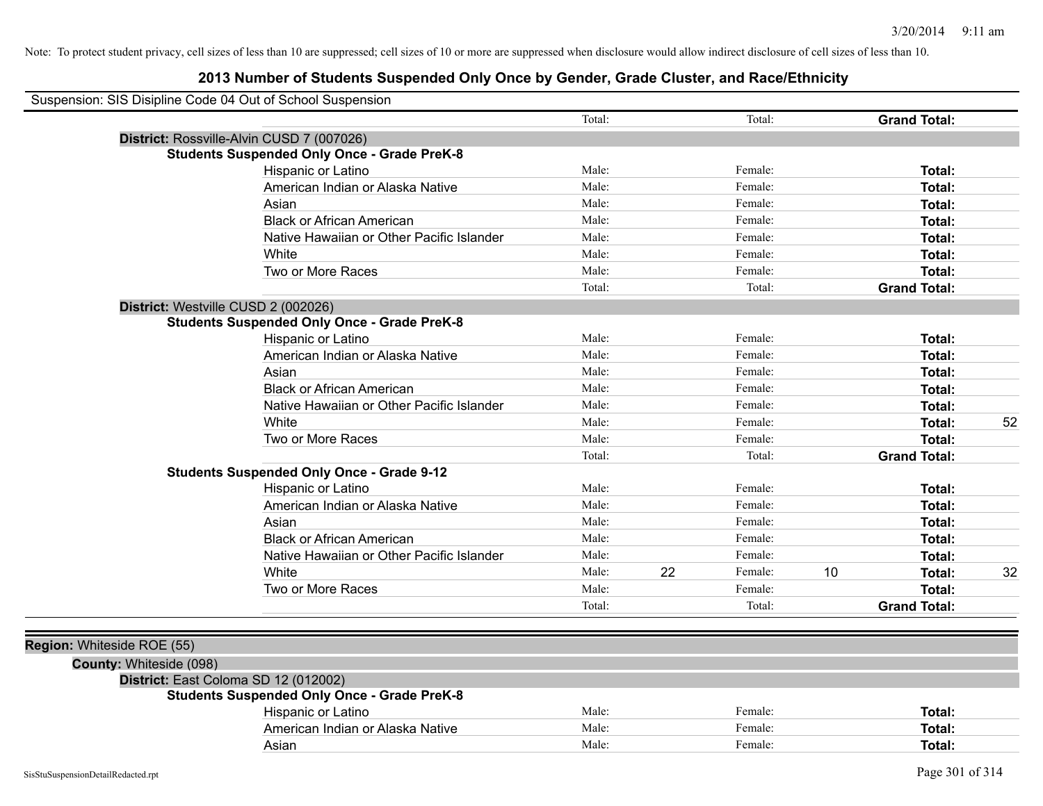Note: To protect student privacy, cell sizes of less than 10 are suppressed; cell sizes of 10 or more are suppressed when disclosure would allow indirect disclosure of cell sizes of less than 10.

# 2013 Number of Students Suspended Only Once by Gender, Grade Cluster, and Race/Ethnicity

Suspension: SIS Disipline Code 04 Out of School Suspension

| | | | | | | |
|---|---|---|---|---|---|---|
| | Total: | | Total: | | **Grand Total:** | |

**District:** Rossville-Alvin CUSD 7 (007026)

**Students Suspended Only Once - Grade PreK-8**

| Race/Ethnicity | | Male | | Female | | Total |
|---|---|---|---|---|---|---|
| Hispanic or Latino | Male: | | Female: | | **Total:** | |
| American Indian or Alaska Native | Male: | | Female: | | **Total:** | |
| Asian | Male: | | Female: | | **Total:** | |
| Black or African American | Male: | | Female: | | **Total:** | |
| Native Hawaiian or Other Pacific Islander | Male: | | Female: | | **Total:** | |
| White | Male: | | Female: | | **Total:** | |
| Two or More Races | Male: | | Female: | | **Total:** | |
| | Total: | | Total: | | **Grand Total:** | |

**District:** Westville CUSD 2 (002026)

**Students Suspended Only Once - Grade PreK-8**

| Race/Ethnicity | | Male | | Female | | Total |
|---|---|---|---|---|---|---|
| Hispanic or Latino | Male: | | Female: | | **Total:** | |
| American Indian or Alaska Native | Male: | | Female: | | **Total:** | |
| Asian | Male: | | Female: | | **Total:** | |
| Black or African American | Male: | | Female: | | **Total:** | |
| Native Hawaiian or Other Pacific Islander | Male: | | Female: | | **Total:** | |
| White | Male: | | Female: | | **Total:** | 52 |
| Two or More Races | Male: | | Female: | | **Total:** | |
| | Total: | | Total: | | **Grand Total:** | |

**Students Suspended Only Once - Grade 9-12**

| Race/Ethnicity | | Male | | Female | | Total |
|---|---|---|---|---|---|---|
| Hispanic or Latino | Male: | | Female: | | **Total:** | |
| American Indian or Alaska Native | Male: | | Female: | | **Total:** | |
| Asian | Male: | | Female: | | **Total:** | |
| Black or African American | Male: | | Female: | | **Total:** | |
| Native Hawaiian or Other Pacific Islander | Male: | | Female: | | **Total:** | |
| White | Male: | 22 | Female: | 10 | **Total:** | 32 |
| Two or More Races | Male: | | Female: | | **Total:** | |
| | Total: | | Total: | | **Grand Total:** | |

**Region:** Whiteside ROE (55)

**County:** Whiteside (098)

**District:** East Coloma SD 12 (012002)

**Students Suspended Only Once - Grade PreK-8**

| Race/Ethnicity | | Male | | Female | | Total |
|---|---|---|---|---|---|---|
| Hispanic or Latino | Male: | | Female: | | **Total:** | |
| American Indian or Alaska Native | Male: | | Female: | | **Total:** | |
| Asian | Male: | | Female: | | **Total:** | |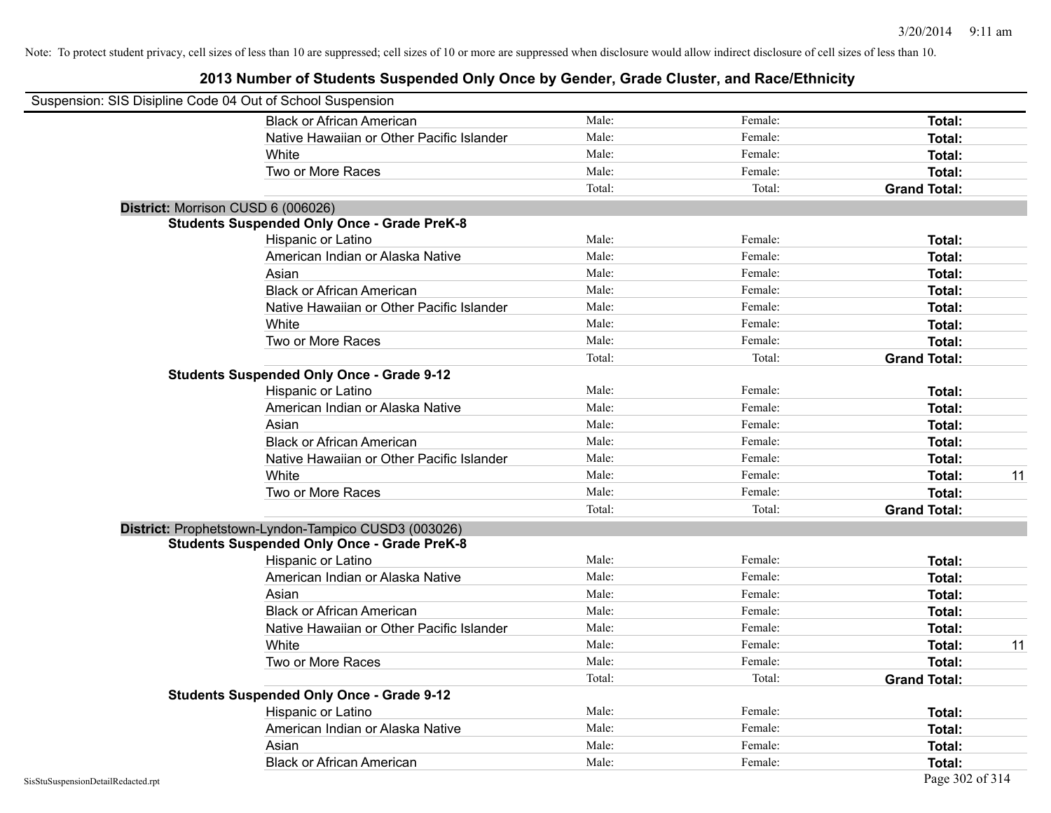Note: To protect student privacy, cell sizes of less than 10 are suppressed; cell sizes of 10 or more are suppressed when disclosure would allow indirect disclosure of cell sizes of less than 10.

# 2013 Number of Students Suspended Only Once by Gender, Grade Cluster, and Race/Ethnicity

Suspension: SIS Disipline Code 04 Out of School Suspension

| | Male: | Female: | Total: | |
|---|---|---|---|---|
| Black or African American | Male: | Female: | **Total:** | |
| Native Hawaiian or Other Pacific Islander | Male: | Female: | **Total:** | |
| White | Male: | Female: | **Total:** | |
| Two or More Races | Male: | Female: | **Total:** | |
| | Total: | Total: | **Grand Total:** | |

**District:** Morrison CUSD 6 (006026)

**Students Suspended Only Once - Grade PreK-8**

| | | | | |
|---|---|---|---|---|
| Hispanic or Latino | Male: | Female: | **Total:** | |
| American Indian or Alaska Native | Male: | Female: | **Total:** | |
| Asian | Male: | Female: | **Total:** | |
| Black or African American | Male: | Female: | **Total:** | |
| Native Hawaiian or Other Pacific Islander | Male: | Female: | **Total:** | |
| White | Male: | Female: | **Total:** | |
| Two or More Races | Male: | Female: | **Total:** | |
| | Total: | Total: | **Grand Total:** | |

**Students Suspended Only Once - Grade 9-12**

| | | | | |
|---|---|---|---|---|
| Hispanic or Latino | Male: | Female: | **Total:** | |
| American Indian or Alaska Native | Male: | Female: | **Total:** | |
| Asian | Male: | Female: | **Total:** | |
| Black or African American | Male: | Female: | **Total:** | |
| Native Hawaiian or Other Pacific Islander | Male: | Female: | **Total:** | |
| White | Male: | Female: | **Total:** | 11 |
| Two or More Races | Male: | Female: | **Total:** | |
| | Total: | Total: | **Grand Total:** | |

**District:** Prophetstown-Lyndon-Tampico CUSD3 (003026)

**Students Suspended Only Once - Grade PreK-8**

| | | | | |
|---|---|---|---|---|
| Hispanic or Latino | Male: | Female: | **Total:** | |
| American Indian or Alaska Native | Male: | Female: | **Total:** | |
| Asian | Male: | Female: | **Total:** | |
| Black or African American | Male: | Female: | **Total:** | |
| Native Hawaiian or Other Pacific Islander | Male: | Female: | **Total:** | |
| White | Male: | Female: | **Total:** | 11 |
| Two or More Races | Male: | Female: | **Total:** | |
| | Total: | Total: | **Grand Total:** | |

**Students Suspended Only Once - Grade 9-12**

| | | | | |
|---|---|---|---|---|
| Hispanic or Latino | Male: | Female: | **Total:** | |
| American Indian or Alaska Native | Male: | Female: | **Total:** | |
| Asian | Male: | Female: | **Total:** | |
| Black or African American | Male: | Female: | **Total:** | |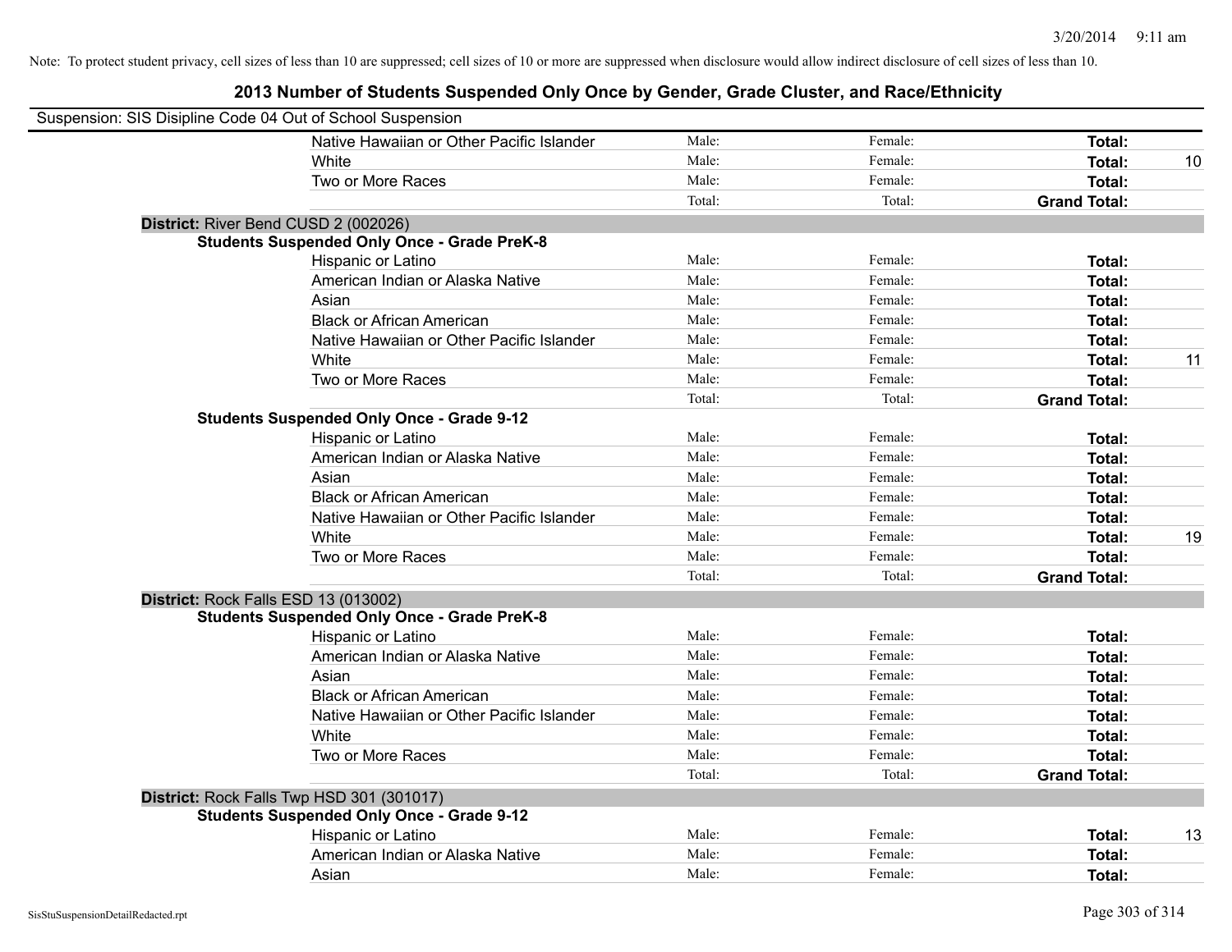Note: To protect student privacy, cell sizes of less than 10 are suppressed; cell sizes of 10 or more are suppressed when disclosure would allow indirect disclosure of cell sizes of less than 10.

# 2013 Number of Students Suspended Only Once by Gender, Grade Cluster, and Race/Ethnicity

Suspension: SIS Disipline Code 04 Out of School Suspension

| | | | | |
|---|---|---|---|---|
| Native Hawaiian or Other Pacific Islander | Male: | Female: | **Total:** | |
| White | Male: | Female: | **Total:** | 10 |
| Two or More Races | Male: | Female: | **Total:** | |
| | Total: | Total: | **Grand Total:** | |

**District:** River Bend CUSD 2 (002026)

**Students Suspended Only Once - Grade PreK-8**

| | | | | |
|---|---|---|---|---|
| Hispanic or Latino | Male: | Female: | **Total:** | |
| American Indian or Alaska Native | Male: | Female: | **Total:** | |
| Asian | Male: | Female: | **Total:** | |
| Black or African American | Male: | Female: | **Total:** | |
| Native Hawaiian or Other Pacific Islander | Male: | Female: | **Total:** | |
| White | Male: | Female: | **Total:** | 11 |
| Two or More Races | Male: | Female: | **Total:** | |
| | Total: | Total: | **Grand Total:** | |

**Students Suspended Only Once - Grade 9-12**

| | | | | |
|---|---|---|---|---|
| Hispanic or Latino | Male: | Female: | **Total:** | |
| American Indian or Alaska Native | Male: | Female: | **Total:** | |
| Asian | Male: | Female: | **Total:** | |
| Black or African American | Male: | Female: | **Total:** | |
| Native Hawaiian or Other Pacific Islander | Male: | Female: | **Total:** | |
| White | Male: | Female: | **Total:** | 19 |
| Two or More Races | Male: | Female: | **Total:** | |
| | Total: | Total: | **Grand Total:** | |

**District:** Rock Falls ESD 13 (013002)

**Students Suspended Only Once - Grade PreK-8**

| | | | | |
|---|---|---|---|---|
| Hispanic or Latino | Male: | Female: | **Total:** | |
| American Indian or Alaska Native | Male: | Female: | **Total:** | |
| Asian | Male: | Female: | **Total:** | |
| Black or African American | Male: | Female: | **Total:** | |
| Native Hawaiian or Other Pacific Islander | Male: | Female: | **Total:** | |
| White | Male: | Female: | **Total:** | |
| Two or More Races | Male: | Female: | **Total:** | |
| | Total: | Total: | **Grand Total:** | |

**District:** Rock Falls Twp HSD 301 (301017)

**Students Suspended Only Once - Grade 9-12**

| | | | | |
|---|---|---|---|---|
| Hispanic or Latino | Male: | Female: | **Total:** | 13 |
| American Indian or Alaska Native | Male: | Female: | **Total:** | |
| Asian | Male: | Female: | **Total:** | |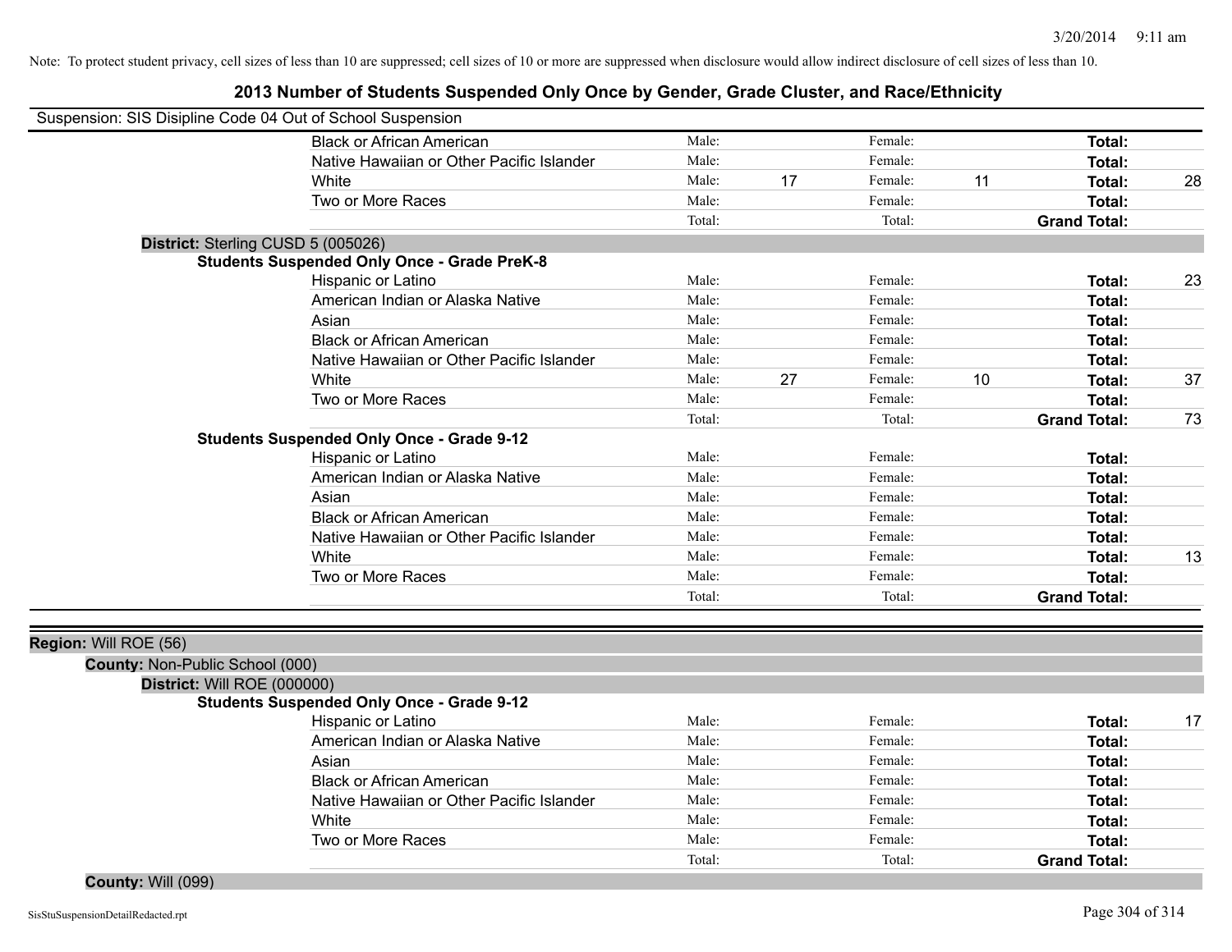Note: To protect student privacy, cell sizes of less than 10 are suppressed; cell sizes of 10 or more are suppressed when disclosure would allow indirect disclosure of cell sizes of less than 10.

## 2013 Number of Students Suspended Only Once by Gender, Grade Cluster, and Race/Ethnicity

Suspension: SIS Disipline Code 04 Out of School Suspension

| | Male: | | Female: | | | |
|---|---|---|---|---|---|---|
| Black or African American | Male: | | Female: | | Total: | |
| Native Hawaiian or Other Pacific Islander | Male: | | Female: | | Total: | |
| White | Male: | 17 | Female: | 11 | Total: | 28 |
| Two or More Races | Male: | | Female: | | Total: | |
| | Total: | | Total: | | Grand Total: | |

**District:** Sterling CUSD 5 (005026)

**Students Suspended Only Once - Grade PreK-8**

| | | | | | | |
|---|---|---|---|---|---|---|
| Hispanic or Latino | Male: | | Female: | | Total: | 23 |
| American Indian or Alaska Native | Male: | | Female: | | Total: | |
| Asian | Male: | | Female: | | Total: | |
| Black or African American | Male: | | Female: | | Total: | |
| Native Hawaiian or Other Pacific Islander | Male: | | Female: | | Total: | |
| White | Male: | 27 | Female: | 10 | Total: | 37 |
| Two or More Races | Male: | | Female: | | Total: | |
| | Total: | | Total: | | Grand Total: | 73 |

**Students Suspended Only Once - Grade 9-12**

| | | | | | | |
|---|---|---|---|---|---|---|
| Hispanic or Latino | Male: | | Female: | | Total: | |
| American Indian or Alaska Native | Male: | | Female: | | Total: | |
| Asian | Male: | | Female: | | Total: | |
| Black or African American | Male: | | Female: | | Total: | |
| Native Hawaiian or Other Pacific Islander | Male: | | Female: | | Total: | |
| White | Male: | | Female: | | Total: | 13 |
| Two or More Races | Male: | | Female: | | Total: | |
| | Total: | | Total: | | Grand Total: | |

**Region:** Will ROE (56)

**County:** Non-Public School (000)

**District:** Will ROE (000000)

**Students Suspended Only Once - Grade 9-12**

| | | | | | | |
|---|---|---|---|---|---|---|
| Hispanic or Latino | Male: | | Female: | | Total: | 17 |
| American Indian or Alaska Native | Male: | | Female: | | Total: | |
| Asian | Male: | | Female: | | Total: | |
| Black or African American | Male: | | Female: | | Total: | |
| Native Hawaiian or Other Pacific Islander | Male: | | Female: | | Total: | |
| White | Male: | | Female: | | Total: | |
| Two or More Races | Male: | | Female: | | Total: | |
| | Total: | | Total: | | Grand Total: | |

**County:** Will (099)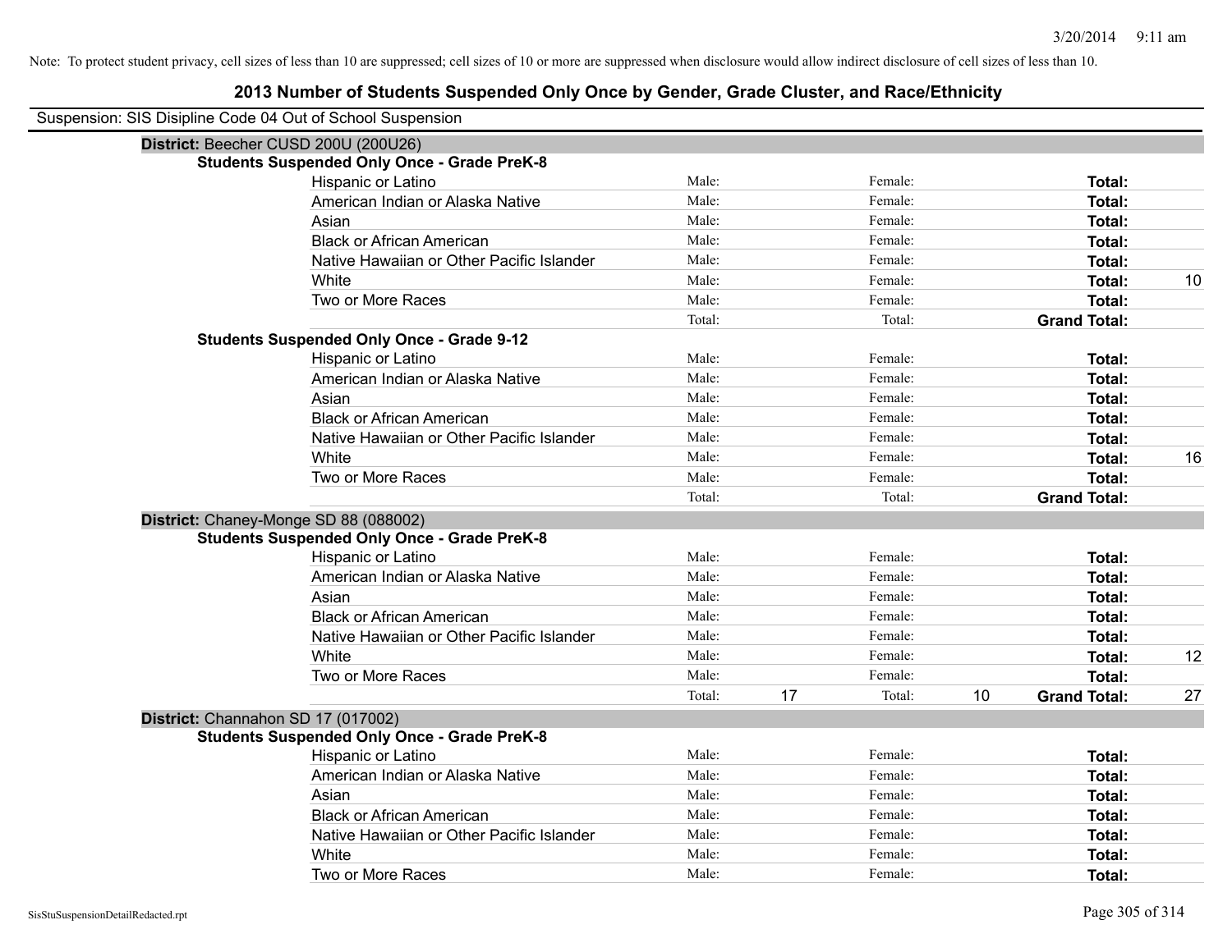Note: To protect student privacy, cell sizes of less than 10 are suppressed; cell sizes of 10 or more are suppressed when disclosure would allow indirect disclosure of cell sizes of less than 10.

## 2013 Number of Students Suspended Only Once by Gender, Grade Cluster, and Race/Ethnicity

Suspension: SIS Disipline Code 04 Out of School Suspension

### District: Beecher CUSD 200U (200U26)

**Students Suspended Only Once - Grade PreK-8**

| | | | | | | |
|---|---|---|---|---|---|---|
| Hispanic or Latino | Male: | | Female: | | **Total:** | |
| American Indian or Alaska Native | Male: | | Female: | | **Total:** | |
| Asian | Male: | | Female: | | **Total:** | |
| Black or African American | Male: | | Female: | | **Total:** | |
| Native Hawaiian or Other Pacific Islander | Male: | | Female: | | **Total:** | |
| White | Male: | | Female: | | **Total:** | 10 |
| Two or More Races | Male: | | Female: | | **Total:** | |
| | Total: | | Total: | | **Grand Total:** | |

**Students Suspended Only Once - Grade 9-12**

| | | | | | | |
|---|---|---|---|---|---|---|
| Hispanic or Latino | Male: | | Female: | | **Total:** | |
| American Indian or Alaska Native | Male: | | Female: | | **Total:** | |
| Asian | Male: | | Female: | | **Total:** | |
| Black or African American | Male: | | Female: | | **Total:** | |
| Native Hawaiian or Other Pacific Islander | Male: | | Female: | | **Total:** | |
| White | Male: | | Female: | | **Total:** | 16 |
| Two or More Races | Male: | | Female: | | **Total:** | |
| | Total: | | Total: | | **Grand Total:** | |

### District: Chaney-Monge SD 88 (088002)

**Students Suspended Only Once - Grade PreK-8**

| | | | | | | |
|---|---|---|---|---|---|---|
| Hispanic or Latino | Male: | | Female: | | **Total:** | |
| American Indian or Alaska Native | Male: | | Female: | | **Total:** | |
| Asian | Male: | | Female: | | **Total:** | |
| Black or African American | Male: | | Female: | | **Total:** | |
| Native Hawaiian or Other Pacific Islander | Male: | | Female: | | **Total:** | |
| White | Male: | | Female: | | **Total:** | 12 |
| Two or More Races | Male: | | Female: | | **Total:** | |
| | Total: | 17 | Total: | 10 | **Grand Total:** | 27 |

### District: Channahon SD 17 (017002)

**Students Suspended Only Once - Grade PreK-8**

| | | | | | | |
|---|---|---|---|---|---|---|
| Hispanic or Latino | Male: | | Female: | | **Total:** | |
| American Indian or Alaska Native | Male: | | Female: | | **Total:** | |
| Asian | Male: | | Female: | | **Total:** | |
| Black or African American | Male: | | Female: | | **Total:** | |
| Native Hawaiian or Other Pacific Islander | Male: | | Female: | | **Total:** | |
| White | Male: | | Female: | | **Total:** | |
| Two or More Races | Male: | | Female: | | **Total:** | |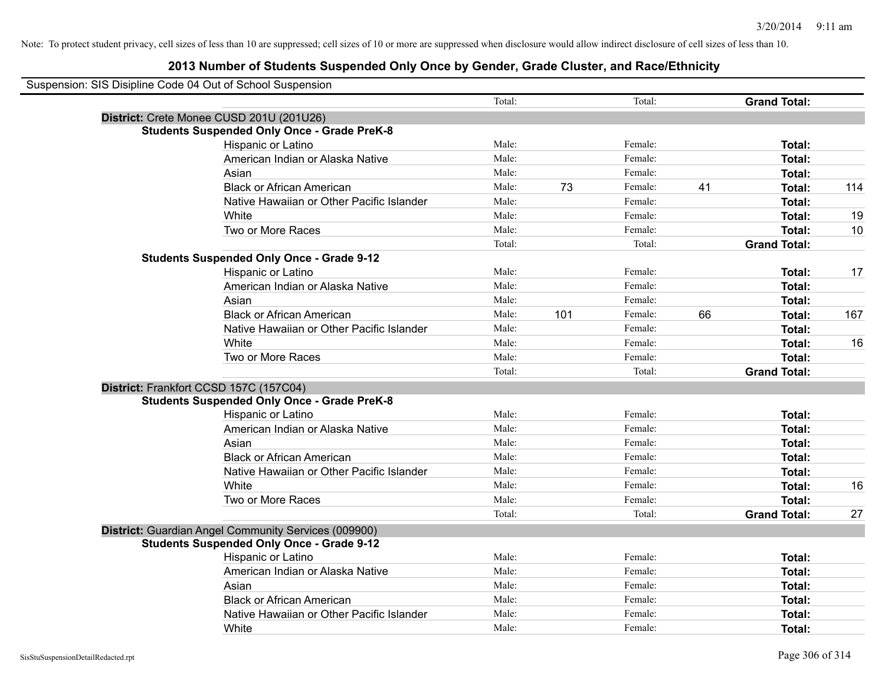Note: To protect student privacy, cell sizes of less than 10 are suppressed; cell sizes of 10 or more are suppressed when disclosure would allow indirect disclosure of cell sizes of less than 10.

# 2013 Number of Students Suspended Only Once by Gender, Grade Cluster, and Race/Ethnicity

Suspension: SIS Disipline Code 04 Out of School Suspension

| | | | | | | |
|---|---|---|---|---|---|---|
| | Total: | | Total: | | **Grand Total:** | |
| **District:** Crete Monee CUSD 201U (201U26) | | | | | | |
| **Students Suspended Only Once - Grade PreK-8** | | | | | | |
| Hispanic or Latino | Male: | | Female: | | **Total:** | |
| American Indian or Alaska Native | Male: | | Female: | | **Total:** | |
| Asian | Male: | | Female: | | **Total:** | |
| Black or African American | Male: | 73 | Female: | 41 | **Total:** | 114 |
| Native Hawaiian or Other Pacific Islander | Male: | | Female: | | **Total:** | |
| White | Male: | | Female: | | **Total:** | 19 |
| Two or More Races | Male: | | Female: | | **Total:** | 10 |
| | Total: | | Total: | | **Grand Total:** | |
| **Students Suspended Only Once - Grade 9-12** | | | | | | |
| Hispanic or Latino | Male: | | Female: | | **Total:** | 17 |
| American Indian or Alaska Native | Male: | | Female: | | **Total:** | |
| Asian | Male: | | Female: | | **Total:** | |
| Black or African American | Male: | 101 | Female: | 66 | **Total:** | 167 |
| Native Hawaiian or Other Pacific Islander | Male: | | Female: | | **Total:** | |
| White | Male: | | Female: | | **Total:** | 16 |
| Two or More Races | Male: | | Female: | | **Total:** | |
| | Total: | | Total: | | **Grand Total:** | |
| **District:** Frankfort CCSD 157C (157C04) | | | | | | |
| **Students Suspended Only Once - Grade PreK-8** | | | | | | |
| Hispanic or Latino | Male: | | Female: | | **Total:** | |
| American Indian or Alaska Native | Male: | | Female: | | **Total:** | |
| Asian | Male: | | Female: | | **Total:** | |
| Black or African American | Male: | | Female: | | **Total:** | |
| Native Hawaiian or Other Pacific Islander | Male: | | Female: | | **Total:** | |
| White | Male: | | Female: | | **Total:** | 16 |
| Two or More Races | Male: | | Female: | | **Total:** | |
| | Total: | | Total: | | **Grand Total:** | 27 |
| **District:** Guardian Angel Community Services (009900) | | | | | | |
| **Students Suspended Only Once - Grade 9-12** | | | | | | |
| Hispanic or Latino | Male: | | Female: | | **Total:** | |
| American Indian or Alaska Native | Male: | | Female: | | **Total:** | |
| Asian | Male: | | Female: | | **Total:** | |
| Black or African American | Male: | | Female: | | **Total:** | |
| Native Hawaiian or Other Pacific Islander | Male: | | Female: | | **Total:** | |
| White | Male: | | Female: | | **Total:** | |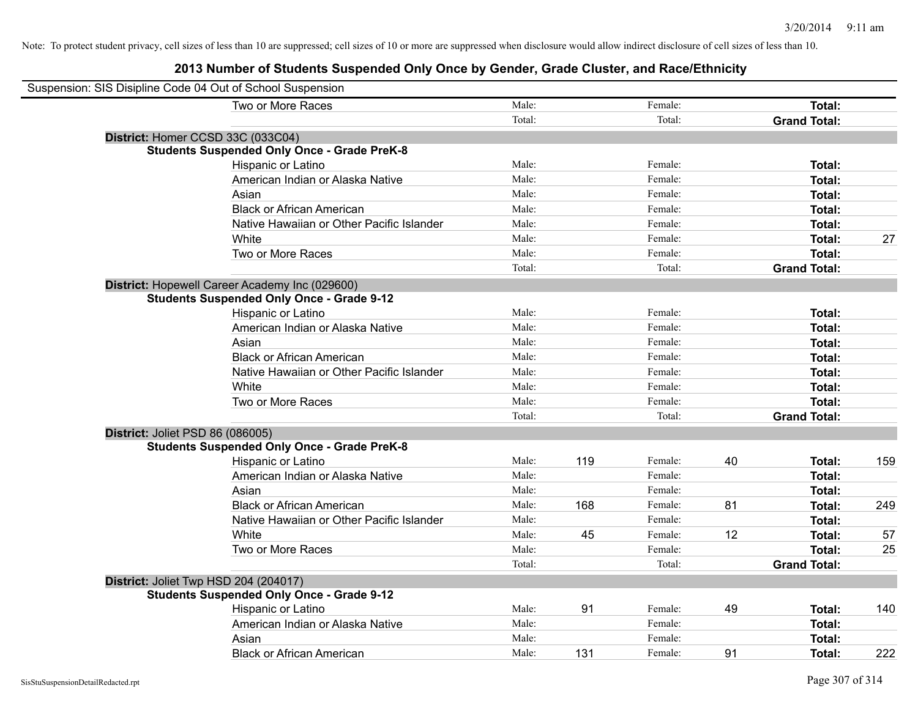Note: To protect student privacy, cell sizes of less than 10 are suppressed; cell sizes of 10 or more are suppressed when disclosure would allow indirect disclosure of cell sizes of less than 10.

# 2013 Number of Students Suspended Only Once by Gender, Grade Cluster, and Race/Ethnicity

Suspension: SIS Disipline Code 04 Out of School Suspension

| | | | | | | |
|---|---|---|---|---|---|---|
| Two or More Races | Male: | | Female: | | **Total:** | |
| | Total: | | Total: | | **Grand Total:** | |

**District:** Homer CCSD 33C (033C04)

**Students Suspended Only Once - Grade PreK-8**

| | | | | | | |
|---|---|---|---|---|---|---|
| Hispanic or Latino | Male: | | Female: | | **Total:** | |
| American Indian or Alaska Native | Male: | | Female: | | **Total:** | |
| Asian | Male: | | Female: | | **Total:** | |
| Black or African American | Male: | | Female: | | **Total:** | |
| Native Hawaiian or Other Pacific Islander | Male: | | Female: | | **Total:** | |
| White | Male: | | Female: | | **Total:** | 27 |
| Two or More Races | Male: | | Female: | | **Total:** | |
| | Total: | | Total: | | **Grand Total:** | |

**District:** Hopewell Career Academy Inc (029600)

**Students Suspended Only Once - Grade 9-12**

| | | | | | | |
|---|---|---|---|---|---|---|
| Hispanic or Latino | Male: | | Female: | | **Total:** | |
| American Indian or Alaska Native | Male: | | Female: | | **Total:** | |
| Asian | Male: | | Female: | | **Total:** | |
| Black or African American | Male: | | Female: | | **Total:** | |
| Native Hawaiian or Other Pacific Islander | Male: | | Female: | | **Total:** | |
| White | Male: | | Female: | | **Total:** | |
| Two or More Races | Male: | | Female: | | **Total:** | |
| | Total: | | Total: | | **Grand Total:** | |

**District:** Joliet PSD 86 (086005)

**Students Suspended Only Once - Grade PreK-8**

| | | | | | | |
|---|---|---|---|---|---|---|
| Hispanic or Latino | Male: | 119 | Female: | 40 | **Total:** | 159 |
| American Indian or Alaska Native | Male: | | Female: | | **Total:** | |
| Asian | Male: | | Female: | | **Total:** | |
| Black or African American | Male: | 168 | Female: | 81 | **Total:** | 249 |
| Native Hawaiian or Other Pacific Islander | Male: | | Female: | | **Total:** | |
| White | Male: | 45 | Female: | 12 | **Total:** | 57 |
| Two or More Races | Male: | | Female: | | **Total:** | 25 |
| | Total: | | Total: | | **Grand Total:** | |

**District:** Joliet Twp HSD 204 (204017)

**Students Suspended Only Once - Grade 9-12**

| | | | | | | |
|---|---|---|---|---|---|---|
| Hispanic or Latino | Male: | 91 | Female: | 49 | **Total:** | 140 |
| American Indian or Alaska Native | Male: | | Female: | | **Total:** | |
| Asian | Male: | | Female: | | **Total:** | |
| Black or African American | Male: | 131 | Female: | 91 | **Total:** | 222 |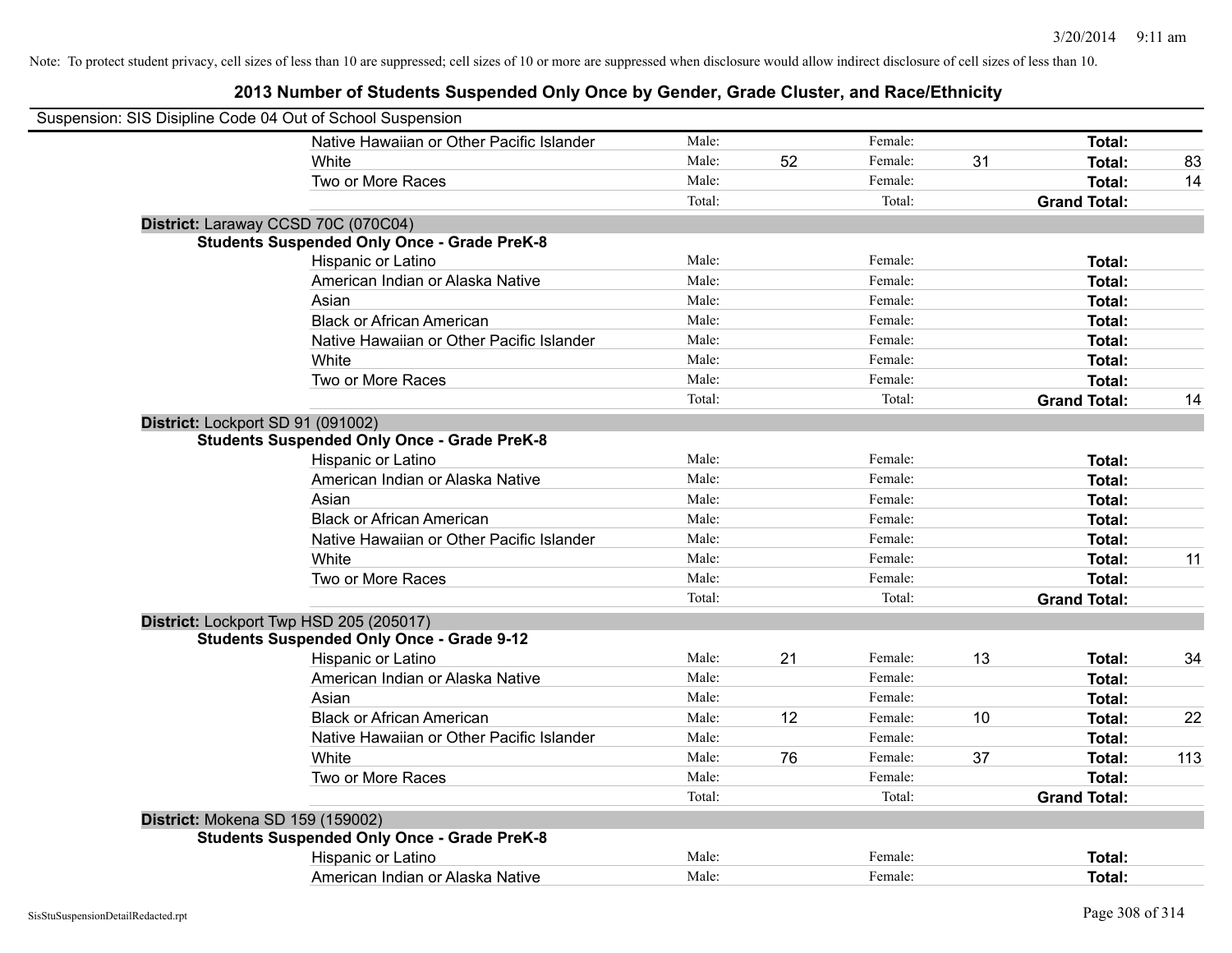Note: To protect student privacy, cell sizes of less than 10 are suppressed; cell sizes of 10 or more are suppressed when disclosure would allow indirect disclosure of cell sizes of less than 10.

# 2013 Number of Students Suspended Only Once by Gender, Grade Cluster, and Race/Ethnicity

Suspension: SIS Disipline Code 04 Out of School Suspension

| | | | | | | |
|---|---|---|---|---|---|---|
| Native Hawaiian or Other Pacific Islander | Male: | | Female: | | **Total:** | |
| White | Male: | 52 | Female: | 31 | **Total:** | 83 |
| Two or More Races | Male: | | Female: | | **Total:** | 14 |
| | Total: | | Total: | | **Grand Total:** | |

**District:** Laraway CCSD 70C (070C04)

**Students Suspended Only Once - Grade PreK-8**

| | | | | | | |
|---|---|---|---|---|---|---|
| Hispanic or Latino | Male: | | Female: | | **Total:** | |
| American Indian or Alaska Native | Male: | | Female: | | **Total:** | |
| Asian | Male: | | Female: | | **Total:** | |
| Black or African American | Male: | | Female: | | **Total:** | |
| Native Hawaiian or Other Pacific Islander | Male: | | Female: | | **Total:** | |
| White | Male: | | Female: | | **Total:** | |
| Two or More Races | Male: | | Female: | | **Total:** | |
| | Total: | | Total: | | **Grand Total:** | 14 |

**District:** Lockport SD 91 (091002)

**Students Suspended Only Once - Grade PreK-8**

| | | | | | | |
|---|---|---|---|---|---|---|
| Hispanic or Latino | Male: | | Female: | | **Total:** | |
| American Indian or Alaska Native | Male: | | Female: | | **Total:** | |
| Asian | Male: | | Female: | | **Total:** | |
| Black or African American | Male: | | Female: | | **Total:** | |
| Native Hawaiian or Other Pacific Islander | Male: | | Female: | | **Total:** | |
| White | Male: | | Female: | | **Total:** | 11 |
| Two or More Races | Male: | | Female: | | **Total:** | |
| | Total: | | Total: | | **Grand Total:** | |

**District:** Lockport Twp HSD 205 (205017)

**Students Suspended Only Once - Grade 9-12**

| | | | | | | |
|---|---|---|---|---|---|---|
| Hispanic or Latino | Male: | 21 | Female: | 13 | **Total:** | 34 |
| American Indian or Alaska Native | Male: | | Female: | | **Total:** | |
| Asian | Male: | | Female: | | **Total:** | |
| Black or African American | Male: | 12 | Female: | 10 | **Total:** | 22 |
| Native Hawaiian or Other Pacific Islander | Male: | | Female: | | **Total:** | |
| White | Male: | 76 | Female: | 37 | **Total:** | 113 |
| Two or More Races | Male: | | Female: | | **Total:** | |
| | Total: | | Total: | | **Grand Total:** | |

**District:** Mokena SD 159 (159002)

**Students Suspended Only Once - Grade PreK-8**

| | | | | | | |
|---|---|---|---|---|---|---|
| Hispanic or Latino | Male: | | Female: | | **Total:** | |
| American Indian or Alaska Native | Male: | | Female: | | **Total:** | |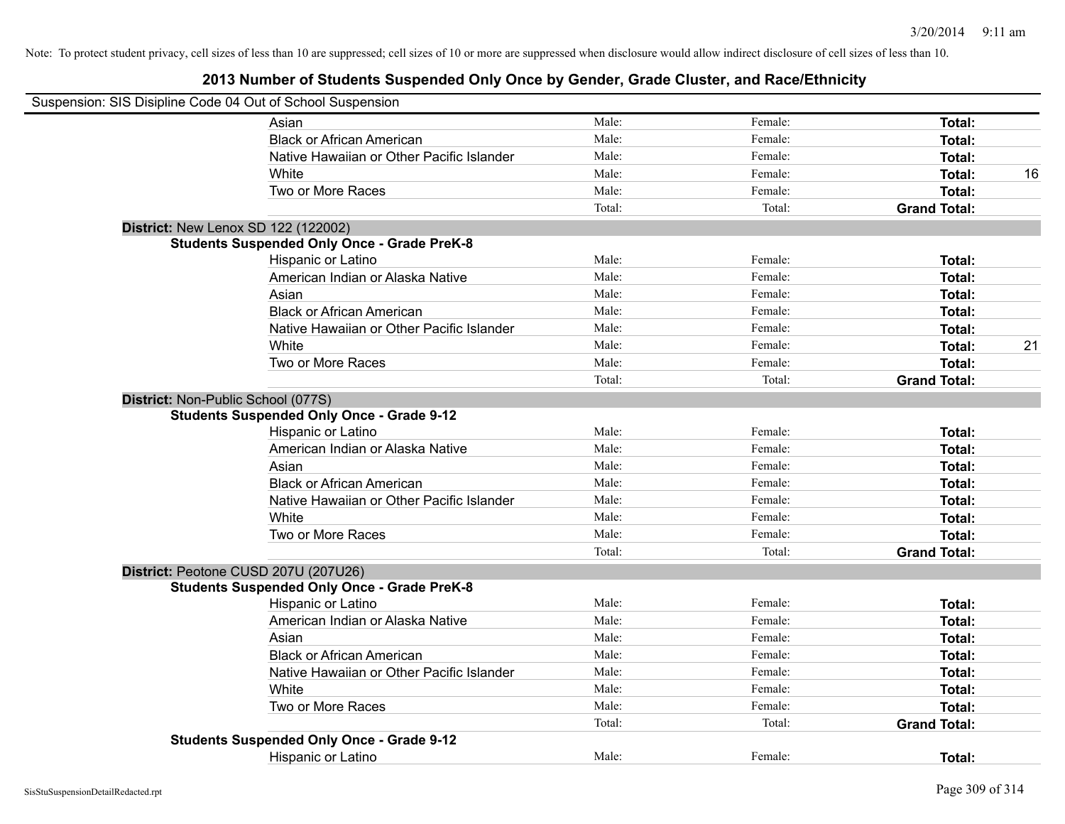Note: To protect student privacy, cell sizes of less than 10 are suppressed; cell sizes of 10 or more are suppressed when disclosure would allow indirect disclosure of cell sizes of less than 10.

## 2013 Number of Students Suspended Only Once by Gender, Grade Cluster, and Race/Ethnicity

Suspension: SIS Disipline Code 04 Out of School Suspension

| | | | | |
|---|---|---|---|---|
| Asian | Male: | Female: | **Total:** | |
| Black or African American | Male: | Female: | **Total:** | |
| Native Hawaiian or Other Pacific Islander | Male: | Female: | **Total:** | |
| White | Male: | Female: | **Total:** | 16 |
| Two or More Races | Male: | Female: | **Total:** | |
| | Total: | Total: | **Grand Total:** | |

**District:** New Lenox SD 122 (122002)

**Students Suspended Only Once - Grade PreK-8**

| | | | | |
|---|---|---|---|---|
| Hispanic or Latino | Male: | Female: | **Total:** | |
| American Indian or Alaska Native | Male: | Female: | **Total:** | |
| Asian | Male: | Female: | **Total:** | |
| Black or African American | Male: | Female: | **Total:** | |
| Native Hawaiian or Other Pacific Islander | Male: | Female: | **Total:** | |
| White | Male: | Female: | **Total:** | 21 |
| Two or More Races | Male: | Female: | **Total:** | |
| | Total: | Total: | **Grand Total:** | |

**District:** Non-Public School (077S)

**Students Suspended Only Once - Grade 9-12**

| | | | | |
|---|---|---|---|---|
| Hispanic or Latino | Male: | Female: | **Total:** | |
| American Indian or Alaska Native | Male: | Female: | **Total:** | |
| Asian | Male: | Female: | **Total:** | |
| Black or African American | Male: | Female: | **Total:** | |
| Native Hawaiian or Other Pacific Islander | Male: | Female: | **Total:** | |
| White | Male: | Female: | **Total:** | |
| Two or More Races | Male: | Female: | **Total:** | |
| | Total: | Total: | **Grand Total:** | |

**District:** Peotone CUSD 207U (207U26)

**Students Suspended Only Once - Grade PreK-8**

| | | | | |
|---|---|---|---|---|
| Hispanic or Latino | Male: | Female: | **Total:** | |
| American Indian or Alaska Native | Male: | Female: | **Total:** | |
| Asian | Male: | Female: | **Total:** | |
| Black or African American | Male: | Female: | **Total:** | |
| Native Hawaiian or Other Pacific Islander | Male: | Female: | **Total:** | |
| White | Male: | Female: | **Total:** | |
| Two or More Races | Male: | Female: | **Total:** | |
| | Total: | Total: | **Grand Total:** | |

**Students Suspended Only Once - Grade 9-12**

| | | | | |
|---|---|---|---|---|
| Hispanic or Latino | Male: | Female: | **Total:** | |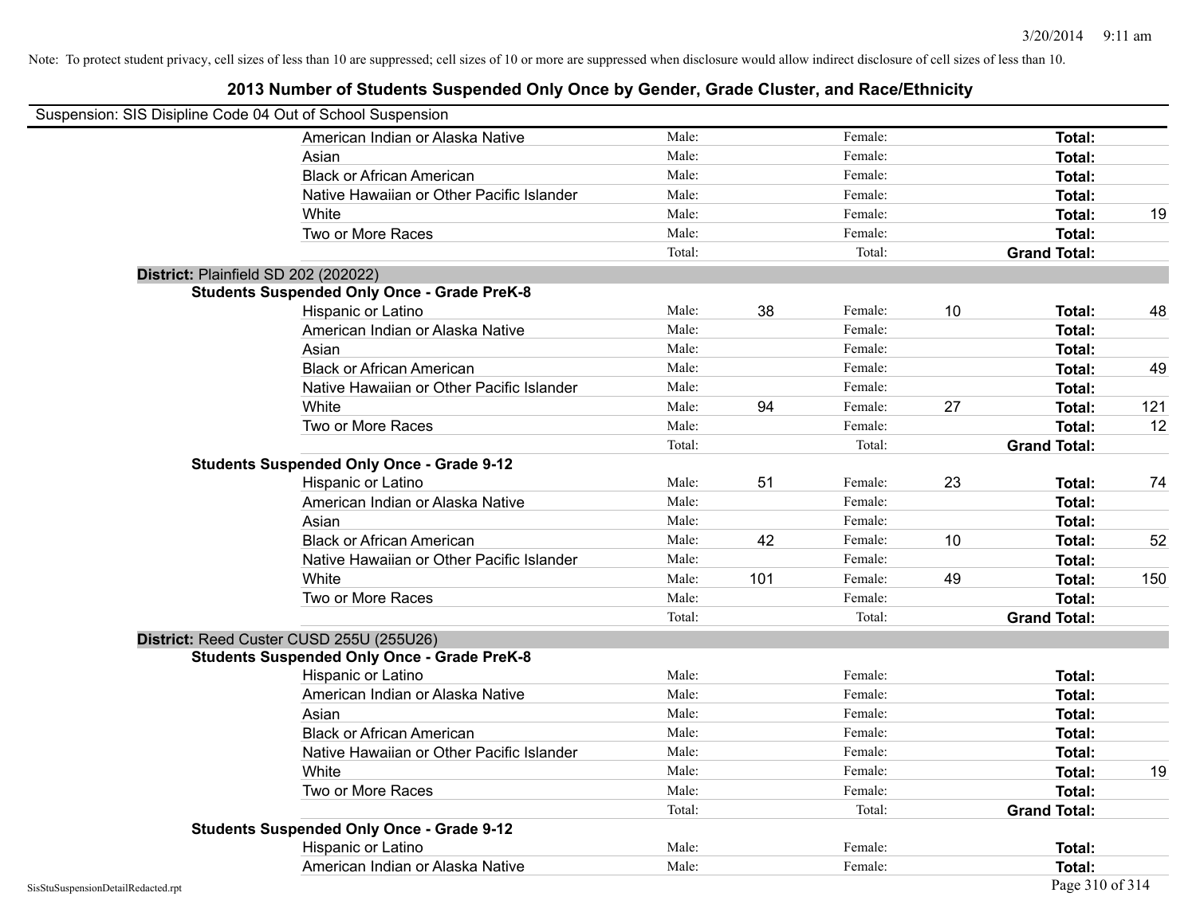Note: To protect student privacy, cell sizes of less than 10 are suppressed; cell sizes of 10 or more are suppressed when disclosure would allow indirect disclosure of cell sizes of less than 10.

# 2013 Number of Students Suspended Only Once by Gender, Grade Cluster, and Race/Ethnicity

Suspension: SIS Disipline Code 04 Out of School Suspension

| | | | | | | |
|---|---|---|---|---|---|---|
| American Indian or Alaska Native | Male: | | Female: | | **Total:** | |
| Asian | Male: | | Female: | | **Total:** | |
| Black or African American | Male: | | Female: | | **Total:** | |
| Native Hawaiian or Other Pacific Islander | Male: | | Female: | | **Total:** | |
| White | Male: | | Female: | | **Total:** | 19 |
| Two or More Races | Male: | | Female: | | **Total:** | |
| | Total: | | Total: | | **Grand Total:** | |

**District:** Plainfield SD 202 (202022)

**Students Suspended Only Once - Grade PreK-8**

| | | | | | | |
|---|---|---|---|---|---|---|
| Hispanic or Latino | Male: | 38 | Female: | 10 | **Total:** | 48 |
| American Indian or Alaska Native | Male: | | Female: | | **Total:** | |
| Asian | Male: | | Female: | | **Total:** | |
| Black or African American | Male: | | Female: | | **Total:** | 49 |
| Native Hawaiian or Other Pacific Islander | Male: | | Female: | | **Total:** | |
| White | Male: | 94 | Female: | 27 | **Total:** | 121 |
| Two or More Races | Male: | | Female: | | **Total:** | 12 |
| | Total: | | Total: | | **Grand Total:** | |

**Students Suspended Only Once - Grade 9-12**

| | | | | | | |
|---|---|---|---|---|---|---|
| Hispanic or Latino | Male: | 51 | Female: | 23 | **Total:** | 74 |
| American Indian or Alaska Native | Male: | | Female: | | **Total:** | |
| Asian | Male: | | Female: | | **Total:** | |
| Black or African American | Male: | 42 | Female: | 10 | **Total:** | 52 |
| Native Hawaiian or Other Pacific Islander | Male: | | Female: | | **Total:** | |
| White | Male: | 101 | Female: | 49 | **Total:** | 150 |
| Two or More Races | Male: | | Female: | | **Total:** | |
| | Total: | | Total: | | **Grand Total:** | |

**District:** Reed Custer CUSD 255U (255U26)

**Students Suspended Only Once - Grade PreK-8**

| | | | | | | |
|---|---|---|---|---|---|---|
| Hispanic or Latino | Male: | | Female: | | **Total:** | |
| American Indian or Alaska Native | Male: | | Female: | | **Total:** | |
| Asian | Male: | | Female: | | **Total:** | |
| Black or African American | Male: | | Female: | | **Total:** | |
| Native Hawaiian or Other Pacific Islander | Male: | | Female: | | **Total:** | |
| White | Male: | | Female: | | **Total:** | 19 |
| Two or More Races | Male: | | Female: | | **Total:** | |
| | Total: | | Total: | | **Grand Total:** | |

**Students Suspended Only Once - Grade 9-12**

| | | | | | | |
|---|---|---|---|---|---|---|
| Hispanic or Latino | Male: | | Female: | | **Total:** | |
| American Indian or Alaska Native | Male: | | Female: | | **Total:** | |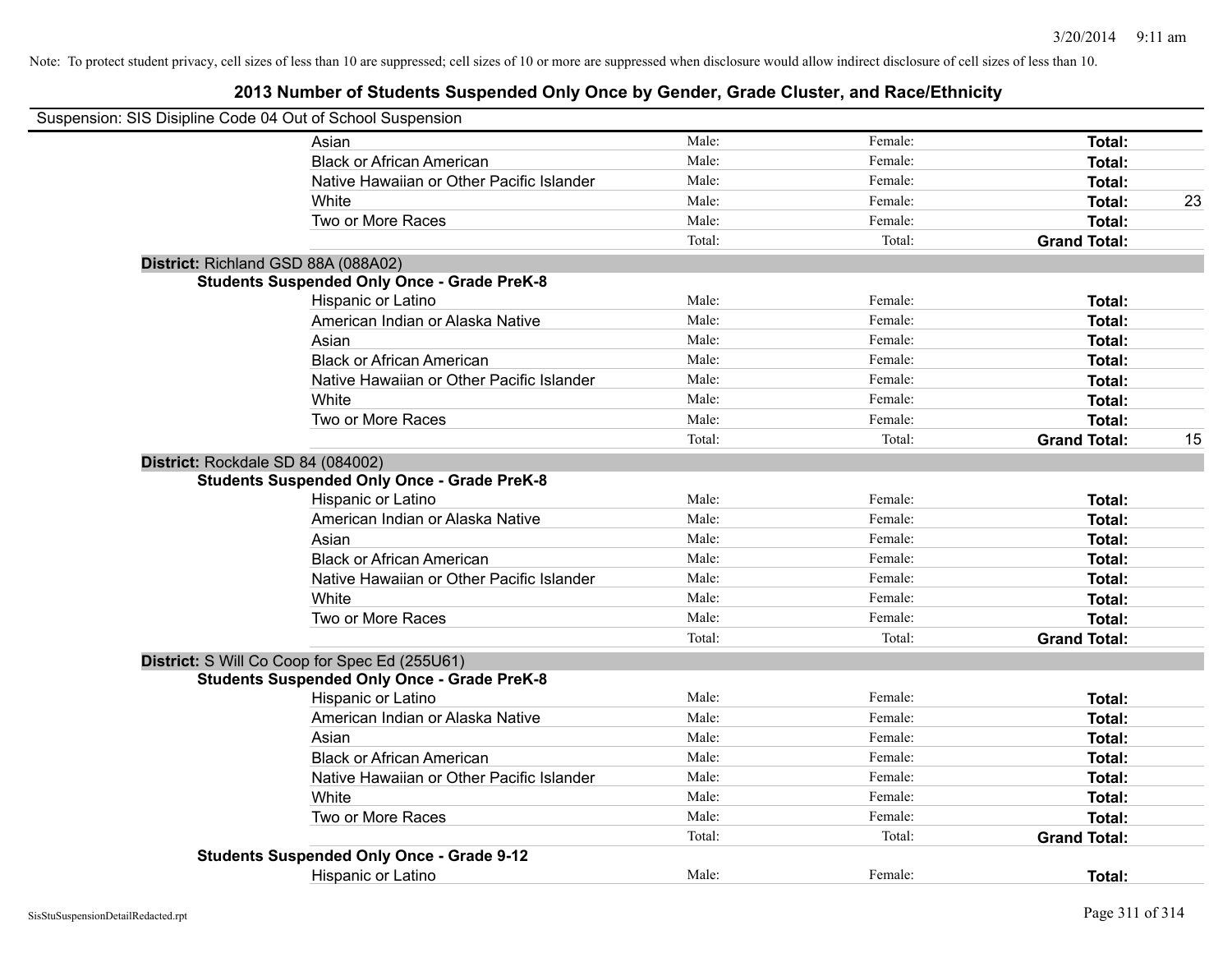Note: To protect student privacy, cell sizes of less than 10 are suppressed; cell sizes of 10 or more are suppressed when disclosure would allow indirect disclosure of cell sizes of less than 10.

## 2013 Number of Students Suspended Only Once by Gender, Grade Cluster, and Race/Ethnicity

Suspension: SIS Disipline Code 04 Out of School Suspension

| | Male | Female | Total | |
|---|---|---|---|---|
| Asian | Male: | Female: | **Total:** | |
| Black or African American | Male: | Female: | **Total:** | |
| Native Hawaiian or Other Pacific Islander | Male: | Female: | **Total:** | |
| White | Male: | Female: | **Total:** | 23 |
| Two or More Races | Male: | Female: | **Total:** | |
| | Total: | Total: | **Grand Total:** | |

**District:** Richland GSD 88A (088A02)

**Students Suspended Only Once - Grade PreK-8**

| | Male | Female | Total | |
|---|---|---|---|---|
| Hispanic or Latino | Male: | Female: | **Total:** | |
| American Indian or Alaska Native | Male: | Female: | **Total:** | |
| Asian | Male: | Female: | **Total:** | |
| Black or African American | Male: | Female: | **Total:** | |
| Native Hawaiian or Other Pacific Islander | Male: | Female: | **Total:** | |
| White | Male: | Female: | **Total:** | |
| Two or More Races | Male: | Female: | **Total:** | |
| | Total: | Total: | **Grand Total:** | 15 |

**District:** Rockdale SD 84 (084002)

**Students Suspended Only Once - Grade PreK-8**

| | Male | Female | Total | |
|---|---|---|---|---|
| Hispanic or Latino | Male: | Female: | **Total:** | |
| American Indian or Alaska Native | Male: | Female: | **Total:** | |
| Asian | Male: | Female: | **Total:** | |
| Black or African American | Male: | Female: | **Total:** | |
| Native Hawaiian or Other Pacific Islander | Male: | Female: | **Total:** | |
| White | Male: | Female: | **Total:** | |
| Two or More Races | Male: | Female: | **Total:** | |
| | Total: | Total: | **Grand Total:** | |

**District:** S Will Co Coop for Spec Ed (255U61)

**Students Suspended Only Once - Grade PreK-8**

| | Male | Female | Total | |
|---|---|---|---|---|
| Hispanic or Latino | Male: | Female: | **Total:** | |
| American Indian or Alaska Native | Male: | Female: | **Total:** | |
| Asian | Male: | Female: | **Total:** | |
| Black or African American | Male: | Female: | **Total:** | |
| Native Hawaiian or Other Pacific Islander | Male: | Female: | **Total:** | |
| White | Male: | Female: | **Total:** | |
| Two or More Races | Male: | Female: | **Total:** | |
| | Total: | Total: | **Grand Total:** | |

**Students Suspended Only Once - Grade 9-12**

| | Male | Female | Total | |
|---|---|---|---|---|
| Hispanic or Latino | Male: | Female: | **Total:** | |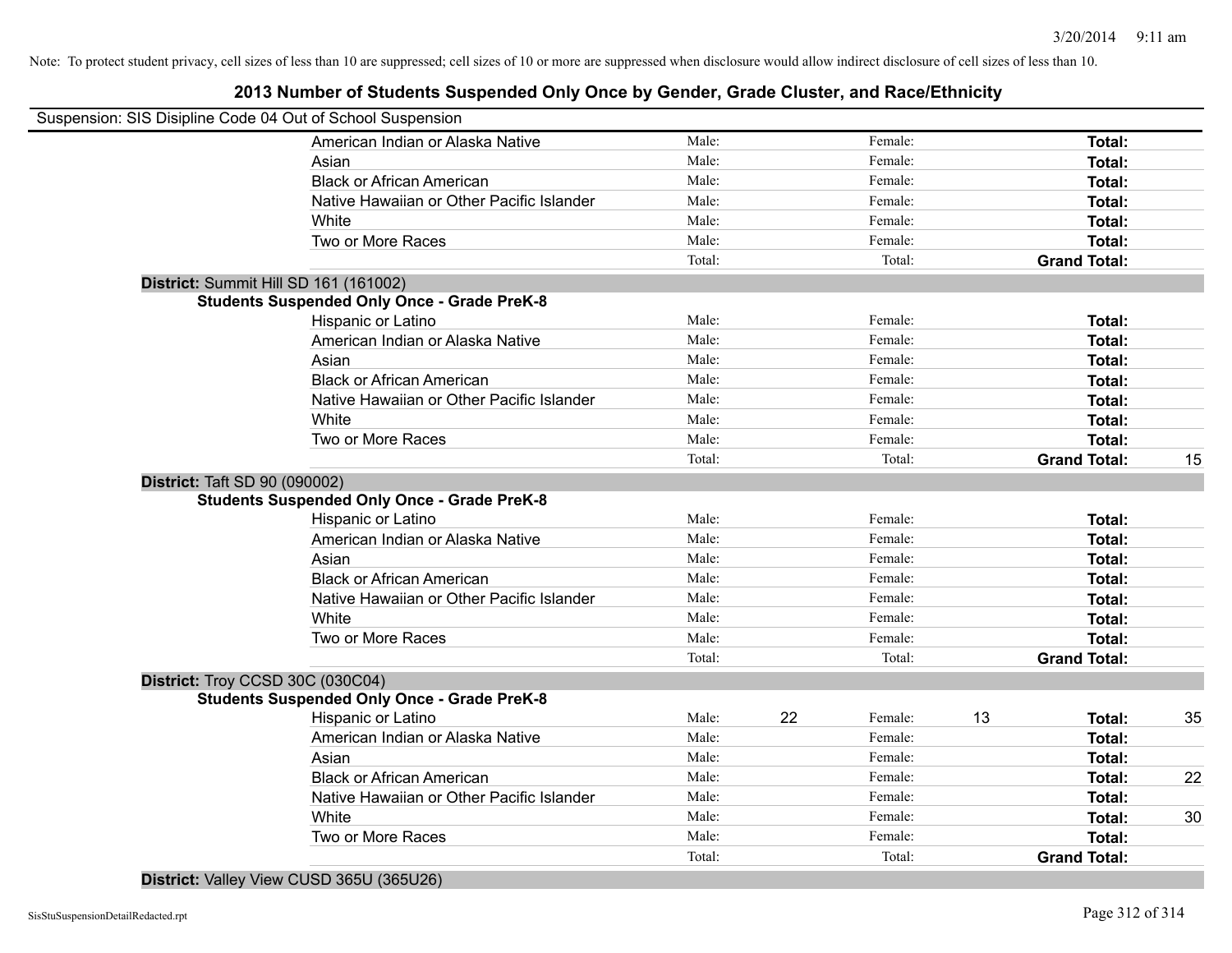Note: To protect student privacy, cell sizes of less than 10 are suppressed; cell sizes of 10 or more are suppressed when disclosure would allow indirect disclosure of cell sizes of less than 10.

# 2013 Number of Students Suspended Only Once by Gender, Grade Cluster, and Race/Ethnicity

Suspension: SIS Disipline Code 04 Out of School Suspension

| | Male: | | Female: | | Total: | |
|---|---|---|---|---|---|---|
| American Indian or Alaska Native | Male: | | Female: | | **Total:** | |
| Asian | Male: | | Female: | | **Total:** | |
| Black or African American | Male: | | Female: | | **Total:** | |
| Native Hawaiian or Other Pacific Islander | Male: | | Female: | | **Total:** | |
| White | Male: | | Female: | | **Total:** | |
| Two or More Races | Male: | | Female: | | **Total:** | |
| | Total: | | Total: | | **Grand Total:** | |

**District:** Summit Hill SD 161 (161002)

**Students Suspended Only Once - Grade PreK-8**

| | | | | | | |
|---|---|---|---|---|---|---|
| Hispanic or Latino | Male: | | Female: | | **Total:** | |
| American Indian or Alaska Native | Male: | | Female: | | **Total:** | |
| Asian | Male: | | Female: | | **Total:** | |
| Black or African American | Male: | | Female: | | **Total:** | |
| Native Hawaiian or Other Pacific Islander | Male: | | Female: | | **Total:** | |
| White | Male: | | Female: | | **Total:** | |
| Two or More Races | Male: | | Female: | | **Total:** | |
| | Total: | | Total: | | **Grand Total:** | 15 |

**District:** Taft SD 90 (090002)

**Students Suspended Only Once - Grade PreK-8**

| | | | | | | |
|---|---|---|---|---|---|---|
| Hispanic or Latino | Male: | | Female: | | **Total:** | |
| American Indian or Alaska Native | Male: | | Female: | | **Total:** | |
| Asian | Male: | | Female: | | **Total:** | |
| Black or African American | Male: | | Female: | | **Total:** | |
| Native Hawaiian or Other Pacific Islander | Male: | | Female: | | **Total:** | |
| White | Male: | | Female: | | **Total:** | |
| Two or More Races | Male: | | Female: | | **Total:** | |
| | Total: | | Total: | | **Grand Total:** | |

**District:** Troy CCSD 30C (030C04)

**Students Suspended Only Once - Grade PreK-8**

| | | | | | | |
|---|---|---|---|---|---|---|
| Hispanic or Latino | Male: | 22 | Female: | 13 | **Total:** | 35 |
| American Indian or Alaska Native | Male: | | Female: | | **Total:** | |
| Asian | Male: | | Female: | | **Total:** | |
| Black or African American | Male: | | Female: | | **Total:** | 22 |
| Native Hawaiian or Other Pacific Islander | Male: | | Female: | | **Total:** | |
| White | Male: | | Female: | | **Total:** | 30 |
| Two or More Races | Male: | | Female: | | **Total:** | |
| | Total: | | Total: | | **Grand Total:** | |

**District:** Valley View CUSD 365U (365U26)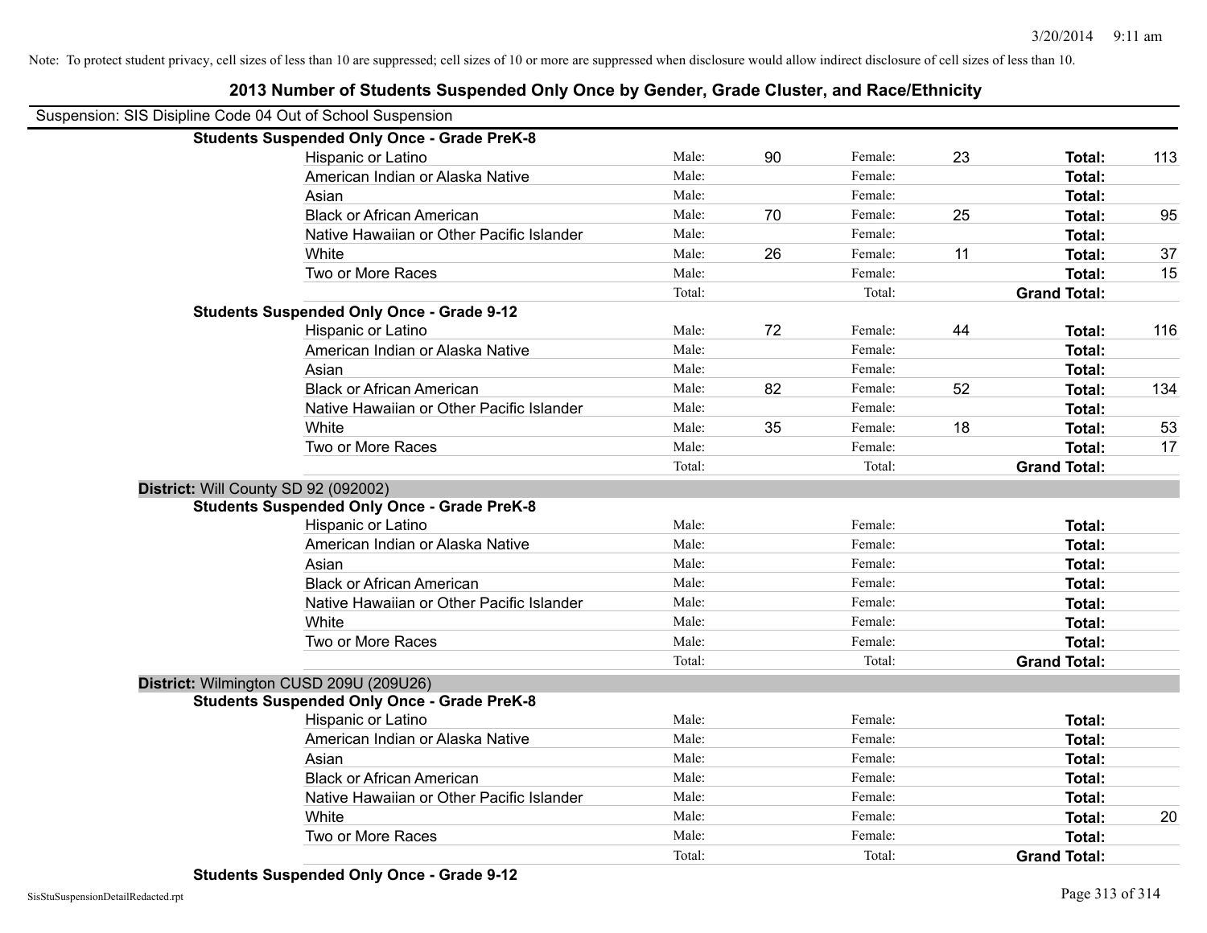Note: To protect student privacy, cell sizes of less than 10 are suppressed; cell sizes of 10 or more are suppressed when disclosure would allow indirect disclosure of cell sizes of less than 10.

## 2013 Number of Students Suspended Only Once by Gender, Grade Cluster, and Race/Ethnicity

Suspension: SIS Disipline Code 04 Out of School Suspension

**Students Suspended Only Once - Grade PreK-8**

| | | | | | | |
|---|---|---|---|---|---|---|
| Hispanic or Latino | Male: | 90 | Female: | 23 | **Total:** | 113 |
| American Indian or Alaska Native | Male: | | Female: | | **Total:** | |
| Asian | Male: | | Female: | | **Total:** | |
| Black or African American | Male: | 70 | Female: | 25 | **Total:** | 95 |
| Native Hawaiian or Other Pacific Islander | Male: | | Female: | | **Total:** | |
| White | Male: | 26 | Female: | 11 | **Total:** | 37 |
| Two or More Races | Male: | | Female: | | **Total:** | 15 |
| | Total: | | Total: | | **Grand Total:** | |

**Students Suspended Only Once - Grade 9-12**

| | | | | | | |
|---|---|---|---|---|---|---|
| Hispanic or Latino | Male: | 72 | Female: | 44 | **Total:** | 116 |
| American Indian or Alaska Native | Male: | | Female: | | **Total:** | |
| Asian | Male: | | Female: | | **Total:** | |
| Black or African American | Male: | 82 | Female: | 52 | **Total:** | 134 |
| Native Hawaiian or Other Pacific Islander | Male: | | Female: | | **Total:** | |
| White | Male: | 35 | Female: | 18 | **Total:** | 53 |
| Two or More Races | Male: | | Female: | | **Total:** | 17 |
| | Total: | | Total: | | **Grand Total:** | |

**District:** Will County SD 92 (092002)

**Students Suspended Only Once - Grade PreK-8**

| | | | | | | |
|---|---|---|---|---|---|---|
| Hispanic or Latino | Male: | | Female: | | **Total:** | |
| American Indian or Alaska Native | Male: | | Female: | | **Total:** | |
| Asian | Male: | | Female: | | **Total:** | |
| Black or African American | Male: | | Female: | | **Total:** | |
| Native Hawaiian or Other Pacific Islander | Male: | | Female: | | **Total:** | |
| White | Male: | | Female: | | **Total:** | |
| Two or More Races | Male: | | Female: | | **Total:** | |
| | Total: | | Total: | | **Grand Total:** | |

**District:** Wilmington CUSD 209U (209U26)

**Students Suspended Only Once - Grade PreK-8**

| | | | | | | |
|---|---|---|---|---|---|---|
| Hispanic or Latino | Male: | | Female: | | **Total:** | |
| American Indian or Alaska Native | Male: | | Female: | | **Total:** | |
| Asian | Male: | | Female: | | **Total:** | |
| Black or African American | Male: | | Female: | | **Total:** | |
| Native Hawaiian or Other Pacific Islander | Male: | | Female: | | **Total:** | |
| White | Male: | | Female: | | **Total:** | 20 |
| Two or More Races | Male: | | Female: | | **Total:** | |
| | Total: | | Total: | | **Grand Total:** | |

**Students Suspended Only Once - Grade 9-12**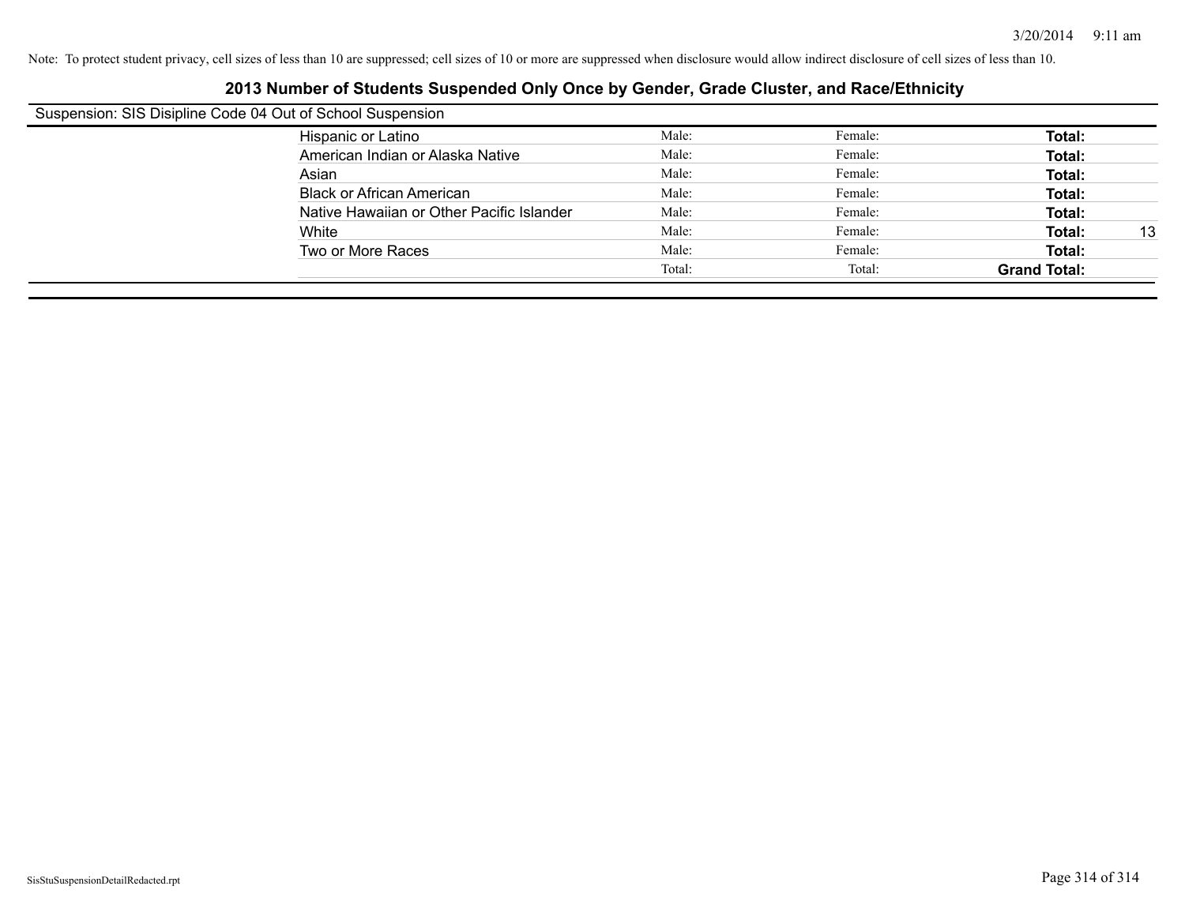Note: To protect student privacy, cell sizes of less than 10 are suppressed; cell sizes of 10 or more are suppressed when disclosure would allow indirect disclosure of cell sizes of less than 10.

## 2013 Number of Students Suspended Only Once by Gender, Grade Cluster, and Race/Ethnicity

Suspension: SIS Disipline Code 04 Out of School Suspension

| | | | | | |
|---|---|---|---|---|---|
| | Hispanic or Latino | Male: | Female: | **Total:** | |
| | American Indian or Alaska Native | Male: | Female: | **Total:** | |
| | Asian | Male: | Female: | **Total:** | |
| | Black or African American | Male: | Female: | **Total:** | |
| | Native Hawaiian or Other Pacific Islander | Male: | Female: | **Total:** | |
| | White | Male: | Female: | **Total:** | 13 |
| | Two or More Races | Male: | Female: | **Total:** | |
| | | Total: | Total: | **Grand Total:** | |